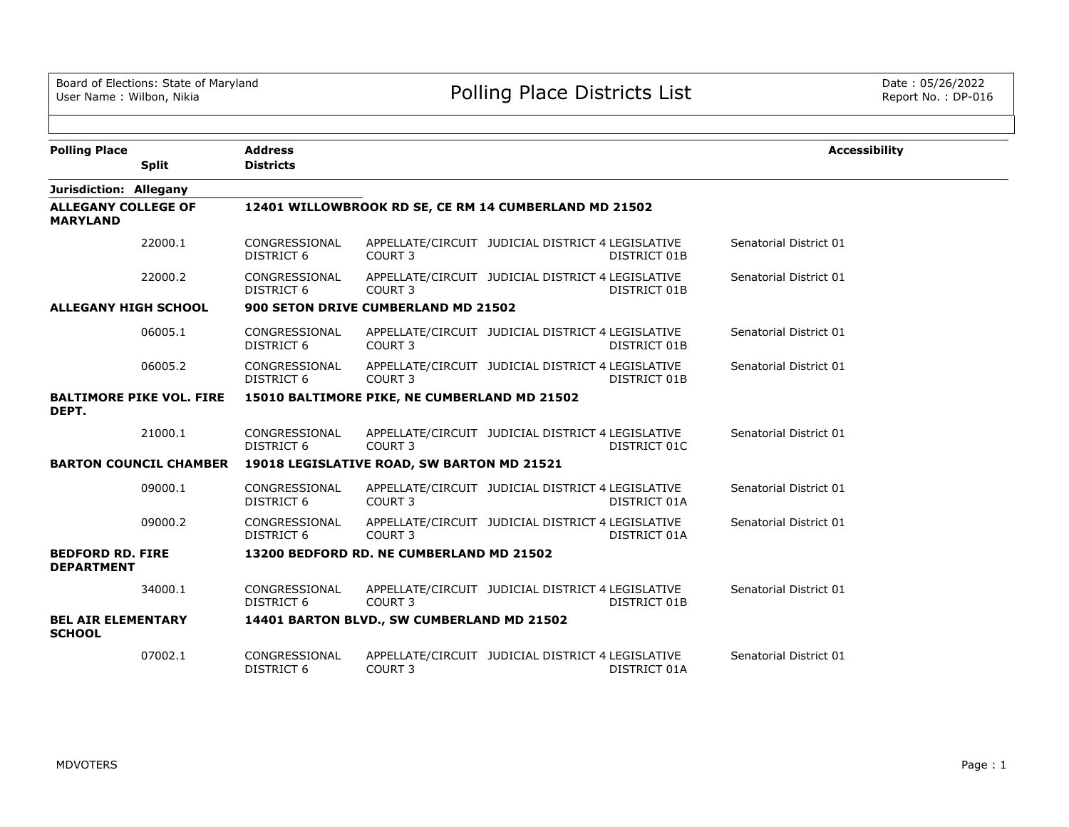# Polling Place Districts List

Board of Elections: State of Maryland
User Name : Wilbon, Nikia

Date : 05/26/2022
Report No. : DP-016

| Polling Place / Split | Address / Districts | | | | | Accessibility |
|---|---|---|---|---|---|---|
| **Jurisdiction: Allegany** | | | | | | |
| **ALLEGANY COLLEGE OF MARYLAND** | **12401 WILLOWBROOK RD SE, CE RM 14 CUMBERLAND MD 21502** | | | | | |
| 22000.1 | CONGRESSIONAL DISTRICT 6 | APPELLATE/CIRCUIT COURT 3 | JUDICIAL DISTRICT 4 | LEGISLATIVE DISTRICT 01B | Senatorial District 01 | |
| 22000.2 | CONGRESSIONAL DISTRICT 6 | APPELLATE/CIRCUIT COURT 3 | JUDICIAL DISTRICT 4 | LEGISLATIVE DISTRICT 01B | Senatorial District 01 | |
| **ALLEGANY HIGH SCHOOL** | **900 SETON DRIVE CUMBERLAND MD 21502** | | | | | |
| 06005.1 | CONGRESSIONAL DISTRICT 6 | APPELLATE/CIRCUIT COURT 3 | JUDICIAL DISTRICT 4 | LEGISLATIVE DISTRICT 01B | Senatorial District 01 | |
| 06005.2 | CONGRESSIONAL DISTRICT 6 | APPELLATE/CIRCUIT COURT 3 | JUDICIAL DISTRICT 4 | LEGISLATIVE DISTRICT 01B | Senatorial District 01 | |
| **BALTIMORE PIKE VOL. FIRE DEPT.** | **15010 BALTIMORE PIKE, NE CUMBERLAND MD 21502** | | | | | |
| 21000.1 | CONGRESSIONAL DISTRICT 6 | APPELLATE/CIRCUIT COURT 3 | JUDICIAL DISTRICT 4 | LEGISLATIVE DISTRICT 01C | Senatorial District 01 | |
| **BARTON COUNCIL CHAMBER** | **19018 LEGISLATIVE ROAD, SW BARTON MD 21521** | | | | | |
| 09000.1 | CONGRESSIONAL DISTRICT 6 | APPELLATE/CIRCUIT COURT 3 | JUDICIAL DISTRICT 4 | LEGISLATIVE DISTRICT 01A | Senatorial District 01 | |
| 09000.2 | CONGRESSIONAL DISTRICT 6 | APPELLATE/CIRCUIT COURT 3 | JUDICIAL DISTRICT 4 | LEGISLATIVE DISTRICT 01A | Senatorial District 01 | |
| **BEDFORD RD. FIRE DEPARTMENT** | **13200 BEDFORD RD. NE CUMBERLAND MD 21502** | | | | | |
| 34000.1 | CONGRESSIONAL DISTRICT 6 | APPELLATE/CIRCUIT COURT 3 | JUDICIAL DISTRICT 4 | LEGISLATIVE DISTRICT 01B | Senatorial District 01 | |
| **BEL AIR ELEMENTARY SCHOOL** | **14401 BARTON BLVD., SW CUMBERLAND MD 21502** | | | | | |
| 07002.1 | CONGRESSIONAL DISTRICT 6 | APPELLATE/CIRCUIT COURT 3 | JUDICIAL DISTRICT 4 | LEGISLATIVE DISTRICT 01A | Senatorial District 01 | |

MDVOTERS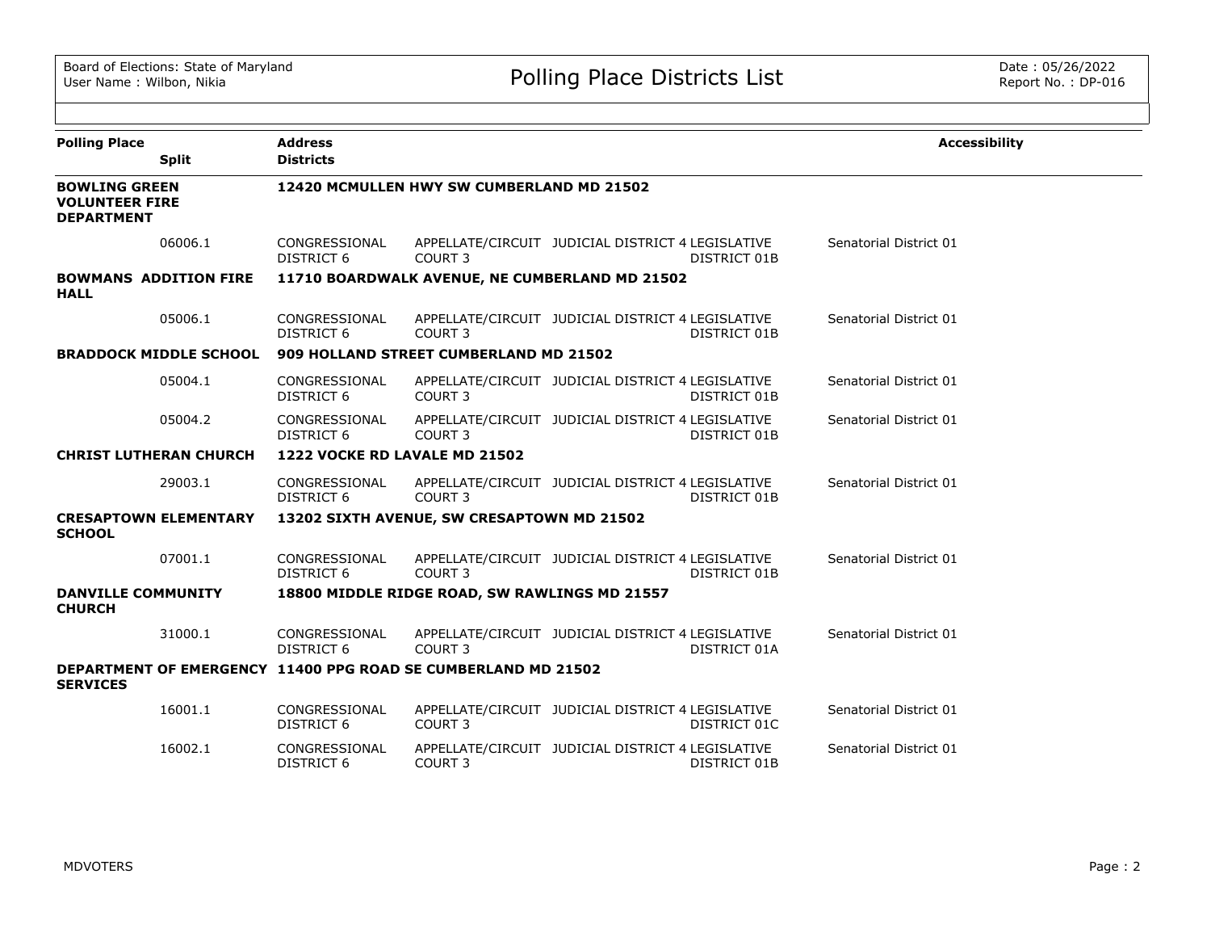| Polling Place | Split | Address / Districts | | | | | Accessibility |
|---|---|---|---|---|---|---|---|
| **BOWLING GREEN VOLUNTEER FIRE DEPARTMENT** | | **12420 MCMULLEN HWY SW CUMBERLAND MD 21502** | | | | | |
| | 06006.1 | CONGRESSIONAL DISTRICT 6 | APPELLATE/CIRCUIT COURT 3 | JUDICIAL DISTRICT 4 | LEGISLATIVE DISTRICT 01B | Senatorial District 01 | |
| **BOWMANS ADDITION FIRE HALL** | | **11710 BOARDWALK AVENUE, NE CUMBERLAND MD 21502** | | | | | |
| | 05006.1 | CONGRESSIONAL DISTRICT 6 | APPELLATE/CIRCUIT COURT 3 | JUDICIAL DISTRICT 4 | LEGISLATIVE DISTRICT 01B | Senatorial District 01 | |
| **BRADDOCK MIDDLE SCHOOL** | | **909 HOLLAND STREET CUMBERLAND MD 21502** | | | | | |
| | 05004.1 | CONGRESSIONAL DISTRICT 6 | APPELLATE/CIRCUIT COURT 3 | JUDICIAL DISTRICT 4 | LEGISLATIVE DISTRICT 01B | Senatorial District 01 | |
| | 05004.2 | CONGRESSIONAL DISTRICT 6 | APPELLATE/CIRCUIT COURT 3 | JUDICIAL DISTRICT 4 | LEGISLATIVE DISTRICT 01B | Senatorial District 01 | |
| **CHRIST LUTHERAN CHURCH** | | **1222 VOCKE RD LAVALE MD 21502** | | | | | |
| | 29003.1 | CONGRESSIONAL DISTRICT 6 | APPELLATE/CIRCUIT COURT 3 | JUDICIAL DISTRICT 4 | LEGISLATIVE DISTRICT 01B | Senatorial District 01 | |
| **CRESAPTOWN ELEMENTARY SCHOOL** | | **13202 SIXTH AVENUE, SW CRESAPTOWN MD 21502** | | | | | |
| | 07001.1 | CONGRESSIONAL DISTRICT 6 | APPELLATE/CIRCUIT COURT 3 | JUDICIAL DISTRICT 4 | LEGISLATIVE DISTRICT 01B | Senatorial District 01 | |
| **DANVILLE COMMUNITY CHURCH** | | **18800 MIDDLE RIDGE ROAD, SW RAWLINGS MD 21557** | | | | | |
| | 31000.1 | CONGRESSIONAL DISTRICT 6 | APPELLATE/CIRCUIT COURT 3 | JUDICIAL DISTRICT 4 | LEGISLATIVE DISTRICT 01A | Senatorial District 01 | |
| **DEPARTMENT OF EMERGENCY SERVICES** | | **11400 PPG ROAD SE CUMBERLAND MD 21502** | | | | | |
| | 16001.1 | CONGRESSIONAL DISTRICT 6 | APPELLATE/CIRCUIT COURT 3 | JUDICIAL DISTRICT 4 | LEGISLATIVE DISTRICT 01C | Senatorial District 01 | |
| | 16002.1 | CONGRESSIONAL DISTRICT 6 | APPELLATE/CIRCUIT COURT 3 | JUDICIAL DISTRICT 4 | LEGISLATIVE DISTRICT 01B | Senatorial District 01 | |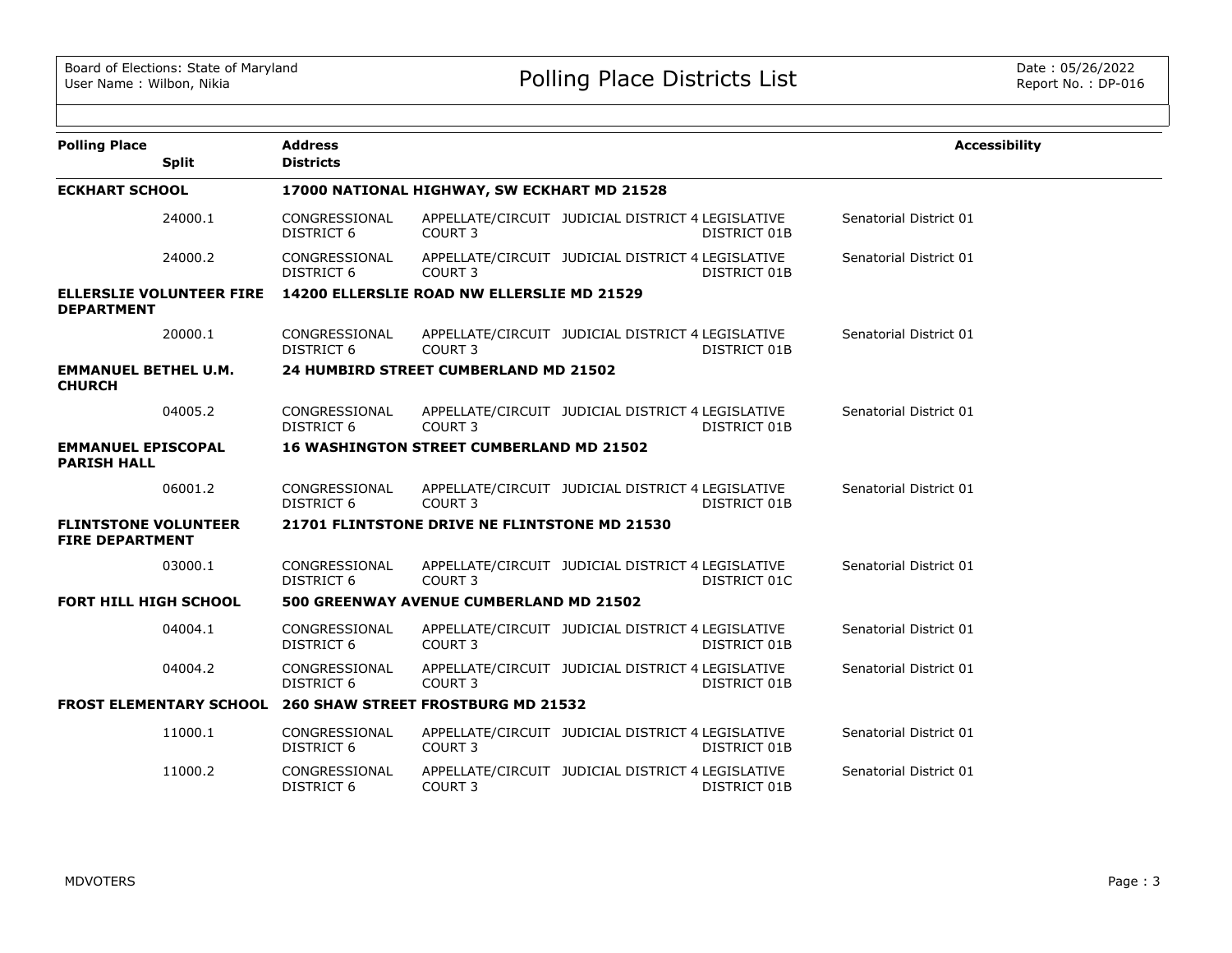| Polling Place | Split | Address / Districts | | | | | Accessibility |
|---|---|---|---|---|---|---|---|
| **ECKHART SCHOOL** | | **17000 NATIONAL HIGHWAY, SW ECKHART MD 21528** | | | | | |
| | 24000.1 | CONGRESSIONAL DISTRICT 6 | APPELLATE/CIRCUIT COURT 3 | JUDICIAL DISTRICT 4 | LEGISLATIVE DISTRICT 01B | Senatorial District 01 | |
| | 24000.2 | CONGRESSIONAL DISTRICT 6 | APPELLATE/CIRCUIT COURT 3 | JUDICIAL DISTRICT 4 | LEGISLATIVE DISTRICT 01B | Senatorial District 01 | |
| **ELLERSLIE VOLUNTEER FIRE DEPARTMENT** | | **14200 ELLERSLIE ROAD NW ELLERSLIE MD 21529** | | | | | |
| | 20000.1 | CONGRESSIONAL DISTRICT 6 | APPELLATE/CIRCUIT COURT 3 | JUDICIAL DISTRICT 4 | LEGISLATIVE DISTRICT 01B | Senatorial District 01 | |
| **EMMANUEL BETHEL U.M. CHURCH** | | **24 HUMBIRD STREET CUMBERLAND MD 21502** | | | | | |
| | 04005.2 | CONGRESSIONAL DISTRICT 6 | APPELLATE/CIRCUIT COURT 3 | JUDICIAL DISTRICT 4 | LEGISLATIVE DISTRICT 01B | Senatorial District 01 | |
| **EMMANUEL EPISCOPAL PARISH HALL** | | **16 WASHINGTON STREET CUMBERLAND MD 21502** | | | | | |
| | 06001.2 | CONGRESSIONAL DISTRICT 6 | APPELLATE/CIRCUIT COURT 3 | JUDICIAL DISTRICT 4 | LEGISLATIVE DISTRICT 01B | Senatorial District 01 | |
| **FLINTSTONE VOLUNTEER FIRE DEPARTMENT** | | **21701 FLINTSTONE DRIVE NE FLINTSTONE MD 21530** | | | | | |
| | 03000.1 | CONGRESSIONAL DISTRICT 6 | APPELLATE/CIRCUIT COURT 3 | JUDICIAL DISTRICT 4 | LEGISLATIVE DISTRICT 01C | Senatorial District 01 | |
| **FORT HILL HIGH SCHOOL** | | **500 GREENWAY AVENUE CUMBERLAND MD 21502** | | | | | |
| | 04004.1 | CONGRESSIONAL DISTRICT 6 | APPELLATE/CIRCUIT COURT 3 | JUDICIAL DISTRICT 4 | LEGISLATIVE DISTRICT 01B | Senatorial District 01 | |
| | 04004.2 | CONGRESSIONAL DISTRICT 6 | APPELLATE/CIRCUIT COURT 3 | JUDICIAL DISTRICT 4 | LEGISLATIVE DISTRICT 01B | Senatorial District 01 | |
| **FROST ELEMENTARY SCHOOL** | | **260 SHAW STREET FROSTBURG MD 21532** | | | | | |
| | 11000.1 | CONGRESSIONAL DISTRICT 6 | APPELLATE/CIRCUIT COURT 3 | JUDICIAL DISTRICT 4 | LEGISLATIVE DISTRICT 01B | Senatorial District 01 | |
| | 11000.2 | CONGRESSIONAL DISTRICT 6 | APPELLATE/CIRCUIT COURT 3 | JUDICIAL DISTRICT 4 | LEGISLATIVE DISTRICT 01B | Senatorial District 01 | |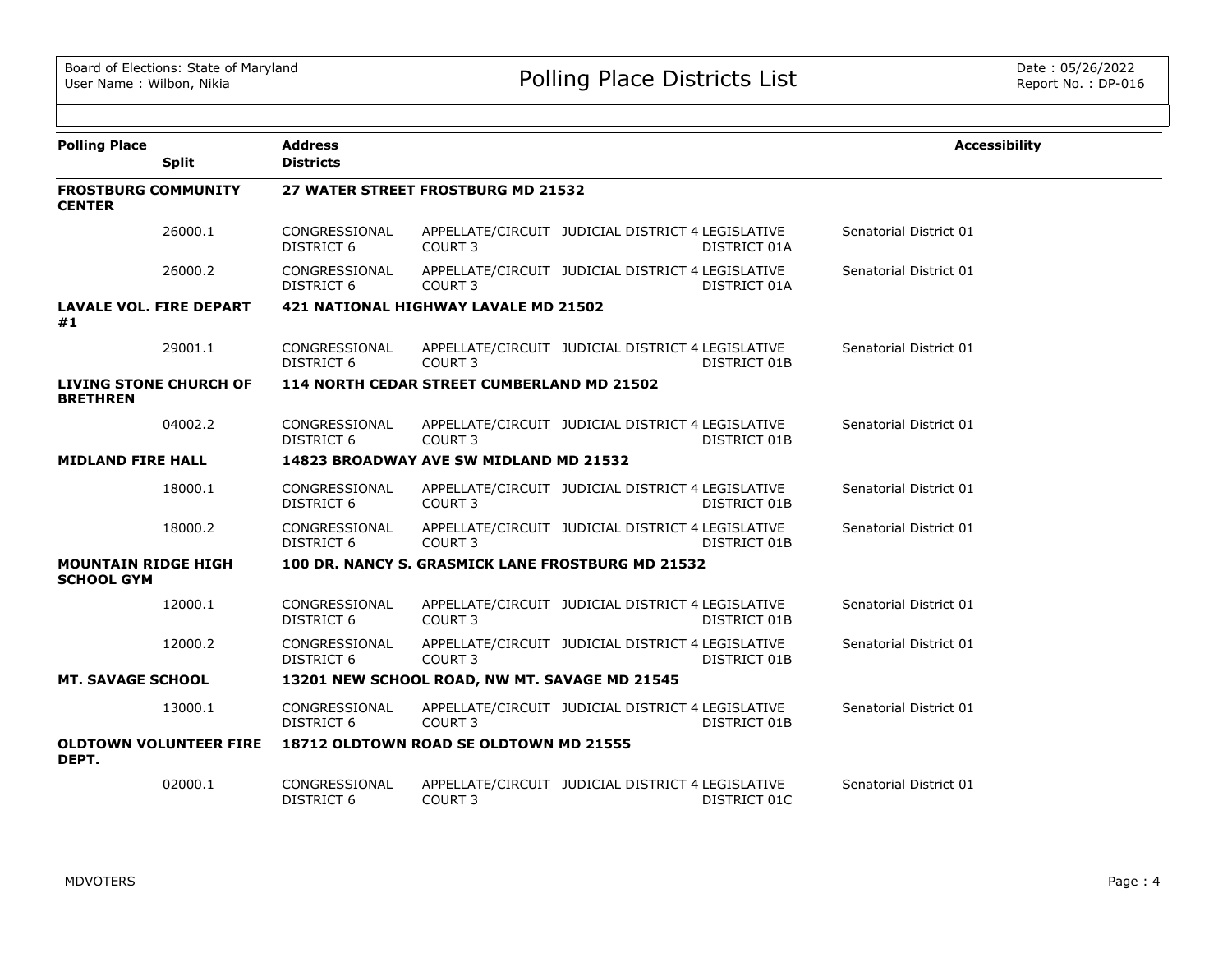| Polling Place | Split | Address / Districts | | | | | Accessibility |
|---|---|---|---|---|---|---|---|
| **FROSTBURG COMMUNITY CENTER** | | **27 WATER STREET FROSTBURG MD 21532** | | | | | |
| | 26000.1 | CONGRESSIONAL DISTRICT 6 | APPELLATE/CIRCUIT COURT 3 | JUDICIAL DISTRICT 4 | LEGISLATIVE DISTRICT 01A | Senatorial District 01 | |
| | 26000.2 | CONGRESSIONAL DISTRICT 6 | APPELLATE/CIRCUIT COURT 3 | JUDICIAL DISTRICT 4 | LEGISLATIVE DISTRICT 01A | Senatorial District 01 | |
| **LAVALE VOL. FIRE DEPART #1** | | **421 NATIONAL HIGHWAY LAVALE MD 21502** | | | | | |
| | 29001.1 | CONGRESSIONAL DISTRICT 6 | APPELLATE/CIRCUIT COURT 3 | JUDICIAL DISTRICT 4 | LEGISLATIVE DISTRICT 01B | Senatorial District 01 | |
| **LIVING STONE CHURCH OF BRETHREN** | | **114 NORTH CEDAR STREET CUMBERLAND MD 21502** | | | | | |
| | 04002.2 | CONGRESSIONAL DISTRICT 6 | APPELLATE/CIRCUIT COURT 3 | JUDICIAL DISTRICT 4 | LEGISLATIVE DISTRICT 01B | Senatorial District 01 | |
| **MIDLAND FIRE HALL** | | **14823 BROADWAY AVE SW MIDLAND MD 21532** | | | | | |
| | 18000.1 | CONGRESSIONAL DISTRICT 6 | APPELLATE/CIRCUIT COURT 3 | JUDICIAL DISTRICT 4 | LEGISLATIVE DISTRICT 01B | Senatorial District 01 | |
| | 18000.2 | CONGRESSIONAL DISTRICT 6 | APPELLATE/CIRCUIT COURT 3 | JUDICIAL DISTRICT 4 | LEGISLATIVE DISTRICT 01B | Senatorial District 01 | |
| **MOUNTAIN RIDGE HIGH SCHOOL GYM** | | **100 DR. NANCY S. GRASMICK LANE FROSTBURG MD 21532** | | | | | |
| | 12000.1 | CONGRESSIONAL DISTRICT 6 | APPELLATE/CIRCUIT COURT 3 | JUDICIAL DISTRICT 4 | LEGISLATIVE DISTRICT 01B | Senatorial District 01 | |
| | 12000.2 | CONGRESSIONAL DISTRICT 6 | APPELLATE/CIRCUIT COURT 3 | JUDICIAL DISTRICT 4 | LEGISLATIVE DISTRICT 01B | Senatorial District 01 | |
| **MT. SAVAGE SCHOOL** | | **13201 NEW SCHOOL ROAD, NW MT. SAVAGE MD 21545** | | | | | |
| | 13000.1 | CONGRESSIONAL DISTRICT 6 | APPELLATE/CIRCUIT COURT 3 | JUDICIAL DISTRICT 4 | LEGISLATIVE DISTRICT 01B | Senatorial District 01 | |
| **OLDTOWN VOLUNTEER FIRE DEPT.** | | **18712 OLDTOWN ROAD SE OLDTOWN MD 21555** | | | | | |
| | 02000.1 | CONGRESSIONAL DISTRICT 6 | APPELLATE/CIRCUIT COURT 3 | JUDICIAL DISTRICT 4 | LEGISLATIVE DISTRICT 01C | Senatorial District 01 | |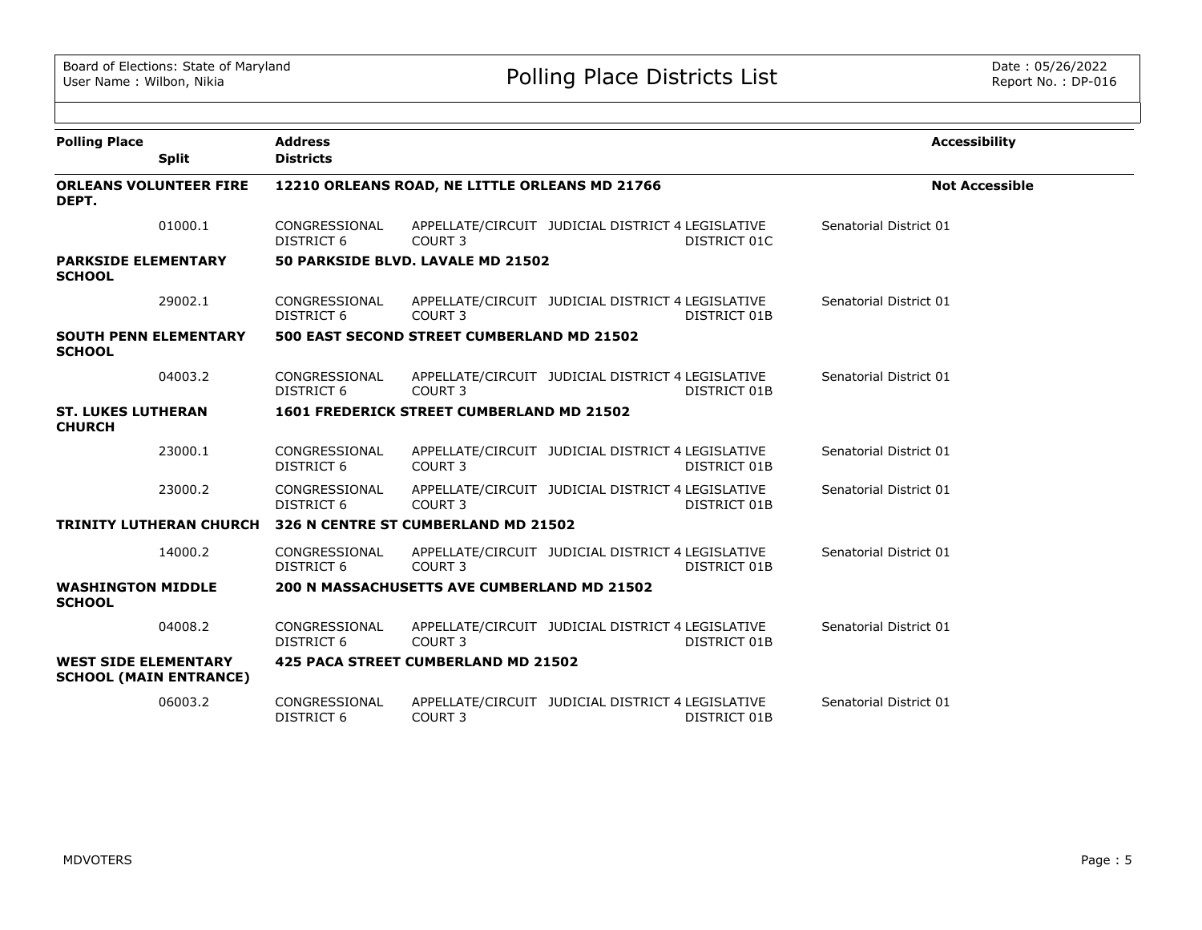# Polling Place Districts List

Board of Elections: State of Maryland
User Name : Wilbon, Nikia

Date : 05/26/2022
Report No. : DP-016

| Polling Place / Split | Address / Districts | | | | | Accessibility |
|---|---|---|---|---|---|---|
| **ORLEANS VOLUNTEER FIRE DEPT.** | **12210 ORLEANS ROAD, NE LITTLE ORLEANS MD 21766** | | | | | **Not Accessible** |
| 01000.1 | CONGRESSIONAL DISTRICT 6 | APPELLATE/CIRCUIT COURT 3 | JUDICIAL DISTRICT 4 | LEGISLATIVE DISTRICT 01C | Senatorial District 01 | |
| **PARKSIDE ELEMENTARY SCHOOL** | **50 PARKSIDE BLVD. LAVALE MD 21502** | | | | | |
| 29002.1 | CONGRESSIONAL DISTRICT 6 | APPELLATE/CIRCUIT COURT 3 | JUDICIAL DISTRICT 4 | LEGISLATIVE DISTRICT 01B | Senatorial District 01 | |
| **SOUTH PENN ELEMENTARY SCHOOL** | **500 EAST SECOND STREET CUMBERLAND MD 21502** | | | | | |
| 04003.2 | CONGRESSIONAL DISTRICT 6 | APPELLATE/CIRCUIT COURT 3 | JUDICIAL DISTRICT 4 | LEGISLATIVE DISTRICT 01B | Senatorial District 01 | |
| **ST. LUKES LUTHERAN CHURCH** | **1601 FREDERICK STREET CUMBERLAND MD 21502** | | | | | |
| 23000.1 | CONGRESSIONAL DISTRICT 6 | APPELLATE/CIRCUIT COURT 3 | JUDICIAL DISTRICT 4 | LEGISLATIVE DISTRICT 01B | Senatorial District 01 | |
| 23000.2 | CONGRESSIONAL DISTRICT 6 | APPELLATE/CIRCUIT COURT 3 | JUDICIAL DISTRICT 4 | LEGISLATIVE DISTRICT 01B | Senatorial District 01 | |
| **TRINITY LUTHERAN CHURCH** | **326 N CENTRE ST CUMBERLAND MD 21502** | | | | | |
| 14000.2 | CONGRESSIONAL DISTRICT 6 | APPELLATE/CIRCUIT COURT 3 | JUDICIAL DISTRICT 4 | LEGISLATIVE DISTRICT 01B | Senatorial District 01 | |
| **WASHINGTON MIDDLE SCHOOL** | **200 N MASSACHUSETTS AVE CUMBERLAND MD 21502** | | | | | |
| 04008.2 | CONGRESSIONAL DISTRICT 6 | APPELLATE/CIRCUIT COURT 3 | JUDICIAL DISTRICT 4 | LEGISLATIVE DISTRICT 01B | Senatorial District 01 | |
| **WEST SIDE ELEMENTARY SCHOOL (MAIN ENTRANCE)** | **425 PACA STREET CUMBERLAND MD 21502** | | | | | |
| 06003.2 | CONGRESSIONAL DISTRICT 6 | APPELLATE/CIRCUIT COURT 3 | JUDICIAL DISTRICT 4 | LEGISLATIVE DISTRICT 01B | Senatorial District 01 | |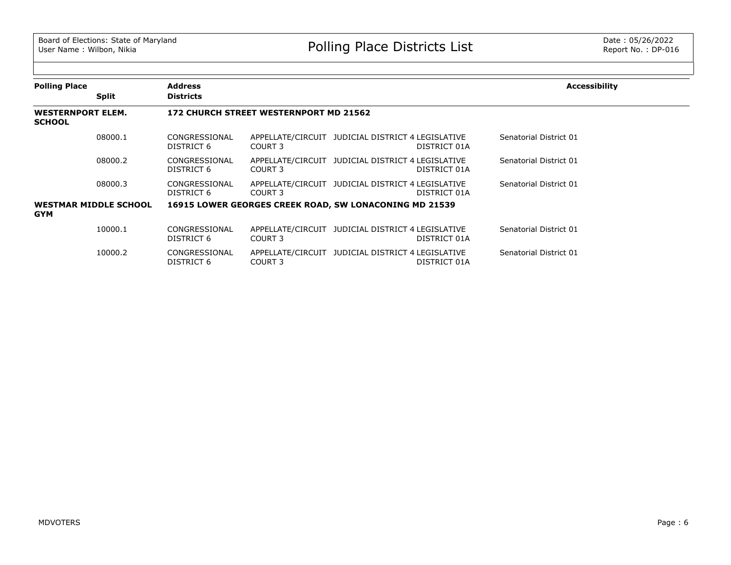| Polling Place | Split | Address / Districts | | | | Senatorial | Accessibility |
|---|---|---|---|---|---|---|---|
| **WESTERNPORT ELEM. SCHOOL** | | **172 CHURCH STREET WESTERNPORT MD 21562** | | | | | |
| | 08000.1 | CONGRESSIONAL DISTRICT 6 | APPELLATE/CIRCUIT COURT 3 | JUDICIAL DISTRICT 4 | LEGISLATIVE DISTRICT 01A | Senatorial District 01 | |
| | 08000.2 | CONGRESSIONAL DISTRICT 6 | APPELLATE/CIRCUIT COURT 3 | JUDICIAL DISTRICT 4 | LEGISLATIVE DISTRICT 01A | Senatorial District 01 | |
| | 08000.3 | CONGRESSIONAL DISTRICT 6 | APPELLATE/CIRCUIT COURT 3 | JUDICIAL DISTRICT 4 | LEGISLATIVE DISTRICT 01A | Senatorial District 01 | |
| **WESTMAR MIDDLE SCHOOL GYM** | | **16915 LOWER GEORGES CREEK ROAD, SW LONACONING MD 21539** | | | | | |
| | 10000.1 | CONGRESSIONAL DISTRICT 6 | APPELLATE/CIRCUIT COURT 3 | JUDICIAL DISTRICT 4 | LEGISLATIVE DISTRICT 01A | Senatorial District 01 | |
| | 10000.2 | CONGRESSIONAL DISTRICT 6 | APPELLATE/CIRCUIT COURT 3 | JUDICIAL DISTRICT 4 | LEGISLATIVE DISTRICT 01A | Senatorial District 01 | |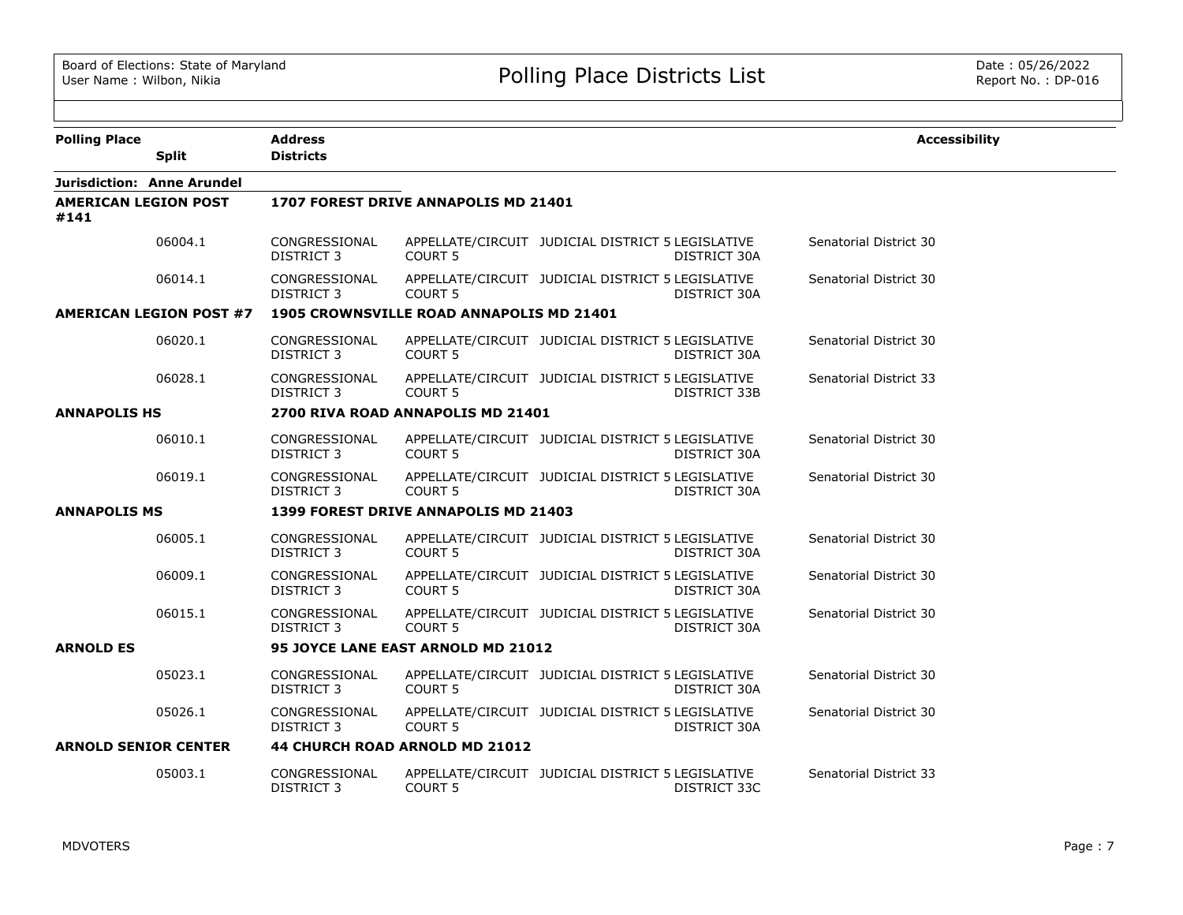| Polling Place | Split | Address / Districts | | | | | Accessibility |
|---|---|---|---|---|---|---|---|
| **Jurisdiction: Anne Arundel** | | | | | | | |
| **AMERICAN LEGION POST #141** | | **1707 FOREST DRIVE ANNAPOLIS MD 21401** | | | | | |
| | 06004.1 | CONGRESSIONAL DISTRICT 3 | APPELLATE/CIRCUIT COURT 5 | JUDICIAL DISTRICT 5 | LEGISLATIVE DISTRICT 30A | Senatorial District 30 | |
| | 06014.1 | CONGRESSIONAL DISTRICT 3 | APPELLATE/CIRCUIT COURT 5 | JUDICIAL DISTRICT 5 | LEGISLATIVE DISTRICT 30A | Senatorial District 30 | |
| **AMERICAN LEGION POST #7** | | **1905 CROWNSVILLE ROAD ANNAPOLIS MD 21401** | | | | | |
| | 06020.1 | CONGRESSIONAL DISTRICT 3 | APPELLATE/CIRCUIT COURT 5 | JUDICIAL DISTRICT 5 | LEGISLATIVE DISTRICT 30A | Senatorial District 30 | |
| | 06028.1 | CONGRESSIONAL DISTRICT 3 | APPELLATE/CIRCUIT COURT 5 | JUDICIAL DISTRICT 5 | LEGISLATIVE DISTRICT 33B | Senatorial District 33 | |
| **ANNAPOLIS HS** | | **2700 RIVA ROAD ANNAPOLIS MD 21401** | | | | | |
| | 06010.1 | CONGRESSIONAL DISTRICT 3 | APPELLATE/CIRCUIT COURT 5 | JUDICIAL DISTRICT 5 | LEGISLATIVE DISTRICT 30A | Senatorial District 30 | |
| | 06019.1 | CONGRESSIONAL DISTRICT 3 | APPELLATE/CIRCUIT COURT 5 | JUDICIAL DISTRICT 5 | LEGISLATIVE DISTRICT 30A | Senatorial District 30 | |
| **ANNAPOLIS MS** | | **1399 FOREST DRIVE ANNAPOLIS MD 21403** | | | | | |
| | 06005.1 | CONGRESSIONAL DISTRICT 3 | APPELLATE/CIRCUIT COURT 5 | JUDICIAL DISTRICT 5 | LEGISLATIVE DISTRICT 30A | Senatorial District 30 | |
| | 06009.1 | CONGRESSIONAL DISTRICT 3 | APPELLATE/CIRCUIT COURT 5 | JUDICIAL DISTRICT 5 | LEGISLATIVE DISTRICT 30A | Senatorial District 30 | |
| | 06015.1 | CONGRESSIONAL DISTRICT 3 | APPELLATE/CIRCUIT COURT 5 | JUDICIAL DISTRICT 5 | LEGISLATIVE DISTRICT 30A | Senatorial District 30 | |
| **ARNOLD ES** | | **95 JOYCE LANE EAST ARNOLD MD 21012** | | | | | |
| | 05023.1 | CONGRESSIONAL DISTRICT 3 | APPELLATE/CIRCUIT COURT 5 | JUDICIAL DISTRICT 5 | LEGISLATIVE DISTRICT 30A | Senatorial District 30 | |
| | 05026.1 | CONGRESSIONAL DISTRICT 3 | APPELLATE/CIRCUIT COURT 5 | JUDICIAL DISTRICT 5 | LEGISLATIVE DISTRICT 30A | Senatorial District 30 | |
| **ARNOLD SENIOR CENTER** | | **44 CHURCH ROAD ARNOLD MD 21012** | | | | | |
| | 05003.1 | CONGRESSIONAL DISTRICT 3 | APPELLATE/CIRCUIT COURT 5 | JUDICIAL DISTRICT 5 | LEGISLATIVE DISTRICT 33C | Senatorial District 33 | |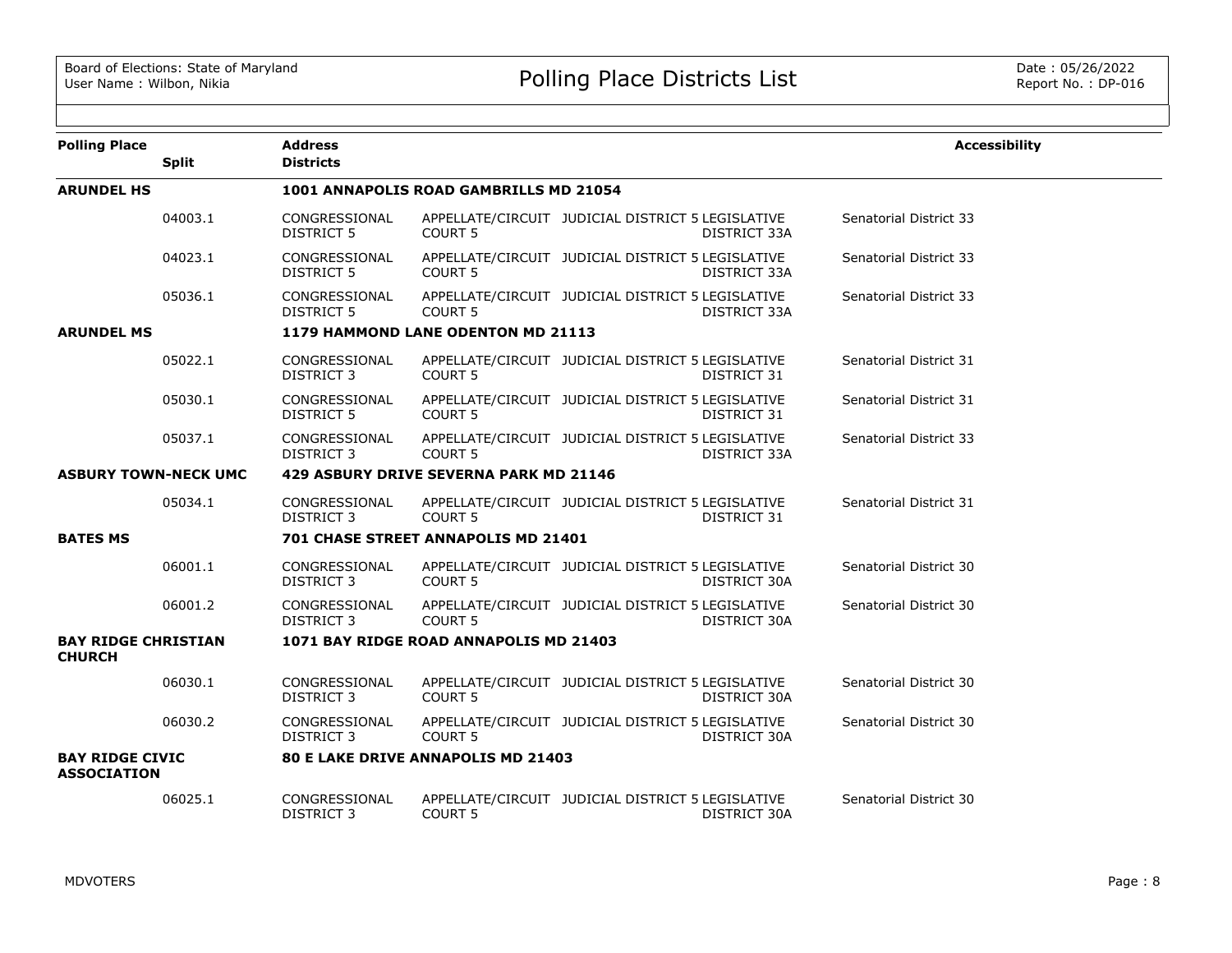# Polling Place Districts List

Board of Elections: State of Maryland
User Name : Wilbon, Nikia

Date : 05/26/2022
Report No. : DP-016

| Polling Place | Split | Address / Districts | | | | | Accessibility |
|---|---|---|---|---|---|---|---|
| **ARUNDEL HS** | | **1001 ANNAPOLIS ROAD GAMBRILLS MD 21054** | | | | | |
| | 04003.1 | CONGRESSIONAL DISTRICT 5 | APPELLATE/CIRCUIT COURT 5 | JUDICIAL DISTRICT 5 | LEGISLATIVE DISTRICT 33A | Senatorial District 33 | |
| | 04023.1 | CONGRESSIONAL DISTRICT 5 | APPELLATE/CIRCUIT COURT 5 | JUDICIAL DISTRICT 5 | LEGISLATIVE DISTRICT 33A | Senatorial District 33 | |
| | 05036.1 | CONGRESSIONAL DISTRICT 5 | APPELLATE/CIRCUIT COURT 5 | JUDICIAL DISTRICT 5 | LEGISLATIVE DISTRICT 33A | Senatorial District 33 | |
| **ARUNDEL MS** | | **1179 HAMMOND LANE ODENTON MD 21113** | | | | | |
| | 05022.1 | CONGRESSIONAL DISTRICT 3 | APPELLATE/CIRCUIT COURT 5 | JUDICIAL DISTRICT 5 | LEGISLATIVE DISTRICT 31 | Senatorial District 31 | |
| | 05030.1 | CONGRESSIONAL DISTRICT 5 | APPELLATE/CIRCUIT COURT 5 | JUDICIAL DISTRICT 5 | LEGISLATIVE DISTRICT 31 | Senatorial District 31 | |
| | 05037.1 | CONGRESSIONAL DISTRICT 3 | APPELLATE/CIRCUIT COURT 5 | JUDICIAL DISTRICT 5 | LEGISLATIVE DISTRICT 33A | Senatorial District 33 | |
| **ASBURY TOWN-NECK UMC** | | **429 ASBURY DRIVE SEVERNA PARK MD 21146** | | | | | |
| | 05034.1 | CONGRESSIONAL DISTRICT 3 | APPELLATE/CIRCUIT COURT 5 | JUDICIAL DISTRICT 5 | LEGISLATIVE DISTRICT 31 | Senatorial District 31 | |
| **BATES MS** | | **701 CHASE STREET ANNAPOLIS MD 21401** | | | | | |
| | 06001.1 | CONGRESSIONAL DISTRICT 3 | APPELLATE/CIRCUIT COURT 5 | JUDICIAL DISTRICT 5 | LEGISLATIVE DISTRICT 30A | Senatorial District 30 | |
| | 06001.2 | CONGRESSIONAL DISTRICT 3 | APPELLATE/CIRCUIT COURT 5 | JUDICIAL DISTRICT 5 | LEGISLATIVE DISTRICT 30A | Senatorial District 30 | |
| **BAY RIDGE CHRISTIAN CHURCH** | | **1071 BAY RIDGE ROAD ANNAPOLIS MD 21403** | | | | | |
| | 06030.1 | CONGRESSIONAL DISTRICT 3 | APPELLATE/CIRCUIT COURT 5 | JUDICIAL DISTRICT 5 | LEGISLATIVE DISTRICT 30A | Senatorial District 30 | |
| | 06030.2 | CONGRESSIONAL DISTRICT 3 | APPELLATE/CIRCUIT COURT 5 | JUDICIAL DISTRICT 5 | LEGISLATIVE DISTRICT 30A | Senatorial District 30 | |
| **BAY RIDGE CIVIC ASSOCIATION** | | **80 E LAKE DRIVE ANNAPOLIS MD 21403** | | | | | |
| | 06025.1 | CONGRESSIONAL DISTRICT 3 | APPELLATE/CIRCUIT COURT 5 | JUDICIAL DISTRICT 5 | LEGISLATIVE DISTRICT 30A | Senatorial District 30 | |

MDVOTERS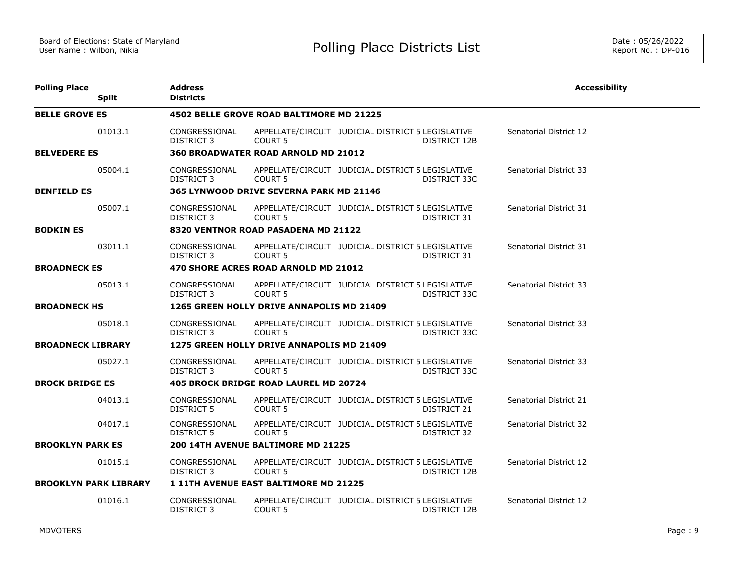# Polling Place Districts List

Board of Elections: State of Maryland
User Name : Wilbon, Nikia

Date : 05/26/2022
Report No. : DP-016

| Polling Place | Split | Address / Districts | | | | | Accessibility |
|---|---|---|---|---|---|---|---|
| **BELLE GROVE ES** | | **4502 BELLE GROVE ROAD BALTIMORE MD 21225** | | | | | |
| | 01013.1 | CONGRESSIONAL DISTRICT 3 | APPELLATE/CIRCUIT COURT 5 | JUDICIAL DISTRICT 5 | LEGISLATIVE DISTRICT 12B | Senatorial District 12 | |
| **BELVEDERE ES** | | **360 BROADWATER ROAD ARNOLD MD 21012** | | | | | |
| | 05004.1 | CONGRESSIONAL DISTRICT 3 | APPELLATE/CIRCUIT COURT 5 | JUDICIAL DISTRICT 5 | LEGISLATIVE DISTRICT 33C | Senatorial District 33 | |
| **BENFIELD ES** | | **365 LYNWOOD DRIVE SEVERNA PARK MD 21146** | | | | | |
| | 05007.1 | CONGRESSIONAL DISTRICT 3 | APPELLATE/CIRCUIT COURT 5 | JUDICIAL DISTRICT 5 | LEGISLATIVE DISTRICT 31 | Senatorial District 31 | |
| **BODKIN ES** | | **8320 VENTNOR ROAD PASADENA MD 21122** | | | | | |
| | 03011.1 | CONGRESSIONAL DISTRICT 3 | APPELLATE/CIRCUIT COURT 5 | JUDICIAL DISTRICT 5 | LEGISLATIVE DISTRICT 31 | Senatorial District 31 | |
| **BROADNECK ES** | | **470 SHORE ACRES ROAD ARNOLD MD 21012** | | | | | |
| | 05013.1 | CONGRESSIONAL DISTRICT 3 | APPELLATE/CIRCUIT COURT 5 | JUDICIAL DISTRICT 5 | LEGISLATIVE DISTRICT 33C | Senatorial District 33 | |
| **BROADNECK HS** | | **1265 GREEN HOLLY DRIVE ANNAPOLIS MD 21409** | | | | | |
| | 05018.1 | CONGRESSIONAL DISTRICT 3 | APPELLATE/CIRCUIT COURT 5 | JUDICIAL DISTRICT 5 | LEGISLATIVE DISTRICT 33C | Senatorial District 33 | |
| **BROADNECK LIBRARY** | | **1275 GREEN HOLLY DRIVE ANNAPOLIS MD 21409** | | | | | |
| | 05027.1 | CONGRESSIONAL DISTRICT 3 | APPELLATE/CIRCUIT COURT 5 | JUDICIAL DISTRICT 5 | LEGISLATIVE DISTRICT 33C | Senatorial District 33 | |
| **BROCK BRIDGE ES** | | **405 BROCK BRIDGE ROAD LAUREL MD 20724** | | | | | |
| | 04013.1 | CONGRESSIONAL DISTRICT 5 | APPELLATE/CIRCUIT COURT 5 | JUDICIAL DISTRICT 5 | LEGISLATIVE DISTRICT 21 | Senatorial District 21 | |
| | 04017.1 | CONGRESSIONAL DISTRICT 5 | APPELLATE/CIRCUIT COURT 5 | JUDICIAL DISTRICT 5 | LEGISLATIVE DISTRICT 32 | Senatorial District 32 | |
| **BROOKLYN PARK ES** | | **200 14TH AVENUE BALTIMORE MD 21225** | | | | | |
| | 01015.1 | CONGRESSIONAL DISTRICT 3 | APPELLATE/CIRCUIT COURT 5 | JUDICIAL DISTRICT 5 | LEGISLATIVE DISTRICT 12B | Senatorial District 12 | |
| **BROOKLYN PARK LIBRARY** | | **1 11TH AVENUE EAST BALTIMORE MD 21225** | | | | | |
| | 01016.1 | CONGRESSIONAL DISTRICT 3 | APPELLATE/CIRCUIT COURT 5 | JUDICIAL DISTRICT 5 | LEGISLATIVE DISTRICT 12B | Senatorial District 12 | |

MDVOTERS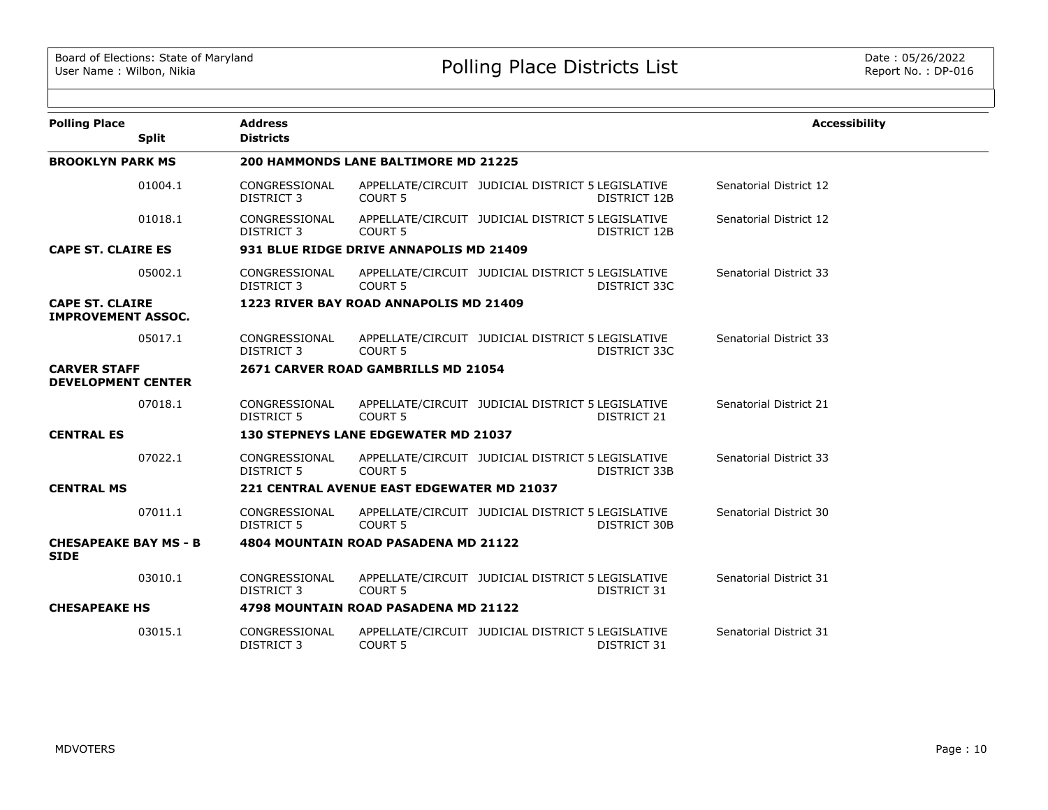| Polling Place | Split | Address / Districts | | | | | Accessibility |
|---|---|---|---|---|---|---|---|
| **BROOKLYN PARK MS** | | **200 HAMMONDS LANE BALTIMORE MD 21225** | | | | | |
| | 01004.1 | CONGRESSIONAL DISTRICT 3 | APPELLATE/CIRCUIT COURT 5 | JUDICIAL DISTRICT 5 | LEGISLATIVE DISTRICT 12B | Senatorial District 12 | |
| | 01018.1 | CONGRESSIONAL DISTRICT 3 | APPELLATE/CIRCUIT COURT 5 | JUDICIAL DISTRICT 5 | LEGISLATIVE DISTRICT 12B | Senatorial District 12 | |
| **CAPE ST. CLAIRE ES** | | **931 BLUE RIDGE DRIVE ANNAPOLIS MD 21409** | | | | | |
| | 05002.1 | CONGRESSIONAL DISTRICT 3 | APPELLATE/CIRCUIT COURT 5 | JUDICIAL DISTRICT 5 | LEGISLATIVE DISTRICT 33C | Senatorial District 33 | |
| **CAPE ST. CLAIRE IMPROVEMENT ASSOC.** | | **1223 RIVER BAY ROAD ANNAPOLIS MD 21409** | | | | | |
| | 05017.1 | CONGRESSIONAL DISTRICT 3 | APPELLATE/CIRCUIT COURT 5 | JUDICIAL DISTRICT 5 | LEGISLATIVE DISTRICT 33C | Senatorial District 33 | |
| **CARVER STAFF DEVELOPMENT CENTER** | | **2671 CARVER ROAD GAMBRILLS MD 21054** | | | | | |
| | 07018.1 | CONGRESSIONAL DISTRICT 5 | APPELLATE/CIRCUIT COURT 5 | JUDICIAL DISTRICT 5 | LEGISLATIVE DISTRICT 21 | Senatorial District 21 | |
| **CENTRAL ES** | | **130 STEPNEYS LANE EDGEWATER MD 21037** | | | | | |
| | 07022.1 | CONGRESSIONAL DISTRICT 5 | APPELLATE/CIRCUIT COURT 5 | JUDICIAL DISTRICT 5 | LEGISLATIVE DISTRICT 33B | Senatorial District 33 | |
| **CENTRAL MS** | | **221 CENTRAL AVENUE EAST EDGEWATER MD 21037** | | | | | |
| | 07011.1 | CONGRESSIONAL DISTRICT 5 | APPELLATE/CIRCUIT COURT 5 | JUDICIAL DISTRICT 5 | LEGISLATIVE DISTRICT 30B | Senatorial District 30 | |
| **CHESAPEAKE BAY MS - B SIDE** | | **4804 MOUNTAIN ROAD PASADENA MD 21122** | | | | | |
| | 03010.1 | CONGRESSIONAL DISTRICT 3 | APPELLATE/CIRCUIT COURT 5 | JUDICIAL DISTRICT 5 | LEGISLATIVE DISTRICT 31 | Senatorial District 31 | |
| **CHESAPEAKE HS** | | **4798 MOUNTAIN ROAD PASADENA MD 21122** | | | | | |
| | 03015.1 | CONGRESSIONAL DISTRICT 3 | APPELLATE/CIRCUIT COURT 5 | JUDICIAL DISTRICT 5 | LEGISLATIVE DISTRICT 31 | Senatorial District 31 | |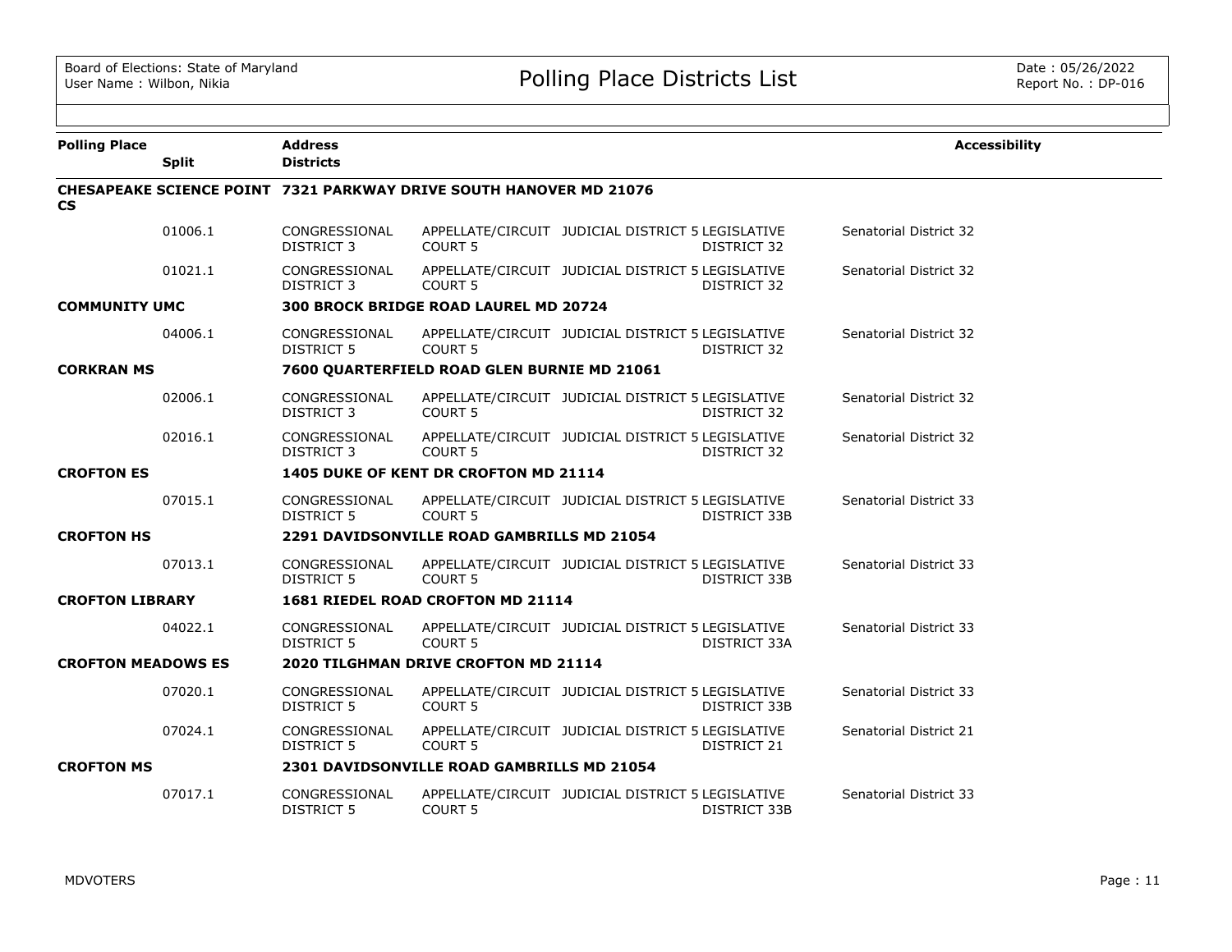## Polling Place Districts List

| Polling Place | Split | Address / Districts | | | | | Accessibility |
|---|---|---|---|---|---|---|---|
| **CHESAPEAKE SCIENCE POINT CS** | | **7321 PARKWAY DRIVE SOUTH HANOVER MD 21076** | | | | | |
| | 01006.1 | CONGRESSIONAL DISTRICT 3 | APPELLATE/CIRCUIT COURT 5 | JUDICIAL DISTRICT 5 | LEGISLATIVE DISTRICT 32 | Senatorial District 32 | |
| | 01021.1 | CONGRESSIONAL DISTRICT 3 | APPELLATE/CIRCUIT COURT 5 | JUDICIAL DISTRICT 5 | LEGISLATIVE DISTRICT 32 | Senatorial District 32 | |
| **COMMUNITY UMC** | | **300 BROCK BRIDGE ROAD LAUREL MD 20724** | | | | | |
| | 04006.1 | CONGRESSIONAL DISTRICT 5 | APPELLATE/CIRCUIT COURT 5 | JUDICIAL DISTRICT 5 | LEGISLATIVE DISTRICT 32 | Senatorial District 32 | |
| **CORKRAN MS** | | **7600 QUARTERFIELD ROAD GLEN BURNIE MD 21061** | | | | | |
| | 02006.1 | CONGRESSIONAL DISTRICT 3 | APPELLATE/CIRCUIT COURT 5 | JUDICIAL DISTRICT 5 | LEGISLATIVE DISTRICT 32 | Senatorial District 32 | |
| | 02016.1 | CONGRESSIONAL DISTRICT 3 | APPELLATE/CIRCUIT COURT 5 | JUDICIAL DISTRICT 5 | LEGISLATIVE DISTRICT 32 | Senatorial District 32 | |
| **CROFTON ES** | | **1405 DUKE OF KENT DR CROFTON MD 21114** | | | | | |
| | 07015.1 | CONGRESSIONAL DISTRICT 5 | APPELLATE/CIRCUIT COURT 5 | JUDICIAL DISTRICT 5 | LEGISLATIVE DISTRICT 33B | Senatorial District 33 | |
| **CROFTON HS** | | **2291 DAVIDSONVILLE ROAD GAMBRILLS MD 21054** | | | | | |
| | 07013.1 | CONGRESSIONAL DISTRICT 5 | APPELLATE/CIRCUIT COURT 5 | JUDICIAL DISTRICT 5 | LEGISLATIVE DISTRICT 33B | Senatorial District 33 | |
| **CROFTON LIBRARY** | | **1681 RIEDEL ROAD CROFTON MD 21114** | | | | | |
| | 04022.1 | CONGRESSIONAL DISTRICT 5 | APPELLATE/CIRCUIT COURT 5 | JUDICIAL DISTRICT 5 | LEGISLATIVE DISTRICT 33A | Senatorial District 33 | |
| **CROFTON MEADOWS ES** | | **2020 TILGHMAN DRIVE CROFTON MD 21114** | | | | | |
| | 07020.1 | CONGRESSIONAL DISTRICT 5 | APPELLATE/CIRCUIT COURT 5 | JUDICIAL DISTRICT 5 | LEGISLATIVE DISTRICT 33B | Senatorial District 33 | |
| | 07024.1 | CONGRESSIONAL DISTRICT 5 | APPELLATE/CIRCUIT COURT 5 | JUDICIAL DISTRICT 5 | LEGISLATIVE DISTRICT 21 | Senatorial District 21 | |
| **CROFTON MS** | | **2301 DAVIDSONVILLE ROAD GAMBRILLS MD 21054** | | | | | |
| | 07017.1 | CONGRESSIONAL DISTRICT 5 | APPELLATE/CIRCUIT COURT 5 | JUDICIAL DISTRICT 5 | LEGISLATIVE DISTRICT 33B | Senatorial District 33 | |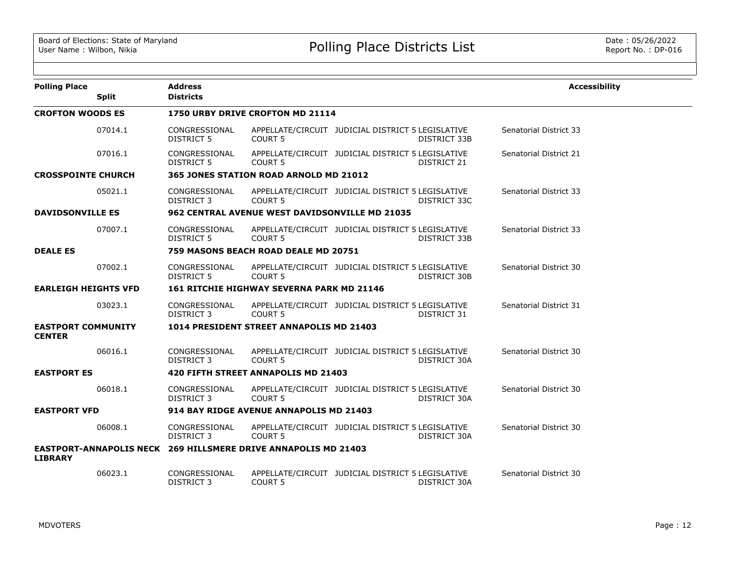# Polling Place Districts List

Board of Elections: State of Maryland
User Name : Wilbon, Nikia

Date : 05/26/2022
Report No. : DP-016

| Polling Place / Split | Address / Districts | | | | Accessibility |
|---|---|---|---|---|---|
| **CROFTON WOODS ES** | **1750 URBY DRIVE CROFTON MD 21114** | | | | |
| 07014.1 | CONGRESSIONAL DISTRICT 5 | APPELLATE/CIRCUIT COURT 5 | JUDICIAL DISTRICT 5 | LEGISLATIVE DISTRICT 33B | Senatorial District 33 |
| 07016.1 | CONGRESSIONAL DISTRICT 5 | APPELLATE/CIRCUIT COURT 5 | JUDICIAL DISTRICT 5 | LEGISLATIVE DISTRICT 21 | Senatorial District 21 |
| **CROSSPOINTE CHURCH** | **365 JONES STATION ROAD ARNOLD MD 21012** | | | | |
| 05021.1 | CONGRESSIONAL DISTRICT 3 | APPELLATE/CIRCUIT COURT 5 | JUDICIAL DISTRICT 5 | LEGISLATIVE DISTRICT 33C | Senatorial District 33 |
| **DAVIDSONVILLE ES** | **962 CENTRAL AVENUE WEST DAVIDSONVILLE MD 21035** | | | | |
| 07007.1 | CONGRESSIONAL DISTRICT 5 | APPELLATE/CIRCUIT COURT 5 | JUDICIAL DISTRICT 5 | LEGISLATIVE DISTRICT 33B | Senatorial District 33 |
| **DEALE ES** | **759 MASONS BEACH ROAD DEALE MD 20751** | | | | |
| 07002.1 | CONGRESSIONAL DISTRICT 5 | APPELLATE/CIRCUIT COURT 5 | JUDICIAL DISTRICT 5 | LEGISLATIVE DISTRICT 30B | Senatorial District 30 |
| **EARLEIGH HEIGHTS VFD** | **161 RITCHIE HIGHWAY SEVERNA PARK MD 21146** | | | | |
| 03023.1 | CONGRESSIONAL DISTRICT 3 | APPELLATE/CIRCUIT COURT 5 | JUDICIAL DISTRICT 5 | LEGISLATIVE DISTRICT 31 | Senatorial District 31 |
| **EASTPORT COMMUNITY CENTER** | **1014 PRESIDENT STREET ANNAPOLIS MD 21403** | | | | |
| 06016.1 | CONGRESSIONAL DISTRICT 3 | APPELLATE/CIRCUIT COURT 5 | JUDICIAL DISTRICT 5 | LEGISLATIVE DISTRICT 30A | Senatorial District 30 |
| **EASTPORT ES** | **420 FIFTH STREET ANNAPOLIS MD 21403** | | | | |
| 06018.1 | CONGRESSIONAL DISTRICT 3 | APPELLATE/CIRCUIT COURT 5 | JUDICIAL DISTRICT 5 | LEGISLATIVE DISTRICT 30A | Senatorial District 30 |
| **EASTPORT VFD** | **914 BAY RIDGE AVENUE ANNAPOLIS MD 21403** | | | | |
| 06008.1 | CONGRESSIONAL DISTRICT 3 | APPELLATE/CIRCUIT COURT 5 | JUDICIAL DISTRICT 5 | LEGISLATIVE DISTRICT 30A | Senatorial District 30 |
| **EASTPORT-ANNAPOLIS NECK LIBRARY** | **269 HILLSMERE DRIVE ANNAPOLIS MD 21403** | | | | |
| 06023.1 | CONGRESSIONAL DISTRICT 3 | APPELLATE/CIRCUIT COURT 5 | JUDICIAL DISTRICT 5 | LEGISLATIVE DISTRICT 30A | Senatorial District 30 |

MDVOTERS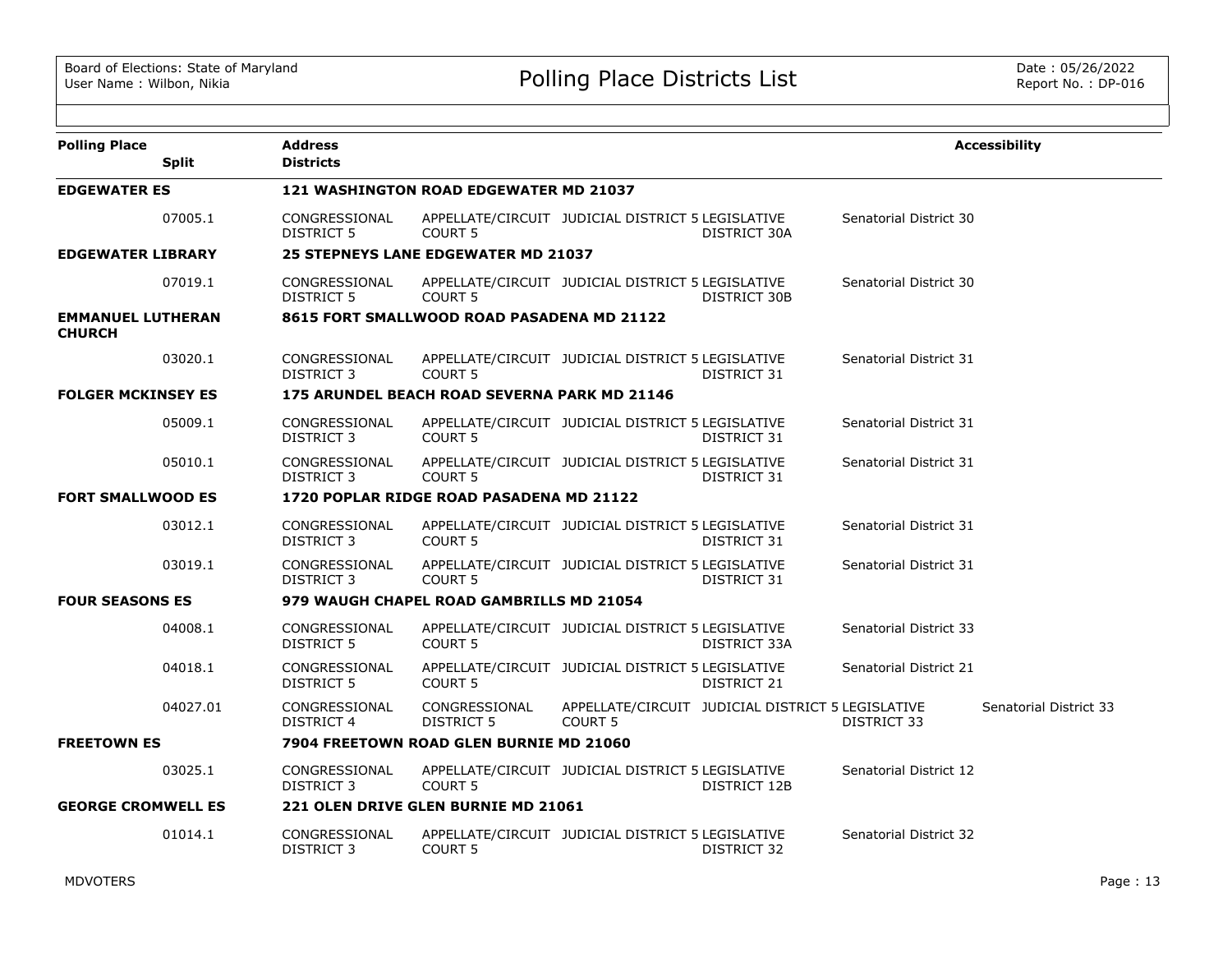| Polling Place | Split | Address / Districts | | | | | Accessibility |
|---|---|---|---|---|---|---|---|
| **EDGEWATER ES** | | **121 WASHINGTON ROAD EDGEWATER MD 21037** | | | | | |
| | 07005.1 | CONGRESSIONAL DISTRICT 5 | APPELLATE/CIRCUIT COURT 5 | JUDICIAL DISTRICT 5 | LEGISLATIVE DISTRICT 30A | Senatorial District 30 | |
| **EDGEWATER LIBRARY** | | **25 STEPNEYS LANE EDGEWATER MD 21037** | | | | | |
| | 07019.1 | CONGRESSIONAL DISTRICT 5 | APPELLATE/CIRCUIT COURT 5 | JUDICIAL DISTRICT 5 | LEGISLATIVE DISTRICT 30B | Senatorial District 30 | |
| **EMMANUEL LUTHERAN CHURCH** | | **8615 FORT SMALLWOOD ROAD PASADENA MD 21122** | | | | | |
| | 03020.1 | CONGRESSIONAL DISTRICT 3 | APPELLATE/CIRCUIT COURT 5 | JUDICIAL DISTRICT 5 | LEGISLATIVE DISTRICT 31 | Senatorial District 31 | |
| **FOLGER MCKINSEY ES** | | **175 ARUNDEL BEACH ROAD SEVERNA PARK MD 21146** | | | | | |
| | 05009.1 | CONGRESSIONAL DISTRICT 3 | APPELLATE/CIRCUIT COURT 5 | JUDICIAL DISTRICT 5 | LEGISLATIVE DISTRICT 31 | Senatorial District 31 | |
| | 05010.1 | CONGRESSIONAL DISTRICT 3 | APPELLATE/CIRCUIT COURT 5 | JUDICIAL DISTRICT 5 | LEGISLATIVE DISTRICT 31 | Senatorial District 31 | |
| **FORT SMALLWOOD ES** | | **1720 POPLAR RIDGE ROAD PASADENA MD 21122** | | | | | |
| | 03012.1 | CONGRESSIONAL DISTRICT 3 | APPELLATE/CIRCUIT COURT 5 | JUDICIAL DISTRICT 5 | LEGISLATIVE DISTRICT 31 | Senatorial District 31 | |
| | 03019.1 | CONGRESSIONAL DISTRICT 3 | APPELLATE/CIRCUIT COURT 5 | JUDICIAL DISTRICT 5 | LEGISLATIVE DISTRICT 31 | Senatorial District 31 | |
| **FOUR SEASONS ES** | | **979 WAUGH CHAPEL ROAD GAMBRILLS MD 21054** | | | | | |
| | 04008.1 | CONGRESSIONAL DISTRICT 5 | APPELLATE/CIRCUIT COURT 5 | JUDICIAL DISTRICT 5 | LEGISLATIVE DISTRICT 33A | Senatorial District 33 | |
| | 04018.1 | CONGRESSIONAL DISTRICT 5 | APPELLATE/CIRCUIT COURT 5 | JUDICIAL DISTRICT 5 | LEGISLATIVE DISTRICT 21 | Senatorial District 21 | |
| | 04027.01 | CONGRESSIONAL DISTRICT 4 | CONGRESSIONAL DISTRICT 5 | APPELLATE/CIRCUIT COURT 5 | JUDICIAL DISTRICT 5 | LEGISLATIVE DISTRICT 33 | Senatorial District 33 |
| **FREETOWN ES** | | **7904 FREETOWN ROAD GLEN BURNIE MD 21060** | | | | | |
| | 03025.1 | CONGRESSIONAL DISTRICT 3 | APPELLATE/CIRCUIT COURT 5 | JUDICIAL DISTRICT 5 | LEGISLATIVE DISTRICT 12B | Senatorial District 12 | |
| **GEORGE CROMWELL ES** | | **221 OLEN DRIVE GLEN BURNIE MD 21061** | | | | | |
| | 01014.1 | CONGRESSIONAL DISTRICT 3 | APPELLATE/CIRCUIT COURT 5 | JUDICIAL DISTRICT 5 | LEGISLATIVE DISTRICT 32 | Senatorial District 32 | |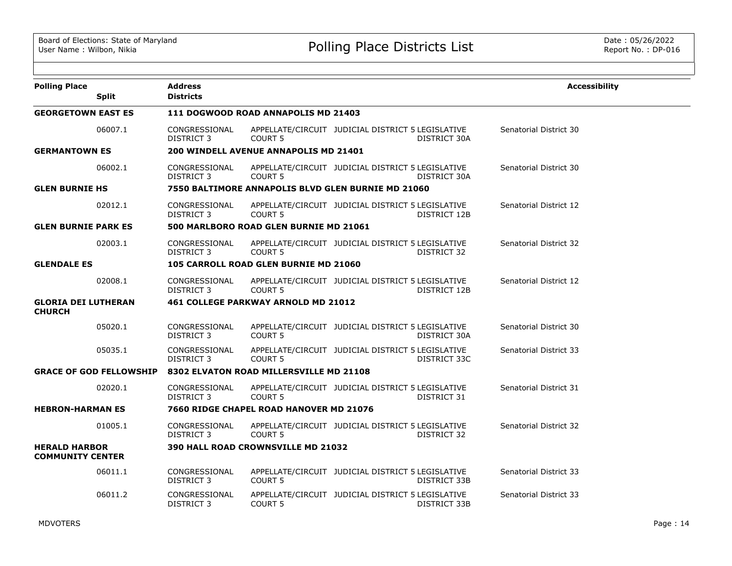# Polling Place Districts List

| Polling Place | Split | Address / Districts | | | | Accessibility |
|---|---|---|---|---|---|---|
| **GEORGETOWN EAST ES** | | **111 DOGWOOD ROAD ANNAPOLIS MD 21403** | | | | |
| | 06007.1 | CONGRESSIONAL DISTRICT 3 | APPELLATE/CIRCUIT COURT 5 | JUDICIAL DISTRICT 5 | LEGISLATIVE DISTRICT 30A | Senatorial District 30 |
| **GERMANTOWN ES** | | **200 WINDELL AVENUE ANNAPOLIS MD 21401** | | | | |
| | 06002.1 | CONGRESSIONAL DISTRICT 3 | APPELLATE/CIRCUIT COURT 5 | JUDICIAL DISTRICT 5 | LEGISLATIVE DISTRICT 30A | Senatorial District 30 |
| **GLEN BURNIE HS** | | **7550 BALTIMORE ANNAPOLIS BLVD GLEN BURNIE MD 21060** | | | | |
| | 02012.1 | CONGRESSIONAL DISTRICT 3 | APPELLATE/CIRCUIT COURT 5 | JUDICIAL DISTRICT 5 | LEGISLATIVE DISTRICT 12B | Senatorial District 12 |
| **GLEN BURNIE PARK ES** | | **500 MARLBORO ROAD GLEN BURNIE MD 21061** | | | | |
| | 02003.1 | CONGRESSIONAL DISTRICT 3 | APPELLATE/CIRCUIT COURT 5 | JUDICIAL DISTRICT 5 | LEGISLATIVE DISTRICT 32 | Senatorial District 32 |
| **GLENDALE ES** | | **105 CARROLL ROAD GLEN BURNIE MD 21060** | | | | |
| | 02008.1 | CONGRESSIONAL DISTRICT 3 | APPELLATE/CIRCUIT COURT 5 | JUDICIAL DISTRICT 5 | LEGISLATIVE DISTRICT 12B | Senatorial District 12 |
| **GLORIA DEI LUTHERAN CHURCH** | | **461 COLLEGE PARKWAY ARNOLD MD 21012** | | | | |
| | 05020.1 | CONGRESSIONAL DISTRICT 3 | APPELLATE/CIRCUIT COURT 5 | JUDICIAL DISTRICT 5 | LEGISLATIVE DISTRICT 30A | Senatorial District 30 |
| | 05035.1 | CONGRESSIONAL DISTRICT 3 | APPELLATE/CIRCUIT COURT 5 | JUDICIAL DISTRICT 5 | LEGISLATIVE DISTRICT 33C | Senatorial District 33 |
| **GRACE OF GOD FELLOWSHIP** | | **8302 ELVATON ROAD MILLERSVILLE MD 21108** | | | | |
| | 02020.1 | CONGRESSIONAL DISTRICT 3 | APPELLATE/CIRCUIT COURT 5 | JUDICIAL DISTRICT 5 | LEGISLATIVE DISTRICT 31 | Senatorial District 31 |
| **HEBRON-HARMAN ES** | | **7660 RIDGE CHAPEL ROAD HANOVER MD 21076** | | | | |
| | 01005.1 | CONGRESSIONAL DISTRICT 3 | APPELLATE/CIRCUIT COURT 5 | JUDICIAL DISTRICT 5 | LEGISLATIVE DISTRICT 32 | Senatorial District 32 |
| **HERALD HARBOR COMMUNITY CENTER** | | **390 HALL ROAD CROWNSVILLE MD 21032** | | | | |
| | 06011.1 | CONGRESSIONAL DISTRICT 3 | APPELLATE/CIRCUIT COURT 5 | JUDICIAL DISTRICT 5 | LEGISLATIVE DISTRICT 33B | Senatorial District 33 |
| | 06011.2 | CONGRESSIONAL DISTRICT 3 | APPELLATE/CIRCUIT COURT 5 | JUDICIAL DISTRICT 5 | LEGISLATIVE DISTRICT 33B | Senatorial District 33 |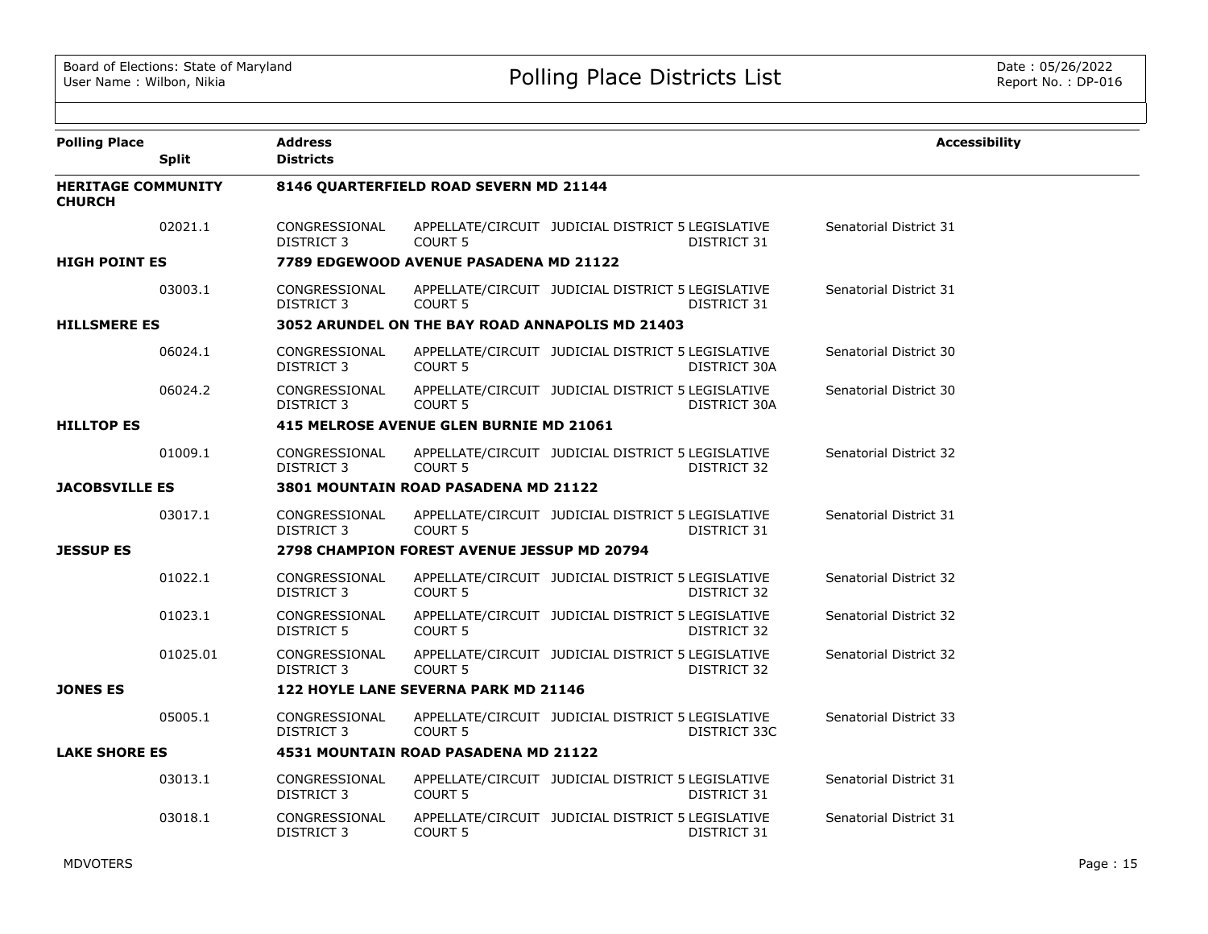| Polling Place | Split | Address / Districts | | | | Accessibility |
|---|---|---|---|---|---|---|
| **HERITAGE COMMUNITY CHURCH** | | **8146 QUARTERFIELD ROAD SEVERN MD 21144** | | | | |
| | 02021.1 | CONGRESSIONAL DISTRICT 3 | APPELLATE/CIRCUIT COURT 5 | JUDICIAL DISTRICT 5 | LEGISLATIVE DISTRICT 31 | Senatorial District 31 |
| **HIGH POINT ES** | | **7789 EDGEWOOD AVENUE PASADENA MD 21122** | | | | |
| | 03003.1 | CONGRESSIONAL DISTRICT 3 | APPELLATE/CIRCUIT COURT 5 | JUDICIAL DISTRICT 5 | LEGISLATIVE DISTRICT 31 | Senatorial District 31 |
| **HILLSMERE ES** | | **3052 ARUNDEL ON THE BAY ROAD ANNAPOLIS MD 21403** | | | | |
| | 06024.1 | CONGRESSIONAL DISTRICT 3 | APPELLATE/CIRCUIT COURT 5 | JUDICIAL DISTRICT 5 | LEGISLATIVE DISTRICT 30A | Senatorial District 30 |
| | 06024.2 | CONGRESSIONAL DISTRICT 3 | APPELLATE/CIRCUIT COURT 5 | JUDICIAL DISTRICT 5 | LEGISLATIVE DISTRICT 30A | Senatorial District 30 |
| **HILLTOP ES** | | **415 MELROSE AVENUE GLEN BURNIE MD 21061** | | | | |
| | 01009.1 | CONGRESSIONAL DISTRICT 3 | APPELLATE/CIRCUIT COURT 5 | JUDICIAL DISTRICT 5 | LEGISLATIVE DISTRICT 32 | Senatorial District 32 |
| **JACOBSVILLE ES** | | **3801 MOUNTAIN ROAD PASADENA MD 21122** | | | | |
| | 03017.1 | CONGRESSIONAL DISTRICT 3 | APPELLATE/CIRCUIT COURT 5 | JUDICIAL DISTRICT 5 | LEGISLATIVE DISTRICT 31 | Senatorial District 31 |
| **JESSUP ES** | | **2798 CHAMPION FOREST AVENUE JESSUP MD 20794** | | | | |
| | 01022.1 | CONGRESSIONAL DISTRICT 3 | APPELLATE/CIRCUIT COURT 5 | JUDICIAL DISTRICT 5 | LEGISLATIVE DISTRICT 32 | Senatorial District 32 |
| | 01023.1 | CONGRESSIONAL DISTRICT 5 | APPELLATE/CIRCUIT COURT 5 | JUDICIAL DISTRICT 5 | LEGISLATIVE DISTRICT 32 | Senatorial District 32 |
| | 01025.01 | CONGRESSIONAL DISTRICT 3 | APPELLATE/CIRCUIT COURT 5 | JUDICIAL DISTRICT 5 | LEGISLATIVE DISTRICT 32 | Senatorial District 32 |
| **JONES ES** | | **122 HOYLE LANE SEVERNA PARK MD 21146** | | | | |
| | 05005.1 | CONGRESSIONAL DISTRICT 3 | APPELLATE/CIRCUIT COURT 5 | JUDICIAL DISTRICT 5 | LEGISLATIVE DISTRICT 33C | Senatorial District 33 |
| **LAKE SHORE ES** | | **4531 MOUNTAIN ROAD PASADENA MD 21122** | | | | |
| | 03013.1 | CONGRESSIONAL DISTRICT 3 | APPELLATE/CIRCUIT COURT 5 | JUDICIAL DISTRICT 5 | LEGISLATIVE DISTRICT 31 | Senatorial District 31 |
| | 03018.1 | CONGRESSIONAL DISTRICT 3 | APPELLATE/CIRCUIT COURT 5 | JUDICIAL DISTRICT 5 | LEGISLATIVE DISTRICT 31 | Senatorial District 31 |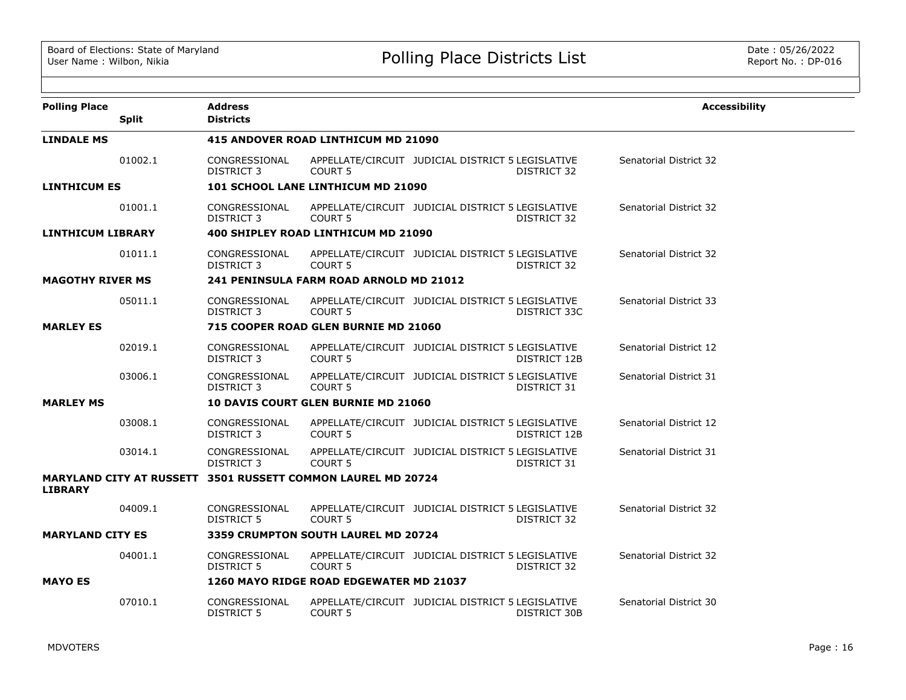| Polling Place | Split | Address / Districts | | | | | Accessibility |
|---|---|---|---|---|---|---|---|
| **LINDALE MS** | | **415 ANDOVER ROAD LINTHICUM MD 21090** | | | | | |
| | 01002.1 | CONGRESSIONAL DISTRICT 3 | APPELLATE/CIRCUIT COURT 5 | JUDICIAL DISTRICT 5 | LEGISLATIVE DISTRICT 32 | Senatorial District 32 | |
| **LINTHICUM ES** | | **101 SCHOOL LANE LINTHICUM MD 21090** | | | | | |
| | 01001.1 | CONGRESSIONAL DISTRICT 3 | APPELLATE/CIRCUIT COURT 5 | JUDICIAL DISTRICT 5 | LEGISLATIVE DISTRICT 32 | Senatorial District 32 | |
| **LINTHICUM LIBRARY** | | **400 SHIPLEY ROAD LINTHICUM MD 21090** | | | | | |
| | 01011.1 | CONGRESSIONAL DISTRICT 3 | APPELLATE/CIRCUIT COURT 5 | JUDICIAL DISTRICT 5 | LEGISLATIVE DISTRICT 32 | Senatorial District 32 | |
| **MAGOTHY RIVER MS** | | **241 PENINSULA FARM ROAD ARNOLD MD 21012** | | | | | |
| | 05011.1 | CONGRESSIONAL DISTRICT 3 | APPELLATE/CIRCUIT COURT 5 | JUDICIAL DISTRICT 5 | LEGISLATIVE DISTRICT 33C | Senatorial District 33 | |
| **MARLEY ES** | | **715 COOPER ROAD GLEN BURNIE MD 21060** | | | | | |
| | 02019.1 | CONGRESSIONAL DISTRICT 3 | APPELLATE/CIRCUIT COURT 5 | JUDICIAL DISTRICT 5 | LEGISLATIVE DISTRICT 12B | Senatorial District 12 | |
| | 03006.1 | CONGRESSIONAL DISTRICT 3 | APPELLATE/CIRCUIT COURT 5 | JUDICIAL DISTRICT 5 | LEGISLATIVE DISTRICT 31 | Senatorial District 31 | |
| **MARLEY MS** | | **10 DAVIS COURT GLEN BURNIE MD 21060** | | | | | |
| | 03008.1 | CONGRESSIONAL DISTRICT 3 | APPELLATE/CIRCUIT COURT 5 | JUDICIAL DISTRICT 5 | LEGISLATIVE DISTRICT 12B | Senatorial District 12 | |
| | 03014.1 | CONGRESSIONAL DISTRICT 3 | APPELLATE/CIRCUIT COURT 5 | JUDICIAL DISTRICT 5 | LEGISLATIVE DISTRICT 31 | Senatorial District 31 | |
| **MARYLAND CITY AT RUSSETT LIBRARY** | | **3501 RUSSETT COMMON LAUREL MD 20724** | | | | | |
| | 04009.1 | CONGRESSIONAL DISTRICT 5 | APPELLATE/CIRCUIT COURT 5 | JUDICIAL DISTRICT 5 | LEGISLATIVE DISTRICT 32 | Senatorial District 32 | |
| **MARYLAND CITY ES** | | **3359 CRUMPTON SOUTH LAUREL MD 20724** | | | | | |
| | 04001.1 | CONGRESSIONAL DISTRICT 5 | APPELLATE/CIRCUIT COURT 5 | JUDICIAL DISTRICT 5 | LEGISLATIVE DISTRICT 32 | Senatorial District 32 | |
| **MAYO ES** | | **1260 MAYO RIDGE ROAD EDGEWATER MD 21037** | | | | | |
| | 07010.1 | CONGRESSIONAL DISTRICT 5 | APPELLATE/CIRCUIT COURT 5 | JUDICIAL DISTRICT 5 | LEGISLATIVE DISTRICT 30B | Senatorial District 30 | |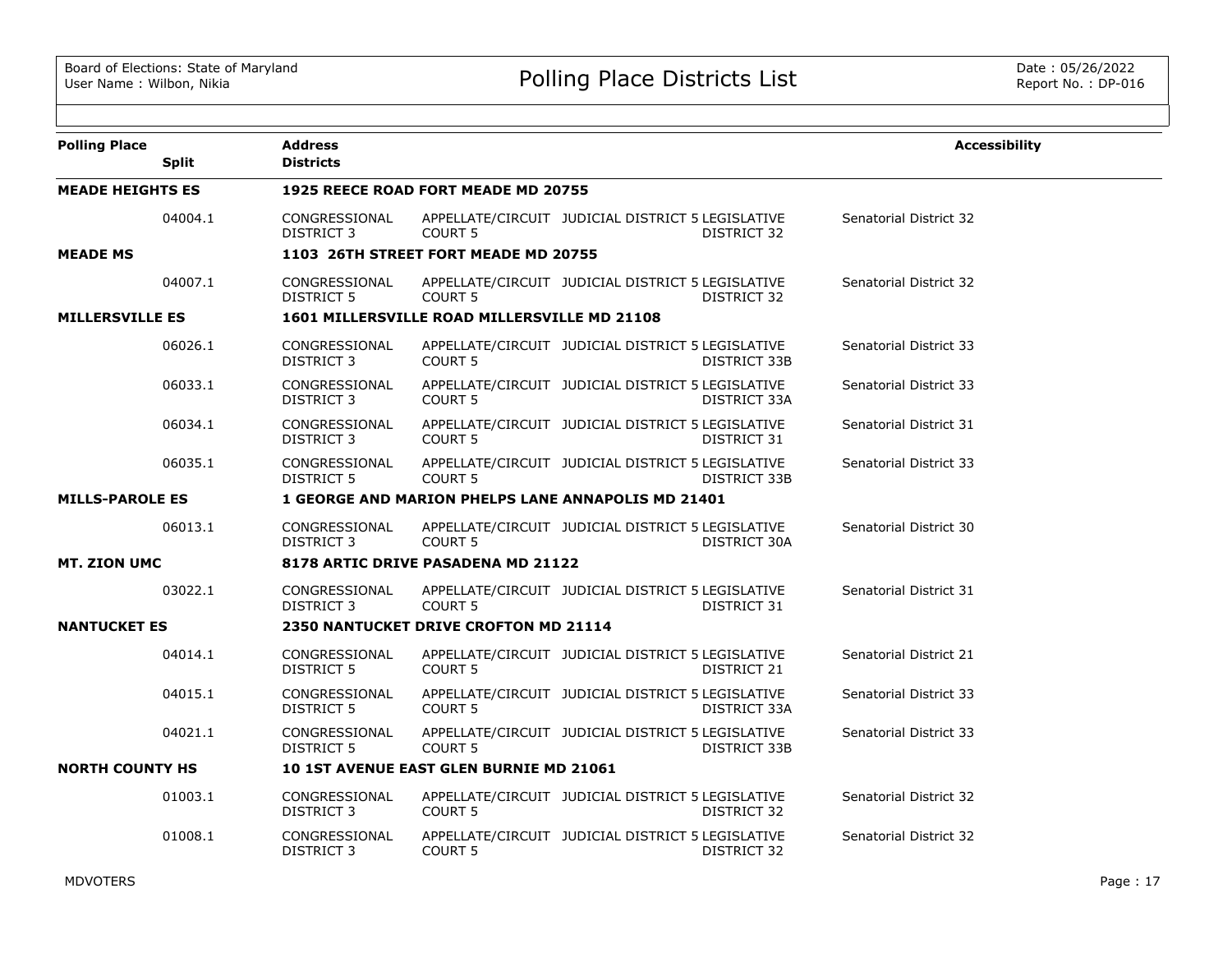# Polling Place Districts List

Board of Elections: State of Maryland
User Name : Wilbon, Nikia

Date : 05/26/2022
Report No. : DP-016

| Polling Place / Split | Address / Districts | | | | Accessibility |
|---|---|---|---|---|---|
| **MEADE HEIGHTS ES** | **1925 REECE ROAD FORT MEADE MD 20755** | | | | |
| 04004.1 | CONGRESSIONAL DISTRICT 3 | APPELLATE/CIRCUIT COURT 5 | JUDICIAL DISTRICT 5 | LEGISLATIVE DISTRICT 32 | Senatorial District 32 |
| **MEADE MS** | **1103 26TH STREET FORT MEADE MD 20755** | | | | |
| 04007.1 | CONGRESSIONAL DISTRICT 5 | APPELLATE/CIRCUIT COURT 5 | JUDICIAL DISTRICT 5 | LEGISLATIVE DISTRICT 32 | Senatorial District 32 |
| **MILLERSVILLE ES** | **1601 MILLERSVILLE ROAD MILLERSVILLE MD 21108** | | | | |
| 06026.1 | CONGRESSIONAL DISTRICT 3 | APPELLATE/CIRCUIT COURT 5 | JUDICIAL DISTRICT 5 | LEGISLATIVE DISTRICT 33B | Senatorial District 33 |
| 06033.1 | CONGRESSIONAL DISTRICT 3 | APPELLATE/CIRCUIT COURT 5 | JUDICIAL DISTRICT 5 | LEGISLATIVE DISTRICT 33A | Senatorial District 33 |
| 06034.1 | CONGRESSIONAL DISTRICT 3 | APPELLATE/CIRCUIT COURT 5 | JUDICIAL DISTRICT 5 | LEGISLATIVE DISTRICT 31 | Senatorial District 31 |
| 06035.1 | CONGRESSIONAL DISTRICT 5 | APPELLATE/CIRCUIT COURT 5 | JUDICIAL DISTRICT 5 | LEGISLATIVE DISTRICT 33B | Senatorial District 33 |
| **MILLS-PAROLE ES** | **1 GEORGE AND MARION PHELPS LANE ANNAPOLIS MD 21401** | | | | |
| 06013.1 | CONGRESSIONAL DISTRICT 3 | APPELLATE/CIRCUIT COURT 5 | JUDICIAL DISTRICT 5 | LEGISLATIVE DISTRICT 30A | Senatorial District 30 |
| **MT. ZION UMC** | **8178 ARTIC DRIVE PASADENA MD 21122** | | | | |
| 03022.1 | CONGRESSIONAL DISTRICT 3 | APPELLATE/CIRCUIT COURT 5 | JUDICIAL DISTRICT 5 | LEGISLATIVE DISTRICT 31 | Senatorial District 31 |
| **NANTUCKET ES** | **2350 NANTUCKET DRIVE CROFTON MD 21114** | | | | |
| 04014.1 | CONGRESSIONAL DISTRICT 5 | APPELLATE/CIRCUIT COURT 5 | JUDICIAL DISTRICT 5 | LEGISLATIVE DISTRICT 21 | Senatorial District 21 |
| 04015.1 | CONGRESSIONAL DISTRICT 5 | APPELLATE/CIRCUIT COURT 5 | JUDICIAL DISTRICT 5 | LEGISLATIVE DISTRICT 33A | Senatorial District 33 |
| 04021.1 | CONGRESSIONAL DISTRICT 5 | APPELLATE/CIRCUIT COURT 5 | JUDICIAL DISTRICT 5 | LEGISLATIVE DISTRICT 33B | Senatorial District 33 |
| **NORTH COUNTY HS** | **10 1ST AVENUE EAST GLEN BURNIE MD 21061** | | | | |
| 01003.1 | CONGRESSIONAL DISTRICT 3 | APPELLATE/CIRCUIT COURT 5 | JUDICIAL DISTRICT 5 | LEGISLATIVE DISTRICT 32 | Senatorial District 32 |
| 01008.1 | CONGRESSIONAL DISTRICT 3 | APPELLATE/CIRCUIT COURT 5 | JUDICIAL DISTRICT 5 | LEGISLATIVE DISTRICT 32 | Senatorial District 32 |

MDVOTERS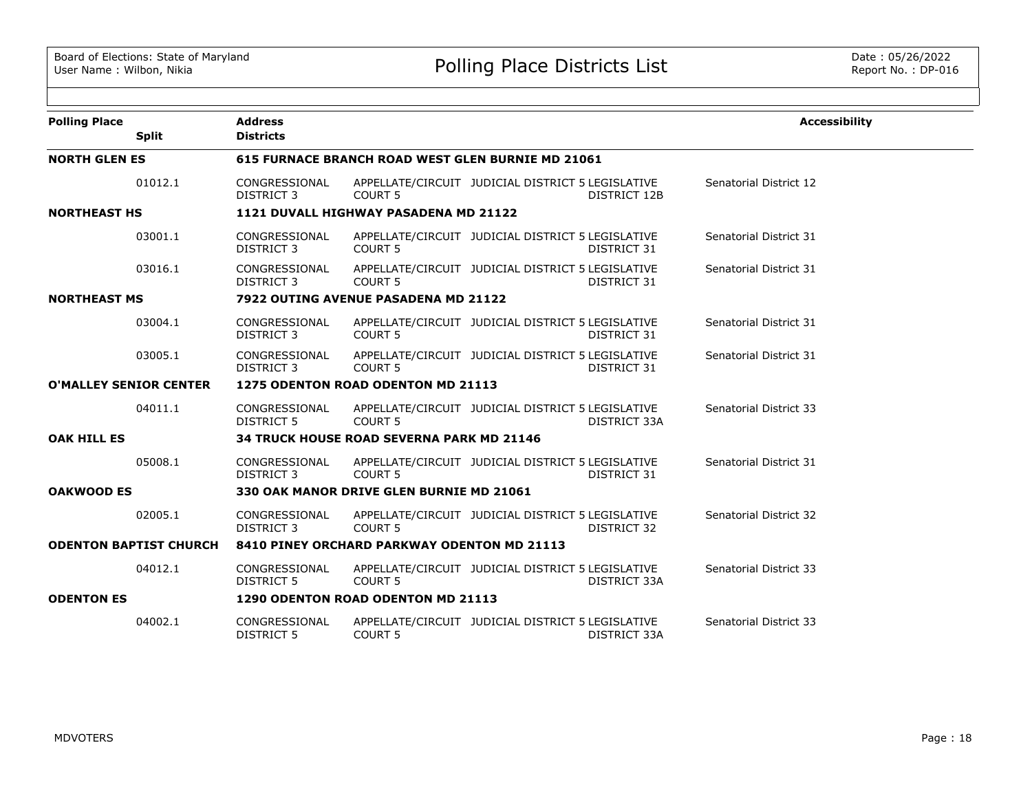Board of Elections: State of Maryland
User Name : Wilbon, Nikia

# Polling Place Districts List

Date : 05/26/2022
Report No. : DP-016

| Polling Place | Split | Address / Districts | | | | | Accessibility |
|---|---|---|---|---|---|---|---|
| **NORTH GLEN ES** | | **615 FURNACE BRANCH ROAD WEST GLEN BURNIE MD 21061** | | | | | |
| | 01012.1 | CONGRESSIONAL DISTRICT 3 | APPELLATE/CIRCUIT COURT 5 | JUDICIAL DISTRICT 5 | LEGISLATIVE DISTRICT 12B | Senatorial District 12 | |
| **NORTHEAST HS** | | **1121 DUVALL HIGHWAY PASADENA MD 21122** | | | | | |
| | 03001.1 | CONGRESSIONAL DISTRICT 3 | APPELLATE/CIRCUIT COURT 5 | JUDICIAL DISTRICT 5 | LEGISLATIVE DISTRICT 31 | Senatorial District 31 | |
| | 03016.1 | CONGRESSIONAL DISTRICT 3 | APPELLATE/CIRCUIT COURT 5 | JUDICIAL DISTRICT 5 | LEGISLATIVE DISTRICT 31 | Senatorial District 31 | |
| **NORTHEAST MS** | | **7922 OUTING AVENUE PASADENA MD 21122** | | | | | |
| | 03004.1 | CONGRESSIONAL DISTRICT 3 | APPELLATE/CIRCUIT COURT 5 | JUDICIAL DISTRICT 5 | LEGISLATIVE DISTRICT 31 | Senatorial District 31 | |
| | 03005.1 | CONGRESSIONAL DISTRICT 3 | APPELLATE/CIRCUIT COURT 5 | JUDICIAL DISTRICT 5 | LEGISLATIVE DISTRICT 31 | Senatorial District 31 | |
| **O'MALLEY SENIOR CENTER** | | **1275 ODENTON ROAD ODENTON MD 21113** | | | | | |
| | 04011.1 | CONGRESSIONAL DISTRICT 5 | APPELLATE/CIRCUIT COURT 5 | JUDICIAL DISTRICT 5 | LEGISLATIVE DISTRICT 33A | Senatorial District 33 | |
| **OAK HILL ES** | | **34 TRUCK HOUSE ROAD SEVERNA PARK MD 21146** | | | | | |
| | 05008.1 | CONGRESSIONAL DISTRICT 3 | APPELLATE/CIRCUIT COURT 5 | JUDICIAL DISTRICT 5 | LEGISLATIVE DISTRICT 31 | Senatorial District 31 | |
| **OAKWOOD ES** | | **330 OAK MANOR DRIVE GLEN BURNIE MD 21061** | | | | | |
| | 02005.1 | CONGRESSIONAL DISTRICT 3 | APPELLATE/CIRCUIT COURT 5 | JUDICIAL DISTRICT 5 | LEGISLATIVE DISTRICT 32 | Senatorial District 32 | |
| **ODENTON BAPTIST CHURCH** | | **8410 PINEY ORCHARD PARKWAY ODENTON MD 21113** | | | | | |
| | 04012.1 | CONGRESSIONAL DISTRICT 5 | APPELLATE/CIRCUIT COURT 5 | JUDICIAL DISTRICT 5 | LEGISLATIVE DISTRICT 33A | Senatorial District 33 | |
| **ODENTON ES** | | **1290 ODENTON ROAD ODENTON MD 21113** | | | | | |
| | 04002.1 | CONGRESSIONAL DISTRICT 5 | APPELLATE/CIRCUIT COURT 5 | JUDICIAL DISTRICT 5 | LEGISLATIVE DISTRICT 33A | Senatorial District 33 | |

MDVOTERS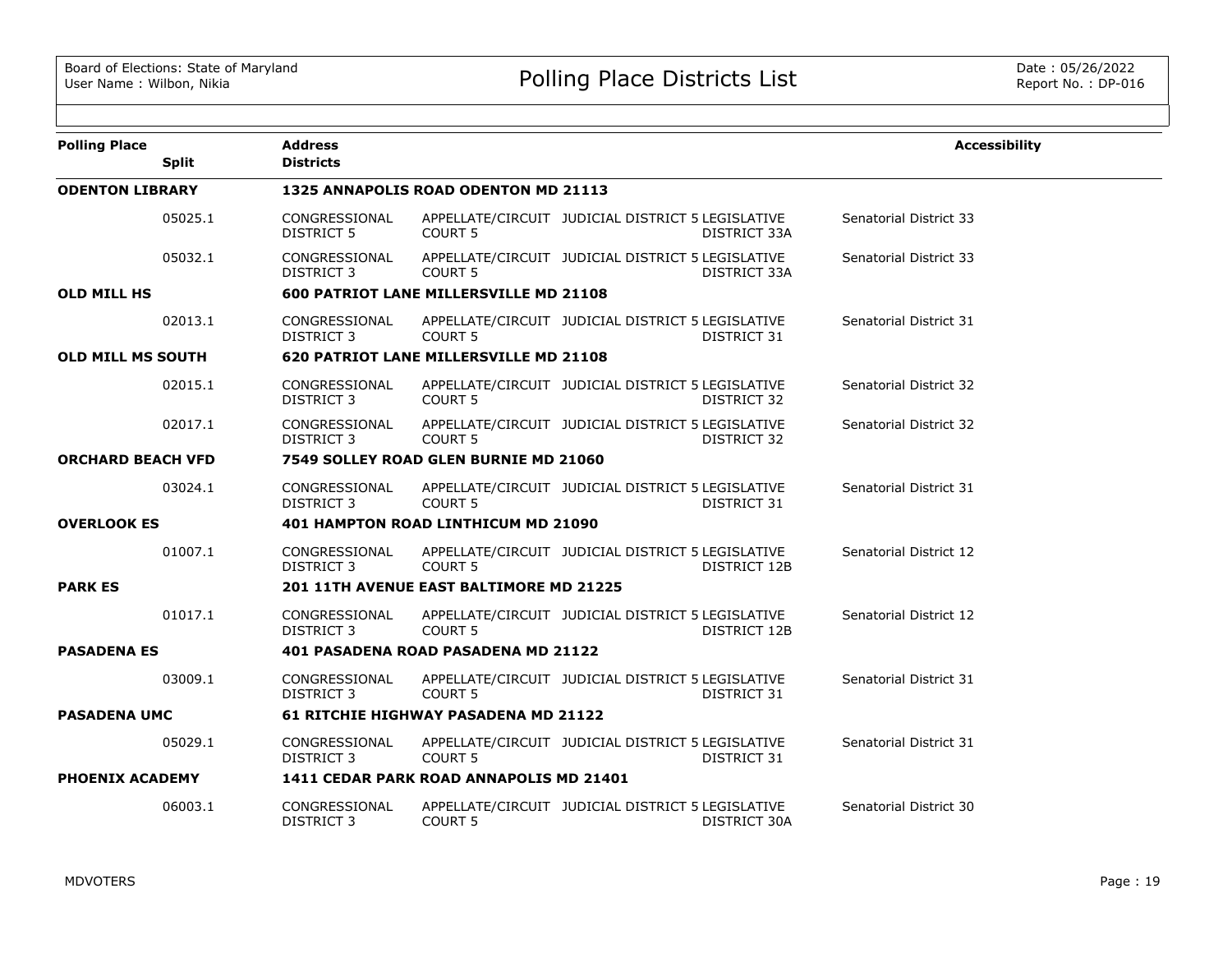# Polling Place Districts List

| Polling Place | Split | Address / Districts | | | | | Accessibility |
|---|---|---|---|---|---|---|---|
| **ODENTON LIBRARY** | | **1325 ANNAPOLIS ROAD ODENTON MD 21113** | | | | | |
| | 05025.1 | CONGRESSIONAL DISTRICT 5 | APPELLATE/CIRCUIT COURT 5 | JUDICIAL DISTRICT 5 | LEGISLATIVE DISTRICT 33A | Senatorial District 33 | |
| | 05032.1 | CONGRESSIONAL DISTRICT 3 | APPELLATE/CIRCUIT COURT 5 | JUDICIAL DISTRICT 5 | LEGISLATIVE DISTRICT 33A | Senatorial District 33 | |
| **OLD MILL HS** | | **600 PATRIOT LANE MILLERSVILLE MD 21108** | | | | | |
| | 02013.1 | CONGRESSIONAL DISTRICT 3 | APPELLATE/CIRCUIT COURT 5 | JUDICIAL DISTRICT 5 | LEGISLATIVE DISTRICT 31 | Senatorial District 31 | |
| **OLD MILL MS SOUTH** | | **620 PATRIOT LANE MILLERSVILLE MD 21108** | | | | | |
| | 02015.1 | CONGRESSIONAL DISTRICT 3 | APPELLATE/CIRCUIT COURT 5 | JUDICIAL DISTRICT 5 | LEGISLATIVE DISTRICT 32 | Senatorial District 32 | |
| | 02017.1 | CONGRESSIONAL DISTRICT 3 | APPELLATE/CIRCUIT COURT 5 | JUDICIAL DISTRICT 5 | LEGISLATIVE DISTRICT 32 | Senatorial District 32 | |
| **ORCHARD BEACH VFD** | | **7549 SOLLEY ROAD GLEN BURNIE MD 21060** | | | | | |
| | 03024.1 | CONGRESSIONAL DISTRICT 3 | APPELLATE/CIRCUIT COURT 5 | JUDICIAL DISTRICT 5 | LEGISLATIVE DISTRICT 31 | Senatorial District 31 | |
| **OVERLOOK ES** | | **401 HAMPTON ROAD LINTHICUM MD 21090** | | | | | |
| | 01007.1 | CONGRESSIONAL DISTRICT 3 | APPELLATE/CIRCUIT COURT 5 | JUDICIAL DISTRICT 5 | LEGISLATIVE DISTRICT 12B | Senatorial District 12 | |
| **PARK ES** | | **201 11TH AVENUE EAST BALTIMORE MD 21225** | | | | | |
| | 01017.1 | CONGRESSIONAL DISTRICT 3 | APPELLATE/CIRCUIT COURT 5 | JUDICIAL DISTRICT 5 | LEGISLATIVE DISTRICT 12B | Senatorial District 12 | |
| **PASADENA ES** | | **401 PASADENA ROAD PASADENA MD 21122** | | | | | |
| | 03009.1 | CONGRESSIONAL DISTRICT 3 | APPELLATE/CIRCUIT COURT 5 | JUDICIAL DISTRICT 5 | LEGISLATIVE DISTRICT 31 | Senatorial District 31 | |
| **PASADENA UMC** | | **61 RITCHIE HIGHWAY PASADENA MD 21122** | | | | | |
| | 05029.1 | CONGRESSIONAL DISTRICT 3 | APPELLATE/CIRCUIT COURT 5 | JUDICIAL DISTRICT 5 | LEGISLATIVE DISTRICT 31 | Senatorial District 31 | |
| **PHOENIX ACADEMY** | | **1411 CEDAR PARK ROAD ANNAPOLIS MD 21401** | | | | | |
| | 06003.1 | CONGRESSIONAL DISTRICT 3 | APPELLATE/CIRCUIT COURT 5 | JUDICIAL DISTRICT 5 | LEGISLATIVE DISTRICT 30A | Senatorial District 30 | |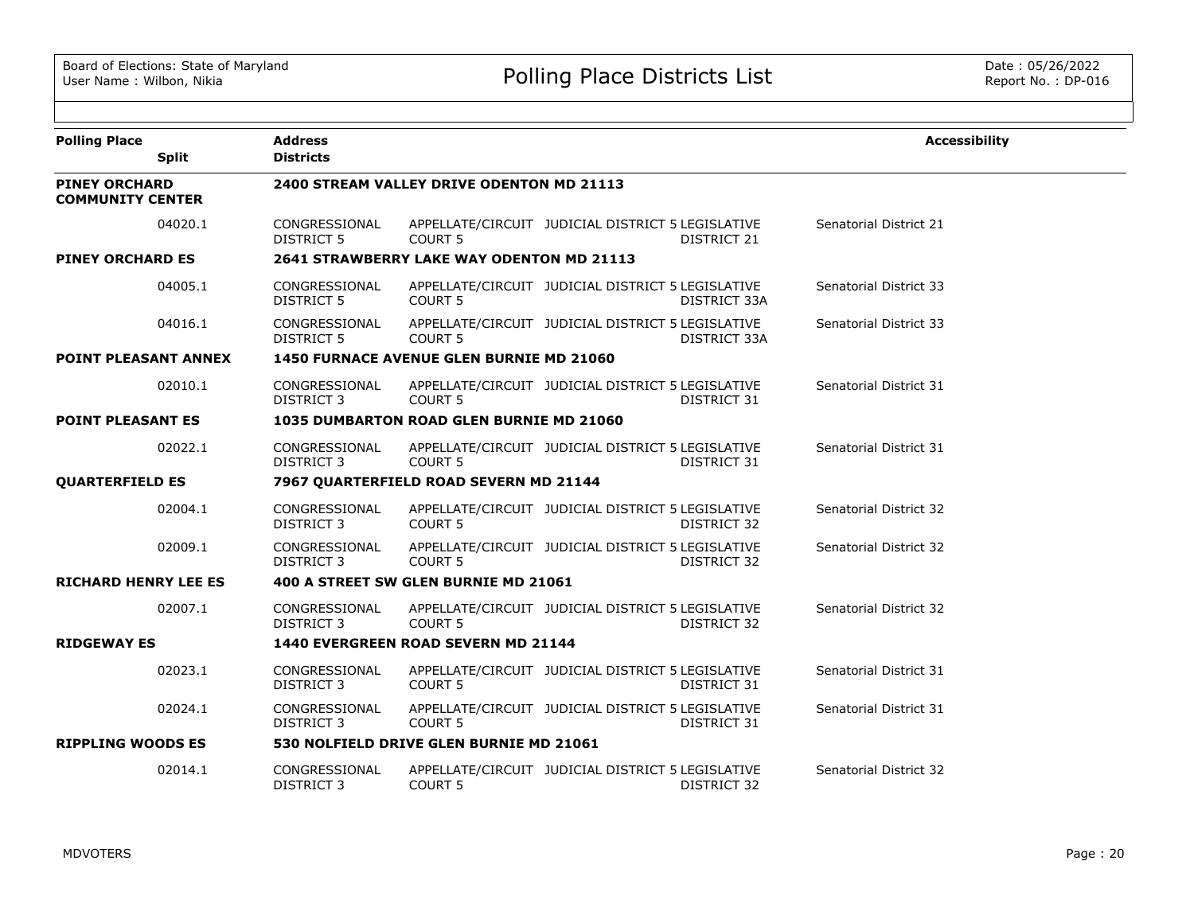# Polling Place Districts List

Board of Elections: State of Maryland
User Name : Wilbon, Nikia

Date : 05/26/2022
Report No. : DP-016

| Polling Place / Split | Address / Districts | | | | | Accessibility |
|---|---|---|---|---|---|---|
| **PINEY ORCHARD COMMUNITY CENTER** | **2400 STREAM VALLEY DRIVE ODENTON MD 21113** | | | | | |
| 04020.1 | CONGRESSIONAL DISTRICT 5 | APPELLATE/CIRCUIT COURT 5 | JUDICIAL DISTRICT 5 | LEGISLATIVE DISTRICT 21 | Senatorial District 21 | |
| **PINEY ORCHARD ES** | **2641 STRAWBERRY LAKE WAY ODENTON MD 21113** | | | | | |
| 04005.1 | CONGRESSIONAL DISTRICT 5 | APPELLATE/CIRCUIT COURT 5 | JUDICIAL DISTRICT 5 | LEGISLATIVE DISTRICT 33A | Senatorial District 33 | |
| 04016.1 | CONGRESSIONAL DISTRICT 5 | APPELLATE/CIRCUIT COURT 5 | JUDICIAL DISTRICT 5 | LEGISLATIVE DISTRICT 33A | Senatorial District 33 | |
| **POINT PLEASANT ANNEX** | **1450 FURNACE AVENUE GLEN BURNIE MD 21060** | | | | | |
| 02010.1 | CONGRESSIONAL DISTRICT 3 | APPELLATE/CIRCUIT COURT 5 | JUDICIAL DISTRICT 5 | LEGISLATIVE DISTRICT 31 | Senatorial District 31 | |
| **POINT PLEASANT ES** | **1035 DUMBARTON ROAD GLEN BURNIE MD 21060** | | | | | |
| 02022.1 | CONGRESSIONAL DISTRICT 3 | APPELLATE/CIRCUIT COURT 5 | JUDICIAL DISTRICT 5 | LEGISLATIVE DISTRICT 31 | Senatorial District 31 | |
| **QUARTERFIELD ES** | **7967 QUARTERFIELD ROAD SEVERN MD 21144** | | | | | |
| 02004.1 | CONGRESSIONAL DISTRICT 3 | APPELLATE/CIRCUIT COURT 5 | JUDICIAL DISTRICT 5 | LEGISLATIVE DISTRICT 32 | Senatorial District 32 | |
| 02009.1 | CONGRESSIONAL DISTRICT 3 | APPELLATE/CIRCUIT COURT 5 | JUDICIAL DISTRICT 5 | LEGISLATIVE DISTRICT 32 | Senatorial District 32 | |
| **RICHARD HENRY LEE ES** | **400 A STREET SW GLEN BURNIE MD 21061** | | | | | |
| 02007.1 | CONGRESSIONAL DISTRICT 3 | APPELLATE/CIRCUIT COURT 5 | JUDICIAL DISTRICT 5 | LEGISLATIVE DISTRICT 32 | Senatorial District 32 | |
| **RIDGEWAY ES** | **1440 EVERGREEN ROAD SEVERN MD 21144** | | | | | |
| 02023.1 | CONGRESSIONAL DISTRICT 3 | APPELLATE/CIRCUIT COURT 5 | JUDICIAL DISTRICT 5 | LEGISLATIVE DISTRICT 31 | Senatorial District 31 | |
| 02024.1 | CONGRESSIONAL DISTRICT 3 | APPELLATE/CIRCUIT COURT 5 | JUDICIAL DISTRICT 5 | LEGISLATIVE DISTRICT 31 | Senatorial District 31 | |
| **RIPPLING WOODS ES** | **530 NOLFIELD DRIVE GLEN BURNIE MD 21061** | | | | | |
| 02014.1 | CONGRESSIONAL DISTRICT 3 | APPELLATE/CIRCUIT COURT 5 | JUDICIAL DISTRICT 5 | LEGISLATIVE DISTRICT 32 | Senatorial District 32 | |

MDVOTERS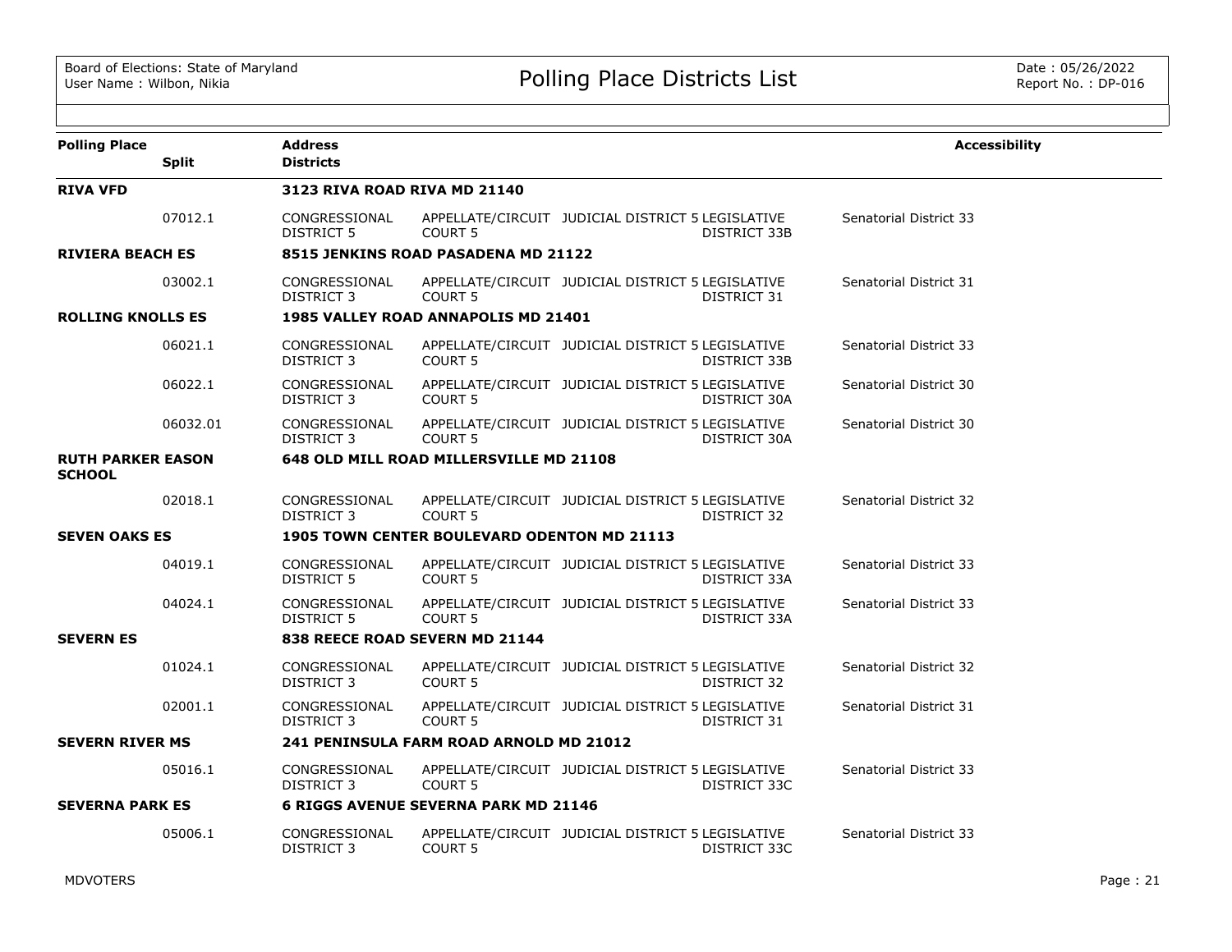Board of Elections: State of Maryland
User Name : Wilbon, Nikia

# Polling Place Districts List

Date : 05/26/2022
Report No. : DP-016

| Polling Place | Split | Address / Districts | | | | | Accessibility |
|---|---|---|---|---|---|---|---|
| **RIVA VFD** | | **3123 RIVA ROAD RIVA MD 21140** | | | | | |
| | 07012.1 | CONGRESSIONAL DISTRICT 5 | APPELLATE/CIRCUIT COURT 5 | JUDICIAL DISTRICT 5 | LEGISLATIVE DISTRICT 33B | Senatorial District 33 | |
| **RIVIERA BEACH ES** | | **8515 JENKINS ROAD PASADENA MD 21122** | | | | | |
| | 03002.1 | CONGRESSIONAL DISTRICT 3 | APPELLATE/CIRCUIT COURT 5 | JUDICIAL DISTRICT 5 | LEGISLATIVE DISTRICT 31 | Senatorial District 31 | |
| **ROLLING KNOLLS ES** | | **1985 VALLEY ROAD ANNAPOLIS MD 21401** | | | | | |
| | 06021.1 | CONGRESSIONAL DISTRICT 3 | APPELLATE/CIRCUIT COURT 5 | JUDICIAL DISTRICT 5 | LEGISLATIVE DISTRICT 33B | Senatorial District 33 | |
| | 06022.1 | CONGRESSIONAL DISTRICT 3 | APPELLATE/CIRCUIT COURT 5 | JUDICIAL DISTRICT 5 | LEGISLATIVE DISTRICT 30A | Senatorial District 30 | |
| | 06032.01 | CONGRESSIONAL DISTRICT 3 | APPELLATE/CIRCUIT COURT 5 | JUDICIAL DISTRICT 5 | LEGISLATIVE DISTRICT 30A | Senatorial District 30 | |
| **RUTH PARKER EASON SCHOOL** | | **648 OLD MILL ROAD MILLERSVILLE MD 21108** | | | | | |
| | 02018.1 | CONGRESSIONAL DISTRICT 3 | APPELLATE/CIRCUIT COURT 5 | JUDICIAL DISTRICT 5 | LEGISLATIVE DISTRICT 32 | Senatorial District 32 | |
| **SEVEN OAKS ES** | | **1905 TOWN CENTER BOULEVARD ODENTON MD 21113** | | | | | |
| | 04019.1 | CONGRESSIONAL DISTRICT 5 | APPELLATE/CIRCUIT COURT 5 | JUDICIAL DISTRICT 5 | LEGISLATIVE DISTRICT 33A | Senatorial District 33 | |
| | 04024.1 | CONGRESSIONAL DISTRICT 5 | APPELLATE/CIRCUIT COURT 5 | JUDICIAL DISTRICT 5 | LEGISLATIVE DISTRICT 33A | Senatorial District 33 | |
| **SEVERN ES** | | **838 REECE ROAD SEVERN MD 21144** | | | | | |
| | 01024.1 | CONGRESSIONAL DISTRICT 3 | APPELLATE/CIRCUIT COURT 5 | JUDICIAL DISTRICT 5 | LEGISLATIVE DISTRICT 32 | Senatorial District 32 | |
| | 02001.1 | CONGRESSIONAL DISTRICT 3 | APPELLATE/CIRCUIT COURT 5 | JUDICIAL DISTRICT 5 | LEGISLATIVE DISTRICT 31 | Senatorial District 31 | |
| **SEVERN RIVER MS** | | **241 PENINSULA FARM ROAD ARNOLD MD 21012** | | | | | |
| | 05016.1 | CONGRESSIONAL DISTRICT 3 | APPELLATE/CIRCUIT COURT 5 | JUDICIAL DISTRICT 5 | LEGISLATIVE DISTRICT 33C | Senatorial District 33 | |
| **SEVERNA PARK ES** | | **6 RIGGS AVENUE SEVERNA PARK MD 21146** | | | | | |
| | 05006.1 | CONGRESSIONAL DISTRICT 3 | APPELLATE/CIRCUIT COURT 5 | JUDICIAL DISTRICT 5 | LEGISLATIVE DISTRICT 33C | Senatorial District 33 | |

MDVOTERS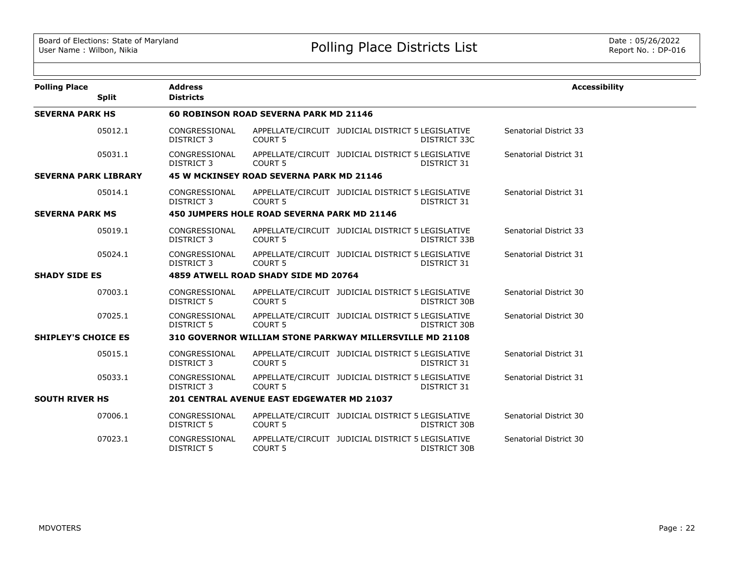| Polling Place / Split | Address / Districts | | | | | Accessibility |
|---|---|---|---|---|---|---|
| **SEVERNA PARK HS** | **60 ROBINSON ROAD SEVERNA PARK MD 21146** | | | | | |
| 05012.1 | CONGRESSIONAL DISTRICT 3 | APPELLATE/CIRCUIT COURT 5 | JUDICIAL DISTRICT 5 | LEGISLATIVE DISTRICT 33C | Senatorial District 33 | |
| 05031.1 | CONGRESSIONAL DISTRICT 3 | APPELLATE/CIRCUIT COURT 5 | JUDICIAL DISTRICT 5 | LEGISLATIVE DISTRICT 31 | Senatorial District 31 | |
| **SEVERNA PARK LIBRARY** | **45 W MCKINSEY ROAD SEVERNA PARK MD 21146** | | | | | |
| 05014.1 | CONGRESSIONAL DISTRICT 3 | APPELLATE/CIRCUIT COURT 5 | JUDICIAL DISTRICT 5 | LEGISLATIVE DISTRICT 31 | Senatorial District 31 | |
| **SEVERNA PARK MS** | **450 JUMPERS HOLE ROAD SEVERNA PARK MD 21146** | | | | | |
| 05019.1 | CONGRESSIONAL DISTRICT 3 | APPELLATE/CIRCUIT COURT 5 | JUDICIAL DISTRICT 5 | LEGISLATIVE DISTRICT 33B | Senatorial District 33 | |
| 05024.1 | CONGRESSIONAL DISTRICT 3 | APPELLATE/CIRCUIT COURT 5 | JUDICIAL DISTRICT 5 | LEGISLATIVE DISTRICT 31 | Senatorial District 31 | |
| **SHADY SIDE ES** | **4859 ATWELL ROAD SHADY SIDE MD 20764** | | | | | |
| 07003.1 | CONGRESSIONAL DISTRICT 5 | APPELLATE/CIRCUIT COURT 5 | JUDICIAL DISTRICT 5 | LEGISLATIVE DISTRICT 30B | Senatorial District 30 | |
| 07025.1 | CONGRESSIONAL DISTRICT 5 | APPELLATE/CIRCUIT COURT 5 | JUDICIAL DISTRICT 5 | LEGISLATIVE DISTRICT 30B | Senatorial District 30 | |
| **SHIPLEY'S CHOICE ES** | **310 GOVERNOR WILLIAM STONE PARKWAY MILLERSVILLE MD 21108** | | | | | |
| 05015.1 | CONGRESSIONAL DISTRICT 3 | APPELLATE/CIRCUIT COURT 5 | JUDICIAL DISTRICT 5 | LEGISLATIVE DISTRICT 31 | Senatorial District 31 | |
| 05033.1 | CONGRESSIONAL DISTRICT 3 | APPELLATE/CIRCUIT COURT 5 | JUDICIAL DISTRICT 5 | LEGISLATIVE DISTRICT 31 | Senatorial District 31 | |
| **SOUTH RIVER HS** | **201 CENTRAL AVENUE EAST EDGEWATER MD 21037** | | | | | |
| 07006.1 | CONGRESSIONAL DISTRICT 5 | APPELLATE/CIRCUIT COURT 5 | JUDICIAL DISTRICT 5 | LEGISLATIVE DISTRICT 30B | Senatorial District 30 | |
| 07023.1 | CONGRESSIONAL DISTRICT 5 | APPELLATE/CIRCUIT COURT 5 | JUDICIAL DISTRICT 5 | LEGISLATIVE DISTRICT 30B | Senatorial District 30 | |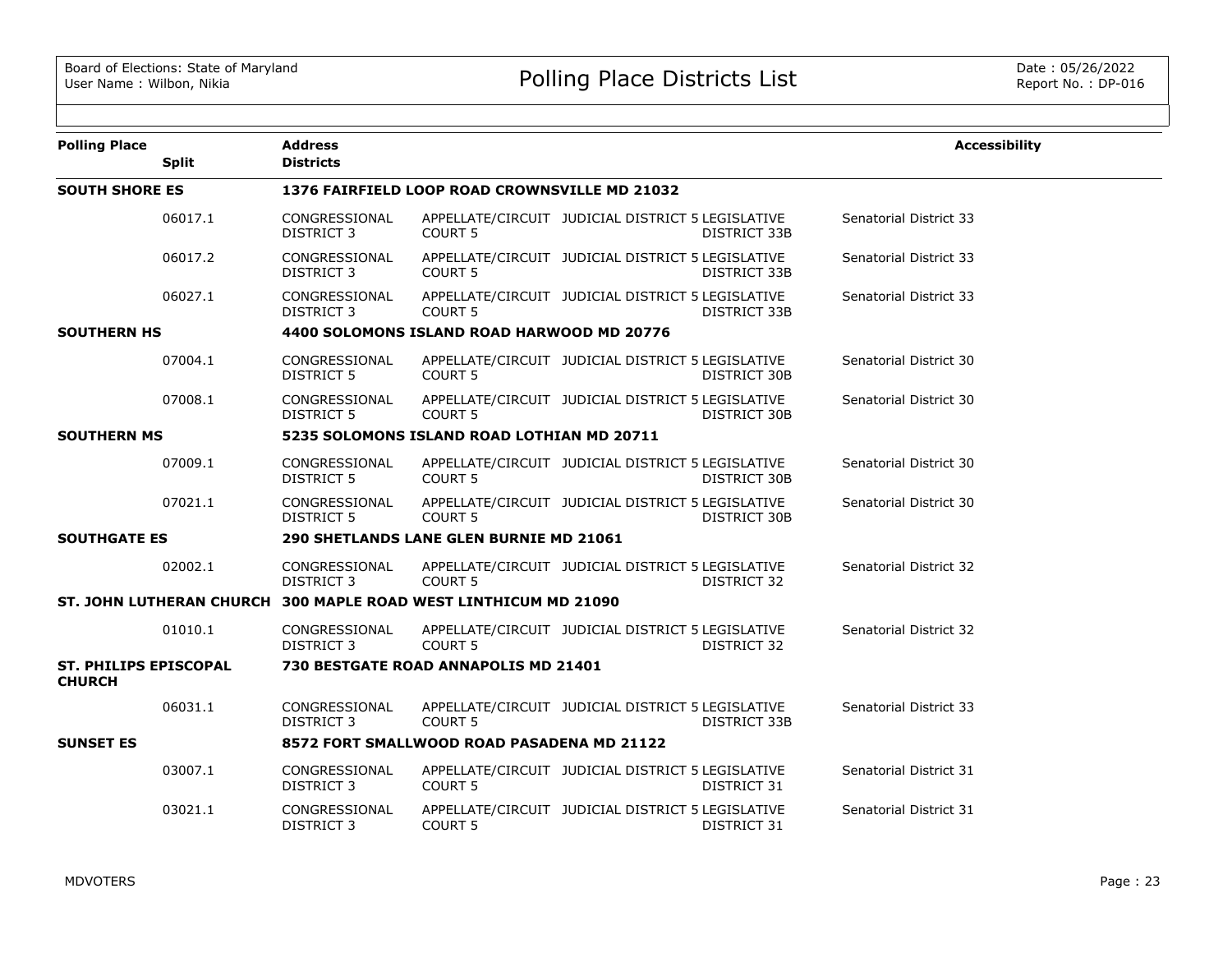# Polling Place Districts List

Board of Elections: State of Maryland
User Name : Wilbon, Nikia

Date : 05/26/2022
Report No. : DP-016

| Polling Place | Split | Address / Districts | | | | | Accessibility |
|---|---|---|---|---|---|---|---|
| **SOUTH SHORE ES** | | **1376 FAIRFIELD LOOP ROAD CROWNSVILLE MD 21032** | | | | | |
| | 06017.1 | CONGRESSIONAL DISTRICT 3 | APPELLATE/CIRCUIT COURT 5 | JUDICIAL DISTRICT 5 | LEGISLATIVE DISTRICT 33B | Senatorial District 33 | |
| | 06017.2 | CONGRESSIONAL DISTRICT 3 | APPELLATE/CIRCUIT COURT 5 | JUDICIAL DISTRICT 5 | LEGISLATIVE DISTRICT 33B | Senatorial District 33 | |
| | 06027.1 | CONGRESSIONAL DISTRICT 3 | APPELLATE/CIRCUIT COURT 5 | JUDICIAL DISTRICT 5 | LEGISLATIVE DISTRICT 33B | Senatorial District 33 | |
| **SOUTHERN HS** | | **4400 SOLOMONS ISLAND ROAD HARWOOD MD 20776** | | | | | |
| | 07004.1 | CONGRESSIONAL DISTRICT 5 | APPELLATE/CIRCUIT COURT 5 | JUDICIAL DISTRICT 5 | LEGISLATIVE DISTRICT 30B | Senatorial District 30 | |
| | 07008.1 | CONGRESSIONAL DISTRICT 5 | APPELLATE/CIRCUIT COURT 5 | JUDICIAL DISTRICT 5 | LEGISLATIVE DISTRICT 30B | Senatorial District 30 | |
| **SOUTHERN MS** | | **5235 SOLOMONS ISLAND ROAD LOTHIAN MD 20711** | | | | | |
| | 07009.1 | CONGRESSIONAL DISTRICT 5 | APPELLATE/CIRCUIT COURT 5 | JUDICIAL DISTRICT 5 | LEGISLATIVE DISTRICT 30B | Senatorial District 30 | |
| | 07021.1 | CONGRESSIONAL DISTRICT 5 | APPELLATE/CIRCUIT COURT 5 | JUDICIAL DISTRICT 5 | LEGISLATIVE DISTRICT 30B | Senatorial District 30 | |
| **SOUTHGATE ES** | | **290 SHETLANDS LANE GLEN BURNIE MD 21061** | | | | | |
| | 02002.1 | CONGRESSIONAL DISTRICT 3 | APPELLATE/CIRCUIT COURT 5 | JUDICIAL DISTRICT 5 | LEGISLATIVE DISTRICT 32 | Senatorial District 32 | |
| **ST. JOHN LUTHERAN CHURCH** | | **300 MAPLE ROAD WEST LINTHICUM MD 21090** | | | | | |
| | 01010.1 | CONGRESSIONAL DISTRICT 3 | APPELLATE/CIRCUIT COURT 5 | JUDICIAL DISTRICT 5 | LEGISLATIVE DISTRICT 32 | Senatorial District 32 | |
| **ST. PHILIPS EPISCOPAL CHURCH** | | **730 BESTGATE ROAD ANNAPOLIS MD 21401** | | | | | |
| | 06031.1 | CONGRESSIONAL DISTRICT 3 | APPELLATE/CIRCUIT COURT 5 | JUDICIAL DISTRICT 5 | LEGISLATIVE DISTRICT 33B | Senatorial District 33 | |
| **SUNSET ES** | | **8572 FORT SMALLWOOD ROAD PASADENA MD 21122** | | | | | |
| | 03007.1 | CONGRESSIONAL DISTRICT 3 | APPELLATE/CIRCUIT COURT 5 | JUDICIAL DISTRICT 5 | LEGISLATIVE DISTRICT 31 | Senatorial District 31 | |
| | 03021.1 | CONGRESSIONAL DISTRICT 3 | APPELLATE/CIRCUIT COURT 5 | JUDICIAL DISTRICT 5 | LEGISLATIVE DISTRICT 31 | Senatorial District 31 | |

MDVOTERS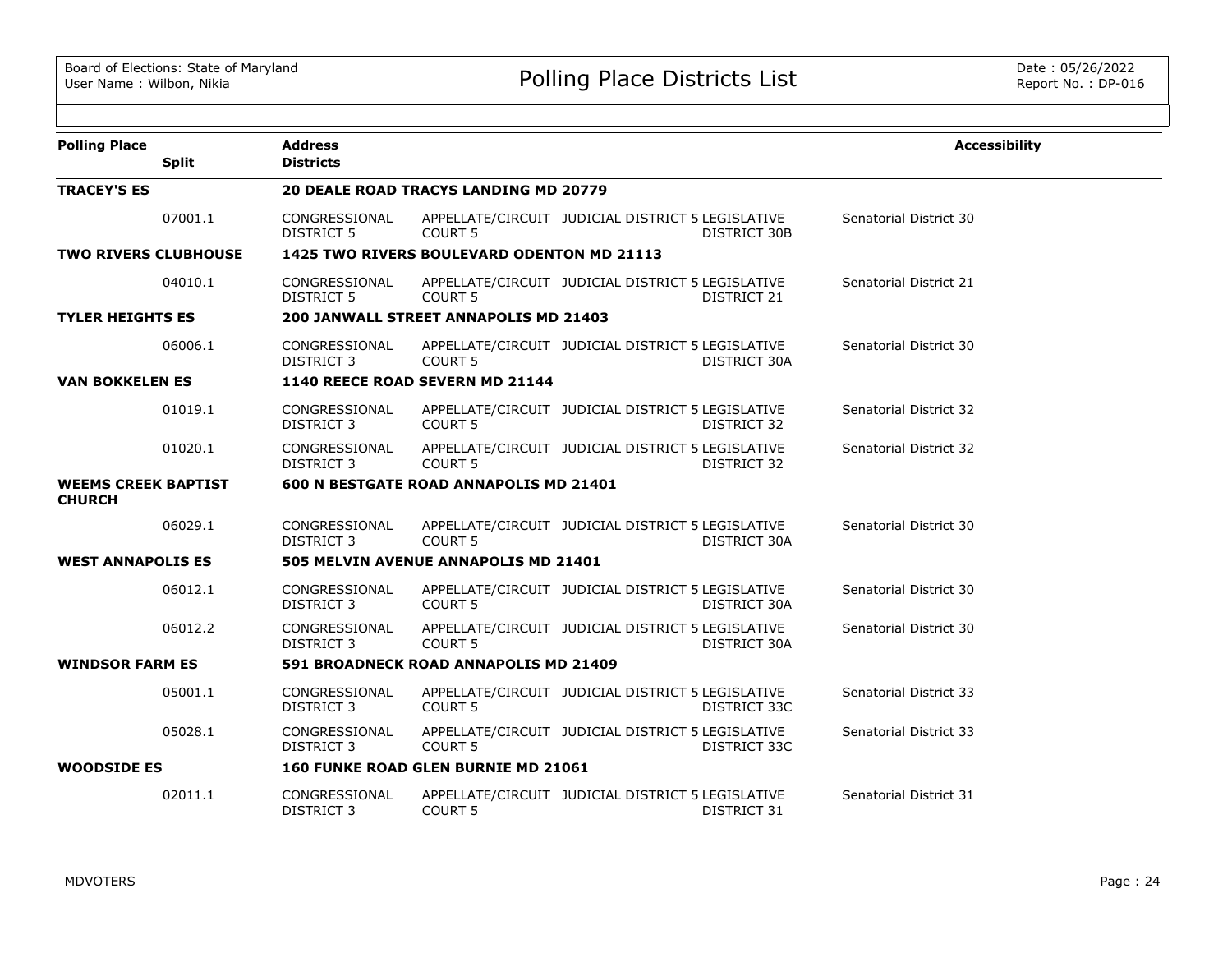| Polling Place | Split | Address / Districts | | | | Accessibility |
|---|---|---|---|---|---|---|
| **TRACEY'S ES** | | **20 DEALE ROAD TRACYS LANDING MD 20779** | | | | |
| | 07001.1 | CONGRESSIONAL DISTRICT 5 | APPELLATE/CIRCUIT COURT 5 | JUDICIAL DISTRICT 5 | LEGISLATIVE DISTRICT 30B | Senatorial District 30 |
| **TWO RIVERS CLUBHOUSE** | | **1425 TWO RIVERS BOULEVARD ODENTON MD 21113** | | | | |
| | 04010.1 | CONGRESSIONAL DISTRICT 5 | APPELLATE/CIRCUIT COURT 5 | JUDICIAL DISTRICT 5 | LEGISLATIVE DISTRICT 21 | Senatorial District 21 |
| **TYLER HEIGHTS ES** | | **200 JANWALL STREET ANNAPOLIS MD 21403** | | | | |
| | 06006.1 | CONGRESSIONAL DISTRICT 3 | APPELLATE/CIRCUIT COURT 5 | JUDICIAL DISTRICT 5 | LEGISLATIVE DISTRICT 30A | Senatorial District 30 |
| **VAN BOKKELEN ES** | | **1140 REECE ROAD SEVERN MD 21144** | | | | |
| | 01019.1 | CONGRESSIONAL DISTRICT 3 | APPELLATE/CIRCUIT COURT 5 | JUDICIAL DISTRICT 5 | LEGISLATIVE DISTRICT 32 | Senatorial District 32 |
| | 01020.1 | CONGRESSIONAL DISTRICT 3 | APPELLATE/CIRCUIT COURT 5 | JUDICIAL DISTRICT 5 | LEGISLATIVE DISTRICT 32 | Senatorial District 32 |
| **WEEMS CREEK BAPTIST CHURCH** | | **600 N BESTGATE ROAD ANNAPOLIS MD 21401** | | | | |
| | 06029.1 | CONGRESSIONAL DISTRICT 3 | APPELLATE/CIRCUIT COURT 5 | JUDICIAL DISTRICT 5 | LEGISLATIVE DISTRICT 30A | Senatorial District 30 |
| **WEST ANNAPOLIS ES** | | **505 MELVIN AVENUE ANNAPOLIS MD 21401** | | | | |
| | 06012.1 | CONGRESSIONAL DISTRICT 3 | APPELLATE/CIRCUIT COURT 5 | JUDICIAL DISTRICT 5 | LEGISLATIVE DISTRICT 30A | Senatorial District 30 |
| | 06012.2 | CONGRESSIONAL DISTRICT 3 | APPELLATE/CIRCUIT COURT 5 | JUDICIAL DISTRICT 5 | LEGISLATIVE DISTRICT 30A | Senatorial District 30 |
| **WINDSOR FARM ES** | | **591 BROADNECK ROAD ANNAPOLIS MD 21409** | | | | |
| | 05001.1 | CONGRESSIONAL DISTRICT 3 | APPELLATE/CIRCUIT COURT 5 | JUDICIAL DISTRICT 5 | LEGISLATIVE DISTRICT 33C | Senatorial District 33 |
| | 05028.1 | CONGRESSIONAL DISTRICT 3 | APPELLATE/CIRCUIT COURT 5 | JUDICIAL DISTRICT 5 | LEGISLATIVE DISTRICT 33C | Senatorial District 33 |
| **WOODSIDE ES** | | **160 FUNKE ROAD GLEN BURNIE MD 21061** | | | | |
| | 02011.1 | CONGRESSIONAL DISTRICT 3 | APPELLATE/CIRCUIT COURT 5 | JUDICIAL DISTRICT 5 | LEGISLATIVE DISTRICT 31 | Senatorial District 31 |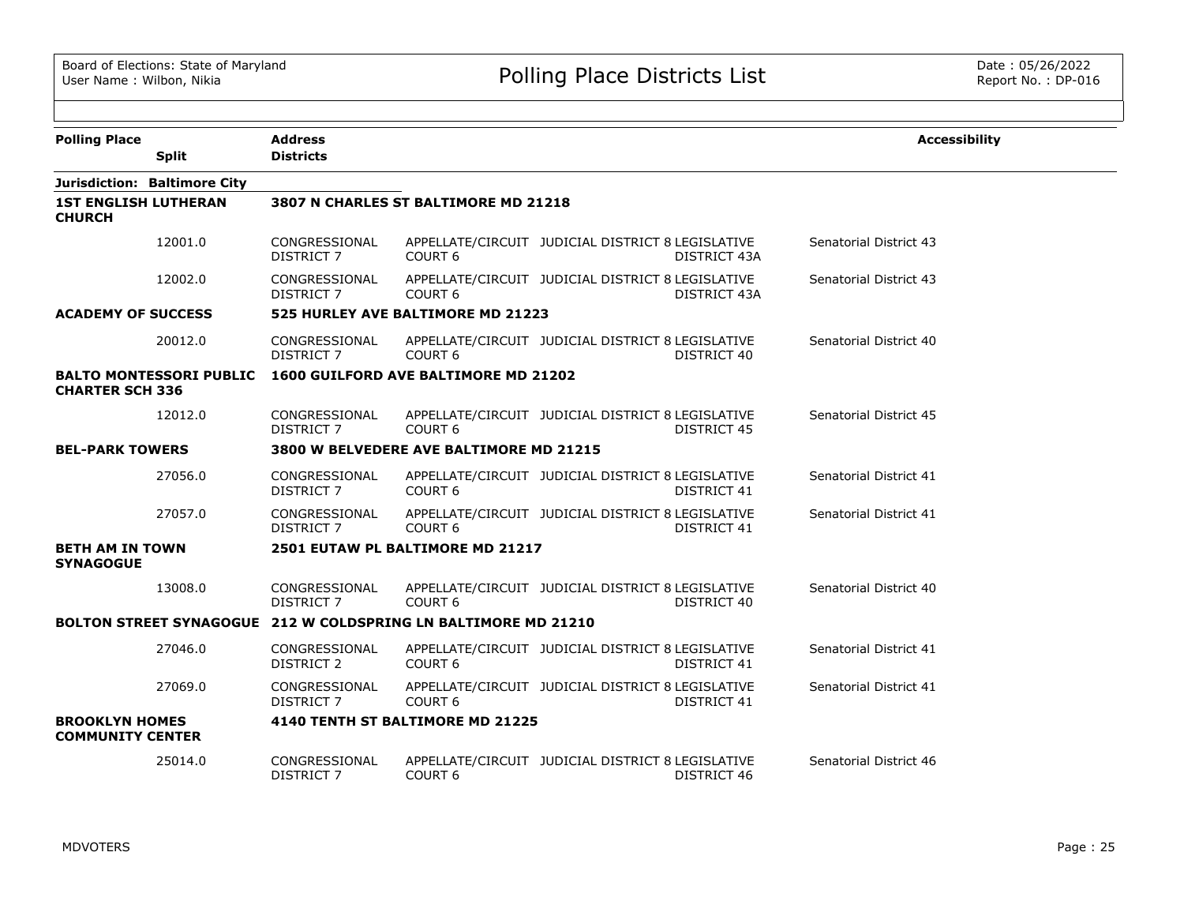Board of Elections: State of Maryland
User Name : Wilbon, Nikia

# Polling Place Districts List

Date : 05/26/2022
Report No. : DP-016

| Polling Place / Split | Address / Districts | | | | | Accessibility |
|---|---|---|---|---|---|---|
| **Jurisdiction: Baltimore City** | | | | | | |
| **1ST ENGLISH LUTHERAN CHURCH** | **3807 N CHARLES ST BALTIMORE MD 21218** | | | | | |
| 12001.0 | CONGRESSIONAL DISTRICT 7 | APPELLATE/CIRCUIT COURT 6 | JUDICIAL DISTRICT 8 | LEGISLATIVE DISTRICT 43A | Senatorial District 43 | |
| 12002.0 | CONGRESSIONAL DISTRICT 7 | APPELLATE/CIRCUIT COURT 6 | JUDICIAL DISTRICT 8 | LEGISLATIVE DISTRICT 43A | Senatorial District 43 | |
| **ACADEMY OF SUCCESS** | **525 HURLEY AVE BALTIMORE MD 21223** | | | | | |
| 20012.0 | CONGRESSIONAL DISTRICT 7 | APPELLATE/CIRCUIT COURT 6 | JUDICIAL DISTRICT 8 | LEGISLATIVE DISTRICT 40 | Senatorial District 40 | |
| **BALTO MONTESSORI PUBLIC CHARTER SCH 336** | **1600 GUILFORD AVE BALTIMORE MD 21202** | | | | | |
| 12012.0 | CONGRESSIONAL DISTRICT 7 | APPELLATE/CIRCUIT COURT 6 | JUDICIAL DISTRICT 8 | LEGISLATIVE DISTRICT 45 | Senatorial District 45 | |
| **BEL-PARK TOWERS** | **3800 W BELVEDERE AVE BALTIMORE MD 21215** | | | | | |
| 27056.0 | CONGRESSIONAL DISTRICT 7 | APPELLATE/CIRCUIT COURT 6 | JUDICIAL DISTRICT 8 | LEGISLATIVE DISTRICT 41 | Senatorial District 41 | |
| 27057.0 | CONGRESSIONAL DISTRICT 7 | APPELLATE/CIRCUIT COURT 6 | JUDICIAL DISTRICT 8 | LEGISLATIVE DISTRICT 41 | Senatorial District 41 | |
| **BETH AM IN TOWN SYNAGOGUE** | **2501 EUTAW PL BALTIMORE MD 21217** | | | | | |
| 13008.0 | CONGRESSIONAL DISTRICT 7 | APPELLATE/CIRCUIT COURT 6 | JUDICIAL DISTRICT 8 | LEGISLATIVE DISTRICT 40 | Senatorial District 40 | |
| **BOLTON STREET SYNAGOGUE** | **212 W COLDSPRING LN BALTIMORE MD 21210** | | | | | |
| 27046.0 | CONGRESSIONAL DISTRICT 2 | APPELLATE/CIRCUIT COURT 6 | JUDICIAL DISTRICT 8 | LEGISLATIVE DISTRICT 41 | Senatorial District 41 | |
| 27069.0 | CONGRESSIONAL DISTRICT 7 | APPELLATE/CIRCUIT COURT 6 | JUDICIAL DISTRICT 8 | LEGISLATIVE DISTRICT 41 | Senatorial District 41 | |
| **BROOKLYN HOMES COMMUNITY CENTER** | **4140 TENTH ST BALTIMORE MD 21225** | | | | | |
| 25014.0 | CONGRESSIONAL DISTRICT 7 | APPELLATE/CIRCUIT COURT 6 | JUDICIAL DISTRICT 8 | LEGISLATIVE DISTRICT 46 | Senatorial District 46 | |

MDVOTERS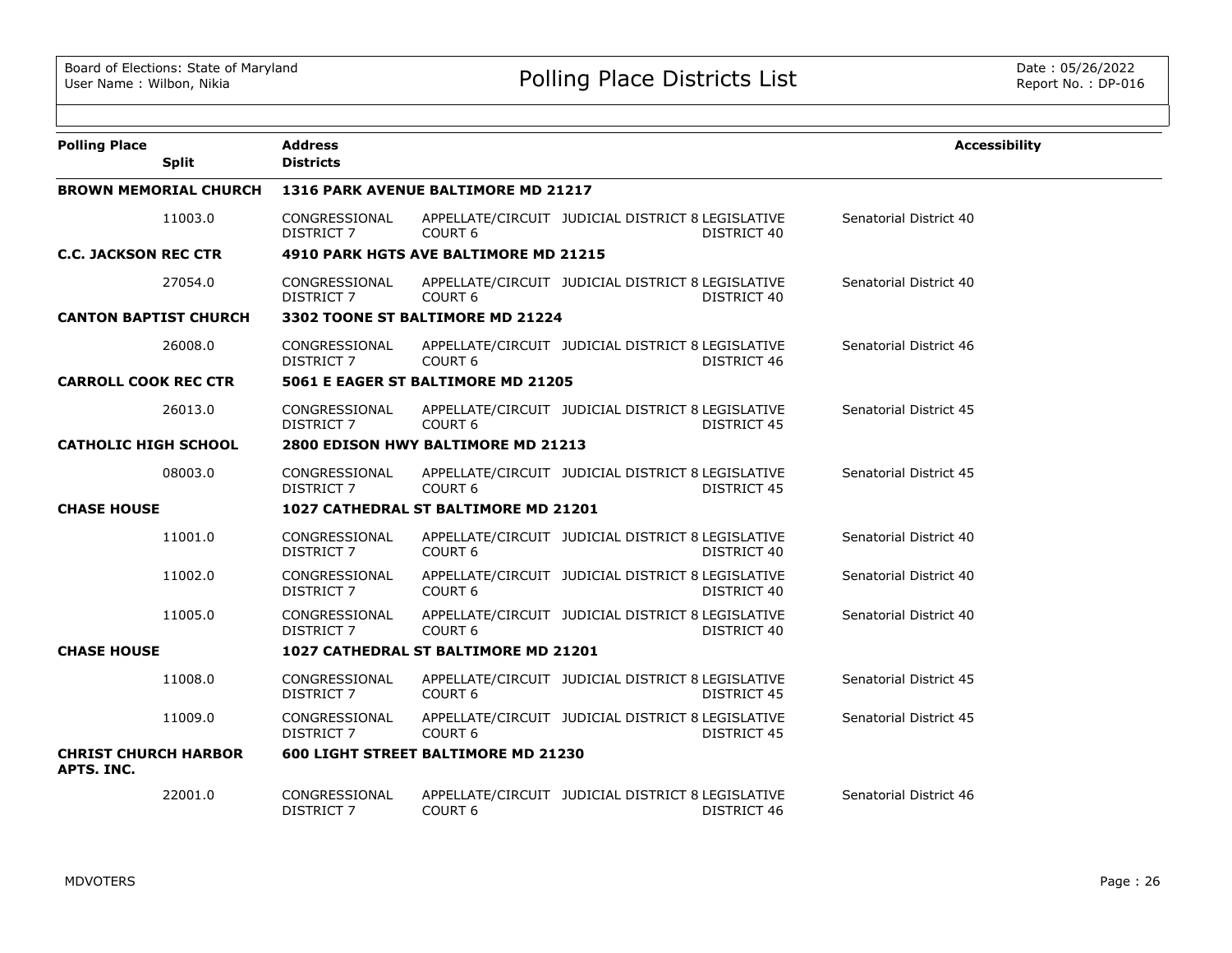| Polling Place | Split | Address / Districts | | | | Accessibility |
|---|---|---|---|---|---|---|
| **BROWN MEMORIAL CHURCH** | | **1316 PARK AVENUE BALTIMORE MD 21217** | | | | |
| | 11003.0 | CONGRESSIONAL DISTRICT 7 | APPELLATE/CIRCUIT COURT 6 | JUDICIAL DISTRICT 8 | LEGISLATIVE DISTRICT 40 | Senatorial District 40 |
| **C.C. JACKSON REC CTR** | | **4910 PARK HGTS AVE BALTIMORE MD 21215** | | | | |
| | 27054.0 | CONGRESSIONAL DISTRICT 7 | APPELLATE/CIRCUIT COURT 6 | JUDICIAL DISTRICT 8 | LEGISLATIVE DISTRICT 40 | Senatorial District 40 |
| **CANTON BAPTIST CHURCH** | | **3302 TOONE ST BALTIMORE MD 21224** | | | | |
| | 26008.0 | CONGRESSIONAL DISTRICT 7 | APPELLATE/CIRCUIT COURT 6 | JUDICIAL DISTRICT 8 | LEGISLATIVE DISTRICT 46 | Senatorial District 46 |
| **CARROLL COOK REC CTR** | | **5061 E EAGER ST BALTIMORE MD 21205** | | | | |
| | 26013.0 | CONGRESSIONAL DISTRICT 7 | APPELLATE/CIRCUIT COURT 6 | JUDICIAL DISTRICT 8 | LEGISLATIVE DISTRICT 45 | Senatorial District 45 |
| **CATHOLIC HIGH SCHOOL** | | **2800 EDISON HWY BALTIMORE MD 21213** | | | | |
| | 08003.0 | CONGRESSIONAL DISTRICT 7 | APPELLATE/CIRCUIT COURT 6 | JUDICIAL DISTRICT 8 | LEGISLATIVE DISTRICT 45 | Senatorial District 45 |
| **CHASE HOUSE** | | **1027 CATHEDRAL ST BALTIMORE MD 21201** | | | | |
| | 11001.0 | CONGRESSIONAL DISTRICT 7 | APPELLATE/CIRCUIT COURT 6 | JUDICIAL DISTRICT 8 | LEGISLATIVE DISTRICT 40 | Senatorial District 40 |
| | 11002.0 | CONGRESSIONAL DISTRICT 7 | APPELLATE/CIRCUIT COURT 6 | JUDICIAL DISTRICT 8 | LEGISLATIVE DISTRICT 40 | Senatorial District 40 |
| | 11005.0 | CONGRESSIONAL DISTRICT 7 | APPELLATE/CIRCUIT COURT 6 | JUDICIAL DISTRICT 8 | LEGISLATIVE DISTRICT 40 | Senatorial District 40 |
| **CHASE HOUSE** | | **1027 CATHEDRAL ST BALTIMORE MD 21201** | | | | |
| | 11008.0 | CONGRESSIONAL DISTRICT 7 | APPELLATE/CIRCUIT COURT 6 | JUDICIAL DISTRICT 8 | LEGISLATIVE DISTRICT 45 | Senatorial District 45 |
| | 11009.0 | CONGRESSIONAL DISTRICT 7 | APPELLATE/CIRCUIT COURT 6 | JUDICIAL DISTRICT 8 | LEGISLATIVE DISTRICT 45 | Senatorial District 45 |
| **CHRIST CHURCH HARBOR APTS. INC.** | | **600 LIGHT STREET BALTIMORE MD 21230** | | | | |
| | 22001.0 | CONGRESSIONAL DISTRICT 7 | APPELLATE/CIRCUIT COURT 6 | JUDICIAL DISTRICT 8 | LEGISLATIVE DISTRICT 46 | Senatorial District 46 |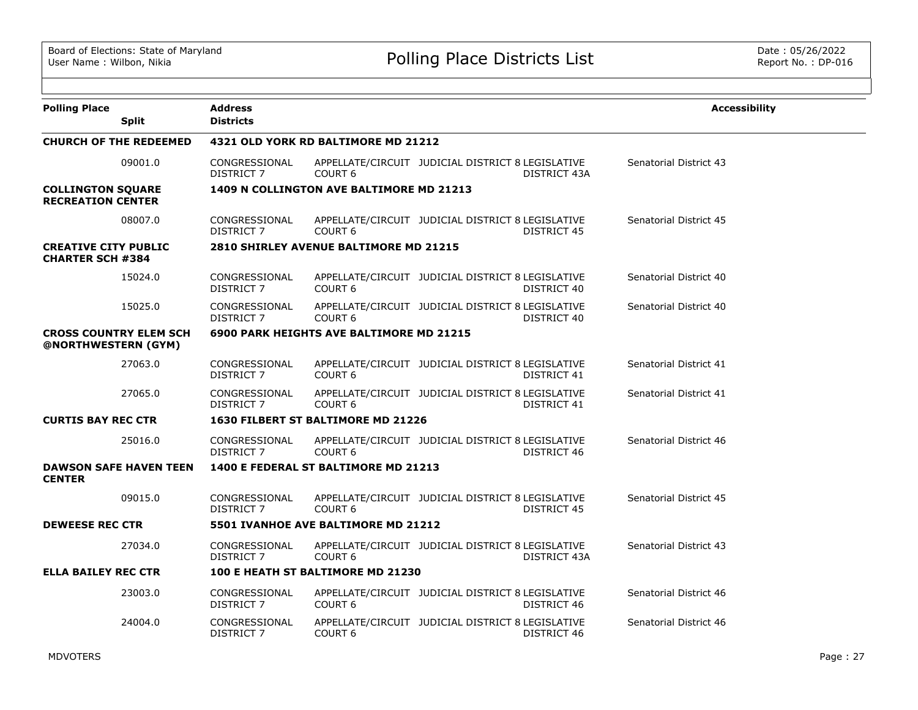| Polling Place | Split | Address / Districts | | | | Accessibility |
|---|---|---|---|---|---|---|
| **CHURCH OF THE REDEEMED** | | **4321 OLD YORK RD BALTIMORE MD 21212** | | | | |
| | 09001.0 | CONGRESSIONAL DISTRICT 7 | APPELLATE/CIRCUIT COURT 6 | JUDICIAL DISTRICT 8 | LEGISLATIVE DISTRICT 43A | Senatorial District 43 |
| **COLLINGTON SQUARE RECREATION CENTER** | | **1409 N COLLINGTON AVE BALTIMORE MD 21213** | | | | |
| | 08007.0 | CONGRESSIONAL DISTRICT 7 | APPELLATE/CIRCUIT COURT 6 | JUDICIAL DISTRICT 8 | LEGISLATIVE DISTRICT 45 | Senatorial District 45 |
| **CREATIVE CITY PUBLIC CHARTER SCH #384** | | **2810 SHIRLEY AVENUE BALTIMORE MD 21215** | | | | |
| | 15024.0 | CONGRESSIONAL DISTRICT 7 | APPELLATE/CIRCUIT COURT 6 | JUDICIAL DISTRICT 8 | LEGISLATIVE DISTRICT 40 | Senatorial District 40 |
| | 15025.0 | CONGRESSIONAL DISTRICT 7 | APPELLATE/CIRCUIT COURT 6 | JUDICIAL DISTRICT 8 | LEGISLATIVE DISTRICT 40 | Senatorial District 40 |
| **CROSS COUNTRY ELEM SCH @NORTHWESTERN (GYM)** | | **6900 PARK HEIGHTS AVE BALTIMORE MD 21215** | | | | |
| | 27063.0 | CONGRESSIONAL DISTRICT 7 | APPELLATE/CIRCUIT COURT 6 | JUDICIAL DISTRICT 8 | LEGISLATIVE DISTRICT 41 | Senatorial District 41 |
| | 27065.0 | CONGRESSIONAL DISTRICT 7 | APPELLATE/CIRCUIT COURT 6 | JUDICIAL DISTRICT 8 | LEGISLATIVE DISTRICT 41 | Senatorial District 41 |
| **CURTIS BAY REC CTR** | | **1630 FILBERT ST BALTIMORE MD 21226** | | | | |
| | 25016.0 | CONGRESSIONAL DISTRICT 7 | APPELLATE/CIRCUIT COURT 6 | JUDICIAL DISTRICT 8 | LEGISLATIVE DISTRICT 46 | Senatorial District 46 |
| **DAWSON SAFE HAVEN TEEN CENTER** | | **1400 E FEDERAL ST BALTIMORE MD 21213** | | | | |
| | 09015.0 | CONGRESSIONAL DISTRICT 7 | APPELLATE/CIRCUIT COURT 6 | JUDICIAL DISTRICT 8 | LEGISLATIVE DISTRICT 45 | Senatorial District 45 |
| **DEWEESE REC CTR** | | **5501 IVANHOE AVE BALTIMORE MD 21212** | | | | |
| | 27034.0 | CONGRESSIONAL DISTRICT 7 | APPELLATE/CIRCUIT COURT 6 | JUDICIAL DISTRICT 8 | LEGISLATIVE DISTRICT 43A | Senatorial District 43 |
| **ELLA BAILEY REC CTR** | | **100 E HEATH ST BALTIMORE MD 21230** | | | | |
| | 23003.0 | CONGRESSIONAL DISTRICT 7 | APPELLATE/CIRCUIT COURT 6 | JUDICIAL DISTRICT 8 | LEGISLATIVE DISTRICT 46 | Senatorial District 46 |
| | 24004.0 | CONGRESSIONAL DISTRICT 7 | APPELLATE/CIRCUIT COURT 6 | JUDICIAL DISTRICT 8 | LEGISLATIVE DISTRICT 46 | Senatorial District 46 |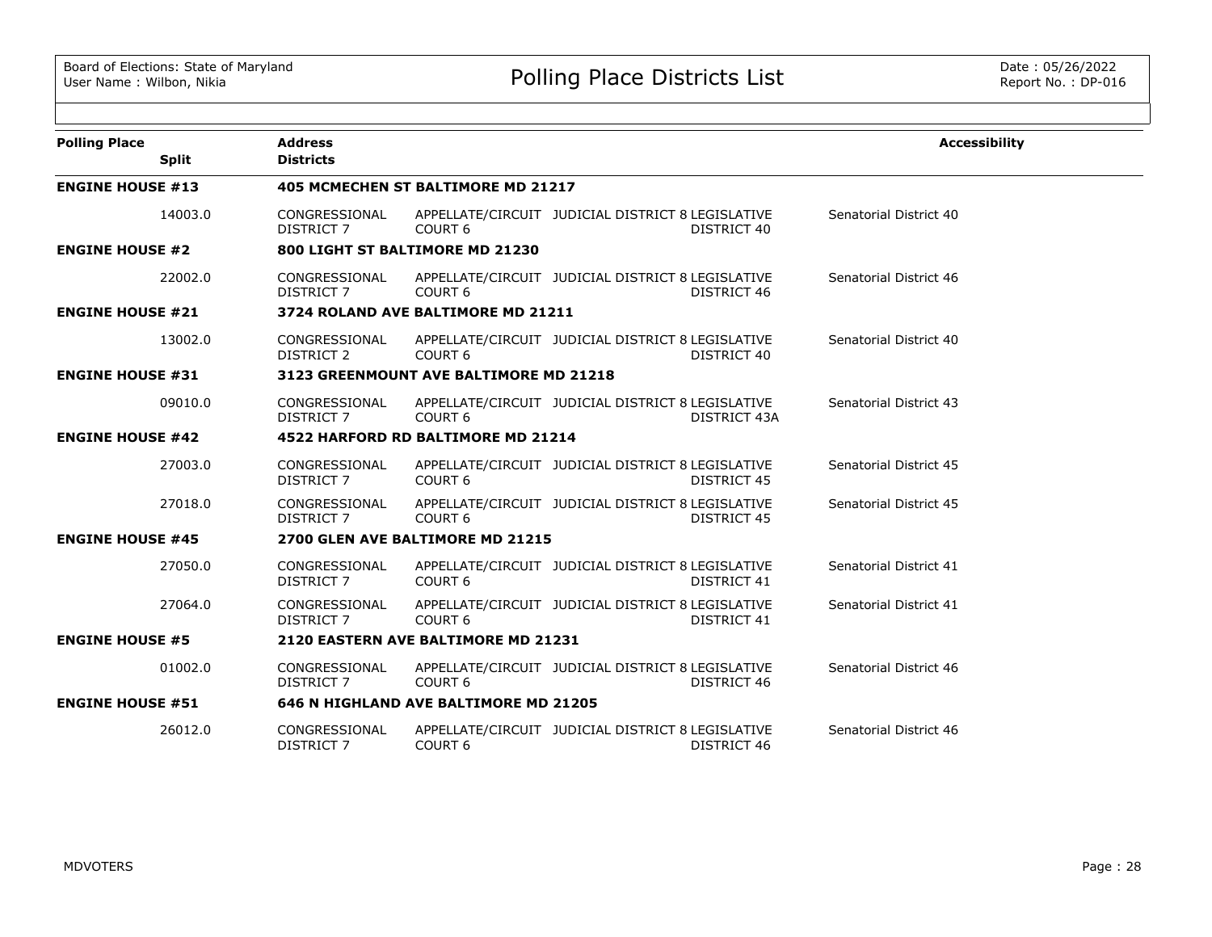| Polling Place | Split | Address / Districts | | | | Accessibility |
|---|---|---|---|---|---|---|
| **ENGINE HOUSE #13** | | **405 MCMECHEN ST BALTIMORE MD 21217** | | | | |
| | 14003.0 | CONGRESSIONAL DISTRICT 7 | APPELLATE/CIRCUIT COURT 6 | JUDICIAL DISTRICT 8 | LEGISLATIVE DISTRICT 40 | Senatorial District 40 |
| **ENGINE HOUSE #2** | | **800 LIGHT ST BALTIMORE MD 21230** | | | | |
| | 22002.0 | CONGRESSIONAL DISTRICT 7 | APPELLATE/CIRCUIT COURT 6 | JUDICIAL DISTRICT 8 | LEGISLATIVE DISTRICT 46 | Senatorial District 46 |
| **ENGINE HOUSE #21** | | **3724 ROLAND AVE BALTIMORE MD 21211** | | | | |
| | 13002.0 | CONGRESSIONAL DISTRICT 2 | APPELLATE/CIRCUIT COURT 6 | JUDICIAL DISTRICT 8 | LEGISLATIVE DISTRICT 40 | Senatorial District 40 |
| **ENGINE HOUSE #31** | | **3123 GREENMOUNT AVE BALTIMORE MD 21218** | | | | |
| | 09010.0 | CONGRESSIONAL DISTRICT 7 | APPELLATE/CIRCUIT COURT 6 | JUDICIAL DISTRICT 8 | LEGISLATIVE DISTRICT 43A | Senatorial District 43 |
| **ENGINE HOUSE #42** | | **4522 HARFORD RD BALTIMORE MD 21214** | | | | |
| | 27003.0 | CONGRESSIONAL DISTRICT 7 | APPELLATE/CIRCUIT COURT 6 | JUDICIAL DISTRICT 8 | LEGISLATIVE DISTRICT 45 | Senatorial District 45 |
| | 27018.0 | CONGRESSIONAL DISTRICT 7 | APPELLATE/CIRCUIT COURT 6 | JUDICIAL DISTRICT 8 | LEGISLATIVE DISTRICT 45 | Senatorial District 45 |
| **ENGINE HOUSE #45** | | **2700 GLEN AVE BALTIMORE MD 21215** | | | | |
| | 27050.0 | CONGRESSIONAL DISTRICT 7 | APPELLATE/CIRCUIT COURT 6 | JUDICIAL DISTRICT 8 | LEGISLATIVE DISTRICT 41 | Senatorial District 41 |
| | 27064.0 | CONGRESSIONAL DISTRICT 7 | APPELLATE/CIRCUIT COURT 6 | JUDICIAL DISTRICT 8 | LEGISLATIVE DISTRICT 41 | Senatorial District 41 |
| **ENGINE HOUSE #5** | | **2120 EASTERN AVE BALTIMORE MD 21231** | | | | |
| | 01002.0 | CONGRESSIONAL DISTRICT 7 | APPELLATE/CIRCUIT COURT 6 | JUDICIAL DISTRICT 8 | LEGISLATIVE DISTRICT 46 | Senatorial District 46 |
| **ENGINE HOUSE #51** | | **646 N HIGHLAND AVE BALTIMORE MD 21205** | | | | |
| | 26012.0 | CONGRESSIONAL DISTRICT 7 | APPELLATE/CIRCUIT COURT 6 | JUDICIAL DISTRICT 8 | LEGISLATIVE DISTRICT 46 | Senatorial District 46 |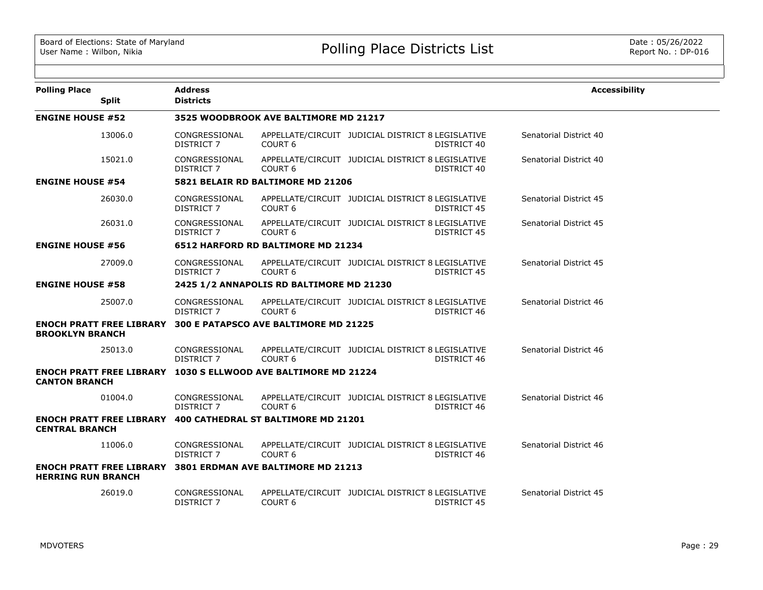| Polling Place | Split | Address / Districts | | | | Accessibility |
|---|---|---|---|---|---|---|
| **ENGINE HOUSE #52** | | **3525 WOODBROOK AVE BALTIMORE MD 21217** | | | | |
| | 13006.0 | CONGRESSIONAL DISTRICT 7 | APPELLATE/CIRCUIT COURT 6 | JUDICIAL DISTRICT 8 | LEGISLATIVE DISTRICT 40 | Senatorial District 40 |
| | 15021.0 | CONGRESSIONAL DISTRICT 7 | APPELLATE/CIRCUIT COURT 6 | JUDICIAL DISTRICT 8 | LEGISLATIVE DISTRICT 40 | Senatorial District 40 |
| **ENGINE HOUSE #54** | | **5821 BELAIR RD BALTIMORE MD 21206** | | | | |
| | 26030.0 | CONGRESSIONAL DISTRICT 7 | APPELLATE/CIRCUIT COURT 6 | JUDICIAL DISTRICT 8 | LEGISLATIVE DISTRICT 45 | Senatorial District 45 |
| | 26031.0 | CONGRESSIONAL DISTRICT 7 | APPELLATE/CIRCUIT COURT 6 | JUDICIAL DISTRICT 8 | LEGISLATIVE DISTRICT 45 | Senatorial District 45 |
| **ENGINE HOUSE #56** | | **6512 HARFORD RD BALTIMORE MD 21234** | | | | |
| | 27009.0 | CONGRESSIONAL DISTRICT 7 | APPELLATE/CIRCUIT COURT 6 | JUDICIAL DISTRICT 8 | LEGISLATIVE DISTRICT 45 | Senatorial District 45 |
| **ENGINE HOUSE #58** | | **2425 1/2 ANNAPOLIS RD BALTIMORE MD 21230** | | | | |
| | 25007.0 | CONGRESSIONAL DISTRICT 7 | APPELLATE/CIRCUIT COURT 6 | JUDICIAL DISTRICT 8 | LEGISLATIVE DISTRICT 46 | Senatorial District 46 |
| **ENOCH PRATT FREE LIBRARY BROOKLYN BRANCH** | | **300 E PATAPSCO AVE BALTIMORE MD 21225** | | | | |
| | 25013.0 | CONGRESSIONAL DISTRICT 7 | APPELLATE/CIRCUIT COURT 6 | JUDICIAL DISTRICT 8 | LEGISLATIVE DISTRICT 46 | Senatorial District 46 |
| **ENOCH PRATT FREE LIBRARY CANTON BRANCH** | | **1030 S ELLWOOD AVE BALTIMORE MD 21224** | | | | |
| | 01004.0 | CONGRESSIONAL DISTRICT 7 | APPELLATE/CIRCUIT COURT 6 | JUDICIAL DISTRICT 8 | LEGISLATIVE DISTRICT 46 | Senatorial District 46 |
| **ENOCH PRATT FREE LIBRARY CENTRAL BRANCH** | | **400 CATHEDRAL ST BALTIMORE MD 21201** | | | | |
| | 11006.0 | CONGRESSIONAL DISTRICT 7 | APPELLATE/CIRCUIT COURT 6 | JUDICIAL DISTRICT 8 | LEGISLATIVE DISTRICT 46 | Senatorial District 46 |
| **ENOCH PRATT FREE LIBRARY HERRING RUN BRANCH** | | **3801 ERDMAN AVE BALTIMORE MD 21213** | | | | |
| | 26019.0 | CONGRESSIONAL DISTRICT 7 | APPELLATE/CIRCUIT COURT 6 | JUDICIAL DISTRICT 8 | LEGISLATIVE DISTRICT 45 | Senatorial District 45 |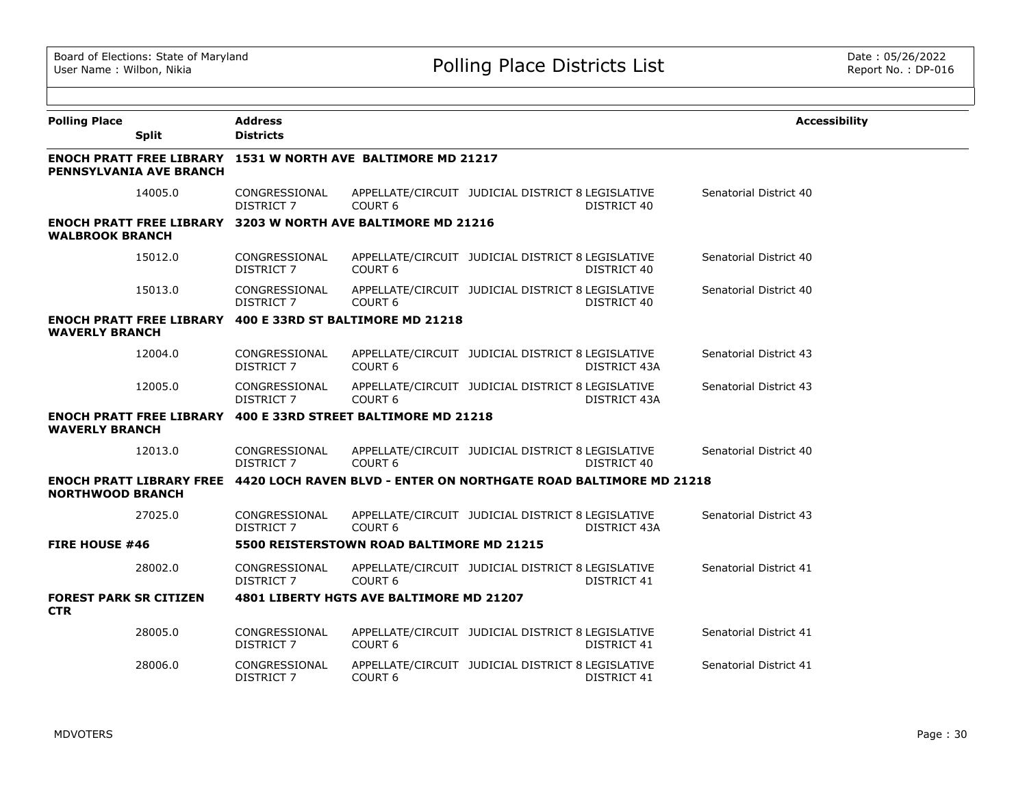| Polling Place / Split | Address / Districts | | | | | Accessibility |
|---|---|---|---|---|---|---|
| **ENOCH PRATT FREE LIBRARY PENNSYLVANIA AVE BRANCH** | **1531 W NORTH AVE BALTIMORE MD 21217** | | | | | |
| 14005.0 | CONGRESSIONAL DISTRICT 7 | APPELLATE/CIRCUIT COURT 6 | JUDICIAL DISTRICT 8 | LEGISLATIVE DISTRICT 40 | Senatorial District 40 | |
| **ENOCH PRATT FREE LIBRARY WALBROOK BRANCH** | **3203 W NORTH AVE BALTIMORE MD 21216** | | | | | |
| 15012.0 | CONGRESSIONAL DISTRICT 7 | APPELLATE/CIRCUIT COURT 6 | JUDICIAL DISTRICT 8 | LEGISLATIVE DISTRICT 40 | Senatorial District 40 | |
| 15013.0 | CONGRESSIONAL DISTRICT 7 | APPELLATE/CIRCUIT COURT 6 | JUDICIAL DISTRICT 8 | LEGISLATIVE DISTRICT 40 | Senatorial District 40 | |
| **ENOCH PRATT FREE LIBRARY WAVERLY BRANCH** | **400 E 33RD ST BALTIMORE MD 21218** | | | | | |
| 12004.0 | CONGRESSIONAL DISTRICT 7 | APPELLATE/CIRCUIT COURT 6 | JUDICIAL DISTRICT 8 | LEGISLATIVE DISTRICT 43A | Senatorial District 43 | |
| 12005.0 | CONGRESSIONAL DISTRICT 7 | APPELLATE/CIRCUIT COURT 6 | JUDICIAL DISTRICT 8 | LEGISLATIVE DISTRICT 43A | Senatorial District 43 | |
| **ENOCH PRATT FREE LIBRARY WAVERLY BRANCH** | **400 E 33RD STREET BALTIMORE MD 21218** | | | | | |
| 12013.0 | CONGRESSIONAL DISTRICT 7 | APPELLATE/CIRCUIT COURT 6 | JUDICIAL DISTRICT 8 | LEGISLATIVE DISTRICT 40 | Senatorial District 40 | |
| **ENOCH PRATT LIBRARY FREE NORTHWOOD BRANCH** | **4420 LOCH RAVEN BLVD - ENTER ON NORTHGATE ROAD BALTIMORE MD 21218** | | | | | |
| 27025.0 | CONGRESSIONAL DISTRICT 7 | APPELLATE/CIRCUIT COURT 6 | JUDICIAL DISTRICT 8 | LEGISLATIVE DISTRICT 43A | Senatorial District 43 | |
| **FIRE HOUSE #46** | **5500 REISTERSTOWN ROAD BALTIMORE MD 21215** | | | | | |
| 28002.0 | CONGRESSIONAL DISTRICT 7 | APPELLATE/CIRCUIT COURT 6 | JUDICIAL DISTRICT 8 | LEGISLATIVE DISTRICT 41 | Senatorial District 41 | |
| **FOREST PARK SR CITIZEN CTR** | **4801 LIBERTY HGTS AVE BALTIMORE MD 21207** | | | | | |
| 28005.0 | CONGRESSIONAL DISTRICT 7 | APPELLATE/CIRCUIT COURT 6 | JUDICIAL DISTRICT 8 | LEGISLATIVE DISTRICT 41 | Senatorial District 41 | |
| 28006.0 | CONGRESSIONAL DISTRICT 7 | APPELLATE/CIRCUIT COURT 6 | JUDICIAL DISTRICT 8 | LEGISLATIVE DISTRICT 41 | Senatorial District 41 | |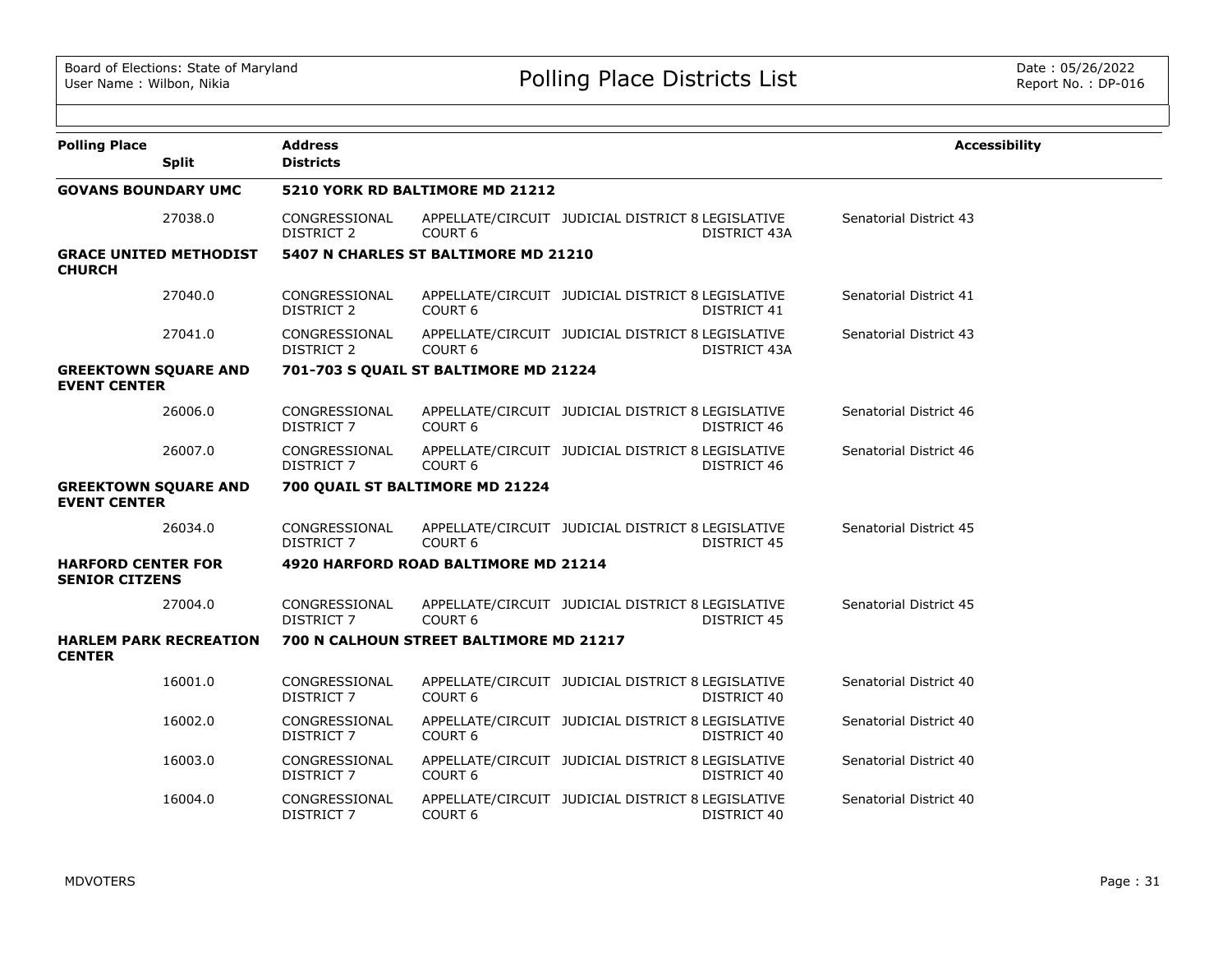# Polling Place Districts List

Board of Elections: State of Maryland
User Name : Wilbon, Nikia

Date : 05/26/2022
Report No. : DP-016

| Polling Place / Split | Address / Districts | | | | Accessibility |
|---|---|---|---|---|---|
| **GOVANS BOUNDARY UMC** | **5210 YORK RD BALTIMORE MD 21212** | | | | |
| 27038.0 | CONGRESSIONAL DISTRICT 2 | APPELLATE/CIRCUIT COURT 6 | JUDICIAL DISTRICT 8 | LEGISLATIVE DISTRICT 43A | Senatorial District 43 |
| **GRACE UNITED METHODIST CHURCH** | **5407 N CHARLES ST BALTIMORE MD 21210** | | | | |
| 27040.0 | CONGRESSIONAL DISTRICT 2 | APPELLATE/CIRCUIT COURT 6 | JUDICIAL DISTRICT 8 | LEGISLATIVE DISTRICT 41 | Senatorial District 41 |
| 27041.0 | CONGRESSIONAL DISTRICT 2 | APPELLATE/CIRCUIT COURT 6 | JUDICIAL DISTRICT 8 | LEGISLATIVE DISTRICT 43A | Senatorial District 43 |
| **GREEKTOWN SQUARE AND EVENT CENTER** | **701-703 S QUAIL ST BALTIMORE MD 21224** | | | | |
| 26006.0 | CONGRESSIONAL DISTRICT 7 | APPELLATE/CIRCUIT COURT 6 | JUDICIAL DISTRICT 8 | LEGISLATIVE DISTRICT 46 | Senatorial District 46 |
| 26007.0 | CONGRESSIONAL DISTRICT 7 | APPELLATE/CIRCUIT COURT 6 | JUDICIAL DISTRICT 8 | LEGISLATIVE DISTRICT 46 | Senatorial District 46 |
| **GREEKTOWN SQUARE AND EVENT CENTER** | **700 QUAIL ST BALTIMORE MD 21224** | | | | |
| 26034.0 | CONGRESSIONAL DISTRICT 7 | APPELLATE/CIRCUIT COURT 6 | JUDICIAL DISTRICT 8 | LEGISLATIVE DISTRICT 45 | Senatorial District 45 |
| **HARFORD CENTER FOR SENIOR CITZENS** | **4920 HARFORD ROAD BALTIMORE MD 21214** | | | | |
| 27004.0 | CONGRESSIONAL DISTRICT 7 | APPELLATE/CIRCUIT COURT 6 | JUDICIAL DISTRICT 8 | LEGISLATIVE DISTRICT 45 | Senatorial District 45 |
| **HARLEM PARK RECREATION CENTER** | **700 N CALHOUN STREET BALTIMORE MD 21217** | | | | |
| 16001.0 | CONGRESSIONAL DISTRICT 7 | APPELLATE/CIRCUIT COURT 6 | JUDICIAL DISTRICT 8 | LEGISLATIVE DISTRICT 40 | Senatorial District 40 |
| 16002.0 | CONGRESSIONAL DISTRICT 7 | APPELLATE/CIRCUIT COURT 6 | JUDICIAL DISTRICT 8 | LEGISLATIVE DISTRICT 40 | Senatorial District 40 |
| 16003.0 | CONGRESSIONAL DISTRICT 7 | APPELLATE/CIRCUIT COURT 6 | JUDICIAL DISTRICT 8 | LEGISLATIVE DISTRICT 40 | Senatorial District 40 |
| 16004.0 | CONGRESSIONAL DISTRICT 7 | APPELLATE/CIRCUIT COURT 6 | JUDICIAL DISTRICT 8 | LEGISLATIVE DISTRICT 40 | Senatorial District 40 |

MDVOTERS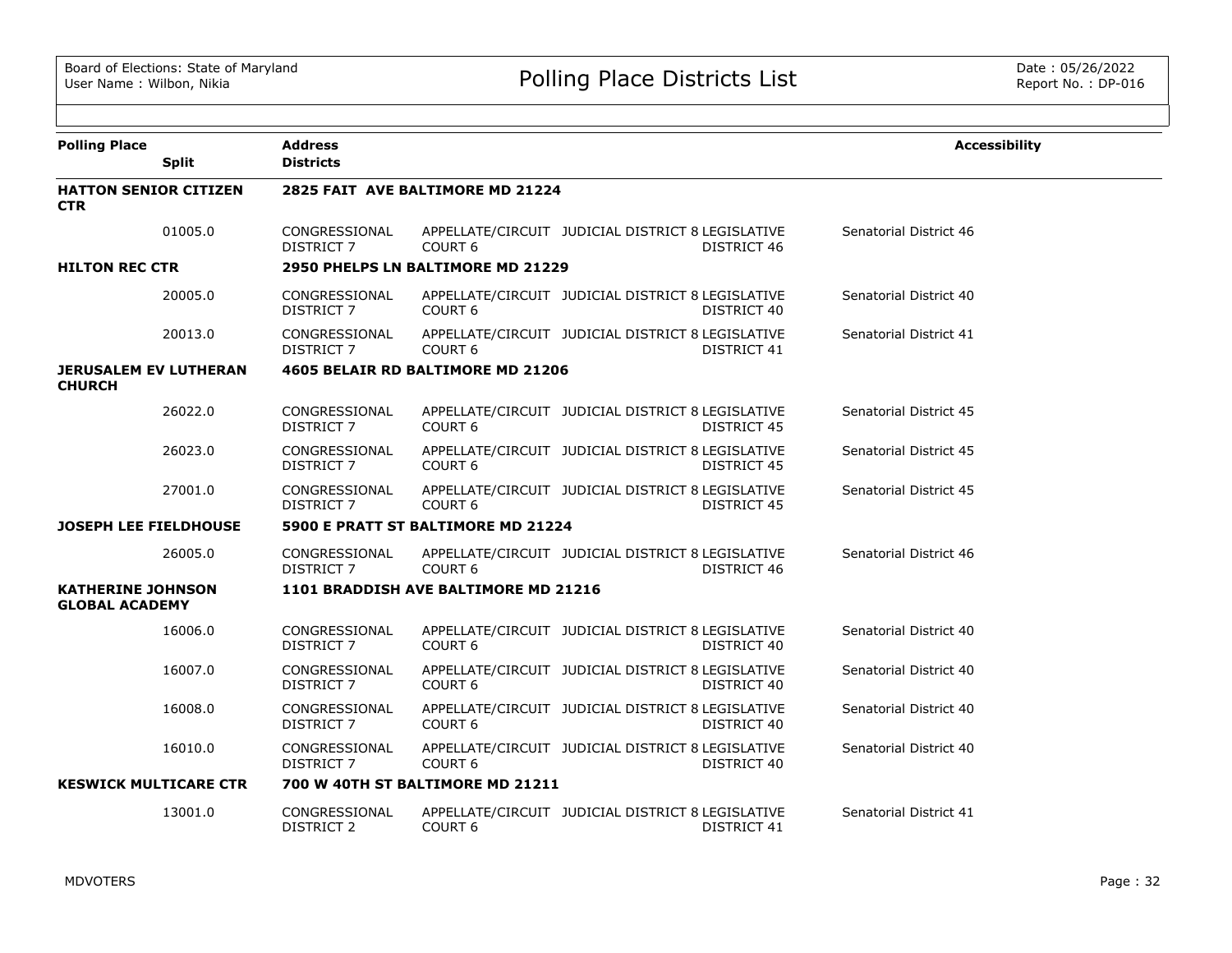Board of Elections: State of Maryland
User Name : Wilbon, Nikia

# Polling Place Districts List

Date : 05/26/2022
Report No. : DP-016

| Polling Place / Split | Address / Districts | | | | Accessibility |
|---|---|---|---|---|---|
| **HATTON SENIOR CITIZEN CTR** | **2825 FAIT AVE BALTIMORE MD 21224** | | | | |
| 01005.0 | CONGRESSIONAL DISTRICT 7 | APPELLATE/CIRCUIT COURT 6 | JUDICIAL DISTRICT 8 | LEGISLATIVE DISTRICT 46 | Senatorial District 46 |
| **HILTON REC CTR** | **2950 PHELPS LN BALTIMORE MD 21229** | | | | |
| 20005.0 | CONGRESSIONAL DISTRICT 7 | APPELLATE/CIRCUIT COURT 6 | JUDICIAL DISTRICT 8 | LEGISLATIVE DISTRICT 40 | Senatorial District 40 |
| 20013.0 | CONGRESSIONAL DISTRICT 7 | APPELLATE/CIRCUIT COURT 6 | JUDICIAL DISTRICT 8 | LEGISLATIVE DISTRICT 41 | Senatorial District 41 |
| **JERUSALEM EV LUTHERAN CHURCH** | **4605 BELAIR RD BALTIMORE MD 21206** | | | | |
| 26022.0 | CONGRESSIONAL DISTRICT 7 | APPELLATE/CIRCUIT COURT 6 | JUDICIAL DISTRICT 8 | LEGISLATIVE DISTRICT 45 | Senatorial District 45 |
| 26023.0 | CONGRESSIONAL DISTRICT 7 | APPELLATE/CIRCUIT COURT 6 | JUDICIAL DISTRICT 8 | LEGISLATIVE DISTRICT 45 | Senatorial District 45 |
| 27001.0 | CONGRESSIONAL DISTRICT 7 | APPELLATE/CIRCUIT COURT 6 | JUDICIAL DISTRICT 8 | LEGISLATIVE DISTRICT 45 | Senatorial District 45 |
| **JOSEPH LEE FIELDHOUSE** | **5900 E PRATT ST BALTIMORE MD 21224** | | | | |
| 26005.0 | CONGRESSIONAL DISTRICT 7 | APPELLATE/CIRCUIT COURT 6 | JUDICIAL DISTRICT 8 | LEGISLATIVE DISTRICT 46 | Senatorial District 46 |
| **KATHERINE JOHNSON GLOBAL ACADEMY** | **1101 BRADDISH AVE BALTIMORE MD 21216** | | | | |
| 16006.0 | CONGRESSIONAL DISTRICT 7 | APPELLATE/CIRCUIT COURT 6 | JUDICIAL DISTRICT 8 | LEGISLATIVE DISTRICT 40 | Senatorial District 40 |
| 16007.0 | CONGRESSIONAL DISTRICT 7 | APPELLATE/CIRCUIT COURT 6 | JUDICIAL DISTRICT 8 | LEGISLATIVE DISTRICT 40 | Senatorial District 40 |
| 16008.0 | CONGRESSIONAL DISTRICT 7 | APPELLATE/CIRCUIT COURT 6 | JUDICIAL DISTRICT 8 | LEGISLATIVE DISTRICT 40 | Senatorial District 40 |
| 16010.0 | CONGRESSIONAL DISTRICT 7 | APPELLATE/CIRCUIT COURT 6 | JUDICIAL DISTRICT 8 | LEGISLATIVE DISTRICT 40 | Senatorial District 40 |
| **KESWICK MULTICARE CTR** | **700 W 40TH ST BALTIMORE MD 21211** | | | | |
| 13001.0 | CONGRESSIONAL DISTRICT 2 | APPELLATE/CIRCUIT COURT 6 | JUDICIAL DISTRICT 8 | LEGISLATIVE DISTRICT 41 | Senatorial District 41 |

MDVOTERS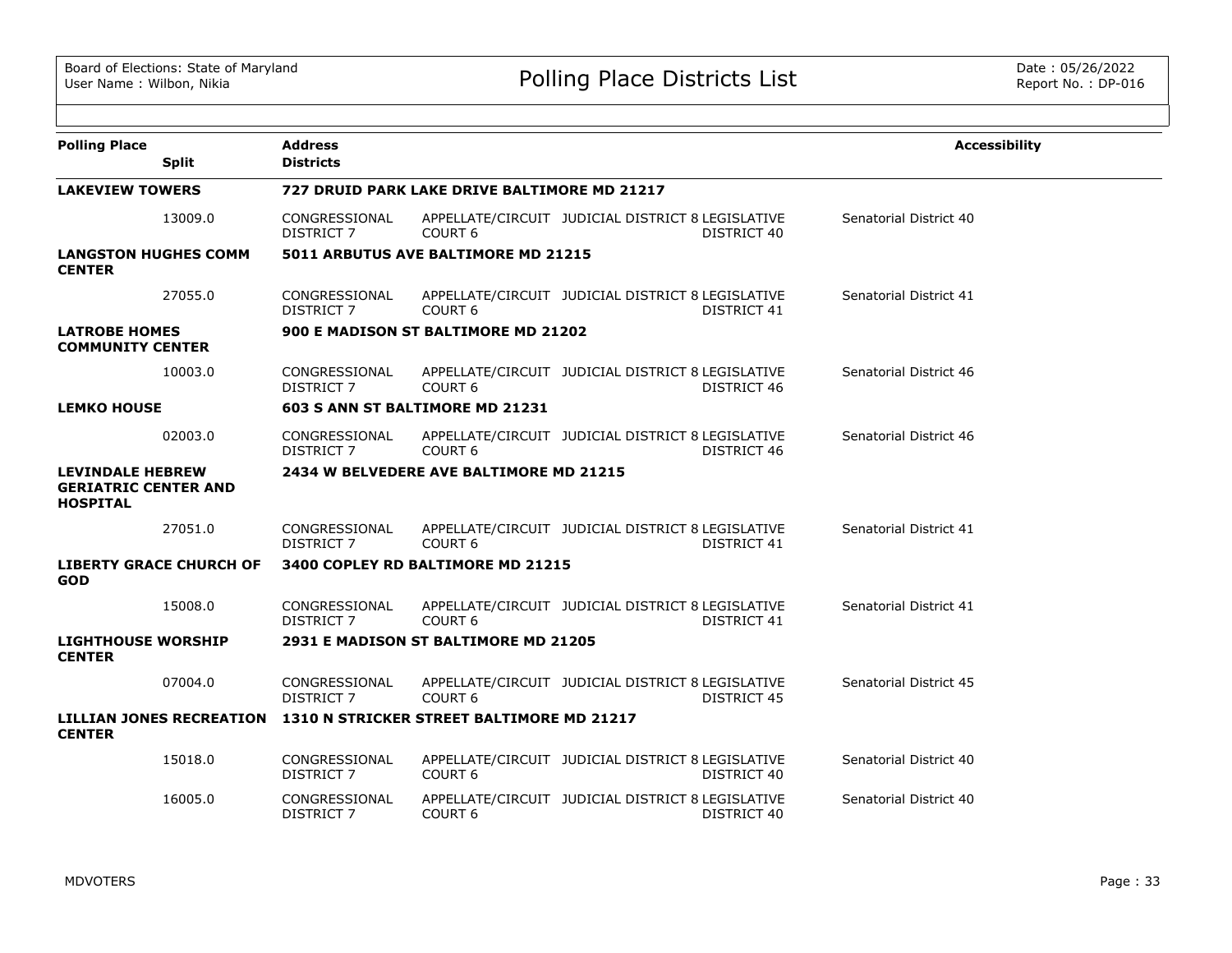| Polling Place | Split | Address / Districts | | | | Accessibility |
|---|---|---|---|---|---|---|
| **LAKEVIEW TOWERS** | | **727 DRUID PARK LAKE DRIVE BALTIMORE MD 21217** | | | | |
| | 13009.0 | CONGRESSIONAL DISTRICT 7 | APPELLATE/CIRCUIT COURT 6 | JUDICIAL DISTRICT 8 | LEGISLATIVE DISTRICT 40 | Senatorial District 40 |
| **LANGSTON HUGHES COMM CENTER** | | **5011 ARBUTUS AVE BALTIMORE MD 21215** | | | | |
| | 27055.0 | CONGRESSIONAL DISTRICT 7 | APPELLATE/CIRCUIT COURT 6 | JUDICIAL DISTRICT 8 | LEGISLATIVE DISTRICT 41 | Senatorial District 41 |
| **LATROBE HOMES COMMUNITY CENTER** | | **900 E MADISON ST BALTIMORE MD 21202** | | | | |
| | 10003.0 | CONGRESSIONAL DISTRICT 7 | APPELLATE/CIRCUIT COURT 6 | JUDICIAL DISTRICT 8 | LEGISLATIVE DISTRICT 46 | Senatorial District 46 |
| **LEMKO HOUSE** | | **603 S ANN ST BALTIMORE MD 21231** | | | | |
| | 02003.0 | CONGRESSIONAL DISTRICT 7 | APPELLATE/CIRCUIT COURT 6 | JUDICIAL DISTRICT 8 | LEGISLATIVE DISTRICT 46 | Senatorial District 46 |
| **LEVINDALE HEBREW GERIATRIC CENTER AND HOSPITAL** | | **2434 W BELVEDERE AVE BALTIMORE MD 21215** | | | | |
| | 27051.0 | CONGRESSIONAL DISTRICT 7 | APPELLATE/CIRCUIT COURT 6 | JUDICIAL DISTRICT 8 | LEGISLATIVE DISTRICT 41 | Senatorial District 41 |
| **LIBERTY GRACE CHURCH OF GOD** | | **3400 COPLEY RD BALTIMORE MD 21215** | | | | |
| | 15008.0 | CONGRESSIONAL DISTRICT 7 | APPELLATE/CIRCUIT COURT 6 | JUDICIAL DISTRICT 8 | LEGISLATIVE DISTRICT 41 | Senatorial District 41 |
| **LIGHTHOUSE WORSHIP CENTER** | | **2931 E MADISON ST BALTIMORE MD 21205** | | | | |
| | 07004.0 | CONGRESSIONAL DISTRICT 7 | APPELLATE/CIRCUIT COURT 6 | JUDICIAL DISTRICT 8 | LEGISLATIVE DISTRICT 45 | Senatorial District 45 |
| **LILLIAN JONES RECREATION CENTER** | | **1310 N STRICKER STREET BALTIMORE MD 21217** | | | | |
| | 15018.0 | CONGRESSIONAL DISTRICT 7 | APPELLATE/CIRCUIT COURT 6 | JUDICIAL DISTRICT 8 | LEGISLATIVE DISTRICT 40 | Senatorial District 40 |
| | 16005.0 | CONGRESSIONAL DISTRICT 7 | APPELLATE/CIRCUIT COURT 6 | JUDICIAL DISTRICT 8 | LEGISLATIVE DISTRICT 40 | Senatorial District 40 |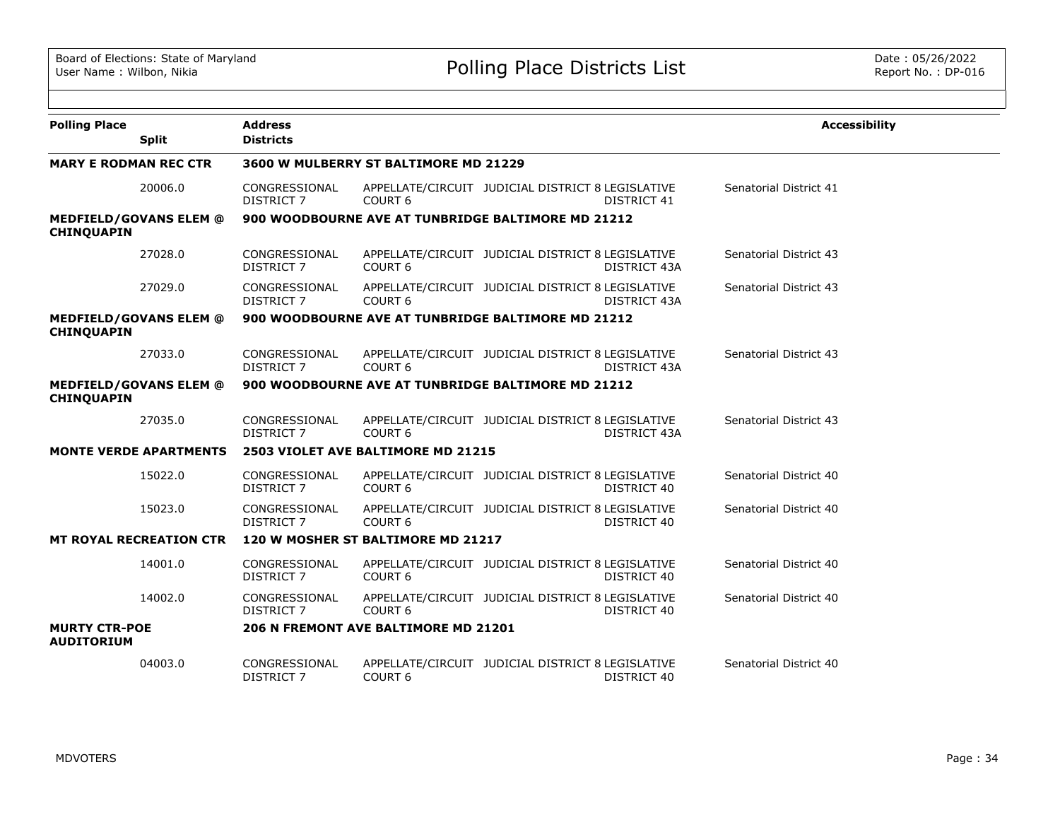# Polling Place Districts List

| Polling Place | Split | Address / Districts | | | | Accessibility |
|---|---|---|---|---|---|---|
| **MARY E RODMAN REC CTR** | | **3600 W MULBERRY ST BALTIMORE MD 21229** | | | | |
| | 20006.0 | CONGRESSIONAL DISTRICT 7 | APPELLATE/CIRCUIT COURT 6 | JUDICIAL DISTRICT 8 | LEGISLATIVE DISTRICT 41 | Senatorial District 41 |
| **MEDFIELD/GOVANS ELEM @ CHINQUAPIN** | | **900 WOODBOURNE AVE AT TUNBRIDGE BALTIMORE MD 21212** | | | | |
| | 27028.0 | CONGRESSIONAL DISTRICT 7 | APPELLATE/CIRCUIT COURT 6 | JUDICIAL DISTRICT 8 | LEGISLATIVE DISTRICT 43A | Senatorial District 43 |
| | 27029.0 | CONGRESSIONAL DISTRICT 7 | APPELLATE/CIRCUIT COURT 6 | JUDICIAL DISTRICT 8 | LEGISLATIVE DISTRICT 43A | Senatorial District 43 |
| **MEDFIELD/GOVANS ELEM @ CHINQUAPIN** | | **900 WOODBOURNE AVE AT TUNBRIDGE BALTIMORE MD 21212** | | | | |
| | 27033.0 | CONGRESSIONAL DISTRICT 7 | APPELLATE/CIRCUIT COURT 6 | JUDICIAL DISTRICT 8 | LEGISLATIVE DISTRICT 43A | Senatorial District 43 |
| **MEDFIELD/GOVANS ELEM @ CHINQUAPIN** | | **900 WOODBOURNE AVE AT TUNBRIDGE BALTIMORE MD 21212** | | | | |
| | 27035.0 | CONGRESSIONAL DISTRICT 7 | APPELLATE/CIRCUIT COURT 6 | JUDICIAL DISTRICT 8 | LEGISLATIVE DISTRICT 43A | Senatorial District 43 |
| **MONTE VERDE APARTMENTS** | | **2503 VIOLET AVE BALTIMORE MD 21215** | | | | |
| | 15022.0 | CONGRESSIONAL DISTRICT 7 | APPELLATE/CIRCUIT COURT 6 | JUDICIAL DISTRICT 8 | LEGISLATIVE DISTRICT 40 | Senatorial District 40 |
| | 15023.0 | CONGRESSIONAL DISTRICT 7 | APPELLATE/CIRCUIT COURT 6 | JUDICIAL DISTRICT 8 | LEGISLATIVE DISTRICT 40 | Senatorial District 40 |
| **MT ROYAL RECREATION CTR** | | **120 W MOSHER ST BALTIMORE MD 21217** | | | | |
| | 14001.0 | CONGRESSIONAL DISTRICT 7 | APPELLATE/CIRCUIT COURT 6 | JUDICIAL DISTRICT 8 | LEGISLATIVE DISTRICT 40 | Senatorial District 40 |
| | 14002.0 | CONGRESSIONAL DISTRICT 7 | APPELLATE/CIRCUIT COURT 6 | JUDICIAL DISTRICT 8 | LEGISLATIVE DISTRICT 40 | Senatorial District 40 |
| **MURTY CTR-POE AUDITORIUM** | | **206 N FREMONT AVE BALTIMORE MD 21201** | | | | |
| | 04003.0 | CONGRESSIONAL DISTRICT 7 | APPELLATE/CIRCUIT COURT 6 | JUDICIAL DISTRICT 8 | LEGISLATIVE DISTRICT 40 | Senatorial District 40 |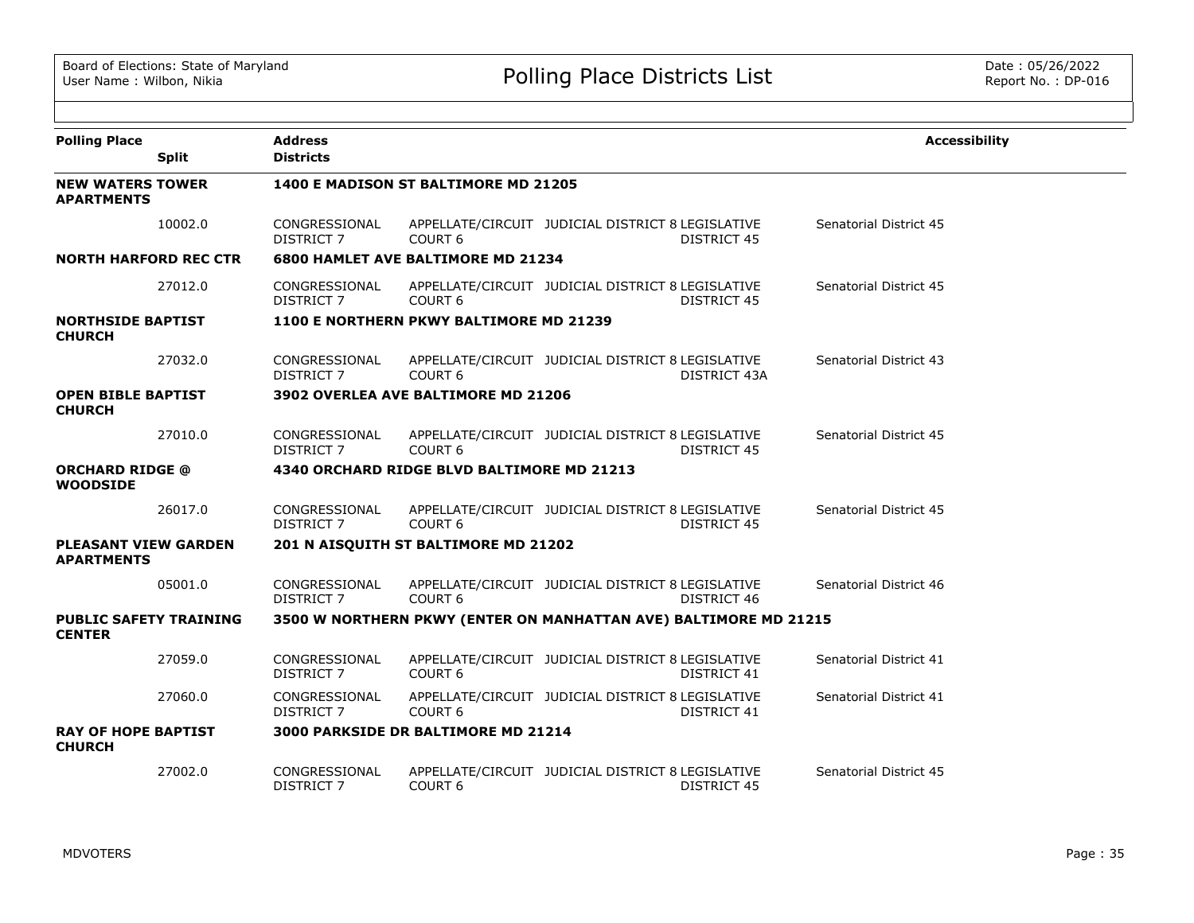Board of Elections: State of Maryland
User Name : Wilbon, Nikia

# Polling Place Districts List

Date : 05/26/2022
Report No. : DP-016

| Polling Place | Split | Address / Districts | | | | | Accessibility |
|---|---|---|---|---|---|---|---|
| **NEW WATERS TOWER APARTMENTS** | | **1400 E MADISON ST BALTIMORE MD 21205** | | | | | |
| | 10002.0 | CONGRESSIONAL DISTRICT 7 | APPELLATE/CIRCUIT COURT 6 | JUDICIAL DISTRICT 8 | LEGISLATIVE DISTRICT 45 | Senatorial District 45 | |
| **NORTH HARFORD REC CTR** | | **6800 HAMLET AVE BALTIMORE MD 21234** | | | | | |
| | 27012.0 | CONGRESSIONAL DISTRICT 7 | APPELLATE/CIRCUIT COURT 6 | JUDICIAL DISTRICT 8 | LEGISLATIVE DISTRICT 45 | Senatorial District 45 | |
| **NORTHSIDE BAPTIST CHURCH** | | **1100 E NORTHERN PKWY BALTIMORE MD 21239** | | | | | |
| | 27032.0 | CONGRESSIONAL DISTRICT 7 | APPELLATE/CIRCUIT COURT 6 | JUDICIAL DISTRICT 8 | LEGISLATIVE DISTRICT 43A | Senatorial District 43 | |
| **OPEN BIBLE BAPTIST CHURCH** | | **3902 OVERLEA AVE BALTIMORE MD 21206** | | | | | |
| | 27010.0 | CONGRESSIONAL DISTRICT 7 | APPELLATE/CIRCUIT COURT 6 | JUDICIAL DISTRICT 8 | LEGISLATIVE DISTRICT 45 | Senatorial District 45 | |
| **ORCHARD RIDGE @ WOODSIDE** | | **4340 ORCHARD RIDGE BLVD BALTIMORE MD 21213** | | | | | |
| | 26017.0 | CONGRESSIONAL DISTRICT 7 | APPELLATE/CIRCUIT COURT 6 | JUDICIAL DISTRICT 8 | LEGISLATIVE DISTRICT 45 | Senatorial District 45 | |
| **PLEASANT VIEW GARDEN APARTMENTS** | | **201 N AISQUITH ST BALTIMORE MD 21202** | | | | | |
| | 05001.0 | CONGRESSIONAL DISTRICT 7 | APPELLATE/CIRCUIT COURT 6 | JUDICIAL DISTRICT 8 | LEGISLATIVE DISTRICT 46 | Senatorial District 46 | |
| **PUBLIC SAFETY TRAINING CENTER** | | **3500 W NORTHERN PKWY (ENTER ON MANHATTAN AVE) BALTIMORE MD 21215** | | | | | |
| | 27059.0 | CONGRESSIONAL DISTRICT 7 | APPELLATE/CIRCUIT COURT 6 | JUDICIAL DISTRICT 8 | LEGISLATIVE DISTRICT 41 | Senatorial District 41 | |
| | 27060.0 | CONGRESSIONAL DISTRICT 7 | APPELLATE/CIRCUIT COURT 6 | JUDICIAL DISTRICT 8 | LEGISLATIVE DISTRICT 41 | Senatorial District 41 | |
| **RAY OF HOPE BAPTIST CHURCH** | | **3000 PARKSIDE DR BALTIMORE MD 21214** | | | | | |
| | 27002.0 | CONGRESSIONAL DISTRICT 7 | APPELLATE/CIRCUIT COURT 6 | JUDICIAL DISTRICT 8 | LEGISLATIVE DISTRICT 45 | Senatorial District 45 | |

MDVOTERS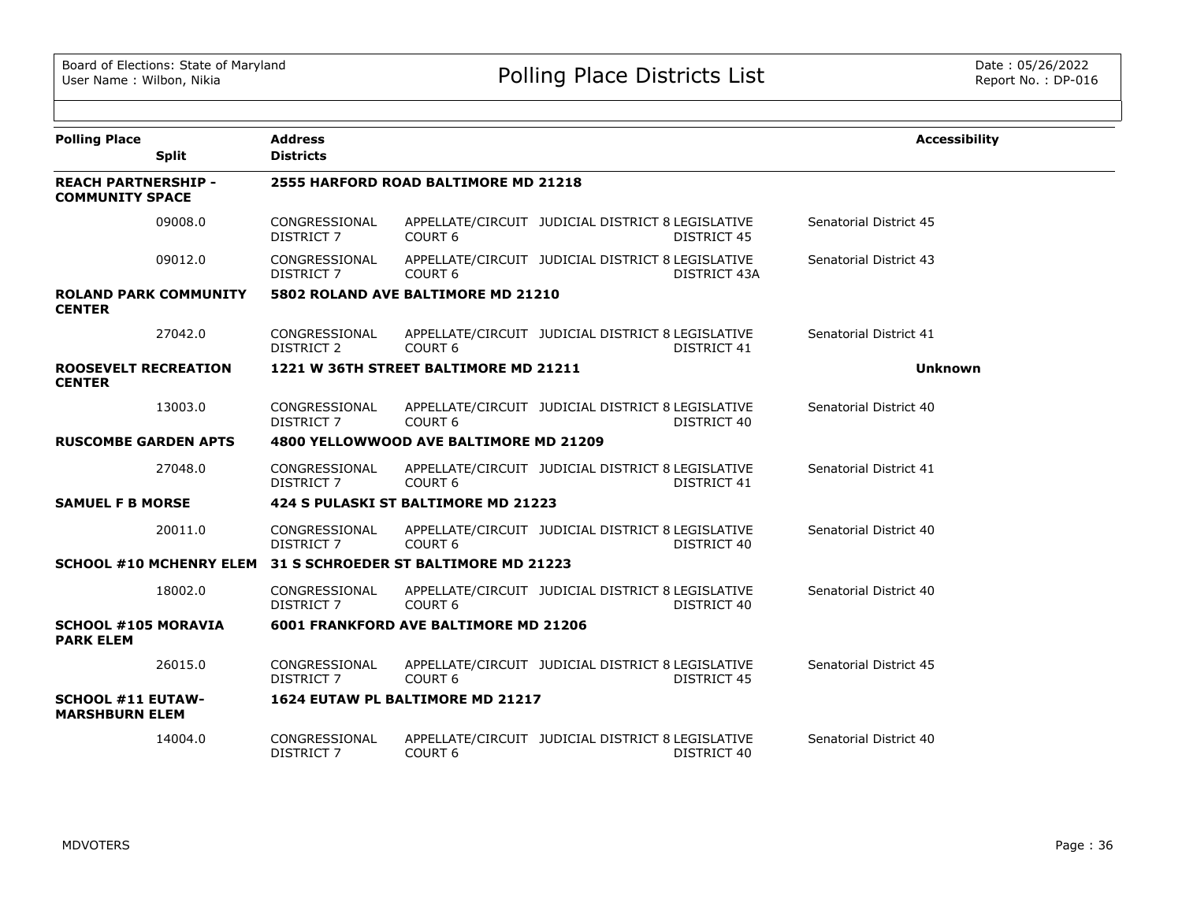| Polling Place | Split | Address / Districts | | | | | Accessibility |
|---|---|---|---|---|---|---|---|
| **REACH PARTNERSHIP - COMMUNITY SPACE** | | **2555 HARFORD ROAD BALTIMORE MD 21218** | | | | | |
| | 09008.0 | CONGRESSIONAL DISTRICT 7 | APPELLATE/CIRCUIT COURT 6 | JUDICIAL DISTRICT 8 | LEGISLATIVE DISTRICT 45 | Senatorial District 45 | |
| | 09012.0 | CONGRESSIONAL DISTRICT 7 | APPELLATE/CIRCUIT COURT 6 | JUDICIAL DISTRICT 8 | LEGISLATIVE DISTRICT 43A | Senatorial District 43 | |
| **ROLAND PARK COMMUNITY CENTER** | | **5802 ROLAND AVE BALTIMORE MD 21210** | | | | | |
| | 27042.0 | CONGRESSIONAL DISTRICT 2 | APPELLATE/CIRCUIT COURT 6 | JUDICIAL DISTRICT 8 | LEGISLATIVE DISTRICT 41 | Senatorial District 41 | |
| **ROOSEVELT RECREATION CENTER** | | **1221 W 36TH STREET BALTIMORE MD 21211** | | | | | **Unknown** |
| | 13003.0 | CONGRESSIONAL DISTRICT 7 | APPELLATE/CIRCUIT COURT 6 | JUDICIAL DISTRICT 8 | LEGISLATIVE DISTRICT 40 | Senatorial District 40 | |
| **RUSCOMBE GARDEN APTS** | | **4800 YELLOWWOOD AVE BALTIMORE MD 21209** | | | | | |
| | 27048.0 | CONGRESSIONAL DISTRICT 7 | APPELLATE/CIRCUIT COURT 6 | JUDICIAL DISTRICT 8 | LEGISLATIVE DISTRICT 41 | Senatorial District 41 | |
| **SAMUEL F B MORSE** | | **424 S PULASKI ST BALTIMORE MD 21223** | | | | | |
| | 20011.0 | CONGRESSIONAL DISTRICT 7 | APPELLATE/CIRCUIT COURT 6 | JUDICIAL DISTRICT 8 | LEGISLATIVE DISTRICT 40 | Senatorial District 40 | |
| **SCHOOL #10 MCHENRY ELEM** | | **31 S SCHROEDER ST BALTIMORE MD 21223** | | | | | |
| | 18002.0 | CONGRESSIONAL DISTRICT 7 | APPELLATE/CIRCUIT COURT 6 | JUDICIAL DISTRICT 8 | LEGISLATIVE DISTRICT 40 | Senatorial District 40 | |
| **SCHOOL #105 MORAVIA PARK ELEM** | | **6001 FRANKFORD AVE BALTIMORE MD 21206** | | | | | |
| | 26015.0 | CONGRESSIONAL DISTRICT 7 | APPELLATE/CIRCUIT COURT 6 | JUDICIAL DISTRICT 8 | LEGISLATIVE DISTRICT 45 | Senatorial District 45 | |
| **SCHOOL #11 EUTAW-MARSHBURN ELEM** | | **1624 EUTAW PL BALTIMORE MD 21217** | | | | | |
| | 14004.0 | CONGRESSIONAL DISTRICT 7 | APPELLATE/CIRCUIT COURT 6 | JUDICIAL DISTRICT 8 | LEGISLATIVE DISTRICT 40 | Senatorial District 40 | |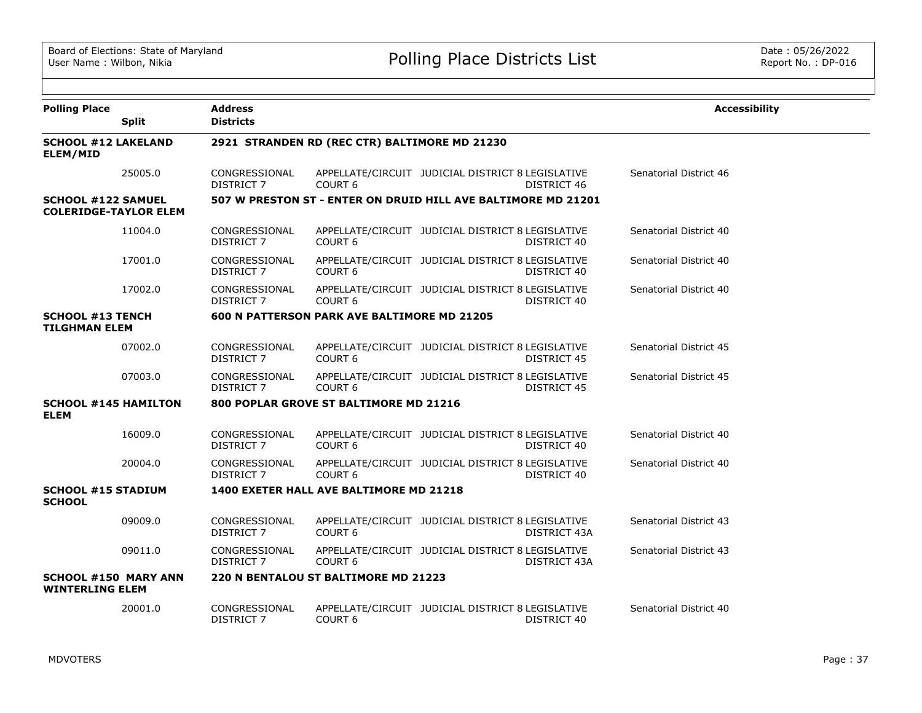| Polling Place | Split | Address / Districts | | | | | Accessibility |
|---|---|---|---|---|---|---|---|
| **SCHOOL #12 LAKELAND ELEM/MID** | | **2921 STRANDEN RD (REC CTR) BALTIMORE MD 21230** | | | | | |
| | 25005.0 | CONGRESSIONAL DISTRICT 7 | APPELLATE/CIRCUIT COURT 6 | JUDICIAL DISTRICT 8 | LEGISLATIVE DISTRICT 46 | Senatorial District 46 | |
| **SCHOOL #122 SAMUEL COLERIDGE-TAYLOR ELEM** | | **507 W PRESTON ST - ENTER ON DRUID HILL AVE BALTIMORE MD 21201** | | | | | |
| | 11004.0 | CONGRESSIONAL DISTRICT 7 | APPELLATE/CIRCUIT COURT 6 | JUDICIAL DISTRICT 8 | LEGISLATIVE DISTRICT 40 | Senatorial District 40 | |
| | 17001.0 | CONGRESSIONAL DISTRICT 7 | APPELLATE/CIRCUIT COURT 6 | JUDICIAL DISTRICT 8 | LEGISLATIVE DISTRICT 40 | Senatorial District 40 | |
| | 17002.0 | CONGRESSIONAL DISTRICT 7 | APPELLATE/CIRCUIT COURT 6 | JUDICIAL DISTRICT 8 | LEGISLATIVE DISTRICT 40 | Senatorial District 40 | |
| **SCHOOL #13 TENCH TILGHMAN ELEM** | | **600 N PATTERSON PARK AVE BALTIMORE MD 21205** | | | | | |
| | 07002.0 | CONGRESSIONAL DISTRICT 7 | APPELLATE/CIRCUIT COURT 6 | JUDICIAL DISTRICT 8 | LEGISLATIVE DISTRICT 45 | Senatorial District 45 | |
| | 07003.0 | CONGRESSIONAL DISTRICT 7 | APPELLATE/CIRCUIT COURT 6 | JUDICIAL DISTRICT 8 | LEGISLATIVE DISTRICT 45 | Senatorial District 45 | |
| **SCHOOL #145 HAMILTON ELEM** | | **800 POPLAR GROVE ST BALTIMORE MD 21216** | | | | | |
| | 16009.0 | CONGRESSIONAL DISTRICT 7 | APPELLATE/CIRCUIT COURT 6 | JUDICIAL DISTRICT 8 | LEGISLATIVE DISTRICT 40 | Senatorial District 40 | |
| | 20004.0 | CONGRESSIONAL DISTRICT 7 | APPELLATE/CIRCUIT COURT 6 | JUDICIAL DISTRICT 8 | LEGISLATIVE DISTRICT 40 | Senatorial District 40 | |
| **SCHOOL #15 STADIUM SCHOOL** | | **1400 EXETER HALL AVE BALTIMORE MD 21218** | | | | | |
| | 09009.0 | CONGRESSIONAL DISTRICT 7 | APPELLATE/CIRCUIT COURT 6 | JUDICIAL DISTRICT 8 | LEGISLATIVE DISTRICT 43A | Senatorial District 43 | |
| | 09011.0 | CONGRESSIONAL DISTRICT 7 | APPELLATE/CIRCUIT COURT 6 | JUDICIAL DISTRICT 8 | LEGISLATIVE DISTRICT 43A | Senatorial District 43 | |
| **SCHOOL #150 MARY ANN WINTERLING ELEM** | | **220 N BENTALOU ST BALTIMORE MD 21223** | | | | | |
| | 20001.0 | CONGRESSIONAL DISTRICT 7 | APPELLATE/CIRCUIT COURT 6 | JUDICIAL DISTRICT 8 | LEGISLATIVE DISTRICT 40 | Senatorial District 40 | |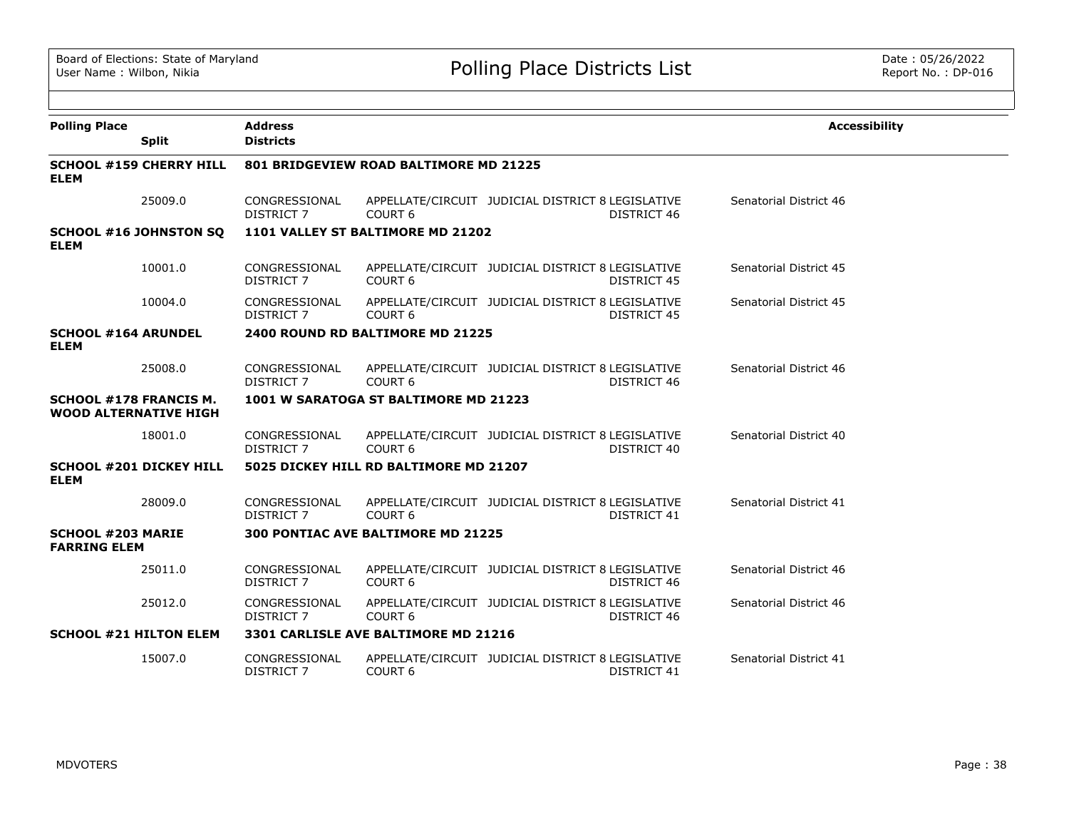# Polling Place Districts List

Board of Elections: State of Maryland
User Name : Wilbon, Nikia

Date : 05/26/2022
Report No. : DP-016

| Polling Place / Split | Address / Districts | | | | | Accessibility |
|---|---|---|---|---|---|---|
| **SCHOOL #159 CHERRY HILL ELEM** | **801 BRIDGEVIEW ROAD BALTIMORE MD 21225** | | | | | |
| 25009.0 | CONGRESSIONAL DISTRICT 7 | APPELLATE/CIRCUIT COURT 6 | JUDICIAL DISTRICT 8 | LEGISLATIVE DISTRICT 46 | Senatorial District 46 | |
| **SCHOOL #16 JOHNSTON SQ ELEM** | **1101 VALLEY ST BALTIMORE MD 21202** | | | | | |
| 10001.0 | CONGRESSIONAL DISTRICT 7 | APPELLATE/CIRCUIT COURT 6 | JUDICIAL DISTRICT 8 | LEGISLATIVE DISTRICT 45 | Senatorial District 45 | |
| 10004.0 | CONGRESSIONAL DISTRICT 7 | APPELLATE/CIRCUIT COURT 6 | JUDICIAL DISTRICT 8 | LEGISLATIVE DISTRICT 45 | Senatorial District 45 | |
| **SCHOOL #164 ARUNDEL ELEM** | **2400 ROUND RD BALTIMORE MD 21225** | | | | | |
| 25008.0 | CONGRESSIONAL DISTRICT 7 | APPELLATE/CIRCUIT COURT 6 | JUDICIAL DISTRICT 8 | LEGISLATIVE DISTRICT 46 | Senatorial District 46 | |
| **SCHOOL #178 FRANCIS M. WOOD ALTERNATIVE HIGH** | **1001 W SARATOGA ST BALTIMORE MD 21223** | | | | | |
| 18001.0 | CONGRESSIONAL DISTRICT 7 | APPELLATE/CIRCUIT COURT 6 | JUDICIAL DISTRICT 8 | LEGISLATIVE DISTRICT 40 | Senatorial District 40 | |
| **SCHOOL #201 DICKEY HILL ELEM** | **5025 DICKEY HILL RD BALTIMORE MD 21207** | | | | | |
| 28009.0 | CONGRESSIONAL DISTRICT 7 | APPELLATE/CIRCUIT COURT 6 | JUDICIAL DISTRICT 8 | LEGISLATIVE DISTRICT 41 | Senatorial District 41 | |
| **SCHOOL #203 MARIE FARRING ELEM** | **300 PONTIAC AVE BALTIMORE MD 21225** | | | | | |
| 25011.0 | CONGRESSIONAL DISTRICT 7 | APPELLATE/CIRCUIT COURT 6 | JUDICIAL DISTRICT 8 | LEGISLATIVE DISTRICT 46 | Senatorial District 46 | |
| 25012.0 | CONGRESSIONAL DISTRICT 7 | APPELLATE/CIRCUIT COURT 6 | JUDICIAL DISTRICT 8 | LEGISLATIVE DISTRICT 46 | Senatorial District 46 | |
| **SCHOOL #21 HILTON ELEM** | **3301 CARLISLE AVE BALTIMORE MD 21216** | | | | | |
| 15007.0 | CONGRESSIONAL DISTRICT 7 | APPELLATE/CIRCUIT COURT 6 | JUDICIAL DISTRICT 8 | LEGISLATIVE DISTRICT 41 | Senatorial District 41 | |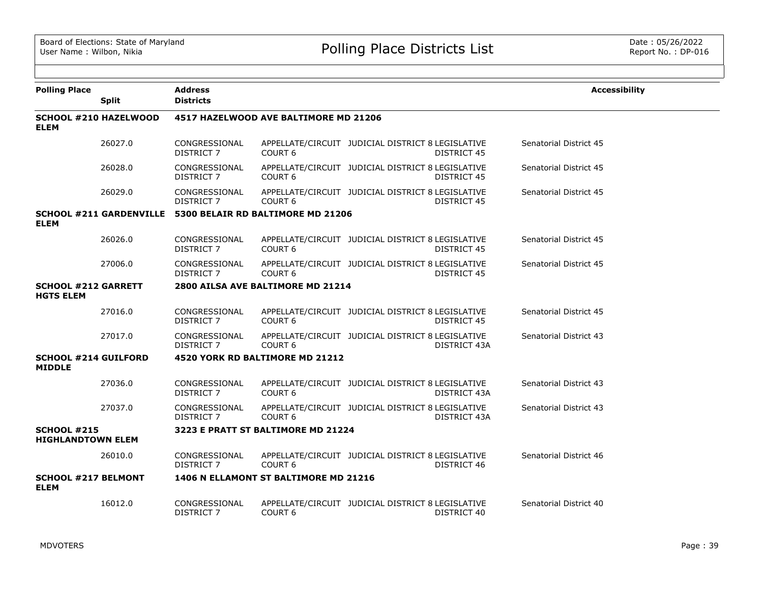Board of Elections: State of Maryland
User Name : Wilbon, Nikia

# Polling Place Districts List

Date : 05/26/2022
Report No. : DP-016

| Polling Place | Split | Address / Districts | | | | | Accessibility |
|---|---|---|---|---|---|---|---|
| **SCHOOL #210 HAZELWOOD ELEM** | | **4517 HAZELWOOD AVE BALTIMORE MD 21206** | | | | | |
| | 26027.0 | CONGRESSIONAL DISTRICT 7 | APPELLATE/CIRCUIT COURT 6 | JUDICIAL DISTRICT 8 | LEGISLATIVE DISTRICT 45 | Senatorial District 45 | |
| | 26028.0 | CONGRESSIONAL DISTRICT 7 | APPELLATE/CIRCUIT COURT 6 | JUDICIAL DISTRICT 8 | LEGISLATIVE DISTRICT 45 | Senatorial District 45 | |
| | 26029.0 | CONGRESSIONAL DISTRICT 7 | APPELLATE/CIRCUIT COURT 6 | JUDICIAL DISTRICT 8 | LEGISLATIVE DISTRICT 45 | Senatorial District 45 | |
| **SCHOOL #211 GARDENVILLE ELEM** | | **5300 BELAIR RD BALTIMORE MD 21206** | | | | | |
| | 26026.0 | CONGRESSIONAL DISTRICT 7 | APPELLATE/CIRCUIT COURT 6 | JUDICIAL DISTRICT 8 | LEGISLATIVE DISTRICT 45 | Senatorial District 45 | |
| | 27006.0 | CONGRESSIONAL DISTRICT 7 | APPELLATE/CIRCUIT COURT 6 | JUDICIAL DISTRICT 8 | LEGISLATIVE DISTRICT 45 | Senatorial District 45 | |
| **SCHOOL #212 GARRETT HGTS ELEM** | | **2800 AILSA AVE BALTIMORE MD 21214** | | | | | |
| | 27016.0 | CONGRESSIONAL DISTRICT 7 | APPELLATE/CIRCUIT COURT 6 | JUDICIAL DISTRICT 8 | LEGISLATIVE DISTRICT 45 | Senatorial District 45 | |
| | 27017.0 | CONGRESSIONAL DISTRICT 7 | APPELLATE/CIRCUIT COURT 6 | JUDICIAL DISTRICT 8 | LEGISLATIVE DISTRICT 43A | Senatorial District 43 | |
| **SCHOOL #214 GUILFORD MIDDLE** | | **4520 YORK RD BALTIMORE MD 21212** | | | | | |
| | 27036.0 | CONGRESSIONAL DISTRICT 7 | APPELLATE/CIRCUIT COURT 6 | JUDICIAL DISTRICT 8 | LEGISLATIVE DISTRICT 43A | Senatorial District 43 | |
| | 27037.0 | CONGRESSIONAL DISTRICT 7 | APPELLATE/CIRCUIT COURT 6 | JUDICIAL DISTRICT 8 | LEGISLATIVE DISTRICT 43A | Senatorial District 43 | |
| **SCHOOL #215 HIGHLANDTOWN ELEM** | | **3223 E PRATT ST BALTIMORE MD 21224** | | | | | |
| | 26010.0 | CONGRESSIONAL DISTRICT 7 | APPELLATE/CIRCUIT COURT 6 | JUDICIAL DISTRICT 8 | LEGISLATIVE DISTRICT 46 | Senatorial District 46 | |
| **SCHOOL #217 BELMONT ELEM** | | **1406 N ELLAMONT ST BALTIMORE MD 21216** | | | | | |
| | 16012.0 | CONGRESSIONAL DISTRICT 7 | APPELLATE/CIRCUIT COURT 6 | JUDICIAL DISTRICT 8 | LEGISLATIVE DISTRICT 40 | Senatorial District 40 | |

MDVOTERS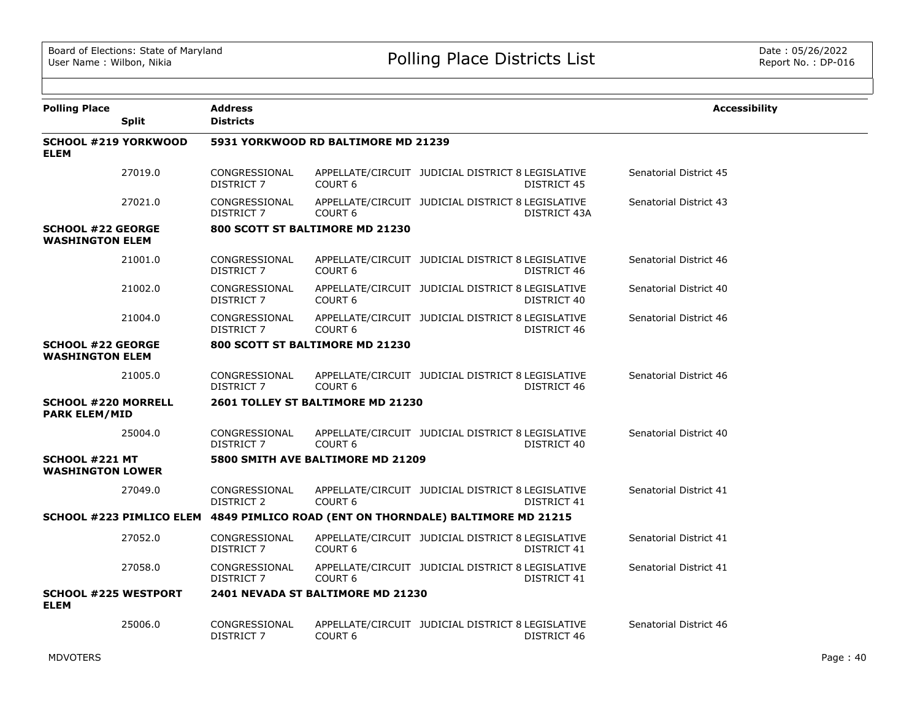| Polling Place | Split | Address / Districts | | | | Accessibility |
|---|---|---|---|---|---|---|
| **SCHOOL #219 YORKWOOD ELEM** | | **5931 YORKWOOD RD BALTIMORE MD 21239** | | | | |
| | 27019.0 | CONGRESSIONAL DISTRICT 7 | APPELLATE/CIRCUIT COURT 6 | JUDICIAL DISTRICT 8 | LEGISLATIVE DISTRICT 45 | Senatorial District 45 |
| | 27021.0 | CONGRESSIONAL DISTRICT 7 | APPELLATE/CIRCUIT COURT 6 | JUDICIAL DISTRICT 8 | LEGISLATIVE DISTRICT 43A | Senatorial District 43 |
| **SCHOOL #22 GEORGE WASHINGTON ELEM** | | **800 SCOTT ST BALTIMORE MD 21230** | | | | |
| | 21001.0 | CONGRESSIONAL DISTRICT 7 | APPELLATE/CIRCUIT COURT 6 | JUDICIAL DISTRICT 8 | LEGISLATIVE DISTRICT 46 | Senatorial District 46 |
| | 21002.0 | CONGRESSIONAL DISTRICT 7 | APPELLATE/CIRCUIT COURT 6 | JUDICIAL DISTRICT 8 | LEGISLATIVE DISTRICT 40 | Senatorial District 40 |
| | 21004.0 | CONGRESSIONAL DISTRICT 7 | APPELLATE/CIRCUIT COURT 6 | JUDICIAL DISTRICT 8 | LEGISLATIVE DISTRICT 46 | Senatorial District 46 |
| **SCHOOL #22 GEORGE WASHINGTON ELEM** | | **800 SCOTT ST BALTIMORE MD 21230** | | | | |
| | 21005.0 | CONGRESSIONAL DISTRICT 7 | APPELLATE/CIRCUIT COURT 6 | JUDICIAL DISTRICT 8 | LEGISLATIVE DISTRICT 46 | Senatorial District 46 |
| **SCHOOL #220 MORRELL PARK ELEM/MID** | | **2601 TOLLEY ST BALTIMORE MD 21230** | | | | |
| | 25004.0 | CONGRESSIONAL DISTRICT 7 | APPELLATE/CIRCUIT COURT 6 | JUDICIAL DISTRICT 8 | LEGISLATIVE DISTRICT 40 | Senatorial District 40 |
| **SCHOOL #221 MT WASHINGTON LOWER** | | **5800 SMITH AVE BALTIMORE MD 21209** | | | | |
| | 27049.0 | CONGRESSIONAL DISTRICT 2 | APPELLATE/CIRCUIT COURT 6 | JUDICIAL DISTRICT 8 | LEGISLATIVE DISTRICT 41 | Senatorial District 41 |
| **SCHOOL #223 PIMLICO ELEM** | | **4849 PIMLICO ROAD (ENT ON THORNDALE) BALTIMORE MD 21215** | | | | |
| | 27052.0 | CONGRESSIONAL DISTRICT 7 | APPELLATE/CIRCUIT COURT 6 | JUDICIAL DISTRICT 8 | LEGISLATIVE DISTRICT 41 | Senatorial District 41 |
| | 27058.0 | CONGRESSIONAL DISTRICT 7 | APPELLATE/CIRCUIT COURT 6 | JUDICIAL DISTRICT 8 | LEGISLATIVE DISTRICT 41 | Senatorial District 41 |
| **SCHOOL #225 WESTPORT ELEM** | | **2401 NEVADA ST BALTIMORE MD 21230** | | | | |
| | 25006.0 | CONGRESSIONAL DISTRICT 7 | APPELLATE/CIRCUIT COURT 6 | JUDICIAL DISTRICT 8 | LEGISLATIVE DISTRICT 46 | Senatorial District 46 |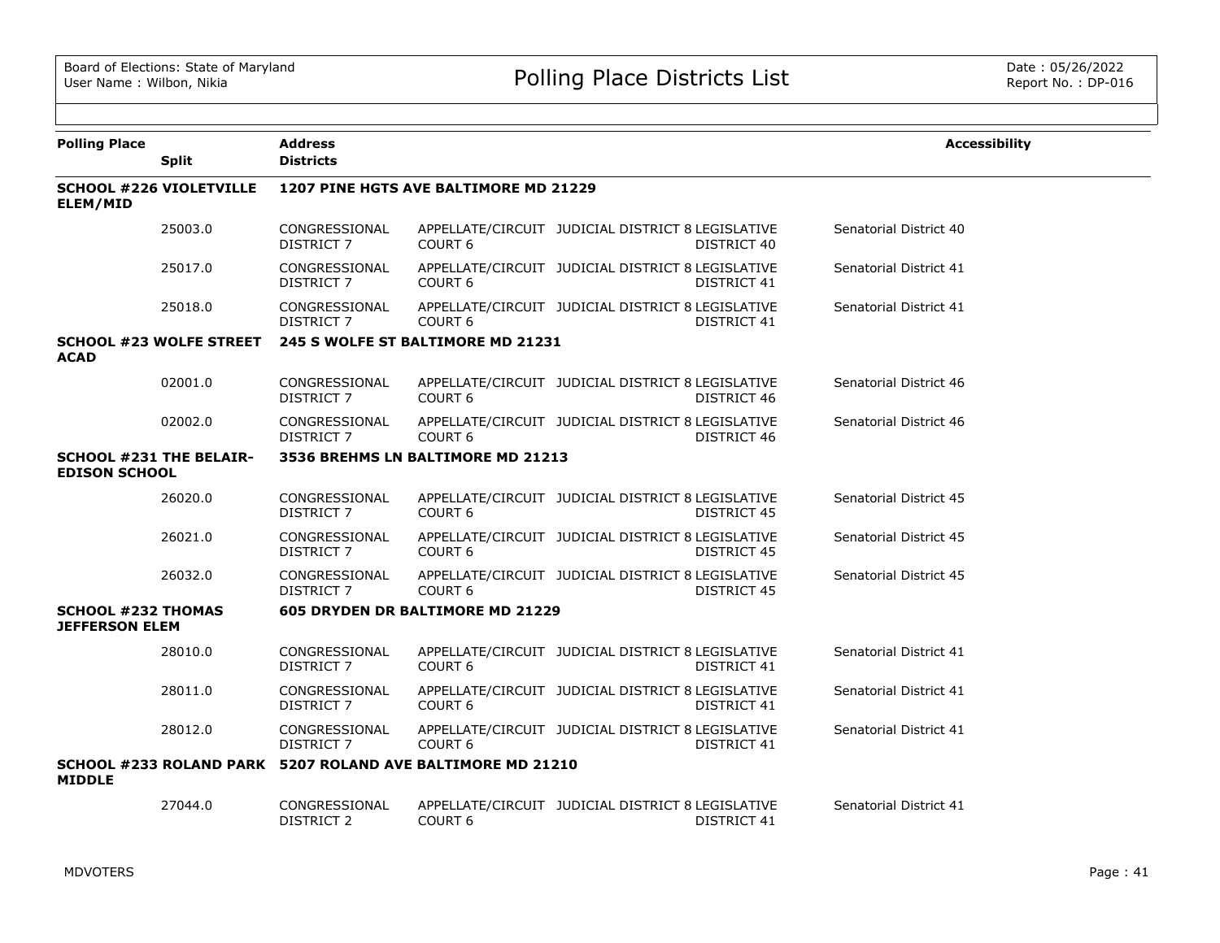Board of Elections: State of Maryland
User Name : Wilbon, Nikia

# Polling Place Districts List

Date : 05/26/2022
Report No. : DP-016

| Polling Place / Split | Address / Districts | | | | | Accessibility |
|---|---|---|---|---|---|---|
| **SCHOOL #226 VIOLETVILLE ELEM/MID** | **1207 PINE HGTS AVE BALTIMORE MD 21229** | | | | | |
| 25003.0 | CONGRESSIONAL DISTRICT 7 | APPELLATE/CIRCUIT COURT 6 | JUDICIAL DISTRICT 8 | LEGISLATIVE DISTRICT 40 | Senatorial District 40 | |
| 25017.0 | CONGRESSIONAL DISTRICT 7 | APPELLATE/CIRCUIT COURT 6 | JUDICIAL DISTRICT 8 | LEGISLATIVE DISTRICT 41 | Senatorial District 41 | |
| 25018.0 | CONGRESSIONAL DISTRICT 7 | APPELLATE/CIRCUIT COURT 6 | JUDICIAL DISTRICT 8 | LEGISLATIVE DISTRICT 41 | Senatorial District 41 | |
| **SCHOOL #23 WOLFE STREET ACAD** | **245 S WOLFE ST BALTIMORE MD 21231** | | | | | |
| 02001.0 | CONGRESSIONAL DISTRICT 7 | APPELLATE/CIRCUIT COURT 6 | JUDICIAL DISTRICT 8 | LEGISLATIVE DISTRICT 46 | Senatorial District 46 | |
| 02002.0 | CONGRESSIONAL DISTRICT 7 | APPELLATE/CIRCUIT COURT 6 | JUDICIAL DISTRICT 8 | LEGISLATIVE DISTRICT 46 | Senatorial District 46 | |
| **SCHOOL #231 THE BELAIR-EDISON SCHOOL** | **3536 BREHMS LN BALTIMORE MD 21213** | | | | | |
| 26020.0 | CONGRESSIONAL DISTRICT 7 | APPELLATE/CIRCUIT COURT 6 | JUDICIAL DISTRICT 8 | LEGISLATIVE DISTRICT 45 | Senatorial District 45 | |
| 26021.0 | CONGRESSIONAL DISTRICT 7 | APPELLATE/CIRCUIT COURT 6 | JUDICIAL DISTRICT 8 | LEGISLATIVE DISTRICT 45 | Senatorial District 45 | |
| 26032.0 | CONGRESSIONAL DISTRICT 7 | APPELLATE/CIRCUIT COURT 6 | JUDICIAL DISTRICT 8 | LEGISLATIVE DISTRICT 45 | Senatorial District 45 | |
| **SCHOOL #232 THOMAS JEFFERSON ELEM** | **605 DRYDEN DR BALTIMORE MD 21229** | | | | | |
| 28010.0 | CONGRESSIONAL DISTRICT 7 | APPELLATE/CIRCUIT COURT 6 | JUDICIAL DISTRICT 8 | LEGISLATIVE DISTRICT 41 | Senatorial District 41 | |
| 28011.0 | CONGRESSIONAL DISTRICT 7 | APPELLATE/CIRCUIT COURT 6 | JUDICIAL DISTRICT 8 | LEGISLATIVE DISTRICT 41 | Senatorial District 41 | |
| 28012.0 | CONGRESSIONAL DISTRICT 7 | APPELLATE/CIRCUIT COURT 6 | JUDICIAL DISTRICT 8 | LEGISLATIVE DISTRICT 41 | Senatorial District 41 | |
| **SCHOOL #233 ROLAND PARK MIDDLE** | **5207 ROLAND AVE BALTIMORE MD 21210** | | | | | |
| 27044.0 | CONGRESSIONAL DISTRICT 2 | APPELLATE/CIRCUIT COURT 6 | JUDICIAL DISTRICT 8 | LEGISLATIVE DISTRICT 41 | Senatorial District 41 | |

MDVOTERS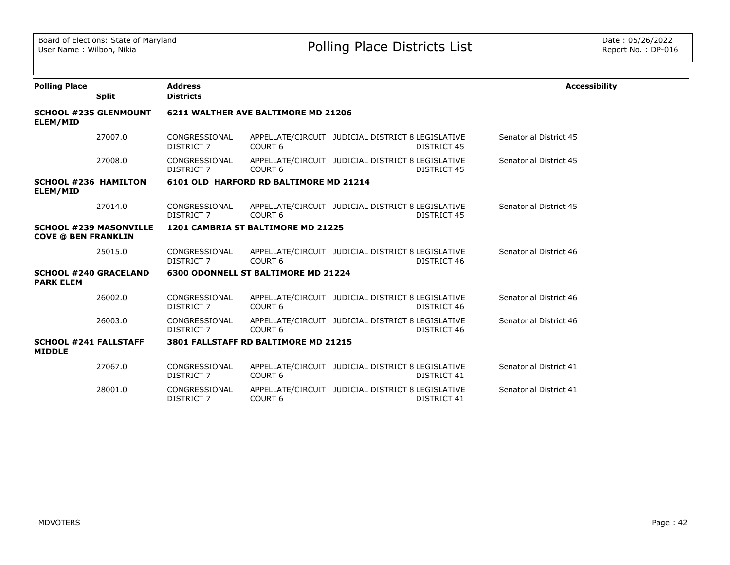# Polling Place Districts List

Board of Elections: State of Maryland
User Name : Wilbon, Nikia

Date : 05/26/2022
Report No. : DP-016

| Polling Place | Split | Address / Districts | | | | | Accessibility |
|---|---|---|---|---|---|---|---|
| **SCHOOL #235 GLENMOUNT ELEM/MID** | | **6211 WALTHER AVE BALTIMORE MD 21206** | | | | | |
| | 27007.0 | CONGRESSIONAL DISTRICT 7 | APPELLATE/CIRCUIT COURT 6 | JUDICIAL DISTRICT 8 | LEGISLATIVE DISTRICT 45 | Senatorial District 45 | |
| | 27008.0 | CONGRESSIONAL DISTRICT 7 | APPELLATE/CIRCUIT COURT 6 | JUDICIAL DISTRICT 8 | LEGISLATIVE DISTRICT 45 | Senatorial District 45 | |
| **SCHOOL #236 HAMILTON ELEM/MID** | | **6101 OLD HARFORD RD BALTIMORE MD 21214** | | | | | |
| | 27014.0 | CONGRESSIONAL DISTRICT 7 | APPELLATE/CIRCUIT COURT 6 | JUDICIAL DISTRICT 8 | LEGISLATIVE DISTRICT 45 | Senatorial District 45 | |
| **SCHOOL #239 MASONVILLE COVE @ BEN FRANKLIN** | | **1201 CAMBRIA ST BALTIMORE MD 21225** | | | | | |
| | 25015.0 | CONGRESSIONAL DISTRICT 7 | APPELLATE/CIRCUIT COURT 6 | JUDICIAL DISTRICT 8 | LEGISLATIVE DISTRICT 46 | Senatorial District 46 | |
| **SCHOOL #240 GRACELAND PARK ELEM** | | **6300 ODONNELL ST BALTIMORE MD 21224** | | | | | |
| | 26002.0 | CONGRESSIONAL DISTRICT 7 | APPELLATE/CIRCUIT COURT 6 | JUDICIAL DISTRICT 8 | LEGISLATIVE DISTRICT 46 | Senatorial District 46 | |
| | 26003.0 | CONGRESSIONAL DISTRICT 7 | APPELLATE/CIRCUIT COURT 6 | JUDICIAL DISTRICT 8 | LEGISLATIVE DISTRICT 46 | Senatorial District 46 | |
| **SCHOOL #241 FALLSTAFF MIDDLE** | | **3801 FALLSTAFF RD BALTIMORE MD 21215** | | | | | |
| | 27067.0 | CONGRESSIONAL DISTRICT 7 | APPELLATE/CIRCUIT COURT 6 | JUDICIAL DISTRICT 8 | LEGISLATIVE DISTRICT 41 | Senatorial District 41 | |
| | 28001.0 | CONGRESSIONAL DISTRICT 7 | APPELLATE/CIRCUIT COURT 6 | JUDICIAL DISTRICT 8 | LEGISLATIVE DISTRICT 41 | Senatorial District 41 | |

MDVOTERS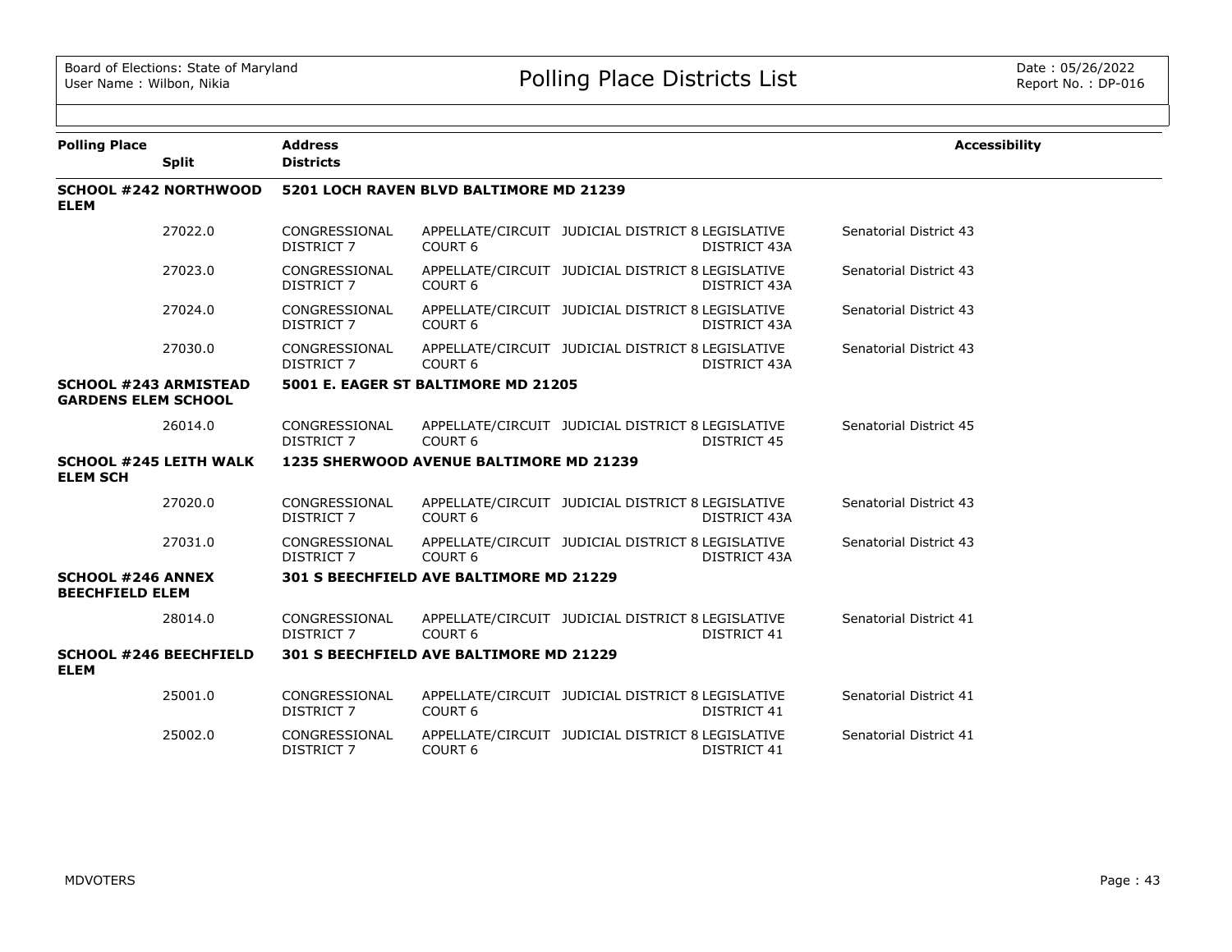| Polling Place | Split | Address / Districts | | | | Accessibility |
|---|---|---|---|---|---|---|
| **SCHOOL #242 NORTHWOOD ELEM** | | **5201 LOCH RAVEN BLVD BALTIMORE MD 21239** | | | | |
| | 27022.0 | CONGRESSIONAL DISTRICT 7 | APPELLATE/CIRCUIT COURT 6 | JUDICIAL DISTRICT 8 | LEGISLATIVE DISTRICT 43A | Senatorial District 43 |
| | 27023.0 | CONGRESSIONAL DISTRICT 7 | APPELLATE/CIRCUIT COURT 6 | JUDICIAL DISTRICT 8 | LEGISLATIVE DISTRICT 43A | Senatorial District 43 |
| | 27024.0 | CONGRESSIONAL DISTRICT 7 | APPELLATE/CIRCUIT COURT 6 | JUDICIAL DISTRICT 8 | LEGISLATIVE DISTRICT 43A | Senatorial District 43 |
| | 27030.0 | CONGRESSIONAL DISTRICT 7 | APPELLATE/CIRCUIT COURT 6 | JUDICIAL DISTRICT 8 | LEGISLATIVE DISTRICT 43A | Senatorial District 43 |
| **SCHOOL #243 ARMISTEAD GARDENS ELEM SCHOOL** | | **5001 E. EAGER ST BALTIMORE MD 21205** | | | | |
| | 26014.0 | CONGRESSIONAL DISTRICT 7 | APPELLATE/CIRCUIT COURT 6 | JUDICIAL DISTRICT 8 | LEGISLATIVE DISTRICT 45 | Senatorial District 45 |
| **SCHOOL #245 LEITH WALK ELEM SCH** | | **1235 SHERWOOD AVENUE BALTIMORE MD 21239** | | | | |
| | 27020.0 | CONGRESSIONAL DISTRICT 7 | APPELLATE/CIRCUIT COURT 6 | JUDICIAL DISTRICT 8 | LEGISLATIVE DISTRICT 43A | Senatorial District 43 |
| | 27031.0 | CONGRESSIONAL DISTRICT 7 | APPELLATE/CIRCUIT COURT 6 | JUDICIAL DISTRICT 8 | LEGISLATIVE DISTRICT 43A | Senatorial District 43 |
| **SCHOOL #246 ANNEX BEECHFIELD ELEM** | | **301 S BEECHFIELD AVE BALTIMORE MD 21229** | | | | |
| | 28014.0 | CONGRESSIONAL DISTRICT 7 | APPELLATE/CIRCUIT COURT 6 | JUDICIAL DISTRICT 8 | LEGISLATIVE DISTRICT 41 | Senatorial District 41 |
| **SCHOOL #246 BEECHFIELD ELEM** | | **301 S BEECHFIELD AVE BALTIMORE MD 21229** | | | | |
| | 25001.0 | CONGRESSIONAL DISTRICT 7 | APPELLATE/CIRCUIT COURT 6 | JUDICIAL DISTRICT 8 | LEGISLATIVE DISTRICT 41 | Senatorial District 41 |
| | 25002.0 | CONGRESSIONAL DISTRICT 7 | APPELLATE/CIRCUIT COURT 6 | JUDICIAL DISTRICT 8 | LEGISLATIVE DISTRICT 41 | Senatorial District 41 |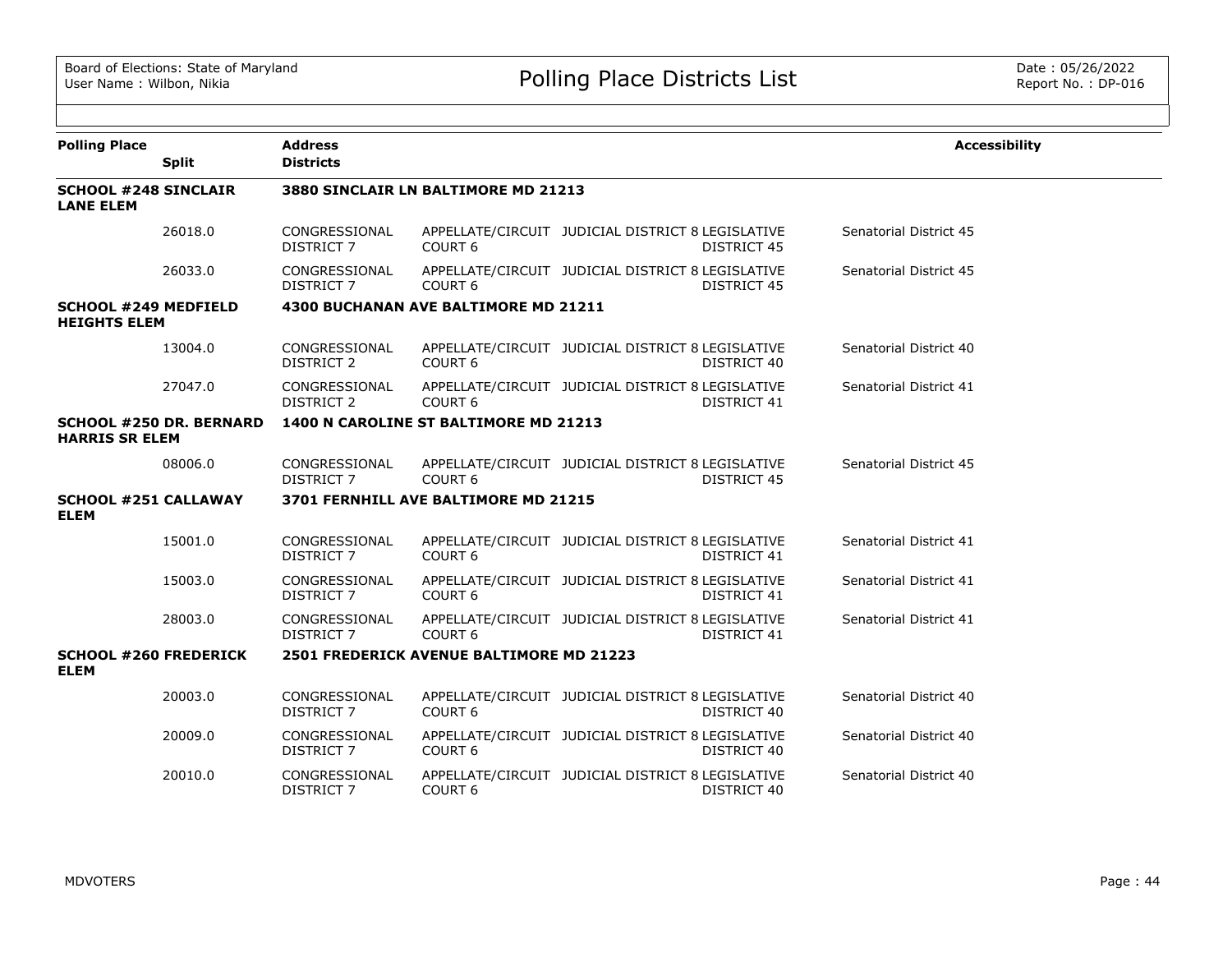| Polling Place | Split | Address / Districts | | | | | Accessibility |
|---|---|---|---|---|---|---|---|
| **SCHOOL #248 SINCLAIR LANE ELEM** | | **3880 SINCLAIR LN BALTIMORE MD 21213** | | | | | |
| | 26018.0 | CONGRESSIONAL DISTRICT 7 | APPELLATE/CIRCUIT COURT 6 | JUDICIAL DISTRICT 8 | LEGISLATIVE DISTRICT 45 | Senatorial District 45 | |
| | 26033.0 | CONGRESSIONAL DISTRICT 7 | APPELLATE/CIRCUIT COURT 6 | JUDICIAL DISTRICT 8 | LEGISLATIVE DISTRICT 45 | Senatorial District 45 | |
| **SCHOOL #249 MEDFIELD HEIGHTS ELEM** | | **4300 BUCHANAN AVE BALTIMORE MD 21211** | | | | | |
| | 13004.0 | CONGRESSIONAL DISTRICT 2 | APPELLATE/CIRCUIT COURT 6 | JUDICIAL DISTRICT 8 | LEGISLATIVE DISTRICT 40 | Senatorial District 40 | |
| | 27047.0 | CONGRESSIONAL DISTRICT 2 | APPELLATE/CIRCUIT COURT 6 | JUDICIAL DISTRICT 8 | LEGISLATIVE DISTRICT 41 | Senatorial District 41 | |
| **SCHOOL #250 DR. BERNARD HARRIS SR ELEM** | | **1400 N CAROLINE ST BALTIMORE MD 21213** | | | | | |
| | 08006.0 | CONGRESSIONAL DISTRICT 7 | APPELLATE/CIRCUIT COURT 6 | JUDICIAL DISTRICT 8 | LEGISLATIVE DISTRICT 45 | Senatorial District 45 | |
| **SCHOOL #251 CALLAWAY ELEM** | | **3701 FERNHILL AVE BALTIMORE MD 21215** | | | | | |
| | 15001.0 | CONGRESSIONAL DISTRICT 7 | APPELLATE/CIRCUIT COURT 6 | JUDICIAL DISTRICT 8 | LEGISLATIVE DISTRICT 41 | Senatorial District 41 | |
| | 15003.0 | CONGRESSIONAL DISTRICT 7 | APPELLATE/CIRCUIT COURT 6 | JUDICIAL DISTRICT 8 | LEGISLATIVE DISTRICT 41 | Senatorial District 41 | |
| | 28003.0 | CONGRESSIONAL DISTRICT 7 | APPELLATE/CIRCUIT COURT 6 | JUDICIAL DISTRICT 8 | LEGISLATIVE DISTRICT 41 | Senatorial District 41 | |
| **SCHOOL #260 FREDERICK ELEM** | | **2501 FREDERICK AVENUE BALTIMORE MD 21223** | | | | | |
| | 20003.0 | CONGRESSIONAL DISTRICT 7 | APPELLATE/CIRCUIT COURT 6 | JUDICIAL DISTRICT 8 | LEGISLATIVE DISTRICT 40 | Senatorial District 40 | |
| | 20009.0 | CONGRESSIONAL DISTRICT 7 | APPELLATE/CIRCUIT COURT 6 | JUDICIAL DISTRICT 8 | LEGISLATIVE DISTRICT 40 | Senatorial District 40 | |
| | 20010.0 | CONGRESSIONAL DISTRICT 7 | APPELLATE/CIRCUIT COURT 6 | JUDICIAL DISTRICT 8 | LEGISLATIVE DISTRICT 40 | Senatorial District 40 | |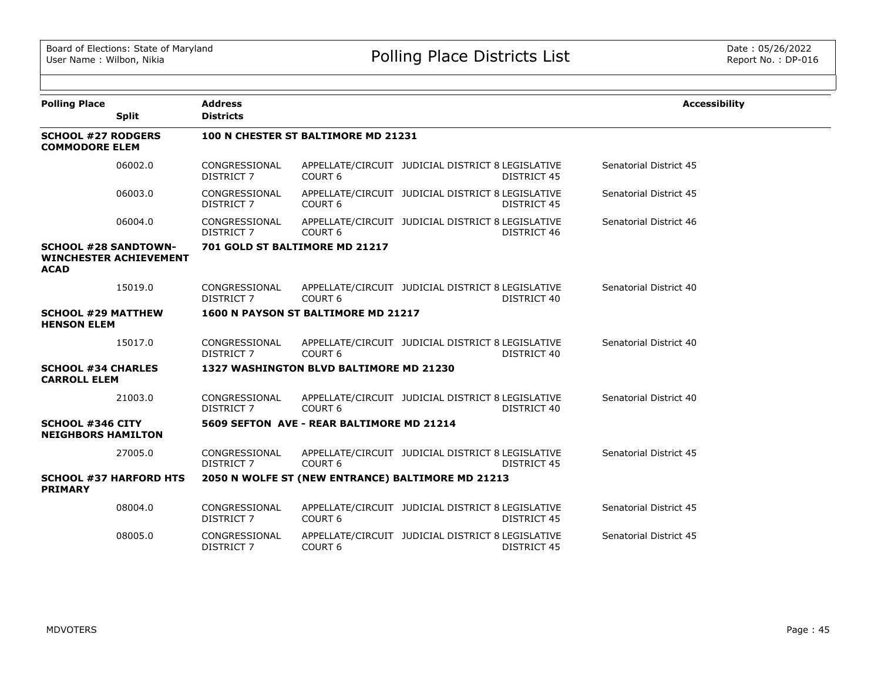| Polling Place | Split | Address / Districts | | | | Accessibility |
|---|---|---|---|---|---|---|
| **SCHOOL #27 RODGERS COMMODORE ELEM** | | **100 N CHESTER ST BALTIMORE MD 21231** | | | | |
| | 06002.0 | CONGRESSIONAL DISTRICT 7 | APPELLATE/CIRCUIT COURT 6 | JUDICIAL DISTRICT 8 | LEGISLATIVE DISTRICT 45 | Senatorial District 45 |
| | 06003.0 | CONGRESSIONAL DISTRICT 7 | APPELLATE/CIRCUIT COURT 6 | JUDICIAL DISTRICT 8 | LEGISLATIVE DISTRICT 45 | Senatorial District 45 |
| | 06004.0 | CONGRESSIONAL DISTRICT 7 | APPELLATE/CIRCUIT COURT 6 | JUDICIAL DISTRICT 8 | LEGISLATIVE DISTRICT 46 | Senatorial District 46 |
| **SCHOOL #28 SANDTOWN-WINCHESTER ACHIEVEMENT ACAD** | | **701 GOLD ST BALTIMORE MD 21217** | | | | |
| | 15019.0 | CONGRESSIONAL DISTRICT 7 | APPELLATE/CIRCUIT COURT 6 | JUDICIAL DISTRICT 8 | LEGISLATIVE DISTRICT 40 | Senatorial District 40 |
| **SCHOOL #29 MATTHEW HENSON ELEM** | | **1600 N PAYSON ST BALTIMORE MD 21217** | | | | |
| | 15017.0 | CONGRESSIONAL DISTRICT 7 | APPELLATE/CIRCUIT COURT 6 | JUDICIAL DISTRICT 8 | LEGISLATIVE DISTRICT 40 | Senatorial District 40 |
| **SCHOOL #34 CHARLES CARROLL ELEM** | | **1327 WASHINGTON BLVD BALTIMORE MD 21230** | | | | |
| | 21003.0 | CONGRESSIONAL DISTRICT 7 | APPELLATE/CIRCUIT COURT 6 | JUDICIAL DISTRICT 8 | LEGISLATIVE DISTRICT 40 | Senatorial District 40 |
| **SCHOOL #346 CITY NEIGHBORS HAMILTON** | | **5609 SEFTON AVE - REAR BALTIMORE MD 21214** | | | | |
| | 27005.0 | CONGRESSIONAL DISTRICT 7 | APPELLATE/CIRCUIT COURT 6 | JUDICIAL DISTRICT 8 | LEGISLATIVE DISTRICT 45 | Senatorial District 45 |
| **SCHOOL #37 HARFORD HTS PRIMARY** | | **2050 N WOLFE ST (NEW ENTRANCE) BALTIMORE MD 21213** | | | | |
| | 08004.0 | CONGRESSIONAL DISTRICT 7 | APPELLATE/CIRCUIT COURT 6 | JUDICIAL DISTRICT 8 | LEGISLATIVE DISTRICT 45 | Senatorial District 45 |
| | 08005.0 | CONGRESSIONAL DISTRICT 7 | APPELLATE/CIRCUIT COURT 6 | JUDICIAL DISTRICT 8 | LEGISLATIVE DISTRICT 45 | Senatorial District 45 |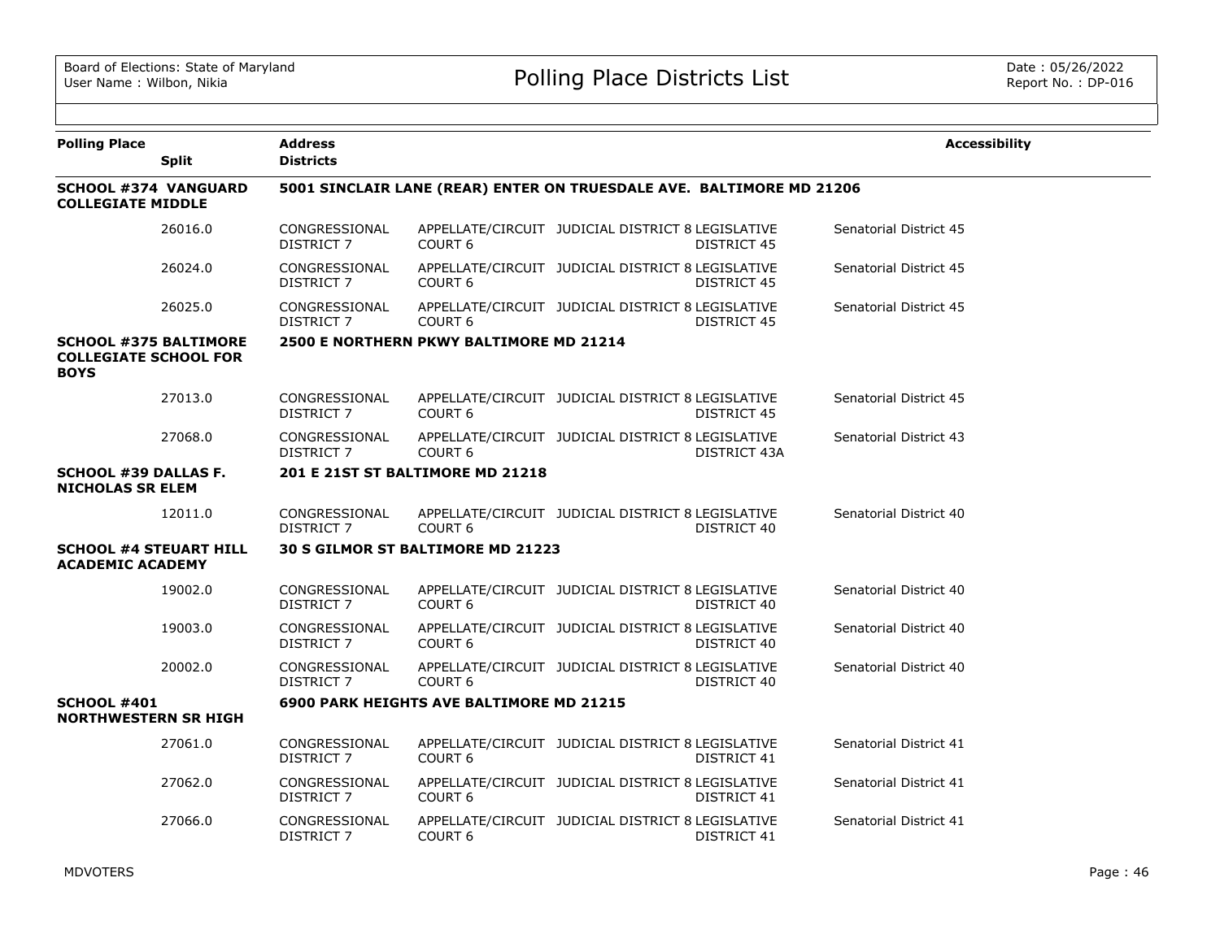| Polling Place | Split | Address / Districts | | | | | Accessibility |
|---|---|---|---|---|---|---|---|
| **SCHOOL #374 VANGUARD COLLEGIATE MIDDLE** | | **5001 SINCLAIR LANE (REAR) ENTER ON TRUESDALE AVE. BALTIMORE MD 21206** | | | | | |
| | 26016.0 | CONGRESSIONAL DISTRICT 7 | APPELLATE/CIRCUIT COURT 6 | JUDICIAL DISTRICT 8 | LEGISLATIVE DISTRICT 45 | Senatorial District 45 | |
| | 26024.0 | CONGRESSIONAL DISTRICT 7 | APPELLATE/CIRCUIT COURT 6 | JUDICIAL DISTRICT 8 | LEGISLATIVE DISTRICT 45 | Senatorial District 45 | |
| | 26025.0 | CONGRESSIONAL DISTRICT 7 | APPELLATE/CIRCUIT COURT 6 | JUDICIAL DISTRICT 8 | LEGISLATIVE DISTRICT 45 | Senatorial District 45 | |
| **SCHOOL #375 BALTIMORE COLLEGIATE SCHOOL FOR BOYS** | | **2500 E NORTHERN PKWY BALTIMORE MD 21214** | | | | | |
| | 27013.0 | CONGRESSIONAL DISTRICT 7 | APPELLATE/CIRCUIT COURT 6 | JUDICIAL DISTRICT 8 | LEGISLATIVE DISTRICT 45 | Senatorial District 45 | |
| | 27068.0 | CONGRESSIONAL DISTRICT 7 | APPELLATE/CIRCUIT COURT 6 | JUDICIAL DISTRICT 8 | LEGISLATIVE DISTRICT 43A | Senatorial District 43 | |
| **SCHOOL #39 DALLAS F. NICHOLAS SR ELEM** | | **201 E 21ST ST BALTIMORE MD 21218** | | | | | |
| | 12011.0 | CONGRESSIONAL DISTRICT 7 | APPELLATE/CIRCUIT COURT 6 | JUDICIAL DISTRICT 8 | LEGISLATIVE DISTRICT 40 | Senatorial District 40 | |
| **SCHOOL #4 STEUART HILL ACADEMIC ACADEMY** | | **30 S GILMOR ST BALTIMORE MD 21223** | | | | | |
| | 19002.0 | CONGRESSIONAL DISTRICT 7 | APPELLATE/CIRCUIT COURT 6 | JUDICIAL DISTRICT 8 | LEGISLATIVE DISTRICT 40 | Senatorial District 40 | |
| | 19003.0 | CONGRESSIONAL DISTRICT 7 | APPELLATE/CIRCUIT COURT 6 | JUDICIAL DISTRICT 8 | LEGISLATIVE DISTRICT 40 | Senatorial District 40 | |
| | 20002.0 | CONGRESSIONAL DISTRICT 7 | APPELLATE/CIRCUIT COURT 6 | JUDICIAL DISTRICT 8 | LEGISLATIVE DISTRICT 40 | Senatorial District 40 | |
| **SCHOOL #401 NORTHWESTERN SR HIGH** | | **6900 PARK HEIGHTS AVE BALTIMORE MD 21215** | | | | | |
| | 27061.0 | CONGRESSIONAL DISTRICT 7 | APPELLATE/CIRCUIT COURT 6 | JUDICIAL DISTRICT 8 | LEGISLATIVE DISTRICT 41 | Senatorial District 41 | |
| | 27062.0 | CONGRESSIONAL DISTRICT 7 | APPELLATE/CIRCUIT COURT 6 | JUDICIAL DISTRICT 8 | LEGISLATIVE DISTRICT 41 | Senatorial District 41 | |
| | 27066.0 | CONGRESSIONAL DISTRICT 7 | APPELLATE/CIRCUIT COURT 6 | JUDICIAL DISTRICT 8 | LEGISLATIVE DISTRICT 41 | Senatorial District 41 | |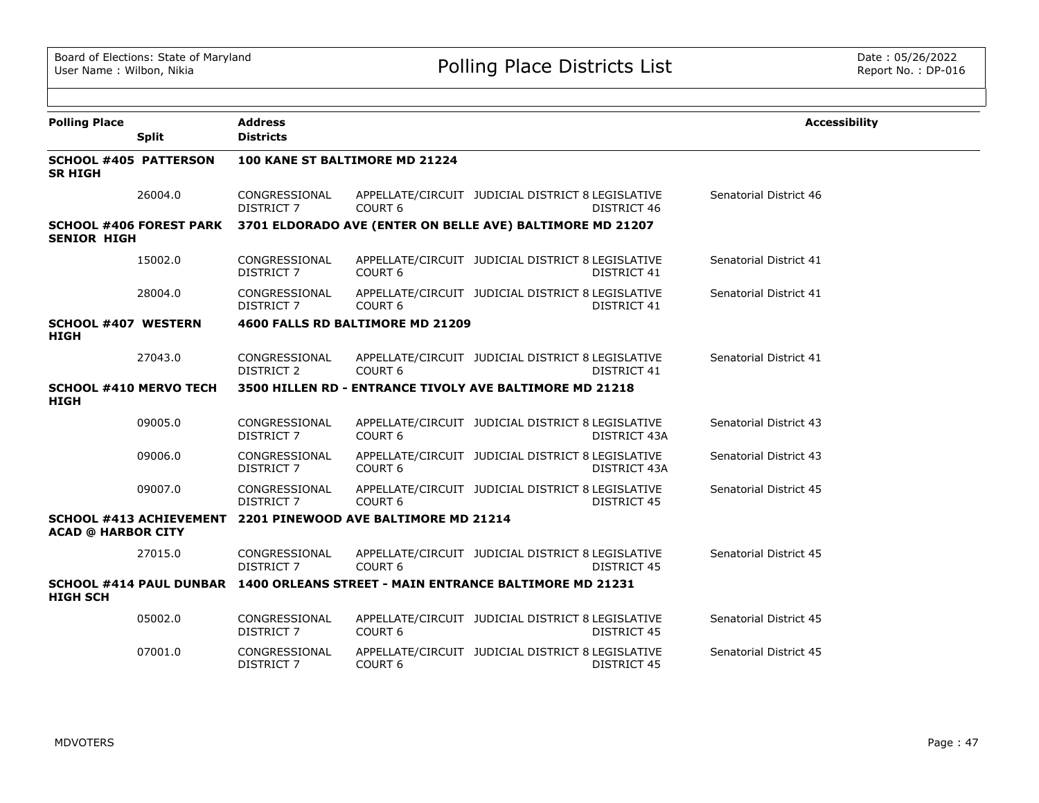| Polling Place | Split | Address / Districts | | | | Accessibility |
|---|---|---|---|---|---|---|
| **SCHOOL #405 PATTERSON SR HIGH** | | **100 KANE ST BALTIMORE MD 21224** | | | | |
| | 26004.0 | CONGRESSIONAL DISTRICT 7 | APPELLATE/CIRCUIT COURT 6 | JUDICIAL DISTRICT 8 | LEGISLATIVE DISTRICT 46 | Senatorial District 46 |
| **SCHOOL #406 FOREST PARK SENIOR HIGH** | | **3701 ELDORADO AVE (ENTER ON BELLE AVE) BALTIMORE MD 21207** | | | | |
| | 15002.0 | CONGRESSIONAL DISTRICT 7 | APPELLATE/CIRCUIT COURT 6 | JUDICIAL DISTRICT 8 | LEGISLATIVE DISTRICT 41 | Senatorial District 41 |
| | 28004.0 | CONGRESSIONAL DISTRICT 7 | APPELLATE/CIRCUIT COURT 6 | JUDICIAL DISTRICT 8 | LEGISLATIVE DISTRICT 41 | Senatorial District 41 |
| **SCHOOL #407 WESTERN HIGH** | | **4600 FALLS RD BALTIMORE MD 21209** | | | | |
| | 27043.0 | CONGRESSIONAL DISTRICT 2 | APPELLATE/CIRCUIT COURT 6 | JUDICIAL DISTRICT 8 | LEGISLATIVE DISTRICT 41 | Senatorial District 41 |
| **SCHOOL #410 MERVO TECH HIGH** | | **3500 HILLEN RD - ENTRANCE TIVOLY AVE BALTIMORE MD 21218** | | | | |
| | 09005.0 | CONGRESSIONAL DISTRICT 7 | APPELLATE/CIRCUIT COURT 6 | JUDICIAL DISTRICT 8 | LEGISLATIVE DISTRICT 43A | Senatorial District 43 |
| | 09006.0 | CONGRESSIONAL DISTRICT 7 | APPELLATE/CIRCUIT COURT 6 | JUDICIAL DISTRICT 8 | LEGISLATIVE DISTRICT 43A | Senatorial District 43 |
| | 09007.0 | CONGRESSIONAL DISTRICT 7 | APPELLATE/CIRCUIT COURT 6 | JUDICIAL DISTRICT 8 | LEGISLATIVE DISTRICT 45 | Senatorial District 45 |
| **SCHOOL #413 ACHIEVEMENT ACAD @ HARBOR CITY** | | **2201 PINEWOOD AVE BALTIMORE MD 21214** | | | | |
| | 27015.0 | CONGRESSIONAL DISTRICT 7 | APPELLATE/CIRCUIT COURT 6 | JUDICIAL DISTRICT 8 | LEGISLATIVE DISTRICT 45 | Senatorial District 45 |
| **SCHOOL #414 PAUL DUNBAR HIGH SCH** | | **1400 ORLEANS STREET - MAIN ENTRANCE BALTIMORE MD 21231** | | | | |
| | 05002.0 | CONGRESSIONAL DISTRICT 7 | APPELLATE/CIRCUIT COURT 6 | JUDICIAL DISTRICT 8 | LEGISLATIVE DISTRICT 45 | Senatorial District 45 |
| | 07001.0 | CONGRESSIONAL DISTRICT 7 | APPELLATE/CIRCUIT COURT 6 | JUDICIAL DISTRICT 8 | LEGISLATIVE DISTRICT 45 | Senatorial District 45 |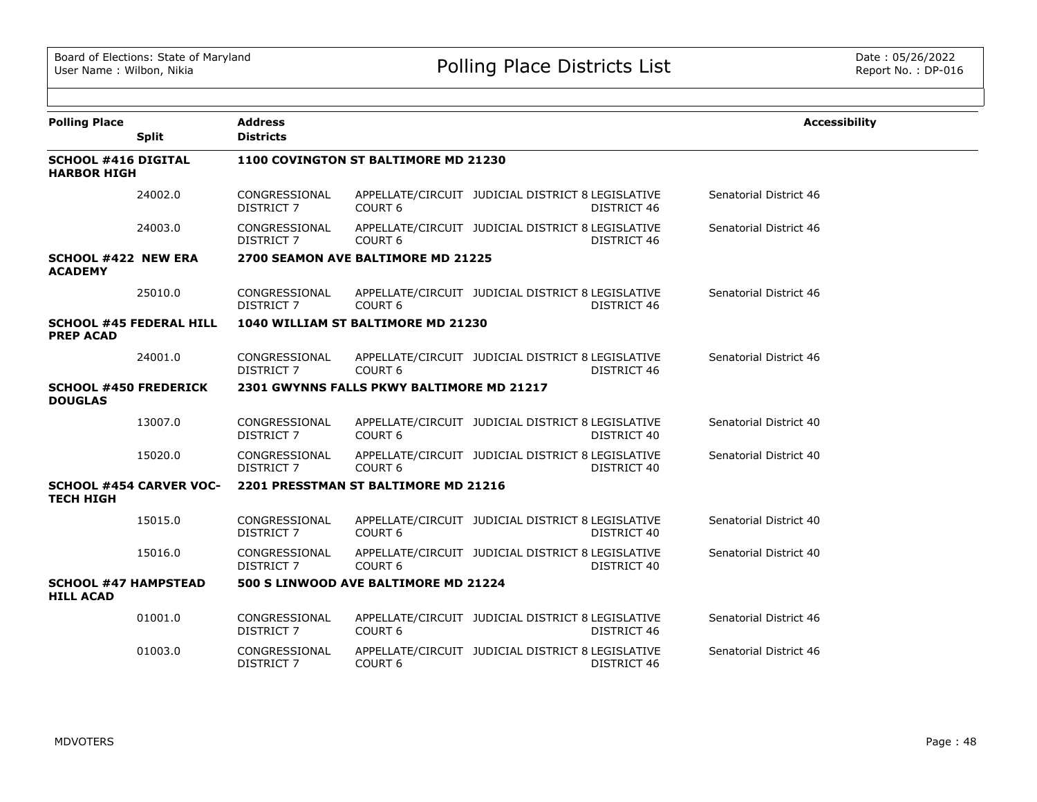| Polling Place | Split | Address / Districts | | | | | Accessibility |
|---|---|---|---|---|---|---|---|
| **SCHOOL #416 DIGITAL HARBOR HIGH** | | **1100 COVINGTON ST BALTIMORE MD 21230** | | | | | |
| | 24002.0 | CONGRESSIONAL DISTRICT 7 | APPELLATE/CIRCUIT COURT 6 | JUDICIAL DISTRICT 8 | LEGISLATIVE DISTRICT 46 | Senatorial District 46 | |
| | 24003.0 | CONGRESSIONAL DISTRICT 7 | APPELLATE/CIRCUIT COURT 6 | JUDICIAL DISTRICT 8 | LEGISLATIVE DISTRICT 46 | Senatorial District 46 | |
| **SCHOOL #422 NEW ERA ACADEMY** | | **2700 SEAMON AVE BALTIMORE MD 21225** | | | | | |
| | 25010.0 | CONGRESSIONAL DISTRICT 7 | APPELLATE/CIRCUIT COURT 6 | JUDICIAL DISTRICT 8 | LEGISLATIVE DISTRICT 46 | Senatorial District 46 | |
| **SCHOOL #45 FEDERAL HILL PREP ACAD** | | **1040 WILLIAM ST BALTIMORE MD 21230** | | | | | |
| | 24001.0 | CONGRESSIONAL DISTRICT 7 | APPELLATE/CIRCUIT COURT 6 | JUDICIAL DISTRICT 8 | LEGISLATIVE DISTRICT 46 | Senatorial District 46 | |
| **SCHOOL #450 FREDERICK DOUGLAS** | | **2301 GWYNNS FALLS PKWY BALTIMORE MD 21217** | | | | | |
| | 13007.0 | CONGRESSIONAL DISTRICT 7 | APPELLATE/CIRCUIT COURT 6 | JUDICIAL DISTRICT 8 | LEGISLATIVE DISTRICT 40 | Senatorial District 40 | |
| | 15020.0 | CONGRESSIONAL DISTRICT 7 | APPELLATE/CIRCUIT COURT 6 | JUDICIAL DISTRICT 8 | LEGISLATIVE DISTRICT 40 | Senatorial District 40 | |
| **SCHOOL #454 CARVER VOC-TECH HIGH** | | **2201 PRESSTMAN ST BALTIMORE MD 21216** | | | | | |
| | 15015.0 | CONGRESSIONAL DISTRICT 7 | APPELLATE/CIRCUIT COURT 6 | JUDICIAL DISTRICT 8 | LEGISLATIVE DISTRICT 40 | Senatorial District 40 | |
| | 15016.0 | CONGRESSIONAL DISTRICT 7 | APPELLATE/CIRCUIT COURT 6 | JUDICIAL DISTRICT 8 | LEGISLATIVE DISTRICT 40 | Senatorial District 40 | |
| **SCHOOL #47 HAMPSTEAD HILL ACAD** | | **500 S LINWOOD AVE BALTIMORE MD 21224** | | | | | |
| | 01001.0 | CONGRESSIONAL DISTRICT 7 | APPELLATE/CIRCUIT COURT 6 | JUDICIAL DISTRICT 8 | LEGISLATIVE DISTRICT 46 | Senatorial District 46 | |
| | 01003.0 | CONGRESSIONAL DISTRICT 7 | APPELLATE/CIRCUIT COURT 6 | JUDICIAL DISTRICT 8 | LEGISLATIVE DISTRICT 46 | Senatorial District 46 | |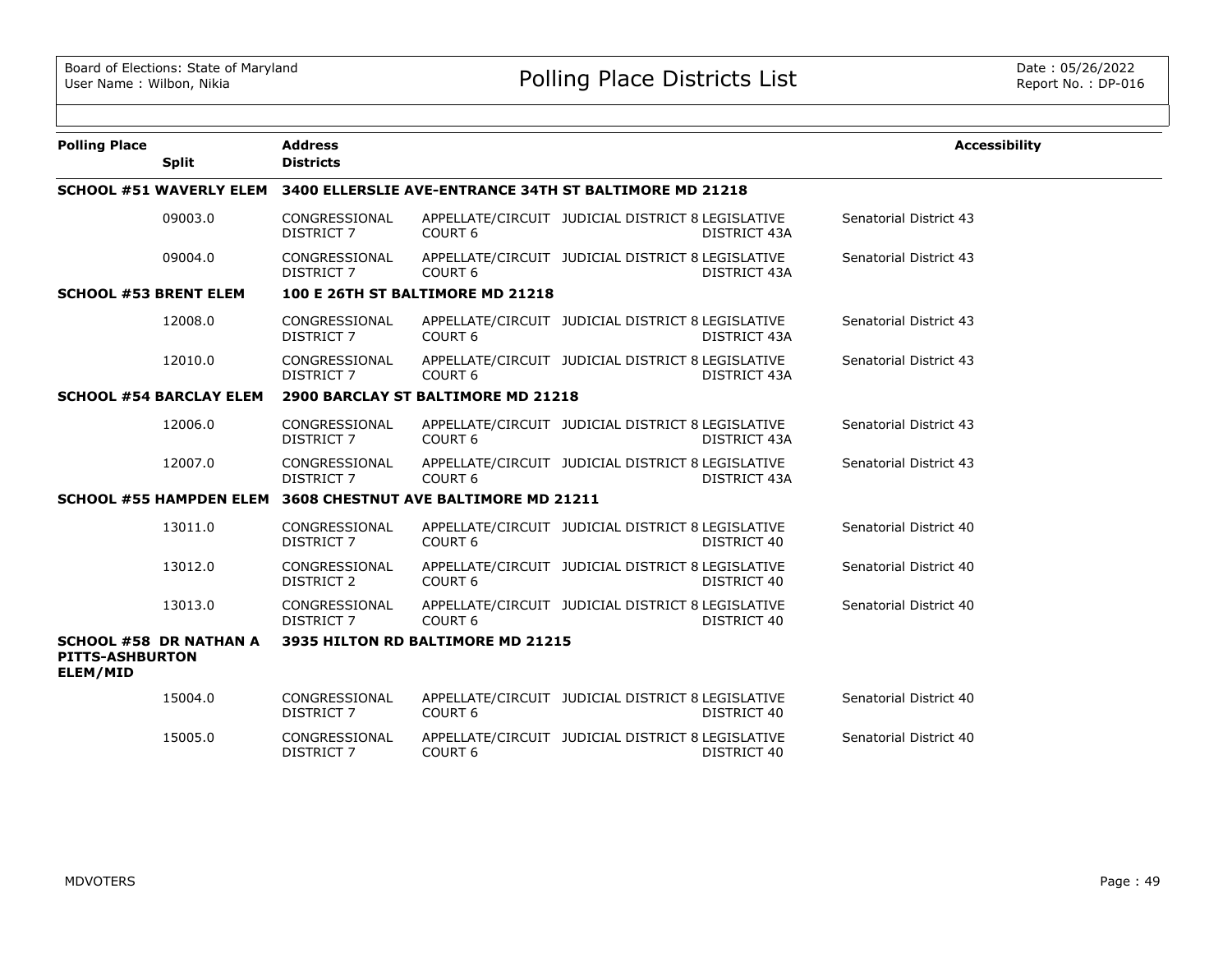# Polling Place Districts List

| Polling Place | Split | Address / Districts | | | | Accessibility |
|---|---|---|---|---|---|---|
| **SCHOOL #51 WAVERLY ELEM** | | **3400 ELLERSLIE AVE-ENTRANCE 34TH ST BALTIMORE MD 21218** | | | | |
| | 09003.0 | CONGRESSIONAL DISTRICT 7 | APPELLATE/CIRCUIT COURT 6 | JUDICIAL DISTRICT 8 | LEGISLATIVE DISTRICT 43A | Senatorial District 43 |
| | 09004.0 | CONGRESSIONAL DISTRICT 7 | APPELLATE/CIRCUIT COURT 6 | JUDICIAL DISTRICT 8 | LEGISLATIVE DISTRICT 43A | Senatorial District 43 |
| **SCHOOL #53 BRENT ELEM** | | **100 E 26TH ST BALTIMORE MD 21218** | | | | |
| | 12008.0 | CONGRESSIONAL DISTRICT 7 | APPELLATE/CIRCUIT COURT 6 | JUDICIAL DISTRICT 8 | LEGISLATIVE DISTRICT 43A | Senatorial District 43 |
| | 12010.0 | CONGRESSIONAL DISTRICT 7 | APPELLATE/CIRCUIT COURT 6 | JUDICIAL DISTRICT 8 | LEGISLATIVE DISTRICT 43A | Senatorial District 43 |
| **SCHOOL #54 BARCLAY ELEM** | | **2900 BARCLAY ST BALTIMORE MD 21218** | | | | |
| | 12006.0 | CONGRESSIONAL DISTRICT 7 | APPELLATE/CIRCUIT COURT 6 | JUDICIAL DISTRICT 8 | LEGISLATIVE DISTRICT 43A | Senatorial District 43 |
| | 12007.0 | CONGRESSIONAL DISTRICT 7 | APPELLATE/CIRCUIT COURT 6 | JUDICIAL DISTRICT 8 | LEGISLATIVE DISTRICT 43A | Senatorial District 43 |
| **SCHOOL #55 HAMPDEN ELEM** | | **3608 CHESTNUT AVE BALTIMORE MD 21211** | | | | |
| | 13011.0 | CONGRESSIONAL DISTRICT 7 | APPELLATE/CIRCUIT COURT 6 | JUDICIAL DISTRICT 8 | LEGISLATIVE DISTRICT 40 | Senatorial District 40 |
| | 13012.0 | CONGRESSIONAL DISTRICT 2 | APPELLATE/CIRCUIT COURT 6 | JUDICIAL DISTRICT 8 | LEGISLATIVE DISTRICT 40 | Senatorial District 40 |
| | 13013.0 | CONGRESSIONAL DISTRICT 7 | APPELLATE/CIRCUIT COURT 6 | JUDICIAL DISTRICT 8 | LEGISLATIVE DISTRICT 40 | Senatorial District 40 |
| **SCHOOL #58 DR NATHAN A PITTS-ASHBURTON ELEM/MID** | | **3935 HILTON RD BALTIMORE MD 21215** | | | | |
| | 15004.0 | CONGRESSIONAL DISTRICT 7 | APPELLATE/CIRCUIT COURT 6 | JUDICIAL DISTRICT 8 | LEGISLATIVE DISTRICT 40 | Senatorial District 40 |
| | 15005.0 | CONGRESSIONAL DISTRICT 7 | APPELLATE/CIRCUIT COURT 6 | JUDICIAL DISTRICT 8 | LEGISLATIVE DISTRICT 40 | Senatorial District 40 |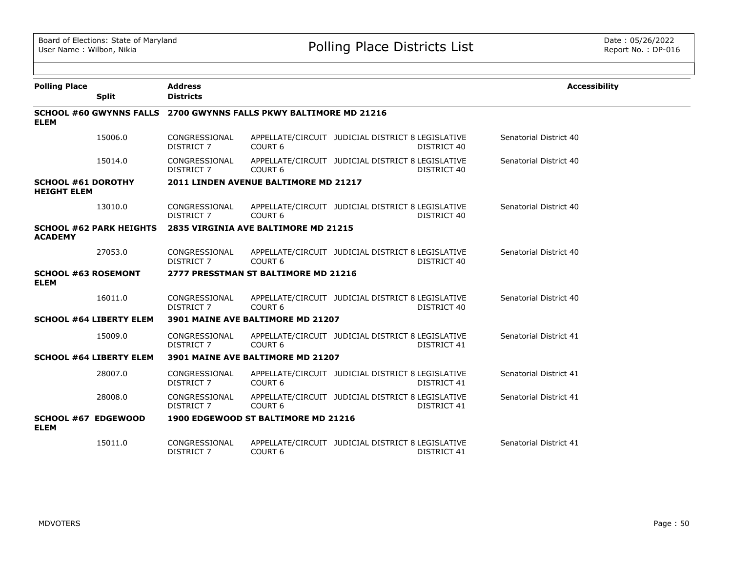# Polling Place Districts List

Board of Elections: State of Maryland
User Name : Wilbon, Nikia

Date : 05/26/2022
Report No. : DP-016

| Polling Place / Split | Address / Districts | | | | Accessibility |
|---|---|---|---|---|---|
| **SCHOOL #60 GWYNNS FALLS ELEM** | **2700 GWYNNS FALLS PKWY BALTIMORE MD 21216** | | | | |
| 15006.0 | CONGRESSIONAL DISTRICT 7 | APPELLATE/CIRCUIT COURT 6 | JUDICIAL DISTRICT 8 | LEGISLATIVE DISTRICT 40 | Senatorial District 40 |
| 15014.0 | CONGRESSIONAL DISTRICT 7 | APPELLATE/CIRCUIT COURT 6 | JUDICIAL DISTRICT 8 | LEGISLATIVE DISTRICT 40 | Senatorial District 40 |
| **SCHOOL #61 DOROTHY HEIGHT ELEM** | **2011 LINDEN AVENUE BALTIMORE MD 21217** | | | | |
| 13010.0 | CONGRESSIONAL DISTRICT 7 | APPELLATE/CIRCUIT COURT 6 | JUDICIAL DISTRICT 8 | LEGISLATIVE DISTRICT 40 | Senatorial District 40 |
| **SCHOOL #62 PARK HEIGHTS ACADEMY** | **2835 VIRGINIA AVE BALTIMORE MD 21215** | | | | |
| 27053.0 | CONGRESSIONAL DISTRICT 7 | APPELLATE/CIRCUIT COURT 6 | JUDICIAL DISTRICT 8 | LEGISLATIVE DISTRICT 40 | Senatorial District 40 |
| **SCHOOL #63 ROSEMONT ELEM** | **2777 PRESSTMAN ST BALTIMORE MD 21216** | | | | |
| 16011.0 | CONGRESSIONAL DISTRICT 7 | APPELLATE/CIRCUIT COURT 6 | JUDICIAL DISTRICT 8 | LEGISLATIVE DISTRICT 40 | Senatorial District 40 |
| **SCHOOL #64 LIBERTY ELEM** | **3901 MAINE AVE BALTIMORE MD 21207** | | | | |
| 15009.0 | CONGRESSIONAL DISTRICT 7 | APPELLATE/CIRCUIT COURT 6 | JUDICIAL DISTRICT 8 | LEGISLATIVE DISTRICT 41 | Senatorial District 41 |
| **SCHOOL #64 LIBERTY ELEM** | **3901 MAINE AVE BALTIMORE MD 21207** | | | | |
| 28007.0 | CONGRESSIONAL DISTRICT 7 | APPELLATE/CIRCUIT COURT 6 | JUDICIAL DISTRICT 8 | LEGISLATIVE DISTRICT 41 | Senatorial District 41 |
| 28008.0 | CONGRESSIONAL DISTRICT 7 | APPELLATE/CIRCUIT COURT 6 | JUDICIAL DISTRICT 8 | LEGISLATIVE DISTRICT 41 | Senatorial District 41 |
| **SCHOOL #67 EDGEWOOD ELEM** | **1900 EDGEWOOD ST BALTIMORE MD 21216** | | | | |
| 15011.0 | CONGRESSIONAL DISTRICT 7 | APPELLATE/CIRCUIT COURT 6 | JUDICIAL DISTRICT 8 | LEGISLATIVE DISTRICT 41 | Senatorial District 41 |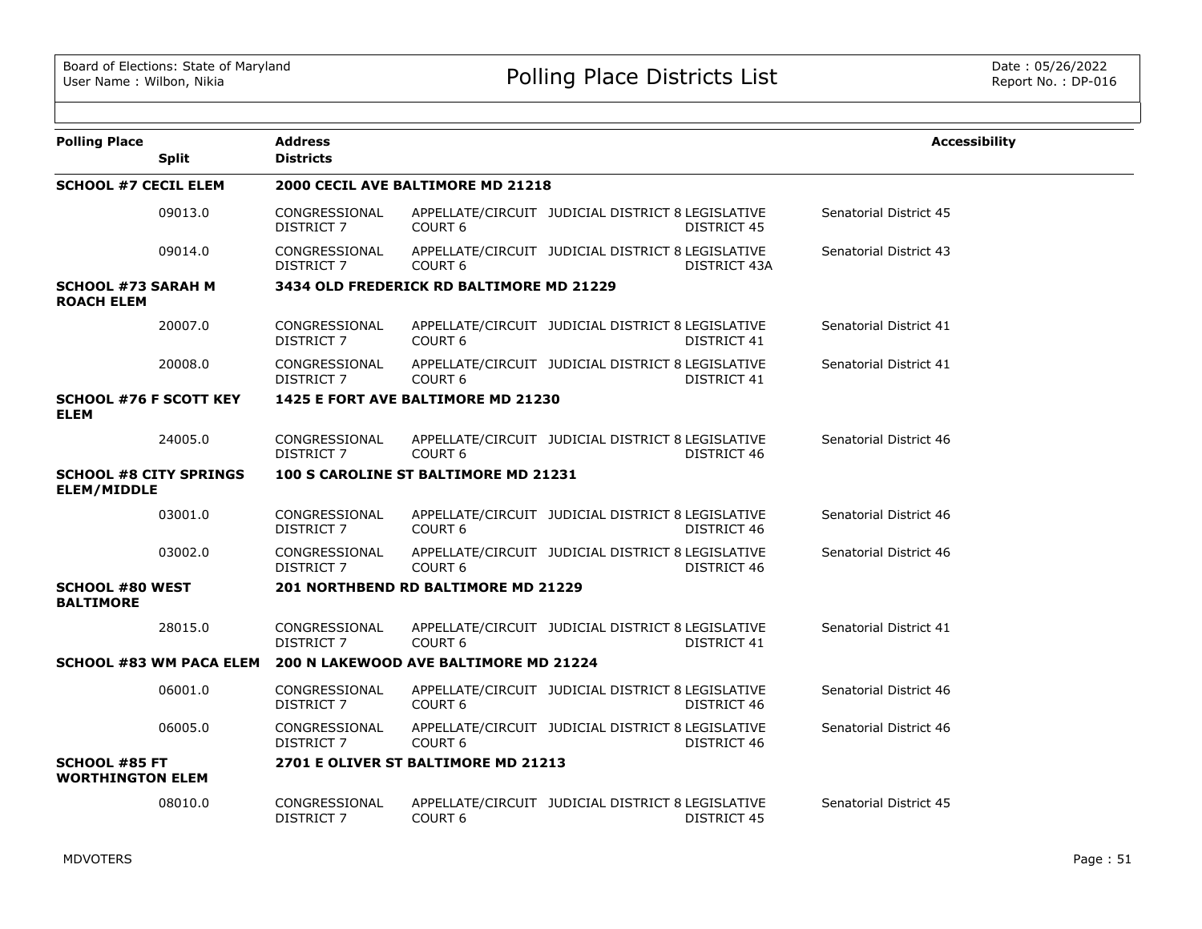| Polling Place | Split | Address / Districts | | | | Accessibility |
|---|---|---|---|---|---|---|
| **SCHOOL #7 CECIL ELEM** | | **2000 CECIL AVE BALTIMORE MD 21218** | | | | |
| | 09013.0 | CONGRESSIONAL DISTRICT 7 | APPELLATE/CIRCUIT COURT 6 | JUDICIAL DISTRICT 8 | LEGISLATIVE DISTRICT 45 | Senatorial District 45 |
| | 09014.0 | CONGRESSIONAL DISTRICT 7 | APPELLATE/CIRCUIT COURT 6 | JUDICIAL DISTRICT 8 | LEGISLATIVE DISTRICT 43A | Senatorial District 43 |
| **SCHOOL #73 SARAH M ROACH ELEM** | | **3434 OLD FREDERICK RD BALTIMORE MD 21229** | | | | |
| | 20007.0 | CONGRESSIONAL DISTRICT 7 | APPELLATE/CIRCUIT COURT 6 | JUDICIAL DISTRICT 8 | LEGISLATIVE DISTRICT 41 | Senatorial District 41 |
| | 20008.0 | CONGRESSIONAL DISTRICT 7 | APPELLATE/CIRCUIT COURT 6 | JUDICIAL DISTRICT 8 | LEGISLATIVE DISTRICT 41 | Senatorial District 41 |
| **SCHOOL #76 F SCOTT KEY ELEM** | | **1425 E FORT AVE BALTIMORE MD 21230** | | | | |
| | 24005.0 | CONGRESSIONAL DISTRICT 7 | APPELLATE/CIRCUIT COURT 6 | JUDICIAL DISTRICT 8 | LEGISLATIVE DISTRICT 46 | Senatorial District 46 |
| **SCHOOL #8 CITY SPRINGS ELEM/MIDDLE** | | **100 S CAROLINE ST BALTIMORE MD 21231** | | | | |
| | 03001.0 | CONGRESSIONAL DISTRICT 7 | APPELLATE/CIRCUIT COURT 6 | JUDICIAL DISTRICT 8 | LEGISLATIVE DISTRICT 46 | Senatorial District 46 |
| | 03002.0 | CONGRESSIONAL DISTRICT 7 | APPELLATE/CIRCUIT COURT 6 | JUDICIAL DISTRICT 8 | LEGISLATIVE DISTRICT 46 | Senatorial District 46 |
| **SCHOOL #80 WEST BALTIMORE** | | **201 NORTHBEND RD BALTIMORE MD 21229** | | | | |
| | 28015.0 | CONGRESSIONAL DISTRICT 7 | APPELLATE/CIRCUIT COURT 6 | JUDICIAL DISTRICT 8 | LEGISLATIVE DISTRICT 41 | Senatorial District 41 |
| **SCHOOL #83 WM PACA ELEM** | | **200 N LAKEWOOD AVE BALTIMORE MD 21224** | | | | |
| | 06001.0 | CONGRESSIONAL DISTRICT 7 | APPELLATE/CIRCUIT COURT 6 | JUDICIAL DISTRICT 8 | LEGISLATIVE DISTRICT 46 | Senatorial District 46 |
| | 06005.0 | CONGRESSIONAL DISTRICT 7 | APPELLATE/CIRCUIT COURT 6 | JUDICIAL DISTRICT 8 | LEGISLATIVE DISTRICT 46 | Senatorial District 46 |
| **SCHOOL #85 FT WORTHINGTON ELEM** | | **2701 E OLIVER ST BALTIMORE MD 21213** | | | | |
| | 08010.0 | CONGRESSIONAL DISTRICT 7 | APPELLATE/CIRCUIT COURT 6 | JUDICIAL DISTRICT 8 | LEGISLATIVE DISTRICT 45 | Senatorial District 45 |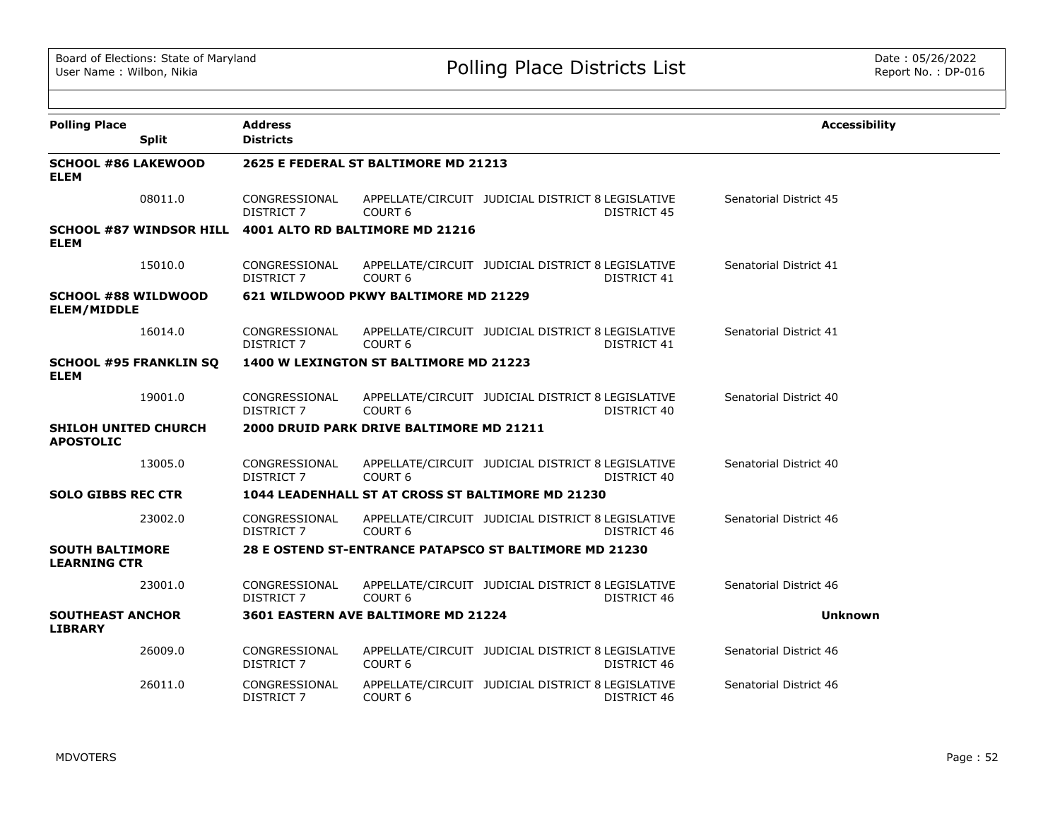Board of Elections: State of Maryland
User Name : Wilbon, Nikia

# Polling Place Districts List

Date : 05/26/2022
Report No. : DP-016

| Polling Place | Split | Address / Districts | | | | Accessibility |
|---|---|---|---|---|---|---|
| **SCHOOL #86 LAKEWOOD ELEM** | | **2625 E FEDERAL ST BALTIMORE MD 21213** | | | | |
| | 08011.0 | CONGRESSIONAL DISTRICT 7 | APPELLATE/CIRCUIT COURT 6 | JUDICIAL DISTRICT 8 | LEGISLATIVE DISTRICT 45 | Senatorial District 45 |
| **SCHOOL #87 WINDSOR HILL ELEM** | | **4001 ALTO RD BALTIMORE MD 21216** | | | | |
| | 15010.0 | CONGRESSIONAL DISTRICT 7 | APPELLATE/CIRCUIT COURT 6 | JUDICIAL DISTRICT 8 | LEGISLATIVE DISTRICT 41 | Senatorial District 41 |
| **SCHOOL #88 WILDWOOD ELEM/MIDDLE** | | **621 WILDWOOD PKWY BALTIMORE MD 21229** | | | | |
| | 16014.0 | CONGRESSIONAL DISTRICT 7 | APPELLATE/CIRCUIT COURT 6 | JUDICIAL DISTRICT 8 | LEGISLATIVE DISTRICT 41 | Senatorial District 41 |
| **SCHOOL #95 FRANKLIN SQ ELEM** | | **1400 W LEXINGTON ST BALTIMORE MD 21223** | | | | |
| | 19001.0 | CONGRESSIONAL DISTRICT 7 | APPELLATE/CIRCUIT COURT 6 | JUDICIAL DISTRICT 8 | LEGISLATIVE DISTRICT 40 | Senatorial District 40 |
| **SHILOH UNITED CHURCH APOSTOLIC** | | **2000 DRUID PARK DRIVE BALTIMORE MD 21211** | | | | |
| | 13005.0 | CONGRESSIONAL DISTRICT 7 | APPELLATE/CIRCUIT COURT 6 | JUDICIAL DISTRICT 8 | LEGISLATIVE DISTRICT 40 | Senatorial District 40 |
| **SOLO GIBBS REC CTR** | | **1044 LEADENHALL ST AT CROSS ST BALTIMORE MD 21230** | | | | |
| | 23002.0 | CONGRESSIONAL DISTRICT 7 | APPELLATE/CIRCUIT COURT 6 | JUDICIAL DISTRICT 8 | LEGISLATIVE DISTRICT 46 | Senatorial District 46 |
| **SOUTH BALTIMORE LEARNING CTR** | | **28 E OSTEND ST-ENTRANCE PATAPSCO ST BALTIMORE MD 21230** | | | | |
| | 23001.0 | CONGRESSIONAL DISTRICT 7 | APPELLATE/CIRCUIT COURT 6 | JUDICIAL DISTRICT 8 | LEGISLATIVE DISTRICT 46 | Senatorial District 46 |
| **SOUTHEAST ANCHOR LIBRARY** | | **3601 EASTERN AVE BALTIMORE MD 21224** | | | | **Unknown** |
| | 26009.0 | CONGRESSIONAL DISTRICT 7 | APPELLATE/CIRCUIT COURT 6 | JUDICIAL DISTRICT 8 | LEGISLATIVE DISTRICT 46 | Senatorial District 46 |
| | 26011.0 | CONGRESSIONAL DISTRICT 7 | APPELLATE/CIRCUIT COURT 6 | JUDICIAL DISTRICT 8 | LEGISLATIVE DISTRICT 46 | Senatorial District 46 |

MDVOTERS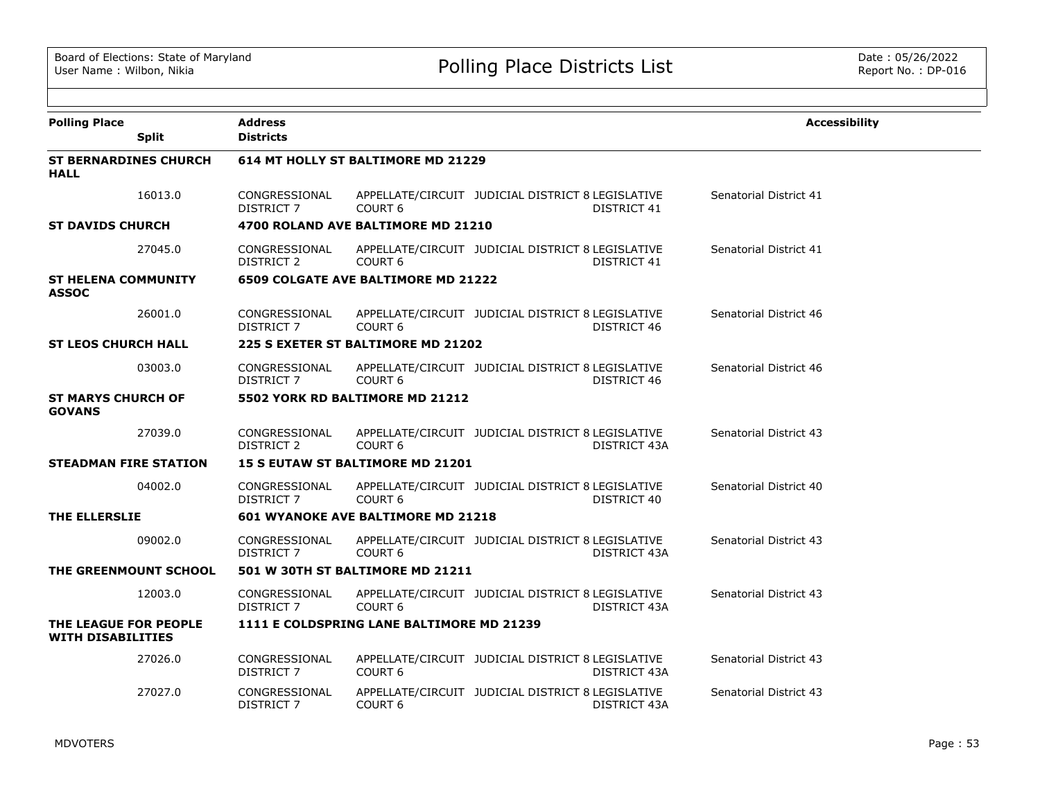Board of Elections: State of Maryland
User Name : Wilbon, Nikia

# Polling Place Districts List

Date : 05/26/2022
Report No. : DP-016

| Polling Place / Split | Address / Districts | | | | Accessibility |
|---|---|---|---|---|---|
| **ST BERNARDINES CHURCH HALL** | **614 MT HOLLY ST BALTIMORE MD 21229** | | | | |
| 16013.0 | CONGRESSIONAL DISTRICT 7 | APPELLATE/CIRCUIT COURT 6 | JUDICIAL DISTRICT 8 | LEGISLATIVE DISTRICT 41 | Senatorial District 41 |
| **ST DAVIDS CHURCH** | **4700 ROLAND AVE BALTIMORE MD 21210** | | | | |
| 27045.0 | CONGRESSIONAL DISTRICT 2 | APPELLATE/CIRCUIT COURT 6 | JUDICIAL DISTRICT 8 | LEGISLATIVE DISTRICT 41 | Senatorial District 41 |
| **ST HELENA COMMUNITY ASSOC** | **6509 COLGATE AVE BALTIMORE MD 21222** | | | | |
| 26001.0 | CONGRESSIONAL DISTRICT 7 | APPELLATE/CIRCUIT COURT 6 | JUDICIAL DISTRICT 8 | LEGISLATIVE DISTRICT 46 | Senatorial District 46 |
| **ST LEOS CHURCH HALL** | **225 S EXETER ST BALTIMORE MD 21202** | | | | |
| 03003.0 | CONGRESSIONAL DISTRICT 7 | APPELLATE/CIRCUIT COURT 6 | JUDICIAL DISTRICT 8 | LEGISLATIVE DISTRICT 46 | Senatorial District 46 |
| **ST MARYS CHURCH OF GOVANS** | **5502 YORK RD BALTIMORE MD 21212** | | | | |
| 27039.0 | CONGRESSIONAL DISTRICT 2 | APPELLATE/CIRCUIT COURT 6 | JUDICIAL DISTRICT 8 | LEGISLATIVE DISTRICT 43A | Senatorial District 43 |
| **STEADMAN FIRE STATION** | **15 S EUTAW ST BALTIMORE MD 21201** | | | | |
| 04002.0 | CONGRESSIONAL DISTRICT 7 | APPELLATE/CIRCUIT COURT 6 | JUDICIAL DISTRICT 8 | LEGISLATIVE DISTRICT 40 | Senatorial District 40 |
| **THE ELLERSLIE** | **601 WYANOKE AVE BALTIMORE MD 21218** | | | | |
| 09002.0 | CONGRESSIONAL DISTRICT 7 | APPELLATE/CIRCUIT COURT 6 | JUDICIAL DISTRICT 8 | LEGISLATIVE DISTRICT 43A | Senatorial District 43 |
| **THE GREENMOUNT SCHOOL** | **501 W 30TH ST BALTIMORE MD 21211** | | | | |
| 12003.0 | CONGRESSIONAL DISTRICT 7 | APPELLATE/CIRCUIT COURT 6 | JUDICIAL DISTRICT 8 | LEGISLATIVE DISTRICT 43A | Senatorial District 43 |
| **THE LEAGUE FOR PEOPLE WITH DISABILITIES** | **1111 E COLDSPRING LANE BALTIMORE MD 21239** | | | | |
| 27026.0 | CONGRESSIONAL DISTRICT 7 | APPELLATE/CIRCUIT COURT 6 | JUDICIAL DISTRICT 8 | LEGISLATIVE DISTRICT 43A | Senatorial District 43 |
| 27027.0 | CONGRESSIONAL DISTRICT 7 | APPELLATE/CIRCUIT COURT 6 | JUDICIAL DISTRICT 8 | LEGISLATIVE DISTRICT 43A | Senatorial District 43 |

MDVOTERS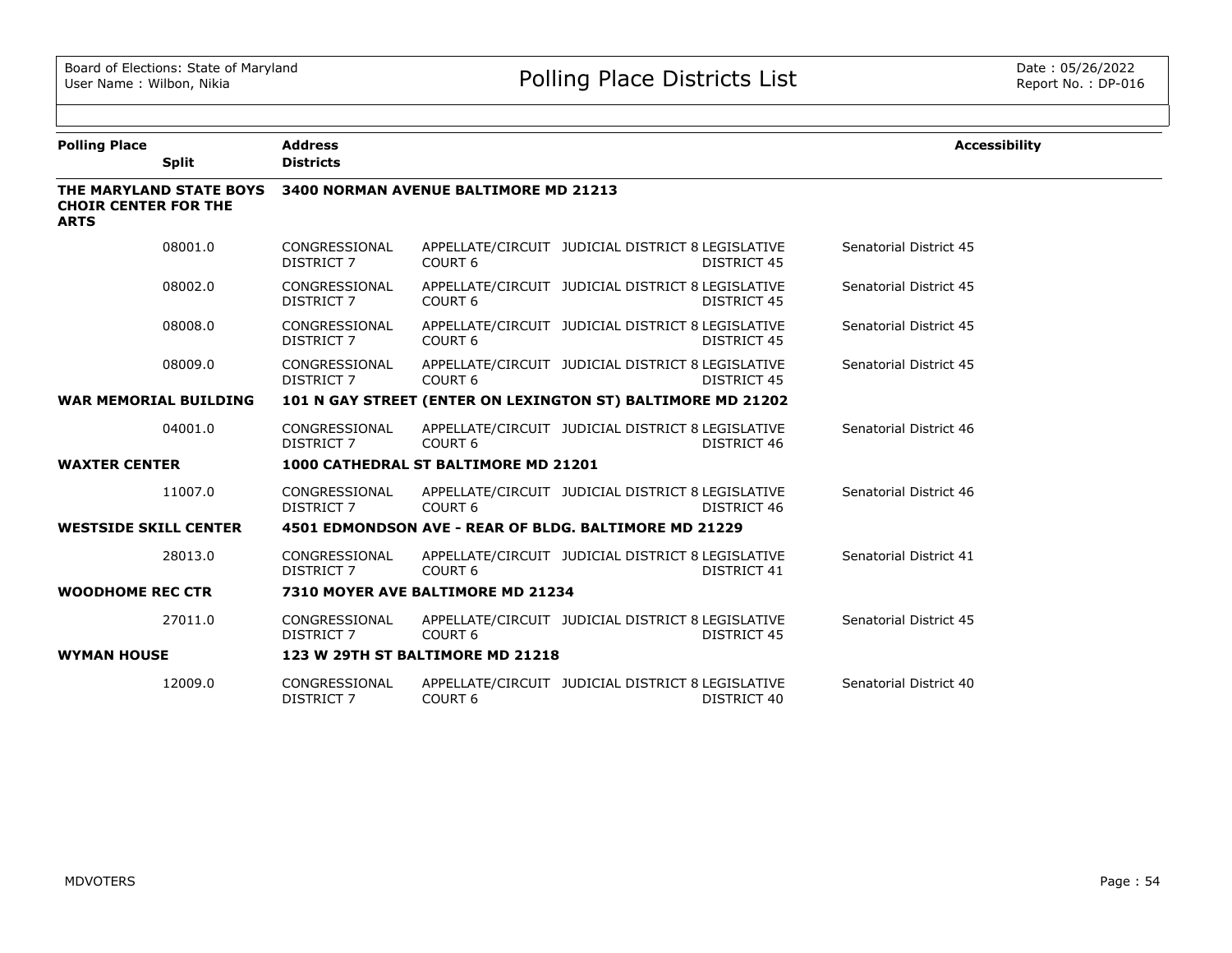# Polling Place Districts List

| Polling Place | Split | Address / Districts | | | | Accessibility |
|---|---|---|---|---|---|---|
| **THE MARYLAND STATE BOYS CHOIR CENTER FOR THE ARTS** | | **3400 NORMAN AVENUE BALTIMORE MD 21213** | | | | |
| | 08001.0 | CONGRESSIONAL DISTRICT 7 | APPELLATE/CIRCUIT COURT 6 | JUDICIAL DISTRICT 8 | LEGISLATIVE DISTRICT 45 | Senatorial District 45 |
| | 08002.0 | CONGRESSIONAL DISTRICT 7 | APPELLATE/CIRCUIT COURT 6 | JUDICIAL DISTRICT 8 | LEGISLATIVE DISTRICT 45 | Senatorial District 45 |
| | 08008.0 | CONGRESSIONAL DISTRICT 7 | APPELLATE/CIRCUIT COURT 6 | JUDICIAL DISTRICT 8 | LEGISLATIVE DISTRICT 45 | Senatorial District 45 |
| | 08009.0 | CONGRESSIONAL DISTRICT 7 | APPELLATE/CIRCUIT COURT 6 | JUDICIAL DISTRICT 8 | LEGISLATIVE DISTRICT 45 | Senatorial District 45 |
| **WAR MEMORIAL BUILDING** | | **101 N GAY STREET (ENTER ON LEXINGTON ST) BALTIMORE MD 21202** | | | | |
| | 04001.0 | CONGRESSIONAL DISTRICT 7 | APPELLATE/CIRCUIT COURT 6 | JUDICIAL DISTRICT 8 | LEGISLATIVE DISTRICT 46 | Senatorial District 46 |
| **WAXTER CENTER** | | **1000 CATHEDRAL ST BALTIMORE MD 21201** | | | | |
| | 11007.0 | CONGRESSIONAL DISTRICT 7 | APPELLATE/CIRCUIT COURT 6 | JUDICIAL DISTRICT 8 | LEGISLATIVE DISTRICT 46 | Senatorial District 46 |
| **WESTSIDE SKILL CENTER** | | **4501 EDMONDSON AVE - REAR OF BLDG. BALTIMORE MD 21229** | | | | |
| | 28013.0 | CONGRESSIONAL DISTRICT 7 | APPELLATE/CIRCUIT COURT 6 | JUDICIAL DISTRICT 8 | LEGISLATIVE DISTRICT 41 | Senatorial District 41 |
| **WOODHOME REC CTR** | | **7310 MOYER AVE BALTIMORE MD 21234** | | | | |
| | 27011.0 | CONGRESSIONAL DISTRICT 7 | APPELLATE/CIRCUIT COURT 6 | JUDICIAL DISTRICT 8 | LEGISLATIVE DISTRICT 45 | Senatorial District 45 |
| **WYMAN HOUSE** | | **123 W 29TH ST BALTIMORE MD 21218** | | | | |
| | 12009.0 | CONGRESSIONAL DISTRICT 7 | APPELLATE/CIRCUIT COURT 6 | JUDICIAL DISTRICT 8 | LEGISLATIVE DISTRICT 40 | Senatorial District 40 |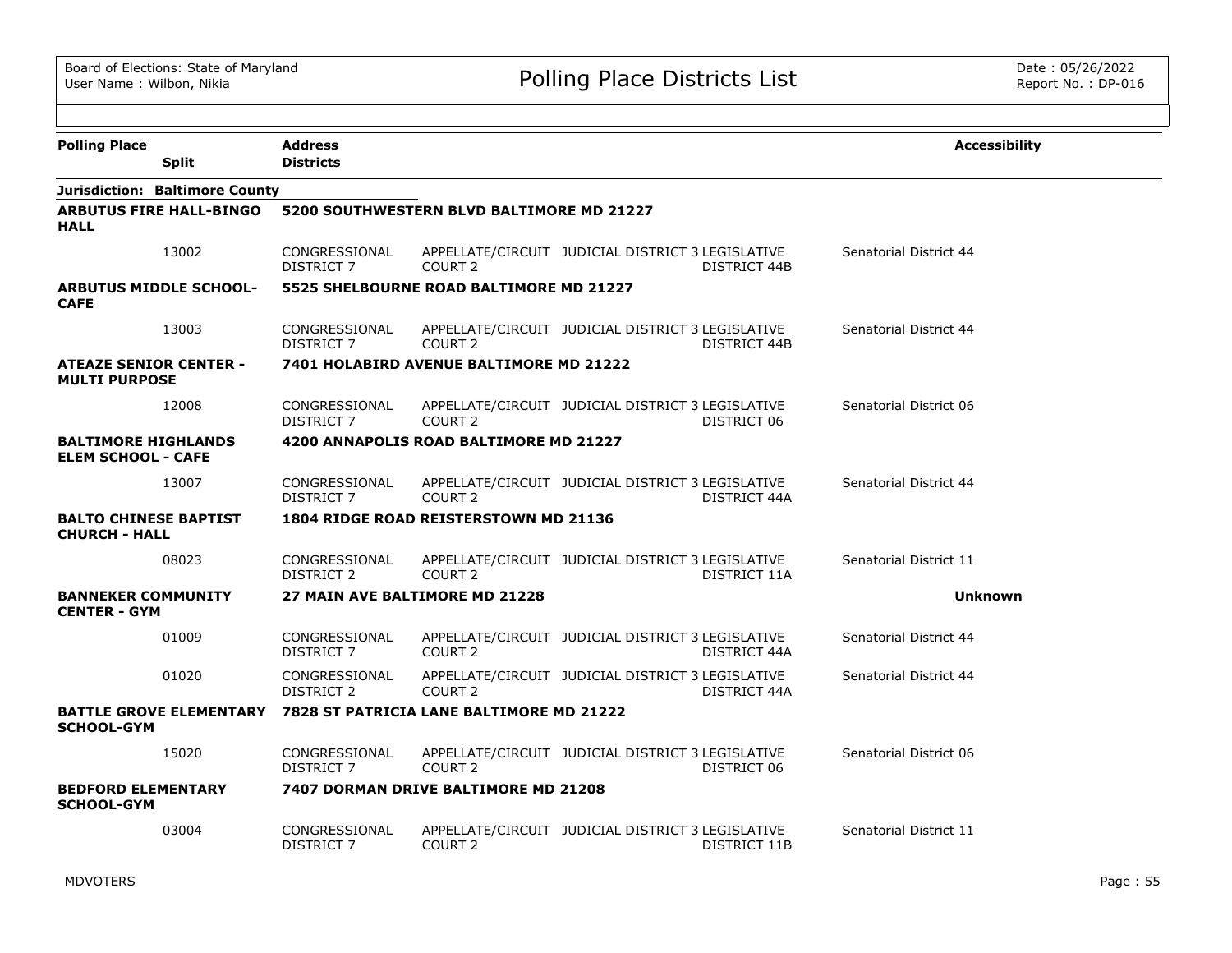# Polling Place Districts List

Board of Elections: State of Maryland
User Name : Wilbon, Nikia

Date : 05/26/2022
Report No. : DP-016

| Polling Place / Split | Address / Districts | | | | | Accessibility |
|---|---|---|---|---|---|---|
| **Jurisdiction: Baltimore County** | | | | | | |
| **ARBUTUS FIRE HALL-BINGO HALL** | **5200 SOUTHWESTERN BLVD BALTIMORE MD 21227** | | | | | |
| 13002 | CONGRESSIONAL DISTRICT 7 | APPELLATE/CIRCUIT COURT 2 | JUDICIAL DISTRICT 3 | LEGISLATIVE DISTRICT 44B | Senatorial District 44 | |
| **ARBUTUS MIDDLE SCHOOL-CAFE** | **5525 SHELBOURNE ROAD BALTIMORE MD 21227** | | | | | |
| 13003 | CONGRESSIONAL DISTRICT 7 | APPELLATE/CIRCUIT COURT 2 | JUDICIAL DISTRICT 3 | LEGISLATIVE DISTRICT 44B | Senatorial District 44 | |
| **ATEAZE SENIOR CENTER - MULTI PURPOSE** | **7401 HOLABIRD AVENUE BALTIMORE MD 21222** | | | | | |
| 12008 | CONGRESSIONAL DISTRICT 7 | APPELLATE/CIRCUIT COURT 2 | JUDICIAL DISTRICT 3 | LEGISLATIVE DISTRICT 06 | Senatorial District 06 | |
| **BALTIMORE HIGHLANDS ELEM SCHOOL - CAFE** | **4200 ANNAPOLIS ROAD BALTIMORE MD 21227** | | | | | |
| 13007 | CONGRESSIONAL DISTRICT 7 | APPELLATE/CIRCUIT COURT 2 | JUDICIAL DISTRICT 3 | LEGISLATIVE DISTRICT 44A | Senatorial District 44 | |
| **BALTO CHINESE BAPTIST CHURCH - HALL** | **1804 RIDGE ROAD REISTERSTOWN MD 21136** | | | | | |
| 08023 | CONGRESSIONAL DISTRICT 2 | APPELLATE/CIRCUIT COURT 2 | JUDICIAL DISTRICT 3 | LEGISLATIVE DISTRICT 11A | Senatorial District 11 | |
| **BANNEKER COMMUNITY CENTER - GYM** | **27 MAIN AVE BALTIMORE MD 21228** | | | | | **Unknown** |
| 01009 | CONGRESSIONAL DISTRICT 7 | APPELLATE/CIRCUIT COURT 2 | JUDICIAL DISTRICT 3 | LEGISLATIVE DISTRICT 44A | Senatorial District 44 | |
| 01020 | CONGRESSIONAL DISTRICT 2 | APPELLATE/CIRCUIT COURT 2 | JUDICIAL DISTRICT 3 | LEGISLATIVE DISTRICT 44A | Senatorial District 44 | |
| **BATTLE GROVE ELEMENTARY SCHOOL-GYM** | **7828 ST PATRICIA LANE BALTIMORE MD 21222** | | | | | |
| 15020 | CONGRESSIONAL DISTRICT 7 | APPELLATE/CIRCUIT COURT 2 | JUDICIAL DISTRICT 3 | LEGISLATIVE DISTRICT 06 | Senatorial District 06 | |
| **BEDFORD ELEMENTARY SCHOOL-GYM** | **7407 DORMAN DRIVE BALTIMORE MD 21208** | | | | | |
| 03004 | CONGRESSIONAL DISTRICT 7 | APPELLATE/CIRCUIT COURT 2 | JUDICIAL DISTRICT 3 | LEGISLATIVE DISTRICT 11B | Senatorial District 11 | |

MDVOTERS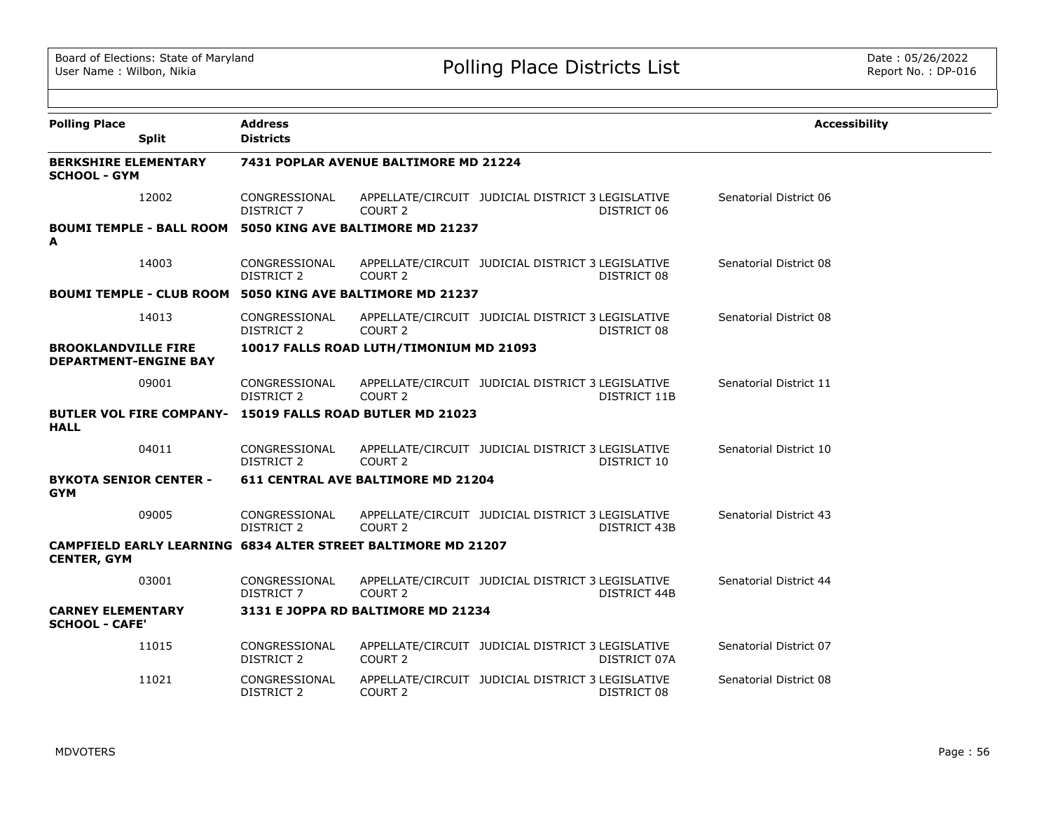Board of Elections: State of Maryland
User Name : Wilbon, Nikia

# Polling Place Districts List

Date : 05/26/2022
Report No. : DP-016

| Polling Place | Split | Address / Districts | | | | Accessibility |
|---|---|---|---|---|---|---|
| **BERKSHIRE ELEMENTARY SCHOOL - GYM** | | **7431 POPLAR AVENUE BALTIMORE MD 21224** | | | | |
| | 12002 | CONGRESSIONAL DISTRICT 7 | APPELLATE/CIRCUIT COURT 2 | JUDICIAL DISTRICT 3 | LEGISLATIVE DISTRICT 06 | Senatorial District 06 |
| **BOUMI TEMPLE - BALL ROOM A** | | **5050 KING AVE BALTIMORE MD 21237** | | | | |
| | 14003 | CONGRESSIONAL DISTRICT 2 | APPELLATE/CIRCUIT COURT 2 | JUDICIAL DISTRICT 3 | LEGISLATIVE DISTRICT 08 | Senatorial District 08 |
| **BOUMI TEMPLE - CLUB ROOM** | | **5050 KING AVE BALTIMORE MD 21237** | | | | |
| | 14013 | CONGRESSIONAL DISTRICT 2 | APPELLATE/CIRCUIT COURT 2 | JUDICIAL DISTRICT 3 | LEGISLATIVE DISTRICT 08 | Senatorial District 08 |
| **BROOKLANDVILLE FIRE DEPARTMENT-ENGINE BAY** | | **10017 FALLS ROAD LUTH/TIMONIUM MD 21093** | | | | |
| | 09001 | CONGRESSIONAL DISTRICT 2 | APPELLATE/CIRCUIT COURT 2 | JUDICIAL DISTRICT 3 | LEGISLATIVE DISTRICT 11B | Senatorial District 11 |
| **BUTLER VOL FIRE COMPANY-HALL** | | **15019 FALLS ROAD BUTLER MD 21023** | | | | |
| | 04011 | CONGRESSIONAL DISTRICT 2 | APPELLATE/CIRCUIT COURT 2 | JUDICIAL DISTRICT 3 | LEGISLATIVE DISTRICT 10 | Senatorial District 10 |
| **BYKOTA SENIOR CENTER - GYM** | | **611 CENTRAL AVE BALTIMORE MD 21204** | | | | |
| | 09005 | CONGRESSIONAL DISTRICT 2 | APPELLATE/CIRCUIT COURT 2 | JUDICIAL DISTRICT 3 | LEGISLATIVE DISTRICT 43B | Senatorial District 43 |
| **CAMPFIELD EARLY LEARNING CENTER, GYM** | | **6834 ALTER STREET BALTIMORE MD 21207** | | | | |
| | 03001 | CONGRESSIONAL DISTRICT 7 | APPELLATE/CIRCUIT COURT 2 | JUDICIAL DISTRICT 3 | LEGISLATIVE DISTRICT 44B | Senatorial District 44 |
| **CARNEY ELEMENTARY SCHOOL - CAFE'** | | **3131 E JOPPA RD BALTIMORE MD 21234** | | | | |
| | 11015 | CONGRESSIONAL DISTRICT 2 | APPELLATE/CIRCUIT COURT 2 | JUDICIAL DISTRICT 3 | LEGISLATIVE DISTRICT 07A | Senatorial District 07 |
| | 11021 | CONGRESSIONAL DISTRICT 2 | APPELLATE/CIRCUIT COURT 2 | JUDICIAL DISTRICT 3 | LEGISLATIVE DISTRICT 08 | Senatorial District 08 |

MDVOTERS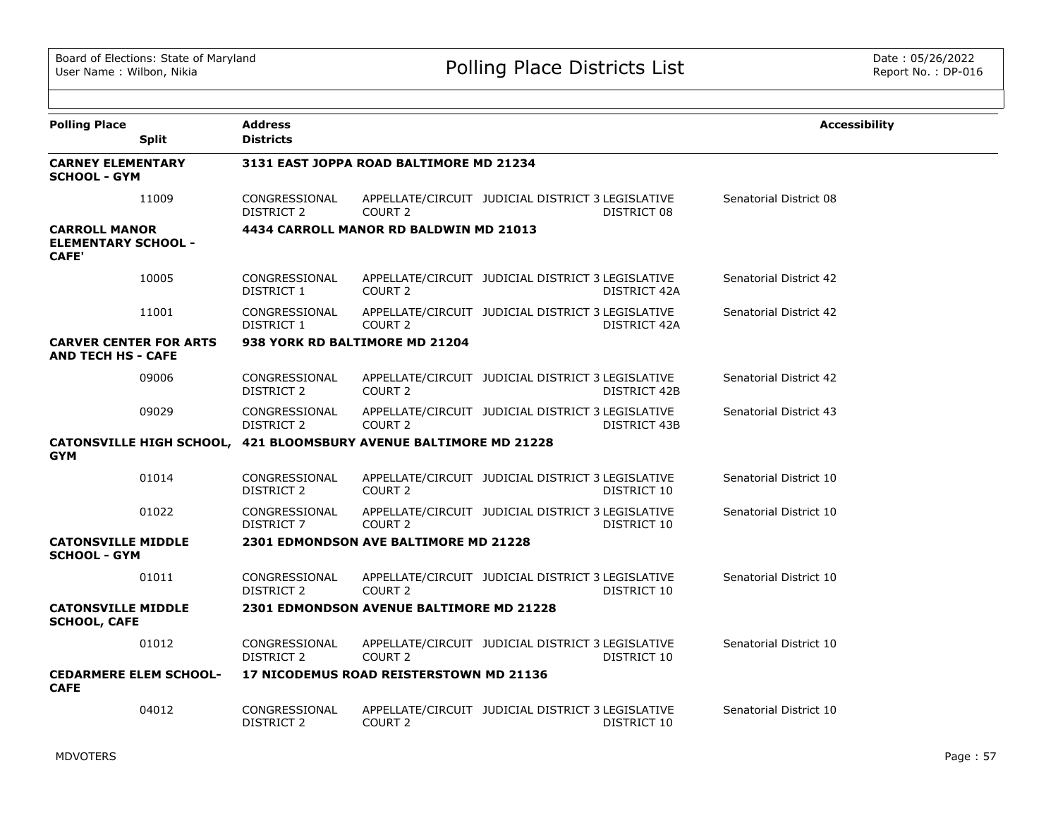Board of Elections: State of Maryland
User Name : Wilbon, Nikia

# Polling Place Districts List

Date : 05/26/2022
Report No. : DP-016

| Polling Place | Split | Address / Districts | | | | | Accessibility |
|---|---|---|---|---|---|---|---|
| **CARNEY ELEMENTARY SCHOOL - GYM** | | **3131 EAST JOPPA ROAD BALTIMORE MD 21234** | | | | | |
| | 11009 | CONGRESSIONAL DISTRICT 2 | APPELLATE/CIRCUIT COURT 2 | JUDICIAL DISTRICT 3 | LEGISLATIVE DISTRICT 08 | Senatorial District 08 | |
| **CARROLL MANOR ELEMENTARY SCHOOL - CAFE'** | | **4434 CARROLL MANOR RD BALDWIN MD 21013** | | | | | |
| | 10005 | CONGRESSIONAL DISTRICT 1 | APPELLATE/CIRCUIT COURT 2 | JUDICIAL DISTRICT 3 | LEGISLATIVE DISTRICT 42A | Senatorial District 42 | |
| | 11001 | CONGRESSIONAL DISTRICT 1 | APPELLATE/CIRCUIT COURT 2 | JUDICIAL DISTRICT 3 | LEGISLATIVE DISTRICT 42A | Senatorial District 42 | |
| **CARVER CENTER FOR ARTS AND TECH HS - CAFE** | | **938 YORK RD BALTIMORE MD 21204** | | | | | |
| | 09006 | CONGRESSIONAL DISTRICT 2 | APPELLATE/CIRCUIT COURT 2 | JUDICIAL DISTRICT 3 | LEGISLATIVE DISTRICT 42B | Senatorial District 42 | |
| | 09029 | CONGRESSIONAL DISTRICT 2 | APPELLATE/CIRCUIT COURT 2 | JUDICIAL DISTRICT 3 | LEGISLATIVE DISTRICT 43B | Senatorial District 43 | |
| **CATONSVILLE HIGH SCHOOL, GYM** | | **421 BLOOMSBURY AVENUE BALTIMORE MD 21228** | | | | | |
| | 01014 | CONGRESSIONAL DISTRICT 2 | APPELLATE/CIRCUIT COURT 2 | JUDICIAL DISTRICT 3 | LEGISLATIVE DISTRICT 10 | Senatorial District 10 | |
| | 01022 | CONGRESSIONAL DISTRICT 7 | APPELLATE/CIRCUIT COURT 2 | JUDICIAL DISTRICT 3 | LEGISLATIVE DISTRICT 10 | Senatorial District 10 | |
| **CATONSVILLE MIDDLE SCHOOL - GYM** | | **2301 EDMONDSON AVE BALTIMORE MD 21228** | | | | | |
| | 01011 | CONGRESSIONAL DISTRICT 2 | APPELLATE/CIRCUIT COURT 2 | JUDICIAL DISTRICT 3 | LEGISLATIVE DISTRICT 10 | Senatorial District 10 | |
| **CATONSVILLE MIDDLE SCHOOL, CAFE** | | **2301 EDMONDSON AVENUE BALTIMORE MD 21228** | | | | | |
| | 01012 | CONGRESSIONAL DISTRICT 2 | APPELLATE/CIRCUIT COURT 2 | JUDICIAL DISTRICT 3 | LEGISLATIVE DISTRICT 10 | Senatorial District 10 | |
| **CEDARMERE ELEM SCHOOL-CAFE** | | **17 NICODEMUS ROAD REISTERSTOWN MD 21136** | | | | | |
| | 04012 | CONGRESSIONAL DISTRICT 2 | APPELLATE/CIRCUIT COURT 2 | JUDICIAL DISTRICT 3 | LEGISLATIVE DISTRICT 10 | Senatorial District 10 | |

MDVOTERS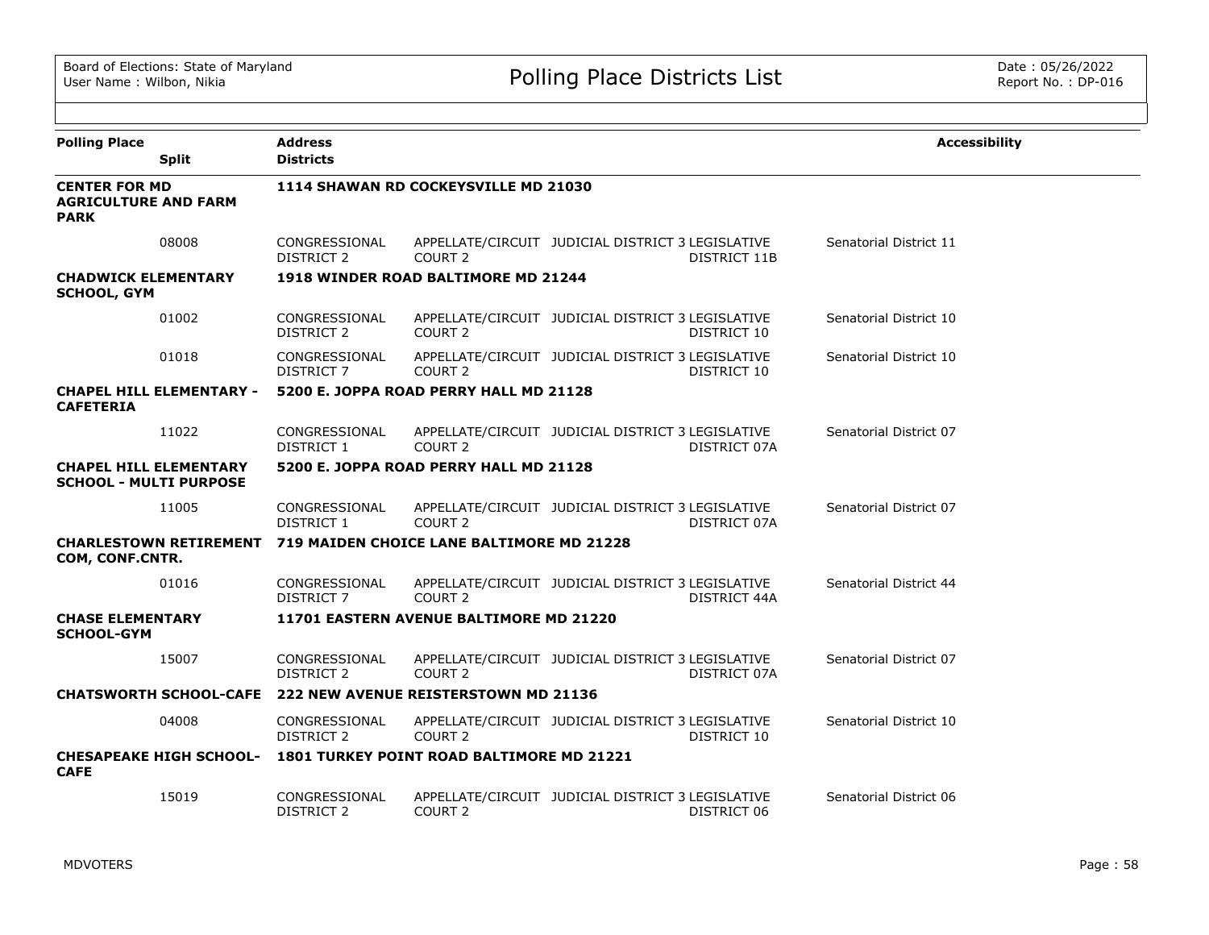Board of Elections: State of Maryland
User Name : Wilbon, Nikia

# Polling Place Districts List

Date : 05/26/2022
Report No. : DP-016

| Polling Place | Split | Address / Districts | | | | | Accessibility |
|---|---|---|---|---|---|---|---|
| **CENTER FOR MD AGRICULTURE AND FARM PARK** | | **1114 SHAWAN RD COCKEYSVILLE MD 21030** | | | | | |
| | 08008 | CONGRESSIONAL DISTRICT 2 | APPELLATE/CIRCUIT COURT 2 | JUDICIAL DISTRICT 3 | LEGISLATIVE DISTRICT 11B | Senatorial District 11 | |
| **CHADWICK ELEMENTARY SCHOOL, GYM** | | **1918 WINDER ROAD BALTIMORE MD 21244** | | | | | |
| | 01002 | CONGRESSIONAL DISTRICT 2 | APPELLATE/CIRCUIT COURT 2 | JUDICIAL DISTRICT 3 | LEGISLATIVE DISTRICT 10 | Senatorial District 10 | |
| | 01018 | CONGRESSIONAL DISTRICT 7 | APPELLATE/CIRCUIT COURT 2 | JUDICIAL DISTRICT 3 | LEGISLATIVE DISTRICT 10 | Senatorial District 10 | |
| **CHAPEL HILL ELEMENTARY - CAFETERIA** | | **5200 E. JOPPA ROAD PERRY HALL MD 21128** | | | | | |
| | 11022 | CONGRESSIONAL DISTRICT 1 | APPELLATE/CIRCUIT COURT 2 | JUDICIAL DISTRICT 3 | LEGISLATIVE DISTRICT 07A | Senatorial District 07 | |
| **CHAPEL HILL ELEMENTARY SCHOOL - MULTI PURPOSE** | | **5200 E. JOPPA ROAD PERRY HALL MD 21128** | | | | | |
| | 11005 | CONGRESSIONAL DISTRICT 1 | APPELLATE/CIRCUIT COURT 2 | JUDICIAL DISTRICT 3 | LEGISLATIVE DISTRICT 07A | Senatorial District 07 | |
| **CHARLESTOWN RETIREMENT COM, CONF.CNTR.** | | **719 MAIDEN CHOICE LANE BALTIMORE MD 21228** | | | | | |
| | 01016 | CONGRESSIONAL DISTRICT 7 | APPELLATE/CIRCUIT COURT 2 | JUDICIAL DISTRICT 3 | LEGISLATIVE DISTRICT 44A | Senatorial District 44 | |
| **CHASE ELEMENTARY SCHOOL-GYM** | | **11701 EASTERN AVENUE BALTIMORE MD 21220** | | | | | |
| | 15007 | CONGRESSIONAL DISTRICT 2 | APPELLATE/CIRCUIT COURT 2 | JUDICIAL DISTRICT 3 | LEGISLATIVE DISTRICT 07A | Senatorial District 07 | |
| **CHATSWORTH SCHOOL-CAFE** | | **222 NEW AVENUE REISTERSTOWN MD 21136** | | | | | |
| | 04008 | CONGRESSIONAL DISTRICT 2 | APPELLATE/CIRCUIT COURT 2 | JUDICIAL DISTRICT 3 | LEGISLATIVE DISTRICT 10 | Senatorial District 10 | |
| **CHESAPEAKE HIGH SCHOOL-CAFE** | | **1801 TURKEY POINT ROAD BALTIMORE MD 21221** | | | | | |
| | 15019 | CONGRESSIONAL DISTRICT 2 | APPELLATE/CIRCUIT COURT 2 | JUDICIAL DISTRICT 3 | LEGISLATIVE DISTRICT 06 | Senatorial District 06 | |

MDVOTERS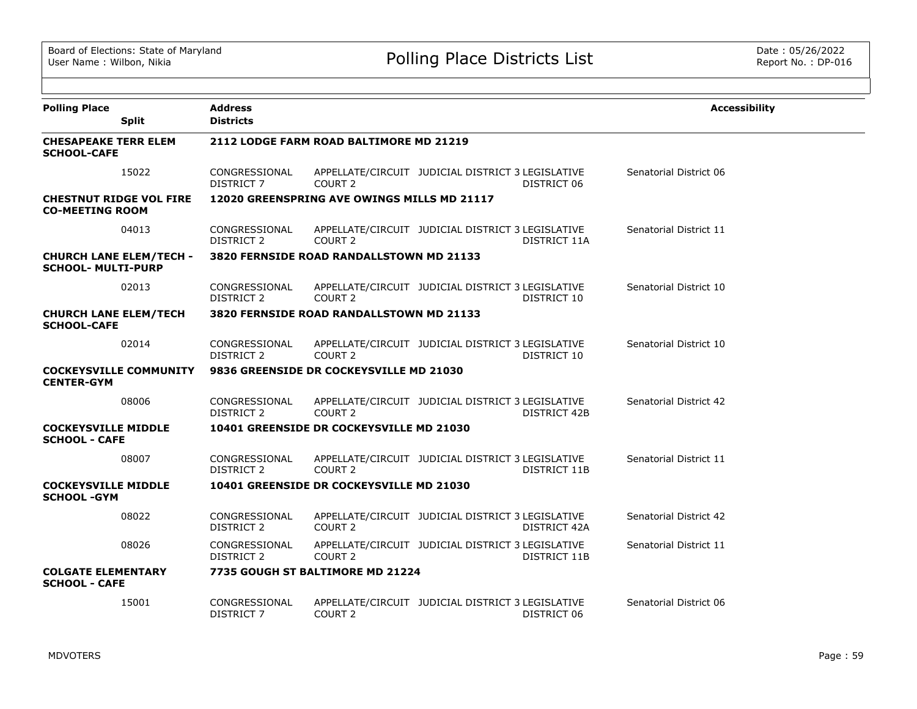| Polling Place | Split | Address / Districts | | | | | Accessibility |
|---|---|---|---|---|---|---|---|
| **CHESAPEAKE TERR ELEM SCHOOL-CAFE** | | **2112 LODGE FARM ROAD BALTIMORE MD 21219** | | | | | |
| | 15022 | CONGRESSIONAL DISTRICT 7 | APPELLATE/CIRCUIT COURT 2 | JUDICIAL DISTRICT 3 | LEGISLATIVE DISTRICT 06 | Senatorial District 06 | |
| **CHESTNUT RIDGE VOL FIRE CO-MEETING ROOM** | | **12020 GREENSPRING AVE OWINGS MILLS MD 21117** | | | | | |
| | 04013 | CONGRESSIONAL DISTRICT 2 | APPELLATE/CIRCUIT COURT 2 | JUDICIAL DISTRICT 3 | LEGISLATIVE DISTRICT 11A | Senatorial District 11 | |
| **CHURCH LANE ELEM/TECH - SCHOOL- MULTI-PURP** | | **3820 FERNSIDE ROAD RANDALLSTOWN MD 21133** | | | | | |
| | 02013 | CONGRESSIONAL DISTRICT 2 | APPELLATE/CIRCUIT COURT 2 | JUDICIAL DISTRICT 3 | LEGISLATIVE DISTRICT 10 | Senatorial District 10 | |
| **CHURCH LANE ELEM/TECH SCHOOL-CAFE** | | **3820 FERNSIDE ROAD RANDALLSTOWN MD 21133** | | | | | |
| | 02014 | CONGRESSIONAL DISTRICT 2 | APPELLATE/CIRCUIT COURT 2 | JUDICIAL DISTRICT 3 | LEGISLATIVE DISTRICT 10 | Senatorial District 10 | |
| **COCKEYSVILLE COMMUNITY CENTER-GYM** | | **9836 GREENSIDE DR COCKEYSVILLE MD 21030** | | | | | |
| | 08006 | CONGRESSIONAL DISTRICT 2 | APPELLATE/CIRCUIT COURT 2 | JUDICIAL DISTRICT 3 | LEGISLATIVE DISTRICT 42B | Senatorial District 42 | |
| **COCKEYSVILLE MIDDLE SCHOOL - CAFE** | | **10401 GREENSIDE DR COCKEYSVILLE MD 21030** | | | | | |
| | 08007 | CONGRESSIONAL DISTRICT 2 | APPELLATE/CIRCUIT COURT 2 | JUDICIAL DISTRICT 3 | LEGISLATIVE DISTRICT 11B | Senatorial District 11 | |
| **COCKEYSVILLE MIDDLE SCHOOL -GYM** | | **10401 GREENSIDE DR COCKEYSVILLE MD 21030** | | | | | |
| | 08022 | CONGRESSIONAL DISTRICT 2 | APPELLATE/CIRCUIT COURT 2 | JUDICIAL DISTRICT 3 | LEGISLATIVE DISTRICT 42A | Senatorial District 42 | |
| | 08026 | CONGRESSIONAL DISTRICT 2 | APPELLATE/CIRCUIT COURT 2 | JUDICIAL DISTRICT 3 | LEGISLATIVE DISTRICT 11B | Senatorial District 11 | |
| **COLGATE ELEMENTARY SCHOOL - CAFE** | | **7735 GOUGH ST BALTIMORE MD 21224** | | | | | |
| | 15001 | CONGRESSIONAL DISTRICT 7 | APPELLATE/CIRCUIT COURT 2 | JUDICIAL DISTRICT 3 | LEGISLATIVE DISTRICT 06 | Senatorial District 06 | |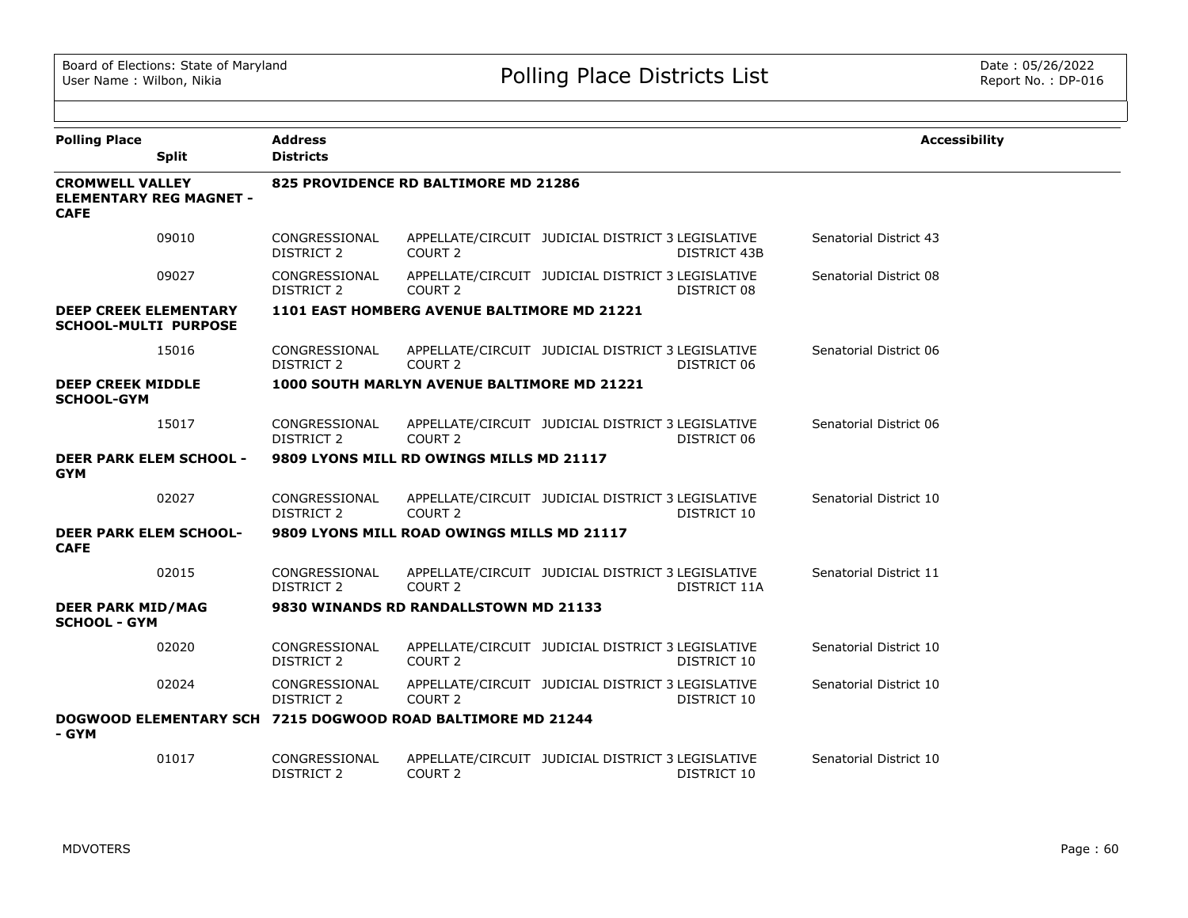Board of Elections: State of Maryland
User Name : Wilbon, Nikia

# Polling Place Districts List

Date : 05/26/2022
Report No. : DP-016

| Polling Place | Split | Address / Districts | | | | | Accessibility |
|---|---|---|---|---|---|---|---|
| **CROMWELL VALLEY ELEMENTARY REG MAGNET - CAFE** | | **825 PROVIDENCE RD BALTIMORE MD 21286** | | | | | |
| | 09010 | CONGRESSIONAL DISTRICT 2 | APPELLATE/CIRCUIT COURT 2 | JUDICIAL DISTRICT 3 | LEGISLATIVE DISTRICT 43B | Senatorial District 43 | |
| | 09027 | CONGRESSIONAL DISTRICT 2 | APPELLATE/CIRCUIT COURT 2 | JUDICIAL DISTRICT 3 | LEGISLATIVE DISTRICT 08 | Senatorial District 08 | |
| **DEEP CREEK ELEMENTARY SCHOOL-MULTI PURPOSE** | | **1101 EAST HOMBERG AVENUE BALTIMORE MD 21221** | | | | | |
| | 15016 | CONGRESSIONAL DISTRICT 2 | APPELLATE/CIRCUIT COURT 2 | JUDICIAL DISTRICT 3 | LEGISLATIVE DISTRICT 06 | Senatorial District 06 | |
| **DEEP CREEK MIDDLE SCHOOL-GYM** | | **1000 SOUTH MARLYN AVENUE BALTIMORE MD 21221** | | | | | |
| | 15017 | CONGRESSIONAL DISTRICT 2 | APPELLATE/CIRCUIT COURT 2 | JUDICIAL DISTRICT 3 | LEGISLATIVE DISTRICT 06 | Senatorial District 06 | |
| **DEER PARK ELEM SCHOOL - GYM** | | **9809 LYONS MILL RD OWINGS MILLS MD 21117** | | | | | |
| | 02027 | CONGRESSIONAL DISTRICT 2 | APPELLATE/CIRCUIT COURT 2 | JUDICIAL DISTRICT 3 | LEGISLATIVE DISTRICT 10 | Senatorial District 10 | |
| **DEER PARK ELEM SCHOOL-CAFE** | | **9809 LYONS MILL ROAD OWINGS MILLS MD 21117** | | | | | |
| | 02015 | CONGRESSIONAL DISTRICT 2 | APPELLATE/CIRCUIT COURT 2 | JUDICIAL DISTRICT 3 | LEGISLATIVE DISTRICT 11A | Senatorial District 11 | |
| **DEER PARK MID/MAG SCHOOL - GYM** | | **9830 WINANDS RD RANDALLSTOWN MD 21133** | | | | | |
| | 02020 | CONGRESSIONAL DISTRICT 2 | APPELLATE/CIRCUIT COURT 2 | JUDICIAL DISTRICT 3 | LEGISLATIVE DISTRICT 10 | Senatorial District 10 | |
| | 02024 | CONGRESSIONAL DISTRICT 2 | APPELLATE/CIRCUIT COURT 2 | JUDICIAL DISTRICT 3 | LEGISLATIVE DISTRICT 10 | Senatorial District 10 | |
| **DOGWOOD ELEMENTARY SCH - GYM** | | **7215 DOGWOOD ROAD BALTIMORE MD 21244** | | | | | |
| | 01017 | CONGRESSIONAL DISTRICT 2 | APPELLATE/CIRCUIT COURT 2 | JUDICIAL DISTRICT 3 | LEGISLATIVE DISTRICT 10 | Senatorial District 10 | |

MDVOTERS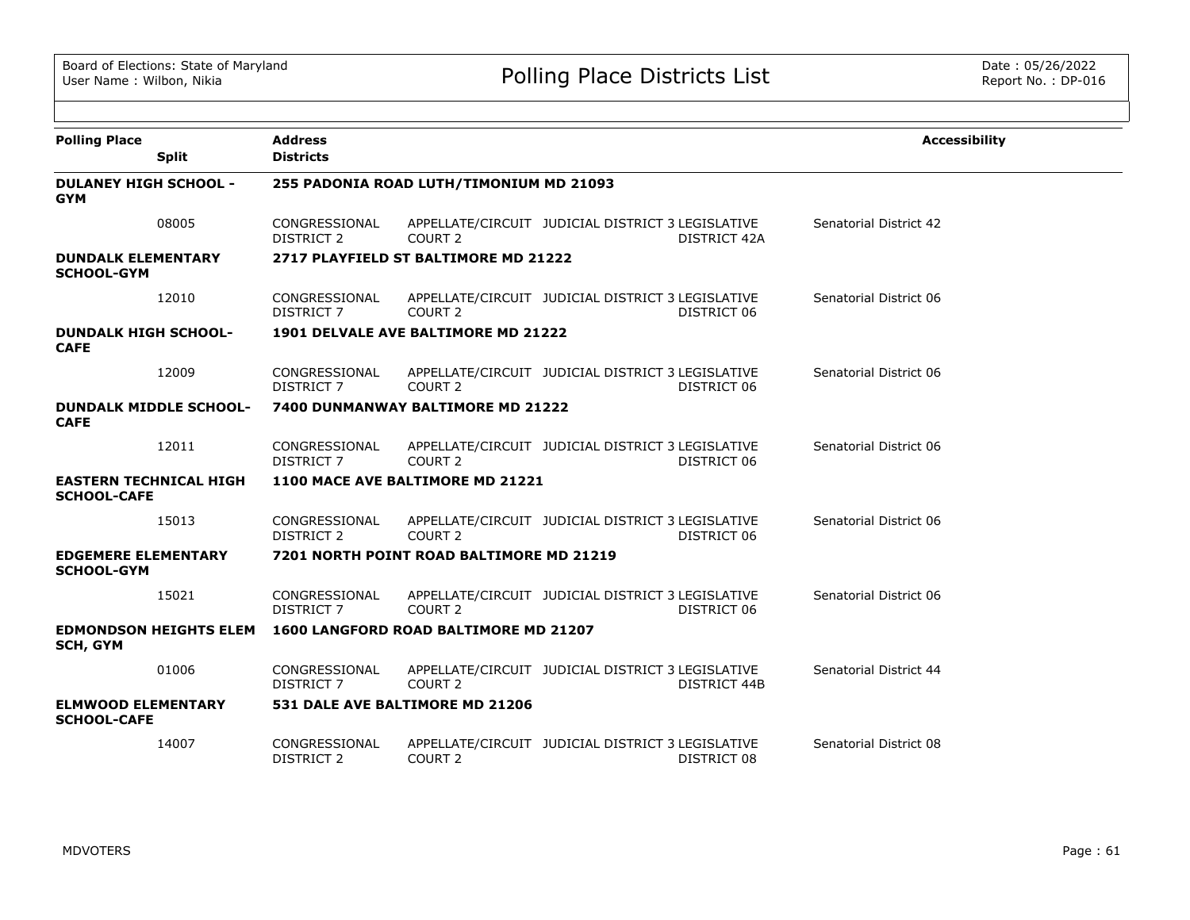# Polling Place Districts List

Board of Elections: State of Maryland
User Name : Wilbon, Nikia

Date : 05/26/2022
Report No. : DP-016

| Polling Place / Split | Address / Districts | | | | | Accessibility |
|---|---|---|---|---|---|---|
| **DULANEY HIGH SCHOOL - GYM** | **255 PADONIA ROAD LUTH/TIMONIUM MD 21093** | | | | | |
| 08005 | CONGRESSIONAL DISTRICT 2 | APPELLATE/CIRCUIT COURT 2 | JUDICIAL DISTRICT 3 | LEGISLATIVE DISTRICT 42A | Senatorial District 42 | |
| **DUNDALK ELEMENTARY SCHOOL-GYM** | **2717 PLAYFIELD ST BALTIMORE MD 21222** | | | | | |
| 12010 | CONGRESSIONAL DISTRICT 7 | APPELLATE/CIRCUIT COURT 2 | JUDICIAL DISTRICT 3 | LEGISLATIVE DISTRICT 06 | Senatorial District 06 | |
| **DUNDALK HIGH SCHOOL-CAFE** | **1901 DELVALE AVE BALTIMORE MD 21222** | | | | | |
| 12009 | CONGRESSIONAL DISTRICT 7 | APPELLATE/CIRCUIT COURT 2 | JUDICIAL DISTRICT 3 | LEGISLATIVE DISTRICT 06 | Senatorial District 06 | |
| **DUNDALK MIDDLE SCHOOL-CAFE** | **7400 DUNMANWAY BALTIMORE MD 21222** | | | | | |
| 12011 | CONGRESSIONAL DISTRICT 7 | APPELLATE/CIRCUIT COURT 2 | JUDICIAL DISTRICT 3 | LEGISLATIVE DISTRICT 06 | Senatorial District 06 | |
| **EASTERN TECHNICAL HIGH SCHOOL-CAFE** | **1100 MACE AVE BALTIMORE MD 21221** | | | | | |
| 15013 | CONGRESSIONAL DISTRICT 2 | APPELLATE/CIRCUIT COURT 2 | JUDICIAL DISTRICT 3 | LEGISLATIVE DISTRICT 06 | Senatorial District 06 | |
| **EDGEMERE ELEMENTARY SCHOOL-GYM** | **7201 NORTH POINT ROAD BALTIMORE MD 21219** | | | | | |
| 15021 | CONGRESSIONAL DISTRICT 7 | APPELLATE/CIRCUIT COURT 2 | JUDICIAL DISTRICT 3 | LEGISLATIVE DISTRICT 06 | Senatorial District 06 | |
| **EDMONDSON HEIGHTS ELEM SCH, GYM** | **1600 LANGFORD ROAD BALTIMORE MD 21207** | | | | | |
| 01006 | CONGRESSIONAL DISTRICT 7 | APPELLATE/CIRCUIT COURT 2 | JUDICIAL DISTRICT 3 | LEGISLATIVE DISTRICT 44B | Senatorial District 44 | |
| **ELMWOOD ELEMENTARY SCHOOL-CAFE** | **531 DALE AVE BALTIMORE MD 21206** | | | | | |
| 14007 | CONGRESSIONAL DISTRICT 2 | APPELLATE/CIRCUIT COURT 2 | JUDICIAL DISTRICT 3 | LEGISLATIVE DISTRICT 08 | Senatorial District 08 | |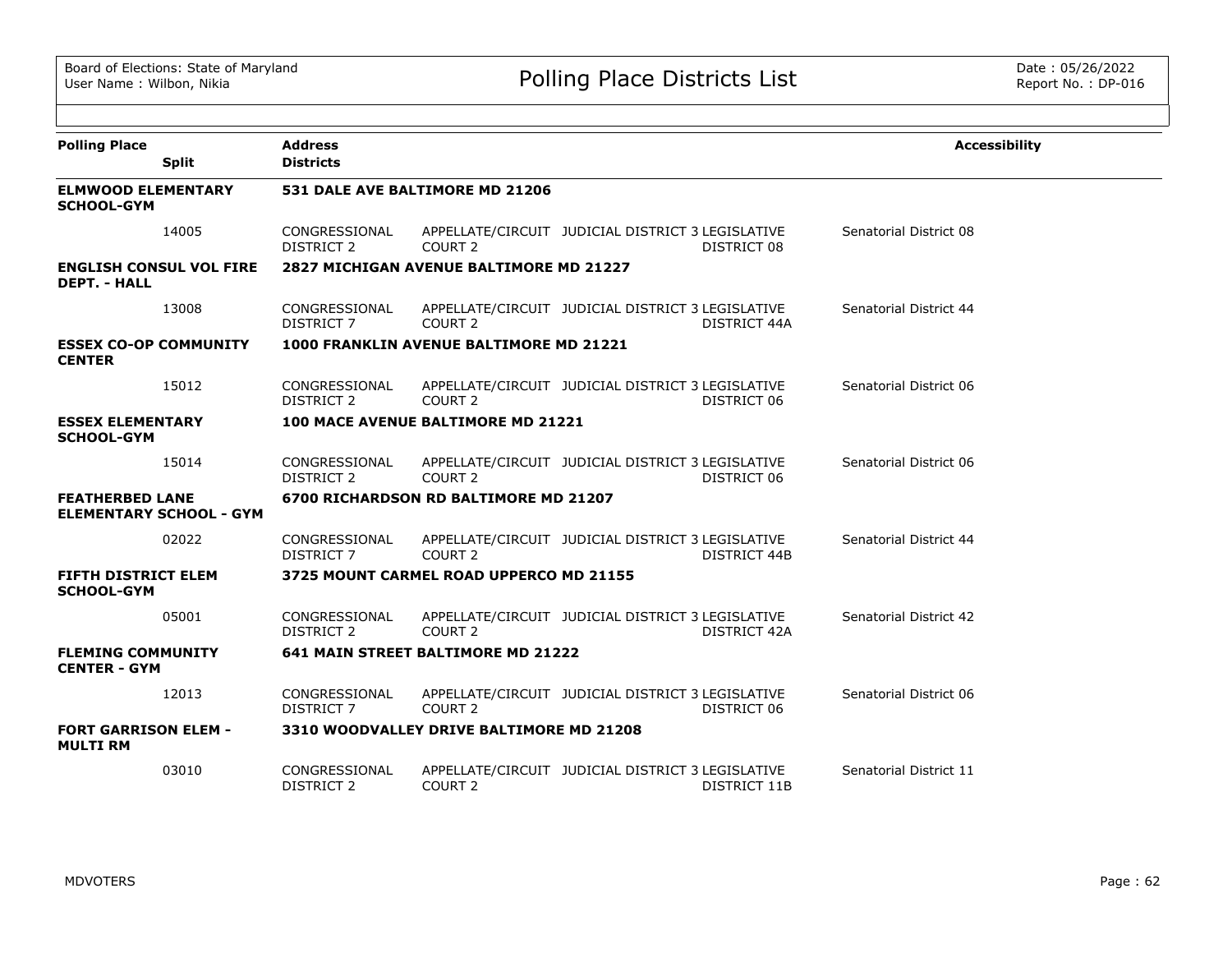| Polling Place / Split | Address / Districts | | | | | Accessibility |
|---|---|---|---|---|---|---|
| **ELMWOOD ELEMENTARY SCHOOL-GYM** | **531 DALE AVE BALTIMORE MD 21206** | | | | | |
| 14005 | CONGRESSIONAL DISTRICT 2 | APPELLATE/CIRCUIT COURT 2 | JUDICIAL DISTRICT 3 | LEGISLATIVE DISTRICT 08 | Senatorial District 08 | |
| **ENGLISH CONSUL VOL FIRE DEPT. - HALL** | **2827 MICHIGAN AVENUE BALTIMORE MD 21227** | | | | | |
| 13008 | CONGRESSIONAL DISTRICT 7 | APPELLATE/CIRCUIT COURT 2 | JUDICIAL DISTRICT 3 | LEGISLATIVE DISTRICT 44A | Senatorial District 44 | |
| **ESSEX CO-OP COMMUNITY CENTER** | **1000 FRANKLIN AVENUE BALTIMORE MD 21221** | | | | | |
| 15012 | CONGRESSIONAL DISTRICT 2 | APPELLATE/CIRCUIT COURT 2 | JUDICIAL DISTRICT 3 | LEGISLATIVE DISTRICT 06 | Senatorial District 06 | |
| **ESSEX ELEMENTARY SCHOOL-GYM** | **100 MACE AVENUE BALTIMORE MD 21221** | | | | | |
| 15014 | CONGRESSIONAL DISTRICT 2 | APPELLATE/CIRCUIT COURT 2 | JUDICIAL DISTRICT 3 | LEGISLATIVE DISTRICT 06 | Senatorial District 06 | |
| **FEATHERBED LANE ELEMENTARY SCHOOL - GYM** | **6700 RICHARDSON RD BALTIMORE MD 21207** | | | | | |
| 02022 | CONGRESSIONAL DISTRICT 7 | APPELLATE/CIRCUIT COURT 2 | JUDICIAL DISTRICT 3 | LEGISLATIVE DISTRICT 44B | Senatorial District 44 | |
| **FIFTH DISTRICT ELEM SCHOOL-GYM** | **3725 MOUNT CARMEL ROAD UPPERCO MD 21155** | | | | | |
| 05001 | CONGRESSIONAL DISTRICT 2 | APPELLATE/CIRCUIT COURT 2 | JUDICIAL DISTRICT 3 | LEGISLATIVE DISTRICT 42A | Senatorial District 42 | |
| **FLEMING COMMUNITY CENTER - GYM** | **641 MAIN STREET BALTIMORE MD 21222** | | | | | |
| 12013 | CONGRESSIONAL DISTRICT 7 | APPELLATE/CIRCUIT COURT 2 | JUDICIAL DISTRICT 3 | LEGISLATIVE DISTRICT 06 | Senatorial District 06 | |
| **FORT GARRISON ELEM - MULTI RM** | **3310 WOODVALLEY DRIVE BALTIMORE MD 21208** | | | | | |
| 03010 | CONGRESSIONAL DISTRICT 2 | APPELLATE/CIRCUIT COURT 2 | JUDICIAL DISTRICT 3 | LEGISLATIVE DISTRICT 11B | Senatorial District 11 | |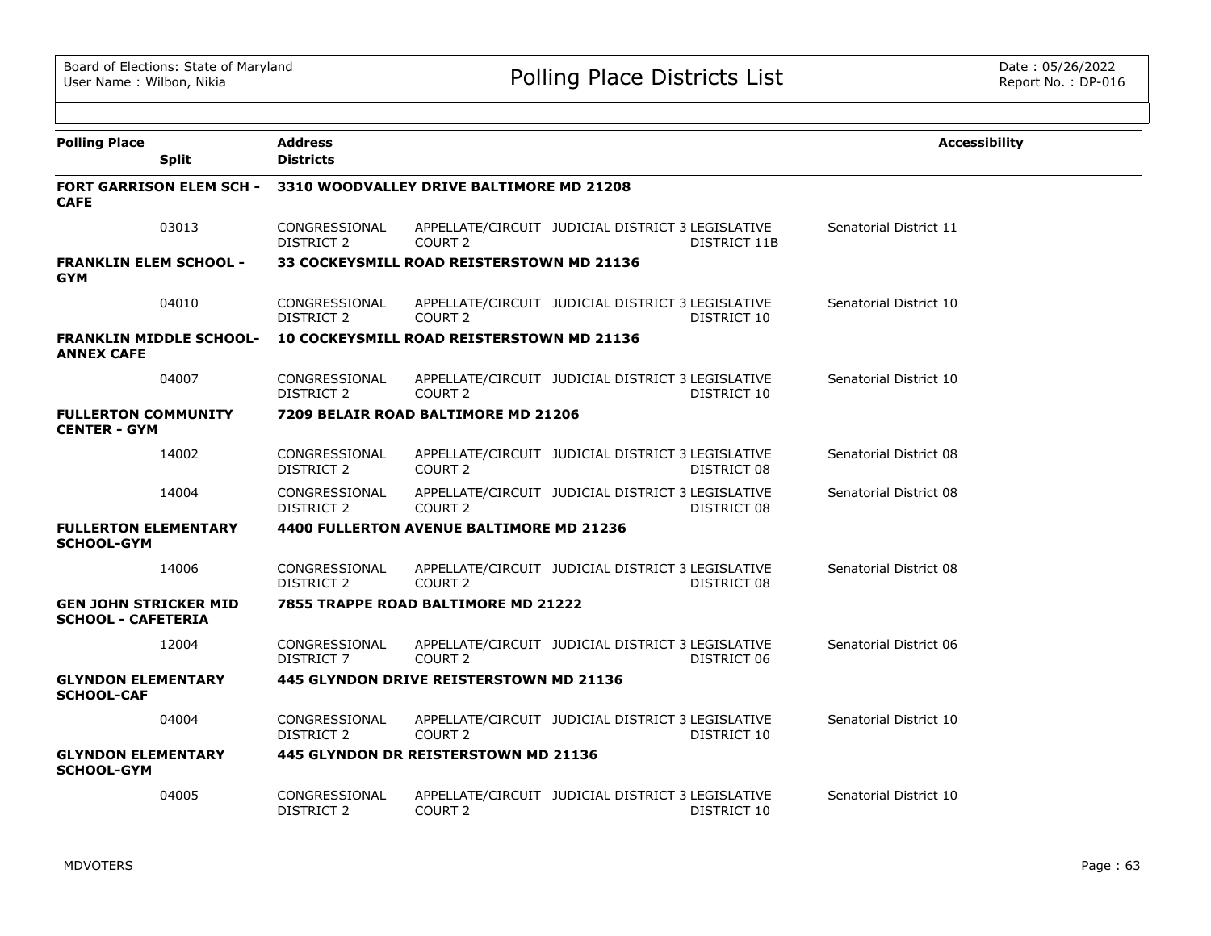| Polling Place | Split | Address / Districts | | | | Accessibility |
|---|---|---|---|---|---|---|
| **FORT GARRISON ELEM SCH - CAFE** | | **3310 WOODVALLEY DRIVE BALTIMORE MD 21208** | | | | |
| | 03013 | CONGRESSIONAL DISTRICT 2 | APPELLATE/CIRCUIT COURT 2 | JUDICIAL DISTRICT 3 | LEGISLATIVE DISTRICT 11B | Senatorial District 11 |
| **FRANKLIN ELEM SCHOOL - GYM** | | **33 COCKEYSMILL ROAD REISTERSTOWN MD 21136** | | | | |
| | 04010 | CONGRESSIONAL DISTRICT 2 | APPELLATE/CIRCUIT COURT 2 | JUDICIAL DISTRICT 3 | LEGISLATIVE DISTRICT 10 | Senatorial District 10 |
| **FRANKLIN MIDDLE SCHOOL-ANNEX CAFE** | | **10 COCKEYSMILL ROAD REISTERSTOWN MD 21136** | | | | |
| | 04007 | CONGRESSIONAL DISTRICT 2 | APPELLATE/CIRCUIT COURT 2 | JUDICIAL DISTRICT 3 | LEGISLATIVE DISTRICT 10 | Senatorial District 10 |
| **FULLERTON COMMUNITY CENTER - GYM** | | **7209 BELAIR ROAD BALTIMORE MD 21206** | | | | |
| | 14002 | CONGRESSIONAL DISTRICT 2 | APPELLATE/CIRCUIT COURT 2 | JUDICIAL DISTRICT 3 | LEGISLATIVE DISTRICT 08 | Senatorial District 08 |
| | 14004 | CONGRESSIONAL DISTRICT 2 | APPELLATE/CIRCUIT COURT 2 | JUDICIAL DISTRICT 3 | LEGISLATIVE DISTRICT 08 | Senatorial District 08 |
| **FULLERTON ELEMENTARY SCHOOL-GYM** | | **4400 FULLERTON AVENUE BALTIMORE MD 21236** | | | | |
| | 14006 | CONGRESSIONAL DISTRICT 2 | APPELLATE/CIRCUIT COURT 2 | JUDICIAL DISTRICT 3 | LEGISLATIVE DISTRICT 08 | Senatorial District 08 |
| **GEN JOHN STRICKER MID SCHOOL - CAFETERIA** | | **7855 TRAPPE ROAD BALTIMORE MD 21222** | | | | |
| | 12004 | CONGRESSIONAL DISTRICT 7 | APPELLATE/CIRCUIT COURT 2 | JUDICIAL DISTRICT 3 | LEGISLATIVE DISTRICT 06 | Senatorial District 06 |
| **GLYNDON ELEMENTARY SCHOOL-CAF** | | **445 GLYNDON DRIVE REISTERSTOWN MD 21136** | | | | |
| | 04004 | CONGRESSIONAL DISTRICT 2 | APPELLATE/CIRCUIT COURT 2 | JUDICIAL DISTRICT 3 | LEGISLATIVE DISTRICT 10 | Senatorial District 10 |
| **GLYNDON ELEMENTARY SCHOOL-GYM** | | **445 GLYNDON DR REISTERSTOWN MD 21136** | | | | |
| | 04005 | CONGRESSIONAL DISTRICT 2 | APPELLATE/CIRCUIT COURT 2 | JUDICIAL DISTRICT 3 | LEGISLATIVE DISTRICT 10 | Senatorial District 10 |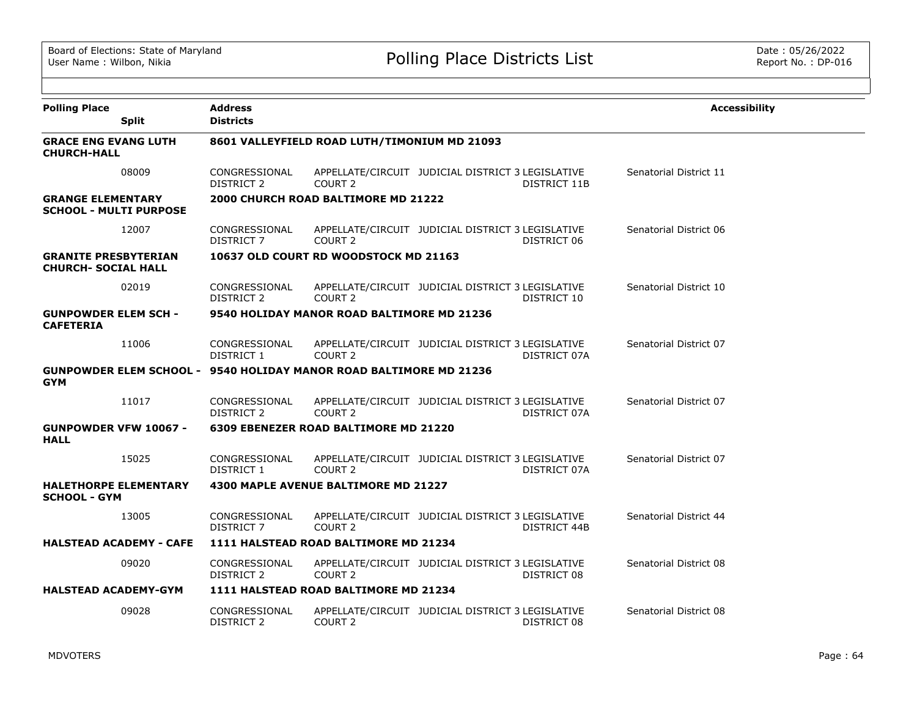| Polling Place | Split | Address / Districts | | | | Accessibility |
|---|---|---|---|---|---|---|
| **GRACE ENG EVANG LUTH CHURCH-HALL** | | **8601 VALLEYFIELD ROAD LUTH/TIMONIUM MD 21093** | | | | |
| | 08009 | CONGRESSIONAL DISTRICT 2 | APPELLATE/CIRCUIT COURT 2 | JUDICIAL DISTRICT 3 | LEGISLATIVE DISTRICT 11B | Senatorial District 11 |
| **GRANGE ELEMENTARY SCHOOL - MULTI PURPOSE** | | **2000 CHURCH ROAD BALTIMORE MD 21222** | | | | |
| | 12007 | CONGRESSIONAL DISTRICT 7 | APPELLATE/CIRCUIT COURT 2 | JUDICIAL DISTRICT 3 | LEGISLATIVE DISTRICT 06 | Senatorial District 06 |
| **GRANITE PRESBYTERIAN CHURCH- SOCIAL HALL** | | **10637 OLD COURT RD WOODSTOCK MD 21163** | | | | |
| | 02019 | CONGRESSIONAL DISTRICT 2 | APPELLATE/CIRCUIT COURT 2 | JUDICIAL DISTRICT 3 | LEGISLATIVE DISTRICT 10 | Senatorial District 10 |
| **GUNPOWDER ELEM SCH - CAFETERIA** | | **9540 HOLIDAY MANOR ROAD BALTIMORE MD 21236** | | | | |
| | 11006 | CONGRESSIONAL DISTRICT 1 | APPELLATE/CIRCUIT COURT 2 | JUDICIAL DISTRICT 3 | LEGISLATIVE DISTRICT 07A | Senatorial District 07 |
| **GUNPOWDER ELEM SCHOOL - GYM** | | **9540 HOLIDAY MANOR ROAD BALTIMORE MD 21236** | | | | |
| | 11017 | CONGRESSIONAL DISTRICT 2 | APPELLATE/CIRCUIT COURT 2 | JUDICIAL DISTRICT 3 | LEGISLATIVE DISTRICT 07A | Senatorial District 07 |
| **GUNPOWDER VFW 10067 - HALL** | | **6309 EBENEZER ROAD BALTIMORE MD 21220** | | | | |
| | 15025 | CONGRESSIONAL DISTRICT 1 | APPELLATE/CIRCUIT COURT 2 | JUDICIAL DISTRICT 3 | LEGISLATIVE DISTRICT 07A | Senatorial District 07 |
| **HALETHORPE ELEMENTARY SCHOOL - GYM** | | **4300 MAPLE AVENUE BALTIMORE MD 21227** | | | | |
| | 13005 | CONGRESSIONAL DISTRICT 7 | APPELLATE/CIRCUIT COURT 2 | JUDICIAL DISTRICT 3 | LEGISLATIVE DISTRICT 44B | Senatorial District 44 |
| **HALSTEAD ACADEMY - CAFE** | | **1111 HALSTEAD ROAD BALTIMORE MD 21234** | | | | |
| | 09020 | CONGRESSIONAL DISTRICT 2 | APPELLATE/CIRCUIT COURT 2 | JUDICIAL DISTRICT 3 | LEGISLATIVE DISTRICT 08 | Senatorial District 08 |
| **HALSTEAD ACADEMY-GYM** | | **1111 HALSTEAD ROAD BALTIMORE MD 21234** | | | | |
| | 09028 | CONGRESSIONAL DISTRICT 2 | APPELLATE/CIRCUIT COURT 2 | JUDICIAL DISTRICT 3 | LEGISLATIVE DISTRICT 08 | Senatorial District 08 |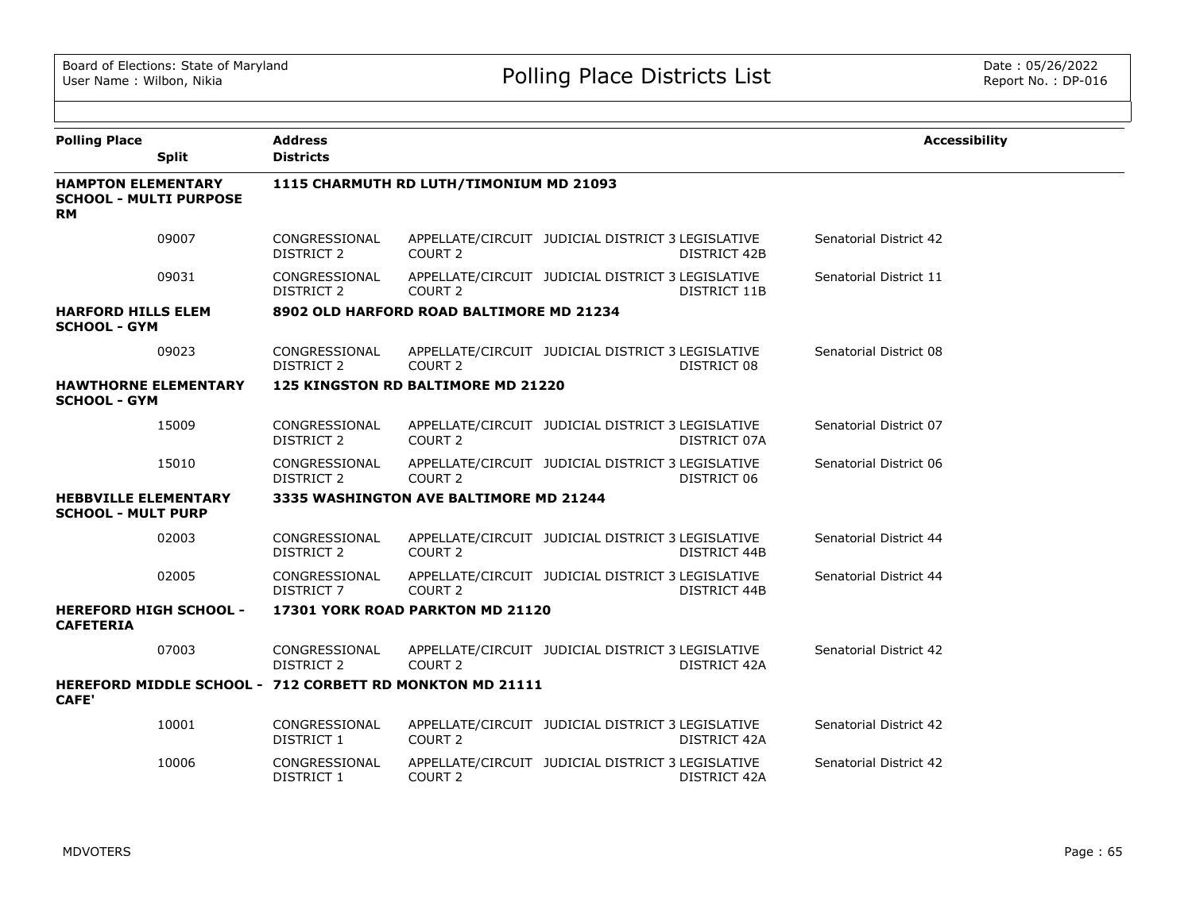| Polling Place | Split | Address / Districts | | | | | Accessibility |
|---|---|---|---|---|---|---|---|
| **HAMPTON ELEMENTARY SCHOOL - MULTI PURPOSE RM** | | **1115 CHARMUTH RD LUTH/TIMONIUM MD 21093** | | | | | |
| | 09007 | CONGRESSIONAL DISTRICT 2 | APPELLATE/CIRCUIT COURT 2 | JUDICIAL DISTRICT 3 | LEGISLATIVE DISTRICT 42B | Senatorial District 42 | |
| | 09031 | CONGRESSIONAL DISTRICT 2 | APPELLATE/CIRCUIT COURT 2 | JUDICIAL DISTRICT 3 | LEGISLATIVE DISTRICT 11B | Senatorial District 11 | |
| **HARFORD HILLS ELEM SCHOOL - GYM** | | **8902 OLD HARFORD ROAD BALTIMORE MD 21234** | | | | | |
| | 09023 | CONGRESSIONAL DISTRICT 2 | APPELLATE/CIRCUIT COURT 2 | JUDICIAL DISTRICT 3 | LEGISLATIVE DISTRICT 08 | Senatorial District 08 | |
| **HAWTHORNE ELEMENTARY SCHOOL - GYM** | | **125 KINGSTON RD BALTIMORE MD 21220** | | | | | |
| | 15009 | CONGRESSIONAL DISTRICT 2 | APPELLATE/CIRCUIT COURT 2 | JUDICIAL DISTRICT 3 | LEGISLATIVE DISTRICT 07A | Senatorial District 07 | |
| | 15010 | CONGRESSIONAL DISTRICT 2 | APPELLATE/CIRCUIT COURT 2 | JUDICIAL DISTRICT 3 | LEGISLATIVE DISTRICT 06 | Senatorial District 06 | |
| **HEBBVILLE ELEMENTARY SCHOOL - MULT PURP** | | **3335 WASHINGTON AVE BALTIMORE MD 21244** | | | | | |
| | 02003 | CONGRESSIONAL DISTRICT 2 | APPELLATE/CIRCUIT COURT 2 | JUDICIAL DISTRICT 3 | LEGISLATIVE DISTRICT 44B | Senatorial District 44 | |
| | 02005 | CONGRESSIONAL DISTRICT 7 | APPELLATE/CIRCUIT COURT 2 | JUDICIAL DISTRICT 3 | LEGISLATIVE DISTRICT 44B | Senatorial District 44 | |
| **HEREFORD HIGH SCHOOL - CAFETERIA** | | **17301 YORK ROAD PARKTON MD 21120** | | | | | |
| | 07003 | CONGRESSIONAL DISTRICT 2 | APPELLATE/CIRCUIT COURT 2 | JUDICIAL DISTRICT 3 | LEGISLATIVE DISTRICT 42A | Senatorial District 42 | |
| **HEREFORD MIDDLE SCHOOL - CAFE'** | | **712 CORBETT RD MONKTON MD 21111** | | | | | |
| | 10001 | CONGRESSIONAL DISTRICT 1 | APPELLATE/CIRCUIT COURT 2 | JUDICIAL DISTRICT 3 | LEGISLATIVE DISTRICT 42A | Senatorial District 42 | |
| | 10006 | CONGRESSIONAL DISTRICT 1 | APPELLATE/CIRCUIT COURT 2 | JUDICIAL DISTRICT 3 | LEGISLATIVE DISTRICT 42A | Senatorial District 42 | |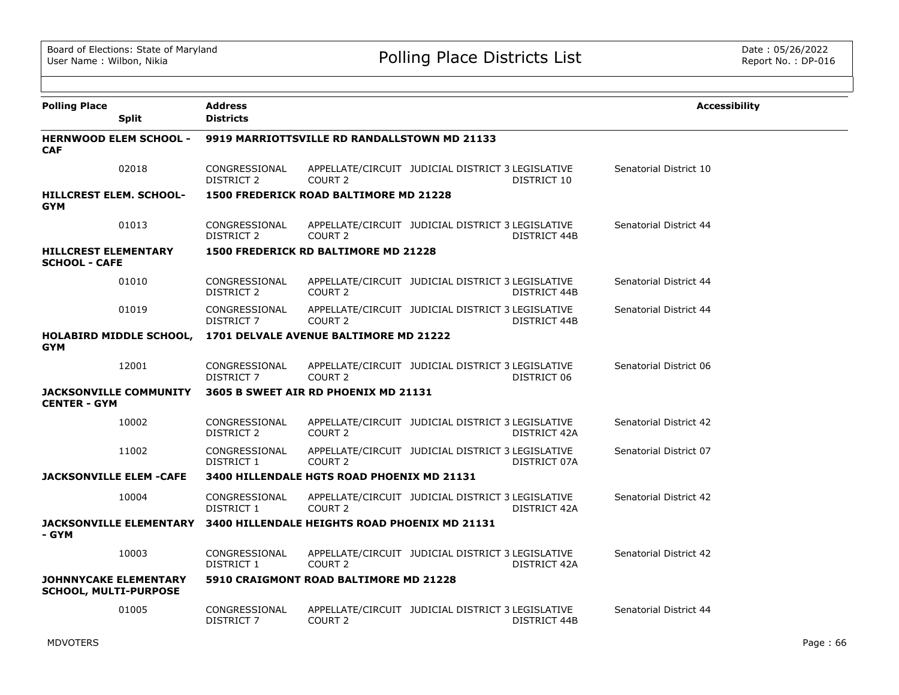# Polling Place Districts List

Board of Elections: State of Maryland
User Name : Wilbon, Nikia

Date : 05/26/2022
Report No. : DP-016

| Polling Place / Split | Address / Districts | | | | | Accessibility |
|---|---|---|---|---|---|---|
| **HERNWOOD ELEM SCHOOL - CAF** | **9919 MARRIOTTSVILLE RD RANDALLSTOWN MD 21133** | | | | | |
| 02018 | CONGRESSIONAL DISTRICT 2 | APPELLATE/CIRCUIT COURT 2 | JUDICIAL DISTRICT 3 | LEGISLATIVE DISTRICT 10 | Senatorial District 10 | |
| **HILLCREST ELEM. SCHOOL-GYM** | **1500 FREDERICK ROAD BALTIMORE MD 21228** | | | | | |
| 01013 | CONGRESSIONAL DISTRICT 2 | APPELLATE/CIRCUIT COURT 2 | JUDICIAL DISTRICT 3 | LEGISLATIVE DISTRICT 44B | Senatorial District 44 | |
| **HILLCREST ELEMENTARY SCHOOL - CAFE** | **1500 FREDERICK RD BALTIMORE MD 21228** | | | | | |
| 01010 | CONGRESSIONAL DISTRICT 2 | APPELLATE/CIRCUIT COURT 2 | JUDICIAL DISTRICT 3 | LEGISLATIVE DISTRICT 44B | Senatorial District 44 | |
| 01019 | CONGRESSIONAL DISTRICT 7 | APPELLATE/CIRCUIT COURT 2 | JUDICIAL DISTRICT 3 | LEGISLATIVE DISTRICT 44B | Senatorial District 44 | |
| **HOLABIRD MIDDLE SCHOOL, GYM** | **1701 DELVALE AVENUE BALTIMORE MD 21222** | | | | | |
| 12001 | CONGRESSIONAL DISTRICT 7 | APPELLATE/CIRCUIT COURT 2 | JUDICIAL DISTRICT 3 | LEGISLATIVE DISTRICT 06 | Senatorial District 06 | |
| **JACKSONVILLE COMMUNITY CENTER - GYM** | **3605 B SWEET AIR RD PHOENIX MD 21131** | | | | | |
| 10002 | CONGRESSIONAL DISTRICT 2 | APPELLATE/CIRCUIT COURT 2 | JUDICIAL DISTRICT 3 | LEGISLATIVE DISTRICT 42A | Senatorial District 42 | |
| 11002 | CONGRESSIONAL DISTRICT 1 | APPELLATE/CIRCUIT COURT 2 | JUDICIAL DISTRICT 3 | LEGISLATIVE DISTRICT 07A | Senatorial District 07 | |
| **JACKSONVILLE ELEM -CAFE** | **3400 HILLENDALE HGTS ROAD PHOENIX MD 21131** | | | | | |
| 10004 | CONGRESSIONAL DISTRICT 1 | APPELLATE/CIRCUIT COURT 2 | JUDICIAL DISTRICT 3 | LEGISLATIVE DISTRICT 42A | Senatorial District 42 | |
| **JACKSONVILLE ELEMENTARY - GYM** | **3400 HILLENDALE HEIGHTS ROAD PHOENIX MD 21131** | | | | | |
| 10003 | CONGRESSIONAL DISTRICT 1 | APPELLATE/CIRCUIT COURT 2 | JUDICIAL DISTRICT 3 | LEGISLATIVE DISTRICT 42A | Senatorial District 42 | |
| **JOHNNYCAKE ELEMENTARY SCHOOL, MULTI-PURPOSE** | **5910 CRAIGMONT ROAD BALTIMORE MD 21228** | | | | | |
| 01005 | CONGRESSIONAL DISTRICT 7 | APPELLATE/CIRCUIT COURT 2 | JUDICIAL DISTRICT 3 | LEGISLATIVE DISTRICT 44B | Senatorial District 44 | |

MDVOTERS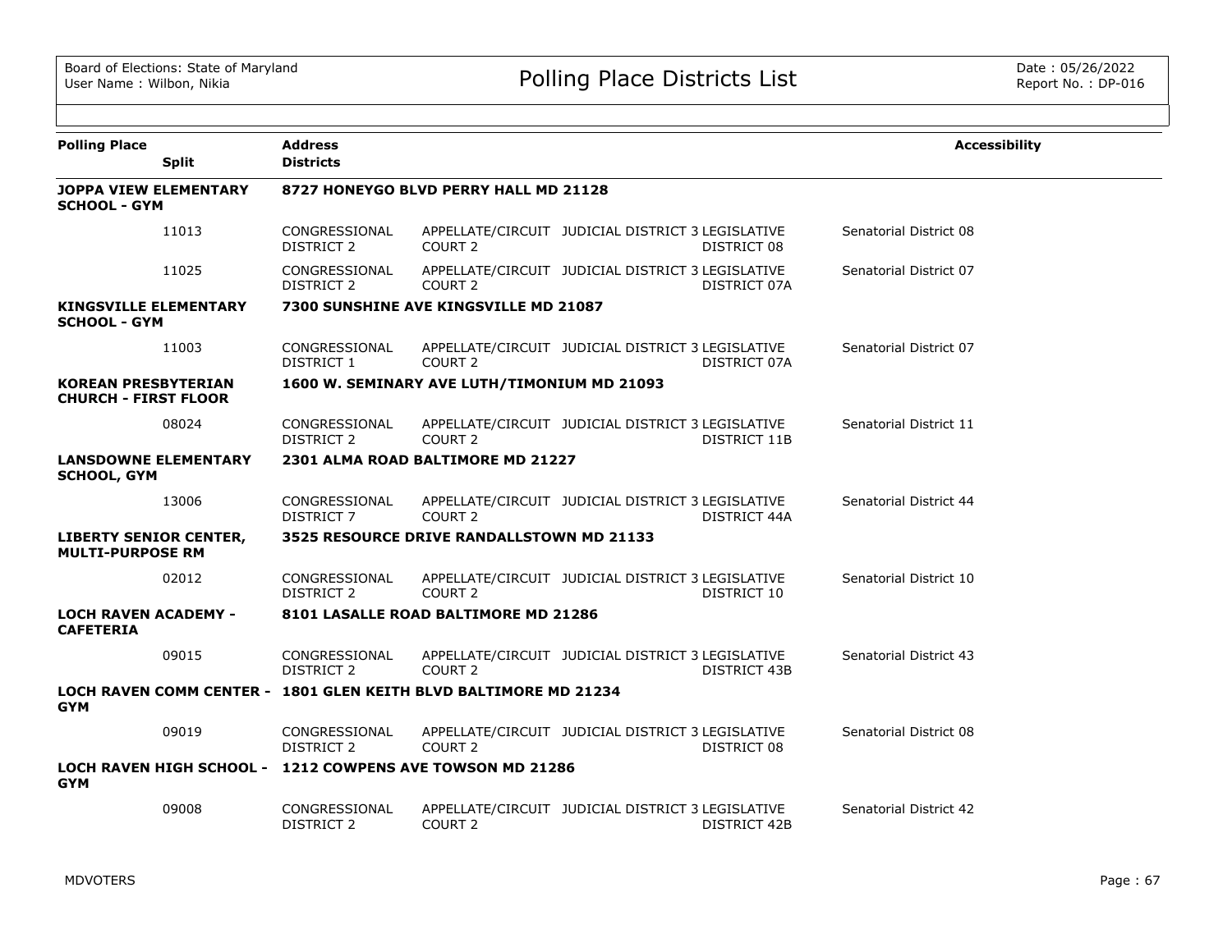# Polling Place Districts List

| Polling Place / Split | Address / Districts | | | | | Accessibility |
|---|---|---|---|---|---|---|
| **JOPPA VIEW ELEMENTARY SCHOOL - GYM** | **8727 HONEYGO BLVD PERRY HALL MD 21128** | | | | | |
| 11013 | CONGRESSIONAL DISTRICT 2 | APPELLATE/CIRCUIT COURT 2 | JUDICIAL DISTRICT 3 | LEGISLATIVE DISTRICT 08 | Senatorial District 08 | |
| 11025 | CONGRESSIONAL DISTRICT 2 | APPELLATE/CIRCUIT COURT 2 | JUDICIAL DISTRICT 3 | LEGISLATIVE DISTRICT 07A | Senatorial District 07 | |
| **KINGSVILLE ELEMENTARY SCHOOL - GYM** | **7300 SUNSHINE AVE KINGSVILLE MD 21087** | | | | | |
| 11003 | CONGRESSIONAL DISTRICT 1 | APPELLATE/CIRCUIT COURT 2 | JUDICIAL DISTRICT 3 | LEGISLATIVE DISTRICT 07A | Senatorial District 07 | |
| **KOREAN PRESBYTERIAN CHURCH - FIRST FLOOR** | **1600 W. SEMINARY AVE LUTH/TIMONIUM MD 21093** | | | | | |
| 08024 | CONGRESSIONAL DISTRICT 2 | APPELLATE/CIRCUIT COURT 2 | JUDICIAL DISTRICT 3 | LEGISLATIVE DISTRICT 11B | Senatorial District 11 | |
| **LANSDOWNE ELEMENTARY SCHOOL, GYM** | **2301 ALMA ROAD BALTIMORE MD 21227** | | | | | |
| 13006 | CONGRESSIONAL DISTRICT 7 | APPELLATE/CIRCUIT COURT 2 | JUDICIAL DISTRICT 3 | LEGISLATIVE DISTRICT 44A | Senatorial District 44 | |
| **LIBERTY SENIOR CENTER, MULTI-PURPOSE RM** | **3525 RESOURCE DRIVE RANDALLSTOWN MD 21133** | | | | | |
| 02012 | CONGRESSIONAL DISTRICT 2 | APPELLATE/CIRCUIT COURT 2 | JUDICIAL DISTRICT 3 | LEGISLATIVE DISTRICT 10 | Senatorial District 10 | |
| **LOCH RAVEN ACADEMY - CAFETERIA** | **8101 LASALLE ROAD BALTIMORE MD 21286** | | | | | |
| 09015 | CONGRESSIONAL DISTRICT 2 | APPELLATE/CIRCUIT COURT 2 | JUDICIAL DISTRICT 3 | LEGISLATIVE DISTRICT 43B | Senatorial District 43 | |
| **LOCH RAVEN COMM CENTER - GYM** | **1801 GLEN KEITH BLVD BALTIMORE MD 21234** | | | | | |
| 09019 | CONGRESSIONAL DISTRICT 2 | APPELLATE/CIRCUIT COURT 2 | JUDICIAL DISTRICT 3 | LEGISLATIVE DISTRICT 08 | Senatorial District 08 | |
| **LOCH RAVEN HIGH SCHOOL - GYM** | **1212 COWPENS AVE TOWSON MD 21286** | | | | | |
| 09008 | CONGRESSIONAL DISTRICT 2 | APPELLATE/CIRCUIT COURT 2 | JUDICIAL DISTRICT 3 | LEGISLATIVE DISTRICT 42B | Senatorial District 42 | |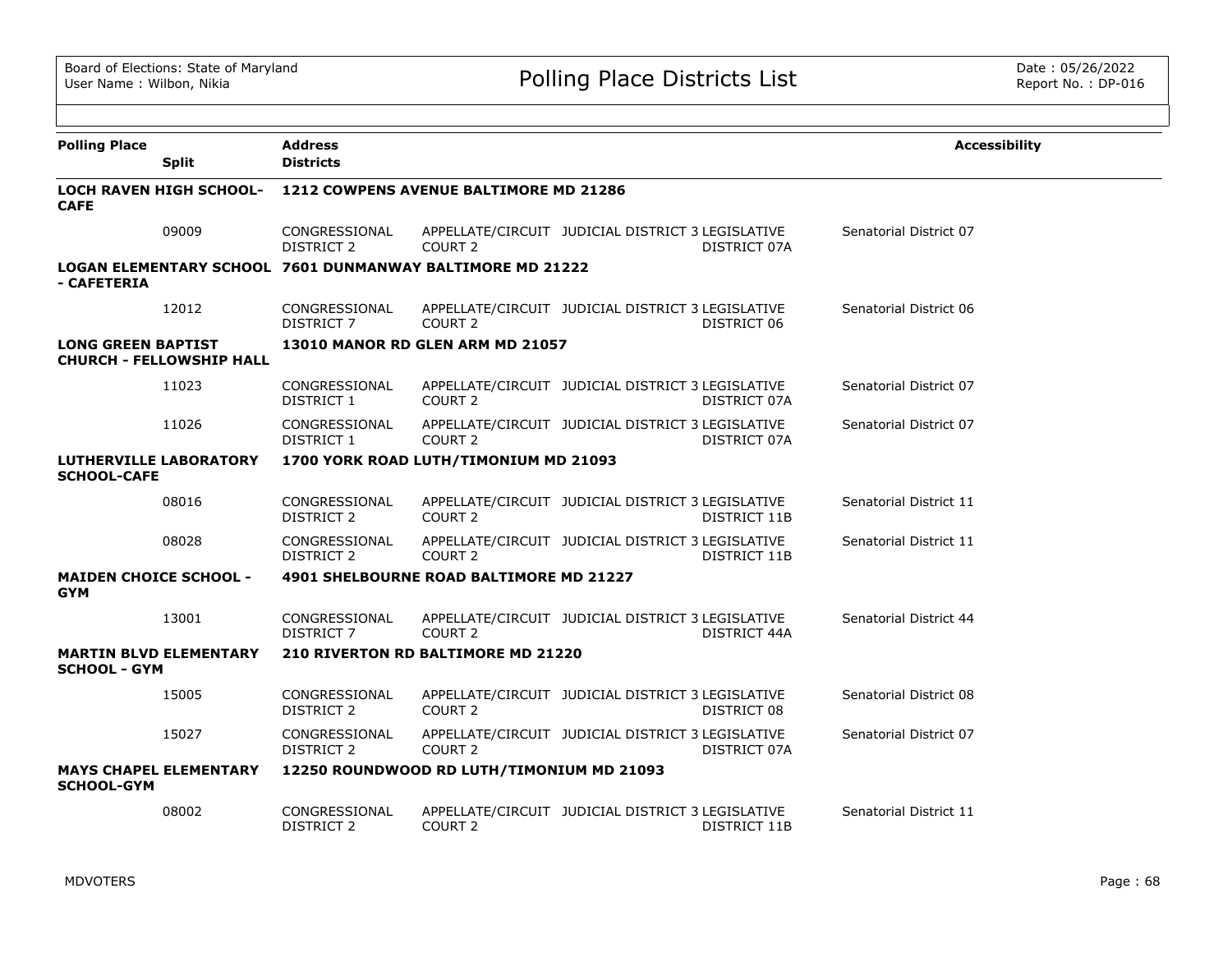| Polling Place | Split | Address / Districts | | | | Accessibility |
|---|---|---|---|---|---|---|
| **LOCH RAVEN HIGH SCHOOL-CAFE** | | **1212 COWPENS AVENUE BALTIMORE MD 21286** | | | | |
| | 09009 | CONGRESSIONAL DISTRICT 2 | APPELLATE/CIRCUIT COURT 2 | JUDICIAL DISTRICT 3 | LEGISLATIVE DISTRICT 07A | Senatorial District 07 |
| **LOGAN ELEMENTARY SCHOOL - CAFETERIA** | | **7601 DUNMANWAY BALTIMORE MD 21222** | | | | |
| | 12012 | CONGRESSIONAL DISTRICT 7 | APPELLATE/CIRCUIT COURT 2 | JUDICIAL DISTRICT 3 | LEGISLATIVE DISTRICT 06 | Senatorial District 06 |
| **LONG GREEN BAPTIST CHURCH - FELLOWSHIP HALL** | | **13010 MANOR RD GLEN ARM MD 21057** | | | | |
| | 11023 | CONGRESSIONAL DISTRICT 1 | APPELLATE/CIRCUIT COURT 2 | JUDICIAL DISTRICT 3 | LEGISLATIVE DISTRICT 07A | Senatorial District 07 |
| | 11026 | CONGRESSIONAL DISTRICT 1 | APPELLATE/CIRCUIT COURT 2 | JUDICIAL DISTRICT 3 | LEGISLATIVE DISTRICT 07A | Senatorial District 07 |
| **LUTHERVILLE LABORATORY SCHOOL-CAFE** | | **1700 YORK ROAD LUTH/TIMONIUM MD 21093** | | | | |
| | 08016 | CONGRESSIONAL DISTRICT 2 | APPELLATE/CIRCUIT COURT 2 | JUDICIAL DISTRICT 3 | LEGISLATIVE DISTRICT 11B | Senatorial District 11 |
| | 08028 | CONGRESSIONAL DISTRICT 2 | APPELLATE/CIRCUIT COURT 2 | JUDICIAL DISTRICT 3 | LEGISLATIVE DISTRICT 11B | Senatorial District 11 |
| **MAIDEN CHOICE SCHOOL - GYM** | | **4901 SHELBOURNE ROAD BALTIMORE MD 21227** | | | | |
| | 13001 | CONGRESSIONAL DISTRICT 7 | APPELLATE/CIRCUIT COURT 2 | JUDICIAL DISTRICT 3 | LEGISLATIVE DISTRICT 44A | Senatorial District 44 |
| **MARTIN BLVD ELEMENTARY SCHOOL - GYM** | | **210 RIVERTON RD BALTIMORE MD 21220** | | | | |
| | 15005 | CONGRESSIONAL DISTRICT 2 | APPELLATE/CIRCUIT COURT 2 | JUDICIAL DISTRICT 3 | LEGISLATIVE DISTRICT 08 | Senatorial District 08 |
| | 15027 | CONGRESSIONAL DISTRICT 2 | APPELLATE/CIRCUIT COURT 2 | JUDICIAL DISTRICT 3 | LEGISLATIVE DISTRICT 07A | Senatorial District 07 |
| **MAYS CHAPEL ELEMENTARY SCHOOL-GYM** | | **12250 ROUNDWOOD RD LUTH/TIMONIUM MD 21093** | | | | |
| | 08002 | CONGRESSIONAL DISTRICT 2 | APPELLATE/CIRCUIT COURT 2 | JUDICIAL DISTRICT 3 | LEGISLATIVE DISTRICT 11B | Senatorial District 11 |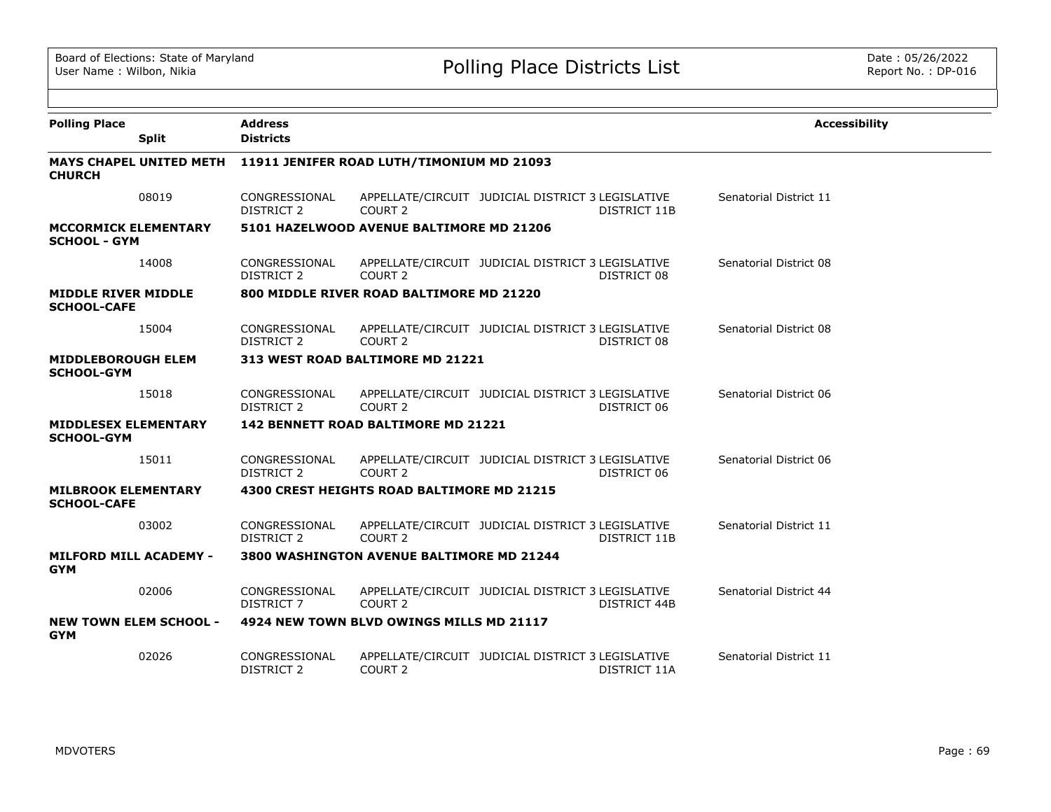Board of Elections: State of Maryland
User Name : Wilbon, Nikia

# Polling Place Districts List

Date : 05/26/2022
Report No. : DP-016

| Polling Place / Split | Address / Districts | | | | | Accessibility |
|---|---|---|---|---|---|---|
| **MAYS CHAPEL UNITED METH CHURCH** | **11911 JENIFER ROAD LUTH/TIMONIUM MD 21093** | | | | | |
| 08019 | CONGRESSIONAL DISTRICT 2 | APPELLATE/CIRCUIT COURT 2 | JUDICIAL DISTRICT 3 | LEGISLATIVE DISTRICT 11B | Senatorial District 11 | |
| **MCCORMICK ELEMENTARY SCHOOL - GYM** | **5101 HAZELWOOD AVENUE BALTIMORE MD 21206** | | | | | |
| 14008 | CONGRESSIONAL DISTRICT 2 | APPELLATE/CIRCUIT COURT 2 | JUDICIAL DISTRICT 3 | LEGISLATIVE DISTRICT 08 | Senatorial District 08 | |
| **MIDDLE RIVER MIDDLE SCHOOL-CAFE** | **800 MIDDLE RIVER ROAD BALTIMORE MD 21220** | | | | | |
| 15004 | CONGRESSIONAL DISTRICT 2 | APPELLATE/CIRCUIT COURT 2 | JUDICIAL DISTRICT 3 | LEGISLATIVE DISTRICT 08 | Senatorial District 08 | |
| **MIDDLEBOROUGH ELEM SCHOOL-GYM** | **313 WEST ROAD BALTIMORE MD 21221** | | | | | |
| 15018 | CONGRESSIONAL DISTRICT 2 | APPELLATE/CIRCUIT COURT 2 | JUDICIAL DISTRICT 3 | LEGISLATIVE DISTRICT 06 | Senatorial District 06 | |
| **MIDDLESEX ELEMENTARY SCHOOL-GYM** | **142 BENNETT ROAD BALTIMORE MD 21221** | | | | | |
| 15011 | CONGRESSIONAL DISTRICT 2 | APPELLATE/CIRCUIT COURT 2 | JUDICIAL DISTRICT 3 | LEGISLATIVE DISTRICT 06 | Senatorial District 06 | |
| **MILBROOK ELEMENTARY SCHOOL-CAFE** | **4300 CREST HEIGHTS ROAD BALTIMORE MD 21215** | | | | | |
| 03002 | CONGRESSIONAL DISTRICT 2 | APPELLATE/CIRCUIT COURT 2 | JUDICIAL DISTRICT 3 | LEGISLATIVE DISTRICT 11B | Senatorial District 11 | |
| **MILFORD MILL ACADEMY - GYM** | **3800 WASHINGTON AVENUE BALTIMORE MD 21244** | | | | | |
| 02006 | CONGRESSIONAL DISTRICT 7 | APPELLATE/CIRCUIT COURT 2 | JUDICIAL DISTRICT 3 | LEGISLATIVE DISTRICT 44B | Senatorial District 44 | |
| **NEW TOWN ELEM SCHOOL - GYM** | **4924 NEW TOWN BLVD OWINGS MILLS MD 21117** | | | | | |
| 02026 | CONGRESSIONAL DISTRICT 2 | APPELLATE/CIRCUIT COURT 2 | JUDICIAL DISTRICT 3 | LEGISLATIVE DISTRICT 11A | Senatorial District 11 | |

MDVOTERS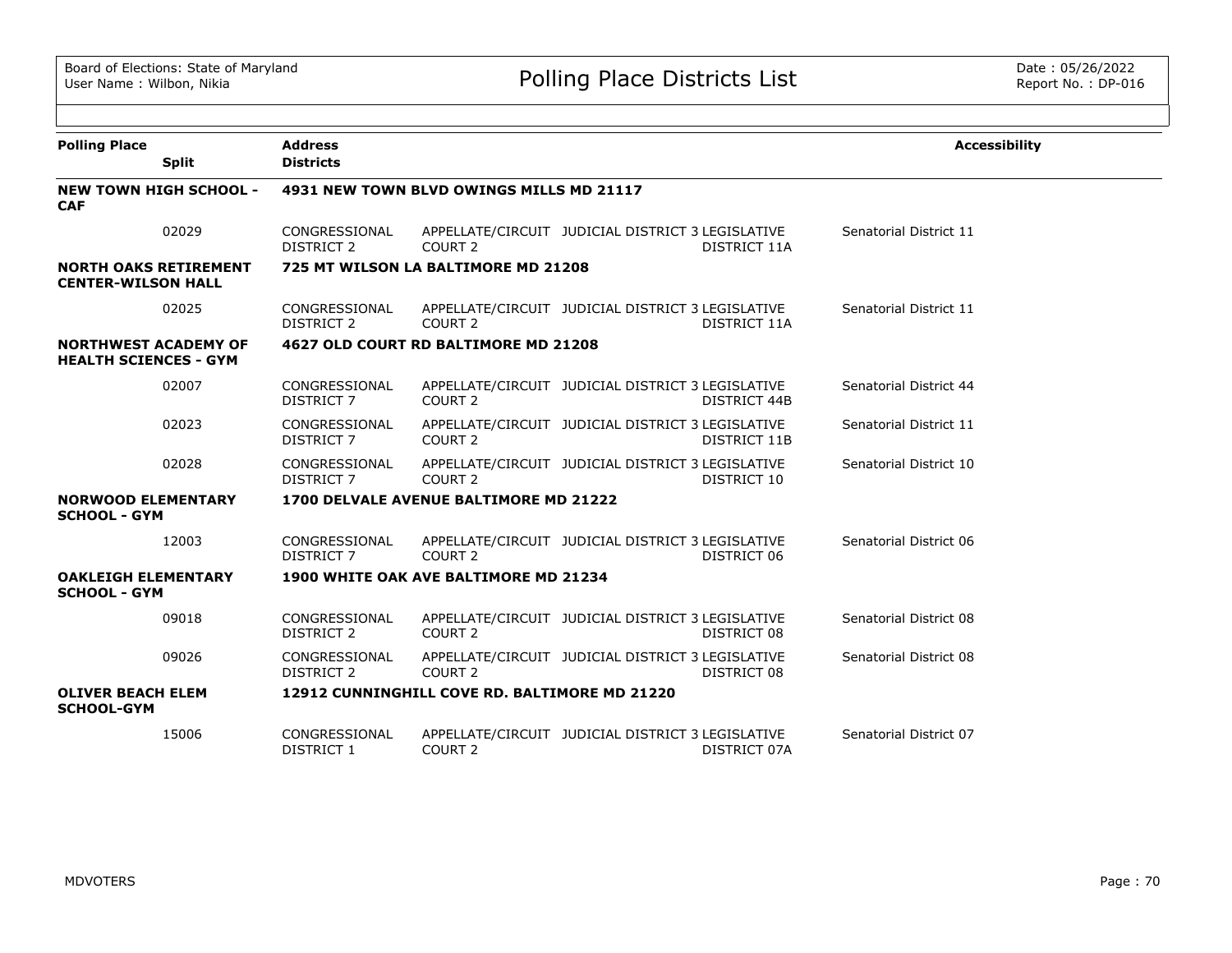# Polling Place Districts List

| Polling Place | Split | Address / Districts | | | | | Accessibility |
|---|---|---|---|---|---|---|---|
| **NEW TOWN HIGH SCHOOL - CAF** | | **4931 NEW TOWN BLVD OWINGS MILLS MD 21117** | | | | | |
| | 02029 | CONGRESSIONAL DISTRICT 2 | APPELLATE/CIRCUIT COURT 2 | JUDICIAL DISTRICT 3 | LEGISLATIVE DISTRICT 11A | Senatorial District 11 | |
| **NORTH OAKS RETIREMENT CENTER-WILSON HALL** | | **725 MT WILSON LA BALTIMORE MD 21208** | | | | | |
| | 02025 | CONGRESSIONAL DISTRICT 2 | APPELLATE/CIRCUIT COURT 2 | JUDICIAL DISTRICT 3 | LEGISLATIVE DISTRICT 11A | Senatorial District 11 | |
| **NORTHWEST ACADEMY OF HEALTH SCIENCES - GYM** | | **4627 OLD COURT RD BALTIMORE MD 21208** | | | | | |
| | 02007 | CONGRESSIONAL DISTRICT 7 | APPELLATE/CIRCUIT COURT 2 | JUDICIAL DISTRICT 3 | LEGISLATIVE DISTRICT 44B | Senatorial District 44 | |
| | 02023 | CONGRESSIONAL DISTRICT 7 | APPELLATE/CIRCUIT COURT 2 | JUDICIAL DISTRICT 3 | LEGISLATIVE DISTRICT 11B | Senatorial District 11 | |
| | 02028 | CONGRESSIONAL DISTRICT 7 | APPELLATE/CIRCUIT COURT 2 | JUDICIAL DISTRICT 3 | LEGISLATIVE DISTRICT 10 | Senatorial District 10 | |
| **NORWOOD ELEMENTARY SCHOOL - GYM** | | **1700 DELVALE AVENUE BALTIMORE MD 21222** | | | | | |
| | 12003 | CONGRESSIONAL DISTRICT 7 | APPELLATE/CIRCUIT COURT 2 | JUDICIAL DISTRICT 3 | LEGISLATIVE DISTRICT 06 | Senatorial District 06 | |
| **OAKLEIGH ELEMENTARY SCHOOL - GYM** | | **1900 WHITE OAK AVE BALTIMORE MD 21234** | | | | | |
| | 09018 | CONGRESSIONAL DISTRICT 2 | APPELLATE/CIRCUIT COURT 2 | JUDICIAL DISTRICT 3 | LEGISLATIVE DISTRICT 08 | Senatorial District 08 | |
| | 09026 | CONGRESSIONAL DISTRICT 2 | APPELLATE/CIRCUIT COURT 2 | JUDICIAL DISTRICT 3 | LEGISLATIVE DISTRICT 08 | Senatorial District 08 | |
| **OLIVER BEACH ELEM SCHOOL-GYM** | | **12912 CUNNINGHILL COVE RD. BALTIMORE MD 21220** | | | | | |
| | 15006 | CONGRESSIONAL DISTRICT 1 | APPELLATE/CIRCUIT COURT 2 | JUDICIAL DISTRICT 3 | LEGISLATIVE DISTRICT 07A | Senatorial District 07 | |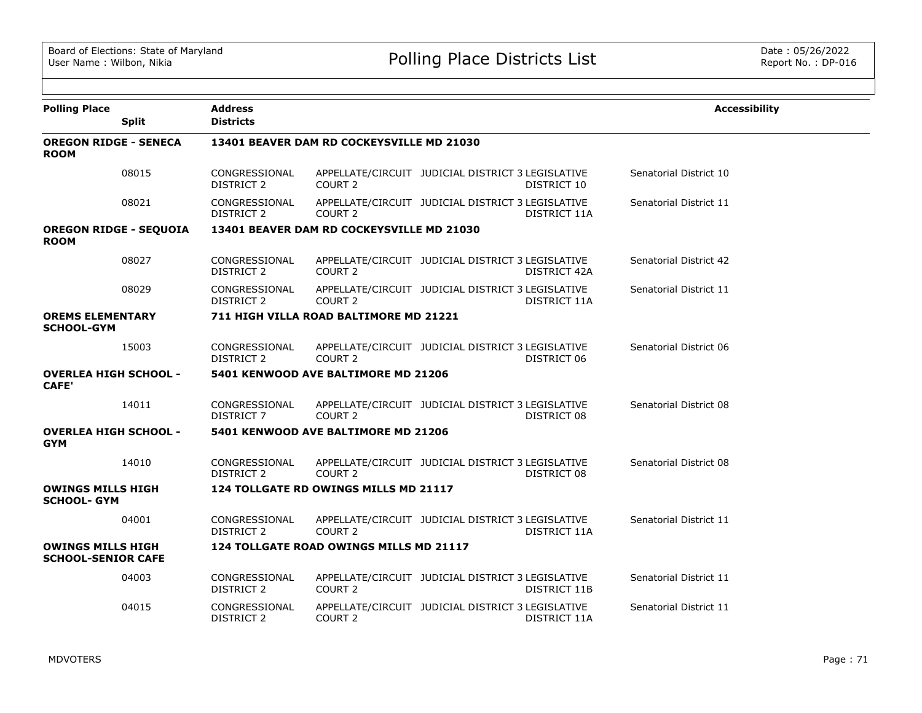# Polling Place Districts List

Board of Elections: State of Maryland
User Name : Wilbon, Nikia

Date : 05/26/2022
Report No. : DP-016

| Polling Place | Split | Address / Districts | | | | | Accessibility |
|---|---|---|---|---|---|---|---|
| **OREGON RIDGE - SENECA ROOM** | | **13401 BEAVER DAM RD COCKEYSVILLE MD 21030** | | | | | |
| | 08015 | CONGRESSIONAL DISTRICT 2 | APPELLATE/CIRCUIT COURT 2 | JUDICIAL DISTRICT 3 | LEGISLATIVE DISTRICT 10 | Senatorial District 10 | |
| | 08021 | CONGRESSIONAL DISTRICT 2 | APPELLATE/CIRCUIT COURT 2 | JUDICIAL DISTRICT 3 | LEGISLATIVE DISTRICT 11A | Senatorial District 11 | |
| **OREGON RIDGE - SEQUOIA ROOM** | | **13401 BEAVER DAM RD COCKEYSVILLE MD 21030** | | | | | |
| | 08027 | CONGRESSIONAL DISTRICT 2 | APPELLATE/CIRCUIT COURT 2 | JUDICIAL DISTRICT 3 | LEGISLATIVE DISTRICT 42A | Senatorial District 42 | |
| | 08029 | CONGRESSIONAL DISTRICT 2 | APPELLATE/CIRCUIT COURT 2 | JUDICIAL DISTRICT 3 | LEGISLATIVE DISTRICT 11A | Senatorial District 11 | |
| **OREMS ELEMENTARY SCHOOL-GYM** | | **711 HIGH VILLA ROAD BALTIMORE MD 21221** | | | | | |
| | 15003 | CONGRESSIONAL DISTRICT 2 | APPELLATE/CIRCUIT COURT 2 | JUDICIAL DISTRICT 3 | LEGISLATIVE DISTRICT 06 | Senatorial District 06 | |
| **OVERLEA HIGH SCHOOL - CAFE'** | | **5401 KENWOOD AVE BALTIMORE MD 21206** | | | | | |
| | 14011 | CONGRESSIONAL DISTRICT 7 | APPELLATE/CIRCUIT COURT 2 | JUDICIAL DISTRICT 3 | LEGISLATIVE DISTRICT 08 | Senatorial District 08 | |
| **OVERLEA HIGH SCHOOL - GYM** | | **5401 KENWOOD AVE BALTIMORE MD 21206** | | | | | |
| | 14010 | CONGRESSIONAL DISTRICT 2 | APPELLATE/CIRCUIT COURT 2 | JUDICIAL DISTRICT 3 | LEGISLATIVE DISTRICT 08 | Senatorial District 08 | |
| **OWINGS MILLS HIGH SCHOOL- GYM** | | **124 TOLLGATE RD OWINGS MILLS MD 21117** | | | | | |
| | 04001 | CONGRESSIONAL DISTRICT 2 | APPELLATE/CIRCUIT COURT 2 | JUDICIAL DISTRICT 3 | LEGISLATIVE DISTRICT 11A | Senatorial District 11 | |
| **OWINGS MILLS HIGH SCHOOL-SENIOR CAFE** | | **124 TOLLGATE ROAD OWINGS MILLS MD 21117** | | | | | |
| | 04003 | CONGRESSIONAL DISTRICT 2 | APPELLATE/CIRCUIT COURT 2 | JUDICIAL DISTRICT 3 | LEGISLATIVE DISTRICT 11B | Senatorial District 11 | |
| | 04015 | CONGRESSIONAL DISTRICT 2 | APPELLATE/CIRCUIT COURT 2 | JUDICIAL DISTRICT 3 | LEGISLATIVE DISTRICT 11A | Senatorial District 11 | |

MDVOTERS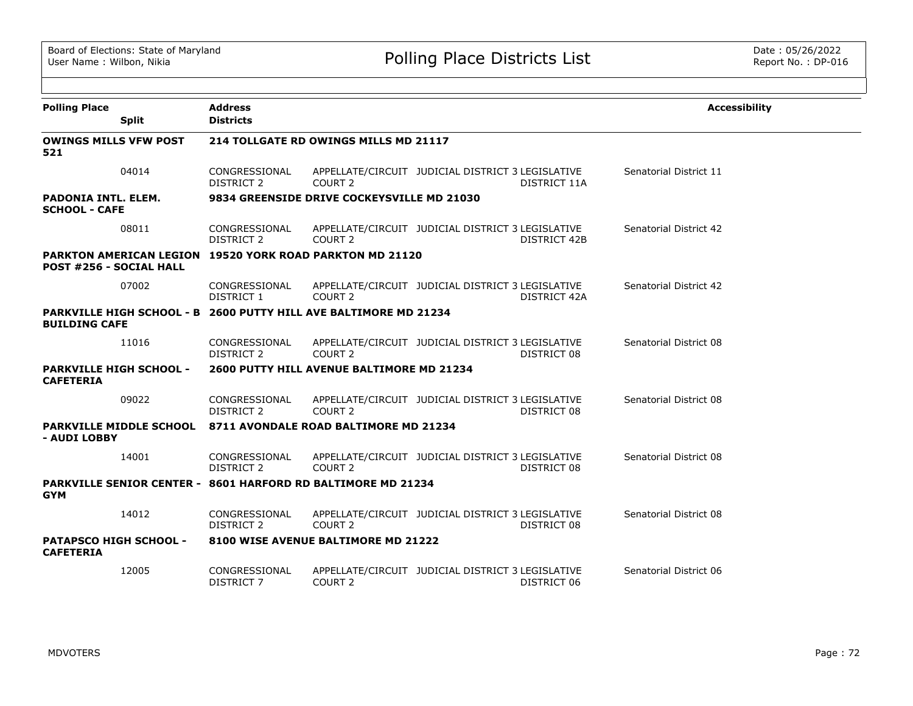# Polling Place Districts List

Board of Elections: State of Maryland
User Name : Wilbon, Nikia

Date : 05/26/2022
Report No. : DP-016

| Polling Place / Split | Address / Districts | | | | | Accessibility |
|---|---|---|---|---|---|---|
| **OWINGS MILLS VFW POST 521** | **214 TOLLGATE RD OWINGS MILLS MD 21117** | | | | | |
| 04014 | CONGRESSIONAL DISTRICT 2 | APPELLATE/CIRCUIT COURT 2 | JUDICIAL DISTRICT 3 | LEGISLATIVE DISTRICT 11A | Senatorial District 11 | |
| **PADONIA INTL. ELEM. SCHOOL - CAFE** | **9834 GREENSIDE DRIVE COCKEYSVILLE MD 21030** | | | | | |
| 08011 | CONGRESSIONAL DISTRICT 2 | APPELLATE/CIRCUIT COURT 2 | JUDICIAL DISTRICT 3 | LEGISLATIVE DISTRICT 42B | Senatorial District 42 | |
| **PARKTON AMERICAN LEGION POST #256 - SOCIAL HALL** | **19520 YORK ROAD PARKTON MD 21120** | | | | | |
| 07002 | CONGRESSIONAL DISTRICT 1 | APPELLATE/CIRCUIT COURT 2 | JUDICIAL DISTRICT 3 | LEGISLATIVE DISTRICT 42A | Senatorial District 42 | |
| **PARKVILLE HIGH SCHOOL - B BUILDING CAFE** | **2600 PUTTY HILL AVE BALTIMORE MD 21234** | | | | | |
| 11016 | CONGRESSIONAL DISTRICT 2 | APPELLATE/CIRCUIT COURT 2 | JUDICIAL DISTRICT 3 | LEGISLATIVE DISTRICT 08 | Senatorial District 08 | |
| **PARKVILLE HIGH SCHOOL - CAFETERIA** | **2600 PUTTY HILL AVENUE BALTIMORE MD 21234** | | | | | |
| 09022 | CONGRESSIONAL DISTRICT 2 | APPELLATE/CIRCUIT COURT 2 | JUDICIAL DISTRICT 3 | LEGISLATIVE DISTRICT 08 | Senatorial District 08 | |
| **PARKVILLE MIDDLE SCHOOL - AUDI LOBBY** | **8711 AVONDALE ROAD BALTIMORE MD 21234** | | | | | |
| 14001 | CONGRESSIONAL DISTRICT 2 | APPELLATE/CIRCUIT COURT 2 | JUDICIAL DISTRICT 3 | LEGISLATIVE DISTRICT 08 | Senatorial District 08 | |
| **PARKVILLE SENIOR CENTER - GYM** | **8601 HARFORD RD BALTIMORE MD 21234** | | | | | |
| 14012 | CONGRESSIONAL DISTRICT 2 | APPELLATE/CIRCUIT COURT 2 | JUDICIAL DISTRICT 3 | LEGISLATIVE DISTRICT 08 | Senatorial District 08 | |
| **PATAPSCO HIGH SCHOOL - CAFETERIA** | **8100 WISE AVENUE BALTIMORE MD 21222** | | | | | |
| 12005 | CONGRESSIONAL DISTRICT 7 | APPELLATE/CIRCUIT COURT 2 | JUDICIAL DISTRICT 3 | LEGISLATIVE DISTRICT 06 | Senatorial District 06 | |

MDVOTERS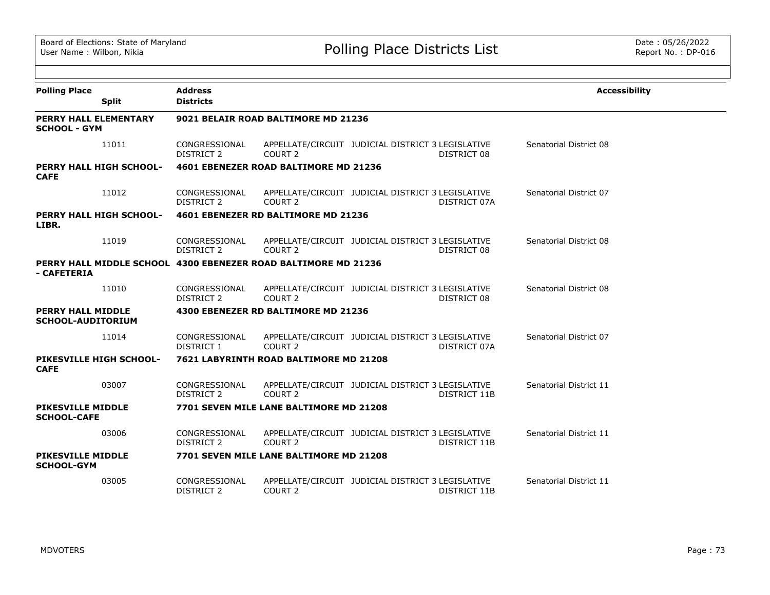# Polling Place Districts List

Board of Elections: State of Maryland
User Name : Wilbon, Nikia

Date : 05/26/2022
Report No. : DP-016

| Polling Place / Split | Address / Districts | | | | | Accessibility |
|---|---|---|---|---|---|---|
| **PERRY HALL ELEMENTARY SCHOOL - GYM** | **9021 BELAIR ROAD BALTIMORE MD 21236** | | | | | |
| 11011 | CONGRESSIONAL DISTRICT 2 | APPELLATE/CIRCUIT COURT 2 | JUDICIAL DISTRICT 3 | LEGISLATIVE DISTRICT 08 | Senatorial District 08 | |
| **PERRY HALL HIGH SCHOOL-CAFE** | **4601 EBENEZER ROAD BALTIMORE MD 21236** | | | | | |
| 11012 | CONGRESSIONAL DISTRICT 2 | APPELLATE/CIRCUIT COURT 2 | JUDICIAL DISTRICT 3 | LEGISLATIVE DISTRICT 07A | Senatorial District 07 | |
| **PERRY HALL HIGH SCHOOL-LIBR.** | **4601 EBENEZER RD BALTIMORE MD 21236** | | | | | |
| 11019 | CONGRESSIONAL DISTRICT 2 | APPELLATE/CIRCUIT COURT 2 | JUDICIAL DISTRICT 3 | LEGISLATIVE DISTRICT 08 | Senatorial District 08 | |
| **PERRY HALL MIDDLE SCHOOL - CAFETERIA** | **4300 EBENEZER ROAD BALTIMORE MD 21236** | | | | | |
| 11010 | CONGRESSIONAL DISTRICT 2 | APPELLATE/CIRCUIT COURT 2 | JUDICIAL DISTRICT 3 | LEGISLATIVE DISTRICT 08 | Senatorial District 08 | |
| **PERRY HALL MIDDLE SCHOOL-AUDITORIUM** | **4300 EBENEZER RD BALTIMORE MD 21236** | | | | | |
| 11014 | CONGRESSIONAL DISTRICT 1 | APPELLATE/CIRCUIT COURT 2 | JUDICIAL DISTRICT 3 | LEGISLATIVE DISTRICT 07A | Senatorial District 07 | |
| **PIKESVILLE HIGH SCHOOL-CAFE** | **7621 LABYRINTH ROAD BALTIMORE MD 21208** | | | | | |
| 03007 | CONGRESSIONAL DISTRICT 2 | APPELLATE/CIRCUIT COURT 2 | JUDICIAL DISTRICT 3 | LEGISLATIVE DISTRICT 11B | Senatorial District 11 | |
| **PIKESVILLE MIDDLE SCHOOL-CAFE** | **7701 SEVEN MILE LANE BALTIMORE MD 21208** | | | | | |
| 03006 | CONGRESSIONAL DISTRICT 2 | APPELLATE/CIRCUIT COURT 2 | JUDICIAL DISTRICT 3 | LEGISLATIVE DISTRICT 11B | Senatorial District 11 | |
| **PIKESVILLE MIDDLE SCHOOL-GYM** | **7701 SEVEN MILE LANE BALTIMORE MD 21208** | | | | | |
| 03005 | CONGRESSIONAL DISTRICT 2 | APPELLATE/CIRCUIT COURT 2 | JUDICIAL DISTRICT 3 | LEGISLATIVE DISTRICT 11B | Senatorial District 11 | |

MDVOTERS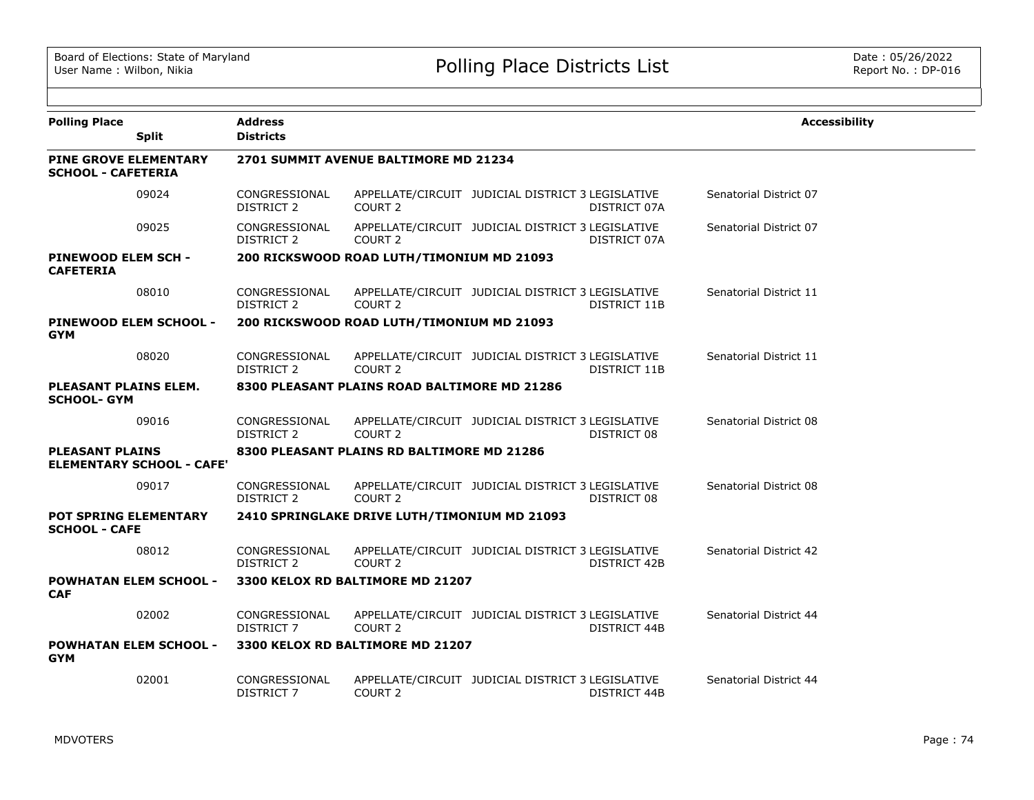| Polling Place | Split | Address / Districts | | | | | Accessibility |
|---|---|---|---|---|---|---|---|
| **PINE GROVE ELEMENTARY SCHOOL - CAFETERIA** | | **2701 SUMMIT AVENUE BALTIMORE MD 21234** | | | | | |
| | 09024 | CONGRESSIONAL DISTRICT 2 | APPELLATE/CIRCUIT COURT 2 | JUDICIAL DISTRICT 3 | LEGISLATIVE DISTRICT 07A | Senatorial District 07 | |
| | 09025 | CONGRESSIONAL DISTRICT 2 | APPELLATE/CIRCUIT COURT 2 | JUDICIAL DISTRICT 3 | LEGISLATIVE DISTRICT 07A | Senatorial District 07 | |
| **PINEWOOD ELEM SCH - CAFETERIA** | | **200 RICKSWOOD ROAD LUTH/TIMONIUM MD 21093** | | | | | |
| | 08010 | CONGRESSIONAL DISTRICT 2 | APPELLATE/CIRCUIT COURT 2 | JUDICIAL DISTRICT 3 | LEGISLATIVE DISTRICT 11B | Senatorial District 11 | |
| **PINEWOOD ELEM SCHOOL - GYM** | | **200 RICKSWOOD ROAD LUTH/TIMONIUM MD 21093** | | | | | |
| | 08020 | CONGRESSIONAL DISTRICT 2 | APPELLATE/CIRCUIT COURT 2 | JUDICIAL DISTRICT 3 | LEGISLATIVE DISTRICT 11B | Senatorial District 11 | |
| **PLEASANT PLAINS ELEM. SCHOOL- GYM** | | **8300 PLEASANT PLAINS ROAD BALTIMORE MD 21286** | | | | | |
| | 09016 | CONGRESSIONAL DISTRICT 2 | APPELLATE/CIRCUIT COURT 2 | JUDICIAL DISTRICT 3 | LEGISLATIVE DISTRICT 08 | Senatorial District 08 | |
| **PLEASANT PLAINS ELEMENTARY SCHOOL - CAFE'** | | **8300 PLEASANT PLAINS RD BALTIMORE MD 21286** | | | | | |
| | 09017 | CONGRESSIONAL DISTRICT 2 | APPELLATE/CIRCUIT COURT 2 | JUDICIAL DISTRICT 3 | LEGISLATIVE DISTRICT 08 | Senatorial District 08 | |
| **POT SPRING ELEMENTARY SCHOOL - CAFE** | | **2410 SPRINGLAKE DRIVE LUTH/TIMONIUM MD 21093** | | | | | |
| | 08012 | CONGRESSIONAL DISTRICT 2 | APPELLATE/CIRCUIT COURT 2 | JUDICIAL DISTRICT 3 | LEGISLATIVE DISTRICT 42B | Senatorial District 42 | |
| **POWHATAN ELEM SCHOOL - CAF** | | **3300 KELOX RD BALTIMORE MD 21207** | | | | | |
| | 02002 | CONGRESSIONAL DISTRICT 7 | APPELLATE/CIRCUIT COURT 2 | JUDICIAL DISTRICT 3 | LEGISLATIVE DISTRICT 44B | Senatorial District 44 | |
| **POWHATAN ELEM SCHOOL - GYM** | | **3300 KELOX RD BALTIMORE MD 21207** | | | | | |
| | 02001 | CONGRESSIONAL DISTRICT 7 | APPELLATE/CIRCUIT COURT 2 | JUDICIAL DISTRICT 3 | LEGISLATIVE DISTRICT 44B | Senatorial District 44 | |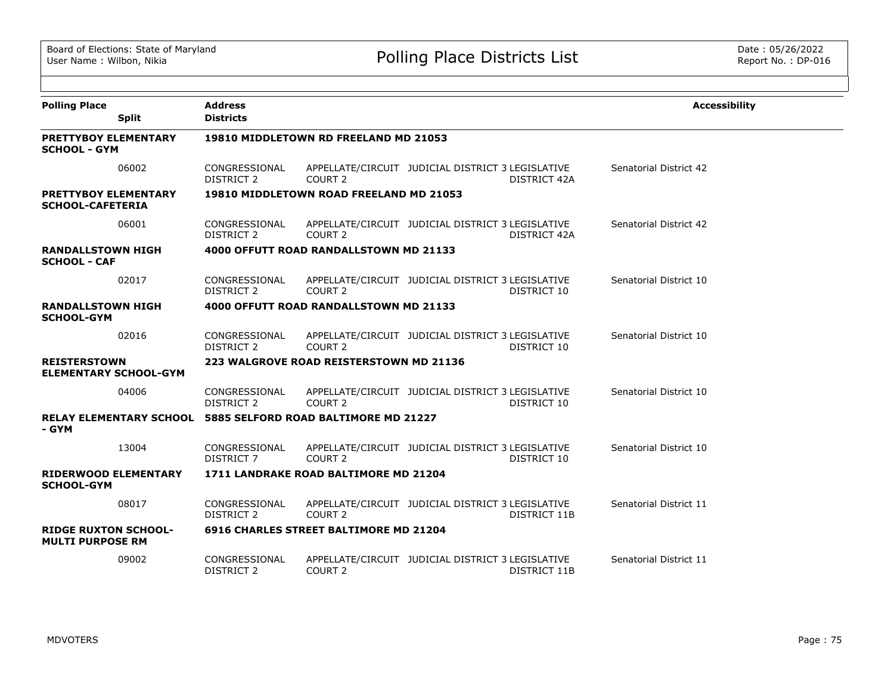# Polling Place Districts List

| Polling Place | Split | Address / Districts | | | | | Accessibility |
|---|---|---|---|---|---|---|---|
| **PRETTYBOY ELEMENTARY SCHOOL - GYM** | | **19810 MIDDLETOWN RD FREELAND MD 21053** | | | | | |
| | 06002 | CONGRESSIONAL DISTRICT 2 | APPELLATE/CIRCUIT COURT 2 | JUDICIAL DISTRICT 3 | LEGISLATIVE DISTRICT 42A | Senatorial District 42 | |
| **PRETTYBOY ELEMENTARY SCHOOL-CAFETERIA** | | **19810 MIDDLETOWN ROAD FREELAND MD 21053** | | | | | |
| | 06001 | CONGRESSIONAL DISTRICT 2 | APPELLATE/CIRCUIT COURT 2 | JUDICIAL DISTRICT 3 | LEGISLATIVE DISTRICT 42A | Senatorial District 42 | |
| **RANDALLSTOWN HIGH SCHOOL - CAF** | | **4000 OFFUTT ROAD RANDALLSTOWN MD 21133** | | | | | |
| | 02017 | CONGRESSIONAL DISTRICT 2 | APPELLATE/CIRCUIT COURT 2 | JUDICIAL DISTRICT 3 | LEGISLATIVE DISTRICT 10 | Senatorial District 10 | |
| **RANDALLSTOWN HIGH SCHOOL-GYM** | | **4000 OFFUTT ROAD RANDALLSTOWN MD 21133** | | | | | |
| | 02016 | CONGRESSIONAL DISTRICT 2 | APPELLATE/CIRCUIT COURT 2 | JUDICIAL DISTRICT 3 | LEGISLATIVE DISTRICT 10 | Senatorial District 10 | |
| **REISTERSTOWN ELEMENTARY SCHOOL-GYM** | | **223 WALGROVE ROAD REISTERSTOWN MD 21136** | | | | | |
| | 04006 | CONGRESSIONAL DISTRICT 2 | APPELLATE/CIRCUIT COURT 2 | JUDICIAL DISTRICT 3 | LEGISLATIVE DISTRICT 10 | Senatorial District 10 | |
| **RELAY ELEMENTARY SCHOOL - GYM** | | **5885 SELFORD ROAD BALTIMORE MD 21227** | | | | | |
| | 13004 | CONGRESSIONAL DISTRICT 7 | APPELLATE/CIRCUIT COURT 2 | JUDICIAL DISTRICT 3 | LEGISLATIVE DISTRICT 10 | Senatorial District 10 | |
| **RIDERWOOD ELEMENTARY SCHOOL-GYM** | | **1711 LANDRAKE ROAD BALTIMORE MD 21204** | | | | | |
| | 08017 | CONGRESSIONAL DISTRICT 2 | APPELLATE/CIRCUIT COURT 2 | JUDICIAL DISTRICT 3 | LEGISLATIVE DISTRICT 11B | Senatorial District 11 | |
| **RIDGE RUXTON SCHOOL-MULTI PURPOSE RM** | | **6916 CHARLES STREET BALTIMORE MD 21204** | | | | | |
| | 09002 | CONGRESSIONAL DISTRICT 2 | APPELLATE/CIRCUIT COURT 2 | JUDICIAL DISTRICT 3 | LEGISLATIVE DISTRICT 11B | Senatorial District 11 | |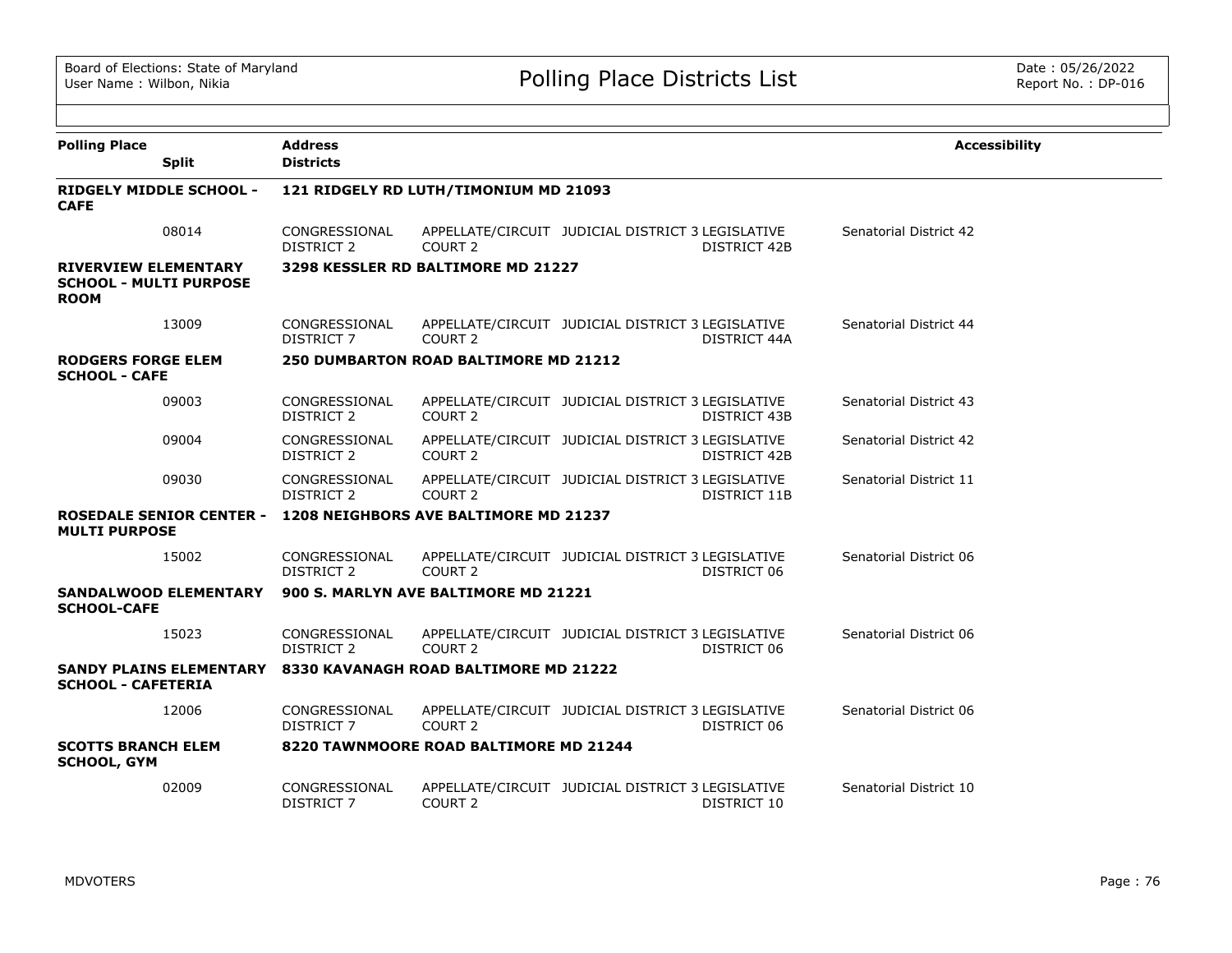# Polling Place Districts List

| Polling Place | Split | Address / Districts | | | | | Accessibility |
|---|---|---|---|---|---|---|---|
| **RIDGELY MIDDLE SCHOOL - CAFE** | | **121 RIDGELY RD LUTH/TIMONIUM MD 21093** | | | | | |
| | 08014 | CONGRESSIONAL DISTRICT 2 | APPELLATE/CIRCUIT COURT 2 | JUDICIAL DISTRICT 3 | LEGISLATIVE DISTRICT 42B | Senatorial District 42 | |
| **RIVERVIEW ELEMENTARY SCHOOL - MULTI PURPOSE ROOM** | | **3298 KESSLER RD BALTIMORE MD 21227** | | | | | |
| | 13009 | CONGRESSIONAL DISTRICT 7 | APPELLATE/CIRCUIT COURT 2 | JUDICIAL DISTRICT 3 | LEGISLATIVE DISTRICT 44A | Senatorial District 44 | |
| **RODGERS FORGE ELEM SCHOOL - CAFE** | | **250 DUMBARTON ROAD BALTIMORE MD 21212** | | | | | |
| | 09003 | CONGRESSIONAL DISTRICT 2 | APPELLATE/CIRCUIT COURT 2 | JUDICIAL DISTRICT 3 | LEGISLATIVE DISTRICT 43B | Senatorial District 43 | |
| | 09004 | CONGRESSIONAL DISTRICT 2 | APPELLATE/CIRCUIT COURT 2 | JUDICIAL DISTRICT 3 | LEGISLATIVE DISTRICT 42B | Senatorial District 42 | |
| | 09030 | CONGRESSIONAL DISTRICT 2 | APPELLATE/CIRCUIT COURT 2 | JUDICIAL DISTRICT 3 | LEGISLATIVE DISTRICT 11B | Senatorial District 11 | |
| **ROSEDALE SENIOR CENTER - MULTI PURPOSE** | | **1208 NEIGHBORS AVE BALTIMORE MD 21237** | | | | | |
| | 15002 | CONGRESSIONAL DISTRICT 2 | APPELLATE/CIRCUIT COURT 2 | JUDICIAL DISTRICT 3 | LEGISLATIVE DISTRICT 06 | Senatorial District 06 | |
| **SANDALWOOD ELEMENTARY SCHOOL-CAFE** | | **900 S. MARLYN AVE BALTIMORE MD 21221** | | | | | |
| | 15023 | CONGRESSIONAL DISTRICT 2 | APPELLATE/CIRCUIT COURT 2 | JUDICIAL DISTRICT 3 | LEGISLATIVE DISTRICT 06 | Senatorial District 06 | |
| **SANDY PLAINS ELEMENTARY SCHOOL - CAFETERIA** | | **8330 KAVANAGH ROAD BALTIMORE MD 21222** | | | | | |
| | 12006 | CONGRESSIONAL DISTRICT 7 | APPELLATE/CIRCUIT COURT 2 | JUDICIAL DISTRICT 3 | LEGISLATIVE DISTRICT 06 | Senatorial District 06 | |
| **SCOTTS BRANCH ELEM SCHOOL, GYM** | | **8220 TAWNMOORE ROAD BALTIMORE MD 21244** | | | | | |
| | 02009 | CONGRESSIONAL DISTRICT 7 | APPELLATE/CIRCUIT COURT 2 | JUDICIAL DISTRICT 3 | LEGISLATIVE DISTRICT 10 | Senatorial District 10 | |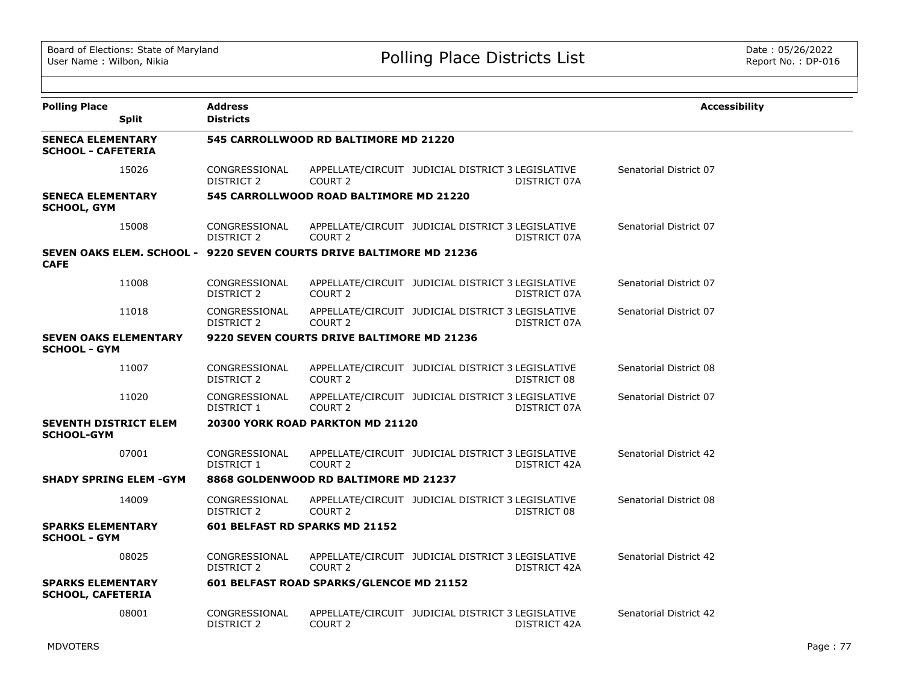| Polling Place | Split | Address / Districts | | | | | Accessibility |
|---|---|---|---|---|---|---|---|
| **SENECA ELEMENTARY SCHOOL - CAFETERIA** | | **545 CARROLLWOOD RD BALTIMORE MD 21220** | | | | | |
| | 15026 | CONGRESSIONAL DISTRICT 2 | APPELLATE/CIRCUIT COURT 2 | JUDICIAL DISTRICT 3 | LEGISLATIVE DISTRICT 07A | Senatorial District 07 | |
| **SENECA ELEMENTARY SCHOOL, GYM** | | **545 CARROLLWOOD ROAD BALTIMORE MD 21220** | | | | | |
| | 15008 | CONGRESSIONAL DISTRICT 2 | APPELLATE/CIRCUIT COURT 2 | JUDICIAL DISTRICT 3 | LEGISLATIVE DISTRICT 07A | Senatorial District 07 | |
| **SEVEN OAKS ELEM. SCHOOL - CAFE** | | **9220 SEVEN COURTS DRIVE BALTIMORE MD 21236** | | | | | |
| | 11008 | CONGRESSIONAL DISTRICT 2 | APPELLATE/CIRCUIT COURT 2 | JUDICIAL DISTRICT 3 | LEGISLATIVE DISTRICT 07A | Senatorial District 07 | |
| | 11018 | CONGRESSIONAL DISTRICT 2 | APPELLATE/CIRCUIT COURT 2 | JUDICIAL DISTRICT 3 | LEGISLATIVE DISTRICT 07A | Senatorial District 07 | |
| **SEVEN OAKS ELEMENTARY SCHOOL - GYM** | | **9220 SEVEN COURTS DRIVE BALTIMORE MD 21236** | | | | | |
| | 11007 | CONGRESSIONAL DISTRICT 2 | APPELLATE/CIRCUIT COURT 2 | JUDICIAL DISTRICT 3 | LEGISLATIVE DISTRICT 08 | Senatorial District 08 | |
| | 11020 | CONGRESSIONAL DISTRICT 1 | APPELLATE/CIRCUIT COURT 2 | JUDICIAL DISTRICT 3 | LEGISLATIVE DISTRICT 07A | Senatorial District 07 | |
| **SEVENTH DISTRICT ELEM SCHOOL-GYM** | | **20300 YORK ROAD PARKTON MD 21120** | | | | | |
| | 07001 | CONGRESSIONAL DISTRICT 1 | APPELLATE/CIRCUIT COURT 2 | JUDICIAL DISTRICT 3 | LEGISLATIVE DISTRICT 42A | Senatorial District 42 | |
| **SHADY SPRING ELEM -GYM** | | **8868 GOLDENWOOD RD BALTIMORE MD 21237** | | | | | |
| | 14009 | CONGRESSIONAL DISTRICT 2 | APPELLATE/CIRCUIT COURT 2 | JUDICIAL DISTRICT 3 | LEGISLATIVE DISTRICT 08 | Senatorial District 08 | |
| **SPARKS ELEMENTARY SCHOOL - GYM** | | **601 BELFAST RD SPARKS MD 21152** | | | | | |
| | 08025 | CONGRESSIONAL DISTRICT 2 | APPELLATE/CIRCUIT COURT 2 | JUDICIAL DISTRICT 3 | LEGISLATIVE DISTRICT 42A | Senatorial District 42 | |
| **SPARKS ELEMENTARY SCHOOL, CAFETERIA** | | **601 BELFAST ROAD SPARKS/GLENCOE MD 21152** | | | | | |
| | 08001 | CONGRESSIONAL DISTRICT 2 | APPELLATE/CIRCUIT COURT 2 | JUDICIAL DISTRICT 3 | LEGISLATIVE DISTRICT 42A | Senatorial District 42 | |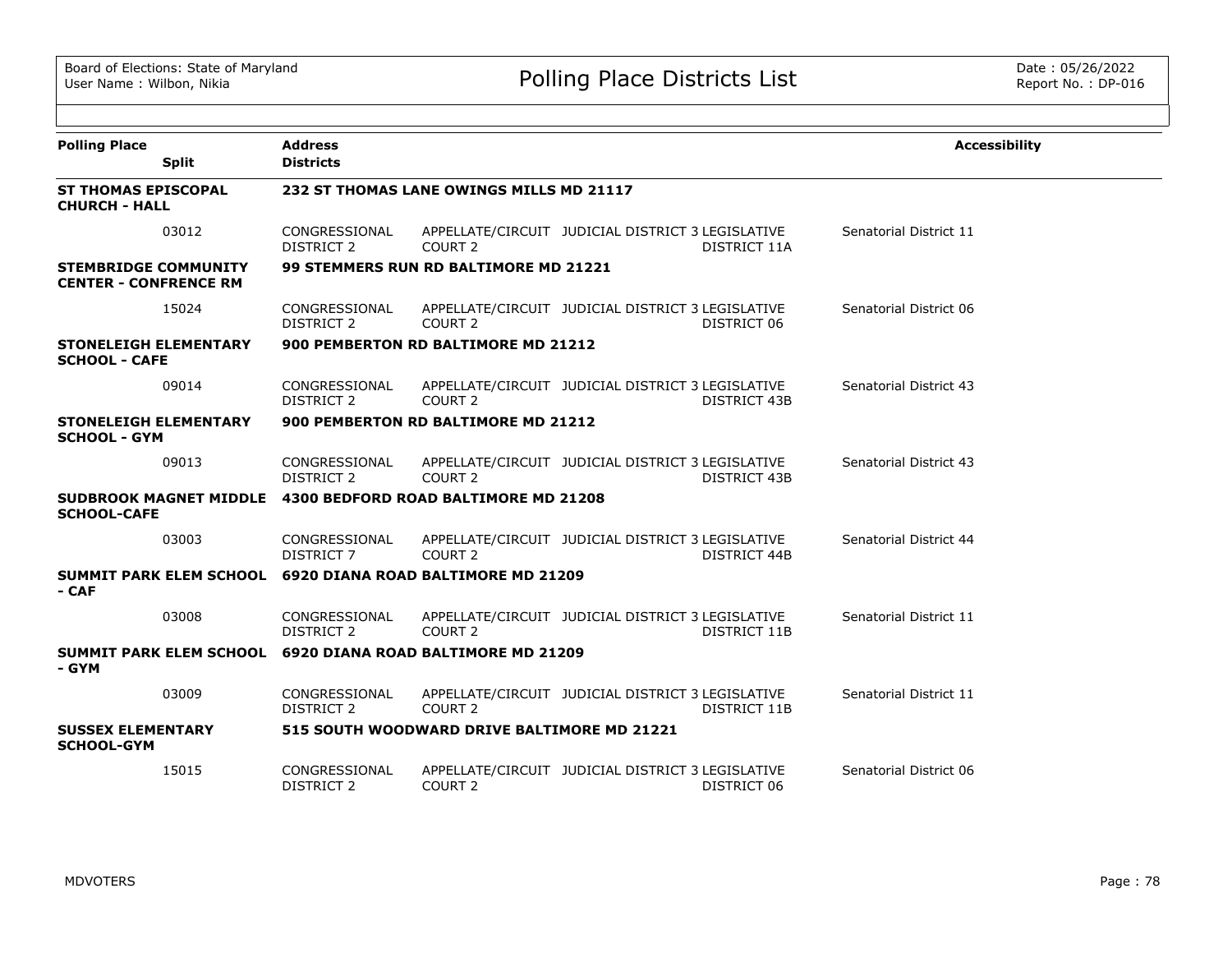# Polling Place Districts List

Board of Elections: State of Maryland
User Name : Wilbon, Nikia

Date : 05/26/2022
Report No. : DP-016

| Polling Place | Split | Address / Districts | | | | | Accessibility |
|---|---|---|---|---|---|---|---|
| **ST THOMAS EPISCOPAL CHURCH - HALL** | | **232 ST THOMAS LANE OWINGS MILLS MD 21117** | | | | | |
| | 03012 | CONGRESSIONAL DISTRICT 2 | APPELLATE/CIRCUIT COURT 2 | JUDICIAL DISTRICT 3 | LEGISLATIVE DISTRICT 11A | Senatorial District 11 | |
| **STEMBRIDGE COMMUNITY CENTER - CONFRENCE RM** | | **99 STEMMERS RUN RD BALTIMORE MD 21221** | | | | | |
| | 15024 | CONGRESSIONAL DISTRICT 2 | APPELLATE/CIRCUIT COURT 2 | JUDICIAL DISTRICT 3 | LEGISLATIVE DISTRICT 06 | Senatorial District 06 | |
| **STONELEIGH ELEMENTARY SCHOOL - CAFE** | | **900 PEMBERTON RD BALTIMORE MD 21212** | | | | | |
| | 09014 | CONGRESSIONAL DISTRICT 2 | APPELLATE/CIRCUIT COURT 2 | JUDICIAL DISTRICT 3 | LEGISLATIVE DISTRICT 43B | Senatorial District 43 | |
| **STONELEIGH ELEMENTARY SCHOOL - GYM** | | **900 PEMBERTON RD BALTIMORE MD 21212** | | | | | |
| | 09013 | CONGRESSIONAL DISTRICT 2 | APPELLATE/CIRCUIT COURT 2 | JUDICIAL DISTRICT 3 | LEGISLATIVE DISTRICT 43B | Senatorial District 43 | |
| **SUDBROOK MAGNET MIDDLE SCHOOL-CAFE** | | **4300 BEDFORD ROAD BALTIMORE MD 21208** | | | | | |
| | 03003 | CONGRESSIONAL DISTRICT 7 | APPELLATE/CIRCUIT COURT 2 | JUDICIAL DISTRICT 3 | LEGISLATIVE DISTRICT 44B | Senatorial District 44 | |
| **SUMMIT PARK ELEM SCHOOL - CAF** | | **6920 DIANA ROAD BALTIMORE MD 21209** | | | | | |
| | 03008 | CONGRESSIONAL DISTRICT 2 | APPELLATE/CIRCUIT COURT 2 | JUDICIAL DISTRICT 3 | LEGISLATIVE DISTRICT 11B | Senatorial District 11 | |
| **SUMMIT PARK ELEM SCHOOL - GYM** | | **6920 DIANA ROAD BALTIMORE MD 21209** | | | | | |
| | 03009 | CONGRESSIONAL DISTRICT 2 | APPELLATE/CIRCUIT COURT 2 | JUDICIAL DISTRICT 3 | LEGISLATIVE DISTRICT 11B | Senatorial District 11 | |
| **SUSSEX ELEMENTARY SCHOOL-GYM** | | **515 SOUTH WOODWARD DRIVE BALTIMORE MD 21221** | | | | | |
| | 15015 | CONGRESSIONAL DISTRICT 2 | APPELLATE/CIRCUIT COURT 2 | JUDICIAL DISTRICT 3 | LEGISLATIVE DISTRICT 06 | Senatorial District 06 | |

MDVOTERS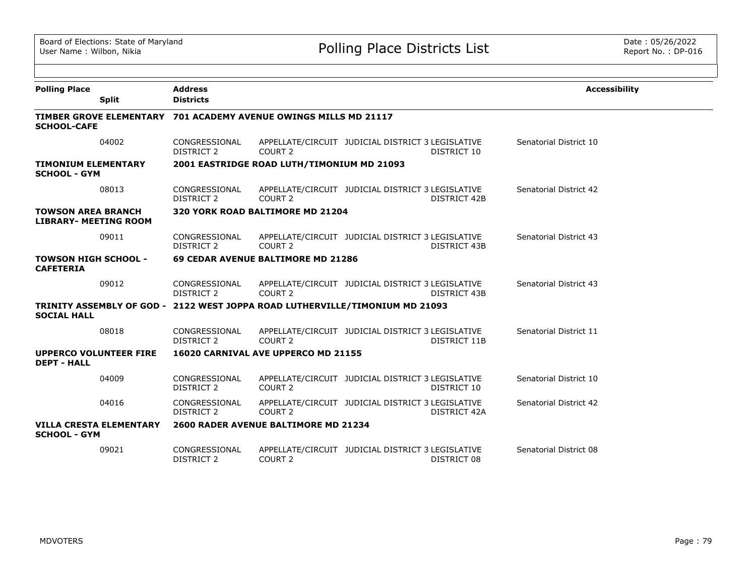| Polling Place | Split | Address / Districts | | | | | Accessibility |
|---|---|---|---|---|---|---|---|
| **TIMBER GROVE ELEMENTARY SCHOOL-CAFE** | | **701 ACADEMY AVENUE OWINGS MILLS MD 21117** | | | | | |
| | 04002 | CONGRESSIONAL DISTRICT 2 | APPELLATE/CIRCUIT COURT 2 | JUDICIAL DISTRICT 3 | LEGISLATIVE DISTRICT 10 | Senatorial District 10 | |
| **TIMONIUM ELEMENTARY SCHOOL - GYM** | | **2001 EASTRIDGE ROAD LUTH/TIMONIUM MD 21093** | | | | | |
| | 08013 | CONGRESSIONAL DISTRICT 2 | APPELLATE/CIRCUIT COURT 2 | JUDICIAL DISTRICT 3 | LEGISLATIVE DISTRICT 42B | Senatorial District 42 | |
| **TOWSON AREA BRANCH LIBRARY- MEETING ROOM** | | **320 YORK ROAD BALTIMORE MD 21204** | | | | | |
| | 09011 | CONGRESSIONAL DISTRICT 2 | APPELLATE/CIRCUIT COURT 2 | JUDICIAL DISTRICT 3 | LEGISLATIVE DISTRICT 43B | Senatorial District 43 | |
| **TOWSON HIGH SCHOOL - CAFETERIA** | | **69 CEDAR AVENUE BALTIMORE MD 21286** | | | | | |
| | 09012 | CONGRESSIONAL DISTRICT 2 | APPELLATE/CIRCUIT COURT 2 | JUDICIAL DISTRICT 3 | LEGISLATIVE DISTRICT 43B | Senatorial District 43 | |
| **TRINITY ASSEMBLY OF GOD - SOCIAL HALL** | | **2122 WEST JOPPA ROAD LUTHERVILLE/TIMONIUM MD 21093** | | | | | |
| | 08018 | CONGRESSIONAL DISTRICT 2 | APPELLATE/CIRCUIT COURT 2 | JUDICIAL DISTRICT 3 | LEGISLATIVE DISTRICT 11B | Senatorial District 11 | |
| **UPPERCO VOLUNTEER FIRE DEPT - HALL** | | **16020 CARNIVAL AVE UPPERCO MD 21155** | | | | | |
| | 04009 | CONGRESSIONAL DISTRICT 2 | APPELLATE/CIRCUIT COURT 2 | JUDICIAL DISTRICT 3 | LEGISLATIVE DISTRICT 10 | Senatorial District 10 | |
| | 04016 | CONGRESSIONAL DISTRICT 2 | APPELLATE/CIRCUIT COURT 2 | JUDICIAL DISTRICT 3 | LEGISLATIVE DISTRICT 42A | Senatorial District 42 | |
| **VILLA CRESTA ELEMENTARY SCHOOL - GYM** | | **2600 RADER AVENUE BALTIMORE MD 21234** | | | | | |
| | 09021 | CONGRESSIONAL DISTRICT 2 | APPELLATE/CIRCUIT COURT 2 | JUDICIAL DISTRICT 3 | LEGISLATIVE DISTRICT 08 | Senatorial District 08 | |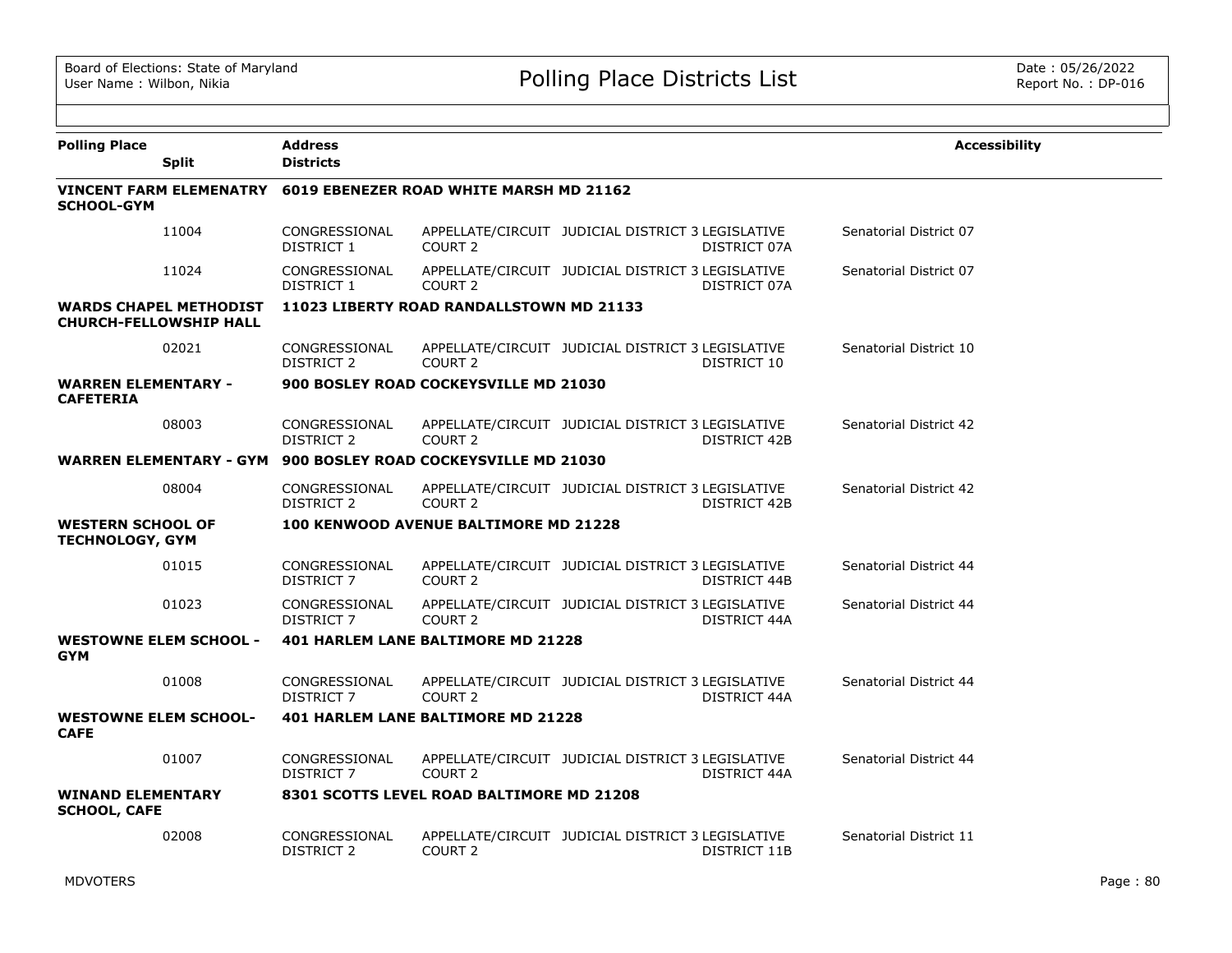| Polling Place | Split | Address / Districts | | | | Accessibility |
|---|---|---|---|---|---|---|
| **VINCENT FARM ELEMENATRY SCHOOL-GYM** | | **6019 EBENEZER ROAD WHITE MARSH MD 21162** | | | | |
| | 11004 | CONGRESSIONAL DISTRICT 1 | APPELLATE/CIRCUIT COURT 2 | JUDICIAL DISTRICT 3 | LEGISLATIVE DISTRICT 07A | Senatorial District 07 |
| | 11024 | CONGRESSIONAL DISTRICT 1 | APPELLATE/CIRCUIT COURT 2 | JUDICIAL DISTRICT 3 | LEGISLATIVE DISTRICT 07A | Senatorial District 07 |
| **WARDS CHAPEL METHODIST CHURCH-FELLOWSHIP HALL** | | **11023 LIBERTY ROAD RANDALLSTOWN MD 21133** | | | | |
| | 02021 | CONGRESSIONAL DISTRICT 2 | APPELLATE/CIRCUIT COURT 2 | JUDICIAL DISTRICT 3 | LEGISLATIVE DISTRICT 10 | Senatorial District 10 |
| **WARREN ELEMENTARY - CAFETERIA** | | **900 BOSLEY ROAD COCKEYSVILLE MD 21030** | | | | |
| | 08003 | CONGRESSIONAL DISTRICT 2 | APPELLATE/CIRCUIT COURT 2 | JUDICIAL DISTRICT 3 | LEGISLATIVE DISTRICT 42B | Senatorial District 42 |
| **WARREN ELEMENTARY - GYM** | | **900 BOSLEY ROAD COCKEYSVILLE MD 21030** | | | | |
| | 08004 | CONGRESSIONAL DISTRICT 2 | APPELLATE/CIRCUIT COURT 2 | JUDICIAL DISTRICT 3 | LEGISLATIVE DISTRICT 42B | Senatorial District 42 |
| **WESTERN SCHOOL OF TECHNOLOGY, GYM** | | **100 KENWOOD AVENUE BALTIMORE MD 21228** | | | | |
| | 01015 | CONGRESSIONAL DISTRICT 7 | APPELLATE/CIRCUIT COURT 2 | JUDICIAL DISTRICT 3 | LEGISLATIVE DISTRICT 44B | Senatorial District 44 |
| | 01023 | CONGRESSIONAL DISTRICT 7 | APPELLATE/CIRCUIT COURT 2 | JUDICIAL DISTRICT 3 | LEGISLATIVE DISTRICT 44A | Senatorial District 44 |
| **WESTOWNE ELEM SCHOOL - GYM** | | **401 HARLEM LANE BALTIMORE MD 21228** | | | | |
| | 01008 | CONGRESSIONAL DISTRICT 7 | APPELLATE/CIRCUIT COURT 2 | JUDICIAL DISTRICT 3 | LEGISLATIVE DISTRICT 44A | Senatorial District 44 |
| **WESTOWNE ELEM SCHOOL-CAFE** | | **401 HARLEM LANE BALTIMORE MD 21228** | | | | |
| | 01007 | CONGRESSIONAL DISTRICT 7 | APPELLATE/CIRCUIT COURT 2 | JUDICIAL DISTRICT 3 | LEGISLATIVE DISTRICT 44A | Senatorial District 44 |
| **WINAND ELEMENTARY SCHOOL, CAFE** | | **8301 SCOTTS LEVEL ROAD BALTIMORE MD 21208** | | | | |
| | 02008 | CONGRESSIONAL DISTRICT 2 | APPELLATE/CIRCUIT COURT 2 | JUDICIAL DISTRICT 3 | LEGISLATIVE DISTRICT 11B | Senatorial District 11 |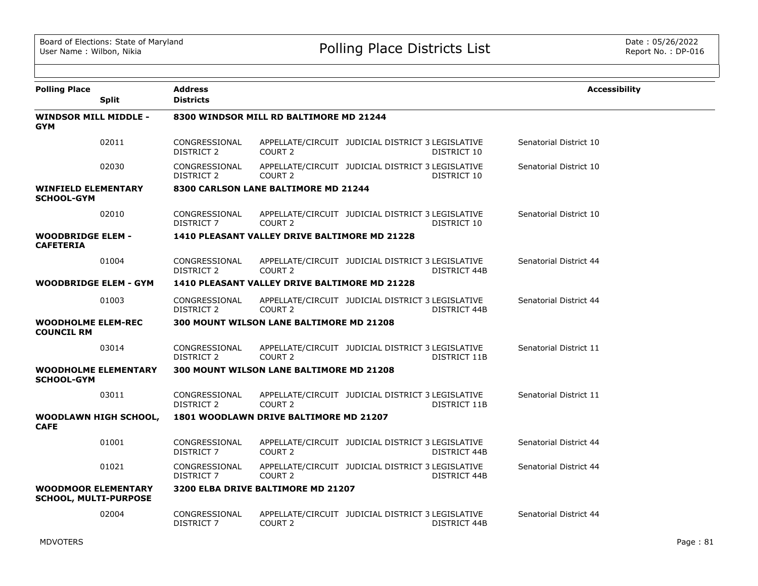| Polling Place | Split | Address / Districts | | | | Accessibility |
|---|---|---|---|---|---|---|
| **WINDSOR MILL MIDDLE - GYM** | | **8300 WINDSOR MILL RD BALTIMORE MD 21244** | | | | |
| | 02011 | CONGRESSIONAL DISTRICT 2 | APPELLATE/CIRCUIT COURT 2 | JUDICIAL DISTRICT 3 | LEGISLATIVE DISTRICT 10 | Senatorial District 10 |
| | 02030 | CONGRESSIONAL DISTRICT 2 | APPELLATE/CIRCUIT COURT 2 | JUDICIAL DISTRICT 3 | LEGISLATIVE DISTRICT 10 | Senatorial District 10 |
| **WINFIELD ELEMENTARY SCHOOL-GYM** | | **8300 CARLSON LANE BALTIMORE MD 21244** | | | | |
| | 02010 | CONGRESSIONAL DISTRICT 7 | APPELLATE/CIRCUIT COURT 2 | JUDICIAL DISTRICT 3 | LEGISLATIVE DISTRICT 10 | Senatorial District 10 |
| **WOODBRIDGE ELEM - CAFETERIA** | | **1410 PLEASANT VALLEY DRIVE BALTIMORE MD 21228** | | | | |
| | 01004 | CONGRESSIONAL DISTRICT 2 | APPELLATE/CIRCUIT COURT 2 | JUDICIAL DISTRICT 3 | LEGISLATIVE DISTRICT 44B | Senatorial District 44 |
| **WOODBRIDGE ELEM - GYM** | | **1410 PLEASANT VALLEY DRIVE BALTIMORE MD 21228** | | | | |
| | 01003 | CONGRESSIONAL DISTRICT 2 | APPELLATE/CIRCUIT COURT 2 | JUDICIAL DISTRICT 3 | LEGISLATIVE DISTRICT 44B | Senatorial District 44 |
| **WOODHOLME ELEM-REC COUNCIL RM** | | **300 MOUNT WILSON LANE BALTIMORE MD 21208** | | | | |
| | 03014 | CONGRESSIONAL DISTRICT 2 | APPELLATE/CIRCUIT COURT 2 | JUDICIAL DISTRICT 3 | LEGISLATIVE DISTRICT 11B | Senatorial District 11 |
| **WOODHOLME ELEMENTARY SCHOOL-GYM** | | **300 MOUNT WILSON LANE BALTIMORE MD 21208** | | | | |
| | 03011 | CONGRESSIONAL DISTRICT 2 | APPELLATE/CIRCUIT COURT 2 | JUDICIAL DISTRICT 3 | LEGISLATIVE DISTRICT 11B | Senatorial District 11 |
| **WOODLAWN HIGH SCHOOL, CAFE** | | **1801 WOODLAWN DRIVE BALTIMORE MD 21207** | | | | |
| | 01001 | CONGRESSIONAL DISTRICT 7 | APPELLATE/CIRCUIT COURT 2 | JUDICIAL DISTRICT 3 | LEGISLATIVE DISTRICT 44B | Senatorial District 44 |
| | 01021 | CONGRESSIONAL DISTRICT 7 | APPELLATE/CIRCUIT COURT 2 | JUDICIAL DISTRICT 3 | LEGISLATIVE DISTRICT 44B | Senatorial District 44 |
| **WOODMOOR ELEMENTARY SCHOOL, MULTI-PURPOSE** | | **3200 ELBA DRIVE BALTIMORE MD 21207** | | | | |
| | 02004 | CONGRESSIONAL DISTRICT 7 | APPELLATE/CIRCUIT COURT 2 | JUDICIAL DISTRICT 3 | LEGISLATIVE DISTRICT 44B | Senatorial District 44 |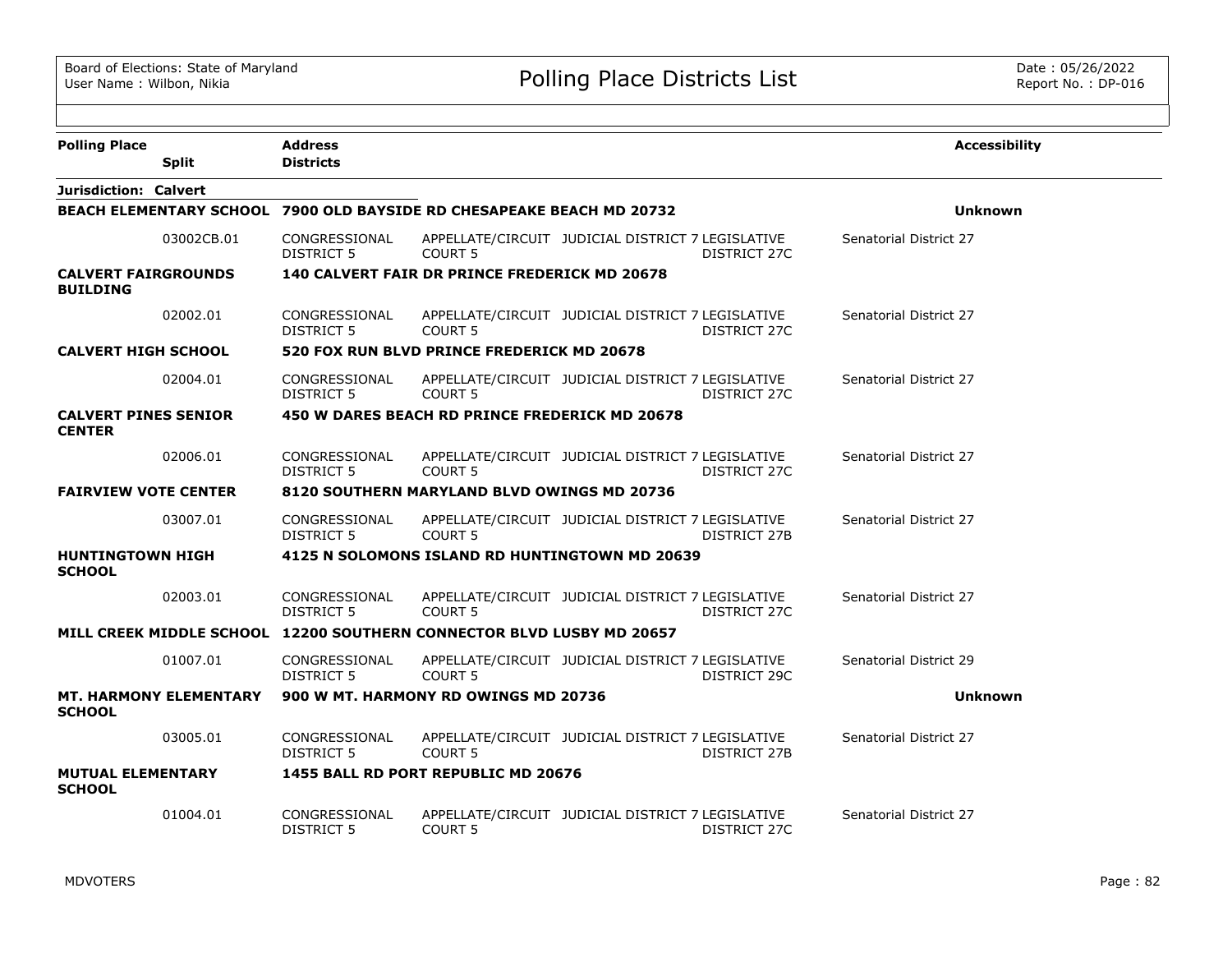# Polling Place Districts List

Board of Elections: State of Maryland
User Name : Wilbon, Nikia

Date : 05/26/2022
Report No. : DP-016

| Polling Place / Split | Address / Districts | | | | | Accessibility |
|---|---|---|---|---|---|---|
| **Jurisdiction: Calvert** | | | | | | |
| **BEACH ELEMENTARY SCHOOL** | **7900 OLD BAYSIDE RD CHESAPEAKE BEACH MD 20732** | | | | | **Unknown** |
| 03002CB.01 | CONGRESSIONAL DISTRICT 5 | APPELLATE/CIRCUIT COURT 5 | JUDICIAL DISTRICT 7 | LEGISLATIVE DISTRICT 27C | Senatorial District 27 | |
| **CALVERT FAIRGROUNDS BUILDING** | **140 CALVERT FAIR DR PRINCE FREDERICK MD 20678** | | | | | |
| 02002.01 | CONGRESSIONAL DISTRICT 5 | APPELLATE/CIRCUIT COURT 5 | JUDICIAL DISTRICT 7 | LEGISLATIVE DISTRICT 27C | Senatorial District 27 | |
| **CALVERT HIGH SCHOOL** | **520 FOX RUN BLVD PRINCE FREDERICK MD 20678** | | | | | |
| 02004.01 | CONGRESSIONAL DISTRICT 5 | APPELLATE/CIRCUIT COURT 5 | JUDICIAL DISTRICT 7 | LEGISLATIVE DISTRICT 27C | Senatorial District 27 | |
| **CALVERT PINES SENIOR CENTER** | **450 W DARES BEACH RD PRINCE FREDERICK MD 20678** | | | | | |
| 02006.01 | CONGRESSIONAL DISTRICT 5 | APPELLATE/CIRCUIT COURT 5 | JUDICIAL DISTRICT 7 | LEGISLATIVE DISTRICT 27C | Senatorial District 27 | |
| **FAIRVIEW VOTE CENTER** | **8120 SOUTHERN MARYLAND BLVD OWINGS MD 20736** | | | | | |
| 03007.01 | CONGRESSIONAL DISTRICT 5 | APPELLATE/CIRCUIT COURT 5 | JUDICIAL DISTRICT 7 | LEGISLATIVE DISTRICT 27B | Senatorial District 27 | |
| **HUNTINGTOWN HIGH SCHOOL** | **4125 N SOLOMONS ISLAND RD HUNTINGTOWN MD 20639** | | | | | |
| 02003.01 | CONGRESSIONAL DISTRICT 5 | APPELLATE/CIRCUIT COURT 5 | JUDICIAL DISTRICT 7 | LEGISLATIVE DISTRICT 27C | Senatorial District 27 | |
| **MILL CREEK MIDDLE SCHOOL** | **12200 SOUTHERN CONNECTOR BLVD LUSBY MD 20657** | | | | | |
| 01007.01 | CONGRESSIONAL DISTRICT 5 | APPELLATE/CIRCUIT COURT 5 | JUDICIAL DISTRICT 7 | LEGISLATIVE DISTRICT 29C | Senatorial District 29 | |
| **MT. HARMONY ELEMENTARY SCHOOL** | **900 W MT. HARMONY RD OWINGS MD 20736** | | | | | **Unknown** |
| 03005.01 | CONGRESSIONAL DISTRICT 5 | APPELLATE/CIRCUIT COURT 5 | JUDICIAL DISTRICT 7 | LEGISLATIVE DISTRICT 27B | Senatorial District 27 | |
| **MUTUAL ELEMENTARY SCHOOL** | **1455 BALL RD PORT REPUBLIC MD 20676** | | | | | |
| 01004.01 | CONGRESSIONAL DISTRICT 5 | APPELLATE/CIRCUIT COURT 5 | JUDICIAL DISTRICT 7 | LEGISLATIVE DISTRICT 27C | Senatorial District 27 | |

MDVOTERS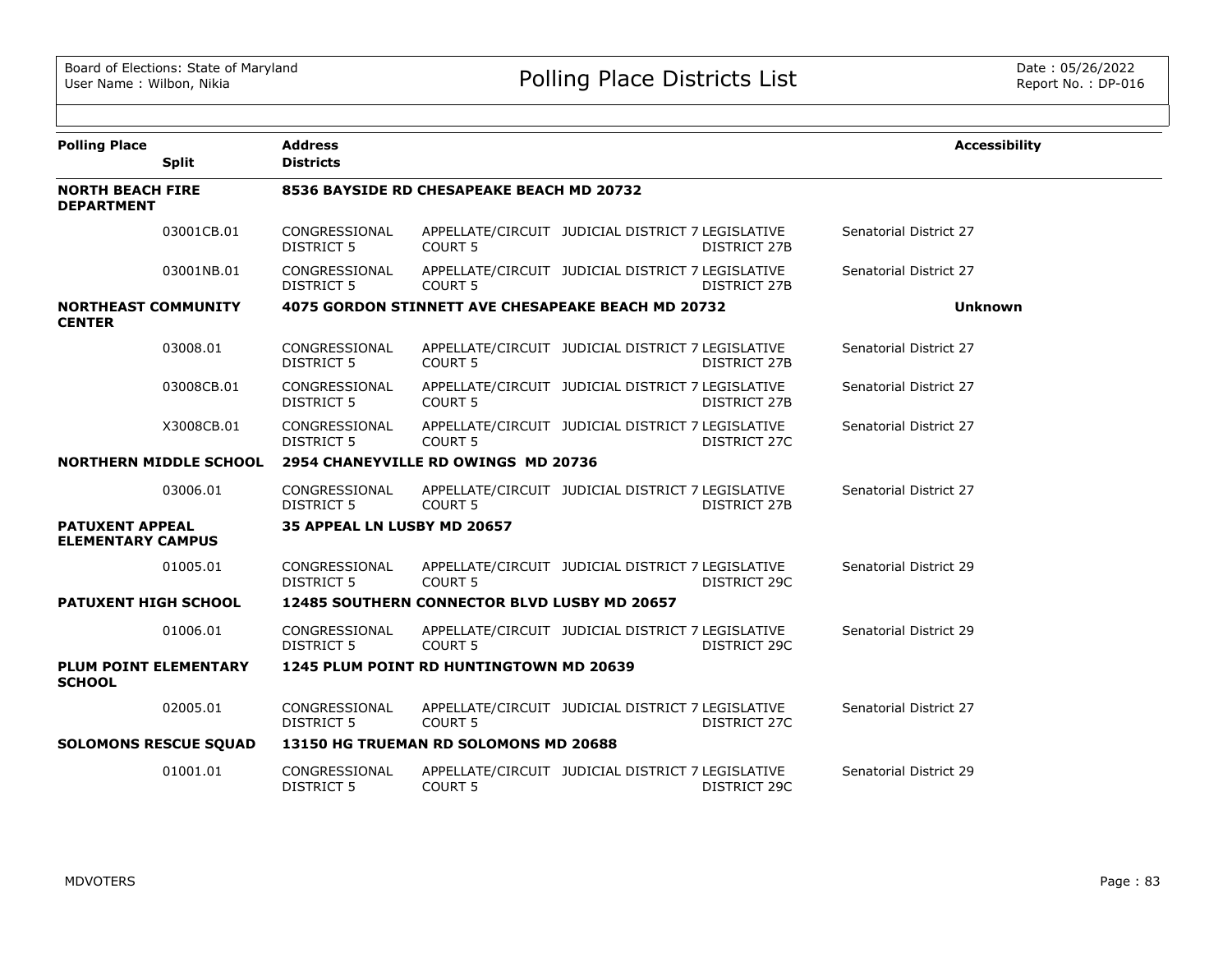# Polling Place Districts List

| Polling Place | Split | Address / Districts | | | | | Accessibility |
|---|---|---|---|---|---|---|---|
| **NORTH BEACH FIRE DEPARTMENT** | | **8536 BAYSIDE RD CHESAPEAKE BEACH MD 20732** | | | | | |
| | 03001CB.01 | CONGRESSIONAL DISTRICT 5 | APPELLATE/CIRCUIT COURT 5 | JUDICIAL DISTRICT 7 | LEGISLATIVE DISTRICT 27B | Senatorial District 27 | |
| | 03001NB.01 | CONGRESSIONAL DISTRICT 5 | APPELLATE/CIRCUIT COURT 5 | JUDICIAL DISTRICT 7 | LEGISLATIVE DISTRICT 27B | Senatorial District 27 | |
| **NORTHEAST COMMUNITY CENTER** | | **4075 GORDON STINNETT AVE CHESAPEAKE BEACH MD 20732** | | | | | **Unknown** |
| | 03008.01 | CONGRESSIONAL DISTRICT 5 | APPELLATE/CIRCUIT COURT 5 | JUDICIAL DISTRICT 7 | LEGISLATIVE DISTRICT 27B | Senatorial District 27 | |
| | 03008CB.01 | CONGRESSIONAL DISTRICT 5 | APPELLATE/CIRCUIT COURT 5 | JUDICIAL DISTRICT 7 | LEGISLATIVE DISTRICT 27B | Senatorial District 27 | |
| | X3008CB.01 | CONGRESSIONAL DISTRICT 5 | APPELLATE/CIRCUIT COURT 5 | JUDICIAL DISTRICT 7 | LEGISLATIVE DISTRICT 27C | Senatorial District 27 | |
| **NORTHERN MIDDLE SCHOOL** | | **2954 CHANEYVILLE RD OWINGS MD 20736** | | | | | |
| | 03006.01 | CONGRESSIONAL DISTRICT 5 | APPELLATE/CIRCUIT COURT 5 | JUDICIAL DISTRICT 7 | LEGISLATIVE DISTRICT 27B | Senatorial District 27 | |
| **PATUXENT APPEAL ELEMENTARY CAMPUS** | | **35 APPEAL LN LUSBY MD 20657** | | | | | |
| | 01005.01 | CONGRESSIONAL DISTRICT 5 | APPELLATE/CIRCUIT COURT 5 | JUDICIAL DISTRICT 7 | LEGISLATIVE DISTRICT 29C | Senatorial District 29 | |
| **PATUXENT HIGH SCHOOL** | | **12485 SOUTHERN CONNECTOR BLVD LUSBY MD 20657** | | | | | |
| | 01006.01 | CONGRESSIONAL DISTRICT 5 | APPELLATE/CIRCUIT COURT 5 | JUDICIAL DISTRICT 7 | LEGISLATIVE DISTRICT 29C | Senatorial District 29 | |
| **PLUM POINT ELEMENTARY SCHOOL** | | **1245 PLUM POINT RD HUNTINGTOWN MD 20639** | | | | | |
| | 02005.01 | CONGRESSIONAL DISTRICT 5 | APPELLATE/CIRCUIT COURT 5 | JUDICIAL DISTRICT 7 | LEGISLATIVE DISTRICT 27C | Senatorial District 27 | |
| **SOLOMONS RESCUE SQUAD** | | **13150 HG TRUEMAN RD SOLOMONS MD 20688** | | | | | |
| | 01001.01 | CONGRESSIONAL DISTRICT 5 | APPELLATE/CIRCUIT COURT 5 | JUDICIAL DISTRICT 7 | LEGISLATIVE DISTRICT 29C | Senatorial District 29 | |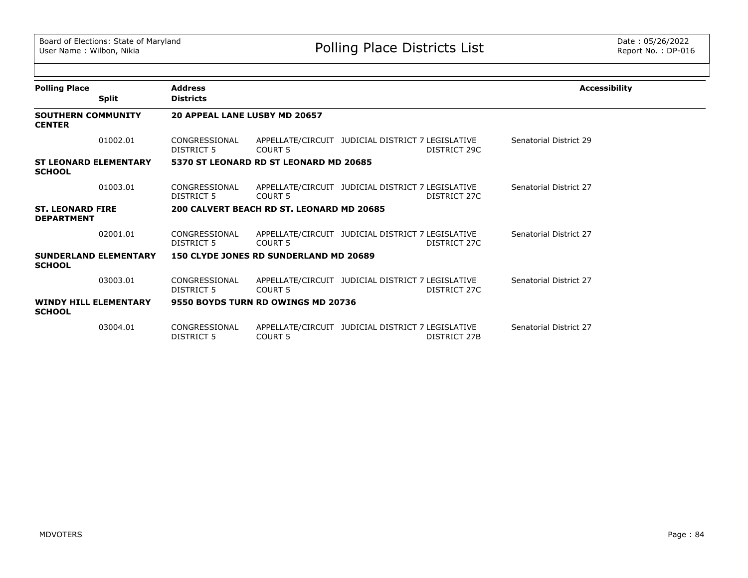Board of Elections: State of Maryland
User Name : Wilbon, Nikia

# Polling Place Districts List

Date : 05/26/2022
Report No. : DP-016

| Polling Place | Split | Address / Districts | | | | | Accessibility |
|---|---|---|---|---|---|---|---|
| **SOUTHERN COMMUNITY CENTER** | | **20 APPEAL LANE LUSBY MD 20657** | | | | | |
| | 01002.01 | CONGRESSIONAL DISTRICT 5 | APPELLATE/CIRCUIT COURT 5 | JUDICIAL DISTRICT 7 | LEGISLATIVE DISTRICT 29C | Senatorial District 29 | |
| **ST LEONARD ELEMENTARY SCHOOL** | | **5370 ST LEONARD RD ST LEONARD MD 20685** | | | | | |
| | 01003.01 | CONGRESSIONAL DISTRICT 5 | APPELLATE/CIRCUIT COURT 5 | JUDICIAL DISTRICT 7 | LEGISLATIVE DISTRICT 27C | Senatorial District 27 | |
| **ST. LEONARD FIRE DEPARTMENT** | | **200 CALVERT BEACH RD ST. LEONARD MD 20685** | | | | | |
| | 02001.01 | CONGRESSIONAL DISTRICT 5 | APPELLATE/CIRCUIT COURT 5 | JUDICIAL DISTRICT 7 | LEGISLATIVE DISTRICT 27C | Senatorial District 27 | |
| **SUNDERLAND ELEMENTARY SCHOOL** | | **150 CLYDE JONES RD SUNDERLAND MD 20689** | | | | | |
| | 03003.01 | CONGRESSIONAL DISTRICT 5 | APPELLATE/CIRCUIT COURT 5 | JUDICIAL DISTRICT 7 | LEGISLATIVE DISTRICT 27C | Senatorial District 27 | |
| **WINDY HILL ELEMENTARY SCHOOL** | | **9550 BOYDS TURN RD OWINGS MD 20736** | | | | | |
| | 03004.01 | CONGRESSIONAL DISTRICT 5 | APPELLATE/CIRCUIT COURT 5 | JUDICIAL DISTRICT 7 | LEGISLATIVE DISTRICT 27B | Senatorial District 27 | |

MDVOTERS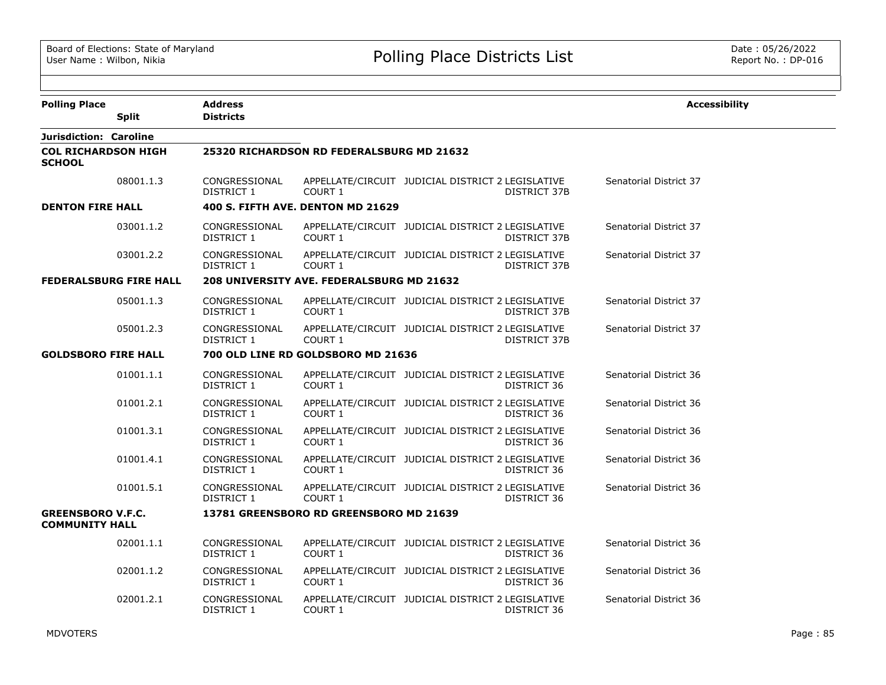Board of Elections: State of Maryland
User Name : Wilbon, Nikia

# Polling Place Districts List

Date : 05/26/2022
Report No. : DP-016

| Polling Place | Split | Address / Districts | | | | | Accessibility |
|---|---|---|---|---|---|---|---|
| **Jurisdiction: Caroline** | | | | | | | |
| **COL RICHARDSON HIGH SCHOOL** | | **25320 RICHARDSON RD FEDERALSBURG MD 21632** | | | | | |
| | 08001.1.3 | CONGRESSIONAL DISTRICT 1 | APPELLATE/CIRCUIT COURT 1 | JUDICIAL DISTRICT 2 | LEGISLATIVE DISTRICT 37B | Senatorial District 37 | |
| **DENTON FIRE HALL** | | **400 S. FIFTH AVE. DENTON MD 21629** | | | | | |
| | 03001.1.2 | CONGRESSIONAL DISTRICT 1 | APPELLATE/CIRCUIT COURT 1 | JUDICIAL DISTRICT 2 | LEGISLATIVE DISTRICT 37B | Senatorial District 37 | |
| | 03001.2.2 | CONGRESSIONAL DISTRICT 1 | APPELLATE/CIRCUIT COURT 1 | JUDICIAL DISTRICT 2 | LEGISLATIVE DISTRICT 37B | Senatorial District 37 | |
| **FEDERALSBURG FIRE HALL** | | **208 UNIVERSITY AVE. FEDERALSBURG MD 21632** | | | | | |
| | 05001.1.3 | CONGRESSIONAL DISTRICT 1 | APPELLATE/CIRCUIT COURT 1 | JUDICIAL DISTRICT 2 | LEGISLATIVE DISTRICT 37B | Senatorial District 37 | |
| | 05001.2.3 | CONGRESSIONAL DISTRICT 1 | APPELLATE/CIRCUIT COURT 1 | JUDICIAL DISTRICT 2 | LEGISLATIVE DISTRICT 37B | Senatorial District 37 | |
| **GOLDSBORO FIRE HALL** | | **700 OLD LINE RD GOLDSBORO MD 21636** | | | | | |
| | 01001.1.1 | CONGRESSIONAL DISTRICT 1 | APPELLATE/CIRCUIT COURT 1 | JUDICIAL DISTRICT 2 | LEGISLATIVE DISTRICT 36 | Senatorial District 36 | |
| | 01001.2.1 | CONGRESSIONAL DISTRICT 1 | APPELLATE/CIRCUIT COURT 1 | JUDICIAL DISTRICT 2 | LEGISLATIVE DISTRICT 36 | Senatorial District 36 | |
| | 01001.3.1 | CONGRESSIONAL DISTRICT 1 | APPELLATE/CIRCUIT COURT 1 | JUDICIAL DISTRICT 2 | LEGISLATIVE DISTRICT 36 | Senatorial District 36 | |
| | 01001.4.1 | CONGRESSIONAL DISTRICT 1 | APPELLATE/CIRCUIT COURT 1 | JUDICIAL DISTRICT 2 | LEGISLATIVE DISTRICT 36 | Senatorial District 36 | |
| | 01001.5.1 | CONGRESSIONAL DISTRICT 1 | APPELLATE/CIRCUIT COURT 1 | JUDICIAL DISTRICT 2 | LEGISLATIVE DISTRICT 36 | Senatorial District 36 | |
| **GREENSBORO V.F.C. COMMUNITY HALL** | | **13781 GREENSBORO RD GREENSBORO MD 21639** | | | | | |
| | 02001.1.1 | CONGRESSIONAL DISTRICT 1 | APPELLATE/CIRCUIT COURT 1 | JUDICIAL DISTRICT 2 | LEGISLATIVE DISTRICT 36 | Senatorial District 36 | |
| | 02001.1.2 | CONGRESSIONAL DISTRICT 1 | APPELLATE/CIRCUIT COURT 1 | JUDICIAL DISTRICT 2 | LEGISLATIVE DISTRICT 36 | Senatorial District 36 | |
| | 02001.2.1 | CONGRESSIONAL DISTRICT 1 | APPELLATE/CIRCUIT COURT 1 | JUDICIAL DISTRICT 2 | LEGISLATIVE DISTRICT 36 | Senatorial District 36 | |

MDVOTERS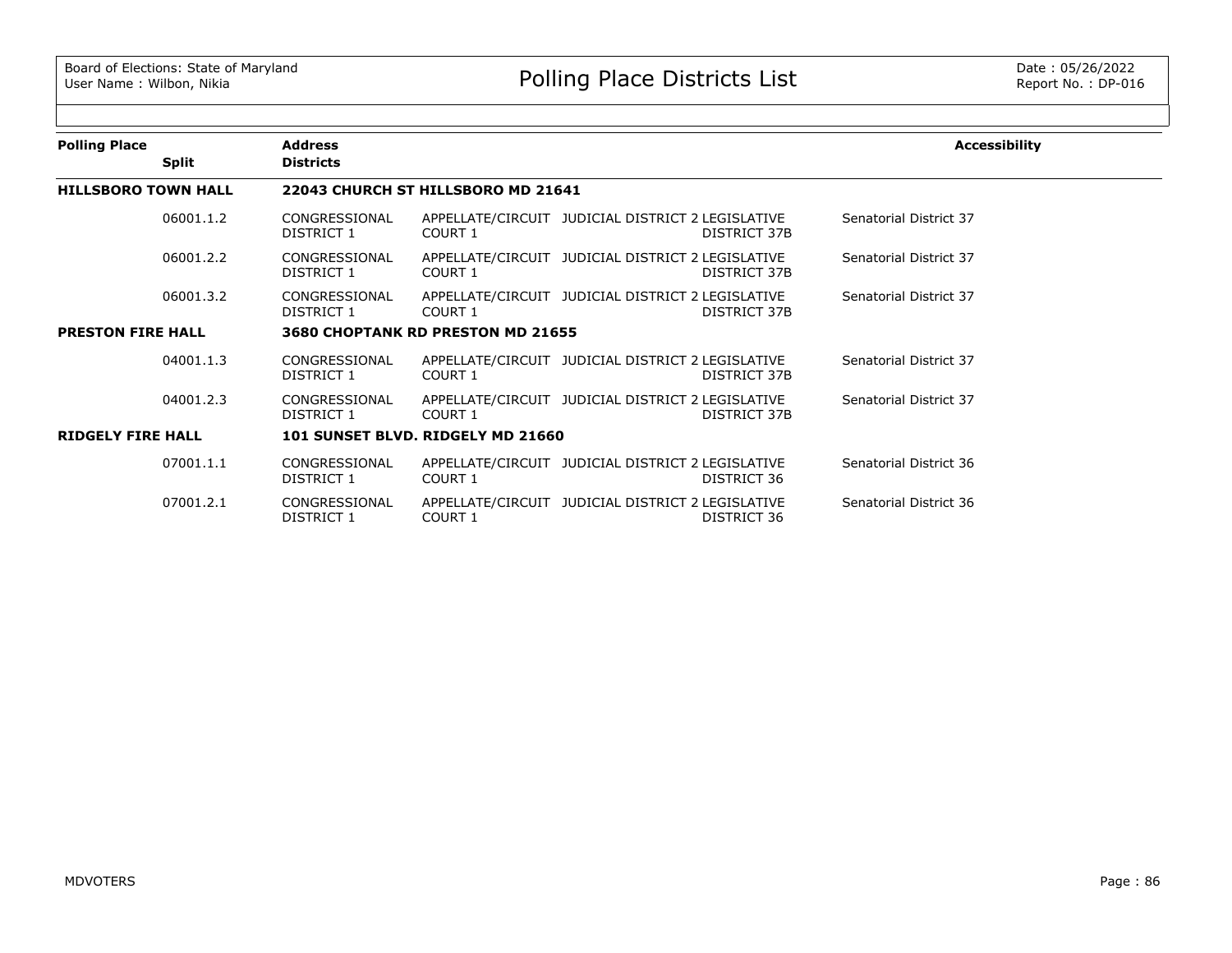| Polling Place | Address | | | | Accessibility |
|---|---|---|---|---|---|
| Split | Districts | | | | |
| **HILLSBORO TOWN HALL** | **22043 CHURCH ST HILLSBORO MD 21641** | | | | |
| 06001.1.2 | CONGRESSIONAL DISTRICT 1 | APPELLATE/CIRCUIT COURT 1 | JUDICIAL DISTRICT 2 | LEGISLATIVE DISTRICT 37B | Senatorial District 37 |
| 06001.2.2 | CONGRESSIONAL DISTRICT 1 | APPELLATE/CIRCUIT COURT 1 | JUDICIAL DISTRICT 2 | LEGISLATIVE DISTRICT 37B | Senatorial District 37 |
| 06001.3.2 | CONGRESSIONAL DISTRICT 1 | APPELLATE/CIRCUIT COURT 1 | JUDICIAL DISTRICT 2 | LEGISLATIVE DISTRICT 37B | Senatorial District 37 |
| **PRESTON FIRE HALL** | **3680 CHOPTANK RD PRESTON MD 21655** | | | | |
| 04001.1.3 | CONGRESSIONAL DISTRICT 1 | APPELLATE/CIRCUIT COURT 1 | JUDICIAL DISTRICT 2 | LEGISLATIVE DISTRICT 37B | Senatorial District 37 |
| 04001.2.3 | CONGRESSIONAL DISTRICT 1 | APPELLATE/CIRCUIT COURT 1 | JUDICIAL DISTRICT 2 | LEGISLATIVE DISTRICT 37B | Senatorial District 37 |
| **RIDGELY FIRE HALL** | **101 SUNSET BLVD. RIDGELY MD 21660** | | | | |
| 07001.1.1 | CONGRESSIONAL DISTRICT 1 | APPELLATE/CIRCUIT COURT 1 | JUDICIAL DISTRICT 2 | LEGISLATIVE DISTRICT 36 | Senatorial District 36 |
| 07001.2.1 | CONGRESSIONAL DISTRICT 1 | APPELLATE/CIRCUIT COURT 1 | JUDICIAL DISTRICT 2 | LEGISLATIVE DISTRICT 36 | Senatorial District 36 |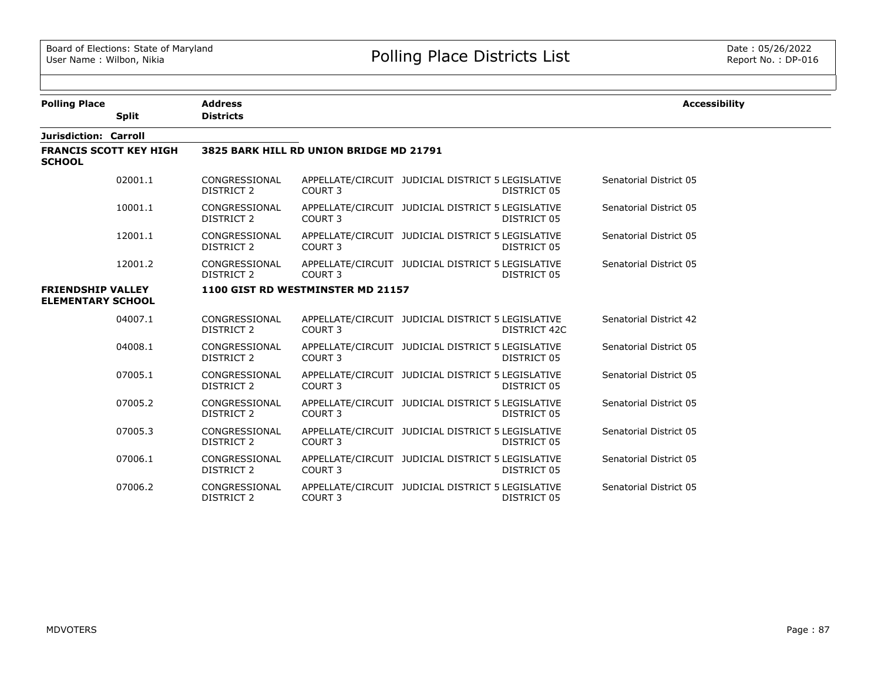Board of Elections: State of Maryland
User Name : Wilbon, Nikia

# Polling Place Districts List

Date : 05/26/2022
Report No. : DP-016

| Polling Place | Split | Address / Districts | | | | | Accessibility |
|---|---|---|---|---|---|---|---|
| **Jurisdiction: Carroll** | | | | | | | |
| **FRANCIS SCOTT KEY HIGH SCHOOL** | | **3825 BARK HILL RD UNION BRIDGE MD 21791** | | | | | |
| | 02001.1 | CONGRESSIONAL DISTRICT 2 | APPELLATE/CIRCUIT COURT 3 | JUDICIAL DISTRICT 5 | LEGISLATIVE DISTRICT 05 | Senatorial District 05 | |
| | 10001.1 | CONGRESSIONAL DISTRICT 2 | APPELLATE/CIRCUIT COURT 3 | JUDICIAL DISTRICT 5 | LEGISLATIVE DISTRICT 05 | Senatorial District 05 | |
| | 12001.1 | CONGRESSIONAL DISTRICT 2 | APPELLATE/CIRCUIT COURT 3 | JUDICIAL DISTRICT 5 | LEGISLATIVE DISTRICT 05 | Senatorial District 05 | |
| | 12001.2 | CONGRESSIONAL DISTRICT 2 | APPELLATE/CIRCUIT COURT 3 | JUDICIAL DISTRICT 5 | LEGISLATIVE DISTRICT 05 | Senatorial District 05 | |
| **FRIENDSHIP VALLEY ELEMENTARY SCHOOL** | | **1100 GIST RD WESTMINSTER MD 21157** | | | | | |
| | 04007.1 | CONGRESSIONAL DISTRICT 2 | APPELLATE/CIRCUIT COURT 3 | JUDICIAL DISTRICT 5 | LEGISLATIVE DISTRICT 42C | Senatorial District 42 | |
| | 04008.1 | CONGRESSIONAL DISTRICT 2 | APPELLATE/CIRCUIT COURT 3 | JUDICIAL DISTRICT 5 | LEGISLATIVE DISTRICT 05 | Senatorial District 05 | |
| | 07005.1 | CONGRESSIONAL DISTRICT 2 | APPELLATE/CIRCUIT COURT 3 | JUDICIAL DISTRICT 5 | LEGISLATIVE DISTRICT 05 | Senatorial District 05 | |
| | 07005.2 | CONGRESSIONAL DISTRICT 2 | APPELLATE/CIRCUIT COURT 3 | JUDICIAL DISTRICT 5 | LEGISLATIVE DISTRICT 05 | Senatorial District 05 | |
| | 07005.3 | CONGRESSIONAL DISTRICT 2 | APPELLATE/CIRCUIT COURT 3 | JUDICIAL DISTRICT 5 | LEGISLATIVE DISTRICT 05 | Senatorial District 05 | |
| | 07006.1 | CONGRESSIONAL DISTRICT 2 | APPELLATE/CIRCUIT COURT 3 | JUDICIAL DISTRICT 5 | LEGISLATIVE DISTRICT 05 | Senatorial District 05 | |
| | 07006.2 | CONGRESSIONAL DISTRICT 2 | APPELLATE/CIRCUIT COURT 3 | JUDICIAL DISTRICT 5 | LEGISLATIVE DISTRICT 05 | Senatorial District 05 | |

MDVOTERS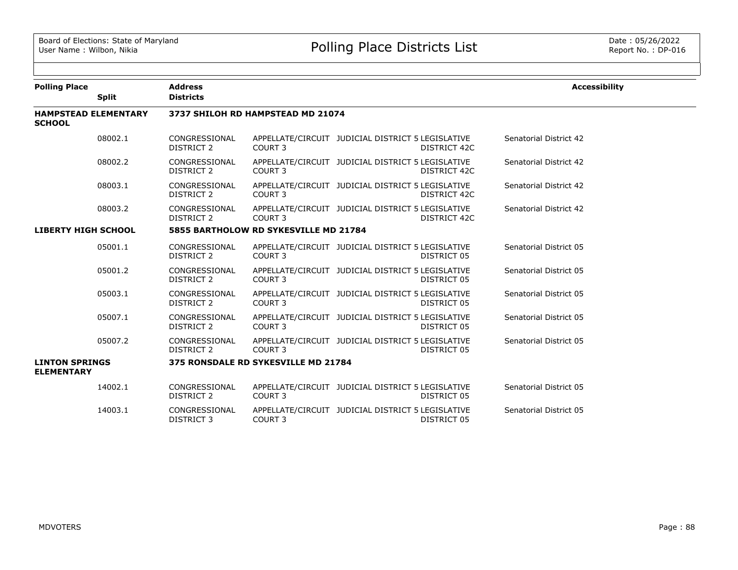| Polling Place | Split | Address / Districts | | | | | Accessibility |
|---|---|---|---|---|---|---|---|
| **HAMPSTEAD ELEMENTARY SCHOOL** | | **3737 SHILOH RD HAMPSTEAD MD 21074** | | | | | |
| | 08002.1 | CONGRESSIONAL DISTRICT 2 | APPELLATE/CIRCUIT COURT 3 | JUDICIAL DISTRICT 5 | LEGISLATIVE DISTRICT 42C | Senatorial District 42 | |
| | 08002.2 | CONGRESSIONAL DISTRICT 2 | APPELLATE/CIRCUIT COURT 3 | JUDICIAL DISTRICT 5 | LEGISLATIVE DISTRICT 42C | Senatorial District 42 | |
| | 08003.1 | CONGRESSIONAL DISTRICT 2 | APPELLATE/CIRCUIT COURT 3 | JUDICIAL DISTRICT 5 | LEGISLATIVE DISTRICT 42C | Senatorial District 42 | |
| | 08003.2 | CONGRESSIONAL DISTRICT 2 | APPELLATE/CIRCUIT COURT 3 | JUDICIAL DISTRICT 5 | LEGISLATIVE DISTRICT 42C | Senatorial District 42 | |
| **LIBERTY HIGH SCHOOL** | | **5855 BARTHOLOW RD SYKESVILLE MD 21784** | | | | | |
| | 05001.1 | CONGRESSIONAL DISTRICT 2 | APPELLATE/CIRCUIT COURT 3 | JUDICIAL DISTRICT 5 | LEGISLATIVE DISTRICT 05 | Senatorial District 05 | |
| | 05001.2 | CONGRESSIONAL DISTRICT 2 | APPELLATE/CIRCUIT COURT 3 | JUDICIAL DISTRICT 5 | LEGISLATIVE DISTRICT 05 | Senatorial District 05 | |
| | 05003.1 | CONGRESSIONAL DISTRICT 2 | APPELLATE/CIRCUIT COURT 3 | JUDICIAL DISTRICT 5 | LEGISLATIVE DISTRICT 05 | Senatorial District 05 | |
| | 05007.1 | CONGRESSIONAL DISTRICT 2 | APPELLATE/CIRCUIT COURT 3 | JUDICIAL DISTRICT 5 | LEGISLATIVE DISTRICT 05 | Senatorial District 05 | |
| | 05007.2 | CONGRESSIONAL DISTRICT 2 | APPELLATE/CIRCUIT COURT 3 | JUDICIAL DISTRICT 5 | LEGISLATIVE DISTRICT 05 | Senatorial District 05 | |
| **LINTON SPRINGS ELEMENTARY** | | **375 RONSDALE RD SYKESVILLE MD 21784** | | | | | |
| | 14002.1 | CONGRESSIONAL DISTRICT 2 | APPELLATE/CIRCUIT COURT 3 | JUDICIAL DISTRICT 5 | LEGISLATIVE DISTRICT 05 | Senatorial District 05 | |
| | 14003.1 | CONGRESSIONAL DISTRICT 3 | APPELLATE/CIRCUIT COURT 3 | JUDICIAL DISTRICT 5 | LEGISLATIVE DISTRICT 05 | Senatorial District 05 | |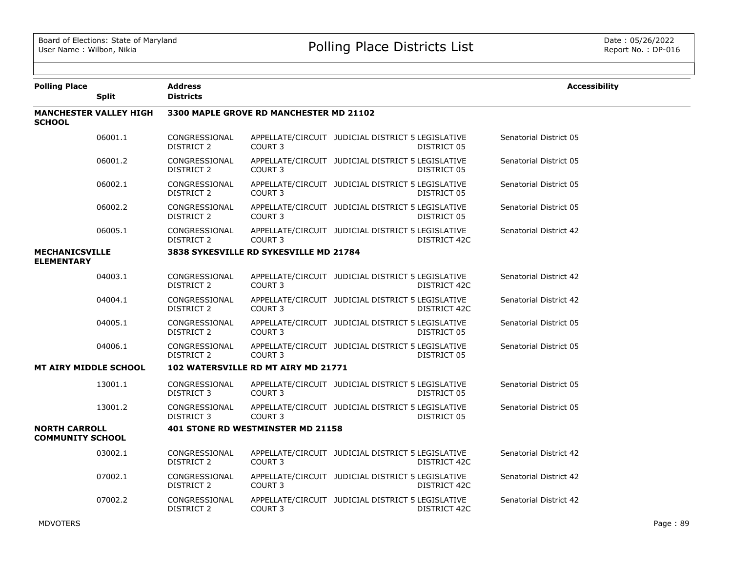| Polling Place | Split | Address / Districts | | | | | Accessibility |
|---|---|---|---|---|---|---|---|
| **MANCHESTER VALLEY HIGH SCHOOL** | | **3300 MAPLE GROVE RD MANCHESTER MD 21102** | | | | | |
| | 06001.1 | CONGRESSIONAL DISTRICT 2 | APPELLATE/CIRCUIT COURT 3 | JUDICIAL DISTRICT 5 | LEGISLATIVE DISTRICT 05 | Senatorial District 05 | |
| | 06001.2 | CONGRESSIONAL DISTRICT 2 | APPELLATE/CIRCUIT COURT 3 | JUDICIAL DISTRICT 5 | LEGISLATIVE DISTRICT 05 | Senatorial District 05 | |
| | 06002.1 | CONGRESSIONAL DISTRICT 2 | APPELLATE/CIRCUIT COURT 3 | JUDICIAL DISTRICT 5 | LEGISLATIVE DISTRICT 05 | Senatorial District 05 | |
| | 06002.2 | CONGRESSIONAL DISTRICT 2 | APPELLATE/CIRCUIT COURT 3 | JUDICIAL DISTRICT 5 | LEGISLATIVE DISTRICT 05 | Senatorial District 05 | |
| | 06005.1 | CONGRESSIONAL DISTRICT 2 | APPELLATE/CIRCUIT COURT 3 | JUDICIAL DISTRICT 5 | LEGISLATIVE DISTRICT 42C | Senatorial District 42 | |
| **MECHANICSVILLE ELEMENTARY** | | **3838 SYKESVILLE RD SYKESVILLE MD 21784** | | | | | |
| | 04003.1 | CONGRESSIONAL DISTRICT 2 | APPELLATE/CIRCUIT COURT 3 | JUDICIAL DISTRICT 5 | LEGISLATIVE DISTRICT 42C | Senatorial District 42 | |
| | 04004.1 | CONGRESSIONAL DISTRICT 2 | APPELLATE/CIRCUIT COURT 3 | JUDICIAL DISTRICT 5 | LEGISLATIVE DISTRICT 42C | Senatorial District 42 | |
| | 04005.1 | CONGRESSIONAL DISTRICT 2 | APPELLATE/CIRCUIT COURT 3 | JUDICIAL DISTRICT 5 | LEGISLATIVE DISTRICT 05 | Senatorial District 05 | |
| | 04006.1 | CONGRESSIONAL DISTRICT 2 | APPELLATE/CIRCUIT COURT 3 | JUDICIAL DISTRICT 5 | LEGISLATIVE DISTRICT 05 | Senatorial District 05 | |
| **MT AIRY MIDDLE SCHOOL** | | **102 WATERSVILLE RD MT AIRY MD 21771** | | | | | |
| | 13001.1 | CONGRESSIONAL DISTRICT 3 | APPELLATE/CIRCUIT COURT 3 | JUDICIAL DISTRICT 5 | LEGISLATIVE DISTRICT 05 | Senatorial District 05 | |
| | 13001.2 | CONGRESSIONAL DISTRICT 3 | APPELLATE/CIRCUIT COURT 3 | JUDICIAL DISTRICT 5 | LEGISLATIVE DISTRICT 05 | Senatorial District 05 | |
| **NORTH CARROLL COMMUNITY SCHOOL** | | **401 STONE RD WESTMINSTER MD 21158** | | | | | |
| | 03002.1 | CONGRESSIONAL DISTRICT 2 | APPELLATE/CIRCUIT COURT 3 | JUDICIAL DISTRICT 5 | LEGISLATIVE DISTRICT 42C | Senatorial District 42 | |
| | 07002.1 | CONGRESSIONAL DISTRICT 2 | APPELLATE/CIRCUIT COURT 3 | JUDICIAL DISTRICT 5 | LEGISLATIVE DISTRICT 42C | Senatorial District 42 | |
| | 07002.2 | CONGRESSIONAL DISTRICT 2 | APPELLATE/CIRCUIT COURT 3 | JUDICIAL DISTRICT 5 | LEGISLATIVE DISTRICT 42C | Senatorial District 42 | |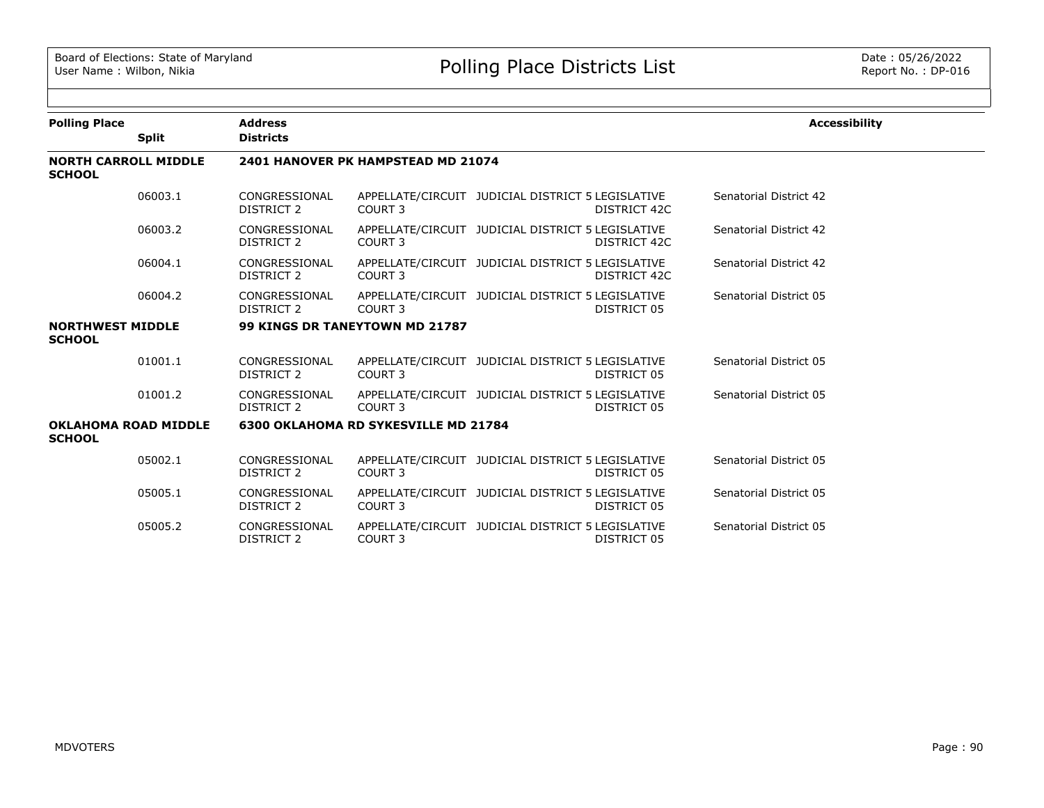| Polling Place | Split | Address / Districts | | | | | Accessibility |
|---|---|---|---|---|---|---|---|
| **NORTH CARROLL MIDDLE SCHOOL** | | **2401 HANOVER PK HAMPSTEAD MD 21074** | | | | | |
| | 06003.1 | CONGRESSIONAL DISTRICT 2 | APPELLATE/CIRCUIT COURT 3 | JUDICIAL DISTRICT 5 | LEGISLATIVE DISTRICT 42C | Senatorial District 42 | |
| | 06003.2 | CONGRESSIONAL DISTRICT 2 | APPELLATE/CIRCUIT COURT 3 | JUDICIAL DISTRICT 5 | LEGISLATIVE DISTRICT 42C | Senatorial District 42 | |
| | 06004.1 | CONGRESSIONAL DISTRICT 2 | APPELLATE/CIRCUIT COURT 3 | JUDICIAL DISTRICT 5 | LEGISLATIVE DISTRICT 42C | Senatorial District 42 | |
| | 06004.2 | CONGRESSIONAL DISTRICT 2 | APPELLATE/CIRCUIT COURT 3 | JUDICIAL DISTRICT 5 | LEGISLATIVE DISTRICT 05 | Senatorial District 05 | |
| **NORTHWEST MIDDLE SCHOOL** | | **99 KINGS DR TANEYTOWN MD 21787** | | | | | |
| | 01001.1 | CONGRESSIONAL DISTRICT 2 | APPELLATE/CIRCUIT COURT 3 | JUDICIAL DISTRICT 5 | LEGISLATIVE DISTRICT 05 | Senatorial District 05 | |
| | 01001.2 | CONGRESSIONAL DISTRICT 2 | APPELLATE/CIRCUIT COURT 3 | JUDICIAL DISTRICT 5 | LEGISLATIVE DISTRICT 05 | Senatorial District 05 | |
| **OKLAHOMA ROAD MIDDLE SCHOOL** | | **6300 OKLAHOMA RD SYKESVILLE MD 21784** | | | | | |
| | 05002.1 | CONGRESSIONAL DISTRICT 2 | APPELLATE/CIRCUIT COURT 3 | JUDICIAL DISTRICT 5 | LEGISLATIVE DISTRICT 05 | Senatorial District 05 | |
| | 05005.1 | CONGRESSIONAL DISTRICT 2 | APPELLATE/CIRCUIT COURT 3 | JUDICIAL DISTRICT 5 | LEGISLATIVE DISTRICT 05 | Senatorial District 05 | |
| | 05005.2 | CONGRESSIONAL DISTRICT 2 | APPELLATE/CIRCUIT COURT 3 | JUDICIAL DISTRICT 5 | LEGISLATIVE DISTRICT 05 | Senatorial District 05 | |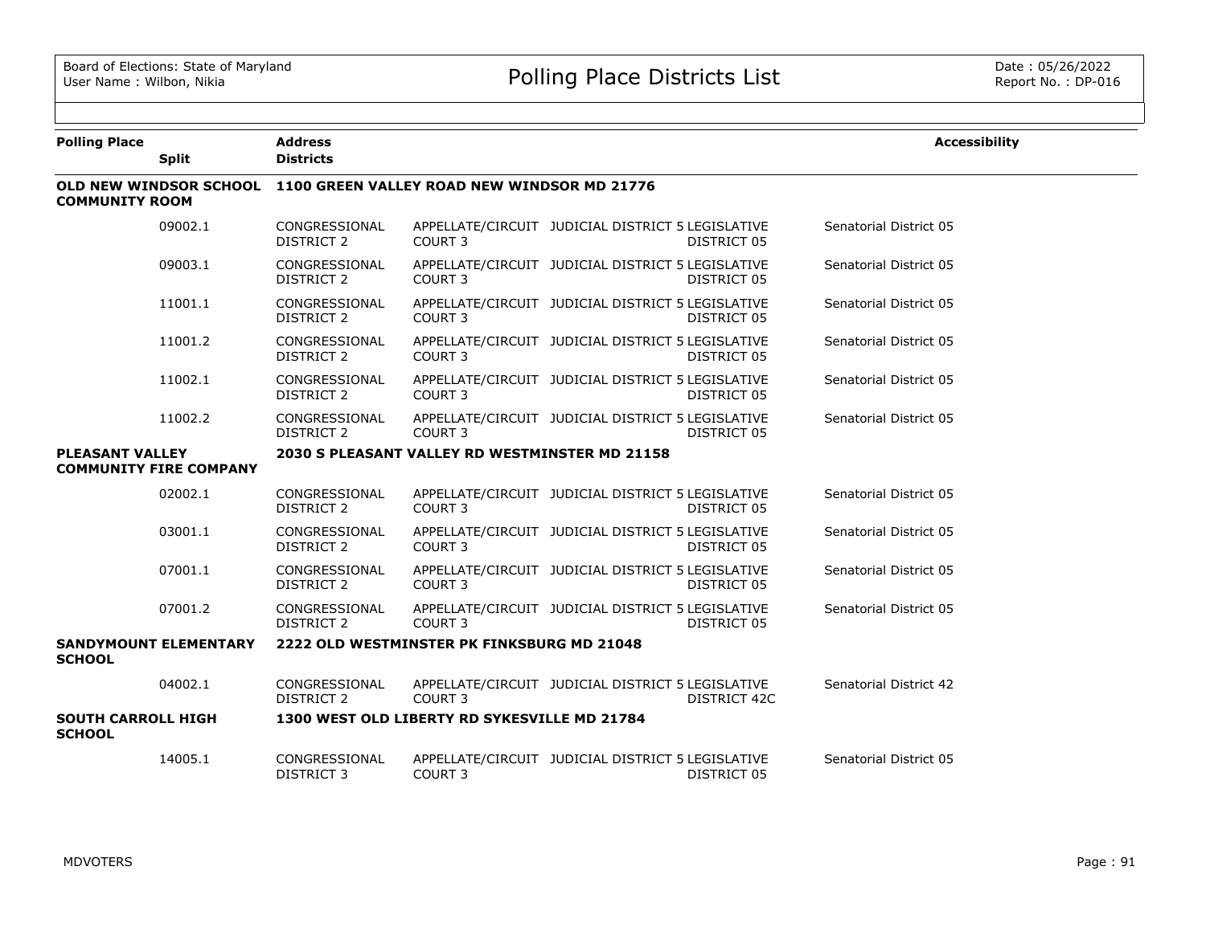| Polling Place | Split | Address / Districts | | | | | Accessibility |
|---|---|---|---|---|---|---|---|
| **OLD NEW WINDSOR SCHOOL COMMUNITY ROOM** | | **1100 GREEN VALLEY ROAD NEW WINDSOR MD 21776** | | | | | |
| | 09002.1 | CONGRESSIONAL DISTRICT 2 | APPELLATE/CIRCUIT COURT 3 | JUDICIAL DISTRICT 5 | LEGISLATIVE DISTRICT 05 | Senatorial District 05 | |
| | 09003.1 | CONGRESSIONAL DISTRICT 2 | APPELLATE/CIRCUIT COURT 3 | JUDICIAL DISTRICT 5 | LEGISLATIVE DISTRICT 05 | Senatorial District 05 | |
| | 11001.1 | CONGRESSIONAL DISTRICT 2 | APPELLATE/CIRCUIT COURT 3 | JUDICIAL DISTRICT 5 | LEGISLATIVE DISTRICT 05 | Senatorial District 05 | |
| | 11001.2 | CONGRESSIONAL DISTRICT 2 | APPELLATE/CIRCUIT COURT 3 | JUDICIAL DISTRICT 5 | LEGISLATIVE DISTRICT 05 | Senatorial District 05 | |
| | 11002.1 | CONGRESSIONAL DISTRICT 2 | APPELLATE/CIRCUIT COURT 3 | JUDICIAL DISTRICT 5 | LEGISLATIVE DISTRICT 05 | Senatorial District 05 | |
| | 11002.2 | CONGRESSIONAL DISTRICT 2 | APPELLATE/CIRCUIT COURT 3 | JUDICIAL DISTRICT 5 | LEGISLATIVE DISTRICT 05 | Senatorial District 05 | |
| **PLEASANT VALLEY COMMUNITY FIRE COMPANY** | | **2030 S PLEASANT VALLEY RD WESTMINSTER MD 21158** | | | | | |
| | 02002.1 | CONGRESSIONAL DISTRICT 2 | APPELLATE/CIRCUIT COURT 3 | JUDICIAL DISTRICT 5 | LEGISLATIVE DISTRICT 05 | Senatorial District 05 | |
| | 03001.1 | CONGRESSIONAL DISTRICT 2 | APPELLATE/CIRCUIT COURT 3 | JUDICIAL DISTRICT 5 | LEGISLATIVE DISTRICT 05 | Senatorial District 05 | |
| | 07001.1 | CONGRESSIONAL DISTRICT 2 | APPELLATE/CIRCUIT COURT 3 | JUDICIAL DISTRICT 5 | LEGISLATIVE DISTRICT 05 | Senatorial District 05 | |
| | 07001.2 | CONGRESSIONAL DISTRICT 2 | APPELLATE/CIRCUIT COURT 3 | JUDICIAL DISTRICT 5 | LEGISLATIVE DISTRICT 05 | Senatorial District 05 | |
| **SANDYMOUNT ELEMENTARY SCHOOL** | | **2222 OLD WESTMINSTER PK FINKSBURG MD 21048** | | | | | |
| | 04002.1 | CONGRESSIONAL DISTRICT 2 | APPELLATE/CIRCUIT COURT 3 | JUDICIAL DISTRICT 5 | LEGISLATIVE DISTRICT 42C | Senatorial District 42 | |
| **SOUTH CARROLL HIGH SCHOOL** | | **1300 WEST OLD LIBERTY RD SYKESVILLE MD 21784** | | | | | |
| | 14005.1 | CONGRESSIONAL DISTRICT 3 | APPELLATE/CIRCUIT COURT 3 | JUDICIAL DISTRICT 5 | LEGISLATIVE DISTRICT 05 | Senatorial District 05 | |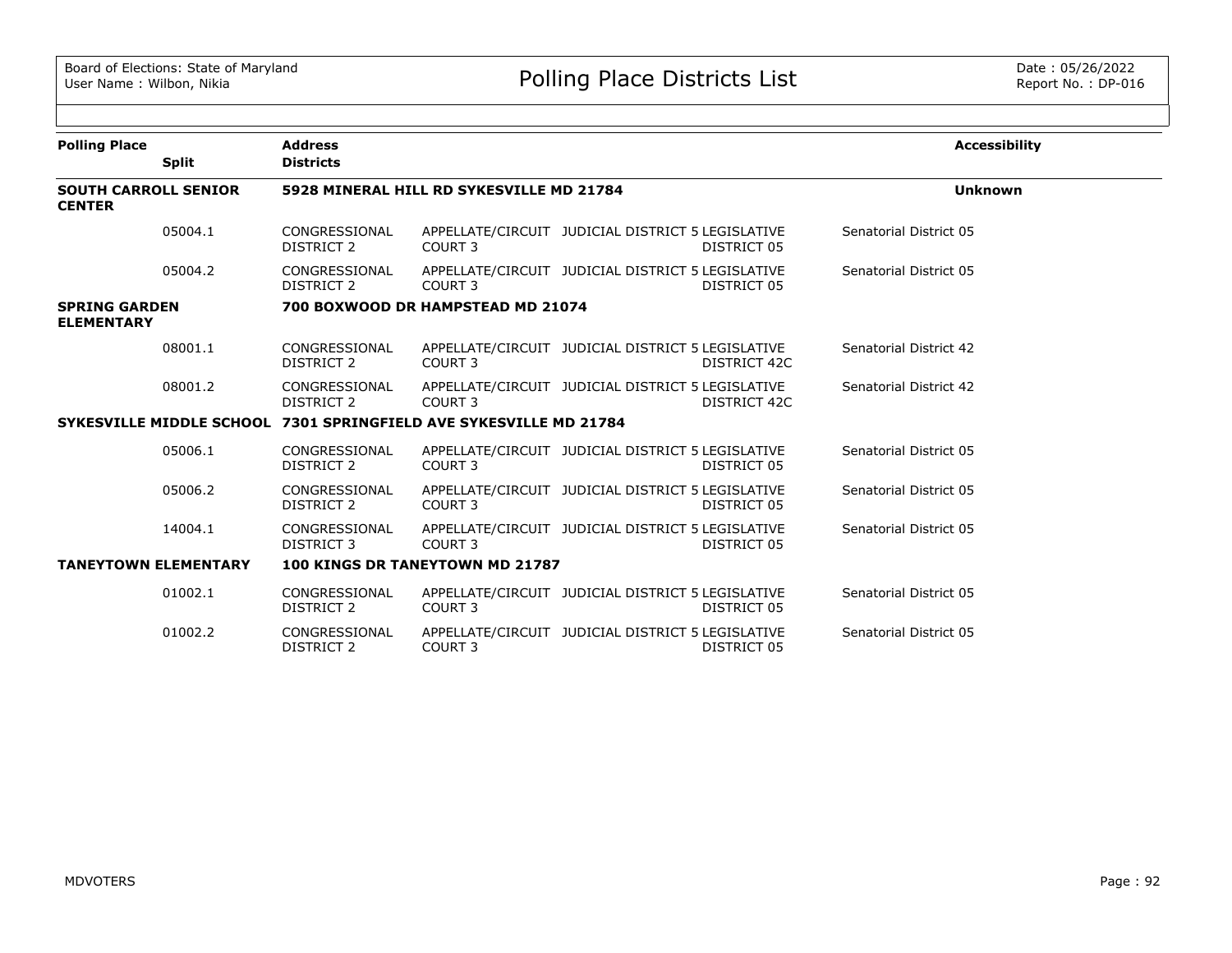# Polling Place Districts List

| Polling Place | Split | Address / Districts | | | | | Accessibility |
|---|---|---|---|---|---|---|---|
| **SOUTH CARROLL SENIOR CENTER** | | **5928 MINERAL HILL RD SYKESVILLE MD 21784** | | | | | **Unknown** |
| | 05004.1 | CONGRESSIONAL DISTRICT 2 | APPELLATE/CIRCUIT COURT 3 | JUDICIAL DISTRICT 5 | LEGISLATIVE DISTRICT 05 | Senatorial District 05 | |
| | 05004.2 | CONGRESSIONAL DISTRICT 2 | APPELLATE/CIRCUIT COURT 3 | JUDICIAL DISTRICT 5 | LEGISLATIVE DISTRICT 05 | Senatorial District 05 | |
| **SPRING GARDEN ELEMENTARY** | | **700 BOXWOOD DR HAMPSTEAD MD 21074** | | | | | |
| | 08001.1 | CONGRESSIONAL DISTRICT 2 | APPELLATE/CIRCUIT COURT 3 | JUDICIAL DISTRICT 5 | LEGISLATIVE DISTRICT 42C | Senatorial District 42 | |
| | 08001.2 | CONGRESSIONAL DISTRICT 2 | APPELLATE/CIRCUIT COURT 3 | JUDICIAL DISTRICT 5 | LEGISLATIVE DISTRICT 42C | Senatorial District 42 | |
| **SYKESVILLE MIDDLE SCHOOL** | | **7301 SPRINGFIELD AVE SYKESVILLE MD 21784** | | | | | |
| | 05006.1 | CONGRESSIONAL DISTRICT 2 | APPELLATE/CIRCUIT COURT 3 | JUDICIAL DISTRICT 5 | LEGISLATIVE DISTRICT 05 | Senatorial District 05 | |
| | 05006.2 | CONGRESSIONAL DISTRICT 2 | APPELLATE/CIRCUIT COURT 3 | JUDICIAL DISTRICT 5 | LEGISLATIVE DISTRICT 05 | Senatorial District 05 | |
| | 14004.1 | CONGRESSIONAL DISTRICT 3 | APPELLATE/CIRCUIT COURT 3 | JUDICIAL DISTRICT 5 | LEGISLATIVE DISTRICT 05 | Senatorial District 05 | |
| **TANEYTOWN ELEMENTARY** | | **100 KINGS DR TANEYTOWN MD 21787** | | | | | |
| | 01002.1 | CONGRESSIONAL DISTRICT 2 | APPELLATE/CIRCUIT COURT 3 | JUDICIAL DISTRICT 5 | LEGISLATIVE DISTRICT 05 | Senatorial District 05 | |
| | 01002.2 | CONGRESSIONAL DISTRICT 2 | APPELLATE/CIRCUIT COURT 3 | JUDICIAL DISTRICT 5 | LEGISLATIVE DISTRICT 05 | Senatorial District 05 | |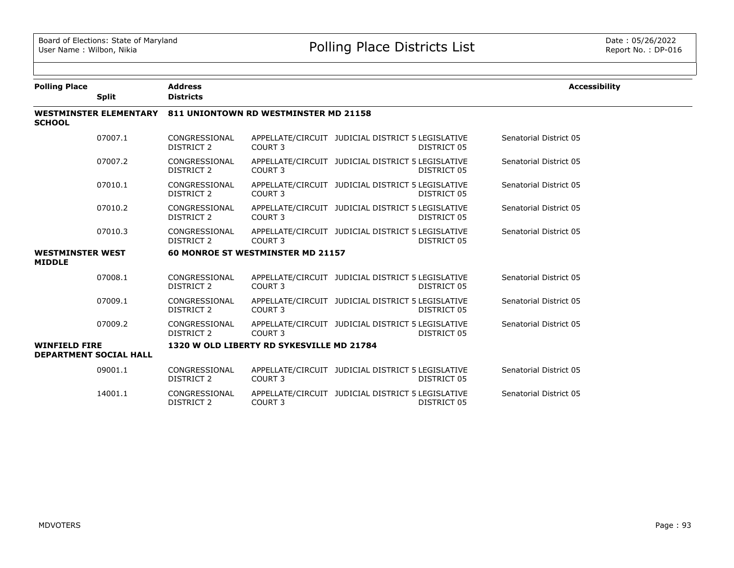# Polling Place Districts List

Board of Elections: State of Maryland
User Name : Wilbon, Nikia

Date : 05/26/2022
Report No. : DP-016

| Polling Place / Split | Address / Districts | | | | | Accessibility |
|---|---|---|---|---|---|---|
| **WESTMINSTER ELEMENTARY SCHOOL** | **811 UNIONTOWN RD WESTMINSTER MD 21158** | | | | | |
| 07007.1 | CONGRESSIONAL DISTRICT 2 | APPELLATE/CIRCUIT COURT 3 | JUDICIAL DISTRICT 5 | LEGISLATIVE DISTRICT 05 | Senatorial District 05 | |
| 07007.2 | CONGRESSIONAL DISTRICT 2 | APPELLATE/CIRCUIT COURT 3 | JUDICIAL DISTRICT 5 | LEGISLATIVE DISTRICT 05 | Senatorial District 05 | |
| 07010.1 | CONGRESSIONAL DISTRICT 2 | APPELLATE/CIRCUIT COURT 3 | JUDICIAL DISTRICT 5 | LEGISLATIVE DISTRICT 05 | Senatorial District 05 | |
| 07010.2 | CONGRESSIONAL DISTRICT 2 | APPELLATE/CIRCUIT COURT 3 | JUDICIAL DISTRICT 5 | LEGISLATIVE DISTRICT 05 | Senatorial District 05 | |
| 07010.3 | CONGRESSIONAL DISTRICT 2 | APPELLATE/CIRCUIT COURT 3 | JUDICIAL DISTRICT 5 | LEGISLATIVE DISTRICT 05 | Senatorial District 05 | |
| **WESTMINSTER WEST MIDDLE** | **60 MONROE ST WESTMINSTER MD 21157** | | | | | |
| 07008.1 | CONGRESSIONAL DISTRICT 2 | APPELLATE/CIRCUIT COURT 3 | JUDICIAL DISTRICT 5 | LEGISLATIVE DISTRICT 05 | Senatorial District 05 | |
| 07009.1 | CONGRESSIONAL DISTRICT 2 | APPELLATE/CIRCUIT COURT 3 | JUDICIAL DISTRICT 5 | LEGISLATIVE DISTRICT 05 | Senatorial District 05 | |
| 07009.2 | CONGRESSIONAL DISTRICT 2 | APPELLATE/CIRCUIT COURT 3 | JUDICIAL DISTRICT 5 | LEGISLATIVE DISTRICT 05 | Senatorial District 05 | |
| **WINFIELD FIRE DEPARTMENT SOCIAL HALL** | **1320 W OLD LIBERTY RD SYKESVILLE MD 21784** | | | | | |
| 09001.1 | CONGRESSIONAL DISTRICT 2 | APPELLATE/CIRCUIT COURT 3 | JUDICIAL DISTRICT 5 | LEGISLATIVE DISTRICT 05 | Senatorial District 05 | |
| 14001.1 | CONGRESSIONAL DISTRICT 2 | APPELLATE/CIRCUIT COURT 3 | JUDICIAL DISTRICT 5 | LEGISLATIVE DISTRICT 05 | Senatorial District 05 | |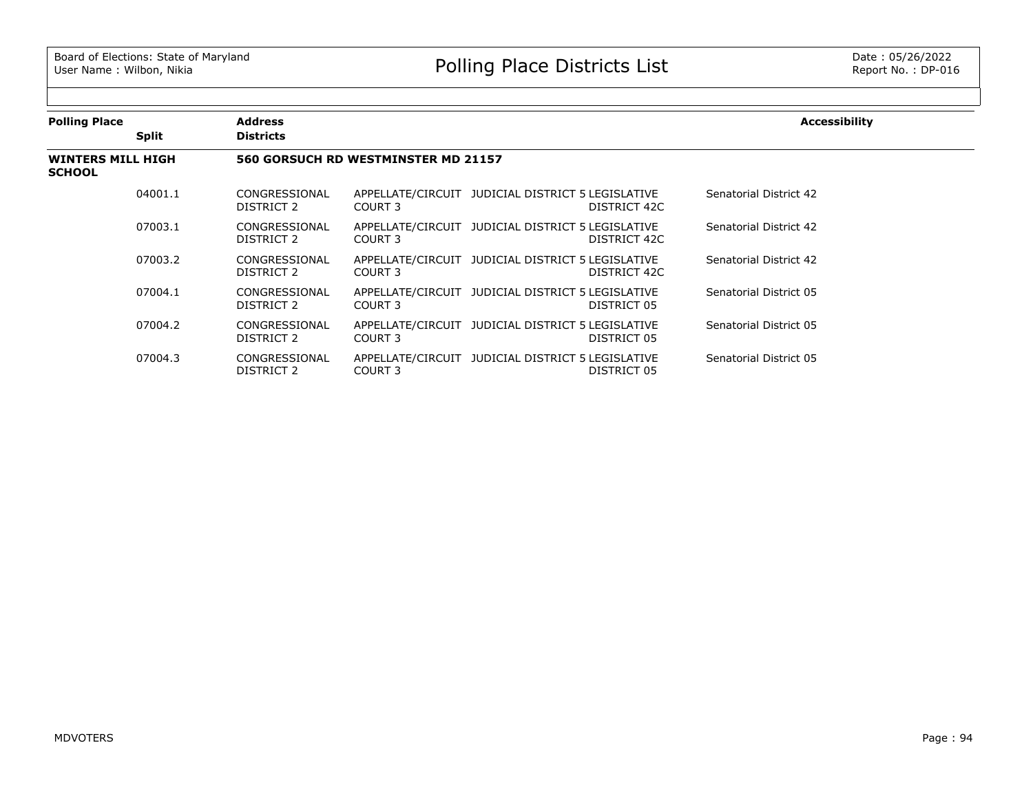# Polling Place Districts List

Board of Elections: State of Maryland
User Name : Wilbon, Nikia

Date : 05/26/2022
Report No. : DP-016

| Polling Place / Split | Address / Districts | | | | | Accessibility |
|---|---|---|---|---|---|---|
| **WINTERS MILL HIGH SCHOOL** | **560 GORSUCH RD WESTMINSTER MD 21157** | | | | | |
| 04001.1 | CONGRESSIONAL DISTRICT 2 | APPELLATE/CIRCUIT COURT 3 | JUDICIAL DISTRICT 5 | LEGISLATIVE DISTRICT 42C | Senatorial District 42 | |
| 07003.1 | CONGRESSIONAL DISTRICT 2 | APPELLATE/CIRCUIT COURT 3 | JUDICIAL DISTRICT 5 | LEGISLATIVE DISTRICT 42C | Senatorial District 42 | |
| 07003.2 | CONGRESSIONAL DISTRICT 2 | APPELLATE/CIRCUIT COURT 3 | JUDICIAL DISTRICT 5 | LEGISLATIVE DISTRICT 42C | Senatorial District 42 | |
| 07004.1 | CONGRESSIONAL DISTRICT 2 | APPELLATE/CIRCUIT COURT 3 | JUDICIAL DISTRICT 5 | LEGISLATIVE DISTRICT 05 | Senatorial District 05 | |
| 07004.2 | CONGRESSIONAL DISTRICT 2 | APPELLATE/CIRCUIT COURT 3 | JUDICIAL DISTRICT 5 | LEGISLATIVE DISTRICT 05 | Senatorial District 05 | |
| 07004.3 | CONGRESSIONAL DISTRICT 2 | APPELLATE/CIRCUIT COURT 3 | JUDICIAL DISTRICT 5 | LEGISLATIVE DISTRICT 05 | Senatorial District 05 | |

MDVOTERS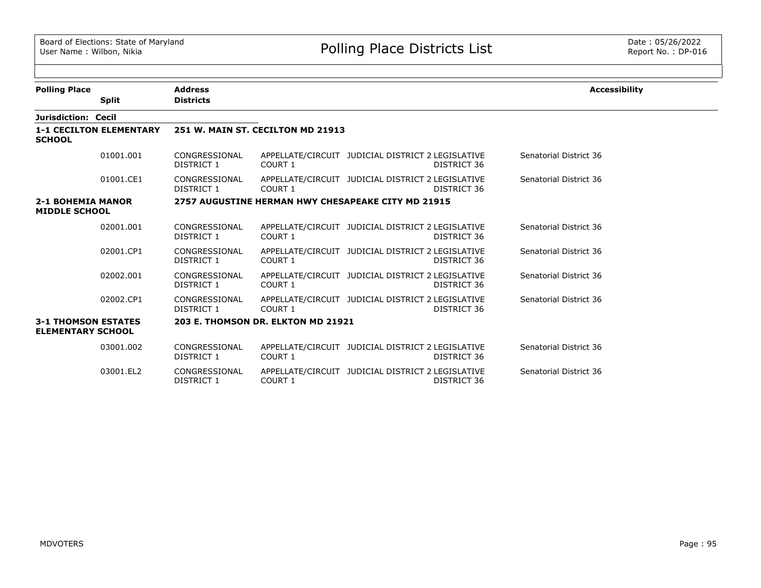# Polling Place Districts List

Board of Elections: State of Maryland
User Name : Wilbon, Nikia

Date : 05/26/2022
Report No. : DP-016

| Polling Place | Split | Address / Districts | | | | | Accessibility |
|---|---|---|---|---|---|---|---|
| **Jurisdiction: Cecil** | | | | | | | |
| **1-1 CECILTON ELEMENTARY SCHOOL** | | **251 W. MAIN ST. CECILTON MD 21913** | | | | | |
| | 01001.001 | CONGRESSIONAL DISTRICT 1 | APPELLATE/CIRCUIT COURT 1 | JUDICIAL DISTRICT 2 | LEGISLATIVE DISTRICT 36 | Senatorial District 36 | |
| | 01001.CE1 | CONGRESSIONAL DISTRICT 1 | APPELLATE/CIRCUIT COURT 1 | JUDICIAL DISTRICT 2 | LEGISLATIVE DISTRICT 36 | Senatorial District 36 | |
| **2-1 BOHEMIA MANOR MIDDLE SCHOOL** | | **2757 AUGUSTINE HERMAN HWY CHESAPEAKE CITY MD 21915** | | | | | |
| | 02001.001 | CONGRESSIONAL DISTRICT 1 | APPELLATE/CIRCUIT COURT 1 | JUDICIAL DISTRICT 2 | LEGISLATIVE DISTRICT 36 | Senatorial District 36 | |
| | 02001.CP1 | CONGRESSIONAL DISTRICT 1 | APPELLATE/CIRCUIT COURT 1 | JUDICIAL DISTRICT 2 | LEGISLATIVE DISTRICT 36 | Senatorial District 36 | |
| | 02002.001 | CONGRESSIONAL DISTRICT 1 | APPELLATE/CIRCUIT COURT 1 | JUDICIAL DISTRICT 2 | LEGISLATIVE DISTRICT 36 | Senatorial District 36 | |
| | 02002.CP1 | CONGRESSIONAL DISTRICT 1 | APPELLATE/CIRCUIT COURT 1 | JUDICIAL DISTRICT 2 | LEGISLATIVE DISTRICT 36 | Senatorial District 36 | |
| **3-1 THOMSON ESTATES ELEMENTARY SCHOOL** | | **203 E. THOMSON DR. ELKTON MD 21921** | | | | | |
| | 03001.002 | CONGRESSIONAL DISTRICT 1 | APPELLATE/CIRCUIT COURT 1 | JUDICIAL DISTRICT 2 | LEGISLATIVE DISTRICT 36 | Senatorial District 36 | |
| | 03001.EL2 | CONGRESSIONAL DISTRICT 1 | APPELLATE/CIRCUIT COURT 1 | JUDICIAL DISTRICT 2 | LEGISLATIVE DISTRICT 36 | Senatorial District 36 | |

MDVOTERS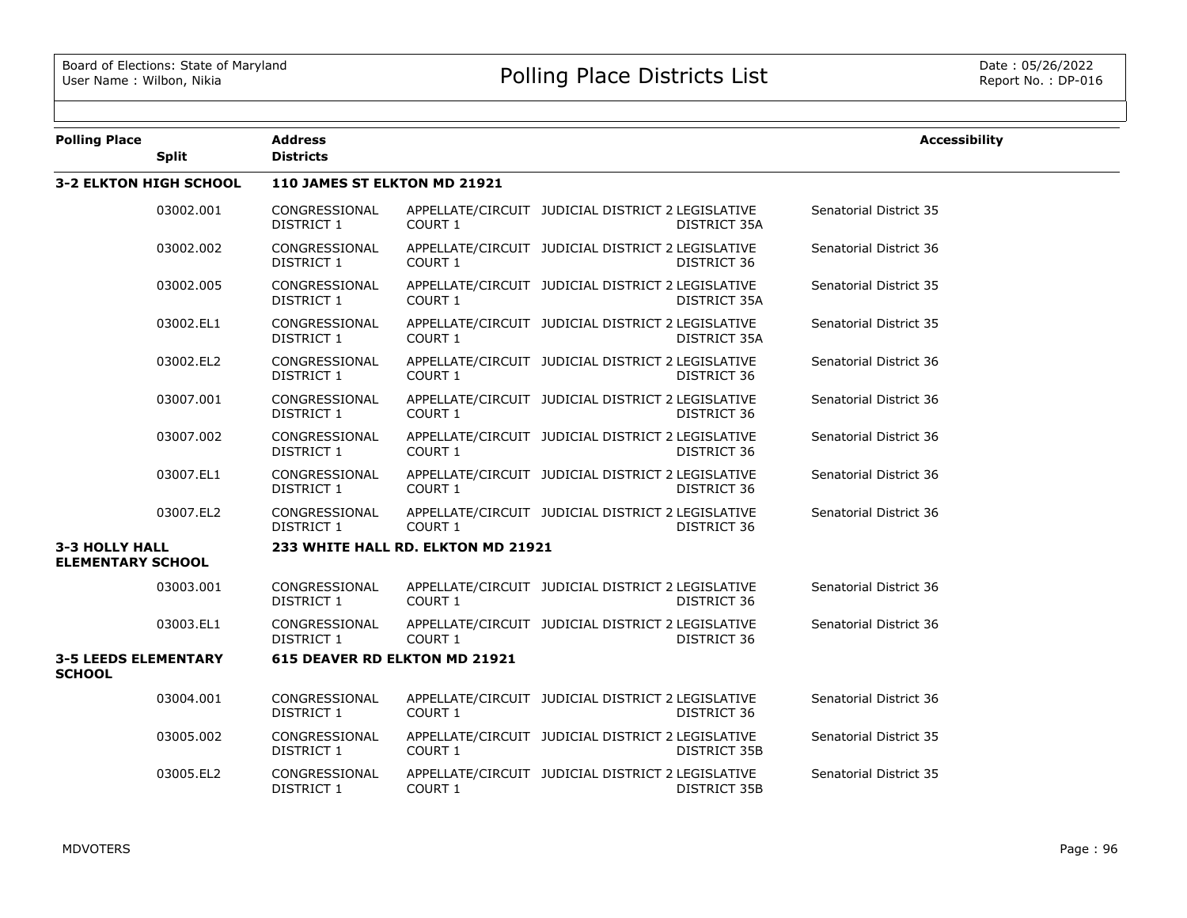Board of Elections: State of Maryland
User Name : Wilbon, Nikia

# Polling Place Districts List

Date : 05/26/2022
Report No. : DP-016

| Polling Place / Split | Address / Districts | | | | | Accessibility |
|---|---|---|---|---|---|---|
| **3-2 ELKTON HIGH SCHOOL** | **110 JAMES ST ELKTON MD 21921** | | | | | |
| 03002.001 | CONGRESSIONAL DISTRICT 1 | APPELLATE/CIRCUIT COURT 1 | JUDICIAL DISTRICT 2 | LEGISLATIVE DISTRICT 35A | Senatorial District 35 | |
| 03002.002 | CONGRESSIONAL DISTRICT 1 | APPELLATE/CIRCUIT COURT 1 | JUDICIAL DISTRICT 2 | LEGISLATIVE DISTRICT 36 | Senatorial District 36 | |
| 03002.005 | CONGRESSIONAL DISTRICT 1 | APPELLATE/CIRCUIT COURT 1 | JUDICIAL DISTRICT 2 | LEGISLATIVE DISTRICT 35A | Senatorial District 35 | |
| 03002.EL1 | CONGRESSIONAL DISTRICT 1 | APPELLATE/CIRCUIT COURT 1 | JUDICIAL DISTRICT 2 | LEGISLATIVE DISTRICT 35A | Senatorial District 35 | |
| 03002.EL2 | CONGRESSIONAL DISTRICT 1 | APPELLATE/CIRCUIT COURT 1 | JUDICIAL DISTRICT 2 | LEGISLATIVE DISTRICT 36 | Senatorial District 36 | |
| 03007.001 | CONGRESSIONAL DISTRICT 1 | APPELLATE/CIRCUIT COURT 1 | JUDICIAL DISTRICT 2 | LEGISLATIVE DISTRICT 36 | Senatorial District 36 | |
| 03007.002 | CONGRESSIONAL DISTRICT 1 | APPELLATE/CIRCUIT COURT 1 | JUDICIAL DISTRICT 2 | LEGISLATIVE DISTRICT 36 | Senatorial District 36 | |
| 03007.EL1 | CONGRESSIONAL DISTRICT 1 | APPELLATE/CIRCUIT COURT 1 | JUDICIAL DISTRICT 2 | LEGISLATIVE DISTRICT 36 | Senatorial District 36 | |
| 03007.EL2 | CONGRESSIONAL DISTRICT 1 | APPELLATE/CIRCUIT COURT 1 | JUDICIAL DISTRICT 2 | LEGISLATIVE DISTRICT 36 | Senatorial District 36 | |
| **3-3 HOLLY HALL ELEMENTARY SCHOOL** | **233 WHITE HALL RD. ELKTON MD 21921** | | | | | |
| 03003.001 | CONGRESSIONAL DISTRICT 1 | APPELLATE/CIRCUIT COURT 1 | JUDICIAL DISTRICT 2 | LEGISLATIVE DISTRICT 36 | Senatorial District 36 | |
| 03003.EL1 | CONGRESSIONAL DISTRICT 1 | APPELLATE/CIRCUIT COURT 1 | JUDICIAL DISTRICT 2 | LEGISLATIVE DISTRICT 36 | Senatorial District 36 | |
| **3-5 LEEDS ELEMENTARY SCHOOL** | **615 DEAVER RD ELKTON MD 21921** | | | | | |
| 03004.001 | CONGRESSIONAL DISTRICT 1 | APPELLATE/CIRCUIT COURT 1 | JUDICIAL DISTRICT 2 | LEGISLATIVE DISTRICT 36 | Senatorial District 36 | |
| 03005.002 | CONGRESSIONAL DISTRICT 1 | APPELLATE/CIRCUIT COURT 1 | JUDICIAL DISTRICT 2 | LEGISLATIVE DISTRICT 35B | Senatorial District 35 | |
| 03005.EL2 | CONGRESSIONAL DISTRICT 1 | APPELLATE/CIRCUIT COURT 1 | JUDICIAL DISTRICT 2 | LEGISLATIVE DISTRICT 35B | Senatorial District 35 | |

MDVOTERS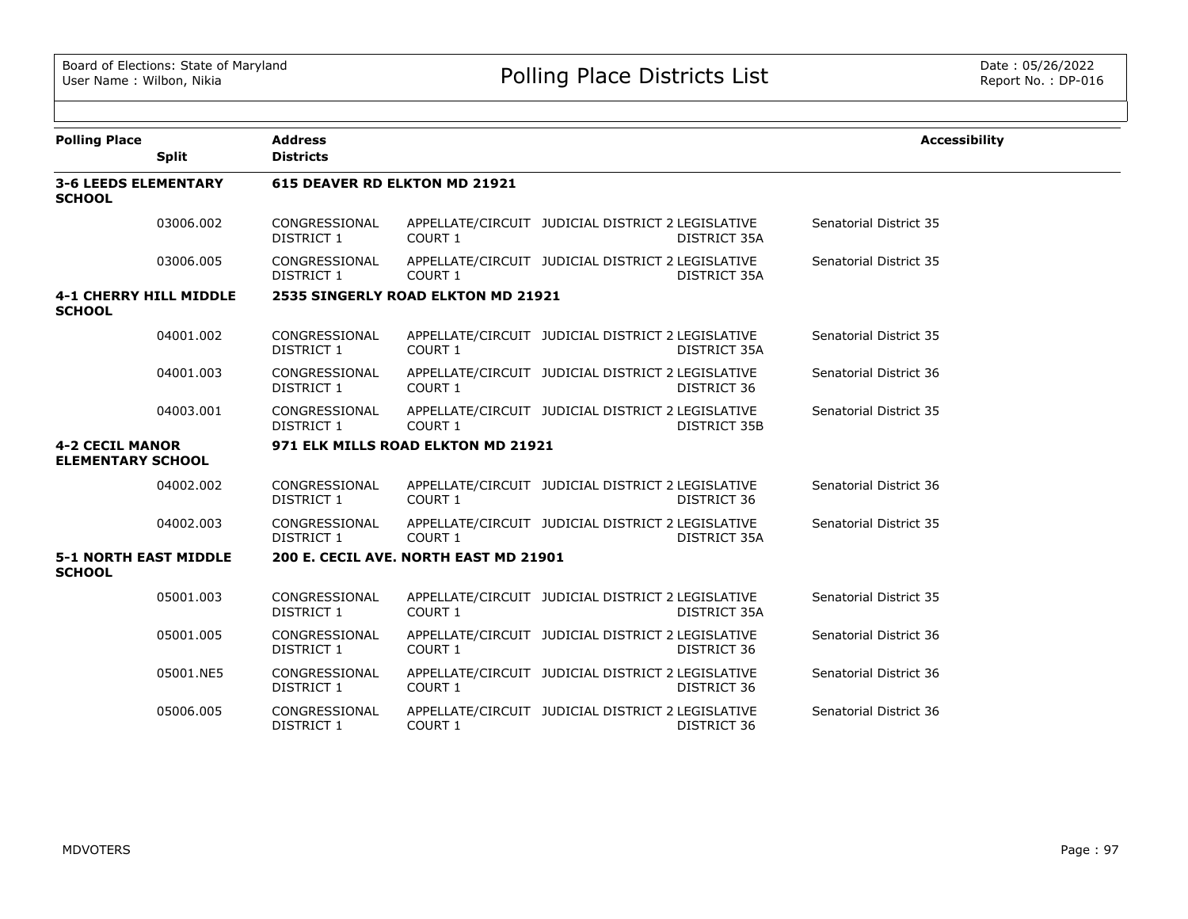# Polling Place Districts List

Board of Elections: State of Maryland
User Name : Wilbon, Nikia

Date : 05/26/2022
Report No. : DP-016

| Polling Place / Split | Address / Districts | | | | | Accessibility |
|---|---|---|---|---|---|---|
| **3-6 LEEDS ELEMENTARY SCHOOL** | **615 DEAVER RD ELKTON MD 21921** | | | | | |
| 03006.002 | CONGRESSIONAL DISTRICT 1 | APPELLATE/CIRCUIT COURT 1 | JUDICIAL DISTRICT 2 | LEGISLATIVE DISTRICT 35A | Senatorial District 35 | |
| 03006.005 | CONGRESSIONAL DISTRICT 1 | APPELLATE/CIRCUIT COURT 1 | JUDICIAL DISTRICT 2 | LEGISLATIVE DISTRICT 35A | Senatorial District 35 | |
| **4-1 CHERRY HILL MIDDLE SCHOOL** | **2535 SINGERLY ROAD ELKTON MD 21921** | | | | | |
| 04001.002 | CONGRESSIONAL DISTRICT 1 | APPELLATE/CIRCUIT COURT 1 | JUDICIAL DISTRICT 2 | LEGISLATIVE DISTRICT 35A | Senatorial District 35 | |
| 04001.003 | CONGRESSIONAL DISTRICT 1 | APPELLATE/CIRCUIT COURT 1 | JUDICIAL DISTRICT 2 | LEGISLATIVE DISTRICT 36 | Senatorial District 36 | |
| 04003.001 | CONGRESSIONAL DISTRICT 1 | APPELLATE/CIRCUIT COURT 1 | JUDICIAL DISTRICT 2 | LEGISLATIVE DISTRICT 35B | Senatorial District 35 | |
| **4-2 CECIL MANOR ELEMENTARY SCHOOL** | **971 ELK MILLS ROAD ELKTON MD 21921** | | | | | |
| 04002.002 | CONGRESSIONAL DISTRICT 1 | APPELLATE/CIRCUIT COURT 1 | JUDICIAL DISTRICT 2 | LEGISLATIVE DISTRICT 36 | Senatorial District 36 | |
| 04002.003 | CONGRESSIONAL DISTRICT 1 | APPELLATE/CIRCUIT COURT 1 | JUDICIAL DISTRICT 2 | LEGISLATIVE DISTRICT 35A | Senatorial District 35 | |
| **5-1 NORTH EAST MIDDLE SCHOOL** | **200 E. CECIL AVE. NORTH EAST MD 21901** | | | | | |
| 05001.003 | CONGRESSIONAL DISTRICT 1 | APPELLATE/CIRCUIT COURT 1 | JUDICIAL DISTRICT 2 | LEGISLATIVE DISTRICT 35A | Senatorial District 35 | |
| 05001.005 | CONGRESSIONAL DISTRICT 1 | APPELLATE/CIRCUIT COURT 1 | JUDICIAL DISTRICT 2 | LEGISLATIVE DISTRICT 36 | Senatorial District 36 | |
| 05001.NE5 | CONGRESSIONAL DISTRICT 1 | APPELLATE/CIRCUIT COURT 1 | JUDICIAL DISTRICT 2 | LEGISLATIVE DISTRICT 36 | Senatorial District 36 | |
| 05006.005 | CONGRESSIONAL DISTRICT 1 | APPELLATE/CIRCUIT COURT 1 | JUDICIAL DISTRICT 2 | LEGISLATIVE DISTRICT 36 | Senatorial District 36 | |

MDVOTERS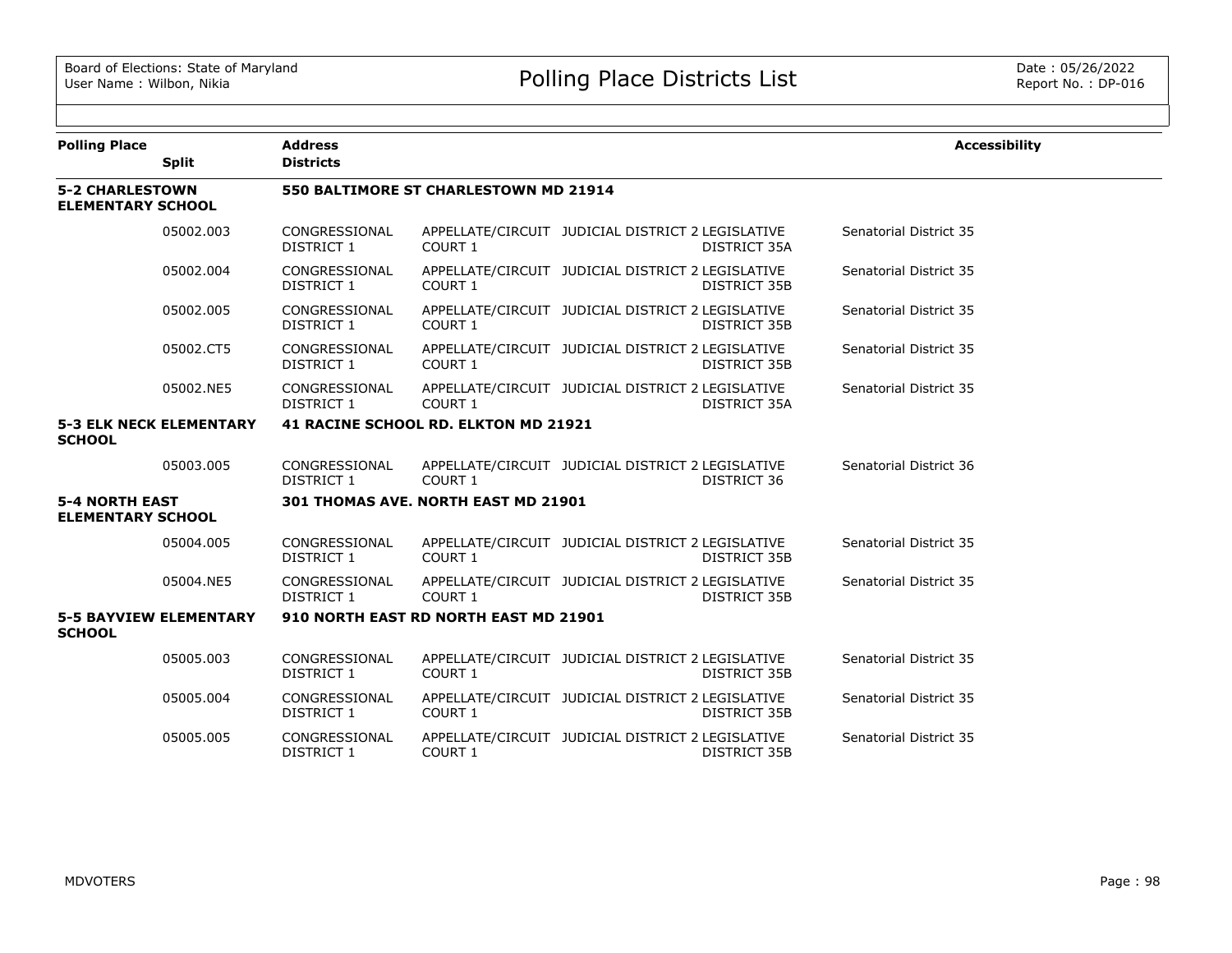# Polling Place Districts List

Board of Elections: State of Maryland
User Name : Wilbon, Nikia

Date : 05/26/2022
Report No. : DP-016

| Polling Place / Split | Address / Districts | | | | | Accessibility |
|---|---|---|---|---|---|---|
| **5-2 CHARLESTOWN ELEMENTARY SCHOOL** | **550 BALTIMORE ST CHARLESTOWN MD 21914** | | | | | |
| 05002.003 | CONGRESSIONAL DISTRICT 1 | APPELLATE/CIRCUIT COURT 1 | JUDICIAL DISTRICT 2 | LEGISLATIVE DISTRICT 35A | Senatorial District 35 | |
| 05002.004 | CONGRESSIONAL DISTRICT 1 | APPELLATE/CIRCUIT COURT 1 | JUDICIAL DISTRICT 2 | LEGISLATIVE DISTRICT 35B | Senatorial District 35 | |
| 05002.005 | CONGRESSIONAL DISTRICT 1 | APPELLATE/CIRCUIT COURT 1 | JUDICIAL DISTRICT 2 | LEGISLATIVE DISTRICT 35B | Senatorial District 35 | |
| 05002.CT5 | CONGRESSIONAL DISTRICT 1 | APPELLATE/CIRCUIT COURT 1 | JUDICIAL DISTRICT 2 | LEGISLATIVE DISTRICT 35B | Senatorial District 35 | |
| 05002.NE5 | CONGRESSIONAL DISTRICT 1 | APPELLATE/CIRCUIT COURT 1 | JUDICIAL DISTRICT 2 | LEGISLATIVE DISTRICT 35A | Senatorial District 35 | |
| **5-3 ELK NECK ELEMENTARY SCHOOL** | **41 RACINE SCHOOL RD. ELKTON MD 21921** | | | | | |
| 05003.005 | CONGRESSIONAL DISTRICT 1 | APPELLATE/CIRCUIT COURT 1 | JUDICIAL DISTRICT 2 | LEGISLATIVE DISTRICT 36 | Senatorial District 36 | |
| **5-4 NORTH EAST ELEMENTARY SCHOOL** | **301 THOMAS AVE. NORTH EAST MD 21901** | | | | | |
| 05004.005 | CONGRESSIONAL DISTRICT 1 | APPELLATE/CIRCUIT COURT 1 | JUDICIAL DISTRICT 2 | LEGISLATIVE DISTRICT 35B | Senatorial District 35 | |
| 05004.NE5 | CONGRESSIONAL DISTRICT 1 | APPELLATE/CIRCUIT COURT 1 | JUDICIAL DISTRICT 2 | LEGISLATIVE DISTRICT 35B | Senatorial District 35 | |
| **5-5 BAYVIEW ELEMENTARY SCHOOL** | **910 NORTH EAST RD NORTH EAST MD 21901** | | | | | |
| 05005.003 | CONGRESSIONAL DISTRICT 1 | APPELLATE/CIRCUIT COURT 1 | JUDICIAL DISTRICT 2 | LEGISLATIVE DISTRICT 35B | Senatorial District 35 | |
| 05005.004 | CONGRESSIONAL DISTRICT 1 | APPELLATE/CIRCUIT COURT 1 | JUDICIAL DISTRICT 2 | LEGISLATIVE DISTRICT 35B | Senatorial District 35 | |
| 05005.005 | CONGRESSIONAL DISTRICT 1 | APPELLATE/CIRCUIT COURT 1 | JUDICIAL DISTRICT 2 | LEGISLATIVE DISTRICT 35B | Senatorial District 35 | |

MDVOTERS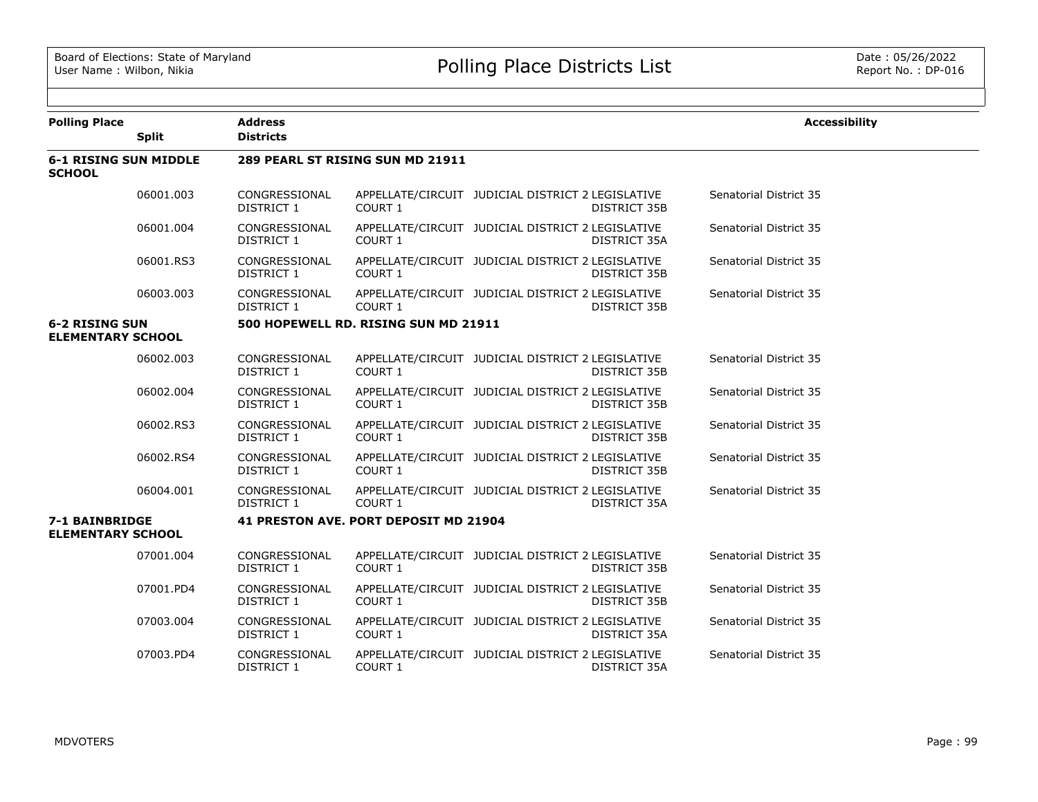| Polling Place | Split | Address / Districts | | | | | Accessibility |
|---|---|---|---|---|---|---|---|
| **6-1 RISING SUN MIDDLE SCHOOL** | | **289 PEARL ST RISING SUN MD 21911** | | | | | |
| | 06001.003 | CONGRESSIONAL DISTRICT 1 | APPELLATE/CIRCUIT COURT 1 | JUDICIAL DISTRICT 2 | LEGISLATIVE DISTRICT 35B | Senatorial District 35 | |
| | 06001.004 | CONGRESSIONAL DISTRICT 1 | APPELLATE/CIRCUIT COURT 1 | JUDICIAL DISTRICT 2 | LEGISLATIVE DISTRICT 35A | Senatorial District 35 | |
| | 06001.RS3 | CONGRESSIONAL DISTRICT 1 | APPELLATE/CIRCUIT COURT 1 | JUDICIAL DISTRICT 2 | LEGISLATIVE DISTRICT 35B | Senatorial District 35 | |
| | 06003.003 | CONGRESSIONAL DISTRICT 1 | APPELLATE/CIRCUIT COURT 1 | JUDICIAL DISTRICT 2 | LEGISLATIVE DISTRICT 35B | Senatorial District 35 | |
| **6-2 RISING SUN ELEMENTARY SCHOOL** | | **500 HOPEWELL RD. RISING SUN MD 21911** | | | | | |
| | 06002.003 | CONGRESSIONAL DISTRICT 1 | APPELLATE/CIRCUIT COURT 1 | JUDICIAL DISTRICT 2 | LEGISLATIVE DISTRICT 35B | Senatorial District 35 | |
| | 06002.004 | CONGRESSIONAL DISTRICT 1 | APPELLATE/CIRCUIT COURT 1 | JUDICIAL DISTRICT 2 | LEGISLATIVE DISTRICT 35B | Senatorial District 35 | |
| | 06002.RS3 | CONGRESSIONAL DISTRICT 1 | APPELLATE/CIRCUIT COURT 1 | JUDICIAL DISTRICT 2 | LEGISLATIVE DISTRICT 35B | Senatorial District 35 | |
| | 06002.RS4 | CONGRESSIONAL DISTRICT 1 | APPELLATE/CIRCUIT COURT 1 | JUDICIAL DISTRICT 2 | LEGISLATIVE DISTRICT 35B | Senatorial District 35 | |
| | 06004.001 | CONGRESSIONAL DISTRICT 1 | APPELLATE/CIRCUIT COURT 1 | JUDICIAL DISTRICT 2 | LEGISLATIVE DISTRICT 35A | Senatorial District 35 | |
| **7-1 BAINBRIDGE ELEMENTARY SCHOOL** | | **41 PRESTON AVE. PORT DEPOSIT MD 21904** | | | | | |
| | 07001.004 | CONGRESSIONAL DISTRICT 1 | APPELLATE/CIRCUIT COURT 1 | JUDICIAL DISTRICT 2 | LEGISLATIVE DISTRICT 35B | Senatorial District 35 | |
| | 07001.PD4 | CONGRESSIONAL DISTRICT 1 | APPELLATE/CIRCUIT COURT 1 | JUDICIAL DISTRICT 2 | LEGISLATIVE DISTRICT 35B | Senatorial District 35 | |
| | 07003.004 | CONGRESSIONAL DISTRICT 1 | APPELLATE/CIRCUIT COURT 1 | JUDICIAL DISTRICT 2 | LEGISLATIVE DISTRICT 35A | Senatorial District 35 | |
| | 07003.PD4 | CONGRESSIONAL DISTRICT 1 | APPELLATE/CIRCUIT COURT 1 | JUDICIAL DISTRICT 2 | LEGISLATIVE DISTRICT 35A | Senatorial District 35 | |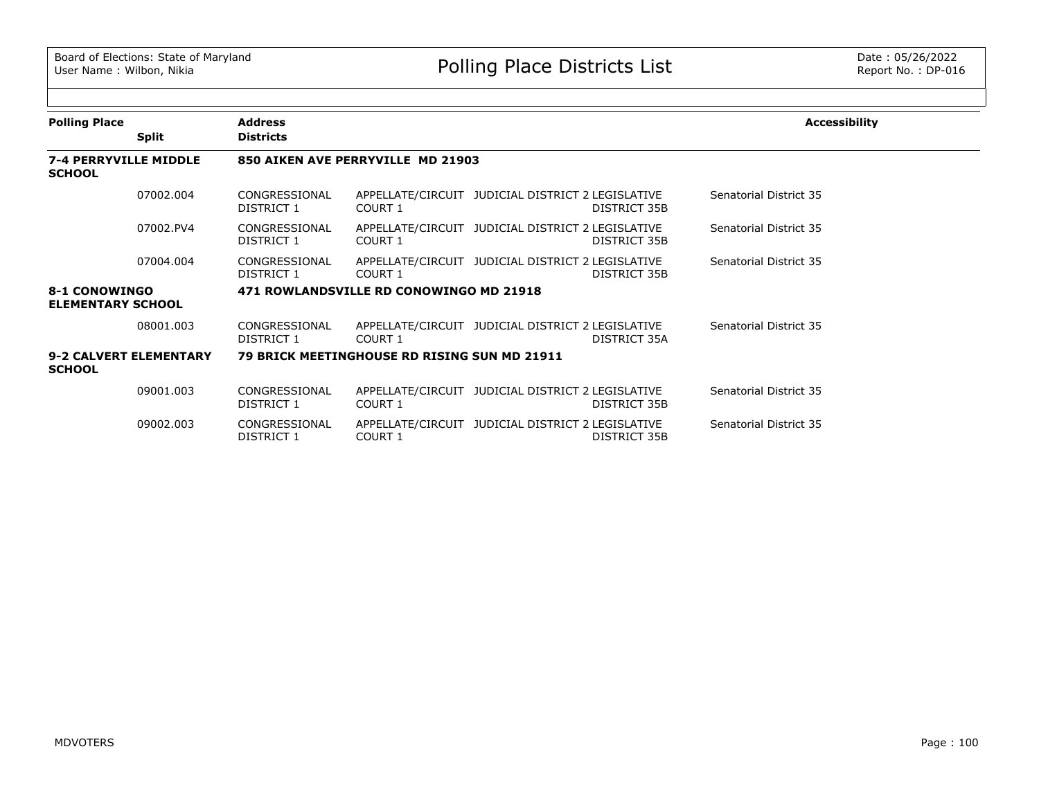| Polling Place | Split | Address / Districts | | | | Accessibility |
|---|---|---|---|---|---|---|
| **7-4 PERRYVILLE MIDDLE SCHOOL** | | **850 AIKEN AVE PERRYVILLE MD 21903** | | | | |
| | 07002.004 | CONGRESSIONAL DISTRICT 1 | APPELLATE/CIRCUIT COURT 1 | JUDICIAL DISTRICT 2 | LEGISLATIVE DISTRICT 35B | Senatorial District 35 |
| | 07002.PV4 | CONGRESSIONAL DISTRICT 1 | APPELLATE/CIRCUIT COURT 1 | JUDICIAL DISTRICT 2 | LEGISLATIVE DISTRICT 35B | Senatorial District 35 |
| | 07004.004 | CONGRESSIONAL DISTRICT 1 | APPELLATE/CIRCUIT COURT 1 | JUDICIAL DISTRICT 2 | LEGISLATIVE DISTRICT 35B | Senatorial District 35 |
| **8-1 CONOWINGO ELEMENTARY SCHOOL** | | **471 ROWLANDSVILLE RD CONOWINGO MD 21918** | | | | |
| | 08001.003 | CONGRESSIONAL DISTRICT 1 | APPELLATE/CIRCUIT COURT 1 | JUDICIAL DISTRICT 2 | LEGISLATIVE DISTRICT 35A | Senatorial District 35 |
| **9-2 CALVERT ELEMENTARY SCHOOL** | | **79 BRICK MEETINGHOUSE RD RISING SUN MD 21911** | | | | |
| | 09001.003 | CONGRESSIONAL DISTRICT 1 | APPELLATE/CIRCUIT COURT 1 | JUDICIAL DISTRICT 2 | LEGISLATIVE DISTRICT 35B | Senatorial District 35 |
| | 09002.003 | CONGRESSIONAL DISTRICT 1 | APPELLATE/CIRCUIT COURT 1 | JUDICIAL DISTRICT 2 | LEGISLATIVE DISTRICT 35B | Senatorial District 35 |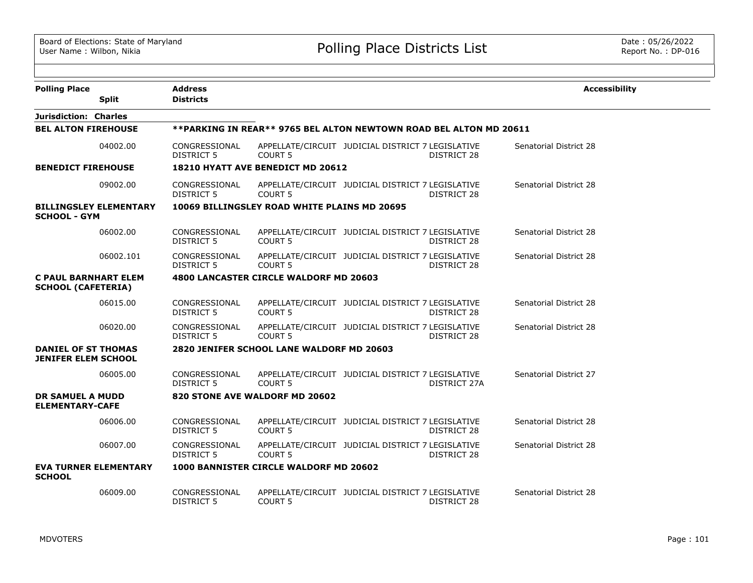Board of Elections: State of Maryland
User Name : Wilbon, Nikia

# Polling Place Districts List

Date : 05/26/2022
Report No. : DP-016

| Polling Place / Split | Address / Districts | | | | | Accessibility |
|---|---|---|---|---|---|---|
| **Jurisdiction: Charles** | | | | | | |
| **BEL ALTON FIREHOUSE** | **\*\*PARKING IN REAR\*\* 9765 BEL ALTON NEWTOWN ROAD BEL ALTON MD 20611** | | | | | |
| 04002.00 | CONGRESSIONAL DISTRICT 5 | APPELLATE/CIRCUIT COURT 5 | JUDICIAL DISTRICT 7 | LEGISLATIVE DISTRICT 28 | Senatorial District 28 | |
| **BENEDICT FIREHOUSE** | **18210 HYATT AVE BENEDICT MD 20612** | | | | | |
| 09002.00 | CONGRESSIONAL DISTRICT 5 | APPELLATE/CIRCUIT COURT 5 | JUDICIAL DISTRICT 7 | LEGISLATIVE DISTRICT 28 | Senatorial District 28 | |
| **BILLINGSLEY ELEMENTARY SCHOOL - GYM** | **10069 BILLINGSLEY ROAD WHITE PLAINS MD 20695** | | | | | |
| 06002.00 | CONGRESSIONAL DISTRICT 5 | APPELLATE/CIRCUIT COURT 5 | JUDICIAL DISTRICT 7 | LEGISLATIVE DISTRICT 28 | Senatorial District 28 | |
| 06002.101 | CONGRESSIONAL DISTRICT 5 | APPELLATE/CIRCUIT COURT 5 | JUDICIAL DISTRICT 7 | LEGISLATIVE DISTRICT 28 | Senatorial District 28 | |
| **C PAUL BARNHART ELEM SCHOOL (CAFETERIA)** | **4800 LANCASTER CIRCLE WALDORF MD 20603** | | | | | |
| 06015.00 | CONGRESSIONAL DISTRICT 5 | APPELLATE/CIRCUIT COURT 5 | JUDICIAL DISTRICT 7 | LEGISLATIVE DISTRICT 28 | Senatorial District 28 | |
| 06020.00 | CONGRESSIONAL DISTRICT 5 | APPELLATE/CIRCUIT COURT 5 | JUDICIAL DISTRICT 7 | LEGISLATIVE DISTRICT 28 | Senatorial District 28 | |
| **DANIEL OF ST THOMAS JENIFER ELEM SCHOOL** | **2820 JENIFER SCHOOL LANE WALDORF MD 20603** | | | | | |
| 06005.00 | CONGRESSIONAL DISTRICT 5 | APPELLATE/CIRCUIT COURT 5 | JUDICIAL DISTRICT 7 | LEGISLATIVE DISTRICT 27A | Senatorial District 27 | |
| **DR SAMUEL A MUDD ELEMENTARY-CAFE** | **820 STONE AVE WALDORF MD 20602** | | | | | |
| 06006.00 | CONGRESSIONAL DISTRICT 5 | APPELLATE/CIRCUIT COURT 5 | JUDICIAL DISTRICT 7 | LEGISLATIVE DISTRICT 28 | Senatorial District 28 | |
| 06007.00 | CONGRESSIONAL DISTRICT 5 | APPELLATE/CIRCUIT COURT 5 | JUDICIAL DISTRICT 7 | LEGISLATIVE DISTRICT 28 | Senatorial District 28 | |
| **EVA TURNER ELEMENTARY SCHOOL** | **1000 BANNISTER CIRCLE WALDORF MD 20602** | | | | | |
| 06009.00 | CONGRESSIONAL DISTRICT 5 | APPELLATE/CIRCUIT COURT 5 | JUDICIAL DISTRICT 7 | LEGISLATIVE DISTRICT 28 | Senatorial District 28 | |

MDVOTERS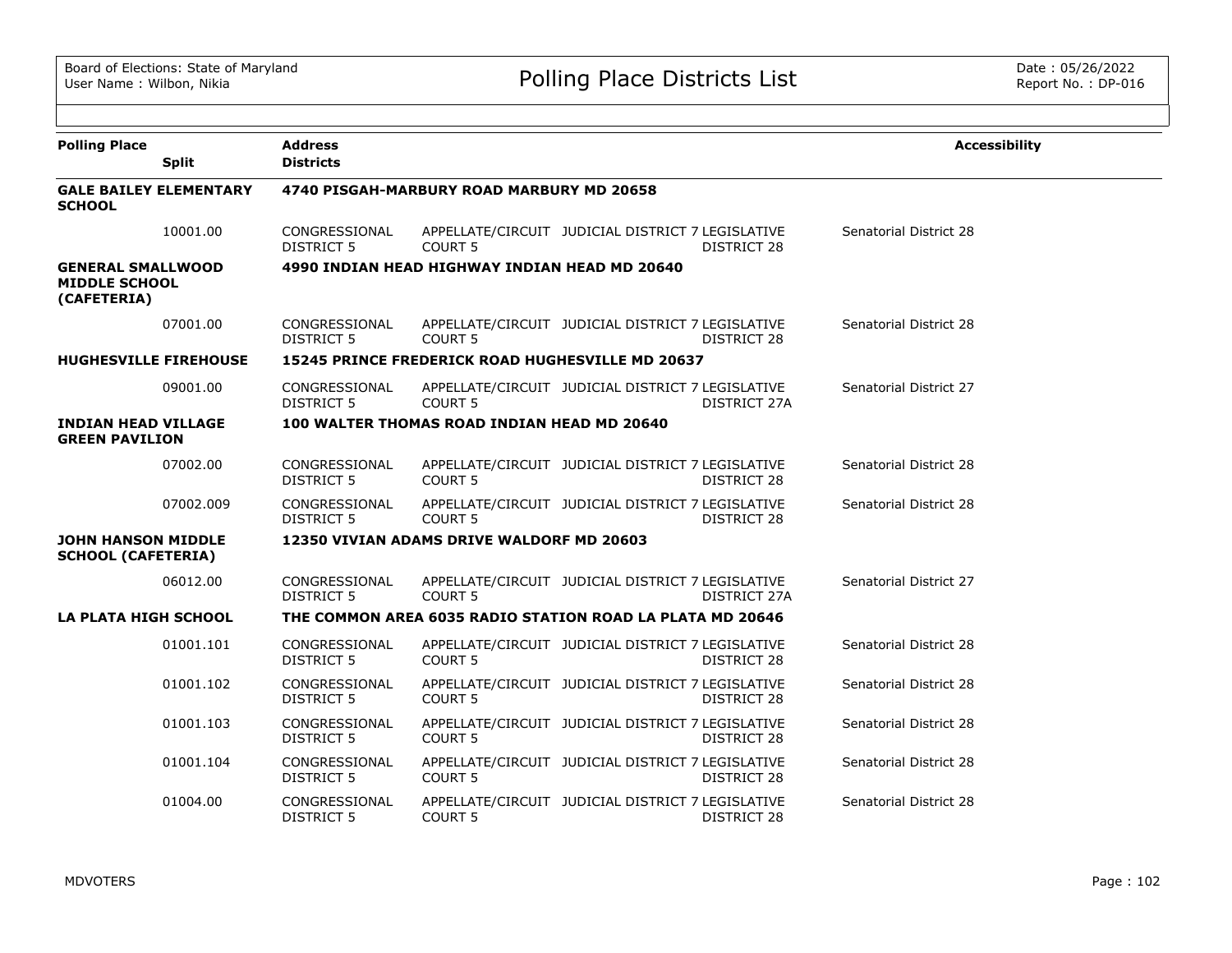Board of Elections: State of Maryland
User Name : Wilbon, Nikia

# Polling Place Districts List

Date : 05/26/2022
Report No. : DP-016

| Polling Place / Split | Address / Districts | | | | | Accessibility |
|---|---|---|---|---|---|---|
| **GALE BAILEY ELEMENTARY SCHOOL** | **4740 PISGAH-MARBURY ROAD MARBURY MD 20658** | | | | | |
| 10001.00 | CONGRESSIONAL DISTRICT 5 | APPELLATE/CIRCUIT COURT 5 | JUDICIAL DISTRICT 7 | LEGISLATIVE DISTRICT 28 | Senatorial District 28 | |
| **GENERAL SMALLWOOD MIDDLE SCHOOL (CAFETERIA)** | **4990 INDIAN HEAD HIGHWAY INDIAN HEAD MD 20640** | | | | | |
| 07001.00 | CONGRESSIONAL DISTRICT 5 | APPELLATE/CIRCUIT COURT 5 | JUDICIAL DISTRICT 7 | LEGISLATIVE DISTRICT 28 | Senatorial District 28 | |
| **HUGHESVILLE FIREHOUSE** | **15245 PRINCE FREDERICK ROAD HUGHESVILLE MD 20637** | | | | | |
| 09001.00 | CONGRESSIONAL DISTRICT 5 | APPELLATE/CIRCUIT COURT 5 | JUDICIAL DISTRICT 7 | LEGISLATIVE DISTRICT 27A | Senatorial District 27 | |
| **INDIAN HEAD VILLAGE GREEN PAVILION** | **100 WALTER THOMAS ROAD INDIAN HEAD MD 20640** | | | | | |
| 07002.00 | CONGRESSIONAL DISTRICT 5 | APPELLATE/CIRCUIT COURT 5 | JUDICIAL DISTRICT 7 | LEGISLATIVE DISTRICT 28 | Senatorial District 28 | |
| 07002.009 | CONGRESSIONAL DISTRICT 5 | APPELLATE/CIRCUIT COURT 5 | JUDICIAL DISTRICT 7 | LEGISLATIVE DISTRICT 28 | Senatorial District 28 | |
| **JOHN HANSON MIDDLE SCHOOL (CAFETERIA)** | **12350 VIVIAN ADAMS DRIVE WALDORF MD 20603** | | | | | |
| 06012.00 | CONGRESSIONAL DISTRICT 5 | APPELLATE/CIRCUIT COURT 5 | JUDICIAL DISTRICT 7 | LEGISLATIVE DISTRICT 27A | Senatorial District 27 | |
| **LA PLATA HIGH SCHOOL** | **THE COMMON AREA 6035 RADIO STATION ROAD LA PLATA MD 20646** | | | | | |
| 01001.101 | CONGRESSIONAL DISTRICT 5 | APPELLATE/CIRCUIT COURT 5 | JUDICIAL DISTRICT 7 | LEGISLATIVE DISTRICT 28 | Senatorial District 28 | |
| 01001.102 | CONGRESSIONAL DISTRICT 5 | APPELLATE/CIRCUIT COURT 5 | JUDICIAL DISTRICT 7 | LEGISLATIVE DISTRICT 28 | Senatorial District 28 | |
| 01001.103 | CONGRESSIONAL DISTRICT 5 | APPELLATE/CIRCUIT COURT 5 | JUDICIAL DISTRICT 7 | LEGISLATIVE DISTRICT 28 | Senatorial District 28 | |
| 01001.104 | CONGRESSIONAL DISTRICT 5 | APPELLATE/CIRCUIT COURT 5 | JUDICIAL DISTRICT 7 | LEGISLATIVE DISTRICT 28 | Senatorial District 28 | |
| 01004.00 | CONGRESSIONAL DISTRICT 5 | APPELLATE/CIRCUIT COURT 5 | JUDICIAL DISTRICT 7 | LEGISLATIVE DISTRICT 28 | Senatorial District 28 | |

MDVOTERS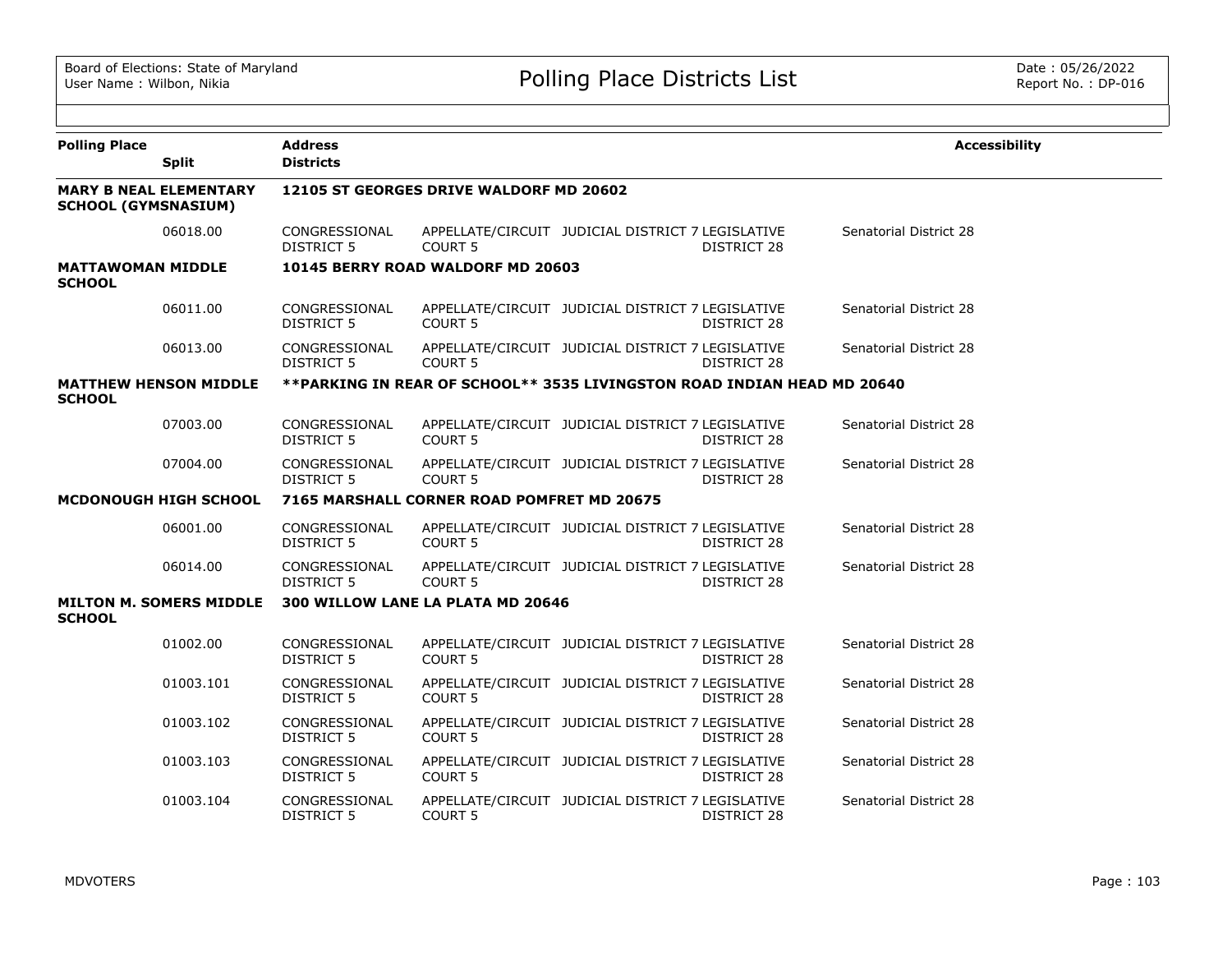| Polling Place | Split | Address / Districts | | | | | Accessibility |
|---|---|---|---|---|---|---|---|
| **MARY B NEAL ELEMENTARY SCHOOL (GYMSNASIUM)** | | **12105 ST GEORGES DRIVE WALDORF MD 20602** | | | | | |
| | 06018.00 | CONGRESSIONAL DISTRICT 5 | APPELLATE/CIRCUIT COURT 5 | JUDICIAL DISTRICT 7 | LEGISLATIVE DISTRICT 28 | Senatorial District 28 | |
| **MATTAWOMAN MIDDLE SCHOOL** | | **10145 BERRY ROAD WALDORF MD 20603** | | | | | |
| | 06011.00 | CONGRESSIONAL DISTRICT 5 | APPELLATE/CIRCUIT COURT 5 | JUDICIAL DISTRICT 7 | LEGISLATIVE DISTRICT 28 | Senatorial District 28 | |
| | 06013.00 | CONGRESSIONAL DISTRICT 5 | APPELLATE/CIRCUIT COURT 5 | JUDICIAL DISTRICT 7 | LEGISLATIVE DISTRICT 28 | Senatorial District 28 | |
| **MATTHEW HENSON MIDDLE SCHOOL** | | **\*\*PARKING IN REAR OF SCHOOL\*\* 3535 LIVINGSTON ROAD INDIAN HEAD MD 20640** | | | | | |
| | 07003.00 | CONGRESSIONAL DISTRICT 5 | APPELLATE/CIRCUIT COURT 5 | JUDICIAL DISTRICT 7 | LEGISLATIVE DISTRICT 28 | Senatorial District 28 | |
| | 07004.00 | CONGRESSIONAL DISTRICT 5 | APPELLATE/CIRCUIT COURT 5 | JUDICIAL DISTRICT 7 | LEGISLATIVE DISTRICT 28 | Senatorial District 28 | |
| **MCDONOUGH HIGH SCHOOL** | | **7165 MARSHALL CORNER ROAD POMFRET MD 20675** | | | | | |
| | 06001.00 | CONGRESSIONAL DISTRICT 5 | APPELLATE/CIRCUIT COURT 5 | JUDICIAL DISTRICT 7 | LEGISLATIVE DISTRICT 28 | Senatorial District 28 | |
| | 06014.00 | CONGRESSIONAL DISTRICT 5 | APPELLATE/CIRCUIT COURT 5 | JUDICIAL DISTRICT 7 | LEGISLATIVE DISTRICT 28 | Senatorial District 28 | |
| **MILTON M. SOMERS MIDDLE SCHOOL** | | **300 WILLOW LANE LA PLATA MD 20646** | | | | | |
| | 01002.00 | CONGRESSIONAL DISTRICT 5 | APPELLATE/CIRCUIT COURT 5 | JUDICIAL DISTRICT 7 | LEGISLATIVE DISTRICT 28 | Senatorial District 28 | |
| | 01003.101 | CONGRESSIONAL DISTRICT 5 | APPELLATE/CIRCUIT COURT 5 | JUDICIAL DISTRICT 7 | LEGISLATIVE DISTRICT 28 | Senatorial District 28 | |
| | 01003.102 | CONGRESSIONAL DISTRICT 5 | APPELLATE/CIRCUIT COURT 5 | JUDICIAL DISTRICT 7 | LEGISLATIVE DISTRICT 28 | Senatorial District 28 | |
| | 01003.103 | CONGRESSIONAL DISTRICT 5 | APPELLATE/CIRCUIT COURT 5 | JUDICIAL DISTRICT 7 | LEGISLATIVE DISTRICT 28 | Senatorial District 28 | |
| | 01003.104 | CONGRESSIONAL DISTRICT 5 | APPELLATE/CIRCUIT COURT 5 | JUDICIAL DISTRICT 7 | LEGISLATIVE DISTRICT 28 | Senatorial District 28 | |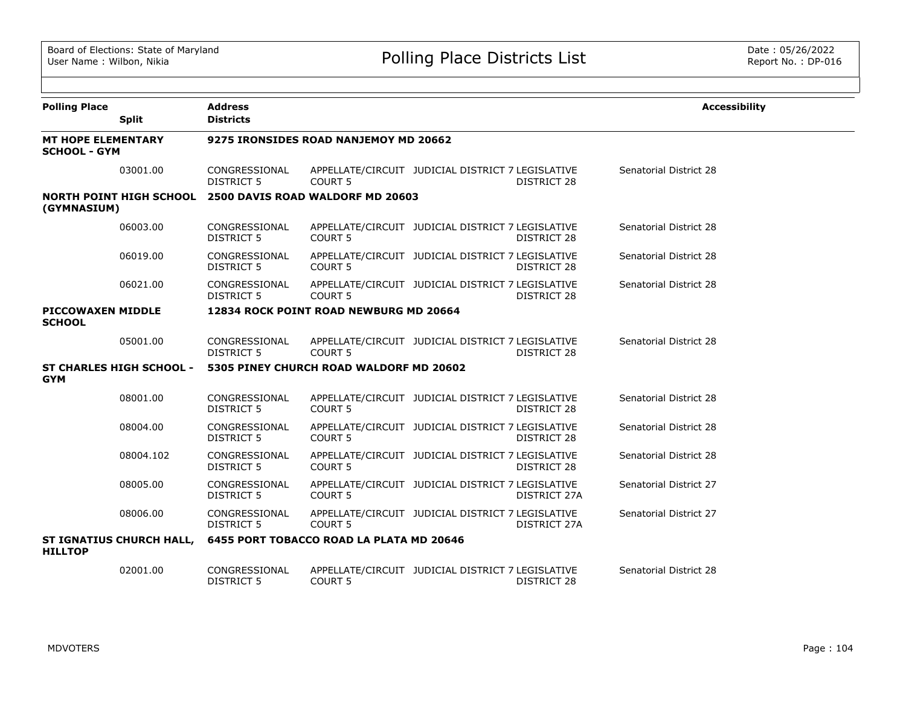| Polling Place | Split | Address / Districts | | | | | Accessibility |
|---|---|---|---|---|---|---|---|
| **MT HOPE ELEMENTARY SCHOOL - GYM** | | **9275 IRONSIDES ROAD NANJEMOY MD 20662** | | | | | |
| | 03001.00 | CONGRESSIONAL DISTRICT 5 | APPELLATE/CIRCUIT COURT 5 | JUDICIAL DISTRICT 7 | LEGISLATIVE DISTRICT 28 | Senatorial District 28 | |
| **NORTH POINT HIGH SCHOOL (GYMNASIUM)** | | **2500 DAVIS ROAD WALDORF MD 20603** | | | | | |
| | 06003.00 | CONGRESSIONAL DISTRICT 5 | APPELLATE/CIRCUIT COURT 5 | JUDICIAL DISTRICT 7 | LEGISLATIVE DISTRICT 28 | Senatorial District 28 | |
| | 06019.00 | CONGRESSIONAL DISTRICT 5 | APPELLATE/CIRCUIT COURT 5 | JUDICIAL DISTRICT 7 | LEGISLATIVE DISTRICT 28 | Senatorial District 28 | |
| | 06021.00 | CONGRESSIONAL DISTRICT 5 | APPELLATE/CIRCUIT COURT 5 | JUDICIAL DISTRICT 7 | LEGISLATIVE DISTRICT 28 | Senatorial District 28 | |
| **PICCOWAXEN MIDDLE SCHOOL** | | **12834 ROCK POINT ROAD NEWBURG MD 20664** | | | | | |
| | 05001.00 | CONGRESSIONAL DISTRICT 5 | APPELLATE/CIRCUIT COURT 5 | JUDICIAL DISTRICT 7 | LEGISLATIVE DISTRICT 28 | Senatorial District 28 | |
| **ST CHARLES HIGH SCHOOL - GYM** | | **5305 PINEY CHURCH ROAD WALDORF MD 20602** | | | | | |
| | 08001.00 | CONGRESSIONAL DISTRICT 5 | APPELLATE/CIRCUIT COURT 5 | JUDICIAL DISTRICT 7 | LEGISLATIVE DISTRICT 28 | Senatorial District 28 | |
| | 08004.00 | CONGRESSIONAL DISTRICT 5 | APPELLATE/CIRCUIT COURT 5 | JUDICIAL DISTRICT 7 | LEGISLATIVE DISTRICT 28 | Senatorial District 28 | |
| | 08004.102 | CONGRESSIONAL DISTRICT 5 | APPELLATE/CIRCUIT COURT 5 | JUDICIAL DISTRICT 7 | LEGISLATIVE DISTRICT 28 | Senatorial District 28 | |
| | 08005.00 | CONGRESSIONAL DISTRICT 5 | APPELLATE/CIRCUIT COURT 5 | JUDICIAL DISTRICT 7 | LEGISLATIVE DISTRICT 27A | Senatorial District 27 | |
| | 08006.00 | CONGRESSIONAL DISTRICT 5 | APPELLATE/CIRCUIT COURT 5 | JUDICIAL DISTRICT 7 | LEGISLATIVE DISTRICT 27A | Senatorial District 27 | |
| **ST IGNATIUS CHURCH HALL, HILLTOP** | | **6455 PORT TOBACCO ROAD LA PLATA MD 20646** | | | | | |
| | 02001.00 | CONGRESSIONAL DISTRICT 5 | APPELLATE/CIRCUIT COURT 5 | JUDICIAL DISTRICT 7 | LEGISLATIVE DISTRICT 28 | Senatorial District 28 | |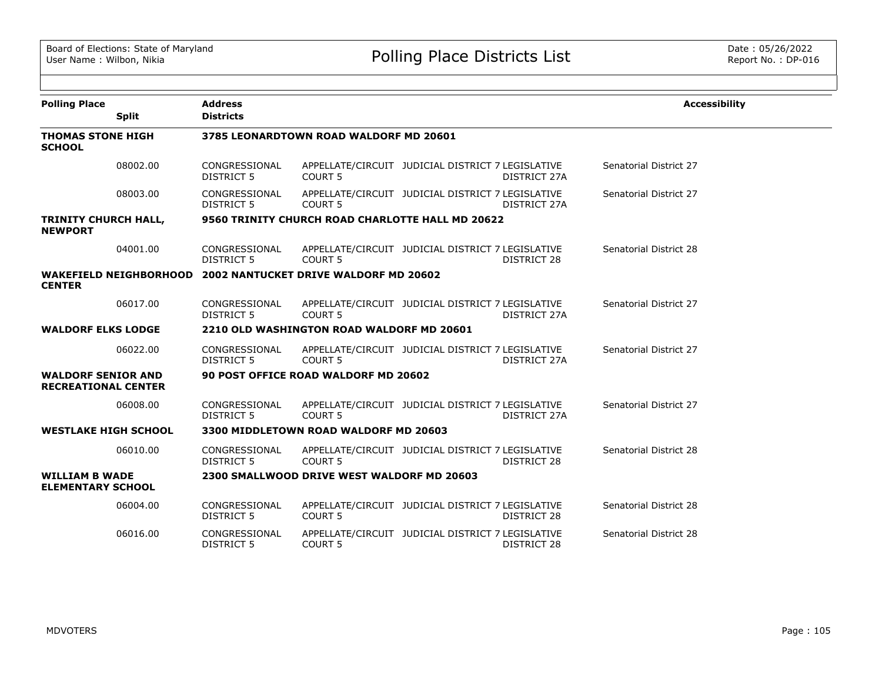Board of Elections: State of Maryland
User Name : Wilbon, Nikia

# Polling Place Districts List

Date : 05/26/2022
Report No. : DP-016

| Polling Place / Split | Address / Districts | | | | | Accessibility |
|---|---|---|---|---|---|---|
| **THOMAS STONE HIGH SCHOOL** | **3785 LEONARDTOWN ROAD WALDORF MD 20601** | | | | | |
| 08002.00 | CONGRESSIONAL DISTRICT 5 | APPELLATE/CIRCUIT COURT 5 | JUDICIAL DISTRICT 7 | LEGISLATIVE DISTRICT 27A | Senatorial District 27 | |
| 08003.00 | CONGRESSIONAL DISTRICT 5 | APPELLATE/CIRCUIT COURT 5 | JUDICIAL DISTRICT 7 | LEGISLATIVE DISTRICT 27A | Senatorial District 27 | |
| **TRINITY CHURCH HALL, NEWPORT** | **9560 TRINITY CHURCH ROAD CHARLOTTE HALL MD 20622** | | | | | |
| 04001.00 | CONGRESSIONAL DISTRICT 5 | APPELLATE/CIRCUIT COURT 5 | JUDICIAL DISTRICT 7 | LEGISLATIVE DISTRICT 28 | Senatorial District 28 | |
| **WAKEFIELD NEIGHBORHOOD CENTER** | **2002 NANTUCKET DRIVE WALDORF MD 20602** | | | | | |
| 06017.00 | CONGRESSIONAL DISTRICT 5 | APPELLATE/CIRCUIT COURT 5 | JUDICIAL DISTRICT 7 | LEGISLATIVE DISTRICT 27A | Senatorial District 27 | |
| **WALDORF ELKS LODGE** | **2210 OLD WASHINGTON ROAD WALDORF MD 20601** | | | | | |
| 06022.00 | CONGRESSIONAL DISTRICT 5 | APPELLATE/CIRCUIT COURT 5 | JUDICIAL DISTRICT 7 | LEGISLATIVE DISTRICT 27A | Senatorial District 27 | |
| **WALDORF SENIOR AND RECREATIONAL CENTER** | **90 POST OFFICE ROAD WALDORF MD 20602** | | | | | |
| 06008.00 | CONGRESSIONAL DISTRICT 5 | APPELLATE/CIRCUIT COURT 5 | JUDICIAL DISTRICT 7 | LEGISLATIVE DISTRICT 27A | Senatorial District 27 | |
| **WESTLAKE HIGH SCHOOL** | **3300 MIDDLETOWN ROAD WALDORF MD 20603** | | | | | |
| 06010.00 | CONGRESSIONAL DISTRICT 5 | APPELLATE/CIRCUIT COURT 5 | JUDICIAL DISTRICT 7 | LEGISLATIVE DISTRICT 28 | Senatorial District 28 | |
| **WILLIAM B WADE ELEMENTARY SCHOOL** | **2300 SMALLWOOD DRIVE WEST WALDORF MD 20603** | | | | | |
| 06004.00 | CONGRESSIONAL DISTRICT 5 | APPELLATE/CIRCUIT COURT 5 | JUDICIAL DISTRICT 7 | LEGISLATIVE DISTRICT 28 | Senatorial District 28 | |
| 06016.00 | CONGRESSIONAL DISTRICT 5 | APPELLATE/CIRCUIT COURT 5 | JUDICIAL DISTRICT 7 | LEGISLATIVE DISTRICT 28 | Senatorial District 28 | |

MDVOTERS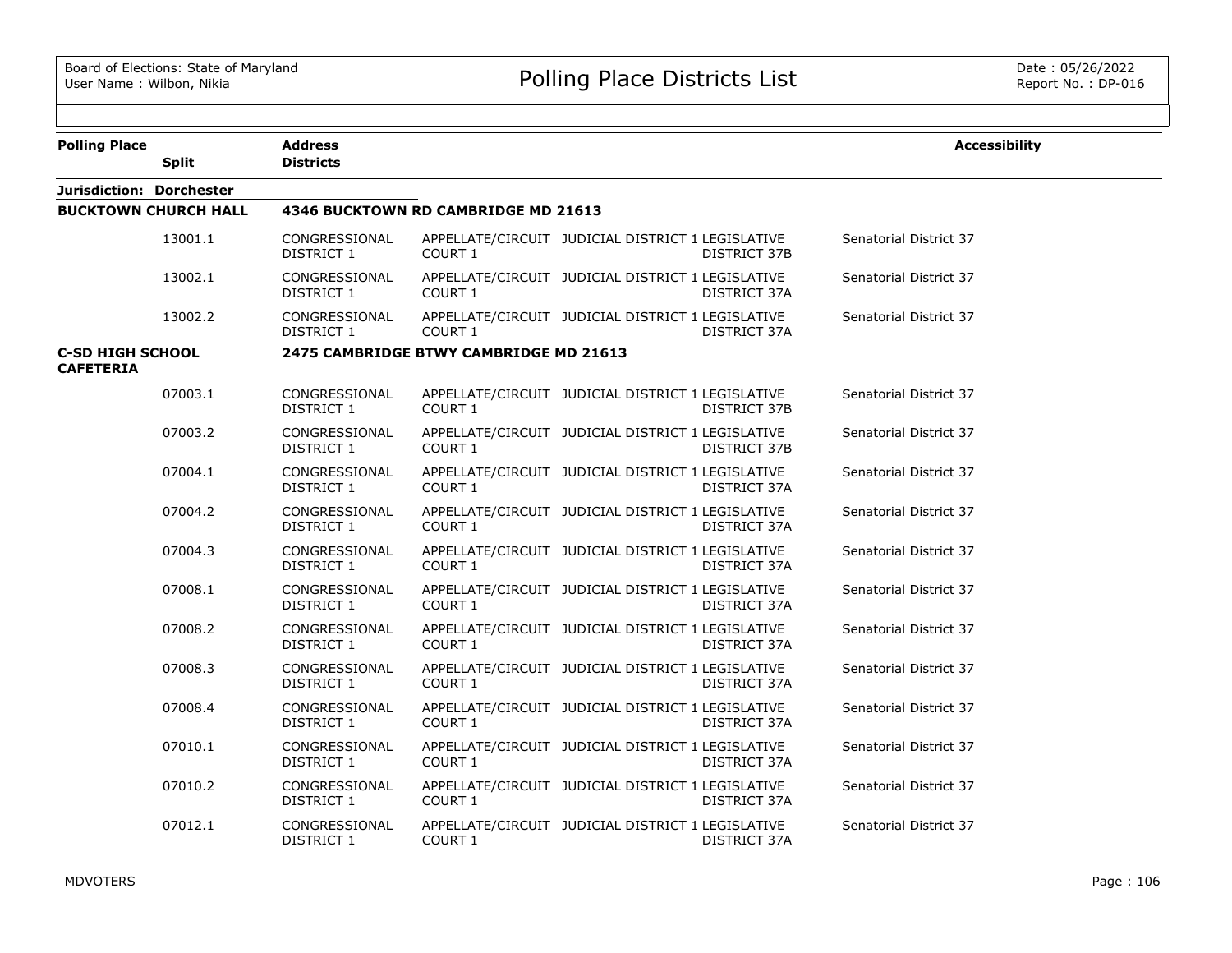# Polling Place Districts List

| Polling Place | Split | Address / Districts | | | | | Accessibility |
|---|---|---|---|---|---|---|---|
| **Jurisdiction: Dorchester** | | | | | | | |
| **BUCKTOWN CHURCH HALL** | | **4346 BUCKTOWN RD CAMBRIDGE MD 21613** | | | | | |
| | 13001.1 | CONGRESSIONAL DISTRICT 1 | APPELLATE/CIRCUIT COURT 1 | JUDICIAL DISTRICT 1 | LEGISLATIVE DISTRICT 37B | Senatorial District 37 | |
| | 13002.1 | CONGRESSIONAL DISTRICT 1 | APPELLATE/CIRCUIT COURT 1 | JUDICIAL DISTRICT 1 | LEGISLATIVE DISTRICT 37A | Senatorial District 37 | |
| | 13002.2 | CONGRESSIONAL DISTRICT 1 | APPELLATE/CIRCUIT COURT 1 | JUDICIAL DISTRICT 1 | LEGISLATIVE DISTRICT 37A | Senatorial District 37 | |
| **C-SD HIGH SCHOOL CAFETERIA** | | **2475 CAMBRIDGE BTWY CAMBRIDGE MD 21613** | | | | | |
| | 07003.1 | CONGRESSIONAL DISTRICT 1 | APPELLATE/CIRCUIT COURT 1 | JUDICIAL DISTRICT 1 | LEGISLATIVE DISTRICT 37B | Senatorial District 37 | |
| | 07003.2 | CONGRESSIONAL DISTRICT 1 | APPELLATE/CIRCUIT COURT 1 | JUDICIAL DISTRICT 1 | LEGISLATIVE DISTRICT 37B | Senatorial District 37 | |
| | 07004.1 | CONGRESSIONAL DISTRICT 1 | APPELLATE/CIRCUIT COURT 1 | JUDICIAL DISTRICT 1 | LEGISLATIVE DISTRICT 37A | Senatorial District 37 | |
| | 07004.2 | CONGRESSIONAL DISTRICT 1 | APPELLATE/CIRCUIT COURT 1 | JUDICIAL DISTRICT 1 | LEGISLATIVE DISTRICT 37A | Senatorial District 37 | |
| | 07004.3 | CONGRESSIONAL DISTRICT 1 | APPELLATE/CIRCUIT COURT 1 | JUDICIAL DISTRICT 1 | LEGISLATIVE DISTRICT 37A | Senatorial District 37 | |
| | 07008.1 | CONGRESSIONAL DISTRICT 1 | APPELLATE/CIRCUIT COURT 1 | JUDICIAL DISTRICT 1 | LEGISLATIVE DISTRICT 37A | Senatorial District 37 | |
| | 07008.2 | CONGRESSIONAL DISTRICT 1 | APPELLATE/CIRCUIT COURT 1 | JUDICIAL DISTRICT 1 | LEGISLATIVE DISTRICT 37A | Senatorial District 37 | |
| | 07008.3 | CONGRESSIONAL DISTRICT 1 | APPELLATE/CIRCUIT COURT 1 | JUDICIAL DISTRICT 1 | LEGISLATIVE DISTRICT 37A | Senatorial District 37 | |
| | 07008.4 | CONGRESSIONAL DISTRICT 1 | APPELLATE/CIRCUIT COURT 1 | JUDICIAL DISTRICT 1 | LEGISLATIVE DISTRICT 37A | Senatorial District 37 | |
| | 07010.1 | CONGRESSIONAL DISTRICT 1 | APPELLATE/CIRCUIT COURT 1 | JUDICIAL DISTRICT 1 | LEGISLATIVE DISTRICT 37A | Senatorial District 37 | |
| | 07010.2 | CONGRESSIONAL DISTRICT 1 | APPELLATE/CIRCUIT COURT 1 | JUDICIAL DISTRICT 1 | LEGISLATIVE DISTRICT 37A | Senatorial District 37 | |
| | 07012.1 | CONGRESSIONAL DISTRICT 1 | APPELLATE/CIRCUIT COURT 1 | JUDICIAL DISTRICT 1 | LEGISLATIVE DISTRICT 37A | Senatorial District 37 | |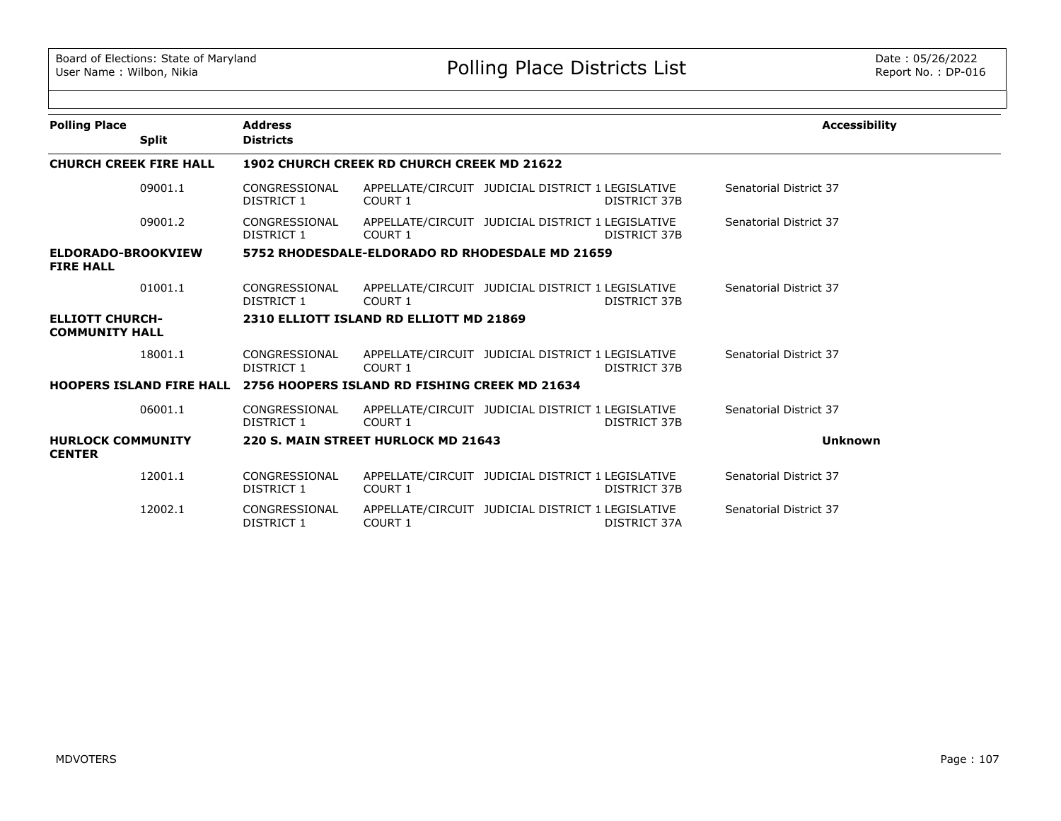# Polling Place Districts List

Board of Elections: State of Maryland
User Name : Wilbon, Nikia

Date : 05/26/2022
Report No. : DP-016

| Polling Place | Split | Address / Districts | | | | | Accessibility |
|---|---|---|---|---|---|---|---|
| **CHURCH CREEK FIRE HALL** | | **1902 CHURCH CREEK RD CHURCH CREEK MD 21622** | | | | | |
| | 09001.1 | CONGRESSIONAL DISTRICT 1 | APPELLATE/CIRCUIT COURT 1 | JUDICIAL DISTRICT 1 | LEGISLATIVE DISTRICT 37B | Senatorial District 37 | |
| | 09001.2 | CONGRESSIONAL DISTRICT 1 | APPELLATE/CIRCUIT COURT 1 | JUDICIAL DISTRICT 1 | LEGISLATIVE DISTRICT 37B | Senatorial District 37 | |
| **ELDORADO-BROOKVIEW FIRE HALL** | | **5752 RHODESDALE-ELDORADO RD RHODESDALE MD 21659** | | | | | |
| | 01001.1 | CONGRESSIONAL DISTRICT 1 | APPELLATE/CIRCUIT COURT 1 | JUDICIAL DISTRICT 1 | LEGISLATIVE DISTRICT 37B | Senatorial District 37 | |
| **ELLIOTT CHURCH-COMMUNITY HALL** | | **2310 ELLIOTT ISLAND RD ELLIOTT MD 21869** | | | | | |
| | 18001.1 | CONGRESSIONAL DISTRICT 1 | APPELLATE/CIRCUIT COURT 1 | JUDICIAL DISTRICT 1 | LEGISLATIVE DISTRICT 37B | Senatorial District 37 | |
| **HOOPERS ISLAND FIRE HALL** | | **2756 HOOPERS ISLAND RD FISHING CREEK MD 21634** | | | | | |
| | 06001.1 | CONGRESSIONAL DISTRICT 1 | APPELLATE/CIRCUIT COURT 1 | JUDICIAL DISTRICT 1 | LEGISLATIVE DISTRICT 37B | Senatorial District 37 | |
| **HURLOCK COMMUNITY CENTER** | | **220 S. MAIN STREET HURLOCK MD 21643** | | | | | **Unknown** |
| | 12001.1 | CONGRESSIONAL DISTRICT 1 | APPELLATE/CIRCUIT COURT 1 | JUDICIAL DISTRICT 1 | LEGISLATIVE DISTRICT 37B | Senatorial District 37 | |
| | 12002.1 | CONGRESSIONAL DISTRICT 1 | APPELLATE/CIRCUIT COURT 1 | JUDICIAL DISTRICT 1 | LEGISLATIVE DISTRICT 37A | Senatorial District 37 | |

MDVOTERS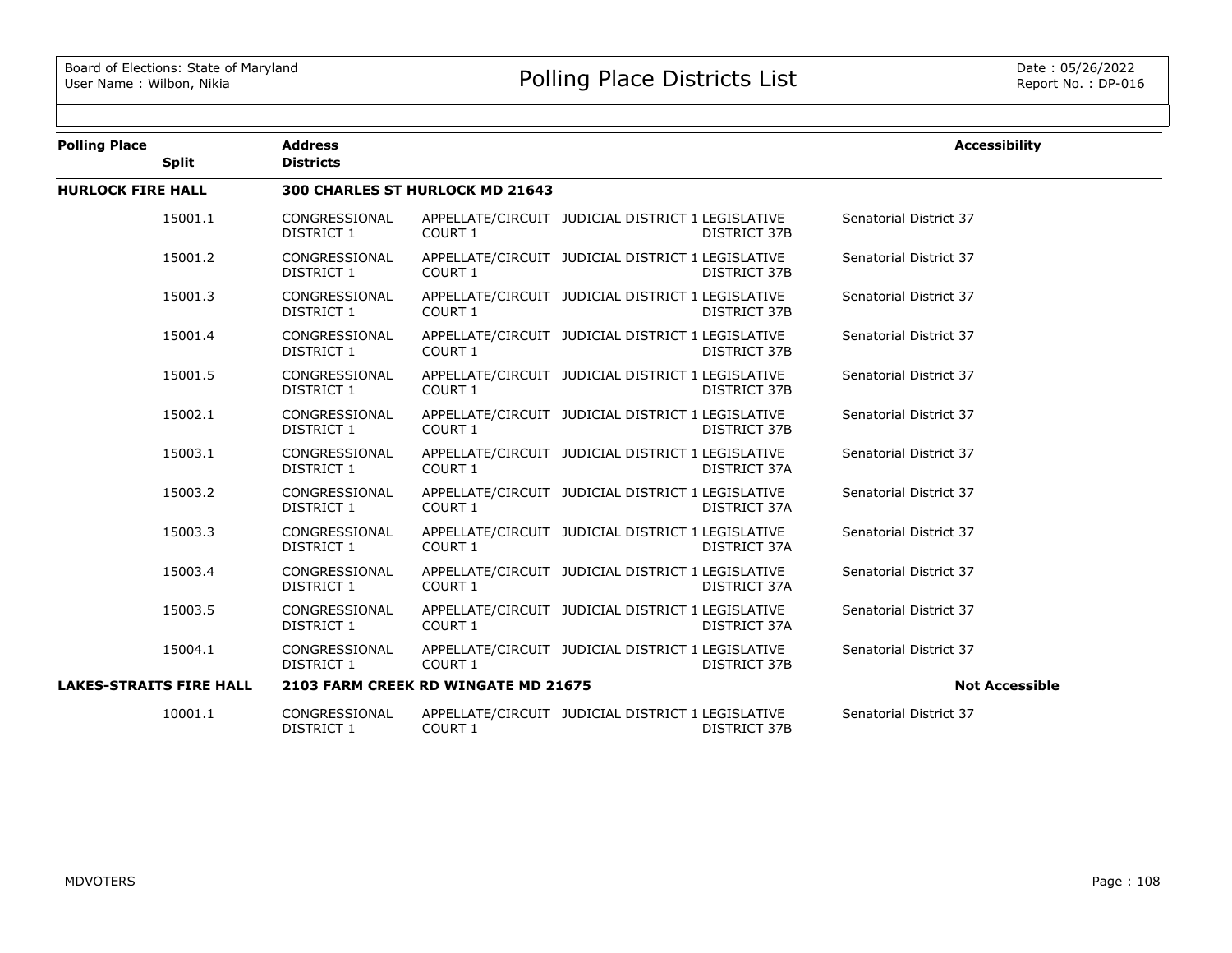# Polling Place Districts List

| Polling Place | Split | Address / Districts | | | | | Accessibility |
|---|---|---|---|---|---|---|---|
| **HURLOCK FIRE HALL** | | **300 CHARLES ST HURLOCK MD 21643** | | | | | |
| | 15001.1 | CONGRESSIONAL DISTRICT 1 | APPELLATE/CIRCUIT COURT 1 | JUDICIAL DISTRICT 1 | LEGISLATIVE DISTRICT 37B | Senatorial District 37 | |
| | 15001.2 | CONGRESSIONAL DISTRICT 1 | APPELLATE/CIRCUIT COURT 1 | JUDICIAL DISTRICT 1 | LEGISLATIVE DISTRICT 37B | Senatorial District 37 | |
| | 15001.3 | CONGRESSIONAL DISTRICT 1 | APPELLATE/CIRCUIT COURT 1 | JUDICIAL DISTRICT 1 | LEGISLATIVE DISTRICT 37B | Senatorial District 37 | |
| | 15001.4 | CONGRESSIONAL DISTRICT 1 | APPELLATE/CIRCUIT COURT 1 | JUDICIAL DISTRICT 1 | LEGISLATIVE DISTRICT 37B | Senatorial District 37 | |
| | 15001.5 | CONGRESSIONAL DISTRICT 1 | APPELLATE/CIRCUIT COURT 1 | JUDICIAL DISTRICT 1 | LEGISLATIVE DISTRICT 37B | Senatorial District 37 | |
| | 15002.1 | CONGRESSIONAL DISTRICT 1 | APPELLATE/CIRCUIT COURT 1 | JUDICIAL DISTRICT 1 | LEGISLATIVE DISTRICT 37B | Senatorial District 37 | |
| | 15003.1 | CONGRESSIONAL DISTRICT 1 | APPELLATE/CIRCUIT COURT 1 | JUDICIAL DISTRICT 1 | LEGISLATIVE DISTRICT 37A | Senatorial District 37 | |
| | 15003.2 | CONGRESSIONAL DISTRICT 1 | APPELLATE/CIRCUIT COURT 1 | JUDICIAL DISTRICT 1 | LEGISLATIVE DISTRICT 37A | Senatorial District 37 | |
| | 15003.3 | CONGRESSIONAL DISTRICT 1 | APPELLATE/CIRCUIT COURT 1 | JUDICIAL DISTRICT 1 | LEGISLATIVE DISTRICT 37A | Senatorial District 37 | |
| | 15003.4 | CONGRESSIONAL DISTRICT 1 | APPELLATE/CIRCUIT COURT 1 | JUDICIAL DISTRICT 1 | LEGISLATIVE DISTRICT 37A | Senatorial District 37 | |
| | 15003.5 | CONGRESSIONAL DISTRICT 1 | APPELLATE/CIRCUIT COURT 1 | JUDICIAL DISTRICT 1 | LEGISLATIVE DISTRICT 37A | Senatorial District 37 | |
| | 15004.1 | CONGRESSIONAL DISTRICT 1 | APPELLATE/CIRCUIT COURT 1 | JUDICIAL DISTRICT 1 | LEGISLATIVE DISTRICT 37B | Senatorial District 37 | |
| **LAKES-STRAITS FIRE HALL** | | **2103 FARM CREEK RD WINGATE MD 21675** | | | | | **Not Accessible** |
| | 10001.1 | CONGRESSIONAL DISTRICT 1 | APPELLATE/CIRCUIT COURT 1 | JUDICIAL DISTRICT 1 | LEGISLATIVE DISTRICT 37B | Senatorial District 37 | |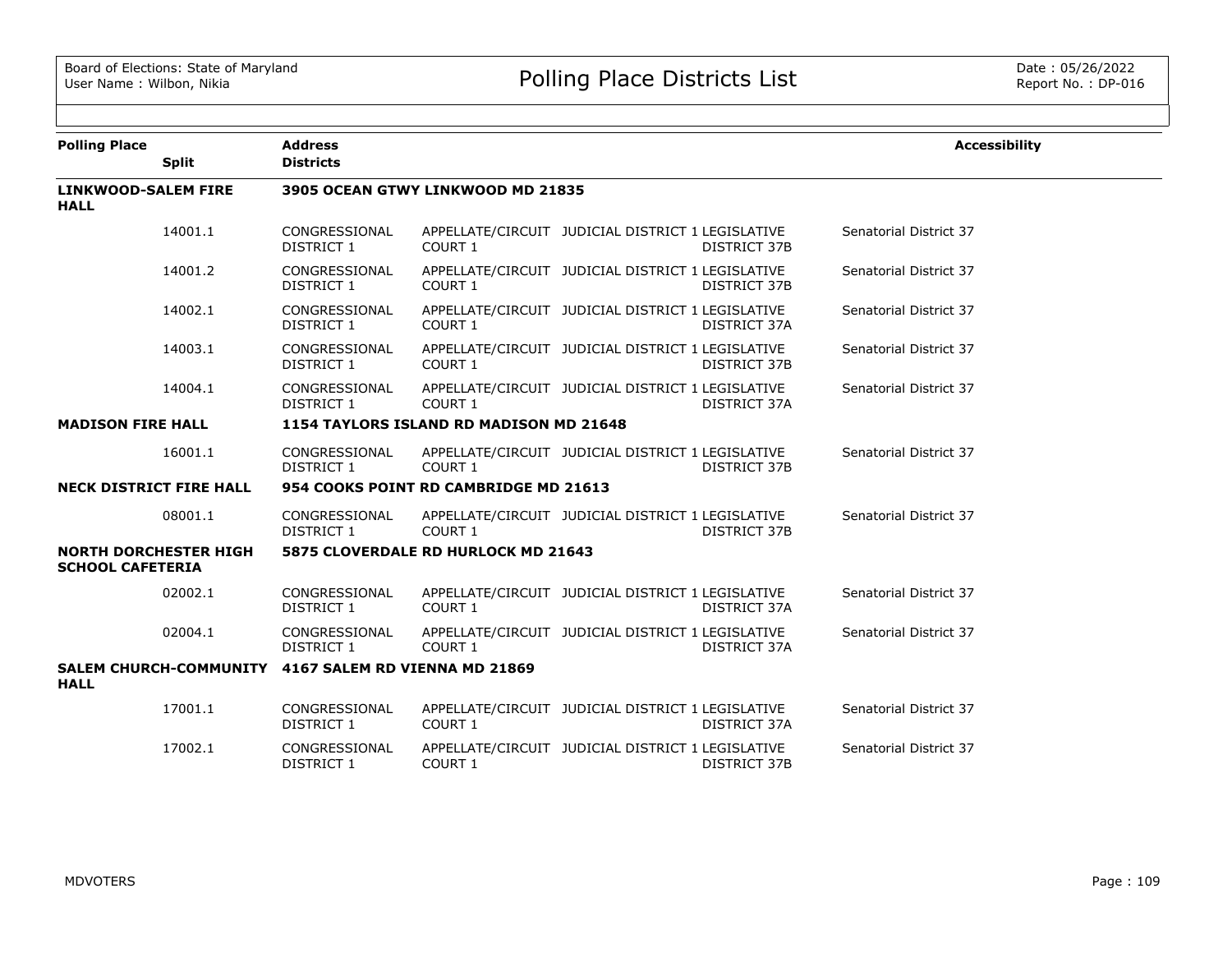| Polling Place | Split | Address / Districts | | | | Accessibility |
|---|---|---|---|---|---|---|
| **LINKWOOD-SALEM FIRE HALL** | | **3905 OCEAN GTWY LINKWOOD MD 21835** | | | | |
| | 14001.1 | CONGRESSIONAL DISTRICT 1 | APPELLATE/CIRCUIT COURT 1 | JUDICIAL DISTRICT 1 | LEGISLATIVE DISTRICT 37B | Senatorial District 37 |
| | 14001.2 | CONGRESSIONAL DISTRICT 1 | APPELLATE/CIRCUIT COURT 1 | JUDICIAL DISTRICT 1 | LEGISLATIVE DISTRICT 37B | Senatorial District 37 |
| | 14002.1 | CONGRESSIONAL DISTRICT 1 | APPELLATE/CIRCUIT COURT 1 | JUDICIAL DISTRICT 1 | LEGISLATIVE DISTRICT 37A | Senatorial District 37 |
| | 14003.1 | CONGRESSIONAL DISTRICT 1 | APPELLATE/CIRCUIT COURT 1 | JUDICIAL DISTRICT 1 | LEGISLATIVE DISTRICT 37B | Senatorial District 37 |
| | 14004.1 | CONGRESSIONAL DISTRICT 1 | APPELLATE/CIRCUIT COURT 1 | JUDICIAL DISTRICT 1 | LEGISLATIVE DISTRICT 37A | Senatorial District 37 |
| **MADISON FIRE HALL** | | **1154 TAYLORS ISLAND RD MADISON MD 21648** | | | | |
| | 16001.1 | CONGRESSIONAL DISTRICT 1 | APPELLATE/CIRCUIT COURT 1 | JUDICIAL DISTRICT 1 | LEGISLATIVE DISTRICT 37B | Senatorial District 37 |
| **NECK DISTRICT FIRE HALL** | | **954 COOKS POINT RD CAMBRIDGE MD 21613** | | | | |
| | 08001.1 | CONGRESSIONAL DISTRICT 1 | APPELLATE/CIRCUIT COURT 1 | JUDICIAL DISTRICT 1 | LEGISLATIVE DISTRICT 37B | Senatorial District 37 |
| **NORTH DORCHESTER HIGH SCHOOL CAFETERIA** | | **5875 CLOVERDALE RD HURLOCK MD 21643** | | | | |
| | 02002.1 | CONGRESSIONAL DISTRICT 1 | APPELLATE/CIRCUIT COURT 1 | JUDICIAL DISTRICT 1 | LEGISLATIVE DISTRICT 37A | Senatorial District 37 |
| | 02004.1 | CONGRESSIONAL DISTRICT 1 | APPELLATE/CIRCUIT COURT 1 | JUDICIAL DISTRICT 1 | LEGISLATIVE DISTRICT 37A | Senatorial District 37 |
| **SALEM CHURCH-COMMUNITY HALL** | | **4167 SALEM RD VIENNA MD 21869** | | | | |
| | 17001.1 | CONGRESSIONAL DISTRICT 1 | APPELLATE/CIRCUIT COURT 1 | JUDICIAL DISTRICT 1 | LEGISLATIVE DISTRICT 37A | Senatorial District 37 |
| | 17002.1 | CONGRESSIONAL DISTRICT 1 | APPELLATE/CIRCUIT COURT 1 | JUDICIAL DISTRICT 1 | LEGISLATIVE DISTRICT 37B | Senatorial District 37 |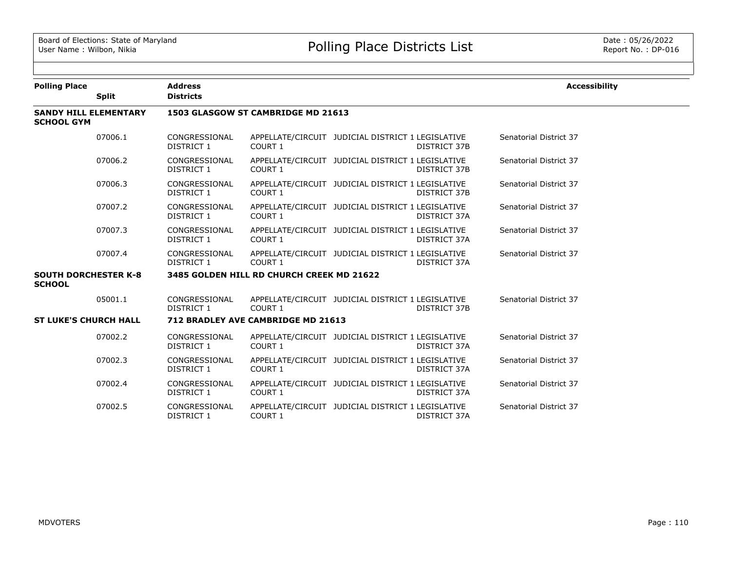Board of Elections: State of Maryland
User Name : Wilbon, Nikia

# Polling Place Districts List

Date : 05/26/2022
Report No. : DP-016

| Polling Place | Split | Address / Districts | | | | | Accessibility |
|---|---|---|---|---|---|---|---|
| **SANDY HILL ELEMENTARY SCHOOL GYM** | | **1503 GLASGOW ST CAMBRIDGE MD 21613** | | | | | |
| | 07006.1 | CONGRESSIONAL DISTRICT 1 | APPELLATE/CIRCUIT COURT 1 | JUDICIAL DISTRICT 1 | LEGISLATIVE DISTRICT 37B | Senatorial District 37 | |
| | 07006.2 | CONGRESSIONAL DISTRICT 1 | APPELLATE/CIRCUIT COURT 1 | JUDICIAL DISTRICT 1 | LEGISLATIVE DISTRICT 37B | Senatorial District 37 | |
| | 07006.3 | CONGRESSIONAL DISTRICT 1 | APPELLATE/CIRCUIT COURT 1 | JUDICIAL DISTRICT 1 | LEGISLATIVE DISTRICT 37B | Senatorial District 37 | |
| | 07007.2 | CONGRESSIONAL DISTRICT 1 | APPELLATE/CIRCUIT COURT 1 | JUDICIAL DISTRICT 1 | LEGISLATIVE DISTRICT 37A | Senatorial District 37 | |
| | 07007.3 | CONGRESSIONAL DISTRICT 1 | APPELLATE/CIRCUIT COURT 1 | JUDICIAL DISTRICT 1 | LEGISLATIVE DISTRICT 37A | Senatorial District 37 | |
| | 07007.4 | CONGRESSIONAL DISTRICT 1 | APPELLATE/CIRCUIT COURT 1 | JUDICIAL DISTRICT 1 | LEGISLATIVE DISTRICT 37A | Senatorial District 37 | |
| **SOUTH DORCHESTER K-8 SCHOOL** | | **3485 GOLDEN HILL RD CHURCH CREEK MD 21622** | | | | | |
| | 05001.1 | CONGRESSIONAL DISTRICT 1 | APPELLATE/CIRCUIT COURT 1 | JUDICIAL DISTRICT 1 | LEGISLATIVE DISTRICT 37B | Senatorial District 37 | |
| **ST LUKE'S CHURCH HALL** | | **712 BRADLEY AVE CAMBRIDGE MD 21613** | | | | | |
| | 07002.2 | CONGRESSIONAL DISTRICT 1 | APPELLATE/CIRCUIT COURT 1 | JUDICIAL DISTRICT 1 | LEGISLATIVE DISTRICT 37A | Senatorial District 37 | |
| | 07002.3 | CONGRESSIONAL DISTRICT 1 | APPELLATE/CIRCUIT COURT 1 | JUDICIAL DISTRICT 1 | LEGISLATIVE DISTRICT 37A | Senatorial District 37 | |
| | 07002.4 | CONGRESSIONAL DISTRICT 1 | APPELLATE/CIRCUIT COURT 1 | JUDICIAL DISTRICT 1 | LEGISLATIVE DISTRICT 37A | Senatorial District 37 | |
| | 07002.5 | CONGRESSIONAL DISTRICT 1 | APPELLATE/CIRCUIT COURT 1 | JUDICIAL DISTRICT 1 | LEGISLATIVE DISTRICT 37A | Senatorial District 37 | |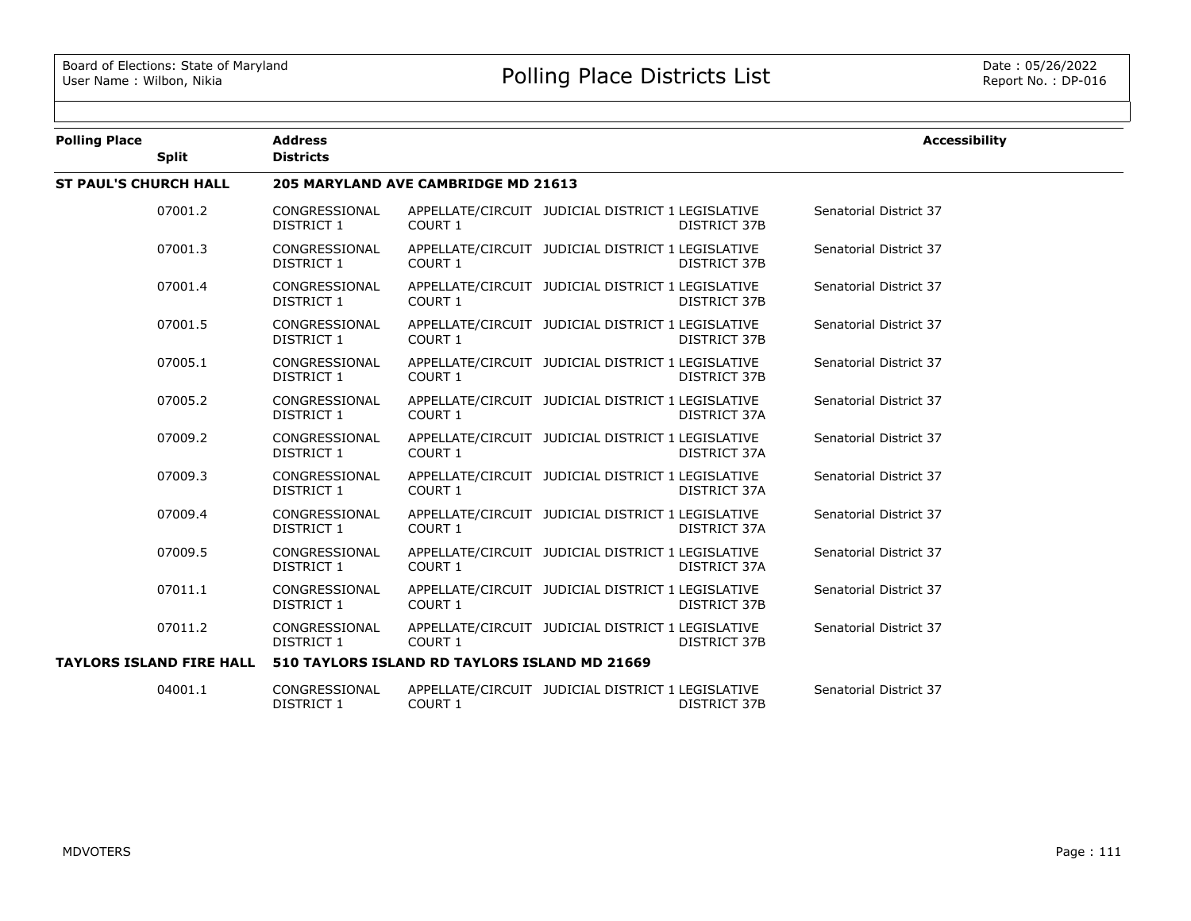# Polling Place Districts List

Board of Elections: State of Maryland
User Name : Wilbon, Nikia

Date : 05/26/2022
Report No. : DP-016

| Polling Place | Split | Address / Districts | | | | | Accessibility |
|---|---|---|---|---|---|---|---|
| **ST PAUL'S CHURCH HALL** | | **205 MARYLAND AVE CAMBRIDGE MD 21613** | | | | | |
| | 07001.2 | CONGRESSIONAL DISTRICT 1 | APPELLATE/CIRCUIT COURT 1 | JUDICIAL DISTRICT 1 | LEGISLATIVE DISTRICT 37B | Senatorial District 37 | |
| | 07001.3 | CONGRESSIONAL DISTRICT 1 | APPELLATE/CIRCUIT COURT 1 | JUDICIAL DISTRICT 1 | LEGISLATIVE DISTRICT 37B | Senatorial District 37 | |
| | 07001.4 | CONGRESSIONAL DISTRICT 1 | APPELLATE/CIRCUIT COURT 1 | JUDICIAL DISTRICT 1 | LEGISLATIVE DISTRICT 37B | Senatorial District 37 | |
| | 07001.5 | CONGRESSIONAL DISTRICT 1 | APPELLATE/CIRCUIT COURT 1 | JUDICIAL DISTRICT 1 | LEGISLATIVE DISTRICT 37B | Senatorial District 37 | |
| | 07005.1 | CONGRESSIONAL DISTRICT 1 | APPELLATE/CIRCUIT COURT 1 | JUDICIAL DISTRICT 1 | LEGISLATIVE DISTRICT 37B | Senatorial District 37 | |
| | 07005.2 | CONGRESSIONAL DISTRICT 1 | APPELLATE/CIRCUIT COURT 1 | JUDICIAL DISTRICT 1 | LEGISLATIVE DISTRICT 37A | Senatorial District 37 | |
| | 07009.2 | CONGRESSIONAL DISTRICT 1 | APPELLATE/CIRCUIT COURT 1 | JUDICIAL DISTRICT 1 | LEGISLATIVE DISTRICT 37A | Senatorial District 37 | |
| | 07009.3 | CONGRESSIONAL DISTRICT 1 | APPELLATE/CIRCUIT COURT 1 | JUDICIAL DISTRICT 1 | LEGISLATIVE DISTRICT 37A | Senatorial District 37 | |
| | 07009.4 | CONGRESSIONAL DISTRICT 1 | APPELLATE/CIRCUIT COURT 1 | JUDICIAL DISTRICT 1 | LEGISLATIVE DISTRICT 37A | Senatorial District 37 | |
| | 07009.5 | CONGRESSIONAL DISTRICT 1 | APPELLATE/CIRCUIT COURT 1 | JUDICIAL DISTRICT 1 | LEGISLATIVE DISTRICT 37A | Senatorial District 37 | |
| | 07011.1 | CONGRESSIONAL DISTRICT 1 | APPELLATE/CIRCUIT COURT 1 | JUDICIAL DISTRICT 1 | LEGISLATIVE DISTRICT 37B | Senatorial District 37 | |
| | 07011.2 | CONGRESSIONAL DISTRICT 1 | APPELLATE/CIRCUIT COURT 1 | JUDICIAL DISTRICT 1 | LEGISLATIVE DISTRICT 37B | Senatorial District 37 | |
| **TAYLORS ISLAND FIRE HALL** | | **510 TAYLORS ISLAND RD TAYLORS ISLAND MD 21669** | | | | | |
| | 04001.1 | CONGRESSIONAL DISTRICT 1 | APPELLATE/CIRCUIT COURT 1 | JUDICIAL DISTRICT 1 | LEGISLATIVE DISTRICT 37B | Senatorial District 37 | |

MDVOTERS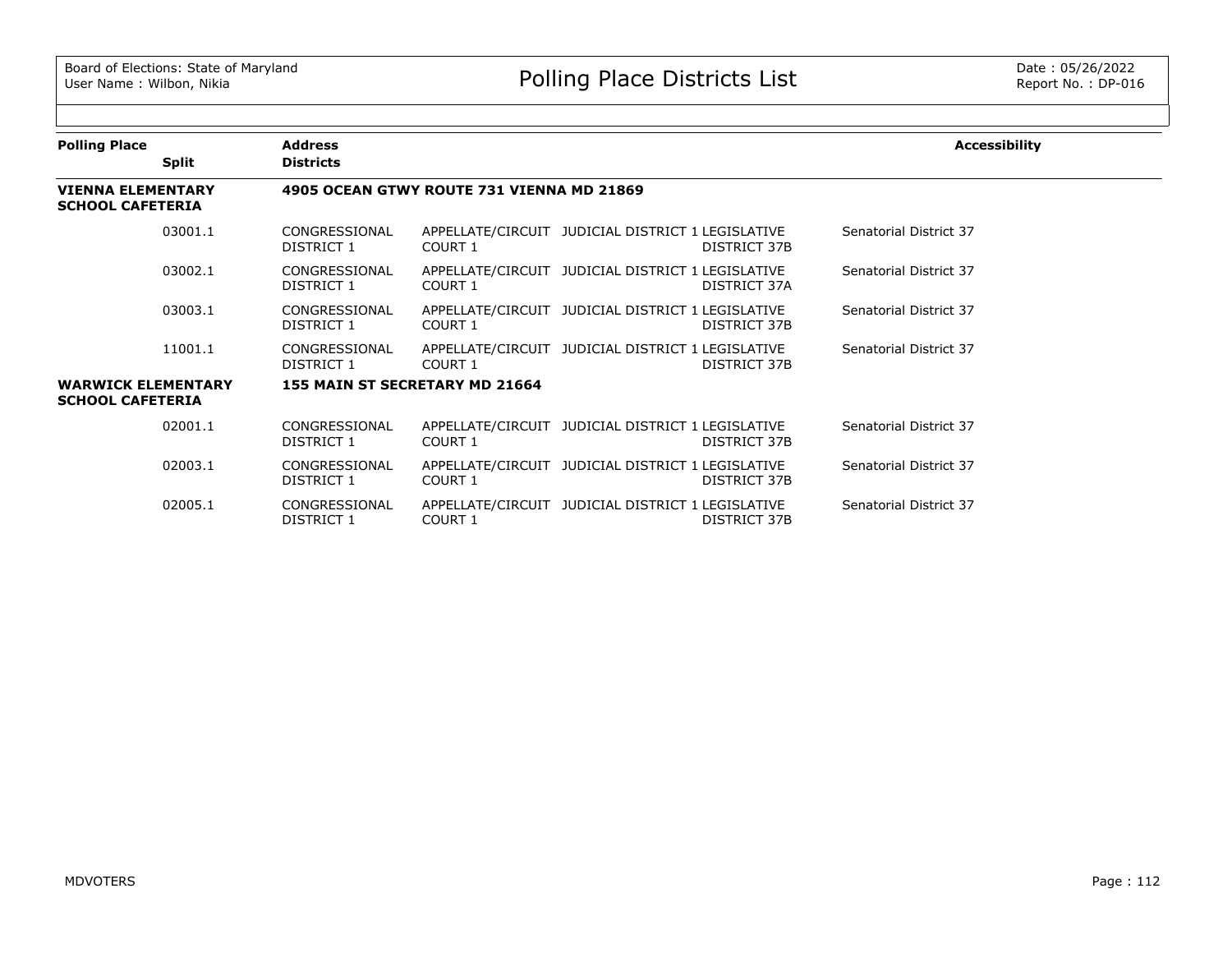| Polling Place | Split | Address / Districts | | | | | Accessibility |
|---|---|---|---|---|---|---|---|
| **VIENNA ELEMENTARY SCHOOL CAFETERIA** | | **4905 OCEAN GTWY ROUTE 731 VIENNA MD 21869** | | | | | |
| | 03001.1 | CONGRESSIONAL DISTRICT 1 | APPELLATE/CIRCUIT COURT 1 | JUDICIAL DISTRICT 1 | LEGISLATIVE DISTRICT 37B | Senatorial District 37 | |
| | 03002.1 | CONGRESSIONAL DISTRICT 1 | APPELLATE/CIRCUIT COURT 1 | JUDICIAL DISTRICT 1 | LEGISLATIVE DISTRICT 37A | Senatorial District 37 | |
| | 03003.1 | CONGRESSIONAL DISTRICT 1 | APPELLATE/CIRCUIT COURT 1 | JUDICIAL DISTRICT 1 | LEGISLATIVE DISTRICT 37B | Senatorial District 37 | |
| | 11001.1 | CONGRESSIONAL DISTRICT 1 | APPELLATE/CIRCUIT COURT 1 | JUDICIAL DISTRICT 1 | LEGISLATIVE DISTRICT 37B | Senatorial District 37 | |
| **WARWICK ELEMENTARY SCHOOL CAFETERIA** | | **155 MAIN ST SECRETARY MD 21664** | | | | | |
| | 02001.1 | CONGRESSIONAL DISTRICT 1 | APPELLATE/CIRCUIT COURT 1 | JUDICIAL DISTRICT 1 | LEGISLATIVE DISTRICT 37B | Senatorial District 37 | |
| | 02003.1 | CONGRESSIONAL DISTRICT 1 | APPELLATE/CIRCUIT COURT 1 | JUDICIAL DISTRICT 1 | LEGISLATIVE DISTRICT 37B | Senatorial District 37 | |
| | 02005.1 | CONGRESSIONAL DISTRICT 1 | APPELLATE/CIRCUIT COURT 1 | JUDICIAL DISTRICT 1 | LEGISLATIVE DISTRICT 37B | Senatorial District 37 | |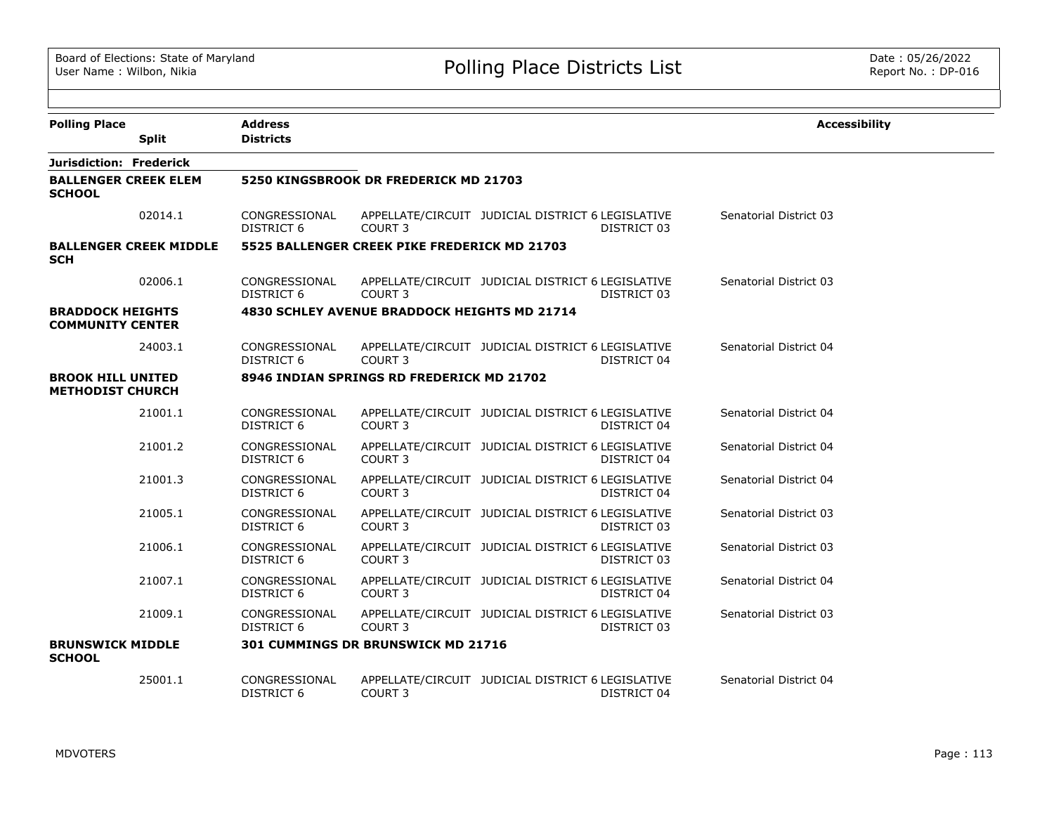# Polling Place Districts List

Board of Elections: State of Maryland
User Name : Wilbon, Nikia

Date : 05/26/2022
Report No. : DP-016

| Polling Place / Split | Address / Districts | | | | Accessibility |
|---|---|---|---|---|---|
| **Jurisdiction: Frederick** | | | | | |
| **BALLENGER CREEK ELEM SCHOOL** | **5250 KINGSBROOK DR FREDERICK MD 21703** | | | | |
| 02014.1 | CONGRESSIONAL DISTRICT 6 | APPELLATE/CIRCUIT COURT 3 | JUDICIAL DISTRICT 6 | LEGISLATIVE DISTRICT 03 | Senatorial District 03 |
| **BALLENGER CREEK MIDDLE SCH** | **5525 BALLENGER CREEK PIKE FREDERICK MD 21703** | | | | |
| 02006.1 | CONGRESSIONAL DISTRICT 6 | APPELLATE/CIRCUIT COURT 3 | JUDICIAL DISTRICT 6 | LEGISLATIVE DISTRICT 03 | Senatorial District 03 |
| **BRADDOCK HEIGHTS COMMUNITY CENTER** | **4830 SCHLEY AVENUE BRADDOCK HEIGHTS MD 21714** | | | | |
| 24003.1 | CONGRESSIONAL DISTRICT 6 | APPELLATE/CIRCUIT COURT 3 | JUDICIAL DISTRICT 6 | LEGISLATIVE DISTRICT 04 | Senatorial District 04 |
| **BROOK HILL UNITED METHODIST CHURCH** | **8946 INDIAN SPRINGS RD FREDERICK MD 21702** | | | | |
| 21001.1 | CONGRESSIONAL DISTRICT 6 | APPELLATE/CIRCUIT COURT 3 | JUDICIAL DISTRICT 6 | LEGISLATIVE DISTRICT 04 | Senatorial District 04 |
| 21001.2 | CONGRESSIONAL DISTRICT 6 | APPELLATE/CIRCUIT COURT 3 | JUDICIAL DISTRICT 6 | LEGISLATIVE DISTRICT 04 | Senatorial District 04 |
| 21001.3 | CONGRESSIONAL DISTRICT 6 | APPELLATE/CIRCUIT COURT 3 | JUDICIAL DISTRICT 6 | LEGISLATIVE DISTRICT 04 | Senatorial District 04 |
| 21005.1 | CONGRESSIONAL DISTRICT 6 | APPELLATE/CIRCUIT COURT 3 | JUDICIAL DISTRICT 6 | LEGISLATIVE DISTRICT 03 | Senatorial District 03 |
| 21006.1 | CONGRESSIONAL DISTRICT 6 | APPELLATE/CIRCUIT COURT 3 | JUDICIAL DISTRICT 6 | LEGISLATIVE DISTRICT 03 | Senatorial District 03 |
| 21007.1 | CONGRESSIONAL DISTRICT 6 | APPELLATE/CIRCUIT COURT 3 | JUDICIAL DISTRICT 6 | LEGISLATIVE DISTRICT 04 | Senatorial District 04 |
| 21009.1 | CONGRESSIONAL DISTRICT 6 | APPELLATE/CIRCUIT COURT 3 | JUDICIAL DISTRICT 6 | LEGISLATIVE DISTRICT 03 | Senatorial District 03 |
| **BRUNSWICK MIDDLE SCHOOL** | **301 CUMMINGS DR BRUNSWICK MD 21716** | | | | |
| 25001.1 | CONGRESSIONAL DISTRICT 6 | APPELLATE/CIRCUIT COURT 3 | JUDICIAL DISTRICT 6 | LEGISLATIVE DISTRICT 04 | Senatorial District 04 |

MDVOTERS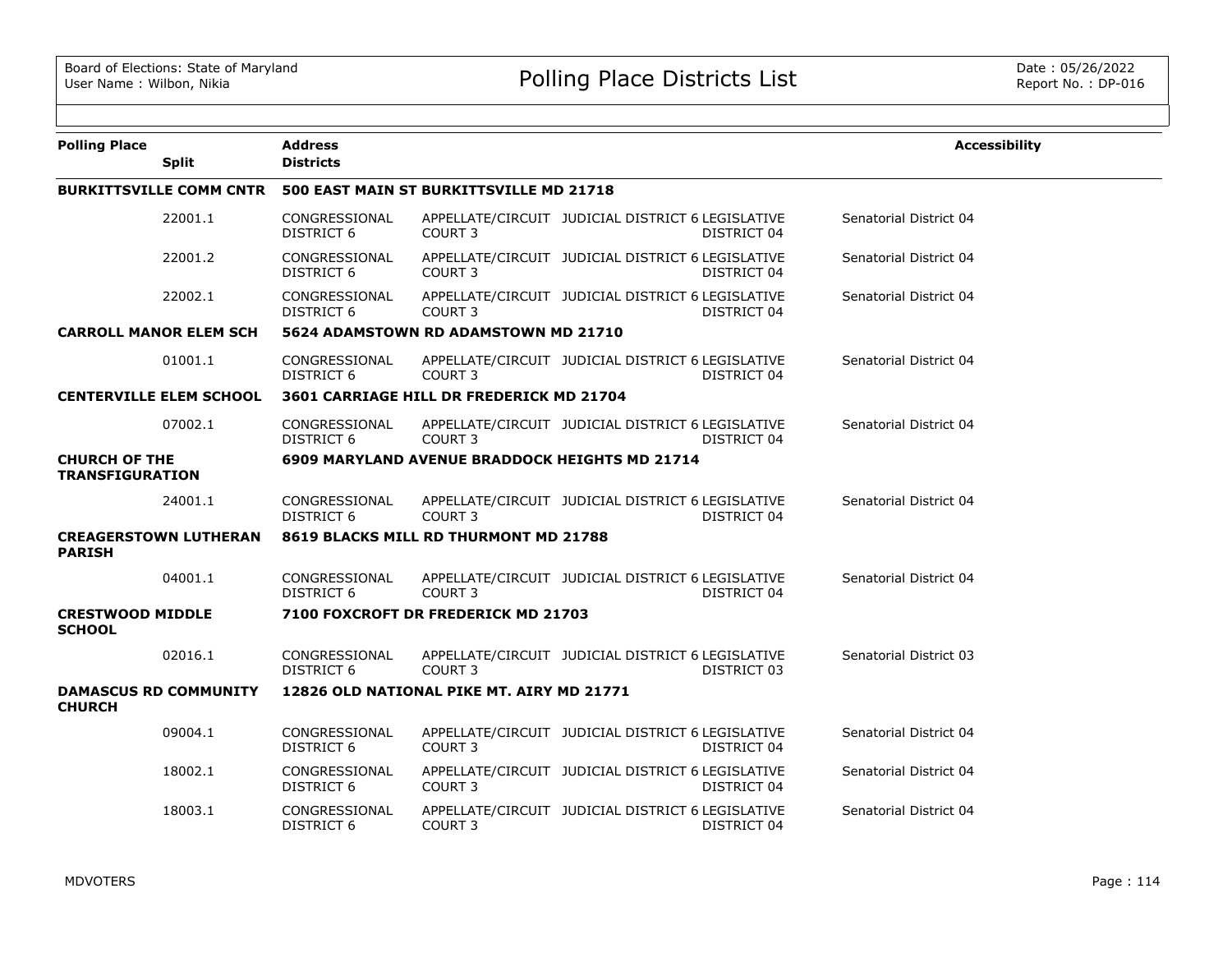# Polling Place Districts List

| Polling Place | Split | Address / Districts | | | | Accessibility |
|---|---|---|---|---|---|---|
| **BURKITTSVILLE COMM CNTR** | | **500 EAST MAIN ST BURKITTSVILLE MD 21718** | | | | |
| | 22001.1 | CONGRESSIONAL DISTRICT 6 | APPELLATE/CIRCUIT COURT 3 | JUDICIAL DISTRICT 6 | LEGISLATIVE DISTRICT 04 | Senatorial District 04 |
| | 22001.2 | CONGRESSIONAL DISTRICT 6 | APPELLATE/CIRCUIT COURT 3 | JUDICIAL DISTRICT 6 | LEGISLATIVE DISTRICT 04 | Senatorial District 04 |
| | 22002.1 | CONGRESSIONAL DISTRICT 6 | APPELLATE/CIRCUIT COURT 3 | JUDICIAL DISTRICT 6 | LEGISLATIVE DISTRICT 04 | Senatorial District 04 |
| **CARROLL MANOR ELEM SCH** | | **5624 ADAMSTOWN RD ADAMSTOWN MD 21710** | | | | |
| | 01001.1 | CONGRESSIONAL DISTRICT 6 | APPELLATE/CIRCUIT COURT 3 | JUDICIAL DISTRICT 6 | LEGISLATIVE DISTRICT 04 | Senatorial District 04 |
| **CENTERVILLE ELEM SCHOOL** | | **3601 CARRIAGE HILL DR FREDERICK MD 21704** | | | | |
| | 07002.1 | CONGRESSIONAL DISTRICT 6 | APPELLATE/CIRCUIT COURT 3 | JUDICIAL DISTRICT 6 | LEGISLATIVE DISTRICT 04 | Senatorial District 04 |
| **CHURCH OF THE TRANSFIGURATION** | | **6909 MARYLAND AVENUE BRADDOCK HEIGHTS MD 21714** | | | | |
| | 24001.1 | CONGRESSIONAL DISTRICT 6 | APPELLATE/CIRCUIT COURT 3 | JUDICIAL DISTRICT 6 | LEGISLATIVE DISTRICT 04 | Senatorial District 04 |
| **CREAGERSTOWN LUTHERAN PARISH** | | **8619 BLACKS MILL RD THURMONT MD 21788** | | | | |
| | 04001.1 | CONGRESSIONAL DISTRICT 6 | APPELLATE/CIRCUIT COURT 3 | JUDICIAL DISTRICT 6 | LEGISLATIVE DISTRICT 04 | Senatorial District 04 |
| **CRESTWOOD MIDDLE SCHOOL** | | **7100 FOXCROFT DR FREDERICK MD 21703** | | | | |
| | 02016.1 | CONGRESSIONAL DISTRICT 6 | APPELLATE/CIRCUIT COURT 3 | JUDICIAL DISTRICT 6 | LEGISLATIVE DISTRICT 03 | Senatorial District 03 |
| **DAMASCUS RD COMMUNITY CHURCH** | | **12826 OLD NATIONAL PIKE MT. AIRY MD 21771** | | | | |
| | 09004.1 | CONGRESSIONAL DISTRICT 6 | APPELLATE/CIRCUIT COURT 3 | JUDICIAL DISTRICT 6 | LEGISLATIVE DISTRICT 04 | Senatorial District 04 |
| | 18002.1 | CONGRESSIONAL DISTRICT 6 | APPELLATE/CIRCUIT COURT 3 | JUDICIAL DISTRICT 6 | LEGISLATIVE DISTRICT 04 | Senatorial District 04 |
| | 18003.1 | CONGRESSIONAL DISTRICT 6 | APPELLATE/CIRCUIT COURT 3 | JUDICIAL DISTRICT 6 | LEGISLATIVE DISTRICT 04 | Senatorial District 04 |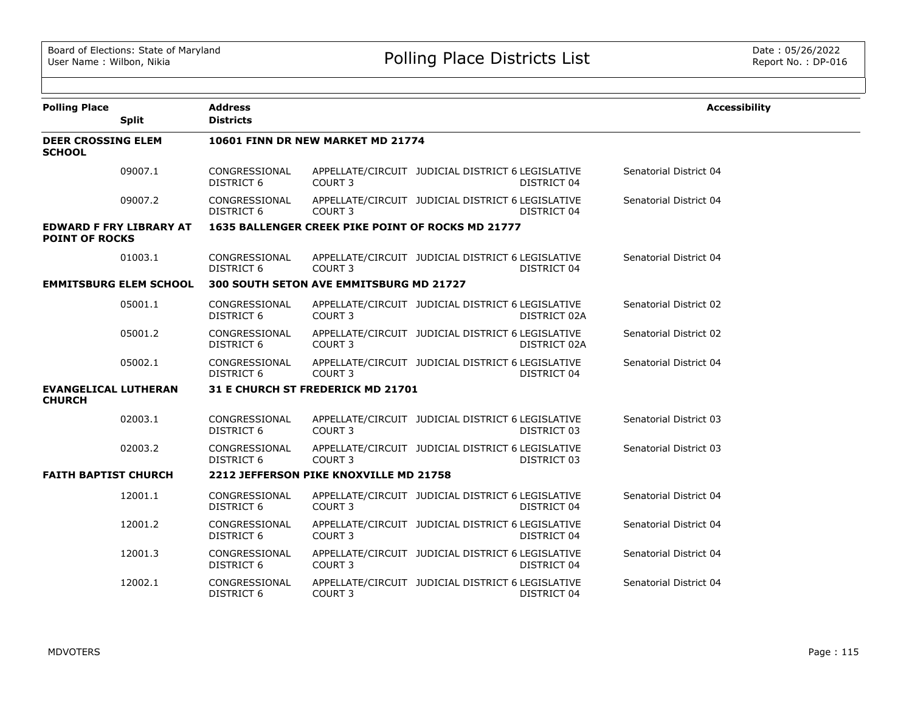# Polling Place Districts List

Board of Elections: State of Maryland
User Name : Wilbon, Nikia

Date : 05/26/2022
Report No. : DP-016

| Polling Place / Split | Address / Districts | | | | Accessibility |
|---|---|---|---|---|---|
| **DEER CROSSING ELEM SCHOOL** | **10601 FINN DR NEW MARKET MD 21774** | | | | |
| 09007.1 | CONGRESSIONAL DISTRICT 6 | APPELLATE/CIRCUIT COURT 3 | JUDICIAL DISTRICT 6 | LEGISLATIVE DISTRICT 04 | Senatorial District 04 |
| 09007.2 | CONGRESSIONAL DISTRICT 6 | APPELLATE/CIRCUIT COURT 3 | JUDICIAL DISTRICT 6 | LEGISLATIVE DISTRICT 04 | Senatorial District 04 |
| **EDWARD F FRY LIBRARY AT POINT OF ROCKS** | **1635 BALLENGER CREEK PIKE POINT OF ROCKS MD 21777** | | | | |
| 01003.1 | CONGRESSIONAL DISTRICT 6 | APPELLATE/CIRCUIT COURT 3 | JUDICIAL DISTRICT 6 | LEGISLATIVE DISTRICT 04 | Senatorial District 04 |
| **EMMITSBURG ELEM SCHOOL** | **300 SOUTH SETON AVE EMMITSBURG MD 21727** | | | | |
| 05001.1 | CONGRESSIONAL DISTRICT 6 | APPELLATE/CIRCUIT COURT 3 | JUDICIAL DISTRICT 6 | LEGISLATIVE DISTRICT 02A | Senatorial District 02 |
| 05001.2 | CONGRESSIONAL DISTRICT 6 | APPELLATE/CIRCUIT COURT 3 | JUDICIAL DISTRICT 6 | LEGISLATIVE DISTRICT 02A | Senatorial District 02 |
| 05002.1 | CONGRESSIONAL DISTRICT 6 | APPELLATE/CIRCUIT COURT 3 | JUDICIAL DISTRICT 6 | LEGISLATIVE DISTRICT 04 | Senatorial District 04 |
| **EVANGELICAL LUTHERAN CHURCH** | **31 E CHURCH ST FREDERICK MD 21701** | | | | |
| 02003.1 | CONGRESSIONAL DISTRICT 6 | APPELLATE/CIRCUIT COURT 3 | JUDICIAL DISTRICT 6 | LEGISLATIVE DISTRICT 03 | Senatorial District 03 |
| 02003.2 | CONGRESSIONAL DISTRICT 6 | APPELLATE/CIRCUIT COURT 3 | JUDICIAL DISTRICT 6 | LEGISLATIVE DISTRICT 03 | Senatorial District 03 |
| **FAITH BAPTIST CHURCH** | **2212 JEFFERSON PIKE KNOXVILLE MD 21758** | | | | |
| 12001.1 | CONGRESSIONAL DISTRICT 6 | APPELLATE/CIRCUIT COURT 3 | JUDICIAL DISTRICT 6 | LEGISLATIVE DISTRICT 04 | Senatorial District 04 |
| 12001.2 | CONGRESSIONAL DISTRICT 6 | APPELLATE/CIRCUIT COURT 3 | JUDICIAL DISTRICT 6 | LEGISLATIVE DISTRICT 04 | Senatorial District 04 |
| 12001.3 | CONGRESSIONAL DISTRICT 6 | APPELLATE/CIRCUIT COURT 3 | JUDICIAL DISTRICT 6 | LEGISLATIVE DISTRICT 04 | Senatorial District 04 |
| 12002.1 | CONGRESSIONAL DISTRICT 6 | APPELLATE/CIRCUIT COURT 3 | JUDICIAL DISTRICT 6 | LEGISLATIVE DISTRICT 04 | Senatorial District 04 |

MDVOTERS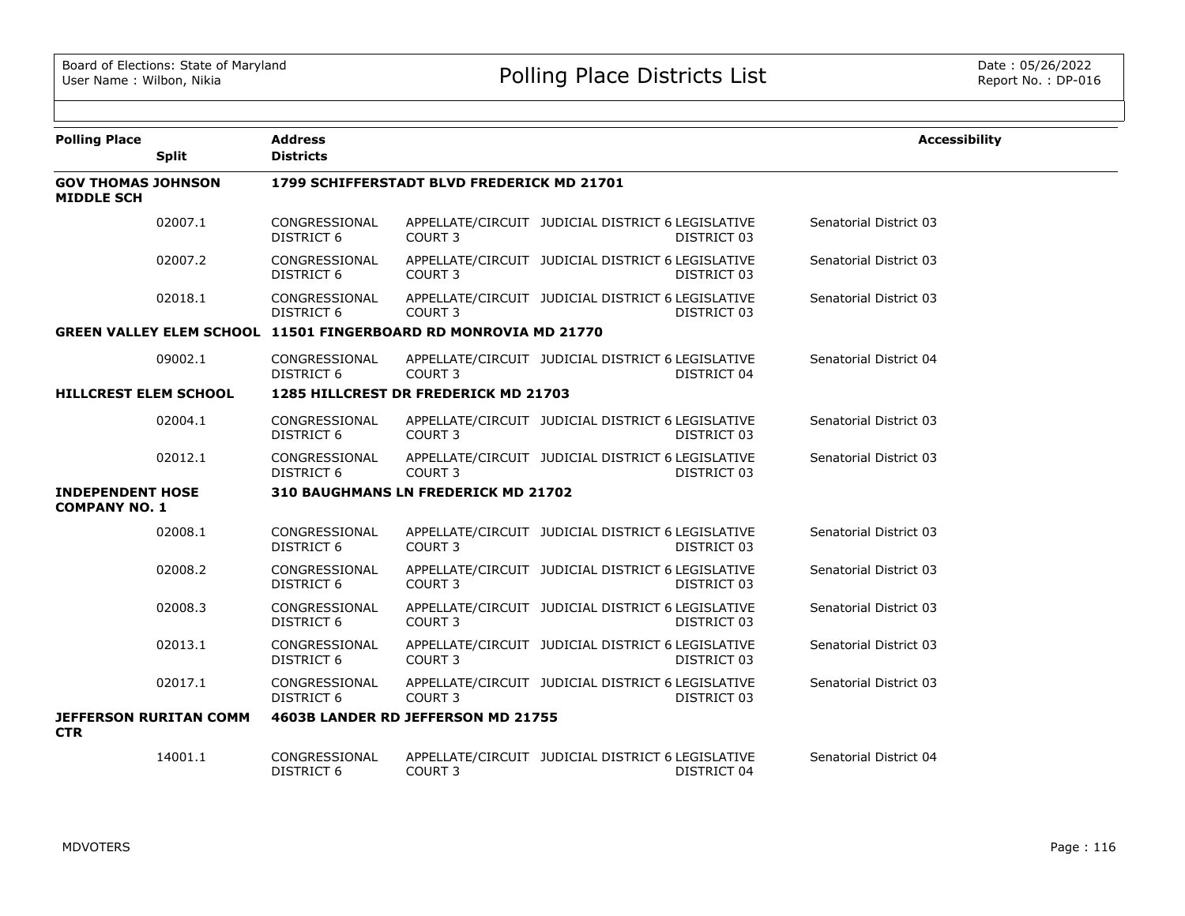| Polling Place | Split | Address / Districts | | | | Accessibility |
|---|---|---|---|---|---|---|
| **GOV THOMAS JOHNSON MIDDLE SCH** | | **1799 SCHIFFERSTADT BLVD FREDERICK MD 21701** | | | | |
| | 02007.1 | CONGRESSIONAL DISTRICT 6 | APPELLATE/CIRCUIT COURT 3 | JUDICIAL DISTRICT 6 | LEGISLATIVE DISTRICT 03 | Senatorial District 03 |
| | 02007.2 | CONGRESSIONAL DISTRICT 6 | APPELLATE/CIRCUIT COURT 3 | JUDICIAL DISTRICT 6 | LEGISLATIVE DISTRICT 03 | Senatorial District 03 |
| | 02018.1 | CONGRESSIONAL DISTRICT 6 | APPELLATE/CIRCUIT COURT 3 | JUDICIAL DISTRICT 6 | LEGISLATIVE DISTRICT 03 | Senatorial District 03 |
| **GREEN VALLEY ELEM SCHOOL** | | **11501 FINGERBOARD RD MONROVIA MD 21770** | | | | |
| | 09002.1 | CONGRESSIONAL DISTRICT 6 | APPELLATE/CIRCUIT COURT 3 | JUDICIAL DISTRICT 6 | LEGISLATIVE DISTRICT 04 | Senatorial District 04 |
| **HILLCREST ELEM SCHOOL** | | **1285 HILLCREST DR FREDERICK MD 21703** | | | | |
| | 02004.1 | CONGRESSIONAL DISTRICT 6 | APPELLATE/CIRCUIT COURT 3 | JUDICIAL DISTRICT 6 | LEGISLATIVE DISTRICT 03 | Senatorial District 03 |
| | 02012.1 | CONGRESSIONAL DISTRICT 6 | APPELLATE/CIRCUIT COURT 3 | JUDICIAL DISTRICT 6 | LEGISLATIVE DISTRICT 03 | Senatorial District 03 |
| **INDEPENDENT HOSE COMPANY NO. 1** | | **310 BAUGHMANS LN FREDERICK MD 21702** | | | | |
| | 02008.1 | CONGRESSIONAL DISTRICT 6 | APPELLATE/CIRCUIT COURT 3 | JUDICIAL DISTRICT 6 | LEGISLATIVE DISTRICT 03 | Senatorial District 03 |
| | 02008.2 | CONGRESSIONAL DISTRICT 6 | APPELLATE/CIRCUIT COURT 3 | JUDICIAL DISTRICT 6 | LEGISLATIVE DISTRICT 03 | Senatorial District 03 |
| | 02008.3 | CONGRESSIONAL DISTRICT 6 | APPELLATE/CIRCUIT COURT 3 | JUDICIAL DISTRICT 6 | LEGISLATIVE DISTRICT 03 | Senatorial District 03 |
| | 02013.1 | CONGRESSIONAL DISTRICT 6 | APPELLATE/CIRCUIT COURT 3 | JUDICIAL DISTRICT 6 | LEGISLATIVE DISTRICT 03 | Senatorial District 03 |
| | 02017.1 | CONGRESSIONAL DISTRICT 6 | APPELLATE/CIRCUIT COURT 3 | JUDICIAL DISTRICT 6 | LEGISLATIVE DISTRICT 03 | Senatorial District 03 |
| **JEFFERSON RURITAN COMM CTR** | | **4603B LANDER RD JEFFERSON MD 21755** | | | | |
| | 14001.1 | CONGRESSIONAL DISTRICT 6 | APPELLATE/CIRCUIT COURT 3 | JUDICIAL DISTRICT 6 | LEGISLATIVE DISTRICT 04 | Senatorial District 04 |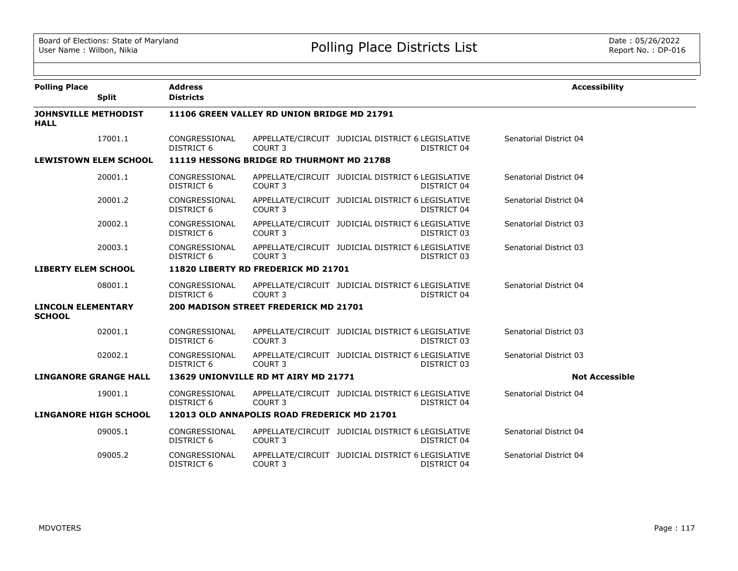# Polling Place Districts List

| Polling Place | Split | Address / Districts | | | | | Accessibility |
|---|---|---|---|---|---|---|---|
| **JOHNSVILLE METHODIST HALL** | | **11106 GREEN VALLEY RD UNION BRIDGE MD 21791** | | | | | |
| | 17001.1 | CONGRESSIONAL DISTRICT 6 | APPELLATE/CIRCUIT COURT 3 | JUDICIAL DISTRICT 6 | LEGISLATIVE DISTRICT 04 | Senatorial District 04 | |
| **LEWISTOWN ELEM SCHOOL** | | **11119 HESSONG BRIDGE RD THURMONT MD 21788** | | | | | |
| | 20001.1 | CONGRESSIONAL DISTRICT 6 | APPELLATE/CIRCUIT COURT 3 | JUDICIAL DISTRICT 6 | LEGISLATIVE DISTRICT 04 | Senatorial District 04 | |
| | 20001.2 | CONGRESSIONAL DISTRICT 6 | APPELLATE/CIRCUIT COURT 3 | JUDICIAL DISTRICT 6 | LEGISLATIVE DISTRICT 04 | Senatorial District 04 | |
| | 20002.1 | CONGRESSIONAL DISTRICT 6 | APPELLATE/CIRCUIT COURT 3 | JUDICIAL DISTRICT 6 | LEGISLATIVE DISTRICT 03 | Senatorial District 03 | |
| | 20003.1 | CONGRESSIONAL DISTRICT 6 | APPELLATE/CIRCUIT COURT 3 | JUDICIAL DISTRICT 6 | LEGISLATIVE DISTRICT 03 | Senatorial District 03 | |
| **LIBERTY ELEM SCHOOL** | | **11820 LIBERTY RD FREDERICK MD 21701** | | | | | |
| | 08001.1 | CONGRESSIONAL DISTRICT 6 | APPELLATE/CIRCUIT COURT 3 | JUDICIAL DISTRICT 6 | LEGISLATIVE DISTRICT 04 | Senatorial District 04 | |
| **LINCOLN ELEMENTARY SCHOOL** | | **200 MADISON STREET FREDERICK MD 21701** | | | | | |
| | 02001.1 | CONGRESSIONAL DISTRICT 6 | APPELLATE/CIRCUIT COURT 3 | JUDICIAL DISTRICT 6 | LEGISLATIVE DISTRICT 03 | Senatorial District 03 | |
| | 02002.1 | CONGRESSIONAL DISTRICT 6 | APPELLATE/CIRCUIT COURT 3 | JUDICIAL DISTRICT 6 | LEGISLATIVE DISTRICT 03 | Senatorial District 03 | |
| **LINGANORE GRANGE HALL** | | **13629 UNIONVILLE RD MT AIRY MD 21771** | | | | | **Not Accessible** |
| | 19001.1 | CONGRESSIONAL DISTRICT 6 | APPELLATE/CIRCUIT COURT 3 | JUDICIAL DISTRICT 6 | LEGISLATIVE DISTRICT 04 | Senatorial District 04 | |
| **LINGANORE HIGH SCHOOL** | | **12013 OLD ANNAPOLIS ROAD FREDERICK MD 21701** | | | | | |
| | 09005.1 | CONGRESSIONAL DISTRICT 6 | APPELLATE/CIRCUIT COURT 3 | JUDICIAL DISTRICT 6 | LEGISLATIVE DISTRICT 04 | Senatorial District 04 | |
| | 09005.2 | CONGRESSIONAL DISTRICT 6 | APPELLATE/CIRCUIT COURT 3 | JUDICIAL DISTRICT 6 | LEGISLATIVE DISTRICT 04 | Senatorial District 04 | |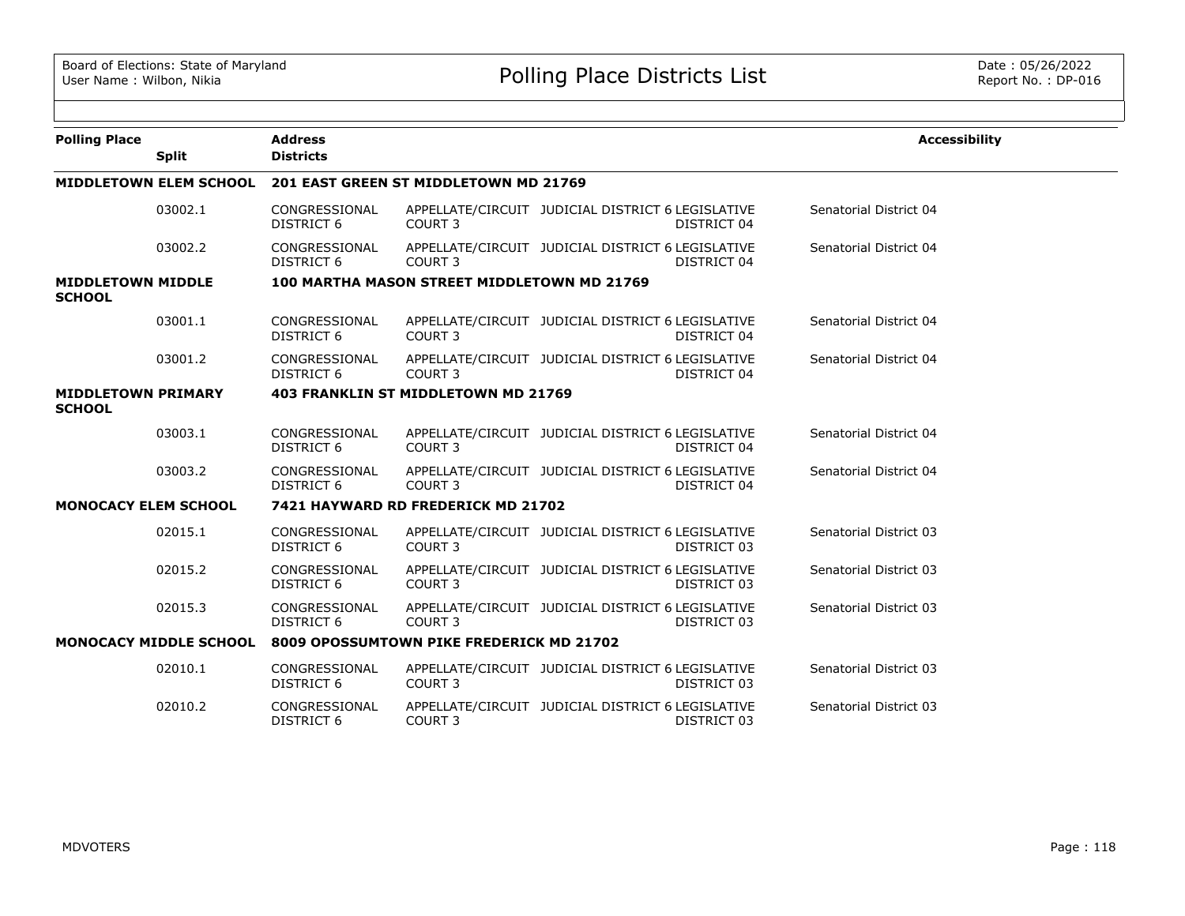# Polling Place Districts List

Board of Elections: State of Maryland
User Name : Wilbon, Nikia

Date : 05/26/2022
Report No. : DP-016

| Polling Place | Split | Address / Districts | | | | | Accessibility |
|---|---|---|---|---|---|---|---|
| **MIDDLETOWN ELEM SCHOOL** | | **201 EAST GREEN ST MIDDLETOWN MD 21769** | | | | | |
| | 03002.1 | CONGRESSIONAL DISTRICT 6 | APPELLATE/CIRCUIT COURT 3 | JUDICIAL DISTRICT 6 | LEGISLATIVE DISTRICT 04 | Senatorial District 04 | |
| | 03002.2 | CONGRESSIONAL DISTRICT 6 | APPELLATE/CIRCUIT COURT 3 | JUDICIAL DISTRICT 6 | LEGISLATIVE DISTRICT 04 | Senatorial District 04 | |
| **MIDDLETOWN MIDDLE SCHOOL** | | **100 MARTHA MASON STREET MIDDLETOWN MD 21769** | | | | | |
| | 03001.1 | CONGRESSIONAL DISTRICT 6 | APPELLATE/CIRCUIT COURT 3 | JUDICIAL DISTRICT 6 | LEGISLATIVE DISTRICT 04 | Senatorial District 04 | |
| | 03001.2 | CONGRESSIONAL DISTRICT 6 | APPELLATE/CIRCUIT COURT 3 | JUDICIAL DISTRICT 6 | LEGISLATIVE DISTRICT 04 | Senatorial District 04 | |
| **MIDDLETOWN PRIMARY SCHOOL** | | **403 FRANKLIN ST MIDDLETOWN MD 21769** | | | | | |
| | 03003.1 | CONGRESSIONAL DISTRICT 6 | APPELLATE/CIRCUIT COURT 3 | JUDICIAL DISTRICT 6 | LEGISLATIVE DISTRICT 04 | Senatorial District 04 | |
| | 03003.2 | CONGRESSIONAL DISTRICT 6 | APPELLATE/CIRCUIT COURT 3 | JUDICIAL DISTRICT 6 | LEGISLATIVE DISTRICT 04 | Senatorial District 04 | |
| **MONOCACY ELEM SCHOOL** | | **7421 HAYWARD RD FREDERICK MD 21702** | | | | | |
| | 02015.1 | CONGRESSIONAL DISTRICT 6 | APPELLATE/CIRCUIT COURT 3 | JUDICIAL DISTRICT 6 | LEGISLATIVE DISTRICT 03 | Senatorial District 03 | |
| | 02015.2 | CONGRESSIONAL DISTRICT 6 | APPELLATE/CIRCUIT COURT 3 | JUDICIAL DISTRICT 6 | LEGISLATIVE DISTRICT 03 | Senatorial District 03 | |
| | 02015.3 | CONGRESSIONAL DISTRICT 6 | APPELLATE/CIRCUIT COURT 3 | JUDICIAL DISTRICT 6 | LEGISLATIVE DISTRICT 03 | Senatorial District 03 | |
| **MONOCACY MIDDLE SCHOOL** | | **8009 OPOSSUMTOWN PIKE FREDERICK MD 21702** | | | | | |
| | 02010.1 | CONGRESSIONAL DISTRICT 6 | APPELLATE/CIRCUIT COURT 3 | JUDICIAL DISTRICT 6 | LEGISLATIVE DISTRICT 03 | Senatorial District 03 | |
| | 02010.2 | CONGRESSIONAL DISTRICT 6 | APPELLATE/CIRCUIT COURT 3 | JUDICIAL DISTRICT 6 | LEGISLATIVE DISTRICT 03 | Senatorial District 03 | |

MDVOTERS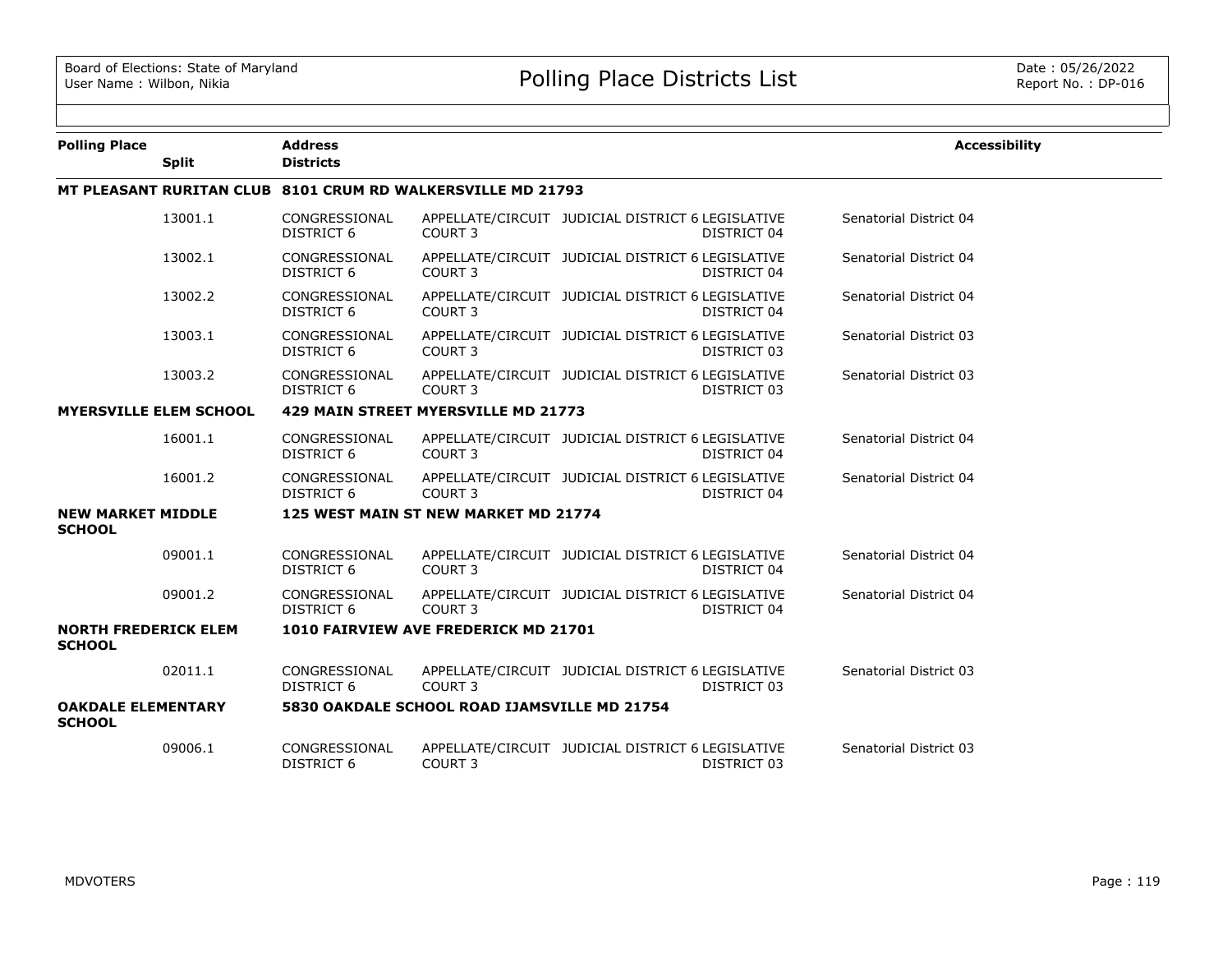Board of Elections: State of Maryland
User Name : Wilbon, Nikia

# Polling Place Districts List

Date : 05/26/2022
Report No. : DP-016

| Polling Place | Split | Address / Districts | | | | | Accessibility |
|---|---|---|---|---|---|---|---|
| **MT PLEASANT RURITAN CLUB** | | **8101 CRUM RD WALKERSVILLE MD 21793** | | | | | |
| | 13001.1 | CONGRESSIONAL DISTRICT 6 | APPELLATE/CIRCUIT COURT 3 | JUDICIAL DISTRICT 6 | LEGISLATIVE DISTRICT 04 | Senatorial District 04 | |
| | 13002.1 | CONGRESSIONAL DISTRICT 6 | APPELLATE/CIRCUIT COURT 3 | JUDICIAL DISTRICT 6 | LEGISLATIVE DISTRICT 04 | Senatorial District 04 | |
| | 13002.2 | CONGRESSIONAL DISTRICT 6 | APPELLATE/CIRCUIT COURT 3 | JUDICIAL DISTRICT 6 | LEGISLATIVE DISTRICT 04 | Senatorial District 04 | |
| | 13003.1 | CONGRESSIONAL DISTRICT 6 | APPELLATE/CIRCUIT COURT 3 | JUDICIAL DISTRICT 6 | LEGISLATIVE DISTRICT 03 | Senatorial District 03 | |
| | 13003.2 | CONGRESSIONAL DISTRICT 6 | APPELLATE/CIRCUIT COURT 3 | JUDICIAL DISTRICT 6 | LEGISLATIVE DISTRICT 03 | Senatorial District 03 | |
| **MYERSVILLE ELEM SCHOOL** | | **429 MAIN STREET MYERSVILLE MD 21773** | | | | | |
| | 16001.1 | CONGRESSIONAL DISTRICT 6 | APPELLATE/CIRCUIT COURT 3 | JUDICIAL DISTRICT 6 | LEGISLATIVE DISTRICT 04 | Senatorial District 04 | |
| | 16001.2 | CONGRESSIONAL DISTRICT 6 | APPELLATE/CIRCUIT COURT 3 | JUDICIAL DISTRICT 6 | LEGISLATIVE DISTRICT 04 | Senatorial District 04 | |
| **NEW MARKET MIDDLE SCHOOL** | | **125 WEST MAIN ST NEW MARKET MD 21774** | | | | | |
| | 09001.1 | CONGRESSIONAL DISTRICT 6 | APPELLATE/CIRCUIT COURT 3 | JUDICIAL DISTRICT 6 | LEGISLATIVE DISTRICT 04 | Senatorial District 04 | |
| | 09001.2 | CONGRESSIONAL DISTRICT 6 | APPELLATE/CIRCUIT COURT 3 | JUDICIAL DISTRICT 6 | LEGISLATIVE DISTRICT 04 | Senatorial District 04 | |
| **NORTH FREDERICK ELEM SCHOOL** | | **1010 FAIRVIEW AVE FREDERICK MD 21701** | | | | | |
| | 02011.1 | CONGRESSIONAL DISTRICT 6 | APPELLATE/CIRCUIT COURT 3 | JUDICIAL DISTRICT 6 | LEGISLATIVE DISTRICT 03 | Senatorial District 03 | |
| **OAKDALE ELEMENTARY SCHOOL** | | **5830 OAKDALE SCHOOL ROAD IJAMSVILLE MD 21754** | | | | | |
| | 09006.1 | CONGRESSIONAL DISTRICT 6 | APPELLATE/CIRCUIT COURT 3 | JUDICIAL DISTRICT 6 | LEGISLATIVE DISTRICT 03 | Senatorial District 03 | |

MDVOTERS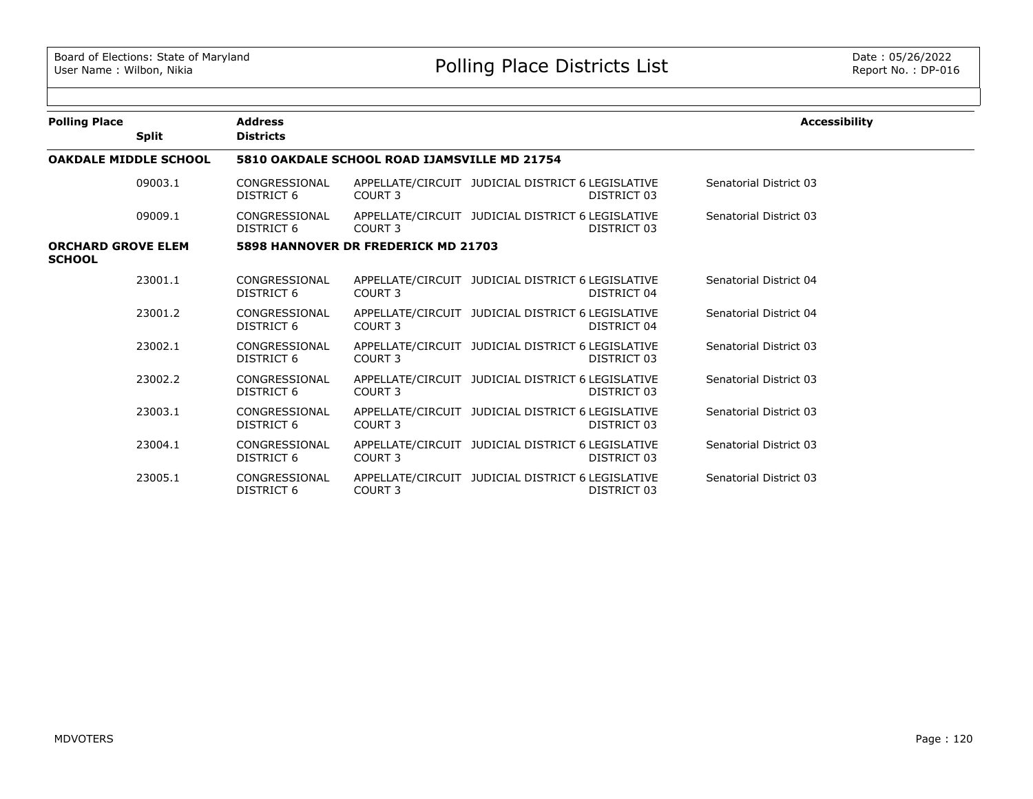# Polling Place Districts List

Board of Elections: State of Maryland
User Name : Wilbon, Nikia

Date : 05/26/2022
Report No. : DP-016

| Polling Place | Split | Address / Districts | | | | Accessibility |
|---|---|---|---|---|---|---|
| **OAKDALE MIDDLE SCHOOL** | | **5810 OAKDALE SCHOOL ROAD IJAMSVILLE MD 21754** | | | | |
| | 09003.1 | CONGRESSIONAL DISTRICT 6 | APPELLATE/CIRCUIT COURT 3 | JUDICIAL DISTRICT 6 | LEGISLATIVE DISTRICT 03 | Senatorial District 03 |
| | 09009.1 | CONGRESSIONAL DISTRICT 6 | APPELLATE/CIRCUIT COURT 3 | JUDICIAL DISTRICT 6 | LEGISLATIVE DISTRICT 03 | Senatorial District 03 |
| **ORCHARD GROVE ELEM SCHOOL** | | **5898 HANNOVER DR FREDERICK MD 21703** | | | | |
| | 23001.1 | CONGRESSIONAL DISTRICT 6 | APPELLATE/CIRCUIT COURT 3 | JUDICIAL DISTRICT 6 | LEGISLATIVE DISTRICT 04 | Senatorial District 04 |
| | 23001.2 | CONGRESSIONAL DISTRICT 6 | APPELLATE/CIRCUIT COURT 3 | JUDICIAL DISTRICT 6 | LEGISLATIVE DISTRICT 04 | Senatorial District 04 |
| | 23002.1 | CONGRESSIONAL DISTRICT 6 | APPELLATE/CIRCUIT COURT 3 | JUDICIAL DISTRICT 6 | LEGISLATIVE DISTRICT 03 | Senatorial District 03 |
| | 23002.2 | CONGRESSIONAL DISTRICT 6 | APPELLATE/CIRCUIT COURT 3 | JUDICIAL DISTRICT 6 | LEGISLATIVE DISTRICT 03 | Senatorial District 03 |
| | 23003.1 | CONGRESSIONAL DISTRICT 6 | APPELLATE/CIRCUIT COURT 3 | JUDICIAL DISTRICT 6 | LEGISLATIVE DISTRICT 03 | Senatorial District 03 |
| | 23004.1 | CONGRESSIONAL DISTRICT 6 | APPELLATE/CIRCUIT COURT 3 | JUDICIAL DISTRICT 6 | LEGISLATIVE DISTRICT 03 | Senatorial District 03 |
| | 23005.1 | CONGRESSIONAL DISTRICT 6 | APPELLATE/CIRCUIT COURT 3 | JUDICIAL DISTRICT 6 | LEGISLATIVE DISTRICT 03 | Senatorial District 03 |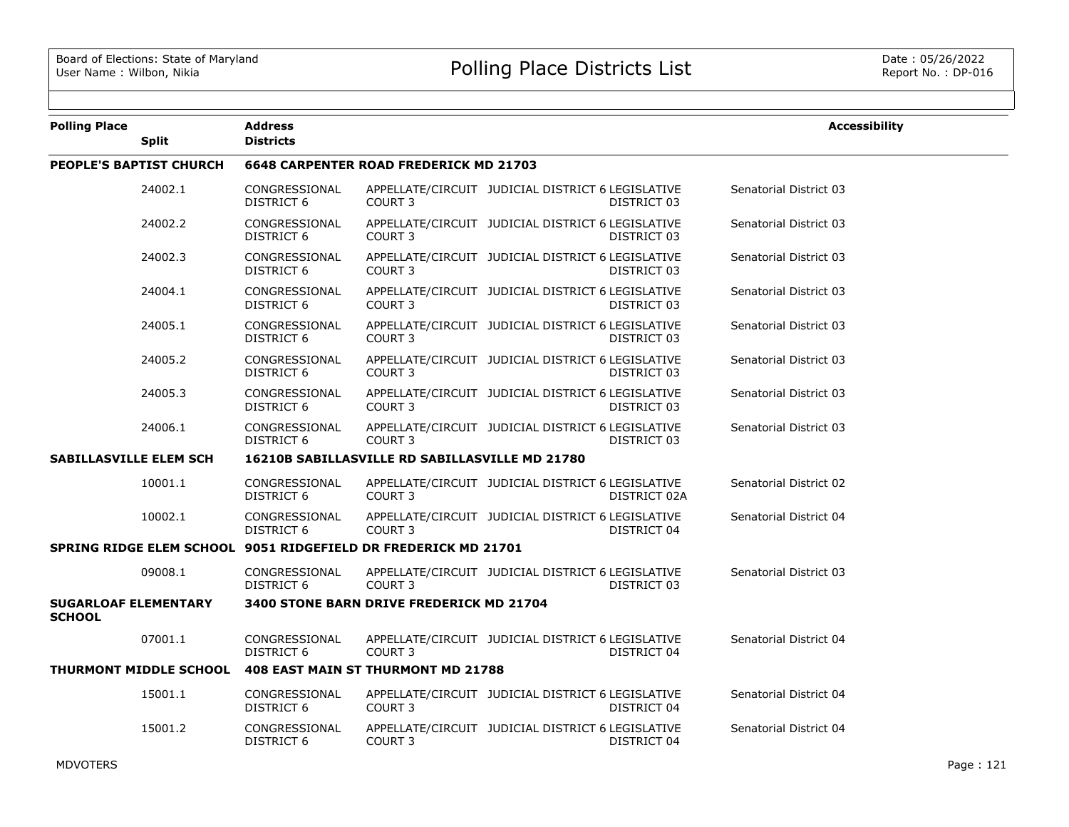| Polling Place | Split | Address / Districts | | | | | Accessibility |
|---|---|---|---|---|---|---|---|
| **PEOPLE'S BAPTIST CHURCH** | | **6648 CARPENTER ROAD FREDERICK MD 21703** | | | | | |
| | 24002.1 | CONGRESSIONAL DISTRICT 6 | APPELLATE/CIRCUIT COURT 3 | JUDICIAL DISTRICT 6 | LEGISLATIVE DISTRICT 03 | Senatorial District 03 | |
| | 24002.2 | CONGRESSIONAL DISTRICT 6 | APPELLATE/CIRCUIT COURT 3 | JUDICIAL DISTRICT 6 | LEGISLATIVE DISTRICT 03 | Senatorial District 03 | |
| | 24002.3 | CONGRESSIONAL DISTRICT 6 | APPELLATE/CIRCUIT COURT 3 | JUDICIAL DISTRICT 6 | LEGISLATIVE DISTRICT 03 | Senatorial District 03 | |
| | 24004.1 | CONGRESSIONAL DISTRICT 6 | APPELLATE/CIRCUIT COURT 3 | JUDICIAL DISTRICT 6 | LEGISLATIVE DISTRICT 03 | Senatorial District 03 | |
| | 24005.1 | CONGRESSIONAL DISTRICT 6 | APPELLATE/CIRCUIT COURT 3 | JUDICIAL DISTRICT 6 | LEGISLATIVE DISTRICT 03 | Senatorial District 03 | |
| | 24005.2 | CONGRESSIONAL DISTRICT 6 | APPELLATE/CIRCUIT COURT 3 | JUDICIAL DISTRICT 6 | LEGISLATIVE DISTRICT 03 | Senatorial District 03 | |
| | 24005.3 | CONGRESSIONAL DISTRICT 6 | APPELLATE/CIRCUIT COURT 3 | JUDICIAL DISTRICT 6 | LEGISLATIVE DISTRICT 03 | Senatorial District 03 | |
| | 24006.1 | CONGRESSIONAL DISTRICT 6 | APPELLATE/CIRCUIT COURT 3 | JUDICIAL DISTRICT 6 | LEGISLATIVE DISTRICT 03 | Senatorial District 03 | |
| **SABILLASVILLE ELEM SCH** | | **16210B SABILLASVILLE RD SABILLASVILLE MD 21780** | | | | | |
| | 10001.1 | CONGRESSIONAL DISTRICT 6 | APPELLATE/CIRCUIT COURT 3 | JUDICIAL DISTRICT 6 | LEGISLATIVE DISTRICT 02A | Senatorial District 02 | |
| | 10002.1 | CONGRESSIONAL DISTRICT 6 | APPELLATE/CIRCUIT COURT 3 | JUDICIAL DISTRICT 6 | LEGISLATIVE DISTRICT 04 | Senatorial District 04 | |
| **SPRING RIDGE ELEM SCHOOL** | | **9051 RIDGEFIELD DR FREDERICK MD 21701** | | | | | |
| | 09008.1 | CONGRESSIONAL DISTRICT 6 | APPELLATE/CIRCUIT COURT 3 | JUDICIAL DISTRICT 6 | LEGISLATIVE DISTRICT 03 | Senatorial District 03 | |
| **SUGARLOAF ELEMENTARY SCHOOL** | | **3400 STONE BARN DRIVE FREDERICK MD 21704** | | | | | |
| | 07001.1 | CONGRESSIONAL DISTRICT 6 | APPELLATE/CIRCUIT COURT 3 | JUDICIAL DISTRICT 6 | LEGISLATIVE DISTRICT 04 | Senatorial District 04 | |
| **THURMONT MIDDLE SCHOOL** | | **408 EAST MAIN ST THURMONT MD 21788** | | | | | |
| | 15001.1 | CONGRESSIONAL DISTRICT 6 | APPELLATE/CIRCUIT COURT 3 | JUDICIAL DISTRICT 6 | LEGISLATIVE DISTRICT 04 | Senatorial District 04 | |
| | 15001.2 | CONGRESSIONAL DISTRICT 6 | APPELLATE/CIRCUIT COURT 3 | JUDICIAL DISTRICT 6 | LEGISLATIVE DISTRICT 04 | Senatorial District 04 | |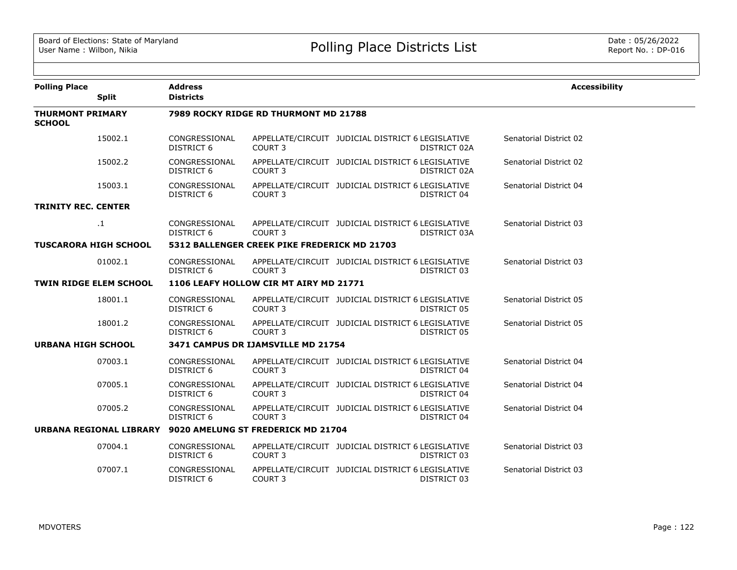# Polling Place Districts List

| Polling Place | Split | Address / Districts | | | | | Accessibility |
|---|---|---|---|---|---|---|---|
| **THURMONT PRIMARY SCHOOL** | | **7989 ROCKY RIDGE RD THURMONT MD 21788** | | | | | |
| | 15002.1 | CONGRESSIONAL DISTRICT 6 | APPELLATE/CIRCUIT COURT 3 | JUDICIAL DISTRICT 6 | LEGISLATIVE DISTRICT 02A | Senatorial District 02 | |
| | 15002.2 | CONGRESSIONAL DISTRICT 6 | APPELLATE/CIRCUIT COURT 3 | JUDICIAL DISTRICT 6 | LEGISLATIVE DISTRICT 02A | Senatorial District 02 | |
| | 15003.1 | CONGRESSIONAL DISTRICT 6 | APPELLATE/CIRCUIT COURT 3 | JUDICIAL DISTRICT 6 | LEGISLATIVE DISTRICT 04 | Senatorial District 04 | |
| **TRINITY REC. CENTER** | | | | | | | |
| | .1 | CONGRESSIONAL DISTRICT 6 | APPELLATE/CIRCUIT COURT 3 | JUDICIAL DISTRICT 6 | LEGISLATIVE DISTRICT 03A | Senatorial District 03 | |
| **TUSCARORA HIGH SCHOOL** | | **5312 BALLENGER CREEK PIKE FREDERICK MD 21703** | | | | | |
| | 01002.1 | CONGRESSIONAL DISTRICT 6 | APPELLATE/CIRCUIT COURT 3 | JUDICIAL DISTRICT 6 | LEGISLATIVE DISTRICT 03 | Senatorial District 03 | |
| **TWIN RIDGE ELEM SCHOOL** | | **1106 LEAFY HOLLOW CIR MT AIRY MD 21771** | | | | | |
| | 18001.1 | CONGRESSIONAL DISTRICT 6 | APPELLATE/CIRCUIT COURT 3 | JUDICIAL DISTRICT 6 | LEGISLATIVE DISTRICT 05 | Senatorial District 05 | |
| | 18001.2 | CONGRESSIONAL DISTRICT 6 | APPELLATE/CIRCUIT COURT 3 | JUDICIAL DISTRICT 6 | LEGISLATIVE DISTRICT 05 | Senatorial District 05 | |
| **URBANA HIGH SCHOOL** | | **3471 CAMPUS DR IJAMSVILLE MD 21754** | | | | | |
| | 07003.1 | CONGRESSIONAL DISTRICT 6 | APPELLATE/CIRCUIT COURT 3 | JUDICIAL DISTRICT 6 | LEGISLATIVE DISTRICT 04 | Senatorial District 04 | |
| | 07005.1 | CONGRESSIONAL DISTRICT 6 | APPELLATE/CIRCUIT COURT 3 | JUDICIAL DISTRICT 6 | LEGISLATIVE DISTRICT 04 | Senatorial District 04 | |
| | 07005.2 | CONGRESSIONAL DISTRICT 6 | APPELLATE/CIRCUIT COURT 3 | JUDICIAL DISTRICT 6 | LEGISLATIVE DISTRICT 04 | Senatorial District 04 | |
| **URBANA REGIONAL LIBRARY** | | **9020 AMELUNG ST FREDERICK MD 21704** | | | | | |
| | 07004.1 | CONGRESSIONAL DISTRICT 6 | APPELLATE/CIRCUIT COURT 3 | JUDICIAL DISTRICT 6 | LEGISLATIVE DISTRICT 03 | Senatorial District 03 | |
| | 07007.1 | CONGRESSIONAL DISTRICT 6 | APPELLATE/CIRCUIT COURT 3 | JUDICIAL DISTRICT 6 | LEGISLATIVE DISTRICT 03 | Senatorial District 03 | |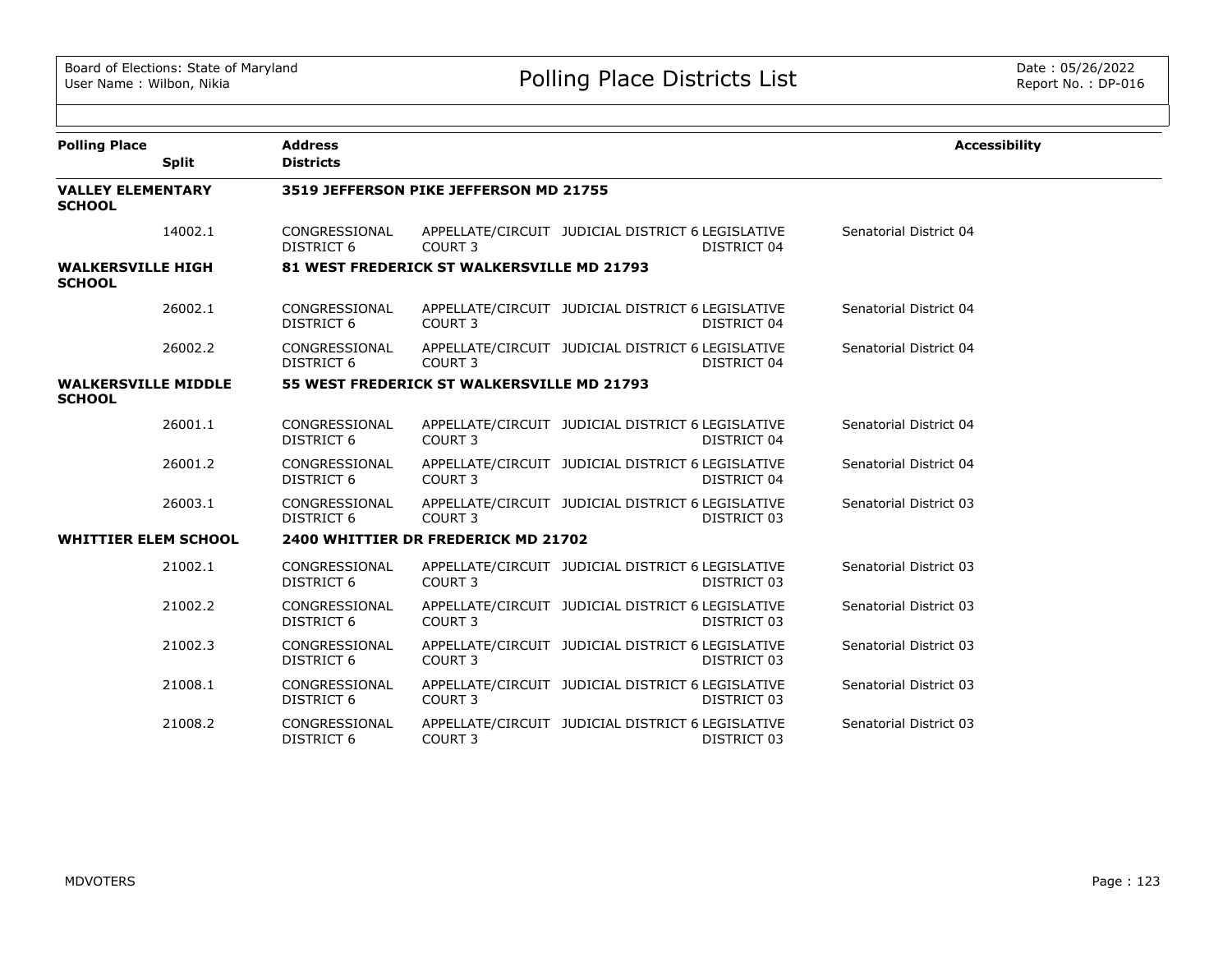Board of Elections: State of Maryland
User Name : Wilbon, Nikia

# Polling Place Districts List

Date : 05/26/2022
Report No. : DP-016

| Polling Place | Split | Address / Districts | | | | Accessibility |
|---|---|---|---|---|---|---|
| **VALLEY ELEMENTARY SCHOOL** | | **3519 JEFFERSON PIKE JEFFERSON MD 21755** | | | | |
| | 14002.1 | CONGRESSIONAL DISTRICT 6 | APPELLATE/CIRCUIT COURT 3 | JUDICIAL DISTRICT 6 | LEGISLATIVE DISTRICT 04 | Senatorial District 04 |
| **WALKERSVILLE HIGH SCHOOL** | | **81 WEST FREDERICK ST WALKERSVILLE MD 21793** | | | | |
| | 26002.1 | CONGRESSIONAL DISTRICT 6 | APPELLATE/CIRCUIT COURT 3 | JUDICIAL DISTRICT 6 | LEGISLATIVE DISTRICT 04 | Senatorial District 04 |
| | 26002.2 | CONGRESSIONAL DISTRICT 6 | APPELLATE/CIRCUIT COURT 3 | JUDICIAL DISTRICT 6 | LEGISLATIVE DISTRICT 04 | Senatorial District 04 |
| **WALKERSVILLE MIDDLE SCHOOL** | | **55 WEST FREDERICK ST WALKERSVILLE MD 21793** | | | | |
| | 26001.1 | CONGRESSIONAL DISTRICT 6 | APPELLATE/CIRCUIT COURT 3 | JUDICIAL DISTRICT 6 | LEGISLATIVE DISTRICT 04 | Senatorial District 04 |
| | 26001.2 | CONGRESSIONAL DISTRICT 6 | APPELLATE/CIRCUIT COURT 3 | JUDICIAL DISTRICT 6 | LEGISLATIVE DISTRICT 04 | Senatorial District 04 |
| | 26003.1 | CONGRESSIONAL DISTRICT 6 | APPELLATE/CIRCUIT COURT 3 | JUDICIAL DISTRICT 6 | LEGISLATIVE DISTRICT 03 | Senatorial District 03 |
| **WHITTIER ELEM SCHOOL** | | **2400 WHITTIER DR FREDERICK MD 21702** | | | | |
| | 21002.1 | CONGRESSIONAL DISTRICT 6 | APPELLATE/CIRCUIT COURT 3 | JUDICIAL DISTRICT 6 | LEGISLATIVE DISTRICT 03 | Senatorial District 03 |
| | 21002.2 | CONGRESSIONAL DISTRICT 6 | APPELLATE/CIRCUIT COURT 3 | JUDICIAL DISTRICT 6 | LEGISLATIVE DISTRICT 03 | Senatorial District 03 |
| | 21002.3 | CONGRESSIONAL DISTRICT 6 | APPELLATE/CIRCUIT COURT 3 | JUDICIAL DISTRICT 6 | LEGISLATIVE DISTRICT 03 | Senatorial District 03 |
| | 21008.1 | CONGRESSIONAL DISTRICT 6 | APPELLATE/CIRCUIT COURT 3 | JUDICIAL DISTRICT 6 | LEGISLATIVE DISTRICT 03 | Senatorial District 03 |
| | 21008.2 | CONGRESSIONAL DISTRICT 6 | APPELLATE/CIRCUIT COURT 3 | JUDICIAL DISTRICT 6 | LEGISLATIVE DISTRICT 03 | Senatorial District 03 |

MDVOTERS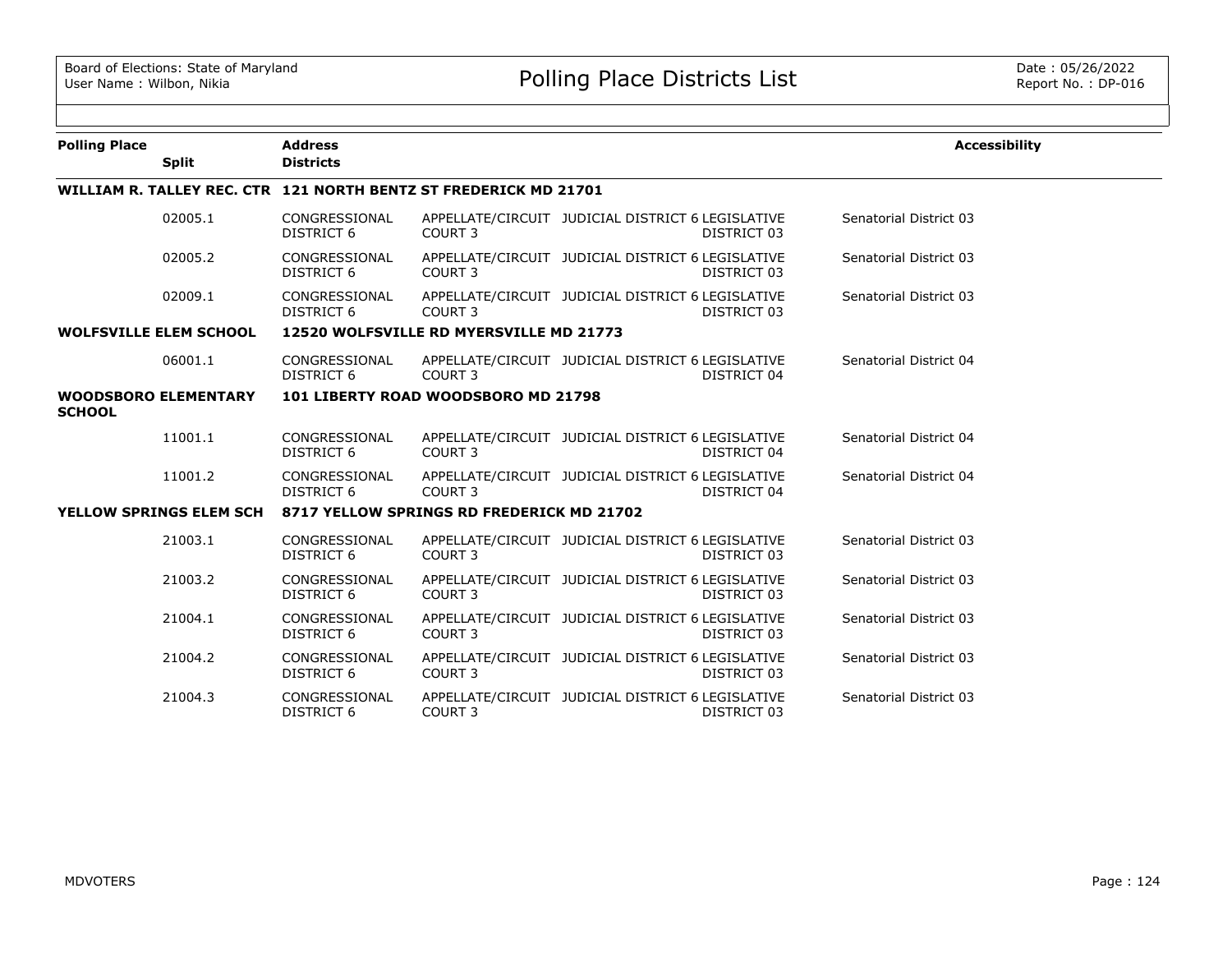| Polling Place | Split | Address / Districts | | | | | Accessibility |
|---|---|---|---|---|---|---|---|
| **WILLIAM R. TALLEY REC. CTR** | | **121 NORTH BENTZ ST FREDERICK MD 21701** | | | | | |
| | 02005.1 | CONGRESSIONAL DISTRICT 6 | APPELLATE/CIRCUIT COURT 3 | JUDICIAL DISTRICT 6 | LEGISLATIVE DISTRICT 03 | Senatorial District 03 | |
| | 02005.2 | CONGRESSIONAL DISTRICT 6 | APPELLATE/CIRCUIT COURT 3 | JUDICIAL DISTRICT 6 | LEGISLATIVE DISTRICT 03 | Senatorial District 03 | |
| | 02009.1 | CONGRESSIONAL DISTRICT 6 | APPELLATE/CIRCUIT COURT 3 | JUDICIAL DISTRICT 6 | LEGISLATIVE DISTRICT 03 | Senatorial District 03 | |
| **WOLFSVILLE ELEM SCHOOL** | | **12520 WOLFSVILLE RD MYERSVILLE MD 21773** | | | | | |
| | 06001.1 | CONGRESSIONAL DISTRICT 6 | APPELLATE/CIRCUIT COURT 3 | JUDICIAL DISTRICT 6 | LEGISLATIVE DISTRICT 04 | Senatorial District 04 | |
| **WOODSBORO ELEMENTARY SCHOOL** | | **101 LIBERTY ROAD WOODSBORO MD 21798** | | | | | |
| | 11001.1 | CONGRESSIONAL DISTRICT 6 | APPELLATE/CIRCUIT COURT 3 | JUDICIAL DISTRICT 6 | LEGISLATIVE DISTRICT 04 | Senatorial District 04 | |
| | 11001.2 | CONGRESSIONAL DISTRICT 6 | APPELLATE/CIRCUIT COURT 3 | JUDICIAL DISTRICT 6 | LEGISLATIVE DISTRICT 04 | Senatorial District 04 | |
| **YELLOW SPRINGS ELEM SCH** | | **8717 YELLOW SPRINGS RD FREDERICK MD 21702** | | | | | |
| | 21003.1 | CONGRESSIONAL DISTRICT 6 | APPELLATE/CIRCUIT COURT 3 | JUDICIAL DISTRICT 6 | LEGISLATIVE DISTRICT 03 | Senatorial District 03 | |
| | 21003.2 | CONGRESSIONAL DISTRICT 6 | APPELLATE/CIRCUIT COURT 3 | JUDICIAL DISTRICT 6 | LEGISLATIVE DISTRICT 03 | Senatorial District 03 | |
| | 21004.1 | CONGRESSIONAL DISTRICT 6 | APPELLATE/CIRCUIT COURT 3 | JUDICIAL DISTRICT 6 | LEGISLATIVE DISTRICT 03 | Senatorial District 03 | |
| | 21004.2 | CONGRESSIONAL DISTRICT 6 | APPELLATE/CIRCUIT COURT 3 | JUDICIAL DISTRICT 6 | LEGISLATIVE DISTRICT 03 | Senatorial District 03 | |
| | 21004.3 | CONGRESSIONAL DISTRICT 6 | APPELLATE/CIRCUIT COURT 3 | JUDICIAL DISTRICT 6 | LEGISLATIVE DISTRICT 03 | Senatorial District 03 | |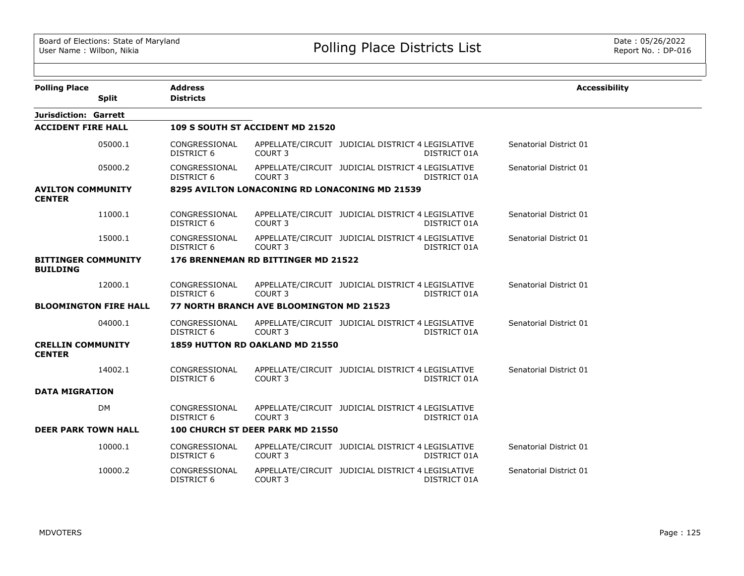| Polling Place | Split | Address / Districts | | | | Accessibility |
|---|---|---|---|---|---|---|
| **Jurisdiction: Garrett** | | | | | | |
| **ACCIDENT FIRE HALL** | | **109 S SOUTH ST ACCIDENT MD 21520** | | | | |
| | 05000.1 | CONGRESSIONAL DISTRICT 6 | APPELLATE/CIRCUIT COURT 3 | JUDICIAL DISTRICT 4 | LEGISLATIVE DISTRICT 01A | Senatorial District 01 |
| | 05000.2 | CONGRESSIONAL DISTRICT 6 | APPELLATE/CIRCUIT COURT 3 | JUDICIAL DISTRICT 4 | LEGISLATIVE DISTRICT 01A | Senatorial District 01 |
| **AVILTON COMMUNITY CENTER** | | **8295 AVILTON LONACONING RD LONACONING MD 21539** | | | | |
| | 11000.1 | CONGRESSIONAL DISTRICT 6 | APPELLATE/CIRCUIT COURT 3 | JUDICIAL DISTRICT 4 | LEGISLATIVE DISTRICT 01A | Senatorial District 01 |
| | 15000.1 | CONGRESSIONAL DISTRICT 6 | APPELLATE/CIRCUIT COURT 3 | JUDICIAL DISTRICT 4 | LEGISLATIVE DISTRICT 01A | Senatorial District 01 |
| **BITTINGER COMMUNITY BUILDING** | | **176 BRENNEMAN RD BITTINGER MD 21522** | | | | |
| | 12000.1 | CONGRESSIONAL DISTRICT 6 | APPELLATE/CIRCUIT COURT 3 | JUDICIAL DISTRICT 4 | LEGISLATIVE DISTRICT 01A | Senatorial District 01 |
| **BLOOMINGTON FIRE HALL** | | **77 NORTH BRANCH AVE BLOOMINGTON MD 21523** | | | | |
| | 04000.1 | CONGRESSIONAL DISTRICT 6 | APPELLATE/CIRCUIT COURT 3 | JUDICIAL DISTRICT 4 | LEGISLATIVE DISTRICT 01A | Senatorial District 01 |
| **CRELLIN COMMUNITY CENTER** | | **1859 HUTTON RD OAKLAND MD 21550** | | | | |
| | 14002.1 | CONGRESSIONAL DISTRICT 6 | APPELLATE/CIRCUIT COURT 3 | JUDICIAL DISTRICT 4 | LEGISLATIVE DISTRICT 01A | Senatorial District 01 |
| **DATA MIGRATION** | | | | | | |
| | DM | CONGRESSIONAL DISTRICT 6 | APPELLATE/CIRCUIT COURT 3 | JUDICIAL DISTRICT 4 | LEGISLATIVE DISTRICT 01A | |
| **DEER PARK TOWN HALL** | | **100 CHURCH ST DEER PARK MD 21550** | | | | |
| | 10000.1 | CONGRESSIONAL DISTRICT 6 | APPELLATE/CIRCUIT COURT 3 | JUDICIAL DISTRICT 4 | LEGISLATIVE DISTRICT 01A | Senatorial District 01 |
| | 10000.2 | CONGRESSIONAL DISTRICT 6 | APPELLATE/CIRCUIT COURT 3 | JUDICIAL DISTRICT 4 | LEGISLATIVE DISTRICT 01A | Senatorial District 01 |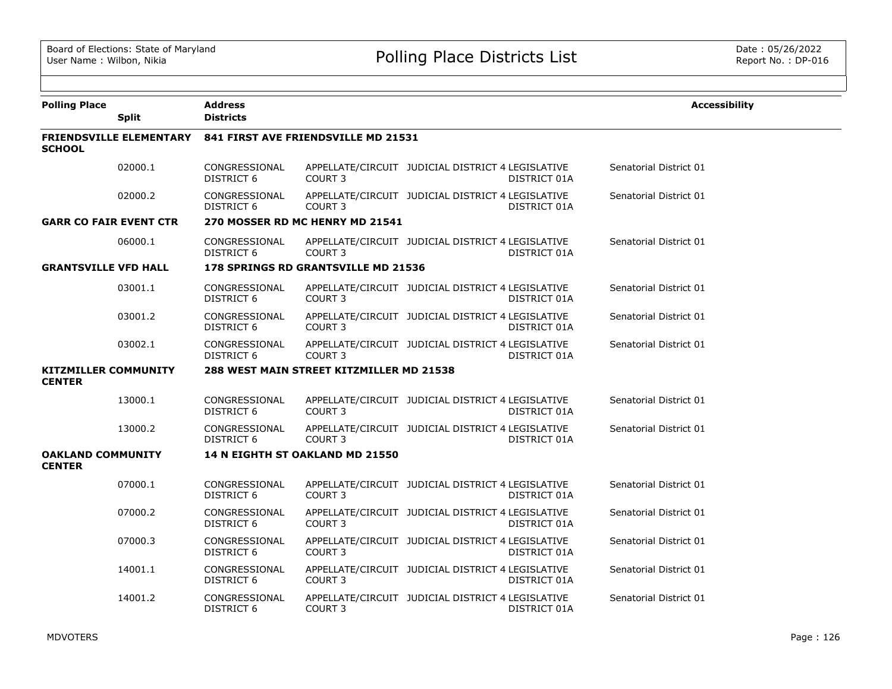Board of Elections: State of Maryland
User Name : Wilbon, Nikia

# Polling Place Districts List

Date : 05/26/2022
Report No. : DP-016

| Polling Place | Split | Address / Districts | | | | | Accessibility |
|---|---|---|---|---|---|---|---|
| **FRIENDSVILLE ELEMENTARY SCHOOL** | | **841 FIRST AVE FRIENDSVILLE MD 21531** | | | | | |
| | 02000.1 | CONGRESSIONAL DISTRICT 6 | APPELLATE/CIRCUIT COURT 3 | JUDICIAL DISTRICT 4 | LEGISLATIVE DISTRICT 01A | Senatorial District 01 | |
| | 02000.2 | CONGRESSIONAL DISTRICT 6 | APPELLATE/CIRCUIT COURT 3 | JUDICIAL DISTRICT 4 | LEGISLATIVE DISTRICT 01A | Senatorial District 01 | |
| **GARR CO FAIR EVENT CTR** | | **270 MOSSER RD MC HENRY MD 21541** | | | | | |
| | 06000.1 | CONGRESSIONAL DISTRICT 6 | APPELLATE/CIRCUIT COURT 3 | JUDICIAL DISTRICT 4 | LEGISLATIVE DISTRICT 01A | Senatorial District 01 | |
| **GRANTSVILLE VFD HALL** | | **178 SPRINGS RD GRANTSVILLE MD 21536** | | | | | |
| | 03001.1 | CONGRESSIONAL DISTRICT 6 | APPELLATE/CIRCUIT COURT 3 | JUDICIAL DISTRICT 4 | LEGISLATIVE DISTRICT 01A | Senatorial District 01 | |
| | 03001.2 | CONGRESSIONAL DISTRICT 6 | APPELLATE/CIRCUIT COURT 3 | JUDICIAL DISTRICT 4 | LEGISLATIVE DISTRICT 01A | Senatorial District 01 | |
| | 03002.1 | CONGRESSIONAL DISTRICT 6 | APPELLATE/CIRCUIT COURT 3 | JUDICIAL DISTRICT 4 | LEGISLATIVE DISTRICT 01A | Senatorial District 01 | |
| **KITZMILLER COMMUNITY CENTER** | | **288 WEST MAIN STREET KITZMILLER MD 21538** | | | | | |
| | 13000.1 | CONGRESSIONAL DISTRICT 6 | APPELLATE/CIRCUIT COURT 3 | JUDICIAL DISTRICT 4 | LEGISLATIVE DISTRICT 01A | Senatorial District 01 | |
| | 13000.2 | CONGRESSIONAL DISTRICT 6 | APPELLATE/CIRCUIT COURT 3 | JUDICIAL DISTRICT 4 | LEGISLATIVE DISTRICT 01A | Senatorial District 01 | |
| **OAKLAND COMMUNITY CENTER** | | **14 N EIGHTH ST OAKLAND MD 21550** | | | | | |
| | 07000.1 | CONGRESSIONAL DISTRICT 6 | APPELLATE/CIRCUIT COURT 3 | JUDICIAL DISTRICT 4 | LEGISLATIVE DISTRICT 01A | Senatorial District 01 | |
| | 07000.2 | CONGRESSIONAL DISTRICT 6 | APPELLATE/CIRCUIT COURT 3 | JUDICIAL DISTRICT 4 | LEGISLATIVE DISTRICT 01A | Senatorial District 01 | |
| | 07000.3 | CONGRESSIONAL DISTRICT 6 | APPELLATE/CIRCUIT COURT 3 | JUDICIAL DISTRICT 4 | LEGISLATIVE DISTRICT 01A | Senatorial District 01 | |
| | 14001.1 | CONGRESSIONAL DISTRICT 6 | APPELLATE/CIRCUIT COURT 3 | JUDICIAL DISTRICT 4 | LEGISLATIVE DISTRICT 01A | Senatorial District 01 | |
| | 14001.2 | CONGRESSIONAL DISTRICT 6 | APPELLATE/CIRCUIT COURT 3 | JUDICIAL DISTRICT 4 | LEGISLATIVE DISTRICT 01A | Senatorial District 01 | |

MDVOTERS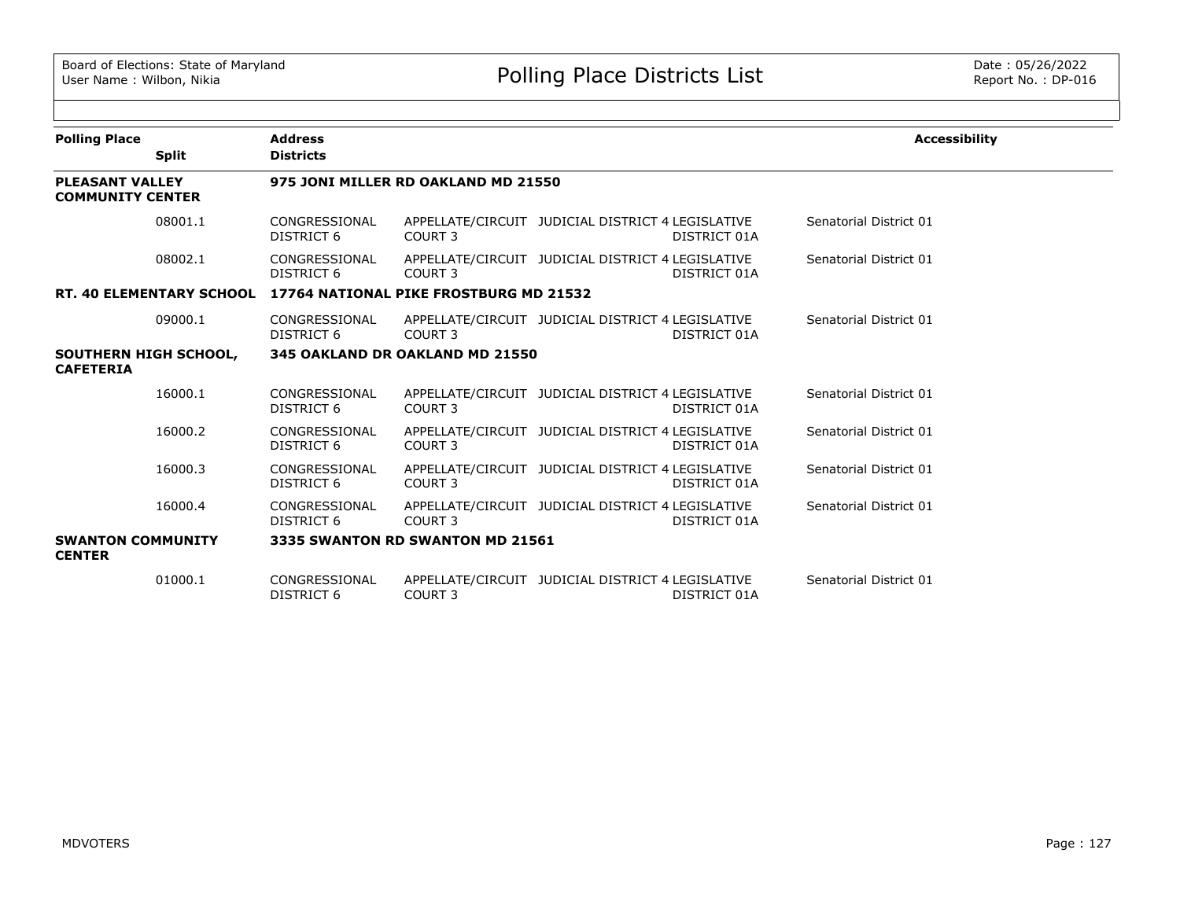Board of Elections: State of Maryland
User Name : Wilbon, Nikia

# Polling Place Districts List

Date : 05/26/2022
Report No. : DP-016

| Polling Place / Split | Address / Districts | | | | Accessibility |
|---|---|---|---|---|---|
| **PLEASANT VALLEY COMMUNITY CENTER** | **975 JONI MILLER RD OAKLAND MD 21550** | | | | |
| 08001.1 | CONGRESSIONAL DISTRICT 6 | APPELLATE/CIRCUIT COURT 3 | JUDICIAL DISTRICT 4 | LEGISLATIVE DISTRICT 01A | Senatorial District 01 |
| 08002.1 | CONGRESSIONAL DISTRICT 6 | APPELLATE/CIRCUIT COURT 3 | JUDICIAL DISTRICT 4 | LEGISLATIVE DISTRICT 01A | Senatorial District 01 |
| **RT. 40 ELEMENTARY SCHOOL** | **17764 NATIONAL PIKE FROSTBURG MD 21532** | | | | |
| 09000.1 | CONGRESSIONAL DISTRICT 6 | APPELLATE/CIRCUIT COURT 3 | JUDICIAL DISTRICT 4 | LEGISLATIVE DISTRICT 01A | Senatorial District 01 |
| **SOUTHERN HIGH SCHOOL, CAFETERIA** | **345 OAKLAND DR OAKLAND MD 21550** | | | | |
| 16000.1 | CONGRESSIONAL DISTRICT 6 | APPELLATE/CIRCUIT COURT 3 | JUDICIAL DISTRICT 4 | LEGISLATIVE DISTRICT 01A | Senatorial District 01 |
| 16000.2 | CONGRESSIONAL DISTRICT 6 | APPELLATE/CIRCUIT COURT 3 | JUDICIAL DISTRICT 4 | LEGISLATIVE DISTRICT 01A | Senatorial District 01 |
| 16000.3 | CONGRESSIONAL DISTRICT 6 | APPELLATE/CIRCUIT COURT 3 | JUDICIAL DISTRICT 4 | LEGISLATIVE DISTRICT 01A | Senatorial District 01 |
| 16000.4 | CONGRESSIONAL DISTRICT 6 | APPELLATE/CIRCUIT COURT 3 | JUDICIAL DISTRICT 4 | LEGISLATIVE DISTRICT 01A | Senatorial District 01 |
| **SWANTON COMMUNITY CENTER** | **3335 SWANTON RD SWANTON MD 21561** | | | | |
| 01000.1 | CONGRESSIONAL DISTRICT 6 | APPELLATE/CIRCUIT COURT 3 | JUDICIAL DISTRICT 4 | LEGISLATIVE DISTRICT 01A | Senatorial District 01 |

MDVOTERS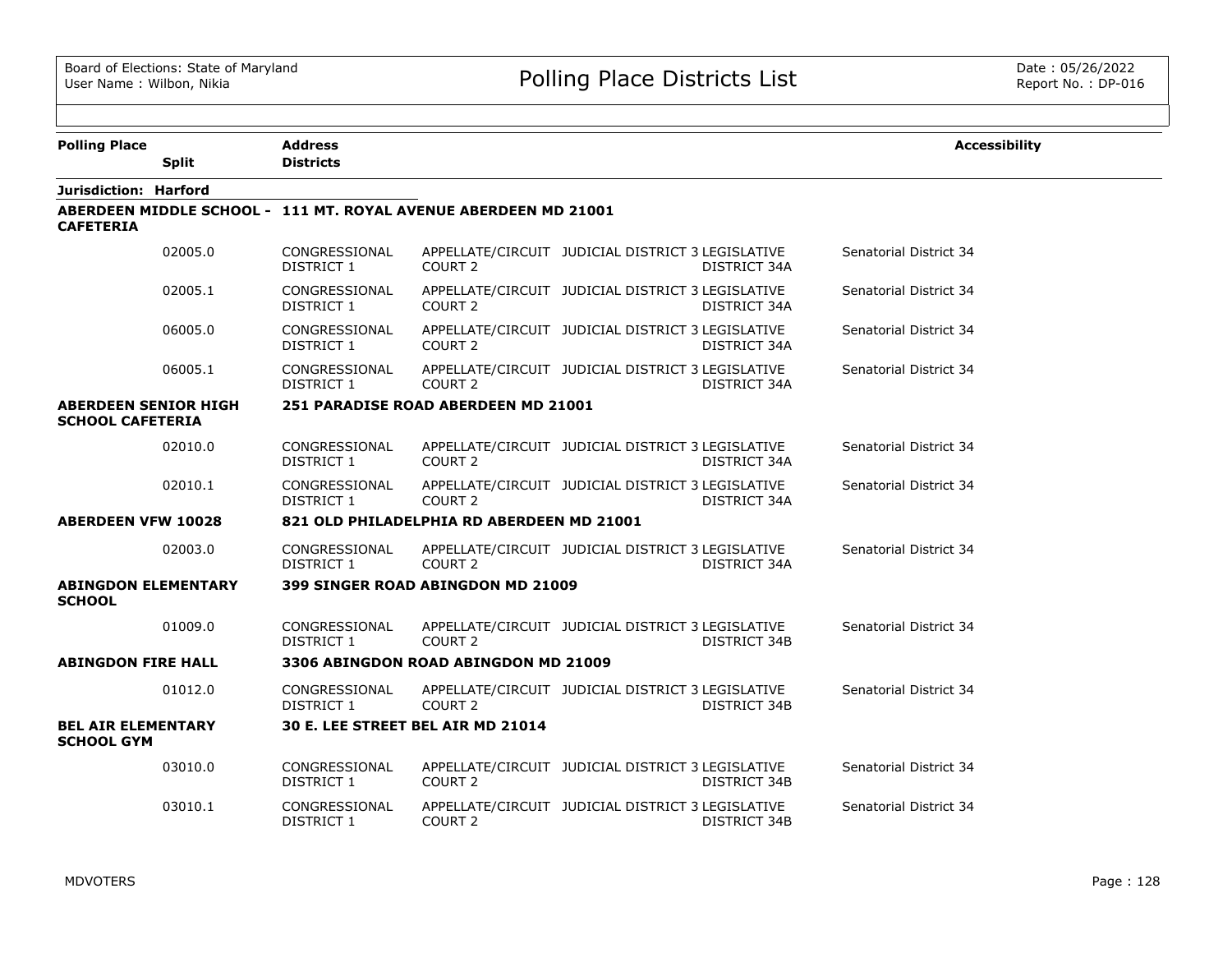# Polling Place Districts List

Board of Elections: State of Maryland
User Name : Wilbon, Nikia

Date : 05/26/2022
Report No. : DP-016

| Polling Place | Split | Address / Districts | | | | | Accessibility |
|---|---|---|---|---|---|---|---|
| **Jurisdiction: Harford** | | | | | | | |
| **ABERDEEN MIDDLE SCHOOL - CAFETERIA** | | **111 MT. ROYAL AVENUE ABERDEEN MD 21001** | | | | | |
| | 02005.0 | CONGRESSIONAL DISTRICT 1 | APPELLATE/CIRCUIT COURT 2 | JUDICIAL DISTRICT 3 | LEGISLATIVE DISTRICT 34A | Senatorial District 34 | |
| | 02005.1 | CONGRESSIONAL DISTRICT 1 | APPELLATE/CIRCUIT COURT 2 | JUDICIAL DISTRICT 3 | LEGISLATIVE DISTRICT 34A | Senatorial District 34 | |
| | 06005.0 | CONGRESSIONAL DISTRICT 1 | APPELLATE/CIRCUIT COURT 2 | JUDICIAL DISTRICT 3 | LEGISLATIVE DISTRICT 34A | Senatorial District 34 | |
| | 06005.1 | CONGRESSIONAL DISTRICT 1 | APPELLATE/CIRCUIT COURT 2 | JUDICIAL DISTRICT 3 | LEGISLATIVE DISTRICT 34A | Senatorial District 34 | |
| **ABERDEEN SENIOR HIGH SCHOOL CAFETERIA** | | **251 PARADISE ROAD ABERDEEN MD 21001** | | | | | |
| | 02010.0 | CONGRESSIONAL DISTRICT 1 | APPELLATE/CIRCUIT COURT 2 | JUDICIAL DISTRICT 3 | LEGISLATIVE DISTRICT 34A | Senatorial District 34 | |
| | 02010.1 | CONGRESSIONAL DISTRICT 1 | APPELLATE/CIRCUIT COURT 2 | JUDICIAL DISTRICT 3 | LEGISLATIVE DISTRICT 34A | Senatorial District 34 | |
| **ABERDEEN VFW 10028** | | **821 OLD PHILADELPHIA RD ABERDEEN MD 21001** | | | | | |
| | 02003.0 | CONGRESSIONAL DISTRICT 1 | APPELLATE/CIRCUIT COURT 2 | JUDICIAL DISTRICT 3 | LEGISLATIVE DISTRICT 34A | Senatorial District 34 | |
| **ABINGDON ELEMENTARY SCHOOL** | | **399 SINGER ROAD ABINGDON MD 21009** | | | | | |
| | 01009.0 | CONGRESSIONAL DISTRICT 1 | APPELLATE/CIRCUIT COURT 2 | JUDICIAL DISTRICT 3 | LEGISLATIVE DISTRICT 34B | Senatorial District 34 | |
| **ABINGDON FIRE HALL** | | **3306 ABINGDON ROAD ABINGDON MD 21009** | | | | | |
| | 01012.0 | CONGRESSIONAL DISTRICT 1 | APPELLATE/CIRCUIT COURT 2 | JUDICIAL DISTRICT 3 | LEGISLATIVE DISTRICT 34B | Senatorial District 34 | |
| **BEL AIR ELEMENTARY SCHOOL GYM** | | **30 E. LEE STREET BEL AIR MD 21014** | | | | | |
| | 03010.0 | CONGRESSIONAL DISTRICT 1 | APPELLATE/CIRCUIT COURT 2 | JUDICIAL DISTRICT 3 | LEGISLATIVE DISTRICT 34B | Senatorial District 34 | |
| | 03010.1 | CONGRESSIONAL DISTRICT 1 | APPELLATE/CIRCUIT COURT 2 | JUDICIAL DISTRICT 3 | LEGISLATIVE DISTRICT 34B | Senatorial District 34 | |

MDVOTERS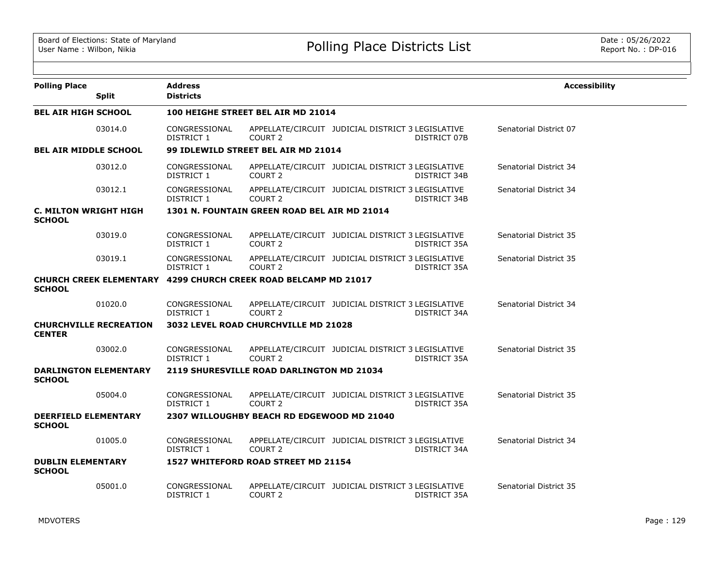# Polling Place Districts List

Board of Elections: State of Maryland
User Name : Wilbon, Nikia

Date : 05/26/2022
Report No. : DP-016

| Polling Place | Split | Address / Districts | | | | | Accessibility |
|---|---|---|---|---|---|---|---|
| **BEL AIR HIGH SCHOOL** | | **100 HEIGHE STREET BEL AIR MD 21014** | | | | | |
| | 03014.0 | CONGRESSIONAL DISTRICT 1 | APPELLATE/CIRCUIT COURT 2 | JUDICIAL DISTRICT 3 | LEGISLATIVE DISTRICT 07B | Senatorial District 07 | |
| **BEL AIR MIDDLE SCHOOL** | | **99 IDLEWILD STREET BEL AIR MD 21014** | | | | | |
| | 03012.0 | CONGRESSIONAL DISTRICT 1 | APPELLATE/CIRCUIT COURT 2 | JUDICIAL DISTRICT 3 | LEGISLATIVE DISTRICT 34B | Senatorial District 34 | |
| | 03012.1 | CONGRESSIONAL DISTRICT 1 | APPELLATE/CIRCUIT COURT 2 | JUDICIAL DISTRICT 3 | LEGISLATIVE DISTRICT 34B | Senatorial District 34 | |
| **C. MILTON WRIGHT HIGH SCHOOL** | | **1301 N. FOUNTAIN GREEN ROAD BEL AIR MD 21014** | | | | | |
| | 03019.0 | CONGRESSIONAL DISTRICT 1 | APPELLATE/CIRCUIT COURT 2 | JUDICIAL DISTRICT 3 | LEGISLATIVE DISTRICT 35A | Senatorial District 35 | |
| | 03019.1 | CONGRESSIONAL DISTRICT 1 | APPELLATE/CIRCUIT COURT 2 | JUDICIAL DISTRICT 3 | LEGISLATIVE DISTRICT 35A | Senatorial District 35 | |
| **CHURCH CREEK ELEMENTARY SCHOOL** | | **4299 CHURCH CREEK ROAD BELCAMP MD 21017** | | | | | |
| | 01020.0 | CONGRESSIONAL DISTRICT 1 | APPELLATE/CIRCUIT COURT 2 | JUDICIAL DISTRICT 3 | LEGISLATIVE DISTRICT 34A | Senatorial District 34 | |
| **CHURCHVILLE RECREATION CENTER** | | **3032 LEVEL ROAD CHURCHVILLE MD 21028** | | | | | |
| | 03002.0 | CONGRESSIONAL DISTRICT 1 | APPELLATE/CIRCUIT COURT 2 | JUDICIAL DISTRICT 3 | LEGISLATIVE DISTRICT 35A | Senatorial District 35 | |
| **DARLINGTON ELEMENTARY SCHOOL** | | **2119 SHURESVILLE ROAD DARLINGTON MD 21034** | | | | | |
| | 05004.0 | CONGRESSIONAL DISTRICT 1 | APPELLATE/CIRCUIT COURT 2 | JUDICIAL DISTRICT 3 | LEGISLATIVE DISTRICT 35A | Senatorial District 35 | |
| **DEERFIELD ELEMENTARY SCHOOL** | | **2307 WILLOUGHBY BEACH RD EDGEWOOD MD 21040** | | | | | |
| | 01005.0 | CONGRESSIONAL DISTRICT 1 | APPELLATE/CIRCUIT COURT 2 | JUDICIAL DISTRICT 3 | LEGISLATIVE DISTRICT 34A | Senatorial District 34 | |
| **DUBLIN ELEMENTARY SCHOOL** | | **1527 WHITEFORD ROAD STREET MD 21154** | | | | | |
| | 05001.0 | CONGRESSIONAL DISTRICT 1 | APPELLATE/CIRCUIT COURT 2 | JUDICIAL DISTRICT 3 | LEGISLATIVE DISTRICT 35A | Senatorial District 35 | |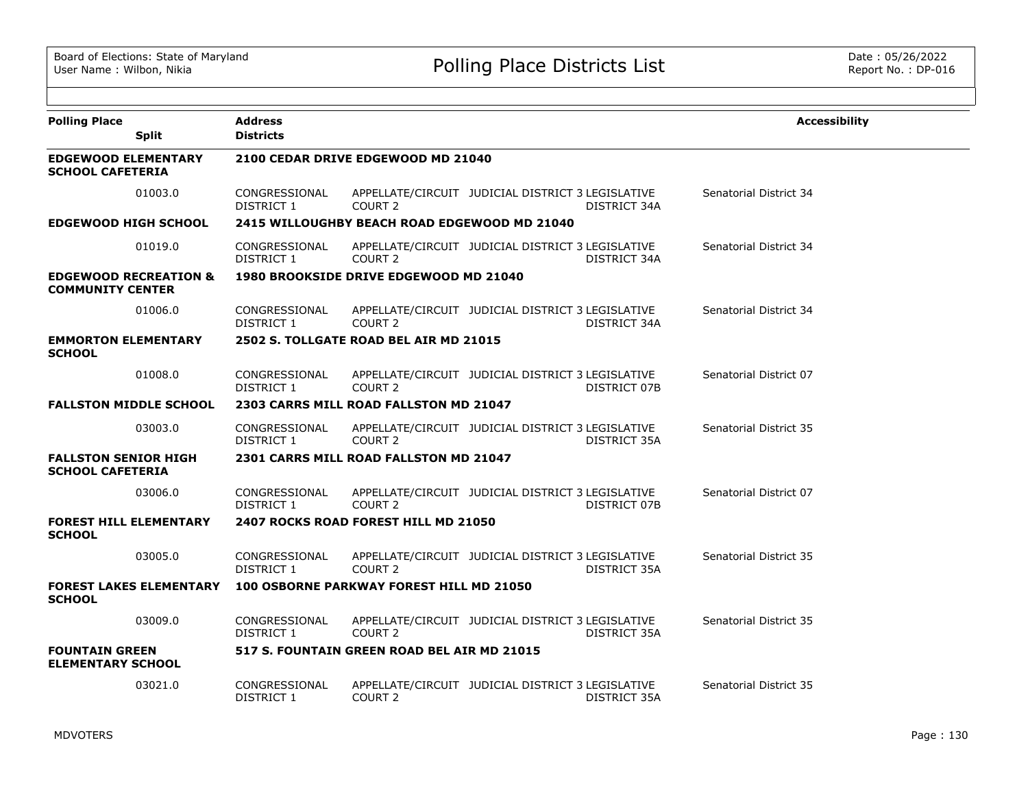| Polling Place / Split | Address / Districts | | | | Accessibility |
|---|---|---|---|---|---|
| **EDGEWOOD ELEMENTARY SCHOOL CAFETERIA** | **2100 CEDAR DRIVE EDGEWOOD MD 21040** | | | | |
| 01003.0 | CONGRESSIONAL DISTRICT 1 | APPELLATE/CIRCUIT COURT 2 | JUDICIAL DISTRICT 3 | LEGISLATIVE DISTRICT 34A | Senatorial District 34 |
| **EDGEWOOD HIGH SCHOOL** | **2415 WILLOUGHBY BEACH ROAD EDGEWOOD MD 21040** | | | | |
| 01019.0 | CONGRESSIONAL DISTRICT 1 | APPELLATE/CIRCUIT COURT 2 | JUDICIAL DISTRICT 3 | LEGISLATIVE DISTRICT 34A | Senatorial District 34 |
| **EDGEWOOD RECREATION & COMMUNITY CENTER** | **1980 BROOKSIDE DRIVE EDGEWOOD MD 21040** | | | | |
| 01006.0 | CONGRESSIONAL DISTRICT 1 | APPELLATE/CIRCUIT COURT 2 | JUDICIAL DISTRICT 3 | LEGISLATIVE DISTRICT 34A | Senatorial District 34 |
| **EMMORTON ELEMENTARY SCHOOL** | **2502 S. TOLLGATE ROAD BEL AIR MD 21015** | | | | |
| 01008.0 | CONGRESSIONAL DISTRICT 1 | APPELLATE/CIRCUIT COURT 2 | JUDICIAL DISTRICT 3 | LEGISLATIVE DISTRICT 07B | Senatorial District 07 |
| **FALLSTON MIDDLE SCHOOL** | **2303 CARRS MILL ROAD FALLSTON MD 21047** | | | | |
| 03003.0 | CONGRESSIONAL DISTRICT 1 | APPELLATE/CIRCUIT COURT 2 | JUDICIAL DISTRICT 3 | LEGISLATIVE DISTRICT 35A | Senatorial District 35 |
| **FALLSTON SENIOR HIGH SCHOOL CAFETERIA** | **2301 CARRS MILL ROAD FALLSTON MD 21047** | | | | |
| 03006.0 | CONGRESSIONAL DISTRICT 1 | APPELLATE/CIRCUIT COURT 2 | JUDICIAL DISTRICT 3 | LEGISLATIVE DISTRICT 07B | Senatorial District 07 |
| **FOREST HILL ELEMENTARY SCHOOL** | **2407 ROCKS ROAD FOREST HILL MD 21050** | | | | |
| 03005.0 | CONGRESSIONAL DISTRICT 1 | APPELLATE/CIRCUIT COURT 2 | JUDICIAL DISTRICT 3 | LEGISLATIVE DISTRICT 35A | Senatorial District 35 |
| **FOREST LAKES ELEMENTARY SCHOOL** | **100 OSBORNE PARKWAY FOREST HILL MD 21050** | | | | |
| 03009.0 | CONGRESSIONAL DISTRICT 1 | APPELLATE/CIRCUIT COURT 2 | JUDICIAL DISTRICT 3 | LEGISLATIVE DISTRICT 35A | Senatorial District 35 |
| **FOUNTAIN GREEN ELEMENTARY SCHOOL** | **517 S. FOUNTAIN GREEN ROAD BEL AIR MD 21015** | | | | |
| 03021.0 | CONGRESSIONAL DISTRICT 1 | APPELLATE/CIRCUIT COURT 2 | JUDICIAL DISTRICT 3 | LEGISLATIVE DISTRICT 35A | Senatorial District 35 |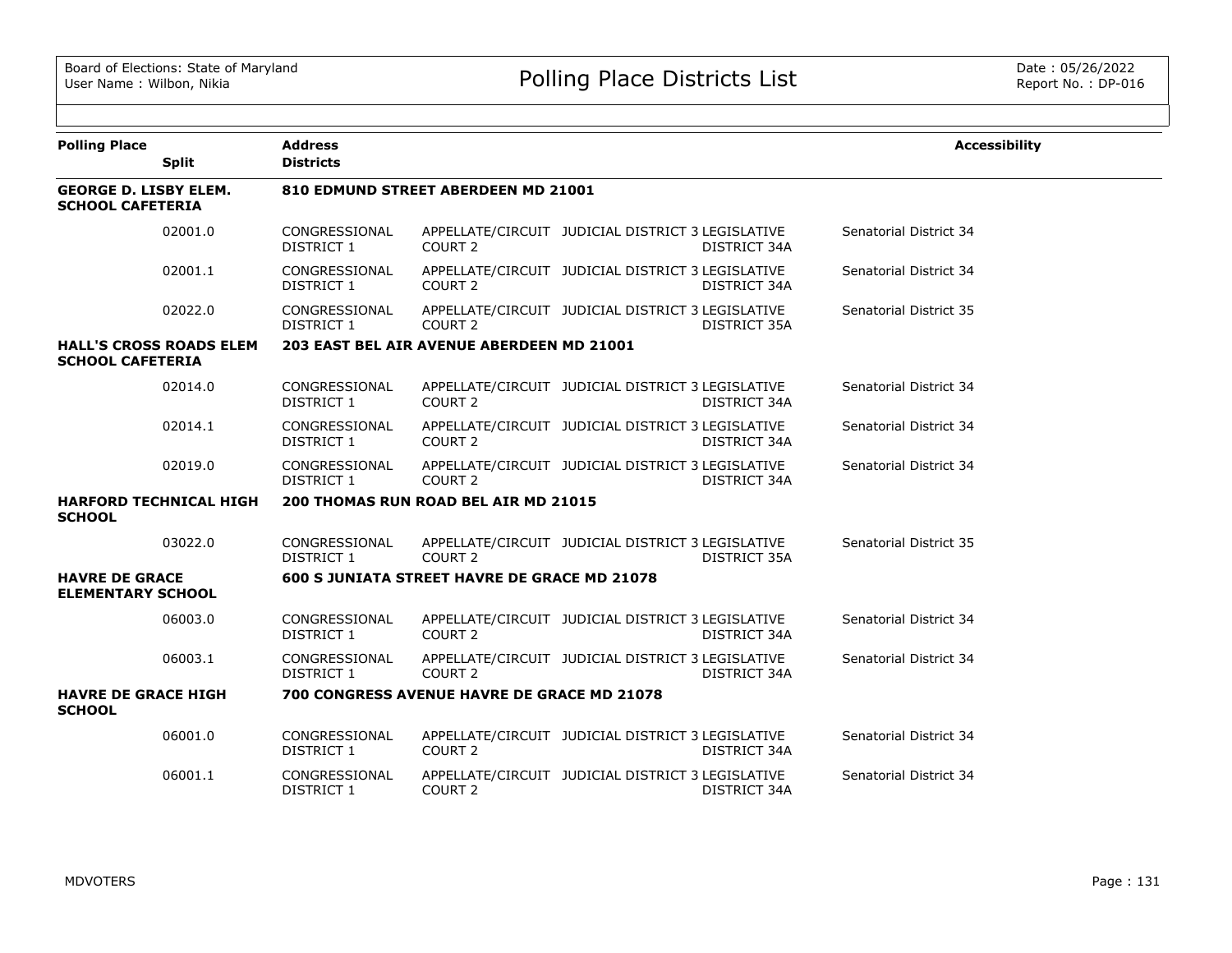# Polling Place Districts List

Board of Elections: State of Maryland
User Name : Wilbon, Nikia

Date : 05/26/2022
Report No. : DP-016

| Polling Place / Split | Address / Districts | | | | | Accessibility |
|---|---|---|---|---|---|---|
| **GEORGE D. LISBY ELEM. SCHOOL CAFETERIA** | **810 EDMUND STREET ABERDEEN MD 21001** | | | | | |
| 02001.0 | CONGRESSIONAL DISTRICT 1 | APPELLATE/CIRCUIT COURT 2 | JUDICIAL DISTRICT 3 | LEGISLATIVE DISTRICT 34A | Senatorial District 34 | |
| 02001.1 | CONGRESSIONAL DISTRICT 1 | APPELLATE/CIRCUIT COURT 2 | JUDICIAL DISTRICT 3 | LEGISLATIVE DISTRICT 34A | Senatorial District 34 | |
| 02022.0 | CONGRESSIONAL DISTRICT 1 | APPELLATE/CIRCUIT COURT 2 | JUDICIAL DISTRICT 3 | LEGISLATIVE DISTRICT 35A | Senatorial District 35 | |
| **HALL'S CROSS ROADS ELEM SCHOOL CAFETERIA** | **203 EAST BEL AIR AVENUE ABERDEEN MD 21001** | | | | | |
| 02014.0 | CONGRESSIONAL DISTRICT 1 | APPELLATE/CIRCUIT COURT 2 | JUDICIAL DISTRICT 3 | LEGISLATIVE DISTRICT 34A | Senatorial District 34 | |
| 02014.1 | CONGRESSIONAL DISTRICT 1 | APPELLATE/CIRCUIT COURT 2 | JUDICIAL DISTRICT 3 | LEGISLATIVE DISTRICT 34A | Senatorial District 34 | |
| 02019.0 | CONGRESSIONAL DISTRICT 1 | APPELLATE/CIRCUIT COURT 2 | JUDICIAL DISTRICT 3 | LEGISLATIVE DISTRICT 34A | Senatorial District 34 | |
| **HARFORD TECHNICAL HIGH SCHOOL** | **200 THOMAS RUN ROAD BEL AIR MD 21015** | | | | | |
| 03022.0 | CONGRESSIONAL DISTRICT 1 | APPELLATE/CIRCUIT COURT 2 | JUDICIAL DISTRICT 3 | LEGISLATIVE DISTRICT 35A | Senatorial District 35 | |
| **HAVRE DE GRACE ELEMENTARY SCHOOL** | **600 S JUNIATA STREET HAVRE DE GRACE MD 21078** | | | | | |
| 06003.0 | CONGRESSIONAL DISTRICT 1 | APPELLATE/CIRCUIT COURT 2 | JUDICIAL DISTRICT 3 | LEGISLATIVE DISTRICT 34A | Senatorial District 34 | |
| 06003.1 | CONGRESSIONAL DISTRICT 1 | APPELLATE/CIRCUIT COURT 2 | JUDICIAL DISTRICT 3 | LEGISLATIVE DISTRICT 34A | Senatorial District 34 | |
| **HAVRE DE GRACE HIGH SCHOOL** | **700 CONGRESS AVENUE HAVRE DE GRACE MD 21078** | | | | | |
| 06001.0 | CONGRESSIONAL DISTRICT 1 | APPELLATE/CIRCUIT COURT 2 | JUDICIAL DISTRICT 3 | LEGISLATIVE DISTRICT 34A | Senatorial District 34 | |
| 06001.1 | CONGRESSIONAL DISTRICT 1 | APPELLATE/CIRCUIT COURT 2 | JUDICIAL DISTRICT 3 | LEGISLATIVE DISTRICT 34A | Senatorial District 34 | |

MDVOTERS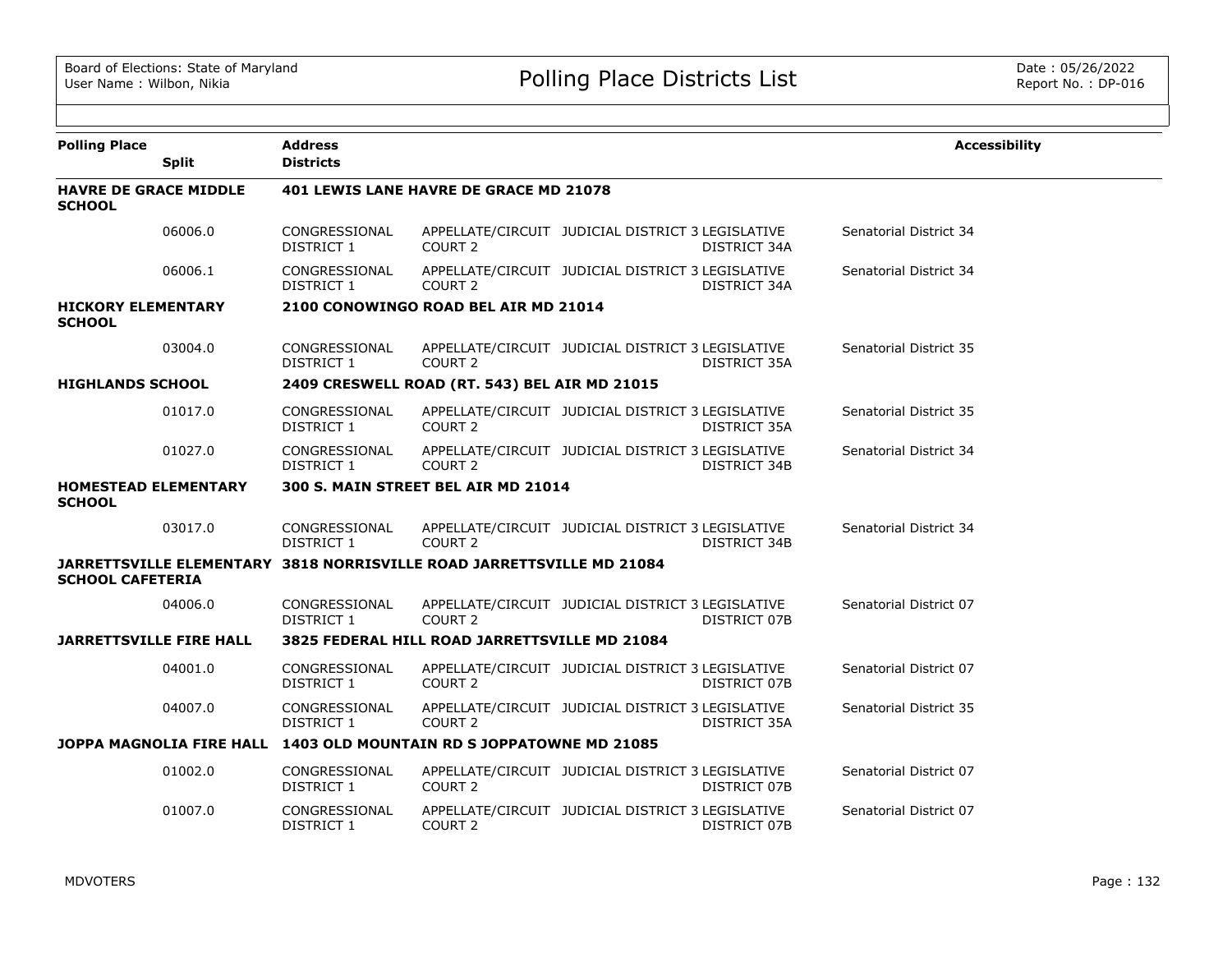Board of Elections: State of Maryland
User Name : Wilbon, Nikia

# Polling Place Districts List

Date : 05/26/2022
Report No. : DP-016

| Polling Place / Split | Address / Districts | | | | | Accessibility |
|---|---|---|---|---|---|---|
| **HAVRE DE GRACE MIDDLE SCHOOL** | **401 LEWIS LANE HAVRE DE GRACE MD 21078** | | | | | |
| 06006.0 | CONGRESSIONAL DISTRICT 1 | APPELLATE/CIRCUIT COURT 2 | JUDICIAL DISTRICT 3 | LEGISLATIVE DISTRICT 34A | Senatorial District 34 | |
| 06006.1 | CONGRESSIONAL DISTRICT 1 | APPELLATE/CIRCUIT COURT 2 | JUDICIAL DISTRICT 3 | LEGISLATIVE DISTRICT 34A | Senatorial District 34 | |
| **HICKORY ELEMENTARY SCHOOL** | **2100 CONOWINGO ROAD BEL AIR MD 21014** | | | | | |
| 03004.0 | CONGRESSIONAL DISTRICT 1 | APPELLATE/CIRCUIT COURT 2 | JUDICIAL DISTRICT 3 | LEGISLATIVE DISTRICT 35A | Senatorial District 35 | |
| **HIGHLANDS SCHOOL** | **2409 CRESWELL ROAD (RT. 543) BEL AIR MD 21015** | | | | | |
| 01017.0 | CONGRESSIONAL DISTRICT 1 | APPELLATE/CIRCUIT COURT 2 | JUDICIAL DISTRICT 3 | LEGISLATIVE DISTRICT 35A | Senatorial District 35 | |
| 01027.0 | CONGRESSIONAL DISTRICT 1 | APPELLATE/CIRCUIT COURT 2 | JUDICIAL DISTRICT 3 | LEGISLATIVE DISTRICT 34B | Senatorial District 34 | |
| **HOMESTEAD ELEMENTARY SCHOOL** | **300 S. MAIN STREET BEL AIR MD 21014** | | | | | |
| 03017.0 | CONGRESSIONAL DISTRICT 1 | APPELLATE/CIRCUIT COURT 2 | JUDICIAL DISTRICT 3 | LEGISLATIVE DISTRICT 34B | Senatorial District 34 | |
| **JARRETTSVILLE ELEMENTARY SCHOOL CAFETERIA** | **3818 NORRISVILLE ROAD JARRETTSVILLE MD 21084** | | | | | |
| 04006.0 | CONGRESSIONAL DISTRICT 1 | APPELLATE/CIRCUIT COURT 2 | JUDICIAL DISTRICT 3 | LEGISLATIVE DISTRICT 07B | Senatorial District 07 | |
| **JARRETTSVILLE FIRE HALL** | **3825 FEDERAL HILL ROAD JARRETTSVILLE MD 21084** | | | | | |
| 04001.0 | CONGRESSIONAL DISTRICT 1 | APPELLATE/CIRCUIT COURT 2 | JUDICIAL DISTRICT 3 | LEGISLATIVE DISTRICT 07B | Senatorial District 07 | |
| 04007.0 | CONGRESSIONAL DISTRICT 1 | APPELLATE/CIRCUIT COURT 2 | JUDICIAL DISTRICT 3 | LEGISLATIVE DISTRICT 35A | Senatorial District 35 | |
| **JOPPA MAGNOLIA FIRE HALL** | **1403 OLD MOUNTAIN RD S JOPPATOWNE MD 21085** | | | | | |
| 01002.0 | CONGRESSIONAL DISTRICT 1 | APPELLATE/CIRCUIT COURT 2 | JUDICIAL DISTRICT 3 | LEGISLATIVE DISTRICT 07B | Senatorial District 07 | |
| 01007.0 | CONGRESSIONAL DISTRICT 1 | APPELLATE/CIRCUIT COURT 2 | JUDICIAL DISTRICT 3 | LEGISLATIVE DISTRICT 07B | Senatorial District 07 | |

MDVOTERS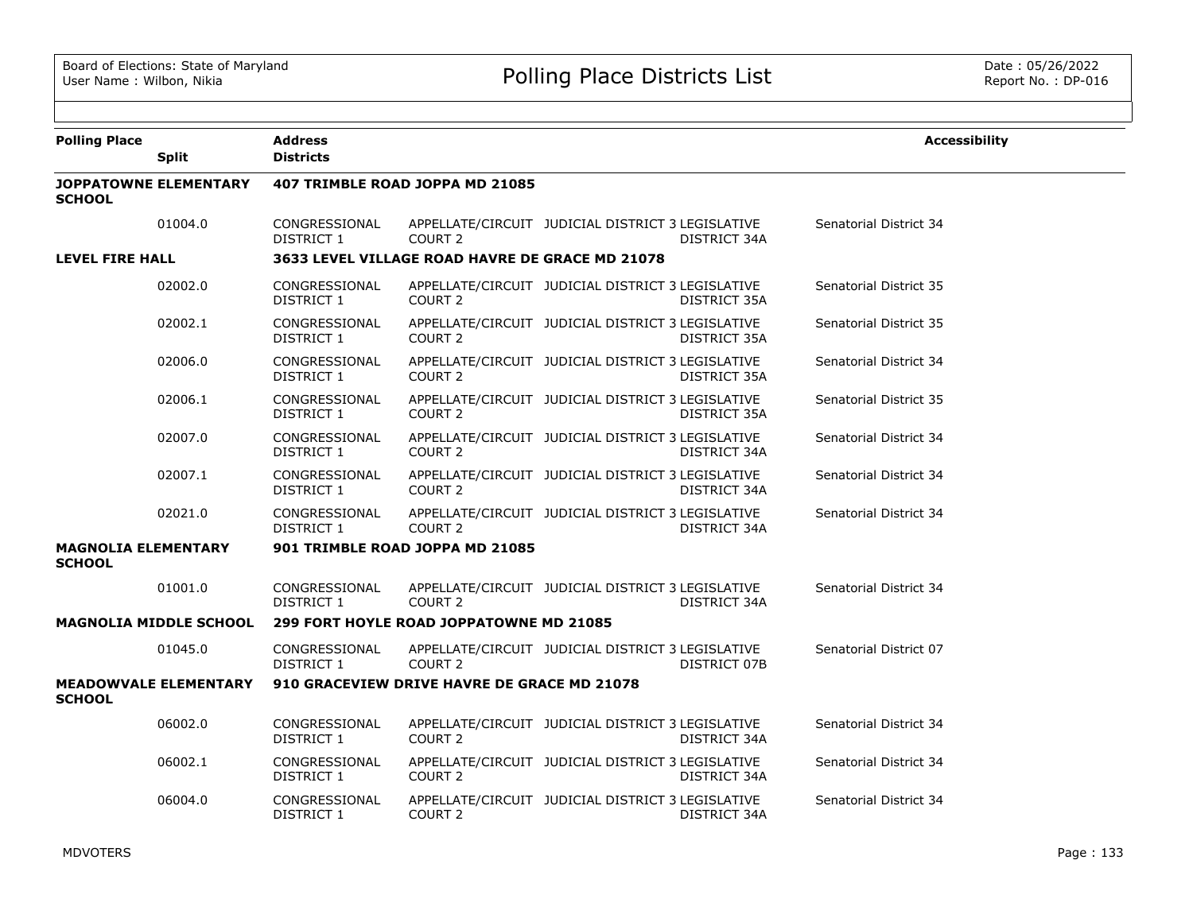# Polling Place Districts List

| Polling Place | Split | Address / Districts | | | | | Accessibility |
|---|---|---|---|---|---|---|---|
| **JOPPATOWNE ELEMENTARY SCHOOL** | | **407 TRIMBLE ROAD JOPPA MD 21085** | | | | | |
| | 01004.0 | CONGRESSIONAL DISTRICT 1 | APPELLATE/CIRCUIT COURT 2 | JUDICIAL DISTRICT 3 | LEGISLATIVE DISTRICT 34A | Senatorial District 34 | |
| **LEVEL FIRE HALL** | | **3633 LEVEL VILLAGE ROAD HAVRE DE GRACE MD 21078** | | | | | |
| | 02002.0 | CONGRESSIONAL DISTRICT 1 | APPELLATE/CIRCUIT COURT 2 | JUDICIAL DISTRICT 3 | LEGISLATIVE DISTRICT 35A | Senatorial District 35 | |
| | 02002.1 | CONGRESSIONAL DISTRICT 1 | APPELLATE/CIRCUIT COURT 2 | JUDICIAL DISTRICT 3 | LEGISLATIVE DISTRICT 35A | Senatorial District 35 | |
| | 02006.0 | CONGRESSIONAL DISTRICT 1 | APPELLATE/CIRCUIT COURT 2 | JUDICIAL DISTRICT 3 | LEGISLATIVE DISTRICT 35A | Senatorial District 34 | |
| | 02006.1 | CONGRESSIONAL DISTRICT 1 | APPELLATE/CIRCUIT COURT 2 | JUDICIAL DISTRICT 3 | LEGISLATIVE DISTRICT 35A | Senatorial District 35 | |
| | 02007.0 | CONGRESSIONAL DISTRICT 1 | APPELLATE/CIRCUIT COURT 2 | JUDICIAL DISTRICT 3 | LEGISLATIVE DISTRICT 34A | Senatorial District 34 | |
| | 02007.1 | CONGRESSIONAL DISTRICT 1 | APPELLATE/CIRCUIT COURT 2 | JUDICIAL DISTRICT 3 | LEGISLATIVE DISTRICT 34A | Senatorial District 34 | |
| | 02021.0 | CONGRESSIONAL DISTRICT 1 | APPELLATE/CIRCUIT COURT 2 | JUDICIAL DISTRICT 3 | LEGISLATIVE DISTRICT 34A | Senatorial District 34 | |
| **MAGNOLIA ELEMENTARY SCHOOL** | | **901 TRIMBLE ROAD JOPPA MD 21085** | | | | | |
| | 01001.0 | CONGRESSIONAL DISTRICT 1 | APPELLATE/CIRCUIT COURT 2 | JUDICIAL DISTRICT 3 | LEGISLATIVE DISTRICT 34A | Senatorial District 34 | |
| **MAGNOLIA MIDDLE SCHOOL** | | **299 FORT HOYLE ROAD JOPPATOWNE MD 21085** | | | | | |
| | 01045.0 | CONGRESSIONAL DISTRICT 1 | APPELLATE/CIRCUIT COURT 2 | JUDICIAL DISTRICT 3 | LEGISLATIVE DISTRICT 07B | Senatorial District 07 | |
| **MEADOWVALE ELEMENTARY SCHOOL** | | **910 GRACEVIEW DRIVE HAVRE DE GRACE MD 21078** | | | | | |
| | 06002.0 | CONGRESSIONAL DISTRICT 1 | APPELLATE/CIRCUIT COURT 2 | JUDICIAL DISTRICT 3 | LEGISLATIVE DISTRICT 34A | Senatorial District 34 | |
| | 06002.1 | CONGRESSIONAL DISTRICT 1 | APPELLATE/CIRCUIT COURT 2 | JUDICIAL DISTRICT 3 | LEGISLATIVE DISTRICT 34A | Senatorial District 34 | |
| | 06004.0 | CONGRESSIONAL DISTRICT 1 | APPELLATE/CIRCUIT COURT 2 | JUDICIAL DISTRICT 3 | LEGISLATIVE DISTRICT 34A | Senatorial District 34 | |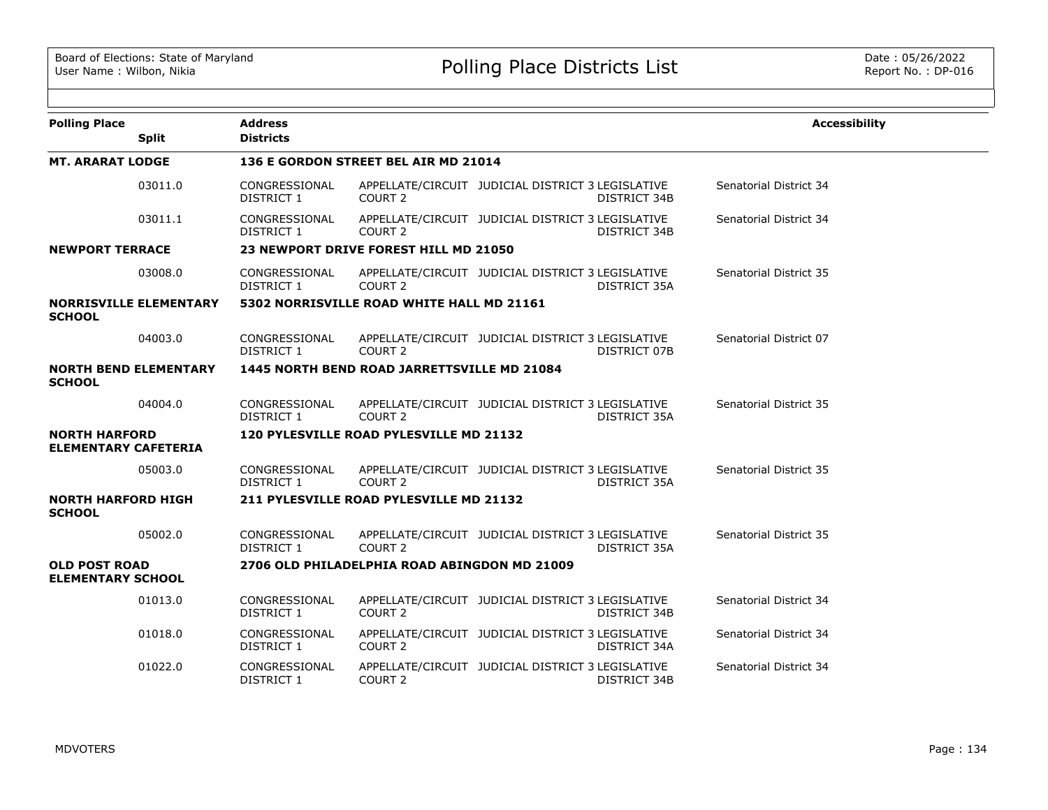| Polling Place | Split | Address / Districts | | | | | Accessibility |
|---|---|---|---|---|---|---|---|
| **MT. ARARAT LODGE** | | **136 E GORDON STREET BEL AIR MD 21014** | | | | | |
| | 03011.0 | CONGRESSIONAL DISTRICT 1 | APPELLATE/CIRCUIT COURT 2 | JUDICIAL DISTRICT 3 | LEGISLATIVE DISTRICT 34B | Senatorial District 34 | |
| | 03011.1 | CONGRESSIONAL DISTRICT 1 | APPELLATE/CIRCUIT COURT 2 | JUDICIAL DISTRICT 3 | LEGISLATIVE DISTRICT 34B | Senatorial District 34 | |
| **NEWPORT TERRACE** | | **23 NEWPORT DRIVE FOREST HILL MD 21050** | | | | | |
| | 03008.0 | CONGRESSIONAL DISTRICT 1 | APPELLATE/CIRCUIT COURT 2 | JUDICIAL DISTRICT 3 | LEGISLATIVE DISTRICT 35A | Senatorial District 35 | |
| **NORRISVILLE ELEMENTARY SCHOOL** | | **5302 NORRISVILLE ROAD WHITE HALL MD 21161** | | | | | |
| | 04003.0 | CONGRESSIONAL DISTRICT 1 | APPELLATE/CIRCUIT COURT 2 | JUDICIAL DISTRICT 3 | LEGISLATIVE DISTRICT 07B | Senatorial District 07 | |
| **NORTH BEND ELEMENTARY SCHOOL** | | **1445 NORTH BEND ROAD JARRETTSVILLE MD 21084** | | | | | |
| | 04004.0 | CONGRESSIONAL DISTRICT 1 | APPELLATE/CIRCUIT COURT 2 | JUDICIAL DISTRICT 3 | LEGISLATIVE DISTRICT 35A | Senatorial District 35 | |
| **NORTH HARFORD ELEMENTARY CAFETERIA** | | **120 PYLESVILLE ROAD PYLESVILLE MD 21132** | | | | | |
| | 05003.0 | CONGRESSIONAL DISTRICT 1 | APPELLATE/CIRCUIT COURT 2 | JUDICIAL DISTRICT 3 | LEGISLATIVE DISTRICT 35A | Senatorial District 35 | |
| **NORTH HARFORD HIGH SCHOOL** | | **211 PYLESVILLE ROAD PYLESVILLE MD 21132** | | | | | |
| | 05002.0 | CONGRESSIONAL DISTRICT 1 | APPELLATE/CIRCUIT COURT 2 | JUDICIAL DISTRICT 3 | LEGISLATIVE DISTRICT 35A | Senatorial District 35 | |
| **OLD POST ROAD ELEMENTARY SCHOOL** | | **2706 OLD PHILADELPHIA ROAD ABINGDON MD 21009** | | | | | |
| | 01013.0 | CONGRESSIONAL DISTRICT 1 | APPELLATE/CIRCUIT COURT 2 | JUDICIAL DISTRICT 3 | LEGISLATIVE DISTRICT 34B | Senatorial District 34 | |
| | 01018.0 | CONGRESSIONAL DISTRICT 1 | APPELLATE/CIRCUIT COURT 2 | JUDICIAL DISTRICT 3 | LEGISLATIVE DISTRICT 34A | Senatorial District 34 | |
| | 01022.0 | CONGRESSIONAL DISTRICT 1 | APPELLATE/CIRCUIT COURT 2 | JUDICIAL DISTRICT 3 | LEGISLATIVE DISTRICT 34B | Senatorial District 34 | |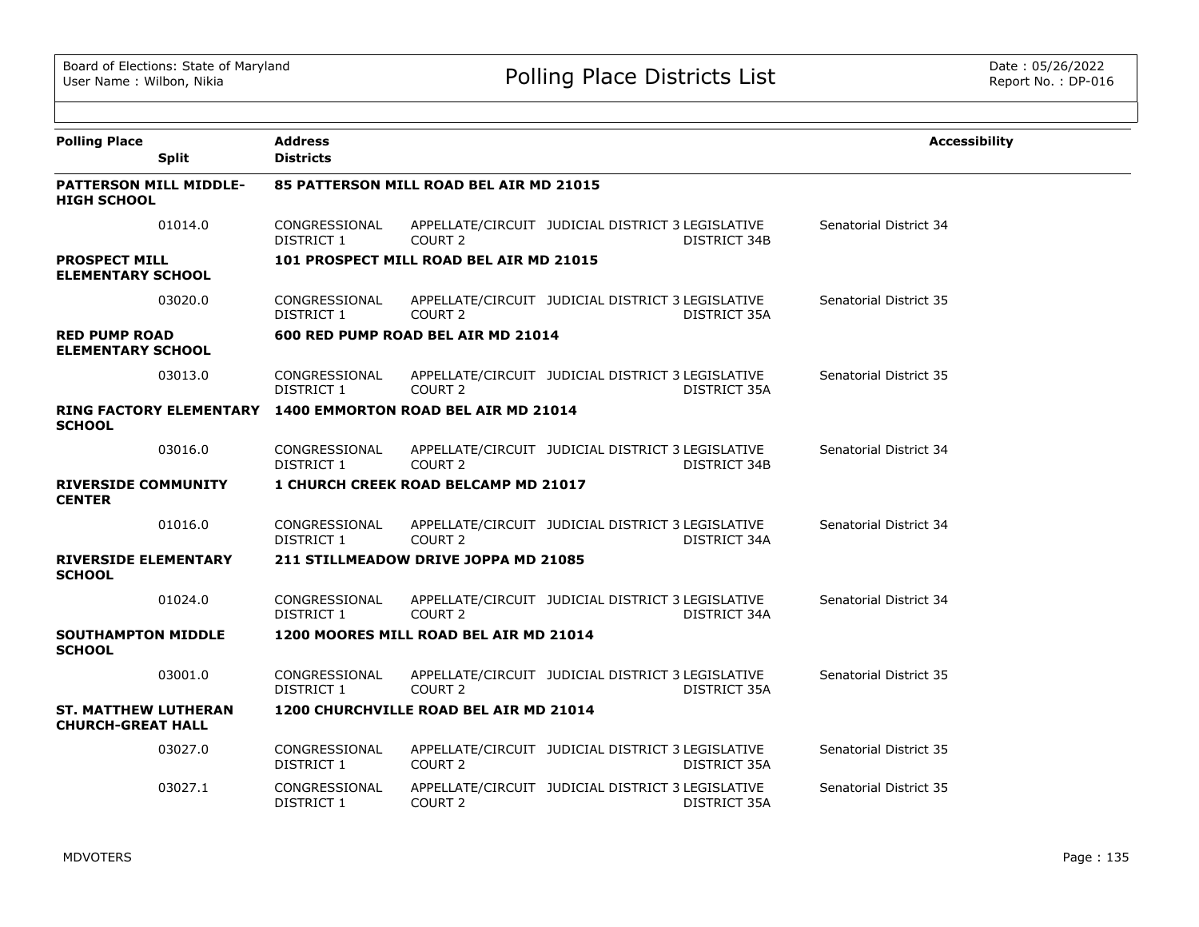# Polling Place Districts List

Board of Elections: State of Maryland
User Name : Wilbon, Nikia

Date : 05/26/2022
Report No. : DP-016

| Polling Place / Split | Address / Districts | | | | | Accessibility |
|---|---|---|---|---|---|---|
| **PATTERSON MILL MIDDLE-HIGH SCHOOL** | **85 PATTERSON MILL ROAD BEL AIR MD 21015** | | | | | |
| 01014.0 | CONGRESSIONAL DISTRICT 1 | APPELLATE/CIRCUIT COURT 2 | JUDICIAL DISTRICT 3 | LEGISLATIVE DISTRICT 34B | Senatorial District 34 | |
| **PROSPECT MILL ELEMENTARY SCHOOL** | **101 PROSPECT MILL ROAD BEL AIR MD 21015** | | | | | |
| 03020.0 | CONGRESSIONAL DISTRICT 1 | APPELLATE/CIRCUIT COURT 2 | JUDICIAL DISTRICT 3 | LEGISLATIVE DISTRICT 35A | Senatorial District 35 | |
| **RED PUMP ROAD ELEMENTARY SCHOOL** | **600 RED PUMP ROAD BEL AIR MD 21014** | | | | | |
| 03013.0 | CONGRESSIONAL DISTRICT 1 | APPELLATE/CIRCUIT COURT 2 | JUDICIAL DISTRICT 3 | LEGISLATIVE DISTRICT 35A | Senatorial District 35 | |
| **RING FACTORY ELEMENTARY SCHOOL** | **1400 EMMORTON ROAD BEL AIR MD 21014** | | | | | |
| 03016.0 | CONGRESSIONAL DISTRICT 1 | APPELLATE/CIRCUIT COURT 2 | JUDICIAL DISTRICT 3 | LEGISLATIVE DISTRICT 34B | Senatorial District 34 | |
| **RIVERSIDE COMMUNITY CENTER** | **1 CHURCH CREEK ROAD BELCAMP MD 21017** | | | | | |
| 01016.0 | CONGRESSIONAL DISTRICT 1 | APPELLATE/CIRCUIT COURT 2 | JUDICIAL DISTRICT 3 | LEGISLATIVE DISTRICT 34A | Senatorial District 34 | |
| **RIVERSIDE ELEMENTARY SCHOOL** | **211 STILLMEADOW DRIVE JOPPA MD 21085** | | | | | |
| 01024.0 | CONGRESSIONAL DISTRICT 1 | APPELLATE/CIRCUIT COURT 2 | JUDICIAL DISTRICT 3 | LEGISLATIVE DISTRICT 34A | Senatorial District 34 | |
| **SOUTHAMPTON MIDDLE SCHOOL** | **1200 MOORES MILL ROAD BEL AIR MD 21014** | | | | | |
| 03001.0 | CONGRESSIONAL DISTRICT 1 | APPELLATE/CIRCUIT COURT 2 | JUDICIAL DISTRICT 3 | LEGISLATIVE DISTRICT 35A | Senatorial District 35 | |
| **ST. MATTHEW LUTHERAN CHURCH-GREAT HALL** | **1200 CHURCHVILLE ROAD BEL AIR MD 21014** | | | | | |
| 03027.0 | CONGRESSIONAL DISTRICT 1 | APPELLATE/CIRCUIT COURT 2 | JUDICIAL DISTRICT 3 | LEGISLATIVE DISTRICT 35A | Senatorial District 35 | |
| 03027.1 | CONGRESSIONAL DISTRICT 1 | APPELLATE/CIRCUIT COURT 2 | JUDICIAL DISTRICT 3 | LEGISLATIVE DISTRICT 35A | Senatorial District 35 | |

MDVOTERS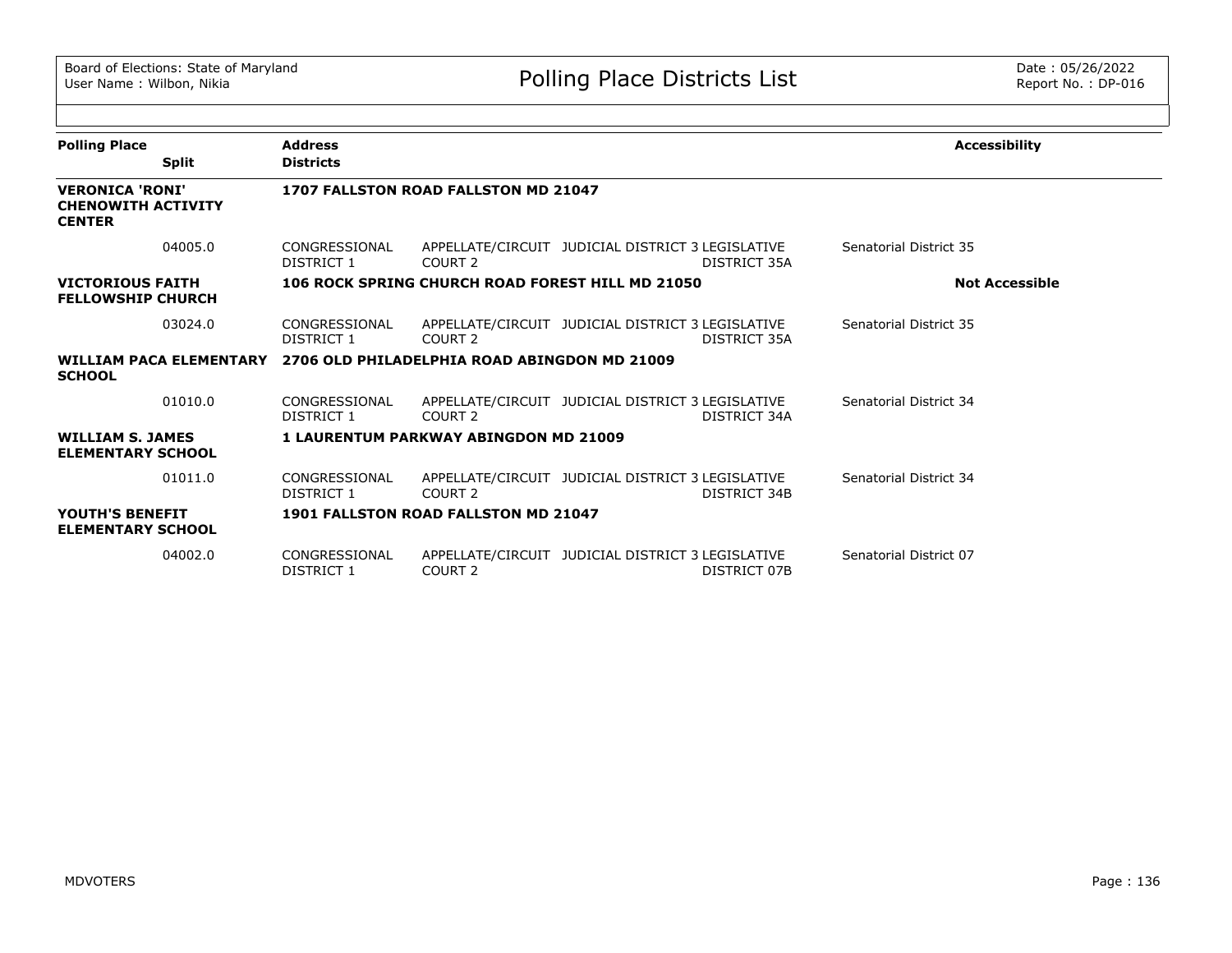| Polling Place | Split | Address / Districts | | | | | Accessibility |
|---|---|---|---|---|---|---|---|
| **VERONICA 'RONI' CHENOWITH ACTIVITY CENTER** | | **1707 FALLSTON ROAD FALLSTON MD 21047** | | | | | |
| | 04005.0 | CONGRESSIONAL DISTRICT 1 | APPELLATE/CIRCUIT COURT 2 | JUDICIAL DISTRICT 3 | LEGISLATIVE DISTRICT 35A | Senatorial District 35 | |
| **VICTORIOUS FAITH FELLOWSHIP CHURCH** | | **106 ROCK SPRING CHURCH ROAD FOREST HILL MD 21050** | | | | | **Not Accessible** |
| | 03024.0 | CONGRESSIONAL DISTRICT 1 | APPELLATE/CIRCUIT COURT 2 | JUDICIAL DISTRICT 3 | LEGISLATIVE DISTRICT 35A | Senatorial District 35 | |
| **WILLIAM PACA ELEMENTARY SCHOOL** | | **2706 OLD PHILADELPHIA ROAD ABINGDON MD 21009** | | | | | |
| | 01010.0 | CONGRESSIONAL DISTRICT 1 | APPELLATE/CIRCUIT COURT 2 | JUDICIAL DISTRICT 3 | LEGISLATIVE DISTRICT 34A | Senatorial District 34 | |
| **WILLIAM S. JAMES ELEMENTARY SCHOOL** | | **1 LAURENTUM PARKWAY ABINGDON MD 21009** | | | | | |
| | 01011.0 | CONGRESSIONAL DISTRICT 1 | APPELLATE/CIRCUIT COURT 2 | JUDICIAL DISTRICT 3 | LEGISLATIVE DISTRICT 34B | Senatorial District 34 | |
| **YOUTH'S BENEFIT ELEMENTARY SCHOOL** | | **1901 FALLSTON ROAD FALLSTON MD 21047** | | | | | |
| | 04002.0 | CONGRESSIONAL DISTRICT 1 | APPELLATE/CIRCUIT COURT 2 | JUDICIAL DISTRICT 3 | LEGISLATIVE DISTRICT 07B | Senatorial District 07 | |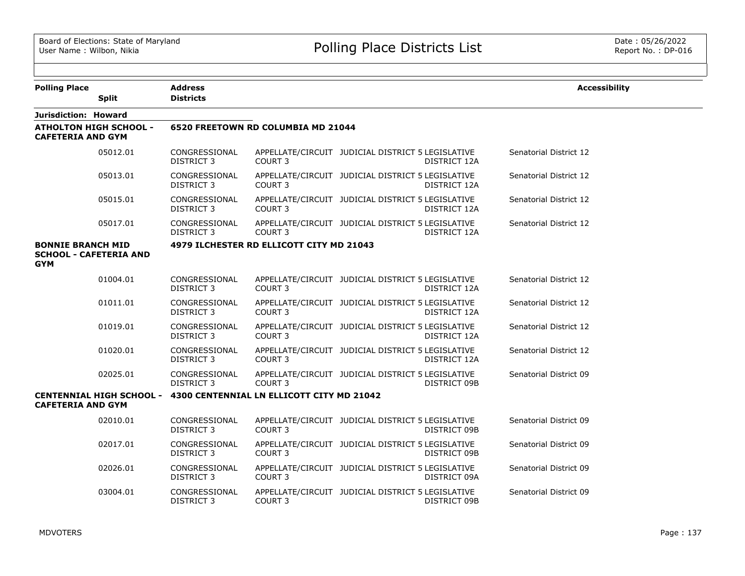| Polling Place | Split | Address / Districts | | | | | Accessibility |
|---|---|---|---|---|---|---|---|
| **Jurisdiction: Howard** | | | | | | | |
| **ATHOLTON HIGH SCHOOL - CAFETERIA AND GYM** | | **6520 FREETOWN RD COLUMBIA MD 21044** | | | | | |
| | 05012.01 | CONGRESSIONAL DISTRICT 3 | APPELLATE/CIRCUIT COURT 3 | JUDICIAL DISTRICT 5 | LEGISLATIVE DISTRICT 12A | Senatorial District 12 | |
| | 05013.01 | CONGRESSIONAL DISTRICT 3 | APPELLATE/CIRCUIT COURT 3 | JUDICIAL DISTRICT 5 | LEGISLATIVE DISTRICT 12A | Senatorial District 12 | |
| | 05015.01 | CONGRESSIONAL DISTRICT 3 | APPELLATE/CIRCUIT COURT 3 | JUDICIAL DISTRICT 5 | LEGISLATIVE DISTRICT 12A | Senatorial District 12 | |
| | 05017.01 | CONGRESSIONAL DISTRICT 3 | APPELLATE/CIRCUIT COURT 3 | JUDICIAL DISTRICT 5 | LEGISLATIVE DISTRICT 12A | Senatorial District 12 | |
| **BONNIE BRANCH MID SCHOOL - CAFETERIA AND GYM** | | **4979 ILCHESTER RD ELLICOTT CITY MD 21043** | | | | | |
| | 01004.01 | CONGRESSIONAL DISTRICT 3 | APPELLATE/CIRCUIT COURT 3 | JUDICIAL DISTRICT 5 | LEGISLATIVE DISTRICT 12A | Senatorial District 12 | |
| | 01011.01 | CONGRESSIONAL DISTRICT 3 | APPELLATE/CIRCUIT COURT 3 | JUDICIAL DISTRICT 5 | LEGISLATIVE DISTRICT 12A | Senatorial District 12 | |
| | 01019.01 | CONGRESSIONAL DISTRICT 3 | APPELLATE/CIRCUIT COURT 3 | JUDICIAL DISTRICT 5 | LEGISLATIVE DISTRICT 12A | Senatorial District 12 | |
| | 01020.01 | CONGRESSIONAL DISTRICT 3 | APPELLATE/CIRCUIT COURT 3 | JUDICIAL DISTRICT 5 | LEGISLATIVE DISTRICT 12A | Senatorial District 12 | |
| | 02025.01 | CONGRESSIONAL DISTRICT 3 | APPELLATE/CIRCUIT COURT 3 | JUDICIAL DISTRICT 5 | LEGISLATIVE DISTRICT 09B | Senatorial District 09 | |
| **CENTENNIAL HIGH SCHOOL - CAFETERIA AND GYM** | | **4300 CENTENNIAL LN ELLICOTT CITY MD 21042** | | | | | |
| | 02010.01 | CONGRESSIONAL DISTRICT 3 | APPELLATE/CIRCUIT COURT 3 | JUDICIAL DISTRICT 5 | LEGISLATIVE DISTRICT 09B | Senatorial District 09 | |
| | 02017.01 | CONGRESSIONAL DISTRICT 3 | APPELLATE/CIRCUIT COURT 3 | JUDICIAL DISTRICT 5 | LEGISLATIVE DISTRICT 09B | Senatorial District 09 | |
| | 02026.01 | CONGRESSIONAL DISTRICT 3 | APPELLATE/CIRCUIT COURT 3 | JUDICIAL DISTRICT 5 | LEGISLATIVE DISTRICT 09A | Senatorial District 09 | |
| | 03004.01 | CONGRESSIONAL DISTRICT 3 | APPELLATE/CIRCUIT COURT 3 | JUDICIAL DISTRICT 5 | LEGISLATIVE DISTRICT 09B | Senatorial District 09 | |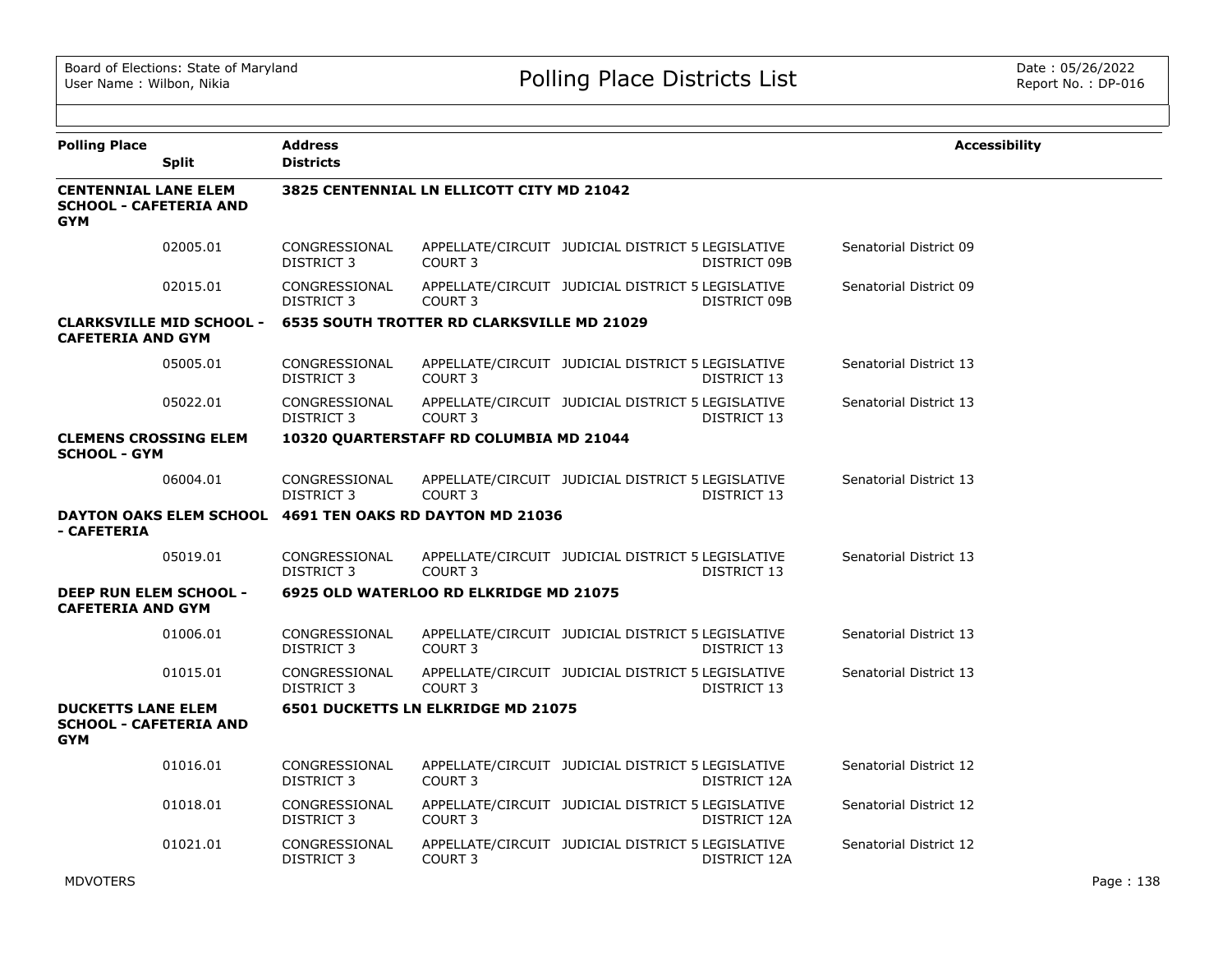| Polling Place | Split | Address / Districts | | | | | Accessibility |
|---|---|---|---|---|---|---|---|
| **CENTENNIAL LANE ELEM SCHOOL - CAFETERIA AND GYM** | | **3825 CENTENNIAL LN ELLICOTT CITY MD 21042** | | | | | |
| | 02005.01 | CONGRESSIONAL DISTRICT 3 | APPELLATE/CIRCUIT COURT 3 | JUDICIAL DISTRICT 5 | LEGISLATIVE DISTRICT 09B | Senatorial District 09 | |
| | 02015.01 | CONGRESSIONAL DISTRICT 3 | APPELLATE/CIRCUIT COURT 3 | JUDICIAL DISTRICT 5 | LEGISLATIVE DISTRICT 09B | Senatorial District 09 | |
| **CLARKSVILLE MID SCHOOL - CAFETERIA AND GYM** | | **6535 SOUTH TROTTER RD CLARKSVILLE MD 21029** | | | | | |
| | 05005.01 | CONGRESSIONAL DISTRICT 3 | APPELLATE/CIRCUIT COURT 3 | JUDICIAL DISTRICT 5 | LEGISLATIVE DISTRICT 13 | Senatorial District 13 | |
| | 05022.01 | CONGRESSIONAL DISTRICT 3 | APPELLATE/CIRCUIT COURT 3 | JUDICIAL DISTRICT 5 | LEGISLATIVE DISTRICT 13 | Senatorial District 13 | |
| **CLEMENS CROSSING ELEM SCHOOL - GYM** | | **10320 QUARTERSTAFF RD COLUMBIA MD 21044** | | | | | |
| | 06004.01 | CONGRESSIONAL DISTRICT 3 | APPELLATE/CIRCUIT COURT 3 | JUDICIAL DISTRICT 5 | LEGISLATIVE DISTRICT 13 | Senatorial District 13 | |
| **DAYTON OAKS ELEM SCHOOL - CAFETERIA** | | **4691 TEN OAKS RD DAYTON MD 21036** | | | | | |
| | 05019.01 | CONGRESSIONAL DISTRICT 3 | APPELLATE/CIRCUIT COURT 3 | JUDICIAL DISTRICT 5 | LEGISLATIVE DISTRICT 13 | Senatorial District 13 | |
| **DEEP RUN ELEM SCHOOL - CAFETERIA AND GYM** | | **6925 OLD WATERLOO RD ELKRIDGE MD 21075** | | | | | |
| | 01006.01 | CONGRESSIONAL DISTRICT 3 | APPELLATE/CIRCUIT COURT 3 | JUDICIAL DISTRICT 5 | LEGISLATIVE DISTRICT 13 | Senatorial District 13 | |
| | 01015.01 | CONGRESSIONAL DISTRICT 3 | APPELLATE/CIRCUIT COURT 3 | JUDICIAL DISTRICT 5 | LEGISLATIVE DISTRICT 13 | Senatorial District 13 | |
| **DUCKETTS LANE ELEM SCHOOL - CAFETERIA AND GYM** | | **6501 DUCKETTS LN ELKRIDGE MD 21075** | | | | | |
| | 01016.01 | CONGRESSIONAL DISTRICT 3 | APPELLATE/CIRCUIT COURT 3 | JUDICIAL DISTRICT 5 | LEGISLATIVE DISTRICT 12A | Senatorial District 12 | |
| | 01018.01 | CONGRESSIONAL DISTRICT 3 | APPELLATE/CIRCUIT COURT 3 | JUDICIAL DISTRICT 5 | LEGISLATIVE DISTRICT 12A | Senatorial District 12 | |
| | 01021.01 | CONGRESSIONAL DISTRICT 3 | APPELLATE/CIRCUIT COURT 3 | JUDICIAL DISTRICT 5 | LEGISLATIVE DISTRICT 12A | Senatorial District 12 | |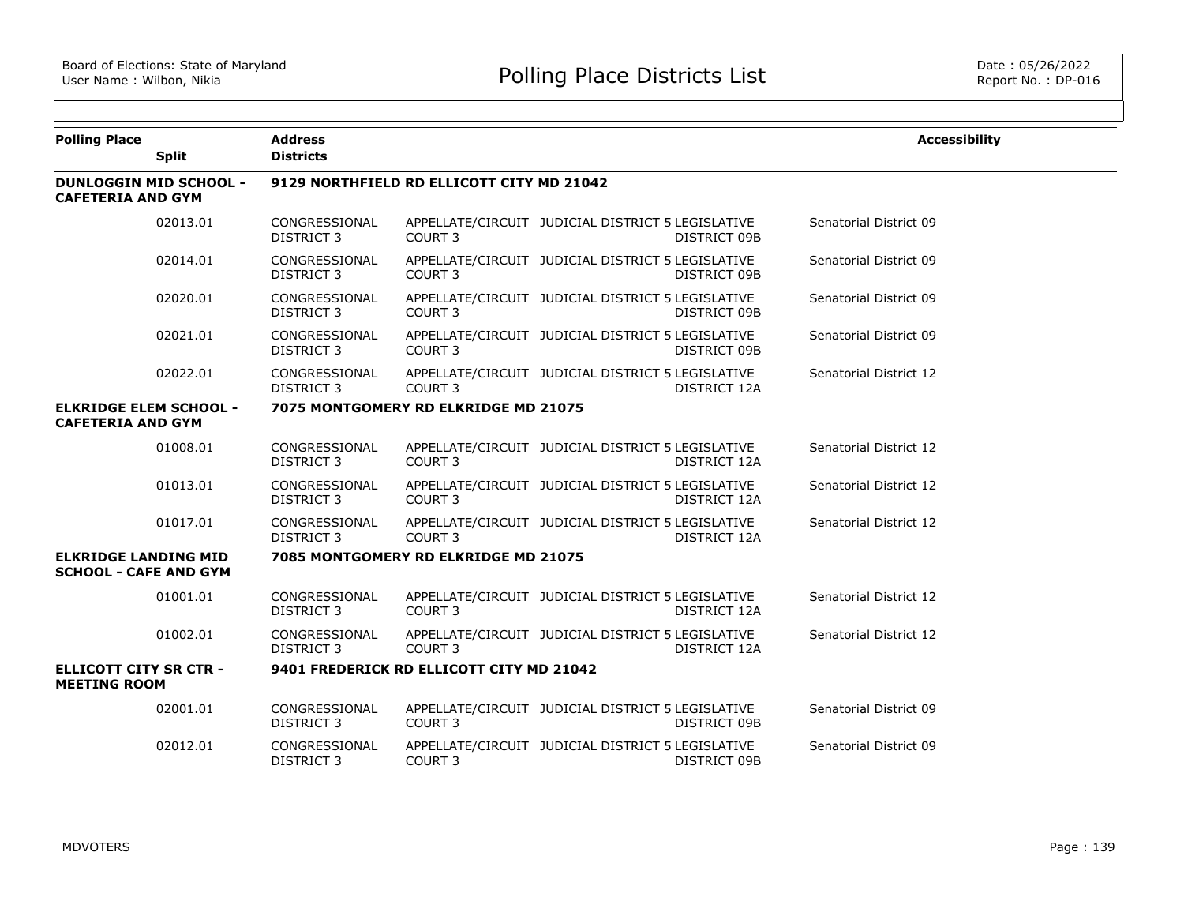Board of Elections: State of Maryland
User Name : Wilbon, Nikia

# Polling Place Districts List

Date : 05/26/2022
Report No. : DP-016

| Polling Place / Split | Address / Districts | | | | Accessibility |
|---|---|---|---|---|---|
| **DUNLOGGIN MID SCHOOL - CAFETERIA AND GYM** | **9129 NORTHFIELD RD ELLICOTT CITY MD 21042** | | | | |
| 02013.01 | CONGRESSIONAL DISTRICT 3 | APPELLATE/CIRCUIT COURT 3 | JUDICIAL DISTRICT 5 | LEGISLATIVE DISTRICT 09B | Senatorial District 09 |
| 02014.01 | CONGRESSIONAL DISTRICT 3 | APPELLATE/CIRCUIT COURT 3 | JUDICIAL DISTRICT 5 | LEGISLATIVE DISTRICT 09B | Senatorial District 09 |
| 02020.01 | CONGRESSIONAL DISTRICT 3 | APPELLATE/CIRCUIT COURT 3 | JUDICIAL DISTRICT 5 | LEGISLATIVE DISTRICT 09B | Senatorial District 09 |
| 02021.01 | CONGRESSIONAL DISTRICT 3 | APPELLATE/CIRCUIT COURT 3 | JUDICIAL DISTRICT 5 | LEGISLATIVE DISTRICT 09B | Senatorial District 09 |
| 02022.01 | CONGRESSIONAL DISTRICT 3 | APPELLATE/CIRCUIT COURT 3 | JUDICIAL DISTRICT 5 | LEGISLATIVE DISTRICT 12A | Senatorial District 12 |
| **ELKRIDGE ELEM SCHOOL - CAFETERIA AND GYM** | **7075 MONTGOMERY RD ELKRIDGE MD 21075** | | | | |
| 01008.01 | CONGRESSIONAL DISTRICT 3 | APPELLATE/CIRCUIT COURT 3 | JUDICIAL DISTRICT 5 | LEGISLATIVE DISTRICT 12A | Senatorial District 12 |
| 01013.01 | CONGRESSIONAL DISTRICT 3 | APPELLATE/CIRCUIT COURT 3 | JUDICIAL DISTRICT 5 | LEGISLATIVE DISTRICT 12A | Senatorial District 12 |
| 01017.01 | CONGRESSIONAL DISTRICT 3 | APPELLATE/CIRCUIT COURT 3 | JUDICIAL DISTRICT 5 | LEGISLATIVE DISTRICT 12A | Senatorial District 12 |
| **ELKRIDGE LANDING MID SCHOOL - CAFE AND GYM** | **7085 MONTGOMERY RD ELKRIDGE MD 21075** | | | | |
| 01001.01 | CONGRESSIONAL DISTRICT 3 | APPELLATE/CIRCUIT COURT 3 | JUDICIAL DISTRICT 5 | LEGISLATIVE DISTRICT 12A | Senatorial District 12 |
| 01002.01 | CONGRESSIONAL DISTRICT 3 | APPELLATE/CIRCUIT COURT 3 | JUDICIAL DISTRICT 5 | LEGISLATIVE DISTRICT 12A | Senatorial District 12 |
| **ELLICOTT CITY SR CTR - MEETING ROOM** | **9401 FREDERICK RD ELLICOTT CITY MD 21042** | | | | |
| 02001.01 | CONGRESSIONAL DISTRICT 3 | APPELLATE/CIRCUIT COURT 3 | JUDICIAL DISTRICT 5 | LEGISLATIVE DISTRICT 09B | Senatorial District 09 |
| 02012.01 | CONGRESSIONAL DISTRICT 3 | APPELLATE/CIRCUIT COURT 3 | JUDICIAL DISTRICT 5 | LEGISLATIVE DISTRICT 09B | Senatorial District 09 |

MDVOTERS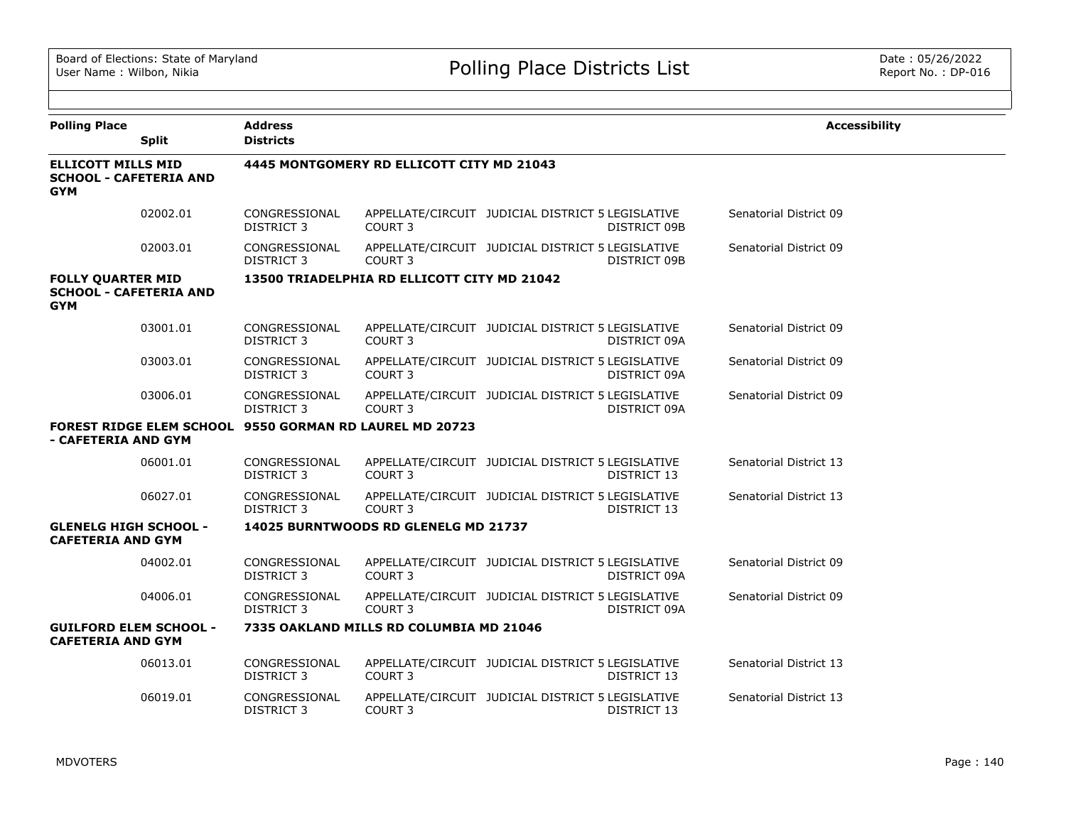Board of Elections: State of Maryland
User Name : Wilbon, Nikia

# Polling Place Districts List

Date : 05/26/2022
Report No. : DP-016

| Polling Place | Split | Address / Districts | | | | | Accessibility |
|---|---|---|---|---|---|---|---|
| **ELLICOTT MILLS MID SCHOOL - CAFETERIA AND GYM** | | **4445 MONTGOMERY RD ELLICOTT CITY MD 21043** | | | | | |
| | 02002.01 | CONGRESSIONAL DISTRICT 3 | APPELLATE/CIRCUIT COURT 3 | JUDICIAL DISTRICT 5 | LEGISLATIVE DISTRICT 09B | Senatorial District 09 | |
| | 02003.01 | CONGRESSIONAL DISTRICT 3 | APPELLATE/CIRCUIT COURT 3 | JUDICIAL DISTRICT 5 | LEGISLATIVE DISTRICT 09B | Senatorial District 09 | |
| **FOLLY QUARTER MID SCHOOL - CAFETERIA AND GYM** | | **13500 TRIADELPHIA RD ELLICOTT CITY MD 21042** | | | | | |
| | 03001.01 | CONGRESSIONAL DISTRICT 3 | APPELLATE/CIRCUIT COURT 3 | JUDICIAL DISTRICT 5 | LEGISLATIVE DISTRICT 09A | Senatorial District 09 | |
| | 03003.01 | CONGRESSIONAL DISTRICT 3 | APPELLATE/CIRCUIT COURT 3 | JUDICIAL DISTRICT 5 | LEGISLATIVE DISTRICT 09A | Senatorial District 09 | |
| | 03006.01 | CONGRESSIONAL DISTRICT 3 | APPELLATE/CIRCUIT COURT 3 | JUDICIAL DISTRICT 5 | LEGISLATIVE DISTRICT 09A | Senatorial District 09 | |
| **FOREST RIDGE ELEM SCHOOL - CAFETERIA AND GYM** | | **9550 GORMAN RD LAUREL MD 20723** | | | | | |
| | 06001.01 | CONGRESSIONAL DISTRICT 3 | APPELLATE/CIRCUIT COURT 3 | JUDICIAL DISTRICT 5 | LEGISLATIVE DISTRICT 13 | Senatorial District 13 | |
| | 06027.01 | CONGRESSIONAL DISTRICT 3 | APPELLATE/CIRCUIT COURT 3 | JUDICIAL DISTRICT 5 | LEGISLATIVE DISTRICT 13 | Senatorial District 13 | |
| **GLENELG HIGH SCHOOL - CAFETERIA AND GYM** | | **14025 BURNTWOODS RD GLENELG MD 21737** | | | | | |
| | 04002.01 | CONGRESSIONAL DISTRICT 3 | APPELLATE/CIRCUIT COURT 3 | JUDICIAL DISTRICT 5 | LEGISLATIVE DISTRICT 09A | Senatorial District 09 | |
| | 04006.01 | CONGRESSIONAL DISTRICT 3 | APPELLATE/CIRCUIT COURT 3 | JUDICIAL DISTRICT 5 | LEGISLATIVE DISTRICT 09A | Senatorial District 09 | |
| **GUILFORD ELEM SCHOOL - CAFETERIA AND GYM** | | **7335 OAKLAND MILLS RD COLUMBIA MD 21046** | | | | | |
| | 06013.01 | CONGRESSIONAL DISTRICT 3 | APPELLATE/CIRCUIT COURT 3 | JUDICIAL DISTRICT 5 | LEGISLATIVE DISTRICT 13 | Senatorial District 13 | |
| | 06019.01 | CONGRESSIONAL DISTRICT 3 | APPELLATE/CIRCUIT COURT 3 | JUDICIAL DISTRICT 5 | LEGISLATIVE DISTRICT 13 | Senatorial District 13 | |

MDVOTERS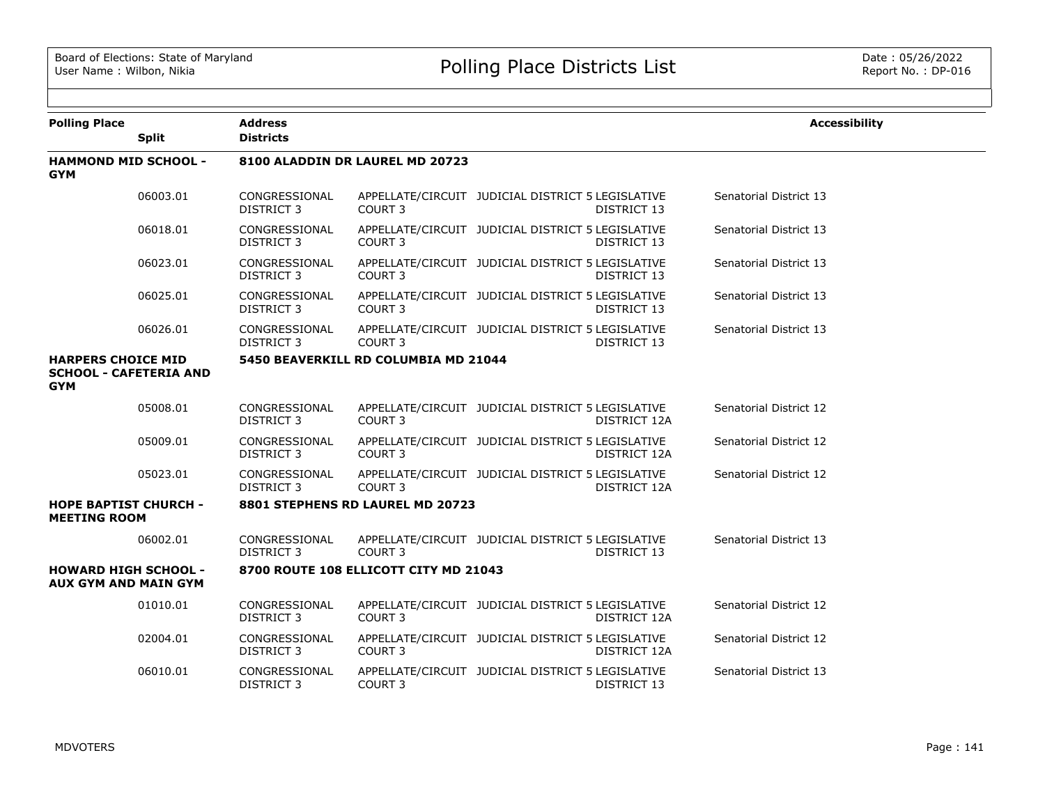| Polling Place | Split | Address / Districts | | | | | Accessibility |
|---|---|---|---|---|---|---|---|
| **HAMMOND MID SCHOOL - GYM** | | **8100 ALADDIN DR LAUREL MD 20723** | | | | | |
| | 06003.01 | CONGRESSIONAL DISTRICT 3 | APPELLATE/CIRCUIT COURT 3 | JUDICIAL DISTRICT 5 | LEGISLATIVE DISTRICT 13 | Senatorial District 13 | |
| | 06018.01 | CONGRESSIONAL DISTRICT 3 | APPELLATE/CIRCUIT COURT 3 | JUDICIAL DISTRICT 5 | LEGISLATIVE DISTRICT 13 | Senatorial District 13 | |
| | 06023.01 | CONGRESSIONAL DISTRICT 3 | APPELLATE/CIRCUIT COURT 3 | JUDICIAL DISTRICT 5 | LEGISLATIVE DISTRICT 13 | Senatorial District 13 | |
| | 06025.01 | CONGRESSIONAL DISTRICT 3 | APPELLATE/CIRCUIT COURT 3 | JUDICIAL DISTRICT 5 | LEGISLATIVE DISTRICT 13 | Senatorial District 13 | |
| | 06026.01 | CONGRESSIONAL DISTRICT 3 | APPELLATE/CIRCUIT COURT 3 | JUDICIAL DISTRICT 5 | LEGISLATIVE DISTRICT 13 | Senatorial District 13 | |
| **HARPERS CHOICE MID SCHOOL - CAFETERIA AND GYM** | | **5450 BEAVERKILL RD COLUMBIA MD 21044** | | | | | |
| | 05008.01 | CONGRESSIONAL DISTRICT 3 | APPELLATE/CIRCUIT COURT 3 | JUDICIAL DISTRICT 5 | LEGISLATIVE DISTRICT 12A | Senatorial District 12 | |
| | 05009.01 | CONGRESSIONAL DISTRICT 3 | APPELLATE/CIRCUIT COURT 3 | JUDICIAL DISTRICT 5 | LEGISLATIVE DISTRICT 12A | Senatorial District 12 | |
| | 05023.01 | CONGRESSIONAL DISTRICT 3 | APPELLATE/CIRCUIT COURT 3 | JUDICIAL DISTRICT 5 | LEGISLATIVE DISTRICT 12A | Senatorial District 12 | |
| **HOPE BAPTIST CHURCH - MEETING ROOM** | | **8801 STEPHENS RD LAUREL MD 20723** | | | | | |
| | 06002.01 | CONGRESSIONAL DISTRICT 3 | APPELLATE/CIRCUIT COURT 3 | JUDICIAL DISTRICT 5 | LEGISLATIVE DISTRICT 13 | Senatorial District 13 | |
| **HOWARD HIGH SCHOOL - AUX GYM AND MAIN GYM** | | **8700 ROUTE 108 ELLICOTT CITY MD 21043** | | | | | |
| | 01010.01 | CONGRESSIONAL DISTRICT 3 | APPELLATE/CIRCUIT COURT 3 | JUDICIAL DISTRICT 5 | LEGISLATIVE DISTRICT 12A | Senatorial District 12 | |
| | 02004.01 | CONGRESSIONAL DISTRICT 3 | APPELLATE/CIRCUIT COURT 3 | JUDICIAL DISTRICT 5 | LEGISLATIVE DISTRICT 12A | Senatorial District 12 | |
| | 06010.01 | CONGRESSIONAL DISTRICT 3 | APPELLATE/CIRCUIT COURT 3 | JUDICIAL DISTRICT 5 | LEGISLATIVE DISTRICT 13 | Senatorial District 13 | |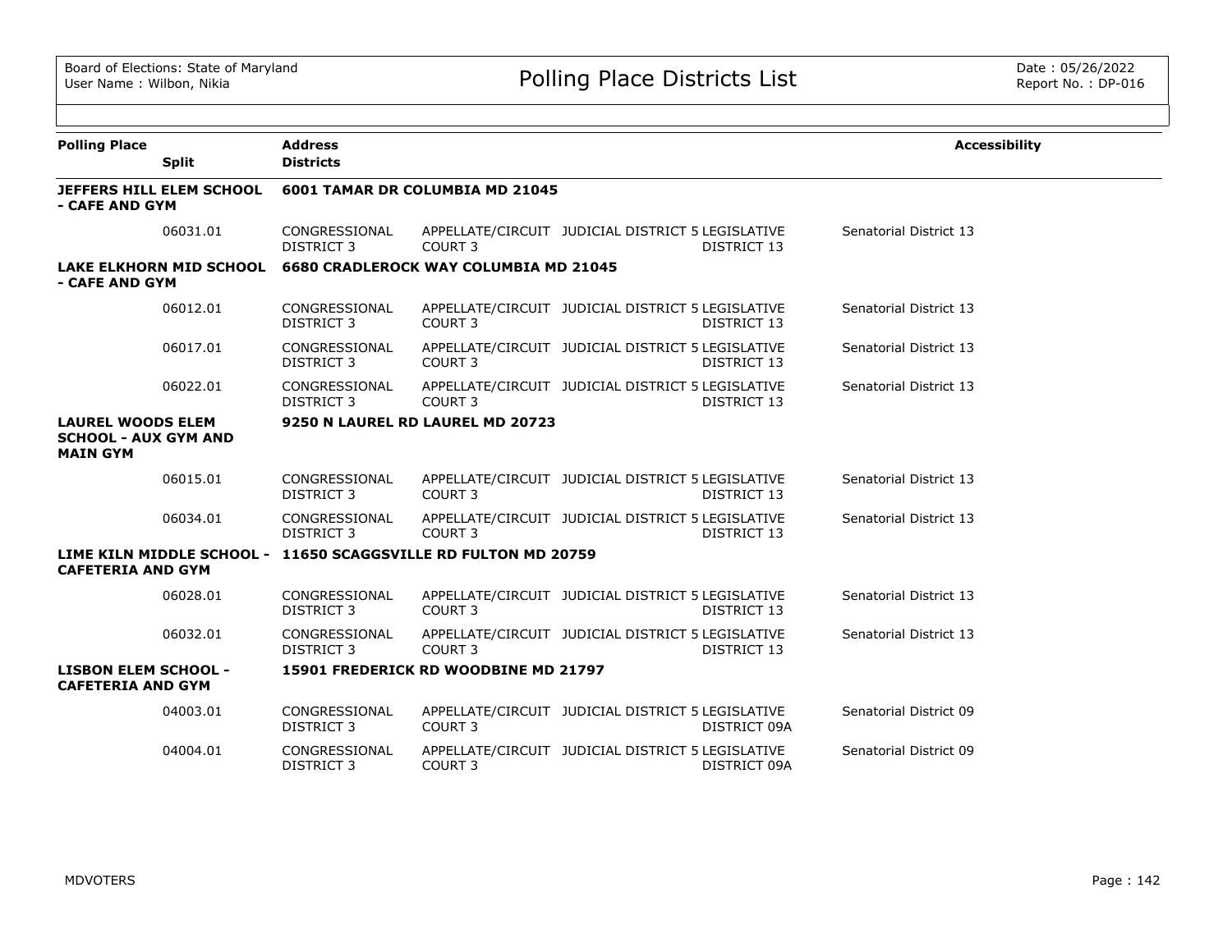| Polling Place | Split | Address / Districts | | | | Accessibility |
|---|---|---|---|---|---|---|
| **JEFFERS HILL ELEM SCHOOL - CAFE AND GYM** | | **6001 TAMAR DR COLUMBIA MD 21045** | | | | |
| | 06031.01 | CONGRESSIONAL DISTRICT 3 | APPELLATE/CIRCUIT COURT 3 | JUDICIAL DISTRICT 5 | LEGISLATIVE DISTRICT 13 | Senatorial District 13 |
| **LAKE ELKHORN MID SCHOOL - CAFE AND GYM** | | **6680 CRADLEROCK WAY COLUMBIA MD 21045** | | | | |
| | 06012.01 | CONGRESSIONAL DISTRICT 3 | APPELLATE/CIRCUIT COURT 3 | JUDICIAL DISTRICT 5 | LEGISLATIVE DISTRICT 13 | Senatorial District 13 |
| | 06017.01 | CONGRESSIONAL DISTRICT 3 | APPELLATE/CIRCUIT COURT 3 | JUDICIAL DISTRICT 5 | LEGISLATIVE DISTRICT 13 | Senatorial District 13 |
| | 06022.01 | CONGRESSIONAL DISTRICT 3 | APPELLATE/CIRCUIT COURT 3 | JUDICIAL DISTRICT 5 | LEGISLATIVE DISTRICT 13 | Senatorial District 13 |
| **LAUREL WOODS ELEM SCHOOL - AUX GYM AND MAIN GYM** | | **9250 N LAUREL RD LAUREL MD 20723** | | | | |
| | 06015.01 | CONGRESSIONAL DISTRICT 3 | APPELLATE/CIRCUIT COURT 3 | JUDICIAL DISTRICT 5 | LEGISLATIVE DISTRICT 13 | Senatorial District 13 |
| | 06034.01 | CONGRESSIONAL DISTRICT 3 | APPELLATE/CIRCUIT COURT 3 | JUDICIAL DISTRICT 5 | LEGISLATIVE DISTRICT 13 | Senatorial District 13 |
| **LIME KILN MIDDLE SCHOOL - CAFETERIA AND GYM** | | **11650 SCAGGSVILLE RD FULTON MD 20759** | | | | |
| | 06028.01 | CONGRESSIONAL DISTRICT 3 | APPELLATE/CIRCUIT COURT 3 | JUDICIAL DISTRICT 5 | LEGISLATIVE DISTRICT 13 | Senatorial District 13 |
| | 06032.01 | CONGRESSIONAL DISTRICT 3 | APPELLATE/CIRCUIT COURT 3 | JUDICIAL DISTRICT 5 | LEGISLATIVE DISTRICT 13 | Senatorial District 13 |
| **LISBON ELEM SCHOOL - CAFETERIA AND GYM** | | **15901 FREDERICK RD WOODBINE MD 21797** | | | | |
| | 04003.01 | CONGRESSIONAL DISTRICT 3 | APPELLATE/CIRCUIT COURT 3 | JUDICIAL DISTRICT 5 | LEGISLATIVE DISTRICT 09A | Senatorial District 09 |
| | 04004.01 | CONGRESSIONAL DISTRICT 3 | APPELLATE/CIRCUIT COURT 3 | JUDICIAL DISTRICT 5 | LEGISLATIVE DISTRICT 09A | Senatorial District 09 |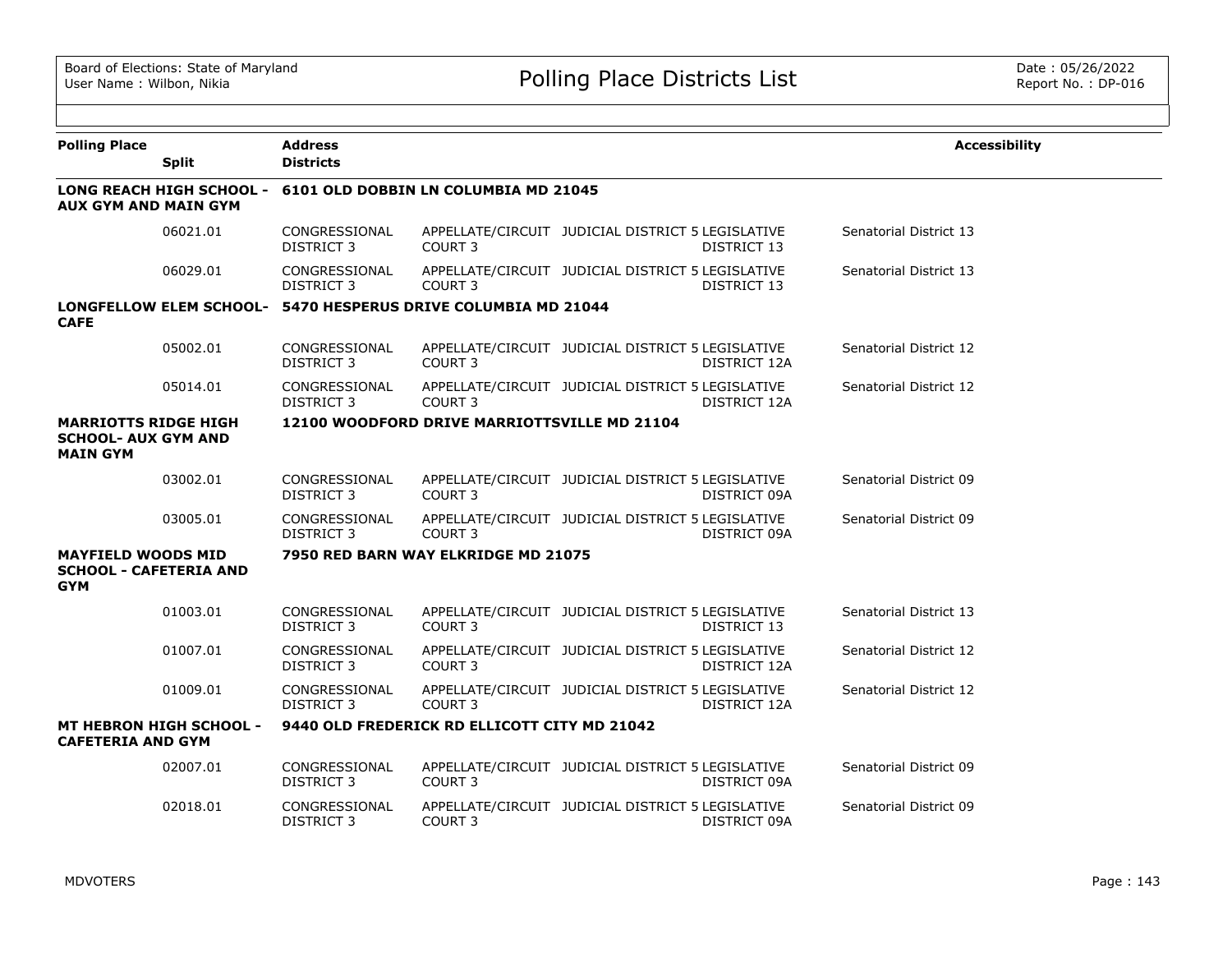Board of Elections: State of Maryland
User Name : Wilbon, Nikia

# Polling Place Districts List

Date : 05/26/2022
Report No. : DP-016

| Polling Place | Split | Address / Districts | | | | | Accessibility |
|---|---|---|---|---|---|---|---|
| **LONG REACH HIGH SCHOOL - AUX GYM AND MAIN GYM** | | **6101 OLD DOBBIN LN COLUMBIA MD 21045** | | | | | |
| | 06021.01 | CONGRESSIONAL DISTRICT 3 | APPELLATE/CIRCUIT COURT 3 | JUDICIAL DISTRICT 5 | LEGISLATIVE DISTRICT 13 | Senatorial District 13 | |
| | 06029.01 | CONGRESSIONAL DISTRICT 3 | APPELLATE/CIRCUIT COURT 3 | JUDICIAL DISTRICT 5 | LEGISLATIVE DISTRICT 13 | Senatorial District 13 | |
| **LONGFELLOW ELEM SCHOOL-CAFE** | | **5470 HESPERUS DRIVE COLUMBIA MD 21044** | | | | | |
| | 05002.01 | CONGRESSIONAL DISTRICT 3 | APPELLATE/CIRCUIT COURT 3 | JUDICIAL DISTRICT 5 | LEGISLATIVE DISTRICT 12A | Senatorial District 12 | |
| | 05014.01 | CONGRESSIONAL DISTRICT 3 | APPELLATE/CIRCUIT COURT 3 | JUDICIAL DISTRICT 5 | LEGISLATIVE DISTRICT 12A | Senatorial District 12 | |
| **MARRIOTTS RIDGE HIGH SCHOOL- AUX GYM AND MAIN GYM** | | **12100 WOODFORD DRIVE MARRIOTTSVILLE MD 21104** | | | | | |
| | 03002.01 | CONGRESSIONAL DISTRICT 3 | APPELLATE/CIRCUIT COURT 3 | JUDICIAL DISTRICT 5 | LEGISLATIVE DISTRICT 09A | Senatorial District 09 | |
| | 03005.01 | CONGRESSIONAL DISTRICT 3 | APPELLATE/CIRCUIT COURT 3 | JUDICIAL DISTRICT 5 | LEGISLATIVE DISTRICT 09A | Senatorial District 09 | |
| **MAYFIELD WOODS MID SCHOOL - CAFETERIA AND GYM** | | **7950 RED BARN WAY ELKRIDGE MD 21075** | | | | | |
| | 01003.01 | CONGRESSIONAL DISTRICT 3 | APPELLATE/CIRCUIT COURT 3 | JUDICIAL DISTRICT 5 | LEGISLATIVE DISTRICT 13 | Senatorial District 13 | |
| | 01007.01 | CONGRESSIONAL DISTRICT 3 | APPELLATE/CIRCUIT COURT 3 | JUDICIAL DISTRICT 5 | LEGISLATIVE DISTRICT 12A | Senatorial District 12 | |
| | 01009.01 | CONGRESSIONAL DISTRICT 3 | APPELLATE/CIRCUIT COURT 3 | JUDICIAL DISTRICT 5 | LEGISLATIVE DISTRICT 12A | Senatorial District 12 | |
| **MT HEBRON HIGH SCHOOL - CAFETERIA AND GYM** | | **9440 OLD FREDERICK RD ELLICOTT CITY MD 21042** | | | | | |
| | 02007.01 | CONGRESSIONAL DISTRICT 3 | APPELLATE/CIRCUIT COURT 3 | JUDICIAL DISTRICT 5 | LEGISLATIVE DISTRICT 09A | Senatorial District 09 | |
| | 02018.01 | CONGRESSIONAL DISTRICT 3 | APPELLATE/CIRCUIT COURT 3 | JUDICIAL DISTRICT 5 | LEGISLATIVE DISTRICT 09A | Senatorial District 09 | |

MDVOTERS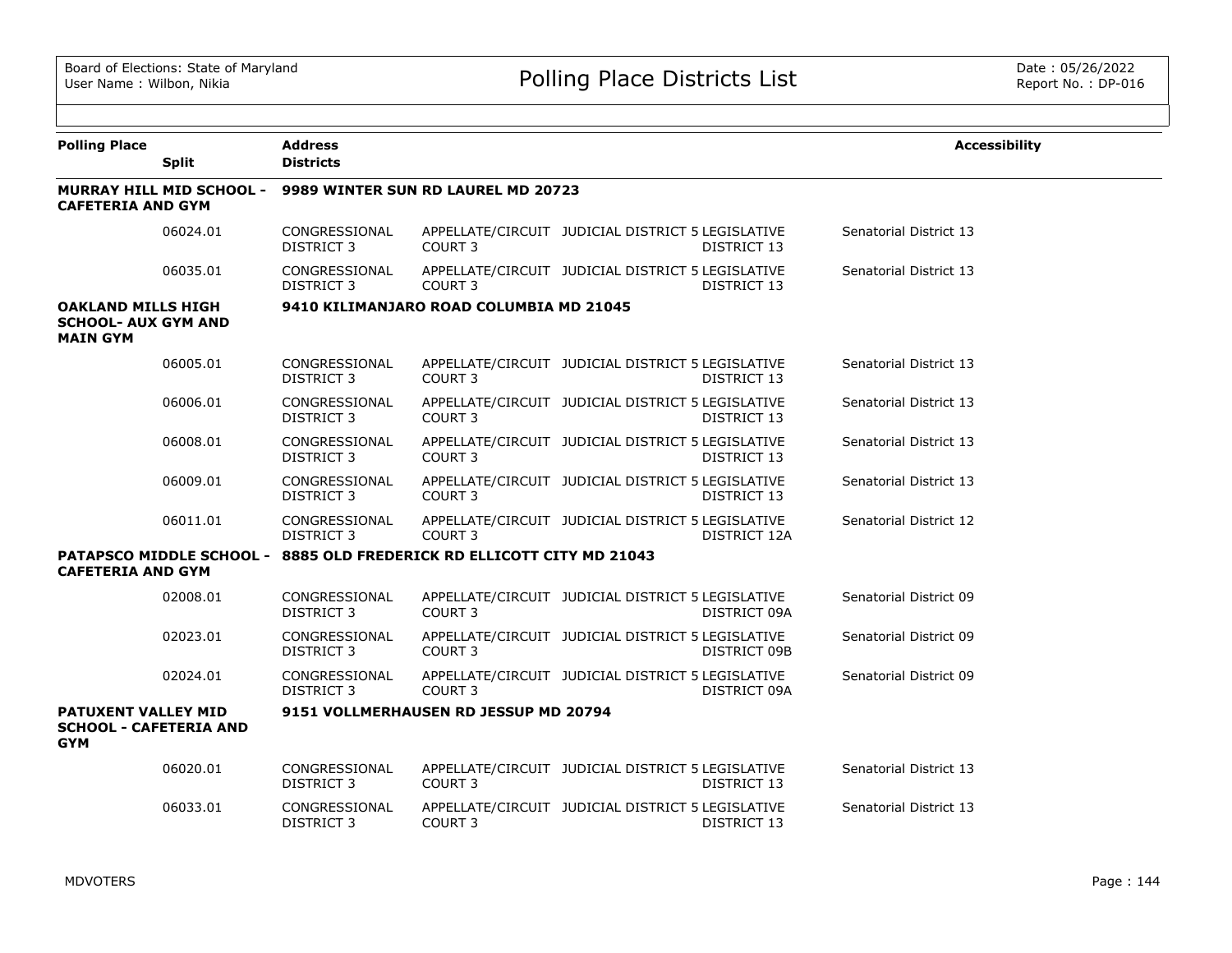Board of Elections: State of Maryland
User Name : Wilbon, Nikia

# Polling Place Districts List

Date : 05/26/2022
Report No. : DP-016

| Polling Place / Split | Address / Districts | | | | Accessibility |
|---|---|---|---|---|---|
| **MURRAY HILL MID SCHOOL - CAFETERIA AND GYM** | **9989 WINTER SUN RD LAUREL MD 20723** | | | | |
| 06024.01 | CONGRESSIONAL DISTRICT 3 | APPELLATE/CIRCUIT COURT 3 | JUDICIAL DISTRICT 5 | LEGISLATIVE DISTRICT 13 | Senatorial District 13 |
| 06035.01 | CONGRESSIONAL DISTRICT 3 | APPELLATE/CIRCUIT COURT 3 | JUDICIAL DISTRICT 5 | LEGISLATIVE DISTRICT 13 | Senatorial District 13 |
| **OAKLAND MILLS HIGH SCHOOL- AUX GYM AND MAIN GYM** | **9410 KILIMANJARO ROAD COLUMBIA MD 21045** | | | | |
| 06005.01 | CONGRESSIONAL DISTRICT 3 | APPELLATE/CIRCUIT COURT 3 | JUDICIAL DISTRICT 5 | LEGISLATIVE DISTRICT 13 | Senatorial District 13 |
| 06006.01 | CONGRESSIONAL DISTRICT 3 | APPELLATE/CIRCUIT COURT 3 | JUDICIAL DISTRICT 5 | LEGISLATIVE DISTRICT 13 | Senatorial District 13 |
| 06008.01 | CONGRESSIONAL DISTRICT 3 | APPELLATE/CIRCUIT COURT 3 | JUDICIAL DISTRICT 5 | LEGISLATIVE DISTRICT 13 | Senatorial District 13 |
| 06009.01 | CONGRESSIONAL DISTRICT 3 | APPELLATE/CIRCUIT COURT 3 | JUDICIAL DISTRICT 5 | LEGISLATIVE DISTRICT 13 | Senatorial District 13 |
| 06011.01 | CONGRESSIONAL DISTRICT 3 | APPELLATE/CIRCUIT COURT 3 | JUDICIAL DISTRICT 5 | LEGISLATIVE DISTRICT 12A | Senatorial District 12 |
| **PATAPSCO MIDDLE SCHOOL - CAFETERIA AND GYM** | **8885 OLD FREDERICK RD ELLICOTT CITY MD 21043** | | | | |
| 02008.01 | CONGRESSIONAL DISTRICT 3 | APPELLATE/CIRCUIT COURT 3 | JUDICIAL DISTRICT 5 | LEGISLATIVE DISTRICT 09A | Senatorial District 09 |
| 02023.01 | CONGRESSIONAL DISTRICT 3 | APPELLATE/CIRCUIT COURT 3 | JUDICIAL DISTRICT 5 | LEGISLATIVE DISTRICT 09B | Senatorial District 09 |
| 02024.01 | CONGRESSIONAL DISTRICT 3 | APPELLATE/CIRCUIT COURT 3 | JUDICIAL DISTRICT 5 | LEGISLATIVE DISTRICT 09A | Senatorial District 09 |
| **PATUXENT VALLEY MID SCHOOL - CAFETERIA AND GYM** | **9151 VOLLMERHAUSEN RD JESSUP MD 20794** | | | | |
| 06020.01 | CONGRESSIONAL DISTRICT 3 | APPELLATE/CIRCUIT COURT 3 | JUDICIAL DISTRICT 5 | LEGISLATIVE DISTRICT 13 | Senatorial District 13 |
| 06033.01 | CONGRESSIONAL DISTRICT 3 | APPELLATE/CIRCUIT COURT 3 | JUDICIAL DISTRICT 5 | LEGISLATIVE DISTRICT 13 | Senatorial District 13 |

MDVOTERS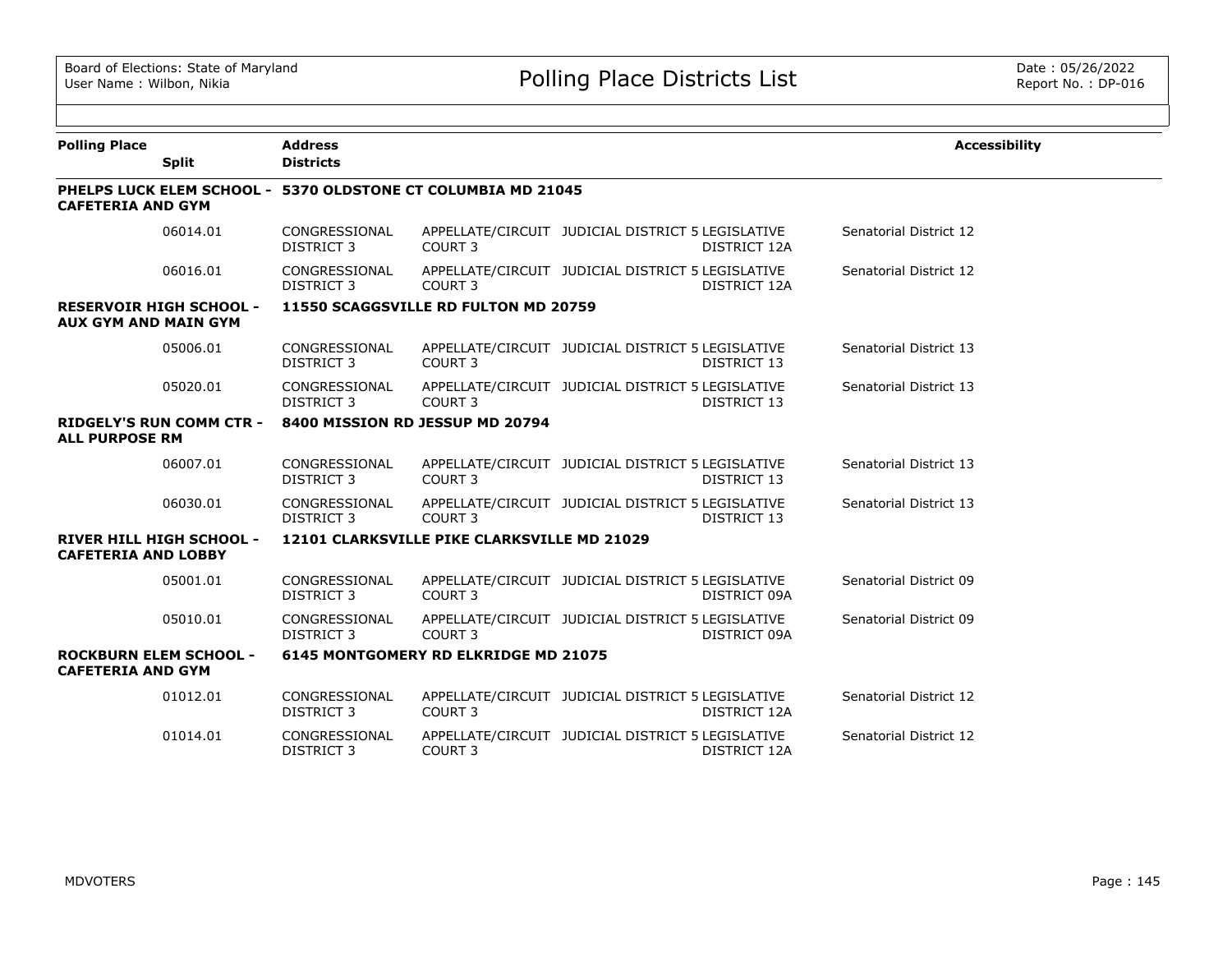Board of Elections: State of Maryland
User Name : Wilbon, Nikia

# Polling Place Districts List

Date : 05/26/2022
Report No. : DP-016

| Polling Place | Split | Address / Districts | | | | | Accessibility |
|---|---|---|---|---|---|---|---|
| **PHELPS LUCK ELEM SCHOOL - CAFETERIA AND GYM** | | **5370 OLDSTONE CT COLUMBIA MD 21045** | | | | | |
| | 06014.01 | CONGRESSIONAL DISTRICT 3 | APPELLATE/CIRCUIT COURT 3 | JUDICIAL DISTRICT 5 | LEGISLATIVE DISTRICT 12A | Senatorial District 12 | |
| | 06016.01 | CONGRESSIONAL DISTRICT 3 | APPELLATE/CIRCUIT COURT 3 | JUDICIAL DISTRICT 5 | LEGISLATIVE DISTRICT 12A | Senatorial District 12 | |
| **RESERVOIR HIGH SCHOOL - AUX GYM AND MAIN GYM** | | **11550 SCAGGSVILLE RD FULTON MD 20759** | | | | | |
| | 05006.01 | CONGRESSIONAL DISTRICT 3 | APPELLATE/CIRCUIT COURT 3 | JUDICIAL DISTRICT 5 | LEGISLATIVE DISTRICT 13 | Senatorial District 13 | |
| | 05020.01 | CONGRESSIONAL DISTRICT 3 | APPELLATE/CIRCUIT COURT 3 | JUDICIAL DISTRICT 5 | LEGISLATIVE DISTRICT 13 | Senatorial District 13 | |
| **RIDGELY'S RUN COMM CTR - ALL PURPOSE RM** | | **8400 MISSION RD JESSUP MD 20794** | | | | | |
| | 06007.01 | CONGRESSIONAL DISTRICT 3 | APPELLATE/CIRCUIT COURT 3 | JUDICIAL DISTRICT 5 | LEGISLATIVE DISTRICT 13 | Senatorial District 13 | |
| | 06030.01 | CONGRESSIONAL DISTRICT 3 | APPELLATE/CIRCUIT COURT 3 | JUDICIAL DISTRICT 5 | LEGISLATIVE DISTRICT 13 | Senatorial District 13 | |
| **RIVER HILL HIGH SCHOOL - CAFETERIA AND LOBBY** | | **12101 CLARKSVILLE PIKE CLARKSVILLE MD 21029** | | | | | |
| | 05001.01 | CONGRESSIONAL DISTRICT 3 | APPELLATE/CIRCUIT COURT 3 | JUDICIAL DISTRICT 5 | LEGISLATIVE DISTRICT 09A | Senatorial District 09 | |
| | 05010.01 | CONGRESSIONAL DISTRICT 3 | APPELLATE/CIRCUIT COURT 3 | JUDICIAL DISTRICT 5 | LEGISLATIVE DISTRICT 09A | Senatorial District 09 | |
| **ROCKBURN ELEM SCHOOL - CAFETERIA AND GYM** | | **6145 MONTGOMERY RD ELKRIDGE MD 21075** | | | | | |
| | 01012.01 | CONGRESSIONAL DISTRICT 3 | APPELLATE/CIRCUIT COURT 3 | JUDICIAL DISTRICT 5 | LEGISLATIVE DISTRICT 12A | Senatorial District 12 | |
| | 01014.01 | CONGRESSIONAL DISTRICT 3 | APPELLATE/CIRCUIT COURT 3 | JUDICIAL DISTRICT 5 | LEGISLATIVE DISTRICT 12A | Senatorial District 12 | |

MDVOTERS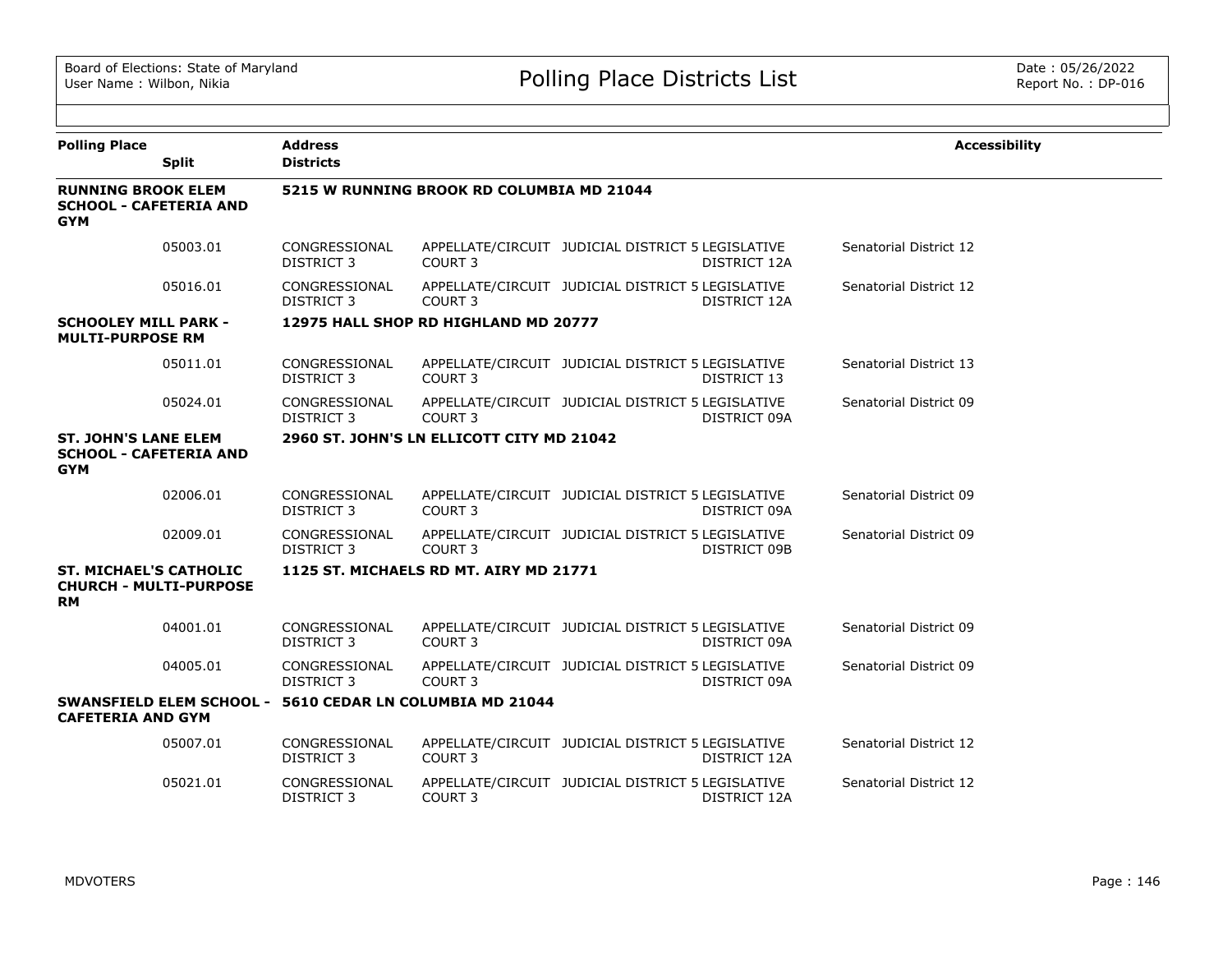| Polling Place | Split | Address / Districts | | | | | Accessibility |
|---|---|---|---|---|---|---|---|
| **RUNNING BROOK ELEM SCHOOL - CAFETERIA AND GYM** | | **5215 W RUNNING BROOK RD COLUMBIA MD 21044** | | | | | |
| | 05003.01 | CONGRESSIONAL DISTRICT 3 | APPELLATE/CIRCUIT COURT 3 | JUDICIAL DISTRICT 5 | LEGISLATIVE DISTRICT 12A | Senatorial District 12 | |
| | 05016.01 | CONGRESSIONAL DISTRICT 3 | APPELLATE/CIRCUIT COURT 3 | JUDICIAL DISTRICT 5 | LEGISLATIVE DISTRICT 12A | Senatorial District 12 | |
| **SCHOOLEY MILL PARK - MULTI-PURPOSE RM** | | **12975 HALL SHOP RD HIGHLAND MD 20777** | | | | | |
| | 05011.01 | CONGRESSIONAL DISTRICT 3 | APPELLATE/CIRCUIT COURT 3 | JUDICIAL DISTRICT 5 | LEGISLATIVE DISTRICT 13 | Senatorial District 13 | |
| | 05024.01 | CONGRESSIONAL DISTRICT 3 | APPELLATE/CIRCUIT COURT 3 | JUDICIAL DISTRICT 5 | LEGISLATIVE DISTRICT 09A | Senatorial District 09 | |
| **ST. JOHN'S LANE ELEM SCHOOL - CAFETERIA AND GYM** | | **2960 ST. JOHN'S LN ELLICOTT CITY MD 21042** | | | | | |
| | 02006.01 | CONGRESSIONAL DISTRICT 3 | APPELLATE/CIRCUIT COURT 3 | JUDICIAL DISTRICT 5 | LEGISLATIVE DISTRICT 09A | Senatorial District 09 | |
| | 02009.01 | CONGRESSIONAL DISTRICT 3 | APPELLATE/CIRCUIT COURT 3 | JUDICIAL DISTRICT 5 | LEGISLATIVE DISTRICT 09B | Senatorial District 09 | |
| **ST. MICHAEL'S CATHOLIC CHURCH - MULTI-PURPOSE RM** | | **1125 ST. MICHAELS RD MT. AIRY MD 21771** | | | | | |
| | 04001.01 | CONGRESSIONAL DISTRICT 3 | APPELLATE/CIRCUIT COURT 3 | JUDICIAL DISTRICT 5 | LEGISLATIVE DISTRICT 09A | Senatorial District 09 | |
| | 04005.01 | CONGRESSIONAL DISTRICT 3 | APPELLATE/CIRCUIT COURT 3 | JUDICIAL DISTRICT 5 | LEGISLATIVE DISTRICT 09A | Senatorial District 09 | |
| **SWANSFIELD ELEM SCHOOL - CAFETERIA AND GYM** | | **5610 CEDAR LN COLUMBIA MD 21044** | | | | | |
| | 05007.01 | CONGRESSIONAL DISTRICT 3 | APPELLATE/CIRCUIT COURT 3 | JUDICIAL DISTRICT 5 | LEGISLATIVE DISTRICT 12A | Senatorial District 12 | |
| | 05021.01 | CONGRESSIONAL DISTRICT 3 | APPELLATE/CIRCUIT COURT 3 | JUDICIAL DISTRICT 5 | LEGISLATIVE DISTRICT 12A | Senatorial District 12 | |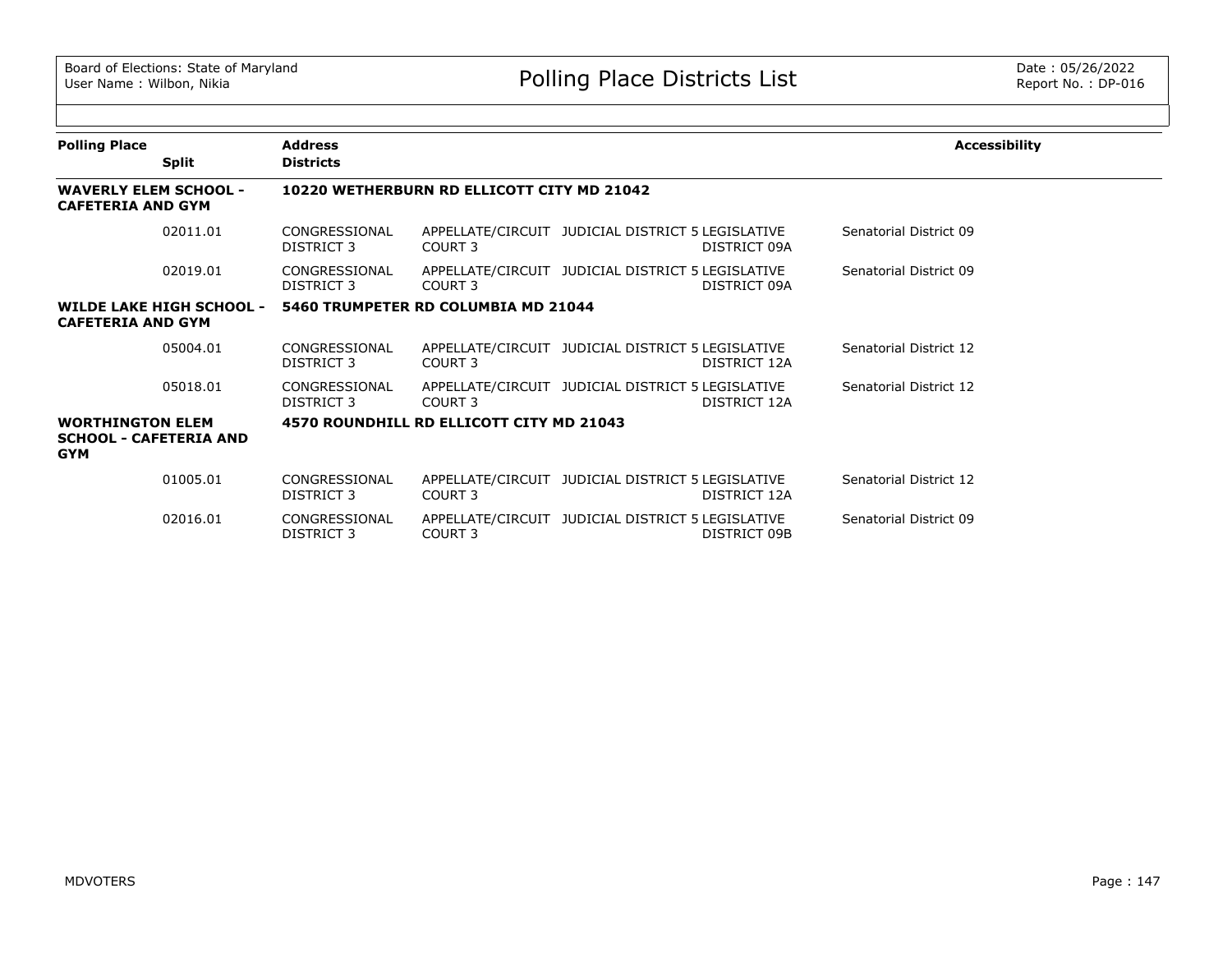| Polling Place | Address | | | | | Accessibility |
|---|---|---|---|---|---|---|
| Split | Districts | | | | | |
| **WAVERLY ELEM SCHOOL - CAFETERIA AND GYM** | **10220 WETHERBURN RD ELLICOTT CITY MD 21042** | | | | | |
| 02011.01 | CONGRESSIONAL DISTRICT 3 | APPELLATE/CIRCUIT COURT 3 | JUDICIAL DISTRICT 5 | LEGISLATIVE DISTRICT 09A | Senatorial District 09 | |
| 02019.01 | CONGRESSIONAL DISTRICT 3 | APPELLATE/CIRCUIT COURT 3 | JUDICIAL DISTRICT 5 | LEGISLATIVE DISTRICT 09A | Senatorial District 09 | |
| **WILDE LAKE HIGH SCHOOL - CAFETERIA AND GYM** | **5460 TRUMPETER RD COLUMBIA MD 21044** | | | | | |
| 05004.01 | CONGRESSIONAL DISTRICT 3 | APPELLATE/CIRCUIT COURT 3 | JUDICIAL DISTRICT 5 | LEGISLATIVE DISTRICT 12A | Senatorial District 12 | |
| 05018.01 | CONGRESSIONAL DISTRICT 3 | APPELLATE/CIRCUIT COURT 3 | JUDICIAL DISTRICT 5 | LEGISLATIVE DISTRICT 12A | Senatorial District 12 | |
| **WORTHINGTON ELEM SCHOOL - CAFETERIA AND GYM** | **4570 ROUNDHILL RD ELLICOTT CITY MD 21043** | | | | | |
| 01005.01 | CONGRESSIONAL DISTRICT 3 | APPELLATE/CIRCUIT COURT 3 | JUDICIAL DISTRICT 5 | LEGISLATIVE DISTRICT 12A | Senatorial District 12 | |
| 02016.01 | CONGRESSIONAL DISTRICT 3 | APPELLATE/CIRCUIT COURT 3 | JUDICIAL DISTRICT 5 | LEGISLATIVE DISTRICT 09B | Senatorial District 09 | |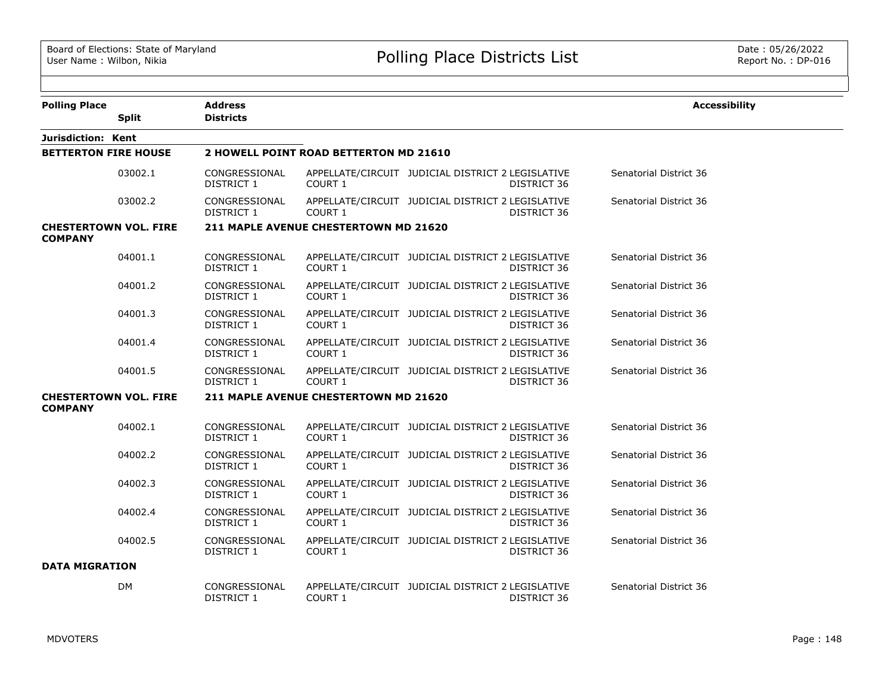| Polling Place | Split | Address / Districts | | | | | Accessibility |
|---|---|---|---|---|---|---|---|
| **Jurisdiction: Kent** | | | | | | | |
| **BETTERTON FIRE HOUSE** | | **2 HOWELL POINT ROAD BETTERTON MD 21610** | | | | | |
| | 03002.1 | CONGRESSIONAL DISTRICT 1 | APPELLATE/CIRCUIT COURT 1 | JUDICIAL DISTRICT 2 | LEGISLATIVE DISTRICT 36 | Senatorial District 36 | |
| | 03002.2 | CONGRESSIONAL DISTRICT 1 | APPELLATE/CIRCUIT COURT 1 | JUDICIAL DISTRICT 2 | LEGISLATIVE DISTRICT 36 | Senatorial District 36 | |
| **CHESTERTOWN VOL. FIRE COMPANY** | | **211 MAPLE AVENUE CHESTERTOWN MD 21620** | | | | | |
| | 04001.1 | CONGRESSIONAL DISTRICT 1 | APPELLATE/CIRCUIT COURT 1 | JUDICIAL DISTRICT 2 | LEGISLATIVE DISTRICT 36 | Senatorial District 36 | |
| | 04001.2 | CONGRESSIONAL DISTRICT 1 | APPELLATE/CIRCUIT COURT 1 | JUDICIAL DISTRICT 2 | LEGISLATIVE DISTRICT 36 | Senatorial District 36 | |
| | 04001.3 | CONGRESSIONAL DISTRICT 1 | APPELLATE/CIRCUIT COURT 1 | JUDICIAL DISTRICT 2 | LEGISLATIVE DISTRICT 36 | Senatorial District 36 | |
| | 04001.4 | CONGRESSIONAL DISTRICT 1 | APPELLATE/CIRCUIT COURT 1 | JUDICIAL DISTRICT 2 | LEGISLATIVE DISTRICT 36 | Senatorial District 36 | |
| | 04001.5 | CONGRESSIONAL DISTRICT 1 | APPELLATE/CIRCUIT COURT 1 | JUDICIAL DISTRICT 2 | LEGISLATIVE DISTRICT 36 | Senatorial District 36 | |
| **CHESTERTOWN VOL. FIRE COMPANY** | | **211 MAPLE AVENUE CHESTERTOWN MD 21620** | | | | | |
| | 04002.1 | CONGRESSIONAL DISTRICT 1 | APPELLATE/CIRCUIT COURT 1 | JUDICIAL DISTRICT 2 | LEGISLATIVE DISTRICT 36 | Senatorial District 36 | |
| | 04002.2 | CONGRESSIONAL DISTRICT 1 | APPELLATE/CIRCUIT COURT 1 | JUDICIAL DISTRICT 2 | LEGISLATIVE DISTRICT 36 | Senatorial District 36 | |
| | 04002.3 | CONGRESSIONAL DISTRICT 1 | APPELLATE/CIRCUIT COURT 1 | JUDICIAL DISTRICT 2 | LEGISLATIVE DISTRICT 36 | Senatorial District 36 | |
| | 04002.4 | CONGRESSIONAL DISTRICT 1 | APPELLATE/CIRCUIT COURT 1 | JUDICIAL DISTRICT 2 | LEGISLATIVE DISTRICT 36 | Senatorial District 36 | |
| | 04002.5 | CONGRESSIONAL DISTRICT 1 | APPELLATE/CIRCUIT COURT 1 | JUDICIAL DISTRICT 2 | LEGISLATIVE DISTRICT 36 | Senatorial District 36 | |
| **DATA MIGRATION** | | | | | | | |
| | DM | CONGRESSIONAL DISTRICT 1 | APPELLATE/CIRCUIT COURT 1 | JUDICIAL DISTRICT 2 | LEGISLATIVE DISTRICT 36 | Senatorial District 36 | |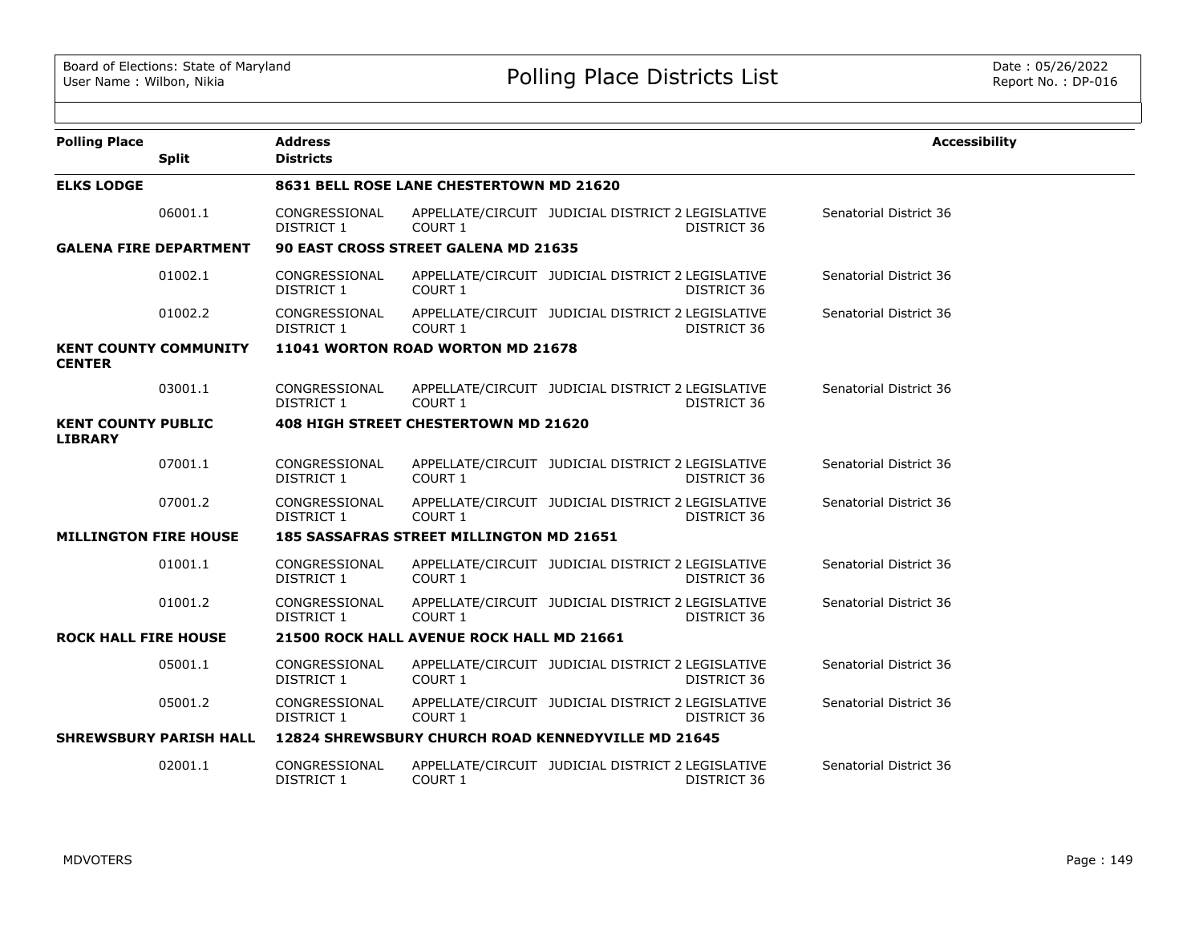# Polling Place Districts List

| Polling Place | Split | Address / Districts | | | | Accessibility |
|---|---|---|---|---|---|---|
| **ELKS LODGE** | | **8631 BELL ROSE LANE CHESTERTOWN MD 21620** | | | | |
| | 06001.1 | CONGRESSIONAL DISTRICT 1 | APPELLATE/CIRCUIT COURT 1 | JUDICIAL DISTRICT 2 | LEGISLATIVE DISTRICT 36 | Senatorial District 36 |
| **GALENA FIRE DEPARTMENT** | | **90 EAST CROSS STREET GALENA MD 21635** | | | | |
| | 01002.1 | CONGRESSIONAL DISTRICT 1 | APPELLATE/CIRCUIT COURT 1 | JUDICIAL DISTRICT 2 | LEGISLATIVE DISTRICT 36 | Senatorial District 36 |
| | 01002.2 | CONGRESSIONAL DISTRICT 1 | APPELLATE/CIRCUIT COURT 1 | JUDICIAL DISTRICT 2 | LEGISLATIVE DISTRICT 36 | Senatorial District 36 |
| **KENT COUNTY COMMUNITY CENTER** | | **11041 WORTON ROAD WORTON MD 21678** | | | | |
| | 03001.1 | CONGRESSIONAL DISTRICT 1 | APPELLATE/CIRCUIT COURT 1 | JUDICIAL DISTRICT 2 | LEGISLATIVE DISTRICT 36 | Senatorial District 36 |
| **KENT COUNTY PUBLIC LIBRARY** | | **408 HIGH STREET CHESTERTOWN MD 21620** | | | | |
| | 07001.1 | CONGRESSIONAL DISTRICT 1 | APPELLATE/CIRCUIT COURT 1 | JUDICIAL DISTRICT 2 | LEGISLATIVE DISTRICT 36 | Senatorial District 36 |
| | 07001.2 | CONGRESSIONAL DISTRICT 1 | APPELLATE/CIRCUIT COURT 1 | JUDICIAL DISTRICT 2 | LEGISLATIVE DISTRICT 36 | Senatorial District 36 |
| **MILLINGTON FIRE HOUSE** | | **185 SASSAFRAS STREET MILLINGTON MD 21651** | | | | |
| | 01001.1 | CONGRESSIONAL DISTRICT 1 | APPELLATE/CIRCUIT COURT 1 | JUDICIAL DISTRICT 2 | LEGISLATIVE DISTRICT 36 | Senatorial District 36 |
| | 01001.2 | CONGRESSIONAL DISTRICT 1 | APPELLATE/CIRCUIT COURT 1 | JUDICIAL DISTRICT 2 | LEGISLATIVE DISTRICT 36 | Senatorial District 36 |
| **ROCK HALL FIRE HOUSE** | | **21500 ROCK HALL AVENUE ROCK HALL MD 21661** | | | | |
| | 05001.1 | CONGRESSIONAL DISTRICT 1 | APPELLATE/CIRCUIT COURT 1 | JUDICIAL DISTRICT 2 | LEGISLATIVE DISTRICT 36 | Senatorial District 36 |
| | 05001.2 | CONGRESSIONAL DISTRICT 1 | APPELLATE/CIRCUIT COURT 1 | JUDICIAL DISTRICT 2 | LEGISLATIVE DISTRICT 36 | Senatorial District 36 |
| **SHREWSBURY PARISH HALL** | | **12824 SHREWSBURY CHURCH ROAD KENNEDYVILLE MD 21645** | | | | |
| | 02001.1 | CONGRESSIONAL DISTRICT 1 | APPELLATE/CIRCUIT COURT 1 | JUDICIAL DISTRICT 2 | LEGISLATIVE DISTRICT 36 | Senatorial District 36 |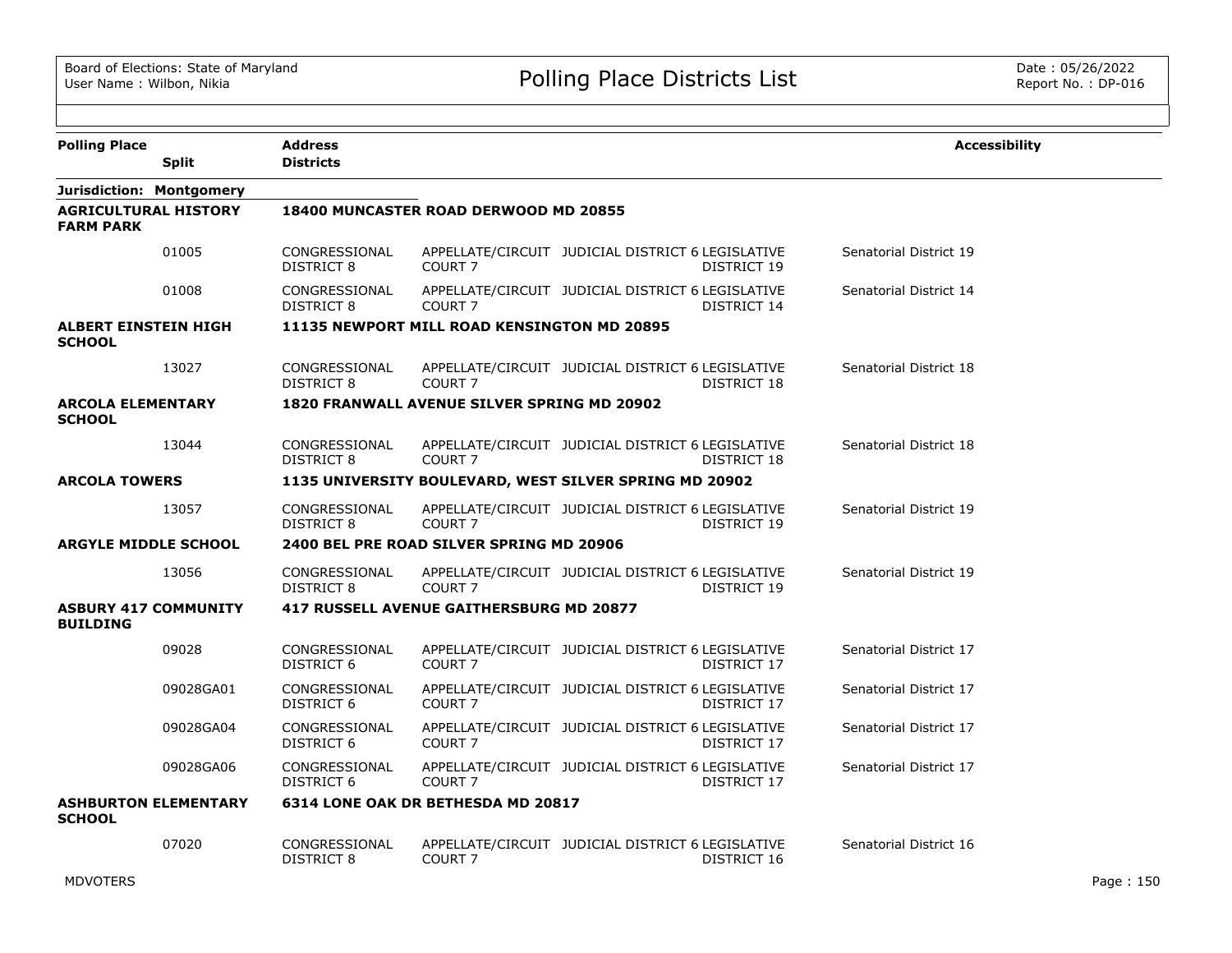# Polling Place Districts List

Board of Elections: State of Maryland
User Name : Wilbon, Nikia

Date : 05/26/2022
Report No. : DP-016

| Polling Place / Split | Address / Districts | | | | Accessibility |
|---|---|---|---|---|---|
| **Jurisdiction: Montgomery** | | | | | |
| **AGRICULTURAL HISTORY FARM PARK** | **18400 MUNCASTER ROAD DERWOOD MD 20855** | | | | |
| 01005 | CONGRESSIONAL DISTRICT 8 | APPELLATE/CIRCUIT COURT 7 | JUDICIAL DISTRICT 6 | LEGISLATIVE DISTRICT 19 | Senatorial District 19 |
| 01008 | CONGRESSIONAL DISTRICT 8 | APPELLATE/CIRCUIT COURT 7 | JUDICIAL DISTRICT 6 | LEGISLATIVE DISTRICT 14 | Senatorial District 14 |
| **ALBERT EINSTEIN HIGH SCHOOL** | **11135 NEWPORT MILL ROAD KENSINGTON MD 20895** | | | | |
| 13027 | CONGRESSIONAL DISTRICT 8 | APPELLATE/CIRCUIT COURT 7 | JUDICIAL DISTRICT 6 | LEGISLATIVE DISTRICT 18 | Senatorial District 18 |
| **ARCOLA ELEMENTARY SCHOOL** | **1820 FRANWALL AVENUE SILVER SPRING MD 20902** | | | | |
| 13044 | CONGRESSIONAL DISTRICT 8 | APPELLATE/CIRCUIT COURT 7 | JUDICIAL DISTRICT 6 | LEGISLATIVE DISTRICT 18 | Senatorial District 18 |
| **ARCOLA TOWERS** | **1135 UNIVERSITY BOULEVARD, WEST SILVER SPRING MD 20902** | | | | |
| 13057 | CONGRESSIONAL DISTRICT 8 | APPELLATE/CIRCUIT COURT 7 | JUDICIAL DISTRICT 6 | LEGISLATIVE DISTRICT 19 | Senatorial District 19 |
| **ARGYLE MIDDLE SCHOOL** | **2400 BEL PRE ROAD SILVER SPRING MD 20906** | | | | |
| 13056 | CONGRESSIONAL DISTRICT 8 | APPELLATE/CIRCUIT COURT 7 | JUDICIAL DISTRICT 6 | LEGISLATIVE DISTRICT 19 | Senatorial District 19 |
| **ASBURY 417 COMMUNITY BUILDING** | **417 RUSSELL AVENUE GAITHERSBURG MD 20877** | | | | |
| 09028 | CONGRESSIONAL DISTRICT 6 | APPELLATE/CIRCUIT COURT 7 | JUDICIAL DISTRICT 6 | LEGISLATIVE DISTRICT 17 | Senatorial District 17 |
| 09028GA01 | CONGRESSIONAL DISTRICT 6 | APPELLATE/CIRCUIT COURT 7 | JUDICIAL DISTRICT 6 | LEGISLATIVE DISTRICT 17 | Senatorial District 17 |
| 09028GA04 | CONGRESSIONAL DISTRICT 6 | APPELLATE/CIRCUIT COURT 7 | JUDICIAL DISTRICT 6 | LEGISLATIVE DISTRICT 17 | Senatorial District 17 |
| 09028GA06 | CONGRESSIONAL DISTRICT 6 | APPELLATE/CIRCUIT COURT 7 | JUDICIAL DISTRICT 6 | LEGISLATIVE DISTRICT 17 | Senatorial District 17 |
| **ASHBURTON ELEMENTARY SCHOOL** | **6314 LONE OAK DR BETHESDA MD 20817** | | | | |
| 07020 | CONGRESSIONAL DISTRICT 8 | APPELLATE/CIRCUIT COURT 7 | JUDICIAL DISTRICT 6 | LEGISLATIVE DISTRICT 16 | Senatorial District 16 |

MDVOTERS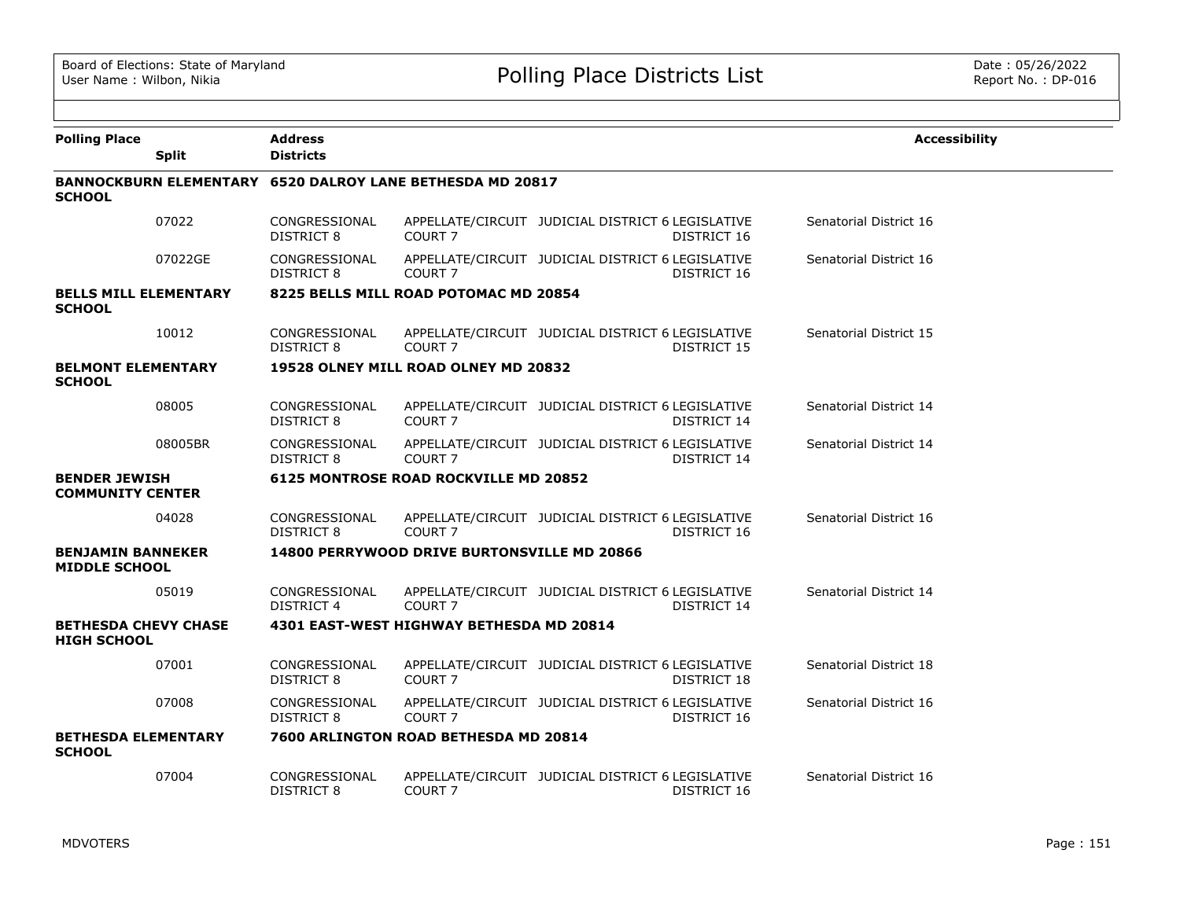# Polling Place Districts List

| Polling Place | Split | Address / Districts | | | | Accessibility |
|---|---|---|---|---|---|---|
| **BANNOCKBURN ELEMENTARY SCHOOL** | | **6520 DALROY LANE BETHESDA MD 20817** | | | | |
| | 07022 | CONGRESSIONAL DISTRICT 8 | APPELLATE/CIRCUIT COURT 7 | JUDICIAL DISTRICT 6 | LEGISLATIVE DISTRICT 16 | Senatorial District 16 |
| | 07022GE | CONGRESSIONAL DISTRICT 8 | APPELLATE/CIRCUIT COURT 7 | JUDICIAL DISTRICT 6 | LEGISLATIVE DISTRICT 16 | Senatorial District 16 |
| **BELLS MILL ELEMENTARY SCHOOL** | | **8225 BELLS MILL ROAD POTOMAC MD 20854** | | | | |
| | 10012 | CONGRESSIONAL DISTRICT 8 | APPELLATE/CIRCUIT COURT 7 | JUDICIAL DISTRICT 6 | LEGISLATIVE DISTRICT 15 | Senatorial District 15 |
| **BELMONT ELEMENTARY SCHOOL** | | **19528 OLNEY MILL ROAD OLNEY MD 20832** | | | | |
| | 08005 | CONGRESSIONAL DISTRICT 8 | APPELLATE/CIRCUIT COURT 7 | JUDICIAL DISTRICT 6 | LEGISLATIVE DISTRICT 14 | Senatorial District 14 |
| | 08005BR | CONGRESSIONAL DISTRICT 8 | APPELLATE/CIRCUIT COURT 7 | JUDICIAL DISTRICT 6 | LEGISLATIVE DISTRICT 14 | Senatorial District 14 |
| **BENDER JEWISH COMMUNITY CENTER** | | **6125 MONTROSE ROAD ROCKVILLE MD 20852** | | | | |
| | 04028 | CONGRESSIONAL DISTRICT 8 | APPELLATE/CIRCUIT COURT 7 | JUDICIAL DISTRICT 6 | LEGISLATIVE DISTRICT 16 | Senatorial District 16 |
| **BENJAMIN BANNEKER MIDDLE SCHOOL** | | **14800 PERRYWOOD DRIVE BURTONSVILLE MD 20866** | | | | |
| | 05019 | CONGRESSIONAL DISTRICT 4 | APPELLATE/CIRCUIT COURT 7 | JUDICIAL DISTRICT 6 | LEGISLATIVE DISTRICT 14 | Senatorial District 14 |
| **BETHESDA CHEVY CHASE HIGH SCHOOL** | | **4301 EAST-WEST HIGHWAY BETHESDA MD 20814** | | | | |
| | 07001 | CONGRESSIONAL DISTRICT 8 | APPELLATE/CIRCUIT COURT 7 | JUDICIAL DISTRICT 6 | LEGISLATIVE DISTRICT 18 | Senatorial District 18 |
| | 07008 | CONGRESSIONAL DISTRICT 8 | APPELLATE/CIRCUIT COURT 7 | JUDICIAL DISTRICT 6 | LEGISLATIVE DISTRICT 16 | Senatorial District 16 |
| **BETHESDA ELEMENTARY SCHOOL** | | **7600 ARLINGTON ROAD BETHESDA MD 20814** | | | | |
| | 07004 | CONGRESSIONAL DISTRICT 8 | APPELLATE/CIRCUIT COURT 7 | JUDICIAL DISTRICT 6 | LEGISLATIVE DISTRICT 16 | Senatorial District 16 |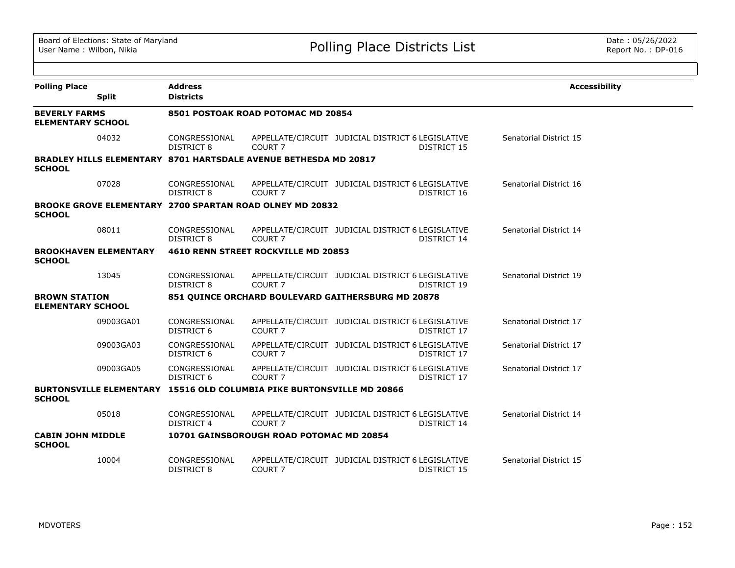| Polling Place | Split | Address / Districts | | | | Accessibility |
|---|---|---|---|---|---|---|
| **BEVERLY FARMS ELEMENTARY SCHOOL** | | **8501 POSTOAK ROAD POTOMAC MD 20854** | | | | |
| | 04032 | CONGRESSIONAL DISTRICT 8 | APPELLATE/CIRCUIT COURT 7 | JUDICIAL DISTRICT 6 | LEGISLATIVE DISTRICT 15 | Senatorial District 15 |
| **BRADLEY HILLS ELEMENTARY SCHOOL** | | **8701 HARTSDALE AVENUE BETHESDA MD 20817** | | | | |
| | 07028 | CONGRESSIONAL DISTRICT 8 | APPELLATE/CIRCUIT COURT 7 | JUDICIAL DISTRICT 6 | LEGISLATIVE DISTRICT 16 | Senatorial District 16 |
| **BROOKE GROVE ELEMENTARY SCHOOL** | | **2700 SPARTAN ROAD OLNEY MD 20832** | | | | |
| | 08011 | CONGRESSIONAL DISTRICT 8 | APPELLATE/CIRCUIT COURT 7 | JUDICIAL DISTRICT 6 | LEGISLATIVE DISTRICT 14 | Senatorial District 14 |
| **BROOKHAVEN ELEMENTARY SCHOOL** | | **4610 RENN STREET ROCKVILLE MD 20853** | | | | |
| | 13045 | CONGRESSIONAL DISTRICT 8 | APPELLATE/CIRCUIT COURT 7 | JUDICIAL DISTRICT 6 | LEGISLATIVE DISTRICT 19 | Senatorial District 19 |
| **BROWN STATION ELEMENTARY SCHOOL** | | **851 QUINCE ORCHARD BOULEVARD GAITHERSBURG MD 20878** | | | | |
| | 09003GA01 | CONGRESSIONAL DISTRICT 6 | APPELLATE/CIRCUIT COURT 7 | JUDICIAL DISTRICT 6 | LEGISLATIVE DISTRICT 17 | Senatorial District 17 |
| | 09003GA03 | CONGRESSIONAL DISTRICT 6 | APPELLATE/CIRCUIT COURT 7 | JUDICIAL DISTRICT 6 | LEGISLATIVE DISTRICT 17 | Senatorial District 17 |
| | 09003GA05 | CONGRESSIONAL DISTRICT 6 | APPELLATE/CIRCUIT COURT 7 | JUDICIAL DISTRICT 6 | LEGISLATIVE DISTRICT 17 | Senatorial District 17 |
| **BURTONSVILLE ELEMENTARY SCHOOL** | | **15516 OLD COLUMBIA PIKE BURTONSVILLE MD 20866** | | | | |
| | 05018 | CONGRESSIONAL DISTRICT 4 | APPELLATE/CIRCUIT COURT 7 | JUDICIAL DISTRICT 6 | LEGISLATIVE DISTRICT 14 | Senatorial District 14 |
| **CABIN JOHN MIDDLE SCHOOL** | | **10701 GAINSBOROUGH ROAD POTOMAC MD 20854** | | | | |
| | 10004 | CONGRESSIONAL DISTRICT 8 | APPELLATE/CIRCUIT COURT 7 | JUDICIAL DISTRICT 6 | LEGISLATIVE DISTRICT 15 | Senatorial District 15 |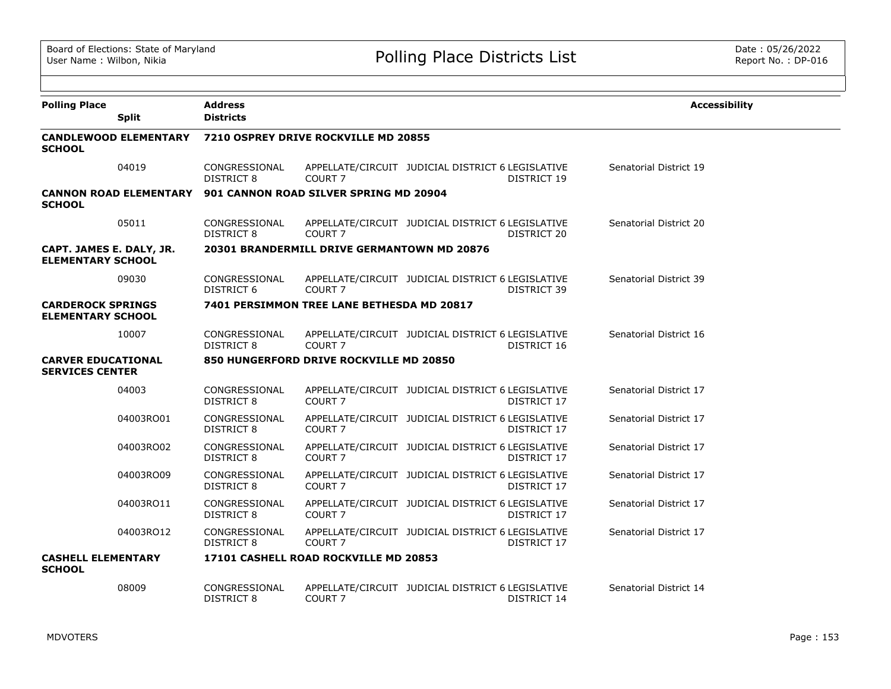| Polling Place | Split | Address / Districts | | | | | Accessibility |
|---|---|---|---|---|---|---|---|
| **CANDLEWOOD ELEMENTARY SCHOOL** | | **7210 OSPREY DRIVE ROCKVILLE MD 20855** | | | | | |
| | 04019 | CONGRESSIONAL DISTRICT 8 | APPELLATE/CIRCUIT COURT 7 | JUDICIAL DISTRICT 6 | LEGISLATIVE DISTRICT 19 | Senatorial District 19 | |
| **CANNON ROAD ELEMENTARY SCHOOL** | | **901 CANNON ROAD SILVER SPRING MD 20904** | | | | | |
| | 05011 | CONGRESSIONAL DISTRICT 8 | APPELLATE/CIRCUIT COURT 7 | JUDICIAL DISTRICT 6 | LEGISLATIVE DISTRICT 20 | Senatorial District 20 | |
| **CAPT. JAMES E. DALY, JR. ELEMENTARY SCHOOL** | | **20301 BRANDERMILL DRIVE GERMANTOWN MD 20876** | | | | | |
| | 09030 | CONGRESSIONAL DISTRICT 6 | APPELLATE/CIRCUIT COURT 7 | JUDICIAL DISTRICT 6 | LEGISLATIVE DISTRICT 39 | Senatorial District 39 | |
| **CARDEROCK SPRINGS ELEMENTARY SCHOOL** | | **7401 PERSIMMON TREE LANE BETHESDA MD 20817** | | | | | |
| | 10007 | CONGRESSIONAL DISTRICT 8 | APPELLATE/CIRCUIT COURT 7 | JUDICIAL DISTRICT 6 | LEGISLATIVE DISTRICT 16 | Senatorial District 16 | |
| **CARVER EDUCATIONAL SERVICES CENTER** | | **850 HUNGERFORD DRIVE ROCKVILLE MD 20850** | | | | | |
| | 04003 | CONGRESSIONAL DISTRICT 8 | APPELLATE/CIRCUIT COURT 7 | JUDICIAL DISTRICT 6 | LEGISLATIVE DISTRICT 17 | Senatorial District 17 | |
| | 04003RO01 | CONGRESSIONAL DISTRICT 8 | APPELLATE/CIRCUIT COURT 7 | JUDICIAL DISTRICT 6 | LEGISLATIVE DISTRICT 17 | Senatorial District 17 | |
| | 04003RO02 | CONGRESSIONAL DISTRICT 8 | APPELLATE/CIRCUIT COURT 7 | JUDICIAL DISTRICT 6 | LEGISLATIVE DISTRICT 17 | Senatorial District 17 | |
| | 04003RO09 | CONGRESSIONAL DISTRICT 8 | APPELLATE/CIRCUIT COURT 7 | JUDICIAL DISTRICT 6 | LEGISLATIVE DISTRICT 17 | Senatorial District 17 | |
| | 04003RO11 | CONGRESSIONAL DISTRICT 8 | APPELLATE/CIRCUIT COURT 7 | JUDICIAL DISTRICT 6 | LEGISLATIVE DISTRICT 17 | Senatorial District 17 | |
| | 04003RO12 | CONGRESSIONAL DISTRICT 8 | APPELLATE/CIRCUIT COURT 7 | JUDICIAL DISTRICT 6 | LEGISLATIVE DISTRICT 17 | Senatorial District 17 | |
| **CASHELL ELEMENTARY SCHOOL** | | **17101 CASHELL ROAD ROCKVILLE MD 20853** | | | | | |
| | 08009 | CONGRESSIONAL DISTRICT 8 | APPELLATE/CIRCUIT COURT 7 | JUDICIAL DISTRICT 6 | LEGISLATIVE DISTRICT 14 | Senatorial District 14 | |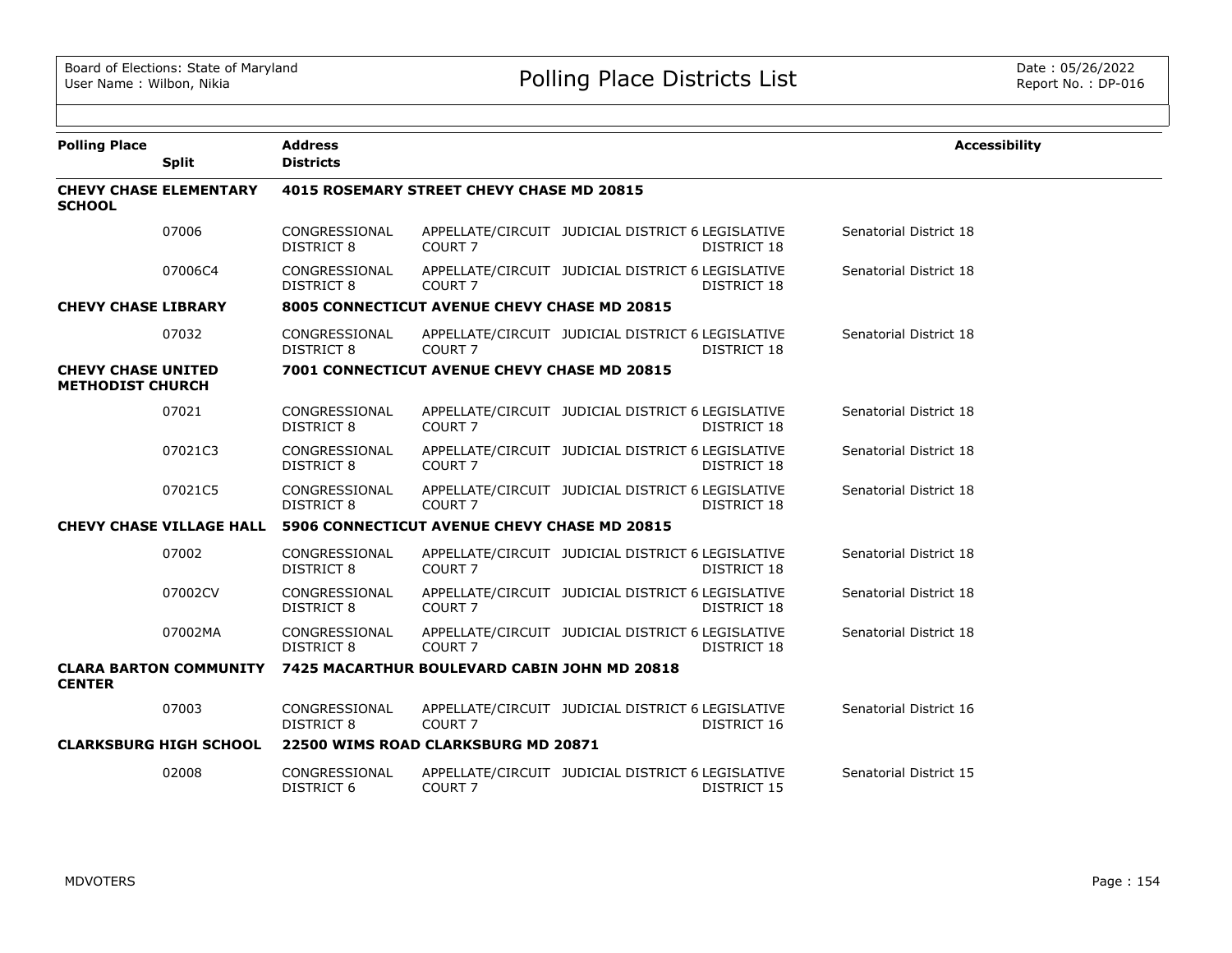| Polling Place | Split | Address / Districts | | | | | Accessibility |
|---|---|---|---|---|---|---|---|
| **CHEVY CHASE ELEMENTARY SCHOOL** | | **4015 ROSEMARY STREET CHEVY CHASE MD 20815** | | | | | |
| | 07006 | CONGRESSIONAL DISTRICT 8 | APPELLATE/CIRCUIT COURT 7 | JUDICIAL DISTRICT 6 | LEGISLATIVE DISTRICT 18 | Senatorial District 18 | |
| | 07006C4 | CONGRESSIONAL DISTRICT 8 | APPELLATE/CIRCUIT COURT 7 | JUDICIAL DISTRICT 6 | LEGISLATIVE DISTRICT 18 | Senatorial District 18 | |
| **CHEVY CHASE LIBRARY** | | **8005 CONNECTICUT AVENUE CHEVY CHASE MD 20815** | | | | | |
| | 07032 | CONGRESSIONAL DISTRICT 8 | APPELLATE/CIRCUIT COURT 7 | JUDICIAL DISTRICT 6 | LEGISLATIVE DISTRICT 18 | Senatorial District 18 | |
| **CHEVY CHASE UNITED METHODIST CHURCH** | | **7001 CONNECTICUT AVENUE CHEVY CHASE MD 20815** | | | | | |
| | 07021 | CONGRESSIONAL DISTRICT 8 | APPELLATE/CIRCUIT COURT 7 | JUDICIAL DISTRICT 6 | LEGISLATIVE DISTRICT 18 | Senatorial District 18 | |
| | 07021C3 | CONGRESSIONAL DISTRICT 8 | APPELLATE/CIRCUIT COURT 7 | JUDICIAL DISTRICT 6 | LEGISLATIVE DISTRICT 18 | Senatorial District 18 | |
| | 07021C5 | CONGRESSIONAL DISTRICT 8 | APPELLATE/CIRCUIT COURT 7 | JUDICIAL DISTRICT 6 | LEGISLATIVE DISTRICT 18 | Senatorial District 18 | |
| **CHEVY CHASE VILLAGE HALL** | | **5906 CONNECTICUT AVENUE CHEVY CHASE MD 20815** | | | | | |
| | 07002 | CONGRESSIONAL DISTRICT 8 | APPELLATE/CIRCUIT COURT 7 | JUDICIAL DISTRICT 6 | LEGISLATIVE DISTRICT 18 | Senatorial District 18 | |
| | 07002CV | CONGRESSIONAL DISTRICT 8 | APPELLATE/CIRCUIT COURT 7 | JUDICIAL DISTRICT 6 | LEGISLATIVE DISTRICT 18 | Senatorial District 18 | |
| | 07002MA | CONGRESSIONAL DISTRICT 8 | APPELLATE/CIRCUIT COURT 7 | JUDICIAL DISTRICT 6 | LEGISLATIVE DISTRICT 18 | Senatorial District 18 | |
| **CLARA BARTON COMMUNITY CENTER** | | **7425 MACARTHUR BOULEVARD CABIN JOHN MD 20818** | | | | | |
| | 07003 | CONGRESSIONAL DISTRICT 8 | APPELLATE/CIRCUIT COURT 7 | JUDICIAL DISTRICT 6 | LEGISLATIVE DISTRICT 16 | Senatorial District 16 | |
| **CLARKSBURG HIGH SCHOOL** | | **22500 WIMS ROAD CLARKSBURG MD 20871** | | | | | |
| | 02008 | CONGRESSIONAL DISTRICT 6 | APPELLATE/CIRCUIT COURT 7 | JUDICIAL DISTRICT 6 | LEGISLATIVE DISTRICT 15 | Senatorial District 15 | |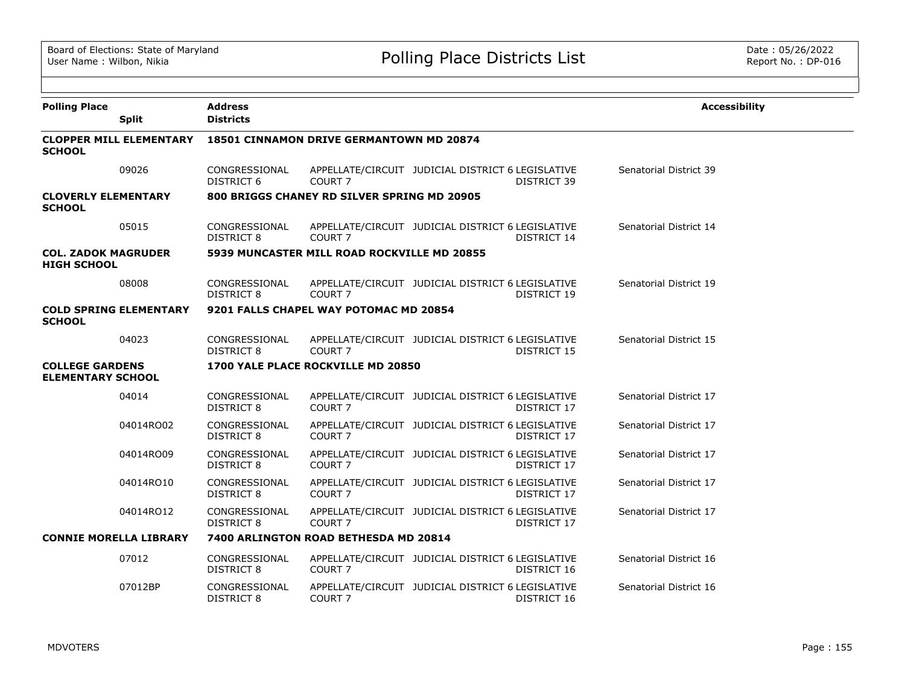Board of Elections: State of Maryland
User Name : Wilbon, Nikia

# Polling Place Districts List

Date : 05/26/2022
Report No. : DP-016

| Polling Place | Split | Address / Districts | | | | | Accessibility |
|---|---|---|---|---|---|---|---|
| **CLOPPER MILL ELEMENTARY SCHOOL** | | **18501 CINNAMON DRIVE GERMANTOWN MD 20874** | | | | | |
| | 09026 | CONGRESSIONAL DISTRICT 6 | APPELLATE/CIRCUIT COURT 7 | JUDICIAL DISTRICT 6 | LEGISLATIVE DISTRICT 39 | Senatorial District 39 | |
| **CLOVERLY ELEMENTARY SCHOOL** | | **800 BRIGGS CHANEY RD SILVER SPRING MD 20905** | | | | | |
| | 05015 | CONGRESSIONAL DISTRICT 8 | APPELLATE/CIRCUIT COURT 7 | JUDICIAL DISTRICT 6 | LEGISLATIVE DISTRICT 14 | Senatorial District 14 | |
| **COL. ZADOK MAGRUDER HIGH SCHOOL** | | **5939 MUNCASTER MILL ROAD ROCKVILLE MD 20855** | | | | | |
| | 08008 | CONGRESSIONAL DISTRICT 8 | APPELLATE/CIRCUIT COURT 7 | JUDICIAL DISTRICT 6 | LEGISLATIVE DISTRICT 19 | Senatorial District 19 | |
| **COLD SPRING ELEMENTARY SCHOOL** | | **9201 FALLS CHAPEL WAY POTOMAC MD 20854** | | | | | |
| | 04023 | CONGRESSIONAL DISTRICT 8 | APPELLATE/CIRCUIT COURT 7 | JUDICIAL DISTRICT 6 | LEGISLATIVE DISTRICT 15 | Senatorial District 15 | |
| **COLLEGE GARDENS ELEMENTARY SCHOOL** | | **1700 YALE PLACE ROCKVILLE MD 20850** | | | | | |
| | 04014 | CONGRESSIONAL DISTRICT 8 | APPELLATE/CIRCUIT COURT 7 | JUDICIAL DISTRICT 6 | LEGISLATIVE DISTRICT 17 | Senatorial District 17 | |
| | 04014RO02 | CONGRESSIONAL DISTRICT 8 | APPELLATE/CIRCUIT COURT 7 | JUDICIAL DISTRICT 6 | LEGISLATIVE DISTRICT 17 | Senatorial District 17 | |
| | 04014RO09 | CONGRESSIONAL DISTRICT 8 | APPELLATE/CIRCUIT COURT 7 | JUDICIAL DISTRICT 6 | LEGISLATIVE DISTRICT 17 | Senatorial District 17 | |
| | 04014RO10 | CONGRESSIONAL DISTRICT 8 | APPELLATE/CIRCUIT COURT 7 | JUDICIAL DISTRICT 6 | LEGISLATIVE DISTRICT 17 | Senatorial District 17 | |
| | 04014RO12 | CONGRESSIONAL DISTRICT 8 | APPELLATE/CIRCUIT COURT 7 | JUDICIAL DISTRICT 6 | LEGISLATIVE DISTRICT 17 | Senatorial District 17 | |
| **CONNIE MORELLA LIBRARY** | | **7400 ARLINGTON ROAD BETHESDA MD 20814** | | | | | |
| | 07012 | CONGRESSIONAL DISTRICT 8 | APPELLATE/CIRCUIT COURT 7 | JUDICIAL DISTRICT 6 | LEGISLATIVE DISTRICT 16 | Senatorial District 16 | |
| | 07012BP | CONGRESSIONAL DISTRICT 8 | APPELLATE/CIRCUIT COURT 7 | JUDICIAL DISTRICT 6 | LEGISLATIVE DISTRICT 16 | Senatorial District 16 | |

MDVOTERS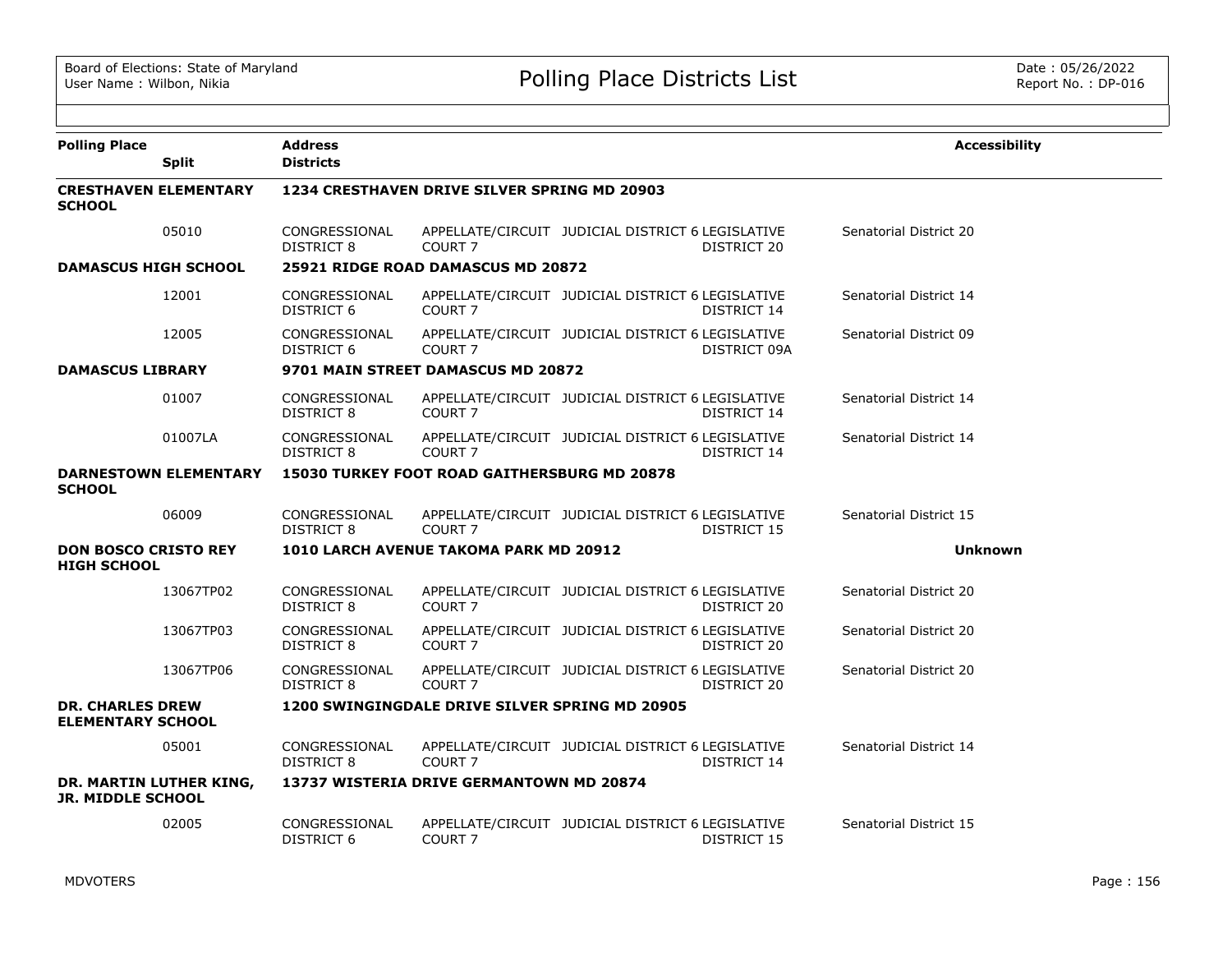| Polling Place | Split | Address / Districts | | | | | Accessibility |
|---|---|---|---|---|---|---|---|
| **CRESTHAVEN ELEMENTARY SCHOOL** | | **1234 CRESTHAVEN DRIVE SILVER SPRING MD 20903** | | | | | |
| | 05010 | CONGRESSIONAL DISTRICT 8 | APPELLATE/CIRCUIT COURT 7 | JUDICIAL DISTRICT 6 | LEGISLATIVE DISTRICT 20 | Senatorial District 20 | |
| **DAMASCUS HIGH SCHOOL** | | **25921 RIDGE ROAD DAMASCUS MD 20872** | | | | | |
| | 12001 | CONGRESSIONAL DISTRICT 6 | APPELLATE/CIRCUIT COURT 7 | JUDICIAL DISTRICT 6 | LEGISLATIVE DISTRICT 14 | Senatorial District 14 | |
| | 12005 | CONGRESSIONAL DISTRICT 6 | APPELLATE/CIRCUIT COURT 7 | JUDICIAL DISTRICT 6 | LEGISLATIVE DISTRICT 09A | Senatorial District 09 | |
| **DAMASCUS LIBRARY** | | **9701 MAIN STREET DAMASCUS MD 20872** | | | | | |
| | 01007 | CONGRESSIONAL DISTRICT 8 | APPELLATE/CIRCUIT COURT 7 | JUDICIAL DISTRICT 6 | LEGISLATIVE DISTRICT 14 | Senatorial District 14 | |
| | 01007LA | CONGRESSIONAL DISTRICT 8 | APPELLATE/CIRCUIT COURT 7 | JUDICIAL DISTRICT 6 | LEGISLATIVE DISTRICT 14 | Senatorial District 14 | |
| **DARNESTOWN ELEMENTARY SCHOOL** | | **15030 TURKEY FOOT ROAD GAITHERSBURG MD 20878** | | | | | |
| | 06009 | CONGRESSIONAL DISTRICT 8 | APPELLATE/CIRCUIT COURT 7 | JUDICIAL DISTRICT 6 | LEGISLATIVE DISTRICT 15 | Senatorial District 15 | |
| **DON BOSCO CRISTO REY HIGH SCHOOL** | | **1010 LARCH AVENUE TAKOMA PARK MD 20912** | | | | | **Unknown** |
| | 13067TP02 | CONGRESSIONAL DISTRICT 8 | APPELLATE/CIRCUIT COURT 7 | JUDICIAL DISTRICT 6 | LEGISLATIVE DISTRICT 20 | Senatorial District 20 | |
| | 13067TP03 | CONGRESSIONAL DISTRICT 8 | APPELLATE/CIRCUIT COURT 7 | JUDICIAL DISTRICT 6 | LEGISLATIVE DISTRICT 20 | Senatorial District 20 | |
| | 13067TP06 | CONGRESSIONAL DISTRICT 8 | APPELLATE/CIRCUIT COURT 7 | JUDICIAL DISTRICT 6 | LEGISLATIVE DISTRICT 20 | Senatorial District 20 | |
| **DR. CHARLES DREW ELEMENTARY SCHOOL** | | **1200 SWINGINGDALE DRIVE SILVER SPRING MD 20905** | | | | | |
| | 05001 | CONGRESSIONAL DISTRICT 8 | APPELLATE/CIRCUIT COURT 7 | JUDICIAL DISTRICT 6 | LEGISLATIVE DISTRICT 14 | Senatorial District 14 | |
| **DR. MARTIN LUTHER KING, JR. MIDDLE SCHOOL** | | **13737 WISTERIA DRIVE GERMANTOWN MD 20874** | | | | | |
| | 02005 | CONGRESSIONAL DISTRICT 6 | APPELLATE/CIRCUIT COURT 7 | JUDICIAL DISTRICT 6 | LEGISLATIVE DISTRICT 15 | Senatorial District 15 | |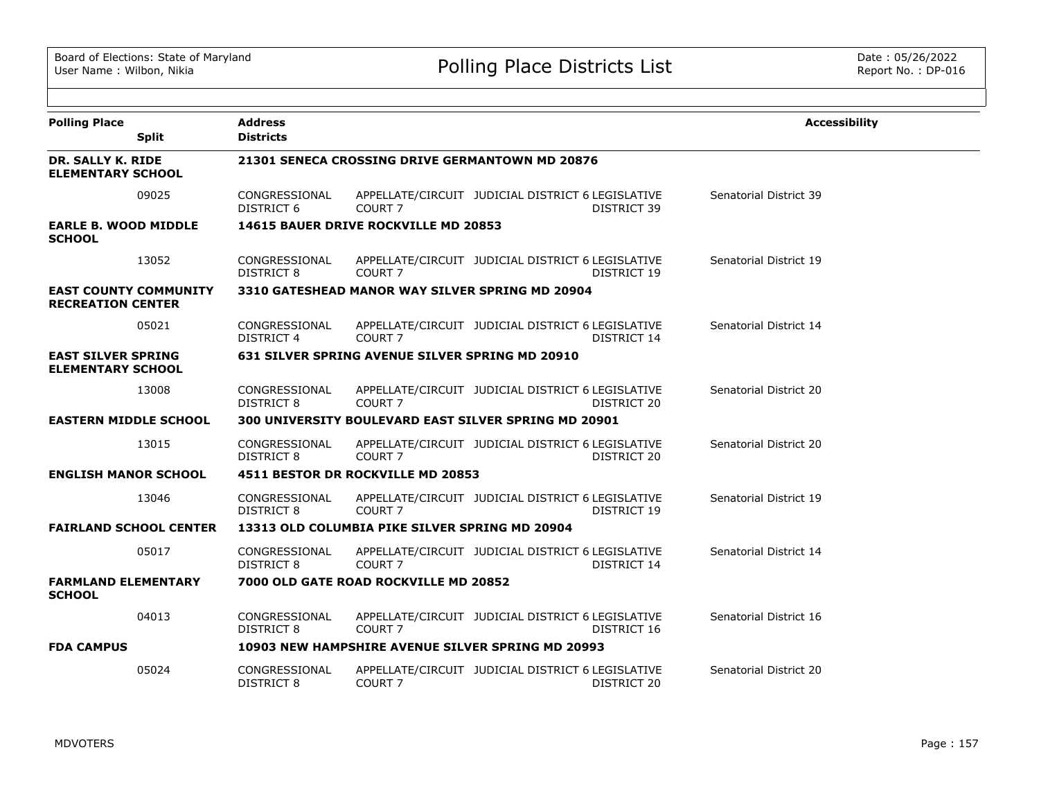# Polling Place Districts List

Board of Elections: State of Maryland
User Name : Wilbon, Nikia

Date : 05/26/2022
Report No. : DP-016

| Polling Place / Split | Address / Districts | | | | Accessibility |
|---|---|---|---|---|---|
| **DR. SALLY K. RIDE ELEMENTARY SCHOOL** | **21301 SENECA CROSSING DRIVE GERMANTOWN MD 20876** | | | | |
| 09025 | CONGRESSIONAL DISTRICT 6 | APPELLATE/CIRCUIT COURT 7 | JUDICIAL DISTRICT 6 | LEGISLATIVE DISTRICT 39 | Senatorial District 39 |
| **EARLE B. WOOD MIDDLE SCHOOL** | **14615 BAUER DRIVE ROCKVILLE MD 20853** | | | | |
| 13052 | CONGRESSIONAL DISTRICT 8 | APPELLATE/CIRCUIT COURT 7 | JUDICIAL DISTRICT 6 | LEGISLATIVE DISTRICT 19 | Senatorial District 19 |
| **EAST COUNTY COMMUNITY RECREATION CENTER** | **3310 GATESHEAD MANOR WAY SILVER SPRING MD 20904** | | | | |
| 05021 | CONGRESSIONAL DISTRICT 4 | APPELLATE/CIRCUIT COURT 7 | JUDICIAL DISTRICT 6 | LEGISLATIVE DISTRICT 14 | Senatorial District 14 |
| **EAST SILVER SPRING ELEMENTARY SCHOOL** | **631 SILVER SPRING AVENUE SILVER SPRING MD 20910** | | | | |
| 13008 | CONGRESSIONAL DISTRICT 8 | APPELLATE/CIRCUIT COURT 7 | JUDICIAL DISTRICT 6 | LEGISLATIVE DISTRICT 20 | Senatorial District 20 |
| **EASTERN MIDDLE SCHOOL** | **300 UNIVERSITY BOULEVARD EAST SILVER SPRING MD 20901** | | | | |
| 13015 | CONGRESSIONAL DISTRICT 8 | APPELLATE/CIRCUIT COURT 7 | JUDICIAL DISTRICT 6 | LEGISLATIVE DISTRICT 20 | Senatorial District 20 |
| **ENGLISH MANOR SCHOOL** | **4511 BESTOR DR ROCKVILLE MD 20853** | | | | |
| 13046 | CONGRESSIONAL DISTRICT 8 | APPELLATE/CIRCUIT COURT 7 | JUDICIAL DISTRICT 6 | LEGISLATIVE DISTRICT 19 | Senatorial District 19 |
| **FAIRLAND SCHOOL CENTER** | **13313 OLD COLUMBIA PIKE SILVER SPRING MD 20904** | | | | |
| 05017 | CONGRESSIONAL DISTRICT 8 | APPELLATE/CIRCUIT COURT 7 | JUDICIAL DISTRICT 6 | LEGISLATIVE DISTRICT 14 | Senatorial District 14 |
| **FARMLAND ELEMENTARY SCHOOL** | **7000 OLD GATE ROAD ROCKVILLE MD 20852** | | | | |
| 04013 | CONGRESSIONAL DISTRICT 8 | APPELLATE/CIRCUIT COURT 7 | JUDICIAL DISTRICT 6 | LEGISLATIVE DISTRICT 16 | Senatorial District 16 |
| **FDA CAMPUS** | **10903 NEW HAMPSHIRE AVENUE SILVER SPRING MD 20993** | | | | |
| 05024 | CONGRESSIONAL DISTRICT 8 | APPELLATE/CIRCUIT COURT 7 | JUDICIAL DISTRICT 6 | LEGISLATIVE DISTRICT 20 | Senatorial District 20 |

MDVOTERS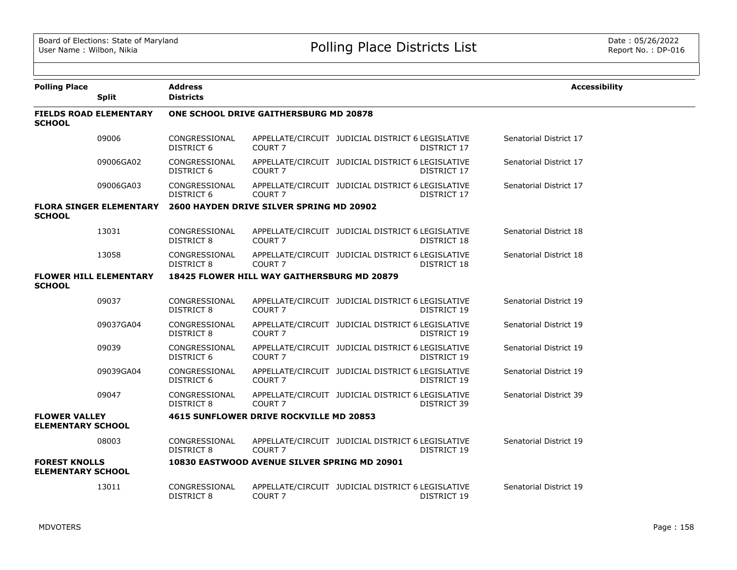| Polling Place | Split | Address / Districts | | | | | Accessibility |
|---|---|---|---|---|---|---|---|
| **FIELDS ROAD ELEMENTARY SCHOOL** | | **ONE SCHOOL DRIVE GAITHERSBURG MD 20878** | | | | | |
| | 09006 | CONGRESSIONAL DISTRICT 6 | APPELLATE/CIRCUIT COURT 7 | JUDICIAL DISTRICT 6 | LEGISLATIVE DISTRICT 17 | Senatorial District 17 | |
| | 09006GA02 | CONGRESSIONAL DISTRICT 6 | APPELLATE/CIRCUIT COURT 7 | JUDICIAL DISTRICT 6 | LEGISLATIVE DISTRICT 17 | Senatorial District 17 | |
| | 09006GA03 | CONGRESSIONAL DISTRICT 6 | APPELLATE/CIRCUIT COURT 7 | JUDICIAL DISTRICT 6 | LEGISLATIVE DISTRICT 17 | Senatorial District 17 | |
| **FLORA SINGER ELEMENTARY SCHOOL** | | **2600 HAYDEN DRIVE SILVER SPRING MD 20902** | | | | | |
| | 13031 | CONGRESSIONAL DISTRICT 8 | APPELLATE/CIRCUIT COURT 7 | JUDICIAL DISTRICT 6 | LEGISLATIVE DISTRICT 18 | Senatorial District 18 | |
| | 13058 | CONGRESSIONAL DISTRICT 8 | APPELLATE/CIRCUIT COURT 7 | JUDICIAL DISTRICT 6 | LEGISLATIVE DISTRICT 18 | Senatorial District 18 | |
| **FLOWER HILL ELEMENTARY SCHOOL** | | **18425 FLOWER HILL WAY GAITHERSBURG MD 20879** | | | | | |
| | 09037 | CONGRESSIONAL DISTRICT 8 | APPELLATE/CIRCUIT COURT 7 | JUDICIAL DISTRICT 6 | LEGISLATIVE DISTRICT 19 | Senatorial District 19 | |
| | 09037GA04 | CONGRESSIONAL DISTRICT 8 | APPELLATE/CIRCUIT COURT 7 | JUDICIAL DISTRICT 6 | LEGISLATIVE DISTRICT 19 | Senatorial District 19 | |
| | 09039 | CONGRESSIONAL DISTRICT 6 | APPELLATE/CIRCUIT COURT 7 | JUDICIAL DISTRICT 6 | LEGISLATIVE DISTRICT 19 | Senatorial District 19 | |
| | 09039GA04 | CONGRESSIONAL DISTRICT 6 | APPELLATE/CIRCUIT COURT 7 | JUDICIAL DISTRICT 6 | LEGISLATIVE DISTRICT 19 | Senatorial District 19 | |
| | 09047 | CONGRESSIONAL DISTRICT 8 | APPELLATE/CIRCUIT COURT 7 | JUDICIAL DISTRICT 6 | LEGISLATIVE DISTRICT 39 | Senatorial District 39 | |
| **FLOWER VALLEY ELEMENTARY SCHOOL** | | **4615 SUNFLOWER DRIVE ROCKVILLE MD 20853** | | | | | |
| | 08003 | CONGRESSIONAL DISTRICT 8 | APPELLATE/CIRCUIT COURT 7 | JUDICIAL DISTRICT 6 | LEGISLATIVE DISTRICT 19 | Senatorial District 19 | |
| **FOREST KNOLLS ELEMENTARY SCHOOL** | | **10830 EASTWOOD AVENUE SILVER SPRING MD 20901** | | | | | |
| | 13011 | CONGRESSIONAL DISTRICT 8 | APPELLATE/CIRCUIT COURT 7 | JUDICIAL DISTRICT 6 | LEGISLATIVE DISTRICT 19 | Senatorial District 19 | |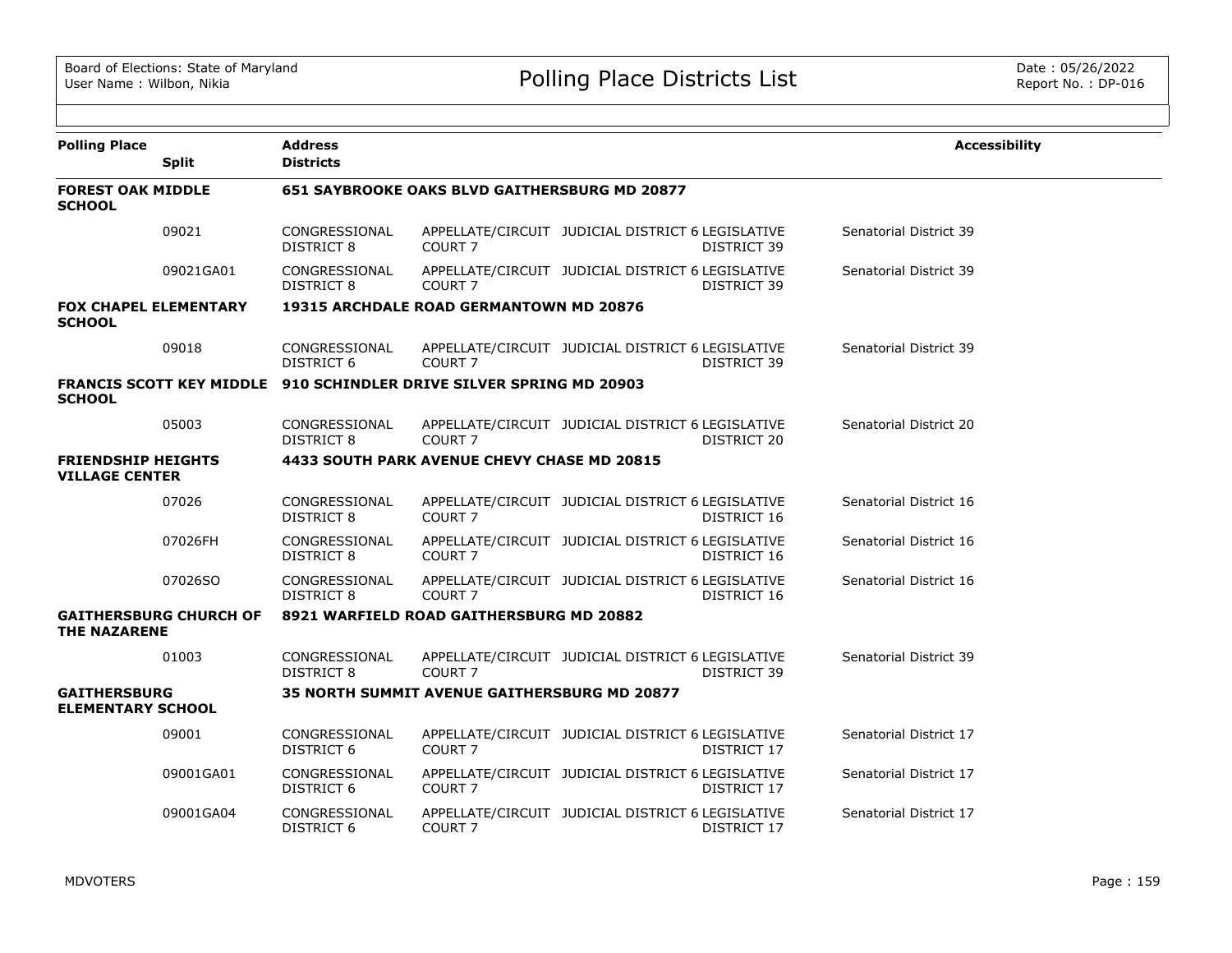# Polling Place Districts List

Board of Elections: State of Maryland
User Name : Wilbon, Nikia

Date : 05/26/2022
Report No. : DP-016

| Polling Place | Split | Address / Districts | | | | Accessibility |
|---|---|---|---|---|---|---|
| **FOREST OAK MIDDLE SCHOOL** | | **651 SAYBROOKE OAKS BLVD GAITHERSBURG MD 20877** | | | | |
| | 09021 | CONGRESSIONAL DISTRICT 8 | APPELLATE/CIRCUIT COURT 7 | JUDICIAL DISTRICT 6 | LEGISLATIVE DISTRICT 39 | Senatorial District 39 |
| | 09021GA01 | CONGRESSIONAL DISTRICT 8 | APPELLATE/CIRCUIT COURT 7 | JUDICIAL DISTRICT 6 | LEGISLATIVE DISTRICT 39 | Senatorial District 39 |
| **FOX CHAPEL ELEMENTARY SCHOOL** | | **19315 ARCHDALE ROAD GERMANTOWN MD 20876** | | | | |
| | 09018 | CONGRESSIONAL DISTRICT 6 | APPELLATE/CIRCUIT COURT 7 | JUDICIAL DISTRICT 6 | LEGISLATIVE DISTRICT 39 | Senatorial District 39 |
| **FRANCIS SCOTT KEY MIDDLE SCHOOL** | | **910 SCHINDLER DRIVE SILVER SPRING MD 20903** | | | | |
| | 05003 | CONGRESSIONAL DISTRICT 8 | APPELLATE/CIRCUIT COURT 7 | JUDICIAL DISTRICT 6 | LEGISLATIVE DISTRICT 20 | Senatorial District 20 |
| **FRIENDSHIP HEIGHTS VILLAGE CENTER** | | **4433 SOUTH PARK AVENUE CHEVY CHASE MD 20815** | | | | |
| | 07026 | CONGRESSIONAL DISTRICT 8 | APPELLATE/CIRCUIT COURT 7 | JUDICIAL DISTRICT 6 | LEGISLATIVE DISTRICT 16 | Senatorial District 16 |
| | 07026FH | CONGRESSIONAL DISTRICT 8 | APPELLATE/CIRCUIT COURT 7 | JUDICIAL DISTRICT 6 | LEGISLATIVE DISTRICT 16 | Senatorial District 16 |
| | 07026SO | CONGRESSIONAL DISTRICT 8 | APPELLATE/CIRCUIT COURT 7 | JUDICIAL DISTRICT 6 | LEGISLATIVE DISTRICT 16 | Senatorial District 16 |
| **GAITHERSBURG CHURCH OF THE NAZARENE** | | **8921 WARFIELD ROAD GAITHERSBURG MD 20882** | | | | |
| | 01003 | CONGRESSIONAL DISTRICT 8 | APPELLATE/CIRCUIT COURT 7 | JUDICIAL DISTRICT 6 | LEGISLATIVE DISTRICT 39 | Senatorial District 39 |
| **GAITHERSBURG ELEMENTARY SCHOOL** | | **35 NORTH SUMMIT AVENUE GAITHERSBURG MD 20877** | | | | |
| | 09001 | CONGRESSIONAL DISTRICT 6 | APPELLATE/CIRCUIT COURT 7 | JUDICIAL DISTRICT 6 | LEGISLATIVE DISTRICT 17 | Senatorial District 17 |
| | 09001GA01 | CONGRESSIONAL DISTRICT 6 | APPELLATE/CIRCUIT COURT 7 | JUDICIAL DISTRICT 6 | LEGISLATIVE DISTRICT 17 | Senatorial District 17 |
| | 09001GA04 | CONGRESSIONAL DISTRICT 6 | APPELLATE/CIRCUIT COURT 7 | JUDICIAL DISTRICT 6 | LEGISLATIVE DISTRICT 17 | Senatorial District 17 |

MDVOTERS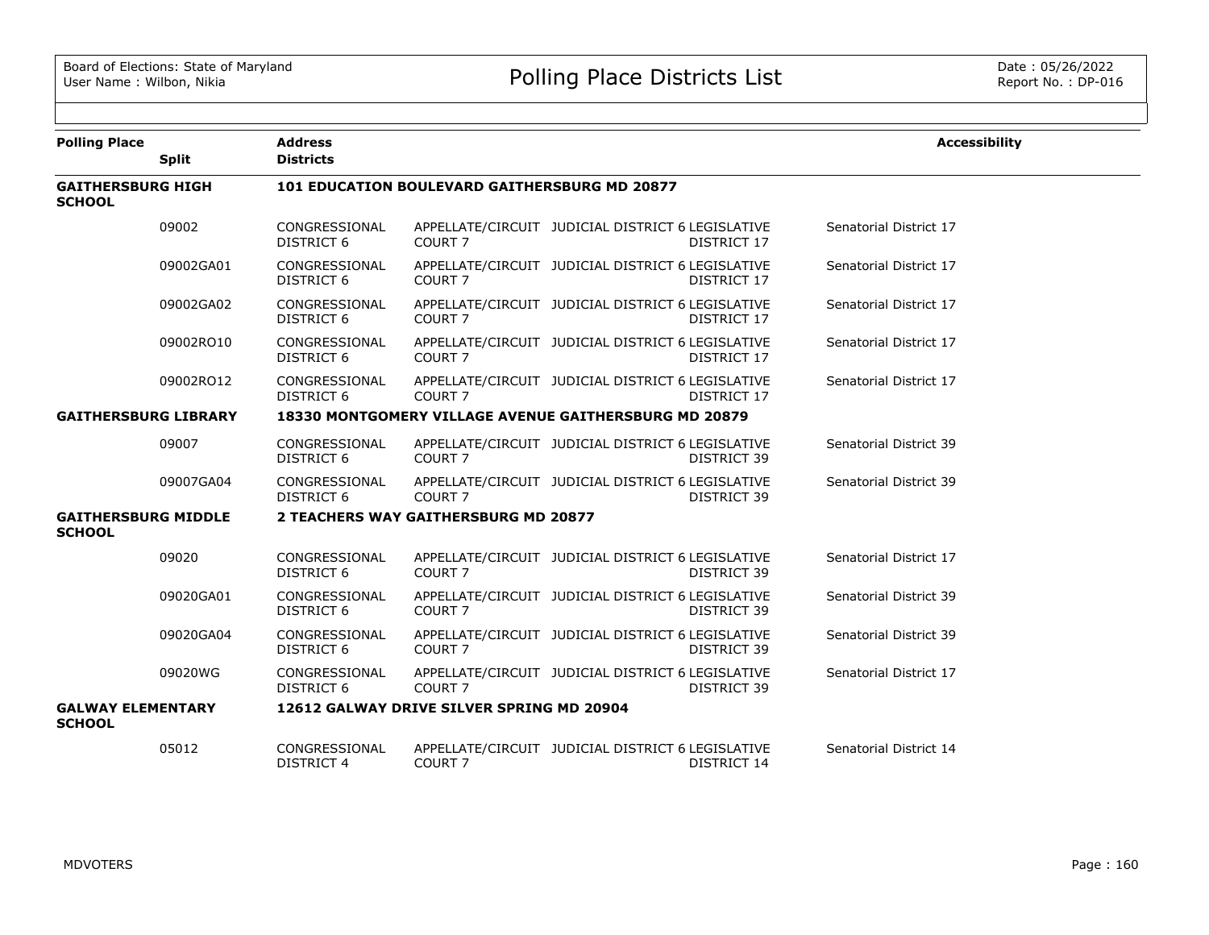| Polling Place | Split | Address / Districts | | | | | Accessibility |
|---|---|---|---|---|---|---|---|
| **GAITHERSBURG HIGH SCHOOL** | | **101 EDUCATION BOULEVARD GAITHERSBURG MD 20877** | | | | | |
| | 09002 | CONGRESSIONAL DISTRICT 6 | APPELLATE/CIRCUIT COURT 7 | JUDICIAL DISTRICT 6 | LEGISLATIVE DISTRICT 17 | Senatorial District 17 | |
| | 09002GA01 | CONGRESSIONAL DISTRICT 6 | APPELLATE/CIRCUIT COURT 7 | JUDICIAL DISTRICT 6 | LEGISLATIVE DISTRICT 17 | Senatorial District 17 | |
| | 09002GA02 | CONGRESSIONAL DISTRICT 6 | APPELLATE/CIRCUIT COURT 7 | JUDICIAL DISTRICT 6 | LEGISLATIVE DISTRICT 17 | Senatorial District 17 | |
| | 09002RO10 | CONGRESSIONAL DISTRICT 6 | APPELLATE/CIRCUIT COURT 7 | JUDICIAL DISTRICT 6 | LEGISLATIVE DISTRICT 17 | Senatorial District 17 | |
| | 09002RO12 | CONGRESSIONAL DISTRICT 6 | APPELLATE/CIRCUIT COURT 7 | JUDICIAL DISTRICT 6 | LEGISLATIVE DISTRICT 17 | Senatorial District 17 | |
| **GAITHERSBURG LIBRARY** | | **18330 MONTGOMERY VILLAGE AVENUE GAITHERSBURG MD 20879** | | | | | |
| | 09007 | CONGRESSIONAL DISTRICT 6 | APPELLATE/CIRCUIT COURT 7 | JUDICIAL DISTRICT 6 | LEGISLATIVE DISTRICT 39 | Senatorial District 39 | |
| | 09007GA04 | CONGRESSIONAL DISTRICT 6 | APPELLATE/CIRCUIT COURT 7 | JUDICIAL DISTRICT 6 | LEGISLATIVE DISTRICT 39 | Senatorial District 39 | |
| **GAITHERSBURG MIDDLE SCHOOL** | | **2 TEACHERS WAY GAITHERSBURG MD 20877** | | | | | |
| | 09020 | CONGRESSIONAL DISTRICT 6 | APPELLATE/CIRCUIT COURT 7 | JUDICIAL DISTRICT 6 | LEGISLATIVE DISTRICT 39 | Senatorial District 17 | |
| | 09020GA01 | CONGRESSIONAL DISTRICT 6 | APPELLATE/CIRCUIT COURT 7 | JUDICIAL DISTRICT 6 | LEGISLATIVE DISTRICT 39 | Senatorial District 39 | |
| | 09020GA04 | CONGRESSIONAL DISTRICT 6 | APPELLATE/CIRCUIT COURT 7 | JUDICIAL DISTRICT 6 | LEGISLATIVE DISTRICT 39 | Senatorial District 39 | |
| | 09020WG | CONGRESSIONAL DISTRICT 6 | APPELLATE/CIRCUIT COURT 7 | JUDICIAL DISTRICT 6 | LEGISLATIVE DISTRICT 39 | Senatorial District 17 | |
| **GALWAY ELEMENTARY SCHOOL** | | **12612 GALWAY DRIVE SILVER SPRING MD 20904** | | | | | |
| | 05012 | CONGRESSIONAL DISTRICT 4 | APPELLATE/CIRCUIT COURT 7 | JUDICIAL DISTRICT 6 | LEGISLATIVE DISTRICT 14 | Senatorial District 14 | |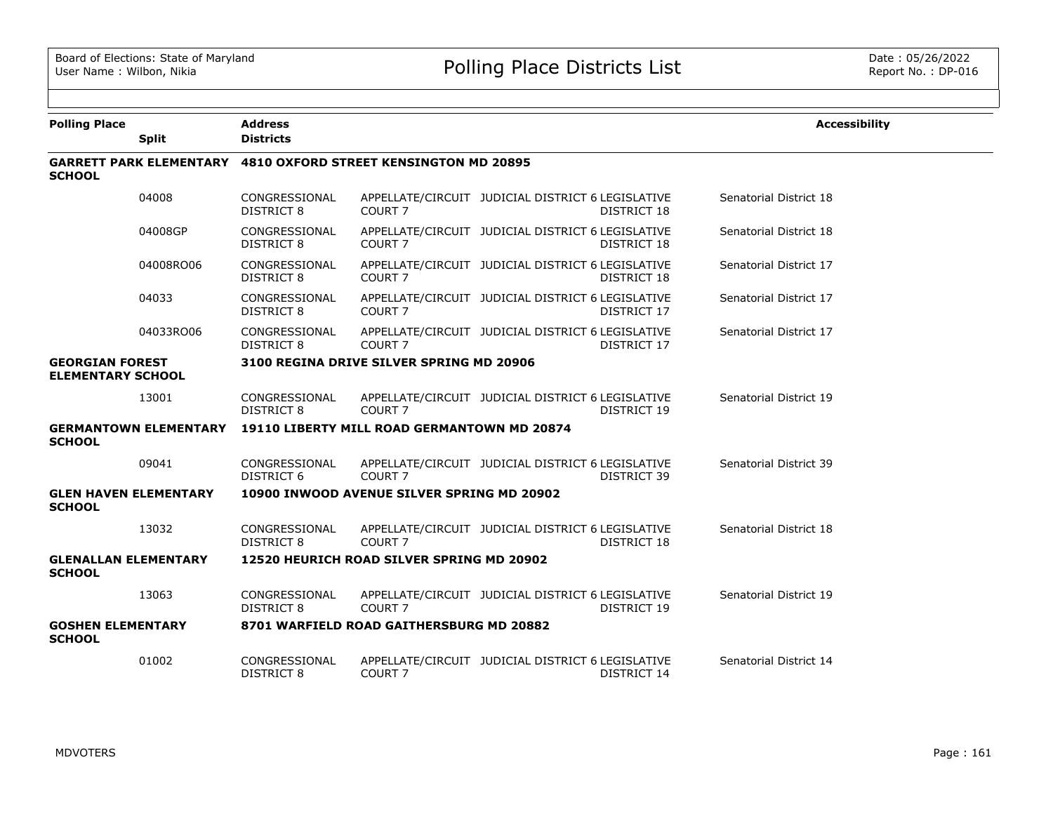| Polling Place | Split | Address / Districts | | | | | Accessibility |
|---|---|---|---|---|---|---|---|
| **GARRETT PARK ELEMENTARY SCHOOL** | | **4810 OXFORD STREET KENSINGTON MD 20895** | | | | | |
| | 04008 | CONGRESSIONAL DISTRICT 8 | APPELLATE/CIRCUIT COURT 7 | JUDICIAL DISTRICT 6 | LEGISLATIVE DISTRICT 18 | Senatorial District 18 | |
| | 04008GP | CONGRESSIONAL DISTRICT 8 | APPELLATE/CIRCUIT COURT 7 | JUDICIAL DISTRICT 6 | LEGISLATIVE DISTRICT 18 | Senatorial District 18 | |
| | 04008RO06 | CONGRESSIONAL DISTRICT 8 | APPELLATE/CIRCUIT COURT 7 | JUDICIAL DISTRICT 6 | LEGISLATIVE DISTRICT 18 | Senatorial District 17 | |
| | 04033 | CONGRESSIONAL DISTRICT 8 | APPELLATE/CIRCUIT COURT 7 | JUDICIAL DISTRICT 6 | LEGISLATIVE DISTRICT 17 | Senatorial District 17 | |
| | 04033RO06 | CONGRESSIONAL DISTRICT 8 | APPELLATE/CIRCUIT COURT 7 | JUDICIAL DISTRICT 6 | LEGISLATIVE DISTRICT 17 | Senatorial District 17 | |
| **GEORGIAN FOREST ELEMENTARY SCHOOL** | | **3100 REGINA DRIVE SILVER SPRING MD 20906** | | | | | |
| | 13001 | CONGRESSIONAL DISTRICT 8 | APPELLATE/CIRCUIT COURT 7 | JUDICIAL DISTRICT 6 | LEGISLATIVE DISTRICT 19 | Senatorial District 19 | |
| **GERMANTOWN ELEMENTARY SCHOOL** | | **19110 LIBERTY MILL ROAD GERMANTOWN MD 20874** | | | | | |
| | 09041 | CONGRESSIONAL DISTRICT 6 | APPELLATE/CIRCUIT COURT 7 | JUDICIAL DISTRICT 6 | LEGISLATIVE DISTRICT 39 | Senatorial District 39 | |
| **GLEN HAVEN ELEMENTARY SCHOOL** | | **10900 INWOOD AVENUE SILVER SPRING MD 20902** | | | | | |
| | 13032 | CONGRESSIONAL DISTRICT 8 | APPELLATE/CIRCUIT COURT 7 | JUDICIAL DISTRICT 6 | LEGISLATIVE DISTRICT 18 | Senatorial District 18 | |
| **GLENALLAN ELEMENTARY SCHOOL** | | **12520 HEURICH ROAD SILVER SPRING MD 20902** | | | | | |
| | 13063 | CONGRESSIONAL DISTRICT 8 | APPELLATE/CIRCUIT COURT 7 | JUDICIAL DISTRICT 6 | LEGISLATIVE DISTRICT 19 | Senatorial District 19 | |
| **GOSHEN ELEMENTARY SCHOOL** | | **8701 WARFIELD ROAD GAITHERSBURG MD 20882** | | | | | |
| | 01002 | CONGRESSIONAL DISTRICT 8 | APPELLATE/CIRCUIT COURT 7 | JUDICIAL DISTRICT 6 | LEGISLATIVE DISTRICT 14 | Senatorial District 14 | |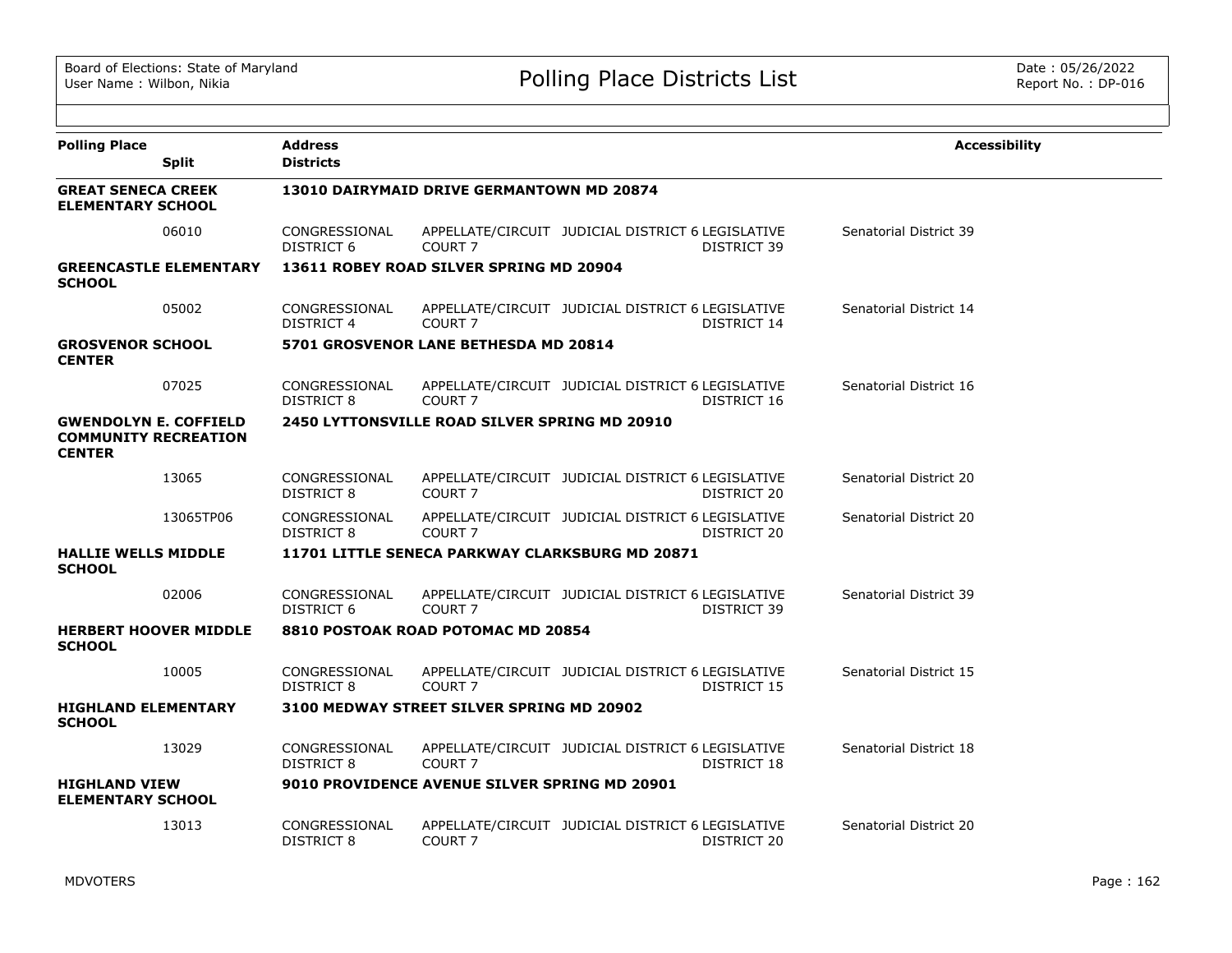# Polling Place Districts List

Board of Elections: State of Maryland
User Name : Wilbon, Nikia

Date : 05/26/2022
Report No. : DP-016

| Polling Place / Split | Address / Districts | | | | | Accessibility |
|---|---|---|---|---|---|---|
| **GREAT SENECA CREEK ELEMENTARY SCHOOL** | **13010 DAIRYMAID DRIVE GERMANTOWN MD 20874** | | | | | |
| 06010 | CONGRESSIONAL DISTRICT 6 | APPELLATE/CIRCUIT COURT 7 | JUDICIAL DISTRICT 6 | LEGISLATIVE DISTRICT 39 | Senatorial District 39 | |
| **GREENCASTLE ELEMENTARY SCHOOL** | **13611 ROBEY ROAD SILVER SPRING MD 20904** | | | | | |
| 05002 | CONGRESSIONAL DISTRICT 4 | APPELLATE/CIRCUIT COURT 7 | JUDICIAL DISTRICT 6 | LEGISLATIVE DISTRICT 14 | Senatorial District 14 | |
| **GROSVENOR SCHOOL CENTER** | **5701 GROSVENOR LANE BETHESDA MD 20814** | | | | | |
| 07025 | CONGRESSIONAL DISTRICT 8 | APPELLATE/CIRCUIT COURT 7 | JUDICIAL DISTRICT 6 | LEGISLATIVE DISTRICT 16 | Senatorial District 16 | |
| **GWENDOLYN E. COFFIELD COMMUNITY RECREATION CENTER** | **2450 LYTTONSVILLE ROAD SILVER SPRING MD 20910** | | | | | |
| 13065 | CONGRESSIONAL DISTRICT 8 | APPELLATE/CIRCUIT COURT 7 | JUDICIAL DISTRICT 6 | LEGISLATIVE DISTRICT 20 | Senatorial District 20 | |
| 13065TP06 | CONGRESSIONAL DISTRICT 8 | APPELLATE/CIRCUIT COURT 7 | JUDICIAL DISTRICT 6 | LEGISLATIVE DISTRICT 20 | Senatorial District 20 | |
| **HALLIE WELLS MIDDLE SCHOOL** | **11701 LITTLE SENECA PARKWAY CLARKSBURG MD 20871** | | | | | |
| 02006 | CONGRESSIONAL DISTRICT 6 | APPELLATE/CIRCUIT COURT 7 | JUDICIAL DISTRICT 6 | LEGISLATIVE DISTRICT 39 | Senatorial District 39 | |
| **HERBERT HOOVER MIDDLE SCHOOL** | **8810 POSTOAK ROAD POTOMAC MD 20854** | | | | | |
| 10005 | CONGRESSIONAL DISTRICT 8 | APPELLATE/CIRCUIT COURT 7 | JUDICIAL DISTRICT 6 | LEGISLATIVE DISTRICT 15 | Senatorial District 15 | |
| **HIGHLAND ELEMENTARY SCHOOL** | **3100 MEDWAY STREET SILVER SPRING MD 20902** | | | | | |
| 13029 | CONGRESSIONAL DISTRICT 8 | APPELLATE/CIRCUIT COURT 7 | JUDICIAL DISTRICT 6 | LEGISLATIVE DISTRICT 18 | Senatorial District 18 | |
| **HIGHLAND VIEW ELEMENTARY SCHOOL** | **9010 PROVIDENCE AVENUE SILVER SPRING MD 20901** | | | | | |
| 13013 | CONGRESSIONAL DISTRICT 8 | APPELLATE/CIRCUIT COURT 7 | JUDICIAL DISTRICT 6 | LEGISLATIVE DISTRICT 20 | Senatorial District 20 | |

MDVOTERS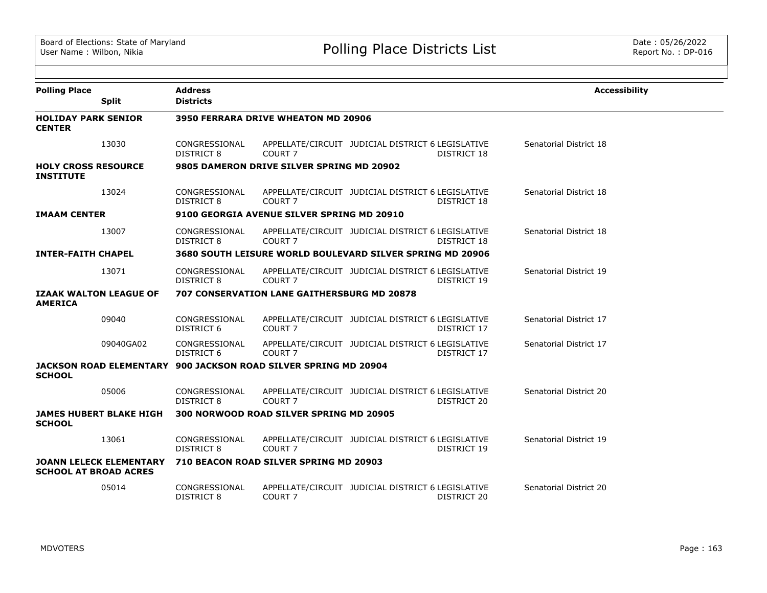| Polling Place | Split | Address / Districts | | | | | Accessibility |
|---|---|---|---|---|---|---|---|
| **HOLIDAY PARK SENIOR CENTER** | | **3950 FERRARA DRIVE WHEATON MD 20906** | | | | | |
| | 13030 | CONGRESSIONAL DISTRICT 8 | APPELLATE/CIRCUIT COURT 7 | JUDICIAL DISTRICT 6 | LEGISLATIVE DISTRICT 18 | Senatorial District 18 | |
| **HOLY CROSS RESOURCE INSTITUTE** | | **9805 DAMERON DRIVE SILVER SPRING MD 20902** | | | | | |
| | 13024 | CONGRESSIONAL DISTRICT 8 | APPELLATE/CIRCUIT COURT 7 | JUDICIAL DISTRICT 6 | LEGISLATIVE DISTRICT 18 | Senatorial District 18 | |
| **IMAAM CENTER** | | **9100 GEORGIA AVENUE SILVER SPRING MD 20910** | | | | | |
| | 13007 | CONGRESSIONAL DISTRICT 8 | APPELLATE/CIRCUIT COURT 7 | JUDICIAL DISTRICT 6 | LEGISLATIVE DISTRICT 18 | Senatorial District 18 | |
| **INTER-FAITH CHAPEL** | | **3680 SOUTH LEISURE WORLD BOULEVARD SILVER SPRING MD 20906** | | | | | |
| | 13071 | CONGRESSIONAL DISTRICT 8 | APPELLATE/CIRCUIT COURT 7 | JUDICIAL DISTRICT 6 | LEGISLATIVE DISTRICT 19 | Senatorial District 19 | |
| **IZAAK WALTON LEAGUE OF AMERICA** | | **707 CONSERVATION LANE GAITHERSBURG MD 20878** | | | | | |
| | 09040 | CONGRESSIONAL DISTRICT 6 | APPELLATE/CIRCUIT COURT 7 | JUDICIAL DISTRICT 6 | LEGISLATIVE DISTRICT 17 | Senatorial District 17 | |
| | 09040GA02 | CONGRESSIONAL DISTRICT 6 | APPELLATE/CIRCUIT COURT 7 | JUDICIAL DISTRICT 6 | LEGISLATIVE DISTRICT 17 | Senatorial District 17 | |
| **JACKSON ROAD ELEMENTARY SCHOOL** | | **900 JACKSON ROAD SILVER SPRING MD 20904** | | | | | |
| | 05006 | CONGRESSIONAL DISTRICT 8 | APPELLATE/CIRCUIT COURT 7 | JUDICIAL DISTRICT 6 | LEGISLATIVE DISTRICT 20 | Senatorial District 20 | |
| **JAMES HUBERT BLAKE HIGH SCHOOL** | | **300 NORWOOD ROAD SILVER SPRING MD 20905** | | | | | |
| | 13061 | CONGRESSIONAL DISTRICT 8 | APPELLATE/CIRCUIT COURT 7 | JUDICIAL DISTRICT 6 | LEGISLATIVE DISTRICT 19 | Senatorial District 19 | |
| **JOANN LELECK ELEMENTARY SCHOOL AT BROAD ACRES** | | **710 BEACON ROAD SILVER SPRING MD 20903** | | | | | |
| | 05014 | CONGRESSIONAL DISTRICT 8 | APPELLATE/CIRCUIT COURT 7 | JUDICIAL DISTRICT 6 | LEGISLATIVE DISTRICT 20 | Senatorial District 20 | |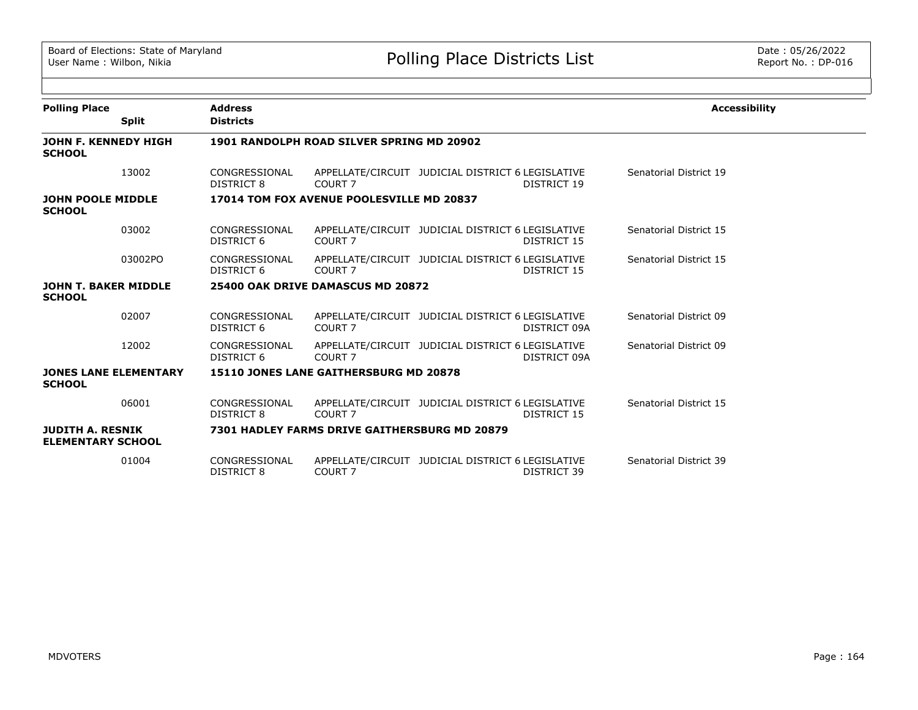| Polling Place | Split | Address / Districts | | | | Accessibility |
|---|---|---|---|---|---|---|
| **JOHN F. KENNEDY HIGH SCHOOL** | | **1901 RANDOLPH ROAD SILVER SPRING MD 20902** | | | | |
| | 13002 | CONGRESSIONAL DISTRICT 8 | APPELLATE/CIRCUIT COURT 7 | JUDICIAL DISTRICT 6 | LEGISLATIVE DISTRICT 19 | Senatorial District 19 |
| **JOHN POOLE MIDDLE SCHOOL** | | **17014 TOM FOX AVENUE POOLESVILLE MD 20837** | | | | |
| | 03002 | CONGRESSIONAL DISTRICT 6 | APPELLATE/CIRCUIT COURT 7 | JUDICIAL DISTRICT 6 | LEGISLATIVE DISTRICT 15 | Senatorial District 15 |
| | 03002PO | CONGRESSIONAL DISTRICT 6 | APPELLATE/CIRCUIT COURT 7 | JUDICIAL DISTRICT 6 | LEGISLATIVE DISTRICT 15 | Senatorial District 15 |
| **JOHN T. BAKER MIDDLE SCHOOL** | | **25400 OAK DRIVE DAMASCUS MD 20872** | | | | |
| | 02007 | CONGRESSIONAL DISTRICT 6 | APPELLATE/CIRCUIT COURT 7 | JUDICIAL DISTRICT 6 | LEGISLATIVE DISTRICT 09A | Senatorial District 09 |
| | 12002 | CONGRESSIONAL DISTRICT 6 | APPELLATE/CIRCUIT COURT 7 | JUDICIAL DISTRICT 6 | LEGISLATIVE DISTRICT 09A | Senatorial District 09 |
| **JONES LANE ELEMENTARY SCHOOL** | | **15110 JONES LANE GAITHERSBURG MD 20878** | | | | |
| | 06001 | CONGRESSIONAL DISTRICT 8 | APPELLATE/CIRCUIT COURT 7 | JUDICIAL DISTRICT 6 | LEGISLATIVE DISTRICT 15 | Senatorial District 15 |
| **JUDITH A. RESNIK ELEMENTARY SCHOOL** | | **7301 HADLEY FARMS DRIVE GAITHERSBURG MD 20879** | | | | |
| | 01004 | CONGRESSIONAL DISTRICT 8 | APPELLATE/CIRCUIT COURT 7 | JUDICIAL DISTRICT 6 | LEGISLATIVE DISTRICT 39 | Senatorial District 39 |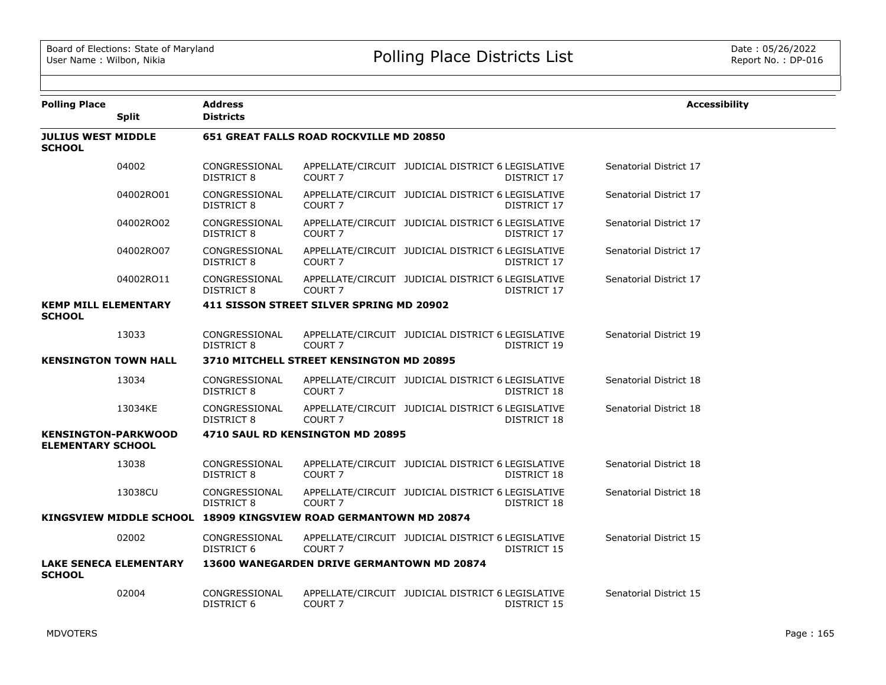Board of Elections: State of Maryland
User Name : Wilbon, Nikia

# Polling Place Districts List

Date : 05/26/2022
Report No. : DP-016

| Polling Place | Split | Address / Districts | | | | | Accessibility |
|---|---|---|---|---|---|---|---|
| **JULIUS WEST MIDDLE SCHOOL** | | **651 GREAT FALLS ROAD ROCKVILLE MD 20850** | | | | | |
| | 04002 | CONGRESSIONAL DISTRICT 8 | APPELLATE/CIRCUIT COURT 7 | JUDICIAL DISTRICT 6 | LEGISLATIVE DISTRICT 17 | Senatorial District 17 | |
| | 04002RO01 | CONGRESSIONAL DISTRICT 8 | APPELLATE/CIRCUIT COURT 7 | JUDICIAL DISTRICT 6 | LEGISLATIVE DISTRICT 17 | Senatorial District 17 | |
| | 04002RO02 | CONGRESSIONAL DISTRICT 8 | APPELLATE/CIRCUIT COURT 7 | JUDICIAL DISTRICT 6 | LEGISLATIVE DISTRICT 17 | Senatorial District 17 | |
| | 04002RO07 | CONGRESSIONAL DISTRICT 8 | APPELLATE/CIRCUIT COURT 7 | JUDICIAL DISTRICT 6 | LEGISLATIVE DISTRICT 17 | Senatorial District 17 | |
| | 04002RO11 | CONGRESSIONAL DISTRICT 8 | APPELLATE/CIRCUIT COURT 7 | JUDICIAL DISTRICT 6 | LEGISLATIVE DISTRICT 17 | Senatorial District 17 | |
| **KEMP MILL ELEMENTARY SCHOOL** | | **411 SISSON STREET SILVER SPRING MD 20902** | | | | | |
| | 13033 | CONGRESSIONAL DISTRICT 8 | APPELLATE/CIRCUIT COURT 7 | JUDICIAL DISTRICT 6 | LEGISLATIVE DISTRICT 19 | Senatorial District 19 | |
| **KENSINGTON TOWN HALL** | | **3710 MITCHELL STREET KENSINGTON MD 20895** | | | | | |
| | 13034 | CONGRESSIONAL DISTRICT 8 | APPELLATE/CIRCUIT COURT 7 | JUDICIAL DISTRICT 6 | LEGISLATIVE DISTRICT 18 | Senatorial District 18 | |
| | 13034KE | CONGRESSIONAL DISTRICT 8 | APPELLATE/CIRCUIT COURT 7 | JUDICIAL DISTRICT 6 | LEGISLATIVE DISTRICT 18 | Senatorial District 18 | |
| **KENSINGTON-PARKWOOD ELEMENTARY SCHOOL** | | **4710 SAUL RD KENSINGTON MD 20895** | | | | | |
| | 13038 | CONGRESSIONAL DISTRICT 8 | APPELLATE/CIRCUIT COURT 7 | JUDICIAL DISTRICT 6 | LEGISLATIVE DISTRICT 18 | Senatorial District 18 | |
| | 13038CU | CONGRESSIONAL DISTRICT 8 | APPELLATE/CIRCUIT COURT 7 | JUDICIAL DISTRICT 6 | LEGISLATIVE DISTRICT 18 | Senatorial District 18 | |
| **KINGSVIEW MIDDLE SCHOOL** | | **18909 KINGSVIEW ROAD GERMANTOWN MD 20874** | | | | | |
| | 02002 | CONGRESSIONAL DISTRICT 6 | APPELLATE/CIRCUIT COURT 7 | JUDICIAL DISTRICT 6 | LEGISLATIVE DISTRICT 15 | Senatorial District 15 | |
| **LAKE SENECA ELEMENTARY SCHOOL** | | **13600 WANEGARDEN DRIVE GERMANTOWN MD 20874** | | | | | |
| | 02004 | CONGRESSIONAL DISTRICT 6 | APPELLATE/CIRCUIT COURT 7 | JUDICIAL DISTRICT 6 | LEGISLATIVE DISTRICT 15 | Senatorial District 15 | |

MDVOTERS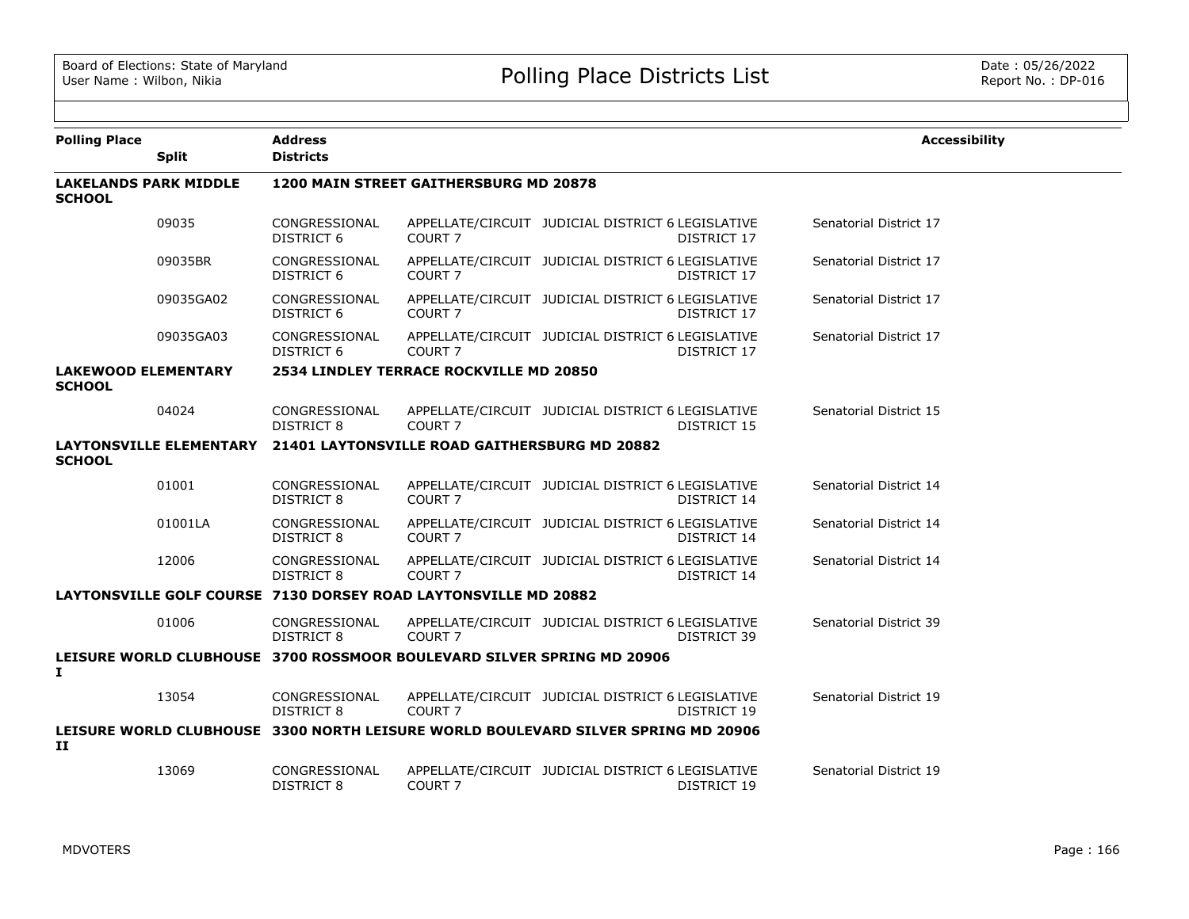Board of Elections: State of Maryland
User Name : Wilbon, Nikia

# Polling Place Districts List

Date : 05/26/2022
Report No. : DP-016

| Polling Place | Split | Address / Districts | | | | Accessibility |
|---|---|---|---|---|---|---|
| **LAKELANDS PARK MIDDLE SCHOOL** | | **1200 MAIN STREET GAITHERSBURG MD 20878** | | | | |
| | 09035 | CONGRESSIONAL DISTRICT 6 | APPELLATE/CIRCUIT COURT 7 | JUDICIAL DISTRICT 6 | LEGISLATIVE DISTRICT 17 | Senatorial District 17 |
| | 09035BR | CONGRESSIONAL DISTRICT 6 | APPELLATE/CIRCUIT COURT 7 | JUDICIAL DISTRICT 6 | LEGISLATIVE DISTRICT 17 | Senatorial District 17 |
| | 09035GA02 | CONGRESSIONAL DISTRICT 6 | APPELLATE/CIRCUIT COURT 7 | JUDICIAL DISTRICT 6 | LEGISLATIVE DISTRICT 17 | Senatorial District 17 |
| | 09035GA03 | CONGRESSIONAL DISTRICT 6 | APPELLATE/CIRCUIT COURT 7 | JUDICIAL DISTRICT 6 | LEGISLATIVE DISTRICT 17 | Senatorial District 17 |
| **LAKEWOOD ELEMENTARY SCHOOL** | | **2534 LINDLEY TERRACE ROCKVILLE MD 20850** | | | | |
| | 04024 | CONGRESSIONAL DISTRICT 8 | APPELLATE/CIRCUIT COURT 7 | JUDICIAL DISTRICT 6 | LEGISLATIVE DISTRICT 15 | Senatorial District 15 |
| **LAYTONSVILLE ELEMENTARY SCHOOL** | | **21401 LAYTONSVILLE ROAD GAITHERSBURG MD 20882** | | | | |
| | 01001 | CONGRESSIONAL DISTRICT 8 | APPELLATE/CIRCUIT COURT 7 | JUDICIAL DISTRICT 6 | LEGISLATIVE DISTRICT 14 | Senatorial District 14 |
| | 01001LA | CONGRESSIONAL DISTRICT 8 | APPELLATE/CIRCUIT COURT 7 | JUDICIAL DISTRICT 6 | LEGISLATIVE DISTRICT 14 | Senatorial District 14 |
| | 12006 | CONGRESSIONAL DISTRICT 8 | APPELLATE/CIRCUIT COURT 7 | JUDICIAL DISTRICT 6 | LEGISLATIVE DISTRICT 14 | Senatorial District 14 |
| **LAYTONSVILLE GOLF COURSE** | | **7130 DORSEY ROAD LAYTONSVILLE MD 20882** | | | | |
| | 01006 | CONGRESSIONAL DISTRICT 8 | APPELLATE/CIRCUIT COURT 7 | JUDICIAL DISTRICT 6 | LEGISLATIVE DISTRICT 39 | Senatorial District 39 |
| **LEISURE WORLD CLUBHOUSE I** | | **3700 ROSSMOOR BOULEVARD SILVER SPRING MD 20906** | | | | |
| | 13054 | CONGRESSIONAL DISTRICT 8 | APPELLATE/CIRCUIT COURT 7 | JUDICIAL DISTRICT 6 | LEGISLATIVE DISTRICT 19 | Senatorial District 19 |
| **LEISURE WORLD CLUBHOUSE II** | | **3300 NORTH LEISURE WORLD BOULEVARD SILVER SPRING MD 20906** | | | | |
| | 13069 | CONGRESSIONAL DISTRICT 8 | APPELLATE/CIRCUIT COURT 7 | JUDICIAL DISTRICT 6 | LEGISLATIVE DISTRICT 19 | Senatorial District 19 |

MDVOTERS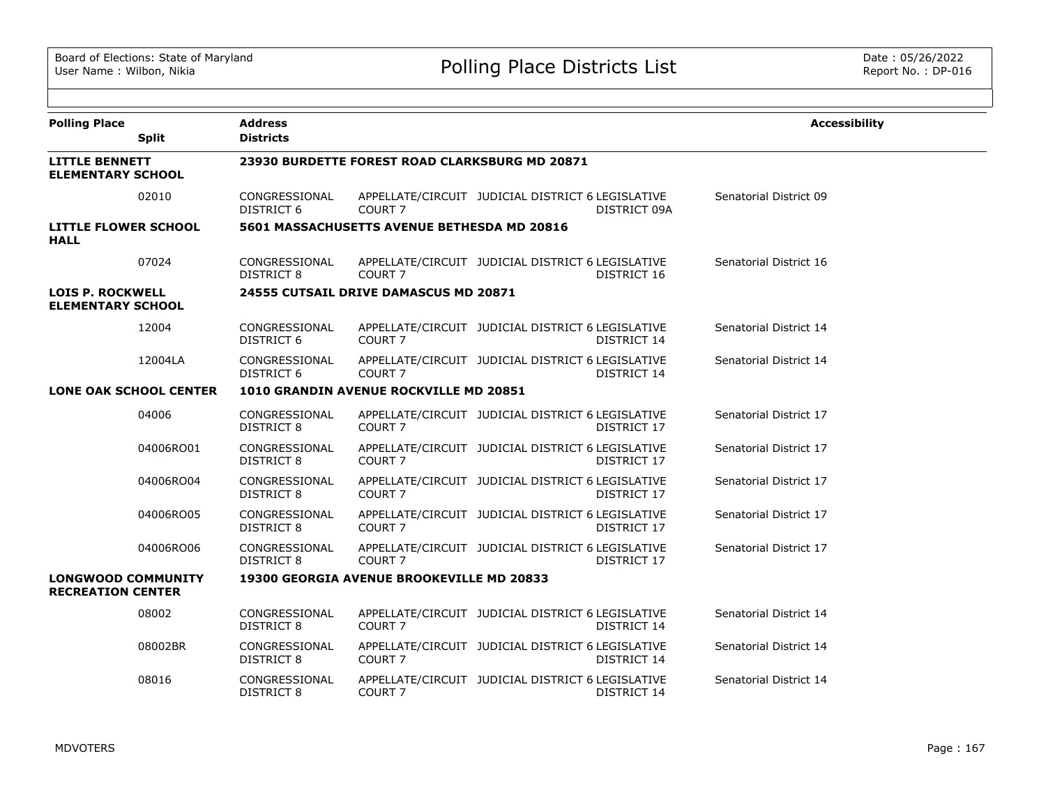Board of Elections: State of Maryland
User Name : Wilbon, Nikia

# Polling Place Districts List

Date : 05/26/2022
Report No. : DP-016

| Polling Place / Split | Address / Districts | | | | Accessibility |
|---|---|---|---|---|---|
| **LITTLE BENNETT ELEMENTARY SCHOOL** | **23930 BURDETTE FOREST ROAD CLARKSBURG MD 20871** | | | | |
| 02010 | CONGRESSIONAL DISTRICT 6 | APPELLATE/CIRCUIT COURT 7 | JUDICIAL DISTRICT 6 | LEGISLATIVE DISTRICT 09A | Senatorial District 09 |
| **LITTLE FLOWER SCHOOL HALL** | **5601 MASSACHUSETTS AVENUE BETHESDA MD 20816** | | | | |
| 07024 | CONGRESSIONAL DISTRICT 8 | APPELLATE/CIRCUIT COURT 7 | JUDICIAL DISTRICT 6 | LEGISLATIVE DISTRICT 16 | Senatorial District 16 |
| **LOIS P. ROCKWELL ELEMENTARY SCHOOL** | **24555 CUTSAIL DRIVE DAMASCUS MD 20871** | | | | |
| 12004 | CONGRESSIONAL DISTRICT 6 | APPELLATE/CIRCUIT COURT 7 | JUDICIAL DISTRICT 6 | LEGISLATIVE DISTRICT 14 | Senatorial District 14 |
| 12004LA | CONGRESSIONAL DISTRICT 6 | APPELLATE/CIRCUIT COURT 7 | JUDICIAL DISTRICT 6 | LEGISLATIVE DISTRICT 14 | Senatorial District 14 |
| **LONE OAK SCHOOL CENTER** | **1010 GRANDIN AVENUE ROCKVILLE MD 20851** | | | | |
| 04006 | CONGRESSIONAL DISTRICT 8 | APPELLATE/CIRCUIT COURT 7 | JUDICIAL DISTRICT 6 | LEGISLATIVE DISTRICT 17 | Senatorial District 17 |
| 04006RO01 | CONGRESSIONAL DISTRICT 8 | APPELLATE/CIRCUIT COURT 7 | JUDICIAL DISTRICT 6 | LEGISLATIVE DISTRICT 17 | Senatorial District 17 |
| 04006RO04 | CONGRESSIONAL DISTRICT 8 | APPELLATE/CIRCUIT COURT 7 | JUDICIAL DISTRICT 6 | LEGISLATIVE DISTRICT 17 | Senatorial District 17 |
| 04006RO05 | CONGRESSIONAL DISTRICT 8 | APPELLATE/CIRCUIT COURT 7 | JUDICIAL DISTRICT 6 | LEGISLATIVE DISTRICT 17 | Senatorial District 17 |
| 04006RO06 | CONGRESSIONAL DISTRICT 8 | APPELLATE/CIRCUIT COURT 7 | JUDICIAL DISTRICT 6 | LEGISLATIVE DISTRICT 17 | Senatorial District 17 |
| **LONGWOOD COMMUNITY RECREATION CENTER** | **19300 GEORGIA AVENUE BROOKEVILLE MD 20833** | | | | |
| 08002 | CONGRESSIONAL DISTRICT 8 | APPELLATE/CIRCUIT COURT 7 | JUDICIAL DISTRICT 6 | LEGISLATIVE DISTRICT 14 | Senatorial District 14 |
| 08002BR | CONGRESSIONAL DISTRICT 8 | APPELLATE/CIRCUIT COURT 7 | JUDICIAL DISTRICT 6 | LEGISLATIVE DISTRICT 14 | Senatorial District 14 |
| 08016 | CONGRESSIONAL DISTRICT 8 | APPELLATE/CIRCUIT COURT 7 | JUDICIAL DISTRICT 6 | LEGISLATIVE DISTRICT 14 | Senatorial District 14 |

MDVOTERS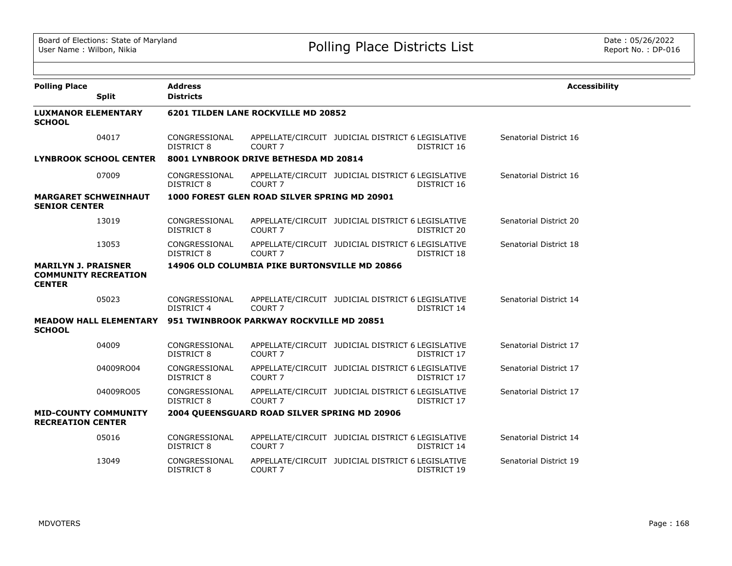| Polling Place | Split | Address / Districts | | | | Accessibility |
|---|---|---|---|---|---|---|
| **LUXMANOR ELEMENTARY SCHOOL** | | **6201 TILDEN LANE ROCKVILLE MD 20852** | | | | |
| | 04017 | CONGRESSIONAL DISTRICT 8 | APPELLATE/CIRCUIT COURT 7 | JUDICIAL DISTRICT 6 | LEGISLATIVE DISTRICT 16 | Senatorial District 16 |
| **LYNBROOK SCHOOL CENTER** | | **8001 LYNBROOK DRIVE BETHESDA MD 20814** | | | | |
| | 07009 | CONGRESSIONAL DISTRICT 8 | APPELLATE/CIRCUIT COURT 7 | JUDICIAL DISTRICT 6 | LEGISLATIVE DISTRICT 16 | Senatorial District 16 |
| **MARGARET SCHWEINHAUT SENIOR CENTER** | | **1000 FOREST GLEN ROAD SILVER SPRING MD 20901** | | | | |
| | 13019 | CONGRESSIONAL DISTRICT 8 | APPELLATE/CIRCUIT COURT 7 | JUDICIAL DISTRICT 6 | LEGISLATIVE DISTRICT 20 | Senatorial District 20 |
| | 13053 | CONGRESSIONAL DISTRICT 8 | APPELLATE/CIRCUIT COURT 7 | JUDICIAL DISTRICT 6 | LEGISLATIVE DISTRICT 18 | Senatorial District 18 |
| **MARILYN J. PRAISNER COMMUNITY RECREATION CENTER** | | **14906 OLD COLUMBIA PIKE BURTONSVILLE MD 20866** | | | | |
| | 05023 | CONGRESSIONAL DISTRICT 4 | APPELLATE/CIRCUIT COURT 7 | JUDICIAL DISTRICT 6 | LEGISLATIVE DISTRICT 14 | Senatorial District 14 |
| **MEADOW HALL ELEMENTARY SCHOOL** | | **951 TWINBROOK PARKWAY ROCKVILLE MD 20851** | | | | |
| | 04009 | CONGRESSIONAL DISTRICT 8 | APPELLATE/CIRCUIT COURT 7 | JUDICIAL DISTRICT 6 | LEGISLATIVE DISTRICT 17 | Senatorial District 17 |
| | 04009RO04 | CONGRESSIONAL DISTRICT 8 | APPELLATE/CIRCUIT COURT 7 | JUDICIAL DISTRICT 6 | LEGISLATIVE DISTRICT 17 | Senatorial District 17 |
| | 04009RO05 | CONGRESSIONAL DISTRICT 8 | APPELLATE/CIRCUIT COURT 7 | JUDICIAL DISTRICT 6 | LEGISLATIVE DISTRICT 17 | Senatorial District 17 |
| **MID-COUNTY COMMUNITY RECREATION CENTER** | | **2004 QUEENSGUARD ROAD SILVER SPRING MD 20906** | | | | |
| | 05016 | CONGRESSIONAL DISTRICT 8 | APPELLATE/CIRCUIT COURT 7 | JUDICIAL DISTRICT 6 | LEGISLATIVE DISTRICT 14 | Senatorial District 14 |
| | 13049 | CONGRESSIONAL DISTRICT 8 | APPELLATE/CIRCUIT COURT 7 | JUDICIAL DISTRICT 6 | LEGISLATIVE DISTRICT 19 | Senatorial District 19 |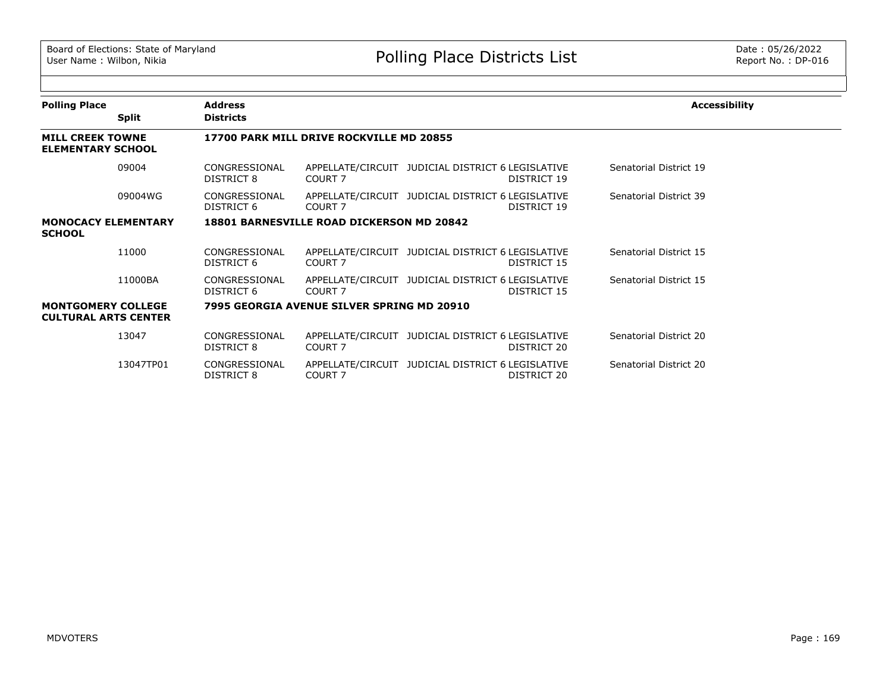Board of Elections: State of Maryland
User Name : Wilbon, Nikia

# Polling Place Districts List

Date : 05/26/2022
Report No. : DP-016

| Polling Place | Split | Address / Districts | | | | Accessibility |
|---|---|---|---|---|---|---|
| **MILL CREEK TOWNE ELEMENTARY SCHOOL** | | **17700 PARK MILL DRIVE ROCKVILLE MD 20855** | | | | |
| | 09004 | CONGRESSIONAL DISTRICT 8 | APPELLATE/CIRCUIT COURT 7 | JUDICIAL DISTRICT 6 | LEGISLATIVE DISTRICT 19 | Senatorial District 19 |
| | 09004WG | CONGRESSIONAL DISTRICT 6 | APPELLATE/CIRCUIT COURT 7 | JUDICIAL DISTRICT 6 | LEGISLATIVE DISTRICT 19 | Senatorial District 39 |
| **MONOCACY ELEMENTARY SCHOOL** | | **18801 BARNESVILLE ROAD DICKERSON MD 20842** | | | | |
| | 11000 | CONGRESSIONAL DISTRICT 6 | APPELLATE/CIRCUIT COURT 7 | JUDICIAL DISTRICT 6 | LEGISLATIVE DISTRICT 15 | Senatorial District 15 |
| | 11000BA | CONGRESSIONAL DISTRICT 6 | APPELLATE/CIRCUIT COURT 7 | JUDICIAL DISTRICT 6 | LEGISLATIVE DISTRICT 15 | Senatorial District 15 |
| **MONTGOMERY COLLEGE CULTURAL ARTS CENTER** | | **7995 GEORGIA AVENUE SILVER SPRING MD 20910** | | | | |
| | 13047 | CONGRESSIONAL DISTRICT 8 | APPELLATE/CIRCUIT COURT 7 | JUDICIAL DISTRICT 6 | LEGISLATIVE DISTRICT 20 | Senatorial District 20 |
| | 13047TP01 | CONGRESSIONAL DISTRICT 8 | APPELLATE/CIRCUIT COURT 7 | JUDICIAL DISTRICT 6 | LEGISLATIVE DISTRICT 20 | Senatorial District 20 |

MDVOTERS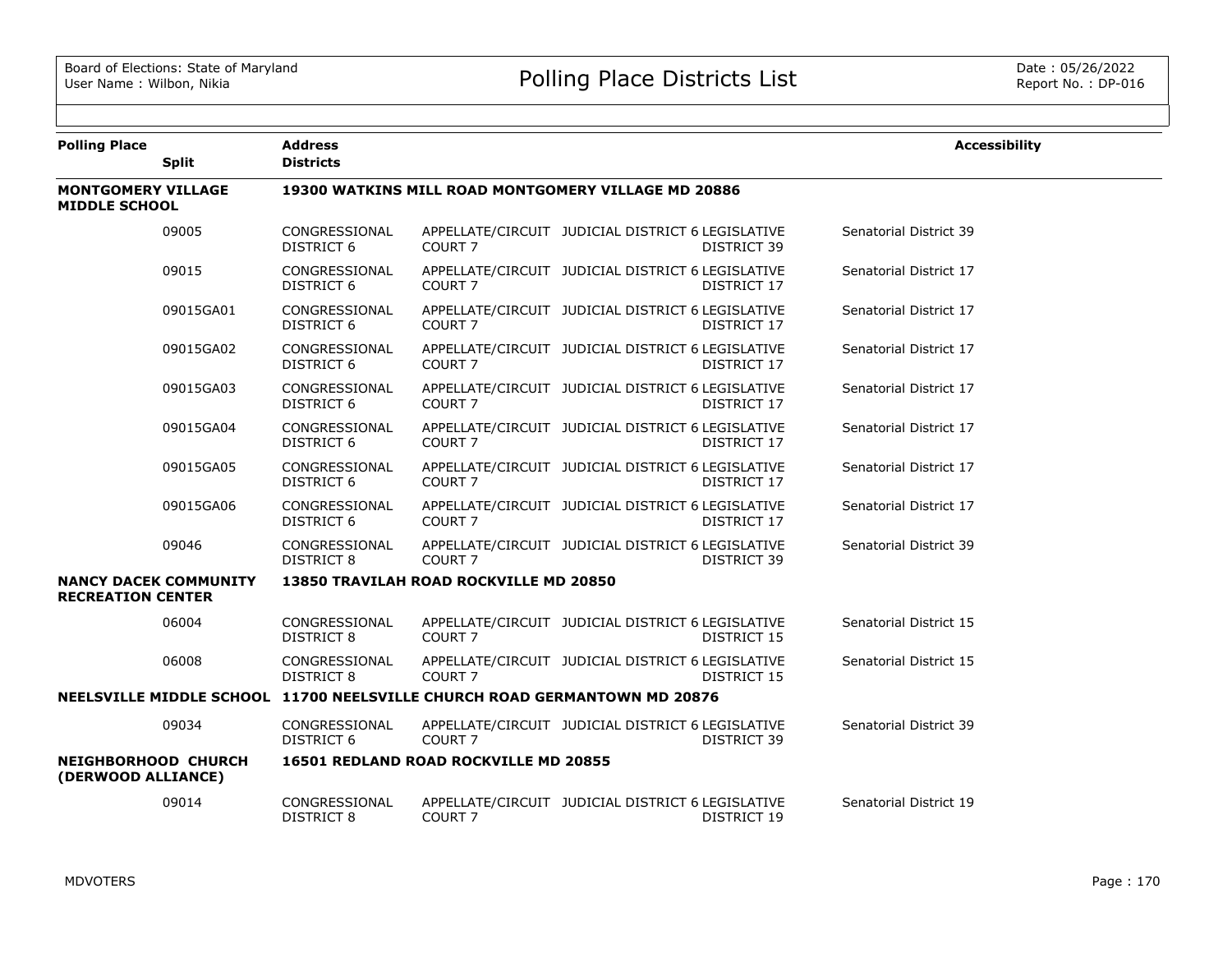| Polling Place | Split | Address / Districts | | | | | Accessibility |
|---|---|---|---|---|---|---|---|
| **MONTGOMERY VILLAGE MIDDLE SCHOOL** | | **19300 WATKINS MILL ROAD MONTGOMERY VILLAGE MD 20886** | | | | | |
| | 09005 | CONGRESSIONAL DISTRICT 6 | APPELLATE/CIRCUIT COURT 7 | JUDICIAL DISTRICT 6 | LEGISLATIVE DISTRICT 39 | Senatorial District 39 | |
| | 09015 | CONGRESSIONAL DISTRICT 6 | APPELLATE/CIRCUIT COURT 7 | JUDICIAL DISTRICT 6 | LEGISLATIVE DISTRICT 17 | Senatorial District 17 | |
| | 09015GA01 | CONGRESSIONAL DISTRICT 6 | APPELLATE/CIRCUIT COURT 7 | JUDICIAL DISTRICT 6 | LEGISLATIVE DISTRICT 17 | Senatorial District 17 | |
| | 09015GA02 | CONGRESSIONAL DISTRICT 6 | APPELLATE/CIRCUIT COURT 7 | JUDICIAL DISTRICT 6 | LEGISLATIVE DISTRICT 17 | Senatorial District 17 | |
| | 09015GA03 | CONGRESSIONAL DISTRICT 6 | APPELLATE/CIRCUIT COURT 7 | JUDICIAL DISTRICT 6 | LEGISLATIVE DISTRICT 17 | Senatorial District 17 | |
| | 09015GA04 | CONGRESSIONAL DISTRICT 6 | APPELLATE/CIRCUIT COURT 7 | JUDICIAL DISTRICT 6 | LEGISLATIVE DISTRICT 17 | Senatorial District 17 | |
| | 09015GA05 | CONGRESSIONAL DISTRICT 6 | APPELLATE/CIRCUIT COURT 7 | JUDICIAL DISTRICT 6 | LEGISLATIVE DISTRICT 17 | Senatorial District 17 | |
| | 09015GA06 | CONGRESSIONAL DISTRICT 6 | APPELLATE/CIRCUIT COURT 7 | JUDICIAL DISTRICT 6 | LEGISLATIVE DISTRICT 17 | Senatorial District 17 | |
| | 09046 | CONGRESSIONAL DISTRICT 8 | APPELLATE/CIRCUIT COURT 7 | JUDICIAL DISTRICT 6 | LEGISLATIVE DISTRICT 39 | Senatorial District 39 | |
| **NANCY DACEK COMMUNITY RECREATION CENTER** | | **13850 TRAVILAH ROAD ROCKVILLE MD 20850** | | | | | |
| | 06004 | CONGRESSIONAL DISTRICT 8 | APPELLATE/CIRCUIT COURT 7 | JUDICIAL DISTRICT 6 | LEGISLATIVE DISTRICT 15 | Senatorial District 15 | |
| | 06008 | CONGRESSIONAL DISTRICT 8 | APPELLATE/CIRCUIT COURT 7 | JUDICIAL DISTRICT 6 | LEGISLATIVE DISTRICT 15 | Senatorial District 15 | |
| **NEELSVILLE MIDDLE SCHOOL** | | **11700 NEELSVILLE CHURCH ROAD GERMANTOWN MD 20876** | | | | | |
| | 09034 | CONGRESSIONAL DISTRICT 6 | APPELLATE/CIRCUIT COURT 7 | JUDICIAL DISTRICT 6 | LEGISLATIVE DISTRICT 39 | Senatorial District 39 | |
| **NEIGHBORHOOD CHURCH (DERWOOD ALLIANCE)** | | **16501 REDLAND ROAD ROCKVILLE MD 20855** | | | | | |
| | 09014 | CONGRESSIONAL DISTRICT 8 | APPELLATE/CIRCUIT COURT 7 | JUDICIAL DISTRICT 6 | LEGISLATIVE DISTRICT 19 | Senatorial District 19 | |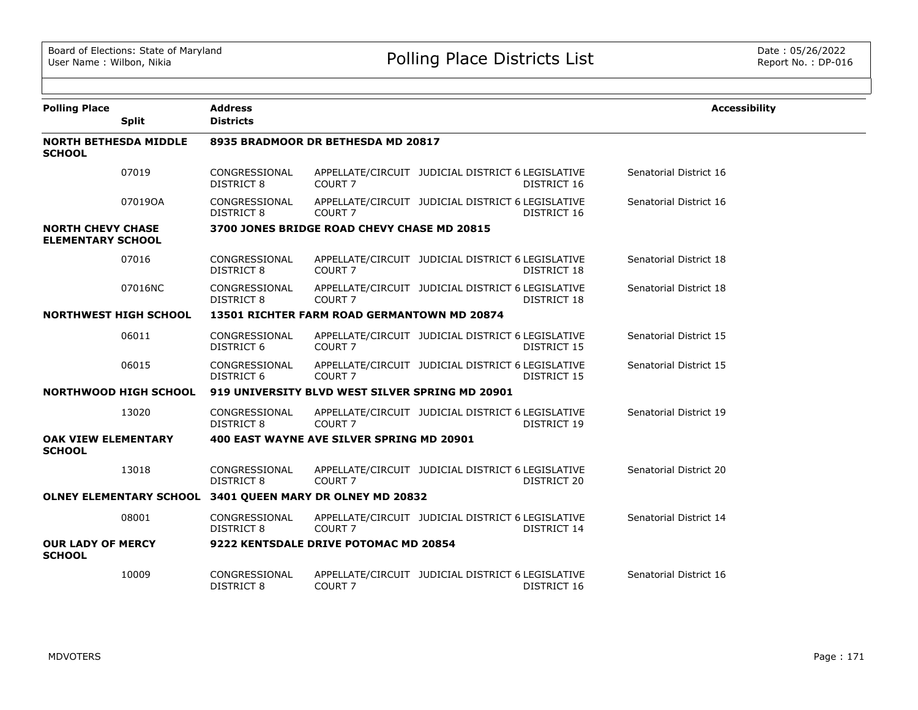Board of Elections: State of Maryland
User Name : Wilbon, Nikia

# Polling Place Districts List

Date : 05/26/2022
Report No. : DP-016

| Polling Place | Split | Address / Districts | | | | Accessibility |
|---|---|---|---|---|---|---|
| **NORTH BETHESDA MIDDLE SCHOOL** | | **8935 BRADMOOR DR BETHESDA MD 20817** | | | | |
| | 07019 | CONGRESSIONAL DISTRICT 8 | APPELLATE/CIRCUIT COURT 7 | JUDICIAL DISTRICT 6 | LEGISLATIVE DISTRICT 16 | Senatorial District 16 |
| | 07019OA | CONGRESSIONAL DISTRICT 8 | APPELLATE/CIRCUIT COURT 7 | JUDICIAL DISTRICT 6 | LEGISLATIVE DISTRICT 16 | Senatorial District 16 |
| **NORTH CHEVY CHASE ELEMENTARY SCHOOL** | | **3700 JONES BRIDGE ROAD CHEVY CHASE MD 20815** | | | | |
| | 07016 | CONGRESSIONAL DISTRICT 8 | APPELLATE/CIRCUIT COURT 7 | JUDICIAL DISTRICT 6 | LEGISLATIVE DISTRICT 18 | Senatorial District 18 |
| | 07016NC | CONGRESSIONAL DISTRICT 8 | APPELLATE/CIRCUIT COURT 7 | JUDICIAL DISTRICT 6 | LEGISLATIVE DISTRICT 18 | Senatorial District 18 |
| **NORTHWEST HIGH SCHOOL** | | **13501 RICHTER FARM ROAD GERMANTOWN MD 20874** | | | | |
| | 06011 | CONGRESSIONAL DISTRICT 6 | APPELLATE/CIRCUIT COURT 7 | JUDICIAL DISTRICT 6 | LEGISLATIVE DISTRICT 15 | Senatorial District 15 |
| | 06015 | CONGRESSIONAL DISTRICT 6 | APPELLATE/CIRCUIT COURT 7 | JUDICIAL DISTRICT 6 | LEGISLATIVE DISTRICT 15 | Senatorial District 15 |
| **NORTHWOOD HIGH SCHOOL** | | **919 UNIVERSITY BLVD WEST SILVER SPRING MD 20901** | | | | |
| | 13020 | CONGRESSIONAL DISTRICT 8 | APPELLATE/CIRCUIT COURT 7 | JUDICIAL DISTRICT 6 | LEGISLATIVE DISTRICT 19 | Senatorial District 19 |
| **OAK VIEW ELEMENTARY SCHOOL** | | **400 EAST WAYNE AVE SILVER SPRING MD 20901** | | | | |
| | 13018 | CONGRESSIONAL DISTRICT 8 | APPELLATE/CIRCUIT COURT 7 | JUDICIAL DISTRICT 6 | LEGISLATIVE DISTRICT 20 | Senatorial District 20 |
| **OLNEY ELEMENTARY SCHOOL** | | **3401 QUEEN MARY DR OLNEY MD 20832** | | | | |
| | 08001 | CONGRESSIONAL DISTRICT 8 | APPELLATE/CIRCUIT COURT 7 | JUDICIAL DISTRICT 6 | LEGISLATIVE DISTRICT 14 | Senatorial District 14 |
| **OUR LADY OF MERCY SCHOOL** | | **9222 KENTSDALE DRIVE POTOMAC MD 20854** | | | | |
| | 10009 | CONGRESSIONAL DISTRICT 8 | APPELLATE/CIRCUIT COURT 7 | JUDICIAL DISTRICT 6 | LEGISLATIVE DISTRICT 16 | Senatorial District 16 |

MDVOTERS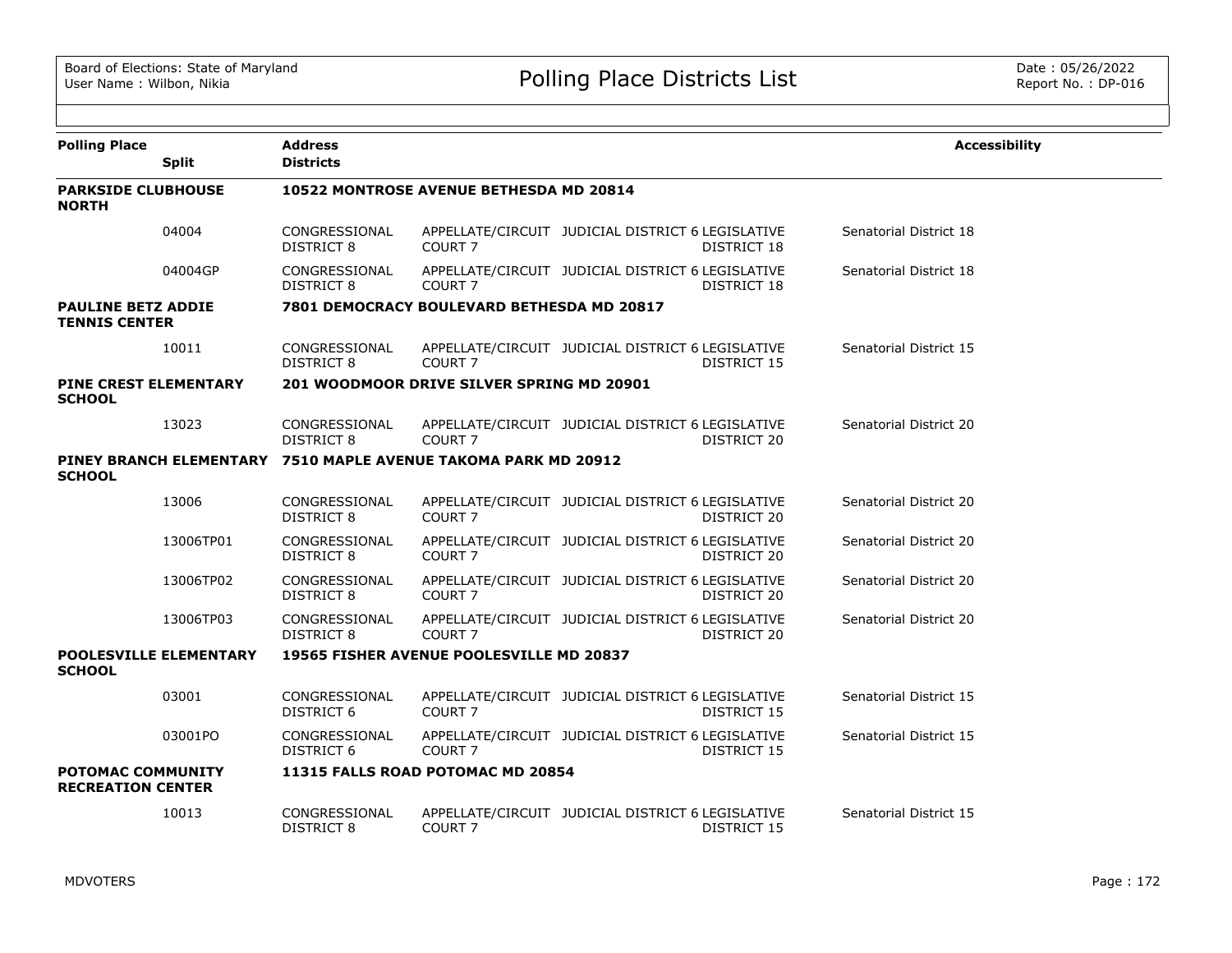# Polling Place Districts List

| Polling Place | Split | Address / Districts | | | | Accessibility |
|---|---|---|---|---|---|---|
| **PARKSIDE CLUBHOUSE NORTH** | | **10522 MONTROSE AVENUE BETHESDA MD 20814** | | | | |
| | 04004 | CONGRESSIONAL DISTRICT 8 | APPELLATE/CIRCUIT COURT 7 | JUDICIAL DISTRICT 6 | LEGISLATIVE DISTRICT 18 | Senatorial District 18 |
| | 04004GP | CONGRESSIONAL DISTRICT 8 | APPELLATE/CIRCUIT COURT 7 | JUDICIAL DISTRICT 6 | LEGISLATIVE DISTRICT 18 | Senatorial District 18 |
| **PAULINE BETZ ADDIE TENNIS CENTER** | | **7801 DEMOCRACY BOULEVARD BETHESDA MD 20817** | | | | |
| | 10011 | CONGRESSIONAL DISTRICT 8 | APPELLATE/CIRCUIT COURT 7 | JUDICIAL DISTRICT 6 | LEGISLATIVE DISTRICT 15 | Senatorial District 15 |
| **PINE CREST ELEMENTARY SCHOOL** | | **201 WOODMOOR DRIVE SILVER SPRING MD 20901** | | | | |
| | 13023 | CONGRESSIONAL DISTRICT 8 | APPELLATE/CIRCUIT COURT 7 | JUDICIAL DISTRICT 6 | LEGISLATIVE DISTRICT 20 | Senatorial District 20 |
| **PINEY BRANCH ELEMENTARY SCHOOL** | | **7510 MAPLE AVENUE TAKOMA PARK MD 20912** | | | | |
| | 13006 | CONGRESSIONAL DISTRICT 8 | APPELLATE/CIRCUIT COURT 7 | JUDICIAL DISTRICT 6 | LEGISLATIVE DISTRICT 20 | Senatorial District 20 |
| | 13006TP01 | CONGRESSIONAL DISTRICT 8 | APPELLATE/CIRCUIT COURT 7 | JUDICIAL DISTRICT 6 | LEGISLATIVE DISTRICT 20 | Senatorial District 20 |
| | 13006TP02 | CONGRESSIONAL DISTRICT 8 | APPELLATE/CIRCUIT COURT 7 | JUDICIAL DISTRICT 6 | LEGISLATIVE DISTRICT 20 | Senatorial District 20 |
| | 13006TP03 | CONGRESSIONAL DISTRICT 8 | APPELLATE/CIRCUIT COURT 7 | JUDICIAL DISTRICT 6 | LEGISLATIVE DISTRICT 20 | Senatorial District 20 |
| **POOLESVILLE ELEMENTARY SCHOOL** | | **19565 FISHER AVENUE POOLESVILLE MD 20837** | | | | |
| | 03001 | CONGRESSIONAL DISTRICT 6 | APPELLATE/CIRCUIT COURT 7 | JUDICIAL DISTRICT 6 | LEGISLATIVE DISTRICT 15 | Senatorial District 15 |
| | 03001PO | CONGRESSIONAL DISTRICT 6 | APPELLATE/CIRCUIT COURT 7 | JUDICIAL DISTRICT 6 | LEGISLATIVE DISTRICT 15 | Senatorial District 15 |
| **POTOMAC COMMUNITY RECREATION CENTER** | | **11315 FALLS ROAD POTOMAC MD 20854** | | | | |
| | 10013 | CONGRESSIONAL DISTRICT 8 | APPELLATE/CIRCUIT COURT 7 | JUDICIAL DISTRICT 6 | LEGISLATIVE DISTRICT 15 | Senatorial District 15 |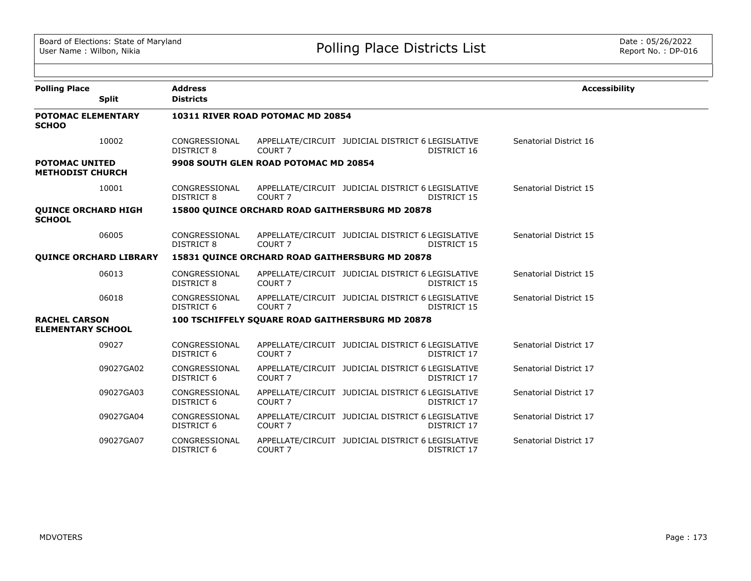# Polling Place Districts List

Board of Elections: State of Maryland
User Name : Wilbon, Nikia

Date : 05/26/2022
Report No. : DP-016

| Polling Place / Split | Address / Districts | | | | | Accessibility |
|---|---|---|---|---|---|---|
| **POTOMAC ELEMENTARY SCHOO** | **10311 RIVER ROAD POTOMAC MD 20854** | | | | | |
| 10002 | CONGRESSIONAL DISTRICT 8 | APPELLATE/CIRCUIT COURT 7 | JUDICIAL DISTRICT 6 | LEGISLATIVE DISTRICT 16 | Senatorial District 16 | |
| **POTOMAC UNITED METHODIST CHURCH** | **9908 SOUTH GLEN ROAD POTOMAC MD 20854** | | | | | |
| 10001 | CONGRESSIONAL DISTRICT 8 | APPELLATE/CIRCUIT COURT 7 | JUDICIAL DISTRICT 6 | LEGISLATIVE DISTRICT 15 | Senatorial District 15 | |
| **QUINCE ORCHARD HIGH SCHOOL** | **15800 QUINCE ORCHARD ROAD GAITHERSBURG MD 20878** | | | | | |
| 06005 | CONGRESSIONAL DISTRICT 8 | APPELLATE/CIRCUIT COURT 7 | JUDICIAL DISTRICT 6 | LEGISLATIVE DISTRICT 15 | Senatorial District 15 | |
| **QUINCE ORCHARD LIBRARY** | **15831 QUINCE ORCHARD ROAD GAITHERSBURG MD 20878** | | | | | |
| 06013 | CONGRESSIONAL DISTRICT 8 | APPELLATE/CIRCUIT COURT 7 | JUDICIAL DISTRICT 6 | LEGISLATIVE DISTRICT 15 | Senatorial District 15 | |
| 06018 | CONGRESSIONAL DISTRICT 6 | APPELLATE/CIRCUIT COURT 7 | JUDICIAL DISTRICT 6 | LEGISLATIVE DISTRICT 15 | Senatorial District 15 | |
| **RACHEL CARSON ELEMENTARY SCHOOL** | **100 TSCHIFFELY SQUARE ROAD GAITHERSBURG MD 20878** | | | | | |
| 09027 | CONGRESSIONAL DISTRICT 6 | APPELLATE/CIRCUIT COURT 7 | JUDICIAL DISTRICT 6 | LEGISLATIVE DISTRICT 17 | Senatorial District 17 | |
| 09027GA02 | CONGRESSIONAL DISTRICT 6 | APPELLATE/CIRCUIT COURT 7 | JUDICIAL DISTRICT 6 | LEGISLATIVE DISTRICT 17 | Senatorial District 17 | |
| 09027GA03 | CONGRESSIONAL DISTRICT 6 | APPELLATE/CIRCUIT COURT 7 | JUDICIAL DISTRICT 6 | LEGISLATIVE DISTRICT 17 | Senatorial District 17 | |
| 09027GA04 | CONGRESSIONAL DISTRICT 6 | APPELLATE/CIRCUIT COURT 7 | JUDICIAL DISTRICT 6 | LEGISLATIVE DISTRICT 17 | Senatorial District 17 | |
| 09027GA07 | CONGRESSIONAL DISTRICT 6 | APPELLATE/CIRCUIT COURT 7 | JUDICIAL DISTRICT 6 | LEGISLATIVE DISTRICT 17 | Senatorial District 17 | |

MDVOTERS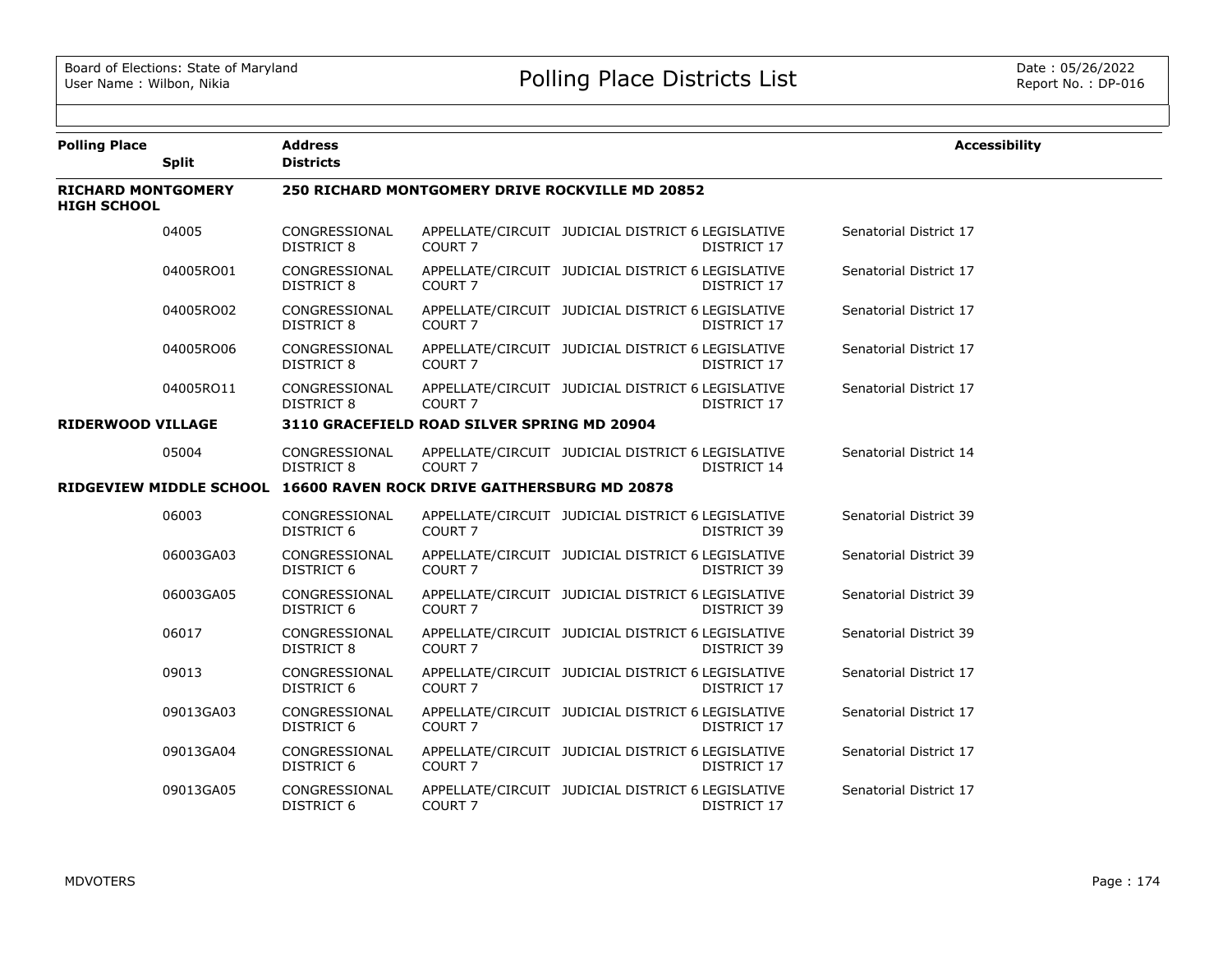# Polling Place Districts List

| Polling Place | Split | Address / Districts | | | | Accessibility |
|---|---|---|---|---|---|---|
| **RICHARD MONTGOMERY HIGH SCHOOL** | | **250 RICHARD MONTGOMERY DRIVE ROCKVILLE MD 20852** | | | | |
| | 04005 | CONGRESSIONAL DISTRICT 8 | APPELLATE/CIRCUIT COURT 7 | JUDICIAL DISTRICT 6 | LEGISLATIVE DISTRICT 17 | Senatorial District 17 |
| | 04005RO01 | CONGRESSIONAL DISTRICT 8 | APPELLATE/CIRCUIT COURT 7 | JUDICIAL DISTRICT 6 | LEGISLATIVE DISTRICT 17 | Senatorial District 17 |
| | 04005RO02 | CONGRESSIONAL DISTRICT 8 | APPELLATE/CIRCUIT COURT 7 | JUDICIAL DISTRICT 6 | LEGISLATIVE DISTRICT 17 | Senatorial District 17 |
| | 04005RO06 | CONGRESSIONAL DISTRICT 8 | APPELLATE/CIRCUIT COURT 7 | JUDICIAL DISTRICT 6 | LEGISLATIVE DISTRICT 17 | Senatorial District 17 |
| | 04005RO11 | CONGRESSIONAL DISTRICT 8 | APPELLATE/CIRCUIT COURT 7 | JUDICIAL DISTRICT 6 | LEGISLATIVE DISTRICT 17 | Senatorial District 17 |
| **RIDERWOOD VILLAGE** | | **3110 GRACEFIELD ROAD SILVER SPRING MD 20904** | | | | |
| | 05004 | CONGRESSIONAL DISTRICT 8 | APPELLATE/CIRCUIT COURT 7 | JUDICIAL DISTRICT 6 | LEGISLATIVE DISTRICT 14 | Senatorial District 14 |
| **RIDGEVIEW MIDDLE SCHOOL** | | **16600 RAVEN ROCK DRIVE GAITHERSBURG MD 20878** | | | | |
| | 06003 | CONGRESSIONAL DISTRICT 6 | APPELLATE/CIRCUIT COURT 7 | JUDICIAL DISTRICT 6 | LEGISLATIVE DISTRICT 39 | Senatorial District 39 |
| | 06003GA03 | CONGRESSIONAL DISTRICT 6 | APPELLATE/CIRCUIT COURT 7 | JUDICIAL DISTRICT 6 | LEGISLATIVE DISTRICT 39 | Senatorial District 39 |
| | 06003GA05 | CONGRESSIONAL DISTRICT 6 | APPELLATE/CIRCUIT COURT 7 | JUDICIAL DISTRICT 6 | LEGISLATIVE DISTRICT 39 | Senatorial District 39 |
| | 06017 | CONGRESSIONAL DISTRICT 8 | APPELLATE/CIRCUIT COURT 7 | JUDICIAL DISTRICT 6 | LEGISLATIVE DISTRICT 39 | Senatorial District 39 |
| | 09013 | CONGRESSIONAL DISTRICT 6 | APPELLATE/CIRCUIT COURT 7 | JUDICIAL DISTRICT 6 | LEGISLATIVE DISTRICT 17 | Senatorial District 17 |
| | 09013GA03 | CONGRESSIONAL DISTRICT 6 | APPELLATE/CIRCUIT COURT 7 | JUDICIAL DISTRICT 6 | LEGISLATIVE DISTRICT 17 | Senatorial District 17 |
| | 09013GA04 | CONGRESSIONAL DISTRICT 6 | APPELLATE/CIRCUIT COURT 7 | JUDICIAL DISTRICT 6 | LEGISLATIVE DISTRICT 17 | Senatorial District 17 |
| | 09013GA05 | CONGRESSIONAL DISTRICT 6 | APPELLATE/CIRCUIT COURT 7 | JUDICIAL DISTRICT 6 | LEGISLATIVE DISTRICT 17 | Senatorial District 17 |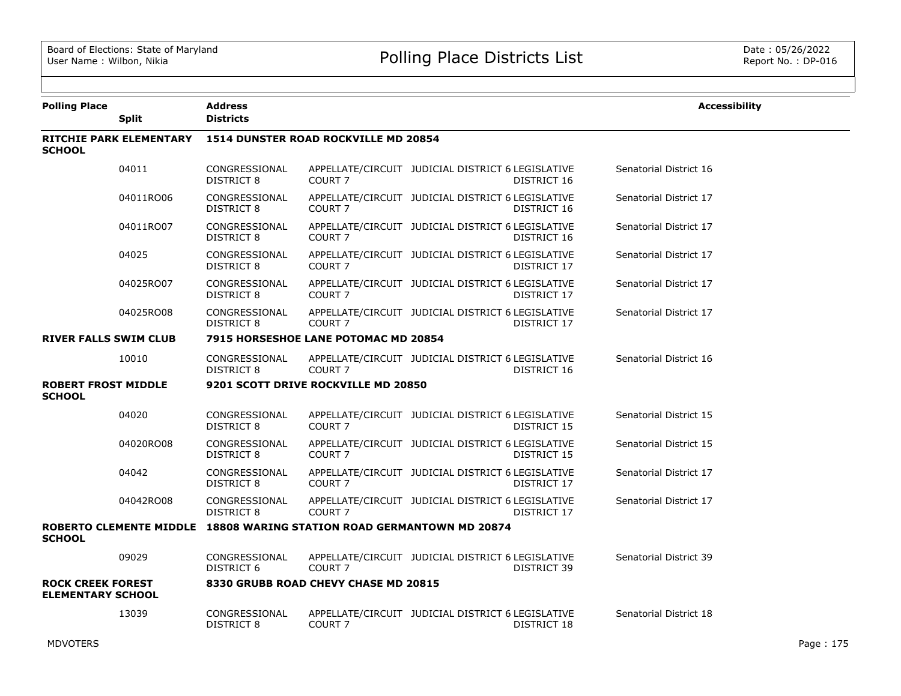# Polling Place Districts List

| Polling Place | Split | Address / Districts | | | | | Accessibility |
|---|---|---|---|---|---|---|---|
| **RITCHIE PARK ELEMENTARY SCHOOL** | | **1514 DUNSTER ROAD ROCKVILLE MD 20854** | | | | | |
| | 04011 | CONGRESSIONAL DISTRICT 8 | APPELLATE/CIRCUIT COURT 7 | JUDICIAL DISTRICT 6 | LEGISLATIVE DISTRICT 16 | Senatorial District 16 | |
| | 04011RO06 | CONGRESSIONAL DISTRICT 8 | APPELLATE/CIRCUIT COURT 7 | JUDICIAL DISTRICT 6 | LEGISLATIVE DISTRICT 16 | Senatorial District 17 | |
| | 04011RO07 | CONGRESSIONAL DISTRICT 8 | APPELLATE/CIRCUIT COURT 7 | JUDICIAL DISTRICT 6 | LEGISLATIVE DISTRICT 16 | Senatorial District 17 | |
| | 04025 | CONGRESSIONAL DISTRICT 8 | APPELLATE/CIRCUIT COURT 7 | JUDICIAL DISTRICT 6 | LEGISLATIVE DISTRICT 17 | Senatorial District 17 | |
| | 04025RO07 | CONGRESSIONAL DISTRICT 8 | APPELLATE/CIRCUIT COURT 7 | JUDICIAL DISTRICT 6 | LEGISLATIVE DISTRICT 17 | Senatorial District 17 | |
| | 04025RO08 | CONGRESSIONAL DISTRICT 8 | APPELLATE/CIRCUIT COURT 7 | JUDICIAL DISTRICT 6 | LEGISLATIVE DISTRICT 17 | Senatorial District 17 | |
| **RIVER FALLS SWIM CLUB** | | **7915 HORSESHOE LANE POTOMAC MD 20854** | | | | | |
| | 10010 | CONGRESSIONAL DISTRICT 8 | APPELLATE/CIRCUIT COURT 7 | JUDICIAL DISTRICT 6 | LEGISLATIVE DISTRICT 16 | Senatorial District 16 | |
| **ROBERT FROST MIDDLE SCHOOL** | | **9201 SCOTT DRIVE ROCKVILLE MD 20850** | | | | | |
| | 04020 | CONGRESSIONAL DISTRICT 8 | APPELLATE/CIRCUIT COURT 7 | JUDICIAL DISTRICT 6 | LEGISLATIVE DISTRICT 15 | Senatorial District 15 | |
| | 04020RO08 | CONGRESSIONAL DISTRICT 8 | APPELLATE/CIRCUIT COURT 7 | JUDICIAL DISTRICT 6 | LEGISLATIVE DISTRICT 15 | Senatorial District 15 | |
| | 04042 | CONGRESSIONAL DISTRICT 8 | APPELLATE/CIRCUIT COURT 7 | JUDICIAL DISTRICT 6 | LEGISLATIVE DISTRICT 17 | Senatorial District 17 | |
| | 04042RO08 | CONGRESSIONAL DISTRICT 8 | APPELLATE/CIRCUIT COURT 7 | JUDICIAL DISTRICT 6 | LEGISLATIVE DISTRICT 17 | Senatorial District 17 | |
| **ROBERTO CLEMENTE MIDDLE SCHOOL** | | **18808 WARING STATION ROAD GERMANTOWN MD 20874** | | | | | |
| | 09029 | CONGRESSIONAL DISTRICT 6 | APPELLATE/CIRCUIT COURT 7 | JUDICIAL DISTRICT 6 | LEGISLATIVE DISTRICT 39 | Senatorial District 39 | |
| **ROCK CREEK FOREST ELEMENTARY SCHOOL** | | **8330 GRUBB ROAD CHEVY CHASE MD 20815** | | | | | |
| | 13039 | CONGRESSIONAL DISTRICT 8 | APPELLATE/CIRCUIT COURT 7 | JUDICIAL DISTRICT 6 | LEGISLATIVE DISTRICT 18 | Senatorial District 18 | |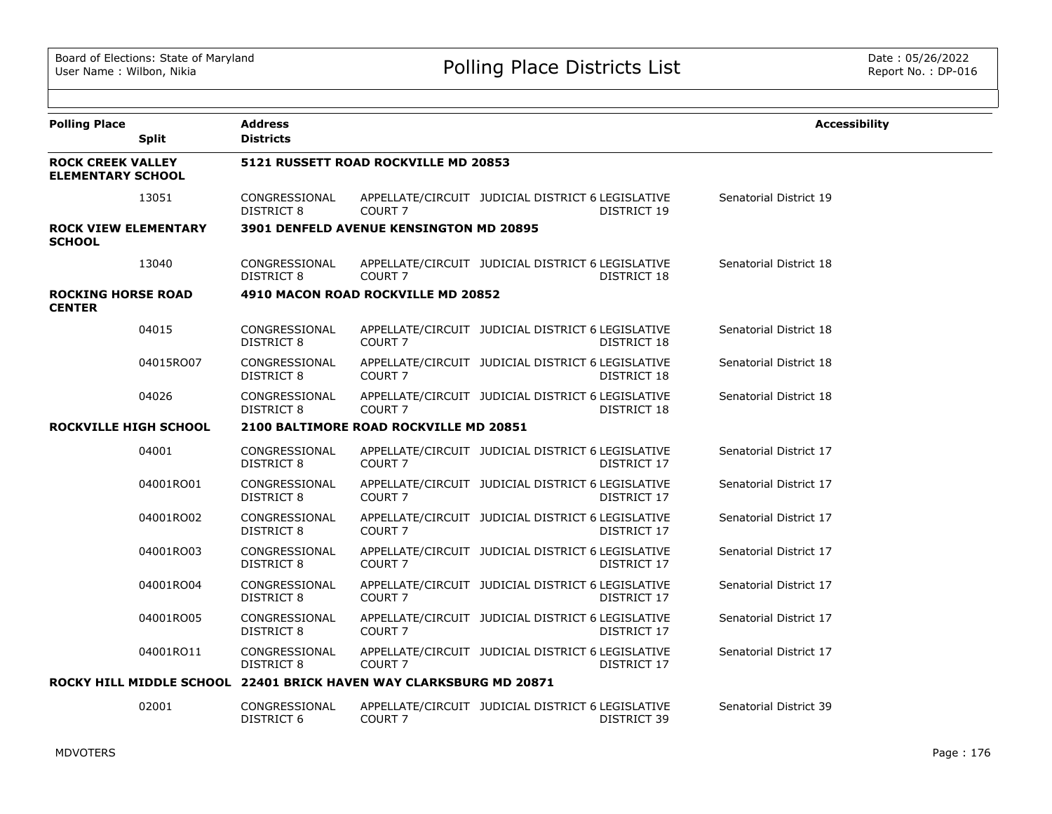| Polling Place | Split | Address / Districts | | | | | Accessibility |
|---|---|---|---|---|---|---|---|
| **ROCK CREEK VALLEY ELEMENTARY SCHOOL** | | **5121 RUSSETT ROAD ROCKVILLE MD 20853** | | | | | |
| | 13051 | CONGRESSIONAL DISTRICT 8 | APPELLATE/CIRCUIT COURT 7 | JUDICIAL DISTRICT 6 | LEGISLATIVE DISTRICT 19 | Senatorial District 19 | |
| **ROCK VIEW ELEMENTARY SCHOOL** | | **3901 DENFELD AVENUE KENSINGTON MD 20895** | | | | | |
| | 13040 | CONGRESSIONAL DISTRICT 8 | APPELLATE/CIRCUIT COURT 7 | JUDICIAL DISTRICT 6 | LEGISLATIVE DISTRICT 18 | Senatorial District 18 | |
| **ROCKING HORSE ROAD CENTER** | | **4910 MACON ROAD ROCKVILLE MD 20852** | | | | | |
| | 04015 | CONGRESSIONAL DISTRICT 8 | APPELLATE/CIRCUIT COURT 7 | JUDICIAL DISTRICT 6 | LEGISLATIVE DISTRICT 18 | Senatorial District 18 | |
| | 04015RO07 | CONGRESSIONAL DISTRICT 8 | APPELLATE/CIRCUIT COURT 7 | JUDICIAL DISTRICT 6 | LEGISLATIVE DISTRICT 18 | Senatorial District 18 | |
| | 04026 | CONGRESSIONAL DISTRICT 8 | APPELLATE/CIRCUIT COURT 7 | JUDICIAL DISTRICT 6 | LEGISLATIVE DISTRICT 18 | Senatorial District 18 | |
| **ROCKVILLE HIGH SCHOOL** | | **2100 BALTIMORE ROAD ROCKVILLE MD 20851** | | | | | |
| | 04001 | CONGRESSIONAL DISTRICT 8 | APPELLATE/CIRCUIT COURT 7 | JUDICIAL DISTRICT 6 | LEGISLATIVE DISTRICT 17 | Senatorial District 17 | |
| | 04001RO01 | CONGRESSIONAL DISTRICT 8 | APPELLATE/CIRCUIT COURT 7 | JUDICIAL DISTRICT 6 | LEGISLATIVE DISTRICT 17 | Senatorial District 17 | |
| | 04001RO02 | CONGRESSIONAL DISTRICT 8 | APPELLATE/CIRCUIT COURT 7 | JUDICIAL DISTRICT 6 | LEGISLATIVE DISTRICT 17 | Senatorial District 17 | |
| | 04001RO03 | CONGRESSIONAL DISTRICT 8 | APPELLATE/CIRCUIT COURT 7 | JUDICIAL DISTRICT 6 | LEGISLATIVE DISTRICT 17 | Senatorial District 17 | |
| | 04001RO04 | CONGRESSIONAL DISTRICT 8 | APPELLATE/CIRCUIT COURT 7 | JUDICIAL DISTRICT 6 | LEGISLATIVE DISTRICT 17 | Senatorial District 17 | |
| | 04001RO05 | CONGRESSIONAL DISTRICT 8 | APPELLATE/CIRCUIT COURT 7 | JUDICIAL DISTRICT 6 | LEGISLATIVE DISTRICT 17 | Senatorial District 17 | |
| | 04001RO11 | CONGRESSIONAL DISTRICT 8 | APPELLATE/CIRCUIT COURT 7 | JUDICIAL DISTRICT 6 | LEGISLATIVE DISTRICT 17 | Senatorial District 17 | |
| **ROCKY HILL MIDDLE SCHOOL** | | **22401 BRICK HAVEN WAY CLARKSBURG MD 20871** | | | | | |
| | 02001 | CONGRESSIONAL DISTRICT 6 | APPELLATE/CIRCUIT COURT 7 | JUDICIAL DISTRICT 6 | LEGISLATIVE DISTRICT 39 | Senatorial District 39 | |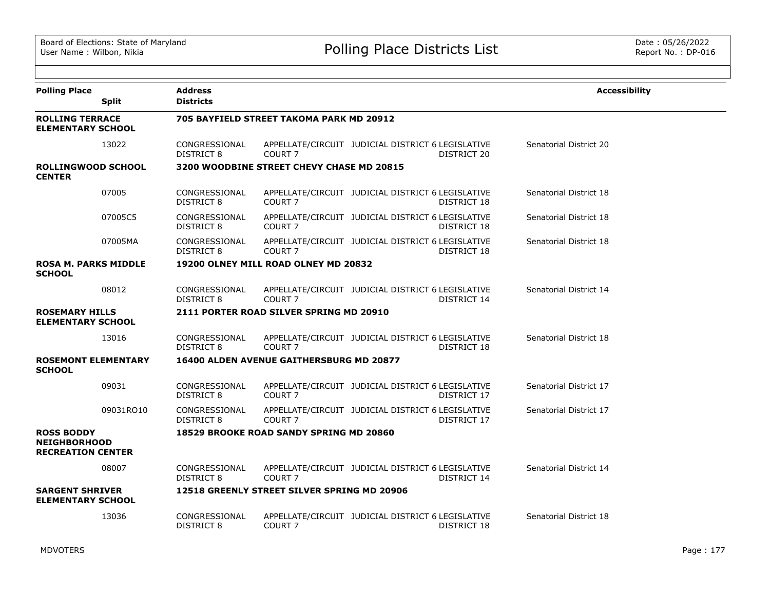| Polling Place | Split | Address / Districts | | | | | Accessibility |
|---|---|---|---|---|---|---|---|
| **ROLLING TERRACE ELEMENTARY SCHOOL** | | **705 BAYFIELD STREET TAKOMA PARK MD 20912** | | | | | |
| | 13022 | CONGRESSIONAL DISTRICT 8 | APPELLATE/CIRCUIT COURT 7 | JUDICIAL DISTRICT 6 | LEGISLATIVE DISTRICT 20 | Senatorial District 20 | |
| **ROLLINGWOOD SCHOOL CENTER** | | **3200 WOODBINE STREET CHEVY CHASE MD 20815** | | | | | |
| | 07005 | CONGRESSIONAL DISTRICT 8 | APPELLATE/CIRCUIT COURT 7 | JUDICIAL DISTRICT 6 | LEGISLATIVE DISTRICT 18 | Senatorial District 18 | |
| | 07005C5 | CONGRESSIONAL DISTRICT 8 | APPELLATE/CIRCUIT COURT 7 | JUDICIAL DISTRICT 6 | LEGISLATIVE DISTRICT 18 | Senatorial District 18 | |
| | 07005MA | CONGRESSIONAL DISTRICT 8 | APPELLATE/CIRCUIT COURT 7 | JUDICIAL DISTRICT 6 | LEGISLATIVE DISTRICT 18 | Senatorial District 18 | |
| **ROSA M. PARKS MIDDLE SCHOOL** | | **19200 OLNEY MILL ROAD OLNEY MD 20832** | | | | | |
| | 08012 | CONGRESSIONAL DISTRICT 8 | APPELLATE/CIRCUIT COURT 7 | JUDICIAL DISTRICT 6 | LEGISLATIVE DISTRICT 14 | Senatorial District 14 | |
| **ROSEMARY HILLS ELEMENTARY SCHOOL** | | **2111 PORTER ROAD SILVER SPRING MD 20910** | | | | | |
| | 13016 | CONGRESSIONAL DISTRICT 8 | APPELLATE/CIRCUIT COURT 7 | JUDICIAL DISTRICT 6 | LEGISLATIVE DISTRICT 18 | Senatorial District 18 | |
| **ROSEMONT ELEMENTARY SCHOOL** | | **16400 ALDEN AVENUE GAITHERSBURG MD 20877** | | | | | |
| | 09031 | CONGRESSIONAL DISTRICT 8 | APPELLATE/CIRCUIT COURT 7 | JUDICIAL DISTRICT 6 | LEGISLATIVE DISTRICT 17 | Senatorial District 17 | |
| | 09031RO10 | CONGRESSIONAL DISTRICT 8 | APPELLATE/CIRCUIT COURT 7 | JUDICIAL DISTRICT 6 | LEGISLATIVE DISTRICT 17 | Senatorial District 17 | |
| **ROSS BODDY NEIGHBORHOOD RECREATION CENTER** | | **18529 BROOKE ROAD SANDY SPRING MD 20860** | | | | | |
| | 08007 | CONGRESSIONAL DISTRICT 8 | APPELLATE/CIRCUIT COURT 7 | JUDICIAL DISTRICT 6 | LEGISLATIVE DISTRICT 14 | Senatorial District 14 | |
| **SARGENT SHRIVER ELEMENTARY SCHOOL** | | **12518 GREENLY STREET SILVER SPRING MD 20906** | | | | | |
| | 13036 | CONGRESSIONAL DISTRICT 8 | APPELLATE/CIRCUIT COURT 7 | JUDICIAL DISTRICT 6 | LEGISLATIVE DISTRICT 18 | Senatorial District 18 | |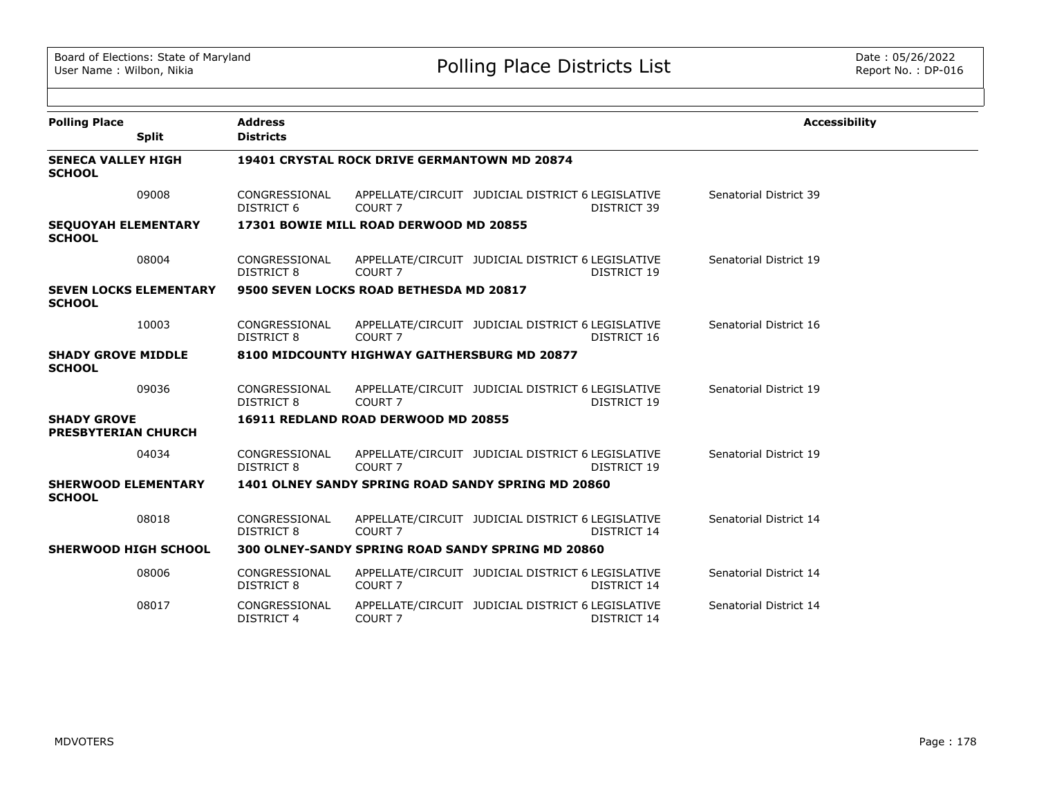Board of Elections: State of Maryland
User Name : Wilbon, Nikia

# Polling Place Districts List

Date : 05/26/2022
Report No. : DP-016

| Polling Place / Split | Address / Districts | | | | | Accessibility |
|---|---|---|---|---|---|---|
| **SENECA VALLEY HIGH SCHOOL** | **19401 CRYSTAL ROCK DRIVE GERMANTOWN MD 20874** | | | | | |
| 09008 | CONGRESSIONAL DISTRICT 6 | APPELLATE/CIRCUIT COURT 7 | JUDICIAL DISTRICT 6 | LEGISLATIVE DISTRICT 39 | Senatorial District 39 | |
| **SEQUOYAH ELEMENTARY SCHOOL** | **17301 BOWIE MILL ROAD DERWOOD MD 20855** | | | | | |
| 08004 | CONGRESSIONAL DISTRICT 8 | APPELLATE/CIRCUIT COURT 7 | JUDICIAL DISTRICT 6 | LEGISLATIVE DISTRICT 19 | Senatorial District 19 | |
| **SEVEN LOCKS ELEMENTARY SCHOOL** | **9500 SEVEN LOCKS ROAD BETHESDA MD 20817** | | | | | |
| 10003 | CONGRESSIONAL DISTRICT 8 | APPELLATE/CIRCUIT COURT 7 | JUDICIAL DISTRICT 6 | LEGISLATIVE DISTRICT 16 | Senatorial District 16 | |
| **SHADY GROVE MIDDLE SCHOOL** | **8100 MIDCOUNTY HIGHWAY GAITHERSBURG MD 20877** | | | | | |
| 09036 | CONGRESSIONAL DISTRICT 8 | APPELLATE/CIRCUIT COURT 7 | JUDICIAL DISTRICT 6 | LEGISLATIVE DISTRICT 19 | Senatorial District 19 | |
| **SHADY GROVE PRESBYTERIAN CHURCH** | **16911 REDLAND ROAD DERWOOD MD 20855** | | | | | |
| 04034 | CONGRESSIONAL DISTRICT 8 | APPELLATE/CIRCUIT COURT 7 | JUDICIAL DISTRICT 6 | LEGISLATIVE DISTRICT 19 | Senatorial District 19 | |
| **SHERWOOD ELEMENTARY SCHOOL** | **1401 OLNEY SANDY SPRING ROAD SANDY SPRING MD 20860** | | | | | |
| 08018 | CONGRESSIONAL DISTRICT 8 | APPELLATE/CIRCUIT COURT 7 | JUDICIAL DISTRICT 6 | LEGISLATIVE DISTRICT 14 | Senatorial District 14 | |
| **SHERWOOD HIGH SCHOOL** | **300 OLNEY-SANDY SPRING ROAD SANDY SPRING MD 20860** | | | | | |
| 08006 | CONGRESSIONAL DISTRICT 8 | APPELLATE/CIRCUIT COURT 7 | JUDICIAL DISTRICT 6 | LEGISLATIVE DISTRICT 14 | Senatorial District 14 | |
| 08017 | CONGRESSIONAL DISTRICT 4 | APPELLATE/CIRCUIT COURT 7 | JUDICIAL DISTRICT 6 | LEGISLATIVE DISTRICT 14 | Senatorial District 14 | |

MDVOTERS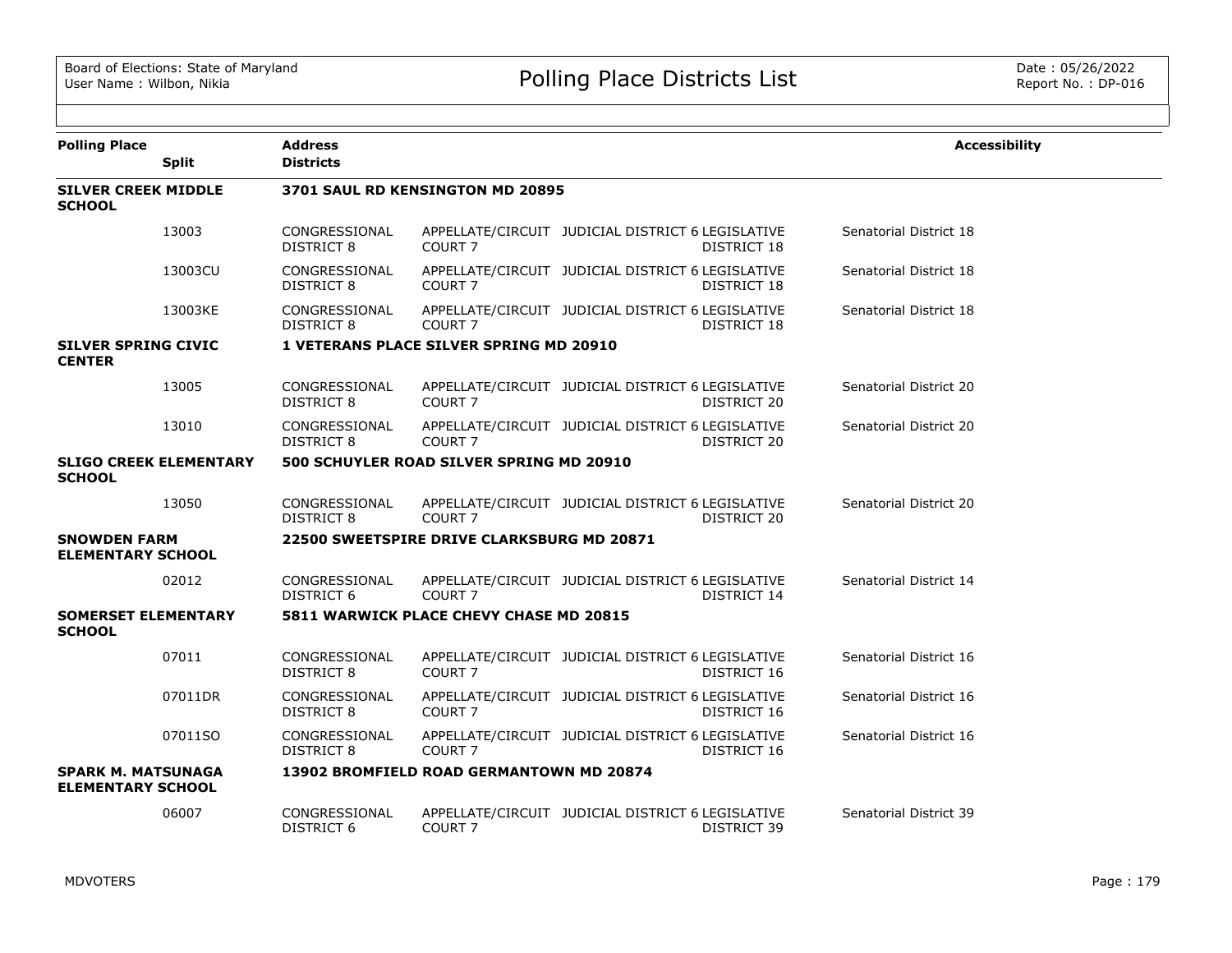| Polling Place | Split | Address / Districts | | | | Accessibility |
|---|---|---|---|---|---|---|
| **SILVER CREEK MIDDLE SCHOOL** | | **3701 SAUL RD KENSINGTON MD 20895** | | | | |
| | 13003 | CONGRESSIONAL DISTRICT 8 | APPELLATE/CIRCUIT COURT 7 | JUDICIAL DISTRICT 6 | LEGISLATIVE DISTRICT 18 | Senatorial District 18 |
| | 13003CU | CONGRESSIONAL DISTRICT 8 | APPELLATE/CIRCUIT COURT 7 | JUDICIAL DISTRICT 6 | LEGISLATIVE DISTRICT 18 | Senatorial District 18 |
| | 13003KE | CONGRESSIONAL DISTRICT 8 | APPELLATE/CIRCUIT COURT 7 | JUDICIAL DISTRICT 6 | LEGISLATIVE DISTRICT 18 | Senatorial District 18 |
| **SILVER SPRING CIVIC CENTER** | | **1 VETERANS PLACE SILVER SPRING MD 20910** | | | | |
| | 13005 | CONGRESSIONAL DISTRICT 8 | APPELLATE/CIRCUIT COURT 7 | JUDICIAL DISTRICT 6 | LEGISLATIVE DISTRICT 20 | Senatorial District 20 |
| | 13010 | CONGRESSIONAL DISTRICT 8 | APPELLATE/CIRCUIT COURT 7 | JUDICIAL DISTRICT 6 | LEGISLATIVE DISTRICT 20 | Senatorial District 20 |
| **SLIGO CREEK ELEMENTARY SCHOOL** | | **500 SCHUYLER ROAD SILVER SPRING MD 20910** | | | | |
| | 13050 | CONGRESSIONAL DISTRICT 8 | APPELLATE/CIRCUIT COURT 7 | JUDICIAL DISTRICT 6 | LEGISLATIVE DISTRICT 20 | Senatorial District 20 |
| **SNOWDEN FARM ELEMENTARY SCHOOL** | | **22500 SWEETSPIRE DRIVE CLARKSBURG MD 20871** | | | | |
| | 02012 | CONGRESSIONAL DISTRICT 6 | APPELLATE/CIRCUIT COURT 7 | JUDICIAL DISTRICT 6 | LEGISLATIVE DISTRICT 14 | Senatorial District 14 |
| **SOMERSET ELEMENTARY SCHOOL** | | **5811 WARWICK PLACE CHEVY CHASE MD 20815** | | | | |
| | 07011 | CONGRESSIONAL DISTRICT 8 | APPELLATE/CIRCUIT COURT 7 | JUDICIAL DISTRICT 6 | LEGISLATIVE DISTRICT 16 | Senatorial District 16 |
| | 07011DR | CONGRESSIONAL DISTRICT 8 | APPELLATE/CIRCUIT COURT 7 | JUDICIAL DISTRICT 6 | LEGISLATIVE DISTRICT 16 | Senatorial District 16 |
| | 07011SO | CONGRESSIONAL DISTRICT 8 | APPELLATE/CIRCUIT COURT 7 | JUDICIAL DISTRICT 6 | LEGISLATIVE DISTRICT 16 | Senatorial District 16 |
| **SPARK M. MATSUNAGA ELEMENTARY SCHOOL** | | **13902 BROMFIELD ROAD GERMANTOWN MD 20874** | | | | |
| | 06007 | CONGRESSIONAL DISTRICT 6 | APPELLATE/CIRCUIT COURT 7 | JUDICIAL DISTRICT 6 | LEGISLATIVE DISTRICT 39 | Senatorial District 39 |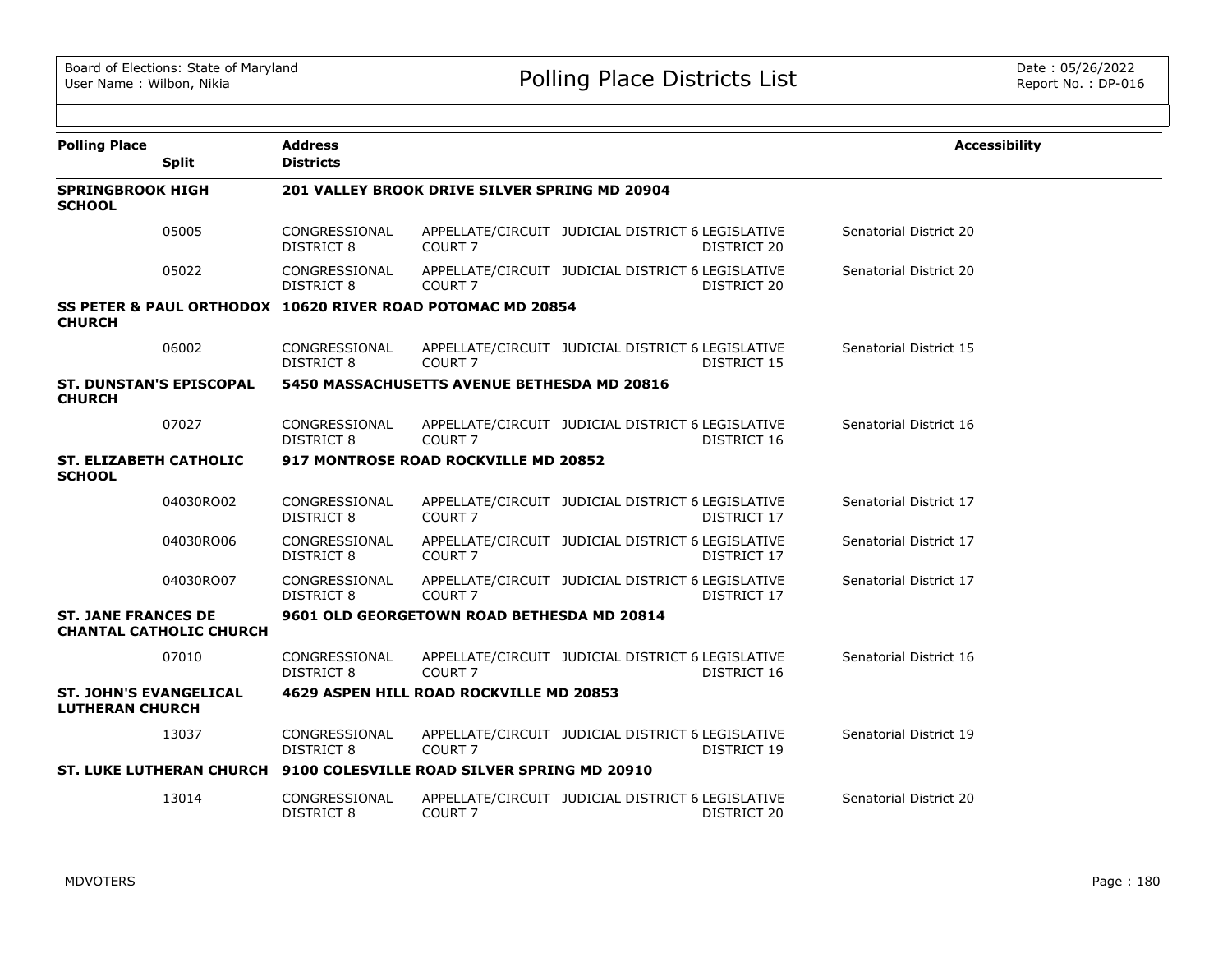# Polling Place Districts List

Board of Elections: State of Maryland
User Name : Wilbon, Nikia

Date : 05/26/2022
Report No. : DP-016

| Polling Place | Split | Address / Districts | | | | | Accessibility |
|---|---|---|---|---|---|---|---|
| **SPRINGBROOK HIGH SCHOOL** | | **201 VALLEY BROOK DRIVE SILVER SPRING MD 20904** | | | | | |
| | 05005 | CONGRESSIONAL DISTRICT 8 | APPELLATE/CIRCUIT COURT 7 | JUDICIAL DISTRICT 6 | LEGISLATIVE DISTRICT 20 | Senatorial District 20 | |
| | 05022 | CONGRESSIONAL DISTRICT 8 | APPELLATE/CIRCUIT COURT 7 | JUDICIAL DISTRICT 6 | LEGISLATIVE DISTRICT 20 | Senatorial District 20 | |
| **SS PETER & PAUL ORTHODOX CHURCH** | | **10620 RIVER ROAD POTOMAC MD 20854** | | | | | |
| | 06002 | CONGRESSIONAL DISTRICT 8 | APPELLATE/CIRCUIT COURT 7 | JUDICIAL DISTRICT 6 | LEGISLATIVE DISTRICT 15 | Senatorial District 15 | |
| **ST. DUNSTAN'S EPISCOPAL CHURCH** | | **5450 MASSACHUSETTS AVENUE BETHESDA MD 20816** | | | | | |
| | 07027 | CONGRESSIONAL DISTRICT 8 | APPELLATE/CIRCUIT COURT 7 | JUDICIAL DISTRICT 6 | LEGISLATIVE DISTRICT 16 | Senatorial District 16 | |
| **ST. ELIZABETH CATHOLIC SCHOOL** | | **917 MONTROSE ROAD ROCKVILLE MD 20852** | | | | | |
| | 04030RO02 | CONGRESSIONAL DISTRICT 8 | APPELLATE/CIRCUIT COURT 7 | JUDICIAL DISTRICT 6 | LEGISLATIVE DISTRICT 17 | Senatorial District 17 | |
| | 04030RO06 | CONGRESSIONAL DISTRICT 8 | APPELLATE/CIRCUIT COURT 7 | JUDICIAL DISTRICT 6 | LEGISLATIVE DISTRICT 17 | Senatorial District 17 | |
| | 04030RO07 | CONGRESSIONAL DISTRICT 8 | APPELLATE/CIRCUIT COURT 7 | JUDICIAL DISTRICT 6 | LEGISLATIVE DISTRICT 17 | Senatorial District 17 | |
| **ST. JANE FRANCES DE CHANTAL CATHOLIC CHURCH** | | **9601 OLD GEORGETOWN ROAD BETHESDA MD 20814** | | | | | |
| | 07010 | CONGRESSIONAL DISTRICT 8 | APPELLATE/CIRCUIT COURT 7 | JUDICIAL DISTRICT 6 | LEGISLATIVE DISTRICT 16 | Senatorial District 16 | |
| **ST. JOHN'S EVANGELICAL LUTHERAN CHURCH** | | **4629 ASPEN HILL ROAD ROCKVILLE MD 20853** | | | | | |
| | 13037 | CONGRESSIONAL DISTRICT 8 | APPELLATE/CIRCUIT COURT 7 | JUDICIAL DISTRICT 6 | LEGISLATIVE DISTRICT 19 | Senatorial District 19 | |
| **ST. LUKE LUTHERAN CHURCH** | | **9100 COLESVILLE ROAD SILVER SPRING MD 20910** | | | | | |
| | 13014 | CONGRESSIONAL DISTRICT 8 | APPELLATE/CIRCUIT COURT 7 | JUDICIAL DISTRICT 6 | LEGISLATIVE DISTRICT 20 | Senatorial District 20 | |

MDVOTERS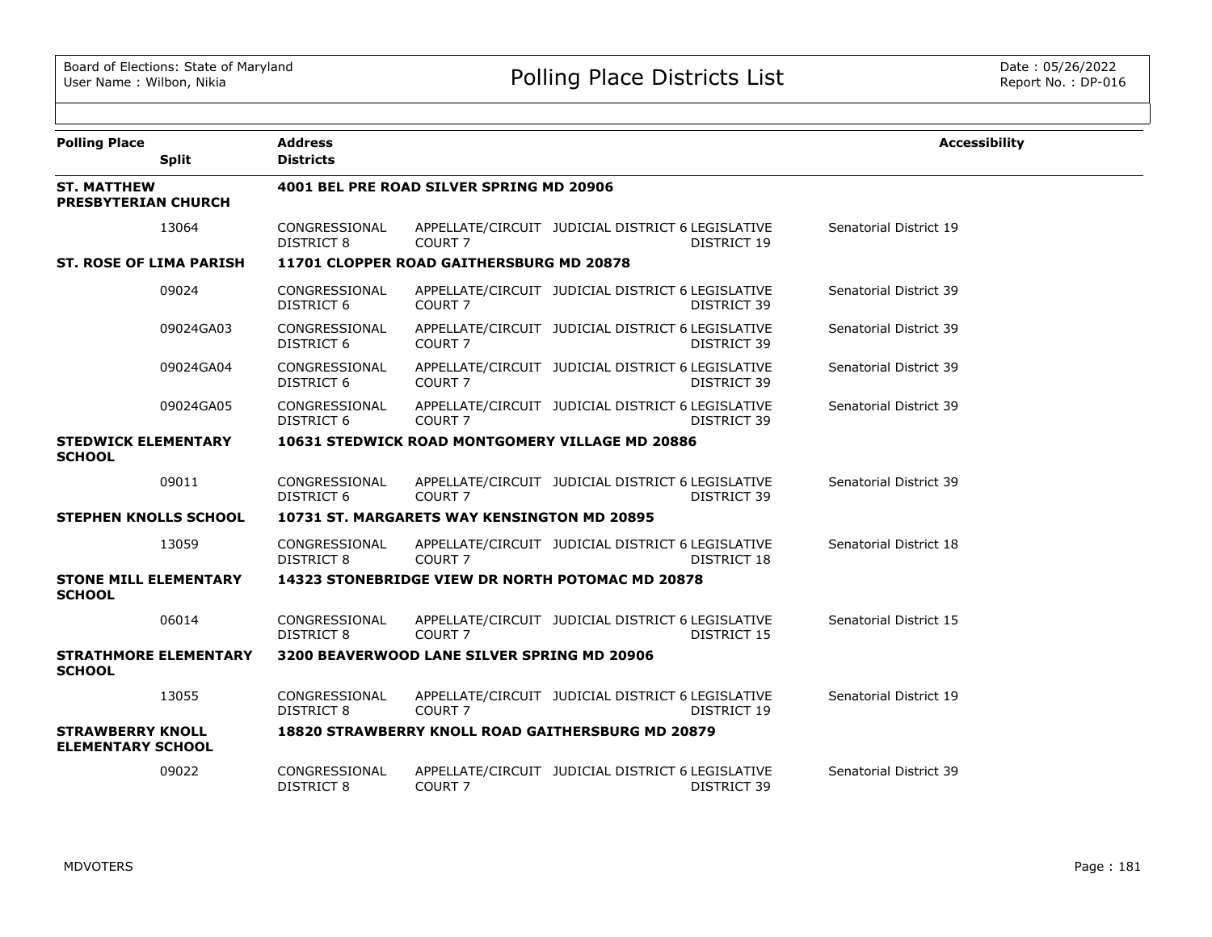| Polling Place | Split | Address / Districts | | | | | Accessibility |
|---|---|---|---|---|---|---|---|
| **ST. MATTHEW PRESBYTERIAN CHURCH** | | **4001 BEL PRE ROAD SILVER SPRING MD 20906** | | | | | |
| | 13064 | CONGRESSIONAL DISTRICT 8 | APPELLATE/CIRCUIT COURT 7 | JUDICIAL DISTRICT 6 | LEGISLATIVE DISTRICT 19 | Senatorial District 19 | |
| **ST. ROSE OF LIMA PARISH** | | **11701 CLOPPER ROAD GAITHERSBURG MD 20878** | | | | | |
| | 09024 | CONGRESSIONAL DISTRICT 6 | APPELLATE/CIRCUIT COURT 7 | JUDICIAL DISTRICT 6 | LEGISLATIVE DISTRICT 39 | Senatorial District 39 | |
| | 09024GA03 | CONGRESSIONAL DISTRICT 6 | APPELLATE/CIRCUIT COURT 7 | JUDICIAL DISTRICT 6 | LEGISLATIVE DISTRICT 39 | Senatorial District 39 | |
| | 09024GA04 | CONGRESSIONAL DISTRICT 6 | APPELLATE/CIRCUIT COURT 7 | JUDICIAL DISTRICT 6 | LEGISLATIVE DISTRICT 39 | Senatorial District 39 | |
| | 09024GA05 | CONGRESSIONAL DISTRICT 6 | APPELLATE/CIRCUIT COURT 7 | JUDICIAL DISTRICT 6 | LEGISLATIVE DISTRICT 39 | Senatorial District 39 | |
| **STEDWICK ELEMENTARY SCHOOL** | | **10631 STEDWICK ROAD MONTGOMERY VILLAGE MD 20886** | | | | | |
| | 09011 | CONGRESSIONAL DISTRICT 6 | APPELLATE/CIRCUIT COURT 7 | JUDICIAL DISTRICT 6 | LEGISLATIVE DISTRICT 39 | Senatorial District 39 | |
| **STEPHEN KNOLLS SCHOOL** | | **10731 ST. MARGARETS WAY KENSINGTON MD 20895** | | | | | |
| | 13059 | CONGRESSIONAL DISTRICT 8 | APPELLATE/CIRCUIT COURT 7 | JUDICIAL DISTRICT 6 | LEGISLATIVE DISTRICT 18 | Senatorial District 18 | |
| **STONE MILL ELEMENTARY SCHOOL** | | **14323 STONEBRIDGE VIEW DR NORTH POTOMAC MD 20878** | | | | | |
| | 06014 | CONGRESSIONAL DISTRICT 8 | APPELLATE/CIRCUIT COURT 7 | JUDICIAL DISTRICT 6 | LEGISLATIVE DISTRICT 15 | Senatorial District 15 | |
| **STRATHMORE ELEMENTARY SCHOOL** | | **3200 BEAVERWOOD LANE SILVER SPRING MD 20906** | | | | | |
| | 13055 | CONGRESSIONAL DISTRICT 8 | APPELLATE/CIRCUIT COURT 7 | JUDICIAL DISTRICT 6 | LEGISLATIVE DISTRICT 19 | Senatorial District 19 | |
| **STRAWBERRY KNOLL ELEMENTARY SCHOOL** | | **18820 STRAWBERRY KNOLL ROAD GAITHERSBURG MD 20879** | | | | | |
| | 09022 | CONGRESSIONAL DISTRICT 8 | APPELLATE/CIRCUIT COURT 7 | JUDICIAL DISTRICT 6 | LEGISLATIVE DISTRICT 39 | Senatorial District 39 | |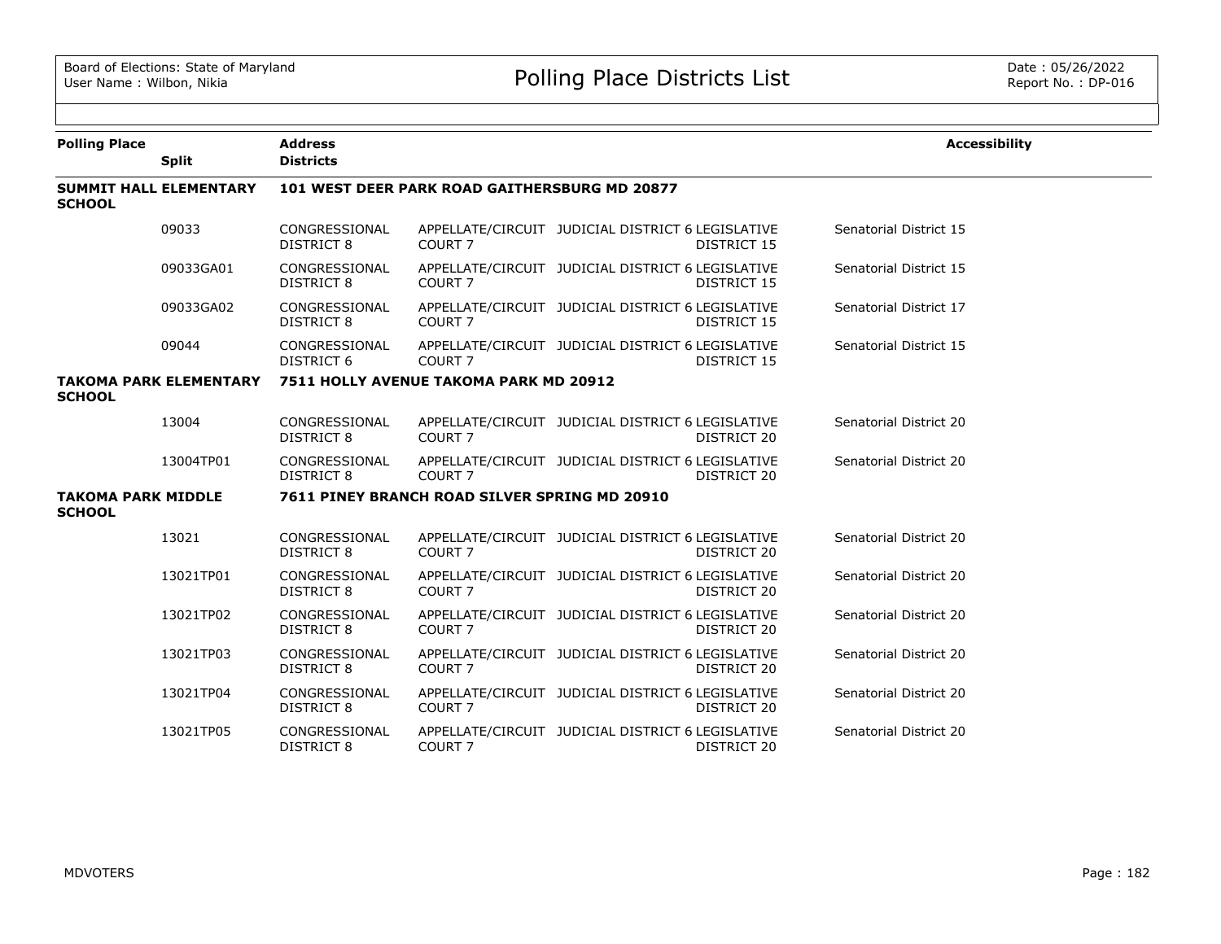| Polling Place | Split | Address / Districts | | | | Accessibility |
|---|---|---|---|---|---|---|
| **SUMMIT HALL ELEMENTARY SCHOOL** | | **101 WEST DEER PARK ROAD GAITHERSBURG MD 20877** | | | | |
| | 09033 | CONGRESSIONAL DISTRICT 8 | APPELLATE/CIRCUIT COURT 7 | JUDICIAL DISTRICT 6 | LEGISLATIVE DISTRICT 15 | Senatorial District 15 |
| | 09033GA01 | CONGRESSIONAL DISTRICT 8 | APPELLATE/CIRCUIT COURT 7 | JUDICIAL DISTRICT 6 | LEGISLATIVE DISTRICT 15 | Senatorial District 15 |
| | 09033GA02 | CONGRESSIONAL DISTRICT 8 | APPELLATE/CIRCUIT COURT 7 | JUDICIAL DISTRICT 6 | LEGISLATIVE DISTRICT 15 | Senatorial District 17 |
| | 09044 | CONGRESSIONAL DISTRICT 6 | APPELLATE/CIRCUIT COURT 7 | JUDICIAL DISTRICT 6 | LEGISLATIVE DISTRICT 15 | Senatorial District 15 |
| **TAKOMA PARK ELEMENTARY SCHOOL** | | **7511 HOLLY AVENUE TAKOMA PARK MD 20912** | | | | |
| | 13004 | CONGRESSIONAL DISTRICT 8 | APPELLATE/CIRCUIT COURT 7 | JUDICIAL DISTRICT 6 | LEGISLATIVE DISTRICT 20 | Senatorial District 20 |
| | 13004TP01 | CONGRESSIONAL DISTRICT 8 | APPELLATE/CIRCUIT COURT 7 | JUDICIAL DISTRICT 6 | LEGISLATIVE DISTRICT 20 | Senatorial District 20 |
| **TAKOMA PARK MIDDLE SCHOOL** | | **7611 PINEY BRANCH ROAD SILVER SPRING MD 20910** | | | | |
| | 13021 | CONGRESSIONAL DISTRICT 8 | APPELLATE/CIRCUIT COURT 7 | JUDICIAL DISTRICT 6 | LEGISLATIVE DISTRICT 20 | Senatorial District 20 |
| | 13021TP01 | CONGRESSIONAL DISTRICT 8 | APPELLATE/CIRCUIT COURT 7 | JUDICIAL DISTRICT 6 | LEGISLATIVE DISTRICT 20 | Senatorial District 20 |
| | 13021TP02 | CONGRESSIONAL DISTRICT 8 | APPELLATE/CIRCUIT COURT 7 | JUDICIAL DISTRICT 6 | LEGISLATIVE DISTRICT 20 | Senatorial District 20 |
| | 13021TP03 | CONGRESSIONAL DISTRICT 8 | APPELLATE/CIRCUIT COURT 7 | JUDICIAL DISTRICT 6 | LEGISLATIVE DISTRICT 20 | Senatorial District 20 |
| | 13021TP04 | CONGRESSIONAL DISTRICT 8 | APPELLATE/CIRCUIT COURT 7 | JUDICIAL DISTRICT 6 | LEGISLATIVE DISTRICT 20 | Senatorial District 20 |
| | 13021TP05 | CONGRESSIONAL DISTRICT 8 | APPELLATE/CIRCUIT COURT 7 | JUDICIAL DISTRICT 6 | LEGISLATIVE DISTRICT 20 | Senatorial District 20 |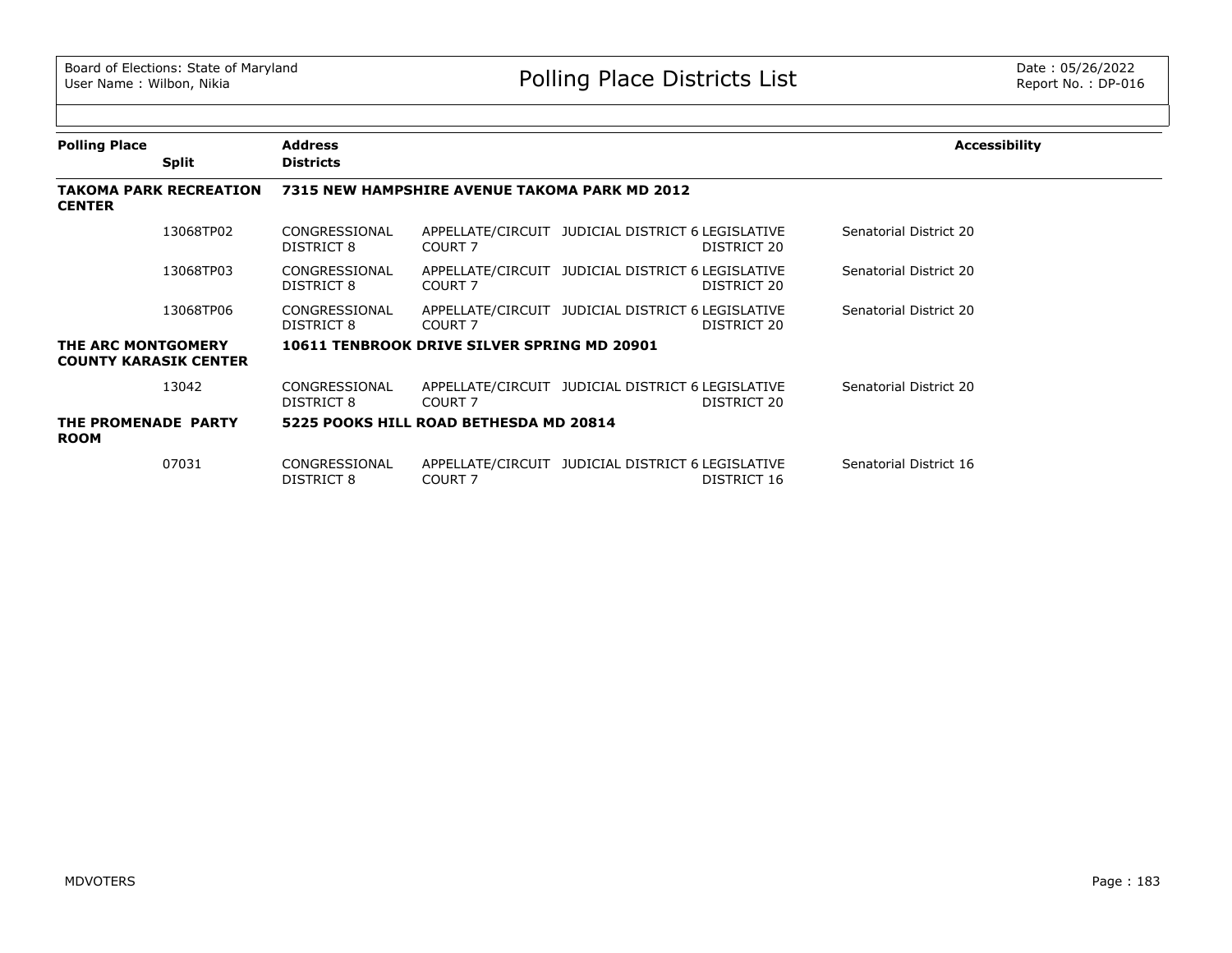| Polling Place | Split | Address / Districts | | | | | Accessibility |
|---|---|---|---|---|---|---|---|
| **TAKOMA PARK RECREATION CENTER** | | **7315 NEW HAMPSHIRE AVENUE TAKOMA PARK MD 2012** | | | | | |
| | 13068TP02 | CONGRESSIONAL DISTRICT 8 | APPELLATE/CIRCUIT COURT 7 | JUDICIAL DISTRICT 6 | LEGISLATIVE DISTRICT 20 | Senatorial District 20 | |
| | 13068TP03 | CONGRESSIONAL DISTRICT 8 | APPELLATE/CIRCUIT COURT 7 | JUDICIAL DISTRICT 6 | LEGISLATIVE DISTRICT 20 | Senatorial District 20 | |
| | 13068TP06 | CONGRESSIONAL DISTRICT 8 | APPELLATE/CIRCUIT COURT 7 | JUDICIAL DISTRICT 6 | LEGISLATIVE DISTRICT 20 | Senatorial District 20 | |
| **THE ARC MONTGOMERY COUNTY KARASIK CENTER** | | **10611 TENBROOK DRIVE SILVER SPRING MD 20901** | | | | | |
| | 13042 | CONGRESSIONAL DISTRICT 8 | APPELLATE/CIRCUIT COURT 7 | JUDICIAL DISTRICT 6 | LEGISLATIVE DISTRICT 20 | Senatorial District 20 | |
| **THE PROMENADE PARTY ROOM** | | **5225 POOKS HILL ROAD BETHESDA MD 20814** | | | | | |
| | 07031 | CONGRESSIONAL DISTRICT 8 | APPELLATE/CIRCUIT COURT 7 | JUDICIAL DISTRICT 6 | LEGISLATIVE DISTRICT 16 | Senatorial District 16 | |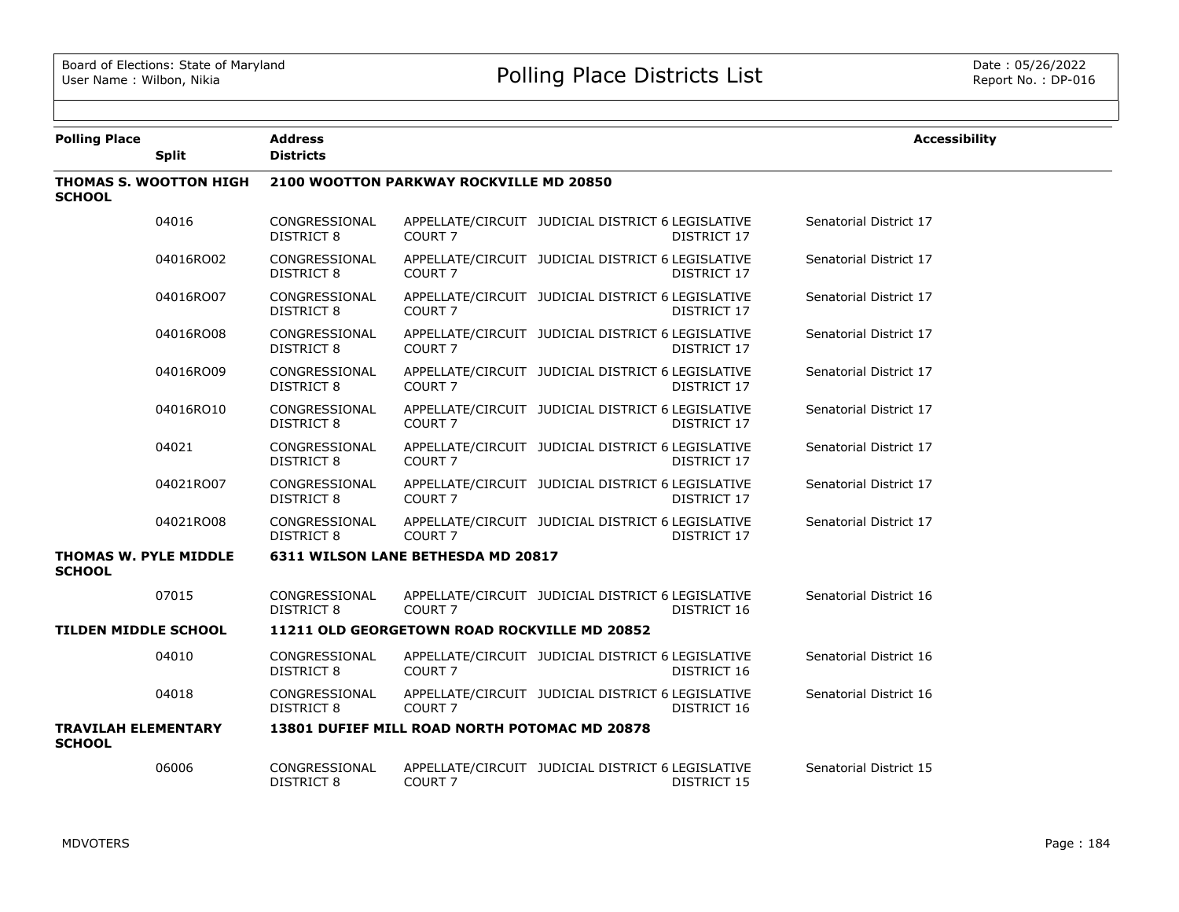Board of Elections: State of Maryland
User Name : Wilbon, Nikia

# Polling Place Districts List

Date : 05/26/2022
Report No. : DP-016

| Polling Place | Split | Address / Districts | | | | | Accessibility |
|---|---|---|---|---|---|---|---|
| **THOMAS S. WOOTTON HIGH SCHOOL** | | **2100 WOOTTON PARKWAY ROCKVILLE MD 20850** | | | | | |
| | 04016 | CONGRESSIONAL DISTRICT 8 | APPELLATE/CIRCUIT COURT 7 | JUDICIAL DISTRICT 6 | LEGISLATIVE DISTRICT 17 | Senatorial District 17 | |
| | 04016RO02 | CONGRESSIONAL DISTRICT 8 | APPELLATE/CIRCUIT COURT 7 | JUDICIAL DISTRICT 6 | LEGISLATIVE DISTRICT 17 | Senatorial District 17 | |
| | 04016RO07 | CONGRESSIONAL DISTRICT 8 | APPELLATE/CIRCUIT COURT 7 | JUDICIAL DISTRICT 6 | LEGISLATIVE DISTRICT 17 | Senatorial District 17 | |
| | 04016RO08 | CONGRESSIONAL DISTRICT 8 | APPELLATE/CIRCUIT COURT 7 | JUDICIAL DISTRICT 6 | LEGISLATIVE DISTRICT 17 | Senatorial District 17 | |
| | 04016RO09 | CONGRESSIONAL DISTRICT 8 | APPELLATE/CIRCUIT COURT 7 | JUDICIAL DISTRICT 6 | LEGISLATIVE DISTRICT 17 | Senatorial District 17 | |
| | 04016RO10 | CONGRESSIONAL DISTRICT 8 | APPELLATE/CIRCUIT COURT 7 | JUDICIAL DISTRICT 6 | LEGISLATIVE DISTRICT 17 | Senatorial District 17 | |
| | 04021 | CONGRESSIONAL DISTRICT 8 | APPELLATE/CIRCUIT COURT 7 | JUDICIAL DISTRICT 6 | LEGISLATIVE DISTRICT 17 | Senatorial District 17 | |
| | 04021RO07 | CONGRESSIONAL DISTRICT 8 | APPELLATE/CIRCUIT COURT 7 | JUDICIAL DISTRICT 6 | LEGISLATIVE DISTRICT 17 | Senatorial District 17 | |
| | 04021RO08 | CONGRESSIONAL DISTRICT 8 | APPELLATE/CIRCUIT COURT 7 | JUDICIAL DISTRICT 6 | LEGISLATIVE DISTRICT 17 | Senatorial District 17 | |
| **THOMAS W. PYLE MIDDLE SCHOOL** | | **6311 WILSON LANE BETHESDA MD 20817** | | | | | |
| | 07015 | CONGRESSIONAL DISTRICT 8 | APPELLATE/CIRCUIT COURT 7 | JUDICIAL DISTRICT 6 | LEGISLATIVE DISTRICT 16 | Senatorial District 16 | |
| **TILDEN MIDDLE SCHOOL** | | **11211 OLD GEORGETOWN ROAD ROCKVILLE MD 20852** | | | | | |
| | 04010 | CONGRESSIONAL DISTRICT 8 | APPELLATE/CIRCUIT COURT 7 | JUDICIAL DISTRICT 6 | LEGISLATIVE DISTRICT 16 | Senatorial District 16 | |
| | 04018 | CONGRESSIONAL DISTRICT 8 | APPELLATE/CIRCUIT COURT 7 | JUDICIAL DISTRICT 6 | LEGISLATIVE DISTRICT 16 | Senatorial District 16 | |
| **TRAVILAH ELEMENTARY SCHOOL** | | **13801 DUFIEF MILL ROAD NORTH POTOMAC MD 20878** | | | | | |
| | 06006 | CONGRESSIONAL DISTRICT 8 | APPELLATE/CIRCUIT COURT 7 | JUDICIAL DISTRICT 6 | LEGISLATIVE DISTRICT 15 | Senatorial District 15 | |

MDVOTERS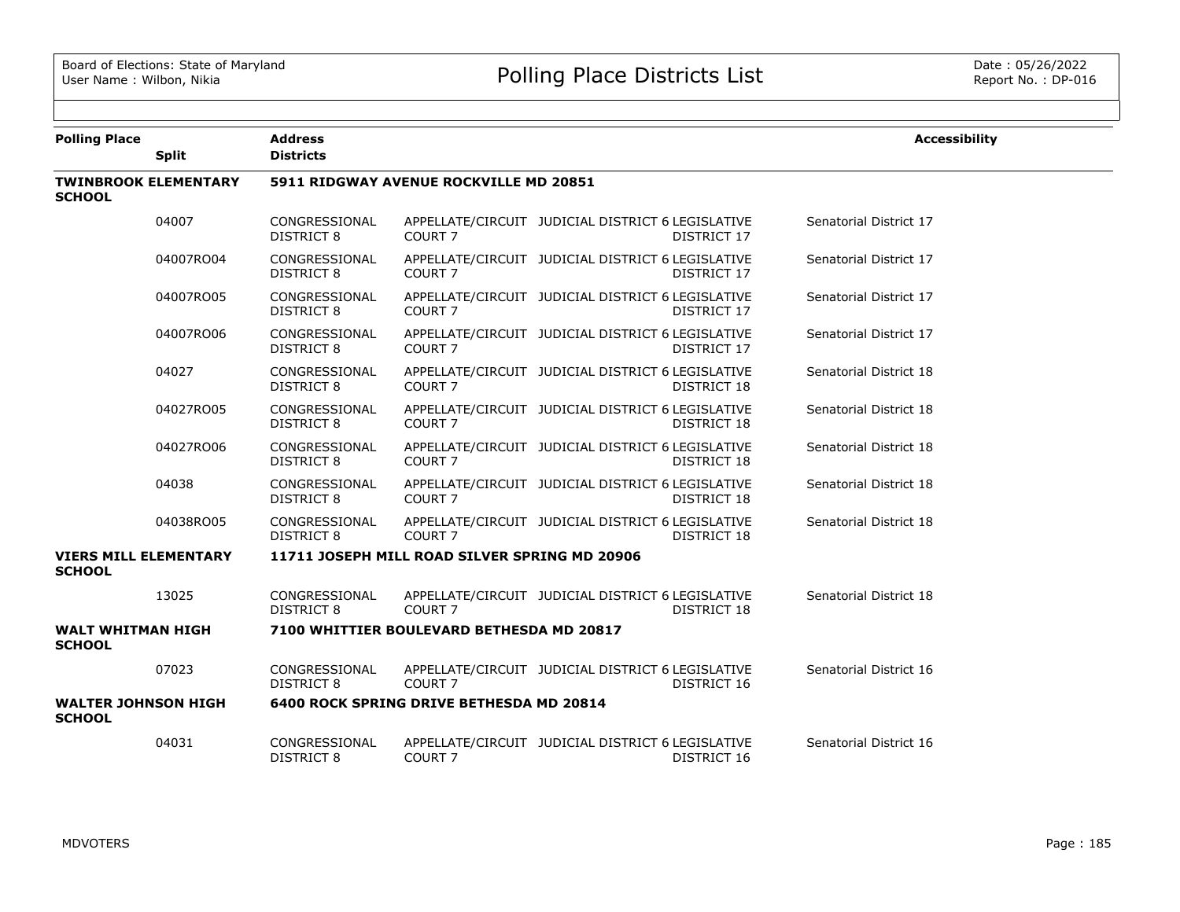| Polling Place | Split | Address / Districts | | | | | Accessibility |
|---|---|---|---|---|---|---|---|
| **TWINBROOK ELEMENTARY SCHOOL** | | **5911 RIDGWAY AVENUE ROCKVILLE MD 20851** | | | | | |
| | 04007 | CONGRESSIONAL DISTRICT 8 | APPELLATE/CIRCUIT COURT 7 | JUDICIAL DISTRICT 6 | LEGISLATIVE DISTRICT 17 | Senatorial District 17 | |
| | 04007RO04 | CONGRESSIONAL DISTRICT 8 | APPELLATE/CIRCUIT COURT 7 | JUDICIAL DISTRICT 6 | LEGISLATIVE DISTRICT 17 | Senatorial District 17 | |
| | 04007RO05 | CONGRESSIONAL DISTRICT 8 | APPELLATE/CIRCUIT COURT 7 | JUDICIAL DISTRICT 6 | LEGISLATIVE DISTRICT 17 | Senatorial District 17 | |
| | 04007RO06 | CONGRESSIONAL DISTRICT 8 | APPELLATE/CIRCUIT COURT 7 | JUDICIAL DISTRICT 6 | LEGISLATIVE DISTRICT 17 | Senatorial District 17 | |
| | 04027 | CONGRESSIONAL DISTRICT 8 | APPELLATE/CIRCUIT COURT 7 | JUDICIAL DISTRICT 6 | LEGISLATIVE DISTRICT 18 | Senatorial District 18 | |
| | 04027RO05 | CONGRESSIONAL DISTRICT 8 | APPELLATE/CIRCUIT COURT 7 | JUDICIAL DISTRICT 6 | LEGISLATIVE DISTRICT 18 | Senatorial District 18 | |
| | 04027RO06 | CONGRESSIONAL DISTRICT 8 | APPELLATE/CIRCUIT COURT 7 | JUDICIAL DISTRICT 6 | LEGISLATIVE DISTRICT 18 | Senatorial District 18 | |
| | 04038 | CONGRESSIONAL DISTRICT 8 | APPELLATE/CIRCUIT COURT 7 | JUDICIAL DISTRICT 6 | LEGISLATIVE DISTRICT 18 | Senatorial District 18 | |
| | 04038RO05 | CONGRESSIONAL DISTRICT 8 | APPELLATE/CIRCUIT COURT 7 | JUDICIAL DISTRICT 6 | LEGISLATIVE DISTRICT 18 | Senatorial District 18 | |
| **VIERS MILL ELEMENTARY SCHOOL** | | **11711 JOSEPH MILL ROAD SILVER SPRING MD 20906** | | | | | |
| | 13025 | CONGRESSIONAL DISTRICT 8 | APPELLATE/CIRCUIT COURT 7 | JUDICIAL DISTRICT 6 | LEGISLATIVE DISTRICT 18 | Senatorial District 18 | |
| **WALT WHITMAN HIGH SCHOOL** | | **7100 WHITTIER BOULEVARD BETHESDA MD 20817** | | | | | |
| | 07023 | CONGRESSIONAL DISTRICT 8 | APPELLATE/CIRCUIT COURT 7 | JUDICIAL DISTRICT 6 | LEGISLATIVE DISTRICT 16 | Senatorial District 16 | |
| **WALTER JOHNSON HIGH SCHOOL** | | **6400 ROCK SPRING DRIVE BETHESDA MD 20814** | | | | | |
| | 04031 | CONGRESSIONAL DISTRICT 8 | APPELLATE/CIRCUIT COURT 7 | JUDICIAL DISTRICT 6 | LEGISLATIVE DISTRICT 16 | Senatorial District 16 | |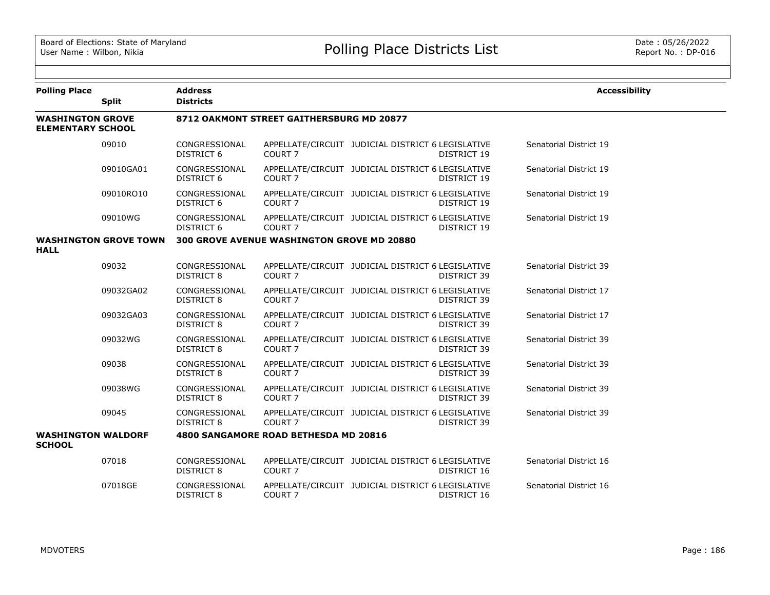# Polling Place Districts List

| Polling Place | Split | Address / Districts | | | | Accessibility |
|---|---|---|---|---|---|---|
| **WASHINGTON GROVE ELEMENTARY SCHOOL** | | **8712 OAKMONT STREET GAITHERSBURG MD 20877** | | | | |
| | 09010 | CONGRESSIONAL DISTRICT 6 | APPELLATE/CIRCUIT COURT 7 | JUDICIAL DISTRICT 6 | LEGISLATIVE DISTRICT 19 | Senatorial District 19 |
| | 09010GA01 | CONGRESSIONAL DISTRICT 6 | APPELLATE/CIRCUIT COURT 7 | JUDICIAL DISTRICT 6 | LEGISLATIVE DISTRICT 19 | Senatorial District 19 |
| | 09010RO10 | CONGRESSIONAL DISTRICT 6 | APPELLATE/CIRCUIT COURT 7 | JUDICIAL DISTRICT 6 | LEGISLATIVE DISTRICT 19 | Senatorial District 19 |
| | 09010WG | CONGRESSIONAL DISTRICT 6 | APPELLATE/CIRCUIT COURT 7 | JUDICIAL DISTRICT 6 | LEGISLATIVE DISTRICT 19 | Senatorial District 19 |
| **WASHINGTON GROVE TOWN HALL** | | **300 GROVE AVENUE WASHINGTON GROVE MD 20880** | | | | |
| | 09032 | CONGRESSIONAL DISTRICT 8 | APPELLATE/CIRCUIT COURT 7 | JUDICIAL DISTRICT 6 | LEGISLATIVE DISTRICT 39 | Senatorial District 39 |
| | 09032GA02 | CONGRESSIONAL DISTRICT 8 | APPELLATE/CIRCUIT COURT 7 | JUDICIAL DISTRICT 6 | LEGISLATIVE DISTRICT 39 | Senatorial District 17 |
| | 09032GA03 | CONGRESSIONAL DISTRICT 8 | APPELLATE/CIRCUIT COURT 7 | JUDICIAL DISTRICT 6 | LEGISLATIVE DISTRICT 39 | Senatorial District 17 |
| | 09032WG | CONGRESSIONAL DISTRICT 8 | APPELLATE/CIRCUIT COURT 7 | JUDICIAL DISTRICT 6 | LEGISLATIVE DISTRICT 39 | Senatorial District 39 |
| | 09038 | CONGRESSIONAL DISTRICT 8 | APPELLATE/CIRCUIT COURT 7 | JUDICIAL DISTRICT 6 | LEGISLATIVE DISTRICT 39 | Senatorial District 39 |
| | 09038WG | CONGRESSIONAL DISTRICT 8 | APPELLATE/CIRCUIT COURT 7 | JUDICIAL DISTRICT 6 | LEGISLATIVE DISTRICT 39 | Senatorial District 39 |
| | 09045 | CONGRESSIONAL DISTRICT 8 | APPELLATE/CIRCUIT COURT 7 | JUDICIAL DISTRICT 6 | LEGISLATIVE DISTRICT 39 | Senatorial District 39 |
| **WASHINGTON WALDORF SCHOOL** | | **4800 SANGAMORE ROAD BETHESDA MD 20816** | | | | |
| | 07018 | CONGRESSIONAL DISTRICT 8 | APPELLATE/CIRCUIT COURT 7 | JUDICIAL DISTRICT 6 | LEGISLATIVE DISTRICT 16 | Senatorial District 16 |
| | 07018GE | CONGRESSIONAL DISTRICT 8 | APPELLATE/CIRCUIT COURT 7 | JUDICIAL DISTRICT 6 | LEGISLATIVE DISTRICT 16 | Senatorial District 16 |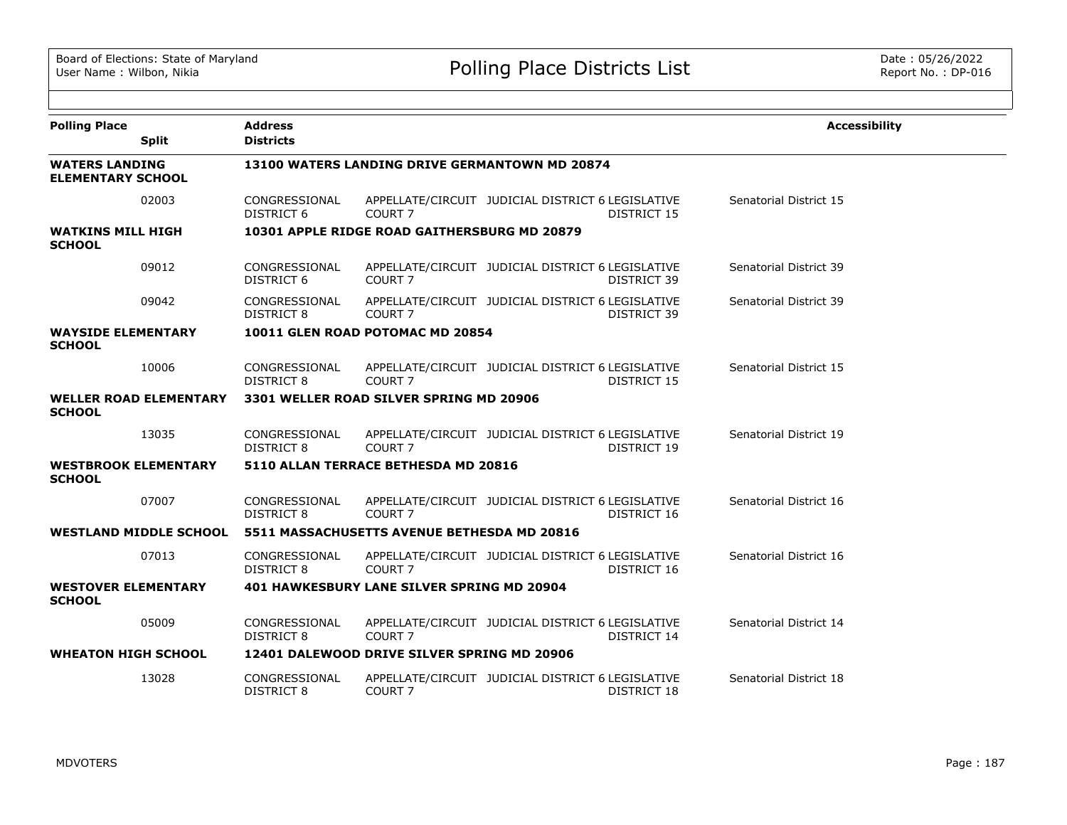# Polling Place Districts List

Board of Elections: State of Maryland
User Name : Wilbon, Nikia

Date : 05/26/2022
Report No. : DP-016

| Polling Place / Split | Address / Districts | | | | | Accessibility |
|---|---|---|---|---|---|---|
| **WATERS LANDING ELEMENTARY SCHOOL** | **13100 WATERS LANDING DRIVE GERMANTOWN MD 20874** | | | | | |
| 02003 | CONGRESSIONAL DISTRICT 6 | APPELLATE/CIRCUIT COURT 7 | JUDICIAL DISTRICT 6 | LEGISLATIVE DISTRICT 15 | Senatorial District 15 | |
| **WATKINS MILL HIGH SCHOOL** | **10301 APPLE RIDGE ROAD GAITHERSBURG MD 20879** | | | | | |
| 09012 | CONGRESSIONAL DISTRICT 6 | APPELLATE/CIRCUIT COURT 7 | JUDICIAL DISTRICT 6 | LEGISLATIVE DISTRICT 39 | Senatorial District 39 | |
| 09042 | CONGRESSIONAL DISTRICT 8 | APPELLATE/CIRCUIT COURT 7 | JUDICIAL DISTRICT 6 | LEGISLATIVE DISTRICT 39 | Senatorial District 39 | |
| **WAYSIDE ELEMENTARY SCHOOL** | **10011 GLEN ROAD POTOMAC MD 20854** | | | | | |
| 10006 | CONGRESSIONAL DISTRICT 8 | APPELLATE/CIRCUIT COURT 7 | JUDICIAL DISTRICT 6 | LEGISLATIVE DISTRICT 15 | Senatorial District 15 | |
| **WELLER ROAD ELEMENTARY SCHOOL** | **3301 WELLER ROAD SILVER SPRING MD 20906** | | | | | |
| 13035 | CONGRESSIONAL DISTRICT 8 | APPELLATE/CIRCUIT COURT 7 | JUDICIAL DISTRICT 6 | LEGISLATIVE DISTRICT 19 | Senatorial District 19 | |
| **WESTBROOK ELEMENTARY SCHOOL** | **5110 ALLAN TERRACE BETHESDA MD 20816** | | | | | |
| 07007 | CONGRESSIONAL DISTRICT 8 | APPELLATE/CIRCUIT COURT 7 | JUDICIAL DISTRICT 6 | LEGISLATIVE DISTRICT 16 | Senatorial District 16 | |
| **WESTLAND MIDDLE SCHOOL** | **5511 MASSACHUSETTS AVENUE BETHESDA MD 20816** | | | | | |
| 07013 | CONGRESSIONAL DISTRICT 8 | APPELLATE/CIRCUIT COURT 7 | JUDICIAL DISTRICT 6 | LEGISLATIVE DISTRICT 16 | Senatorial District 16 | |
| **WESTOVER ELEMENTARY SCHOOL** | **401 HAWKESBURY LANE SILVER SPRING MD 20904** | | | | | |
| 05009 | CONGRESSIONAL DISTRICT 8 | APPELLATE/CIRCUIT COURT 7 | JUDICIAL DISTRICT 6 | LEGISLATIVE DISTRICT 14 | Senatorial District 14 | |
| **WHEATON HIGH SCHOOL** | **12401 DALEWOOD DRIVE SILVER SPRING MD 20906** | | | | | |
| 13028 | CONGRESSIONAL DISTRICT 8 | APPELLATE/CIRCUIT COURT 7 | JUDICIAL DISTRICT 6 | LEGISLATIVE DISTRICT 18 | Senatorial District 18 | |

MDVOTERS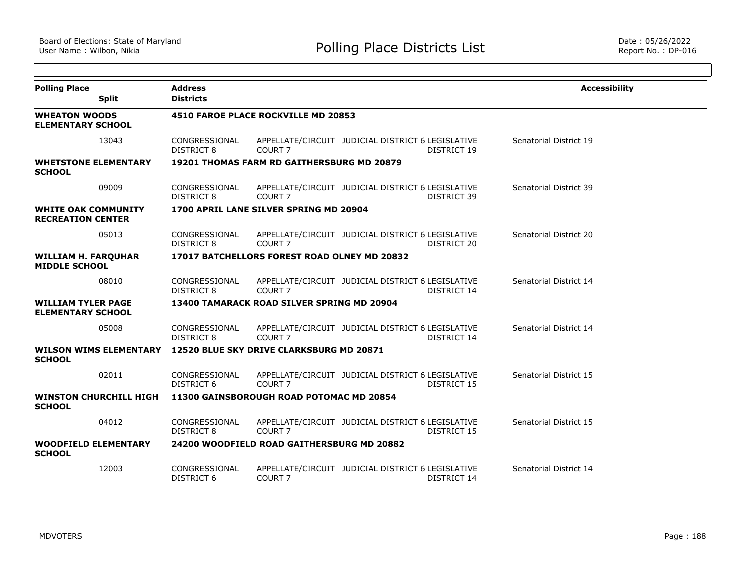# Polling Place Districts List

Board of Elections: State of Maryland
User Name : Wilbon, Nikia

Date : 05/26/2022
Report No. : DP-016

| Polling Place / Split | Address / Districts | | | | | Accessibility |
|---|---|---|---|---|---|---|
| **WHEATON WOODS ELEMENTARY SCHOOL** | **4510 FAROE PLACE ROCKVILLE MD 20853** | | | | | |
| 13043 | CONGRESSIONAL DISTRICT 8 | APPELLATE/CIRCUIT COURT 7 | JUDICIAL DISTRICT 6 | LEGISLATIVE DISTRICT 19 | Senatorial District 19 | |
| **WHETSTONE ELEMENTARY SCHOOL** | **19201 THOMAS FARM RD GAITHERSBURG MD 20879** | | | | | |
| 09009 | CONGRESSIONAL DISTRICT 8 | APPELLATE/CIRCUIT COURT 7 | JUDICIAL DISTRICT 6 | LEGISLATIVE DISTRICT 39 | Senatorial District 39 | |
| **WHITE OAK COMMUNITY RECREATION CENTER** | **1700 APRIL LANE SILVER SPRING MD 20904** | | | | | |
| 05013 | CONGRESSIONAL DISTRICT 8 | APPELLATE/CIRCUIT COURT 7 | JUDICIAL DISTRICT 6 | LEGISLATIVE DISTRICT 20 | Senatorial District 20 | |
| **WILLIAM H. FARQUHAR MIDDLE SCHOOL** | **17017 BATCHELLORS FOREST ROAD OLNEY MD 20832** | | | | | |
| 08010 | CONGRESSIONAL DISTRICT 8 | APPELLATE/CIRCUIT COURT 7 | JUDICIAL DISTRICT 6 | LEGISLATIVE DISTRICT 14 | Senatorial District 14 | |
| **WILLIAM TYLER PAGE ELEMENTARY SCHOOL** | **13400 TAMARACK ROAD SILVER SPRING MD 20904** | | | | | |
| 05008 | CONGRESSIONAL DISTRICT 8 | APPELLATE/CIRCUIT COURT 7 | JUDICIAL DISTRICT 6 | LEGISLATIVE DISTRICT 14 | Senatorial District 14 | |
| **WILSON WIMS ELEMENTARY SCHOOL** | **12520 BLUE SKY DRIVE CLARKSBURG MD 20871** | | | | | |
| 02011 | CONGRESSIONAL DISTRICT 6 | APPELLATE/CIRCUIT COURT 7 | JUDICIAL DISTRICT 6 | LEGISLATIVE DISTRICT 15 | Senatorial District 15 | |
| **WINSTON CHURCHILL HIGH SCHOOL** | **11300 GAINSBOROUGH ROAD POTOMAC MD 20854** | | | | | |
| 04012 | CONGRESSIONAL DISTRICT 8 | APPELLATE/CIRCUIT COURT 7 | JUDICIAL DISTRICT 6 | LEGISLATIVE DISTRICT 15 | Senatorial District 15 | |
| **WOODFIELD ELEMENTARY SCHOOL** | **24200 WOODFIELD ROAD GAITHERSBURG MD 20882** | | | | | |
| 12003 | CONGRESSIONAL DISTRICT 6 | APPELLATE/CIRCUIT COURT 7 | JUDICIAL DISTRICT 6 | LEGISLATIVE DISTRICT 14 | Senatorial District 14 | |

MDVOTERS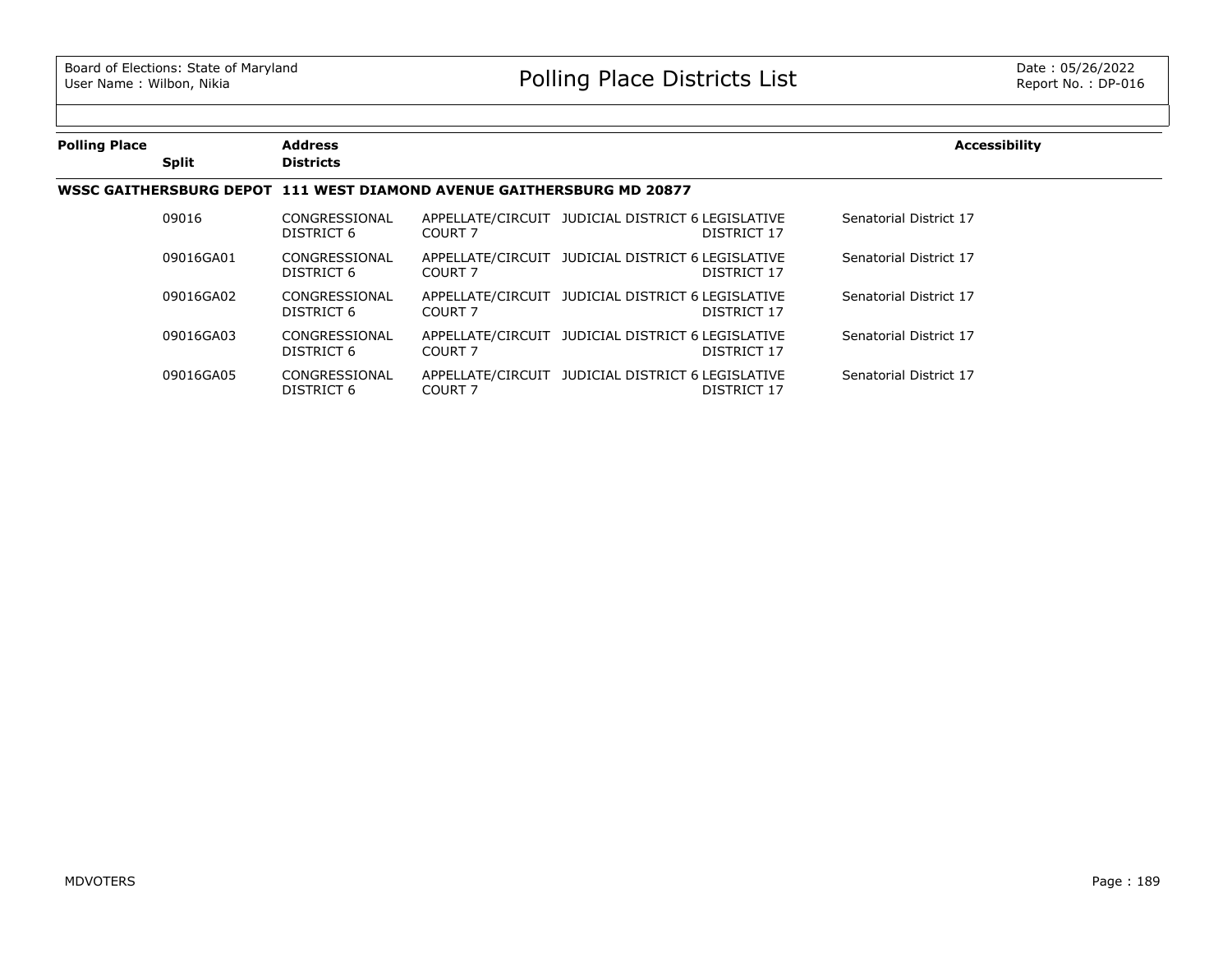| Polling Place | Split | Address / Districts | | | | Accessibility |
|---|---|---|---|---|---|---|
| **WSSC GAITHERSBURG DEPOT** | | **111 WEST DIAMOND AVENUE GAITHERSBURG MD 20877** | | | | |
| | 09016 | CONGRESSIONAL DISTRICT 6 | APPELLATE/CIRCUIT COURT 7 | JUDICIAL DISTRICT 6 | LEGISLATIVE DISTRICT 17 | Senatorial District 17 |
| | 09016GA01 | CONGRESSIONAL DISTRICT 6 | APPELLATE/CIRCUIT COURT 7 | JUDICIAL DISTRICT 6 | LEGISLATIVE DISTRICT 17 | Senatorial District 17 |
| | 09016GA02 | CONGRESSIONAL DISTRICT 6 | APPELLATE/CIRCUIT COURT 7 | JUDICIAL DISTRICT 6 | LEGISLATIVE DISTRICT 17 | Senatorial District 17 |
| | 09016GA03 | CONGRESSIONAL DISTRICT 6 | APPELLATE/CIRCUIT COURT 7 | JUDICIAL DISTRICT 6 | LEGISLATIVE DISTRICT 17 | Senatorial District 17 |
| | 09016GA05 | CONGRESSIONAL DISTRICT 6 | APPELLATE/CIRCUIT COURT 7 | JUDICIAL DISTRICT 6 | LEGISLATIVE DISTRICT 17 | Senatorial District 17 |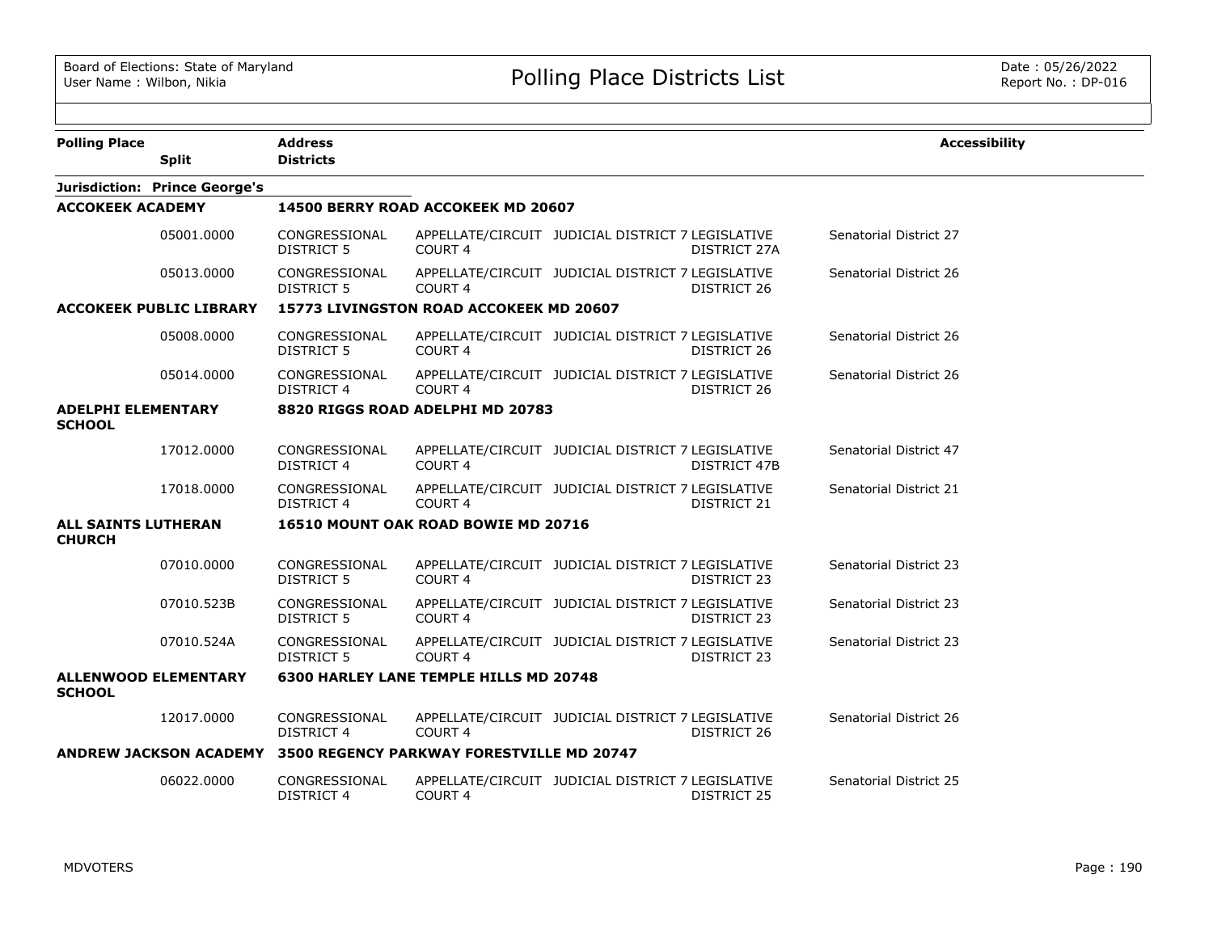Board of Elections: State of Maryland
User Name : Wilbon, Nikia

# Polling Place Districts List

Date : 05/26/2022
Report No. : DP-016

| Polling Place / Split | Address / Districts | | | | | Accessibility |
|---|---|---|---|---|---|---|
| **Jurisdiction: Prince George's** | | | | | | |
| **ACCOKEEK ACADEMY** | **14500 BERRY ROAD ACCOKEEK MD 20607** | | | | | |
| 05001.0000 | CONGRESSIONAL DISTRICT 5 | APPELLATE/CIRCUIT COURT 4 | JUDICIAL DISTRICT 7 | LEGISLATIVE DISTRICT 27A | Senatorial District 27 | |
| 05013.0000 | CONGRESSIONAL DISTRICT 5 | APPELLATE/CIRCUIT COURT 4 | JUDICIAL DISTRICT 7 | LEGISLATIVE DISTRICT 26 | Senatorial District 26 | |
| **ACCOKEEK PUBLIC LIBRARY** | **15773 LIVINGSTON ROAD ACCOKEEK MD 20607** | | | | | |
| 05008.0000 | CONGRESSIONAL DISTRICT 5 | APPELLATE/CIRCUIT COURT 4 | JUDICIAL DISTRICT 7 | LEGISLATIVE DISTRICT 26 | Senatorial District 26 | |
| 05014.0000 | CONGRESSIONAL DISTRICT 4 | APPELLATE/CIRCUIT COURT 4 | JUDICIAL DISTRICT 7 | LEGISLATIVE DISTRICT 26 | Senatorial District 26 | |
| **ADELPHI ELEMENTARY SCHOOL** | **8820 RIGGS ROAD ADELPHI MD 20783** | | | | | |
| 17012.0000 | CONGRESSIONAL DISTRICT 4 | APPELLATE/CIRCUIT COURT 4 | JUDICIAL DISTRICT 7 | LEGISLATIVE DISTRICT 47B | Senatorial District 47 | |
| 17018.0000 | CONGRESSIONAL DISTRICT 4 | APPELLATE/CIRCUIT COURT 4 | JUDICIAL DISTRICT 7 | LEGISLATIVE DISTRICT 21 | Senatorial District 21 | |
| **ALL SAINTS LUTHERAN CHURCH** | **16510 MOUNT OAK ROAD BOWIE MD 20716** | | | | | |
| 07010.0000 | CONGRESSIONAL DISTRICT 5 | APPELLATE/CIRCUIT COURT 4 | JUDICIAL DISTRICT 7 | LEGISLATIVE DISTRICT 23 | Senatorial District 23 | |
| 07010.523B | CONGRESSIONAL DISTRICT 5 | APPELLATE/CIRCUIT COURT 4 | JUDICIAL DISTRICT 7 | LEGISLATIVE DISTRICT 23 | Senatorial District 23 | |
| 07010.524A | CONGRESSIONAL DISTRICT 5 | APPELLATE/CIRCUIT COURT 4 | JUDICIAL DISTRICT 7 | LEGISLATIVE DISTRICT 23 | Senatorial District 23 | |
| **ALLENWOOD ELEMENTARY SCHOOL** | **6300 HARLEY LANE TEMPLE HILLS MD 20748** | | | | | |
| 12017.0000 | CONGRESSIONAL DISTRICT 4 | APPELLATE/CIRCUIT COURT 4 | JUDICIAL DISTRICT 7 | LEGISLATIVE DISTRICT 26 | Senatorial District 26 | |
| **ANDREW JACKSON ACADEMY** | **3500 REGENCY PARKWAY FORESTVILLE MD 20747** | | | | | |
| 06022.0000 | CONGRESSIONAL DISTRICT 4 | APPELLATE/CIRCUIT COURT 4 | JUDICIAL DISTRICT 7 | LEGISLATIVE DISTRICT 25 | Senatorial District 25 | |

MDVOTERS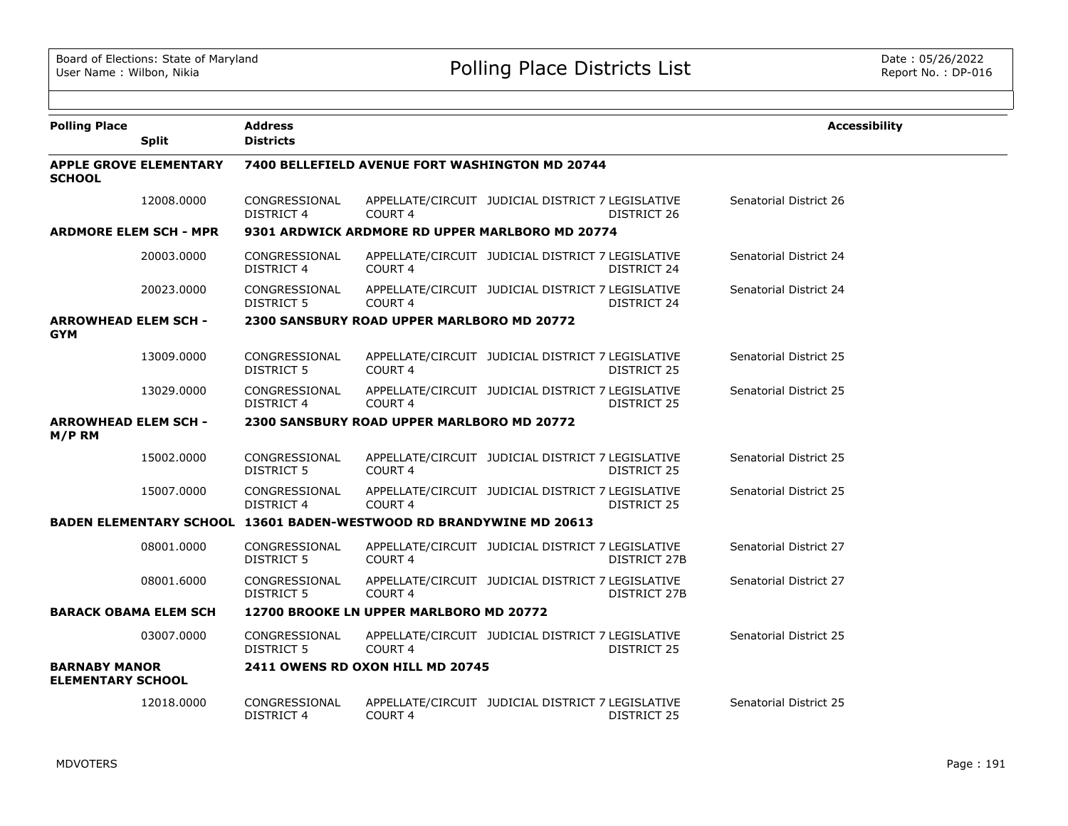Board of Elections: State of Maryland
User Name : Wilbon, Nikia

# Polling Place Districts List

Date : 05/26/2022
Report No. : DP-016

| Polling Place | Split | Address / Districts | | | | Accessibility |
|---|---|---|---|---|---|---|
| **APPLE GROVE ELEMENTARY SCHOOL** | | **7400 BELLEFIELD AVENUE FORT WASHINGTON MD 20744** | | | | |
| | 12008.0000 | CONGRESSIONAL DISTRICT 4 | APPELLATE/CIRCUIT COURT 4 | JUDICIAL DISTRICT 7 | LEGISLATIVE DISTRICT 26 | Senatorial District 26 |
| **ARDMORE ELEM SCH - MPR** | | **9301 ARDWICK ARDMORE RD UPPER MARLBORO MD 20774** | | | | |
| | 20003.0000 | CONGRESSIONAL DISTRICT 4 | APPELLATE/CIRCUIT COURT 4 | JUDICIAL DISTRICT 7 | LEGISLATIVE DISTRICT 24 | Senatorial District 24 |
| | 20023.0000 | CONGRESSIONAL DISTRICT 5 | APPELLATE/CIRCUIT COURT 4 | JUDICIAL DISTRICT 7 | LEGISLATIVE DISTRICT 24 | Senatorial District 24 |
| **ARROWHEAD ELEM SCH - GYM** | | **2300 SANSBURY ROAD UPPER MARLBORO MD 20772** | | | | |
| | 13009.0000 | CONGRESSIONAL DISTRICT 5 | APPELLATE/CIRCUIT COURT 4 | JUDICIAL DISTRICT 7 | LEGISLATIVE DISTRICT 25 | Senatorial District 25 |
| | 13029.0000 | CONGRESSIONAL DISTRICT 4 | APPELLATE/CIRCUIT COURT 4 | JUDICIAL DISTRICT 7 | LEGISLATIVE DISTRICT 25 | Senatorial District 25 |
| **ARROWHEAD ELEM SCH - M/P RM** | | **2300 SANSBURY ROAD UPPER MARLBORO MD 20772** | | | | |
| | 15002.0000 | CONGRESSIONAL DISTRICT 5 | APPELLATE/CIRCUIT COURT 4 | JUDICIAL DISTRICT 7 | LEGISLATIVE DISTRICT 25 | Senatorial District 25 |
| | 15007.0000 | CONGRESSIONAL DISTRICT 4 | APPELLATE/CIRCUIT COURT 4 | JUDICIAL DISTRICT 7 | LEGISLATIVE DISTRICT 25 | Senatorial District 25 |
| **BADEN ELEMENTARY SCHOOL** | | **13601 BADEN-WESTWOOD RD BRANDYWINE MD 20613** | | | | |
| | 08001.0000 | CONGRESSIONAL DISTRICT 5 | APPELLATE/CIRCUIT COURT 4 | JUDICIAL DISTRICT 7 | LEGISLATIVE DISTRICT 27B | Senatorial District 27 |
| | 08001.6000 | CONGRESSIONAL DISTRICT 5 | APPELLATE/CIRCUIT COURT 4 | JUDICIAL DISTRICT 7 | LEGISLATIVE DISTRICT 27B | Senatorial District 27 |
| **BARACK OBAMA ELEM SCH** | | **12700 BROOKE LN UPPER MARLBORO MD 20772** | | | | |
| | 03007.0000 | CONGRESSIONAL DISTRICT 5 | APPELLATE/CIRCUIT COURT 4 | JUDICIAL DISTRICT 7 | LEGISLATIVE DISTRICT 25 | Senatorial District 25 |
| **BARNABY MANOR ELEMENTARY SCHOOL** | | **2411 OWENS RD OXON HILL MD 20745** | | | | |
| | 12018.0000 | CONGRESSIONAL DISTRICT 4 | APPELLATE/CIRCUIT COURT 4 | JUDICIAL DISTRICT 7 | LEGISLATIVE DISTRICT 25 | Senatorial District 25 |

MDVOTERS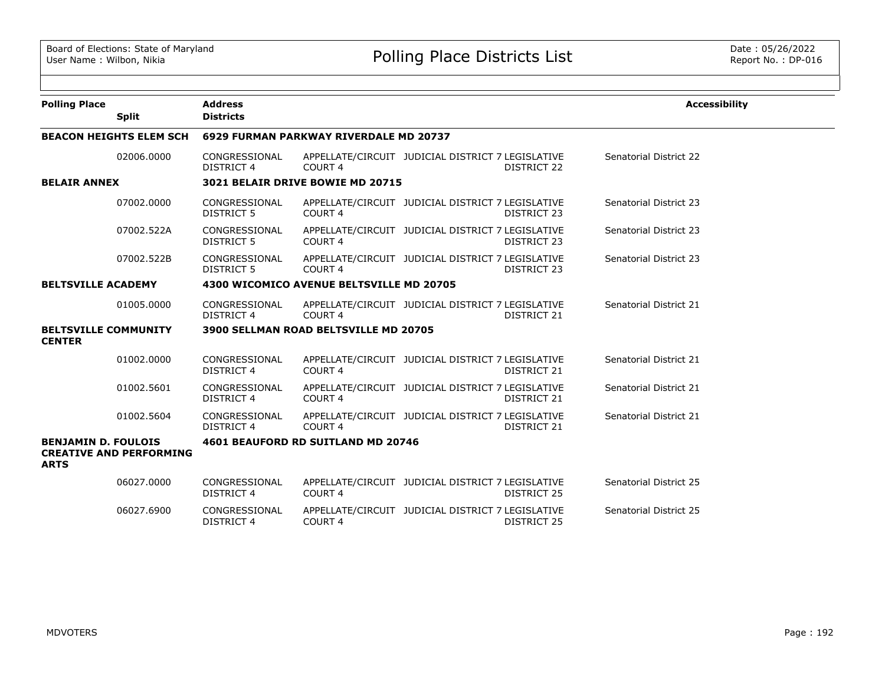# Polling Place Districts List

Board of Elections: State of Maryland
User Name : Wilbon, Nikia

Date : 05/26/2022
Report No. : DP-016

| Polling Place | Split | Address / Districts | | | | Accessibility |
|---|---|---|---|---|---|---|
| **BEACON HEIGHTS ELEM SCH** | | **6929 FURMAN PARKWAY RIVERDALE MD 20737** | | | | |
| | 02006.0000 | CONGRESSIONAL DISTRICT 4 | APPELLATE/CIRCUIT COURT 4 | JUDICIAL DISTRICT 7 | LEGISLATIVE DISTRICT 22 | Senatorial District 22 |
| **BELAIR ANNEX** | | **3021 BELAIR DRIVE BOWIE MD 20715** | | | | |
| | 07002.0000 | CONGRESSIONAL DISTRICT 5 | APPELLATE/CIRCUIT COURT 4 | JUDICIAL DISTRICT 7 | LEGISLATIVE DISTRICT 23 | Senatorial District 23 |
| | 07002.522A | CONGRESSIONAL DISTRICT 5 | APPELLATE/CIRCUIT COURT 4 | JUDICIAL DISTRICT 7 | LEGISLATIVE DISTRICT 23 | Senatorial District 23 |
| | 07002.522B | CONGRESSIONAL DISTRICT 5 | APPELLATE/CIRCUIT COURT 4 | JUDICIAL DISTRICT 7 | LEGISLATIVE DISTRICT 23 | Senatorial District 23 |
| **BELTSVILLE ACADEMY** | | **4300 WICOMICO AVENUE BELTSVILLE MD 20705** | | | | |
| | 01005.0000 | CONGRESSIONAL DISTRICT 4 | APPELLATE/CIRCUIT COURT 4 | JUDICIAL DISTRICT 7 | LEGISLATIVE DISTRICT 21 | Senatorial District 21 |
| **BELTSVILLE COMMUNITY CENTER** | | **3900 SELLMAN ROAD BELTSVILLE MD 20705** | | | | |
| | 01002.0000 | CONGRESSIONAL DISTRICT 4 | APPELLATE/CIRCUIT COURT 4 | JUDICIAL DISTRICT 7 | LEGISLATIVE DISTRICT 21 | Senatorial District 21 |
| | 01002.5601 | CONGRESSIONAL DISTRICT 4 | APPELLATE/CIRCUIT COURT 4 | JUDICIAL DISTRICT 7 | LEGISLATIVE DISTRICT 21 | Senatorial District 21 |
| | 01002.5604 | CONGRESSIONAL DISTRICT 4 | APPELLATE/CIRCUIT COURT 4 | JUDICIAL DISTRICT 7 | LEGISLATIVE DISTRICT 21 | Senatorial District 21 |
| **BENJAMIN D. FOULOIS CREATIVE AND PERFORMING ARTS** | | **4601 BEAUFORD RD SUITLAND MD 20746** | | | | |
| | 06027.0000 | CONGRESSIONAL DISTRICT 4 | APPELLATE/CIRCUIT COURT 4 | JUDICIAL DISTRICT 7 | LEGISLATIVE DISTRICT 25 | Senatorial District 25 |
| | 06027.6900 | CONGRESSIONAL DISTRICT 4 | APPELLATE/CIRCUIT COURT 4 | JUDICIAL DISTRICT 7 | LEGISLATIVE DISTRICT 25 | Senatorial District 25 |

MDVOTERS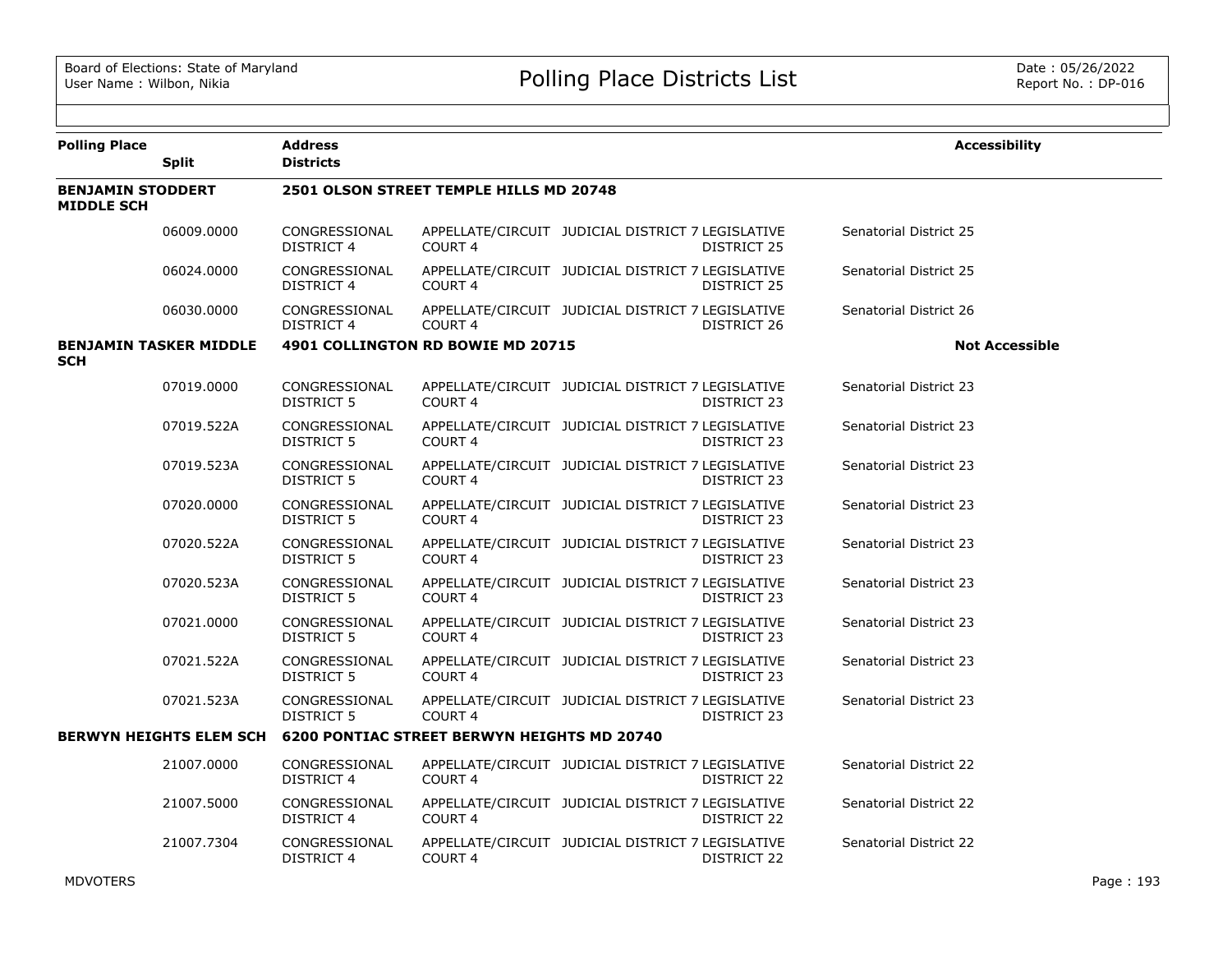Board of Elections: State of Maryland
User Name : Wilbon, Nikia

# Polling Place Districts List

Date : 05/26/2022
Report No. : DP-016

| Polling Place | Split | Address / Districts | | | | | Accessibility |
|---|---|---|---|---|---|---|---|
| **BENJAMIN STODDERT MIDDLE SCH** | | **2501 OLSON STREET TEMPLE HILLS MD 20748** | | | | | |
| | 06009.0000 | CONGRESSIONAL DISTRICT 4 | APPELLATE/CIRCUIT COURT 4 | JUDICIAL DISTRICT 7 | LEGISLATIVE DISTRICT 25 | Senatorial District 25 | |
| | 06024.0000 | CONGRESSIONAL DISTRICT 4 | APPELLATE/CIRCUIT COURT 4 | JUDICIAL DISTRICT 7 | LEGISLATIVE DISTRICT 25 | Senatorial District 25 | |
| | 06030.0000 | CONGRESSIONAL DISTRICT 4 | APPELLATE/CIRCUIT COURT 4 | JUDICIAL DISTRICT 7 | LEGISLATIVE DISTRICT 26 | Senatorial District 26 | |
| **BENJAMIN TASKER MIDDLE SCH** | | **4901 COLLINGTON RD BOWIE MD 20715** | | | | | **Not Accessible** |
| | 07019.0000 | CONGRESSIONAL DISTRICT 5 | APPELLATE/CIRCUIT COURT 4 | JUDICIAL DISTRICT 7 | LEGISLATIVE DISTRICT 23 | Senatorial District 23 | |
| | 07019.522A | CONGRESSIONAL DISTRICT 5 | APPELLATE/CIRCUIT COURT 4 | JUDICIAL DISTRICT 7 | LEGISLATIVE DISTRICT 23 | Senatorial District 23 | |
| | 07019.523A | CONGRESSIONAL DISTRICT 5 | APPELLATE/CIRCUIT COURT 4 | JUDICIAL DISTRICT 7 | LEGISLATIVE DISTRICT 23 | Senatorial District 23 | |
| | 07020.0000 | CONGRESSIONAL DISTRICT 5 | APPELLATE/CIRCUIT COURT 4 | JUDICIAL DISTRICT 7 | LEGISLATIVE DISTRICT 23 | Senatorial District 23 | |
| | 07020.522A | CONGRESSIONAL DISTRICT 5 | APPELLATE/CIRCUIT COURT 4 | JUDICIAL DISTRICT 7 | LEGISLATIVE DISTRICT 23 | Senatorial District 23 | |
| | 07020.523A | CONGRESSIONAL DISTRICT 5 | APPELLATE/CIRCUIT COURT 4 | JUDICIAL DISTRICT 7 | LEGISLATIVE DISTRICT 23 | Senatorial District 23 | |
| | 07021.0000 | CONGRESSIONAL DISTRICT 5 | APPELLATE/CIRCUIT COURT 4 | JUDICIAL DISTRICT 7 | LEGISLATIVE DISTRICT 23 | Senatorial District 23 | |
| | 07021.522A | CONGRESSIONAL DISTRICT 5 | APPELLATE/CIRCUIT COURT 4 | JUDICIAL DISTRICT 7 | LEGISLATIVE DISTRICT 23 | Senatorial District 23 | |
| | 07021.523A | CONGRESSIONAL DISTRICT 5 | APPELLATE/CIRCUIT COURT 4 | JUDICIAL DISTRICT 7 | LEGISLATIVE DISTRICT 23 | Senatorial District 23 | |
| **BERWYN HEIGHTS ELEM SCH** | | **6200 PONTIAC STREET BERWYN HEIGHTS MD 20740** | | | | | |
| | 21007.0000 | CONGRESSIONAL DISTRICT 4 | APPELLATE/CIRCUIT COURT 4 | JUDICIAL DISTRICT 7 | LEGISLATIVE DISTRICT 22 | Senatorial District 22 | |
| | 21007.5000 | CONGRESSIONAL DISTRICT 4 | APPELLATE/CIRCUIT COURT 4 | JUDICIAL DISTRICT 7 | LEGISLATIVE DISTRICT 22 | Senatorial District 22 | |
| | 21007.7304 | CONGRESSIONAL DISTRICT 4 | APPELLATE/CIRCUIT COURT 4 | JUDICIAL DISTRICT 7 | LEGISLATIVE DISTRICT 22 | Senatorial District 22 | |

MDVOTERS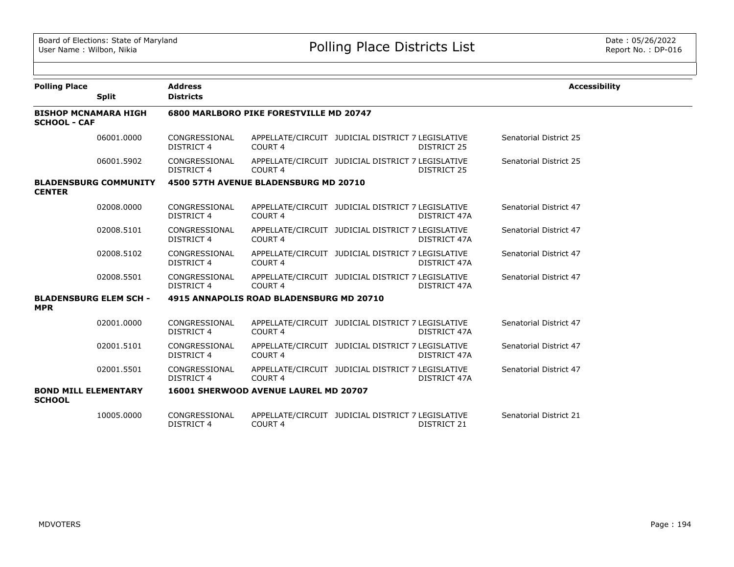# Polling Place Districts List

| Polling Place | Split | Address / Districts | | | | | Accessibility |
|---|---|---|---|---|---|---|---|
| **BISHOP MCNAMARA HIGH SCHOOL - CAF** | | **6800 MARLBORO PIKE FORESTVILLE MD 20747** | | | | | |
| | 06001.0000 | CONGRESSIONAL DISTRICT 4 | APPELLATE/CIRCUIT COURT 4 | JUDICIAL DISTRICT 7 | LEGISLATIVE DISTRICT 25 | Senatorial District 25 | |
| | 06001.5902 | CONGRESSIONAL DISTRICT 4 | APPELLATE/CIRCUIT COURT 4 | JUDICIAL DISTRICT 7 | LEGISLATIVE DISTRICT 25 | Senatorial District 25 | |
| **BLADENSBURG COMMUNITY CENTER** | | **4500 57TH AVENUE BLADENSBURG MD 20710** | | | | | |
| | 02008.0000 | CONGRESSIONAL DISTRICT 4 | APPELLATE/CIRCUIT COURT 4 | JUDICIAL DISTRICT 7 | LEGISLATIVE DISTRICT 47A | Senatorial District 47 | |
| | 02008.5101 | CONGRESSIONAL DISTRICT 4 | APPELLATE/CIRCUIT COURT 4 | JUDICIAL DISTRICT 7 | LEGISLATIVE DISTRICT 47A | Senatorial District 47 | |
| | 02008.5102 | CONGRESSIONAL DISTRICT 4 | APPELLATE/CIRCUIT COURT 4 | JUDICIAL DISTRICT 7 | LEGISLATIVE DISTRICT 47A | Senatorial District 47 | |
| | 02008.5501 | CONGRESSIONAL DISTRICT 4 | APPELLATE/CIRCUIT COURT 4 | JUDICIAL DISTRICT 7 | LEGISLATIVE DISTRICT 47A | Senatorial District 47 | |
| **BLADENSBURG ELEM SCH - MPR** | | **4915 ANNAPOLIS ROAD BLADENSBURG MD 20710** | | | | | |
| | 02001.0000 | CONGRESSIONAL DISTRICT 4 | APPELLATE/CIRCUIT COURT 4 | JUDICIAL DISTRICT 7 | LEGISLATIVE DISTRICT 47A | Senatorial District 47 | |
| | 02001.5101 | CONGRESSIONAL DISTRICT 4 | APPELLATE/CIRCUIT COURT 4 | JUDICIAL DISTRICT 7 | LEGISLATIVE DISTRICT 47A | Senatorial District 47 | |
| | 02001.5501 | CONGRESSIONAL DISTRICT 4 | APPELLATE/CIRCUIT COURT 4 | JUDICIAL DISTRICT 7 | LEGISLATIVE DISTRICT 47A | Senatorial District 47 | |
| **BOND MILL ELEMENTARY SCHOOL** | | **16001 SHERWOOD AVENUE LAUREL MD 20707** | | | | | |
| | 10005.0000 | CONGRESSIONAL DISTRICT 4 | APPELLATE/CIRCUIT COURT 4 | JUDICIAL DISTRICT 7 | LEGISLATIVE DISTRICT 21 | Senatorial District 21 | |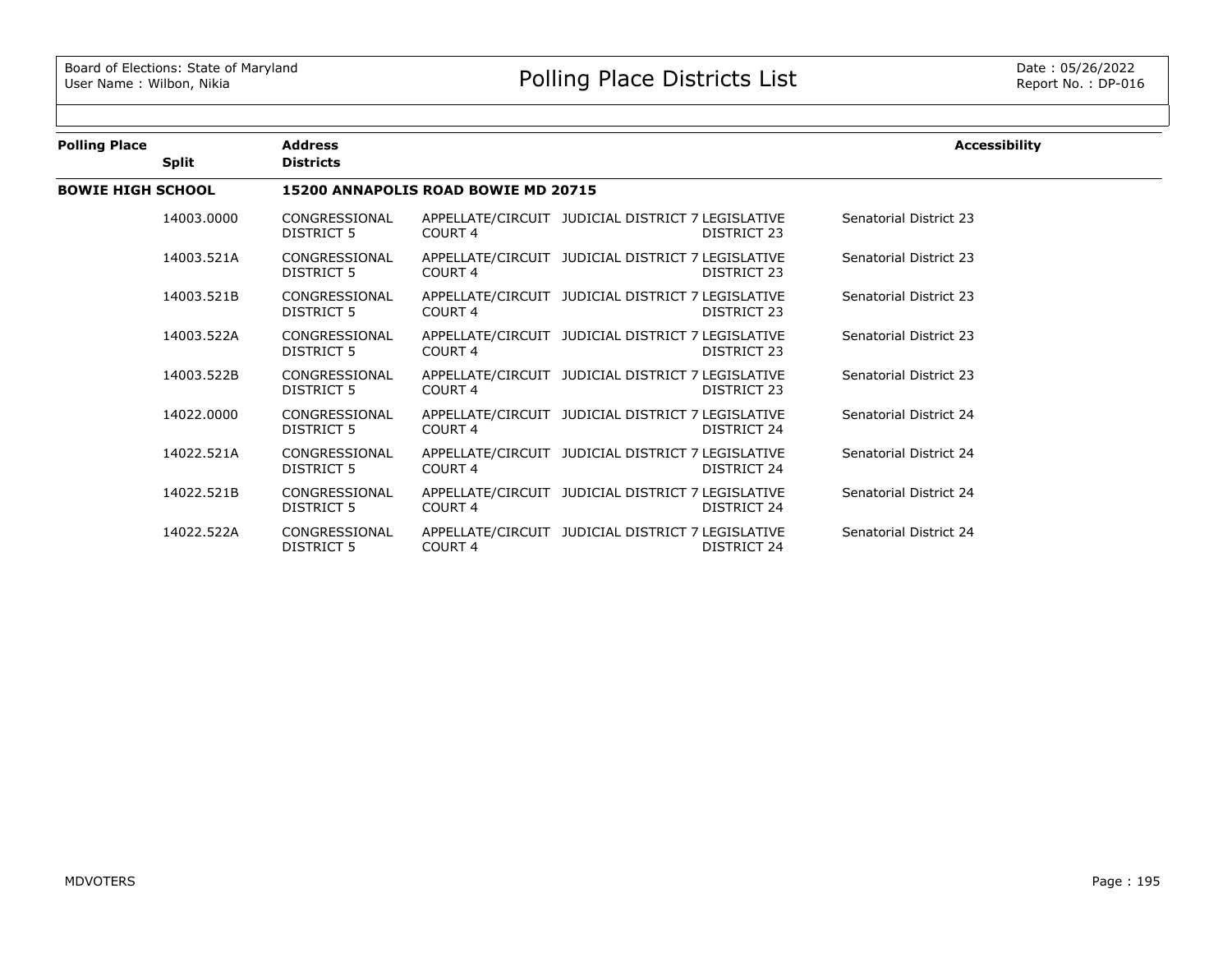| Polling Place | Split | Address / Districts | | | | Accessibility |
|---|---|---|---|---|---|---|
| **BOWIE HIGH SCHOOL** | | **15200 ANNAPOLIS ROAD BOWIE MD 20715** | | | | |
| | 14003.0000 | CONGRESSIONAL DISTRICT 5 | APPELLATE/CIRCUIT COURT 4 | JUDICIAL DISTRICT 7 | LEGISLATIVE DISTRICT 23 | Senatorial District 23 |
| | 14003.521A | CONGRESSIONAL DISTRICT 5 | APPELLATE/CIRCUIT COURT 4 | JUDICIAL DISTRICT 7 | LEGISLATIVE DISTRICT 23 | Senatorial District 23 |
| | 14003.521B | CONGRESSIONAL DISTRICT 5 | APPELLATE/CIRCUIT COURT 4 | JUDICIAL DISTRICT 7 | LEGISLATIVE DISTRICT 23 | Senatorial District 23 |
| | 14003.522A | CONGRESSIONAL DISTRICT 5 | APPELLATE/CIRCUIT COURT 4 | JUDICIAL DISTRICT 7 | LEGISLATIVE DISTRICT 23 | Senatorial District 23 |
| | 14003.522B | CONGRESSIONAL DISTRICT 5 | APPELLATE/CIRCUIT COURT 4 | JUDICIAL DISTRICT 7 | LEGISLATIVE DISTRICT 23 | Senatorial District 23 |
| | 14022.0000 | CONGRESSIONAL DISTRICT 5 | APPELLATE/CIRCUIT COURT 4 | JUDICIAL DISTRICT 7 | LEGISLATIVE DISTRICT 24 | Senatorial District 24 |
| | 14022.521A | CONGRESSIONAL DISTRICT 5 | APPELLATE/CIRCUIT COURT 4 | JUDICIAL DISTRICT 7 | LEGISLATIVE DISTRICT 24 | Senatorial District 24 |
| | 14022.521B | CONGRESSIONAL DISTRICT 5 | APPELLATE/CIRCUIT COURT 4 | JUDICIAL DISTRICT 7 | LEGISLATIVE DISTRICT 24 | Senatorial District 24 |
| | 14022.522A | CONGRESSIONAL DISTRICT 5 | APPELLATE/CIRCUIT COURT 4 | JUDICIAL DISTRICT 7 | LEGISLATIVE DISTRICT 24 | Senatorial District 24 |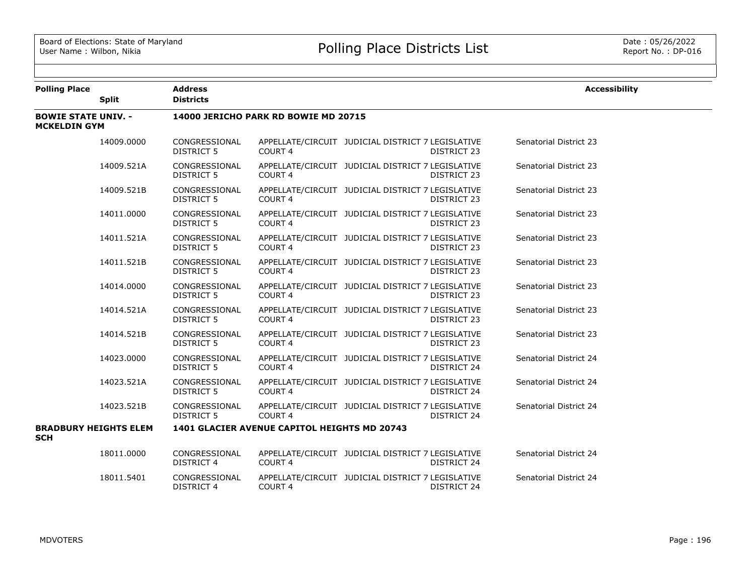# Polling Place Districts List

Board of Elections: State of Maryland
User Name : Wilbon, Nikia

Date : 05/26/2022
Report No. : DP-016

| Polling Place | Split | Address / Districts | | | | | Accessibility |
|---|---|---|---|---|---|---|---|
| **BOWIE STATE UNIV. - MCKELDIN GYM** | | **14000 JERICHO PARK RD BOWIE MD 20715** | | | | | |
| | 14009.0000 | CONGRESSIONAL DISTRICT 5 | APPELLATE/CIRCUIT COURT 4 | JUDICIAL DISTRICT 7 | LEGISLATIVE DISTRICT 23 | Senatorial District 23 | |
| | 14009.521A | CONGRESSIONAL DISTRICT 5 | APPELLATE/CIRCUIT COURT 4 | JUDICIAL DISTRICT 7 | LEGISLATIVE DISTRICT 23 | Senatorial District 23 | |
| | 14009.521B | CONGRESSIONAL DISTRICT 5 | APPELLATE/CIRCUIT COURT 4 | JUDICIAL DISTRICT 7 | LEGISLATIVE DISTRICT 23 | Senatorial District 23 | |
| | 14011.0000 | CONGRESSIONAL DISTRICT 5 | APPELLATE/CIRCUIT COURT 4 | JUDICIAL DISTRICT 7 | LEGISLATIVE DISTRICT 23 | Senatorial District 23 | |
| | 14011.521A | CONGRESSIONAL DISTRICT 5 | APPELLATE/CIRCUIT COURT 4 | JUDICIAL DISTRICT 7 | LEGISLATIVE DISTRICT 23 | Senatorial District 23 | |
| | 14011.521B | CONGRESSIONAL DISTRICT 5 | APPELLATE/CIRCUIT COURT 4 | JUDICIAL DISTRICT 7 | LEGISLATIVE DISTRICT 23 | Senatorial District 23 | |
| | 14014.0000 | CONGRESSIONAL DISTRICT 5 | APPELLATE/CIRCUIT COURT 4 | JUDICIAL DISTRICT 7 | LEGISLATIVE DISTRICT 23 | Senatorial District 23 | |
| | 14014.521A | CONGRESSIONAL DISTRICT 5 | APPELLATE/CIRCUIT COURT 4 | JUDICIAL DISTRICT 7 | LEGISLATIVE DISTRICT 23 | Senatorial District 23 | |
| | 14014.521B | CONGRESSIONAL DISTRICT 5 | APPELLATE/CIRCUIT COURT 4 | JUDICIAL DISTRICT 7 | LEGISLATIVE DISTRICT 23 | Senatorial District 23 | |
| | 14023.0000 | CONGRESSIONAL DISTRICT 5 | APPELLATE/CIRCUIT COURT 4 | JUDICIAL DISTRICT 7 | LEGISLATIVE DISTRICT 24 | Senatorial District 24 | |
| | 14023.521A | CONGRESSIONAL DISTRICT 5 | APPELLATE/CIRCUIT COURT 4 | JUDICIAL DISTRICT 7 | LEGISLATIVE DISTRICT 24 | Senatorial District 24 | |
| | 14023.521B | CONGRESSIONAL DISTRICT 5 | APPELLATE/CIRCUIT COURT 4 | JUDICIAL DISTRICT 7 | LEGISLATIVE DISTRICT 24 | Senatorial District 24 | |
| **BRADBURY HEIGHTS ELEM SCH** | | **1401 GLACIER AVENUE CAPITOL HEIGHTS MD 20743** | | | | | |
| | 18011.0000 | CONGRESSIONAL DISTRICT 4 | APPELLATE/CIRCUIT COURT 4 | JUDICIAL DISTRICT 7 | LEGISLATIVE DISTRICT 24 | Senatorial District 24 | |
| | 18011.5401 | CONGRESSIONAL DISTRICT 4 | APPELLATE/CIRCUIT COURT 4 | JUDICIAL DISTRICT 7 | LEGISLATIVE DISTRICT 24 | Senatorial District 24 | |

MDVOTERS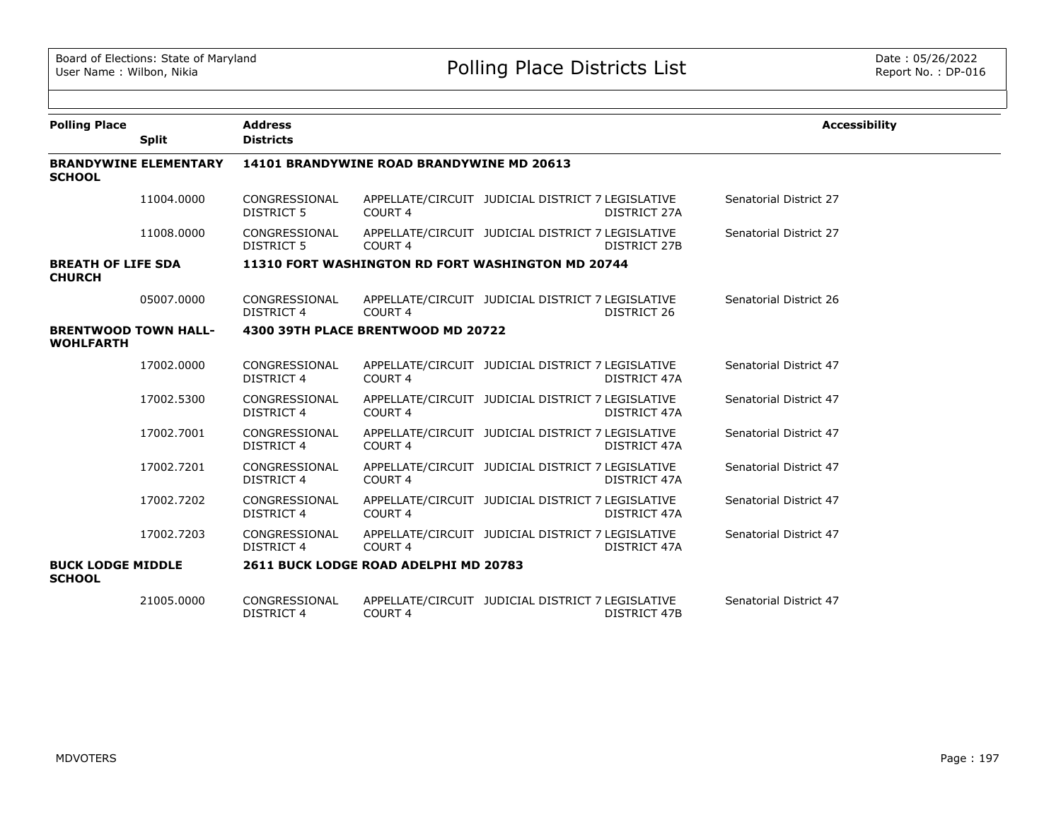| Polling Place | Split | Address / Districts | | | | Accessibility |
|---|---|---|---|---|---|---|
| **BRANDYWINE ELEMENTARY SCHOOL** | | **14101 BRANDYWINE ROAD BRANDYWINE MD 20613** | | | | |
| | 11004.0000 | CONGRESSIONAL DISTRICT 5 | APPELLATE/CIRCUIT COURT 4 | JUDICIAL DISTRICT 7 | LEGISLATIVE DISTRICT 27A | Senatorial District 27 |
| | 11008.0000 | CONGRESSIONAL DISTRICT 5 | APPELLATE/CIRCUIT COURT 4 | JUDICIAL DISTRICT 7 | LEGISLATIVE DISTRICT 27B | Senatorial District 27 |
| **BREATH OF LIFE SDA CHURCH** | | **11310 FORT WASHINGTON RD FORT WASHINGTON MD 20744** | | | | |
| | 05007.0000 | CONGRESSIONAL DISTRICT 4 | APPELLATE/CIRCUIT COURT 4 | JUDICIAL DISTRICT 7 | LEGISLATIVE DISTRICT 26 | Senatorial District 26 |
| **BRENTWOOD TOWN HALL-WOHLFARTH** | | **4300 39TH PLACE BRENTWOOD MD 20722** | | | | |
| | 17002.0000 | CONGRESSIONAL DISTRICT 4 | APPELLATE/CIRCUIT COURT 4 | JUDICIAL DISTRICT 7 | LEGISLATIVE DISTRICT 47A | Senatorial District 47 |
| | 17002.5300 | CONGRESSIONAL DISTRICT 4 | APPELLATE/CIRCUIT COURT 4 | JUDICIAL DISTRICT 7 | LEGISLATIVE DISTRICT 47A | Senatorial District 47 |
| | 17002.7001 | CONGRESSIONAL DISTRICT 4 | APPELLATE/CIRCUIT COURT 4 | JUDICIAL DISTRICT 7 | LEGISLATIVE DISTRICT 47A | Senatorial District 47 |
| | 17002.7201 | CONGRESSIONAL DISTRICT 4 | APPELLATE/CIRCUIT COURT 4 | JUDICIAL DISTRICT 7 | LEGISLATIVE DISTRICT 47A | Senatorial District 47 |
| | 17002.7202 | CONGRESSIONAL DISTRICT 4 | APPELLATE/CIRCUIT COURT 4 | JUDICIAL DISTRICT 7 | LEGISLATIVE DISTRICT 47A | Senatorial District 47 |
| | 17002.7203 | CONGRESSIONAL DISTRICT 4 | APPELLATE/CIRCUIT COURT 4 | JUDICIAL DISTRICT 7 | LEGISLATIVE DISTRICT 47A | Senatorial District 47 |
| **BUCK LODGE MIDDLE SCHOOL** | | **2611 BUCK LODGE ROAD ADELPHI MD 20783** | | | | |
| | 21005.0000 | CONGRESSIONAL DISTRICT 4 | APPELLATE/CIRCUIT COURT 4 | JUDICIAL DISTRICT 7 | LEGISLATIVE DISTRICT 47B | Senatorial District 47 |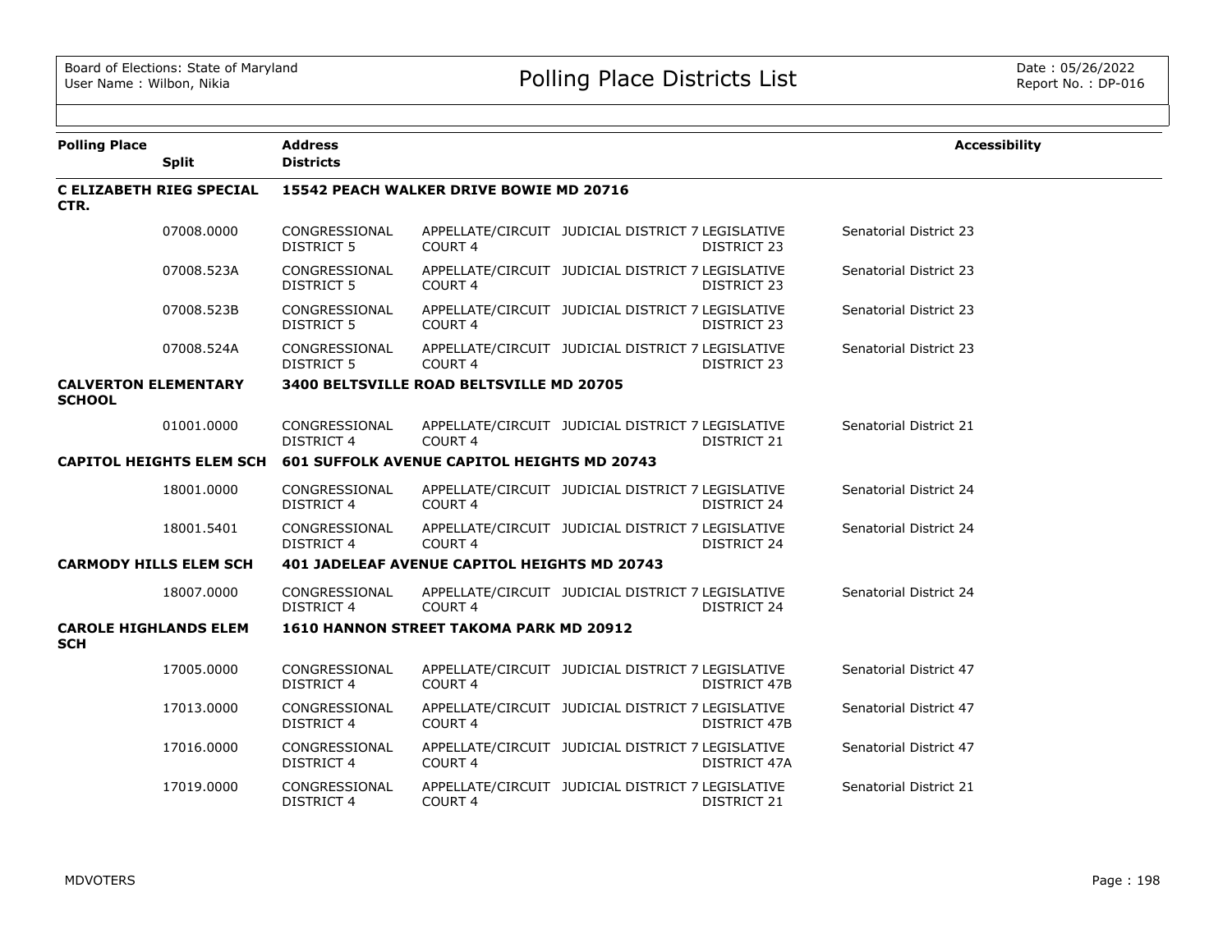| Polling Place | Split | Address / Districts | | | | | Accessibility |
|---|---|---|---|---|---|---|---|
| **C ELIZABETH RIEG SPECIAL CTR.** | | **15542 PEACH WALKER DRIVE BOWIE MD 20716** | | | | | |
| | 07008.0000 | CONGRESSIONAL DISTRICT 5 | APPELLATE/CIRCUIT COURT 4 | JUDICIAL DISTRICT 7 | LEGISLATIVE DISTRICT 23 | Senatorial District 23 | |
| | 07008.523A | CONGRESSIONAL DISTRICT 5 | APPELLATE/CIRCUIT COURT 4 | JUDICIAL DISTRICT 7 | LEGISLATIVE DISTRICT 23 | Senatorial District 23 | |
| | 07008.523B | CONGRESSIONAL DISTRICT 5 | APPELLATE/CIRCUIT COURT 4 | JUDICIAL DISTRICT 7 | LEGISLATIVE DISTRICT 23 | Senatorial District 23 | |
| | 07008.524A | CONGRESSIONAL DISTRICT 5 | APPELLATE/CIRCUIT COURT 4 | JUDICIAL DISTRICT 7 | LEGISLATIVE DISTRICT 23 | Senatorial District 23 | |
| **CALVERTON ELEMENTARY SCHOOL** | | **3400 BELTSVILLE ROAD BELTSVILLE MD 20705** | | | | | |
| | 01001.0000 | CONGRESSIONAL DISTRICT 4 | APPELLATE/CIRCUIT COURT 4 | JUDICIAL DISTRICT 7 | LEGISLATIVE DISTRICT 21 | Senatorial District 21 | |
| **CAPITOL HEIGHTS ELEM SCH** | | **601 SUFFOLK AVENUE CAPITOL HEIGHTS MD 20743** | | | | | |
| | 18001.0000 | CONGRESSIONAL DISTRICT 4 | APPELLATE/CIRCUIT COURT 4 | JUDICIAL DISTRICT 7 | LEGISLATIVE DISTRICT 24 | Senatorial District 24 | |
| | 18001.5401 | CONGRESSIONAL DISTRICT 4 | APPELLATE/CIRCUIT COURT 4 | JUDICIAL DISTRICT 7 | LEGISLATIVE DISTRICT 24 | Senatorial District 24 | |
| **CARMODY HILLS ELEM SCH** | | **401 JADELEAF AVENUE CAPITOL HEIGHTS MD 20743** | | | | | |
| | 18007.0000 | CONGRESSIONAL DISTRICT 4 | APPELLATE/CIRCUIT COURT 4 | JUDICIAL DISTRICT 7 | LEGISLATIVE DISTRICT 24 | Senatorial District 24 | |
| **CAROLE HIGHLANDS ELEM SCH** | | **1610 HANNON STREET TAKOMA PARK MD 20912** | | | | | |
| | 17005.0000 | CONGRESSIONAL DISTRICT 4 | APPELLATE/CIRCUIT COURT 4 | JUDICIAL DISTRICT 7 | LEGISLATIVE DISTRICT 47B | Senatorial District 47 | |
| | 17013.0000 | CONGRESSIONAL DISTRICT 4 | APPELLATE/CIRCUIT COURT 4 | JUDICIAL DISTRICT 7 | LEGISLATIVE DISTRICT 47B | Senatorial District 47 | |
| | 17016.0000 | CONGRESSIONAL DISTRICT 4 | APPELLATE/CIRCUIT COURT 4 | JUDICIAL DISTRICT 7 | LEGISLATIVE DISTRICT 47A | Senatorial District 47 | |
| | 17019.0000 | CONGRESSIONAL DISTRICT 4 | APPELLATE/CIRCUIT COURT 4 | JUDICIAL DISTRICT 7 | LEGISLATIVE DISTRICT 21 | Senatorial District 21 | |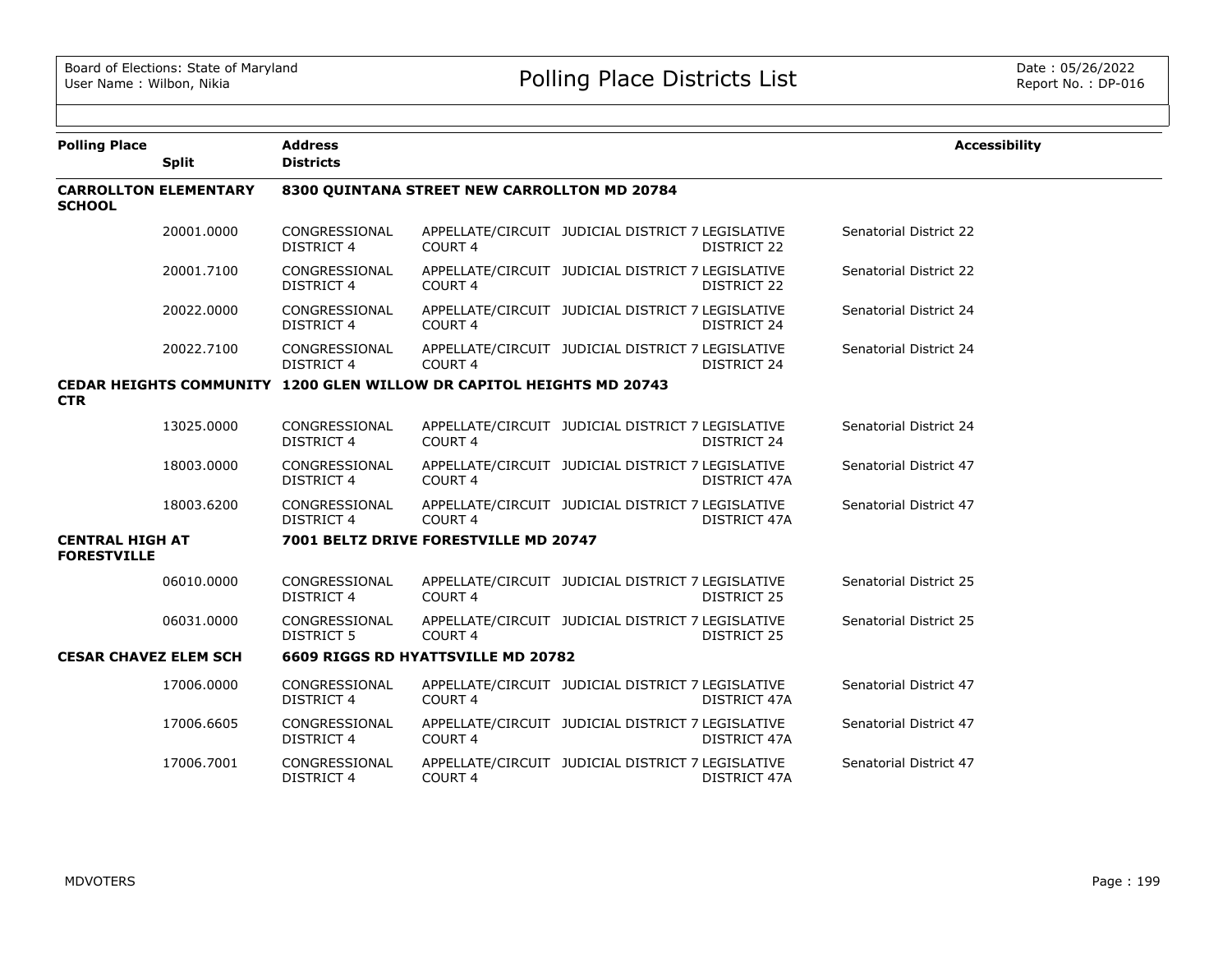| Polling Place | Split | Address / Districts | | | | | Accessibility |
|---|---|---|---|---|---|---|---|
| **CARROLLTON ELEMENTARY SCHOOL** | | **8300 QUINTANA STREET NEW CARROLLTON MD 20784** | | | | | |
| | 20001.0000 | CONGRESSIONAL DISTRICT 4 | APPELLATE/CIRCUIT COURT 4 | JUDICIAL DISTRICT 7 | LEGISLATIVE DISTRICT 22 | Senatorial District 22 | |
| | 20001.7100 | CONGRESSIONAL DISTRICT 4 | APPELLATE/CIRCUIT COURT 4 | JUDICIAL DISTRICT 7 | LEGISLATIVE DISTRICT 22 | Senatorial District 22 | |
| | 20022.0000 | CONGRESSIONAL DISTRICT 4 | APPELLATE/CIRCUIT COURT 4 | JUDICIAL DISTRICT 7 | LEGISLATIVE DISTRICT 24 | Senatorial District 24 | |
| | 20022.7100 | CONGRESSIONAL DISTRICT 4 | APPELLATE/CIRCUIT COURT 4 | JUDICIAL DISTRICT 7 | LEGISLATIVE DISTRICT 24 | Senatorial District 24 | |
| **CEDAR HEIGHTS COMMUNITY CTR** | | **1200 GLEN WILLOW DR CAPITOL HEIGHTS MD 20743** | | | | | |
| | 13025.0000 | CONGRESSIONAL DISTRICT 4 | APPELLATE/CIRCUIT COURT 4 | JUDICIAL DISTRICT 7 | LEGISLATIVE DISTRICT 24 | Senatorial District 24 | |
| | 18003.0000 | CONGRESSIONAL DISTRICT 4 | APPELLATE/CIRCUIT COURT 4 | JUDICIAL DISTRICT 7 | LEGISLATIVE DISTRICT 47A | Senatorial District 47 | |
| | 18003.6200 | CONGRESSIONAL DISTRICT 4 | APPELLATE/CIRCUIT COURT 4 | JUDICIAL DISTRICT 7 | LEGISLATIVE DISTRICT 47A | Senatorial District 47 | |
| **CENTRAL HIGH AT FORESTVILLE** | | **7001 BELTZ DRIVE FORESTVILLE MD 20747** | | | | | |
| | 06010.0000 | CONGRESSIONAL DISTRICT 4 | APPELLATE/CIRCUIT COURT 4 | JUDICIAL DISTRICT 7 | LEGISLATIVE DISTRICT 25 | Senatorial District 25 | |
| | 06031.0000 | CONGRESSIONAL DISTRICT 5 | APPELLATE/CIRCUIT COURT 4 | JUDICIAL DISTRICT 7 | LEGISLATIVE DISTRICT 25 | Senatorial District 25 | |
| **CESAR CHAVEZ ELEM SCH** | | **6609 RIGGS RD HYATTSVILLE MD 20782** | | | | | |
| | 17006.0000 | CONGRESSIONAL DISTRICT 4 | APPELLATE/CIRCUIT COURT 4 | JUDICIAL DISTRICT 7 | LEGISLATIVE DISTRICT 47A | Senatorial District 47 | |
| | 17006.6605 | CONGRESSIONAL DISTRICT 4 | APPELLATE/CIRCUIT COURT 4 | JUDICIAL DISTRICT 7 | LEGISLATIVE DISTRICT 47A | Senatorial District 47 | |
| | 17006.7001 | CONGRESSIONAL DISTRICT 4 | APPELLATE/CIRCUIT COURT 4 | JUDICIAL DISTRICT 7 | LEGISLATIVE DISTRICT 47A | Senatorial District 47 | |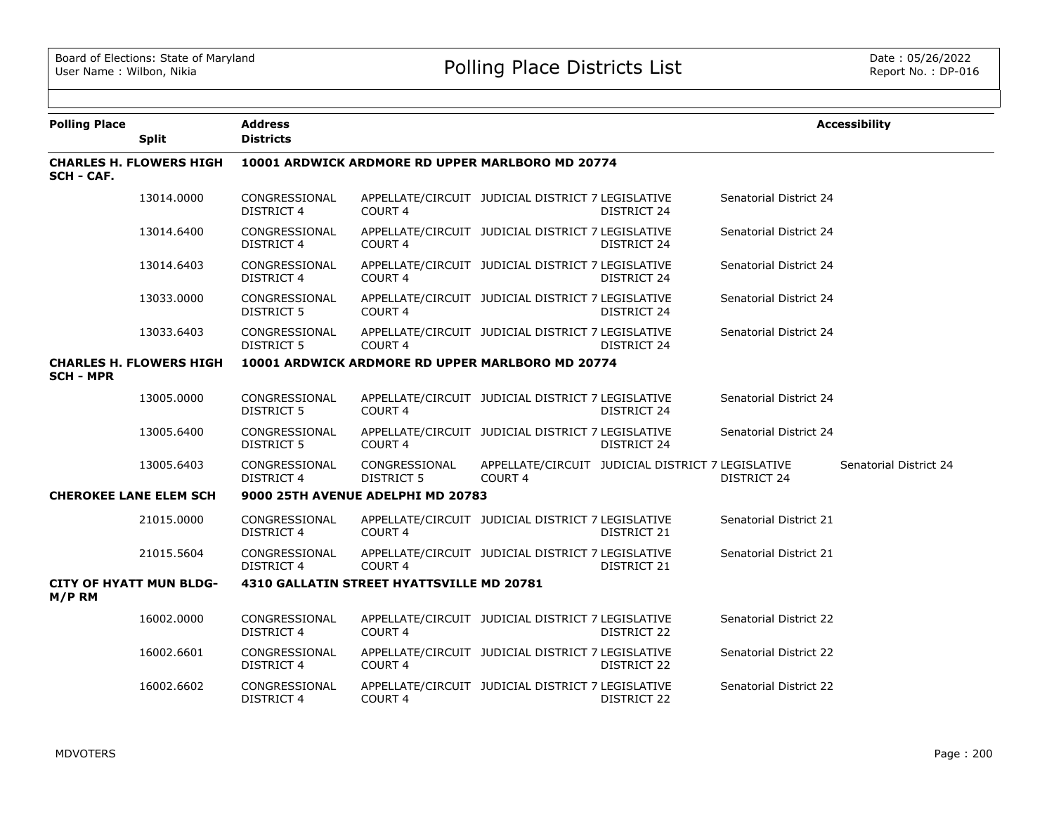# Polling Place Districts List

Board of Elections: State of Maryland
User Name : Wilbon, Nikia

Date : 05/26/2022
Report No. : DP-016

| Polling Place | Split | Address / Districts | | | | | Accessibility |
|---|---|---|---|---|---|---|---|
| **CHARLES H. FLOWERS HIGH SCH - CAF.** | | **10001 ARDWICK ARDMORE RD UPPER MARLBORO MD 20774** | | | | | |
| | 13014.0000 | CONGRESSIONAL DISTRICT 4 | APPELLATE/CIRCUIT COURT 4 | JUDICIAL DISTRICT 7 | LEGISLATIVE DISTRICT 24 | Senatorial District 24 | |
| | 13014.6400 | CONGRESSIONAL DISTRICT 4 | APPELLATE/CIRCUIT COURT 4 | JUDICIAL DISTRICT 7 | LEGISLATIVE DISTRICT 24 | Senatorial District 24 | |
| | 13014.6403 | CONGRESSIONAL DISTRICT 4 | APPELLATE/CIRCUIT COURT 4 | JUDICIAL DISTRICT 7 | LEGISLATIVE DISTRICT 24 | Senatorial District 24 | |
| | 13033.0000 | CONGRESSIONAL DISTRICT 5 | APPELLATE/CIRCUIT COURT 4 | JUDICIAL DISTRICT 7 | LEGISLATIVE DISTRICT 24 | Senatorial District 24 | |
| | 13033.6403 | CONGRESSIONAL DISTRICT 5 | APPELLATE/CIRCUIT COURT 4 | JUDICIAL DISTRICT 7 | LEGISLATIVE DISTRICT 24 | Senatorial District 24 | |
| **CHARLES H. FLOWERS HIGH SCH - MPR** | | **10001 ARDWICK ARDMORE RD UPPER MARLBORO MD 20774** | | | | | |
| | 13005.0000 | CONGRESSIONAL DISTRICT 5 | APPELLATE/CIRCUIT COURT 4 | JUDICIAL DISTRICT 7 | LEGISLATIVE DISTRICT 24 | Senatorial District 24 | |
| | 13005.6400 | CONGRESSIONAL DISTRICT 5 | APPELLATE/CIRCUIT COURT 4 | JUDICIAL DISTRICT 7 | LEGISLATIVE DISTRICT 24 | Senatorial District 24 | |
| | 13005.6403 | CONGRESSIONAL DISTRICT 4 | CONGRESSIONAL DISTRICT 5 | APPELLATE/CIRCUIT COURT 4 | JUDICIAL DISTRICT 7 | LEGISLATIVE DISTRICT 24 | Senatorial District 24 |
| **CHEROKEE LANE ELEM SCH** | | **9000 25TH AVENUE ADELPHI MD 20783** | | | | | |
| | 21015.0000 | CONGRESSIONAL DISTRICT 4 | APPELLATE/CIRCUIT COURT 4 | JUDICIAL DISTRICT 7 | LEGISLATIVE DISTRICT 21 | Senatorial District 21 | |
| | 21015.5604 | CONGRESSIONAL DISTRICT 4 | APPELLATE/CIRCUIT COURT 4 | JUDICIAL DISTRICT 7 | LEGISLATIVE DISTRICT 21 | Senatorial District 21 | |
| **CITY OF HYATT MUN BLDG-M/P RM** | | **4310 GALLATIN STREET HYATTSVILLE MD 20781** | | | | | |
| | 16002.0000 | CONGRESSIONAL DISTRICT 4 | APPELLATE/CIRCUIT COURT 4 | JUDICIAL DISTRICT 7 | LEGISLATIVE DISTRICT 22 | Senatorial District 22 | |
| | 16002.6601 | CONGRESSIONAL DISTRICT 4 | APPELLATE/CIRCUIT COURT 4 | JUDICIAL DISTRICT 7 | LEGISLATIVE DISTRICT 22 | Senatorial District 22 | |
| | 16002.6602 | CONGRESSIONAL DISTRICT 4 | APPELLATE/CIRCUIT COURT 4 | JUDICIAL DISTRICT 7 | LEGISLATIVE DISTRICT 22 | Senatorial District 22 | |

MDVOTERS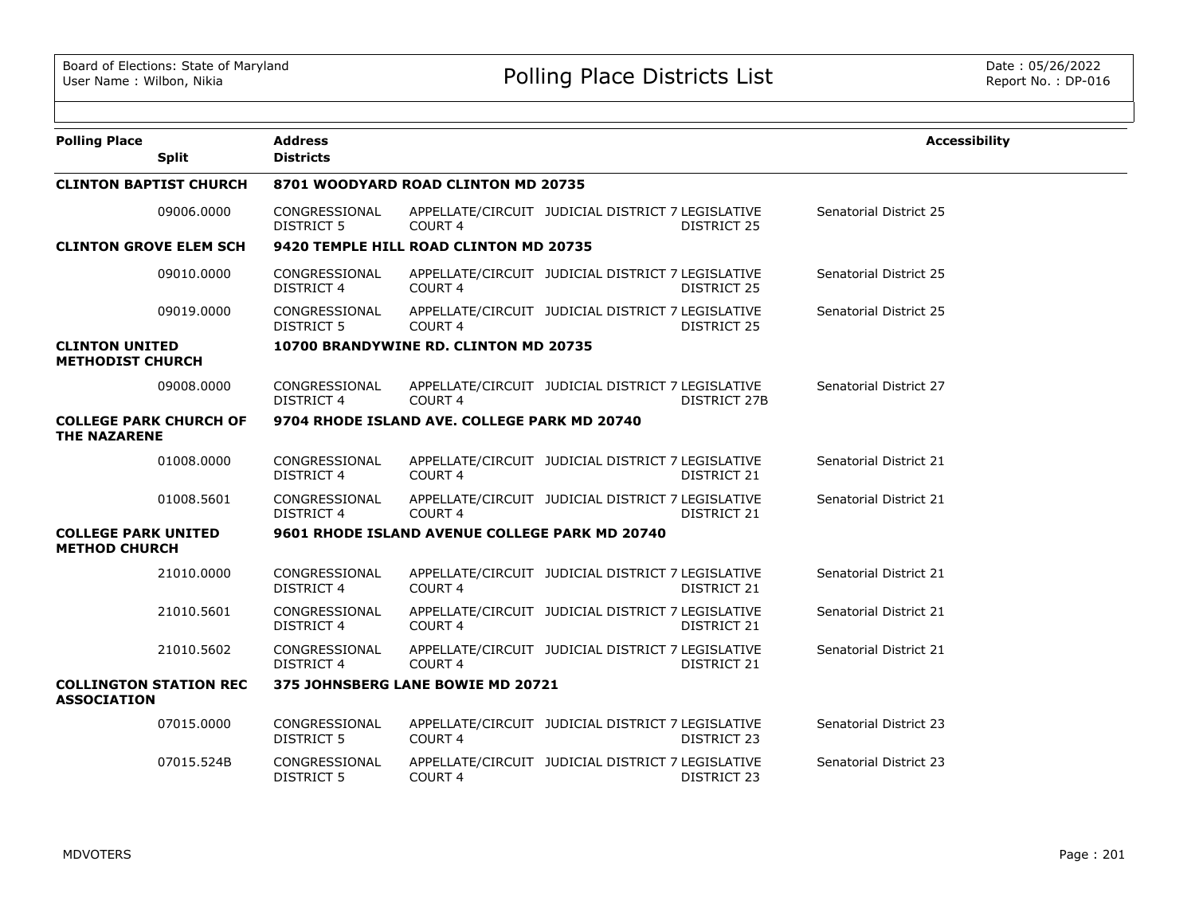# Polling Place Districts List

| Polling Place | Split | Address / Districts | | | | | Accessibility |
|---|---|---|---|---|---|---|---|
| **CLINTON BAPTIST CHURCH** | | **8701 WOODYARD ROAD CLINTON MD 20735** | | | | | |
| | 09006.0000 | CONGRESSIONAL DISTRICT 5 | APPELLATE/CIRCUIT COURT 4 | JUDICIAL DISTRICT 7 | LEGISLATIVE DISTRICT 25 | Senatorial District 25 | |
| **CLINTON GROVE ELEM SCH** | | **9420 TEMPLE HILL ROAD CLINTON MD 20735** | | | | | |
| | 09010.0000 | CONGRESSIONAL DISTRICT 4 | APPELLATE/CIRCUIT COURT 4 | JUDICIAL DISTRICT 7 | LEGISLATIVE DISTRICT 25 | Senatorial District 25 | |
| | 09019.0000 | CONGRESSIONAL DISTRICT 5 | APPELLATE/CIRCUIT COURT 4 | JUDICIAL DISTRICT 7 | LEGISLATIVE DISTRICT 25 | Senatorial District 25 | |
| **CLINTON UNITED METHODIST CHURCH** | | **10700 BRANDYWINE RD. CLINTON MD 20735** | | | | | |
| | 09008.0000 | CONGRESSIONAL DISTRICT 4 | APPELLATE/CIRCUIT COURT 4 | JUDICIAL DISTRICT 7 | LEGISLATIVE DISTRICT 27B | Senatorial District 27 | |
| **COLLEGE PARK CHURCH OF THE NAZARENE** | | **9704 RHODE ISLAND AVE. COLLEGE PARK MD 20740** | | | | | |
| | 01008.0000 | CONGRESSIONAL DISTRICT 4 | APPELLATE/CIRCUIT COURT 4 | JUDICIAL DISTRICT 7 | LEGISLATIVE DISTRICT 21 | Senatorial District 21 | |
| | 01008.5601 | CONGRESSIONAL DISTRICT 4 | APPELLATE/CIRCUIT COURT 4 | JUDICIAL DISTRICT 7 | LEGISLATIVE DISTRICT 21 | Senatorial District 21 | |
| **COLLEGE PARK UNITED METHOD CHURCH** | | **9601 RHODE ISLAND AVENUE COLLEGE PARK MD 20740** | | | | | |
| | 21010.0000 | CONGRESSIONAL DISTRICT 4 | APPELLATE/CIRCUIT COURT 4 | JUDICIAL DISTRICT 7 | LEGISLATIVE DISTRICT 21 | Senatorial District 21 | |
| | 21010.5601 | CONGRESSIONAL DISTRICT 4 | APPELLATE/CIRCUIT COURT 4 | JUDICIAL DISTRICT 7 | LEGISLATIVE DISTRICT 21 | Senatorial District 21 | |
| | 21010.5602 | CONGRESSIONAL DISTRICT 4 | APPELLATE/CIRCUIT COURT 4 | JUDICIAL DISTRICT 7 | LEGISLATIVE DISTRICT 21 | Senatorial District 21 | |
| **COLLINGTON STATION REC ASSOCIATION** | | **375 JOHNSBERG LANE BOWIE MD 20721** | | | | | |
| | 07015.0000 | CONGRESSIONAL DISTRICT 5 | APPELLATE/CIRCUIT COURT 4 | JUDICIAL DISTRICT 7 | LEGISLATIVE DISTRICT 23 | Senatorial District 23 | |
| | 07015.524B | CONGRESSIONAL DISTRICT 5 | APPELLATE/CIRCUIT COURT 4 | JUDICIAL DISTRICT 7 | LEGISLATIVE DISTRICT 23 | Senatorial District 23 | |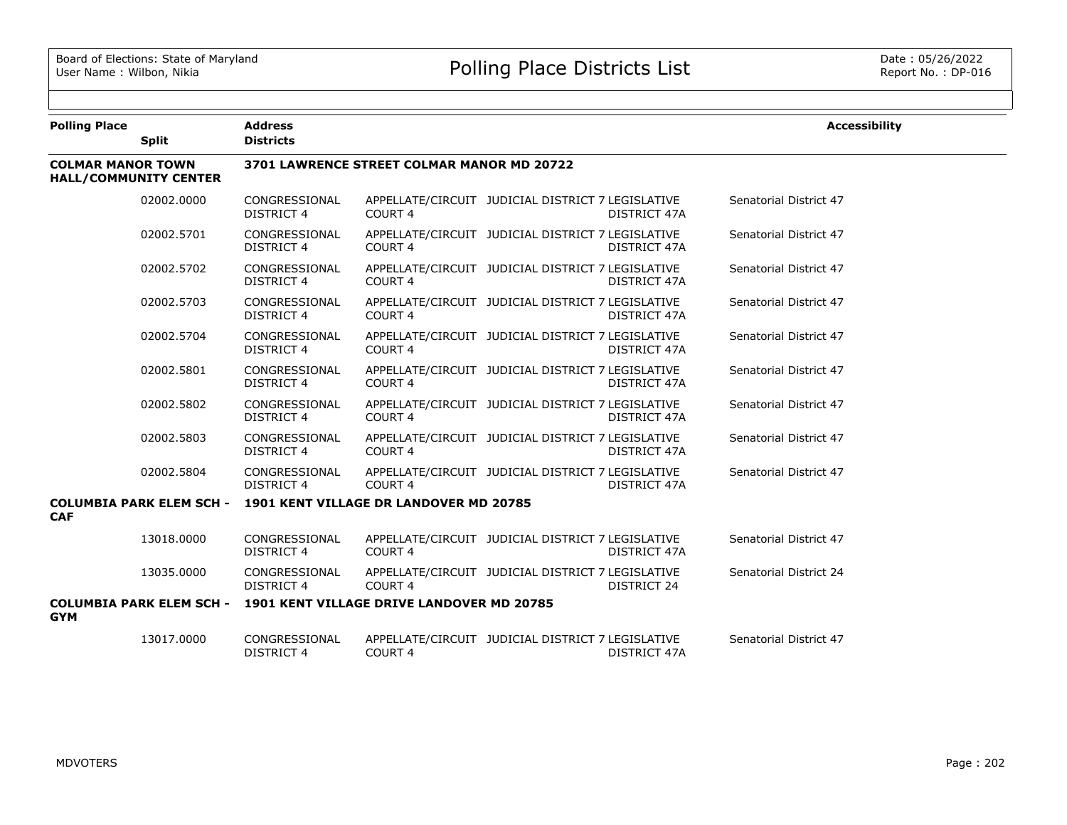# Polling Place Districts List

Board of Elections: State of Maryland
User Name : Wilbon, Nikia

Date : 05/26/2022
Report No. : DP-016

| Polling Place | Split | Address / Districts | | | | Accessibility |
|---|---|---|---|---|---|---|
| **COLMAR MANOR TOWN HALL/COMMUNITY CENTER** | | **3701 LAWRENCE STREET COLMAR MANOR MD 20722** | | | | |
| | 02002.0000 | CONGRESSIONAL DISTRICT 4 | APPELLATE/CIRCUIT COURT 4 | JUDICIAL DISTRICT 7 | LEGISLATIVE DISTRICT 47A | Senatorial District 47 |
| | 02002.5701 | CONGRESSIONAL DISTRICT 4 | APPELLATE/CIRCUIT COURT 4 | JUDICIAL DISTRICT 7 | LEGISLATIVE DISTRICT 47A | Senatorial District 47 |
| | 02002.5702 | CONGRESSIONAL DISTRICT 4 | APPELLATE/CIRCUIT COURT 4 | JUDICIAL DISTRICT 7 | LEGISLATIVE DISTRICT 47A | Senatorial District 47 |
| | 02002.5703 | CONGRESSIONAL DISTRICT 4 | APPELLATE/CIRCUIT COURT 4 | JUDICIAL DISTRICT 7 | LEGISLATIVE DISTRICT 47A | Senatorial District 47 |
| | 02002.5704 | CONGRESSIONAL DISTRICT 4 | APPELLATE/CIRCUIT COURT 4 | JUDICIAL DISTRICT 7 | LEGISLATIVE DISTRICT 47A | Senatorial District 47 |
| | 02002.5801 | CONGRESSIONAL DISTRICT 4 | APPELLATE/CIRCUIT COURT 4 | JUDICIAL DISTRICT 7 | LEGISLATIVE DISTRICT 47A | Senatorial District 47 |
| | 02002.5802 | CONGRESSIONAL DISTRICT 4 | APPELLATE/CIRCUIT COURT 4 | JUDICIAL DISTRICT 7 | LEGISLATIVE DISTRICT 47A | Senatorial District 47 |
| | 02002.5803 | CONGRESSIONAL DISTRICT 4 | APPELLATE/CIRCUIT COURT 4 | JUDICIAL DISTRICT 7 | LEGISLATIVE DISTRICT 47A | Senatorial District 47 |
| | 02002.5804 | CONGRESSIONAL DISTRICT 4 | APPELLATE/CIRCUIT COURT 4 | JUDICIAL DISTRICT 7 | LEGISLATIVE DISTRICT 47A | Senatorial District 47 |
| **COLUMBIA PARK ELEM SCH - CAF** | | **1901 KENT VILLAGE DR LANDOVER MD 20785** | | | | |
| | 13018.0000 | CONGRESSIONAL DISTRICT 4 | APPELLATE/CIRCUIT COURT 4 | JUDICIAL DISTRICT 7 | LEGISLATIVE DISTRICT 47A | Senatorial District 47 |
| | 13035.0000 | CONGRESSIONAL DISTRICT 4 | APPELLATE/CIRCUIT COURT 4 | JUDICIAL DISTRICT 7 | LEGISLATIVE DISTRICT 24 | Senatorial District 24 |
| **COLUMBIA PARK ELEM SCH - GYM** | | **1901 KENT VILLAGE DRIVE LANDOVER MD 20785** | | | | |
| | 13017.0000 | CONGRESSIONAL DISTRICT 4 | APPELLATE/CIRCUIT COURT 4 | JUDICIAL DISTRICT 7 | LEGISLATIVE DISTRICT 47A | Senatorial District 47 |

MDVOTERS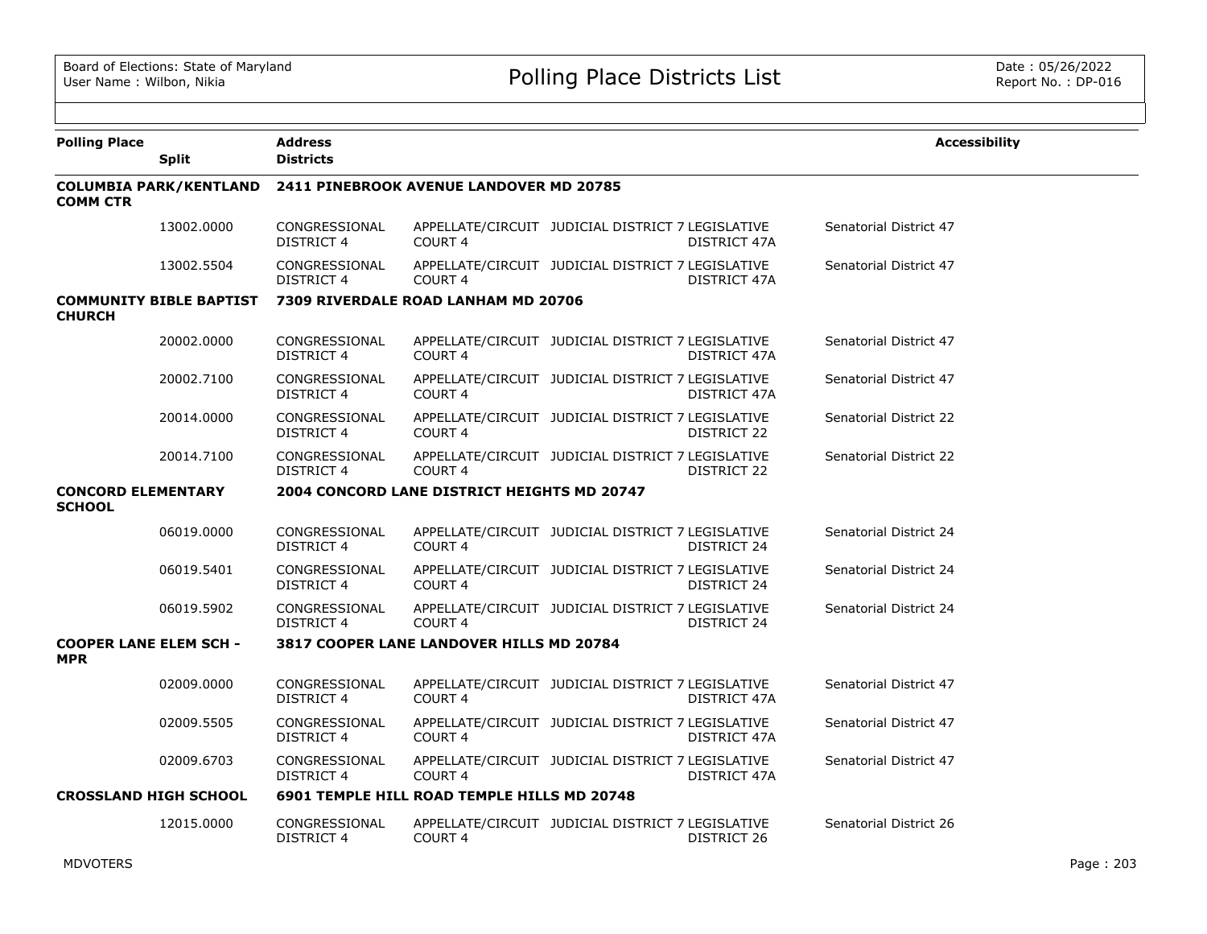Board of Elections: State of Maryland
User Name : Wilbon, Nikia

# Polling Place Districts List

Date : 05/26/2022
Report No. : DP-016

| Polling Place | Split | Address / Districts | | | | | Accessibility |
|---|---|---|---|---|---|---|---|
| **COLUMBIA PARK/KENTLAND COMM CTR** | | **2411 PINEBROOK AVENUE LANDOVER MD 20785** | | | | | |
| | 13002.0000 | CONGRESSIONAL DISTRICT 4 | APPELLATE/CIRCUIT COURT 4 | JUDICIAL DISTRICT 7 | LEGISLATIVE DISTRICT 47A | Senatorial District 47 | |
| | 13002.5504 | CONGRESSIONAL DISTRICT 4 | APPELLATE/CIRCUIT COURT 4 | JUDICIAL DISTRICT 7 | LEGISLATIVE DISTRICT 47A | Senatorial District 47 | |
| **COMMUNITY BIBLE BAPTIST CHURCH** | | **7309 RIVERDALE ROAD LANHAM MD 20706** | | | | | |
| | 20002.0000 | CONGRESSIONAL DISTRICT 4 | APPELLATE/CIRCUIT COURT 4 | JUDICIAL DISTRICT 7 | LEGISLATIVE DISTRICT 47A | Senatorial District 47 | |
| | 20002.7100 | CONGRESSIONAL DISTRICT 4 | APPELLATE/CIRCUIT COURT 4 | JUDICIAL DISTRICT 7 | LEGISLATIVE DISTRICT 47A | Senatorial District 47 | |
| | 20014.0000 | CONGRESSIONAL DISTRICT 4 | APPELLATE/CIRCUIT COURT 4 | JUDICIAL DISTRICT 7 | LEGISLATIVE DISTRICT 22 | Senatorial District 22 | |
| | 20014.7100 | CONGRESSIONAL DISTRICT 4 | APPELLATE/CIRCUIT COURT 4 | JUDICIAL DISTRICT 7 | LEGISLATIVE DISTRICT 22 | Senatorial District 22 | |
| **CONCORD ELEMENTARY SCHOOL** | | **2004 CONCORD LANE DISTRICT HEIGHTS MD 20747** | | | | | |
| | 06019.0000 | CONGRESSIONAL DISTRICT 4 | APPELLATE/CIRCUIT COURT 4 | JUDICIAL DISTRICT 7 | LEGISLATIVE DISTRICT 24 | Senatorial District 24 | |
| | 06019.5401 | CONGRESSIONAL DISTRICT 4 | APPELLATE/CIRCUIT COURT 4 | JUDICIAL DISTRICT 7 | LEGISLATIVE DISTRICT 24 | Senatorial District 24 | |
| | 06019.5902 | CONGRESSIONAL DISTRICT 4 | APPELLATE/CIRCUIT COURT 4 | JUDICIAL DISTRICT 7 | LEGISLATIVE DISTRICT 24 | Senatorial District 24 | |
| **COOPER LANE ELEM SCH - MPR** | | **3817 COOPER LANE LANDOVER HILLS MD 20784** | | | | | |
| | 02009.0000 | CONGRESSIONAL DISTRICT 4 | APPELLATE/CIRCUIT COURT 4 | JUDICIAL DISTRICT 7 | LEGISLATIVE DISTRICT 47A | Senatorial District 47 | |
| | 02009.5505 | CONGRESSIONAL DISTRICT 4 | APPELLATE/CIRCUIT COURT 4 | JUDICIAL DISTRICT 7 | LEGISLATIVE DISTRICT 47A | Senatorial District 47 | |
| | 02009.6703 | CONGRESSIONAL DISTRICT 4 | APPELLATE/CIRCUIT COURT 4 | JUDICIAL DISTRICT 7 | LEGISLATIVE DISTRICT 47A | Senatorial District 47 | |
| **CROSSLAND HIGH SCHOOL** | | **6901 TEMPLE HILL ROAD TEMPLE HILLS MD 20748** | | | | | |
| | 12015.0000 | CONGRESSIONAL DISTRICT 4 | APPELLATE/CIRCUIT COURT 4 | JUDICIAL DISTRICT 7 | LEGISLATIVE DISTRICT 26 | Senatorial District 26 | |

MDVOTERS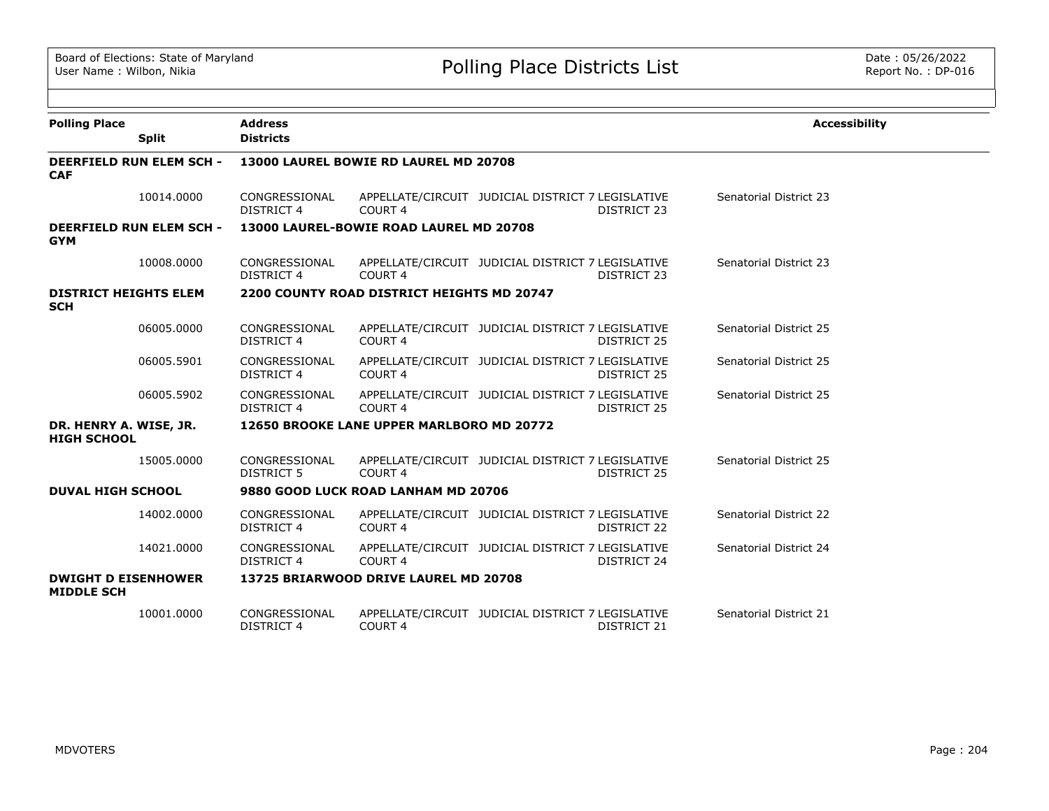| Polling Place | Split | Address / Districts | | | | Accessibility |
|---|---|---|---|---|---|---|
| **DEERFIELD RUN ELEM SCH - CAF** | | **13000 LAUREL BOWIE RD LAUREL MD 20708** | | | | |
| | 10014.0000 | CONGRESSIONAL DISTRICT 4 | APPELLATE/CIRCUIT COURT 4 | JUDICIAL DISTRICT 7 | LEGISLATIVE DISTRICT 23 | Senatorial District 23 |
| **DEERFIELD RUN ELEM SCH - GYM** | | **13000 LAUREL-BOWIE ROAD LAUREL MD 20708** | | | | |
| | 10008.0000 | CONGRESSIONAL DISTRICT 4 | APPELLATE/CIRCUIT COURT 4 | JUDICIAL DISTRICT 7 | LEGISLATIVE DISTRICT 23 | Senatorial District 23 |
| **DISTRICT HEIGHTS ELEM SCH** | | **2200 COUNTY ROAD DISTRICT HEIGHTS MD 20747** | | | | |
| | 06005.0000 | CONGRESSIONAL DISTRICT 4 | APPELLATE/CIRCUIT COURT 4 | JUDICIAL DISTRICT 7 | LEGISLATIVE DISTRICT 25 | Senatorial District 25 |
| | 06005.5901 | CONGRESSIONAL DISTRICT 4 | APPELLATE/CIRCUIT COURT 4 | JUDICIAL DISTRICT 7 | LEGISLATIVE DISTRICT 25 | Senatorial District 25 |
| | 06005.5902 | CONGRESSIONAL DISTRICT 4 | APPELLATE/CIRCUIT COURT 4 | JUDICIAL DISTRICT 7 | LEGISLATIVE DISTRICT 25 | Senatorial District 25 |
| **DR. HENRY A. WISE, JR. HIGH SCHOOL** | | **12650 BROOKE LANE UPPER MARLBORO MD 20772** | | | | |
| | 15005.0000 | CONGRESSIONAL DISTRICT 5 | APPELLATE/CIRCUIT COURT 4 | JUDICIAL DISTRICT 7 | LEGISLATIVE DISTRICT 25 | Senatorial District 25 |
| **DUVAL HIGH SCHOOL** | | **9880 GOOD LUCK ROAD LANHAM MD 20706** | | | | |
| | 14002.0000 | CONGRESSIONAL DISTRICT 4 | APPELLATE/CIRCUIT COURT 4 | JUDICIAL DISTRICT 7 | LEGISLATIVE DISTRICT 22 | Senatorial District 22 |
| | 14021.0000 | CONGRESSIONAL DISTRICT 4 | APPELLATE/CIRCUIT COURT 4 | JUDICIAL DISTRICT 7 | LEGISLATIVE DISTRICT 24 | Senatorial District 24 |
| **DWIGHT D EISENHOWER MIDDLE SCH** | | **13725 BRIARWOOD DRIVE LAUREL MD 20708** | | | | |
| | 10001.0000 | CONGRESSIONAL DISTRICT 4 | APPELLATE/CIRCUIT COURT 4 | JUDICIAL DISTRICT 7 | LEGISLATIVE DISTRICT 21 | Senatorial District 21 |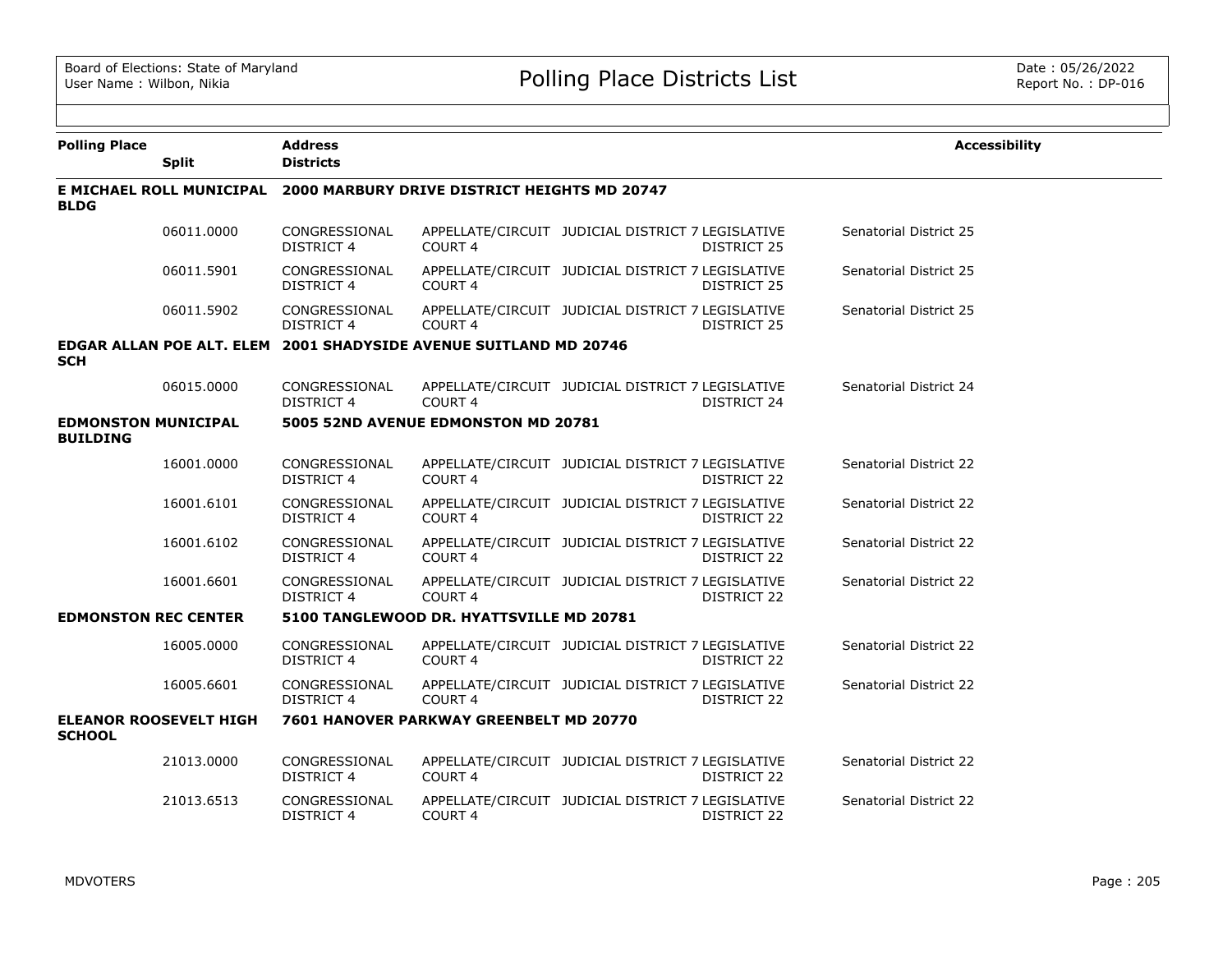Board of Elections: State of Maryland
User Name : Wilbon, Nikia

# Polling Place Districts List

Date : 05/26/2022
Report No. : DP-016

| Polling Place | Split | Address / Districts | | | | | Accessibility |
|---|---|---|---|---|---|---|---|
| **E MICHAEL ROLL MUNICIPAL BLDG** | | **2000 MARBURY DRIVE DISTRICT HEIGHTS MD 20747** | | | | | |
| | 06011.0000 | CONGRESSIONAL DISTRICT 4 | APPELLATE/CIRCUIT COURT 4 | JUDICIAL DISTRICT 7 | LEGISLATIVE DISTRICT 25 | Senatorial District 25 | |
| | 06011.5901 | CONGRESSIONAL DISTRICT 4 | APPELLATE/CIRCUIT COURT 4 | JUDICIAL DISTRICT 7 | LEGISLATIVE DISTRICT 25 | Senatorial District 25 | |
| | 06011.5902 | CONGRESSIONAL DISTRICT 4 | APPELLATE/CIRCUIT COURT 4 | JUDICIAL DISTRICT 7 | LEGISLATIVE DISTRICT 25 | Senatorial District 25 | |
| **EDGAR ALLAN POE ALT. ELEM SCH** | | **2001 SHADYSIDE AVENUE SUITLAND MD 20746** | | | | | |
| | 06015.0000 | CONGRESSIONAL DISTRICT 4 | APPELLATE/CIRCUIT COURT 4 | JUDICIAL DISTRICT 7 | LEGISLATIVE DISTRICT 24 | Senatorial District 24 | |
| **EDMONSTON MUNICIPAL BUILDING** | | **5005 52ND AVENUE EDMONSTON MD 20781** | | | | | |
| | 16001.0000 | CONGRESSIONAL DISTRICT 4 | APPELLATE/CIRCUIT COURT 4 | JUDICIAL DISTRICT 7 | LEGISLATIVE DISTRICT 22 | Senatorial District 22 | |
| | 16001.6101 | CONGRESSIONAL DISTRICT 4 | APPELLATE/CIRCUIT COURT 4 | JUDICIAL DISTRICT 7 | LEGISLATIVE DISTRICT 22 | Senatorial District 22 | |
| | 16001.6102 | CONGRESSIONAL DISTRICT 4 | APPELLATE/CIRCUIT COURT 4 | JUDICIAL DISTRICT 7 | LEGISLATIVE DISTRICT 22 | Senatorial District 22 | |
| | 16001.6601 | CONGRESSIONAL DISTRICT 4 | APPELLATE/CIRCUIT COURT 4 | JUDICIAL DISTRICT 7 | LEGISLATIVE DISTRICT 22 | Senatorial District 22 | |
| **EDMONSTON REC CENTER** | | **5100 TANGLEWOOD DR. HYATTSVILLE MD 20781** | | | | | |
| | 16005.0000 | CONGRESSIONAL DISTRICT 4 | APPELLATE/CIRCUIT COURT 4 | JUDICIAL DISTRICT 7 | LEGISLATIVE DISTRICT 22 | Senatorial District 22 | |
| | 16005.6601 | CONGRESSIONAL DISTRICT 4 | APPELLATE/CIRCUIT COURT 4 | JUDICIAL DISTRICT 7 | LEGISLATIVE DISTRICT 22 | Senatorial District 22 | |
| **ELEANOR ROOSEVELT HIGH SCHOOL** | | **7601 HANOVER PARKWAY GREENBELT MD 20770** | | | | | |
| | 21013.0000 | CONGRESSIONAL DISTRICT 4 | APPELLATE/CIRCUIT COURT 4 | JUDICIAL DISTRICT 7 | LEGISLATIVE DISTRICT 22 | Senatorial District 22 | |
| | 21013.6513 | CONGRESSIONAL DISTRICT 4 | APPELLATE/CIRCUIT COURT 4 | JUDICIAL DISTRICT 7 | LEGISLATIVE DISTRICT 22 | Senatorial District 22 | |

MDVOTERS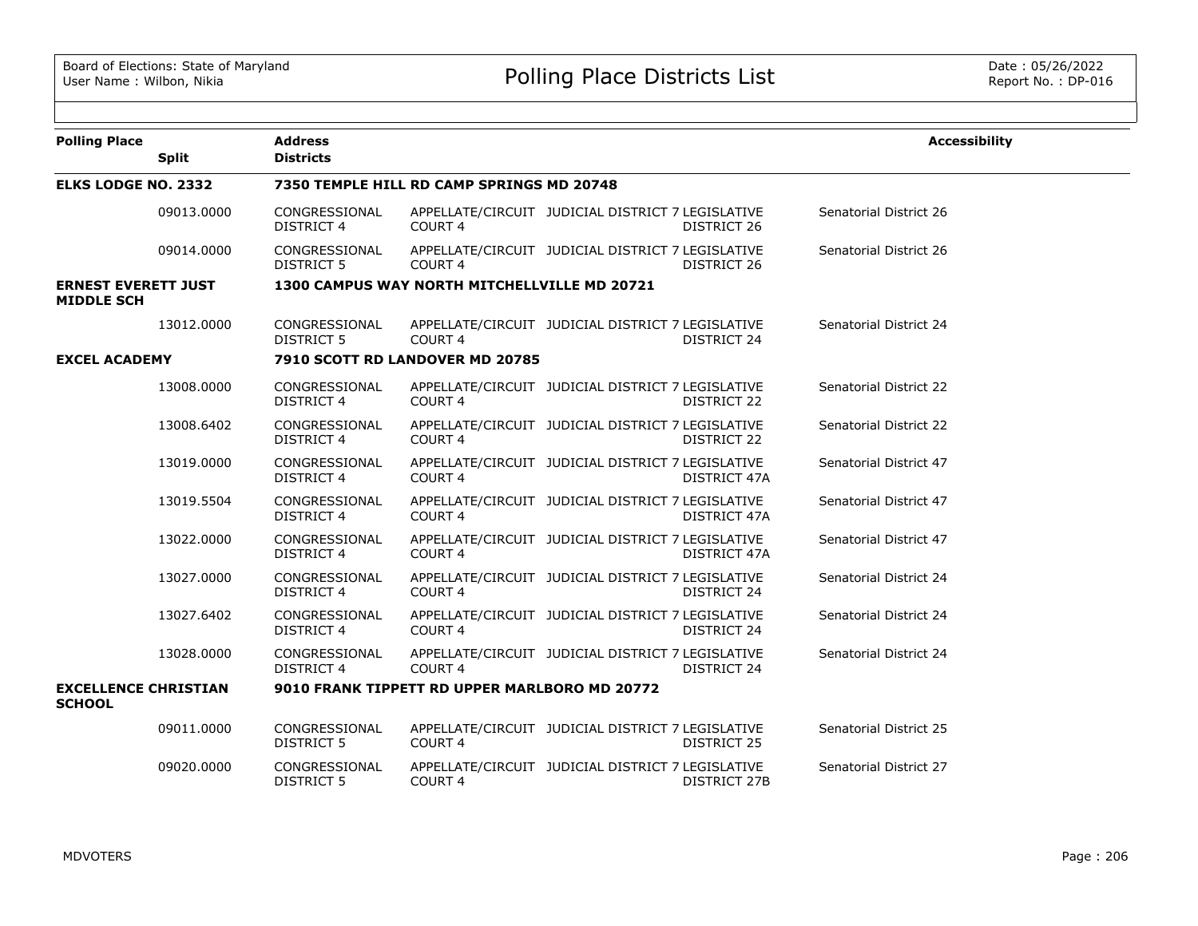| Polling Place | Split | Address / Districts | | | | | Accessibility |
|---|---|---|---|---|---|---|---|
| **ELKS LODGE NO. 2332** | | **7350 TEMPLE HILL RD CAMP SPRINGS MD 20748** | | | | | |
| | 09013.0000 | CONGRESSIONAL DISTRICT 4 | APPELLATE/CIRCUIT COURT 4 | JUDICIAL DISTRICT 7 | LEGISLATIVE DISTRICT 26 | Senatorial District 26 | |
| | 09014.0000 | CONGRESSIONAL DISTRICT 5 | APPELLATE/CIRCUIT COURT 4 | JUDICIAL DISTRICT 7 | LEGISLATIVE DISTRICT 26 | Senatorial District 26 | |
| **ERNEST EVERETT JUST MIDDLE SCH** | | **1300 CAMPUS WAY NORTH MITCHELLVILLE MD 20721** | | | | | |
| | 13012.0000 | CONGRESSIONAL DISTRICT 5 | APPELLATE/CIRCUIT COURT 4 | JUDICIAL DISTRICT 7 | LEGISLATIVE DISTRICT 24 | Senatorial District 24 | |
| **EXCEL ACADEMY** | | **7910 SCOTT RD LANDOVER MD 20785** | | | | | |
| | 13008.0000 | CONGRESSIONAL DISTRICT 4 | APPELLATE/CIRCUIT COURT 4 | JUDICIAL DISTRICT 7 | LEGISLATIVE DISTRICT 22 | Senatorial District 22 | |
| | 13008.6402 | CONGRESSIONAL DISTRICT 4 | APPELLATE/CIRCUIT COURT 4 | JUDICIAL DISTRICT 7 | LEGISLATIVE DISTRICT 22 | Senatorial District 22 | |
| | 13019.0000 | CONGRESSIONAL DISTRICT 4 | APPELLATE/CIRCUIT COURT 4 | JUDICIAL DISTRICT 7 | LEGISLATIVE DISTRICT 47A | Senatorial District 47 | |
| | 13019.5504 | CONGRESSIONAL DISTRICT 4 | APPELLATE/CIRCUIT COURT 4 | JUDICIAL DISTRICT 7 | LEGISLATIVE DISTRICT 47A | Senatorial District 47 | |
| | 13022.0000 | CONGRESSIONAL DISTRICT 4 | APPELLATE/CIRCUIT COURT 4 | JUDICIAL DISTRICT 7 | LEGISLATIVE DISTRICT 47A | Senatorial District 47 | |
| | 13027.0000 | CONGRESSIONAL DISTRICT 4 | APPELLATE/CIRCUIT COURT 4 | JUDICIAL DISTRICT 7 | LEGISLATIVE DISTRICT 24 | Senatorial District 24 | |
| | 13027.6402 | CONGRESSIONAL DISTRICT 4 | APPELLATE/CIRCUIT COURT 4 | JUDICIAL DISTRICT 7 | LEGISLATIVE DISTRICT 24 | Senatorial District 24 | |
| | 13028.0000 | CONGRESSIONAL DISTRICT 4 | APPELLATE/CIRCUIT COURT 4 | JUDICIAL DISTRICT 7 | LEGISLATIVE DISTRICT 24 | Senatorial District 24 | |
| **EXCELLENCE CHRISTIAN SCHOOL** | | **9010 FRANK TIPPETT RD UPPER MARLBORO MD 20772** | | | | | |
| | 09011.0000 | CONGRESSIONAL DISTRICT 5 | APPELLATE/CIRCUIT COURT 4 | JUDICIAL DISTRICT 7 | LEGISLATIVE DISTRICT 25 | Senatorial District 25 | |
| | 09020.0000 | CONGRESSIONAL DISTRICT 5 | APPELLATE/CIRCUIT COURT 4 | JUDICIAL DISTRICT 7 | LEGISLATIVE DISTRICT 27B | Senatorial District 27 | |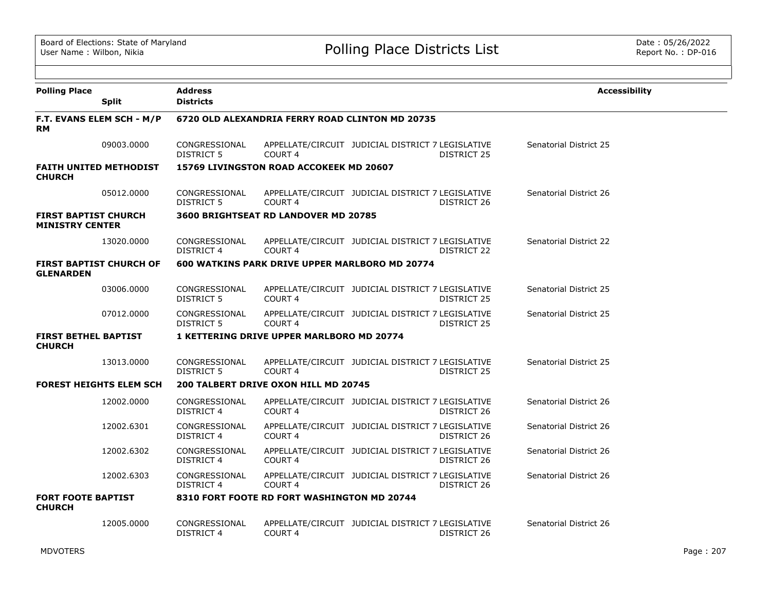| Polling Place | Split | Address / Districts | | | | | Accessibility |
|---|---|---|---|---|---|---|---|
| **F.T. EVANS ELEM SCH - M/P RM** | | **6720 OLD ALEXANDRIA FERRY ROAD CLINTON MD 20735** | | | | | |
| | 09003.0000 | CONGRESSIONAL DISTRICT 5 | APPELLATE/CIRCUIT COURT 4 | JUDICIAL DISTRICT 7 | LEGISLATIVE DISTRICT 25 | Senatorial District 25 | |
| **FAITH UNITED METHODIST CHURCH** | | **15769 LIVINGSTON ROAD ACCOKEEK MD 20607** | | | | | |
| | 05012.0000 | CONGRESSIONAL DISTRICT 5 | APPELLATE/CIRCUIT COURT 4 | JUDICIAL DISTRICT 7 | LEGISLATIVE DISTRICT 26 | Senatorial District 26 | |
| **FIRST BAPTIST CHURCH MINISTRY CENTER** | | **3600 BRIGHTSEAT RD LANDOVER MD 20785** | | | | | |
| | 13020.0000 | CONGRESSIONAL DISTRICT 4 | APPELLATE/CIRCUIT COURT 4 | JUDICIAL DISTRICT 7 | LEGISLATIVE DISTRICT 22 | Senatorial District 22 | |
| **FIRST BAPTIST CHURCH OF GLENARDEN** | | **600 WATKINS PARK DRIVE UPPER MARLBORO MD 20774** | | | | | |
| | 03006.0000 | CONGRESSIONAL DISTRICT 5 | APPELLATE/CIRCUIT COURT 4 | JUDICIAL DISTRICT 7 | LEGISLATIVE DISTRICT 25 | Senatorial District 25 | |
| | 07012.0000 | CONGRESSIONAL DISTRICT 5 | APPELLATE/CIRCUIT COURT 4 | JUDICIAL DISTRICT 7 | LEGISLATIVE DISTRICT 25 | Senatorial District 25 | |
| **FIRST BETHEL BAPTIST CHURCH** | | **1 KETTERING DRIVE UPPER MARLBORO MD 20774** | | | | | |
| | 13013.0000 | CONGRESSIONAL DISTRICT 5 | APPELLATE/CIRCUIT COURT 4 | JUDICIAL DISTRICT 7 | LEGISLATIVE DISTRICT 25 | Senatorial District 25 | |
| **FOREST HEIGHTS ELEM SCH** | | **200 TALBERT DRIVE OXON HILL MD 20745** | | | | | |
| | 12002.0000 | CONGRESSIONAL DISTRICT 4 | APPELLATE/CIRCUIT COURT 4 | JUDICIAL DISTRICT 7 | LEGISLATIVE DISTRICT 26 | Senatorial District 26 | |
| | 12002.6301 | CONGRESSIONAL DISTRICT 4 | APPELLATE/CIRCUIT COURT 4 | JUDICIAL DISTRICT 7 | LEGISLATIVE DISTRICT 26 | Senatorial District 26 | |
| | 12002.6302 | CONGRESSIONAL DISTRICT 4 | APPELLATE/CIRCUIT COURT 4 | JUDICIAL DISTRICT 7 | LEGISLATIVE DISTRICT 26 | Senatorial District 26 | |
| | 12002.6303 | CONGRESSIONAL DISTRICT 4 | APPELLATE/CIRCUIT COURT 4 | JUDICIAL DISTRICT 7 | LEGISLATIVE DISTRICT 26 | Senatorial District 26 | |
| **FORT FOOTE BAPTIST CHURCH** | | **8310 FORT FOOTE RD FORT WASHINGTON MD 20744** | | | | | |
| | 12005.0000 | CONGRESSIONAL DISTRICT 4 | APPELLATE/CIRCUIT COURT 4 | JUDICIAL DISTRICT 7 | LEGISLATIVE DISTRICT 26 | Senatorial District 26 | |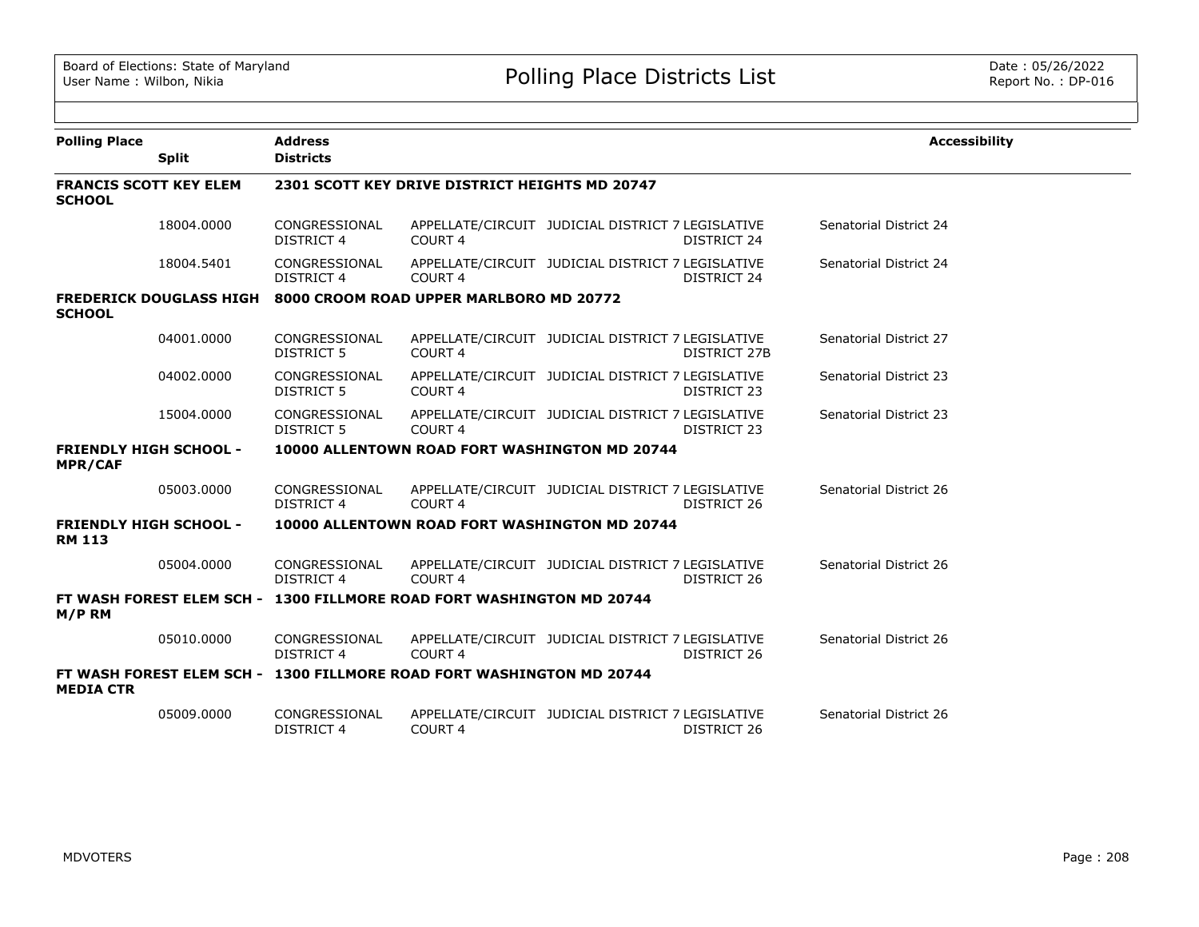| Polling Place | Split | Address / Districts | | | | | Accessibility |
|---|---|---|---|---|---|---|---|
| **FRANCIS SCOTT KEY ELEM SCHOOL** | | **2301 SCOTT KEY DRIVE DISTRICT HEIGHTS MD 20747** | | | | | |
| | 18004.0000 | CONGRESSIONAL DISTRICT 4 | APPELLATE/CIRCUIT COURT 4 | JUDICIAL DISTRICT 7 | LEGISLATIVE DISTRICT 24 | Senatorial District 24 | |
| | 18004.5401 | CONGRESSIONAL DISTRICT 4 | APPELLATE/CIRCUIT COURT 4 | JUDICIAL DISTRICT 7 | LEGISLATIVE DISTRICT 24 | Senatorial District 24 | |
| **FREDERICK DOUGLASS HIGH SCHOOL** | | **8000 CROOM ROAD UPPER MARLBORO MD 20772** | | | | | |
| | 04001.0000 | CONGRESSIONAL DISTRICT 5 | APPELLATE/CIRCUIT COURT 4 | JUDICIAL DISTRICT 7 | LEGISLATIVE DISTRICT 27B | Senatorial District 27 | |
| | 04002.0000 | CONGRESSIONAL DISTRICT 5 | APPELLATE/CIRCUIT COURT 4 | JUDICIAL DISTRICT 7 | LEGISLATIVE DISTRICT 23 | Senatorial District 23 | |
| | 15004.0000 | CONGRESSIONAL DISTRICT 5 | APPELLATE/CIRCUIT COURT 4 | JUDICIAL DISTRICT 7 | LEGISLATIVE DISTRICT 23 | Senatorial District 23 | |
| **FRIENDLY HIGH SCHOOL - MPR/CAF** | | **10000 ALLENTOWN ROAD FORT WASHINGTON MD 20744** | | | | | |
| | 05003.0000 | CONGRESSIONAL DISTRICT 4 | APPELLATE/CIRCUIT COURT 4 | JUDICIAL DISTRICT 7 | LEGISLATIVE DISTRICT 26 | Senatorial District 26 | |
| **FRIENDLY HIGH SCHOOL - RM 113** | | **10000 ALLENTOWN ROAD FORT WASHINGTON MD 20744** | | | | | |
| | 05004.0000 | CONGRESSIONAL DISTRICT 4 | APPELLATE/CIRCUIT COURT 4 | JUDICIAL DISTRICT 7 | LEGISLATIVE DISTRICT 26 | Senatorial District 26 | |
| **FT WASH FOREST ELEM SCH - M/P RM** | | **1300 FILLMORE ROAD FORT WASHINGTON MD 20744** | | | | | |
| | 05010.0000 | CONGRESSIONAL DISTRICT 4 | APPELLATE/CIRCUIT COURT 4 | JUDICIAL DISTRICT 7 | LEGISLATIVE DISTRICT 26 | Senatorial District 26 | |
| **FT WASH FOREST ELEM SCH - MEDIA CTR** | | **1300 FILLMORE ROAD FORT WASHINGTON MD 20744** | | | | | |
| | 05009.0000 | CONGRESSIONAL DISTRICT 4 | APPELLATE/CIRCUIT COURT 4 | JUDICIAL DISTRICT 7 | LEGISLATIVE DISTRICT 26 | Senatorial District 26 | |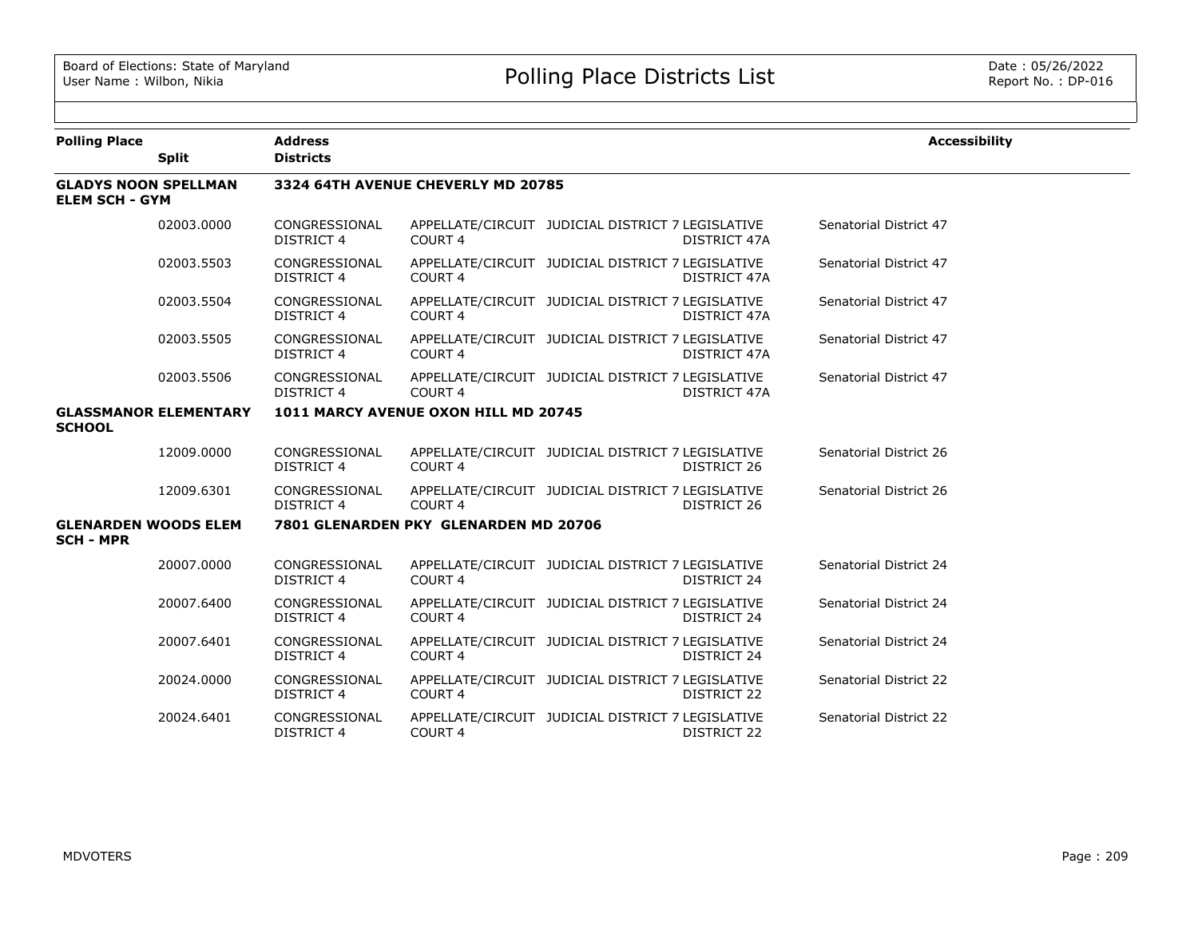| Polling Place | Split | Address / Districts | | | | | Accessibility |
|---|---|---|---|---|---|---|---|
| **GLADYS NOON SPELLMAN ELEM SCH - GYM** | | **3324 64TH AVENUE CHEVERLY MD 20785** | | | | | |
| | 02003.0000 | CONGRESSIONAL DISTRICT 4 | APPELLATE/CIRCUIT COURT 4 | JUDICIAL DISTRICT 7 | LEGISLATIVE DISTRICT 47A | Senatorial District 47 | |
| | 02003.5503 | CONGRESSIONAL DISTRICT 4 | APPELLATE/CIRCUIT COURT 4 | JUDICIAL DISTRICT 7 | LEGISLATIVE DISTRICT 47A | Senatorial District 47 | |
| | 02003.5504 | CONGRESSIONAL DISTRICT 4 | APPELLATE/CIRCUIT COURT 4 | JUDICIAL DISTRICT 7 | LEGISLATIVE DISTRICT 47A | Senatorial District 47 | |
| | 02003.5505 | CONGRESSIONAL DISTRICT 4 | APPELLATE/CIRCUIT COURT 4 | JUDICIAL DISTRICT 7 | LEGISLATIVE DISTRICT 47A | Senatorial District 47 | |
| | 02003.5506 | CONGRESSIONAL DISTRICT 4 | APPELLATE/CIRCUIT COURT 4 | JUDICIAL DISTRICT 7 | LEGISLATIVE DISTRICT 47A | Senatorial District 47 | |
| **GLASSMANOR ELEMENTARY SCHOOL** | | **1011 MARCY AVENUE OXON HILL MD 20745** | | | | | |
| | 12009.0000 | CONGRESSIONAL DISTRICT 4 | APPELLATE/CIRCUIT COURT 4 | JUDICIAL DISTRICT 7 | LEGISLATIVE DISTRICT 26 | Senatorial District 26 | |
| | 12009.6301 | CONGRESSIONAL DISTRICT 4 | APPELLATE/CIRCUIT COURT 4 | JUDICIAL DISTRICT 7 | LEGISLATIVE DISTRICT 26 | Senatorial District 26 | |
| **GLENARDEN WOODS ELEM SCH - MPR** | | **7801 GLENARDEN PKY GLENARDEN MD 20706** | | | | | |
| | 20007.0000 | CONGRESSIONAL DISTRICT 4 | APPELLATE/CIRCUIT COURT 4 | JUDICIAL DISTRICT 7 | LEGISLATIVE DISTRICT 24 | Senatorial District 24 | |
| | 20007.6400 | CONGRESSIONAL DISTRICT 4 | APPELLATE/CIRCUIT COURT 4 | JUDICIAL DISTRICT 7 | LEGISLATIVE DISTRICT 24 | Senatorial District 24 | |
| | 20007.6401 | CONGRESSIONAL DISTRICT 4 | APPELLATE/CIRCUIT COURT 4 | JUDICIAL DISTRICT 7 | LEGISLATIVE DISTRICT 24 | Senatorial District 24 | |
| | 20024.0000 | CONGRESSIONAL DISTRICT 4 | APPELLATE/CIRCUIT COURT 4 | JUDICIAL DISTRICT 7 | LEGISLATIVE DISTRICT 22 | Senatorial District 22 | |
| | 20024.6401 | CONGRESSIONAL DISTRICT 4 | APPELLATE/CIRCUIT COURT 4 | JUDICIAL DISTRICT 7 | LEGISLATIVE DISTRICT 22 | Senatorial District 22 | |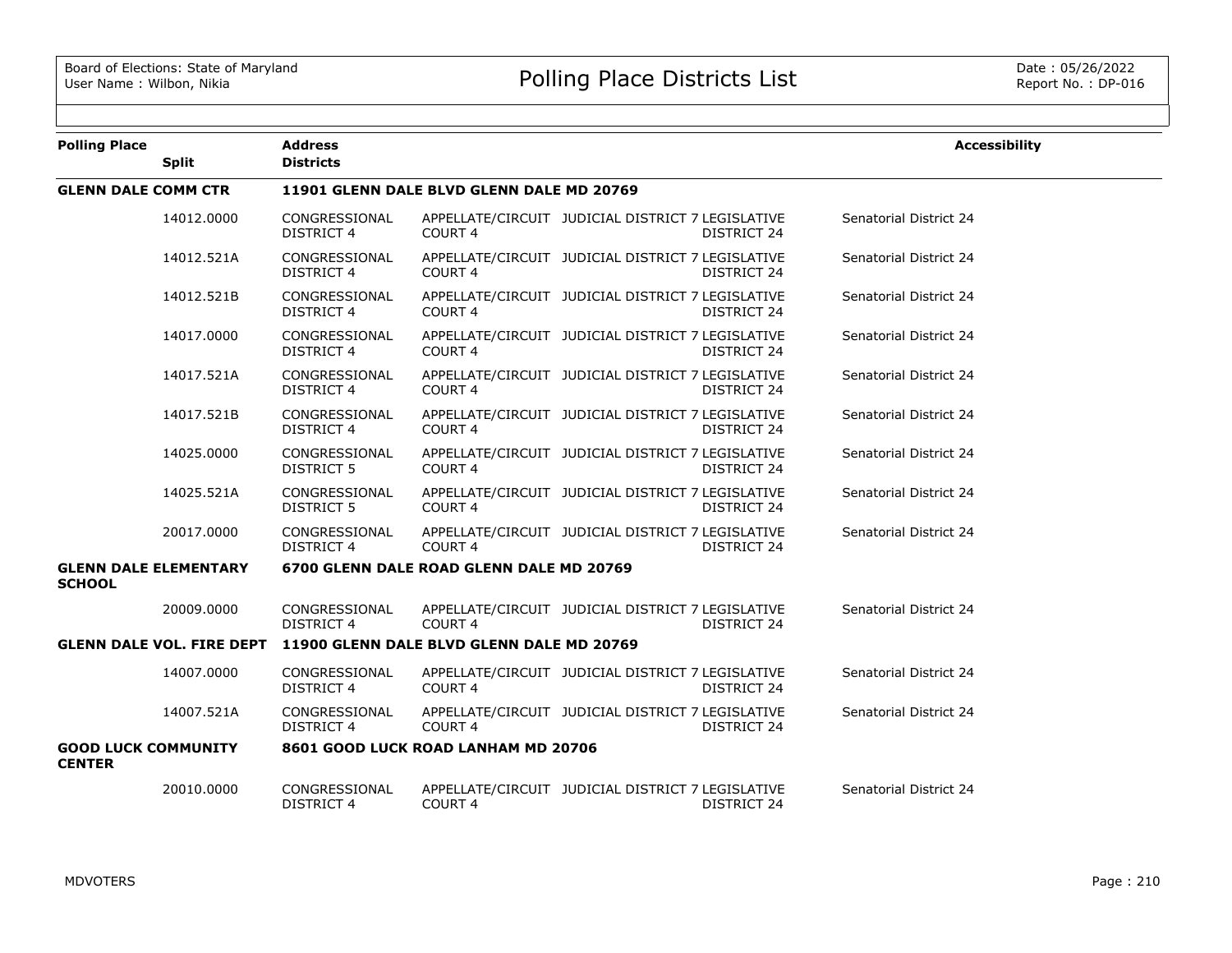| Polling Place | Split | Address / Districts | | | | Accessibility |
|---|---|---|---|---|---|---|
| **GLENN DALE COMM CTR** | | **11901 GLENN DALE BLVD GLENN DALE MD 20769** | | | | |
| | 14012.0000 | CONGRESSIONAL DISTRICT 4 | APPELLATE/CIRCUIT COURT 4 | JUDICIAL DISTRICT 7 | LEGISLATIVE DISTRICT 24 | Senatorial District 24 |
| | 14012.521A | CONGRESSIONAL DISTRICT 4 | APPELLATE/CIRCUIT COURT 4 | JUDICIAL DISTRICT 7 | LEGISLATIVE DISTRICT 24 | Senatorial District 24 |
| | 14012.521B | CONGRESSIONAL DISTRICT 4 | APPELLATE/CIRCUIT COURT 4 | JUDICIAL DISTRICT 7 | LEGISLATIVE DISTRICT 24 | Senatorial District 24 |
| | 14017.0000 | CONGRESSIONAL DISTRICT 4 | APPELLATE/CIRCUIT COURT 4 | JUDICIAL DISTRICT 7 | LEGISLATIVE DISTRICT 24 | Senatorial District 24 |
| | 14017.521A | CONGRESSIONAL DISTRICT 4 | APPELLATE/CIRCUIT COURT 4 | JUDICIAL DISTRICT 7 | LEGISLATIVE DISTRICT 24 | Senatorial District 24 |
| | 14017.521B | CONGRESSIONAL DISTRICT 4 | APPELLATE/CIRCUIT COURT 4 | JUDICIAL DISTRICT 7 | LEGISLATIVE DISTRICT 24 | Senatorial District 24 |
| | 14025.0000 | CONGRESSIONAL DISTRICT 5 | APPELLATE/CIRCUIT COURT 4 | JUDICIAL DISTRICT 7 | LEGISLATIVE DISTRICT 24 | Senatorial District 24 |
| | 14025.521A | CONGRESSIONAL DISTRICT 5 | APPELLATE/CIRCUIT COURT 4 | JUDICIAL DISTRICT 7 | LEGISLATIVE DISTRICT 24 | Senatorial District 24 |
| | 20017.0000 | CONGRESSIONAL DISTRICT 4 | APPELLATE/CIRCUIT COURT 4 | JUDICIAL DISTRICT 7 | LEGISLATIVE DISTRICT 24 | Senatorial District 24 |
| **GLENN DALE ELEMENTARY SCHOOL** | | **6700 GLENN DALE ROAD GLENN DALE MD 20769** | | | | |
| | 20009.0000 | CONGRESSIONAL DISTRICT 4 | APPELLATE/CIRCUIT COURT 4 | JUDICIAL DISTRICT 7 | LEGISLATIVE DISTRICT 24 | Senatorial District 24 |
| **GLENN DALE VOL. FIRE DEPT** | | **11900 GLENN DALE BLVD GLENN DALE MD 20769** | | | | |
| | 14007.0000 | CONGRESSIONAL DISTRICT 4 | APPELLATE/CIRCUIT COURT 4 | JUDICIAL DISTRICT 7 | LEGISLATIVE DISTRICT 24 | Senatorial District 24 |
| | 14007.521A | CONGRESSIONAL DISTRICT 4 | APPELLATE/CIRCUIT COURT 4 | JUDICIAL DISTRICT 7 | LEGISLATIVE DISTRICT 24 | Senatorial District 24 |
| **GOOD LUCK COMMUNITY CENTER** | | **8601 GOOD LUCK ROAD LANHAM MD 20706** | | | | |
| | 20010.0000 | CONGRESSIONAL DISTRICT 4 | APPELLATE/CIRCUIT COURT 4 | JUDICIAL DISTRICT 7 | LEGISLATIVE DISTRICT 24 | Senatorial District 24 |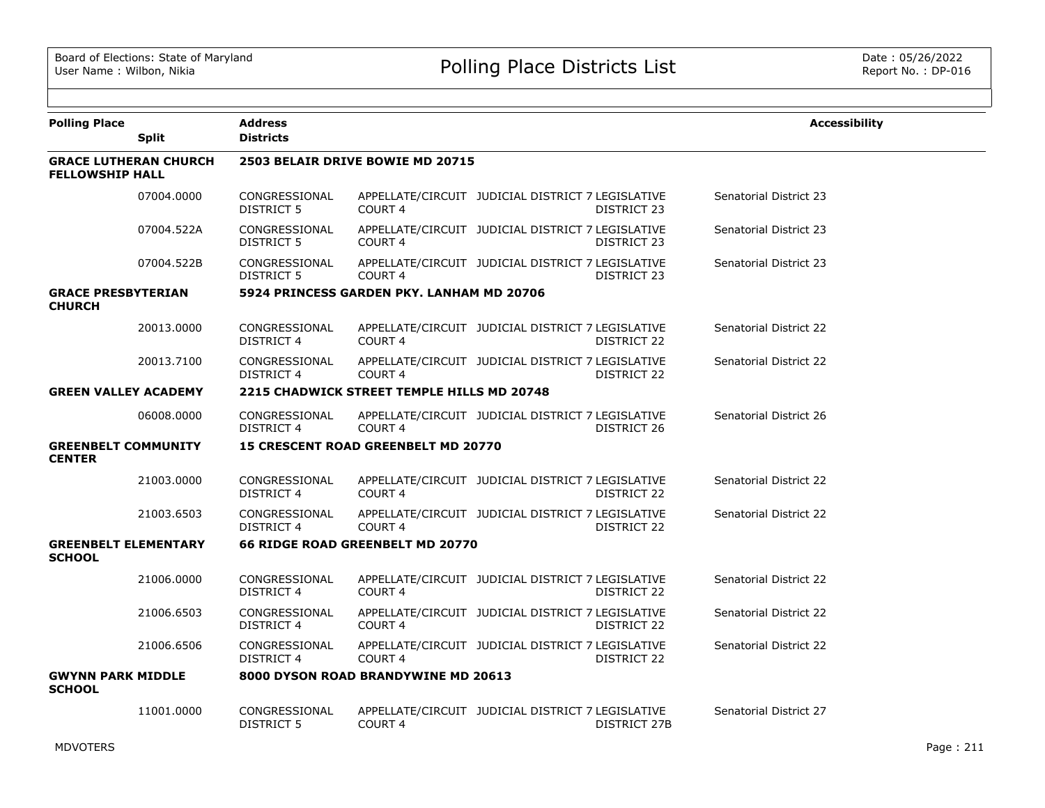| Polling Place | Split | Address / Districts | | | | Accessibility |
|---|---|---|---|---|---|---|
| **GRACE LUTHERAN CHURCH FELLOWSHIP HALL** | | **2503 BELAIR DRIVE BOWIE MD 20715** | | | | |
| | 07004.0000 | CONGRESSIONAL DISTRICT 5 | APPELLATE/CIRCUIT COURT 4 | JUDICIAL DISTRICT 7 | LEGISLATIVE DISTRICT 23 | Senatorial District 23 |
| | 07004.522A | CONGRESSIONAL DISTRICT 5 | APPELLATE/CIRCUIT COURT 4 | JUDICIAL DISTRICT 7 | LEGISLATIVE DISTRICT 23 | Senatorial District 23 |
| | 07004.522B | CONGRESSIONAL DISTRICT 5 | APPELLATE/CIRCUIT COURT 4 | JUDICIAL DISTRICT 7 | LEGISLATIVE DISTRICT 23 | Senatorial District 23 |
| **GRACE PRESBYTERIAN CHURCH** | | **5924 PRINCESS GARDEN PKY. LANHAM MD 20706** | | | | |
| | 20013.0000 | CONGRESSIONAL DISTRICT 4 | APPELLATE/CIRCUIT COURT 4 | JUDICIAL DISTRICT 7 | LEGISLATIVE DISTRICT 22 | Senatorial District 22 |
| | 20013.7100 | CONGRESSIONAL DISTRICT 4 | APPELLATE/CIRCUIT COURT 4 | JUDICIAL DISTRICT 7 | LEGISLATIVE DISTRICT 22 | Senatorial District 22 |
| **GREEN VALLEY ACADEMY** | | **2215 CHADWICK STREET TEMPLE HILLS MD 20748** | | | | |
| | 06008.0000 | CONGRESSIONAL DISTRICT 4 | APPELLATE/CIRCUIT COURT 4 | JUDICIAL DISTRICT 7 | LEGISLATIVE DISTRICT 26 | Senatorial District 26 |
| **GREENBELT COMMUNITY CENTER** | | **15 CRESCENT ROAD GREENBELT MD 20770** | | | | |
| | 21003.0000 | CONGRESSIONAL DISTRICT 4 | APPELLATE/CIRCUIT COURT 4 | JUDICIAL DISTRICT 7 | LEGISLATIVE DISTRICT 22 | Senatorial District 22 |
| | 21003.6503 | CONGRESSIONAL DISTRICT 4 | APPELLATE/CIRCUIT COURT 4 | JUDICIAL DISTRICT 7 | LEGISLATIVE DISTRICT 22 | Senatorial District 22 |
| **GREENBELT ELEMENTARY SCHOOL** | | **66 RIDGE ROAD GREENBELT MD 20770** | | | | |
| | 21006.0000 | CONGRESSIONAL DISTRICT 4 | APPELLATE/CIRCUIT COURT 4 | JUDICIAL DISTRICT 7 | LEGISLATIVE DISTRICT 22 | Senatorial District 22 |
| | 21006.6503 | CONGRESSIONAL DISTRICT 4 | APPELLATE/CIRCUIT COURT 4 | JUDICIAL DISTRICT 7 | LEGISLATIVE DISTRICT 22 | Senatorial District 22 |
| | 21006.6506 | CONGRESSIONAL DISTRICT 4 | APPELLATE/CIRCUIT COURT 4 | JUDICIAL DISTRICT 7 | LEGISLATIVE DISTRICT 22 | Senatorial District 22 |
| **GWYNN PARK MIDDLE SCHOOL** | | **8000 DYSON ROAD BRANDYWINE MD 20613** | | | | |
| | 11001.0000 | CONGRESSIONAL DISTRICT 5 | APPELLATE/CIRCUIT COURT 4 | JUDICIAL DISTRICT 7 | LEGISLATIVE DISTRICT 27B | Senatorial District 27 |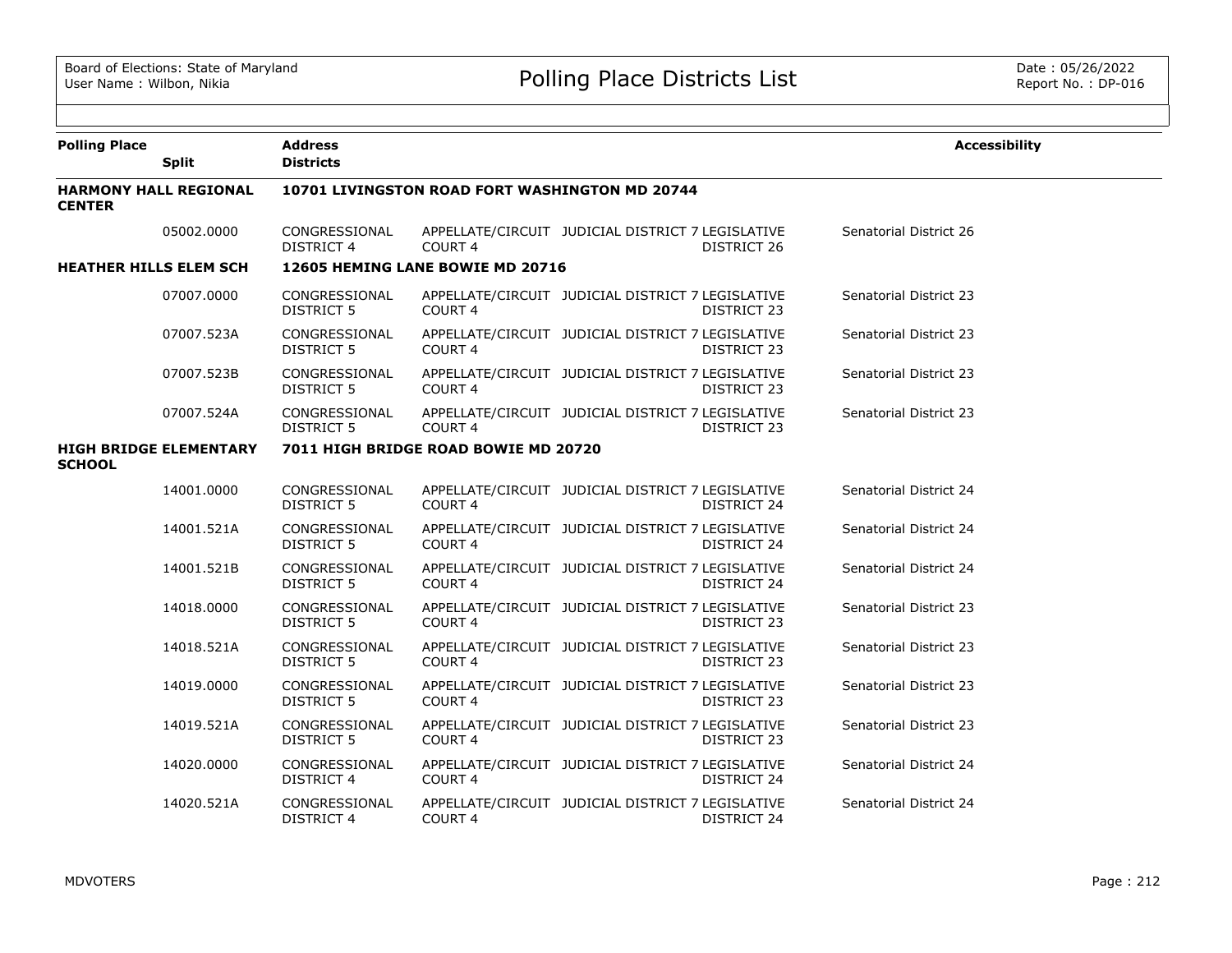# Polling Place Districts List

Board of Elections: State of Maryland
User Name : Wilbon, Nikia

Date : 05/26/2022
Report No. : DP-016

| Polling Place | Split | Address / Districts | | | | | Accessibility |
|---|---|---|---|---|---|---|---|
| **HARMONY HALL REGIONAL CENTER** | | **10701 LIVINGSTON ROAD FORT WASHINGTON MD 20744** | | | | | |
| | 05002.0000 | CONGRESSIONAL DISTRICT 4 | APPELLATE/CIRCUIT COURT 4 | JUDICIAL DISTRICT 7 | LEGISLATIVE DISTRICT 26 | Senatorial District 26 | |
| **HEATHER HILLS ELEM SCH** | | **12605 HEMING LANE BOWIE MD 20716** | | | | | |
| | 07007.0000 | CONGRESSIONAL DISTRICT 5 | APPELLATE/CIRCUIT COURT 4 | JUDICIAL DISTRICT 7 | LEGISLATIVE DISTRICT 23 | Senatorial District 23 | |
| | 07007.523A | CONGRESSIONAL DISTRICT 5 | APPELLATE/CIRCUIT COURT 4 | JUDICIAL DISTRICT 7 | LEGISLATIVE DISTRICT 23 | Senatorial District 23 | |
| | 07007.523B | CONGRESSIONAL DISTRICT 5 | APPELLATE/CIRCUIT COURT 4 | JUDICIAL DISTRICT 7 | LEGISLATIVE DISTRICT 23 | Senatorial District 23 | |
| | 07007.524A | CONGRESSIONAL DISTRICT 5 | APPELLATE/CIRCUIT COURT 4 | JUDICIAL DISTRICT 7 | LEGISLATIVE DISTRICT 23 | Senatorial District 23 | |
| **HIGH BRIDGE ELEMENTARY SCHOOL** | | **7011 HIGH BRIDGE ROAD BOWIE MD 20720** | | | | | |
| | 14001.0000 | CONGRESSIONAL DISTRICT 5 | APPELLATE/CIRCUIT COURT 4 | JUDICIAL DISTRICT 7 | LEGISLATIVE DISTRICT 24 | Senatorial District 24 | |
| | 14001.521A | CONGRESSIONAL DISTRICT 5 | APPELLATE/CIRCUIT COURT 4 | JUDICIAL DISTRICT 7 | LEGISLATIVE DISTRICT 24 | Senatorial District 24 | |
| | 14001.521B | CONGRESSIONAL DISTRICT 5 | APPELLATE/CIRCUIT COURT 4 | JUDICIAL DISTRICT 7 | LEGISLATIVE DISTRICT 24 | Senatorial District 24 | |
| | 14018.0000 | CONGRESSIONAL DISTRICT 5 | APPELLATE/CIRCUIT COURT 4 | JUDICIAL DISTRICT 7 | LEGISLATIVE DISTRICT 23 | Senatorial District 23 | |
| | 14018.521A | CONGRESSIONAL DISTRICT 5 | APPELLATE/CIRCUIT COURT 4 | JUDICIAL DISTRICT 7 | LEGISLATIVE DISTRICT 23 | Senatorial District 23 | |
| | 14019.0000 | CONGRESSIONAL DISTRICT 5 | APPELLATE/CIRCUIT COURT 4 | JUDICIAL DISTRICT 7 | LEGISLATIVE DISTRICT 23 | Senatorial District 23 | |
| | 14019.521A | CONGRESSIONAL DISTRICT 5 | APPELLATE/CIRCUIT COURT 4 | JUDICIAL DISTRICT 7 | LEGISLATIVE DISTRICT 23 | Senatorial District 23 | |
| | 14020.0000 | CONGRESSIONAL DISTRICT 4 | APPELLATE/CIRCUIT COURT 4 | JUDICIAL DISTRICT 7 | LEGISLATIVE DISTRICT 24 | Senatorial District 24 | |
| | 14020.521A | CONGRESSIONAL DISTRICT 4 | APPELLATE/CIRCUIT COURT 4 | JUDICIAL DISTRICT 7 | LEGISLATIVE DISTRICT 24 | Senatorial District 24 | |

MDVOTERS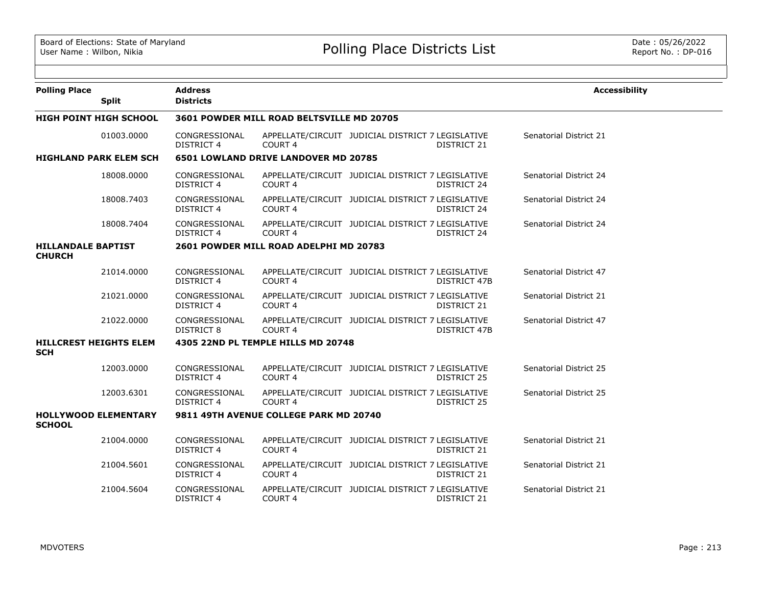# Polling Place Districts List

Board of Elections: State of Maryland
User Name : Wilbon, Nikia

Date : 05/26/2022
Report No. : DP-016

| Polling Place | Split | Address / Districts | | | | | Accessibility |
|---|---|---|---|---|---|---|---|
| **HIGH POINT HIGH SCHOOL** | | **3601 POWDER MILL ROAD BELTSVILLE MD 20705** | | | | | |
| | 01003.0000 | CONGRESSIONAL DISTRICT 4 | APPELLATE/CIRCUIT COURT 4 | JUDICIAL DISTRICT 7 | LEGISLATIVE DISTRICT 21 | Senatorial District 21 | |
| **HIGHLAND PARK ELEM SCH** | | **6501 LOWLAND DRIVE LANDOVER MD 20785** | | | | | |
| | 18008.0000 | CONGRESSIONAL DISTRICT 4 | APPELLATE/CIRCUIT COURT 4 | JUDICIAL DISTRICT 7 | LEGISLATIVE DISTRICT 24 | Senatorial District 24 | |
| | 18008.7403 | CONGRESSIONAL DISTRICT 4 | APPELLATE/CIRCUIT COURT 4 | JUDICIAL DISTRICT 7 | LEGISLATIVE DISTRICT 24 | Senatorial District 24 | |
| | 18008.7404 | CONGRESSIONAL DISTRICT 4 | APPELLATE/CIRCUIT COURT 4 | JUDICIAL DISTRICT 7 | LEGISLATIVE DISTRICT 24 | Senatorial District 24 | |
| **HILLANDALE BAPTIST CHURCH** | | **2601 POWDER MILL ROAD ADELPHI MD 20783** | | | | | |
| | 21014.0000 | CONGRESSIONAL DISTRICT 4 | APPELLATE/CIRCUIT COURT 4 | JUDICIAL DISTRICT 7 | LEGISLATIVE DISTRICT 47B | Senatorial District 47 | |
| | 21021.0000 | CONGRESSIONAL DISTRICT 4 | APPELLATE/CIRCUIT COURT 4 | JUDICIAL DISTRICT 7 | LEGISLATIVE DISTRICT 21 | Senatorial District 21 | |
| | 21022.0000 | CONGRESSIONAL DISTRICT 8 | APPELLATE/CIRCUIT COURT 4 | JUDICIAL DISTRICT 7 | LEGISLATIVE DISTRICT 47B | Senatorial District 47 | |
| **HILLCREST HEIGHTS ELEM SCH** | | **4305 22ND PL TEMPLE HILLS MD 20748** | | | | | |
| | 12003.0000 | CONGRESSIONAL DISTRICT 4 | APPELLATE/CIRCUIT COURT 4 | JUDICIAL DISTRICT 7 | LEGISLATIVE DISTRICT 25 | Senatorial District 25 | |
| | 12003.6301 | CONGRESSIONAL DISTRICT 4 | APPELLATE/CIRCUIT COURT 4 | JUDICIAL DISTRICT 7 | LEGISLATIVE DISTRICT 25 | Senatorial District 25 | |
| **HOLLYWOOD ELEMENTARY SCHOOL** | | **9811 49TH AVENUE COLLEGE PARK MD 20740** | | | | | |
| | 21004.0000 | CONGRESSIONAL DISTRICT 4 | APPELLATE/CIRCUIT COURT 4 | JUDICIAL DISTRICT 7 | LEGISLATIVE DISTRICT 21 | Senatorial District 21 | |
| | 21004.5601 | CONGRESSIONAL DISTRICT 4 | APPELLATE/CIRCUIT COURT 4 | JUDICIAL DISTRICT 7 | LEGISLATIVE DISTRICT 21 | Senatorial District 21 | |
| | 21004.5604 | CONGRESSIONAL DISTRICT 4 | APPELLATE/CIRCUIT COURT 4 | JUDICIAL DISTRICT 7 | LEGISLATIVE DISTRICT 21 | Senatorial District 21 | |

MDVOTERS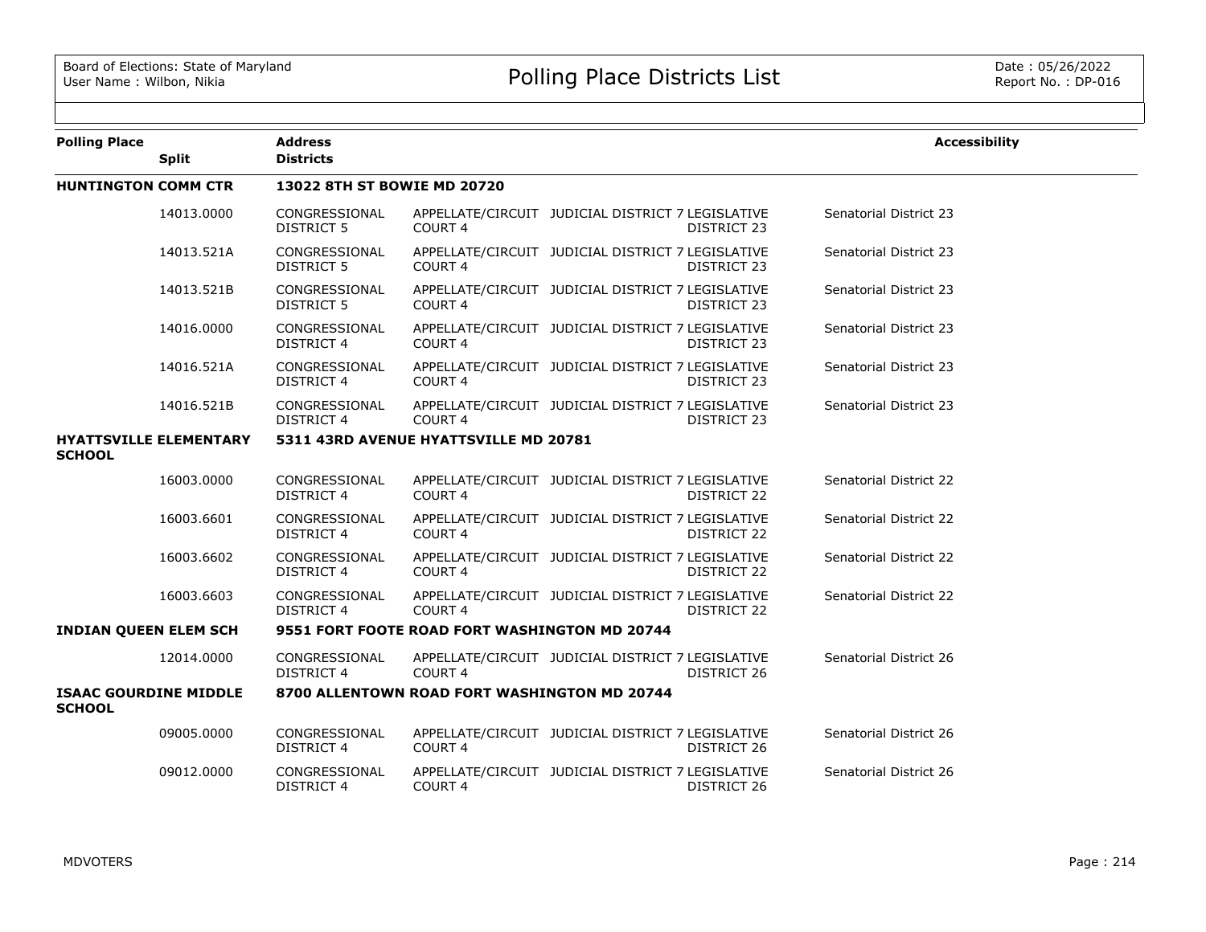| Polling Place | Split | Address / Districts | | | | | Accessibility |
|---|---|---|---|---|---|---|---|
| **HUNTINGTON COMM CTR** | | **13022 8TH ST BOWIE MD 20720** | | | | | |
| | 14013.0000 | CONGRESSIONAL DISTRICT 5 | APPELLATE/CIRCUIT COURT 4 | JUDICIAL DISTRICT 7 | LEGISLATIVE DISTRICT 23 | Senatorial District 23 | |
| | 14013.521A | CONGRESSIONAL DISTRICT 5 | APPELLATE/CIRCUIT COURT 4 | JUDICIAL DISTRICT 7 | LEGISLATIVE DISTRICT 23 | Senatorial District 23 | |
| | 14013.521B | CONGRESSIONAL DISTRICT 5 | APPELLATE/CIRCUIT COURT 4 | JUDICIAL DISTRICT 7 | LEGISLATIVE DISTRICT 23 | Senatorial District 23 | |
| | 14016.0000 | CONGRESSIONAL DISTRICT 4 | APPELLATE/CIRCUIT COURT 4 | JUDICIAL DISTRICT 7 | LEGISLATIVE DISTRICT 23 | Senatorial District 23 | |
| | 14016.521A | CONGRESSIONAL DISTRICT 4 | APPELLATE/CIRCUIT COURT 4 | JUDICIAL DISTRICT 7 | LEGISLATIVE DISTRICT 23 | Senatorial District 23 | |
| | 14016.521B | CONGRESSIONAL DISTRICT 4 | APPELLATE/CIRCUIT COURT 4 | JUDICIAL DISTRICT 7 | LEGISLATIVE DISTRICT 23 | Senatorial District 23 | |
| **HYATTSVILLE ELEMENTARY SCHOOL** | | **5311 43RD AVENUE HYATTSVILLE MD 20781** | | | | | |
| | 16003.0000 | CONGRESSIONAL DISTRICT 4 | APPELLATE/CIRCUIT COURT 4 | JUDICIAL DISTRICT 7 | LEGISLATIVE DISTRICT 22 | Senatorial District 22 | |
| | 16003.6601 | CONGRESSIONAL DISTRICT 4 | APPELLATE/CIRCUIT COURT 4 | JUDICIAL DISTRICT 7 | LEGISLATIVE DISTRICT 22 | Senatorial District 22 | |
| | 16003.6602 | CONGRESSIONAL DISTRICT 4 | APPELLATE/CIRCUIT COURT 4 | JUDICIAL DISTRICT 7 | LEGISLATIVE DISTRICT 22 | Senatorial District 22 | |
| | 16003.6603 | CONGRESSIONAL DISTRICT 4 | APPELLATE/CIRCUIT COURT 4 | JUDICIAL DISTRICT 7 | LEGISLATIVE DISTRICT 22 | Senatorial District 22 | |
| **INDIAN QUEEN ELEM SCH** | | **9551 FORT FOOTE ROAD FORT WASHINGTON MD 20744** | | | | | |
| | 12014.0000 | CONGRESSIONAL DISTRICT 4 | APPELLATE/CIRCUIT COURT 4 | JUDICIAL DISTRICT 7 | LEGISLATIVE DISTRICT 26 | Senatorial District 26 | |
| **ISAAC GOURDINE MIDDLE SCHOOL** | | **8700 ALLENTOWN ROAD FORT WASHINGTON MD 20744** | | | | | |
| | 09005.0000 | CONGRESSIONAL DISTRICT 4 | APPELLATE/CIRCUIT COURT 4 | JUDICIAL DISTRICT 7 | LEGISLATIVE DISTRICT 26 | Senatorial District 26 | |
| | 09012.0000 | CONGRESSIONAL DISTRICT 4 | APPELLATE/CIRCUIT COURT 4 | JUDICIAL DISTRICT 7 | LEGISLATIVE DISTRICT 26 | Senatorial District 26 | |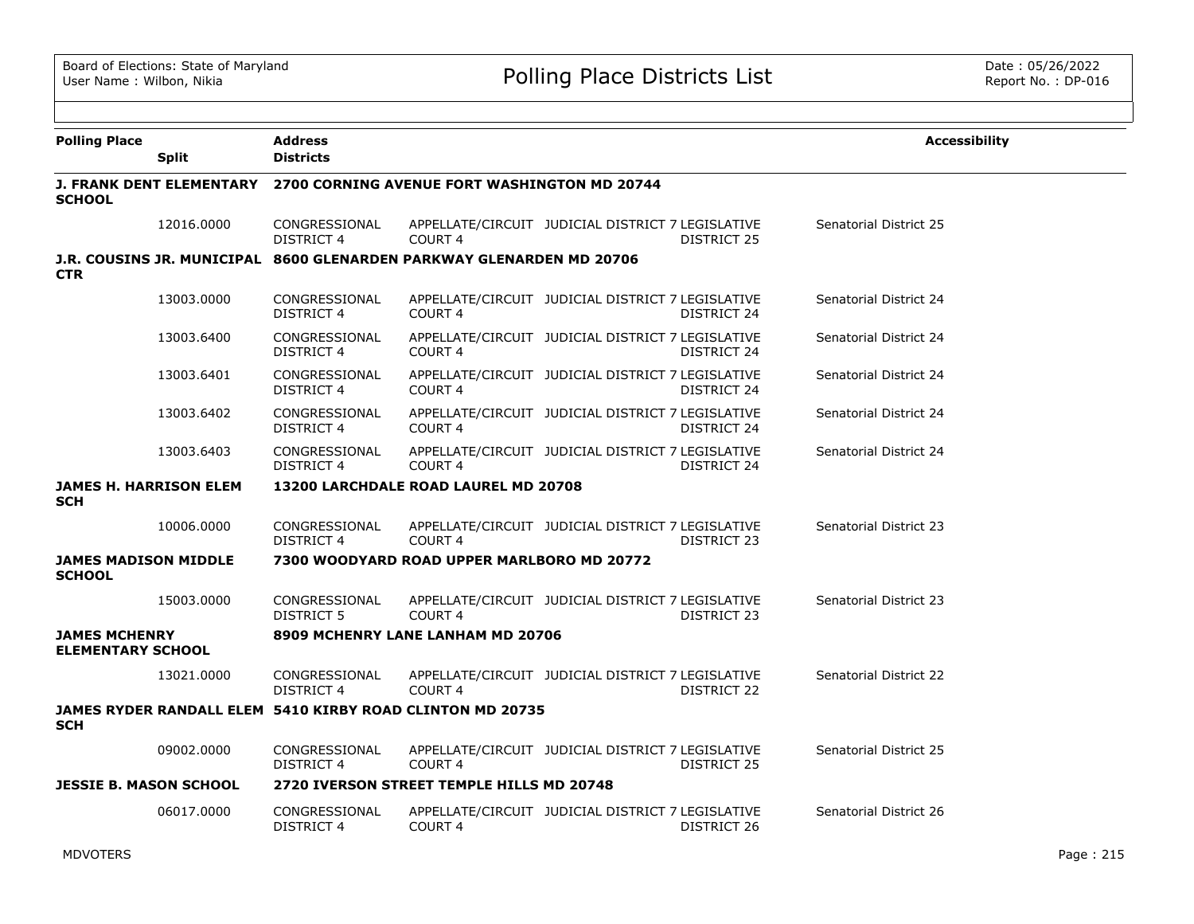| Polling Place | Split | Address / Districts | | | | | Accessibility |
|---|---|---|---|---|---|---|---|
| **J. FRANK DENT ELEMENTARY SCHOOL** | | **2700 CORNING AVENUE FORT WASHINGTON MD 20744** | | | | | |
| | 12016.0000 | CONGRESSIONAL DISTRICT 4 | APPELLATE/CIRCUIT COURT 4 | JUDICIAL DISTRICT 7 | LEGISLATIVE DISTRICT 25 | Senatorial District 25 | |
| **J.R. COUSINS JR. MUNICIPAL CTR** | | **8600 GLENARDEN PARKWAY GLENARDEN MD 20706** | | | | | |
| | 13003.0000 | CONGRESSIONAL DISTRICT 4 | APPELLATE/CIRCUIT COURT 4 | JUDICIAL DISTRICT 7 | LEGISLATIVE DISTRICT 24 | Senatorial District 24 | |
| | 13003.6400 | CONGRESSIONAL DISTRICT 4 | APPELLATE/CIRCUIT COURT 4 | JUDICIAL DISTRICT 7 | LEGISLATIVE DISTRICT 24 | Senatorial District 24 | |
| | 13003.6401 | CONGRESSIONAL DISTRICT 4 | APPELLATE/CIRCUIT COURT 4 | JUDICIAL DISTRICT 7 | LEGISLATIVE DISTRICT 24 | Senatorial District 24 | |
| | 13003.6402 | CONGRESSIONAL DISTRICT 4 | APPELLATE/CIRCUIT COURT 4 | JUDICIAL DISTRICT 7 | LEGISLATIVE DISTRICT 24 | Senatorial District 24 | |
| | 13003.6403 | CONGRESSIONAL DISTRICT 4 | APPELLATE/CIRCUIT COURT 4 | JUDICIAL DISTRICT 7 | LEGISLATIVE DISTRICT 24 | Senatorial District 24 | |
| **JAMES H. HARRISON ELEM SCH** | | **13200 LARCHDALE ROAD LAUREL MD 20708** | | | | | |
| | 10006.0000 | CONGRESSIONAL DISTRICT 4 | APPELLATE/CIRCUIT COURT 4 | JUDICIAL DISTRICT 7 | LEGISLATIVE DISTRICT 23 | Senatorial District 23 | |
| **JAMES MADISON MIDDLE SCHOOL** | | **7300 WOODYARD ROAD UPPER MARLBORO MD 20772** | | | | | |
| | 15003.0000 | CONGRESSIONAL DISTRICT 5 | APPELLATE/CIRCUIT COURT 4 | JUDICIAL DISTRICT 7 | LEGISLATIVE DISTRICT 23 | Senatorial District 23 | |
| **JAMES MCHENRY ELEMENTARY SCHOOL** | | **8909 MCHENRY LANE LANHAM MD 20706** | | | | | |
| | 13021.0000 | CONGRESSIONAL DISTRICT 4 | APPELLATE/CIRCUIT COURT 4 | JUDICIAL DISTRICT 7 | LEGISLATIVE DISTRICT 22 | Senatorial District 22 | |
| **JAMES RYDER RANDALL ELEM SCH** | | **5410 KIRBY ROAD CLINTON MD 20735** | | | | | |
| | 09002.0000 | CONGRESSIONAL DISTRICT 4 | APPELLATE/CIRCUIT COURT 4 | JUDICIAL DISTRICT 7 | LEGISLATIVE DISTRICT 25 | Senatorial District 25 | |
| **JESSIE B. MASON SCHOOL** | | **2720 IVERSON STREET TEMPLE HILLS MD 20748** | | | | | |
| | 06017.0000 | CONGRESSIONAL DISTRICT 4 | APPELLATE/CIRCUIT COURT 4 | JUDICIAL DISTRICT 7 | LEGISLATIVE DISTRICT 26 | Senatorial District 26 | |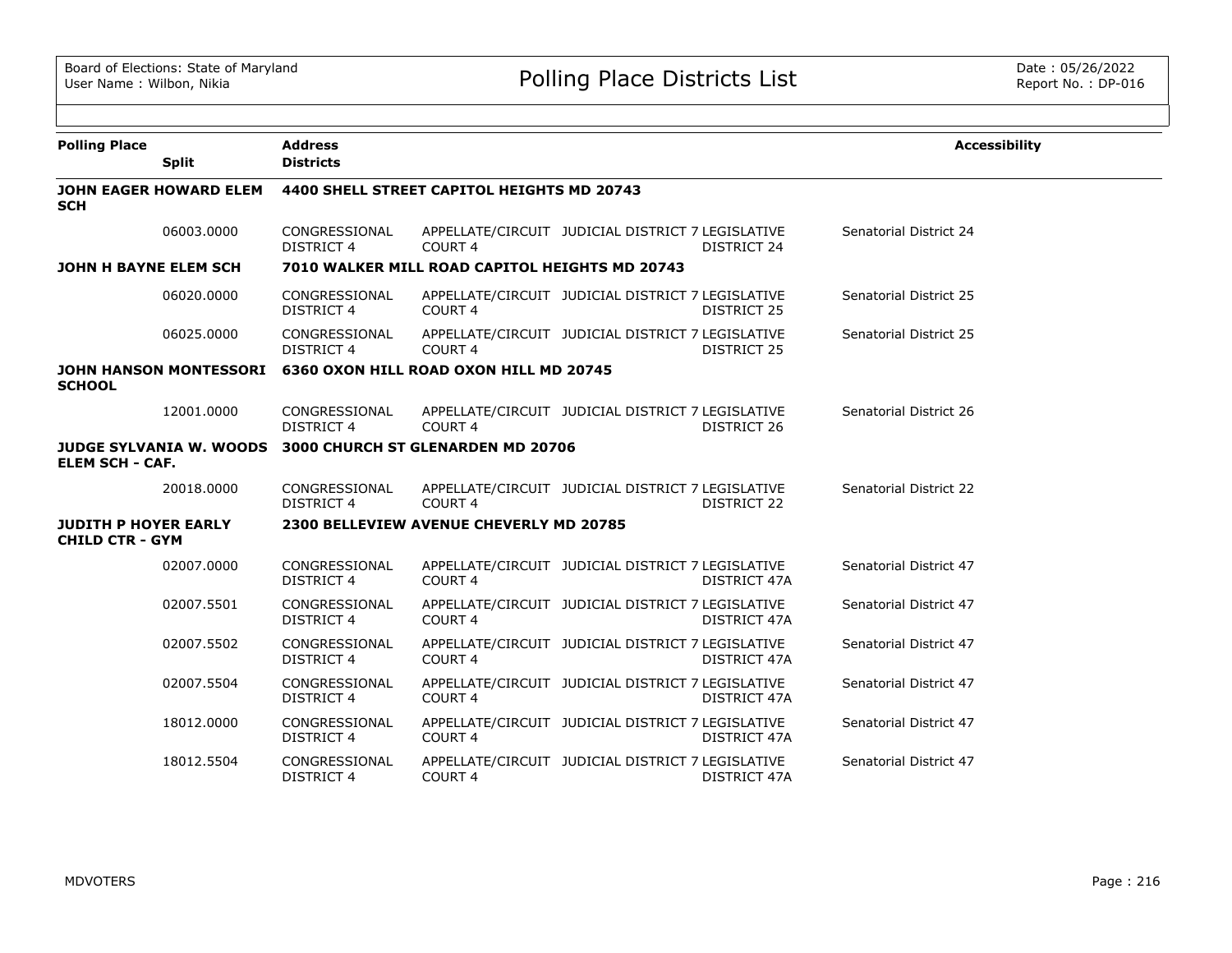# Polling Place Districts List

Board of Elections: State of Maryland
User Name : Wilbon, Nikia

Date : 05/26/2022
Report No. : DP-016

| Polling Place | Split | Address / Districts | | | | | Accessibility |
|---|---|---|---|---|---|---|---|
| **JOHN EAGER HOWARD ELEM SCH** | | **4400 SHELL STREET CAPITOL HEIGHTS MD 20743** | | | | | |
| | 06003.0000 | CONGRESSIONAL DISTRICT 4 | APPELLATE/CIRCUIT COURT 4 | JUDICIAL DISTRICT 7 | LEGISLATIVE DISTRICT 24 | Senatorial District 24 | |
| **JOHN H BAYNE ELEM SCH** | | **7010 WALKER MILL ROAD CAPITOL HEIGHTS MD 20743** | | | | | |
| | 06020.0000 | CONGRESSIONAL DISTRICT 4 | APPELLATE/CIRCUIT COURT 4 | JUDICIAL DISTRICT 7 | LEGISLATIVE DISTRICT 25 | Senatorial District 25 | |
| | 06025.0000 | CONGRESSIONAL DISTRICT 4 | APPELLATE/CIRCUIT COURT 4 | JUDICIAL DISTRICT 7 | LEGISLATIVE DISTRICT 25 | Senatorial District 25 | |
| **JOHN HANSON MONTESSORI SCHOOL** | | **6360 OXON HILL ROAD OXON HILL MD 20745** | | | | | |
| | 12001.0000 | CONGRESSIONAL DISTRICT 4 | APPELLATE/CIRCUIT COURT 4 | JUDICIAL DISTRICT 7 | LEGISLATIVE DISTRICT 26 | Senatorial District 26 | |
| **JUDGE SYLVANIA W. WOODS ELEM SCH - CAF.** | | **3000 CHURCH ST GLENARDEN MD 20706** | | | | | |
| | 20018.0000 | CONGRESSIONAL DISTRICT 4 | APPELLATE/CIRCUIT COURT 4 | JUDICIAL DISTRICT 7 | LEGISLATIVE DISTRICT 22 | Senatorial District 22 | |
| **JUDITH P HOYER EARLY CHILD CTR - GYM** | | **2300 BELLEVIEW AVENUE CHEVERLY MD 20785** | | | | | |
| | 02007.0000 | CONGRESSIONAL DISTRICT 4 | APPELLATE/CIRCUIT COURT 4 | JUDICIAL DISTRICT 7 | LEGISLATIVE DISTRICT 47A | Senatorial District 47 | |
| | 02007.5501 | CONGRESSIONAL DISTRICT 4 | APPELLATE/CIRCUIT COURT 4 | JUDICIAL DISTRICT 7 | LEGISLATIVE DISTRICT 47A | Senatorial District 47 | |
| | 02007.5502 | CONGRESSIONAL DISTRICT 4 | APPELLATE/CIRCUIT COURT 4 | JUDICIAL DISTRICT 7 | LEGISLATIVE DISTRICT 47A | Senatorial District 47 | |
| | 02007.5504 | CONGRESSIONAL DISTRICT 4 | APPELLATE/CIRCUIT COURT 4 | JUDICIAL DISTRICT 7 | LEGISLATIVE DISTRICT 47A | Senatorial District 47 | |
| | 18012.0000 | CONGRESSIONAL DISTRICT 4 | APPELLATE/CIRCUIT COURT 4 | JUDICIAL DISTRICT 7 | LEGISLATIVE DISTRICT 47A | Senatorial District 47 | |
| | 18012.5504 | CONGRESSIONAL DISTRICT 4 | APPELLATE/CIRCUIT COURT 4 | JUDICIAL DISTRICT 7 | LEGISLATIVE DISTRICT 47A | Senatorial District 47 | |

MDVOTERS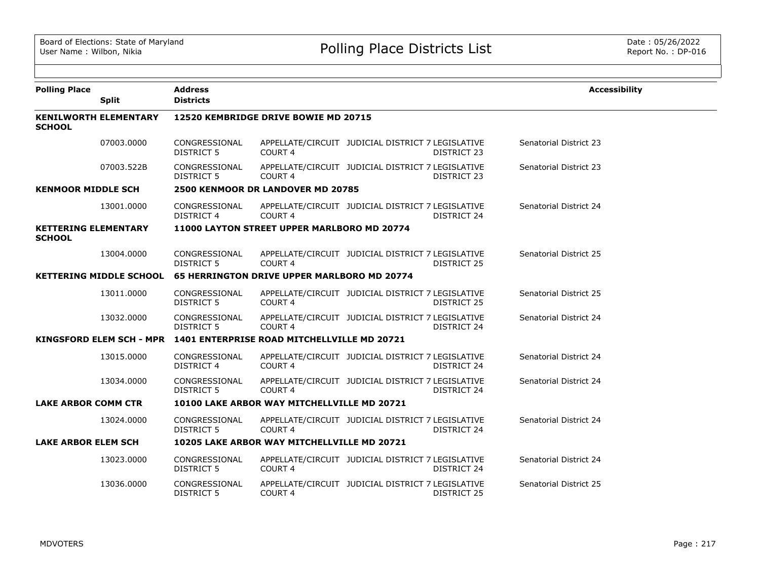| Polling Place | Split | Address / Districts | | | | Accessibility |
|---|---|---|---|---|---|---|
| **KENILWORTH ELEMENTARY SCHOOL** | | **12520 KEMBRIDGE DRIVE BOWIE MD 20715** | | | | |
| | 07003.0000 | CONGRESSIONAL DISTRICT 5 | APPELLATE/CIRCUIT COURT 4 | JUDICIAL DISTRICT 7 | LEGISLATIVE DISTRICT 23 | Senatorial District 23 |
| | 07003.522B | CONGRESSIONAL DISTRICT 5 | APPELLATE/CIRCUIT COURT 4 | JUDICIAL DISTRICT 7 | LEGISLATIVE DISTRICT 23 | Senatorial District 23 |
| **KENMOOR MIDDLE SCH** | | **2500 KENMOOR DR LANDOVER MD 20785** | | | | |
| | 13001.0000 | CONGRESSIONAL DISTRICT 4 | APPELLATE/CIRCUIT COURT 4 | JUDICIAL DISTRICT 7 | LEGISLATIVE DISTRICT 24 | Senatorial District 24 |
| **KETTERING ELEMENTARY SCHOOL** | | **11000 LAYTON STREET UPPER MARLBORO MD 20774** | | | | |
| | 13004.0000 | CONGRESSIONAL DISTRICT 5 | APPELLATE/CIRCUIT COURT 4 | JUDICIAL DISTRICT 7 | LEGISLATIVE DISTRICT 25 | Senatorial District 25 |
| **KETTERING MIDDLE SCHOOL** | | **65 HERRINGTON DRIVE UPPER MARLBORO MD 20774** | | | | |
| | 13011.0000 | CONGRESSIONAL DISTRICT 5 | APPELLATE/CIRCUIT COURT 4 | JUDICIAL DISTRICT 7 | LEGISLATIVE DISTRICT 25 | Senatorial District 25 |
| | 13032.0000 | CONGRESSIONAL DISTRICT 5 | APPELLATE/CIRCUIT COURT 4 | JUDICIAL DISTRICT 7 | LEGISLATIVE DISTRICT 24 | Senatorial District 24 |
| **KINGSFORD ELEM SCH - MPR** | | **1401 ENTERPRISE ROAD MITCHELLVILLE MD 20721** | | | | |
| | 13015.0000 | CONGRESSIONAL DISTRICT 4 | APPELLATE/CIRCUIT COURT 4 | JUDICIAL DISTRICT 7 | LEGISLATIVE DISTRICT 24 | Senatorial District 24 |
| | 13034.0000 | CONGRESSIONAL DISTRICT 5 | APPELLATE/CIRCUIT COURT 4 | JUDICIAL DISTRICT 7 | LEGISLATIVE DISTRICT 24 | Senatorial District 24 |
| **LAKE ARBOR COMM CTR** | | **10100 LAKE ARBOR WAY MITCHELLVILLE MD 20721** | | | | |
| | 13024.0000 | CONGRESSIONAL DISTRICT 5 | APPELLATE/CIRCUIT COURT 4 | JUDICIAL DISTRICT 7 | LEGISLATIVE DISTRICT 24 | Senatorial District 24 |
| **LAKE ARBOR ELEM SCH** | | **10205 LAKE ARBOR WAY MITCHELLVILLE MD 20721** | | | | |
| | 13023.0000 | CONGRESSIONAL DISTRICT 5 | APPELLATE/CIRCUIT COURT 4 | JUDICIAL DISTRICT 7 | LEGISLATIVE DISTRICT 24 | Senatorial District 24 |
| | 13036.0000 | CONGRESSIONAL DISTRICT 5 | APPELLATE/CIRCUIT COURT 4 | JUDICIAL DISTRICT 7 | LEGISLATIVE DISTRICT 25 | Senatorial District 25 |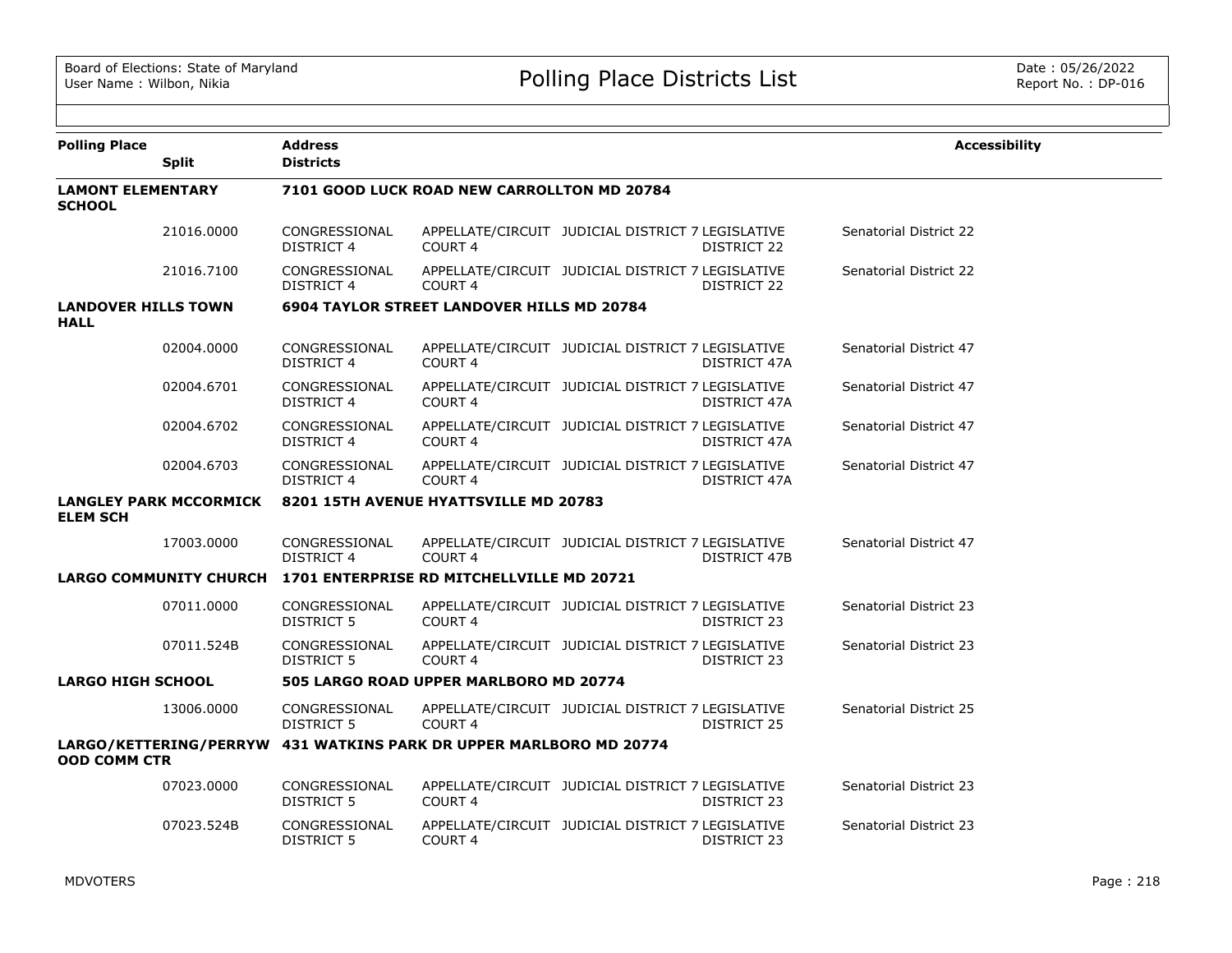| Polling Place | Split | Address / Districts | | | | | Accessibility |
|---|---|---|---|---|---|---|---|
| **LAMONT ELEMENTARY SCHOOL** | | **7101 GOOD LUCK ROAD NEW CARROLLTON MD 20784** | | | | | |
| | 21016.0000 | CONGRESSIONAL DISTRICT 4 | APPELLATE/CIRCUIT COURT 4 | JUDICIAL DISTRICT 7 | LEGISLATIVE DISTRICT 22 | Senatorial District 22 | |
| | 21016.7100 | CONGRESSIONAL DISTRICT 4 | APPELLATE/CIRCUIT COURT 4 | JUDICIAL DISTRICT 7 | LEGISLATIVE DISTRICT 22 | Senatorial District 22 | |
| **LANDOVER HILLS TOWN HALL** | | **6904 TAYLOR STREET LANDOVER HILLS MD 20784** | | | | | |
| | 02004.0000 | CONGRESSIONAL DISTRICT 4 | APPELLATE/CIRCUIT COURT 4 | JUDICIAL DISTRICT 7 | LEGISLATIVE DISTRICT 47A | Senatorial District 47 | |
| | 02004.6701 | CONGRESSIONAL DISTRICT 4 | APPELLATE/CIRCUIT COURT 4 | JUDICIAL DISTRICT 7 | LEGISLATIVE DISTRICT 47A | Senatorial District 47 | |
| | 02004.6702 | CONGRESSIONAL DISTRICT 4 | APPELLATE/CIRCUIT COURT 4 | JUDICIAL DISTRICT 7 | LEGISLATIVE DISTRICT 47A | Senatorial District 47 | |
| | 02004.6703 | CONGRESSIONAL DISTRICT 4 | APPELLATE/CIRCUIT COURT 4 | JUDICIAL DISTRICT 7 | LEGISLATIVE DISTRICT 47A | Senatorial District 47 | |
| **LANGLEY PARK MCCORMICK ELEM SCH** | | **8201 15TH AVENUE HYATTSVILLE MD 20783** | | | | | |
| | 17003.0000 | CONGRESSIONAL DISTRICT 4 | APPELLATE/CIRCUIT COURT 4 | JUDICIAL DISTRICT 7 | LEGISLATIVE DISTRICT 47B | Senatorial District 47 | |
| **LARGO COMMUNITY CHURCH** | | **1701 ENTERPRISE RD MITCHELLVILLE MD 20721** | | | | | |
| | 07011.0000 | CONGRESSIONAL DISTRICT 5 | APPELLATE/CIRCUIT COURT 4 | JUDICIAL DISTRICT 7 | LEGISLATIVE DISTRICT 23 | Senatorial District 23 | |
| | 07011.524B | CONGRESSIONAL DISTRICT 5 | APPELLATE/CIRCUIT COURT 4 | JUDICIAL DISTRICT 7 | LEGISLATIVE DISTRICT 23 | Senatorial District 23 | |
| **LARGO HIGH SCHOOL** | | **505 LARGO ROAD UPPER MARLBORO MD 20774** | | | | | |
| | 13006.0000 | CONGRESSIONAL DISTRICT 5 | APPELLATE/CIRCUIT COURT 4 | JUDICIAL DISTRICT 7 | LEGISLATIVE DISTRICT 25 | Senatorial District 25 | |
| **LARGO/KETTERING/PERRYWOOD COMM CTR** | | **431 WATKINS PARK DR UPPER MARLBORO MD 20774** | | | | | |
| | 07023.0000 | CONGRESSIONAL DISTRICT 5 | APPELLATE/CIRCUIT COURT 4 | JUDICIAL DISTRICT 7 | LEGISLATIVE DISTRICT 23 | Senatorial District 23 | |
| | 07023.524B | CONGRESSIONAL DISTRICT 5 | APPELLATE/CIRCUIT COURT 4 | JUDICIAL DISTRICT 7 | LEGISLATIVE DISTRICT 23 | Senatorial District 23 | |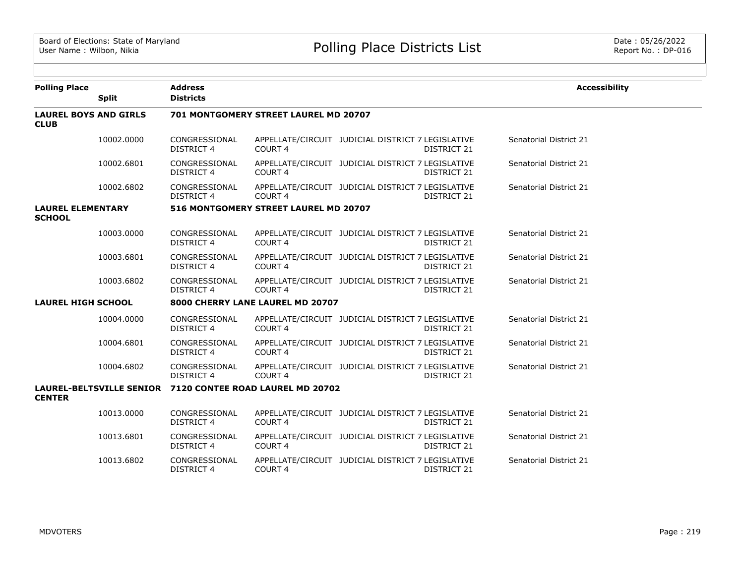# Polling Place Districts List

Board of Elections: State of Maryland
User Name : Wilbon, Nikia

Date : 05/26/2022
Report No. : DP-016

| Polling Place | Split | Address / Districts | | | | | Accessibility |
|---|---|---|---|---|---|---|---|
| **LAUREL BOYS AND GIRLS CLUB** | | **701 MONTGOMERY STREET LAUREL MD 20707** | | | | | |
| | 10002.0000 | CONGRESSIONAL DISTRICT 4 | APPELLATE/CIRCUIT COURT 4 | JUDICIAL DISTRICT 7 | LEGISLATIVE DISTRICT 21 | Senatorial District 21 | |
| | 10002.6801 | CONGRESSIONAL DISTRICT 4 | APPELLATE/CIRCUIT COURT 4 | JUDICIAL DISTRICT 7 | LEGISLATIVE DISTRICT 21 | Senatorial District 21 | |
| | 10002.6802 | CONGRESSIONAL DISTRICT 4 | APPELLATE/CIRCUIT COURT 4 | JUDICIAL DISTRICT 7 | LEGISLATIVE DISTRICT 21 | Senatorial District 21 | |
| **LAUREL ELEMENTARY SCHOOL** | | **516 MONTGOMERY STREET LAUREL MD 20707** | | | | | |
| | 10003.0000 | CONGRESSIONAL DISTRICT 4 | APPELLATE/CIRCUIT COURT 4 | JUDICIAL DISTRICT 7 | LEGISLATIVE DISTRICT 21 | Senatorial District 21 | |
| | 10003.6801 | CONGRESSIONAL DISTRICT 4 | APPELLATE/CIRCUIT COURT 4 | JUDICIAL DISTRICT 7 | LEGISLATIVE DISTRICT 21 | Senatorial District 21 | |
| | 10003.6802 | CONGRESSIONAL DISTRICT 4 | APPELLATE/CIRCUIT COURT 4 | JUDICIAL DISTRICT 7 | LEGISLATIVE DISTRICT 21 | Senatorial District 21 | |
| **LAUREL HIGH SCHOOL** | | **8000 CHERRY LANE LAUREL MD 20707** | | | | | |
| | 10004.0000 | CONGRESSIONAL DISTRICT 4 | APPELLATE/CIRCUIT COURT 4 | JUDICIAL DISTRICT 7 | LEGISLATIVE DISTRICT 21 | Senatorial District 21 | |
| | 10004.6801 | CONGRESSIONAL DISTRICT 4 | APPELLATE/CIRCUIT COURT 4 | JUDICIAL DISTRICT 7 | LEGISLATIVE DISTRICT 21 | Senatorial District 21 | |
| | 10004.6802 | CONGRESSIONAL DISTRICT 4 | APPELLATE/CIRCUIT COURT 4 | JUDICIAL DISTRICT 7 | LEGISLATIVE DISTRICT 21 | Senatorial District 21 | |
| **LAUREL-BELTSVILLE SENIOR CENTER** | | **7120 CONTEE ROAD LAUREL MD 20702** | | | | | |
| | 10013.0000 | CONGRESSIONAL DISTRICT 4 | APPELLATE/CIRCUIT COURT 4 | JUDICIAL DISTRICT 7 | LEGISLATIVE DISTRICT 21 | Senatorial District 21 | |
| | 10013.6801 | CONGRESSIONAL DISTRICT 4 | APPELLATE/CIRCUIT COURT 4 | JUDICIAL DISTRICT 7 | LEGISLATIVE DISTRICT 21 | Senatorial District 21 | |
| | 10013.6802 | CONGRESSIONAL DISTRICT 4 | APPELLATE/CIRCUIT COURT 4 | JUDICIAL DISTRICT 7 | LEGISLATIVE DISTRICT 21 | Senatorial District 21 | |

MDVOTERS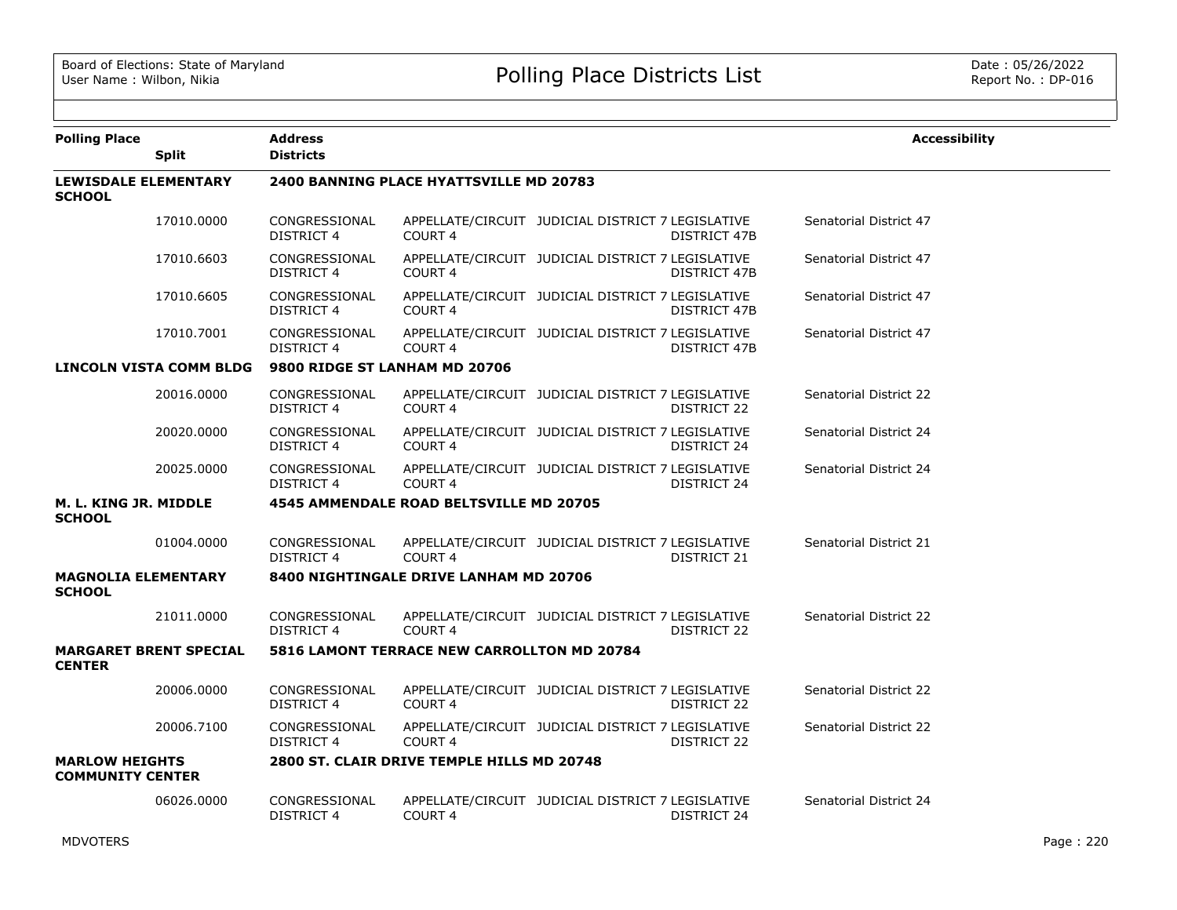# Polling Place Districts List

Board of Elections: State of Maryland
User Name : Wilbon, Nikia

Date : 05/26/2022
Report No. : DP-016

| Polling Place / Split | Address / Districts | | | | | Accessibility |
|---|---|---|---|---|---|---|
| **LEWISDALE ELEMENTARY SCHOOL** | **2400 BANNING PLACE HYATTSVILLE MD 20783** | | | | | |
| 17010.0000 | CONGRESSIONAL DISTRICT 4 | APPELLATE/CIRCUIT COURT 4 | JUDICIAL DISTRICT 7 | LEGISLATIVE DISTRICT 47B | Senatorial District 47 | |
| 17010.6603 | CONGRESSIONAL DISTRICT 4 | APPELLATE/CIRCUIT COURT 4 | JUDICIAL DISTRICT 7 | LEGISLATIVE DISTRICT 47B | Senatorial District 47 | |
| 17010.6605 | CONGRESSIONAL DISTRICT 4 | APPELLATE/CIRCUIT COURT 4 | JUDICIAL DISTRICT 7 | LEGISLATIVE DISTRICT 47B | Senatorial District 47 | |
| 17010.7001 | CONGRESSIONAL DISTRICT 4 | APPELLATE/CIRCUIT COURT 4 | JUDICIAL DISTRICT 7 | LEGISLATIVE DISTRICT 47B | Senatorial District 47 | |
| **LINCOLN VISTA COMM BLDG** | **9800 RIDGE ST LANHAM MD 20706** | | | | | |
| 20016.0000 | CONGRESSIONAL DISTRICT 4 | APPELLATE/CIRCUIT COURT 4 | JUDICIAL DISTRICT 7 | LEGISLATIVE DISTRICT 22 | Senatorial District 22 | |
| 20020.0000 | CONGRESSIONAL DISTRICT 4 | APPELLATE/CIRCUIT COURT 4 | JUDICIAL DISTRICT 7 | LEGISLATIVE DISTRICT 24 | Senatorial District 24 | |
| 20025.0000 | CONGRESSIONAL DISTRICT 4 | APPELLATE/CIRCUIT COURT 4 | JUDICIAL DISTRICT 7 | LEGISLATIVE DISTRICT 24 | Senatorial District 24 | |
| **M. L. KING JR. MIDDLE SCHOOL** | **4545 AMMENDALE ROAD BELTSVILLE MD 20705** | | | | | |
| 01004.0000 | CONGRESSIONAL DISTRICT 4 | APPELLATE/CIRCUIT COURT 4 | JUDICIAL DISTRICT 7 | LEGISLATIVE DISTRICT 21 | Senatorial District 21 | |
| **MAGNOLIA ELEMENTARY SCHOOL** | **8400 NIGHTINGALE DRIVE LANHAM MD 20706** | | | | | |
| 21011.0000 | CONGRESSIONAL DISTRICT 4 | APPELLATE/CIRCUIT COURT 4 | JUDICIAL DISTRICT 7 | LEGISLATIVE DISTRICT 22 | Senatorial District 22 | |
| **MARGARET BRENT SPECIAL CENTER** | **5816 LAMONT TERRACE NEW CARROLLTON MD 20784** | | | | | |
| 20006.0000 | CONGRESSIONAL DISTRICT 4 | APPELLATE/CIRCUIT COURT 4 | JUDICIAL DISTRICT 7 | LEGISLATIVE DISTRICT 22 | Senatorial District 22 | |
| 20006.7100 | CONGRESSIONAL DISTRICT 4 | APPELLATE/CIRCUIT COURT 4 | JUDICIAL DISTRICT 7 | LEGISLATIVE DISTRICT 22 | Senatorial District 22 | |
| **MARLOW HEIGHTS COMMUNITY CENTER** | **2800 ST. CLAIR DRIVE TEMPLE HILLS MD 20748** | | | | | |
| 06026.0000 | CONGRESSIONAL DISTRICT 4 | APPELLATE/CIRCUIT COURT 4 | JUDICIAL DISTRICT 7 | LEGISLATIVE DISTRICT 24 | Senatorial District 24 | |

MDVOTERS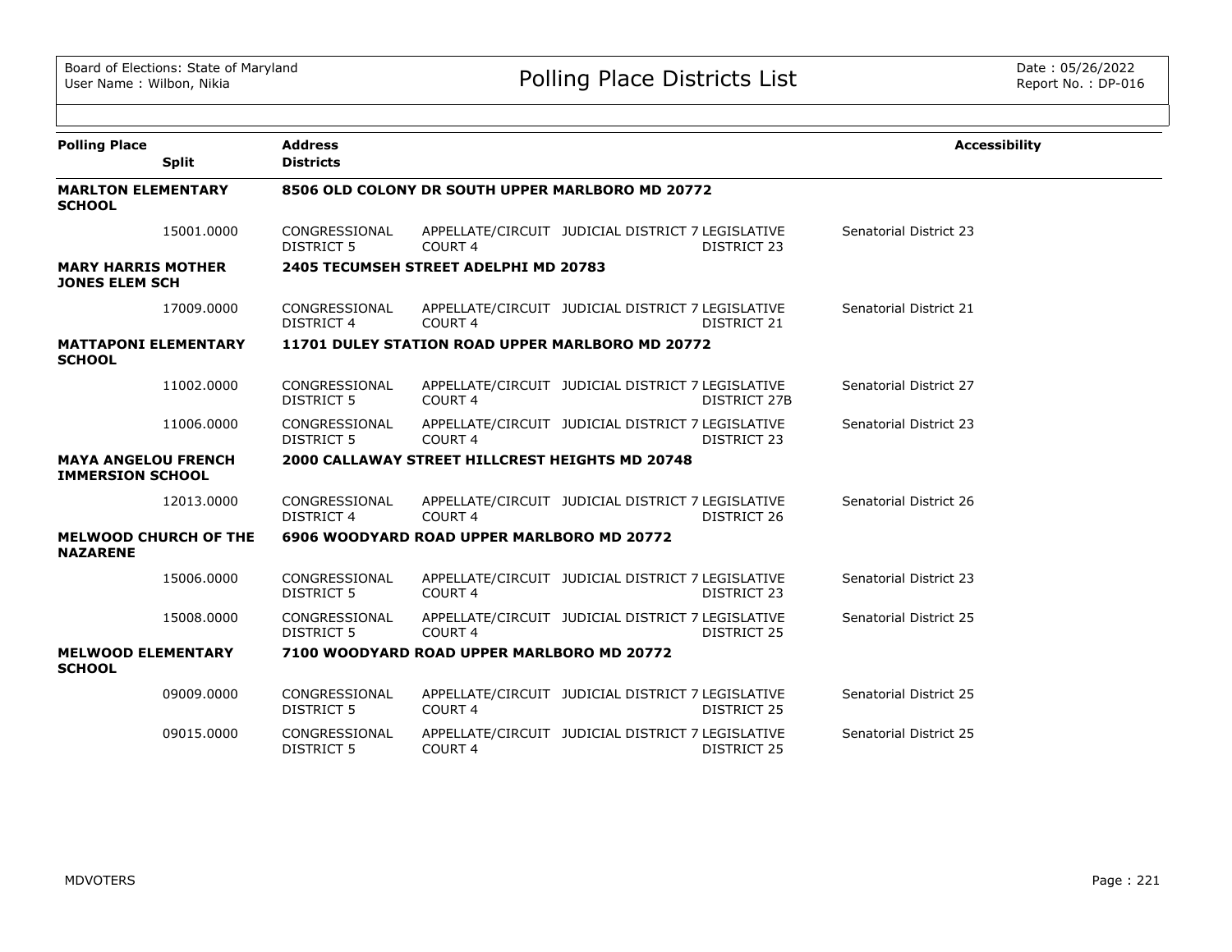Board of Elections: State of Maryland
User Name : Wilbon, Nikia

# Polling Place Districts List

Date : 05/26/2022
Report No. : DP-016

| Polling Place | Split | Address / Districts | | | | | Accessibility |
|---|---|---|---|---|---|---|---|
| **MARLTON ELEMENTARY SCHOOL** | | **8506 OLD COLONY DR SOUTH UPPER MARLBORO MD 20772** | | | | | |
| | 15001.0000 | CONGRESSIONAL DISTRICT 5 | APPELLATE/CIRCUIT COURT 4 | JUDICIAL DISTRICT 7 | LEGISLATIVE DISTRICT 23 | Senatorial District 23 | |
| **MARY HARRIS MOTHER JONES ELEM SCH** | | **2405 TECUMSEH STREET ADELPHI MD 20783** | | | | | |
| | 17009.0000 | CONGRESSIONAL DISTRICT 4 | APPELLATE/CIRCUIT COURT 4 | JUDICIAL DISTRICT 7 | LEGISLATIVE DISTRICT 21 | Senatorial District 21 | |
| **MATTAPONI ELEMENTARY SCHOOL** | | **11701 DULEY STATION ROAD UPPER MARLBORO MD 20772** | | | | | |
| | 11002.0000 | CONGRESSIONAL DISTRICT 5 | APPELLATE/CIRCUIT COURT 4 | JUDICIAL DISTRICT 7 | LEGISLATIVE DISTRICT 27B | Senatorial District 27 | |
| | 11006.0000 | CONGRESSIONAL DISTRICT 5 | APPELLATE/CIRCUIT COURT 4 | JUDICIAL DISTRICT 7 | LEGISLATIVE DISTRICT 23 | Senatorial District 23 | |
| **MAYA ANGELOU FRENCH IMMERSION SCHOOL** | | **2000 CALLAWAY STREET HILLCREST HEIGHTS MD 20748** | | | | | |
| | 12013.0000 | CONGRESSIONAL DISTRICT 4 | APPELLATE/CIRCUIT COURT 4 | JUDICIAL DISTRICT 7 | LEGISLATIVE DISTRICT 26 | Senatorial District 26 | |
| **MELWOOD CHURCH OF THE NAZARENE** | | **6906 WOODYARD ROAD UPPER MARLBORO MD 20772** | | | | | |
| | 15006.0000 | CONGRESSIONAL DISTRICT 5 | APPELLATE/CIRCUIT COURT 4 | JUDICIAL DISTRICT 7 | LEGISLATIVE DISTRICT 23 | Senatorial District 23 | |
| | 15008.0000 | CONGRESSIONAL DISTRICT 5 | APPELLATE/CIRCUIT COURT 4 | JUDICIAL DISTRICT 7 | LEGISLATIVE DISTRICT 25 | Senatorial District 25 | |
| **MELWOOD ELEMENTARY SCHOOL** | | **7100 WOODYARD ROAD UPPER MARLBORO MD 20772** | | | | | |
| | 09009.0000 | CONGRESSIONAL DISTRICT 5 | APPELLATE/CIRCUIT COURT 4 | JUDICIAL DISTRICT 7 | LEGISLATIVE DISTRICT 25 | Senatorial District 25 | |
| | 09015.0000 | CONGRESSIONAL DISTRICT 5 | APPELLATE/CIRCUIT COURT 4 | JUDICIAL DISTRICT 7 | LEGISLATIVE DISTRICT 25 | Senatorial District 25 | |

MDVOTERS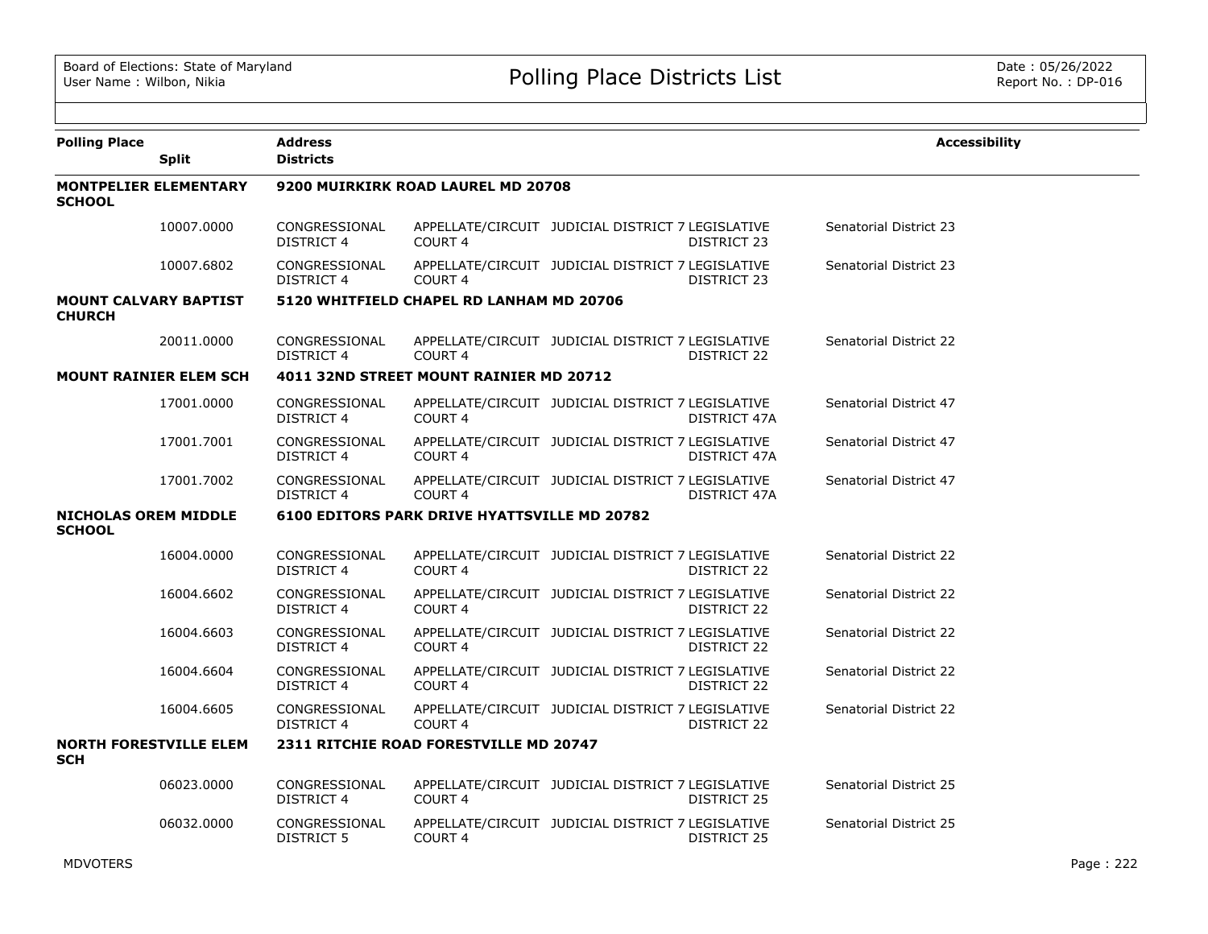| Polling Place | Split | Address / Districts | | | | | Accessibility |
|---|---|---|---|---|---|---|---|
| **MONTPELIER ELEMENTARY SCHOOL** | | **9200 MUIRKIRK ROAD LAUREL MD 20708** | | | | | |
| | 10007.0000 | CONGRESSIONAL DISTRICT 4 | APPELLATE/CIRCUIT COURT 4 | JUDICIAL DISTRICT 7 | LEGISLATIVE DISTRICT 23 | Senatorial District 23 | |
| | 10007.6802 | CONGRESSIONAL DISTRICT 4 | APPELLATE/CIRCUIT COURT 4 | JUDICIAL DISTRICT 7 | LEGISLATIVE DISTRICT 23 | Senatorial District 23 | |
| **MOUNT CALVARY BAPTIST CHURCH** | | **5120 WHITFIELD CHAPEL RD LANHAM MD 20706** | | | | | |
| | 20011.0000 | CONGRESSIONAL DISTRICT 4 | APPELLATE/CIRCUIT COURT 4 | JUDICIAL DISTRICT 7 | LEGISLATIVE DISTRICT 22 | Senatorial District 22 | |
| **MOUNT RAINIER ELEM SCH** | | **4011 32ND STREET MOUNT RAINIER MD 20712** | | | | | |
| | 17001.0000 | CONGRESSIONAL DISTRICT 4 | APPELLATE/CIRCUIT COURT 4 | JUDICIAL DISTRICT 7 | LEGISLATIVE DISTRICT 47A | Senatorial District 47 | |
| | 17001.7001 | CONGRESSIONAL DISTRICT 4 | APPELLATE/CIRCUIT COURT 4 | JUDICIAL DISTRICT 7 | LEGISLATIVE DISTRICT 47A | Senatorial District 47 | |
| | 17001.7002 | CONGRESSIONAL DISTRICT 4 | APPELLATE/CIRCUIT COURT 4 | JUDICIAL DISTRICT 7 | LEGISLATIVE DISTRICT 47A | Senatorial District 47 | |
| **NICHOLAS OREM MIDDLE SCHOOL** | | **6100 EDITORS PARK DRIVE HYATTSVILLE MD 20782** | | | | | |
| | 16004.0000 | CONGRESSIONAL DISTRICT 4 | APPELLATE/CIRCUIT COURT 4 | JUDICIAL DISTRICT 7 | LEGISLATIVE DISTRICT 22 | Senatorial District 22 | |
| | 16004.6602 | CONGRESSIONAL DISTRICT 4 | APPELLATE/CIRCUIT COURT 4 | JUDICIAL DISTRICT 7 | LEGISLATIVE DISTRICT 22 | Senatorial District 22 | |
| | 16004.6603 | CONGRESSIONAL DISTRICT 4 | APPELLATE/CIRCUIT COURT 4 | JUDICIAL DISTRICT 7 | LEGISLATIVE DISTRICT 22 | Senatorial District 22 | |
| | 16004.6604 | CONGRESSIONAL DISTRICT 4 | APPELLATE/CIRCUIT COURT 4 | JUDICIAL DISTRICT 7 | LEGISLATIVE DISTRICT 22 | Senatorial District 22 | |
| | 16004.6605 | CONGRESSIONAL DISTRICT 4 | APPELLATE/CIRCUIT COURT 4 | JUDICIAL DISTRICT 7 | LEGISLATIVE DISTRICT 22 | Senatorial District 22 | |
| **NORTH FORESTVILLE ELEM SCH** | | **2311 RITCHIE ROAD FORESTVILLE MD 20747** | | | | | |
| | 06023.0000 | CONGRESSIONAL DISTRICT 4 | APPELLATE/CIRCUIT COURT 4 | JUDICIAL DISTRICT 7 | LEGISLATIVE DISTRICT 25 | Senatorial District 25 | |
| | 06032.0000 | CONGRESSIONAL DISTRICT 5 | APPELLATE/CIRCUIT COURT 4 | JUDICIAL DISTRICT 7 | LEGISLATIVE DISTRICT 25 | Senatorial District 25 | |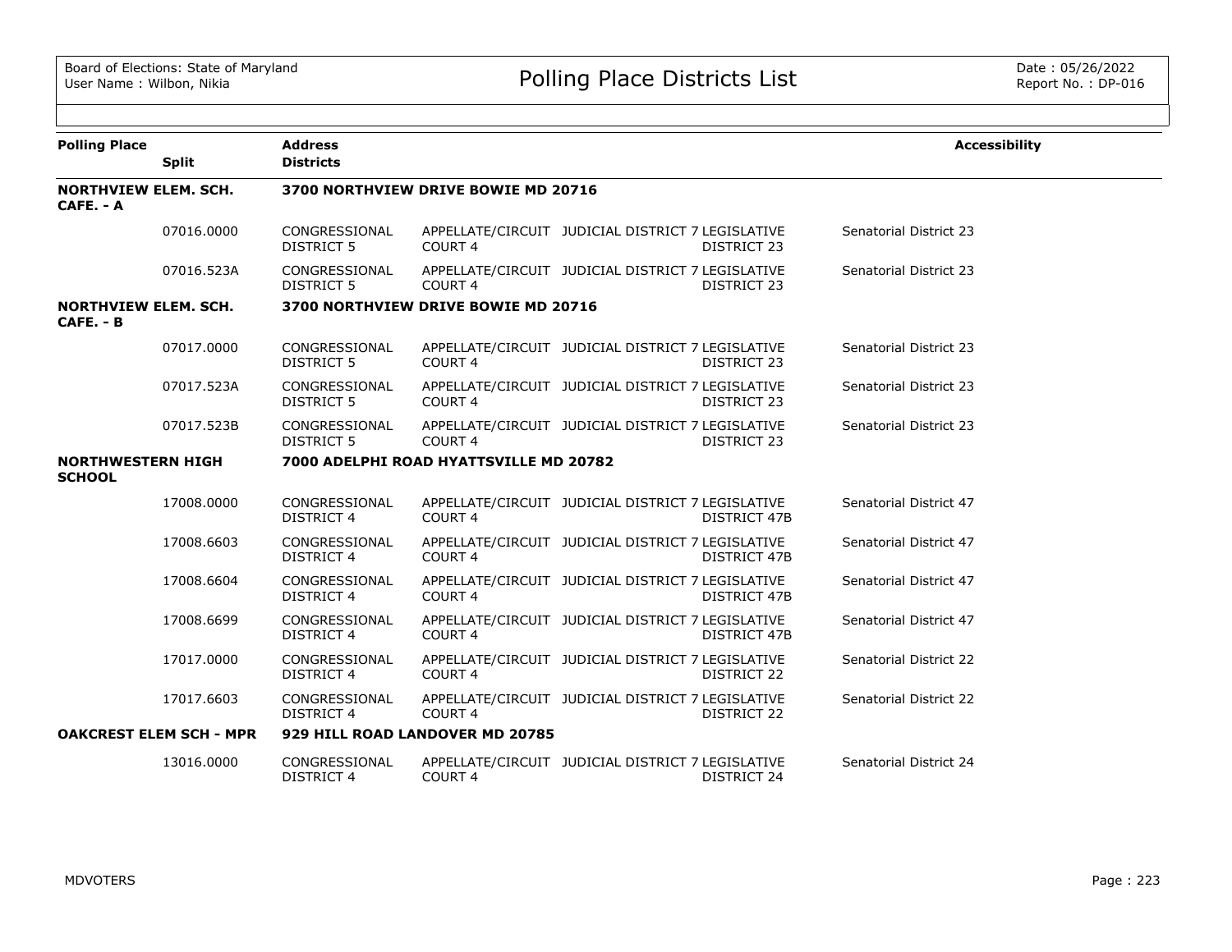Board of Elections: State of Maryland
User Name : Wilbon, Nikia

# Polling Place Districts List

Date : 05/26/2022
Report No. : DP-016

| Polling Place | Split | Address / Districts | | | | | Accessibility |
|---|---|---|---|---|---|---|---|
| **NORTHVIEW ELEM. SCH. CAFE. - A** | | **3700 NORTHVIEW DRIVE BOWIE MD 20716** | | | | | |
| | 07016.0000 | CONGRESSIONAL DISTRICT 5 | APPELLATE/CIRCUIT COURT 4 | JUDICIAL DISTRICT 7 | LEGISLATIVE DISTRICT 23 | Senatorial District 23 | |
| | 07016.523A | CONGRESSIONAL DISTRICT 5 | APPELLATE/CIRCUIT COURT 4 | JUDICIAL DISTRICT 7 | LEGISLATIVE DISTRICT 23 | Senatorial District 23 | |
| **NORTHVIEW ELEM. SCH. CAFE. - B** | | **3700 NORTHVIEW DRIVE BOWIE MD 20716** | | | | | |
| | 07017.0000 | CONGRESSIONAL DISTRICT 5 | APPELLATE/CIRCUIT COURT 4 | JUDICIAL DISTRICT 7 | LEGISLATIVE DISTRICT 23 | Senatorial District 23 | |
| | 07017.523A | CONGRESSIONAL DISTRICT 5 | APPELLATE/CIRCUIT COURT 4 | JUDICIAL DISTRICT 7 | LEGISLATIVE DISTRICT 23 | Senatorial District 23 | |
| | 07017.523B | CONGRESSIONAL DISTRICT 5 | APPELLATE/CIRCUIT COURT 4 | JUDICIAL DISTRICT 7 | LEGISLATIVE DISTRICT 23 | Senatorial District 23 | |
| **NORTHWESTERN HIGH SCHOOL** | | **7000 ADELPHI ROAD HYATTSVILLE MD 20782** | | | | | |
| | 17008.0000 | CONGRESSIONAL DISTRICT 4 | APPELLATE/CIRCUIT COURT 4 | JUDICIAL DISTRICT 7 | LEGISLATIVE DISTRICT 47B | Senatorial District 47 | |
| | 17008.6603 | CONGRESSIONAL DISTRICT 4 | APPELLATE/CIRCUIT COURT 4 | JUDICIAL DISTRICT 7 | LEGISLATIVE DISTRICT 47B | Senatorial District 47 | |
| | 17008.6604 | CONGRESSIONAL DISTRICT 4 | APPELLATE/CIRCUIT COURT 4 | JUDICIAL DISTRICT 7 | LEGISLATIVE DISTRICT 47B | Senatorial District 47 | |
| | 17008.6699 | CONGRESSIONAL DISTRICT 4 | APPELLATE/CIRCUIT COURT 4 | JUDICIAL DISTRICT 7 | LEGISLATIVE DISTRICT 47B | Senatorial District 47 | |
| | 17017.0000 | CONGRESSIONAL DISTRICT 4 | APPELLATE/CIRCUIT COURT 4 | JUDICIAL DISTRICT 7 | LEGISLATIVE DISTRICT 22 | Senatorial District 22 | |
| | 17017.6603 | CONGRESSIONAL DISTRICT 4 | APPELLATE/CIRCUIT COURT 4 | JUDICIAL DISTRICT 7 | LEGISLATIVE DISTRICT 22 | Senatorial District 22 | |
| **OAKCREST ELEM SCH - MPR** | | **929 HILL ROAD LANDOVER MD 20785** | | | | | |
| | 13016.0000 | CONGRESSIONAL DISTRICT 4 | APPELLATE/CIRCUIT COURT 4 | JUDICIAL DISTRICT 7 | LEGISLATIVE DISTRICT 24 | Senatorial District 24 | |

MDVOTERS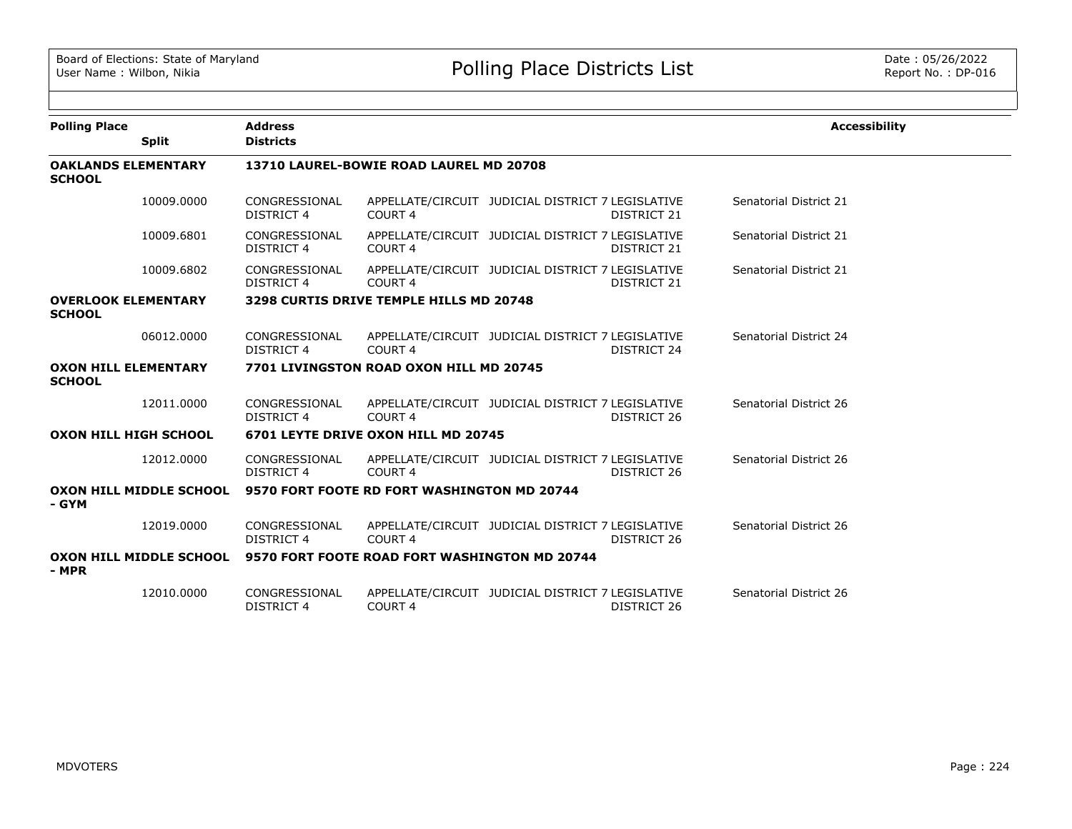# Polling Place Districts List

Board of Elections: State of Maryland
User Name : Wilbon, Nikia

Date : 05/26/2022
Report No. : DP-016

| Polling Place / Split | Address / Districts | | | | | Accessibility |
|---|---|---|---|---|---|---|
| **OAKLANDS ELEMENTARY SCHOOL** | **13710 LAUREL-BOWIE ROAD LAUREL MD 20708** | | | | | |
| 10009.0000 | CONGRESSIONAL DISTRICT 4 | APPELLATE/CIRCUIT COURT 4 | JUDICIAL DISTRICT 7 | LEGISLATIVE DISTRICT 21 | Senatorial District 21 | |
| 10009.6801 | CONGRESSIONAL DISTRICT 4 | APPELLATE/CIRCUIT COURT 4 | JUDICIAL DISTRICT 7 | LEGISLATIVE DISTRICT 21 | Senatorial District 21 | |
| 10009.6802 | CONGRESSIONAL DISTRICT 4 | APPELLATE/CIRCUIT COURT 4 | JUDICIAL DISTRICT 7 | LEGISLATIVE DISTRICT 21 | Senatorial District 21 | |
| **OVERLOOK ELEMENTARY SCHOOL** | **3298 CURTIS DRIVE TEMPLE HILLS MD 20748** | | | | | |
| 06012.0000 | CONGRESSIONAL DISTRICT 4 | APPELLATE/CIRCUIT COURT 4 | JUDICIAL DISTRICT 7 | LEGISLATIVE DISTRICT 24 | Senatorial District 24 | |
| **OXON HILL ELEMENTARY SCHOOL** | **7701 LIVINGSTON ROAD OXON HILL MD 20745** | | | | | |
| 12011.0000 | CONGRESSIONAL DISTRICT 4 | APPELLATE/CIRCUIT COURT 4 | JUDICIAL DISTRICT 7 | LEGISLATIVE DISTRICT 26 | Senatorial District 26 | |
| **OXON HILL HIGH SCHOOL** | **6701 LEYTE DRIVE OXON HILL MD 20745** | | | | | |
| 12012.0000 | CONGRESSIONAL DISTRICT 4 | APPELLATE/CIRCUIT COURT 4 | JUDICIAL DISTRICT 7 | LEGISLATIVE DISTRICT 26 | Senatorial District 26 | |
| **OXON HILL MIDDLE SCHOOL - GYM** | **9570 FORT FOOTE RD FORT WASHINGTON MD 20744** | | | | | |
| 12019.0000 | CONGRESSIONAL DISTRICT 4 | APPELLATE/CIRCUIT COURT 4 | JUDICIAL DISTRICT 7 | LEGISLATIVE DISTRICT 26 | Senatorial District 26 | |
| **OXON HILL MIDDLE SCHOOL - MPR** | **9570 FORT FOOTE ROAD FORT WASHINGTON MD 20744** | | | | | |
| 12010.0000 | CONGRESSIONAL DISTRICT 4 | APPELLATE/CIRCUIT COURT 4 | JUDICIAL DISTRICT 7 | LEGISLATIVE DISTRICT 26 | Senatorial District 26 | |

MDVOTERS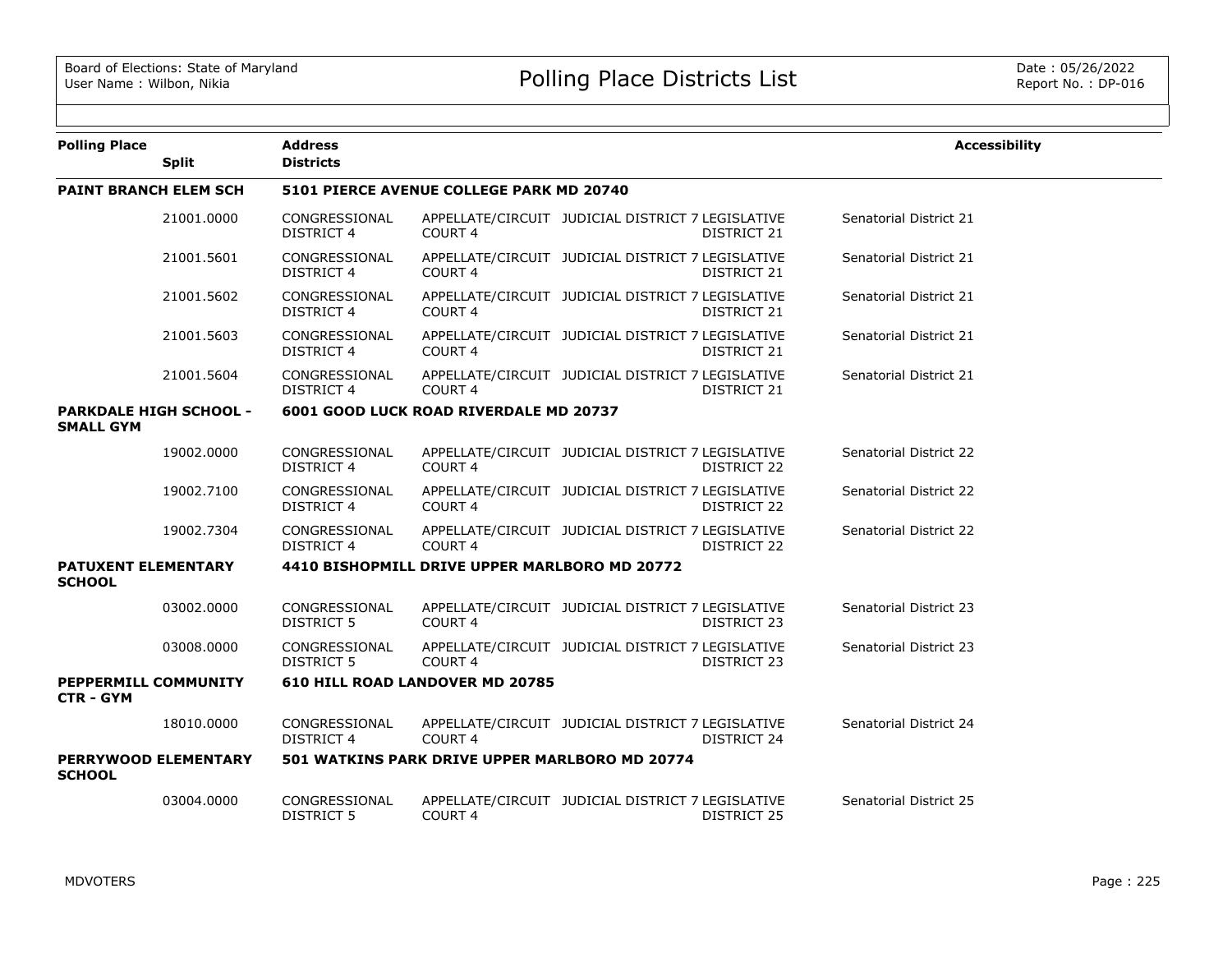Board of Elections: State of Maryland
User Name : Wilbon, Nikia

# Polling Place Districts List

Date : 05/26/2022
Report No. : DP-016

| Polling Place / Split | Address / Districts | | | | | Accessibility |
|---|---|---|---|---|---|---|
| **PAINT BRANCH ELEM SCH** | **5101 PIERCE AVENUE COLLEGE PARK MD 20740** | | | | | |
| 21001.0000 | CONGRESSIONAL DISTRICT 4 | APPELLATE/CIRCUIT COURT 4 | JUDICIAL DISTRICT 7 | LEGISLATIVE DISTRICT 21 | Senatorial District 21 | |
| 21001.5601 | CONGRESSIONAL DISTRICT 4 | APPELLATE/CIRCUIT COURT 4 | JUDICIAL DISTRICT 7 | LEGISLATIVE DISTRICT 21 | Senatorial District 21 | |
| 21001.5602 | CONGRESSIONAL DISTRICT 4 | APPELLATE/CIRCUIT COURT 4 | JUDICIAL DISTRICT 7 | LEGISLATIVE DISTRICT 21 | Senatorial District 21 | |
| 21001.5603 | CONGRESSIONAL DISTRICT 4 | APPELLATE/CIRCUIT COURT 4 | JUDICIAL DISTRICT 7 | LEGISLATIVE DISTRICT 21 | Senatorial District 21 | |
| 21001.5604 | CONGRESSIONAL DISTRICT 4 | APPELLATE/CIRCUIT COURT 4 | JUDICIAL DISTRICT 7 | LEGISLATIVE DISTRICT 21 | Senatorial District 21 | |
| **PARKDALE HIGH SCHOOL - SMALL GYM** | **6001 GOOD LUCK ROAD RIVERDALE MD 20737** | | | | | |
| 19002.0000 | CONGRESSIONAL DISTRICT 4 | APPELLATE/CIRCUIT COURT 4 | JUDICIAL DISTRICT 7 | LEGISLATIVE DISTRICT 22 | Senatorial District 22 | |
| 19002.7100 | CONGRESSIONAL DISTRICT 4 | APPELLATE/CIRCUIT COURT 4 | JUDICIAL DISTRICT 7 | LEGISLATIVE DISTRICT 22 | Senatorial District 22 | |
| 19002.7304 | CONGRESSIONAL DISTRICT 4 | APPELLATE/CIRCUIT COURT 4 | JUDICIAL DISTRICT 7 | LEGISLATIVE DISTRICT 22 | Senatorial District 22 | |
| **PATUXENT ELEMENTARY SCHOOL** | **4410 BISHOPMILL DRIVE UPPER MARLBORO MD 20772** | | | | | |
| 03002.0000 | CONGRESSIONAL DISTRICT 5 | APPELLATE/CIRCUIT COURT 4 | JUDICIAL DISTRICT 7 | LEGISLATIVE DISTRICT 23 | Senatorial District 23 | |
| 03008.0000 | CONGRESSIONAL DISTRICT 5 | APPELLATE/CIRCUIT COURT 4 | JUDICIAL DISTRICT 7 | LEGISLATIVE DISTRICT 23 | Senatorial District 23 | |
| **PEPPERMILL COMMUNITY CTR - GYM** | **610 HILL ROAD LANDOVER MD 20785** | | | | | |
| 18010.0000 | CONGRESSIONAL DISTRICT 4 | APPELLATE/CIRCUIT COURT 4 | JUDICIAL DISTRICT 7 | LEGISLATIVE DISTRICT 24 | Senatorial District 24 | |
| **PERRYWOOD ELEMENTARY SCHOOL** | **501 WATKINS PARK DRIVE UPPER MARLBORO MD 20774** | | | | | |
| 03004.0000 | CONGRESSIONAL DISTRICT 5 | APPELLATE/CIRCUIT COURT 4 | JUDICIAL DISTRICT 7 | LEGISLATIVE DISTRICT 25 | Senatorial District 25 | |

MDVOTERS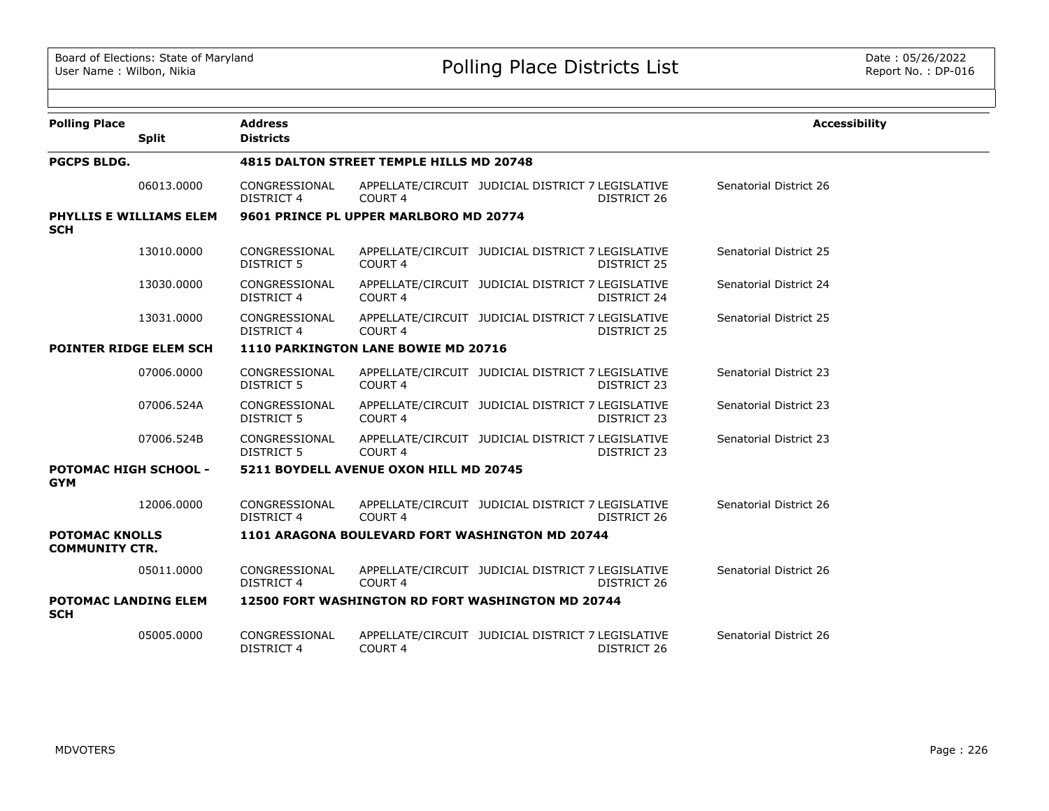# Polling Place Districts List

| Polling Place | Split | Address / Districts | | | | Accessibility |
|---|---|---|---|---|---|---|
| **PGCPS BLDG.** | | **4815 DALTON STREET TEMPLE HILLS MD 20748** | | | | |
| | 06013.0000 | CONGRESSIONAL DISTRICT 4 | APPELLATE/CIRCUIT COURT 4 | JUDICIAL DISTRICT 7 | LEGISLATIVE DISTRICT 26 | Senatorial District 26 |
| **PHYLLIS E WILLIAMS ELEM SCH** | | **9601 PRINCE PL UPPER MARLBORO MD 20774** | | | | |
| | 13010.0000 | CONGRESSIONAL DISTRICT 5 | APPELLATE/CIRCUIT COURT 4 | JUDICIAL DISTRICT 7 | LEGISLATIVE DISTRICT 25 | Senatorial District 25 |
| | 13030.0000 | CONGRESSIONAL DISTRICT 4 | APPELLATE/CIRCUIT COURT 4 | JUDICIAL DISTRICT 7 | LEGISLATIVE DISTRICT 24 | Senatorial District 24 |
| | 13031.0000 | CONGRESSIONAL DISTRICT 4 | APPELLATE/CIRCUIT COURT 4 | JUDICIAL DISTRICT 7 | LEGISLATIVE DISTRICT 25 | Senatorial District 25 |
| **POINTER RIDGE ELEM SCH** | | **1110 PARKINGTON LANE BOWIE MD 20716** | | | | |
| | 07006.0000 | CONGRESSIONAL DISTRICT 5 | APPELLATE/CIRCUIT COURT 4 | JUDICIAL DISTRICT 7 | LEGISLATIVE DISTRICT 23 | Senatorial District 23 |
| | 07006.524A | CONGRESSIONAL DISTRICT 5 | APPELLATE/CIRCUIT COURT 4 | JUDICIAL DISTRICT 7 | LEGISLATIVE DISTRICT 23 | Senatorial District 23 |
| | 07006.524B | CONGRESSIONAL DISTRICT 5 | APPELLATE/CIRCUIT COURT 4 | JUDICIAL DISTRICT 7 | LEGISLATIVE DISTRICT 23 | Senatorial District 23 |
| **POTOMAC HIGH SCHOOL - GYM** | | **5211 BOYDELL AVENUE OXON HILL MD 20745** | | | | |
| | 12006.0000 | CONGRESSIONAL DISTRICT 4 | APPELLATE/CIRCUIT COURT 4 | JUDICIAL DISTRICT 7 | LEGISLATIVE DISTRICT 26 | Senatorial District 26 |
| **POTOMAC KNOLLS COMMUNITY CTR.** | | **1101 ARAGONA BOULEVARD FORT WASHINGTON MD 20744** | | | | |
| | 05011.0000 | CONGRESSIONAL DISTRICT 4 | APPELLATE/CIRCUIT COURT 4 | JUDICIAL DISTRICT 7 | LEGISLATIVE DISTRICT 26 | Senatorial District 26 |
| **POTOMAC LANDING ELEM SCH** | | **12500 FORT WASHINGTON RD FORT WASHINGTON MD 20744** | | | | |
| | 05005.0000 | CONGRESSIONAL DISTRICT 4 | APPELLATE/CIRCUIT COURT 4 | JUDICIAL DISTRICT 7 | LEGISLATIVE DISTRICT 26 | Senatorial District 26 |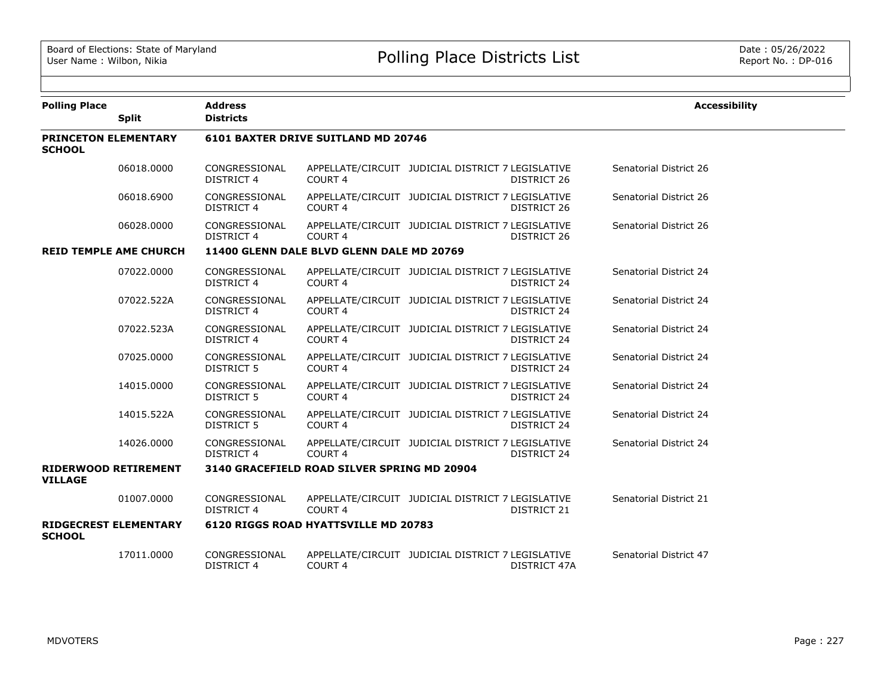# Polling Place Districts List

| Polling Place | Split | Address / Districts | | | | | Accessibility |
|---|---|---|---|---|---|---|---|
| **PRINCETON ELEMENTARY SCHOOL** | | **6101 BAXTER DRIVE SUITLAND MD 20746** | | | | | |
| | 06018.0000 | CONGRESSIONAL DISTRICT 4 | APPELLATE/CIRCUIT COURT 4 | JUDICIAL DISTRICT 7 | LEGISLATIVE DISTRICT 26 | Senatorial District 26 | |
| | 06018.6900 | CONGRESSIONAL DISTRICT 4 | APPELLATE/CIRCUIT COURT 4 | JUDICIAL DISTRICT 7 | LEGISLATIVE DISTRICT 26 | Senatorial District 26 | |
| | 06028.0000 | CONGRESSIONAL DISTRICT 4 | APPELLATE/CIRCUIT COURT 4 | JUDICIAL DISTRICT 7 | LEGISLATIVE DISTRICT 26 | Senatorial District 26 | |
| **REID TEMPLE AME CHURCH** | | **11400 GLENN DALE BLVD GLENN DALE MD 20769** | | | | | |
| | 07022.0000 | CONGRESSIONAL DISTRICT 4 | APPELLATE/CIRCUIT COURT 4 | JUDICIAL DISTRICT 7 | LEGISLATIVE DISTRICT 24 | Senatorial District 24 | |
| | 07022.522A | CONGRESSIONAL DISTRICT 4 | APPELLATE/CIRCUIT COURT 4 | JUDICIAL DISTRICT 7 | LEGISLATIVE DISTRICT 24 | Senatorial District 24 | |
| | 07022.523A | CONGRESSIONAL DISTRICT 4 | APPELLATE/CIRCUIT COURT 4 | JUDICIAL DISTRICT 7 | LEGISLATIVE DISTRICT 24 | Senatorial District 24 | |
| | 07025.0000 | CONGRESSIONAL DISTRICT 5 | APPELLATE/CIRCUIT COURT 4 | JUDICIAL DISTRICT 7 | LEGISLATIVE DISTRICT 24 | Senatorial District 24 | |
| | 14015.0000 | CONGRESSIONAL DISTRICT 5 | APPELLATE/CIRCUIT COURT 4 | JUDICIAL DISTRICT 7 | LEGISLATIVE DISTRICT 24 | Senatorial District 24 | |
| | 14015.522A | CONGRESSIONAL DISTRICT 5 | APPELLATE/CIRCUIT COURT 4 | JUDICIAL DISTRICT 7 | LEGISLATIVE DISTRICT 24 | Senatorial District 24 | |
| | 14026.0000 | CONGRESSIONAL DISTRICT 4 | APPELLATE/CIRCUIT COURT 4 | JUDICIAL DISTRICT 7 | LEGISLATIVE DISTRICT 24 | Senatorial District 24 | |
| **RIDERWOOD RETIREMENT VILLAGE** | | **3140 GRACEFIELD ROAD SILVER SPRING MD 20904** | | | | | |
| | 01007.0000 | CONGRESSIONAL DISTRICT 4 | APPELLATE/CIRCUIT COURT 4 | JUDICIAL DISTRICT 7 | LEGISLATIVE DISTRICT 21 | Senatorial District 21 | |
| **RIDGECREST ELEMENTARY SCHOOL** | | **6120 RIGGS ROAD HYATTSVILLE MD 20783** | | | | | |
| | 17011.0000 | CONGRESSIONAL DISTRICT 4 | APPELLATE/CIRCUIT COURT 4 | JUDICIAL DISTRICT 7 | LEGISLATIVE DISTRICT 47A | Senatorial District 47 | |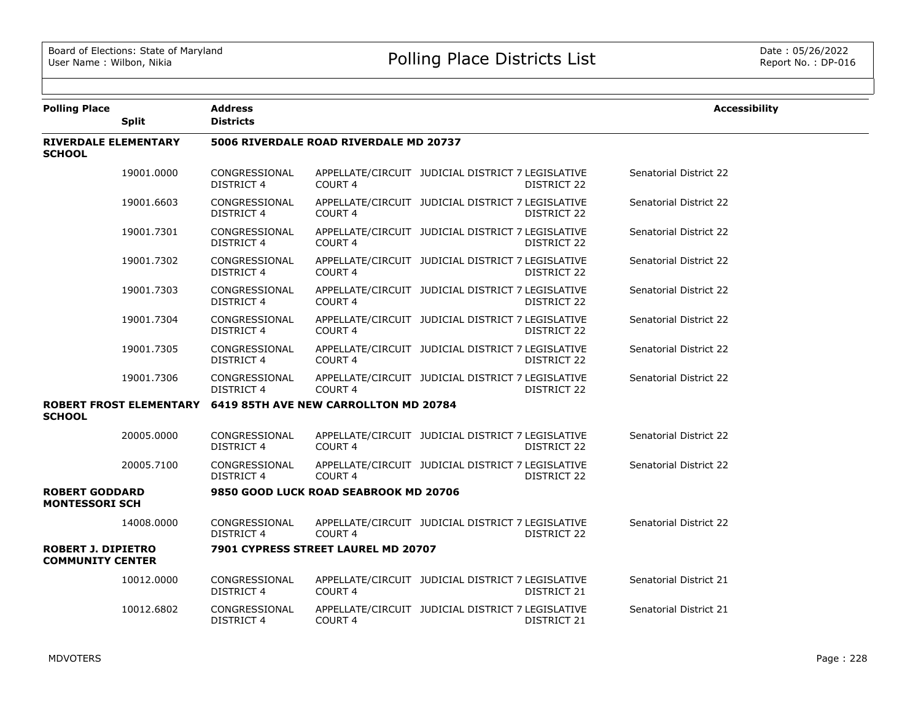| Polling Place | Split | Address / Districts | | | | | Accessibility |
|---|---|---|---|---|---|---|---|
| **RIVERDALE ELEMENTARY SCHOOL** | | **5006 RIVERDALE ROAD RIVERDALE MD 20737** | | | | | |
| | 19001.0000 | CONGRESSIONAL DISTRICT 4 | APPELLATE/CIRCUIT COURT 4 | JUDICIAL DISTRICT 7 | LEGISLATIVE DISTRICT 22 | Senatorial District 22 | |
| | 19001.6603 | CONGRESSIONAL DISTRICT 4 | APPELLATE/CIRCUIT COURT 4 | JUDICIAL DISTRICT 7 | LEGISLATIVE DISTRICT 22 | Senatorial District 22 | |
| | 19001.7301 | CONGRESSIONAL DISTRICT 4 | APPELLATE/CIRCUIT COURT 4 | JUDICIAL DISTRICT 7 | LEGISLATIVE DISTRICT 22 | Senatorial District 22 | |
| | 19001.7302 | CONGRESSIONAL DISTRICT 4 | APPELLATE/CIRCUIT COURT 4 | JUDICIAL DISTRICT 7 | LEGISLATIVE DISTRICT 22 | Senatorial District 22 | |
| | 19001.7303 | CONGRESSIONAL DISTRICT 4 | APPELLATE/CIRCUIT COURT 4 | JUDICIAL DISTRICT 7 | LEGISLATIVE DISTRICT 22 | Senatorial District 22 | |
| | 19001.7304 | CONGRESSIONAL DISTRICT 4 | APPELLATE/CIRCUIT COURT 4 | JUDICIAL DISTRICT 7 | LEGISLATIVE DISTRICT 22 | Senatorial District 22 | |
| | 19001.7305 | CONGRESSIONAL DISTRICT 4 | APPELLATE/CIRCUIT COURT 4 | JUDICIAL DISTRICT 7 | LEGISLATIVE DISTRICT 22 | Senatorial District 22 | |
| | 19001.7306 | CONGRESSIONAL DISTRICT 4 | APPELLATE/CIRCUIT COURT 4 | JUDICIAL DISTRICT 7 | LEGISLATIVE DISTRICT 22 | Senatorial District 22 | |
| **ROBERT FROST ELEMENTARY SCHOOL** | | **6419 85TH AVE NEW CARROLLTON MD 20784** | | | | | |
| | 20005.0000 | CONGRESSIONAL DISTRICT 4 | APPELLATE/CIRCUIT COURT 4 | JUDICIAL DISTRICT 7 | LEGISLATIVE DISTRICT 22 | Senatorial District 22 | |
| | 20005.7100 | CONGRESSIONAL DISTRICT 4 | APPELLATE/CIRCUIT COURT 4 | JUDICIAL DISTRICT 7 | LEGISLATIVE DISTRICT 22 | Senatorial District 22 | |
| **ROBERT GODDARD MONTESSORI SCH** | | **9850 GOOD LUCK ROAD SEABROOK MD 20706** | | | | | |
| | 14008.0000 | CONGRESSIONAL DISTRICT 4 | APPELLATE/CIRCUIT COURT 4 | JUDICIAL DISTRICT 7 | LEGISLATIVE DISTRICT 22 | Senatorial District 22 | |
| **ROBERT J. DIPIETRO COMMUNITY CENTER** | | **7901 CYPRESS STREET LAUREL MD 20707** | | | | | |
| | 10012.0000 | CONGRESSIONAL DISTRICT 4 | APPELLATE/CIRCUIT COURT 4 | JUDICIAL DISTRICT 7 | LEGISLATIVE DISTRICT 21 | Senatorial District 21 | |
| | 10012.6802 | CONGRESSIONAL DISTRICT 4 | APPELLATE/CIRCUIT COURT 4 | JUDICIAL DISTRICT 7 | LEGISLATIVE DISTRICT 21 | Senatorial District 21 | |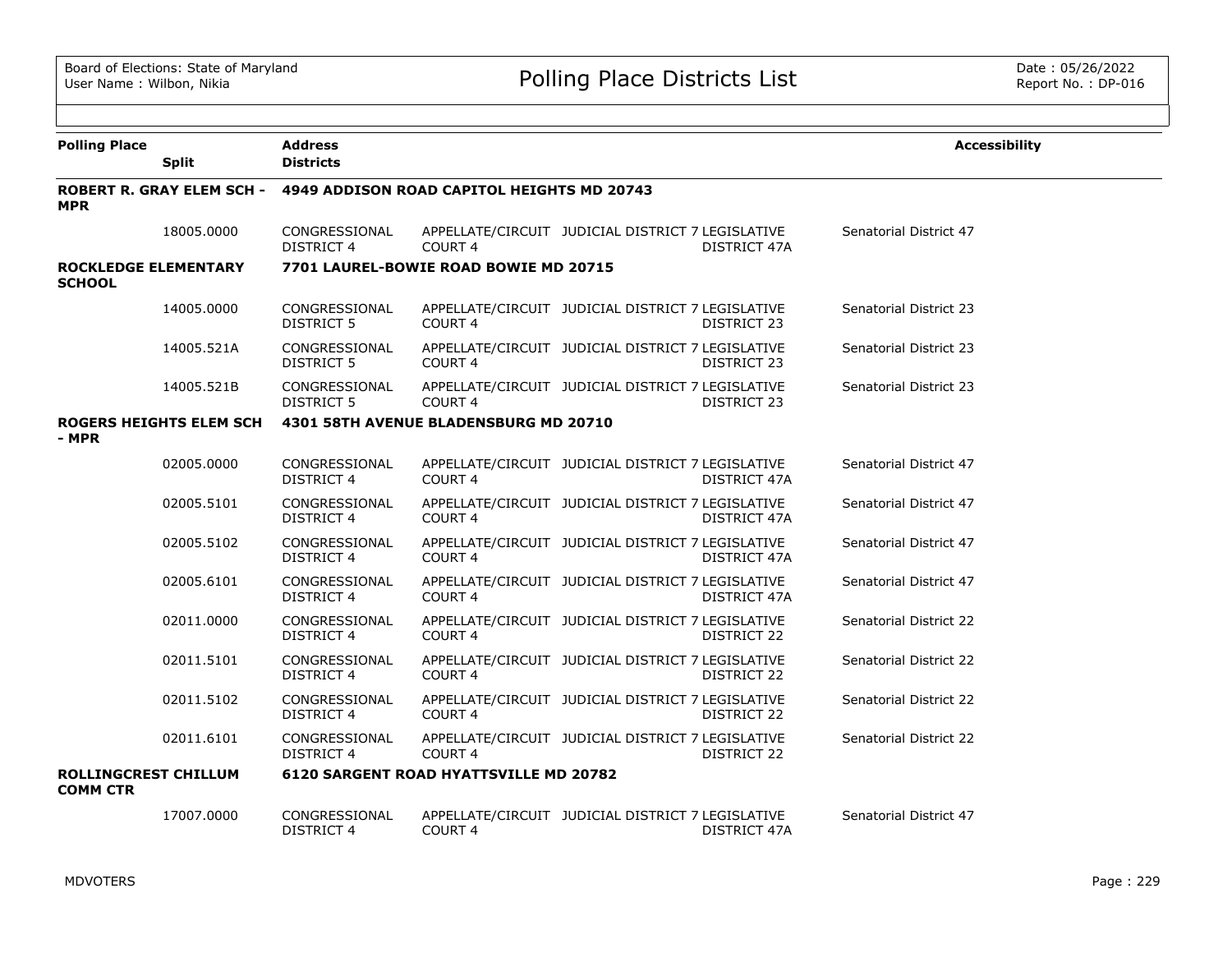| Polling Place | Split | Address / Districts | | | | | Accessibility |
|---|---|---|---|---|---|---|---|
| **ROBERT R. GRAY ELEM SCH - MPR** | | **4949 ADDISON ROAD CAPITOL HEIGHTS MD 20743** | | | | | |
| | 18005.0000 | CONGRESSIONAL DISTRICT 4 | APPELLATE/CIRCUIT COURT 4 | JUDICIAL DISTRICT 7 | LEGISLATIVE DISTRICT 47A | Senatorial District 47 | |
| **ROCKLEDGE ELEMENTARY SCHOOL** | | **7701 LAUREL-BOWIE ROAD BOWIE MD 20715** | | | | | |
| | 14005.0000 | CONGRESSIONAL DISTRICT 5 | APPELLATE/CIRCUIT COURT 4 | JUDICIAL DISTRICT 7 | LEGISLATIVE DISTRICT 23 | Senatorial District 23 | |
| | 14005.521A | CONGRESSIONAL DISTRICT 5 | APPELLATE/CIRCUIT COURT 4 | JUDICIAL DISTRICT 7 | LEGISLATIVE DISTRICT 23 | Senatorial District 23 | |
| | 14005.521B | CONGRESSIONAL DISTRICT 5 | APPELLATE/CIRCUIT COURT 4 | JUDICIAL DISTRICT 7 | LEGISLATIVE DISTRICT 23 | Senatorial District 23 | |
| **ROGERS HEIGHTS ELEM SCH - MPR** | | **4301 58TH AVENUE BLADENSBURG MD 20710** | | | | | |
| | 02005.0000 | CONGRESSIONAL DISTRICT 4 | APPELLATE/CIRCUIT COURT 4 | JUDICIAL DISTRICT 7 | LEGISLATIVE DISTRICT 47A | Senatorial District 47 | |
| | 02005.5101 | CONGRESSIONAL DISTRICT 4 | APPELLATE/CIRCUIT COURT 4 | JUDICIAL DISTRICT 7 | LEGISLATIVE DISTRICT 47A | Senatorial District 47 | |
| | 02005.5102 | CONGRESSIONAL DISTRICT 4 | APPELLATE/CIRCUIT COURT 4 | JUDICIAL DISTRICT 7 | LEGISLATIVE DISTRICT 47A | Senatorial District 47 | |
| | 02005.6101 | CONGRESSIONAL DISTRICT 4 | APPELLATE/CIRCUIT COURT 4 | JUDICIAL DISTRICT 7 | LEGISLATIVE DISTRICT 47A | Senatorial District 47 | |
| | 02011.0000 | CONGRESSIONAL DISTRICT 4 | APPELLATE/CIRCUIT COURT 4 | JUDICIAL DISTRICT 7 | LEGISLATIVE DISTRICT 22 | Senatorial District 22 | |
| | 02011.5101 | CONGRESSIONAL DISTRICT 4 | APPELLATE/CIRCUIT COURT 4 | JUDICIAL DISTRICT 7 | LEGISLATIVE DISTRICT 22 | Senatorial District 22 | |
| | 02011.5102 | CONGRESSIONAL DISTRICT 4 | APPELLATE/CIRCUIT COURT 4 | JUDICIAL DISTRICT 7 | LEGISLATIVE DISTRICT 22 | Senatorial District 22 | |
| | 02011.6101 | CONGRESSIONAL DISTRICT 4 | APPELLATE/CIRCUIT COURT 4 | JUDICIAL DISTRICT 7 | LEGISLATIVE DISTRICT 22 | Senatorial District 22 | |
| **ROLLINGCREST CHILLUM COMM CTR** | | **6120 SARGENT ROAD HYATTSVILLE MD 20782** | | | | | |
| | 17007.0000 | CONGRESSIONAL DISTRICT 4 | APPELLATE/CIRCUIT COURT 4 | JUDICIAL DISTRICT 7 | LEGISLATIVE DISTRICT 47A | Senatorial District 47 | |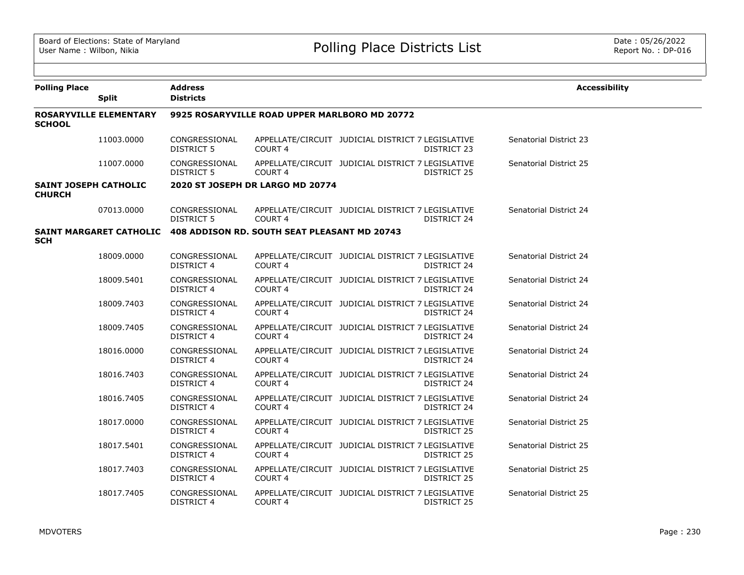| Polling Place | Split | Address / Districts | | | | | Accessibility |
|---|---|---|---|---|---|---|---|
| **ROSARYVILLE ELEMENTARY SCHOOL** | | **9925 ROSARYVILLE ROAD UPPER MARLBORO MD 20772** | | | | | |
| | 11003.0000 | CONGRESSIONAL DISTRICT 5 | APPELLATE/CIRCUIT COURT 4 | JUDICIAL DISTRICT 7 | LEGISLATIVE DISTRICT 23 | Senatorial District 23 | |
| | 11007.0000 | CONGRESSIONAL DISTRICT 5 | APPELLATE/CIRCUIT COURT 4 | JUDICIAL DISTRICT 7 | LEGISLATIVE DISTRICT 25 | Senatorial District 25 | |
| **SAINT JOSEPH CATHOLIC CHURCH** | | **2020 ST JOSEPH DR LARGO MD 20774** | | | | | |
| | 07013.0000 | CONGRESSIONAL DISTRICT 5 | APPELLATE/CIRCUIT COURT 4 | JUDICIAL DISTRICT 7 | LEGISLATIVE DISTRICT 24 | Senatorial District 24 | |
| **SAINT MARGARET CATHOLIC SCH** | | **408 ADDISON RD. SOUTH SEAT PLEASANT MD 20743** | | | | | |
| | 18009.0000 | CONGRESSIONAL DISTRICT 4 | APPELLATE/CIRCUIT COURT 4 | JUDICIAL DISTRICT 7 | LEGISLATIVE DISTRICT 24 | Senatorial District 24 | |
| | 18009.5401 | CONGRESSIONAL DISTRICT 4 | APPELLATE/CIRCUIT COURT 4 | JUDICIAL DISTRICT 7 | LEGISLATIVE DISTRICT 24 | Senatorial District 24 | |
| | 18009.7403 | CONGRESSIONAL DISTRICT 4 | APPELLATE/CIRCUIT COURT 4 | JUDICIAL DISTRICT 7 | LEGISLATIVE DISTRICT 24 | Senatorial District 24 | |
| | 18009.7405 | CONGRESSIONAL DISTRICT 4 | APPELLATE/CIRCUIT COURT 4 | JUDICIAL DISTRICT 7 | LEGISLATIVE DISTRICT 24 | Senatorial District 24 | |
| | 18016.0000 | CONGRESSIONAL DISTRICT 4 | APPELLATE/CIRCUIT COURT 4 | JUDICIAL DISTRICT 7 | LEGISLATIVE DISTRICT 24 | Senatorial District 24 | |
| | 18016.7403 | CONGRESSIONAL DISTRICT 4 | APPELLATE/CIRCUIT COURT 4 | JUDICIAL DISTRICT 7 | LEGISLATIVE DISTRICT 24 | Senatorial District 24 | |
| | 18016.7405 | CONGRESSIONAL DISTRICT 4 | APPELLATE/CIRCUIT COURT 4 | JUDICIAL DISTRICT 7 | LEGISLATIVE DISTRICT 24 | Senatorial District 24 | |
| | 18017.0000 | CONGRESSIONAL DISTRICT 4 | APPELLATE/CIRCUIT COURT 4 | JUDICIAL DISTRICT 7 | LEGISLATIVE DISTRICT 25 | Senatorial District 25 | |
| | 18017.5401 | CONGRESSIONAL DISTRICT 4 | APPELLATE/CIRCUIT COURT 4 | JUDICIAL DISTRICT 7 | LEGISLATIVE DISTRICT 25 | Senatorial District 25 | |
| | 18017.7403 | CONGRESSIONAL DISTRICT 4 | APPELLATE/CIRCUIT COURT 4 | JUDICIAL DISTRICT 7 | LEGISLATIVE DISTRICT 25 | Senatorial District 25 | |
| | 18017.7405 | CONGRESSIONAL DISTRICT 4 | APPELLATE/CIRCUIT COURT 4 | JUDICIAL DISTRICT 7 | LEGISLATIVE DISTRICT 25 | Senatorial District 25 | |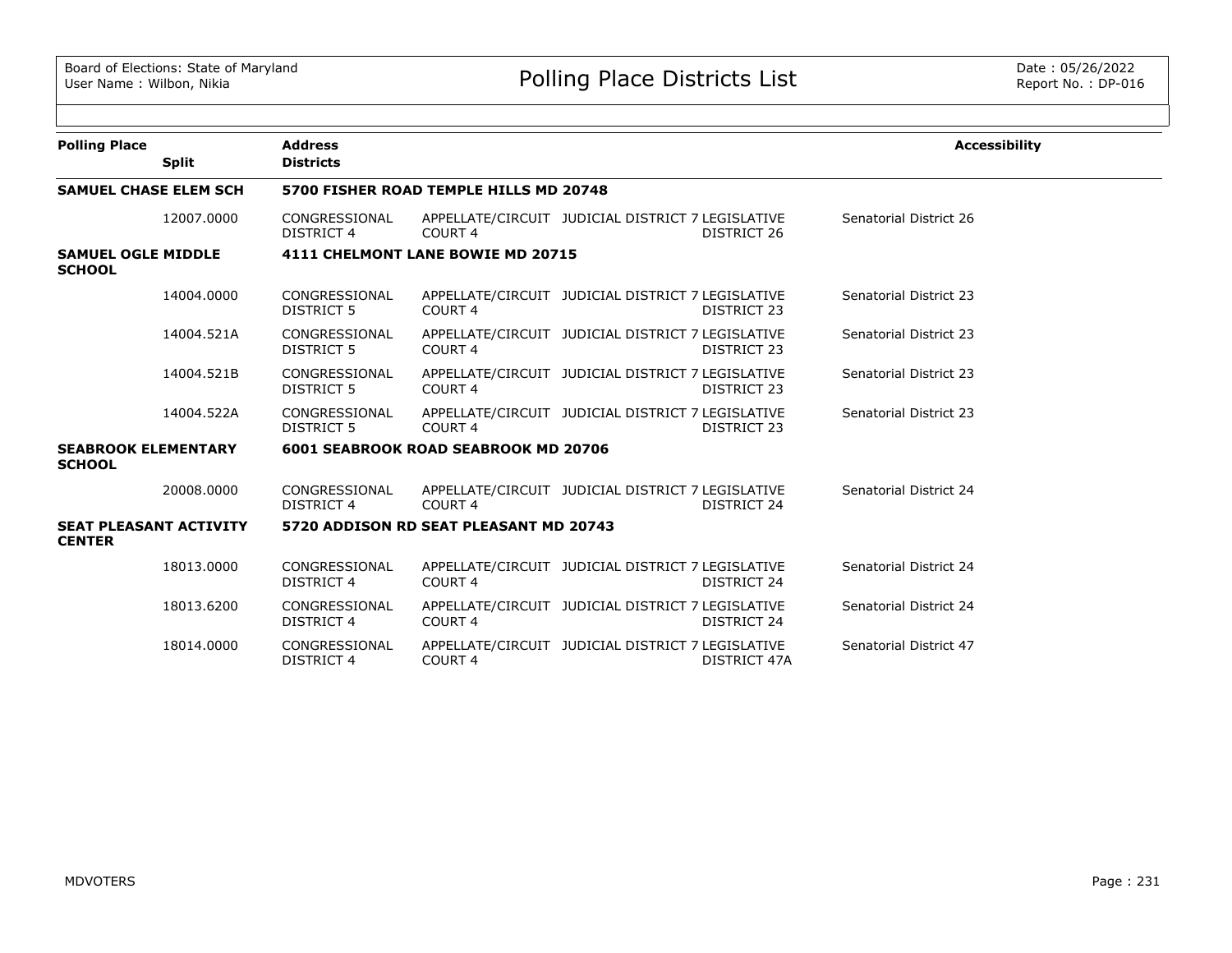| Polling Place | Split | Address / Districts | | | | | Accessibility |
|---|---|---|---|---|---|---|---|
| **SAMUEL CHASE ELEM SCH** | | **5700 FISHER ROAD TEMPLE HILLS MD 20748** | | | | | |
| | 12007.0000 | CONGRESSIONAL DISTRICT 4 | APPELLATE/CIRCUIT COURT 4 | JUDICIAL DISTRICT 7 | LEGISLATIVE DISTRICT 26 | Senatorial District 26 | |
| **SAMUEL OGLE MIDDLE SCHOOL** | | **4111 CHELMONT LANE BOWIE MD 20715** | | | | | |
| | 14004.0000 | CONGRESSIONAL DISTRICT 5 | APPELLATE/CIRCUIT COURT 4 | JUDICIAL DISTRICT 7 | LEGISLATIVE DISTRICT 23 | Senatorial District 23 | |
| | 14004.521A | CONGRESSIONAL DISTRICT 5 | APPELLATE/CIRCUIT COURT 4 | JUDICIAL DISTRICT 7 | LEGISLATIVE DISTRICT 23 | Senatorial District 23 | |
| | 14004.521B | CONGRESSIONAL DISTRICT 5 | APPELLATE/CIRCUIT COURT 4 | JUDICIAL DISTRICT 7 | LEGISLATIVE DISTRICT 23 | Senatorial District 23 | |
| | 14004.522A | CONGRESSIONAL DISTRICT 5 | APPELLATE/CIRCUIT COURT 4 | JUDICIAL DISTRICT 7 | LEGISLATIVE DISTRICT 23 | Senatorial District 23 | |
| **SEABROOK ELEMENTARY SCHOOL** | | **6001 SEABROOK ROAD SEABROOK MD 20706** | | | | | |
| | 20008.0000 | CONGRESSIONAL DISTRICT 4 | APPELLATE/CIRCUIT COURT 4 | JUDICIAL DISTRICT 7 | LEGISLATIVE DISTRICT 24 | Senatorial District 24 | |
| **SEAT PLEASANT ACTIVITY CENTER** | | **5720 ADDISON RD SEAT PLEASANT MD 20743** | | | | | |
| | 18013.0000 | CONGRESSIONAL DISTRICT 4 | APPELLATE/CIRCUIT COURT 4 | JUDICIAL DISTRICT 7 | LEGISLATIVE DISTRICT 24 | Senatorial District 24 | |
| | 18013.6200 | CONGRESSIONAL DISTRICT 4 | APPELLATE/CIRCUIT COURT 4 | JUDICIAL DISTRICT 7 | LEGISLATIVE DISTRICT 24 | Senatorial District 24 | |
| | 18014.0000 | CONGRESSIONAL DISTRICT 4 | APPELLATE/CIRCUIT COURT 4 | JUDICIAL DISTRICT 7 | LEGISLATIVE DISTRICT 47A | Senatorial District 47 | |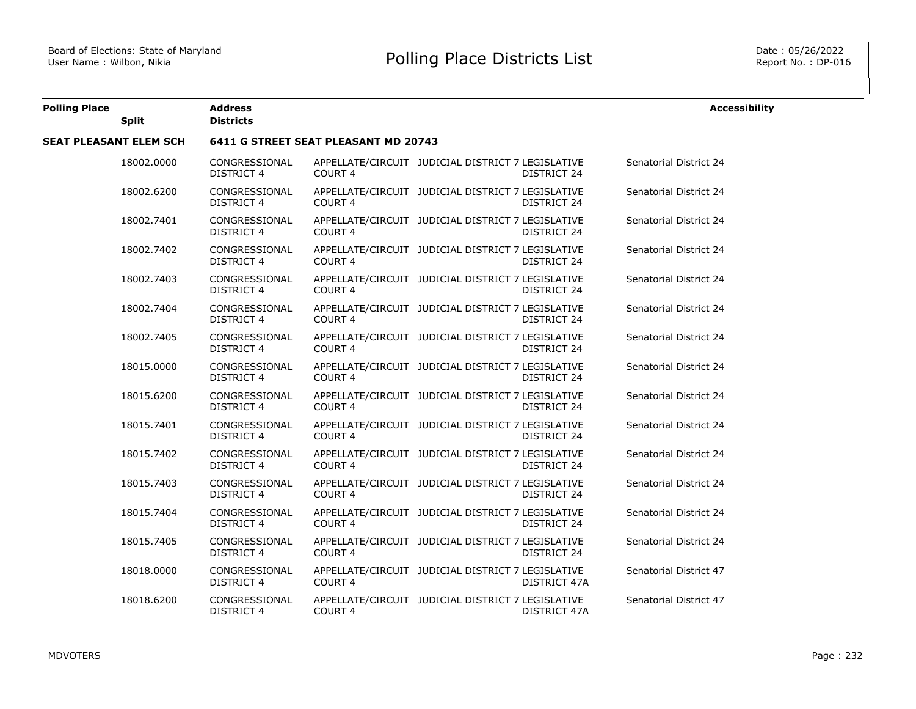| Polling Place | Split | Address / Districts | | | | | Accessibility |
|---|---|---|---|---|---|---|---|
| **SEAT PLEASANT ELEM SCH** | | **6411 G STREET SEAT PLEASANT MD 20743** | | | | | |
| | 18002.0000 | CONGRESSIONAL DISTRICT 4 | APPELLATE/CIRCUIT COURT 4 | JUDICIAL DISTRICT 7 | LEGISLATIVE DISTRICT 24 | Senatorial District 24 | |
| | 18002.6200 | CONGRESSIONAL DISTRICT 4 | APPELLATE/CIRCUIT COURT 4 | JUDICIAL DISTRICT 7 | LEGISLATIVE DISTRICT 24 | Senatorial District 24 | |
| | 18002.7401 | CONGRESSIONAL DISTRICT 4 | APPELLATE/CIRCUIT COURT 4 | JUDICIAL DISTRICT 7 | LEGISLATIVE DISTRICT 24 | Senatorial District 24 | |
| | 18002.7402 | CONGRESSIONAL DISTRICT 4 | APPELLATE/CIRCUIT COURT 4 | JUDICIAL DISTRICT 7 | LEGISLATIVE DISTRICT 24 | Senatorial District 24 | |
| | 18002.7403 | CONGRESSIONAL DISTRICT 4 | APPELLATE/CIRCUIT COURT 4 | JUDICIAL DISTRICT 7 | LEGISLATIVE DISTRICT 24 | Senatorial District 24 | |
| | 18002.7404 | CONGRESSIONAL DISTRICT 4 | APPELLATE/CIRCUIT COURT 4 | JUDICIAL DISTRICT 7 | LEGISLATIVE DISTRICT 24 | Senatorial District 24 | |
| | 18002.7405 | CONGRESSIONAL DISTRICT 4 | APPELLATE/CIRCUIT COURT 4 | JUDICIAL DISTRICT 7 | LEGISLATIVE DISTRICT 24 | Senatorial District 24 | |
| | 18015.0000 | CONGRESSIONAL DISTRICT 4 | APPELLATE/CIRCUIT COURT 4 | JUDICIAL DISTRICT 7 | LEGISLATIVE DISTRICT 24 | Senatorial District 24 | |
| | 18015.6200 | CONGRESSIONAL DISTRICT 4 | APPELLATE/CIRCUIT COURT 4 | JUDICIAL DISTRICT 7 | LEGISLATIVE DISTRICT 24 | Senatorial District 24 | |
| | 18015.7401 | CONGRESSIONAL DISTRICT 4 | APPELLATE/CIRCUIT COURT 4 | JUDICIAL DISTRICT 7 | LEGISLATIVE DISTRICT 24 | Senatorial District 24 | |
| | 18015.7402 | CONGRESSIONAL DISTRICT 4 | APPELLATE/CIRCUIT COURT 4 | JUDICIAL DISTRICT 7 | LEGISLATIVE DISTRICT 24 | Senatorial District 24 | |
| | 18015.7403 | CONGRESSIONAL DISTRICT 4 | APPELLATE/CIRCUIT COURT 4 | JUDICIAL DISTRICT 7 | LEGISLATIVE DISTRICT 24 | Senatorial District 24 | |
| | 18015.7404 | CONGRESSIONAL DISTRICT 4 | APPELLATE/CIRCUIT COURT 4 | JUDICIAL DISTRICT 7 | LEGISLATIVE DISTRICT 24 | Senatorial District 24 | |
| | 18015.7405 | CONGRESSIONAL DISTRICT 4 | APPELLATE/CIRCUIT COURT 4 | JUDICIAL DISTRICT 7 | LEGISLATIVE DISTRICT 24 | Senatorial District 24 | |
| | 18018.0000 | CONGRESSIONAL DISTRICT 4 | APPELLATE/CIRCUIT COURT 4 | JUDICIAL DISTRICT 7 | LEGISLATIVE DISTRICT 47A | Senatorial District 47 | |
| | 18018.6200 | CONGRESSIONAL DISTRICT 4 | APPELLATE/CIRCUIT COURT 4 | JUDICIAL DISTRICT 7 | LEGISLATIVE DISTRICT 47A | Senatorial District 47 | |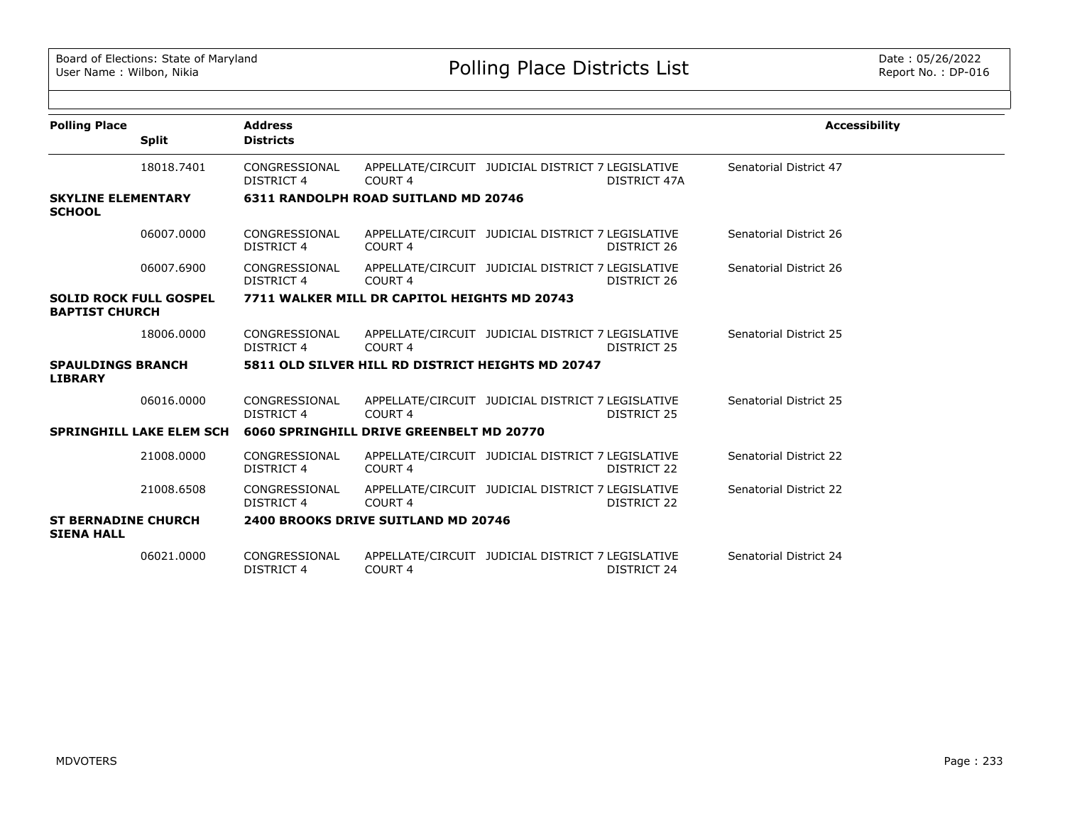# Polling Place Districts List

Board of Elections: State of Maryland
User Name : Wilbon, Nikia

Date : 05/26/2022
Report No. : DP-016

| Polling Place | Split | Address / Districts | | | | | Accessibility |
|---|---|---|---|---|---|---|---|
| | 18018.7401 | CONGRESSIONAL DISTRICT 4 | APPELLATE/CIRCUIT COURT 4 | JUDICIAL DISTRICT 7 | LEGISLATIVE DISTRICT 47A | Senatorial District 47 | |
| **SKYLINE ELEMENTARY SCHOOL** | | **6311 RANDOLPH ROAD SUITLAND MD 20746** | | | | | |
| | 06007.0000 | CONGRESSIONAL DISTRICT 4 | APPELLATE/CIRCUIT COURT 4 | JUDICIAL DISTRICT 7 | LEGISLATIVE DISTRICT 26 | Senatorial District 26 | |
| | 06007.6900 | CONGRESSIONAL DISTRICT 4 | APPELLATE/CIRCUIT COURT 4 | JUDICIAL DISTRICT 7 | LEGISLATIVE DISTRICT 26 | Senatorial District 26 | |
| **SOLID ROCK FULL GOSPEL BAPTIST CHURCH** | | **7711 WALKER MILL DR CAPITOL HEIGHTS MD 20743** | | | | | |
| | 18006.0000 | CONGRESSIONAL DISTRICT 4 | APPELLATE/CIRCUIT COURT 4 | JUDICIAL DISTRICT 7 | LEGISLATIVE DISTRICT 25 | Senatorial District 25 | |
| **SPAULDINGS BRANCH LIBRARY** | | **5811 OLD SILVER HILL RD DISTRICT HEIGHTS MD 20747** | | | | | |
| | 06016.0000 | CONGRESSIONAL DISTRICT 4 | APPELLATE/CIRCUIT COURT 4 | JUDICIAL DISTRICT 7 | LEGISLATIVE DISTRICT 25 | Senatorial District 25 | |
| **SPRINGHILL LAKE ELEM SCH** | | **6060 SPRINGHILL DRIVE GREENBELT MD 20770** | | | | | |
| | 21008.0000 | CONGRESSIONAL DISTRICT 4 | APPELLATE/CIRCUIT COURT 4 | JUDICIAL DISTRICT 7 | LEGISLATIVE DISTRICT 22 | Senatorial District 22 | |
| | 21008.6508 | CONGRESSIONAL DISTRICT 4 | APPELLATE/CIRCUIT COURT 4 | JUDICIAL DISTRICT 7 | LEGISLATIVE DISTRICT 22 | Senatorial District 22 | |
| **ST BERNADINE CHURCH SIENA HALL** | | **2400 BROOKS DRIVE SUITLAND MD 20746** | | | | | |
| | 06021.0000 | CONGRESSIONAL DISTRICT 4 | APPELLATE/CIRCUIT COURT 4 | JUDICIAL DISTRICT 7 | LEGISLATIVE DISTRICT 24 | Senatorial District 24 | |

MDVOTERS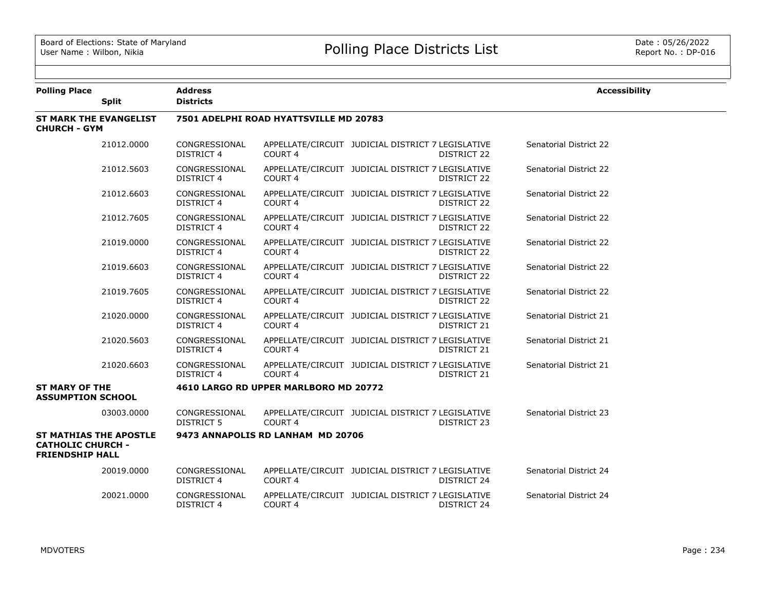# Polling Place Districts List

Board of Elections: State of Maryland
User Name : Wilbon, Nikia

Date : 05/26/2022
Report No. : DP-016

| Polling Place / Split | Address / Districts | | | | | Accessibility |
|---|---|---|---|---|---|---|
| **ST MARK THE EVANGELIST CHURCH - GYM** | **7501 ADELPHI ROAD HYATTSVILLE MD 20783** | | | | | |
| 21012.0000 | CONGRESSIONAL DISTRICT 4 | APPELLATE/CIRCUIT COURT 4 | JUDICIAL DISTRICT 7 | LEGISLATIVE DISTRICT 22 | Senatorial District 22 | |
| 21012.5603 | CONGRESSIONAL DISTRICT 4 | APPELLATE/CIRCUIT COURT 4 | JUDICIAL DISTRICT 7 | LEGISLATIVE DISTRICT 22 | Senatorial District 22 | |
| 21012.6603 | CONGRESSIONAL DISTRICT 4 | APPELLATE/CIRCUIT COURT 4 | JUDICIAL DISTRICT 7 | LEGISLATIVE DISTRICT 22 | Senatorial District 22 | |
| 21012.7605 | CONGRESSIONAL DISTRICT 4 | APPELLATE/CIRCUIT COURT 4 | JUDICIAL DISTRICT 7 | LEGISLATIVE DISTRICT 22 | Senatorial District 22 | |
| 21019.0000 | CONGRESSIONAL DISTRICT 4 | APPELLATE/CIRCUIT COURT 4 | JUDICIAL DISTRICT 7 | LEGISLATIVE DISTRICT 22 | Senatorial District 22 | |
| 21019.6603 | CONGRESSIONAL DISTRICT 4 | APPELLATE/CIRCUIT COURT 4 | JUDICIAL DISTRICT 7 | LEGISLATIVE DISTRICT 22 | Senatorial District 22 | |
| 21019.7605 | CONGRESSIONAL DISTRICT 4 | APPELLATE/CIRCUIT COURT 4 | JUDICIAL DISTRICT 7 | LEGISLATIVE DISTRICT 22 | Senatorial District 22 | |
| 21020.0000 | CONGRESSIONAL DISTRICT 4 | APPELLATE/CIRCUIT COURT 4 | JUDICIAL DISTRICT 7 | LEGISLATIVE DISTRICT 21 | Senatorial District 21 | |
| 21020.5603 | CONGRESSIONAL DISTRICT 4 | APPELLATE/CIRCUIT COURT 4 | JUDICIAL DISTRICT 7 | LEGISLATIVE DISTRICT 21 | Senatorial District 21 | |
| 21020.6603 | CONGRESSIONAL DISTRICT 4 | APPELLATE/CIRCUIT COURT 4 | JUDICIAL DISTRICT 7 | LEGISLATIVE DISTRICT 21 | Senatorial District 21 | |
| **ST MARY OF THE ASSUMPTION SCHOOL** | **4610 LARGO RD UPPER MARLBORO MD 20772** | | | | | |
| 03003.0000 | CONGRESSIONAL DISTRICT 5 | APPELLATE/CIRCUIT COURT 4 | JUDICIAL DISTRICT 7 | LEGISLATIVE DISTRICT 23 | Senatorial District 23 | |
| **ST MATHIAS THE APOSTLE CATHOLIC CHURCH - FRIENDSHIP HALL** | **9473 ANNAPOLIS RD LANHAM MD 20706** | | | | | |
| 20019.0000 | CONGRESSIONAL DISTRICT 4 | APPELLATE/CIRCUIT COURT 4 | JUDICIAL DISTRICT 7 | LEGISLATIVE DISTRICT 24 | Senatorial District 24 | |
| 20021.0000 | CONGRESSIONAL DISTRICT 4 | APPELLATE/CIRCUIT COURT 4 | JUDICIAL DISTRICT 7 | LEGISLATIVE DISTRICT 24 | Senatorial District 24 | |

MDVOTERS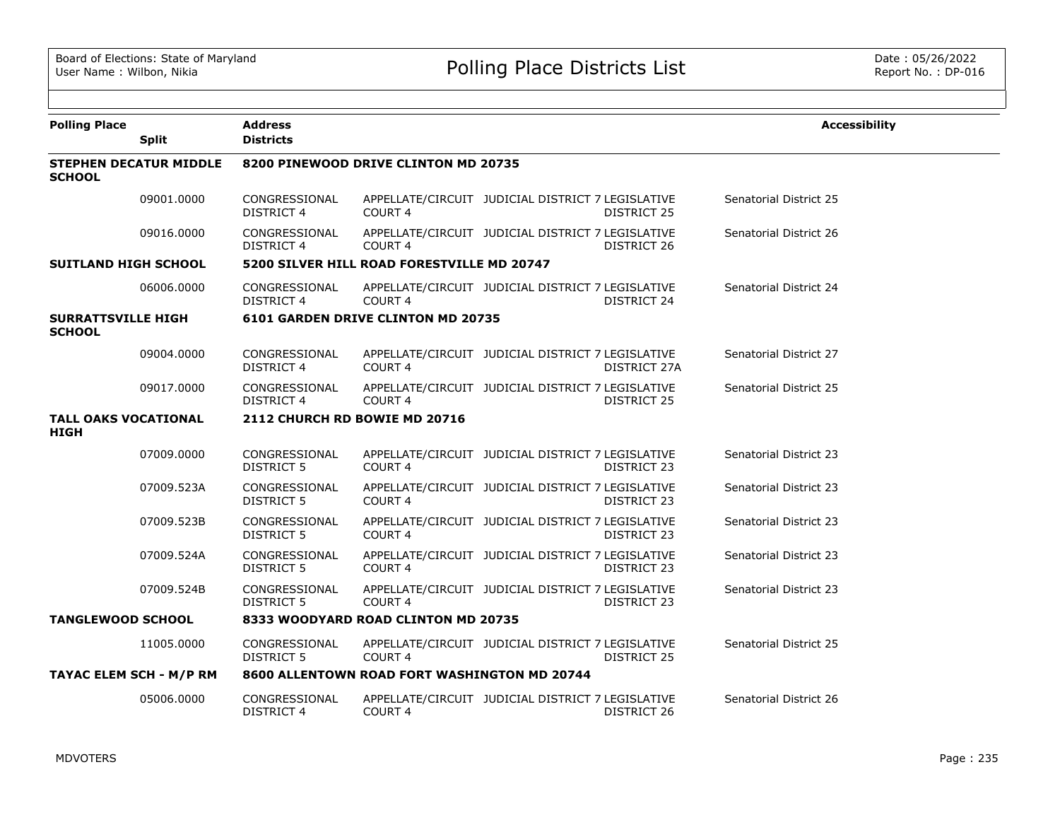# Polling Place Districts List

| Polling Place | Split | Address / Districts | | | | Accessibility |
|---|---|---|---|---|---|---|
| **STEPHEN DECATUR MIDDLE SCHOOL** | | **8200 PINEWOOD DRIVE CLINTON MD 20735** | | | | |
| | 09001.0000 | CONGRESSIONAL DISTRICT 4 | APPELLATE/CIRCUIT COURT 4 | JUDICIAL DISTRICT 7 | LEGISLATIVE DISTRICT 25 | Senatorial District 25 |
| | 09016.0000 | CONGRESSIONAL DISTRICT 4 | APPELLATE/CIRCUIT COURT 4 | JUDICIAL DISTRICT 7 | LEGISLATIVE DISTRICT 26 | Senatorial District 26 |
| **SUITLAND HIGH SCHOOL** | | **5200 SILVER HILL ROAD FORESTVILLE MD 20747** | | | | |
| | 06006.0000 | CONGRESSIONAL DISTRICT 4 | APPELLATE/CIRCUIT COURT 4 | JUDICIAL DISTRICT 7 | LEGISLATIVE DISTRICT 24 | Senatorial District 24 |
| **SURRATTSVILLE HIGH SCHOOL** | | **6101 GARDEN DRIVE CLINTON MD 20735** | | | | |
| | 09004.0000 | CONGRESSIONAL DISTRICT 4 | APPELLATE/CIRCUIT COURT 4 | JUDICIAL DISTRICT 7 | LEGISLATIVE DISTRICT 27A | Senatorial District 27 |
| | 09017.0000 | CONGRESSIONAL DISTRICT 4 | APPELLATE/CIRCUIT COURT 4 | JUDICIAL DISTRICT 7 | LEGISLATIVE DISTRICT 25 | Senatorial District 25 |
| **TALL OAKS VOCATIONAL HIGH** | | **2112 CHURCH RD BOWIE MD 20716** | | | | |
| | 07009.0000 | CONGRESSIONAL DISTRICT 5 | APPELLATE/CIRCUIT COURT 4 | JUDICIAL DISTRICT 7 | LEGISLATIVE DISTRICT 23 | Senatorial District 23 |
| | 07009.523A | CONGRESSIONAL DISTRICT 5 | APPELLATE/CIRCUIT COURT 4 | JUDICIAL DISTRICT 7 | LEGISLATIVE DISTRICT 23 | Senatorial District 23 |
| | 07009.523B | CONGRESSIONAL DISTRICT 5 | APPELLATE/CIRCUIT COURT 4 | JUDICIAL DISTRICT 7 | LEGISLATIVE DISTRICT 23 | Senatorial District 23 |
| | 07009.524A | CONGRESSIONAL DISTRICT 5 | APPELLATE/CIRCUIT COURT 4 | JUDICIAL DISTRICT 7 | LEGISLATIVE DISTRICT 23 | Senatorial District 23 |
| | 07009.524B | CONGRESSIONAL DISTRICT 5 | APPELLATE/CIRCUIT COURT 4 | JUDICIAL DISTRICT 7 | LEGISLATIVE DISTRICT 23 | Senatorial District 23 |
| **TANGLEWOOD SCHOOL** | | **8333 WOODYARD ROAD CLINTON MD 20735** | | | | |
| | 11005.0000 | CONGRESSIONAL DISTRICT 5 | APPELLATE/CIRCUIT COURT 4 | JUDICIAL DISTRICT 7 | LEGISLATIVE DISTRICT 25 | Senatorial District 25 |
| **TAYAC ELEM SCH - M/P RM** | | **8600 ALLENTOWN ROAD FORT WASHINGTON MD 20744** | | | | |
| | 05006.0000 | CONGRESSIONAL DISTRICT 4 | APPELLATE/CIRCUIT COURT 4 | JUDICIAL DISTRICT 7 | LEGISLATIVE DISTRICT 26 | Senatorial District 26 |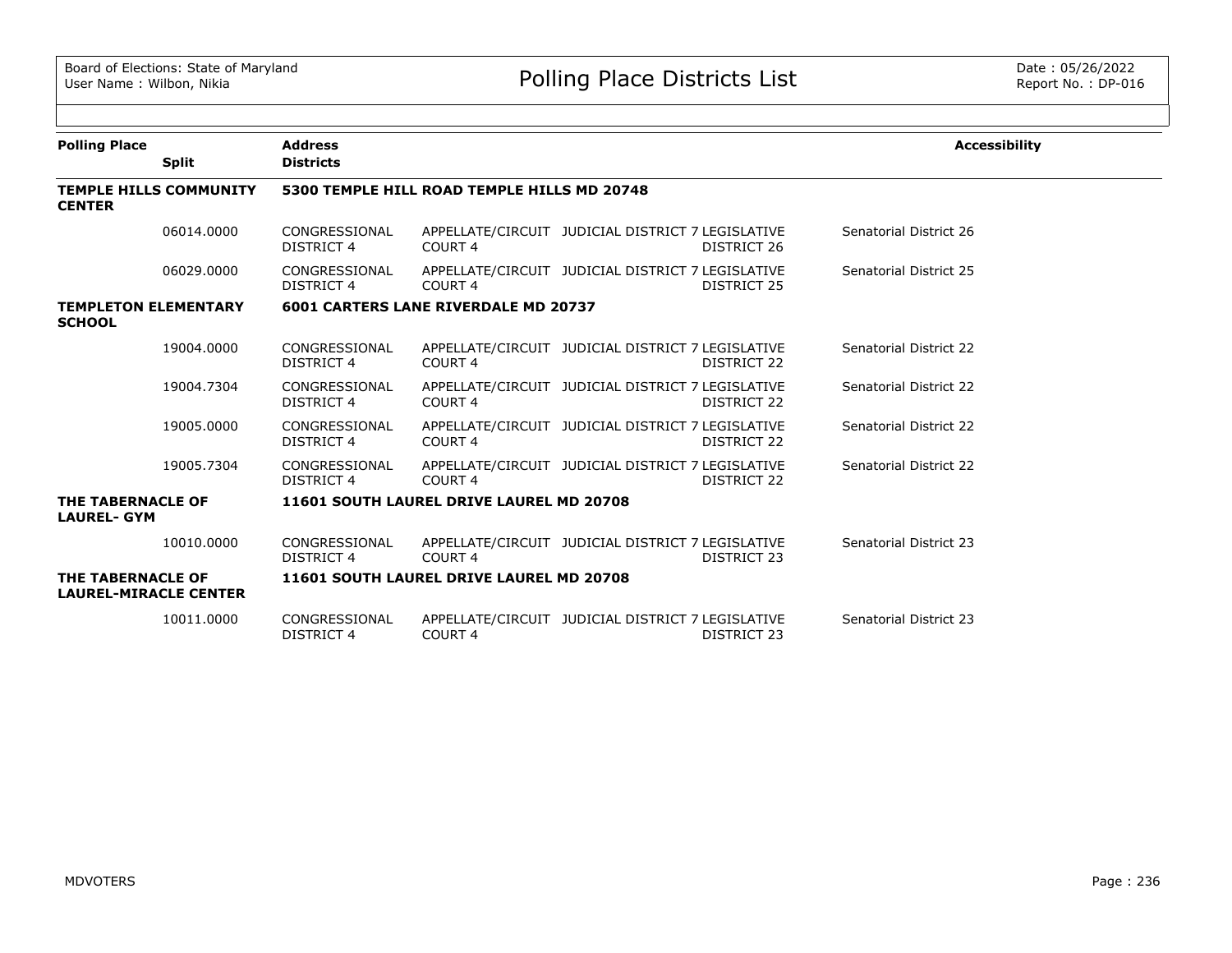# Polling Place Districts List

Board of Elections: State of Maryland
User Name : Wilbon, Nikia

Date : 05/26/2022
Report No. : DP-016

| Polling Place | Split | Address / Districts | | | | Accessibility |
|---|---|---|---|---|---|---|
| **TEMPLE HILLS COMMUNITY CENTER** | | **5300 TEMPLE HILL ROAD TEMPLE HILLS MD 20748** | | | | |
| | 06014.0000 | CONGRESSIONAL DISTRICT 4 | APPELLATE/CIRCUIT COURT 4 | JUDICIAL DISTRICT 7 | LEGISLATIVE DISTRICT 26 | Senatorial District 26 |
| | 06029.0000 | CONGRESSIONAL DISTRICT 4 | APPELLATE/CIRCUIT COURT 4 | JUDICIAL DISTRICT 7 | LEGISLATIVE DISTRICT 25 | Senatorial District 25 |
| **TEMPLETON ELEMENTARY SCHOOL** | | **6001 CARTERS LANE RIVERDALE MD 20737** | | | | |
| | 19004.0000 | CONGRESSIONAL DISTRICT 4 | APPELLATE/CIRCUIT COURT 4 | JUDICIAL DISTRICT 7 | LEGISLATIVE DISTRICT 22 | Senatorial District 22 |
| | 19004.7304 | CONGRESSIONAL DISTRICT 4 | APPELLATE/CIRCUIT COURT 4 | JUDICIAL DISTRICT 7 | LEGISLATIVE DISTRICT 22 | Senatorial District 22 |
| | 19005.0000 | CONGRESSIONAL DISTRICT 4 | APPELLATE/CIRCUIT COURT 4 | JUDICIAL DISTRICT 7 | LEGISLATIVE DISTRICT 22 | Senatorial District 22 |
| | 19005.7304 | CONGRESSIONAL DISTRICT 4 | APPELLATE/CIRCUIT COURT 4 | JUDICIAL DISTRICT 7 | LEGISLATIVE DISTRICT 22 | Senatorial District 22 |
| **THE TABERNACLE OF LAUREL- GYM** | | **11601 SOUTH LAUREL DRIVE LAUREL MD 20708** | | | | |
| | 10010.0000 | CONGRESSIONAL DISTRICT 4 | APPELLATE/CIRCUIT COURT 4 | JUDICIAL DISTRICT 7 | LEGISLATIVE DISTRICT 23 | Senatorial District 23 |
| **THE TABERNACLE OF LAUREL-MIRACLE CENTER** | | **11601 SOUTH LAUREL DRIVE LAUREL MD 20708** | | | | |
| | 10011.0000 | CONGRESSIONAL DISTRICT 4 | APPELLATE/CIRCUIT COURT 4 | JUDICIAL DISTRICT 7 | LEGISLATIVE DISTRICT 23 | Senatorial District 23 |

MDVOTERS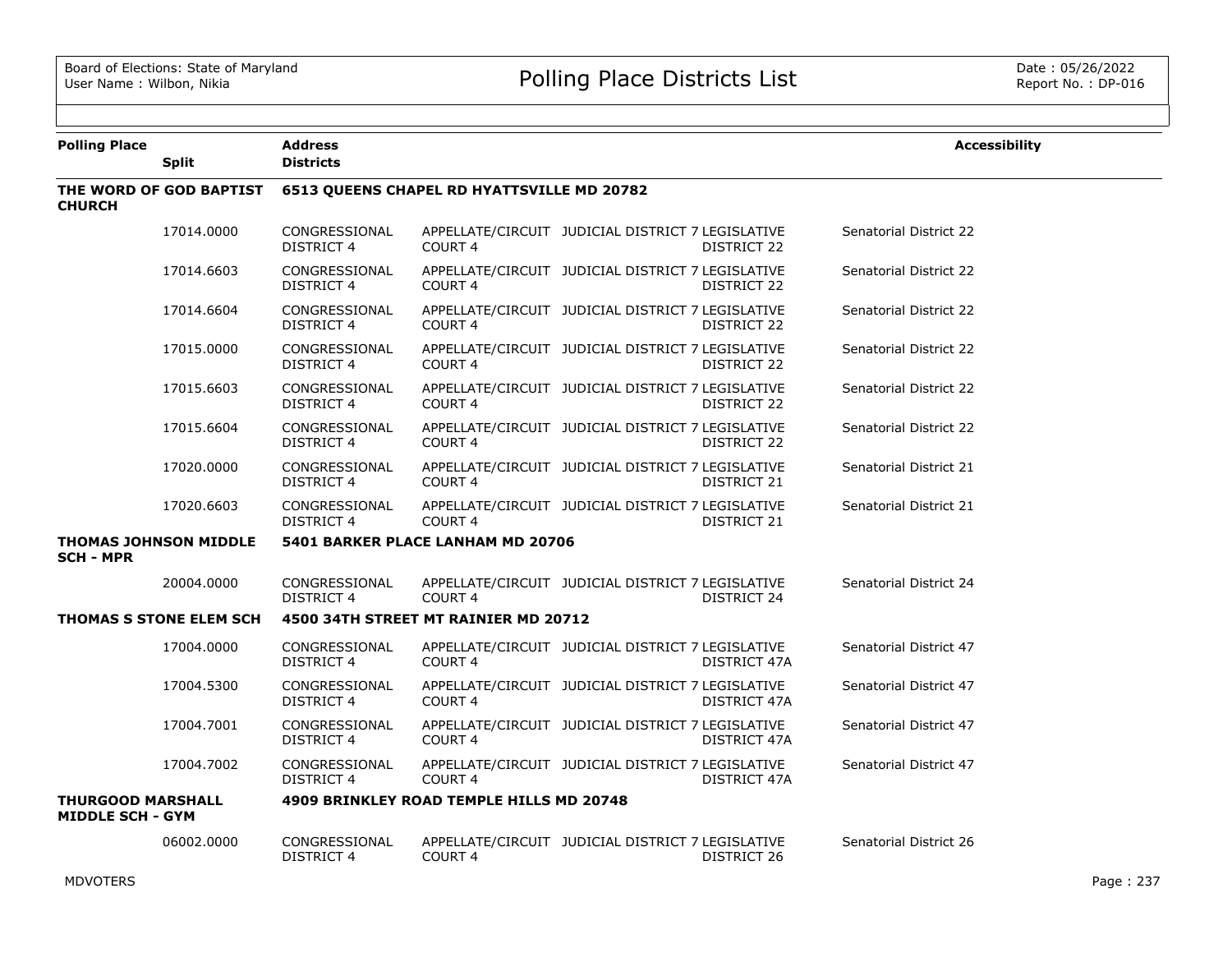| Polling Place | Split | Address / Districts | | | | | Accessibility |
|---|---|---|---|---|---|---|---|
| **THE WORD OF GOD BAPTIST CHURCH** | | **6513 QUEENS CHAPEL RD HYATTSVILLE MD 20782** | | | | | |
| | 17014.0000 | CONGRESSIONAL DISTRICT 4 | APPELLATE/CIRCUIT COURT 4 | JUDICIAL DISTRICT 7 | LEGISLATIVE DISTRICT 22 | Senatorial District 22 | |
| | 17014.6603 | CONGRESSIONAL DISTRICT 4 | APPELLATE/CIRCUIT COURT 4 | JUDICIAL DISTRICT 7 | LEGISLATIVE DISTRICT 22 | Senatorial District 22 | |
| | 17014.6604 | CONGRESSIONAL DISTRICT 4 | APPELLATE/CIRCUIT COURT 4 | JUDICIAL DISTRICT 7 | LEGISLATIVE DISTRICT 22 | Senatorial District 22 | |
| | 17015.0000 | CONGRESSIONAL DISTRICT 4 | APPELLATE/CIRCUIT COURT 4 | JUDICIAL DISTRICT 7 | LEGISLATIVE DISTRICT 22 | Senatorial District 22 | |
| | 17015.6603 | CONGRESSIONAL DISTRICT 4 | APPELLATE/CIRCUIT COURT 4 | JUDICIAL DISTRICT 7 | LEGISLATIVE DISTRICT 22 | Senatorial District 22 | |
| | 17015.6604 | CONGRESSIONAL DISTRICT 4 | APPELLATE/CIRCUIT COURT 4 | JUDICIAL DISTRICT 7 | LEGISLATIVE DISTRICT 22 | Senatorial District 22 | |
| | 17020.0000 | CONGRESSIONAL DISTRICT 4 | APPELLATE/CIRCUIT COURT 4 | JUDICIAL DISTRICT 7 | LEGISLATIVE DISTRICT 21 | Senatorial District 21 | |
| | 17020.6603 | CONGRESSIONAL DISTRICT 4 | APPELLATE/CIRCUIT COURT 4 | JUDICIAL DISTRICT 7 | LEGISLATIVE DISTRICT 21 | Senatorial District 21 | |
| **THOMAS JOHNSON MIDDLE SCH - MPR** | | **5401 BARKER PLACE LANHAM MD 20706** | | | | | |
| | 20004.0000 | CONGRESSIONAL DISTRICT 4 | APPELLATE/CIRCUIT COURT 4 | JUDICIAL DISTRICT 7 | LEGISLATIVE DISTRICT 24 | Senatorial District 24 | |
| **THOMAS S STONE ELEM SCH** | | **4500 34TH STREET MT RAINIER MD 20712** | | | | | |
| | 17004.0000 | CONGRESSIONAL DISTRICT 4 | APPELLATE/CIRCUIT COURT 4 | JUDICIAL DISTRICT 7 | LEGISLATIVE DISTRICT 47A | Senatorial District 47 | |
| | 17004.5300 | CONGRESSIONAL DISTRICT 4 | APPELLATE/CIRCUIT COURT 4 | JUDICIAL DISTRICT 7 | LEGISLATIVE DISTRICT 47A | Senatorial District 47 | |
| | 17004.7001 | CONGRESSIONAL DISTRICT 4 | APPELLATE/CIRCUIT COURT 4 | JUDICIAL DISTRICT 7 | LEGISLATIVE DISTRICT 47A | Senatorial District 47 | |
| | 17004.7002 | CONGRESSIONAL DISTRICT 4 | APPELLATE/CIRCUIT COURT 4 | JUDICIAL DISTRICT 7 | LEGISLATIVE DISTRICT 47A | Senatorial District 47 | |
| **THURGOOD MARSHALL MIDDLE SCH - GYM** | | **4909 BRINKLEY ROAD TEMPLE HILLS MD 20748** | | | | | |
| | 06002.0000 | CONGRESSIONAL DISTRICT 4 | APPELLATE/CIRCUIT COURT 4 | JUDICIAL DISTRICT 7 | LEGISLATIVE DISTRICT 26 | Senatorial District 26 | |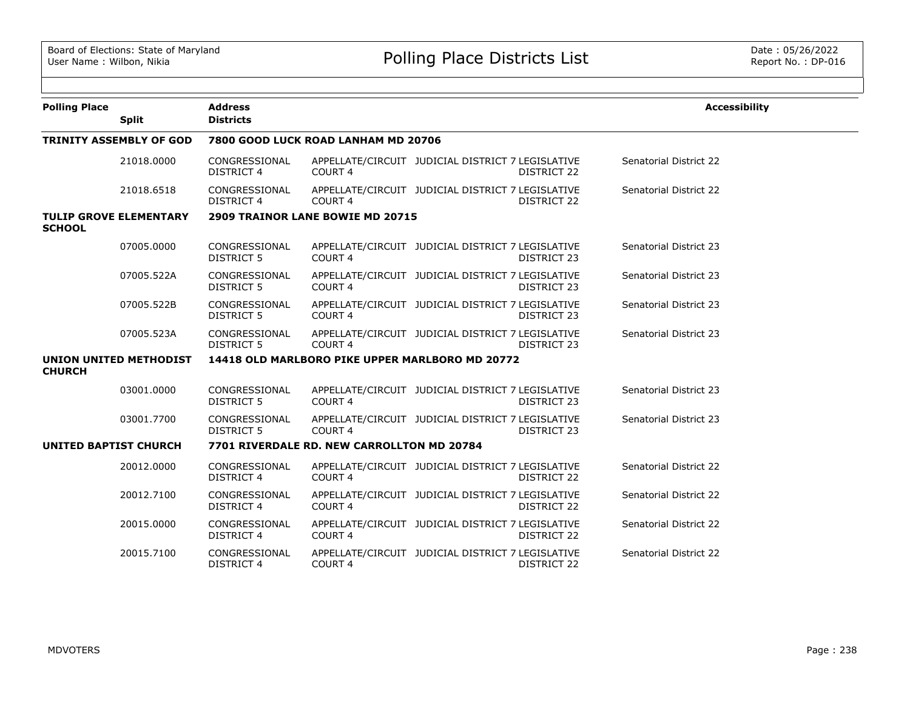Board of Elections: State of Maryland
User Name : Wilbon, Nikia

# Polling Place Districts List

Date : 05/26/2022
Report No. : DP-016

| Polling Place | Split | Address / Districts | | | | Accessibility |
|---|---|---|---|---|---|---|
| **TRINITY ASSEMBLY OF GOD** | | **7800 GOOD LUCK ROAD LANHAM MD 20706** | | | | |
| | 21018.0000 | CONGRESSIONAL DISTRICT 4 | APPELLATE/CIRCUIT COURT 4 | JUDICIAL DISTRICT 7 | LEGISLATIVE DISTRICT 22 | Senatorial District 22 |
| | 21018.6518 | CONGRESSIONAL DISTRICT 4 | APPELLATE/CIRCUIT COURT 4 | JUDICIAL DISTRICT 7 | LEGISLATIVE DISTRICT 22 | Senatorial District 22 |
| **TULIP GROVE ELEMENTARY SCHOOL** | | **2909 TRAINOR LANE BOWIE MD 20715** | | | | |
| | 07005.0000 | CONGRESSIONAL DISTRICT 5 | APPELLATE/CIRCUIT COURT 4 | JUDICIAL DISTRICT 7 | LEGISLATIVE DISTRICT 23 | Senatorial District 23 |
| | 07005.522A | CONGRESSIONAL DISTRICT 5 | APPELLATE/CIRCUIT COURT 4 | JUDICIAL DISTRICT 7 | LEGISLATIVE DISTRICT 23 | Senatorial District 23 |
| | 07005.522B | CONGRESSIONAL DISTRICT 5 | APPELLATE/CIRCUIT COURT 4 | JUDICIAL DISTRICT 7 | LEGISLATIVE DISTRICT 23 | Senatorial District 23 |
| | 07005.523A | CONGRESSIONAL DISTRICT 5 | APPELLATE/CIRCUIT COURT 4 | JUDICIAL DISTRICT 7 | LEGISLATIVE DISTRICT 23 | Senatorial District 23 |
| **UNION UNITED METHODIST CHURCH** | | **14418 OLD MARLBORO PIKE UPPER MARLBORO MD 20772** | | | | |
| | 03001.0000 | CONGRESSIONAL DISTRICT 5 | APPELLATE/CIRCUIT COURT 4 | JUDICIAL DISTRICT 7 | LEGISLATIVE DISTRICT 23 | Senatorial District 23 |
| | 03001.7700 | CONGRESSIONAL DISTRICT 5 | APPELLATE/CIRCUIT COURT 4 | JUDICIAL DISTRICT 7 | LEGISLATIVE DISTRICT 23 | Senatorial District 23 |
| **UNITED BAPTIST CHURCH** | | **7701 RIVERDALE RD. NEW CARROLLTON MD 20784** | | | | |
| | 20012.0000 | CONGRESSIONAL DISTRICT 4 | APPELLATE/CIRCUIT COURT 4 | JUDICIAL DISTRICT 7 | LEGISLATIVE DISTRICT 22 | Senatorial District 22 |
| | 20012.7100 | CONGRESSIONAL DISTRICT 4 | APPELLATE/CIRCUIT COURT 4 | JUDICIAL DISTRICT 7 | LEGISLATIVE DISTRICT 22 | Senatorial District 22 |
| | 20015.0000 | CONGRESSIONAL DISTRICT 4 | APPELLATE/CIRCUIT COURT 4 | JUDICIAL DISTRICT 7 | LEGISLATIVE DISTRICT 22 | Senatorial District 22 |
| | 20015.7100 | CONGRESSIONAL DISTRICT 4 | APPELLATE/CIRCUIT COURT 4 | JUDICIAL DISTRICT 7 | LEGISLATIVE DISTRICT 22 | Senatorial District 22 |

MDVOTERS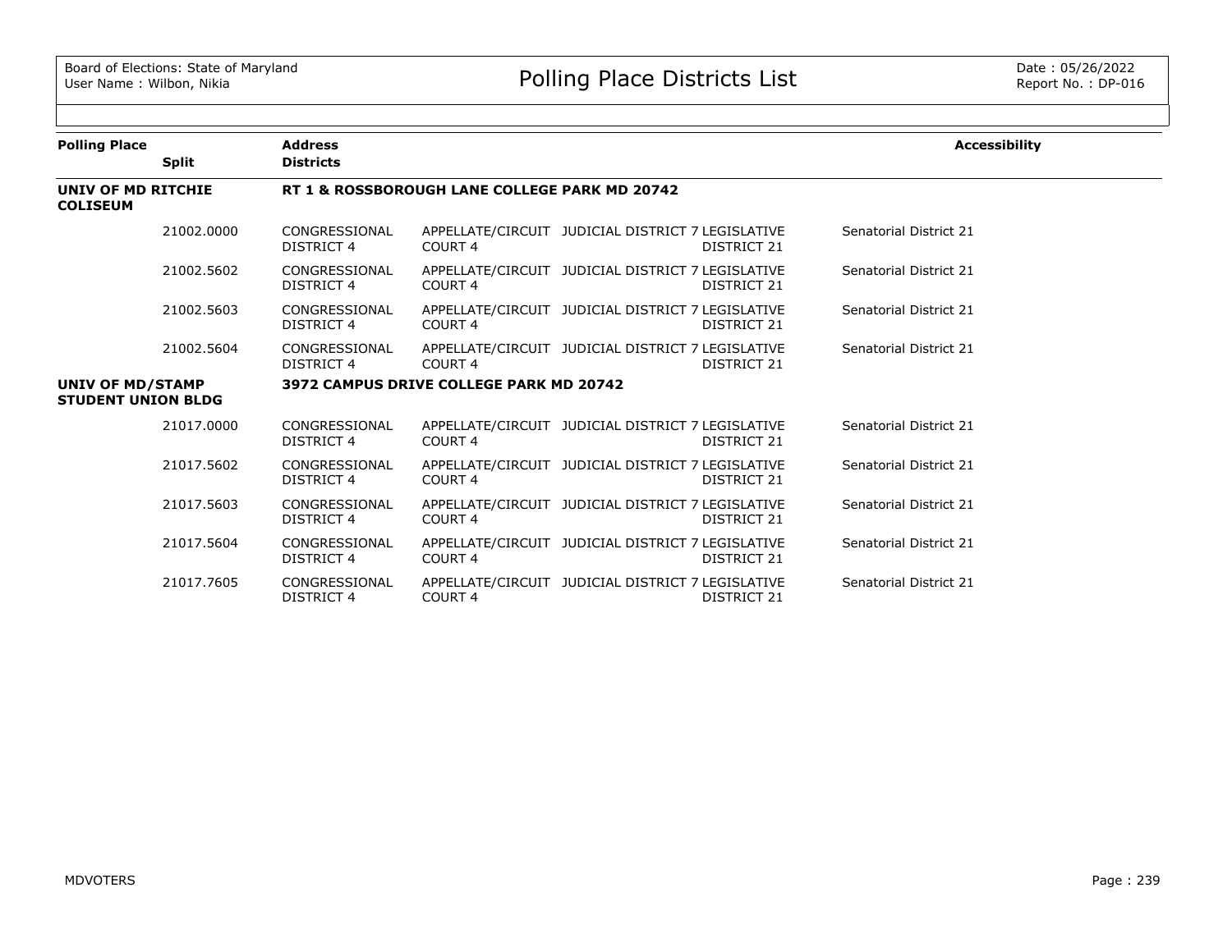| Polling Place | Split | Address / Districts | | | | | Accessibility |
|---|---|---|---|---|---|---|---|
| **UNIV OF MD RITCHIE COLISEUM** | | **RT 1 & ROSSBOROUGH LANE COLLEGE PARK MD 20742** | | | | | |
| | 21002.0000 | CONGRESSIONAL DISTRICT 4 | APPELLATE/CIRCUIT COURT 4 | JUDICIAL DISTRICT 7 | LEGISLATIVE DISTRICT 21 | Senatorial District 21 | |
| | 21002.5602 | CONGRESSIONAL DISTRICT 4 | APPELLATE/CIRCUIT COURT 4 | JUDICIAL DISTRICT 7 | LEGISLATIVE DISTRICT 21 | Senatorial District 21 | |
| | 21002.5603 | CONGRESSIONAL DISTRICT 4 | APPELLATE/CIRCUIT COURT 4 | JUDICIAL DISTRICT 7 | LEGISLATIVE DISTRICT 21 | Senatorial District 21 | |
| | 21002.5604 | CONGRESSIONAL DISTRICT 4 | APPELLATE/CIRCUIT COURT 4 | JUDICIAL DISTRICT 7 | LEGISLATIVE DISTRICT 21 | Senatorial District 21 | |
| **UNIV OF MD/STAMP STUDENT UNION BLDG** | | **3972 CAMPUS DRIVE COLLEGE PARK MD 20742** | | | | | |
| | 21017.0000 | CONGRESSIONAL DISTRICT 4 | APPELLATE/CIRCUIT COURT 4 | JUDICIAL DISTRICT 7 | LEGISLATIVE DISTRICT 21 | Senatorial District 21 | |
| | 21017.5602 | CONGRESSIONAL DISTRICT 4 | APPELLATE/CIRCUIT COURT 4 | JUDICIAL DISTRICT 7 | LEGISLATIVE DISTRICT 21 | Senatorial District 21 | |
| | 21017.5603 | CONGRESSIONAL DISTRICT 4 | APPELLATE/CIRCUIT COURT 4 | JUDICIAL DISTRICT 7 | LEGISLATIVE DISTRICT 21 | Senatorial District 21 | |
| | 21017.5604 | CONGRESSIONAL DISTRICT 4 | APPELLATE/CIRCUIT COURT 4 | JUDICIAL DISTRICT 7 | LEGISLATIVE DISTRICT 21 | Senatorial District 21 | |
| | 21017.7605 | CONGRESSIONAL DISTRICT 4 | APPELLATE/CIRCUIT COURT 4 | JUDICIAL DISTRICT 7 | LEGISLATIVE DISTRICT 21 | Senatorial District 21 | |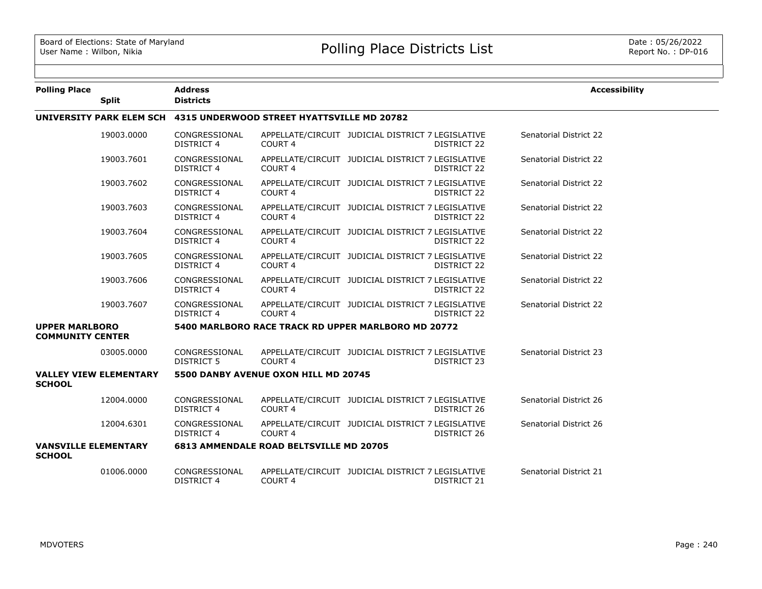| Polling Place | Split | Address / Districts | | | | | Accessibility |
|---|---|---|---|---|---|---|---|
| **UNIVERSITY PARK ELEM SCH** | | **4315 UNDERWOOD STREET HYATTSVILLE MD 20782** | | | | | |
| | 19003.0000 | CONGRESSIONAL DISTRICT 4 | APPELLATE/CIRCUIT COURT 4 | JUDICIAL DISTRICT 7 | LEGISLATIVE DISTRICT 22 | Senatorial District 22 | |
| | 19003.7601 | CONGRESSIONAL DISTRICT 4 | APPELLATE/CIRCUIT COURT 4 | JUDICIAL DISTRICT 7 | LEGISLATIVE DISTRICT 22 | Senatorial District 22 | |
| | 19003.7602 | CONGRESSIONAL DISTRICT 4 | APPELLATE/CIRCUIT COURT 4 | JUDICIAL DISTRICT 7 | LEGISLATIVE DISTRICT 22 | Senatorial District 22 | |
| | 19003.7603 | CONGRESSIONAL DISTRICT 4 | APPELLATE/CIRCUIT COURT 4 | JUDICIAL DISTRICT 7 | LEGISLATIVE DISTRICT 22 | Senatorial District 22 | |
| | 19003.7604 | CONGRESSIONAL DISTRICT 4 | APPELLATE/CIRCUIT COURT 4 | JUDICIAL DISTRICT 7 | LEGISLATIVE DISTRICT 22 | Senatorial District 22 | |
| | 19003.7605 | CONGRESSIONAL DISTRICT 4 | APPELLATE/CIRCUIT COURT 4 | JUDICIAL DISTRICT 7 | LEGISLATIVE DISTRICT 22 | Senatorial District 22 | |
| | 19003.7606 | CONGRESSIONAL DISTRICT 4 | APPELLATE/CIRCUIT COURT 4 | JUDICIAL DISTRICT 7 | LEGISLATIVE DISTRICT 22 | Senatorial District 22 | |
| | 19003.7607 | CONGRESSIONAL DISTRICT 4 | APPELLATE/CIRCUIT COURT 4 | JUDICIAL DISTRICT 7 | LEGISLATIVE DISTRICT 22 | Senatorial District 22 | |
| **UPPER MARLBORO COMMUNITY CENTER** | | **5400 MARLBORO RACE TRACK RD UPPER MARLBORO MD 20772** | | | | | |
| | 03005.0000 | CONGRESSIONAL DISTRICT 5 | APPELLATE/CIRCUIT COURT 4 | JUDICIAL DISTRICT 7 | LEGISLATIVE DISTRICT 23 | Senatorial District 23 | |
| **VALLEY VIEW ELEMENTARY SCHOOL** | | **5500 DANBY AVENUE OXON HILL MD 20745** | | | | | |
| | 12004.0000 | CONGRESSIONAL DISTRICT 4 | APPELLATE/CIRCUIT COURT 4 | JUDICIAL DISTRICT 7 | LEGISLATIVE DISTRICT 26 | Senatorial District 26 | |
| | 12004.6301 | CONGRESSIONAL DISTRICT 4 | APPELLATE/CIRCUIT COURT 4 | JUDICIAL DISTRICT 7 | LEGISLATIVE DISTRICT 26 | Senatorial District 26 | |
| **VANSVILLE ELEMENTARY SCHOOL** | | **6813 AMMENDALE ROAD BELTSVILLE MD 20705** | | | | | |
| | 01006.0000 | CONGRESSIONAL DISTRICT 4 | APPELLATE/CIRCUIT COURT 4 | JUDICIAL DISTRICT 7 | LEGISLATIVE DISTRICT 21 | Senatorial District 21 | |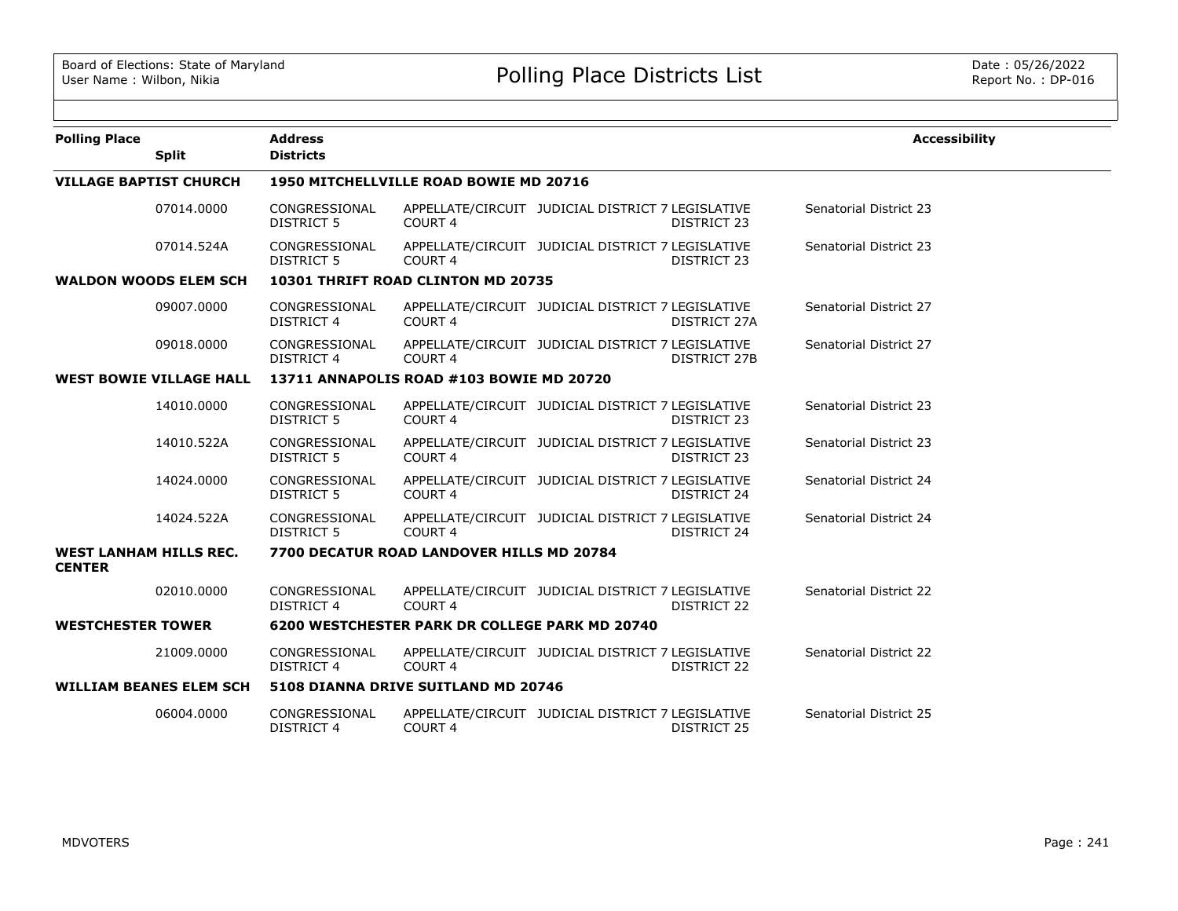# Polling Place Districts List

| Polling Place | Split | Address / Districts | | | | Accessibility |
|---|---|---|---|---|---|---|
| **VILLAGE BAPTIST CHURCH** | | **1950 MITCHELLVILLE ROAD BOWIE MD 20716** | | | | |
| | 07014.0000 | CONGRESSIONAL DISTRICT 5 | APPELLATE/CIRCUIT COURT 4 | JUDICIAL DISTRICT 7 | LEGISLATIVE DISTRICT 23 | Senatorial District 23 |
| | 07014.524A | CONGRESSIONAL DISTRICT 5 | APPELLATE/CIRCUIT COURT 4 | JUDICIAL DISTRICT 7 | LEGISLATIVE DISTRICT 23 | Senatorial District 23 |
| **WALDON WOODS ELEM SCH** | | **10301 THRIFT ROAD CLINTON MD 20735** | | | | |
| | 09007.0000 | CONGRESSIONAL DISTRICT 4 | APPELLATE/CIRCUIT COURT 4 | JUDICIAL DISTRICT 7 | LEGISLATIVE DISTRICT 27A | Senatorial District 27 |
| | 09018.0000 | CONGRESSIONAL DISTRICT 4 | APPELLATE/CIRCUIT COURT 4 | JUDICIAL DISTRICT 7 | LEGISLATIVE DISTRICT 27B | Senatorial District 27 |
| **WEST BOWIE VILLAGE HALL** | | **13711 ANNAPOLIS ROAD #103 BOWIE MD 20720** | | | | |
| | 14010.0000 | CONGRESSIONAL DISTRICT 5 | APPELLATE/CIRCUIT COURT 4 | JUDICIAL DISTRICT 7 | LEGISLATIVE DISTRICT 23 | Senatorial District 23 |
| | 14010.522A | CONGRESSIONAL DISTRICT 5 | APPELLATE/CIRCUIT COURT 4 | JUDICIAL DISTRICT 7 | LEGISLATIVE DISTRICT 23 | Senatorial District 23 |
| | 14024.0000 | CONGRESSIONAL DISTRICT 5 | APPELLATE/CIRCUIT COURT 4 | JUDICIAL DISTRICT 7 | LEGISLATIVE DISTRICT 24 | Senatorial District 24 |
| | 14024.522A | CONGRESSIONAL DISTRICT 5 | APPELLATE/CIRCUIT COURT 4 | JUDICIAL DISTRICT 7 | LEGISLATIVE DISTRICT 24 | Senatorial District 24 |
| **WEST LANHAM HILLS REC. CENTER** | | **7700 DECATUR ROAD LANDOVER HILLS MD 20784** | | | | |
| | 02010.0000 | CONGRESSIONAL DISTRICT 4 | APPELLATE/CIRCUIT COURT 4 | JUDICIAL DISTRICT 7 | LEGISLATIVE DISTRICT 22 | Senatorial District 22 |
| **WESTCHESTER TOWER** | | **6200 WESTCHESTER PARK DR COLLEGE PARK MD 20740** | | | | |
| | 21009.0000 | CONGRESSIONAL DISTRICT 4 | APPELLATE/CIRCUIT COURT 4 | JUDICIAL DISTRICT 7 | LEGISLATIVE DISTRICT 22 | Senatorial District 22 |
| **WILLIAM BEANES ELEM SCH** | | **5108 DIANNA DRIVE SUITLAND MD 20746** | | | | |
| | 06004.0000 | CONGRESSIONAL DISTRICT 4 | APPELLATE/CIRCUIT COURT 4 | JUDICIAL DISTRICT 7 | LEGISLATIVE DISTRICT 25 | Senatorial District 25 |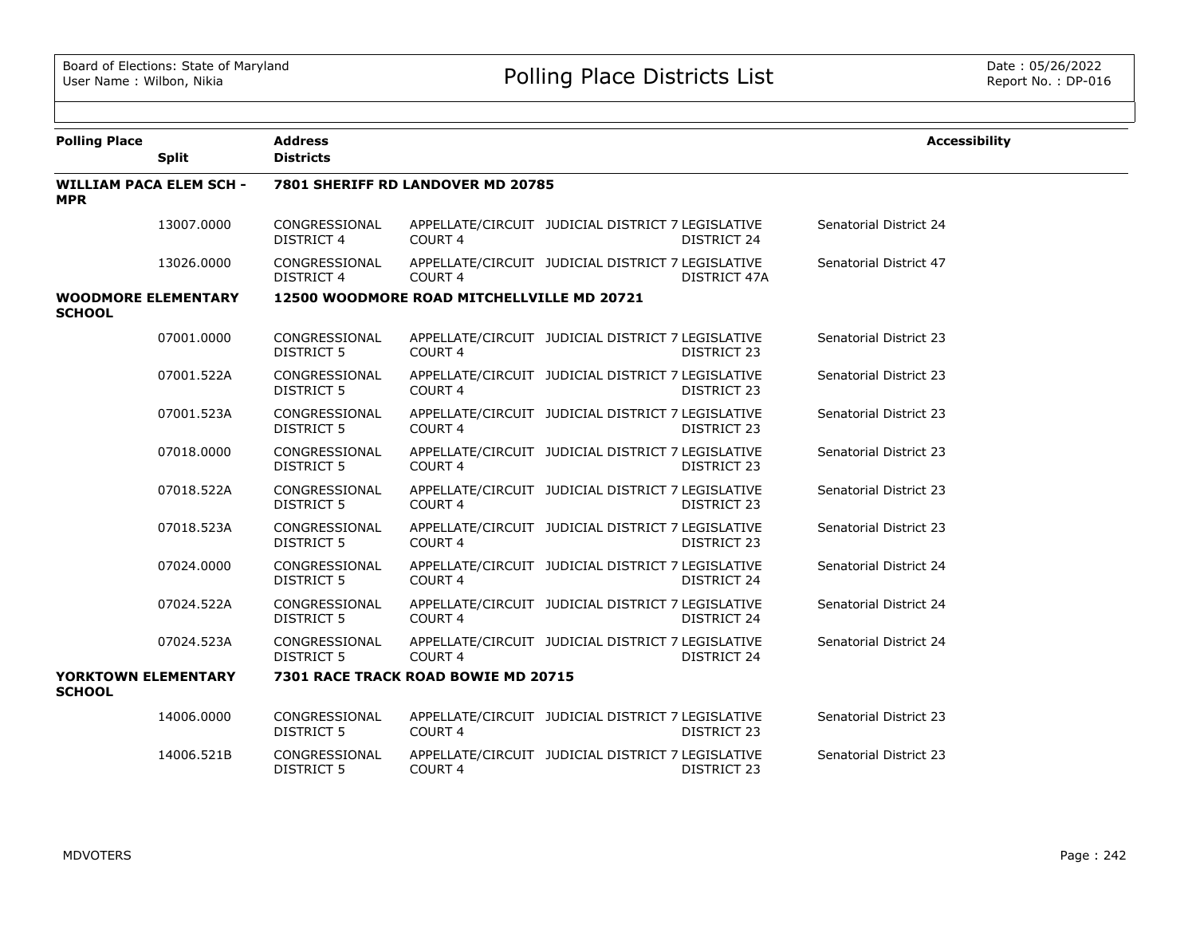| Polling Place | Split | Address / Districts | | | | Accessibility |
|---|---|---|---|---|---|---|
| **WILLIAM PACA ELEM SCH - MPR** | | **7801 SHERIFF RD LANDOVER MD 20785** | | | | |
| | 13007.0000 | CONGRESSIONAL DISTRICT 4 | APPELLATE/CIRCUIT COURT 4 | JUDICIAL DISTRICT 7 | LEGISLATIVE DISTRICT 24 | Senatorial District 24 |
| | 13026.0000 | CONGRESSIONAL DISTRICT 4 | APPELLATE/CIRCUIT COURT 4 | JUDICIAL DISTRICT 7 | LEGISLATIVE DISTRICT 47A | Senatorial District 47 |
| **WOODMORE ELEMENTARY SCHOOL** | | **12500 WOODMORE ROAD MITCHELLVILLE MD 20721** | | | | |
| | 07001.0000 | CONGRESSIONAL DISTRICT 5 | APPELLATE/CIRCUIT COURT 4 | JUDICIAL DISTRICT 7 | LEGISLATIVE DISTRICT 23 | Senatorial District 23 |
| | 07001.522A | CONGRESSIONAL DISTRICT 5 | APPELLATE/CIRCUIT COURT 4 | JUDICIAL DISTRICT 7 | LEGISLATIVE DISTRICT 23 | Senatorial District 23 |
| | 07001.523A | CONGRESSIONAL DISTRICT 5 | APPELLATE/CIRCUIT COURT 4 | JUDICIAL DISTRICT 7 | LEGISLATIVE DISTRICT 23 | Senatorial District 23 |
| | 07018.0000 | CONGRESSIONAL DISTRICT 5 | APPELLATE/CIRCUIT COURT 4 | JUDICIAL DISTRICT 7 | LEGISLATIVE DISTRICT 23 | Senatorial District 23 |
| | 07018.522A | CONGRESSIONAL DISTRICT 5 | APPELLATE/CIRCUIT COURT 4 | JUDICIAL DISTRICT 7 | LEGISLATIVE DISTRICT 23 | Senatorial District 23 |
| | 07018.523A | CONGRESSIONAL DISTRICT 5 | APPELLATE/CIRCUIT COURT 4 | JUDICIAL DISTRICT 7 | LEGISLATIVE DISTRICT 23 | Senatorial District 23 |
| | 07024.0000 | CONGRESSIONAL DISTRICT 5 | APPELLATE/CIRCUIT COURT 4 | JUDICIAL DISTRICT 7 | LEGISLATIVE DISTRICT 24 | Senatorial District 24 |
| | 07024.522A | CONGRESSIONAL DISTRICT 5 | APPELLATE/CIRCUIT COURT 4 | JUDICIAL DISTRICT 7 | LEGISLATIVE DISTRICT 24 | Senatorial District 24 |
| | 07024.523A | CONGRESSIONAL DISTRICT 5 | APPELLATE/CIRCUIT COURT 4 | JUDICIAL DISTRICT 7 | LEGISLATIVE DISTRICT 24 | Senatorial District 24 |
| **YORKTOWN ELEMENTARY SCHOOL** | | **7301 RACE TRACK ROAD BOWIE MD 20715** | | | | |
| | 14006.0000 | CONGRESSIONAL DISTRICT 5 | APPELLATE/CIRCUIT COURT 4 | JUDICIAL DISTRICT 7 | LEGISLATIVE DISTRICT 23 | Senatorial District 23 |
| | 14006.521B | CONGRESSIONAL DISTRICT 5 | APPELLATE/CIRCUIT COURT 4 | JUDICIAL DISTRICT 7 | LEGISLATIVE DISTRICT 23 | Senatorial District 23 |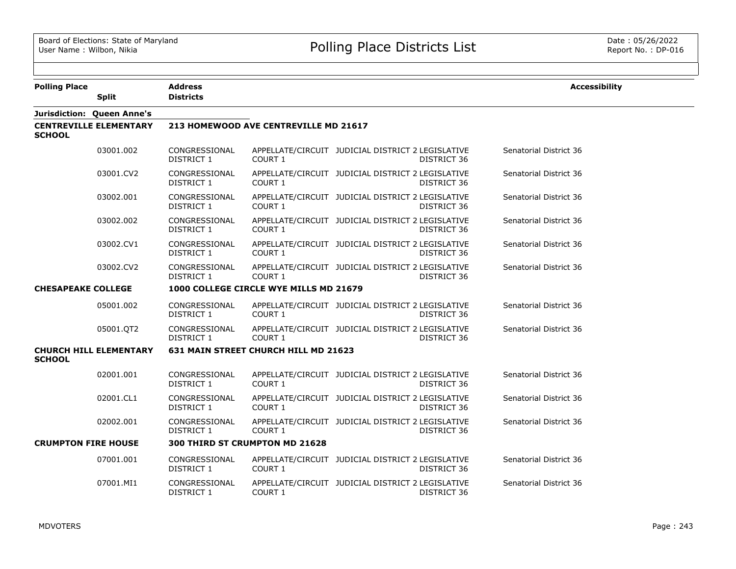# Polling Place Districts List

| Polling Place | Split | Address / Districts | | | | | Accessibility |
|---|---|---|---|---|---|---|---|
| **Jurisdiction: Queen Anne's** | | | | | | | |
| **CENTREVILLE ELEMENTARY SCHOOL** | | **213 HOMEWOOD AVE CENTREVILLE MD 21617** | | | | | |
| | 03001.002 | CONGRESSIONAL DISTRICT 1 | APPELLATE/CIRCUIT COURT 1 | JUDICIAL DISTRICT 2 | LEGISLATIVE DISTRICT 36 | Senatorial District 36 | |
| | 03001.CV2 | CONGRESSIONAL DISTRICT 1 | APPELLATE/CIRCUIT COURT 1 | JUDICIAL DISTRICT 2 | LEGISLATIVE DISTRICT 36 | Senatorial District 36 | |
| | 03002.001 | CONGRESSIONAL DISTRICT 1 | APPELLATE/CIRCUIT COURT 1 | JUDICIAL DISTRICT 2 | LEGISLATIVE DISTRICT 36 | Senatorial District 36 | |
| | 03002.002 | CONGRESSIONAL DISTRICT 1 | APPELLATE/CIRCUIT COURT 1 | JUDICIAL DISTRICT 2 | LEGISLATIVE DISTRICT 36 | Senatorial District 36 | |
| | 03002.CV1 | CONGRESSIONAL DISTRICT 1 | APPELLATE/CIRCUIT COURT 1 | JUDICIAL DISTRICT 2 | LEGISLATIVE DISTRICT 36 | Senatorial District 36 | |
| | 03002.CV2 | CONGRESSIONAL DISTRICT 1 | APPELLATE/CIRCUIT COURT 1 | JUDICIAL DISTRICT 2 | LEGISLATIVE DISTRICT 36 | Senatorial District 36 | |
| **CHESAPEAKE COLLEGE** | | **1000 COLLEGE CIRCLE WYE MILLS MD 21679** | | | | | |
| | 05001.002 | CONGRESSIONAL DISTRICT 1 | APPELLATE/CIRCUIT COURT 1 | JUDICIAL DISTRICT 2 | LEGISLATIVE DISTRICT 36 | Senatorial District 36 | |
| | 05001.QT2 | CONGRESSIONAL DISTRICT 1 | APPELLATE/CIRCUIT COURT 1 | JUDICIAL DISTRICT 2 | LEGISLATIVE DISTRICT 36 | Senatorial District 36 | |
| **CHURCH HILL ELEMENTARY SCHOOL** | | **631 MAIN STREET CHURCH HILL MD 21623** | | | | | |
| | 02001.001 | CONGRESSIONAL DISTRICT 1 | APPELLATE/CIRCUIT COURT 1 | JUDICIAL DISTRICT 2 | LEGISLATIVE DISTRICT 36 | Senatorial District 36 | |
| | 02001.CL1 | CONGRESSIONAL DISTRICT 1 | APPELLATE/CIRCUIT COURT 1 | JUDICIAL DISTRICT 2 | LEGISLATIVE DISTRICT 36 | Senatorial District 36 | |
| | 02002.001 | CONGRESSIONAL DISTRICT 1 | APPELLATE/CIRCUIT COURT 1 | JUDICIAL DISTRICT 2 | LEGISLATIVE DISTRICT 36 | Senatorial District 36 | |
| **CRUMPTON FIRE HOUSE** | | **300 THIRD ST CRUMPTON MD 21628** | | | | | |
| | 07001.001 | CONGRESSIONAL DISTRICT 1 | APPELLATE/CIRCUIT COURT 1 | JUDICIAL DISTRICT 2 | LEGISLATIVE DISTRICT 36 | Senatorial District 36 | |
| | 07001.MI1 | CONGRESSIONAL DISTRICT 1 | APPELLATE/CIRCUIT COURT 1 | JUDICIAL DISTRICT 2 | LEGISLATIVE DISTRICT 36 | Senatorial District 36 | |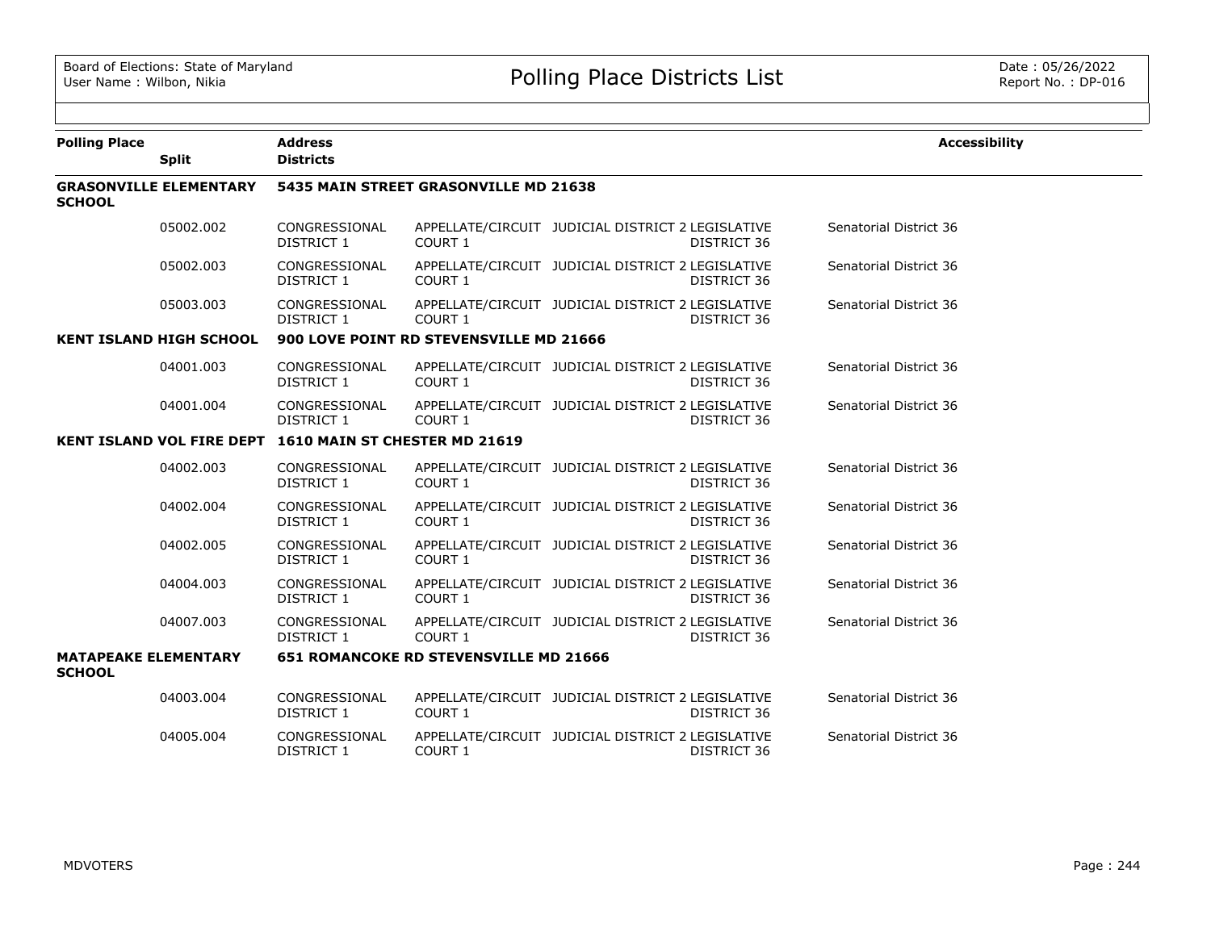# Polling Place Districts List

Board of Elections: State of Maryland
User Name : Wilbon, Nikia

Date : 05/26/2022
Report No. : DP-016

| Polling Place / Split | Address / Districts | | | | | Accessibility |
|---|---|---|---|---|---|---|
| **GRASONVILLE ELEMENTARY SCHOOL** | **5435 MAIN STREET GRASONVILLE MD 21638** | | | | | |
| 05002.002 | CONGRESSIONAL DISTRICT 1 | APPELLATE/CIRCUIT COURT 1 | JUDICIAL DISTRICT 2 | LEGISLATIVE DISTRICT 36 | Senatorial District 36 | |
| 05002.003 | CONGRESSIONAL DISTRICT 1 | APPELLATE/CIRCUIT COURT 1 | JUDICIAL DISTRICT 2 | LEGISLATIVE DISTRICT 36 | Senatorial District 36 | |
| 05003.003 | CONGRESSIONAL DISTRICT 1 | APPELLATE/CIRCUIT COURT 1 | JUDICIAL DISTRICT 2 | LEGISLATIVE DISTRICT 36 | Senatorial District 36 | |
| **KENT ISLAND HIGH SCHOOL** | **900 LOVE POINT RD STEVENSVILLE MD 21666** | | | | | |
| 04001.003 | CONGRESSIONAL DISTRICT 1 | APPELLATE/CIRCUIT COURT 1 | JUDICIAL DISTRICT 2 | LEGISLATIVE DISTRICT 36 | Senatorial District 36 | |
| 04001.004 | CONGRESSIONAL DISTRICT 1 | APPELLATE/CIRCUIT COURT 1 | JUDICIAL DISTRICT 2 | LEGISLATIVE DISTRICT 36 | Senatorial District 36 | |
| **KENT ISLAND VOL FIRE DEPT** | **1610 MAIN ST CHESTER MD 21619** | | | | | |
| 04002.003 | CONGRESSIONAL DISTRICT 1 | APPELLATE/CIRCUIT COURT 1 | JUDICIAL DISTRICT 2 | LEGISLATIVE DISTRICT 36 | Senatorial District 36 | |
| 04002.004 | CONGRESSIONAL DISTRICT 1 | APPELLATE/CIRCUIT COURT 1 | JUDICIAL DISTRICT 2 | LEGISLATIVE DISTRICT 36 | Senatorial District 36 | |
| 04002.005 | CONGRESSIONAL DISTRICT 1 | APPELLATE/CIRCUIT COURT 1 | JUDICIAL DISTRICT 2 | LEGISLATIVE DISTRICT 36 | Senatorial District 36 | |
| 04004.003 | CONGRESSIONAL DISTRICT 1 | APPELLATE/CIRCUIT COURT 1 | JUDICIAL DISTRICT 2 | LEGISLATIVE DISTRICT 36 | Senatorial District 36 | |
| 04007.003 | CONGRESSIONAL DISTRICT 1 | APPELLATE/CIRCUIT COURT 1 | JUDICIAL DISTRICT 2 | LEGISLATIVE DISTRICT 36 | Senatorial District 36 | |
| **MATAPEAKE ELEMENTARY SCHOOL** | **651 ROMANCOKE RD STEVENSVILLE MD 21666** | | | | | |
| 04003.004 | CONGRESSIONAL DISTRICT 1 | APPELLATE/CIRCUIT COURT 1 | JUDICIAL DISTRICT 2 | LEGISLATIVE DISTRICT 36 | Senatorial District 36 | |
| 04005.004 | CONGRESSIONAL DISTRICT 1 | APPELLATE/CIRCUIT COURT 1 | JUDICIAL DISTRICT 2 | LEGISLATIVE DISTRICT 36 | Senatorial District 36 | |

MDVOTERS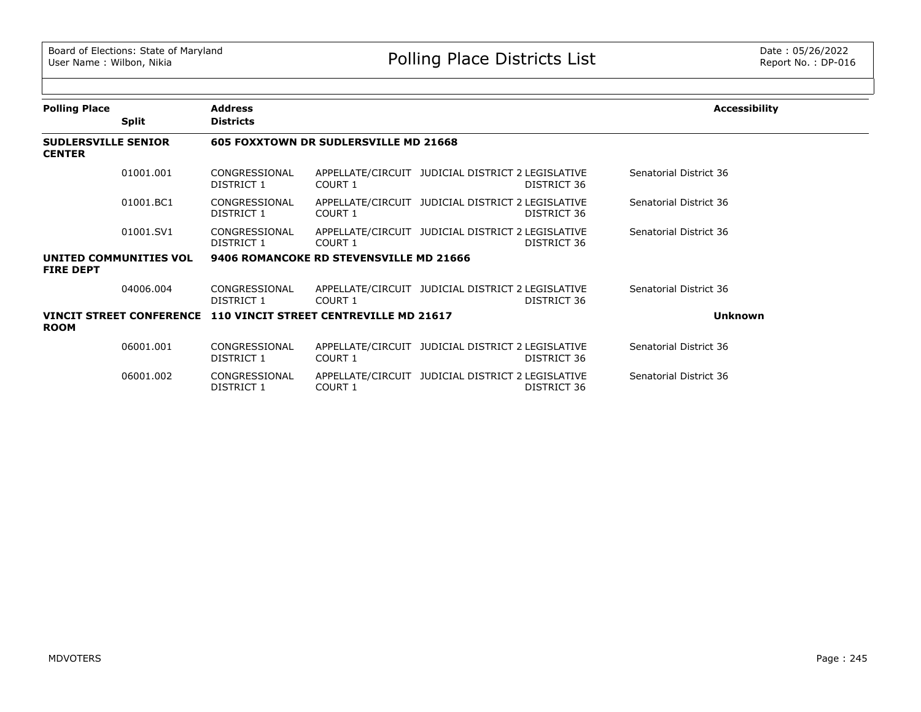| Polling Place | Split | Address / Districts | | | | | Accessibility |
|---|---|---|---|---|---|---|---|
| **SUDLERSVILLE SENIOR CENTER** | | **605 FOXXTOWN DR SUDLERSVILLE MD 21668** | | | | | |
| | 01001.001 | CONGRESSIONAL DISTRICT 1 | APPELLATE/CIRCUIT COURT 1 | JUDICIAL DISTRICT 2 | LEGISLATIVE DISTRICT 36 | Senatorial District 36 | |
| | 01001.BC1 | CONGRESSIONAL DISTRICT 1 | APPELLATE/CIRCUIT COURT 1 | JUDICIAL DISTRICT 2 | LEGISLATIVE DISTRICT 36 | Senatorial District 36 | |
| | 01001.SV1 | CONGRESSIONAL DISTRICT 1 | APPELLATE/CIRCUIT COURT 1 | JUDICIAL DISTRICT 2 | LEGISLATIVE DISTRICT 36 | Senatorial District 36 | |
| **UNITED COMMUNITIES VOL FIRE DEPT** | | **9406 ROMANCOKE RD STEVENSVILLE MD 21666** | | | | | |
| | 04006.004 | CONGRESSIONAL DISTRICT 1 | APPELLATE/CIRCUIT COURT 1 | JUDICIAL DISTRICT 2 | LEGISLATIVE DISTRICT 36 | Senatorial District 36 | |
| **VINCIT STREET CONFERENCE ROOM** | | **110 VINCIT STREET CENTREVILLE MD 21617** | | | | | **Unknown** |
| | 06001.001 | CONGRESSIONAL DISTRICT 1 | APPELLATE/CIRCUIT COURT 1 | JUDICIAL DISTRICT 2 | LEGISLATIVE DISTRICT 36 | Senatorial District 36 | |
| | 06001.002 | CONGRESSIONAL DISTRICT 1 | APPELLATE/CIRCUIT COURT 1 | JUDICIAL DISTRICT 2 | LEGISLATIVE DISTRICT 36 | Senatorial District 36 | |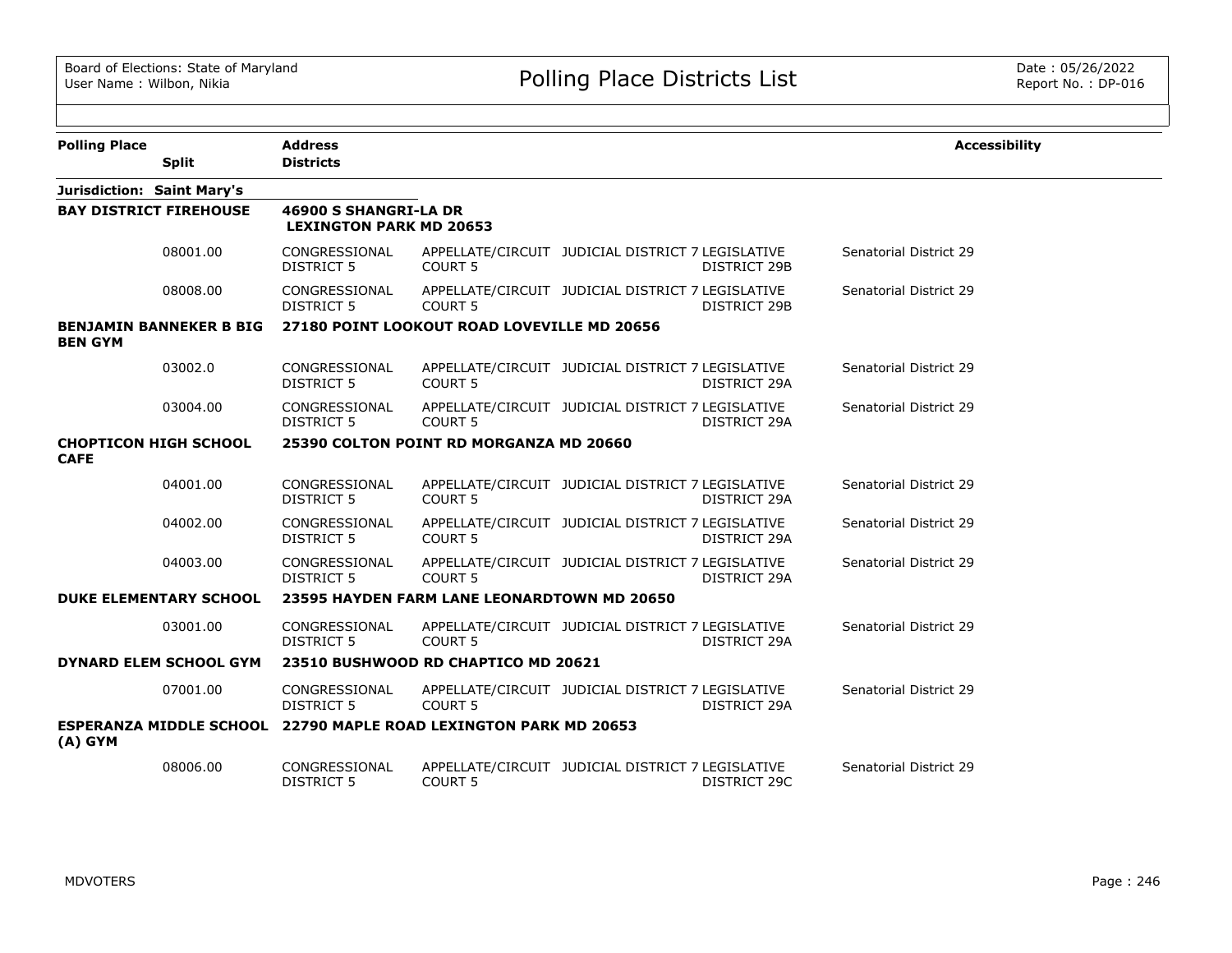Board of Elections: State of Maryland
User Name : Wilbon, Nikia

# Polling Place Districts List

Date : 05/26/2022
Report No. : DP-016

| Polling Place / Split | Address / Districts | | | | | Accessibility |
|---|---|---|---|---|---|---|
| **Jurisdiction: Saint Mary's** | | | | | | |
| **BAY DISTRICT FIREHOUSE** | **46900 S SHANGRI-LA DR LEXINGTON PARK MD 20653** | | | | | |
| 08001.00 | CONGRESSIONAL DISTRICT 5 | APPELLATE/CIRCUIT COURT 5 | JUDICIAL DISTRICT 7 | LEGISLATIVE DISTRICT 29B | Senatorial District 29 | |
| 08008.00 | CONGRESSIONAL DISTRICT 5 | APPELLATE/CIRCUIT COURT 5 | JUDICIAL DISTRICT 7 | LEGISLATIVE DISTRICT 29B | Senatorial District 29 | |
| **BENJAMIN BANNEKER B BIG BEN GYM** | **27180 POINT LOOKOUT ROAD LOVEVILLE MD 20656** | | | | | |
| 03002.0 | CONGRESSIONAL DISTRICT 5 | APPELLATE/CIRCUIT COURT 5 | JUDICIAL DISTRICT 7 | LEGISLATIVE DISTRICT 29A | Senatorial District 29 | |
| 03004.00 | CONGRESSIONAL DISTRICT 5 | APPELLATE/CIRCUIT COURT 5 | JUDICIAL DISTRICT 7 | LEGISLATIVE DISTRICT 29A | Senatorial District 29 | |
| **CHOPTICON HIGH SCHOOL CAFE** | **25390 COLTON POINT RD MORGANZA MD 20660** | | | | | |
| 04001.00 | CONGRESSIONAL DISTRICT 5 | APPELLATE/CIRCUIT COURT 5 | JUDICIAL DISTRICT 7 | LEGISLATIVE DISTRICT 29A | Senatorial District 29 | |
| 04002.00 | CONGRESSIONAL DISTRICT 5 | APPELLATE/CIRCUIT COURT 5 | JUDICIAL DISTRICT 7 | LEGISLATIVE DISTRICT 29A | Senatorial District 29 | |
| 04003.00 | CONGRESSIONAL DISTRICT 5 | APPELLATE/CIRCUIT COURT 5 | JUDICIAL DISTRICT 7 | LEGISLATIVE DISTRICT 29A | Senatorial District 29 | |
| **DUKE ELEMENTARY SCHOOL** | **23595 HAYDEN FARM LANE LEONARDTOWN MD 20650** | | | | | |
| 03001.00 | CONGRESSIONAL DISTRICT 5 | APPELLATE/CIRCUIT COURT 5 | JUDICIAL DISTRICT 7 | LEGISLATIVE DISTRICT 29A | Senatorial District 29 | |
| **DYNARD ELEM SCHOOL GYM** | **23510 BUSHWOOD RD CHAPTICO MD 20621** | | | | | |
| 07001.00 | CONGRESSIONAL DISTRICT 5 | APPELLATE/CIRCUIT COURT 5 | JUDICIAL DISTRICT 7 | LEGISLATIVE DISTRICT 29A | Senatorial District 29 | |
| **ESPERANZA MIDDLE SCHOOL (A) GYM** | **22790 MAPLE ROAD LEXINGTON PARK MD 20653** | | | | | |
| 08006.00 | CONGRESSIONAL DISTRICT 5 | APPELLATE/CIRCUIT COURT 5 | JUDICIAL DISTRICT 7 | LEGISLATIVE DISTRICT 29C | Senatorial District 29 | |

MDVOTERS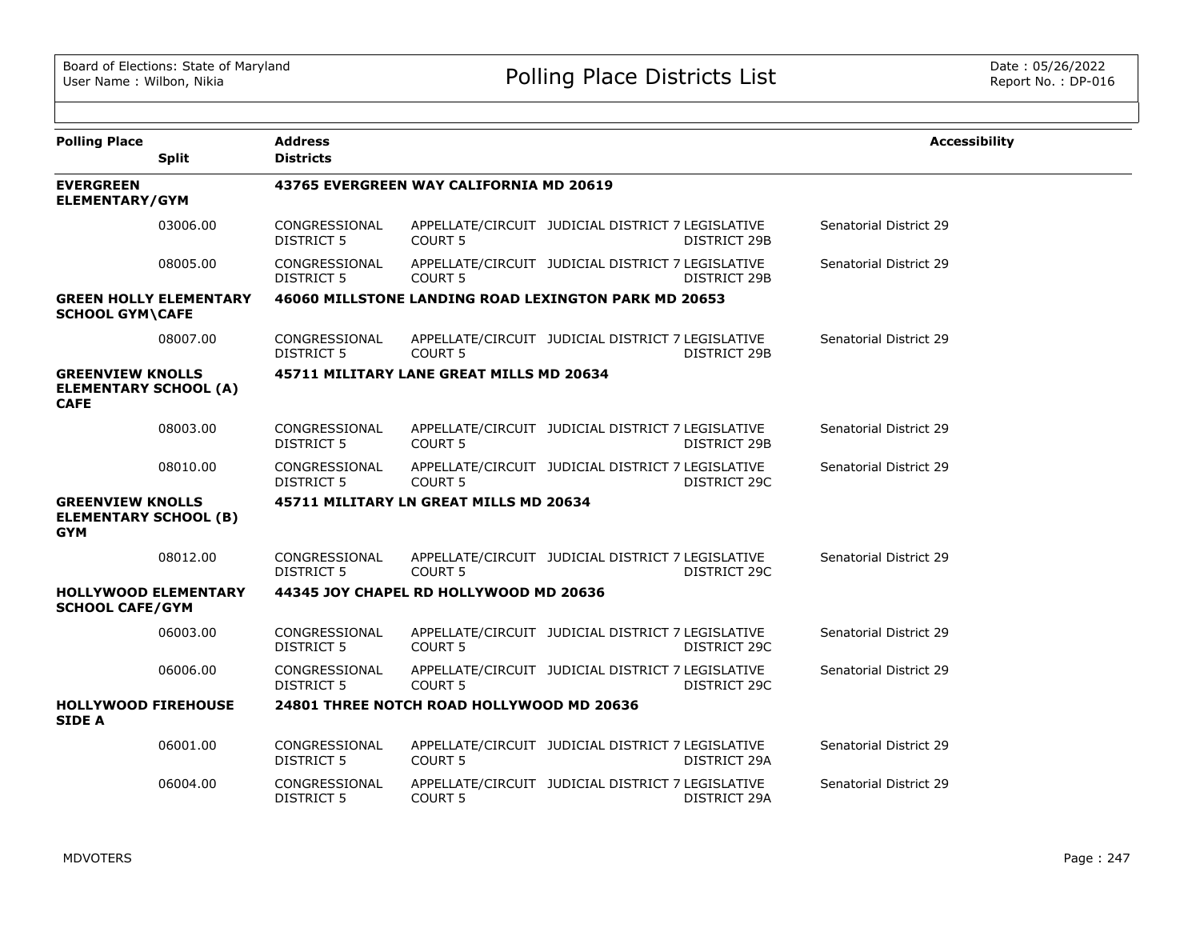# Polling Place Districts List

Board of Elections: State of Maryland
User Name : Wilbon, Nikia

Date : 05/26/2022
Report No. : DP-016

| Polling Place | Split | Address / Districts | | | | | Accessibility |
|---|---|---|---|---|---|---|---|
| **EVERGREEN ELEMENTARY/GYM** | | **43765 EVERGREEN WAY CALIFORNIA MD 20619** | | | | | |
| | 03006.00 | CONGRESSIONAL DISTRICT 5 | APPELLATE/CIRCUIT COURT 5 | JUDICIAL DISTRICT 7 | LEGISLATIVE DISTRICT 29B | Senatorial District 29 | |
| | 08005.00 | CONGRESSIONAL DISTRICT 5 | APPELLATE/CIRCUIT COURT 5 | JUDICIAL DISTRICT 7 | LEGISLATIVE DISTRICT 29B | Senatorial District 29 | |
| **GREEN HOLLY ELEMENTARY SCHOOL GYM\CAFE** | | **46060 MILLSTONE LANDING ROAD LEXINGTON PARK MD 20653** | | | | | |
| | 08007.00 | CONGRESSIONAL DISTRICT 5 | APPELLATE/CIRCUIT COURT 5 | JUDICIAL DISTRICT 7 | LEGISLATIVE DISTRICT 29B | Senatorial District 29 | |
| **GREENVIEW KNOLLS ELEMENTARY SCHOOL (A) CAFE** | | **45711 MILITARY LANE GREAT MILLS MD 20634** | | | | | |
| | 08003.00 | CONGRESSIONAL DISTRICT 5 | APPELLATE/CIRCUIT COURT 5 | JUDICIAL DISTRICT 7 | LEGISLATIVE DISTRICT 29B | Senatorial District 29 | |
| | 08010.00 | CONGRESSIONAL DISTRICT 5 | APPELLATE/CIRCUIT COURT 5 | JUDICIAL DISTRICT 7 | LEGISLATIVE DISTRICT 29C | Senatorial District 29 | |
| **GREENVIEW KNOLLS ELEMENTARY SCHOOL (B) GYM** | | **45711 MILITARY LN GREAT MILLS MD 20634** | | | | | |
| | 08012.00 | CONGRESSIONAL DISTRICT 5 | APPELLATE/CIRCUIT COURT 5 | JUDICIAL DISTRICT 7 | LEGISLATIVE DISTRICT 29C | Senatorial District 29 | |
| **HOLLYWOOD ELEMENTARY SCHOOL CAFE/GYM** | | **44345 JOY CHAPEL RD HOLLYWOOD MD 20636** | | | | | |
| | 06003.00 | CONGRESSIONAL DISTRICT 5 | APPELLATE/CIRCUIT COURT 5 | JUDICIAL DISTRICT 7 | LEGISLATIVE DISTRICT 29C | Senatorial District 29 | |
| | 06006.00 | CONGRESSIONAL DISTRICT 5 | APPELLATE/CIRCUIT COURT 5 | JUDICIAL DISTRICT 7 | LEGISLATIVE DISTRICT 29C | Senatorial District 29 | |
| **HOLLYWOOD FIREHOUSE SIDE A** | | **24801 THREE NOTCH ROAD HOLLYWOOD MD 20636** | | | | | |
| | 06001.00 | CONGRESSIONAL DISTRICT 5 | APPELLATE/CIRCUIT COURT 5 | JUDICIAL DISTRICT 7 | LEGISLATIVE DISTRICT 29A | Senatorial District 29 | |
| | 06004.00 | CONGRESSIONAL DISTRICT 5 | APPELLATE/CIRCUIT COURT 5 | JUDICIAL DISTRICT 7 | LEGISLATIVE DISTRICT 29A | Senatorial District 29 | |

MDVOTERS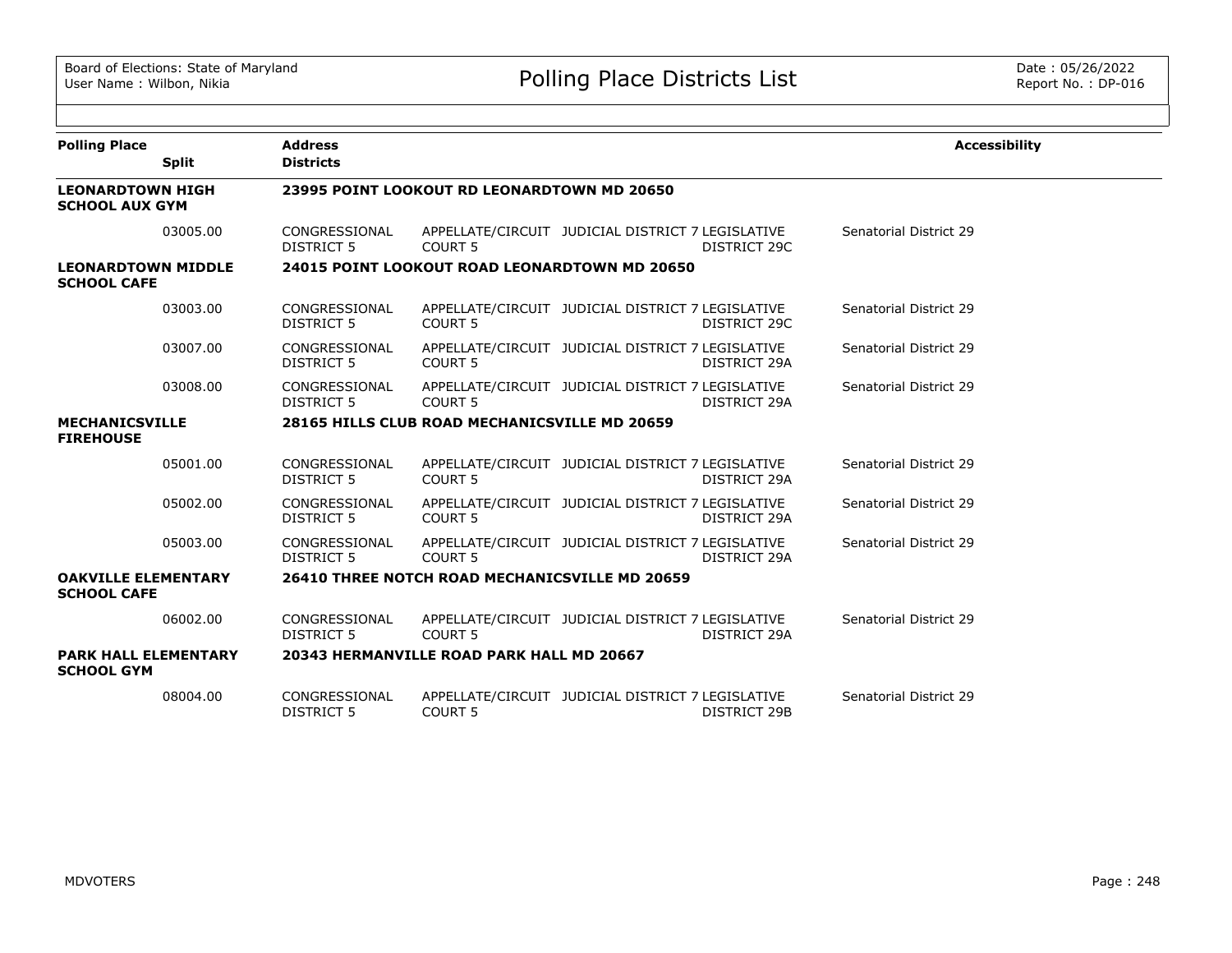Board of Elections: State of Maryland
User Name : Wilbon, Nikia

# Polling Place Districts List

Date : 05/26/2022
Report No. : DP-016

| Polling Place / Split | Address / Districts | | | | Accessibility |
|---|---|---|---|---|---|
| **LEONARDTOWN HIGH SCHOOL AUX GYM** | **23995 POINT LOOKOUT RD LEONARDTOWN MD 20650** | | | | |
| 03005.00 | CONGRESSIONAL DISTRICT 5 | APPELLATE/CIRCUIT COURT 5 | JUDICIAL DISTRICT 7 | LEGISLATIVE DISTRICT 29C | Senatorial District 29 |
| **LEONARDTOWN MIDDLE SCHOOL CAFE** | **24015 POINT LOOKOUT ROAD LEONARDTOWN MD 20650** | | | | |
| 03003.00 | CONGRESSIONAL DISTRICT 5 | APPELLATE/CIRCUIT COURT 5 | JUDICIAL DISTRICT 7 | LEGISLATIVE DISTRICT 29C | Senatorial District 29 |
| 03007.00 | CONGRESSIONAL DISTRICT 5 | APPELLATE/CIRCUIT COURT 5 | JUDICIAL DISTRICT 7 | LEGISLATIVE DISTRICT 29A | Senatorial District 29 |
| 03008.00 | CONGRESSIONAL DISTRICT 5 | APPELLATE/CIRCUIT COURT 5 | JUDICIAL DISTRICT 7 | LEGISLATIVE DISTRICT 29A | Senatorial District 29 |
| **MECHANICSVILLE FIREHOUSE** | **28165 HILLS CLUB ROAD MECHANICSVILLE MD 20659** | | | | |
| 05001.00 | CONGRESSIONAL DISTRICT 5 | APPELLATE/CIRCUIT COURT 5 | JUDICIAL DISTRICT 7 | LEGISLATIVE DISTRICT 29A | Senatorial District 29 |
| 05002.00 | CONGRESSIONAL DISTRICT 5 | APPELLATE/CIRCUIT COURT 5 | JUDICIAL DISTRICT 7 | LEGISLATIVE DISTRICT 29A | Senatorial District 29 |
| 05003.00 | CONGRESSIONAL DISTRICT 5 | APPELLATE/CIRCUIT COURT 5 | JUDICIAL DISTRICT 7 | LEGISLATIVE DISTRICT 29A | Senatorial District 29 |
| **OAKVILLE ELEMENTARY SCHOOL CAFE** | **26410 THREE NOTCH ROAD MECHANICSVILLE MD 20659** | | | | |
| 06002.00 | CONGRESSIONAL DISTRICT 5 | APPELLATE/CIRCUIT COURT 5 | JUDICIAL DISTRICT 7 | LEGISLATIVE DISTRICT 29A | Senatorial District 29 |
| **PARK HALL ELEMENTARY SCHOOL GYM** | **20343 HERMANVILLE ROAD PARK HALL MD 20667** | | | | |
| 08004.00 | CONGRESSIONAL DISTRICT 5 | APPELLATE/CIRCUIT COURT 5 | JUDICIAL DISTRICT 7 | LEGISLATIVE DISTRICT 29B | Senatorial District 29 |

MDVOTERS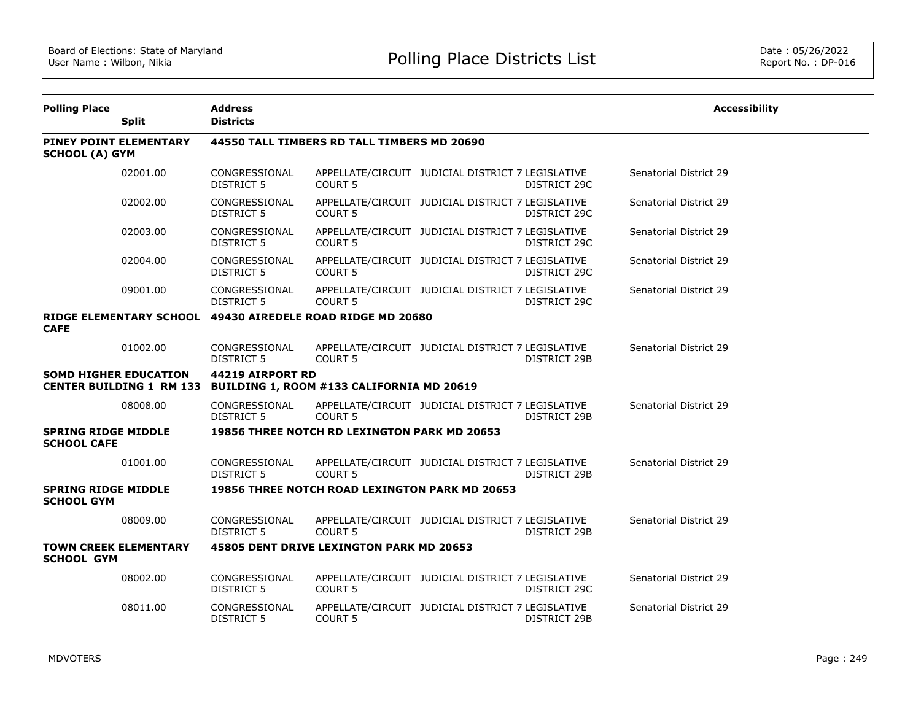| Polling Place | Split | Address / Districts | | | | | Accessibility |
|---|---|---|---|---|---|---|---|
| **PINEY POINT ELEMENTARY SCHOOL (A) GYM** | | **44550 TALL TIMBERS RD TALL TIMBERS MD 20690** | | | | | |
| | 02001.00 | CONGRESSIONAL DISTRICT 5 | APPELLATE/CIRCUIT COURT 5 | JUDICIAL DISTRICT 7 | LEGISLATIVE DISTRICT 29C | Senatorial District 29 | |
| | 02002.00 | CONGRESSIONAL DISTRICT 5 | APPELLATE/CIRCUIT COURT 5 | JUDICIAL DISTRICT 7 | LEGISLATIVE DISTRICT 29C | Senatorial District 29 | |
| | 02003.00 | CONGRESSIONAL DISTRICT 5 | APPELLATE/CIRCUIT COURT 5 | JUDICIAL DISTRICT 7 | LEGISLATIVE DISTRICT 29C | Senatorial District 29 | |
| | 02004.00 | CONGRESSIONAL DISTRICT 5 | APPELLATE/CIRCUIT COURT 5 | JUDICIAL DISTRICT 7 | LEGISLATIVE DISTRICT 29C | Senatorial District 29 | |
| | 09001.00 | CONGRESSIONAL DISTRICT 5 | APPELLATE/CIRCUIT COURT 5 | JUDICIAL DISTRICT 7 | LEGISLATIVE DISTRICT 29C | Senatorial District 29 | |
| **RIDGE ELEMENTARY SCHOOL CAFE** | | **49430 AIREDELE ROAD RIDGE MD 20680** | | | | | |
| | 01002.00 | CONGRESSIONAL DISTRICT 5 | APPELLATE/CIRCUIT COURT 5 | JUDICIAL DISTRICT 7 | LEGISLATIVE DISTRICT 29B | Senatorial District 29 | |
| **SOMD HIGHER EDUCATION CENTER BUILDING 1 RM 133** | | **44219 AIRPORT RD BUILDING 1, ROOM #133 CALIFORNIA MD 20619** | | | | | |
| | 08008.00 | CONGRESSIONAL DISTRICT 5 | APPELLATE/CIRCUIT COURT 5 | JUDICIAL DISTRICT 7 | LEGISLATIVE DISTRICT 29B | Senatorial District 29 | |
| **SPRING RIDGE MIDDLE SCHOOL CAFE** | | **19856 THREE NOTCH RD LEXINGTON PARK MD 20653** | | | | | |
| | 01001.00 | CONGRESSIONAL DISTRICT 5 | APPELLATE/CIRCUIT COURT 5 | JUDICIAL DISTRICT 7 | LEGISLATIVE DISTRICT 29B | Senatorial District 29 | |
| **SPRING RIDGE MIDDLE SCHOOL GYM** | | **19856 THREE NOTCH ROAD LEXINGTON PARK MD 20653** | | | | | |
| | 08009.00 | CONGRESSIONAL DISTRICT 5 | APPELLATE/CIRCUIT COURT 5 | JUDICIAL DISTRICT 7 | LEGISLATIVE DISTRICT 29B | Senatorial District 29 | |
| **TOWN CREEK ELEMENTARY SCHOOL GYM** | | **45805 DENT DRIVE LEXINGTON PARK MD 20653** | | | | | |
| | 08002.00 | CONGRESSIONAL DISTRICT 5 | APPELLATE/CIRCUIT COURT 5 | JUDICIAL DISTRICT 7 | LEGISLATIVE DISTRICT 29C | Senatorial District 29 | |
| | 08011.00 | CONGRESSIONAL DISTRICT 5 | APPELLATE/CIRCUIT COURT 5 | JUDICIAL DISTRICT 7 | LEGISLATIVE DISTRICT 29B | Senatorial District 29 | |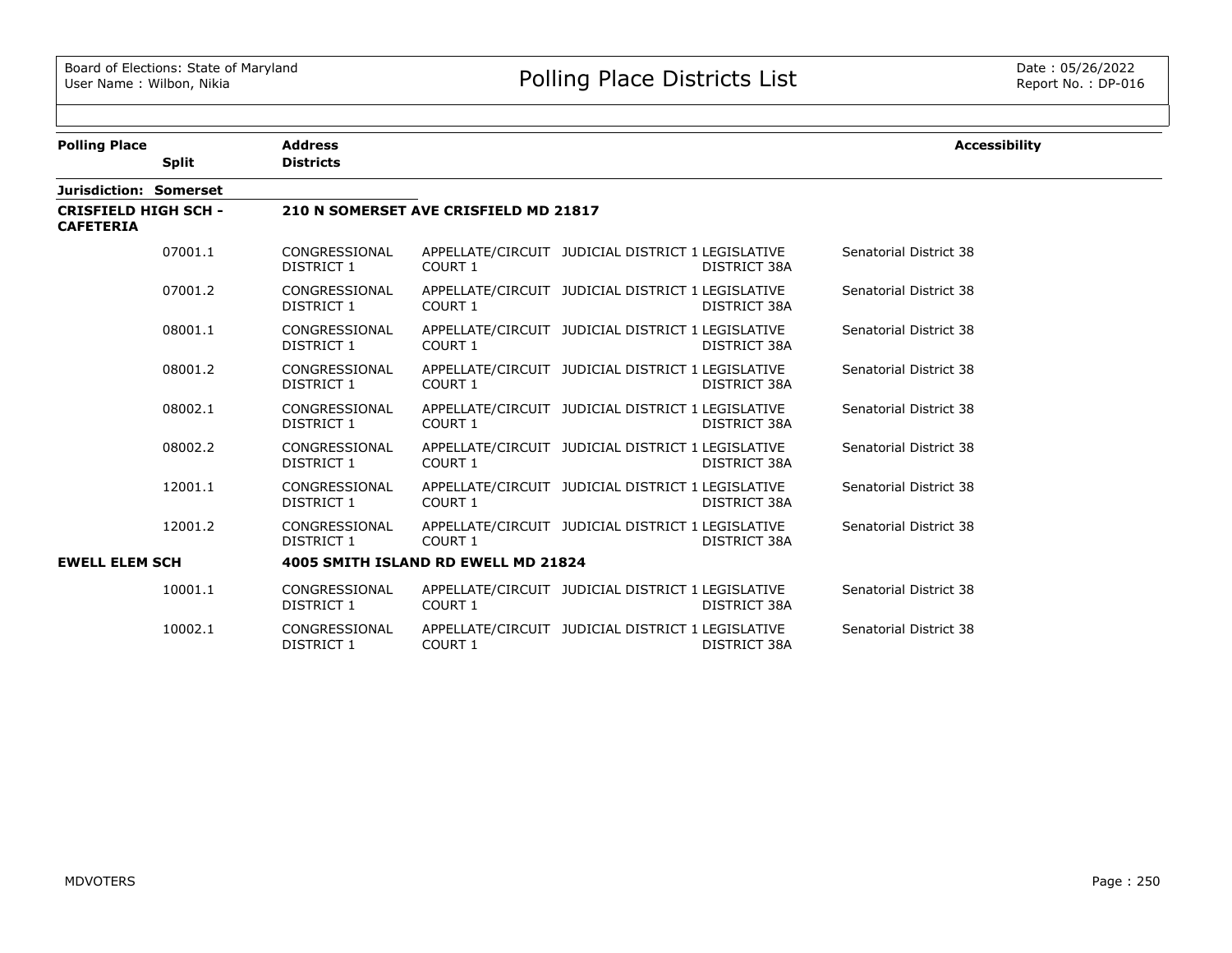# Polling Place Districts List

Board of Elections: State of Maryland
User Name : Wilbon, Nikia

Date : 05/26/2022
Report No. : DP-016

| Polling Place | Split | Address / Districts | | | | | Accessibility |
|---|---|---|---|---|---|---|---|
| **Jurisdiction: Somerset** | | | | | | | |
| **CRISFIELD HIGH SCH - CAFETERIA** | | **210 N SOMERSET AVE CRISFIELD MD 21817** | | | | | |
| | 07001.1 | CONGRESSIONAL DISTRICT 1 | APPELLATE/CIRCUIT COURT 1 | JUDICIAL DISTRICT 1 | LEGISLATIVE DISTRICT 38A | Senatorial District 38 | |
| | 07001.2 | CONGRESSIONAL DISTRICT 1 | APPELLATE/CIRCUIT COURT 1 | JUDICIAL DISTRICT 1 | LEGISLATIVE DISTRICT 38A | Senatorial District 38 | |
| | 08001.1 | CONGRESSIONAL DISTRICT 1 | APPELLATE/CIRCUIT COURT 1 | JUDICIAL DISTRICT 1 | LEGISLATIVE DISTRICT 38A | Senatorial District 38 | |
| | 08001.2 | CONGRESSIONAL DISTRICT 1 | APPELLATE/CIRCUIT COURT 1 | JUDICIAL DISTRICT 1 | LEGISLATIVE DISTRICT 38A | Senatorial District 38 | |
| | 08002.1 | CONGRESSIONAL DISTRICT 1 | APPELLATE/CIRCUIT COURT 1 | JUDICIAL DISTRICT 1 | LEGISLATIVE DISTRICT 38A | Senatorial District 38 | |
| | 08002.2 | CONGRESSIONAL DISTRICT 1 | APPELLATE/CIRCUIT COURT 1 | JUDICIAL DISTRICT 1 | LEGISLATIVE DISTRICT 38A | Senatorial District 38 | |
| | 12001.1 | CONGRESSIONAL DISTRICT 1 | APPELLATE/CIRCUIT COURT 1 | JUDICIAL DISTRICT 1 | LEGISLATIVE DISTRICT 38A | Senatorial District 38 | |
| | 12001.2 | CONGRESSIONAL DISTRICT 1 | APPELLATE/CIRCUIT COURT 1 | JUDICIAL DISTRICT 1 | LEGISLATIVE DISTRICT 38A | Senatorial District 38 | |
| **EWELL ELEM SCH** | | **4005 SMITH ISLAND RD EWELL MD 21824** | | | | | |
| | 10001.1 | CONGRESSIONAL DISTRICT 1 | APPELLATE/CIRCUIT COURT 1 | JUDICIAL DISTRICT 1 | LEGISLATIVE DISTRICT 38A | Senatorial District 38 | |
| | 10002.1 | CONGRESSIONAL DISTRICT 1 | APPELLATE/CIRCUIT COURT 1 | JUDICIAL DISTRICT 1 | LEGISLATIVE DISTRICT 38A | Senatorial District 38 | |

MDVOTERS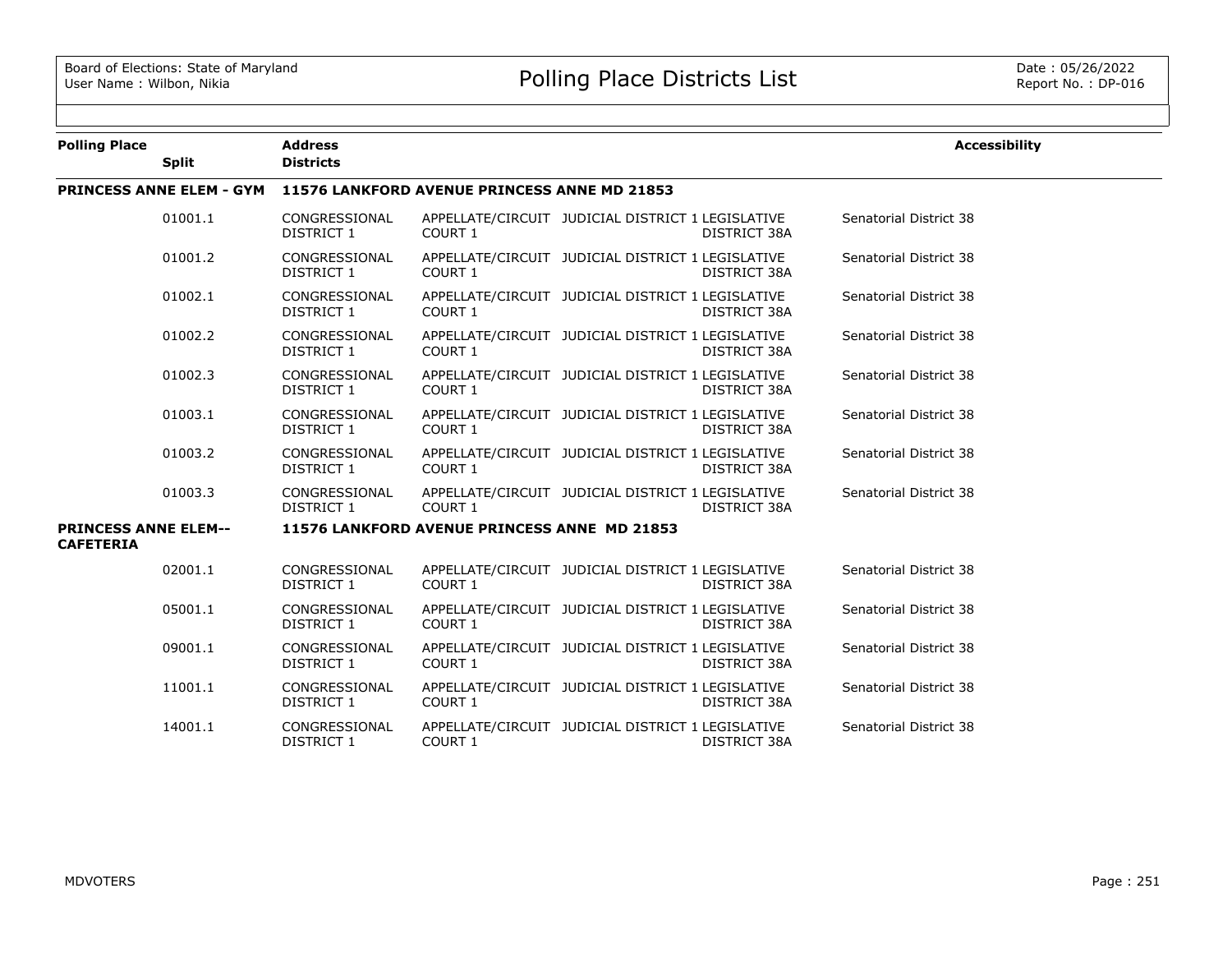| Polling Place | Split | Address / Districts | | | | | Accessibility |
|---|---|---|---|---|---|---|---|
| **PRINCESS ANNE ELEM - GYM** | | **11576 LANKFORD AVENUE PRINCESS ANNE MD 21853** | | | | | |
| | 01001.1 | CONGRESSIONAL DISTRICT 1 | APPELLATE/CIRCUIT COURT 1 | JUDICIAL DISTRICT 1 | LEGISLATIVE DISTRICT 38A | Senatorial District 38 | |
| | 01001.2 | CONGRESSIONAL DISTRICT 1 | APPELLATE/CIRCUIT COURT 1 | JUDICIAL DISTRICT 1 | LEGISLATIVE DISTRICT 38A | Senatorial District 38 | |
| | 01002.1 | CONGRESSIONAL DISTRICT 1 | APPELLATE/CIRCUIT COURT 1 | JUDICIAL DISTRICT 1 | LEGISLATIVE DISTRICT 38A | Senatorial District 38 | |
| | 01002.2 | CONGRESSIONAL DISTRICT 1 | APPELLATE/CIRCUIT COURT 1 | JUDICIAL DISTRICT 1 | LEGISLATIVE DISTRICT 38A | Senatorial District 38 | |
| | 01002.3 | CONGRESSIONAL DISTRICT 1 | APPELLATE/CIRCUIT COURT 1 | JUDICIAL DISTRICT 1 | LEGISLATIVE DISTRICT 38A | Senatorial District 38 | |
| | 01003.1 | CONGRESSIONAL DISTRICT 1 | APPELLATE/CIRCUIT COURT 1 | JUDICIAL DISTRICT 1 | LEGISLATIVE DISTRICT 38A | Senatorial District 38 | |
| | 01003.2 | CONGRESSIONAL DISTRICT 1 | APPELLATE/CIRCUIT COURT 1 | JUDICIAL DISTRICT 1 | LEGISLATIVE DISTRICT 38A | Senatorial District 38 | |
| | 01003.3 | CONGRESSIONAL DISTRICT 1 | APPELLATE/CIRCUIT COURT 1 | JUDICIAL DISTRICT 1 | LEGISLATIVE DISTRICT 38A | Senatorial District 38 | |
| **PRINCESS ANNE ELEM--CAFETERIA** | | **11576 LANKFORD AVENUE PRINCESS ANNE MD 21853** | | | | | |
| | 02001.1 | CONGRESSIONAL DISTRICT 1 | APPELLATE/CIRCUIT COURT 1 | JUDICIAL DISTRICT 1 | LEGISLATIVE DISTRICT 38A | Senatorial District 38 | |
| | 05001.1 | CONGRESSIONAL DISTRICT 1 | APPELLATE/CIRCUIT COURT 1 | JUDICIAL DISTRICT 1 | LEGISLATIVE DISTRICT 38A | Senatorial District 38 | |
| | 09001.1 | CONGRESSIONAL DISTRICT 1 | APPELLATE/CIRCUIT COURT 1 | JUDICIAL DISTRICT 1 | LEGISLATIVE DISTRICT 38A | Senatorial District 38 | |
| | 11001.1 | CONGRESSIONAL DISTRICT 1 | APPELLATE/CIRCUIT COURT 1 | JUDICIAL DISTRICT 1 | LEGISLATIVE DISTRICT 38A | Senatorial District 38 | |
| | 14001.1 | CONGRESSIONAL DISTRICT 1 | APPELLATE/CIRCUIT COURT 1 | JUDICIAL DISTRICT 1 | LEGISLATIVE DISTRICT 38A | Senatorial District 38 | |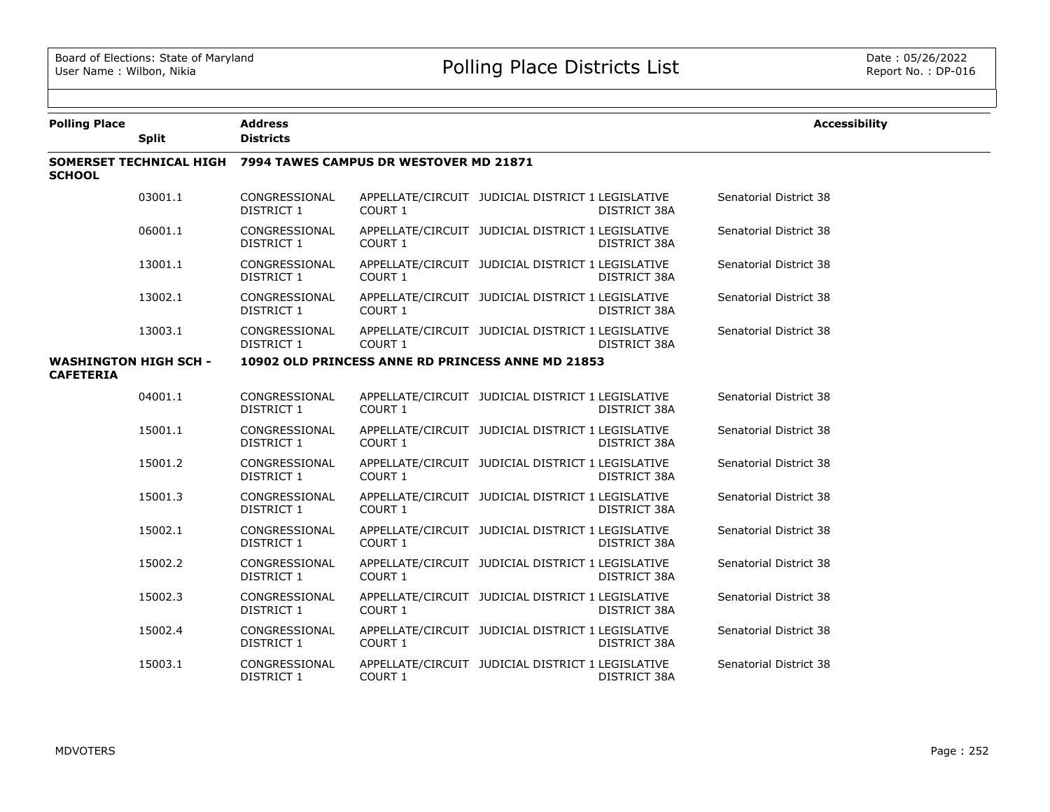# Polling Place Districts List

Board of Elections: State of Maryland
User Name : Wilbon, Nikia

Date : 05/26/2022
Report No. : DP-016

| Polling Place | Split | Address / Districts | | | | | Accessibility |
|---|---|---|---|---|---|---|---|
| **SOMERSET TECHNICAL HIGH SCHOOL** | | **7994 TAWES CAMPUS DR WESTOVER MD 21871** | | | | | |
| | 03001.1 | CONGRESSIONAL DISTRICT 1 | APPELLATE/CIRCUIT COURT 1 | JUDICIAL DISTRICT 1 | LEGISLATIVE DISTRICT 38A | Senatorial District 38 | |
| | 06001.1 | CONGRESSIONAL DISTRICT 1 | APPELLATE/CIRCUIT COURT 1 | JUDICIAL DISTRICT 1 | LEGISLATIVE DISTRICT 38A | Senatorial District 38 | |
| | 13001.1 | CONGRESSIONAL DISTRICT 1 | APPELLATE/CIRCUIT COURT 1 | JUDICIAL DISTRICT 1 | LEGISLATIVE DISTRICT 38A | Senatorial District 38 | |
| | 13002.1 | CONGRESSIONAL DISTRICT 1 | APPELLATE/CIRCUIT COURT 1 | JUDICIAL DISTRICT 1 | LEGISLATIVE DISTRICT 38A | Senatorial District 38 | |
| | 13003.1 | CONGRESSIONAL DISTRICT 1 | APPELLATE/CIRCUIT COURT 1 | JUDICIAL DISTRICT 1 | LEGISLATIVE DISTRICT 38A | Senatorial District 38 | |
| **WASHINGTON HIGH SCH - CAFETERIA** | | **10902 OLD PRINCESS ANNE RD PRINCESS ANNE MD 21853** | | | | | |
| | 04001.1 | CONGRESSIONAL DISTRICT 1 | APPELLATE/CIRCUIT COURT 1 | JUDICIAL DISTRICT 1 | LEGISLATIVE DISTRICT 38A | Senatorial District 38 | |
| | 15001.1 | CONGRESSIONAL DISTRICT 1 | APPELLATE/CIRCUIT COURT 1 | JUDICIAL DISTRICT 1 | LEGISLATIVE DISTRICT 38A | Senatorial District 38 | |
| | 15001.2 | CONGRESSIONAL DISTRICT 1 | APPELLATE/CIRCUIT COURT 1 | JUDICIAL DISTRICT 1 | LEGISLATIVE DISTRICT 38A | Senatorial District 38 | |
| | 15001.3 | CONGRESSIONAL DISTRICT 1 | APPELLATE/CIRCUIT COURT 1 | JUDICIAL DISTRICT 1 | LEGISLATIVE DISTRICT 38A | Senatorial District 38 | |
| | 15002.1 | CONGRESSIONAL DISTRICT 1 | APPELLATE/CIRCUIT COURT 1 | JUDICIAL DISTRICT 1 | LEGISLATIVE DISTRICT 38A | Senatorial District 38 | |
| | 15002.2 | CONGRESSIONAL DISTRICT 1 | APPELLATE/CIRCUIT COURT 1 | JUDICIAL DISTRICT 1 | LEGISLATIVE DISTRICT 38A | Senatorial District 38 | |
| | 15002.3 | CONGRESSIONAL DISTRICT 1 | APPELLATE/CIRCUIT COURT 1 | JUDICIAL DISTRICT 1 | LEGISLATIVE DISTRICT 38A | Senatorial District 38 | |
| | 15002.4 | CONGRESSIONAL DISTRICT 1 | APPELLATE/CIRCUIT COURT 1 | JUDICIAL DISTRICT 1 | LEGISLATIVE DISTRICT 38A | Senatorial District 38 | |
| | 15003.1 | CONGRESSIONAL DISTRICT 1 | APPELLATE/CIRCUIT COURT 1 | JUDICIAL DISTRICT 1 | LEGISLATIVE DISTRICT 38A | Senatorial District 38 | |

MDVOTERS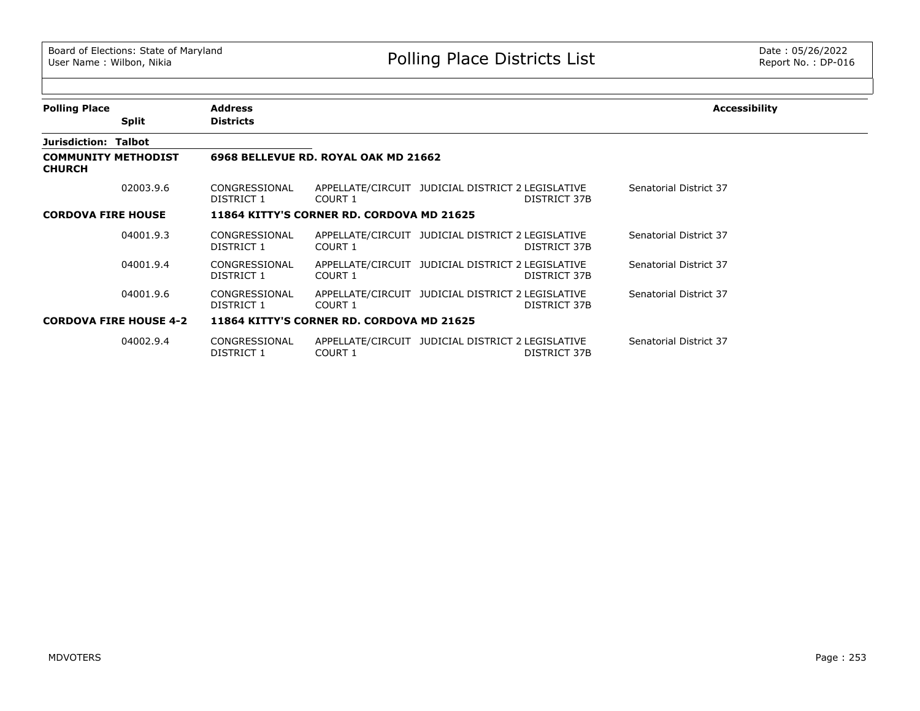| Polling Place | Address | | | | | Accessibility |
|---|---|---|---|---|---|---|
| Split | Districts | | | | | |
| **Jurisdiction: Talbot** | | | | | | |
| **COMMUNITY METHODIST CHURCH** | **6968 BELLEVUE RD. ROYAL OAK MD 21662** | | | | | |
| 02003.9.6 | CONGRESSIONAL DISTRICT 1 | APPELLATE/CIRCUIT COURT 1 | JUDICIAL DISTRICT 2 | LEGISLATIVE DISTRICT 37B | Senatorial District 37 | |
| **CORDOVA FIRE HOUSE** | **11864 KITTY'S CORNER RD. CORDOVA MD 21625** | | | | | |
| 04001.9.3 | CONGRESSIONAL DISTRICT 1 | APPELLATE/CIRCUIT COURT 1 | JUDICIAL DISTRICT 2 | LEGISLATIVE DISTRICT 37B | Senatorial District 37 | |
| 04001.9.4 | CONGRESSIONAL DISTRICT 1 | APPELLATE/CIRCUIT COURT 1 | JUDICIAL DISTRICT 2 | LEGISLATIVE DISTRICT 37B | Senatorial District 37 | |
| 04001.9.6 | CONGRESSIONAL DISTRICT 1 | APPELLATE/CIRCUIT COURT 1 | JUDICIAL DISTRICT 2 | LEGISLATIVE DISTRICT 37B | Senatorial District 37 | |
| **CORDOVA FIRE HOUSE 4-2** | **11864 KITTY'S CORNER RD. CORDOVA MD 21625** | | | | | |
| 04002.9.4 | CONGRESSIONAL DISTRICT 1 | APPELLATE/CIRCUIT COURT 1 | JUDICIAL DISTRICT 2 | LEGISLATIVE DISTRICT 37B | Senatorial District 37 | |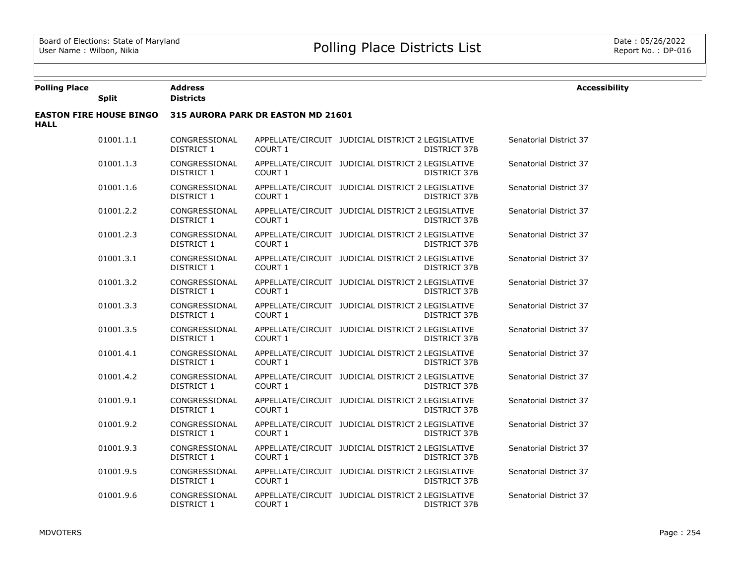# Polling Place Districts List

Board of Elections: State of Maryland
User Name : Wilbon, Nikia

Date : 05/26/2022
Report No. : DP-016

| Polling Place | Split | Address / Districts | | | | | Accessibility |
|---|---|---|---|---|---|---|---|
| **EASTON FIRE HOUSE BINGO HALL** | | **315 AURORA PARK DR EASTON MD 21601** | | | | | |
| | 01001.1.1 | CONGRESSIONAL DISTRICT 1 | APPELLATE/CIRCUIT COURT 1 | JUDICIAL DISTRICT 2 | LEGISLATIVE DISTRICT 37B | Senatorial District 37 | |
| | 01001.1.3 | CONGRESSIONAL DISTRICT 1 | APPELLATE/CIRCUIT COURT 1 | JUDICIAL DISTRICT 2 | LEGISLATIVE DISTRICT 37B | Senatorial District 37 | |
| | 01001.1.6 | CONGRESSIONAL DISTRICT 1 | APPELLATE/CIRCUIT COURT 1 | JUDICIAL DISTRICT 2 | LEGISLATIVE DISTRICT 37B | Senatorial District 37 | |
| | 01001.2.2 | CONGRESSIONAL DISTRICT 1 | APPELLATE/CIRCUIT COURT 1 | JUDICIAL DISTRICT 2 | LEGISLATIVE DISTRICT 37B | Senatorial District 37 | |
| | 01001.2.3 | CONGRESSIONAL DISTRICT 1 | APPELLATE/CIRCUIT COURT 1 | JUDICIAL DISTRICT 2 | LEGISLATIVE DISTRICT 37B | Senatorial District 37 | |
| | 01001.3.1 | CONGRESSIONAL DISTRICT 1 | APPELLATE/CIRCUIT COURT 1 | JUDICIAL DISTRICT 2 | LEGISLATIVE DISTRICT 37B | Senatorial District 37 | |
| | 01001.3.2 | CONGRESSIONAL DISTRICT 1 | APPELLATE/CIRCUIT COURT 1 | JUDICIAL DISTRICT 2 | LEGISLATIVE DISTRICT 37B | Senatorial District 37 | |
| | 01001.3.3 | CONGRESSIONAL DISTRICT 1 | APPELLATE/CIRCUIT COURT 1 | JUDICIAL DISTRICT 2 | LEGISLATIVE DISTRICT 37B | Senatorial District 37 | |
| | 01001.3.5 | CONGRESSIONAL DISTRICT 1 | APPELLATE/CIRCUIT COURT 1 | JUDICIAL DISTRICT 2 | LEGISLATIVE DISTRICT 37B | Senatorial District 37 | |
| | 01001.4.1 | CONGRESSIONAL DISTRICT 1 | APPELLATE/CIRCUIT COURT 1 | JUDICIAL DISTRICT 2 | LEGISLATIVE DISTRICT 37B | Senatorial District 37 | |
| | 01001.4.2 | CONGRESSIONAL DISTRICT 1 | APPELLATE/CIRCUIT COURT 1 | JUDICIAL DISTRICT 2 | LEGISLATIVE DISTRICT 37B | Senatorial District 37 | |
| | 01001.9.1 | CONGRESSIONAL DISTRICT 1 | APPELLATE/CIRCUIT COURT 1 | JUDICIAL DISTRICT 2 | LEGISLATIVE DISTRICT 37B | Senatorial District 37 | |
| | 01001.9.2 | CONGRESSIONAL DISTRICT 1 | APPELLATE/CIRCUIT COURT 1 | JUDICIAL DISTRICT 2 | LEGISLATIVE DISTRICT 37B | Senatorial District 37 | |
| | 01001.9.3 | CONGRESSIONAL DISTRICT 1 | APPELLATE/CIRCUIT COURT 1 | JUDICIAL DISTRICT 2 | LEGISLATIVE DISTRICT 37B | Senatorial District 37 | |
| | 01001.9.5 | CONGRESSIONAL DISTRICT 1 | APPELLATE/CIRCUIT COURT 1 | JUDICIAL DISTRICT 2 | LEGISLATIVE DISTRICT 37B | Senatorial District 37 | |
| | 01001.9.6 | CONGRESSIONAL DISTRICT 1 | APPELLATE/CIRCUIT COURT 1 | JUDICIAL DISTRICT 2 | LEGISLATIVE DISTRICT 37B | Senatorial District 37 | |

MDVOTERS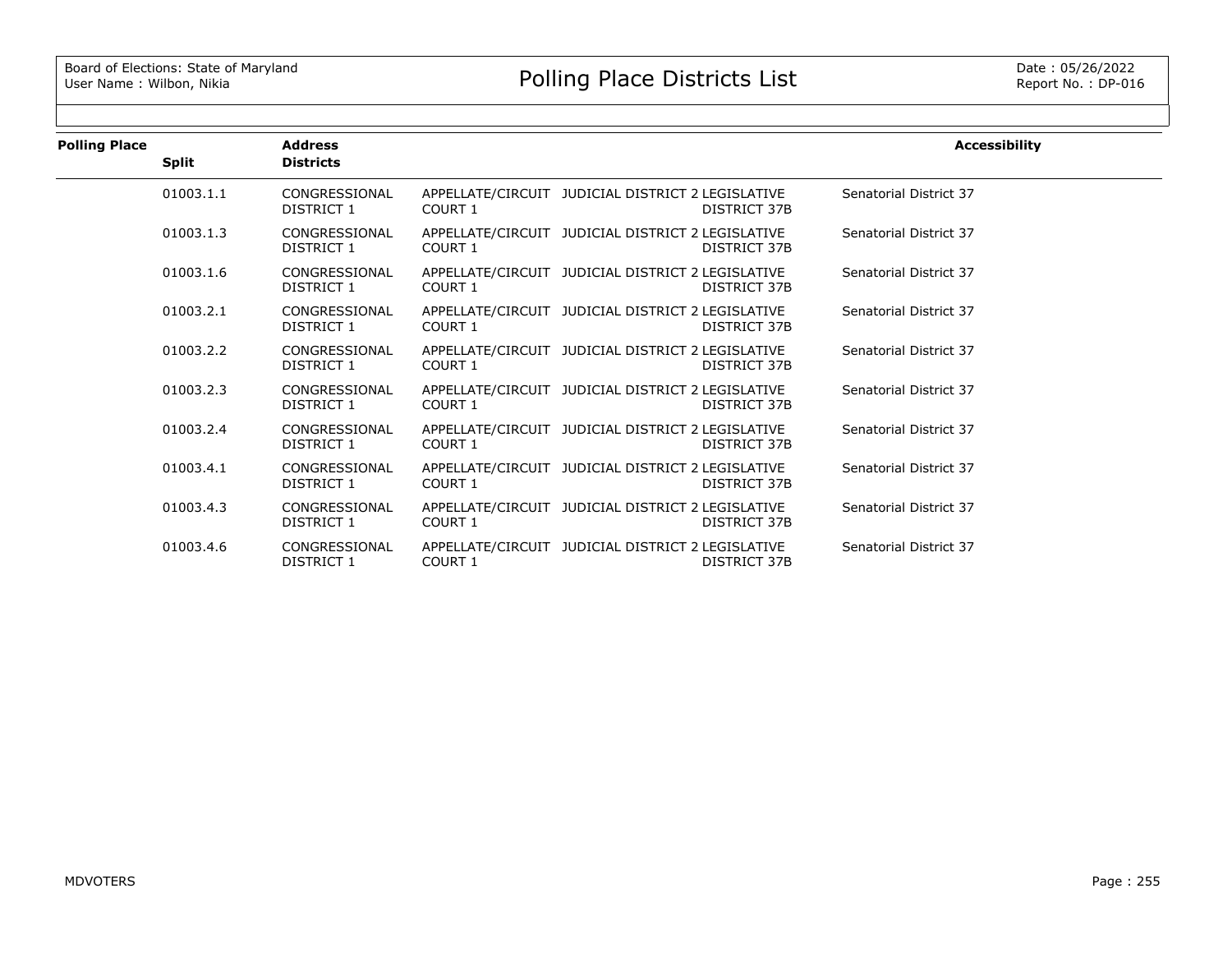# Polling Place Districts List

| Polling Place | Split | Address / Districts | | | | Accessibility |
|---|---|---|---|---|---|---|
| | 01003.1.1 | CONGRESSIONAL DISTRICT 1 | APPELLATE/CIRCUIT COURT 1 | JUDICIAL DISTRICT 2 | LEGISLATIVE DISTRICT 37B | Senatorial District 37 |
| | 01003.1.3 | CONGRESSIONAL DISTRICT 1 | APPELLATE/CIRCUIT COURT 1 | JUDICIAL DISTRICT 2 | LEGISLATIVE DISTRICT 37B | Senatorial District 37 |
| | 01003.1.6 | CONGRESSIONAL DISTRICT 1 | APPELLATE/CIRCUIT COURT 1 | JUDICIAL DISTRICT 2 | LEGISLATIVE DISTRICT 37B | Senatorial District 37 |
| | 01003.2.1 | CONGRESSIONAL DISTRICT 1 | APPELLATE/CIRCUIT COURT 1 | JUDICIAL DISTRICT 2 | LEGISLATIVE DISTRICT 37B | Senatorial District 37 |
| | 01003.2.2 | CONGRESSIONAL DISTRICT 1 | APPELLATE/CIRCUIT COURT 1 | JUDICIAL DISTRICT 2 | LEGISLATIVE DISTRICT 37B | Senatorial District 37 |
| | 01003.2.3 | CONGRESSIONAL DISTRICT 1 | APPELLATE/CIRCUIT COURT 1 | JUDICIAL DISTRICT 2 | LEGISLATIVE DISTRICT 37B | Senatorial District 37 |
| | 01003.2.4 | CONGRESSIONAL DISTRICT 1 | APPELLATE/CIRCUIT COURT 1 | JUDICIAL DISTRICT 2 | LEGISLATIVE DISTRICT 37B | Senatorial District 37 |
| | 01003.4.1 | CONGRESSIONAL DISTRICT 1 | APPELLATE/CIRCUIT COURT 1 | JUDICIAL DISTRICT 2 | LEGISLATIVE DISTRICT 37B | Senatorial District 37 |
| | 01003.4.3 | CONGRESSIONAL DISTRICT 1 | APPELLATE/CIRCUIT COURT 1 | JUDICIAL DISTRICT 2 | LEGISLATIVE DISTRICT 37B | Senatorial District 37 |
| | 01003.4.6 | CONGRESSIONAL DISTRICT 1 | APPELLATE/CIRCUIT COURT 1 | JUDICIAL DISTRICT 2 | LEGISLATIVE DISTRICT 37B | Senatorial District 37 |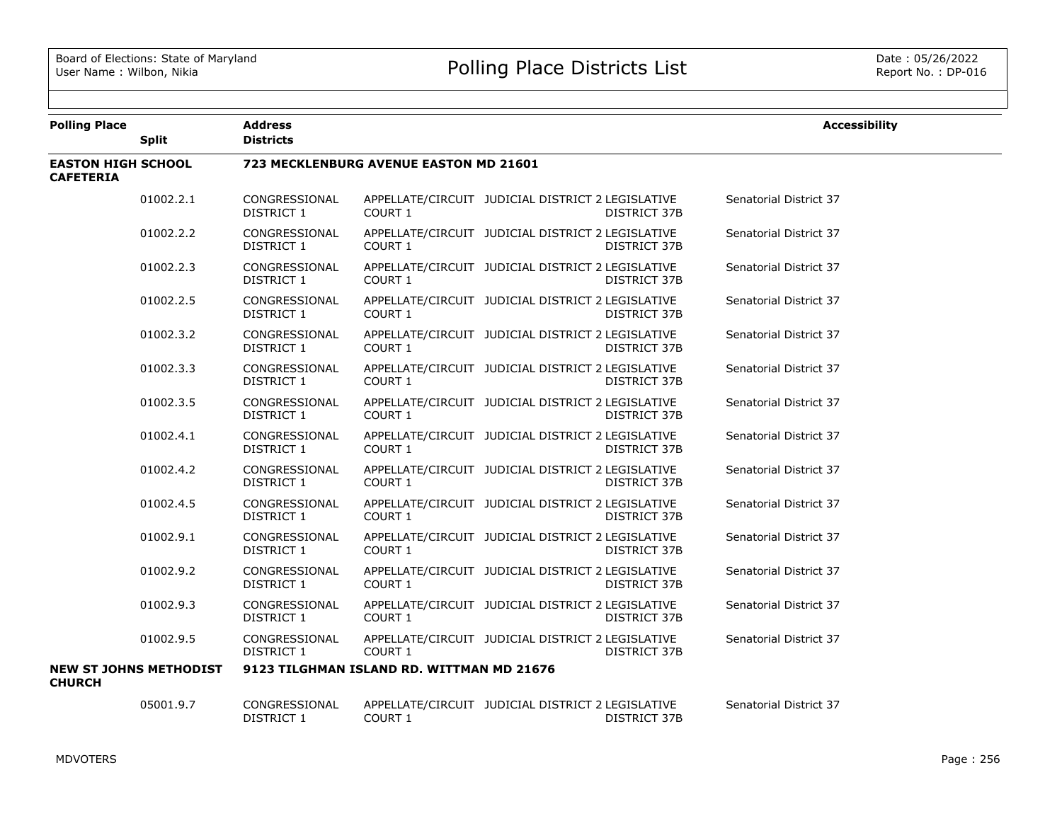# Polling Place Districts List

Board of Elections: State of Maryland
User Name : Wilbon, Nikia

Date : 05/26/2022
Report No. : DP-016

| Polling Place | Split | Address / Districts | | | | | Accessibility |
|---|---|---|---|---|---|---|---|
| **EASTON HIGH SCHOOL CAFETERIA** | | **723 MECKLENBURG AVENUE EASTON MD 21601** | | | | | |
| | 01002.2.1 | CONGRESSIONAL DISTRICT 1 | APPELLATE/CIRCUIT COURT 1 | JUDICIAL DISTRICT 2 | LEGISLATIVE DISTRICT 37B | Senatorial District 37 | |
| | 01002.2.2 | CONGRESSIONAL DISTRICT 1 | APPELLATE/CIRCUIT COURT 1 | JUDICIAL DISTRICT 2 | LEGISLATIVE DISTRICT 37B | Senatorial District 37 | |
| | 01002.2.3 | CONGRESSIONAL DISTRICT 1 | APPELLATE/CIRCUIT COURT 1 | JUDICIAL DISTRICT 2 | LEGISLATIVE DISTRICT 37B | Senatorial District 37 | |
| | 01002.2.5 | CONGRESSIONAL DISTRICT 1 | APPELLATE/CIRCUIT COURT 1 | JUDICIAL DISTRICT 2 | LEGISLATIVE DISTRICT 37B | Senatorial District 37 | |
| | 01002.3.2 | CONGRESSIONAL DISTRICT 1 | APPELLATE/CIRCUIT COURT 1 | JUDICIAL DISTRICT 2 | LEGISLATIVE DISTRICT 37B | Senatorial District 37 | |
| | 01002.3.3 | CONGRESSIONAL DISTRICT 1 | APPELLATE/CIRCUIT COURT 1 | JUDICIAL DISTRICT 2 | LEGISLATIVE DISTRICT 37B | Senatorial District 37 | |
| | 01002.3.5 | CONGRESSIONAL DISTRICT 1 | APPELLATE/CIRCUIT COURT 1 | JUDICIAL DISTRICT 2 | LEGISLATIVE DISTRICT 37B | Senatorial District 37 | |
| | 01002.4.1 | CONGRESSIONAL DISTRICT 1 | APPELLATE/CIRCUIT COURT 1 | JUDICIAL DISTRICT 2 | LEGISLATIVE DISTRICT 37B | Senatorial District 37 | |
| | 01002.4.2 | CONGRESSIONAL DISTRICT 1 | APPELLATE/CIRCUIT COURT 1 | JUDICIAL DISTRICT 2 | LEGISLATIVE DISTRICT 37B | Senatorial District 37 | |
| | 01002.4.5 | CONGRESSIONAL DISTRICT 1 | APPELLATE/CIRCUIT COURT 1 | JUDICIAL DISTRICT 2 | LEGISLATIVE DISTRICT 37B | Senatorial District 37 | |
| | 01002.9.1 | CONGRESSIONAL DISTRICT 1 | APPELLATE/CIRCUIT COURT 1 | JUDICIAL DISTRICT 2 | LEGISLATIVE DISTRICT 37B | Senatorial District 37 | |
| | 01002.9.2 | CONGRESSIONAL DISTRICT 1 | APPELLATE/CIRCUIT COURT 1 | JUDICIAL DISTRICT 2 | LEGISLATIVE DISTRICT 37B | Senatorial District 37 | |
| | 01002.9.3 | CONGRESSIONAL DISTRICT 1 | APPELLATE/CIRCUIT COURT 1 | JUDICIAL DISTRICT 2 | LEGISLATIVE DISTRICT 37B | Senatorial District 37 | |
| | 01002.9.5 | CONGRESSIONAL DISTRICT 1 | APPELLATE/CIRCUIT COURT 1 | JUDICIAL DISTRICT 2 | LEGISLATIVE DISTRICT 37B | Senatorial District 37 | |
| **NEW ST JOHNS METHODIST CHURCH** | | **9123 TILGHMAN ISLAND RD. WITTMAN MD 21676** | | | | | |
| | 05001.9.7 | CONGRESSIONAL DISTRICT 1 | APPELLATE/CIRCUIT COURT 1 | JUDICIAL DISTRICT 2 | LEGISLATIVE DISTRICT 37B | Senatorial District 37 | |

MDVOTERS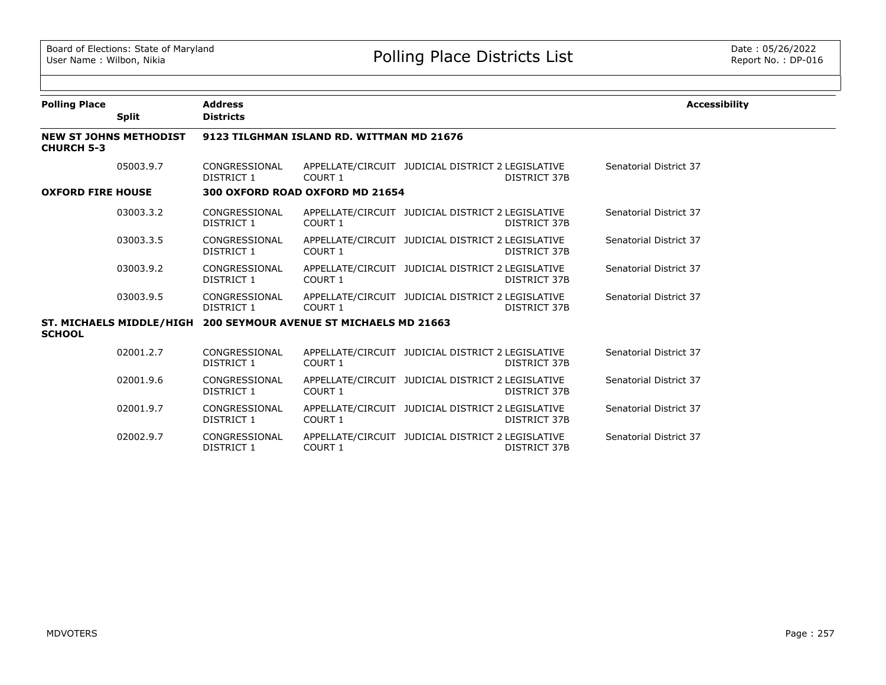# Polling Place Districts List

Board of Elections: State of Maryland
User Name : Wilbon, Nikia

Date : 05/26/2022
Report No. : DP-016

| Polling Place | Split | Address / Districts | | | | | Accessibility |
|---|---|---|---|---|---|---|---|
| **NEW ST JOHNS METHODIST CHURCH 5-3** | | **9123 TILGHMAN ISLAND RD. WITTMAN MD 21676** | | | | | |
| | 05003.9.7 | CONGRESSIONAL DISTRICT 1 | APPELLATE/CIRCUIT COURT 1 | JUDICIAL DISTRICT 2 | LEGISLATIVE DISTRICT 37B | Senatorial District 37 | |
| **OXFORD FIRE HOUSE** | | **300 OXFORD ROAD OXFORD MD 21654** | | | | | |
| | 03003.3.2 | CONGRESSIONAL DISTRICT 1 | APPELLATE/CIRCUIT COURT 1 | JUDICIAL DISTRICT 2 | LEGISLATIVE DISTRICT 37B | Senatorial District 37 | |
| | 03003.3.5 | CONGRESSIONAL DISTRICT 1 | APPELLATE/CIRCUIT COURT 1 | JUDICIAL DISTRICT 2 | LEGISLATIVE DISTRICT 37B | Senatorial District 37 | |
| | 03003.9.2 | CONGRESSIONAL DISTRICT 1 | APPELLATE/CIRCUIT COURT 1 | JUDICIAL DISTRICT 2 | LEGISLATIVE DISTRICT 37B | Senatorial District 37 | |
| | 03003.9.5 | CONGRESSIONAL DISTRICT 1 | APPELLATE/CIRCUIT COURT 1 | JUDICIAL DISTRICT 2 | LEGISLATIVE DISTRICT 37B | Senatorial District 37 | |
| **ST. MICHAELS MIDDLE/HIGH SCHOOL** | | **200 SEYMOUR AVENUE ST MICHAELS MD 21663** | | | | | |
| | 02001.2.7 | CONGRESSIONAL DISTRICT 1 | APPELLATE/CIRCUIT COURT 1 | JUDICIAL DISTRICT 2 | LEGISLATIVE DISTRICT 37B | Senatorial District 37 | |
| | 02001.9.6 | CONGRESSIONAL DISTRICT 1 | APPELLATE/CIRCUIT COURT 1 | JUDICIAL DISTRICT 2 | LEGISLATIVE DISTRICT 37B | Senatorial District 37 | |
| | 02001.9.7 | CONGRESSIONAL DISTRICT 1 | APPELLATE/CIRCUIT COURT 1 | JUDICIAL DISTRICT 2 | LEGISLATIVE DISTRICT 37B | Senatorial District 37 | |
| | 02002.9.7 | CONGRESSIONAL DISTRICT 1 | APPELLATE/CIRCUIT COURT 1 | JUDICIAL DISTRICT 2 | LEGISLATIVE DISTRICT 37B | Senatorial District 37 | |

MDVOTERS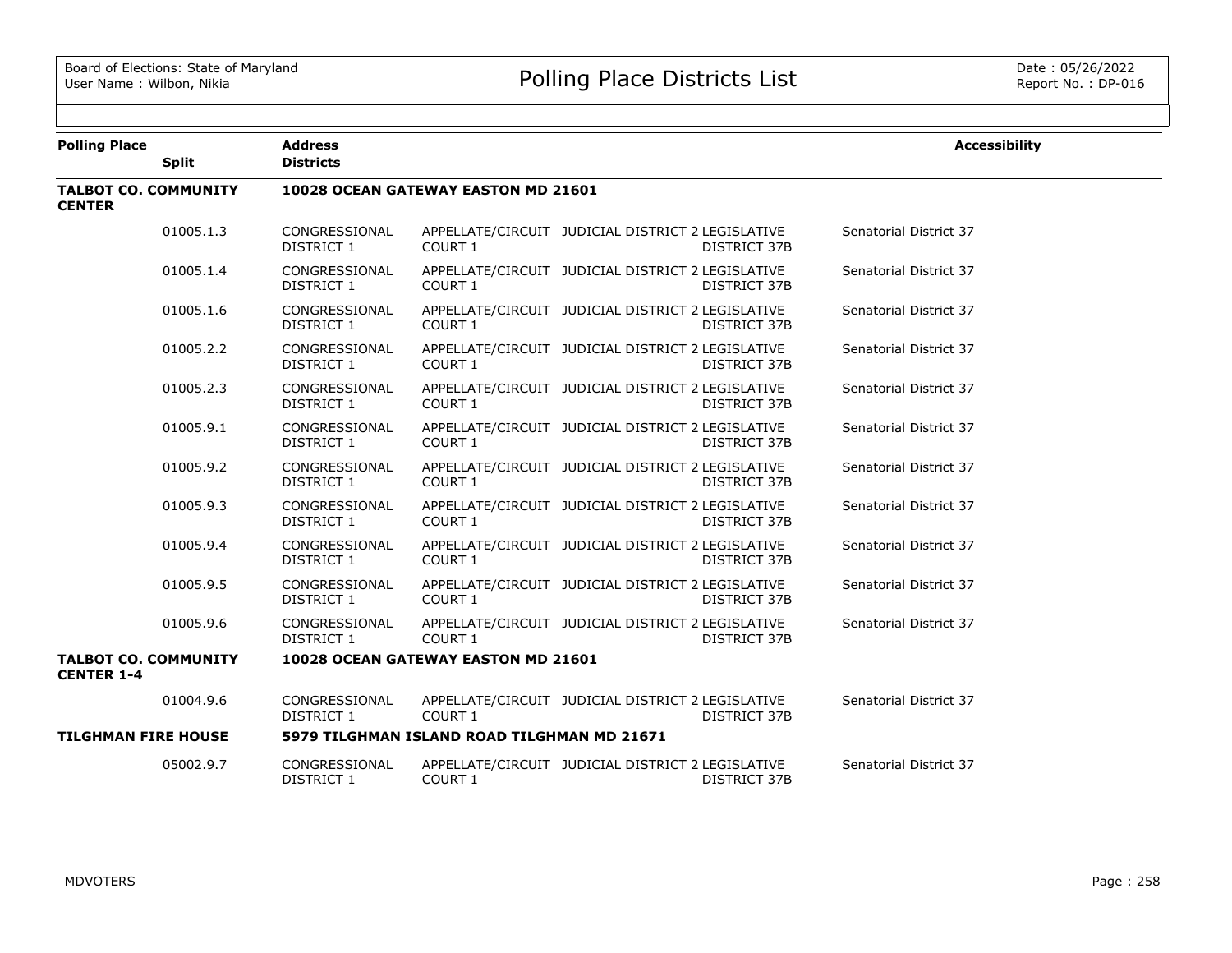# Polling Place Districts List

| Polling Place | Split | Address / Districts | | | | | Accessibility |
|---|---|---|---|---|---|---|---|
| **TALBOT CO. COMMUNITY CENTER** | | **10028 OCEAN GATEWAY EASTON MD 21601** | | | | | |
| | 01005.1.3 | CONGRESSIONAL DISTRICT 1 | APPELLATE/CIRCUIT COURT 1 | JUDICIAL DISTRICT 2 | LEGISLATIVE DISTRICT 37B | Senatorial District 37 | |
| | 01005.1.4 | CONGRESSIONAL DISTRICT 1 | APPELLATE/CIRCUIT COURT 1 | JUDICIAL DISTRICT 2 | LEGISLATIVE DISTRICT 37B | Senatorial District 37 | |
| | 01005.1.6 | CONGRESSIONAL DISTRICT 1 | APPELLATE/CIRCUIT COURT 1 | JUDICIAL DISTRICT 2 | LEGISLATIVE DISTRICT 37B | Senatorial District 37 | |
| | 01005.2.2 | CONGRESSIONAL DISTRICT 1 | APPELLATE/CIRCUIT COURT 1 | JUDICIAL DISTRICT 2 | LEGISLATIVE DISTRICT 37B | Senatorial District 37 | |
| | 01005.2.3 | CONGRESSIONAL DISTRICT 1 | APPELLATE/CIRCUIT COURT 1 | JUDICIAL DISTRICT 2 | LEGISLATIVE DISTRICT 37B | Senatorial District 37 | |
| | 01005.9.1 | CONGRESSIONAL DISTRICT 1 | APPELLATE/CIRCUIT COURT 1 | JUDICIAL DISTRICT 2 | LEGISLATIVE DISTRICT 37B | Senatorial District 37 | |
| | 01005.9.2 | CONGRESSIONAL DISTRICT 1 | APPELLATE/CIRCUIT COURT 1 | JUDICIAL DISTRICT 2 | LEGISLATIVE DISTRICT 37B | Senatorial District 37 | |
| | 01005.9.3 | CONGRESSIONAL DISTRICT 1 | APPELLATE/CIRCUIT COURT 1 | JUDICIAL DISTRICT 2 | LEGISLATIVE DISTRICT 37B | Senatorial District 37 | |
| | 01005.9.4 | CONGRESSIONAL DISTRICT 1 | APPELLATE/CIRCUIT COURT 1 | JUDICIAL DISTRICT 2 | LEGISLATIVE DISTRICT 37B | Senatorial District 37 | |
| | 01005.9.5 | CONGRESSIONAL DISTRICT 1 | APPELLATE/CIRCUIT COURT 1 | JUDICIAL DISTRICT 2 | LEGISLATIVE DISTRICT 37B | Senatorial District 37 | |
| | 01005.9.6 | CONGRESSIONAL DISTRICT 1 | APPELLATE/CIRCUIT COURT 1 | JUDICIAL DISTRICT 2 | LEGISLATIVE DISTRICT 37B | Senatorial District 37 | |
| **TALBOT CO. COMMUNITY CENTER 1-4** | | **10028 OCEAN GATEWAY EASTON MD 21601** | | | | | |
| | 01004.9.6 | CONGRESSIONAL DISTRICT 1 | APPELLATE/CIRCUIT COURT 1 | JUDICIAL DISTRICT 2 | LEGISLATIVE DISTRICT 37B | Senatorial District 37 | |
| **TILGHMAN FIRE HOUSE** | | **5979 TILGHMAN ISLAND ROAD TILGHMAN MD 21671** | | | | | |
| | 05002.9.7 | CONGRESSIONAL DISTRICT 1 | APPELLATE/CIRCUIT COURT 1 | JUDICIAL DISTRICT 2 | LEGISLATIVE DISTRICT 37B | Senatorial District 37 | |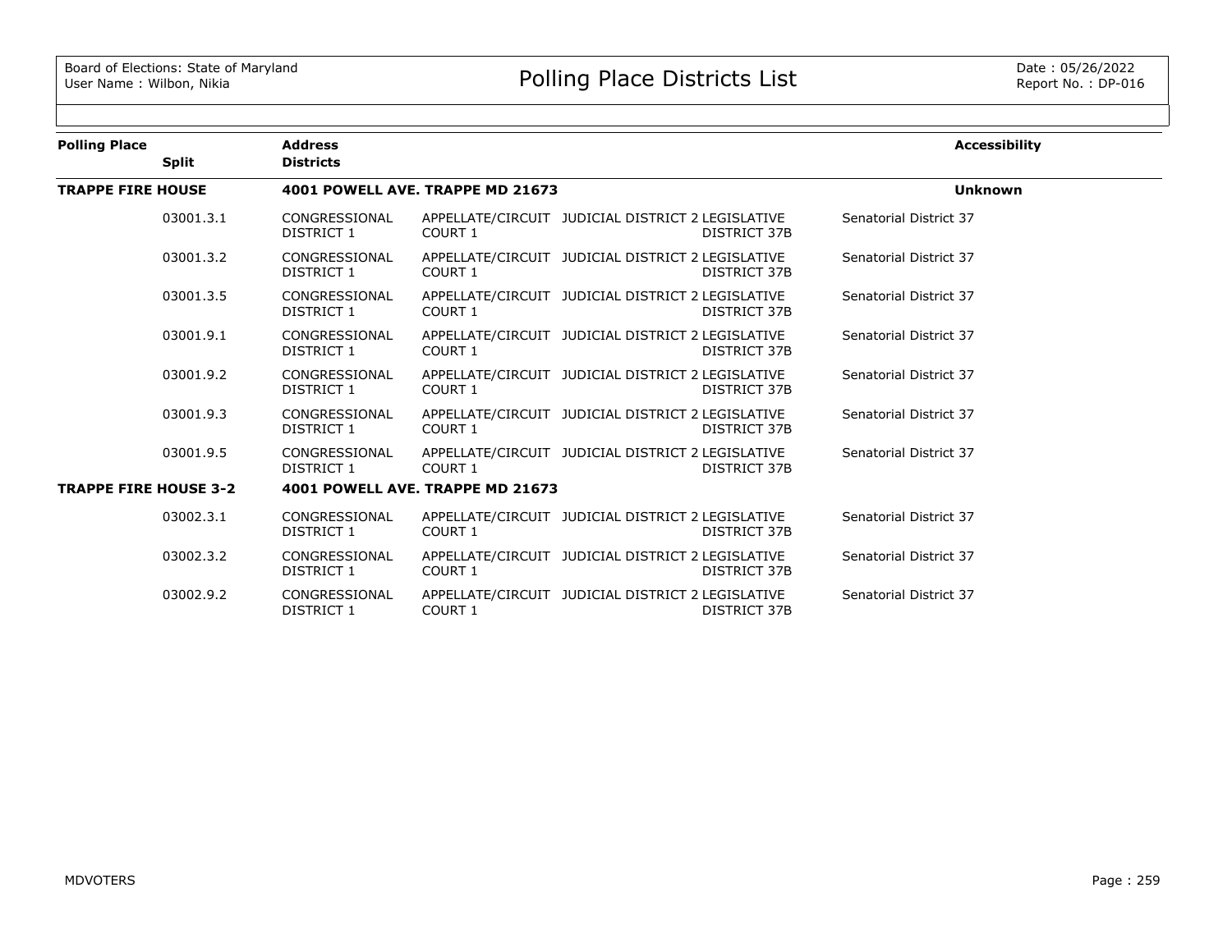Board of Elections: State of Maryland
User Name : Wilbon, Nikia

# Polling Place Districts List

Date : 05/26/2022
Report No. : DP-016

| Polling Place | Split | Address / Districts | | | | | Accessibility |
|---|---|---|---|---|---|---|---|
| **TRAPPE FIRE HOUSE** | | **4001 POWELL AVE. TRAPPE MD 21673** | | | | | **Unknown** |
| | 03001.3.1 | CONGRESSIONAL DISTRICT 1 | APPELLATE/CIRCUIT COURT 1 | JUDICIAL DISTRICT 2 | LEGISLATIVE DISTRICT 37B | Senatorial District 37 | |
| | 03001.3.2 | CONGRESSIONAL DISTRICT 1 | APPELLATE/CIRCUIT COURT 1 | JUDICIAL DISTRICT 2 | LEGISLATIVE DISTRICT 37B | Senatorial District 37 | |
| | 03001.3.5 | CONGRESSIONAL DISTRICT 1 | APPELLATE/CIRCUIT COURT 1 | JUDICIAL DISTRICT 2 | LEGISLATIVE DISTRICT 37B | Senatorial District 37 | |
| | 03001.9.1 | CONGRESSIONAL DISTRICT 1 | APPELLATE/CIRCUIT COURT 1 | JUDICIAL DISTRICT 2 | LEGISLATIVE DISTRICT 37B | Senatorial District 37 | |
| | 03001.9.2 | CONGRESSIONAL DISTRICT 1 | APPELLATE/CIRCUIT COURT 1 | JUDICIAL DISTRICT 2 | LEGISLATIVE DISTRICT 37B | Senatorial District 37 | |
| | 03001.9.3 | CONGRESSIONAL DISTRICT 1 | APPELLATE/CIRCUIT COURT 1 | JUDICIAL DISTRICT 2 | LEGISLATIVE DISTRICT 37B | Senatorial District 37 | |
| | 03001.9.5 | CONGRESSIONAL DISTRICT 1 | APPELLATE/CIRCUIT COURT 1 | JUDICIAL DISTRICT 2 | LEGISLATIVE DISTRICT 37B | Senatorial District 37 | |
| **TRAPPE FIRE HOUSE 3-2** | | **4001 POWELL AVE. TRAPPE MD 21673** | | | | | |
| | 03002.3.1 | CONGRESSIONAL DISTRICT 1 | APPELLATE/CIRCUIT COURT 1 | JUDICIAL DISTRICT 2 | LEGISLATIVE DISTRICT 37B | Senatorial District 37 | |
| | 03002.3.2 | CONGRESSIONAL DISTRICT 1 | APPELLATE/CIRCUIT COURT 1 | JUDICIAL DISTRICT 2 | LEGISLATIVE DISTRICT 37B | Senatorial District 37 | |
| | 03002.9.2 | CONGRESSIONAL DISTRICT 1 | APPELLATE/CIRCUIT COURT 1 | JUDICIAL DISTRICT 2 | LEGISLATIVE DISTRICT 37B | Senatorial District 37 | |

MDVOTERS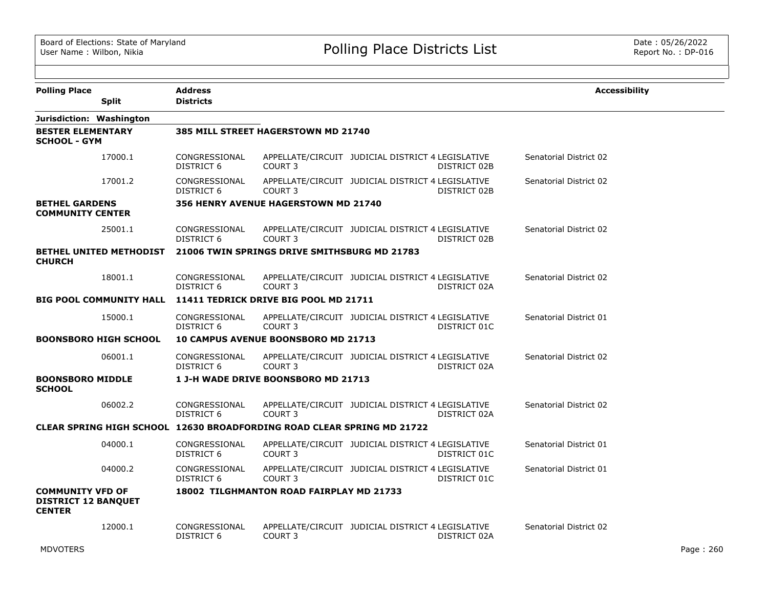# Polling Place Districts List

Board of Elections: State of Maryland
User Name : Wilbon, Nikia

Date : 05/26/2022
Report No. : DP-016

| Polling Place | Split | Address / Districts | | | | | Accessibility |
|---|---|---|---|---|---|---|---|
| **Jurisdiction: Washington** | | | | | | | |
| **BESTER ELEMENTARY SCHOOL - GYM** | | **385 MILL STREET HAGERSTOWN MD 21740** | | | | | |
| | 17000.1 | CONGRESSIONAL DISTRICT 6 | APPELLATE/CIRCUIT COURT 3 | JUDICIAL DISTRICT 4 | LEGISLATIVE DISTRICT 02B | Senatorial District 02 | |
| | 17001.2 | CONGRESSIONAL DISTRICT 6 | APPELLATE/CIRCUIT COURT 3 | JUDICIAL DISTRICT 4 | LEGISLATIVE DISTRICT 02B | Senatorial District 02 | |
| **BETHEL GARDENS COMMUNITY CENTER** | | **356 HENRY AVENUE HAGERSTOWN MD 21740** | | | | | |
| | 25001.1 | CONGRESSIONAL DISTRICT 6 | APPELLATE/CIRCUIT COURT 3 | JUDICIAL DISTRICT 4 | LEGISLATIVE DISTRICT 02B | Senatorial District 02 | |
| **BETHEL UNITED METHODIST CHURCH** | | **21006 TWIN SPRINGS DRIVE SMITHSBURG MD 21783** | | | | | |
| | 18001.1 | CONGRESSIONAL DISTRICT 6 | APPELLATE/CIRCUIT COURT 3 | JUDICIAL DISTRICT 4 | LEGISLATIVE DISTRICT 02A | Senatorial District 02 | |
| **BIG POOL COMMUNITY HALL** | | **11411 TEDRICK DRIVE BIG POOL MD 21711** | | | | | |
| | 15000.1 | CONGRESSIONAL DISTRICT 6 | APPELLATE/CIRCUIT COURT 3 | JUDICIAL DISTRICT 4 | LEGISLATIVE DISTRICT 01C | Senatorial District 01 | |
| **BOONSBORO HIGH SCHOOL** | | **10 CAMPUS AVENUE BOONSBORO MD 21713** | | | | | |
| | 06001.1 | CONGRESSIONAL DISTRICT 6 | APPELLATE/CIRCUIT COURT 3 | JUDICIAL DISTRICT 4 | LEGISLATIVE DISTRICT 02A | Senatorial District 02 | |
| **BOONSBORO MIDDLE SCHOOL** | | **1 J-H WADE DRIVE BOONSBORO MD 21713** | | | | | |
| | 06002.2 | CONGRESSIONAL DISTRICT 6 | APPELLATE/CIRCUIT COURT 3 | JUDICIAL DISTRICT 4 | LEGISLATIVE DISTRICT 02A | Senatorial District 02 | |
| **CLEAR SPRING HIGH SCHOOL** | | **12630 BROADFORDING ROAD CLEAR SPRING MD 21722** | | | | | |
| | 04000.1 | CONGRESSIONAL DISTRICT 6 | APPELLATE/CIRCUIT COURT 3 | JUDICIAL DISTRICT 4 | LEGISLATIVE DISTRICT 01C | Senatorial District 01 | |
| | 04000.2 | CONGRESSIONAL DISTRICT 6 | APPELLATE/CIRCUIT COURT 3 | JUDICIAL DISTRICT 4 | LEGISLATIVE DISTRICT 01C | Senatorial District 01 | |
| **COMMUNITY VFD OF DISTRICT 12 BANQUET CENTER** | | **18002 TILGHMANTON ROAD FAIRPLAY MD 21733** | | | | | |
| | 12000.1 | CONGRESSIONAL DISTRICT 6 | APPELLATE/CIRCUIT COURT 3 | JUDICIAL DISTRICT 4 | LEGISLATIVE DISTRICT 02A | Senatorial District 02 | |

MDVOTERS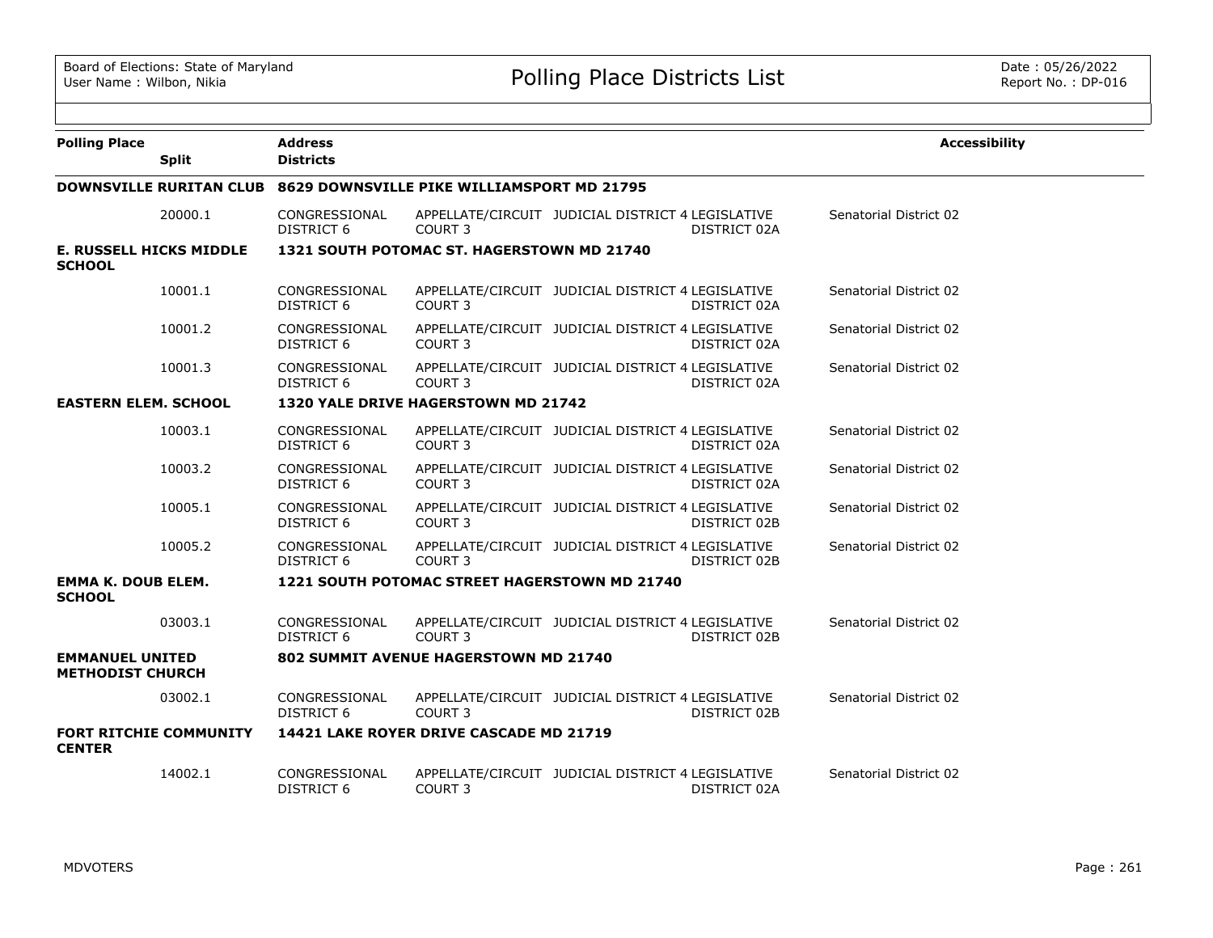# Polling Place Districts List

| Polling Place | Split | Address / Districts | | | | | Accessibility |
|---|---|---|---|---|---|---|---|
| **DOWNSVILLE RURITAN CLUB** | | **8629 DOWNSVILLE PIKE WILLIAMSPORT MD 21795** | | | | | |
| | 20000.1 | CONGRESSIONAL DISTRICT 6 | APPELLATE/CIRCUIT COURT 3 | JUDICIAL DISTRICT 4 | LEGISLATIVE DISTRICT 02A | Senatorial District 02 | |
| **E. RUSSELL HICKS MIDDLE SCHOOL** | | **1321 SOUTH POTOMAC ST. HAGERSTOWN MD 21740** | | | | | |
| | 10001.1 | CONGRESSIONAL DISTRICT 6 | APPELLATE/CIRCUIT COURT 3 | JUDICIAL DISTRICT 4 | LEGISLATIVE DISTRICT 02A | Senatorial District 02 | |
| | 10001.2 | CONGRESSIONAL DISTRICT 6 | APPELLATE/CIRCUIT COURT 3 | JUDICIAL DISTRICT 4 | LEGISLATIVE DISTRICT 02A | Senatorial District 02 | |
| | 10001.3 | CONGRESSIONAL DISTRICT 6 | APPELLATE/CIRCUIT COURT 3 | JUDICIAL DISTRICT 4 | LEGISLATIVE DISTRICT 02A | Senatorial District 02 | |
| **EASTERN ELEM. SCHOOL** | | **1320 YALE DRIVE HAGERSTOWN MD 21742** | | | | | |
| | 10003.1 | CONGRESSIONAL DISTRICT 6 | APPELLATE/CIRCUIT COURT 3 | JUDICIAL DISTRICT 4 | LEGISLATIVE DISTRICT 02A | Senatorial District 02 | |
| | 10003.2 | CONGRESSIONAL DISTRICT 6 | APPELLATE/CIRCUIT COURT 3 | JUDICIAL DISTRICT 4 | LEGISLATIVE DISTRICT 02A | Senatorial District 02 | |
| | 10005.1 | CONGRESSIONAL DISTRICT 6 | APPELLATE/CIRCUIT COURT 3 | JUDICIAL DISTRICT 4 | LEGISLATIVE DISTRICT 02B | Senatorial District 02 | |
| | 10005.2 | CONGRESSIONAL DISTRICT 6 | APPELLATE/CIRCUIT COURT 3 | JUDICIAL DISTRICT 4 | LEGISLATIVE DISTRICT 02B | Senatorial District 02 | |
| **EMMA K. DOUB ELEM. SCHOOL** | | **1221 SOUTH POTOMAC STREET HAGERSTOWN MD 21740** | | | | | |
| | 03003.1 | CONGRESSIONAL DISTRICT 6 | APPELLATE/CIRCUIT COURT 3 | JUDICIAL DISTRICT 4 | LEGISLATIVE DISTRICT 02B | Senatorial District 02 | |
| **EMMANUEL UNITED METHODIST CHURCH** | | **802 SUMMIT AVENUE HAGERSTOWN MD 21740** | | | | | |
| | 03002.1 | CONGRESSIONAL DISTRICT 6 | APPELLATE/CIRCUIT COURT 3 | JUDICIAL DISTRICT 4 | LEGISLATIVE DISTRICT 02B | Senatorial District 02 | |
| **FORT RITCHIE COMMUNITY CENTER** | | **14421 LAKE ROYER DRIVE CASCADE MD 21719** | | | | | |
| | 14002.1 | CONGRESSIONAL DISTRICT 6 | APPELLATE/CIRCUIT COURT 3 | JUDICIAL DISTRICT 4 | LEGISLATIVE DISTRICT 02A | Senatorial District 02 | |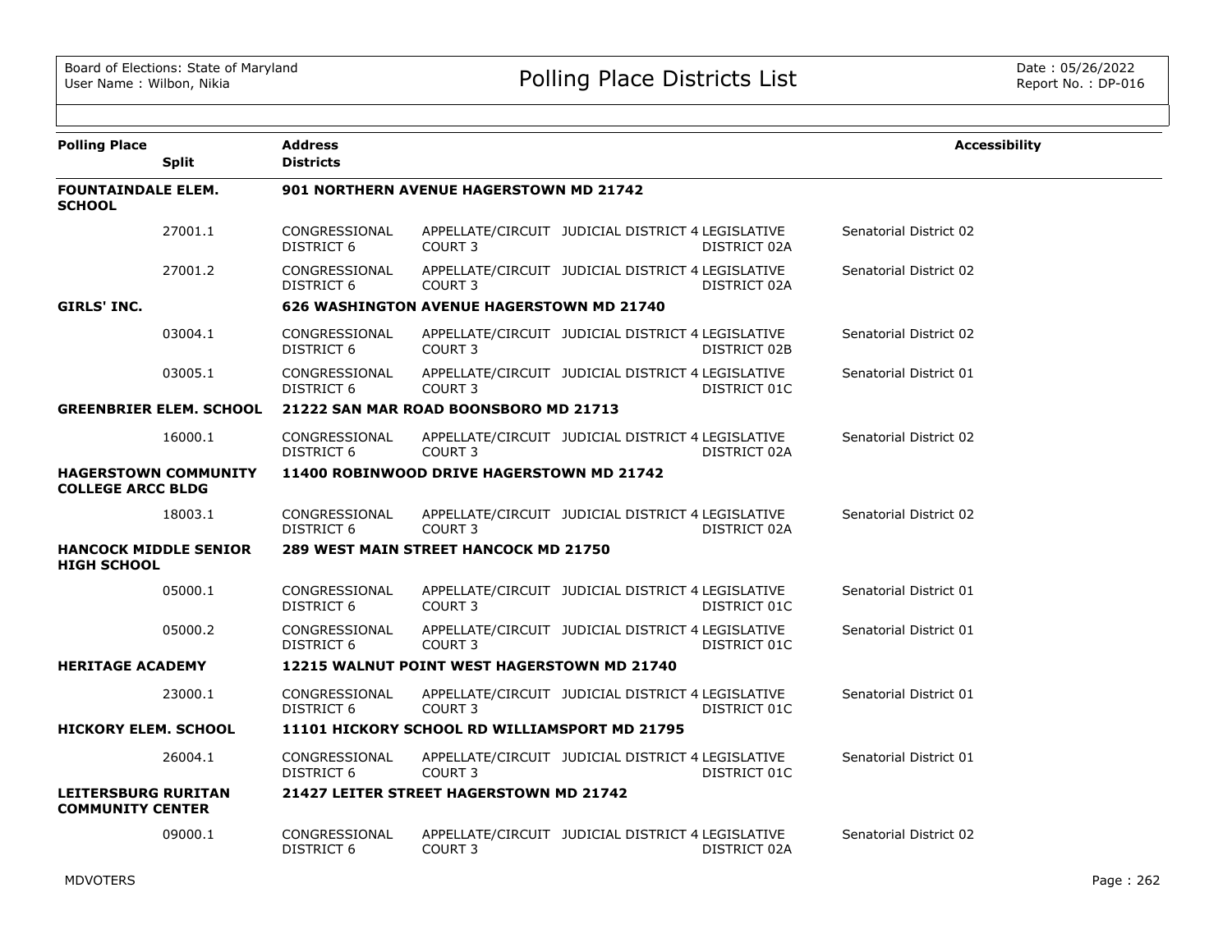| Polling Place | Split | Address / Districts | | | | | Accessibility |
|---|---|---|---|---|---|---|---|
| **FOUNTAINDALE ELEM. SCHOOL** | | **901 NORTHERN AVENUE HAGERSTOWN MD 21742** | | | | | |
| | 27001.1 | CONGRESSIONAL DISTRICT 6 | APPELLATE/CIRCUIT COURT 3 | JUDICIAL DISTRICT 4 | LEGISLATIVE DISTRICT 02A | Senatorial District 02 | |
| | 27001.2 | CONGRESSIONAL DISTRICT 6 | APPELLATE/CIRCUIT COURT 3 | JUDICIAL DISTRICT 4 | LEGISLATIVE DISTRICT 02A | Senatorial District 02 | |
| **GIRLS' INC.** | | **626 WASHINGTON AVENUE HAGERSTOWN MD 21740** | | | | | |
| | 03004.1 | CONGRESSIONAL DISTRICT 6 | APPELLATE/CIRCUIT COURT 3 | JUDICIAL DISTRICT 4 | LEGISLATIVE DISTRICT 02B | Senatorial District 02 | |
| | 03005.1 | CONGRESSIONAL DISTRICT 6 | APPELLATE/CIRCUIT COURT 3 | JUDICIAL DISTRICT 4 | LEGISLATIVE DISTRICT 01C | Senatorial District 01 | |
| **GREENBRIER ELEM. SCHOOL** | | **21222 SAN MAR ROAD BOONSBORO MD 21713** | | | | | |
| | 16000.1 | CONGRESSIONAL DISTRICT 6 | APPELLATE/CIRCUIT COURT 3 | JUDICIAL DISTRICT 4 | LEGISLATIVE DISTRICT 02A | Senatorial District 02 | |
| **HAGERSTOWN COMMUNITY COLLEGE ARCC BLDG** | | **11400 ROBINWOOD DRIVE HAGERSTOWN MD 21742** | | | | | |
| | 18003.1 | CONGRESSIONAL DISTRICT 6 | APPELLATE/CIRCUIT COURT 3 | JUDICIAL DISTRICT 4 | LEGISLATIVE DISTRICT 02A | Senatorial District 02 | |
| **HANCOCK MIDDLE SENIOR HIGH SCHOOL** | | **289 WEST MAIN STREET HANCOCK MD 21750** | | | | | |
| | 05000.1 | CONGRESSIONAL DISTRICT 6 | APPELLATE/CIRCUIT COURT 3 | JUDICIAL DISTRICT 4 | LEGISLATIVE DISTRICT 01C | Senatorial District 01 | |
| | 05000.2 | CONGRESSIONAL DISTRICT 6 | APPELLATE/CIRCUIT COURT 3 | JUDICIAL DISTRICT 4 | LEGISLATIVE DISTRICT 01C | Senatorial District 01 | |
| **HERITAGE ACADEMY** | | **12215 WALNUT POINT WEST HAGERSTOWN MD 21740** | | | | | |
| | 23000.1 | CONGRESSIONAL DISTRICT 6 | APPELLATE/CIRCUIT COURT 3 | JUDICIAL DISTRICT 4 | LEGISLATIVE DISTRICT 01C | Senatorial District 01 | |
| **HICKORY ELEM. SCHOOL** | | **11101 HICKORY SCHOOL RD WILLIAMSPORT MD 21795** | | | | | |
| | 26004.1 | CONGRESSIONAL DISTRICT 6 | APPELLATE/CIRCUIT COURT 3 | JUDICIAL DISTRICT 4 | LEGISLATIVE DISTRICT 01C | Senatorial District 01 | |
| **LEITERSBURG RURITAN COMMUNITY CENTER** | | **21427 LEITER STREET HAGERSTOWN MD 21742** | | | | | |
| | 09000.1 | CONGRESSIONAL DISTRICT 6 | APPELLATE/CIRCUIT COURT 3 | JUDICIAL DISTRICT 4 | LEGISLATIVE DISTRICT 02A | Senatorial District 02 | |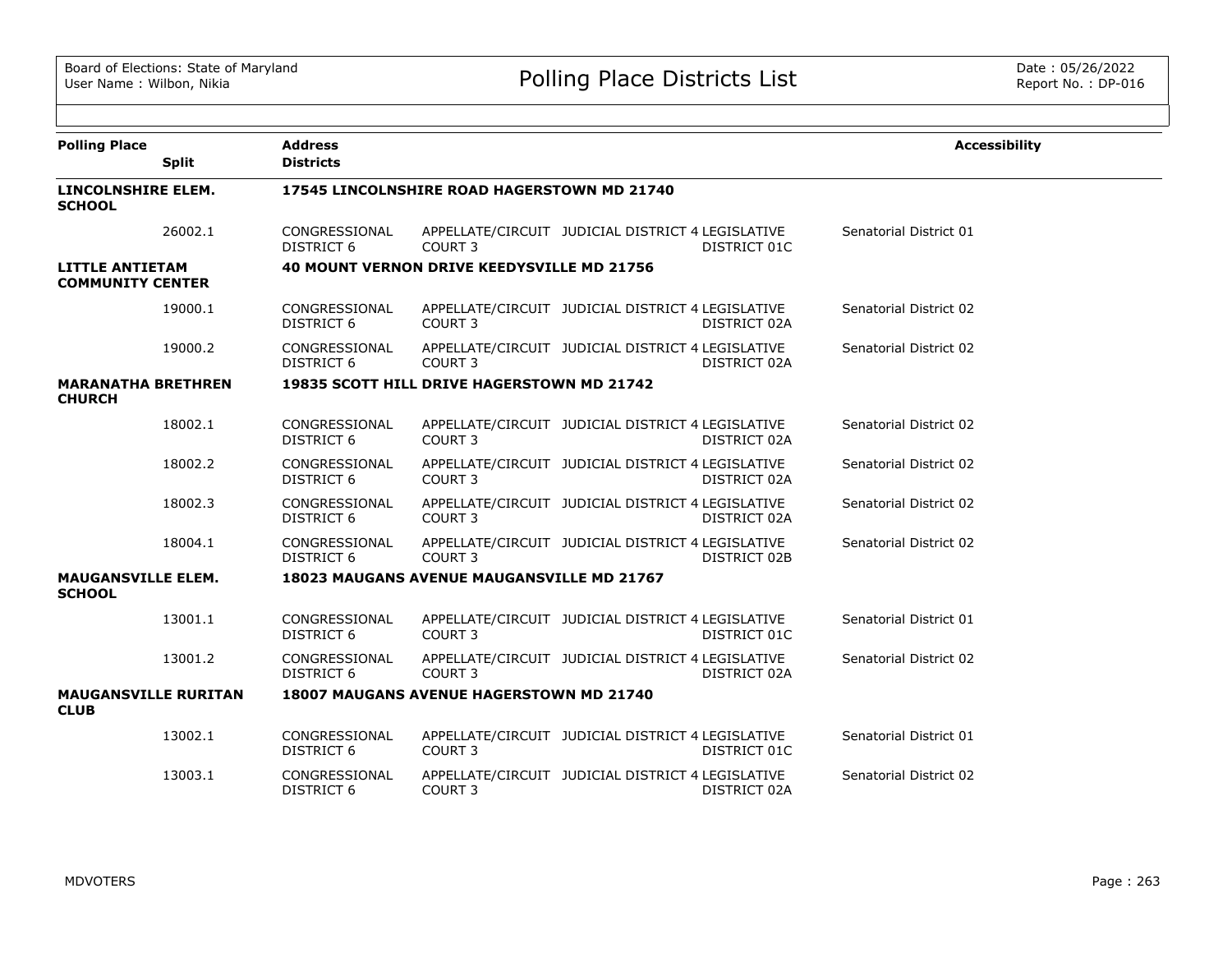Board of Elections: State of Maryland
User Name : Wilbon, Nikia

# Polling Place Districts List

Date : 05/26/2022
Report No. : DP-016

| Polling Place / Split | Address / Districts | | | | Accessibility |
|---|---|---|---|---|---|
| **LINCOLNSHIRE ELEM. SCHOOL** | **17545 LINCOLNSHIRE ROAD HAGERSTOWN MD 21740** | | | | |
| 26002.1 | CONGRESSIONAL DISTRICT 6 | APPELLATE/CIRCUIT COURT 3 | JUDICIAL DISTRICT 4 | LEGISLATIVE DISTRICT 01C | Senatorial District 01 |
| **LITTLE ANTIETAM COMMUNITY CENTER** | **40 MOUNT VERNON DRIVE KEEDYSVILLE MD 21756** | | | | |
| 19000.1 | CONGRESSIONAL DISTRICT 6 | APPELLATE/CIRCUIT COURT 3 | JUDICIAL DISTRICT 4 | LEGISLATIVE DISTRICT 02A | Senatorial District 02 |
| 19000.2 | CONGRESSIONAL DISTRICT 6 | APPELLATE/CIRCUIT COURT 3 | JUDICIAL DISTRICT 4 | LEGISLATIVE DISTRICT 02A | Senatorial District 02 |
| **MARANATHA BRETHREN CHURCH** | **19835 SCOTT HILL DRIVE HAGERSTOWN MD 21742** | | | | |
| 18002.1 | CONGRESSIONAL DISTRICT 6 | APPELLATE/CIRCUIT COURT 3 | JUDICIAL DISTRICT 4 | LEGISLATIVE DISTRICT 02A | Senatorial District 02 |
| 18002.2 | CONGRESSIONAL DISTRICT 6 | APPELLATE/CIRCUIT COURT 3 | JUDICIAL DISTRICT 4 | LEGISLATIVE DISTRICT 02A | Senatorial District 02 |
| 18002.3 | CONGRESSIONAL DISTRICT 6 | APPELLATE/CIRCUIT COURT 3 | JUDICIAL DISTRICT 4 | LEGISLATIVE DISTRICT 02A | Senatorial District 02 |
| 18004.1 | CONGRESSIONAL DISTRICT 6 | APPELLATE/CIRCUIT COURT 3 | JUDICIAL DISTRICT 4 | LEGISLATIVE DISTRICT 02B | Senatorial District 02 |
| **MAUGANSVILLE ELEM. SCHOOL** | **18023 MAUGANS AVENUE MAUGANSVILLE MD 21767** | | | | |
| 13001.1 | CONGRESSIONAL DISTRICT 6 | APPELLATE/CIRCUIT COURT 3 | JUDICIAL DISTRICT 4 | LEGISLATIVE DISTRICT 01C | Senatorial District 01 |
| 13001.2 | CONGRESSIONAL DISTRICT 6 | APPELLATE/CIRCUIT COURT 3 | JUDICIAL DISTRICT 4 | LEGISLATIVE DISTRICT 02A | Senatorial District 02 |
| **MAUGANSVILLE RURITAN CLUB** | **18007 MAUGANS AVENUE HAGERSTOWN MD 21740** | | | | |
| 13002.1 | CONGRESSIONAL DISTRICT 6 | APPELLATE/CIRCUIT COURT 3 | JUDICIAL DISTRICT 4 | LEGISLATIVE DISTRICT 01C | Senatorial District 01 |
| 13003.1 | CONGRESSIONAL DISTRICT 6 | APPELLATE/CIRCUIT COURT 3 | JUDICIAL DISTRICT 4 | LEGISLATIVE DISTRICT 02A | Senatorial District 02 |

MDVOTERS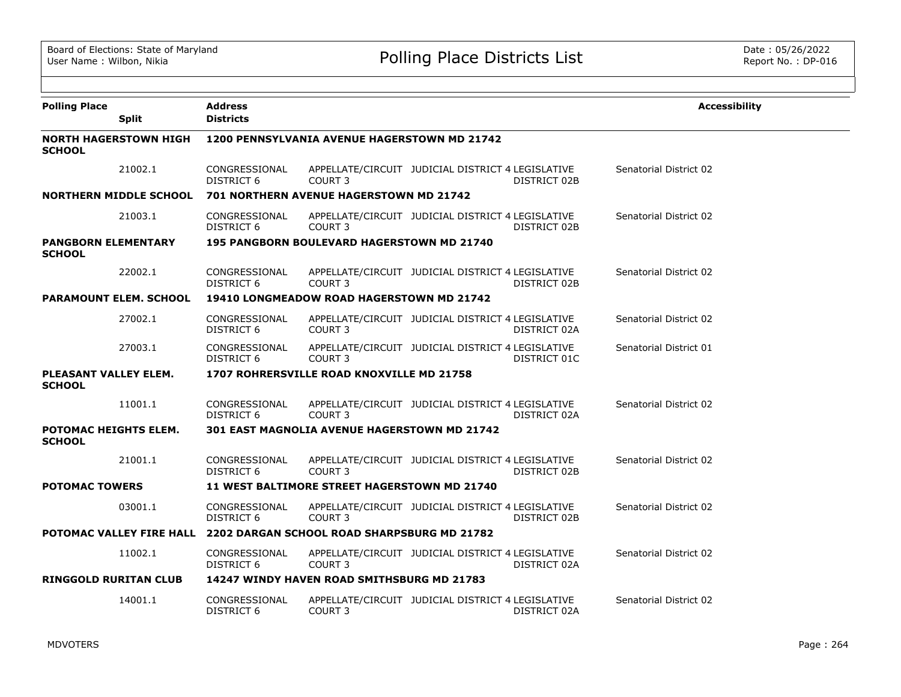# Polling Place Districts List

Board of Elections: State of Maryland
User Name : Wilbon, Nikia

Date : 05/26/2022
Report No. : DP-016

| Polling Place / Split | Address / Districts | | | | | Accessibility |
|---|---|---|---|---|---|---|
| **NORTH HAGERSTOWN HIGH SCHOOL** | **1200 PENNSYLVANIA AVENUE HAGERSTOWN MD 21742** | | | | | |
| 21002.1 | CONGRESSIONAL DISTRICT 6 | APPELLATE/CIRCUIT COURT 3 | JUDICIAL DISTRICT 4 | LEGISLATIVE DISTRICT 02B | Senatorial District 02 | |
| **NORTHERN MIDDLE SCHOOL** | **701 NORTHERN AVENUE HAGERSTOWN MD 21742** | | | | | |
| 21003.1 | CONGRESSIONAL DISTRICT 6 | APPELLATE/CIRCUIT COURT 3 | JUDICIAL DISTRICT 4 | LEGISLATIVE DISTRICT 02B | Senatorial District 02 | |
| **PANGBORN ELEMENTARY SCHOOL** | **195 PANGBORN BOULEVARD HAGERSTOWN MD 21740** | | | | | |
| 22002.1 | CONGRESSIONAL DISTRICT 6 | APPELLATE/CIRCUIT COURT 3 | JUDICIAL DISTRICT 4 | LEGISLATIVE DISTRICT 02B | Senatorial District 02 | |
| **PARAMOUNT ELEM. SCHOOL** | **19410 LONGMEADOW ROAD HAGERSTOWN MD 21742** | | | | | |
| 27002.1 | CONGRESSIONAL DISTRICT 6 | APPELLATE/CIRCUIT COURT 3 | JUDICIAL DISTRICT 4 | LEGISLATIVE DISTRICT 02A | Senatorial District 02 | |
| 27003.1 | CONGRESSIONAL DISTRICT 6 | APPELLATE/CIRCUIT COURT 3 | JUDICIAL DISTRICT 4 | LEGISLATIVE DISTRICT 01C | Senatorial District 01 | |
| **PLEASANT VALLEY ELEM. SCHOOL** | **1707 ROHRERSVILLE ROAD KNOXVILLE MD 21758** | | | | | |
| 11001.1 | CONGRESSIONAL DISTRICT 6 | APPELLATE/CIRCUIT COURT 3 | JUDICIAL DISTRICT 4 | LEGISLATIVE DISTRICT 02A | Senatorial District 02 | |
| **POTOMAC HEIGHTS ELEM. SCHOOL** | **301 EAST MAGNOLIA AVENUE HAGERSTOWN MD 21742** | | | | | |
| 21001.1 | CONGRESSIONAL DISTRICT 6 | APPELLATE/CIRCUIT COURT 3 | JUDICIAL DISTRICT 4 | LEGISLATIVE DISTRICT 02B | Senatorial District 02 | |
| **POTOMAC TOWERS** | **11 WEST BALTIMORE STREET HAGERSTOWN MD 21740** | | | | | |
| 03001.1 | CONGRESSIONAL DISTRICT 6 | APPELLATE/CIRCUIT COURT 3 | JUDICIAL DISTRICT 4 | LEGISLATIVE DISTRICT 02B | Senatorial District 02 | |
| **POTOMAC VALLEY FIRE HALL** | **2202 DARGAN SCHOOL ROAD SHARPSBURG MD 21782** | | | | | |
| 11002.1 | CONGRESSIONAL DISTRICT 6 | APPELLATE/CIRCUIT COURT 3 | JUDICIAL DISTRICT 4 | LEGISLATIVE DISTRICT 02A | Senatorial District 02 | |
| **RINGGOLD RURITAN CLUB** | **14247 WINDY HAVEN ROAD SMITHSBURG MD 21783** | | | | | |
| 14001.1 | CONGRESSIONAL DISTRICT 6 | APPELLATE/CIRCUIT COURT 3 | JUDICIAL DISTRICT 4 | LEGISLATIVE DISTRICT 02A | Senatorial District 02 | |

MDVOTERS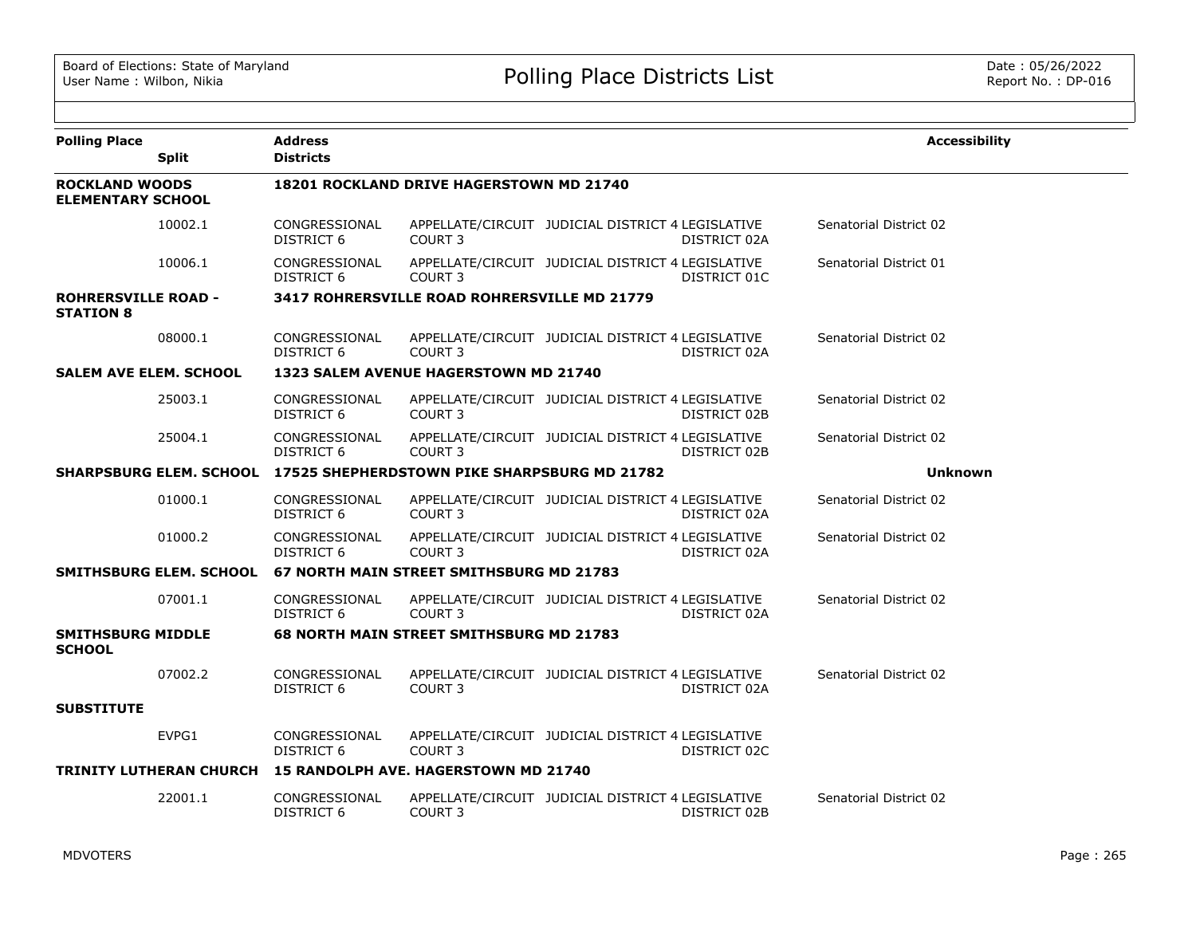Board of Elections: State of Maryland
User Name : Wilbon, Nikia

# Polling Place Districts List

Date : 05/26/2022
Report No. : DP-016

| Polling Place | Split | Address / Districts | | | | | Accessibility |
|---|---|---|---|---|---|---|---|
| **ROCKLAND WOODS ELEMENTARY SCHOOL** | | **18201 ROCKLAND DRIVE HAGERSTOWN MD 21740** | | | | | |
| | 10002.1 | CONGRESSIONAL DISTRICT 6 | APPELLATE/CIRCUIT COURT 3 | JUDICIAL DISTRICT 4 | LEGISLATIVE DISTRICT 02A | Senatorial District 02 | |
| | 10006.1 | CONGRESSIONAL DISTRICT 6 | APPELLATE/CIRCUIT COURT 3 | JUDICIAL DISTRICT 4 | LEGISLATIVE DISTRICT 01C | Senatorial District 01 | |
| **ROHRERSVILLE ROAD - STATION 8** | | **3417 ROHRERSVILLE ROAD ROHRERSVILLE MD 21779** | | | | | |
| | 08000.1 | CONGRESSIONAL DISTRICT 6 | APPELLATE/CIRCUIT COURT 3 | JUDICIAL DISTRICT 4 | LEGISLATIVE DISTRICT 02A | Senatorial District 02 | |
| **SALEM AVE ELEM. SCHOOL** | | **1323 SALEM AVENUE HAGERSTOWN MD 21740** | | | | | |
| | 25003.1 | CONGRESSIONAL DISTRICT 6 | APPELLATE/CIRCUIT COURT 3 | JUDICIAL DISTRICT 4 | LEGISLATIVE DISTRICT 02B | Senatorial District 02 | |
| | 25004.1 | CONGRESSIONAL DISTRICT 6 | APPELLATE/CIRCUIT COURT 3 | JUDICIAL DISTRICT 4 | LEGISLATIVE DISTRICT 02B | Senatorial District 02 | |
| **SHARPSBURG ELEM. SCHOOL** | | **17525 SHEPHERDSTOWN PIKE SHARPSBURG MD 21782** | | | | | **Unknown** |
| | 01000.1 | CONGRESSIONAL DISTRICT 6 | APPELLATE/CIRCUIT COURT 3 | JUDICIAL DISTRICT 4 | LEGISLATIVE DISTRICT 02A | Senatorial District 02 | |
| | 01000.2 | CONGRESSIONAL DISTRICT 6 | APPELLATE/CIRCUIT COURT 3 | JUDICIAL DISTRICT 4 | LEGISLATIVE DISTRICT 02A | Senatorial District 02 | |
| **SMITHSBURG ELEM. SCHOOL** | | **67 NORTH MAIN STREET SMITHSBURG MD 21783** | | | | | |
| | 07001.1 | CONGRESSIONAL DISTRICT 6 | APPELLATE/CIRCUIT COURT 3 | JUDICIAL DISTRICT 4 | LEGISLATIVE DISTRICT 02A | Senatorial District 02 | |
| **SMITHSBURG MIDDLE SCHOOL** | | **68 NORTH MAIN STREET SMITHSBURG MD 21783** | | | | | |
| | 07002.2 | CONGRESSIONAL DISTRICT 6 | APPELLATE/CIRCUIT COURT 3 | JUDICIAL DISTRICT 4 | LEGISLATIVE DISTRICT 02A | Senatorial District 02 | |
| **SUBSTITUTE** | | | | | | | |
| | EVPG1 | CONGRESSIONAL DISTRICT 6 | APPELLATE/CIRCUIT COURT 3 | JUDICIAL DISTRICT 4 | LEGISLATIVE DISTRICT 02C | | |
| **TRINITY LUTHERAN CHURCH** | | **15 RANDOLPH AVE. HAGERSTOWN MD 21740** | | | | | |
| | 22001.1 | CONGRESSIONAL DISTRICT 6 | APPELLATE/CIRCUIT COURT 3 | JUDICIAL DISTRICT 4 | LEGISLATIVE DISTRICT 02B | Senatorial District 02 | |

MDVOTERS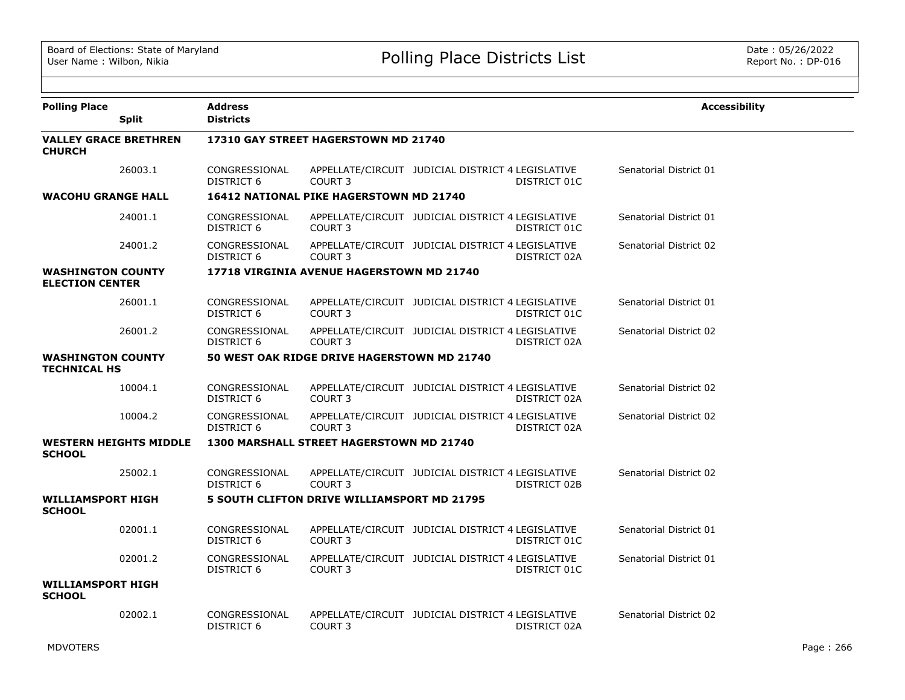# Polling Place Districts List

Board of Elections: State of Maryland
User Name : Wilbon, Nikia

Date : 05/26/2022
Report No. : DP-016

| Polling Place / Split | Address / Districts | | | | | Accessibility |
|---|---|---|---|---|---|---|
| **VALLEY GRACE BRETHREN CHURCH** | **17310 GAY STREET HAGERSTOWN MD 21740** | | | | | |
| 26003.1 | CONGRESSIONAL DISTRICT 6 | APPELLATE/CIRCUIT COURT 3 | JUDICIAL DISTRICT 4 | LEGISLATIVE DISTRICT 01C | Senatorial District 01 | |
| **WACOHU GRANGE HALL** | **16412 NATIONAL PIKE HAGERSTOWN MD 21740** | | | | | |
| 24001.1 | CONGRESSIONAL DISTRICT 6 | APPELLATE/CIRCUIT COURT 3 | JUDICIAL DISTRICT 4 | LEGISLATIVE DISTRICT 01C | Senatorial District 01 | |
| 24001.2 | CONGRESSIONAL DISTRICT 6 | APPELLATE/CIRCUIT COURT 3 | JUDICIAL DISTRICT 4 | LEGISLATIVE DISTRICT 02A | Senatorial District 02 | |
| **WASHINGTON COUNTY ELECTION CENTER** | **17718 VIRGINIA AVENUE HAGERSTOWN MD 21740** | | | | | |
| 26001.1 | CONGRESSIONAL DISTRICT 6 | APPELLATE/CIRCUIT COURT 3 | JUDICIAL DISTRICT 4 | LEGISLATIVE DISTRICT 01C | Senatorial District 01 | |
| 26001.2 | CONGRESSIONAL DISTRICT 6 | APPELLATE/CIRCUIT COURT 3 | JUDICIAL DISTRICT 4 | LEGISLATIVE DISTRICT 02A | Senatorial District 02 | |
| **WASHINGTON COUNTY TECHNICAL HS** | **50 WEST OAK RIDGE DRIVE HAGERSTOWN MD 21740** | | | | | |
| 10004.1 | CONGRESSIONAL DISTRICT 6 | APPELLATE/CIRCUIT COURT 3 | JUDICIAL DISTRICT 4 | LEGISLATIVE DISTRICT 02A | Senatorial District 02 | |
| 10004.2 | CONGRESSIONAL DISTRICT 6 | APPELLATE/CIRCUIT COURT 3 | JUDICIAL DISTRICT 4 | LEGISLATIVE DISTRICT 02A | Senatorial District 02 | |
| **WESTERN HEIGHTS MIDDLE SCHOOL** | **1300 MARSHALL STREET HAGERSTOWN MD 21740** | | | | | |
| 25002.1 | CONGRESSIONAL DISTRICT 6 | APPELLATE/CIRCUIT COURT 3 | JUDICIAL DISTRICT 4 | LEGISLATIVE DISTRICT 02B | Senatorial District 02 | |
| **WILLIAMSPORT HIGH SCHOOL** | **5 SOUTH CLIFTON DRIVE WILLIAMSPORT MD 21795** | | | | | |
| 02001.1 | CONGRESSIONAL DISTRICT 6 | APPELLATE/CIRCUIT COURT 3 | JUDICIAL DISTRICT 4 | LEGISLATIVE DISTRICT 01C | Senatorial District 01 | |
| 02001.2 | CONGRESSIONAL DISTRICT 6 | APPELLATE/CIRCUIT COURT 3 | JUDICIAL DISTRICT 4 | LEGISLATIVE DISTRICT 01C | Senatorial District 01 | |
| **WILLIAMSPORT HIGH SCHOOL** | | | | | | |
| 02002.1 | CONGRESSIONAL DISTRICT 6 | APPELLATE/CIRCUIT COURT 3 | JUDICIAL DISTRICT 4 | LEGISLATIVE DISTRICT 02A | Senatorial District 02 | |

MDVOTERS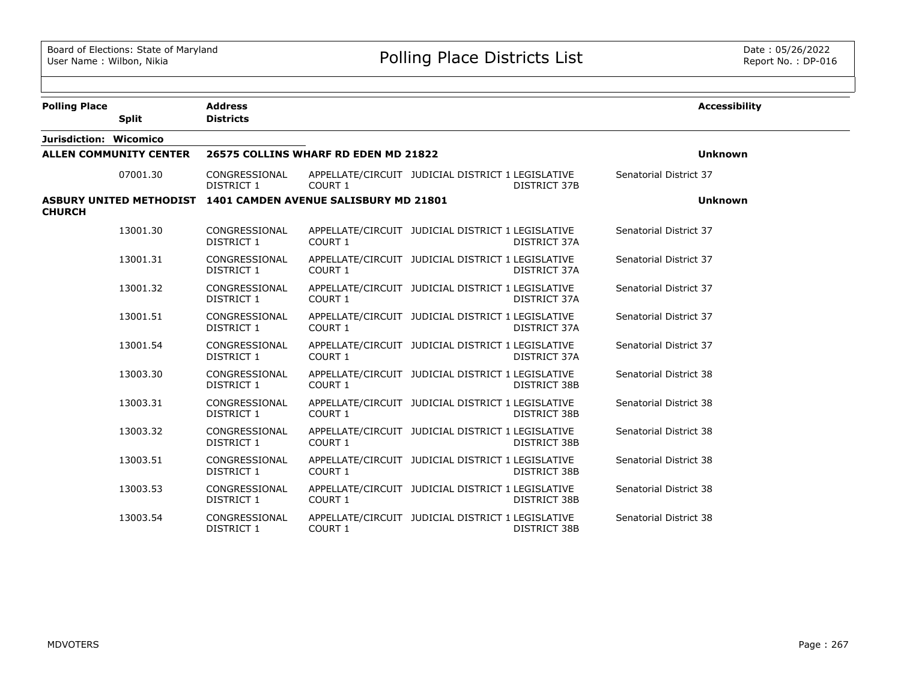Board of Elections: State of Maryland
User Name : Wilbon, Nikia

# Polling Place Districts List

Date : 05/26/2022
Report No. : DP-016

| Polling Place | Split | Address / Districts | | | | Accessibility |
|---|---|---|---|---|---|---|
| **Jurisdiction: Wicomico** | | | | | | |
| **ALLEN COMMUNITY CENTER** | | **26575 COLLINS WHARF RD EDEN MD 21822** | | | | **Unknown** |
| | 07001.30 | CONGRESSIONAL DISTRICT 1 | APPELLATE/CIRCUIT COURT 1 | JUDICIAL DISTRICT 1 | LEGISLATIVE DISTRICT 37B | Senatorial District 37 |
| **ASBURY UNITED METHODIST CHURCH** | | **1401 CAMDEN AVENUE SALISBURY MD 21801** | | | | **Unknown** |
| | 13001.30 | CONGRESSIONAL DISTRICT 1 | APPELLATE/CIRCUIT COURT 1 | JUDICIAL DISTRICT 1 | LEGISLATIVE DISTRICT 37A | Senatorial District 37 |
| | 13001.31 | CONGRESSIONAL DISTRICT 1 | APPELLATE/CIRCUIT COURT 1 | JUDICIAL DISTRICT 1 | LEGISLATIVE DISTRICT 37A | Senatorial District 37 |
| | 13001.32 | CONGRESSIONAL DISTRICT 1 | APPELLATE/CIRCUIT COURT 1 | JUDICIAL DISTRICT 1 | LEGISLATIVE DISTRICT 37A | Senatorial District 37 |
| | 13001.51 | CONGRESSIONAL DISTRICT 1 | APPELLATE/CIRCUIT COURT 1 | JUDICIAL DISTRICT 1 | LEGISLATIVE DISTRICT 37A | Senatorial District 37 |
| | 13001.54 | CONGRESSIONAL DISTRICT 1 | APPELLATE/CIRCUIT COURT 1 | JUDICIAL DISTRICT 1 | LEGISLATIVE DISTRICT 37A | Senatorial District 37 |
| | 13003.30 | CONGRESSIONAL DISTRICT 1 | APPELLATE/CIRCUIT COURT 1 | JUDICIAL DISTRICT 1 | LEGISLATIVE DISTRICT 38B | Senatorial District 38 |
| | 13003.31 | CONGRESSIONAL DISTRICT 1 | APPELLATE/CIRCUIT COURT 1 | JUDICIAL DISTRICT 1 | LEGISLATIVE DISTRICT 38B | Senatorial District 38 |
| | 13003.32 | CONGRESSIONAL DISTRICT 1 | APPELLATE/CIRCUIT COURT 1 | JUDICIAL DISTRICT 1 | LEGISLATIVE DISTRICT 38B | Senatorial District 38 |
| | 13003.51 | CONGRESSIONAL DISTRICT 1 | APPELLATE/CIRCUIT COURT 1 | JUDICIAL DISTRICT 1 | LEGISLATIVE DISTRICT 38B | Senatorial District 38 |
| | 13003.53 | CONGRESSIONAL DISTRICT 1 | APPELLATE/CIRCUIT COURT 1 | JUDICIAL DISTRICT 1 | LEGISLATIVE DISTRICT 38B | Senatorial District 38 |
| | 13003.54 | CONGRESSIONAL DISTRICT 1 | APPELLATE/CIRCUIT COURT 1 | JUDICIAL DISTRICT 1 | LEGISLATIVE DISTRICT 38B | Senatorial District 38 |

MDVOTERS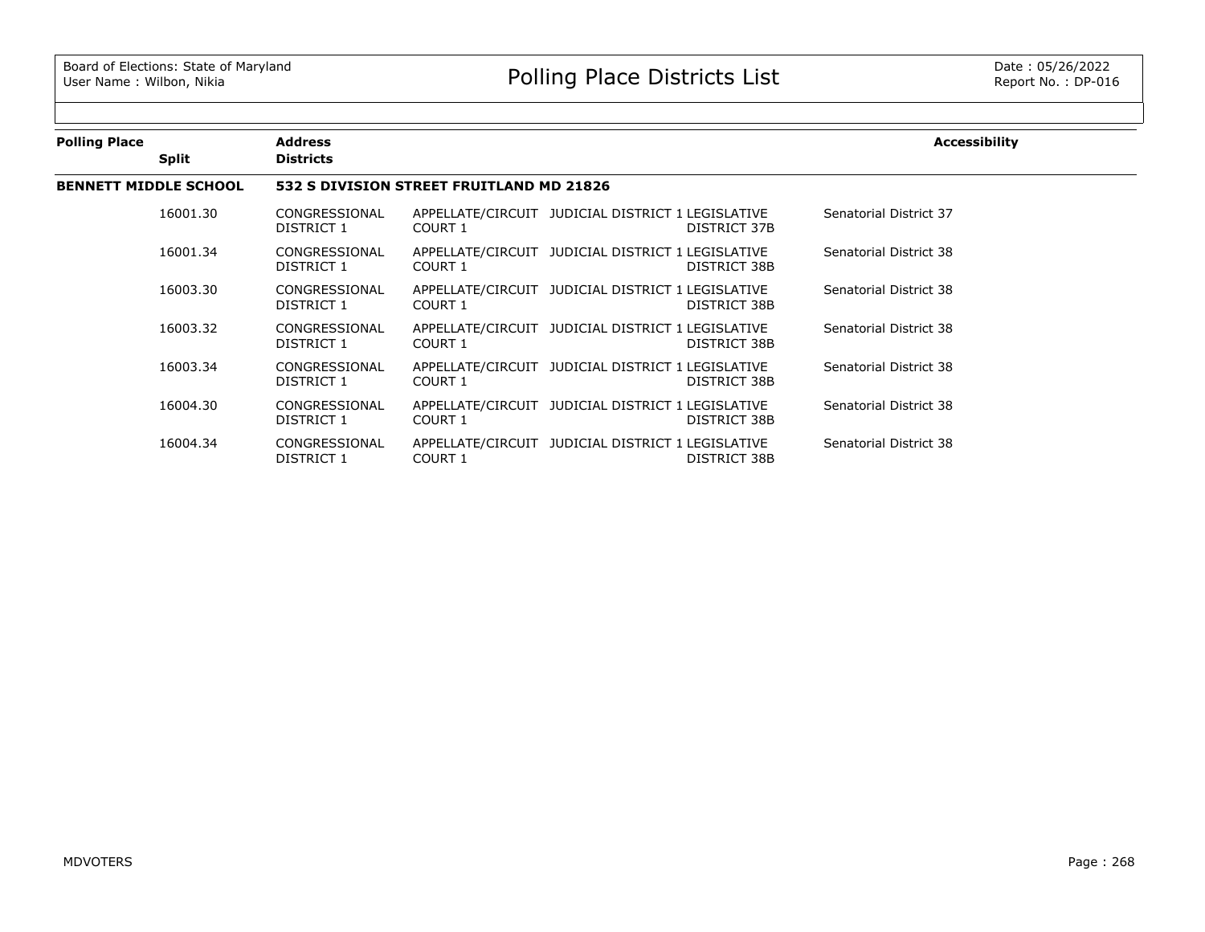| Polling Place | Split | Address / Districts | | | | | Accessibility |
|---|---|---|---|---|---|---|---|
| **BENNETT MIDDLE SCHOOL** | | **532 S DIVISION STREET FRUITLAND MD 21826** | | | | | |
| | 16001.30 | CONGRESSIONAL DISTRICT 1 | APPELLATE/CIRCUIT COURT 1 | JUDICIAL DISTRICT 1 | LEGISLATIVE DISTRICT 37B | Senatorial District 37 | |
| | 16001.34 | CONGRESSIONAL DISTRICT 1 | APPELLATE/CIRCUIT COURT 1 | JUDICIAL DISTRICT 1 | LEGISLATIVE DISTRICT 38B | Senatorial District 38 | |
| | 16003.30 | CONGRESSIONAL DISTRICT 1 | APPELLATE/CIRCUIT COURT 1 | JUDICIAL DISTRICT 1 | LEGISLATIVE DISTRICT 38B | Senatorial District 38 | |
| | 16003.32 | CONGRESSIONAL DISTRICT 1 | APPELLATE/CIRCUIT COURT 1 | JUDICIAL DISTRICT 1 | LEGISLATIVE DISTRICT 38B | Senatorial District 38 | |
| | 16003.34 | CONGRESSIONAL DISTRICT 1 | APPELLATE/CIRCUIT COURT 1 | JUDICIAL DISTRICT 1 | LEGISLATIVE DISTRICT 38B | Senatorial District 38 | |
| | 16004.30 | CONGRESSIONAL DISTRICT 1 | APPELLATE/CIRCUIT COURT 1 | JUDICIAL DISTRICT 1 | LEGISLATIVE DISTRICT 38B | Senatorial District 38 | |
| | 16004.34 | CONGRESSIONAL DISTRICT 1 | APPELLATE/CIRCUIT COURT 1 | JUDICIAL DISTRICT 1 | LEGISLATIVE DISTRICT 38B | Senatorial District 38 | |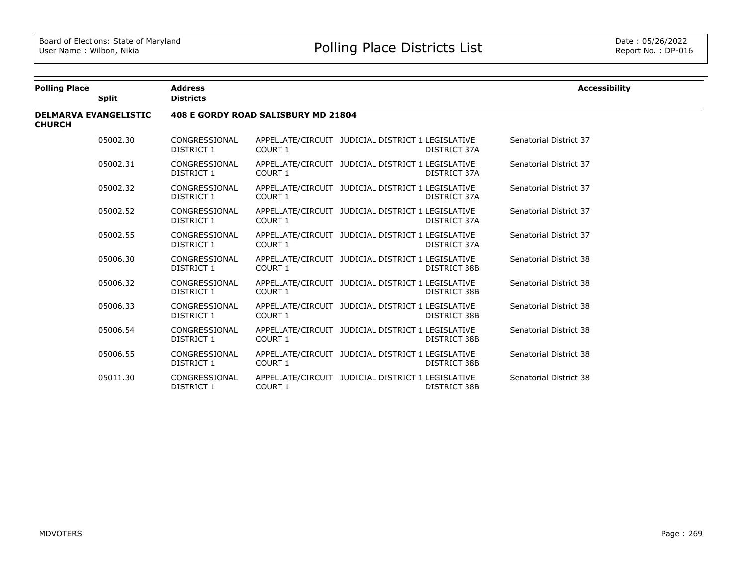Board of Elections: State of Maryland
User Name : Wilbon, Nikia

# Polling Place Districts List

Date : 05/26/2022
Report No. : DP-016

| Polling Place | Split | Address / Districts | | | | | Accessibility |
|---|---|---|---|---|---|---|---|
| **DELMARVA EVANGELISTIC CHURCH** | | **408 E GORDY ROAD SALISBURY MD 21804** | | | | | |
| | 05002.30 | CONGRESSIONAL DISTRICT 1 | APPELLATE/CIRCUIT COURT 1 | JUDICIAL DISTRICT 1 | LEGISLATIVE DISTRICT 37A | Senatorial District 37 | |
| | 05002.31 | CONGRESSIONAL DISTRICT 1 | APPELLATE/CIRCUIT COURT 1 | JUDICIAL DISTRICT 1 | LEGISLATIVE DISTRICT 37A | Senatorial District 37 | |
| | 05002.32 | CONGRESSIONAL DISTRICT 1 | APPELLATE/CIRCUIT COURT 1 | JUDICIAL DISTRICT 1 | LEGISLATIVE DISTRICT 37A | Senatorial District 37 | |
| | 05002.52 | CONGRESSIONAL DISTRICT 1 | APPELLATE/CIRCUIT COURT 1 | JUDICIAL DISTRICT 1 | LEGISLATIVE DISTRICT 37A | Senatorial District 37 | |
| | 05002.55 | CONGRESSIONAL DISTRICT 1 | APPELLATE/CIRCUIT COURT 1 | JUDICIAL DISTRICT 1 | LEGISLATIVE DISTRICT 37A | Senatorial District 37 | |
| | 05006.30 | CONGRESSIONAL DISTRICT 1 | APPELLATE/CIRCUIT COURT 1 | JUDICIAL DISTRICT 1 | LEGISLATIVE DISTRICT 38B | Senatorial District 38 | |
| | 05006.32 | CONGRESSIONAL DISTRICT 1 | APPELLATE/CIRCUIT COURT 1 | JUDICIAL DISTRICT 1 | LEGISLATIVE DISTRICT 38B | Senatorial District 38 | |
| | 05006.33 | CONGRESSIONAL DISTRICT 1 | APPELLATE/CIRCUIT COURT 1 | JUDICIAL DISTRICT 1 | LEGISLATIVE DISTRICT 38B | Senatorial District 38 | |
| | 05006.54 | CONGRESSIONAL DISTRICT 1 | APPELLATE/CIRCUIT COURT 1 | JUDICIAL DISTRICT 1 | LEGISLATIVE DISTRICT 38B | Senatorial District 38 | |
| | 05006.55 | CONGRESSIONAL DISTRICT 1 | APPELLATE/CIRCUIT COURT 1 | JUDICIAL DISTRICT 1 | LEGISLATIVE DISTRICT 38B | Senatorial District 38 | |
| | 05011.30 | CONGRESSIONAL DISTRICT 1 | APPELLATE/CIRCUIT COURT 1 | JUDICIAL DISTRICT 1 | LEGISLATIVE DISTRICT 38B | Senatorial District 38 | |

MDVOTERS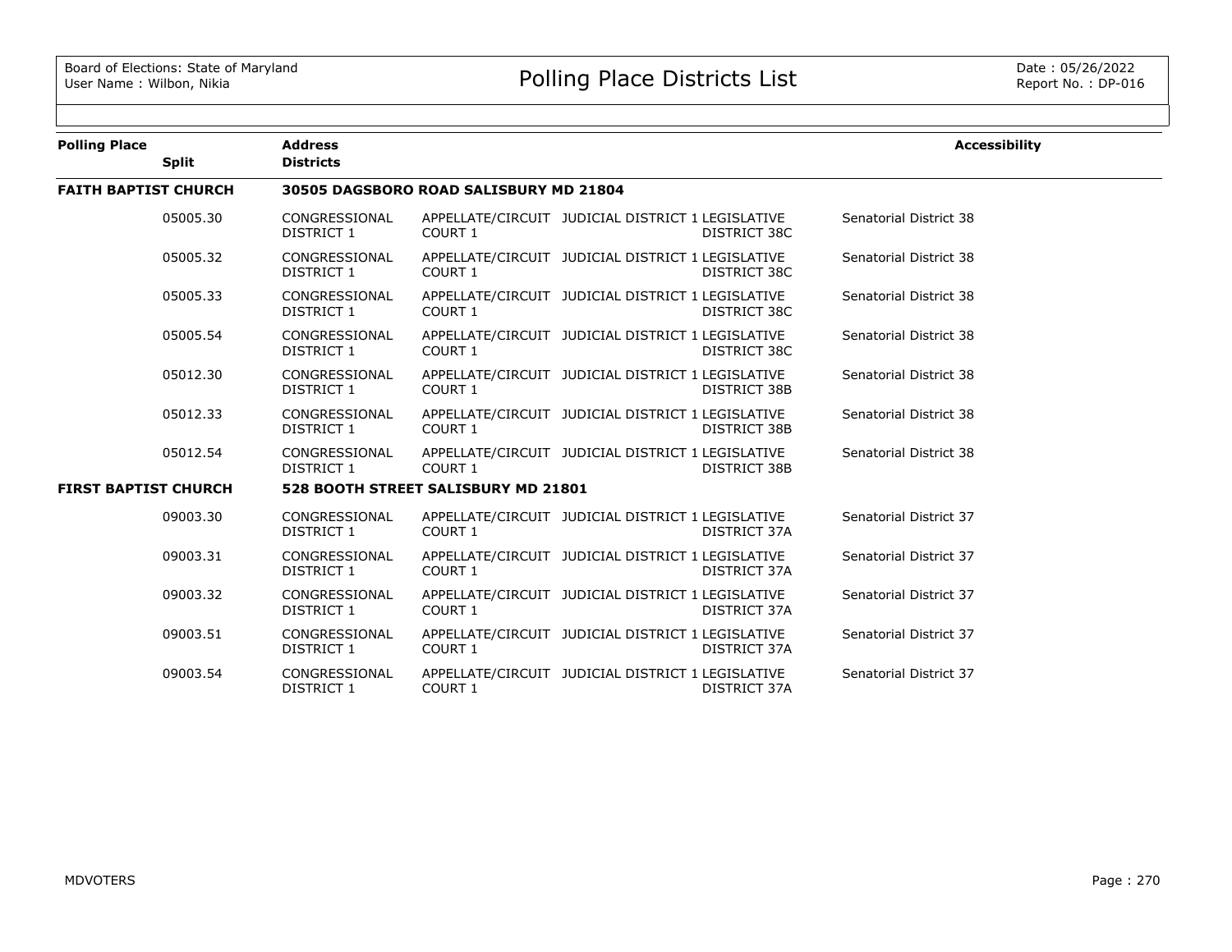Board of Elections: State of Maryland
User Name : Wilbon, Nikia

# Polling Place Districts List

Date : 05/26/2022
Report No. : DP-016

| Polling Place | Split | Address / Districts | | | | | Accessibility |
|---|---|---|---|---|---|---|---|
| **FAITH BAPTIST CHURCH** | | **30505 DAGSBORO ROAD SALISBURY MD 21804** | | | | | |
| | 05005.30 | CONGRESSIONAL DISTRICT 1 | APPELLATE/CIRCUIT COURT 1 | JUDICIAL DISTRICT 1 | LEGISLATIVE DISTRICT 38C | Senatorial District 38 | |
| | 05005.32 | CONGRESSIONAL DISTRICT 1 | APPELLATE/CIRCUIT COURT 1 | JUDICIAL DISTRICT 1 | LEGISLATIVE DISTRICT 38C | Senatorial District 38 | |
| | 05005.33 | CONGRESSIONAL DISTRICT 1 | APPELLATE/CIRCUIT COURT 1 | JUDICIAL DISTRICT 1 | LEGISLATIVE DISTRICT 38C | Senatorial District 38 | |
| | 05005.54 | CONGRESSIONAL DISTRICT 1 | APPELLATE/CIRCUIT COURT 1 | JUDICIAL DISTRICT 1 | LEGISLATIVE DISTRICT 38C | Senatorial District 38 | |
| | 05012.30 | CONGRESSIONAL DISTRICT 1 | APPELLATE/CIRCUIT COURT 1 | JUDICIAL DISTRICT 1 | LEGISLATIVE DISTRICT 38B | Senatorial District 38 | |
| | 05012.33 | CONGRESSIONAL DISTRICT 1 | APPELLATE/CIRCUIT COURT 1 | JUDICIAL DISTRICT 1 | LEGISLATIVE DISTRICT 38B | Senatorial District 38 | |
| | 05012.54 | CONGRESSIONAL DISTRICT 1 | APPELLATE/CIRCUIT COURT 1 | JUDICIAL DISTRICT 1 | LEGISLATIVE DISTRICT 38B | Senatorial District 38 | |
| **FIRST BAPTIST CHURCH** | | **528 BOOTH STREET SALISBURY MD 21801** | | | | | |
| | 09003.30 | CONGRESSIONAL DISTRICT 1 | APPELLATE/CIRCUIT COURT 1 | JUDICIAL DISTRICT 1 | LEGISLATIVE DISTRICT 37A | Senatorial District 37 | |
| | 09003.31 | CONGRESSIONAL DISTRICT 1 | APPELLATE/CIRCUIT COURT 1 | JUDICIAL DISTRICT 1 | LEGISLATIVE DISTRICT 37A | Senatorial District 37 | |
| | 09003.32 | CONGRESSIONAL DISTRICT 1 | APPELLATE/CIRCUIT COURT 1 | JUDICIAL DISTRICT 1 | LEGISLATIVE DISTRICT 37A | Senatorial District 37 | |
| | 09003.51 | CONGRESSIONAL DISTRICT 1 | APPELLATE/CIRCUIT COURT 1 | JUDICIAL DISTRICT 1 | LEGISLATIVE DISTRICT 37A | Senatorial District 37 | |
| | 09003.54 | CONGRESSIONAL DISTRICT 1 | APPELLATE/CIRCUIT COURT 1 | JUDICIAL DISTRICT 1 | LEGISLATIVE DISTRICT 37A | Senatorial District 37 | |

MDVOTERS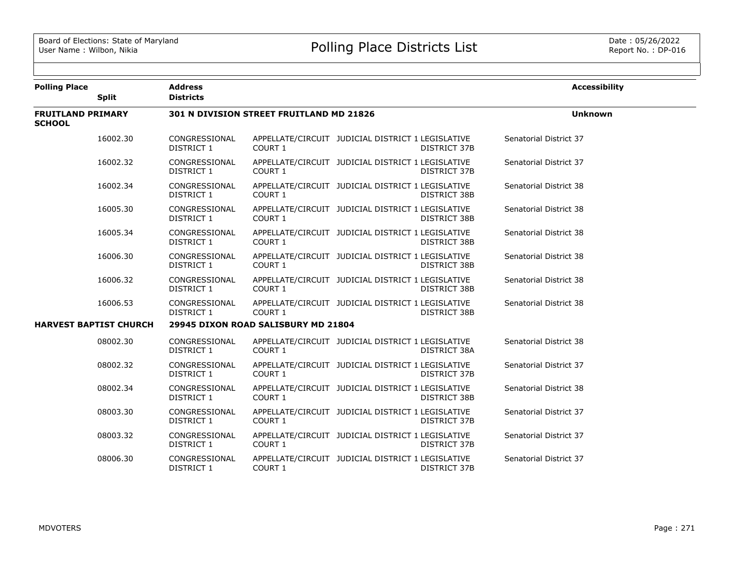# Polling Place Districts List

| Polling Place | Split | Address / Districts | | | | | Accessibility |
|---|---|---|---|---|---|---|---|
| **FRUITLAND PRIMARY SCHOOL** | | **301 N DIVISION STREET FRUITLAND MD 21826** | | | | | **Unknown** |
| | 16002.30 | CONGRESSIONAL DISTRICT 1 | APPELLATE/CIRCUIT COURT 1 | JUDICIAL DISTRICT 1 | LEGISLATIVE DISTRICT 37B | Senatorial District 37 | |
| | 16002.32 | CONGRESSIONAL DISTRICT 1 | APPELLATE/CIRCUIT COURT 1 | JUDICIAL DISTRICT 1 | LEGISLATIVE DISTRICT 37B | Senatorial District 37 | |
| | 16002.34 | CONGRESSIONAL DISTRICT 1 | APPELLATE/CIRCUIT COURT 1 | JUDICIAL DISTRICT 1 | LEGISLATIVE DISTRICT 38B | Senatorial District 38 | |
| | 16005.30 | CONGRESSIONAL DISTRICT 1 | APPELLATE/CIRCUIT COURT 1 | JUDICIAL DISTRICT 1 | LEGISLATIVE DISTRICT 38B | Senatorial District 38 | |
| | 16005.34 | CONGRESSIONAL DISTRICT 1 | APPELLATE/CIRCUIT COURT 1 | JUDICIAL DISTRICT 1 | LEGISLATIVE DISTRICT 38B | Senatorial District 38 | |
| | 16006.30 | CONGRESSIONAL DISTRICT 1 | APPELLATE/CIRCUIT COURT 1 | JUDICIAL DISTRICT 1 | LEGISLATIVE DISTRICT 38B | Senatorial District 38 | |
| | 16006.32 | CONGRESSIONAL DISTRICT 1 | APPELLATE/CIRCUIT COURT 1 | JUDICIAL DISTRICT 1 | LEGISLATIVE DISTRICT 38B | Senatorial District 38 | |
| | 16006.53 | CONGRESSIONAL DISTRICT 1 | APPELLATE/CIRCUIT COURT 1 | JUDICIAL DISTRICT 1 | LEGISLATIVE DISTRICT 38B | Senatorial District 38 | |
| **HARVEST BAPTIST CHURCH** | | **29945 DIXON ROAD SALISBURY MD 21804** | | | | | |
| | 08002.30 | CONGRESSIONAL DISTRICT 1 | APPELLATE/CIRCUIT COURT 1 | JUDICIAL DISTRICT 1 | LEGISLATIVE DISTRICT 38A | Senatorial District 38 | |
| | 08002.32 | CONGRESSIONAL DISTRICT 1 | APPELLATE/CIRCUIT COURT 1 | JUDICIAL DISTRICT 1 | LEGISLATIVE DISTRICT 37B | Senatorial District 37 | |
| | 08002.34 | CONGRESSIONAL DISTRICT 1 | APPELLATE/CIRCUIT COURT 1 | JUDICIAL DISTRICT 1 | LEGISLATIVE DISTRICT 38B | Senatorial District 38 | |
| | 08003.30 | CONGRESSIONAL DISTRICT 1 | APPELLATE/CIRCUIT COURT 1 | JUDICIAL DISTRICT 1 | LEGISLATIVE DISTRICT 37B | Senatorial District 37 | |
| | 08003.32 | CONGRESSIONAL DISTRICT 1 | APPELLATE/CIRCUIT COURT 1 | JUDICIAL DISTRICT 1 | LEGISLATIVE DISTRICT 37B | Senatorial District 37 | |
| | 08006.30 | CONGRESSIONAL DISTRICT 1 | APPELLATE/CIRCUIT COURT 1 | JUDICIAL DISTRICT 1 | LEGISLATIVE DISTRICT 37B | Senatorial District 37 | |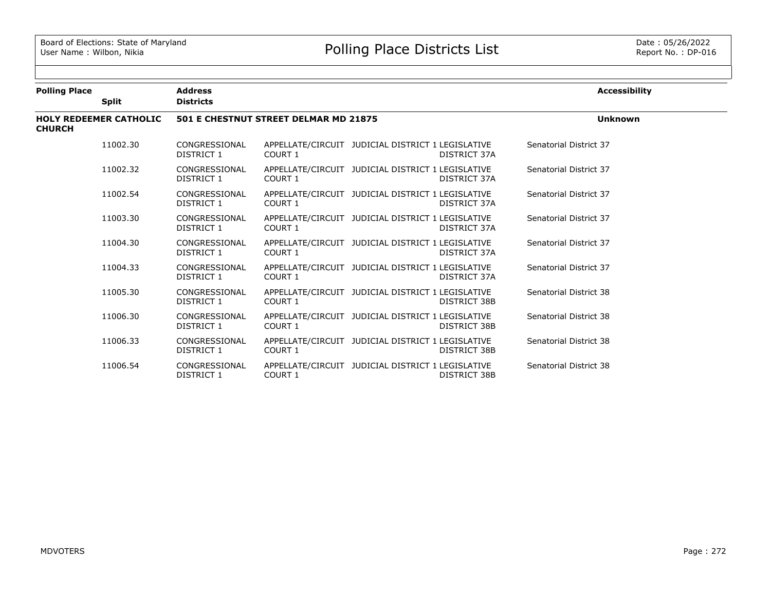| Polling Place | Split | Address / Districts | | | | Accessibility |
|---|---|---|---|---|---|---|
| **HOLY REDEEMER CATHOLIC CHURCH** | | **501 E CHESTNUT STREET DELMAR MD 21875** | | | | **Unknown** |
| | 11002.30 | CONGRESSIONAL DISTRICT 1 | APPELLATE/CIRCUIT COURT 1 | JUDICIAL DISTRICT 1 | LEGISLATIVE DISTRICT 37A | Senatorial District 37 |
| | 11002.32 | CONGRESSIONAL DISTRICT 1 | APPELLATE/CIRCUIT COURT 1 | JUDICIAL DISTRICT 1 | LEGISLATIVE DISTRICT 37A | Senatorial District 37 |
| | 11002.54 | CONGRESSIONAL DISTRICT 1 | APPELLATE/CIRCUIT COURT 1 | JUDICIAL DISTRICT 1 | LEGISLATIVE DISTRICT 37A | Senatorial District 37 |
| | 11003.30 | CONGRESSIONAL DISTRICT 1 | APPELLATE/CIRCUIT COURT 1 | JUDICIAL DISTRICT 1 | LEGISLATIVE DISTRICT 37A | Senatorial District 37 |
| | 11004.30 | CONGRESSIONAL DISTRICT 1 | APPELLATE/CIRCUIT COURT 1 | JUDICIAL DISTRICT 1 | LEGISLATIVE DISTRICT 37A | Senatorial District 37 |
| | 11004.33 | CONGRESSIONAL DISTRICT 1 | APPELLATE/CIRCUIT COURT 1 | JUDICIAL DISTRICT 1 | LEGISLATIVE DISTRICT 37A | Senatorial District 37 |
| | 11005.30 | CONGRESSIONAL DISTRICT 1 | APPELLATE/CIRCUIT COURT 1 | JUDICIAL DISTRICT 1 | LEGISLATIVE DISTRICT 38B | Senatorial District 38 |
| | 11006.30 | CONGRESSIONAL DISTRICT 1 | APPELLATE/CIRCUIT COURT 1 | JUDICIAL DISTRICT 1 | LEGISLATIVE DISTRICT 38B | Senatorial District 38 |
| | 11006.33 | CONGRESSIONAL DISTRICT 1 | APPELLATE/CIRCUIT COURT 1 | JUDICIAL DISTRICT 1 | LEGISLATIVE DISTRICT 38B | Senatorial District 38 |
| | 11006.54 | CONGRESSIONAL DISTRICT 1 | APPELLATE/CIRCUIT COURT 1 | JUDICIAL DISTRICT 1 | LEGISLATIVE DISTRICT 38B | Senatorial District 38 |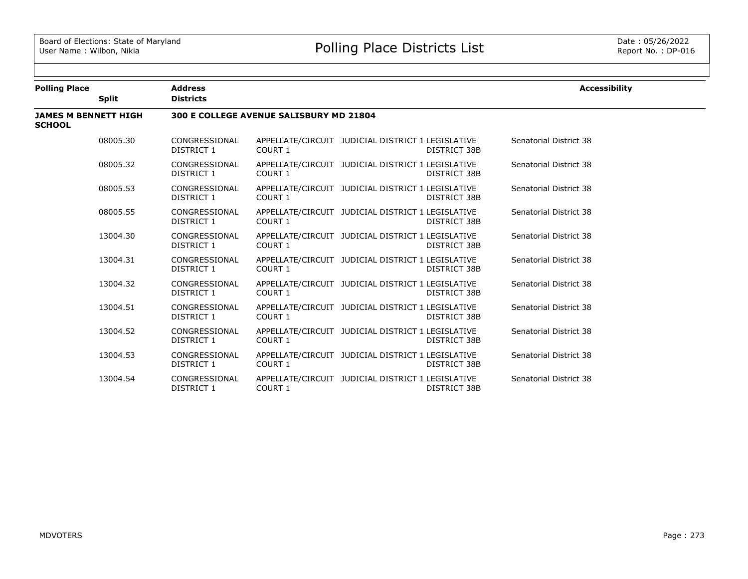Board of Elections: State of Maryland
User Name : Wilbon, Nikia

# Polling Place Districts List

Date : 05/26/2022
Report No. : DP-016

| Polling Place | Split | Address / Districts | | | | | Accessibility |
|---|---|---|---|---|---|---|---|
| **JAMES M BENNETT HIGH SCHOOL** | | **300 E COLLEGE AVENUE SALISBURY MD 21804** | | | | | |
| | 08005.30 | CONGRESSIONAL DISTRICT 1 | APPELLATE/CIRCUIT COURT 1 | JUDICIAL DISTRICT 1 | LEGISLATIVE DISTRICT 38B | Senatorial District 38 | |
| | 08005.32 | CONGRESSIONAL DISTRICT 1 | APPELLATE/CIRCUIT COURT 1 | JUDICIAL DISTRICT 1 | LEGISLATIVE DISTRICT 38B | Senatorial District 38 | |
| | 08005.53 | CONGRESSIONAL DISTRICT 1 | APPELLATE/CIRCUIT COURT 1 | JUDICIAL DISTRICT 1 | LEGISLATIVE DISTRICT 38B | Senatorial District 38 | |
| | 08005.55 | CONGRESSIONAL DISTRICT 1 | APPELLATE/CIRCUIT COURT 1 | JUDICIAL DISTRICT 1 | LEGISLATIVE DISTRICT 38B | Senatorial District 38 | |
| | 13004.30 | CONGRESSIONAL DISTRICT 1 | APPELLATE/CIRCUIT COURT 1 | JUDICIAL DISTRICT 1 | LEGISLATIVE DISTRICT 38B | Senatorial District 38 | |
| | 13004.31 | CONGRESSIONAL DISTRICT 1 | APPELLATE/CIRCUIT COURT 1 | JUDICIAL DISTRICT 1 | LEGISLATIVE DISTRICT 38B | Senatorial District 38 | |
| | 13004.32 | CONGRESSIONAL DISTRICT 1 | APPELLATE/CIRCUIT COURT 1 | JUDICIAL DISTRICT 1 | LEGISLATIVE DISTRICT 38B | Senatorial District 38 | |
| | 13004.51 | CONGRESSIONAL DISTRICT 1 | APPELLATE/CIRCUIT COURT 1 | JUDICIAL DISTRICT 1 | LEGISLATIVE DISTRICT 38B | Senatorial District 38 | |
| | 13004.52 | CONGRESSIONAL DISTRICT 1 | APPELLATE/CIRCUIT COURT 1 | JUDICIAL DISTRICT 1 | LEGISLATIVE DISTRICT 38B | Senatorial District 38 | |
| | 13004.53 | CONGRESSIONAL DISTRICT 1 | APPELLATE/CIRCUIT COURT 1 | JUDICIAL DISTRICT 1 | LEGISLATIVE DISTRICT 38B | Senatorial District 38 | |
| | 13004.54 | CONGRESSIONAL DISTRICT 1 | APPELLATE/CIRCUIT COURT 1 | JUDICIAL DISTRICT 1 | LEGISLATIVE DISTRICT 38B | Senatorial District 38 | |

MDVOTERS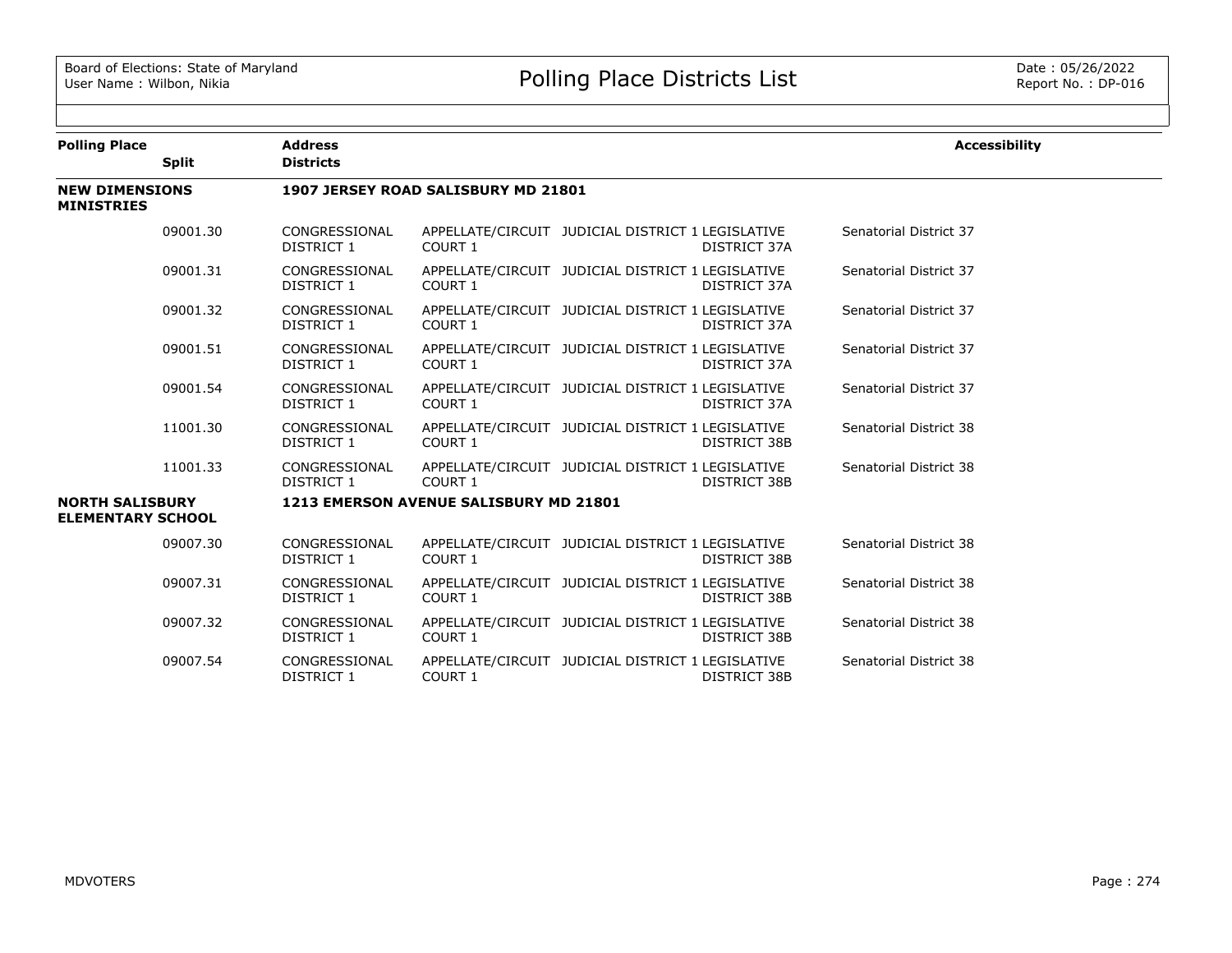| Polling Place | Split | Address / Districts | | | | | Accessibility |
|---|---|---|---|---|---|---|---|
| **NEW DIMENSIONS MINISTRIES** | | **1907 JERSEY ROAD SALISBURY MD 21801** | | | | | |
| | 09001.30 | CONGRESSIONAL DISTRICT 1 | APPELLATE/CIRCUIT COURT 1 | JUDICIAL DISTRICT 1 | LEGISLATIVE DISTRICT 37A | Senatorial District 37 | |
| | 09001.31 | CONGRESSIONAL DISTRICT 1 | APPELLATE/CIRCUIT COURT 1 | JUDICIAL DISTRICT 1 | LEGISLATIVE DISTRICT 37A | Senatorial District 37 | |
| | 09001.32 | CONGRESSIONAL DISTRICT 1 | APPELLATE/CIRCUIT COURT 1 | JUDICIAL DISTRICT 1 | LEGISLATIVE DISTRICT 37A | Senatorial District 37 | |
| | 09001.51 | CONGRESSIONAL DISTRICT 1 | APPELLATE/CIRCUIT COURT 1 | JUDICIAL DISTRICT 1 | LEGISLATIVE DISTRICT 37A | Senatorial District 37 | |
| | 09001.54 | CONGRESSIONAL DISTRICT 1 | APPELLATE/CIRCUIT COURT 1 | JUDICIAL DISTRICT 1 | LEGISLATIVE DISTRICT 37A | Senatorial District 37 | |
| | 11001.30 | CONGRESSIONAL DISTRICT 1 | APPELLATE/CIRCUIT COURT 1 | JUDICIAL DISTRICT 1 | LEGISLATIVE DISTRICT 38B | Senatorial District 38 | |
| | 11001.33 | CONGRESSIONAL DISTRICT 1 | APPELLATE/CIRCUIT COURT 1 | JUDICIAL DISTRICT 1 | LEGISLATIVE DISTRICT 38B | Senatorial District 38 | |
| **NORTH SALISBURY ELEMENTARY SCHOOL** | | **1213 EMERSON AVENUE SALISBURY MD 21801** | | | | | |
| | 09007.30 | CONGRESSIONAL DISTRICT 1 | APPELLATE/CIRCUIT COURT 1 | JUDICIAL DISTRICT 1 | LEGISLATIVE DISTRICT 38B | Senatorial District 38 | |
| | 09007.31 | CONGRESSIONAL DISTRICT 1 | APPELLATE/CIRCUIT COURT 1 | JUDICIAL DISTRICT 1 | LEGISLATIVE DISTRICT 38B | Senatorial District 38 | |
| | 09007.32 | CONGRESSIONAL DISTRICT 1 | APPELLATE/CIRCUIT COURT 1 | JUDICIAL DISTRICT 1 | LEGISLATIVE DISTRICT 38B | Senatorial District 38 | |
| | 09007.54 | CONGRESSIONAL DISTRICT 1 | APPELLATE/CIRCUIT COURT 1 | JUDICIAL DISTRICT 1 | LEGISLATIVE DISTRICT 38B | Senatorial District 38 | |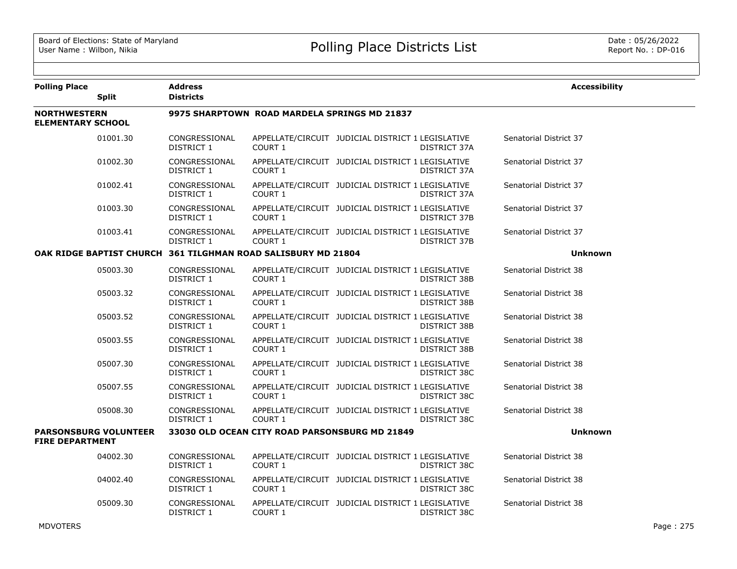Board of Elections: State of Maryland
User Name : Wilbon, Nikia

# Polling Place Districts List

Date : 05/26/2022
Report No. : DP-016

| Polling Place | Split | Address / Districts | | | | | Accessibility |
|---|---|---|---|---|---|---|---|
| **NORTHWESTERN ELEMENTARY SCHOOL** | | **9975 SHARPTOWN ROAD MARDELA SPRINGS MD 21837** | | | | | |
| | 01001.30 | CONGRESSIONAL DISTRICT 1 | APPELLATE/CIRCUIT COURT 1 | JUDICIAL DISTRICT 1 | LEGISLATIVE DISTRICT 37A | Senatorial District 37 | |
| | 01002.30 | CONGRESSIONAL DISTRICT 1 | APPELLATE/CIRCUIT COURT 1 | JUDICIAL DISTRICT 1 | LEGISLATIVE DISTRICT 37A | Senatorial District 37 | |
| | 01002.41 | CONGRESSIONAL DISTRICT 1 | APPELLATE/CIRCUIT COURT 1 | JUDICIAL DISTRICT 1 | LEGISLATIVE DISTRICT 37A | Senatorial District 37 | |
| | 01003.30 | CONGRESSIONAL DISTRICT 1 | APPELLATE/CIRCUIT COURT 1 | JUDICIAL DISTRICT 1 | LEGISLATIVE DISTRICT 37B | Senatorial District 37 | |
| | 01003.41 | CONGRESSIONAL DISTRICT 1 | APPELLATE/CIRCUIT COURT 1 | JUDICIAL DISTRICT 1 | LEGISLATIVE DISTRICT 37B | Senatorial District 37 | |
| **OAK RIDGE BAPTIST CHURCH** | | **361 TILGHMAN ROAD SALISBURY MD 21804** | | | | | **Unknown** |
| | 05003.30 | CONGRESSIONAL DISTRICT 1 | APPELLATE/CIRCUIT COURT 1 | JUDICIAL DISTRICT 1 | LEGISLATIVE DISTRICT 38B | Senatorial District 38 | |
| | 05003.32 | CONGRESSIONAL DISTRICT 1 | APPELLATE/CIRCUIT COURT 1 | JUDICIAL DISTRICT 1 | LEGISLATIVE DISTRICT 38B | Senatorial District 38 | |
| | 05003.52 | CONGRESSIONAL DISTRICT 1 | APPELLATE/CIRCUIT COURT 1 | JUDICIAL DISTRICT 1 | LEGISLATIVE DISTRICT 38B | Senatorial District 38 | |
| | 05003.55 | CONGRESSIONAL DISTRICT 1 | APPELLATE/CIRCUIT COURT 1 | JUDICIAL DISTRICT 1 | LEGISLATIVE DISTRICT 38B | Senatorial District 38 | |
| | 05007.30 | CONGRESSIONAL DISTRICT 1 | APPELLATE/CIRCUIT COURT 1 | JUDICIAL DISTRICT 1 | LEGISLATIVE DISTRICT 38C | Senatorial District 38 | |
| | 05007.55 | CONGRESSIONAL DISTRICT 1 | APPELLATE/CIRCUIT COURT 1 | JUDICIAL DISTRICT 1 | LEGISLATIVE DISTRICT 38C | Senatorial District 38 | |
| | 05008.30 | CONGRESSIONAL DISTRICT 1 | APPELLATE/CIRCUIT COURT 1 | JUDICIAL DISTRICT 1 | LEGISLATIVE DISTRICT 38C | Senatorial District 38 | |
| **PARSONSBURG VOLUNTEER FIRE DEPARTMENT** | | **33030 OLD OCEAN CITY ROAD PARSONSBURG MD 21849** | | | | | **Unknown** |
| | 04002.30 | CONGRESSIONAL DISTRICT 1 | APPELLATE/CIRCUIT COURT 1 | JUDICIAL DISTRICT 1 | LEGISLATIVE DISTRICT 38C | Senatorial District 38 | |
| | 04002.40 | CONGRESSIONAL DISTRICT 1 | APPELLATE/CIRCUIT COURT 1 | JUDICIAL DISTRICT 1 | LEGISLATIVE DISTRICT 38C | Senatorial District 38 | |
| | 05009.30 | CONGRESSIONAL DISTRICT 1 | APPELLATE/CIRCUIT COURT 1 | JUDICIAL DISTRICT 1 | LEGISLATIVE DISTRICT 38C | Senatorial District 38 | |

MDVOTERS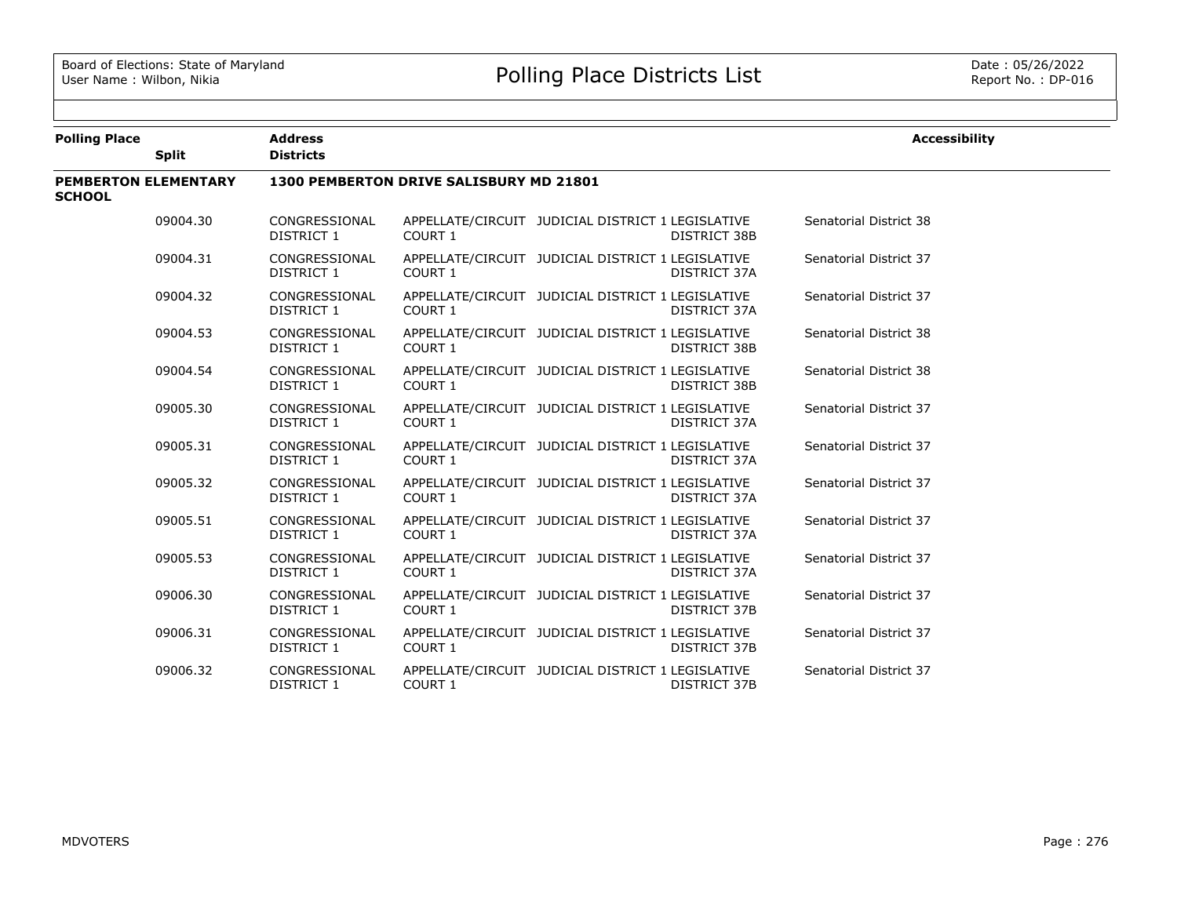| Polling Place | Split | Address / Districts | | | | Accessibility |
|---|---|---|---|---|---|---|
| **PEMBERTON ELEMENTARY SCHOOL** | | **1300 PEMBERTON DRIVE SALISBURY MD 21801** | | | | |
| | 09004.30 | CONGRESSIONAL DISTRICT 1 | APPELLATE/CIRCUIT COURT 1 | JUDICIAL DISTRICT 1 | LEGISLATIVE DISTRICT 38B | Senatorial District 38 |
| | 09004.31 | CONGRESSIONAL DISTRICT 1 | APPELLATE/CIRCUIT COURT 1 | JUDICIAL DISTRICT 1 | LEGISLATIVE DISTRICT 37A | Senatorial District 37 |
| | 09004.32 | CONGRESSIONAL DISTRICT 1 | APPELLATE/CIRCUIT COURT 1 | JUDICIAL DISTRICT 1 | LEGISLATIVE DISTRICT 37A | Senatorial District 37 |
| | 09004.53 | CONGRESSIONAL DISTRICT 1 | APPELLATE/CIRCUIT COURT 1 | JUDICIAL DISTRICT 1 | LEGISLATIVE DISTRICT 38B | Senatorial District 38 |
| | 09004.54 | CONGRESSIONAL DISTRICT 1 | APPELLATE/CIRCUIT COURT 1 | JUDICIAL DISTRICT 1 | LEGISLATIVE DISTRICT 38B | Senatorial District 38 |
| | 09005.30 | CONGRESSIONAL DISTRICT 1 | APPELLATE/CIRCUIT COURT 1 | JUDICIAL DISTRICT 1 | LEGISLATIVE DISTRICT 37A | Senatorial District 37 |
| | 09005.31 | CONGRESSIONAL DISTRICT 1 | APPELLATE/CIRCUIT COURT 1 | JUDICIAL DISTRICT 1 | LEGISLATIVE DISTRICT 37A | Senatorial District 37 |
| | 09005.32 | CONGRESSIONAL DISTRICT 1 | APPELLATE/CIRCUIT COURT 1 | JUDICIAL DISTRICT 1 | LEGISLATIVE DISTRICT 37A | Senatorial District 37 |
| | 09005.51 | CONGRESSIONAL DISTRICT 1 | APPELLATE/CIRCUIT COURT 1 | JUDICIAL DISTRICT 1 | LEGISLATIVE DISTRICT 37A | Senatorial District 37 |
| | 09005.53 | CONGRESSIONAL DISTRICT 1 | APPELLATE/CIRCUIT COURT 1 | JUDICIAL DISTRICT 1 | LEGISLATIVE DISTRICT 37A | Senatorial District 37 |
| | 09006.30 | CONGRESSIONAL DISTRICT 1 | APPELLATE/CIRCUIT COURT 1 | JUDICIAL DISTRICT 1 | LEGISLATIVE DISTRICT 37B | Senatorial District 37 |
| | 09006.31 | CONGRESSIONAL DISTRICT 1 | APPELLATE/CIRCUIT COURT 1 | JUDICIAL DISTRICT 1 | LEGISLATIVE DISTRICT 37B | Senatorial District 37 |
| | 09006.32 | CONGRESSIONAL DISTRICT 1 | APPELLATE/CIRCUIT COURT 1 | JUDICIAL DISTRICT 1 | LEGISLATIVE DISTRICT 37B | Senatorial District 37 |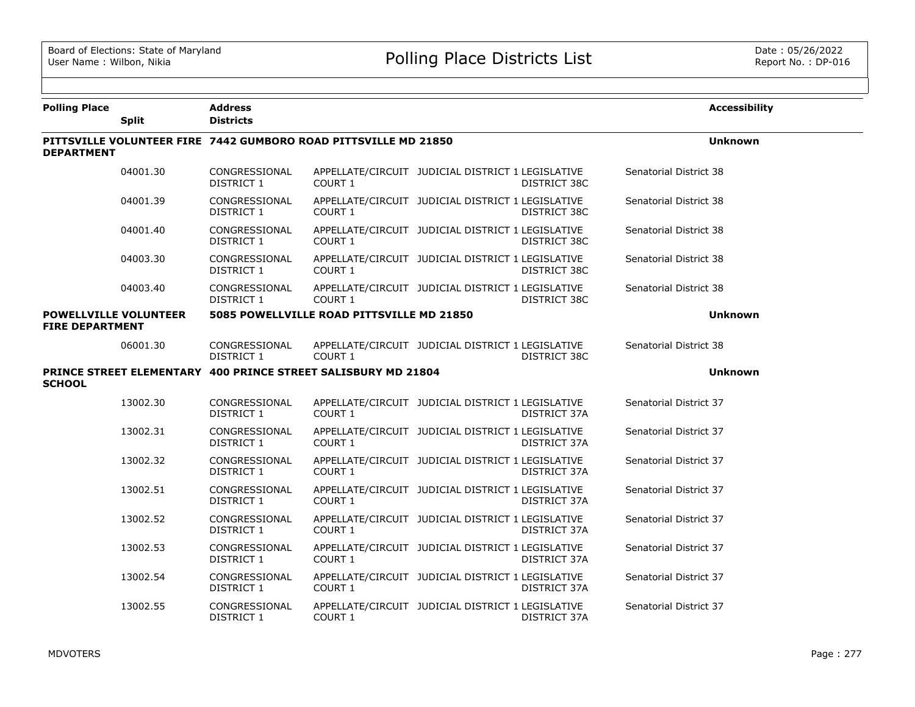| Polling Place | Split | Address / Districts | | | | | Accessibility |
|---|---|---|---|---|---|---|---|
| **PITTSVILLE VOLUNTEER FIRE DEPARTMENT** | | **7442 GUMBORO ROAD PITTSVILLE MD 21850** | | | | | **Unknown** |
| | 04001.30 | CONGRESSIONAL DISTRICT 1 | APPELLATE/CIRCUIT COURT 1 | JUDICIAL DISTRICT 1 | LEGISLATIVE DISTRICT 38C | Senatorial District 38 | |
| | 04001.39 | CONGRESSIONAL DISTRICT 1 | APPELLATE/CIRCUIT COURT 1 | JUDICIAL DISTRICT 1 | LEGISLATIVE DISTRICT 38C | Senatorial District 38 | |
| | 04001.40 | CONGRESSIONAL DISTRICT 1 | APPELLATE/CIRCUIT COURT 1 | JUDICIAL DISTRICT 1 | LEGISLATIVE DISTRICT 38C | Senatorial District 38 | |
| | 04003.30 | CONGRESSIONAL DISTRICT 1 | APPELLATE/CIRCUIT COURT 1 | JUDICIAL DISTRICT 1 | LEGISLATIVE DISTRICT 38C | Senatorial District 38 | |
| | 04003.40 | CONGRESSIONAL DISTRICT 1 | APPELLATE/CIRCUIT COURT 1 | JUDICIAL DISTRICT 1 | LEGISLATIVE DISTRICT 38C | Senatorial District 38 | |
| **POWELLVILLE VOLUNTEER FIRE DEPARTMENT** | | **5085 POWELLVILLE ROAD PITTSVILLE MD 21850** | | | | | **Unknown** |
| | 06001.30 | CONGRESSIONAL DISTRICT 1 | APPELLATE/CIRCUIT COURT 1 | JUDICIAL DISTRICT 1 | LEGISLATIVE DISTRICT 38C | Senatorial District 38 | |
| **PRINCE STREET ELEMENTARY SCHOOL** | | **400 PRINCE STREET SALISBURY MD 21804** | | | | | **Unknown** |
| | 13002.30 | CONGRESSIONAL DISTRICT 1 | APPELLATE/CIRCUIT COURT 1 | JUDICIAL DISTRICT 1 | LEGISLATIVE DISTRICT 37A | Senatorial District 37 | |
| | 13002.31 | CONGRESSIONAL DISTRICT 1 | APPELLATE/CIRCUIT COURT 1 | JUDICIAL DISTRICT 1 | LEGISLATIVE DISTRICT 37A | Senatorial District 37 | |
| | 13002.32 | CONGRESSIONAL DISTRICT 1 | APPELLATE/CIRCUIT COURT 1 | JUDICIAL DISTRICT 1 | LEGISLATIVE DISTRICT 37A | Senatorial District 37 | |
| | 13002.51 | CONGRESSIONAL DISTRICT 1 | APPELLATE/CIRCUIT COURT 1 | JUDICIAL DISTRICT 1 | LEGISLATIVE DISTRICT 37A | Senatorial District 37 | |
| | 13002.52 | CONGRESSIONAL DISTRICT 1 | APPELLATE/CIRCUIT COURT 1 | JUDICIAL DISTRICT 1 | LEGISLATIVE DISTRICT 37A | Senatorial District 37 | |
| | 13002.53 | CONGRESSIONAL DISTRICT 1 | APPELLATE/CIRCUIT COURT 1 | JUDICIAL DISTRICT 1 | LEGISLATIVE DISTRICT 37A | Senatorial District 37 | |
| | 13002.54 | CONGRESSIONAL DISTRICT 1 | APPELLATE/CIRCUIT COURT 1 | JUDICIAL DISTRICT 1 | LEGISLATIVE DISTRICT 37A | Senatorial District 37 | |
| | 13002.55 | CONGRESSIONAL DISTRICT 1 | APPELLATE/CIRCUIT COURT 1 | JUDICIAL DISTRICT 1 | LEGISLATIVE DISTRICT 37A | Senatorial District 37 | |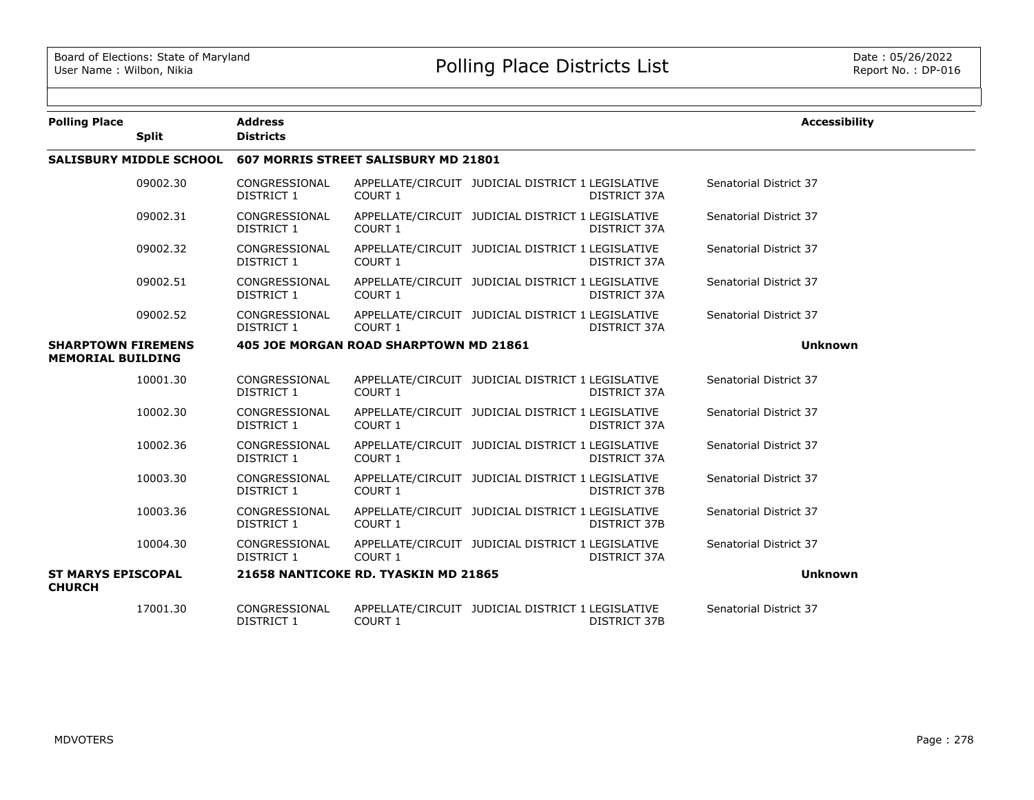| Polling Place | Split | Address / Districts | | | | | Accessibility |
|---|---|---|---|---|---|---|---|
| **SALISBURY MIDDLE SCHOOL** | | **607 MORRIS STREET SALISBURY MD 21801** | | | | | |
| | 09002.30 | CONGRESSIONAL DISTRICT 1 | APPELLATE/CIRCUIT COURT 1 | JUDICIAL DISTRICT 1 | LEGISLATIVE DISTRICT 37A | Senatorial District 37 | |
| | 09002.31 | CONGRESSIONAL DISTRICT 1 | APPELLATE/CIRCUIT COURT 1 | JUDICIAL DISTRICT 1 | LEGISLATIVE DISTRICT 37A | Senatorial District 37 | |
| | 09002.32 | CONGRESSIONAL DISTRICT 1 | APPELLATE/CIRCUIT COURT 1 | JUDICIAL DISTRICT 1 | LEGISLATIVE DISTRICT 37A | Senatorial District 37 | |
| | 09002.51 | CONGRESSIONAL DISTRICT 1 | APPELLATE/CIRCUIT COURT 1 | JUDICIAL DISTRICT 1 | LEGISLATIVE DISTRICT 37A | Senatorial District 37 | |
| | 09002.52 | CONGRESSIONAL DISTRICT 1 | APPELLATE/CIRCUIT COURT 1 | JUDICIAL DISTRICT 1 | LEGISLATIVE DISTRICT 37A | Senatorial District 37 | |
| **SHARPTOWN FIREMENS MEMORIAL BUILDING** | | **405 JOE MORGAN ROAD SHARPTOWN MD 21861** | | | | | **Unknown** |
| | 10001.30 | CONGRESSIONAL DISTRICT 1 | APPELLATE/CIRCUIT COURT 1 | JUDICIAL DISTRICT 1 | LEGISLATIVE DISTRICT 37A | Senatorial District 37 | |
| | 10002.30 | CONGRESSIONAL DISTRICT 1 | APPELLATE/CIRCUIT COURT 1 | JUDICIAL DISTRICT 1 | LEGISLATIVE DISTRICT 37A | Senatorial District 37 | |
| | 10002.36 | CONGRESSIONAL DISTRICT 1 | APPELLATE/CIRCUIT COURT 1 | JUDICIAL DISTRICT 1 | LEGISLATIVE DISTRICT 37A | Senatorial District 37 | |
| | 10003.30 | CONGRESSIONAL DISTRICT 1 | APPELLATE/CIRCUIT COURT 1 | JUDICIAL DISTRICT 1 | LEGISLATIVE DISTRICT 37B | Senatorial District 37 | |
| | 10003.36 | CONGRESSIONAL DISTRICT 1 | APPELLATE/CIRCUIT COURT 1 | JUDICIAL DISTRICT 1 | LEGISLATIVE DISTRICT 37B | Senatorial District 37 | |
| | 10004.30 | CONGRESSIONAL DISTRICT 1 | APPELLATE/CIRCUIT COURT 1 | JUDICIAL DISTRICT 1 | LEGISLATIVE DISTRICT 37A | Senatorial District 37 | |
| **ST MARYS EPISCOPAL CHURCH** | | **21658 NANTICOKE RD. TYASKIN MD 21865** | | | | | **Unknown** |
| | 17001.30 | CONGRESSIONAL DISTRICT 1 | APPELLATE/CIRCUIT COURT 1 | JUDICIAL DISTRICT 1 | LEGISLATIVE DISTRICT 37B | Senatorial District 37 | |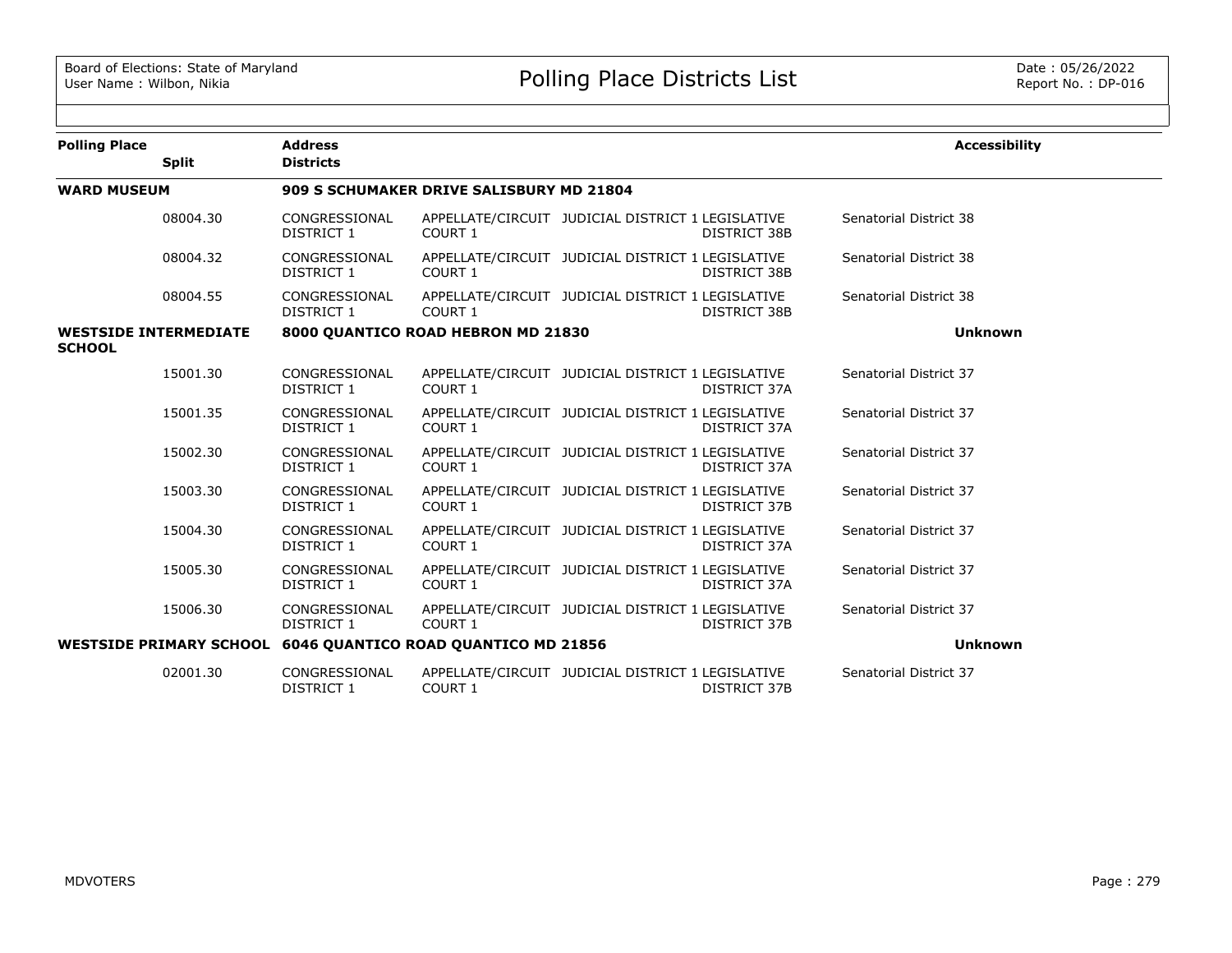| Polling Place | Split | Address / Districts | | | | Accessibility |
|---|---|---|---|---|---|---|
| **WARD MUSEUM** | | **909 S SCHUMAKER DRIVE SALISBURY MD 21804** | | | | |
| | 08004.30 | CONGRESSIONAL DISTRICT 1 | APPELLATE/CIRCUIT COURT 1 | JUDICIAL DISTRICT 1 | LEGISLATIVE DISTRICT 38B | Senatorial District 38 |
| | 08004.32 | CONGRESSIONAL DISTRICT 1 | APPELLATE/CIRCUIT COURT 1 | JUDICIAL DISTRICT 1 | LEGISLATIVE DISTRICT 38B | Senatorial District 38 |
| | 08004.55 | CONGRESSIONAL DISTRICT 1 | APPELLATE/CIRCUIT COURT 1 | JUDICIAL DISTRICT 1 | LEGISLATIVE DISTRICT 38B | Senatorial District 38 |
| **WESTSIDE INTERMEDIATE SCHOOL** | | **8000 QUANTICO ROAD HEBRON MD 21830** | | | | **Unknown** |
| | 15001.30 | CONGRESSIONAL DISTRICT 1 | APPELLATE/CIRCUIT COURT 1 | JUDICIAL DISTRICT 1 | LEGISLATIVE DISTRICT 37A | Senatorial District 37 |
| | 15001.35 | CONGRESSIONAL DISTRICT 1 | APPELLATE/CIRCUIT COURT 1 | JUDICIAL DISTRICT 1 | LEGISLATIVE DISTRICT 37A | Senatorial District 37 |
| | 15002.30 | CONGRESSIONAL DISTRICT 1 | APPELLATE/CIRCUIT COURT 1 | JUDICIAL DISTRICT 1 | LEGISLATIVE DISTRICT 37A | Senatorial District 37 |
| | 15003.30 | CONGRESSIONAL DISTRICT 1 | APPELLATE/CIRCUIT COURT 1 | JUDICIAL DISTRICT 1 | LEGISLATIVE DISTRICT 37B | Senatorial District 37 |
| | 15004.30 | CONGRESSIONAL DISTRICT 1 | APPELLATE/CIRCUIT COURT 1 | JUDICIAL DISTRICT 1 | LEGISLATIVE DISTRICT 37A | Senatorial District 37 |
| | 15005.30 | CONGRESSIONAL DISTRICT 1 | APPELLATE/CIRCUIT COURT 1 | JUDICIAL DISTRICT 1 | LEGISLATIVE DISTRICT 37A | Senatorial District 37 |
| | 15006.30 | CONGRESSIONAL DISTRICT 1 | APPELLATE/CIRCUIT COURT 1 | JUDICIAL DISTRICT 1 | LEGISLATIVE DISTRICT 37B | Senatorial District 37 |
| **WESTSIDE PRIMARY SCHOOL** | | **6046 QUANTICO ROAD QUANTICO MD 21856** | | | | **Unknown** |
| | 02001.30 | CONGRESSIONAL DISTRICT 1 | APPELLATE/CIRCUIT COURT 1 | JUDICIAL DISTRICT 1 | LEGISLATIVE DISTRICT 37B | Senatorial District 37 |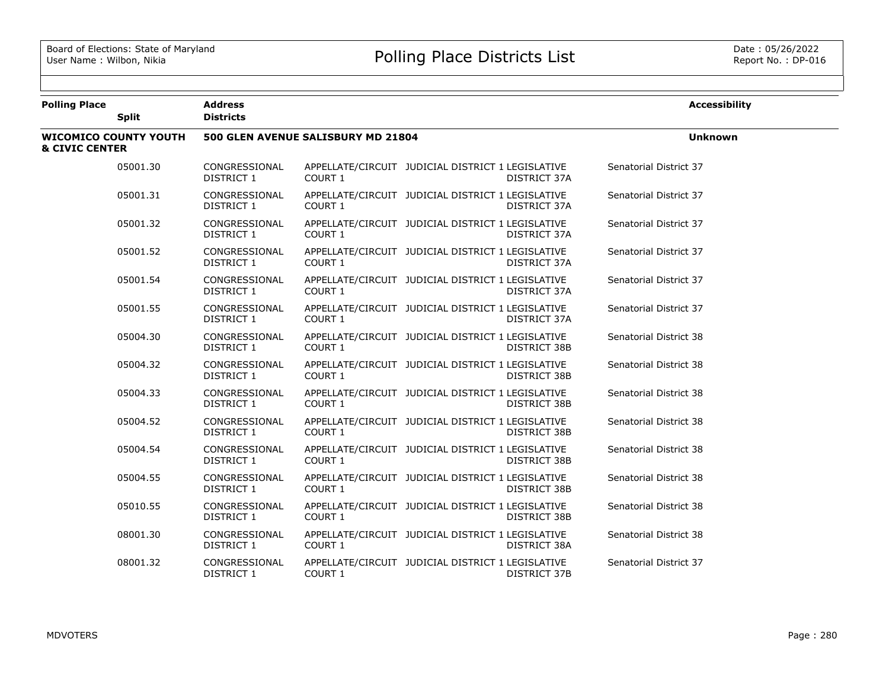| Polling Place | Split | Address / Districts | | | | | Accessibility |
|---|---|---|---|---|---|---|---|
| **WICOMICO COUNTY YOUTH & CIVIC CENTER** | | **500 GLEN AVENUE SALISBURY MD 21804** | | | | | **Unknown** |
| | 05001.30 | CONGRESSIONAL DISTRICT 1 | APPELLATE/CIRCUIT COURT 1 | JUDICIAL DISTRICT 1 | LEGISLATIVE DISTRICT 37A | Senatorial District 37 | |
| | 05001.31 | CONGRESSIONAL DISTRICT 1 | APPELLATE/CIRCUIT COURT 1 | JUDICIAL DISTRICT 1 | LEGISLATIVE DISTRICT 37A | Senatorial District 37 | |
| | 05001.32 | CONGRESSIONAL DISTRICT 1 | APPELLATE/CIRCUIT COURT 1 | JUDICIAL DISTRICT 1 | LEGISLATIVE DISTRICT 37A | Senatorial District 37 | |
| | 05001.52 | CONGRESSIONAL DISTRICT 1 | APPELLATE/CIRCUIT COURT 1 | JUDICIAL DISTRICT 1 | LEGISLATIVE DISTRICT 37A | Senatorial District 37 | |
| | 05001.54 | CONGRESSIONAL DISTRICT 1 | APPELLATE/CIRCUIT COURT 1 | JUDICIAL DISTRICT 1 | LEGISLATIVE DISTRICT 37A | Senatorial District 37 | |
| | 05001.55 | CONGRESSIONAL DISTRICT 1 | APPELLATE/CIRCUIT COURT 1 | JUDICIAL DISTRICT 1 | LEGISLATIVE DISTRICT 37A | Senatorial District 37 | |
| | 05004.30 | CONGRESSIONAL DISTRICT 1 | APPELLATE/CIRCUIT COURT 1 | JUDICIAL DISTRICT 1 | LEGISLATIVE DISTRICT 38B | Senatorial District 38 | |
| | 05004.32 | CONGRESSIONAL DISTRICT 1 | APPELLATE/CIRCUIT COURT 1 | JUDICIAL DISTRICT 1 | LEGISLATIVE DISTRICT 38B | Senatorial District 38 | |
| | 05004.33 | CONGRESSIONAL DISTRICT 1 | APPELLATE/CIRCUIT COURT 1 | JUDICIAL DISTRICT 1 | LEGISLATIVE DISTRICT 38B | Senatorial District 38 | |
| | 05004.52 | CONGRESSIONAL DISTRICT 1 | APPELLATE/CIRCUIT COURT 1 | JUDICIAL DISTRICT 1 | LEGISLATIVE DISTRICT 38B | Senatorial District 38 | |
| | 05004.54 | CONGRESSIONAL DISTRICT 1 | APPELLATE/CIRCUIT COURT 1 | JUDICIAL DISTRICT 1 | LEGISLATIVE DISTRICT 38B | Senatorial District 38 | |
| | 05004.55 | CONGRESSIONAL DISTRICT 1 | APPELLATE/CIRCUIT COURT 1 | JUDICIAL DISTRICT 1 | LEGISLATIVE DISTRICT 38B | Senatorial District 38 | |
| | 05010.55 | CONGRESSIONAL DISTRICT 1 | APPELLATE/CIRCUIT COURT 1 | JUDICIAL DISTRICT 1 | LEGISLATIVE DISTRICT 38B | Senatorial District 38 | |
| | 08001.30 | CONGRESSIONAL DISTRICT 1 | APPELLATE/CIRCUIT COURT 1 | JUDICIAL DISTRICT 1 | LEGISLATIVE DISTRICT 38A | Senatorial District 38 | |
| | 08001.32 | CONGRESSIONAL DISTRICT 1 | APPELLATE/CIRCUIT COURT 1 | JUDICIAL DISTRICT 1 | LEGISLATIVE DISTRICT 37B | Senatorial District 37 | |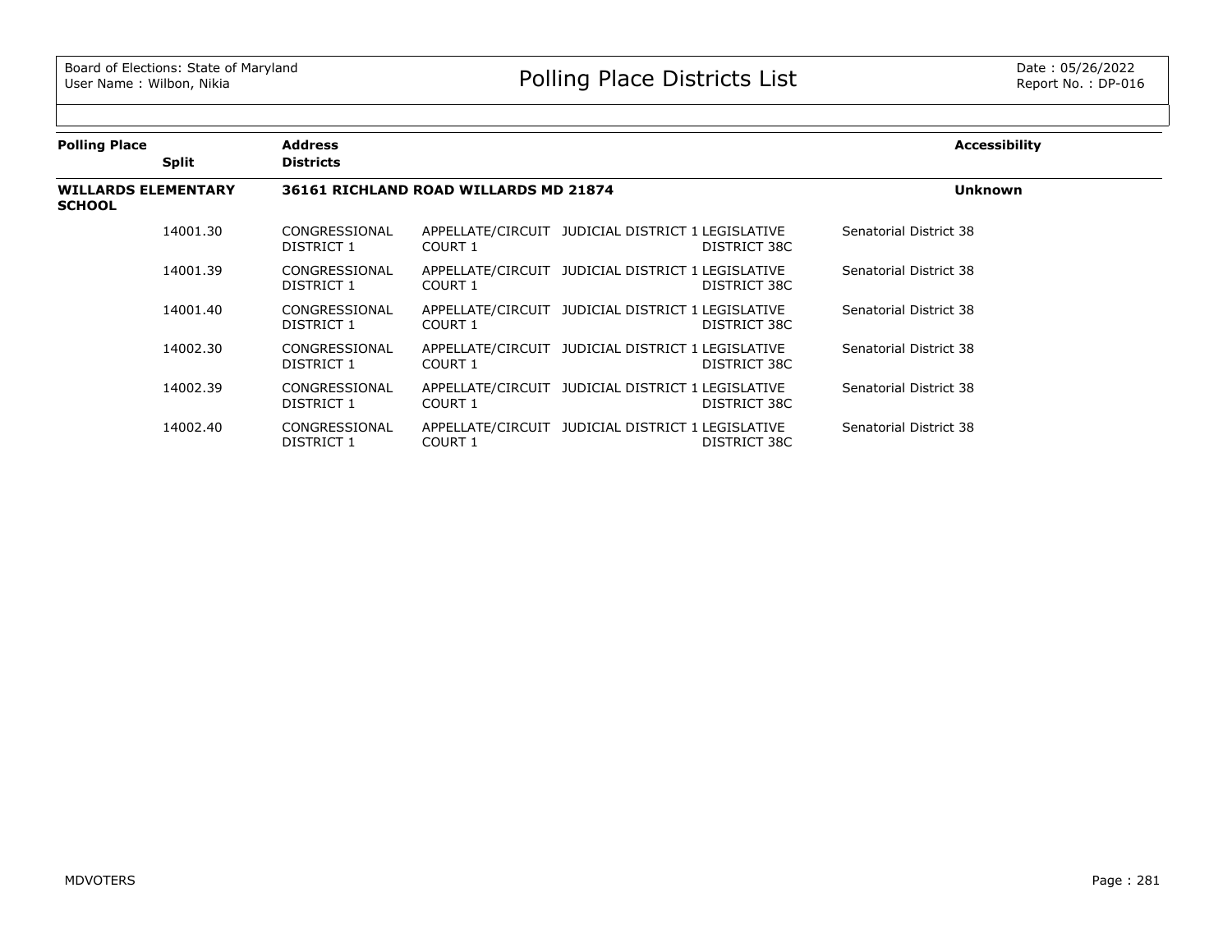| Polling Place | Split | Address / Districts | | | | Accessibility |
|---|---|---|---|---|---|---|
| **WILLARDS ELEMENTARY SCHOOL** | | **36161 RICHLAND ROAD WILLARDS MD 21874** | | | | **Unknown** |
| | 14001.30 | CONGRESSIONAL DISTRICT 1 | APPELLATE/CIRCUIT COURT 1 | JUDICIAL DISTRICT 1 | LEGISLATIVE DISTRICT 38C | Senatorial District 38 |
| | 14001.39 | CONGRESSIONAL DISTRICT 1 | APPELLATE/CIRCUIT COURT 1 | JUDICIAL DISTRICT 1 | LEGISLATIVE DISTRICT 38C | Senatorial District 38 |
| | 14001.40 | CONGRESSIONAL DISTRICT 1 | APPELLATE/CIRCUIT COURT 1 | JUDICIAL DISTRICT 1 | LEGISLATIVE DISTRICT 38C | Senatorial District 38 |
| | 14002.30 | CONGRESSIONAL DISTRICT 1 | APPELLATE/CIRCUIT COURT 1 | JUDICIAL DISTRICT 1 | LEGISLATIVE DISTRICT 38C | Senatorial District 38 |
| | 14002.39 | CONGRESSIONAL DISTRICT 1 | APPELLATE/CIRCUIT COURT 1 | JUDICIAL DISTRICT 1 | LEGISLATIVE DISTRICT 38C | Senatorial District 38 |
| | 14002.40 | CONGRESSIONAL DISTRICT 1 | APPELLATE/CIRCUIT COURT 1 | JUDICIAL DISTRICT 1 | LEGISLATIVE DISTRICT 38C | Senatorial District 38 |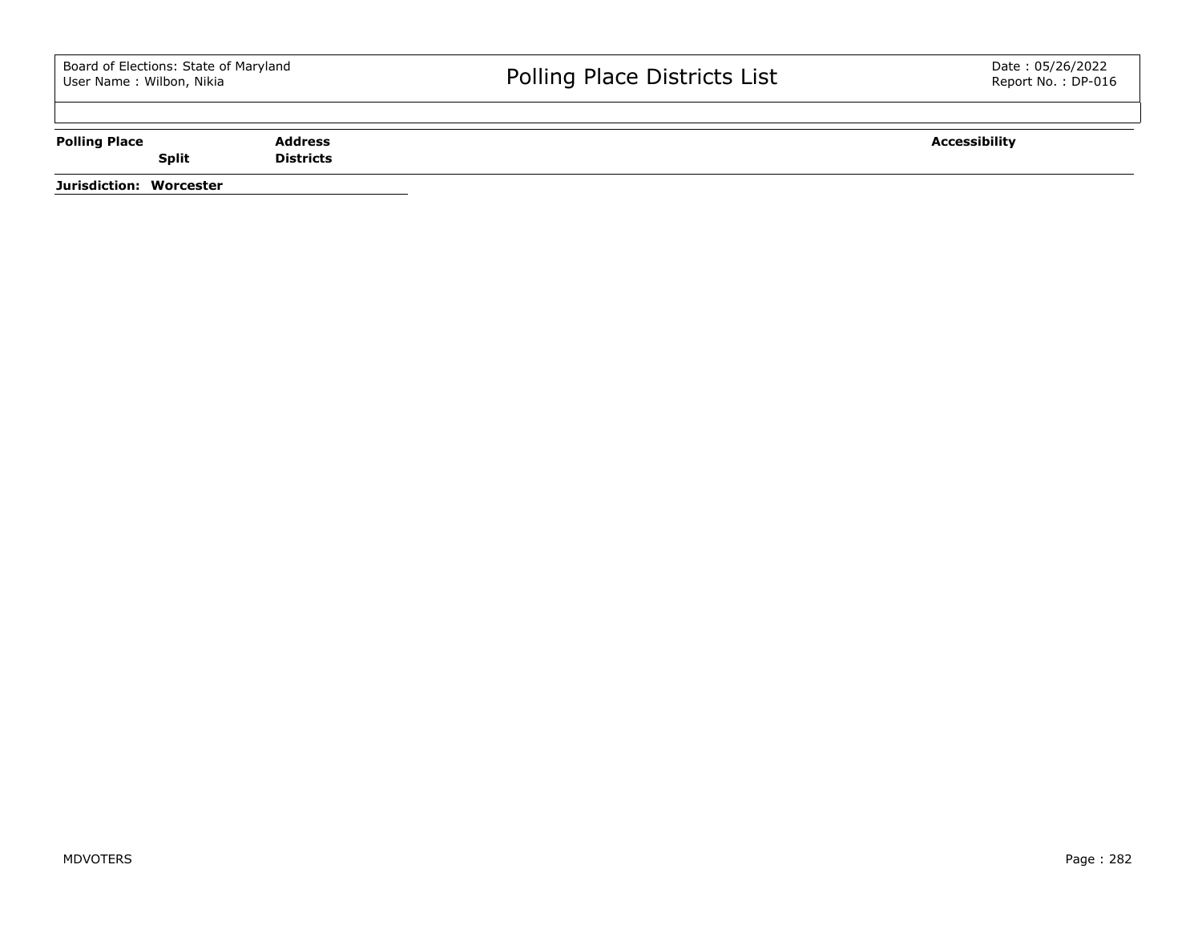| Polling Place | | Address | Accessibility |
|---|---|---|---|
| | Split | Districts | |

**Jurisdiction: Worcester**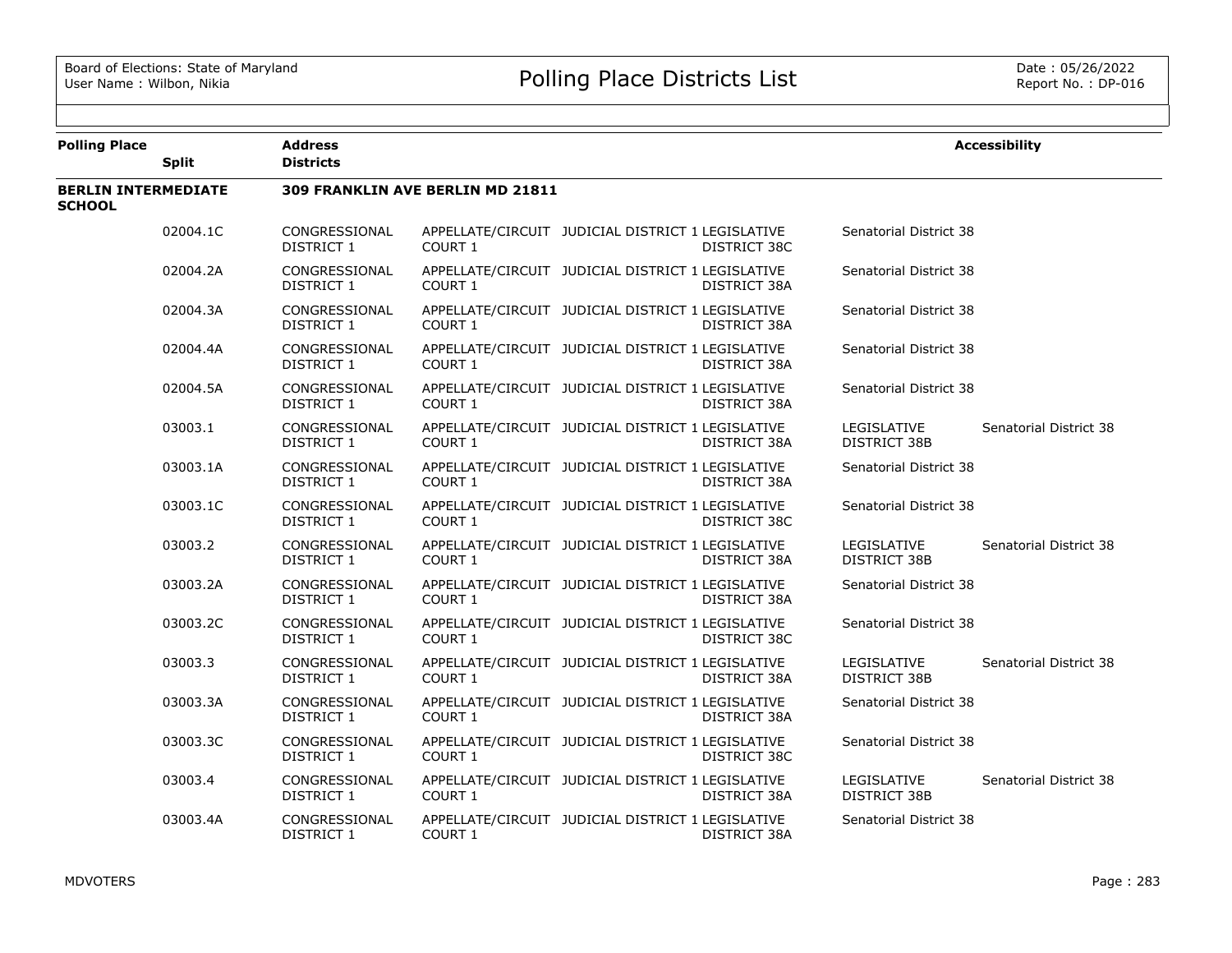Board of Elections: State of Maryland
User Name : Wilbon, Nikia

# Polling Place Districts List

Date : 05/26/2022
Report No. : DP-016

| Polling Place | Split | Address / Districts | | | | | Accessibility |
|---|---|---|---|---|---|---|---|
| **BERLIN INTERMEDIATE SCHOOL** | | **309 FRANKLIN AVE BERLIN MD 21811** | | | | | |
| | 02004.1C | CONGRESSIONAL DISTRICT 1 | APPELLATE/CIRCUIT COURT 1 | JUDICIAL DISTRICT 1 | LEGISLATIVE DISTRICT 38C | Senatorial District 38 | |
| | 02004.2A | CONGRESSIONAL DISTRICT 1 | APPELLATE/CIRCUIT COURT 1 | JUDICIAL DISTRICT 1 | LEGISLATIVE DISTRICT 38A | Senatorial District 38 | |
| | 02004.3A | CONGRESSIONAL DISTRICT 1 | APPELLATE/CIRCUIT COURT 1 | JUDICIAL DISTRICT 1 | LEGISLATIVE DISTRICT 38A | Senatorial District 38 | |
| | 02004.4A | CONGRESSIONAL DISTRICT 1 | APPELLATE/CIRCUIT COURT 1 | JUDICIAL DISTRICT 1 | LEGISLATIVE DISTRICT 38A | Senatorial District 38 | |
| | 02004.5A | CONGRESSIONAL DISTRICT 1 | APPELLATE/CIRCUIT COURT 1 | JUDICIAL DISTRICT 1 | LEGISLATIVE DISTRICT 38A | Senatorial District 38 | |
| | 03003.1 | CONGRESSIONAL DISTRICT 1 | APPELLATE/CIRCUIT COURT 1 | JUDICIAL DISTRICT 1 | LEGISLATIVE DISTRICT 38A | LEGISLATIVE DISTRICT 38B | Senatorial District 38 |
| | 03003.1A | CONGRESSIONAL DISTRICT 1 | APPELLATE/CIRCUIT COURT 1 | JUDICIAL DISTRICT 1 | LEGISLATIVE DISTRICT 38A | Senatorial District 38 | |
| | 03003.1C | CONGRESSIONAL DISTRICT 1 | APPELLATE/CIRCUIT COURT 1 | JUDICIAL DISTRICT 1 | LEGISLATIVE DISTRICT 38C | Senatorial District 38 | |
| | 03003.2 | CONGRESSIONAL DISTRICT 1 | APPELLATE/CIRCUIT COURT 1 | JUDICIAL DISTRICT 1 | LEGISLATIVE DISTRICT 38A | LEGISLATIVE DISTRICT 38B | Senatorial District 38 |
| | 03003.2A | CONGRESSIONAL DISTRICT 1 | APPELLATE/CIRCUIT COURT 1 | JUDICIAL DISTRICT 1 | LEGISLATIVE DISTRICT 38A | Senatorial District 38 | |
| | 03003.2C | CONGRESSIONAL DISTRICT 1 | APPELLATE/CIRCUIT COURT 1 | JUDICIAL DISTRICT 1 | LEGISLATIVE DISTRICT 38C | Senatorial District 38 | |
| | 03003.3 | CONGRESSIONAL DISTRICT 1 | APPELLATE/CIRCUIT COURT 1 | JUDICIAL DISTRICT 1 | LEGISLATIVE DISTRICT 38A | LEGISLATIVE DISTRICT 38B | Senatorial District 38 |
| | 03003.3A | CONGRESSIONAL DISTRICT 1 | APPELLATE/CIRCUIT COURT 1 | JUDICIAL DISTRICT 1 | LEGISLATIVE DISTRICT 38A | Senatorial District 38 | |
| | 03003.3C | CONGRESSIONAL DISTRICT 1 | APPELLATE/CIRCUIT COURT 1 | JUDICIAL DISTRICT 1 | LEGISLATIVE DISTRICT 38C | Senatorial District 38 | |
| | 03003.4 | CONGRESSIONAL DISTRICT 1 | APPELLATE/CIRCUIT COURT 1 | JUDICIAL DISTRICT 1 | LEGISLATIVE DISTRICT 38A | LEGISLATIVE DISTRICT 38B | Senatorial District 38 |
| | 03003.4A | CONGRESSIONAL DISTRICT 1 | APPELLATE/CIRCUIT COURT 1 | JUDICIAL DISTRICT 1 | LEGISLATIVE DISTRICT 38A | Senatorial District 38 | |

MDVOTERS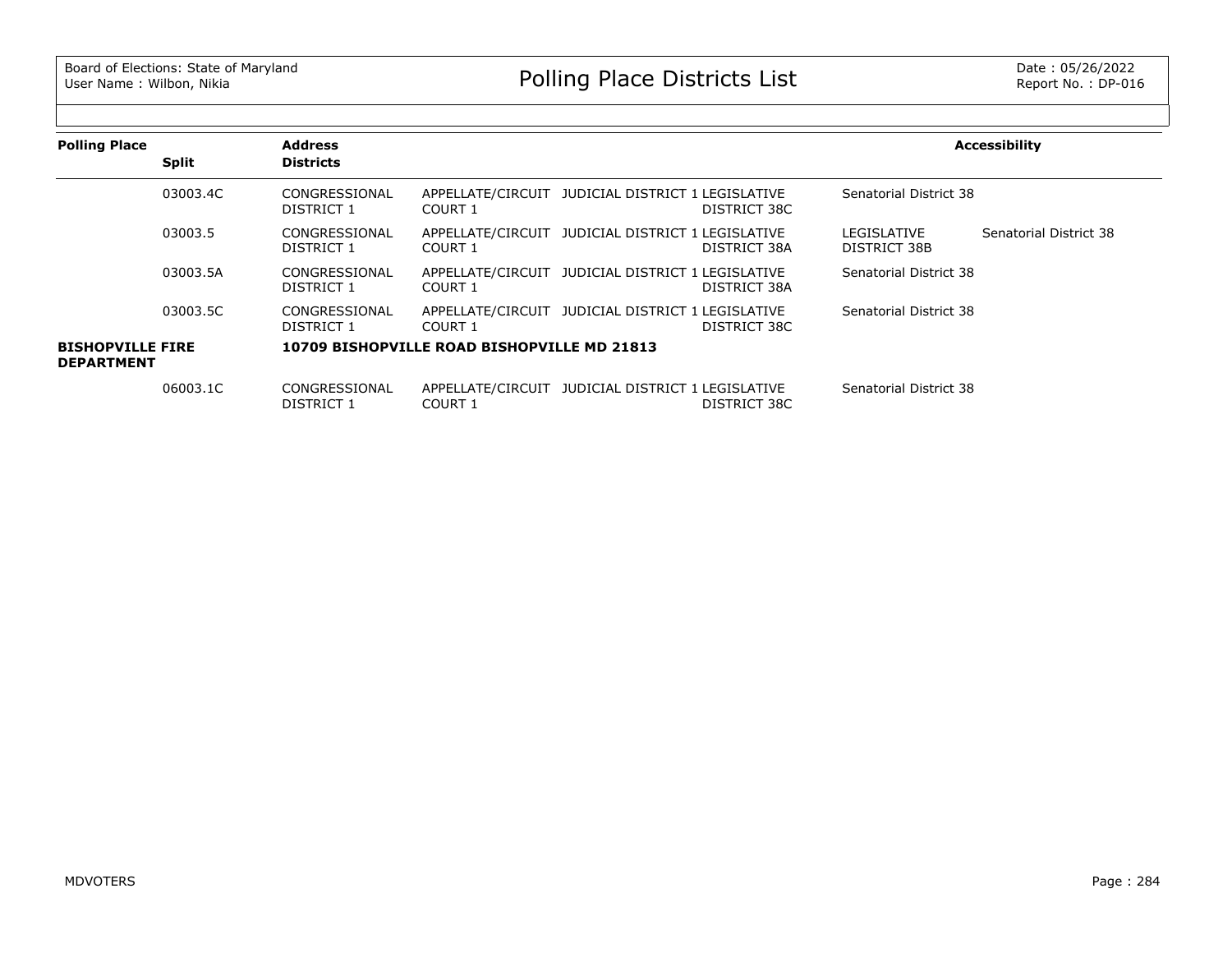# Polling Place Districts List

| Polling Place | Split | Address / Districts | | | | | Accessibility |
|---|---|---|---|---|---|---|---|
| | 03003.4C | CONGRESSIONAL DISTRICT 1 | APPELLATE/CIRCUIT COURT 1 | JUDICIAL DISTRICT 1 | LEGISLATIVE DISTRICT 38C | Senatorial District 38 | |
| | 03003.5 | CONGRESSIONAL DISTRICT 1 | APPELLATE/CIRCUIT COURT 1 | JUDICIAL DISTRICT 1 | LEGISLATIVE DISTRICT 38A | LEGISLATIVE DISTRICT 38B | Senatorial District 38 |
| | 03003.5A | CONGRESSIONAL DISTRICT 1 | APPELLATE/CIRCUIT COURT 1 | JUDICIAL DISTRICT 1 | LEGISLATIVE DISTRICT 38A | Senatorial District 38 | |
| | 03003.5C | CONGRESSIONAL DISTRICT 1 | APPELLATE/CIRCUIT COURT 1 | JUDICIAL DISTRICT 1 | LEGISLATIVE DISTRICT 38C | Senatorial District 38 | |
| **BISHOPVILLE FIRE DEPARTMENT** | | **10709 BISHOPVILLE ROAD BISHOPVILLE MD 21813** | | | | | |
| | 06003.1C | CONGRESSIONAL DISTRICT 1 | APPELLATE/CIRCUIT COURT 1 | JUDICIAL DISTRICT 1 | LEGISLATIVE DISTRICT 38C | Senatorial District 38 | |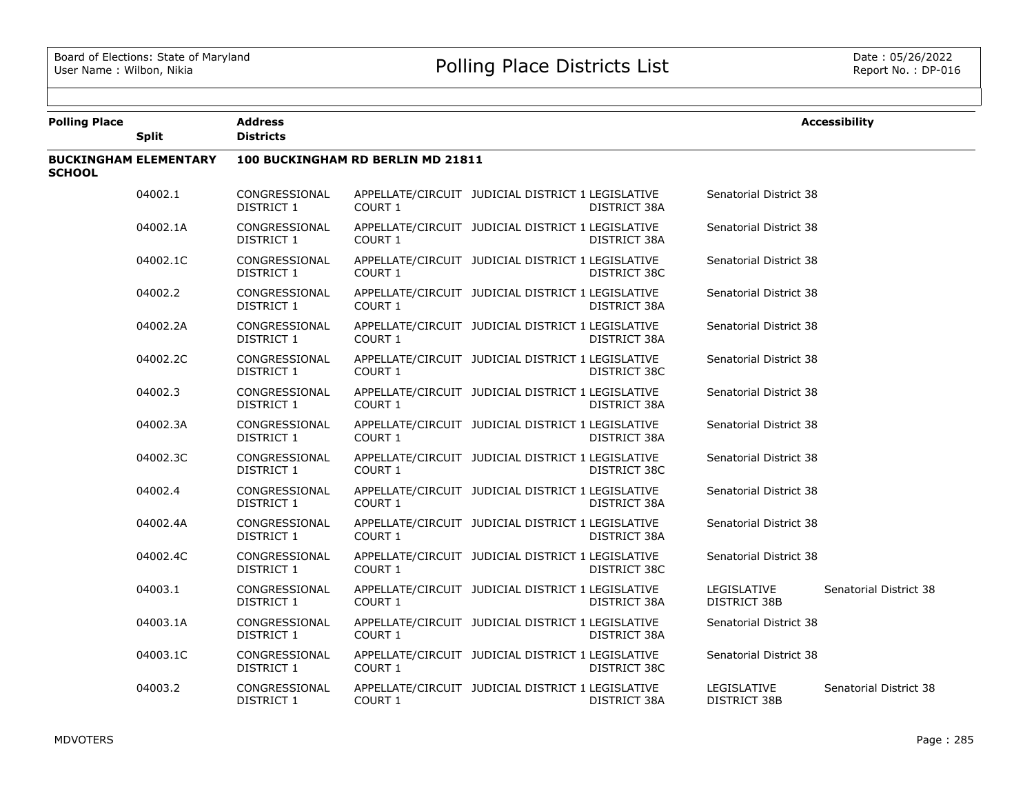# Polling Place Districts List

Board of Elections: State of Maryland
User Name : Wilbon, Nikia

Date : 05/26/2022
Report No. : DP-016

| Polling Place | Split | Address / Districts | | | | | Accessibility |
|---|---|---|---|---|---|---|---|
| **BUCKINGHAM ELEMENTARY SCHOOL** | | **100 BUCKINGHAM RD BERLIN MD 21811** | | | | | |
| | 04002.1 | CONGRESSIONAL DISTRICT 1 | APPELLATE/CIRCUIT COURT 1 | JUDICIAL DISTRICT 1 | LEGISLATIVE DISTRICT 38A | Senatorial District 38 | |
| | 04002.1A | CONGRESSIONAL DISTRICT 1 | APPELLATE/CIRCUIT COURT 1 | JUDICIAL DISTRICT 1 | LEGISLATIVE DISTRICT 38A | Senatorial District 38 | |
| | 04002.1C | CONGRESSIONAL DISTRICT 1 | APPELLATE/CIRCUIT COURT 1 | JUDICIAL DISTRICT 1 | LEGISLATIVE DISTRICT 38C | Senatorial District 38 | |
| | 04002.2 | CONGRESSIONAL DISTRICT 1 | APPELLATE/CIRCUIT COURT 1 | JUDICIAL DISTRICT 1 | LEGISLATIVE DISTRICT 38A | Senatorial District 38 | |
| | 04002.2A | CONGRESSIONAL DISTRICT 1 | APPELLATE/CIRCUIT COURT 1 | JUDICIAL DISTRICT 1 | LEGISLATIVE DISTRICT 38A | Senatorial District 38 | |
| | 04002.2C | CONGRESSIONAL DISTRICT 1 | APPELLATE/CIRCUIT COURT 1 | JUDICIAL DISTRICT 1 | LEGISLATIVE DISTRICT 38C | Senatorial District 38 | |
| | 04002.3 | CONGRESSIONAL DISTRICT 1 | APPELLATE/CIRCUIT COURT 1 | JUDICIAL DISTRICT 1 | LEGISLATIVE DISTRICT 38A | Senatorial District 38 | |
| | 04002.3A | CONGRESSIONAL DISTRICT 1 | APPELLATE/CIRCUIT COURT 1 | JUDICIAL DISTRICT 1 | LEGISLATIVE DISTRICT 38A | Senatorial District 38 | |
| | 04002.3C | CONGRESSIONAL DISTRICT 1 | APPELLATE/CIRCUIT COURT 1 | JUDICIAL DISTRICT 1 | LEGISLATIVE DISTRICT 38C | Senatorial District 38 | |
| | 04002.4 | CONGRESSIONAL DISTRICT 1 | APPELLATE/CIRCUIT COURT 1 | JUDICIAL DISTRICT 1 | LEGISLATIVE DISTRICT 38A | Senatorial District 38 | |
| | 04002.4A | CONGRESSIONAL DISTRICT 1 | APPELLATE/CIRCUIT COURT 1 | JUDICIAL DISTRICT 1 | LEGISLATIVE DISTRICT 38A | Senatorial District 38 | |
| | 04002.4C | CONGRESSIONAL DISTRICT 1 | APPELLATE/CIRCUIT COURT 1 | JUDICIAL DISTRICT 1 | LEGISLATIVE DISTRICT 38C | Senatorial District 38 | |
| | 04003.1 | CONGRESSIONAL DISTRICT 1 | APPELLATE/CIRCUIT COURT 1 | JUDICIAL DISTRICT 1 | LEGISLATIVE DISTRICT 38A | LEGISLATIVE DISTRICT 38B | Senatorial District 38 |
| | 04003.1A | CONGRESSIONAL DISTRICT 1 | APPELLATE/CIRCUIT COURT 1 | JUDICIAL DISTRICT 1 | LEGISLATIVE DISTRICT 38A | Senatorial District 38 | |
| | 04003.1C | CONGRESSIONAL DISTRICT 1 | APPELLATE/CIRCUIT COURT 1 | JUDICIAL DISTRICT 1 | LEGISLATIVE DISTRICT 38C | Senatorial District 38 | |
| | 04003.2 | CONGRESSIONAL DISTRICT 1 | APPELLATE/CIRCUIT COURT 1 | JUDICIAL DISTRICT 1 | LEGISLATIVE DISTRICT 38A | LEGISLATIVE DISTRICT 38B | Senatorial District 38 |

MDVOTERS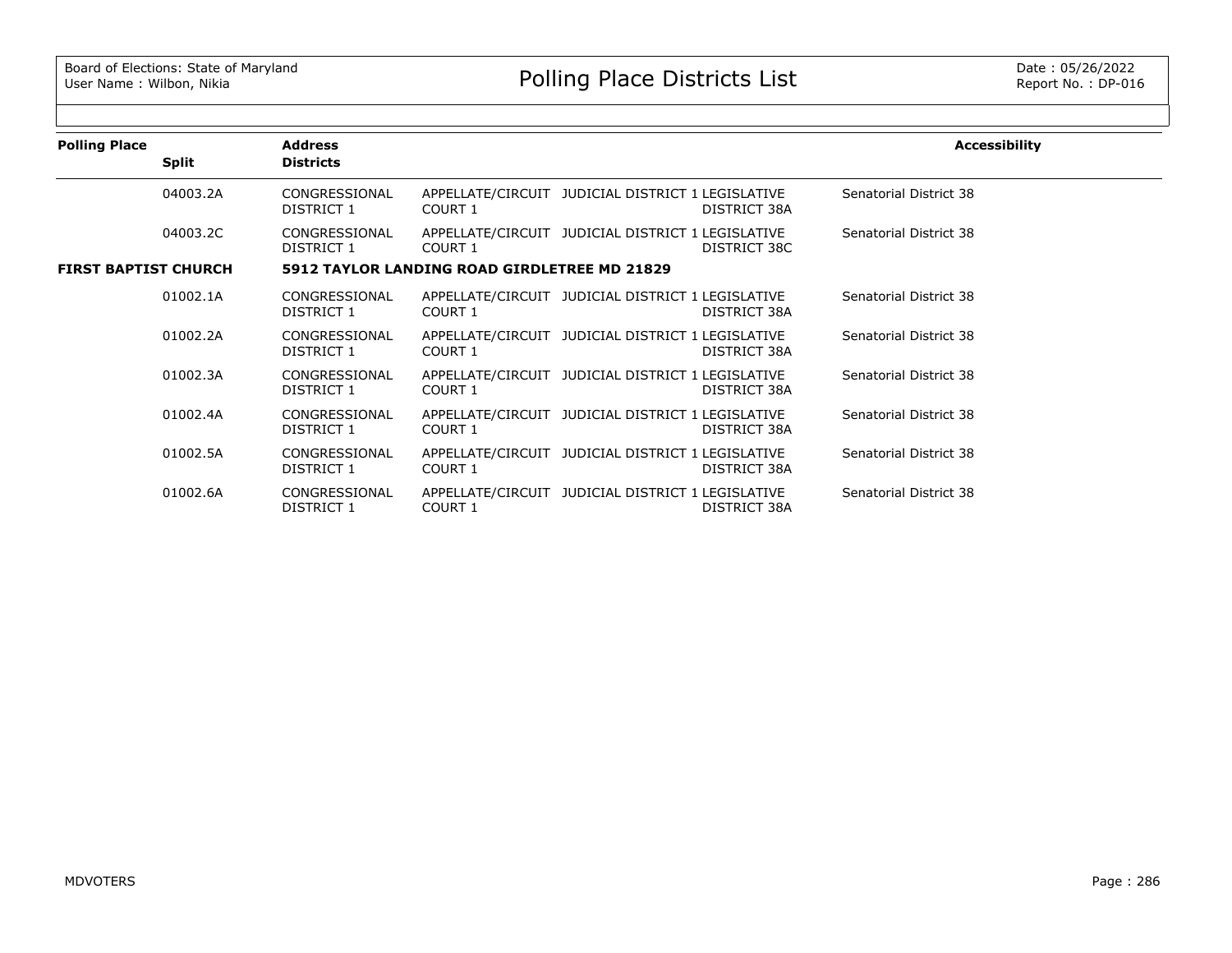| Polling Place | Split | Address / Districts | | | | Accessibility |
|---|---|---|---|---|---|---|
| | 04003.2A | CONGRESSIONAL DISTRICT 1 | APPELLATE/CIRCUIT COURT 1 | JUDICIAL DISTRICT 1 | LEGISLATIVE DISTRICT 38A | Senatorial District 38 |
| | 04003.2C | CONGRESSIONAL DISTRICT 1 | APPELLATE/CIRCUIT COURT 1 | JUDICIAL DISTRICT 1 | LEGISLATIVE DISTRICT 38C | Senatorial District 38 |
| **FIRST BAPTIST CHURCH** | | **5912 TAYLOR LANDING ROAD GIRDLETREE MD 21829** | | | | |
| | 01002.1A | CONGRESSIONAL DISTRICT 1 | APPELLATE/CIRCUIT COURT 1 | JUDICIAL DISTRICT 1 | LEGISLATIVE DISTRICT 38A | Senatorial District 38 |
| | 01002.2A | CONGRESSIONAL DISTRICT 1 | APPELLATE/CIRCUIT COURT 1 | JUDICIAL DISTRICT 1 | LEGISLATIVE DISTRICT 38A | Senatorial District 38 |
| | 01002.3A | CONGRESSIONAL DISTRICT 1 | APPELLATE/CIRCUIT COURT 1 | JUDICIAL DISTRICT 1 | LEGISLATIVE DISTRICT 38A | Senatorial District 38 |
| | 01002.4A | CONGRESSIONAL DISTRICT 1 | APPELLATE/CIRCUIT COURT 1 | JUDICIAL DISTRICT 1 | LEGISLATIVE DISTRICT 38A | Senatorial District 38 |
| | 01002.5A | CONGRESSIONAL DISTRICT 1 | APPELLATE/CIRCUIT COURT 1 | JUDICIAL DISTRICT 1 | LEGISLATIVE DISTRICT 38A | Senatorial District 38 |
| | 01002.6A | CONGRESSIONAL DISTRICT 1 | APPELLATE/CIRCUIT COURT 1 | JUDICIAL DISTRICT 1 | LEGISLATIVE DISTRICT 38A | Senatorial District 38 |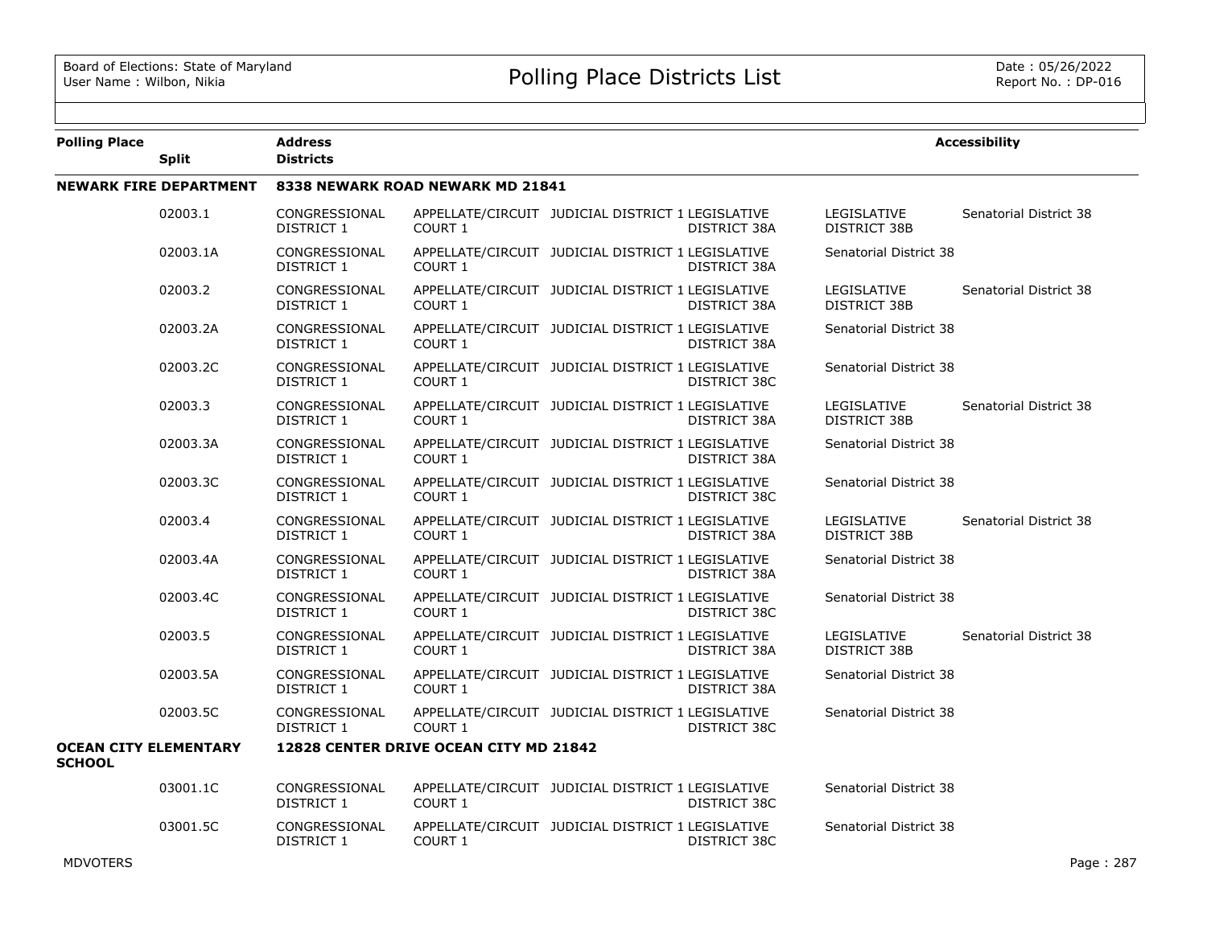| Polling Place | Split | Address / Districts | | | | | | Accessibility |
|---|---|---|---|---|---|---|---|---|
| **NEWARK FIRE DEPARTMENT** | | **8338 NEWARK ROAD NEWARK MD 21841** | | | | | | |
| | 02003.1 | CONGRESSIONAL DISTRICT 1 | APPELLATE/CIRCUIT COURT 1 | JUDICIAL DISTRICT 1 | LEGISLATIVE DISTRICT 38A | LEGISLATIVE DISTRICT 38B | Senatorial District 38 | |
| | 02003.1A | CONGRESSIONAL DISTRICT 1 | APPELLATE/CIRCUIT COURT 1 | JUDICIAL DISTRICT 1 | LEGISLATIVE DISTRICT 38A | Senatorial District 38 | | |
| | 02003.2 | CONGRESSIONAL DISTRICT 1 | APPELLATE/CIRCUIT COURT 1 | JUDICIAL DISTRICT 1 | LEGISLATIVE DISTRICT 38A | LEGISLATIVE DISTRICT 38B | Senatorial District 38 | |
| | 02003.2A | CONGRESSIONAL DISTRICT 1 | APPELLATE/CIRCUIT COURT 1 | JUDICIAL DISTRICT 1 | LEGISLATIVE DISTRICT 38A | Senatorial District 38 | | |
| | 02003.2C | CONGRESSIONAL DISTRICT 1 | APPELLATE/CIRCUIT COURT 1 | JUDICIAL DISTRICT 1 | LEGISLATIVE DISTRICT 38C | Senatorial District 38 | | |
| | 02003.3 | CONGRESSIONAL DISTRICT 1 | APPELLATE/CIRCUIT COURT 1 | JUDICIAL DISTRICT 1 | LEGISLATIVE DISTRICT 38A | LEGISLATIVE DISTRICT 38B | Senatorial District 38 | |
| | 02003.3A | CONGRESSIONAL DISTRICT 1 | APPELLATE/CIRCUIT COURT 1 | JUDICIAL DISTRICT 1 | LEGISLATIVE DISTRICT 38A | Senatorial District 38 | | |
| | 02003.3C | CONGRESSIONAL DISTRICT 1 | APPELLATE/CIRCUIT COURT 1 | JUDICIAL DISTRICT 1 | LEGISLATIVE DISTRICT 38C | Senatorial District 38 | | |
| | 02003.4 | CONGRESSIONAL DISTRICT 1 | APPELLATE/CIRCUIT COURT 1 | JUDICIAL DISTRICT 1 | LEGISLATIVE DISTRICT 38A | LEGISLATIVE DISTRICT 38B | Senatorial District 38 | |
| | 02003.4A | CONGRESSIONAL DISTRICT 1 | APPELLATE/CIRCUIT COURT 1 | JUDICIAL DISTRICT 1 | LEGISLATIVE DISTRICT 38A | Senatorial District 38 | | |
| | 02003.4C | CONGRESSIONAL DISTRICT 1 | APPELLATE/CIRCUIT COURT 1 | JUDICIAL DISTRICT 1 | LEGISLATIVE DISTRICT 38C | Senatorial District 38 | | |
| | 02003.5 | CONGRESSIONAL DISTRICT 1 | APPELLATE/CIRCUIT COURT 1 | JUDICIAL DISTRICT 1 | LEGISLATIVE DISTRICT 38A | LEGISLATIVE DISTRICT 38B | Senatorial District 38 | |
| | 02003.5A | CONGRESSIONAL DISTRICT 1 | APPELLATE/CIRCUIT COURT 1 | JUDICIAL DISTRICT 1 | LEGISLATIVE DISTRICT 38A | Senatorial District 38 | | |
| | 02003.5C | CONGRESSIONAL DISTRICT 1 | APPELLATE/CIRCUIT COURT 1 | JUDICIAL DISTRICT 1 | LEGISLATIVE DISTRICT 38C | Senatorial District 38 | | |
| **OCEAN CITY ELEMENTARY SCHOOL** | | **12828 CENTER DRIVE OCEAN CITY MD 21842** | | | | | | |
| | 03001.1C | CONGRESSIONAL DISTRICT 1 | APPELLATE/CIRCUIT COURT 1 | JUDICIAL DISTRICT 1 | LEGISLATIVE DISTRICT 38C | Senatorial District 38 | | |
| | 03001.5C | CONGRESSIONAL DISTRICT 1 | APPELLATE/CIRCUIT COURT 1 | JUDICIAL DISTRICT 1 | LEGISLATIVE DISTRICT 38C | Senatorial District 38 | | |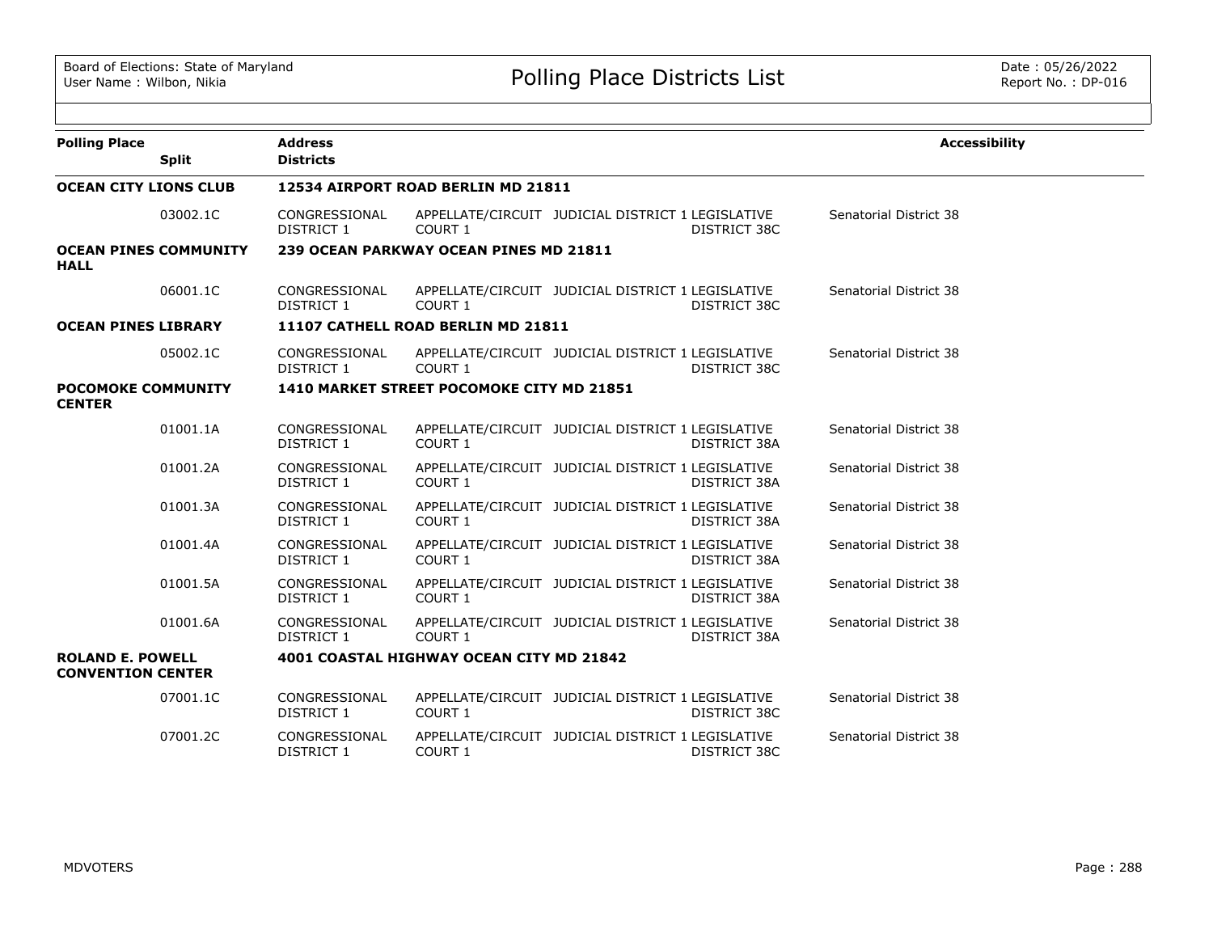| Polling Place | Split | Address / Districts | | | | | Accessibility |
|---|---|---|---|---|---|---|---|
| **OCEAN CITY LIONS CLUB** | | **12534 AIRPORT ROAD BERLIN MD 21811** | | | | | |
| | 03002.1C | CONGRESSIONAL DISTRICT 1 | APPELLATE/CIRCUIT COURT 1 | JUDICIAL DISTRICT 1 | LEGISLATIVE DISTRICT 38C | Senatorial District 38 | |
| **OCEAN PINES COMMUNITY HALL** | | **239 OCEAN PARKWAY OCEAN PINES MD 21811** | | | | | |
| | 06001.1C | CONGRESSIONAL DISTRICT 1 | APPELLATE/CIRCUIT COURT 1 | JUDICIAL DISTRICT 1 | LEGISLATIVE DISTRICT 38C | Senatorial District 38 | |
| **OCEAN PINES LIBRARY** | | **11107 CATHELL ROAD BERLIN MD 21811** | | | | | |
| | 05002.1C | CONGRESSIONAL DISTRICT 1 | APPELLATE/CIRCUIT COURT 1 | JUDICIAL DISTRICT 1 | LEGISLATIVE DISTRICT 38C | Senatorial District 38 | |
| **POCOMOKE COMMUNITY CENTER** | | **1410 MARKET STREET POCOMOKE CITY MD 21851** | | | | | |
| | 01001.1A | CONGRESSIONAL DISTRICT 1 | APPELLATE/CIRCUIT COURT 1 | JUDICIAL DISTRICT 1 | LEGISLATIVE DISTRICT 38A | Senatorial District 38 | |
| | 01001.2A | CONGRESSIONAL DISTRICT 1 | APPELLATE/CIRCUIT COURT 1 | JUDICIAL DISTRICT 1 | LEGISLATIVE DISTRICT 38A | Senatorial District 38 | |
| | 01001.3A | CONGRESSIONAL DISTRICT 1 | APPELLATE/CIRCUIT COURT 1 | JUDICIAL DISTRICT 1 | LEGISLATIVE DISTRICT 38A | Senatorial District 38 | |
| | 01001.4A | CONGRESSIONAL DISTRICT 1 | APPELLATE/CIRCUIT COURT 1 | JUDICIAL DISTRICT 1 | LEGISLATIVE DISTRICT 38A | Senatorial District 38 | |
| | 01001.5A | CONGRESSIONAL DISTRICT 1 | APPELLATE/CIRCUIT COURT 1 | JUDICIAL DISTRICT 1 | LEGISLATIVE DISTRICT 38A | Senatorial District 38 | |
| | 01001.6A | CONGRESSIONAL DISTRICT 1 | APPELLATE/CIRCUIT COURT 1 | JUDICIAL DISTRICT 1 | LEGISLATIVE DISTRICT 38A | Senatorial District 38 | |
| **ROLAND E. POWELL CONVENTION CENTER** | | **4001 COASTAL HIGHWAY OCEAN CITY MD 21842** | | | | | |
| | 07001.1C | CONGRESSIONAL DISTRICT 1 | APPELLATE/CIRCUIT COURT 1 | JUDICIAL DISTRICT 1 | LEGISLATIVE DISTRICT 38C | Senatorial District 38 | |
| | 07001.2C | CONGRESSIONAL DISTRICT 1 | APPELLATE/CIRCUIT COURT 1 | JUDICIAL DISTRICT 1 | LEGISLATIVE DISTRICT 38C | Senatorial District 38 | |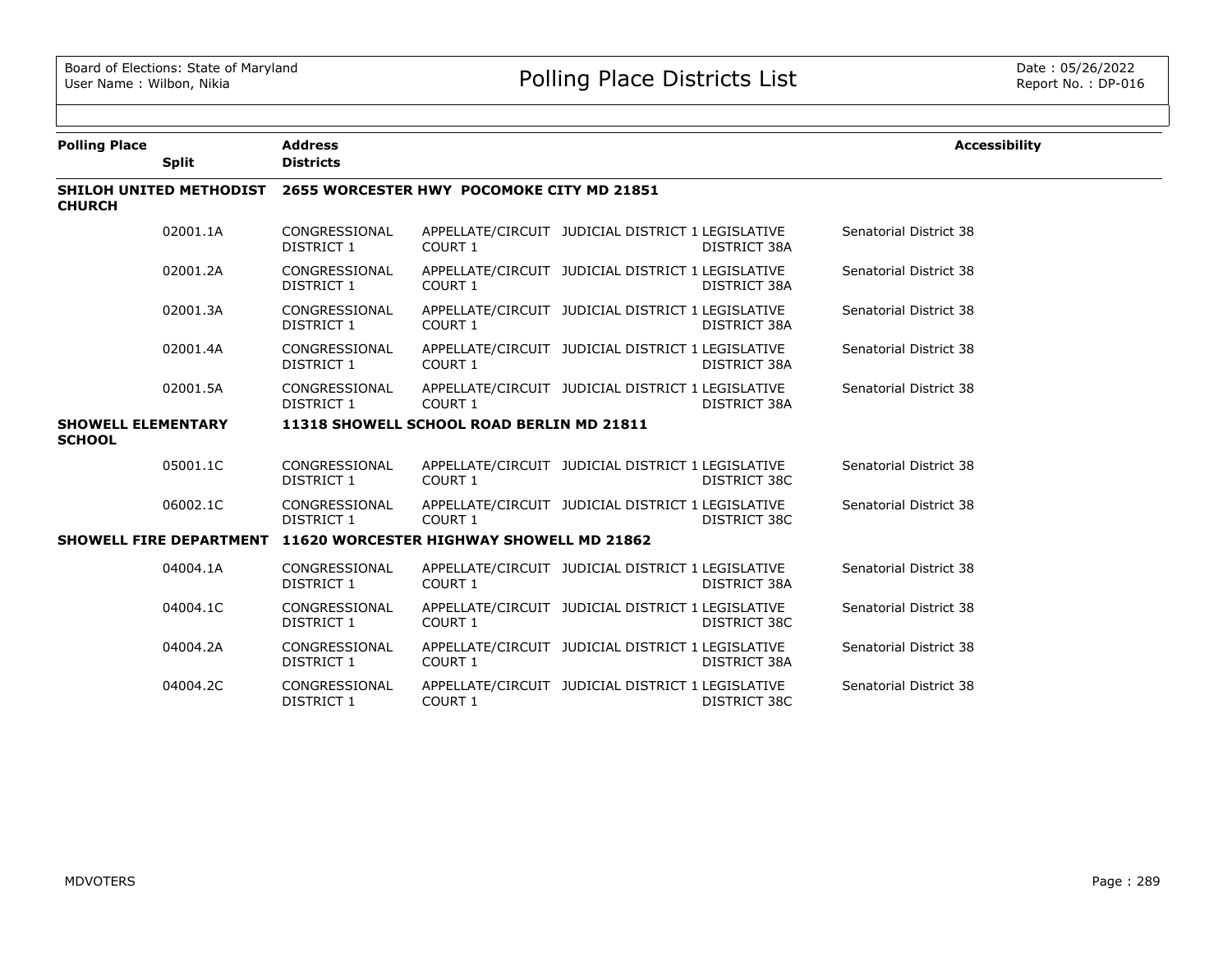| Polling Place | Split | Address / Districts | | | | Accessibility |
|---|---|---|---|---|---|---|
| **SHILOH UNITED METHODIST CHURCH** | | **2655 WORCESTER HWY POCOMOKE CITY MD 21851** | | | | |
| | 02001.1A | CONGRESSIONAL DISTRICT 1 | APPELLATE/CIRCUIT COURT 1 | JUDICIAL DISTRICT 1 | LEGISLATIVE DISTRICT 38A | Senatorial District 38 |
| | 02001.2A | CONGRESSIONAL DISTRICT 1 | APPELLATE/CIRCUIT COURT 1 | JUDICIAL DISTRICT 1 | LEGISLATIVE DISTRICT 38A | Senatorial District 38 |
| | 02001.3A | CONGRESSIONAL DISTRICT 1 | APPELLATE/CIRCUIT COURT 1 | JUDICIAL DISTRICT 1 | LEGISLATIVE DISTRICT 38A | Senatorial District 38 |
| | 02001.4A | CONGRESSIONAL DISTRICT 1 | APPELLATE/CIRCUIT COURT 1 | JUDICIAL DISTRICT 1 | LEGISLATIVE DISTRICT 38A | Senatorial District 38 |
| | 02001.5A | CONGRESSIONAL DISTRICT 1 | APPELLATE/CIRCUIT COURT 1 | JUDICIAL DISTRICT 1 | LEGISLATIVE DISTRICT 38A | Senatorial District 38 |
| **SHOWELL ELEMENTARY SCHOOL** | | **11318 SHOWELL SCHOOL ROAD BERLIN MD 21811** | | | | |
| | 05001.1C | CONGRESSIONAL DISTRICT 1 | APPELLATE/CIRCUIT COURT 1 | JUDICIAL DISTRICT 1 | LEGISLATIVE DISTRICT 38C | Senatorial District 38 |
| | 06002.1C | CONGRESSIONAL DISTRICT 1 | APPELLATE/CIRCUIT COURT 1 | JUDICIAL DISTRICT 1 | LEGISLATIVE DISTRICT 38C | Senatorial District 38 |
| **SHOWELL FIRE DEPARTMENT** | | **11620 WORCESTER HIGHWAY SHOWELL MD 21862** | | | | |
| | 04004.1A | CONGRESSIONAL DISTRICT 1 | APPELLATE/CIRCUIT COURT 1 | JUDICIAL DISTRICT 1 | LEGISLATIVE DISTRICT 38A | Senatorial District 38 |
| | 04004.1C | CONGRESSIONAL DISTRICT 1 | APPELLATE/CIRCUIT COURT 1 | JUDICIAL DISTRICT 1 | LEGISLATIVE DISTRICT 38C | Senatorial District 38 |
| | 04004.2A | CONGRESSIONAL DISTRICT 1 | APPELLATE/CIRCUIT COURT 1 | JUDICIAL DISTRICT 1 | LEGISLATIVE DISTRICT 38A | Senatorial District 38 |
| | 04004.2C | CONGRESSIONAL DISTRICT 1 | APPELLATE/CIRCUIT COURT 1 | JUDICIAL DISTRICT 1 | LEGISLATIVE DISTRICT 38C | Senatorial District 38 |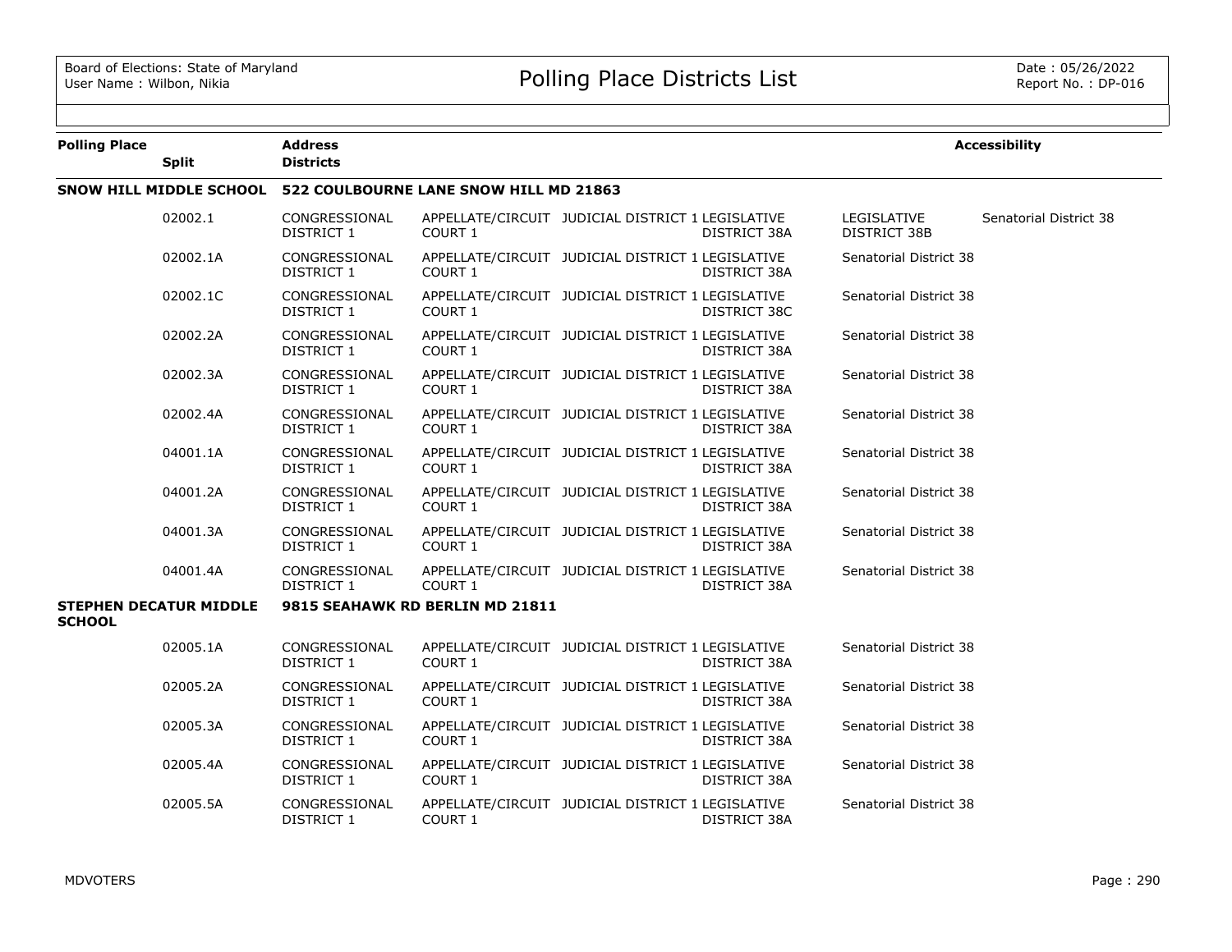| Polling Place | Split | Address / Districts | | | | | Accessibility |
|---|---|---|---|---|---|---|---|
| **SNOW HILL MIDDLE SCHOOL** | | **522 COULBOURNE LANE SNOW HILL MD 21863** | | | | | |
| | 02002.1 | CONGRESSIONAL DISTRICT 1 | APPELLATE/CIRCUIT COURT 1 | JUDICIAL DISTRICT 1 | LEGISLATIVE DISTRICT 38A | LEGISLATIVE DISTRICT 38B | Senatorial District 38 |
| | 02002.1A | CONGRESSIONAL DISTRICT 1 | APPELLATE/CIRCUIT COURT 1 | JUDICIAL DISTRICT 1 | LEGISLATIVE DISTRICT 38A | Senatorial District 38 | |
| | 02002.1C | CONGRESSIONAL DISTRICT 1 | APPELLATE/CIRCUIT COURT 1 | JUDICIAL DISTRICT 1 | LEGISLATIVE DISTRICT 38C | Senatorial District 38 | |
| | 02002.2A | CONGRESSIONAL DISTRICT 1 | APPELLATE/CIRCUIT COURT 1 | JUDICIAL DISTRICT 1 | LEGISLATIVE DISTRICT 38A | Senatorial District 38 | |
| | 02002.3A | CONGRESSIONAL DISTRICT 1 | APPELLATE/CIRCUIT COURT 1 | JUDICIAL DISTRICT 1 | LEGISLATIVE DISTRICT 38A | Senatorial District 38 | |
| | 02002.4A | CONGRESSIONAL DISTRICT 1 | APPELLATE/CIRCUIT COURT 1 | JUDICIAL DISTRICT 1 | LEGISLATIVE DISTRICT 38A | Senatorial District 38 | |
| | 04001.1A | CONGRESSIONAL DISTRICT 1 | APPELLATE/CIRCUIT COURT 1 | JUDICIAL DISTRICT 1 | LEGISLATIVE DISTRICT 38A | Senatorial District 38 | |
| | 04001.2A | CONGRESSIONAL DISTRICT 1 | APPELLATE/CIRCUIT COURT 1 | JUDICIAL DISTRICT 1 | LEGISLATIVE DISTRICT 38A | Senatorial District 38 | |
| | 04001.3A | CONGRESSIONAL DISTRICT 1 | APPELLATE/CIRCUIT COURT 1 | JUDICIAL DISTRICT 1 | LEGISLATIVE DISTRICT 38A | Senatorial District 38 | |
| | 04001.4A | CONGRESSIONAL DISTRICT 1 | APPELLATE/CIRCUIT COURT 1 | JUDICIAL DISTRICT 1 | LEGISLATIVE DISTRICT 38A | Senatorial District 38 | |
| **STEPHEN DECATUR MIDDLE SCHOOL** | | **9815 SEAHAWK RD BERLIN MD 21811** | | | | | |
| | 02005.1A | CONGRESSIONAL DISTRICT 1 | APPELLATE/CIRCUIT COURT 1 | JUDICIAL DISTRICT 1 | LEGISLATIVE DISTRICT 38A | Senatorial District 38 | |
| | 02005.2A | CONGRESSIONAL DISTRICT 1 | APPELLATE/CIRCUIT COURT 1 | JUDICIAL DISTRICT 1 | LEGISLATIVE DISTRICT 38A | Senatorial District 38 | |
| | 02005.3A | CONGRESSIONAL DISTRICT 1 | APPELLATE/CIRCUIT COURT 1 | JUDICIAL DISTRICT 1 | LEGISLATIVE DISTRICT 38A | Senatorial District 38 | |
| | 02005.4A | CONGRESSIONAL DISTRICT 1 | APPELLATE/CIRCUIT COURT 1 | JUDICIAL DISTRICT 1 | LEGISLATIVE DISTRICT 38A | Senatorial District 38 | |
| | 02005.5A | CONGRESSIONAL DISTRICT 1 | APPELLATE/CIRCUIT COURT 1 | JUDICIAL DISTRICT 1 | LEGISLATIVE DISTRICT 38A | Senatorial District 38 | |